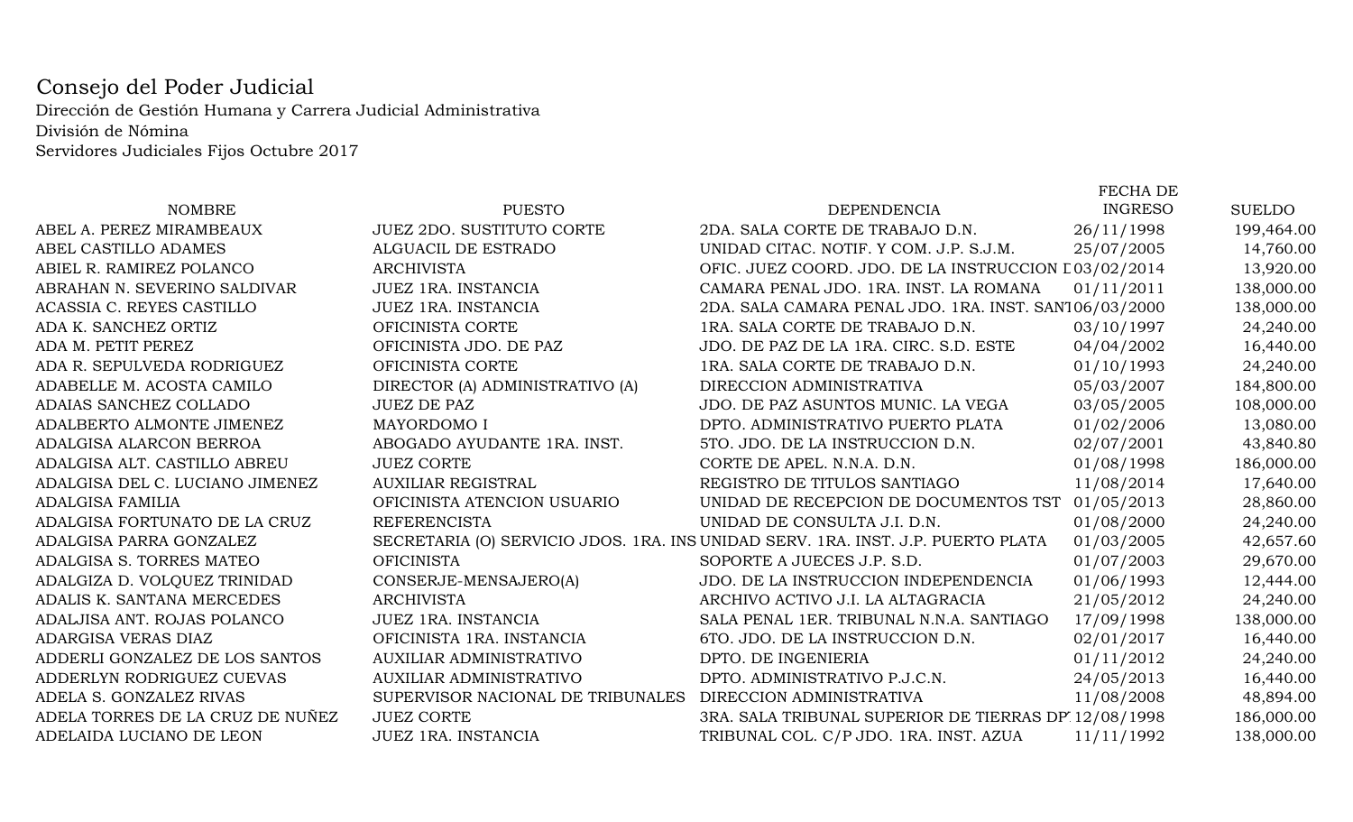# Consejo del Poder Judicial

Dirección de Gestión Humana y Carrera Judicial Administrativa
División de Nómina
Servidores Judiciales Fijos Octubre 2017

| NOMBRE | PUESTO | DEPENDENCIA | FECHA DE INGRESO | SUELDO |
|---|---|---|---|---|
| ABEL A. PEREZ MIRAMBEAUX | JUEZ 2DO. SUSTITUTO CORTE | 2DA. SALA CORTE DE TRABAJO D.N. | 26/11/1998 | 199,464.00 |
| ABEL CASTILLO ADAMES | ALGUACIL DE ESTRADO | UNIDAD CITAC. NOTIF. Y COM. J.P. S.J.M. | 25/07/2005 | 14,760.00 |
| ABIEL R. RAMIREZ POLANCO | ARCHIVISTA | OFIC. JUEZ COORD. JDO. DE LA INSTRUCCION D | 03/02/2014 | 13,920.00 |
| ABRAHAN N. SEVERINO SALDIVAR | JUEZ 1RA. INSTANCIA | CAMARA PENAL JDO. 1RA. INST. LA ROMANA | 01/11/2011 | 138,000.00 |
| ACASSIA C. REYES CASTILLO | JUEZ 1RA. INSTANCIA | 2DA. SALA CAMARA PENAL JDO. 1RA. INST. SANT | 06/03/2000 | 138,000.00 |
| ADA K. SANCHEZ ORTIZ | OFICINISTA CORTE | 1RA. SALA CORTE DE TRABAJO D.N. | 03/10/1997 | 24,240.00 |
| ADA M. PETIT PEREZ | OFICINISTA JDO. DE PAZ | JDO. DE PAZ DE LA 1RA. CIRC. S.D. ESTE | 04/04/2002 | 16,440.00 |
| ADA R. SEPULVEDA RODRIGUEZ | OFICINISTA CORTE | 1RA. SALA CORTE DE TRABAJO D.N. | 01/10/1993 | 24,240.00 |
| ADABELLE M. ACOSTA CAMILO | DIRECTOR (A) ADMINISTRATIVO (A) | DIRECCION ADMINISTRATIVA | 05/03/2007 | 184,800.00 |
| ADAIAS SANCHEZ COLLADO | JUEZ DE PAZ | JDO. DE PAZ ASUNTOS MUNIC. LA VEGA | 03/05/2005 | 108,000.00 |
| ADALBERTO ALMONTE JIMENEZ | MAYORDOMO I | DPTO. ADMINISTRATIVO PUERTO PLATA | 01/02/2006 | 13,080.00 |
| ADALGISA ALARCON BERROA | ABOGADO AYUDANTE 1RA. INST. | 5TO. JDO. DE LA INSTRUCCION D.N. | 02/07/2001 | 43,840.80 |
| ADALGISA ALT. CASTILLO ABREU | JUEZ CORTE | CORTE DE APEL. N.N.A. D.N. | 01/08/1998 | 186,000.00 |
| ADALGISA DEL C. LUCIANO JIMENEZ | AUXILIAR REGISTRAL | REGISTRO DE TITULOS SANTIAGO | 11/08/2014 | 17,640.00 |
| ADALGISA FAMILIA | OFICINISTA ATENCION USUARIO | UNIDAD DE RECEPCION DE DOCUMENTOS TST | 01/05/2013 | 28,860.00 |
| ADALGISA FORTUNATO DE LA CRUZ | REFERENCISTA | UNIDAD DE CONSULTA J.I. D.N. | 01/08/2000 | 24,240.00 |
| ADALGISA PARRA GONZALEZ | SECRETARIA (O) SERVICIO JDOS. 1RA. INS | UNIDAD SERV. 1RA. INST. J.P. PUERTO PLATA | 01/03/2005 | 42,657.60 |
| ADALGISA S. TORRES MATEO | OFICINISTA | SOPORTE A JUECES J.P. S.D. | 01/07/2003 | 29,670.00 |
| ADALGIZA D. VOLQUEZ TRINIDAD | CONSERJE-MENSAJERO(A) | JDO. DE LA INSTRUCCION INDEPENDENCIA | 01/06/1993 | 12,444.00 |
| ADALIS K. SANTANA MERCEDES | ARCHIVISTA | ARCHIVO ACTIVO J.I. LA ALTAGRACIA | 21/05/2012 | 24,240.00 |
| ADALJISA ANT. ROJAS POLANCO | JUEZ 1RA. INSTANCIA | SALA PENAL 1ER. TRIBUNAL N.N.A. SANTIAGO | 17/09/1998 | 138,000.00 |
| ADARGISA VERAS DIAZ | OFICINISTA 1RA. INSTANCIA | 6TO. JDO. DE LA INSTRUCCION D.N. | 02/01/2017 | 16,440.00 |
| ADDERLI GONZALEZ DE LOS SANTOS | AUXILIAR ADMINISTRATIVO | DPTO. DE INGENIERIA | 01/11/2012 | 24,240.00 |
| ADDERLYN RODRIGUEZ CUEVAS | AUXILIAR ADMINISTRATIVO | DPTO. ADMINISTRATIVO P.J.C.N. | 24/05/2013 | 16,440.00 |
| ADELA S. GONZALEZ RIVAS | SUPERVISOR NACIONAL DE TRIBUNALES | DIRECCION ADMINISTRATIVA | 11/08/2008 | 48,894.00 |
| ADELA TORRES DE LA CRUZ DE NUÑEZ | JUEZ CORTE | 3RA. SALA TRIBUNAL SUPERIOR DE TIERRAS DPT | 12/08/1998 | 186,000.00 |
| ADELAIDA LUCIANO DE LEON | JUEZ 1RA. INSTANCIA | TRIBUNAL COL. C/P JDO. 1RA. INST. AZUA | 11/11/1992 | 138,000.00 |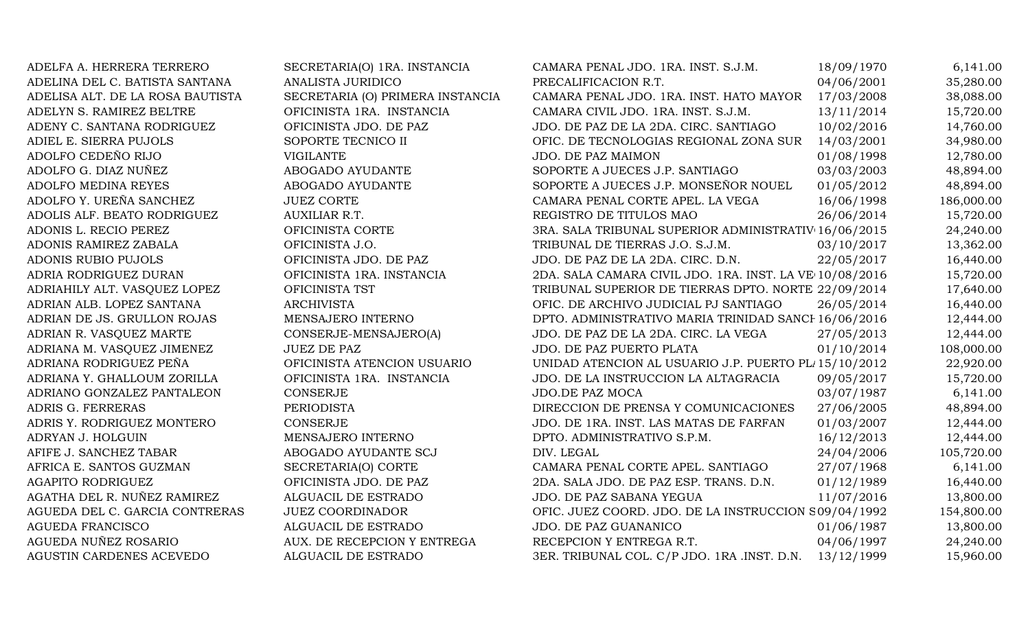| | | | | |
|---|---|---|---|---|
| ADELFA A. HERRERA TERRERO | SECRETARIA(O) 1RA. INSTANCIA | CAMARA PENAL JDO. 1RA. INST. S.J.M. | 18/09/1970 | 6,141.00 |
| ADELINA DEL C. BATISTA SANTANA | ANALISTA JURIDICO | PRECALIFICACION R.T. | 04/06/2001 | 35,280.00 |
| ADELISA ALT. DE LA ROSA BAUTISTA | SECRETARIA (O) PRIMERA INSTANCIA | CAMARA PENAL JDO. 1RA. INST. HATO MAYOR | 17/03/2008 | 38,088.00 |
| ADELYN S. RAMIREZ BELTRE | OFICINISTA 1RA. INSTANCIA | CAMARA CIVIL JDO. 1RA. INST. S.J.M. | 13/11/2014 | 15,720.00 |
| ADENY C. SANTANA RODRIGUEZ | OFICINISTA JDO. DE PAZ | JDO. DE PAZ DE LA 2DA. CIRC. SANTIAGO | 10/02/2016 | 14,760.00 |
| ADIEL E. SIERRA PUJOLS | SOPORTE TECNICO II | OFIC. DE TECNOLOGIAS REGIONAL ZONA SUR | 14/03/2001 | 34,980.00 |
| ADOLFO CEDEÑO RIJO | VIGILANTE | JDO. DE PAZ MAIMON | 01/08/1998 | 12,780.00 |
| ADOLFO G. DIAZ NUÑEZ | ABOGADO AYUDANTE | SOPORTE A JUECES J.P. SANTIAGO | 03/03/2003 | 48,894.00 |
| ADOLFO MEDINA REYES | ABOGADO AYUDANTE | SOPORTE A JUECES J.P. MONSEÑOR NOUEL | 01/05/2012 | 48,894.00 |
| ADOLFO Y. UREÑA SANCHEZ | JUEZ CORTE | CAMARA PENAL CORTE APEL. LA VEGA | 16/06/1998 | 186,000.00 |
| ADOLIS ALF. BEATO RODRIGUEZ | AUXILIAR R.T. | REGISTRO DE TITULOS MAO | 26/06/2014 | 15,720.00 |
| ADONIS L. RECIO PEREZ | OFICINISTA CORTE | 3RA. SALA TRIBUNAL SUPERIOR ADMINISTRATIV | 16/06/2015 | 24,240.00 |
| ADONIS RAMIREZ ZABALA | OFICINISTA J.O. | TRIBUNAL DE TIERRAS J.O. S.J.M. | 03/10/2017 | 13,362.00 |
| ADONIS RUBIO PUJOLS | OFICINISTA JDO. DE PAZ | JDO. DE PAZ DE LA 2DA. CIRC. D.N. | 22/05/2017 | 16,440.00 |
| ADRIA RODRIGUEZ DURAN | OFICINISTA 1RA. INSTANCIA | 2DA. SALA CAMARA CIVIL JDO. 1RA. INST. LA VE | 10/08/2016 | 15,720.00 |
| ADRIAHILY ALT. VASQUEZ LOPEZ | OFICINISTA TST | TRIBUNAL SUPERIOR DE TIERRAS DPTO. NORTE | 22/09/2014 | 17,640.00 |
| ADRIAN ALB. LOPEZ SANTANA | ARCHIVISTA | OFIC. DE ARCHIVO JUDICIAL PJ SANTIAGO | 26/05/2014 | 16,440.00 |
| ADRIAN DE JS. GRULLON ROJAS | MENSAJERO INTERNO | DPTO. ADMINISTRATIVO MARIA TRINIDAD SANCH | 16/06/2016 | 12,444.00 |
| ADRIAN R. VASQUEZ MARTE | CONSERJE-MENSAJERO(A) | JDO. DE PAZ DE LA 2DA. CIRC. LA VEGA | 27/05/2013 | 12,444.00 |
| ADRIANA M. VASQUEZ JIMENEZ | JUEZ DE PAZ | JDO. DE PAZ PUERTO PLATA | 01/10/2014 | 108,000.00 |
| ADRIANA RODRIGUEZ PEÑA | OFICINISTA ATENCION USUARIO | UNIDAD ATENCION AL USUARIO J.P. PUERTO PL | 15/10/2012 | 22,920.00 |
| ADRIANA Y. GHALLOUM ZORILLA | OFICINISTA 1RA. INSTANCIA | JDO. DE LA INSTRUCCION LA ALTAGRACIA | 09/05/2017 | 15,720.00 |
| ADRIANO GONZALEZ PANTALEON | CONSERJE | JDO.DE PAZ MOCA | 03/07/1987 | 6,141.00 |
| ADRIS G. FERRERAS | PERIODISTA | DIRECCION DE PRENSA Y COMUNICACIONES | 27/06/2005 | 48,894.00 |
| ADRIS Y. RODRIGUEZ MONTERO | CONSERJE | JDO. DE 1RA. INST. LAS MATAS DE FARFAN | 01/03/2007 | 12,444.00 |
| ADRYAN J. HOLGUIN | MENSAJERO INTERNO | DPTO. ADMINISTRATIVO S.P.M. | 16/12/2013 | 12,444.00 |
| AFIFE J. SANCHEZ TABAR | ABOGADO AYUDANTE SCJ | DIV. LEGAL | 24/04/2006 | 105,720.00 |
| AFRICA E. SANTOS GUZMAN | SECRETARIA(O) CORTE | CAMARA PENAL CORTE APEL. SANTIAGO | 27/07/1968 | 6,141.00 |
| AGAPITO RODRIGUEZ | OFICINISTA JDO. DE PAZ | 2DA. SALA JDO. DE PAZ ESP. TRANS. D.N. | 01/12/1989 | 16,440.00 |
| AGATHA DEL R. NUÑEZ RAMIREZ | ALGUACIL DE ESTRADO | JDO. DE PAZ SABANA YEGUA | 11/07/2016 | 13,800.00 |
| AGUEDA DEL C. GARCIA CONTRERAS | JUEZ COORDINADOR | OFIC. JUEZ COORD. JDO. DE LA INSTRUCCION S | 09/04/1992 | 154,800.00 |
| AGUEDA FRANCISCO | ALGUACIL DE ESTRADO | JDO. DE PAZ GUANANICO | 01/06/1987 | 13,800.00 |
| AGUEDA NUÑEZ ROSARIO | AUX. DE RECEPCION Y ENTREGA | RECEPCION Y ENTREGA R.T. | 04/06/1997 | 24,240.00 |
| AGUSTIN CARDENES ACEVEDO | ALGUACIL DE ESTRADO | 3ER. TRIBUNAL COL. C/P JDO. 1RA .INST. D.N. | 13/12/1999 | 15,960.00 |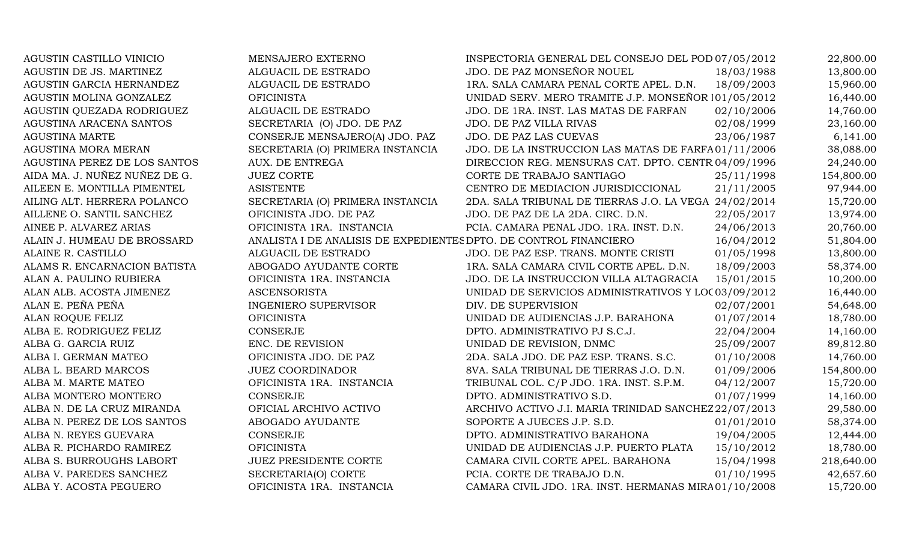| | | | | |
|---|---|---|---|---|
| AGUSTIN CASTILLO VINICIO | MENSAJERO EXTERNO | INSPECTORIA GENERAL DEL CONSEJO DEL POD | 07/05/2012 | 22,800.00 |
| AGUSTIN DE JS. MARTINEZ | ALGUACIL DE ESTRADO | JDO. DE PAZ MONSEÑOR NOUEL | 18/03/1988 | 13,800.00 |
| AGUSTIN GARCIA HERNANDEZ | ALGUACIL DE ESTRADO | 1RA. SALA CAMARA PENAL CORTE APEL. D.N. | 18/09/2003 | 15,960.00 |
| AGUSTIN MOLINA GONZALEZ | OFICINISTA | UNIDAD SERV. MERO TRAMITE J.P. MONSEÑOR | 01/05/2012 | 16,440.00 |
| AGUSTIN QUEZADA RODRIGUEZ | ALGUACIL DE ESTRADO | JDO. DE 1RA. INST. LAS MATAS DE FARFAN | 02/10/2006 | 14,760.00 |
| AGUSTINA ARACENA SANTOS | SECRETARIA (O) JDO. DE PAZ | JDO. DE PAZ VILLA RIVAS | 02/08/1999 | 23,160.00 |
| AGUSTINA MARTE | CONSERJE MENSAJERO(A) JDO. PAZ | JDO. DE PAZ LAS CUEVAS | 23/06/1987 | 6,141.00 |
| AGUSTINA MORA MERAN | SECRETARIA (O) PRIMERA INSTANCIA | JDO. DE LA INSTRUCCION LAS MATAS DE FARFA | 01/11/2006 | 38,088.00 |
| AGUSTINA PEREZ DE LOS SANTOS | AUX. DE ENTREGA | DIRECCION REG. MENSURAS CAT. DPTO. CENTR | 04/09/1996 | 24,240.00 |
| AIDA MA. J. NUÑEZ NUÑEZ DE G. | JUEZ CORTE | CORTE DE TRABAJO SANTIAGO | 25/11/1998 | 154,800.00 |
| AILEEN E. MONTILLA PIMENTEL | ASISTENTE | CENTRO DE MEDIACION JURISDICCIONAL | 21/11/2005 | 97,944.00 |
| AILING ALT. HERRERA POLANCO | SECRETARIA (O) PRIMERA INSTANCIA | 2DA. SALA TRIBUNAL DE TIERRAS J.O. LA VEGA | 24/02/2014 | 15,720.00 |
| AILLENE O. SANTIL SANCHEZ | OFICINISTA JDO. DE PAZ | JDO. DE PAZ DE LA 2DA. CIRC. D.N. | 22/05/2017 | 13,974.00 |
| AINEE P. ALVAREZ ARIAS | OFICINISTA 1RA. INSTANCIA | PCIA. CAMARA PENAL JDO. 1RA. INST. D.N. | 24/06/2013 | 20,760.00 |
| ALAIN J. HUMEAU DE BROSSARD | ANALISTA I DE ANALISIS DE EXPEDIENTES | DPTO. DE CONTROL FINANCIERO | 16/04/2012 | 51,804.00 |
| ALAINE R. CASTILLO | ALGUACIL DE ESTRADO | JDO. DE PAZ ESP. TRANS. MONTE CRISTI | 01/05/1998 | 13,800.00 |
| ALAMS R. ENCARNACION BATISTA | ABOGADO AYUDANTE CORTE | 1RA. SALA CAMARA CIVIL CORTE APEL. D.N. | 18/09/2003 | 58,374.00 |
| ALAN A. PAULINO RUBIERA | OFICINISTA 1RA. INSTANCIA | JDO. DE LA INSTRUCCION VILLA ALTAGRACIA | 15/01/2015 | 10,200.00 |
| ALAN ALB. ACOSTA JIMENEZ | ASCENSORISTA | UNIDAD DE SERVICIOS ADMINISTRATIVOS Y LOC | 03/09/2012 | 16,440.00 |
| ALAN E. PEÑA PEÑA | INGENIERO SUPERVISOR | DIV. DE SUPERVISION | 02/07/2001 | 54,648.00 |
| ALAN ROQUE FELIZ | OFICINISTA | UNIDAD DE AUDIENCIAS J.P. BARAHONA | 01/07/2014 | 18,780.00 |
| ALBA E. RODRIGUEZ FELIZ | CONSERJE | DPTO. ADMINISTRATIVO PJ S.C.J. | 22/04/2004 | 14,160.00 |
| ALBA G. GARCIA RUIZ | ENC. DE REVISION | UNIDAD DE REVISION, DNMC | 25/09/2007 | 89,812.80 |
| ALBA I. GERMAN MATEO | OFICINISTA JDO. DE PAZ | 2DA. SALA JDO. DE PAZ ESP. TRANS. S.C. | 01/10/2008 | 14,760.00 |
| ALBA L. BEARD MARCOS | JUEZ COORDINADOR | 8VA. SALA TRIBUNAL DE TIERRAS J.O. D.N. | 01/09/2006 | 154,800.00 |
| ALBA M. MARTE MATEO | OFICINISTA 1RA. INSTANCIA | TRIBUNAL COL. C/P JDO. 1RA. INST. S.P.M. | 04/12/2007 | 15,720.00 |
| ALBA MONTERO MONTERO | CONSERJE | DPTO. ADMINISTRATIVO S.D. | 01/07/1999 | 14,160.00 |
| ALBA N. DE LA CRUZ MIRANDA | OFICIAL ARCHIVO ACTIVO | ARCHIVO ACTIVO J.I. MARIA TRINIDAD SANCHEZ | 22/07/2013 | 29,580.00 |
| ALBA N. PEREZ DE LOS SANTOS | ABOGADO AYUDANTE | SOPORTE A JUECES J.P. S.D. | 01/01/2010 | 58,374.00 |
| ALBA N. REYES GUEVARA | CONSERJE | DPTO. ADMINISTRATIVO BARAHONA | 19/04/2005 | 12,444.00 |
| ALBA R. PICHARDO RAMIREZ | OFICINISTA | UNIDAD DE AUDIENCIAS J.P. PUERTO PLATA | 15/10/2012 | 18,780.00 |
| ALBA S. BURROUGHS LABORT | JUEZ PRESIDENTE CORTE | CAMARA CIVIL CORTE APEL. BARAHONA | 15/04/1998 | 218,640.00 |
| ALBA V. PAREDES SANCHEZ | SECRETARIA(O) CORTE | PCIA. CORTE DE TRABAJO D.N. | 01/10/1995 | 42,657.60 |
| ALBA Y. ACOSTA PEGUERO | OFICINISTA 1RA. INSTANCIA | CAMARA CIVIL JDO. 1RA. INST. HERMANAS MIRA | 01/10/2008 | 15,720.00 |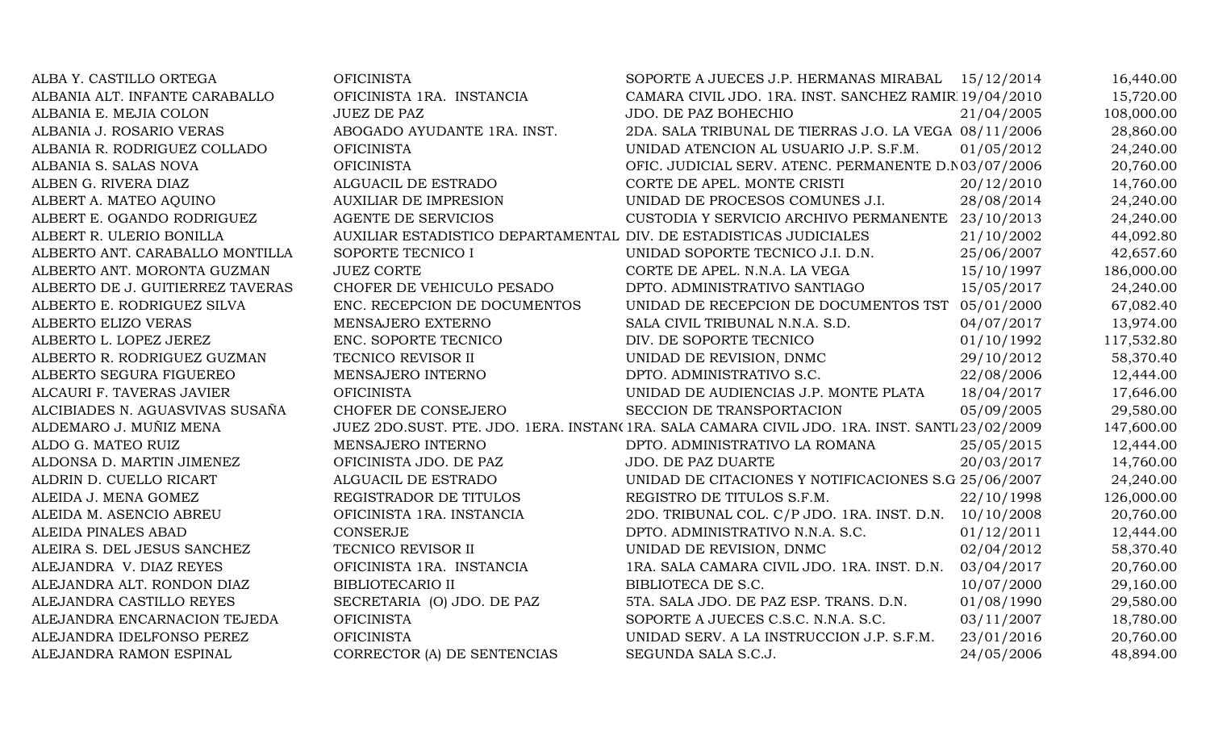| | | | | |
|---|---|---|---|---|
| ALBA Y. CASTILLO ORTEGA | OFICINISTA | SOPORTE A JUECES J.P. HERMANAS MIRABAL | 15/12/2014 | 16,440.00 |
| ALBANIA ALT. INFANTE CARABALLO | OFICINISTA 1RA. INSTANCIA | CAMARA CIVIL JDO. 1RA. INST. SANCHEZ RAMIR | 19/04/2010 | 15,720.00 |
| ALBANIA E. MEJIA COLON | JUEZ DE PAZ | JDO. DE PAZ BOHECHIO | 21/04/2005 | 108,000.00 |
| ALBANIA J. ROSARIO VERAS | ABOGADO AYUDANTE 1RA. INST. | 2DA. SALA TRIBUNAL DE TIERRAS J.O. LA VEGA | 08/11/2006 | 28,860.00 |
| ALBANIA R. RODRIGUEZ COLLADO | OFICINISTA | UNIDAD ATENCION AL USUARIO J.P. S.F.M. | 01/05/2012 | 24,240.00 |
| ALBANIA S. SALAS NOVA | OFICINISTA | OFIC. JUDICIAL SERV. ATENC. PERMANENTE D.N | 03/07/2006 | 20,760.00 |
| ALBEN G. RIVERA DIAZ | ALGUACIL DE ESTRADO | CORTE DE APEL. MONTE CRISTI | 20/12/2010 | 14,760.00 |
| ALBERT A. MATEO AQUINO | AUXILIAR DE IMPRESION | UNIDAD DE PROCESOS COMUNES J.I. | 28/08/2014 | 24,240.00 |
| ALBERT E. OGANDO RODRIGUEZ | AGENTE DE SERVICIOS | CUSTODIA Y SERVICIO ARCHIVO PERMANENTE | 23/10/2013 | 24,240.00 |
| ALBERT R. ULERIO BONILLA | AUXILIAR ESTADISTICO DEPARTAMENTAL | DIV. DE ESTADISTICAS JUDICIALES | 21/10/2002 | 44,092.80 |
| ALBERTO ANT. CARABALLO MONTILLA | SOPORTE TECNICO I | UNIDAD SOPORTE TECNICO J.I. D.N. | 25/06/2007 | 42,657.60 |
| ALBERTO ANT. MORONTA GUZMAN | JUEZ CORTE | CORTE DE APEL. N.N.A. LA VEGA | 15/10/1997 | 186,000.00 |
| ALBERTO DE J. GUITIERREZ TAVERAS | CHOFER DE VEHICULO PESADO | DPTO. ADMINISTRATIVO SANTIAGO | 15/05/2017 | 24,240.00 |
| ALBERTO E. RODRIGUEZ SILVA | ENC. RECEPCION DE DOCUMENTOS | UNIDAD DE RECEPCION DE DOCUMENTOS TST | 05/01/2000 | 67,082.40 |
| ALBERTO ELIZO VERAS | MENSAJERO EXTERNO | SALA CIVIL TRIBUNAL N.N.A. S.D. | 04/07/2017 | 13,974.00 |
| ALBERTO L. LOPEZ JEREZ | ENC. SOPORTE TECNICO | DIV. DE SOPORTE TECNICO | 01/10/1992 | 117,532.80 |
| ALBERTO R. RODRIGUEZ GUZMAN | TECNICO REVISOR II | UNIDAD DE REVISION, DNMC | 29/10/2012 | 58,370.40 |
| ALBERTO SEGURA FIGUEREO | MENSAJERO INTERNO | DPTO. ADMINISTRATIVO S.C. | 22/08/2006 | 12,444.00 |
| ALCAURI F. TAVERAS JAVIER | OFICINISTA | UNIDAD DE AUDIENCIAS J.P. MONTE PLATA | 18/04/2017 | 17,646.00 |
| ALCIBIADES N. AGUASVIVAS SUSAÑA | CHOFER DE CONSEJERO | SECCION DE TRANSPORTACION | 05/09/2005 | 29,580.00 |
| ALDEMARO J. MUÑIZ MENA | JUEZ 2DO.SUST. PTE. JDO. 1ERA. INSTAN( | 1RA. SALA CAMARA CIVIL JDO. 1RA. INST. SANTI | 23/02/2009 | 147,600.00 |
| ALDO G. MATEO RUIZ | MENSAJERO INTERNO | DPTO. ADMINISTRATIVO LA ROMANA | 25/05/2015 | 12,444.00 |
| ALDONSA D. MARTIN JIMENEZ | OFICINISTA JDO. DE PAZ | JDO. DE PAZ DUARTE | 20/03/2017 | 14,760.00 |
| ALDRIN D. CUELLO RICART | ALGUACIL DE ESTRADO | UNIDAD DE CITACIONES Y NOTIFICACIONES S.G | 25/06/2007 | 24,240.00 |
| ALEIDA J. MENA GOMEZ | REGISTRADOR DE TITULOS | REGISTRO DE TITULOS S.F.M. | 22/10/1998 | 126,000.00 |
| ALEIDA M. ASENCIO ABREU | OFICINISTA 1RA. INSTANCIA | 2DO. TRIBUNAL COL. C/P JDO. 1RA. INST. D.N. | 10/10/2008 | 20,760.00 |
| ALEIDA PINALES ABAD | CONSERJE | DPTO. ADMINISTRATIVO N.N.A. S.C. | 01/12/2011 | 12,444.00 |
| ALEIRA S. DEL JESUS SANCHEZ | TECNICO REVISOR II | UNIDAD DE REVISION, DNMC | 02/04/2012 | 58,370.40 |
| ALEJANDRA V. DIAZ REYES | OFICINISTA 1RA. INSTANCIA | 1RA. SALA CAMARA CIVIL JDO. 1RA. INST. D.N. | 03/04/2017 | 20,760.00 |
| ALEJANDRA ALT. RONDON DIAZ | BIBLIOTECARIO II | BIBLIOTECA DE S.C. | 10/07/2000 | 29,160.00 |
| ALEJANDRA CASTILLO REYES | SECRETARIA (O) JDO. DE PAZ | 5TA. SALA JDO. DE PAZ ESP. TRANS. D.N. | 01/08/1990 | 29,580.00 |
| ALEJANDRA ENCARNACION TEJEDA | OFICINISTA | SOPORTE A JUECES C.S.C. N.N.A. S.C. | 03/11/2007 | 18,780.00 |
| ALEJANDRA IDELFONSO PEREZ | OFICINISTA | UNIDAD SERV. A LA INSTRUCCION J.P. S.F.M. | 23/01/2016 | 20,760.00 |
| ALEJANDRA RAMON ESPINAL | CORRECTOR (A) DE SENTENCIAS | SEGUNDA SALA S.C.J. | 24/05/2006 | 48,894.00 |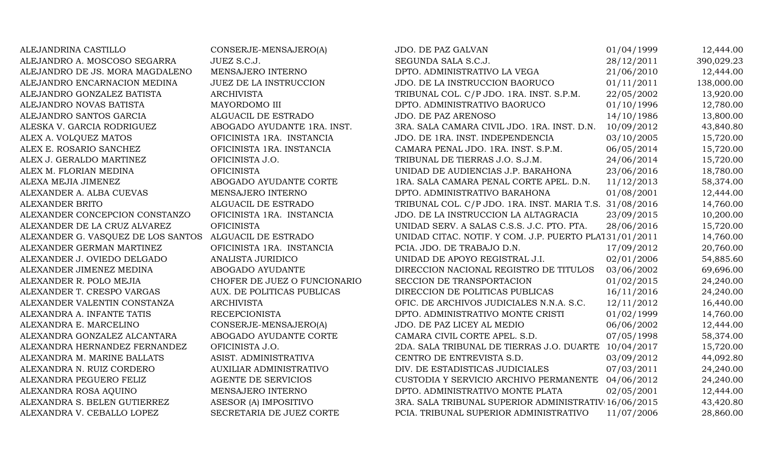| | | | | |
|---|---|---|---|---|
| ALEJANDRINA CASTILLO | CONSERJE-MENSAJERO(A) | JDO. DE PAZ GALVAN | 01/04/1999 | 12,444.00 |
| ALEJANDRO A. MOSCOSO SEGARRA | JUEZ S.C.J. | SEGUNDA SALA S.C.J. | 28/12/2011 | 390,029.23 |
| ALEJANDRO DE JS. MORA MAGDALENO | MENSAJERO INTERNO | DPTO. ADMINISTRATIVO LA VEGA | 21/06/2010 | 12,444.00 |
| ALEJANDRO ENCARNACION MEDINA | JUEZ DE LA INSTRUCCION | JDO. DE LA INSTRUCCION BAORUCO | 01/11/2011 | 138,000.00 |
| ALEJANDRO GONZALEZ BATISTA | ARCHIVISTA | TRIBUNAL COL. C/P JDO. 1RA. INST. S.P.M. | 22/05/2002 | 13,920.00 |
| ALEJANDRO NOVAS BATISTA | MAYORDOMO III | DPTO. ADMINISTRATIVO BAORUCO | 01/10/1996 | 12,780.00 |
| ALEJANDRO SANTOS GARCIA | ALGUACIL DE ESTRADO | JDO. DE PAZ ARENOSO | 14/10/1986 | 13,800.00 |
| ALESKA V. GARCIA RODRIGUEZ | ABOGADO AYUDANTE 1RA. INST. | 3RA. SALA CAMARA CIVIL JDO. 1RA. INST. D.N. | 10/09/2012 | 43,840.80 |
| ALEX A. VOLQUEZ MATOS | OFICINISTA 1RA. INSTANCIA | JDO. DE 1RA. INST. INDEPENDENCIA | 03/10/2005 | 15,720.00 |
| ALEX E. ROSARIO SANCHEZ | OFICINISTA 1RA. INSTANCIA | CAMARA PENAL JDO. 1RA. INST. S.P.M. | 06/05/2014 | 15,720.00 |
| ALEX J. GERALDO MARTINEZ | OFICINISTA J.O. | TRIBUNAL DE TIERRAS J.O. S.J.M. | 24/06/2014 | 15,720.00 |
| ALEX M. FLORIAN MEDINA | OFICINISTA | UNIDAD DE AUDIENCIAS J.P. BARAHONA | 23/06/2016 | 18,780.00 |
| ALEXA MEJIA JIMENEZ | ABOGADO AYUDANTE CORTE | 1RA. SALA CAMARA PENAL CORTE APEL. D.N. | 11/12/2013 | 58,374.00 |
| ALEXANDER A. ALBA CUEVAS | MENSAJERO INTERNO | DPTO. ADMINISTRATIVO BARAHONA | 01/08/2001 | 12,444.00 |
| ALEXANDER BRITO | ALGUACIL DE ESTRADO | TRIBUNAL COL. C/P JDO. 1RA. INST. MARIA T.S. | 31/08/2016 | 14,760.00 |
| ALEXANDER CONCEPCION CONSTANZO | OFICINISTA 1RA. INSTANCIA | JDO. DE LA INSTRUCCION LA ALTAGRACIA | 23/09/2015 | 10,200.00 |
| ALEXANDER DE LA CRUZ ALVAREZ | OFICINISTA | UNIDAD SERV. A SALAS C.S.S. J.C. PTO. PTA. | 28/06/2016 | 15,720.00 |
| ALEXANDER G. VASQUEZ DE LOS SANTOS | ALGUACIL DE ESTRADO | UNIDAD CITAC. NOTIF. Y COM. J.P. PUERTO PLAT | 31/01/2011 | 14,760.00 |
| ALEXANDER GERMAN MARTINEZ | OFICINISTA 1RA. INSTANCIA | PCIA. JDO. DE TRABAJO D.N. | 17/09/2012 | 20,760.00 |
| ALEXANDER J. OVIEDO DELGADO | ANALISTA JURIDICO | UNIDAD DE APOYO REGISTRAL J.I. | 02/01/2006 | 54,885.60 |
| ALEXANDER JIMENEZ MEDINA | ABOGADO AYUDANTE | DIRECCION NACIONAL REGISTRO DE TITULOS | 03/06/2002 | 69,696.00 |
| ALEXANDER R. POLO MEJIA | CHOFER DE JUEZ O FUNCIONARIO | SECCION DE TRANSPORTACION | 01/02/2015 | 24,240.00 |
| ALEXANDER T. CRESPO VARGAS | AUX. DE POLITICAS PUBLICAS | DIRECCION DE POLITICAS PUBLICAS | 16/11/2016 | 24,240.00 |
| ALEXANDER VALENTIN CONSTANZA | ARCHIVISTA | OFIC. DE ARCHIVOS JUDICIALES N.N.A. S.C. | 12/11/2012 | 16,440.00 |
| ALEXANDRA A. INFANTE TATIS | RECEPCIONISTA | DPTO. ADMINISTRATIVO MONTE CRISTI | 01/02/1999 | 14,760.00 |
| ALEXANDRA E. MARCELINO | CONSERJE-MENSAJERO(A) | JDO. DE PAZ LICEY AL MEDIO | 06/06/2002 | 12,444.00 |
| ALEXANDRA GONZALEZ ALCANTARA | ABOGADO AYUDANTE CORTE | CAMARA CIVIL CORTE APEL. S.D. | 07/05/1998 | 58,374.00 |
| ALEXANDRA HERNANDEZ FERNANDEZ | OFICINISTA J.O. | 2DA. SALA TRIBUNAL DE TIERRAS J.O. DUARTE | 10/04/2017 | 15,720.00 |
| ALEXANDRA M. MARINE BALLATS | ASIST. ADMINISTRATIVA | CENTRO DE ENTREVISTA S.D. | 03/09/2012 | 44,092.80 |
| ALEXANDRA N. RUIZ CORDERO | AUXILIAR ADMINISTRATIVO | DIV. DE ESTADISTICAS JUDICIALES | 07/03/2011 | 24,240.00 |
| ALEXANDRA PEGUERO FELIZ | AGENTE DE SERVICIOS | CUSTODIA Y SERVICIO ARCHIVO PERMANENTE | 04/06/2012 | 24,240.00 |
| ALEXANDRA ROSA AQUINO | MENSAJERO INTERNO | DPTO. ADMINISTRATIVO MONTE PLATA | 02/05/2001 | 12,444.00 |
| ALEXANDRA S. BELEN GUTIERREZ | ASESOR (A) IMPOSITIVO | 3RA. SALA TRIBUNAL SUPERIOR ADMINISTRATIV | 16/06/2015 | 43,420.80 |
| ALEXANDRA V. CEBALLO LOPEZ | SECRETARIA DE JUEZ CORTE | PCIA. TRIBUNAL SUPERIOR ADMINISTRATIVO | 11/07/2006 | 28,860.00 |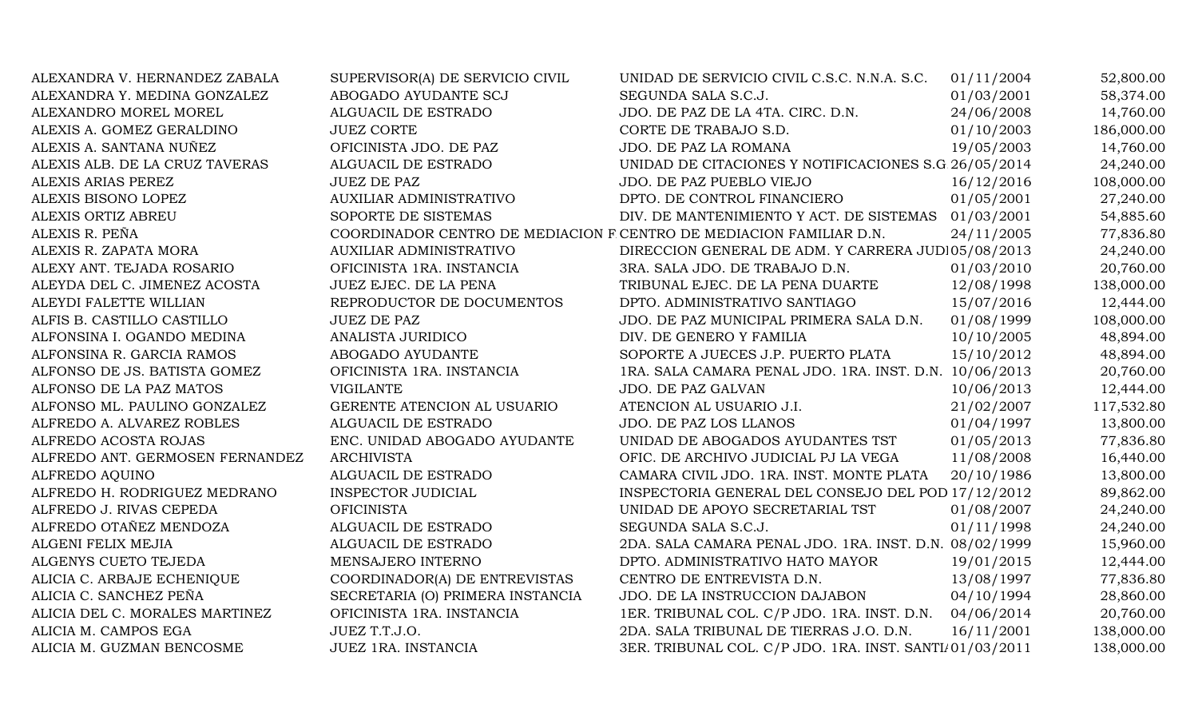| | | | | |
|---|---|---|---|---|
| ALEXANDRA V. HERNANDEZ ZABALA | SUPERVISOR(A) DE SERVICIO CIVIL | UNIDAD DE SERVICIO CIVIL C.S.C. N.N.A. S.C. | 01/11/2004 | 52,800.00 |
| ALEXANDRA Y. MEDINA GONZALEZ | ABOGADO AYUDANTE SCJ | SEGUNDA SALA S.C.J. | 01/03/2001 | 58,374.00 |
| ALEXANDRO MOREL MOREL | ALGUACIL DE ESTRADO | JDO. DE PAZ DE LA 4TA. CIRC. D.N. | 24/06/2008 | 14,760.00 |
| ALEXIS A. GOMEZ GERALDINO | JUEZ CORTE | CORTE DE TRABAJO S.D. | 01/10/2003 | 186,000.00 |
| ALEXIS A. SANTANA NUÑEZ | OFICINISTA JDO. DE PAZ | JDO. DE PAZ LA ROMANA | 19/05/2003 | 14,760.00 |
| ALEXIS ALB. DE LA CRUZ TAVERAS | ALGUACIL DE ESTRADO | UNIDAD DE CITACIONES Y NOTIFICACIONES S.G | 26/05/2014 | 24,240.00 |
| ALEXIS ARIAS PEREZ | JUEZ DE PAZ | JDO. DE PAZ PUEBLO VIEJO | 16/12/2016 | 108,000.00 |
| ALEXIS BISONO LOPEZ | AUXILIAR ADMINISTRATIVO | DPTO. DE CONTROL FINANCIERO | 01/05/2001 | 27,240.00 |
| ALEXIS ORTIZ ABREU | SOPORTE DE SISTEMAS | DIV. DE MANTENIMIENTO Y ACT. DE SISTEMAS | 01/03/2001 | 54,885.60 |
| ALEXIS R. PEÑA | COORDINADOR CENTRO DE MEDIACION F | CENTRO DE MEDIACION FAMILIAR D.N. | 24/11/2005 | 77,836.80 |
| ALEXIS R. ZAPATA MORA | AUXILIAR ADMINISTRATIVO | DIRECCION GENERAL DE ADM. Y CARRERA JUDI | 05/08/2013 | 24,240.00 |
| ALEXY ANT. TEJADA ROSARIO | OFICINISTA 1RA. INSTANCIA | 3RA. SALA JDO. DE TRABAJO D.N. | 01/03/2010 | 20,760.00 |
| ALEYDA DEL C. JIMENEZ ACOSTA | JUEZ EJEC. DE LA PENA | TRIBUNAL EJEC. DE LA PENA DUARTE | 12/08/1998 | 138,000.00 |
| ALEYDI FALETTE WILLIAN | REPRODUCTOR DE DOCUMENTOS | DPTO. ADMINISTRATIVO SANTIAGO | 15/07/2016 | 12,444.00 |
| ALFIS B. CASTILLO CASTILLO | JUEZ DE PAZ | JDO. DE PAZ MUNICIPAL PRIMERA SALA D.N. | 01/08/1999 | 108,000.00 |
| ALFONSINA I. OGANDO MEDINA | ANALISTA JURIDICO | DIV. DE GENERO Y FAMILIA | 10/10/2005 | 48,894.00 |
| ALFONSINA R. GARCIA RAMOS | ABOGADO AYUDANTE | SOPORTE A JUECES J.P. PUERTO PLATA | 15/10/2012 | 48,894.00 |
| ALFONSO DE JS. BATISTA GOMEZ | OFICINISTA 1RA. INSTANCIA | 1RA. SALA CAMARA PENAL JDO. 1RA. INST. D.N. | 10/06/2013 | 20,760.00 |
| ALFONSO DE LA PAZ MATOS | VIGILANTE | JDO. DE PAZ GALVAN | 10/06/2013 | 12,444.00 |
| ALFONSO ML. PAULINO GONZALEZ | GERENTE ATENCION AL USUARIO | ATENCION AL USUARIO J.I. | 21/02/2007 | 117,532.80 |
| ALFREDO A. ALVAREZ ROBLES | ALGUACIL DE ESTRADO | JDO. DE PAZ LOS LLANOS | 01/04/1997 | 13,800.00 |
| ALFREDO ACOSTA ROJAS | ENC. UNIDAD ABOGADO AYUDANTE | UNIDAD DE ABOGADOS AYUDANTES TST | 01/05/2013 | 77,836.80 |
| ALFREDO ANT. GERMOSEN FERNANDEZ | ARCHIVISTA | OFIC. DE ARCHIVO JUDICIAL PJ LA VEGA | 11/08/2008 | 16,440.00 |
| ALFREDO AQUINO | ALGUACIL DE ESTRADO | CAMARA CIVIL JDO. 1RA. INST. MONTE PLATA | 20/10/1986 | 13,800.00 |
| ALFREDO H. RODRIGUEZ MEDRANO | INSPECTOR JUDICIAL | INSPECTORIA GENERAL DEL CONSEJO DEL POD | 17/12/2012 | 89,862.00 |
| ALFREDO J. RIVAS CEPEDA | OFICINISTA | UNIDAD DE APOYO SECRETARIAL TST | 01/08/2007 | 24,240.00 |
| ALFREDO OTAÑEZ MENDOZA | ALGUACIL DE ESTRADO | SEGUNDA SALA S.C.J. | 01/11/1998 | 24,240.00 |
| ALGENI FELIX MEJIA | ALGUACIL DE ESTRADO | 2DA. SALA CAMARA PENAL JDO. 1RA. INST. D.N. | 08/02/1999 | 15,960.00 |
| ALGENYS CUETO TEJEDA | MENSAJERO INTERNO | DPTO. ADMINISTRATIVO HATO MAYOR | 19/01/2015 | 12,444.00 |
| ALICIA C. ARBAJE ECHENIQUE | COORDINADOR(A) DE ENTREVISTAS | CENTRO DE ENTREVISTA D.N. | 13/08/1997 | 77,836.80 |
| ALICIA C. SANCHEZ PEÑA | SECRETARIA (O) PRIMERA INSTANCIA | JDO. DE LA INSTRUCCION DAJABON | 04/10/1994 | 28,860.00 |
| ALICIA DEL C. MORALES MARTINEZ | OFICINISTA 1RA. INSTANCIA | 1ER. TRIBUNAL COL. C/P JDO. 1RA. INST. D.N. | 04/06/2014 | 20,760.00 |
| ALICIA M. CAMPOS EGA | JUEZ T.T.J.O. | 2DA. SALA TRIBUNAL DE TIERRAS J.O. D.N. | 16/11/2001 | 138,000.00 |
| ALICIA M. GUZMAN BENCOSME | JUEZ 1RA. INSTANCIA | 3ER. TRIBUNAL COL. C/P JDO. 1RA. INST. SANTI/ | 01/03/2011 | 138,000.00 |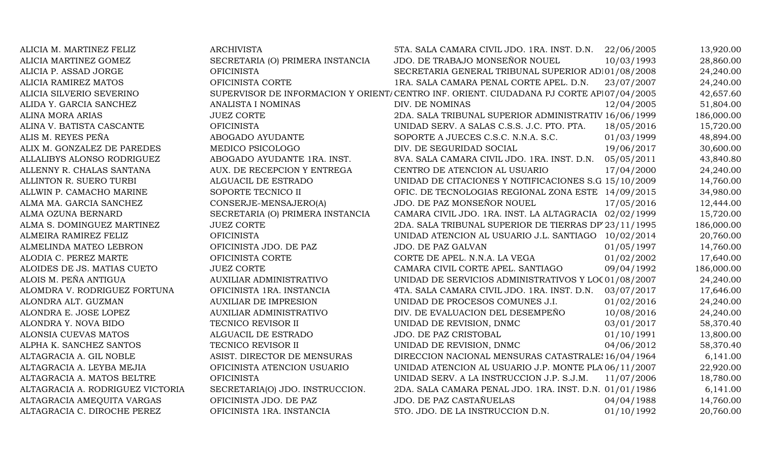| | | | | |
|---|---|---|---|---|
| ALICIA M. MARTINEZ FELIZ | ARCHIVISTA | 5TA. SALA CAMARA CIVIL JDO. 1RA. INST. D.N. | 22/06/2005 | 13,920.00 |
| ALICIA MARTINEZ GOMEZ | SECRETARIA (O) PRIMERA INSTANCIA | JDO. DE TRABAJO MONSEÑOR NOUEL | 10/03/1993 | 28,860.00 |
| ALICIA P. ASSAD JORGE | OFICINISTA | SECRETARIA GENERAL TRIBUNAL SUPERIOR AD | 01/08/2008 | 24,240.00 |
| ALICIA RAMIREZ MATOS | OFICINISTA CORTE | 1RA. SALA CAMARA PENAL CORTE APEL. D.N. | 23/07/2007 | 24,240.00 |
| ALICIA SILVERIO SEVERINO | SUPERVISOR DE INFORMACION Y ORIENT | CENTRO INF. ORIENT. CIUDADANA PJ CORTE AP | 07/04/2005 | 42,657.60 |
| ALIDA Y. GARCIA SANCHEZ | ANALISTA I NOMINAS | DIV. DE NOMINAS | 12/04/2005 | 51,804.00 |
| ALINA MORA ARIAS | JUEZ CORTE | 2DA. SALA TRIBUNAL SUPERIOR ADMINISTRATIV | 16/06/1999 | 186,000.00 |
| ALINA V. BATISTA CASCANTE | OFICINISTA | UNIDAD SERV. A SALAS C.S.S. J.C. PTO. PTA. | 18/05/2016 | 15,720.00 |
| ALIS M. REYES PEÑA | ABOGADO AYUDANTE | SOPORTE A JUECES C.S.C. N.N.A. S.C. | 01/03/1999 | 48,894.00 |
| ALIX M. GONZALEZ DE PAREDES | MEDICO PSICOLOGO | DIV. DE SEGURIDAD SOCIAL | 19/06/2017 | 30,600.00 |
| ALLALIBYS ALONSO RODRIGUEZ | ABOGADO AYUDANTE 1RA. INST. | 8VA. SALA CAMARA CIVIL JDO. 1RA. INST. D.N. | 05/05/2011 | 43,840.80 |
| ALLENNY R. CHALAS SANTANA | AUX. DE RECEPCION Y ENTREGA | CENTRO DE ATENCION AL USUARIO | 17/04/2000 | 24,240.00 |
| ALLINTON R. SUERO TURBI | ALGUACIL DE ESTRADO | UNIDAD DE CITACIONES Y NOTIFICACIONES S.G | 15/10/2009 | 14,760.00 |
| ALLWIN P. CAMACHO MARINE | SOPORTE TECNICO II | OFIC. DE TECNOLOGIAS REGIONAL ZONA ESTE | 14/09/2015 | 34,980.00 |
| ALMA MA. GARCIA SANCHEZ | CONSERJE-MENSAJERO(A) | JDO. DE PAZ MONSEÑOR NOUEL | 17/05/2016 | 12,444.00 |
| ALMA OZUNA BERNARD | SECRETARIA (O) PRIMERA INSTANCIA | CAMARA CIVIL JDO. 1RA. INST. LA ALTAGRACIA | 02/02/1999 | 15,720.00 |
| ALMA S. DOMINGUEZ MARTINEZ | JUEZ CORTE | 2DA. SALA TRIBUNAL SUPERIOR DE TIERRAS DP | 23/11/1995 | 186,000.00 |
| ALMEIRA RAMIREZ FELIZ | OFICINISTA | UNIDAD ATENCION AL USUARIO J.L. SANTIAGO | 10/02/2014 | 20,760.00 |
| ALMELINDA MATEO LEBRON | OFICINISTA JDO. DE PAZ | JDO. DE PAZ GALVAN | 01/05/1997 | 14,760.00 |
| ALODIA C. PEREZ MARTE | OFICINISTA CORTE | CORTE DE APEL. N.N.A. LA VEGA | 01/02/2002 | 17,640.00 |
| ALOIDES DE JS. MATIAS CUETO | JUEZ CORTE | CAMARA CIVIL CORTE APEL. SANTIAGO | 09/04/1992 | 186,000.00 |
| ALOIS M. PEÑA ANTIGUA | AUXILIAR ADMINISTRATIVO | UNIDAD DE SERVICIOS ADMINISTRATIVOS Y LOC | 01/08/2007 | 24,240.00 |
| ALOMDRA V. RODRIGUEZ FORTUNA | OFICINISTA 1RA. INSTANCIA | 4TA. SALA CAMARA CIVIL JDO. 1RA. INST. D.N. | 03/07/2017 | 17,646.00 |
| ALONDRA ALT. GUZMAN | AUXILIAR DE IMPRESION | UNIDAD DE PROCESOS COMUNES J.I. | 01/02/2016 | 24,240.00 |
| ALONDRA E. JOSE LOPEZ | AUXILIAR ADMINISTRATIVO | DIV. DE EVALUACION DEL DESEMPEÑO | 10/08/2016 | 24,240.00 |
| ALONDRA Y. NOVA BIDO | TECNICO REVISOR II | UNIDAD DE REVISION, DNMC | 03/01/2017 | 58,370.40 |
| ALONSIA CUEVAS MATOS | ALGUACIL DE ESTRADO | JDO. DE PAZ CRISTOBAL | 01/10/1991 | 13,800.00 |
| ALPHA K. SANCHEZ SANTOS | TECNICO REVISOR II | UNIDAD DE REVISION, DNMC | 04/06/2012 | 58,370.40 |
| ALTAGRACIA A. GIL NOBLE | ASIST. DIRECTOR DE MENSURAS | DIRECCION NACIONAL MENSURAS CATASTRALES | 16/04/1964 | 6,141.00 |
| ALTAGRACIA A. LEYBA MEJIA | OFICINISTA ATENCION USUARIO | UNIDAD ATENCION AL USUARIO J.P. MONTE PLA | 06/11/2007 | 22,920.00 |
| ALTAGRACIA A. MATOS BELTRE | OFICINISTA | UNIDAD SERV. A LA INSTRUCCION J.P. S.J.M. | 11/07/2006 | 18,780.00 |
| ALTAGRACIA A. RODRIGUEZ VICTORIA | SECRETARIA(O) JDO. INSTRUCCION. | 2DA. SALA CAMARA PENAL JDO. 1RA. INST. D.N. | 01/01/1986 | 6,141.00 |
| ALTAGRACIA AMEQUITA VARGAS | OFICINISTA JDO. DE PAZ | JDO. DE PAZ CASTAÑUELAS | 04/04/1988 | 14,760.00 |
| ALTAGRACIA C. DIROCHE PEREZ | OFICINISTA 1RA. INSTANCIA | 5TO. JDO. DE LA INSTRUCCION D.N. | 01/10/1992 | 20,760.00 |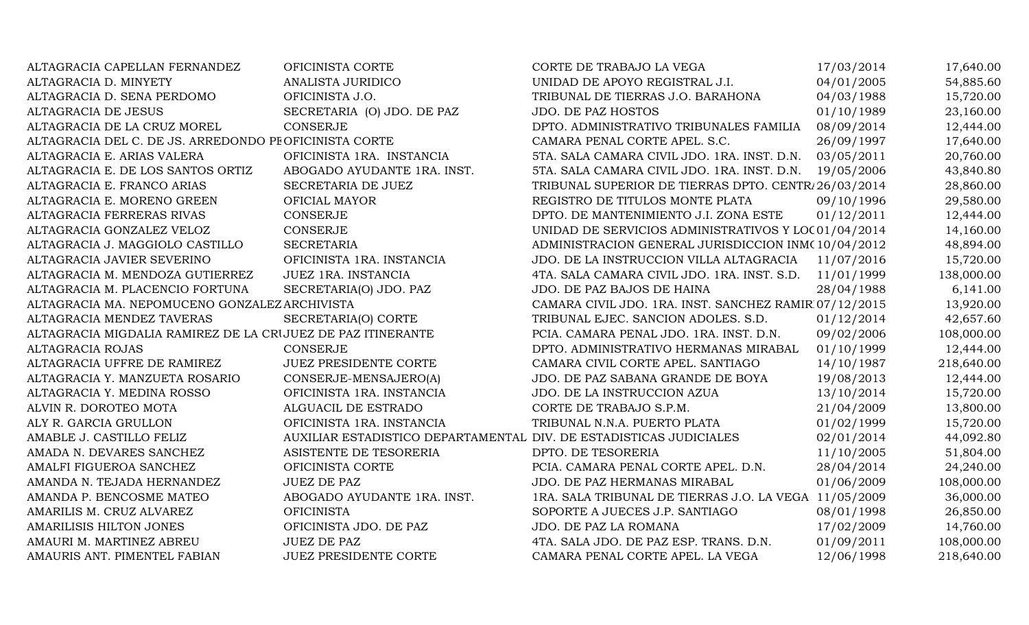| | | | | |
|---|---|---|---|---|
| ALTAGRACIA CAPELLAN FERNANDEZ | OFICINISTA CORTE | CORTE DE TRABAJO LA VEGA | 17/03/2014 | 17,640.00 |
| ALTAGRACIA D. MINYETY | ANALISTA JURIDICO | UNIDAD DE APOYO REGISTRAL J.I. | 04/01/2005 | 54,885.60 |
| ALTAGRACIA D. SENA PERDOMO | OFICINISTA J.O. | TRIBUNAL DE TIERRAS J.O. BARAHONA | 04/03/1988 | 15,720.00 |
| ALTAGRACIA DE JESUS | SECRETARIA (O) JDO. DE PAZ | JDO. DE PAZ HOSTOS | 01/10/1989 | 23,160.00 |
| ALTAGRACIA DE LA CRUZ MOREL | CONSERJE | DPTO. ADMINISTRATIVO TRIBUNALES FAMILIA | 08/09/2014 | 12,444.00 |
| ALTAGRACIA DEL C. DE JS. ARREDONDO PE | OFICINISTA CORTE | CAMARA PENAL CORTE APEL. S.C. | 26/09/1997 | 17,640.00 |
| ALTAGRACIA E. ARIAS VALERA | OFICINISTA 1RA. INSTANCIA | 5TA. SALA CAMARA CIVIL JDO. 1RA. INST. D.N. | 03/05/2011 | 20,760.00 |
| ALTAGRACIA E. DE LOS SANTOS ORTIZ | ABOGADO AYUDANTE 1RA. INST. | 5TA. SALA CAMARA CIVIL JDO. 1RA. INST. D.N. | 19/05/2006 | 43,840.80 |
| ALTAGRACIA E. FRANCO ARIAS | SECRETARIA DE JUEZ | TRIBUNAL SUPERIOR DE TIERRAS DPTO. CENTR | 26/03/2014 | 28,860.00 |
| ALTAGRACIA E. MORENO GREEN | OFICIAL MAYOR | REGISTRO DE TITULOS MONTE PLATA | 09/10/1996 | 29,580.00 |
| ALTAGRACIA FERRERAS RIVAS | CONSERJE | DPTO. DE MANTENIMIENTO J.I. ZONA ESTE | 01/12/2011 | 12,444.00 |
| ALTAGRACIA GONZALEZ VELOZ | CONSERJE | UNIDAD DE SERVICIOS ADMINISTRATIVOS Y LOC | 01/04/2014 | 14,160.00 |
| ALTAGRACIA J. MAGGIOLO CASTILLO | SECRETARIA | ADMINISTRACION GENERAL JURISDICCION INM | 10/04/2012 | 48,894.00 |
| ALTAGRACIA JAVIER SEVERINO | OFICINISTA 1RA. INSTANCIA | JDO. DE LA INSTRUCCION VILLA ALTAGRACIA | 11/07/2016 | 15,720.00 |
| ALTAGRACIA M. MENDOZA GUTIERREZ | JUEZ 1RA. INSTANCIA | 4TA. SALA CAMARA CIVIL JDO. 1RA. INST. S.D. | 11/01/1999 | 138,000.00 |
| ALTAGRACIA M. PLACENCIO FORTUNA | SECRETARIA(O) JDO. PAZ | JDO. DE PAZ BAJOS DE HAINA | 28/04/1988 | 6,141.00 |
| ALTAGRACIA MA. NEPOMUCENO GONZALEZ | ARCHIVISTA | CAMARA CIVIL JDO. 1RA. INST. SANCHEZ RAMIR | 07/12/2015 | 13,920.00 |
| ALTAGRACIA MENDEZ TAVERAS | SECRETARIA(O) CORTE | TRIBUNAL EJEC. SANCION ADOLES. S.D. | 01/12/2014 | 42,657.60 |
| ALTAGRACIA MIGDALIA RAMIREZ DE LA CR | JUEZ DE PAZ ITINERANTE | PCIA. CAMARA PENAL JDO. 1RA. INST. D.N. | 09/02/2006 | 108,000.00 |
| ALTAGRACIA ROJAS | CONSERJE | DPTO. ADMINISTRATIVO HERMANAS MIRABAL | 01/10/1999 | 12,444.00 |
| ALTAGRACIA UFFRE DE RAMIREZ | JUEZ PRESIDENTE CORTE | CAMARA CIVIL CORTE APEL. SANTIAGO | 14/10/1987 | 218,640.00 |
| ALTAGRACIA Y. MANZUETA ROSARIO | CONSERJE-MENSAJERO(A) | JDO. DE PAZ SABANA GRANDE DE BOYA | 19/08/2013 | 12,444.00 |
| ALTAGRACIA Y. MEDINA ROSSO | OFICINISTA 1RA. INSTANCIA | JDO. DE LA INSTRUCCION AZUA | 13/10/2014 | 15,720.00 |
| ALVIN R. DOROTEO MOTA | ALGUACIL DE ESTRADO | CORTE DE TRABAJO S.P.M. | 21/04/2009 | 13,800.00 |
| ALY R. GARCIA GRULLON | OFICINISTA 1RA. INSTANCIA | TRIBUNAL N.N.A. PUERTO PLATA | 01/02/1999 | 15,720.00 |
| AMABLE J. CASTILLO FELIZ | AUXILIAR ESTADISTICO DEPARTAMENTAL | DIV. DE ESTADISTICAS JUDICIALES | 02/01/2014 | 44,092.80 |
| AMADA N. DEVARES SANCHEZ | ASISTENTE DE TESORERIA | DPTO. DE TESORERIA | 11/10/2005 | 51,804.00 |
| AMALFI FIGUEROA SANCHEZ | OFICINISTA CORTE | PCIA. CAMARA PENAL CORTE APEL. D.N. | 28/04/2014 | 24,240.00 |
| AMANDA N. TEJADA HERNANDEZ | JUEZ DE PAZ | JDO. DE PAZ HERMANAS MIRABAL | 01/06/2009 | 108,000.00 |
| AMANDA P. BENCOSME MATEO | ABOGADO AYUDANTE 1RA. INST. | 1RA. SALA TRIBUNAL DE TIERRAS J.O. LA VEGA | 11/05/2009 | 36,000.00 |
| AMARILIS M. CRUZ ALVAREZ | OFICINISTA | SOPORTE A JUECES J.P. SANTIAGO | 08/01/1998 | 26,850.00 |
| AMARILISIS HILTON JONES | OFICINISTA JDO. DE PAZ | JDO. DE PAZ LA ROMANA | 17/02/2009 | 14,760.00 |
| AMAURI M. MARTINEZ ABREU | JUEZ DE PAZ | 4TA. SALA JDO. DE PAZ ESP. TRANS. D.N. | 01/09/2011 | 108,000.00 |
| AMAURIS ANT. PIMENTEL FABIAN | JUEZ PRESIDENTE CORTE | CAMARA PENAL CORTE APEL. LA VEGA | 12/06/1998 | 218,640.00 |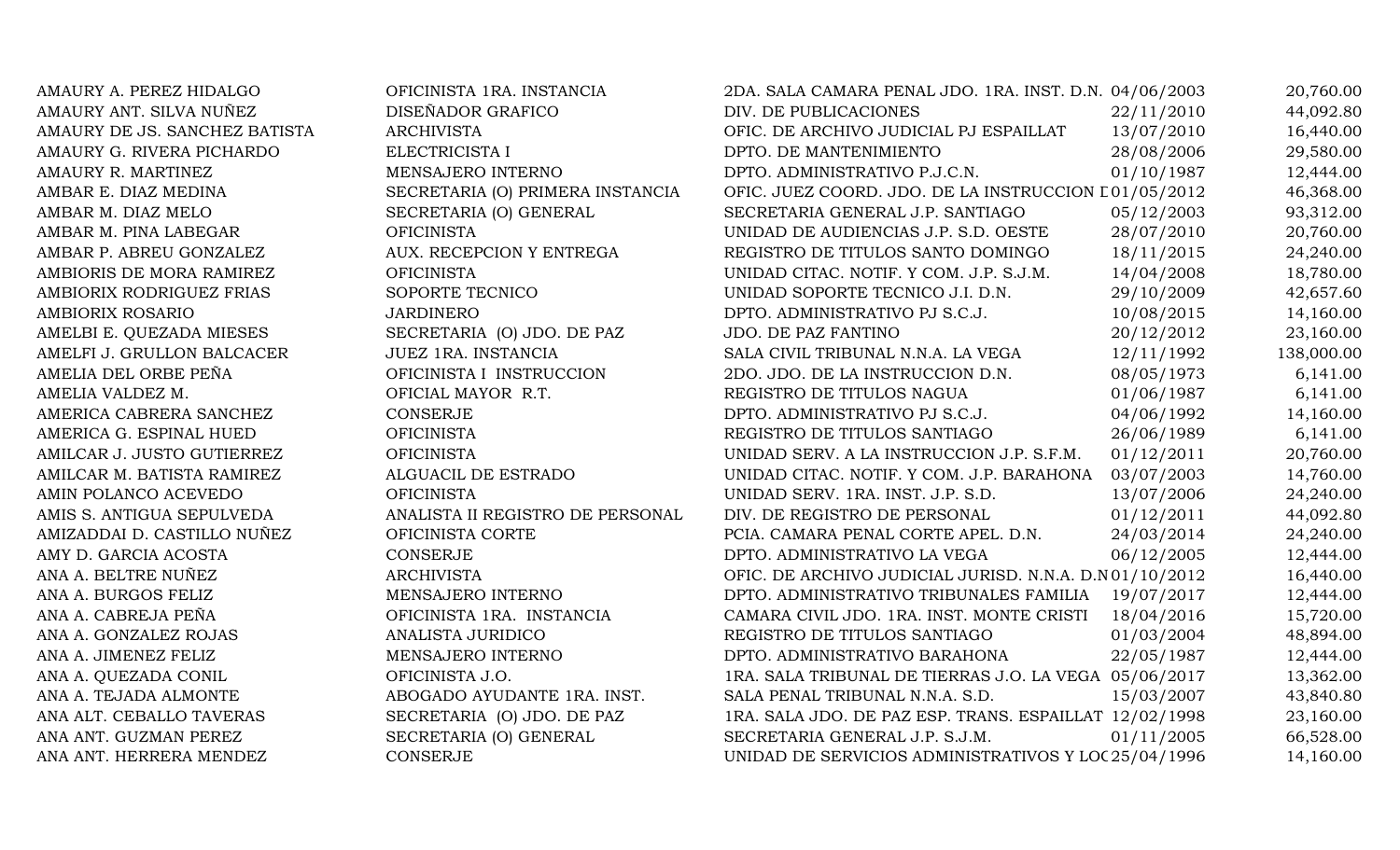| | | | | |
|---|---|---|---|---|
| AMAURY A. PEREZ HIDALGO | OFICINISTA 1RA. INSTANCIA | 2DA. SALA CAMARA PENAL JDO. 1RA. INST. D.N. | 04/06/2003 | 20,760.00 |
| AMAURY ANT. SILVA NUÑEZ | DISEÑADOR GRAFICO | DIV. DE PUBLICACIONES | 22/11/2010 | 44,092.80 |
| AMAURY DE JS. SANCHEZ BATISTA | ARCHIVISTA | OFIC. DE ARCHIVO JUDICIAL PJ ESPAILLAT | 13/07/2010 | 16,440.00 |
| AMAURY G. RIVERA PICHARDO | ELECTRICISTA I | DPTO. DE MANTENIMIENTO | 28/08/2006 | 29,580.00 |
| AMAURY R. MARTINEZ | MENSAJERO INTERNO | DPTO. ADMINISTRATIVO P.J.C.N. | 01/10/1987 | 12,444.00 |
| AMBAR E. DIAZ MEDINA | SECRETARIA (O) PRIMERA INSTANCIA | OFIC. JUEZ COORD. JDO. DE LA INSTRUCCION D | 01/05/2012 | 46,368.00 |
| AMBAR M. DIAZ MELO | SECRETARIA (O) GENERAL | SECRETARIA GENERAL J.P. SANTIAGO | 05/12/2003 | 93,312.00 |
| AMBAR M. PINA LABEGAR | OFICINISTA | UNIDAD DE AUDIENCIAS J.P. S.D. OESTE | 28/07/2010 | 20,760.00 |
| AMBAR P. ABREU GONZALEZ | AUX. RECEPCION Y ENTREGA | REGISTRO DE TITULOS SANTO DOMINGO | 18/11/2015 | 24,240.00 |
| AMBIORIS DE MORA RAMIREZ | OFICINISTA | UNIDAD CITAC. NOTIF. Y COM. J.P. S.J.M. | 14/04/2008 | 18,780.00 |
| AMBIORIX RODRIGUEZ FRIAS | SOPORTE TECNICO | UNIDAD SOPORTE TECNICO J.I. D.N. | 29/10/2009 | 42,657.60 |
| AMBIORIX ROSARIO | JARDINERO | DPTO. ADMINISTRATIVO PJ S.C.J. | 10/08/2015 | 14,160.00 |
| AMELBI E. QUEZADA MIESES | SECRETARIA (O) JDO. DE PAZ | JDO. DE PAZ FANTINO | 20/12/2012 | 23,160.00 |
| AMELFI J. GRULLON BALCACER | JUEZ 1RA. INSTANCIA | SALA CIVIL TRIBUNAL N.N.A. LA VEGA | 12/11/1992 | 138,000.00 |
| AMELIA DEL ORBE PEÑA | OFICINISTA I INSTRUCCION | 2DO. JDO. DE LA INSTRUCCION D.N. | 08/05/1973 | 6,141.00 |
| AMELIA VALDEZ M. | OFICIAL MAYOR R.T. | REGISTRO DE TITULOS NAGUA | 01/06/1987 | 6,141.00 |
| AMERICA CABRERA SANCHEZ | CONSERJE | DPTO. ADMINISTRATIVO PJ S.C.J. | 04/06/1992 | 14,160.00 |
| AMERICA G. ESPINAL HUED | OFICINISTA | REGISTRO DE TITULOS SANTIAGO | 26/06/1989 | 6,141.00 |
| AMILCAR J. JUSTO GUTIERREZ | OFICINISTA | UNIDAD SERV. A LA INSTRUCCION J.P. S.F.M. | 01/12/2011 | 20,760.00 |
| AMILCAR M. BATISTA RAMIREZ | ALGUACIL DE ESTRADO | UNIDAD CITAC. NOTIF. Y COM. J.P. BARAHONA | 03/07/2003 | 14,760.00 |
| AMIN POLANCO ACEVEDO | OFICINISTA | UNIDAD SERV. 1RA. INST. J.P. S.D. | 13/07/2006 | 24,240.00 |
| AMIS S. ANTIGUA SEPULVEDA | ANALISTA II REGISTRO DE PERSONAL | DIV. DE REGISTRO DE PERSONAL | 01/12/2011 | 44,092.80 |
| AMIZADDAI D. CASTILLO NUÑEZ | OFICINISTA CORTE | PCIA. CAMARA PENAL CORTE APEL. D.N. | 24/03/2014 | 24,240.00 |
| AMY D. GARCIA ACOSTA | CONSERJE | DPTO. ADMINISTRATIVO LA VEGA | 06/12/2005 | 12,444.00 |
| ANA A. BELTRE NUÑEZ | ARCHIVISTA | OFIC. DE ARCHIVO JUDICIAL JURISD. N.N.A. D.N | 01/10/2012 | 16,440.00 |
| ANA A. BURGOS FELIZ | MENSAJERO INTERNO | DPTO. ADMINISTRATIVO TRIBUNALES FAMILIA | 19/07/2017 | 12,444.00 |
| ANA A. CABREJA PEÑA | OFICINISTA 1RA. INSTANCIA | CAMARA CIVIL JDO. 1RA. INST. MONTE CRISTI | 18/04/2016 | 15,720.00 |
| ANA A. GONZALEZ ROJAS | ANALISTA JURIDICO | REGISTRO DE TITULOS SANTIAGO | 01/03/2004 | 48,894.00 |
| ANA A. JIMENEZ FELIZ | MENSAJERO INTERNO | DPTO. ADMINISTRATIVO BARAHONA | 22/05/1987 | 12,444.00 |
| ANA A. QUEZADA CONIL | OFICINISTA J.O. | 1RA. SALA TRIBUNAL DE TIERRAS J.O. LA VEGA | 05/06/2017 | 13,362.00 |
| ANA A. TEJADA ALMONTE | ABOGADO AYUDANTE 1RA. INST. | SALA PENAL TRIBUNAL N.N.A. S.D. | 15/03/2007 | 43,840.80 |
| ANA ALT. CEBALLO TAVERAS | SECRETARIA (O) JDO. DE PAZ | 1RA. SALA JDO. DE PAZ ESP. TRANS. ESPAILLAT | 12/02/1998 | 23,160.00 |
| ANA ANT. GUZMAN PEREZ | SECRETARIA (O) GENERAL | SECRETARIA GENERAL J.P. S.J.M. | 01/11/2005 | 66,528.00 |
| ANA ANT. HERRERA MENDEZ | CONSERJE | UNIDAD DE SERVICIOS ADMINISTRATIVOS Y LOC | 25/04/1996 | 14,160.00 |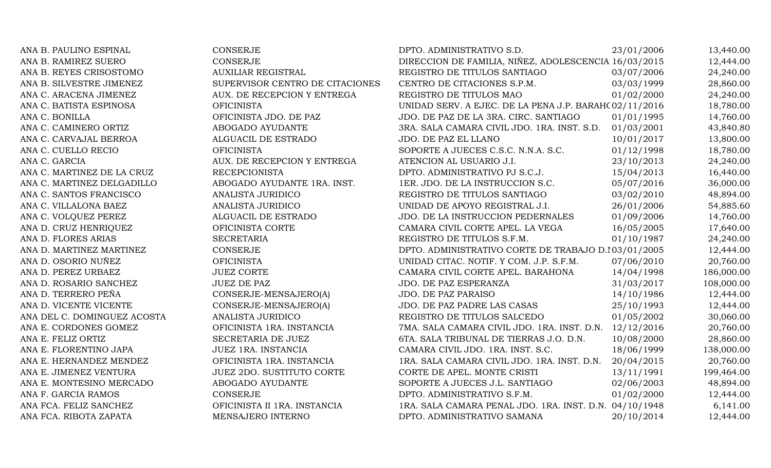| | | | | |
|---|---|---|---|---|
| ANA B. PAULINO ESPINAL | CONSERJE | DPTO. ADMINISTRATIVO S.D. | 23/01/2006 | 13,440.00 |
| ANA B. RAMIREZ SUERO | CONSERJE | DIRECCION DE FAMILIA, NIÑEZ, ADOLESCENCIA | 16/03/2015 | 12,444.00 |
| ANA B. REYES CRISOSTOMO | AUXILIAR REGISTRAL | REGISTRO DE TITULOS SANTIAGO | 03/07/2006 | 24,240.00 |
| ANA B. SILVESTRE JIMENEZ | SUPERVISOR CENTRO DE CITACIONES | CENTRO DE CITACIONES S.P.M. | 03/03/1999 | 28,860.00 |
| ANA C. ARACENA JIMENEZ | AUX. DE RECEPCION Y ENTREGA | REGISTRO DE TITULOS MAO | 01/02/2000 | 24,240.00 |
| ANA C. BATISTA ESPINOSA | OFICINISTA | UNIDAD SERV. A EJEC. DE LA PENA J.P. BARAHO | 02/11/2016 | 18,780.00 |
| ANA C. BONILLA | OFICINISTA JDO. DE PAZ | JDO. DE PAZ DE LA 3RA. CIRC. SANTIAGO | 01/01/1995 | 14,760.00 |
| ANA C. CAMINERO ORTIZ | ABOGADO AYUDANTE | 3RA. SALA CAMARA CIVIL JDO. 1RA. INST. S.D. | 01/03/2001 | 43,840.80 |
| ANA C. CARVAJAL BERROA | ALGUACIL DE ESTRADO | JDO. DE PAZ EL LLANO | 10/01/2017 | 13,800.00 |
| ANA C. CUELLO RECIO | OFICINISTA | SOPORTE A JUECES C.S.C. N.N.A. S.C. | 01/12/1998 | 18,780.00 |
| ANA C. GARCIA | AUX. DE RECEPCION Y ENTREGA | ATENCION AL USUARIO J.I. | 23/10/2013 | 24,240.00 |
| ANA C. MARTINEZ DE LA CRUZ | RECEPCIONISTA | DPTO. ADMINISTRATIVO PJ S.C.J. | 15/04/2013 | 16,440.00 |
| ANA C. MARTINEZ DELGADILLO | ABOGADO AYUDANTE 1RA. INST. | 1ER. JDO. DE LA INSTRUCCION S.C. | 05/07/2016 | 36,000.00 |
| ANA C. SANTOS FRANCISCO | ANALISTA JURIDICO | REGISTRO DE TITULOS SANTIAGO | 03/02/2010 | 48,894.00 |
| ANA C. VILLALONA BAEZ | ANALISTA JURIDICO | UNIDAD DE APOYO REGISTRAL J.I. | 26/01/2006 | 54,885.60 |
| ANA C. VOLQUEZ PEREZ | ALGUACIL DE ESTRADO | JDO. DE LA INSTRUCCION PEDERNALES | 01/09/2006 | 14,760.00 |
| ANA D. CRUZ HENRIQUEZ | OFICINISTA CORTE | CAMARA CIVIL CORTE APEL. LA VEGA | 16/05/2005 | 17,640.00 |
| ANA D. FLORES ARIAS | SECRETARIA | REGISTRO DE TITULOS S.F.M. | 01/10/1987 | 24,240.00 |
| ANA D. MARTINEZ MARTINEZ | CONSERJE | DPTO. ADMINISTRATIVO CORTE DE TRABAJO D.N | 03/01/2005 | 12,444.00 |
| ANA D. OSORIO NUÑEZ | OFICINISTA | UNIDAD CITAC. NOTIF. Y COM. J.P. S.F.M. | 07/06/2010 | 20,760.00 |
| ANA D. PEREZ URBAEZ | JUEZ CORTE | CAMARA CIVIL CORTE APEL. BARAHONA | 14/04/1998 | 186,000.00 |
| ANA D. ROSARIO SANCHEZ | JUEZ DE PAZ | JDO. DE PAZ ESPERANZA | 31/03/2017 | 108,000.00 |
| ANA D. TERRERO PEÑA | CONSERJE-MENSAJERO(A) | JDO. DE PAZ PARAISO | 14/10/1986 | 12,444.00 |
| ANA D. VICENTE VICENTE | CONSERJE-MENSAJERO(A) | JDO. DE PAZ PADRE LAS CASAS | 25/10/1993 | 12,444.00 |
| ANA DEL C. DOMINGUEZ ACOSTA | ANALISTA JURIDICO | REGISTRO DE TITULOS SALCEDO | 01/05/2002 | 30,060.00 |
| ANA E. CORDONES GOMEZ | OFICINISTA 1RA. INSTANCIA | 7MA. SALA CAMARA CIVIL JDO. 1RA. INST. D.N. | 12/12/2016 | 20,760.00 |
| ANA E. FELIZ ORTIZ | SECRETARIA DE JUEZ | 6TA. SALA TRIBUNAL DE TIERRAS J.O. D.N. | 10/08/2000 | 28,860.00 |
| ANA E. FLORENTINO JAPA | JUEZ 1RA. INSTANCIA | CAMARA CIVIL JDO. 1RA. INST. S.C. | 18/06/1999 | 138,000.00 |
| ANA E. HERNANDEZ MENDEZ | OFICINISTA 1RA. INSTANCIA | 1RA. SALA CAMARA CIVIL JDO. 1RA. INST. D.N. | 20/04/2015 | 20,760.00 |
| ANA E. JIMENEZ VENTURA | JUEZ 2DO. SUSTITUTO CORTE | CORTE DE APEL. MONTE CRISTI | 13/11/1991 | 199,464.00 |
| ANA E. MONTESINO MERCADO | ABOGADO AYUDANTE | SOPORTE A JUECES J.L. SANTIAGO | 02/06/2003 | 48,894.00 |
| ANA F. GARCIA RAMOS | CONSERJE | DPTO. ADMINISTRATIVO S.F.M. | 01/02/2000 | 12,444.00 |
| ANA FCA. FELIZ SANCHEZ | OFICINISTA II 1RA. INSTANCIA | 1RA. SALA CAMARA PENAL JDO. 1RA. INST. D.N. | 04/10/1948 | 6,141.00 |
| ANA FCA. RIBOTA ZAPATA | MENSAJERO INTERNO | DPTO. ADMINISTRATIVO SAMANA | 20/10/2014 | 12,444.00 |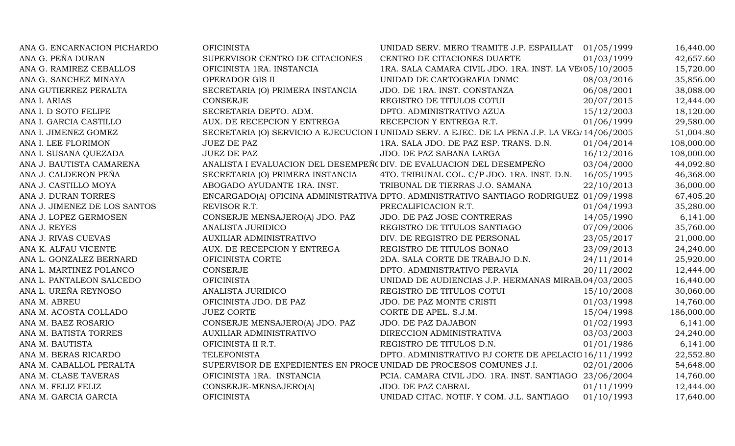| | | | | |
|---|---|---|---|---|
| ANA G. ENCARNACION PICHARDO | OFICINISTA | UNIDAD SERV. MERO TRAMITE J.P. ESPAILLAT | 01/05/1999 | 16,440.00 |
| ANA G. PEÑA DURAN | SUPERVISOR CENTRO DE CITACIONES | CENTRO DE CITACIONES DUARTE | 01/03/1999 | 42,657.60 |
| ANA G. RAMIREZ CEBALLOS | OFICINISTA 1RA. INSTANCIA | 1RA. SALA CAMARA CIVIL JDO. 1RA. INST. LA VE( | 05/10/2005 | 15,720.00 |
| ANA G. SANCHEZ MINAYA | OPERADOR GIS II | UNIDAD DE CARTOGRAFIA DNMC | 08/03/2016 | 35,856.00 |
| ANA GUTIERREZ PERALTA | SECRETARIA (O) PRIMERA INSTANCIA | JDO. DE 1RA. INST. CONSTANZA | 06/08/2001 | 38,088.00 |
| ANA I. ARIAS | CONSERJE | REGISTRO DE TITULOS COTUI | 20/07/2015 | 12,444.00 |
| ANA I. D SOTO FELIPE | SECRETARIA DEPTO. ADM. | DPTO. ADMINISTRATIVO AZUA | 15/12/2003 | 18,120.00 |
| ANA I. GARCIA CASTILLO | AUX. DE RECEPCION Y ENTREGA | RECEPCION Y ENTREGA R.T. | 01/06/1999 | 29,580.00 |
| ANA I. JIMENEZ GOMEZ | SECRETARIA (O) SERVICIO A EJECUCION I | UNIDAD SERV. A EJEC. DE LA PENA J.P. LA VEG/ | 14/06/2005 | 51,004.80 |
| ANA I. LEE FLORIMON | JUEZ DE PAZ | 1RA. SALA JDO. DE PAZ ESP. TRANS. D.N. | 01/04/2014 | 108,000.00 |
| ANA I. SUSANA QUEZADA | JUEZ DE PAZ | JDO. DE PAZ SABANA LARGA | 16/12/2016 | 108,000.00 |
| ANA J. BAUTISTA CAMARENA | ANALISTA I EVALUACION DEL DESEMPEÑ( | DIV. DE EVALUACION DEL DESEMPEÑO | 03/04/2000 | 44,092.80 |
| ANA J. CALDERON PEÑA | SECRETARIA (O) PRIMERA INSTANCIA | 4TO. TRIBUNAL COL. C/P JDO. 1RA. INST. D.N. | 16/05/1995 | 46,368.00 |
| ANA J. CASTILLO MOYA | ABOGADO AYUDANTE 1RA. INST. | TRIBUNAL DE TIERRAS J.O. SAMANA | 22/10/2013 | 36,000.00 |
| ANA J. DURAN TORRES | ENCARGADO(A) OFICINA ADMINISTRATIVA | DPTO. ADMINISTRATIVO SANTIAGO RODRIGUEZ | 01/09/1998 | 67,405.20 |
| ANA J. JIMENEZ DE LOS SANTOS | REVISOR R.T. | PRECALIFICACION R.T. | 01/04/1993 | 35,280.00 |
| ANA J. LOPEZ GERMOSEN | CONSERJE MENSAJERO(A) JDO. PAZ | JDO. DE PAZ JOSE CONTRERAS | 14/05/1990 | 6,141.00 |
| ANA J. REYES | ANALISTA JURIDICO | REGISTRO DE TITULOS SANTIAGO | 07/09/2006 | 35,760.00 |
| ANA J. RIVAS CUEVAS | AUXILIAR ADMINISTRATIVO | DIV. DE REGISTRO DE PERSONAL | 23/05/2017 | 21,000.00 |
| ANA K. ALFAU VICENTE | AUX. DE RECEPCION Y ENTREGA | REGISTRO DE TITULOS BONAO | 23/09/2013 | 24,240.00 |
| ANA L. GONZALEZ BERNARD | OFICINISTA CORTE | 2DA. SALA CORTE DE TRABAJO D.N. | 24/11/2014 | 25,920.00 |
| ANA L. MARTINEZ POLANCO | CONSERJE | DPTO. ADMINISTRATIVO PERAVIA | 20/11/2002 | 12,444.00 |
| ANA L. PANTALEON SALCEDO | OFICINISTA | UNIDAD DE AUDIENCIAS J.P. HERMANAS MIRAB. | 04/03/2005 | 16,440.00 |
| ANA L. UREÑA REYNOSO | ANALISTA JURIDICO | REGISTRO DE TITULOS COTUI | 15/10/2008 | 30,060.00 |
| ANA M. ABREU | OFICINISTA JDO. DE PAZ | JDO. DE PAZ MONTE CRISTI | 01/03/1998 | 14,760.00 |
| ANA M. ACOSTA COLLADO | JUEZ CORTE | CORTE DE APEL. S.J.M. | 15/04/1998 | 186,000.00 |
| ANA M. BAEZ ROSARIO | CONSERJE MENSAJERO(A) JDO. PAZ | JDO. DE PAZ DAJABON | 01/02/1993 | 6,141.00 |
| ANA M. BATISTA TORRES | AUXILIAR ADMINISTRATIVO | DIRECCION ADMINISTRATIVA | 03/03/2003 | 24,240.00 |
| ANA M. BAUTISTA | OFICINISTA II R.T. | REGISTRO DE TITULOS D.N. | 01/01/1986 | 6,141.00 |
| ANA M. BERAS RICARDO | TELEFONISTA | DPTO. ADMINISTRATIVO PJ CORTE DE APELACIO | 16/11/1992 | 22,552.80 |
| ANA M. CABALLOL PERALTA | SUPERVISOR DE EXPEDIENTES EN PROCE | UNIDAD DE PROCESOS COMUNES J.I. | 02/01/2006 | 54,648.00 |
| ANA M. CLASE TAVERAS | OFICINISTA 1RA. INSTANCIA | PCIA. CAMARA CIVIL JDO. 1RA. INST. SANTIAGO | 23/06/2004 | 14,760.00 |
| ANA M. FELIZ FELIZ | CONSERJE-MENSAJERO(A) | JDO. DE PAZ CABRAL | 01/11/1999 | 12,444.00 |
| ANA M. GARCIA GARCIA | OFICINISTA | UNIDAD CITAC. NOTIF. Y COM. J.L. SANTIAGO | 01/10/1993 | 17,640.00 |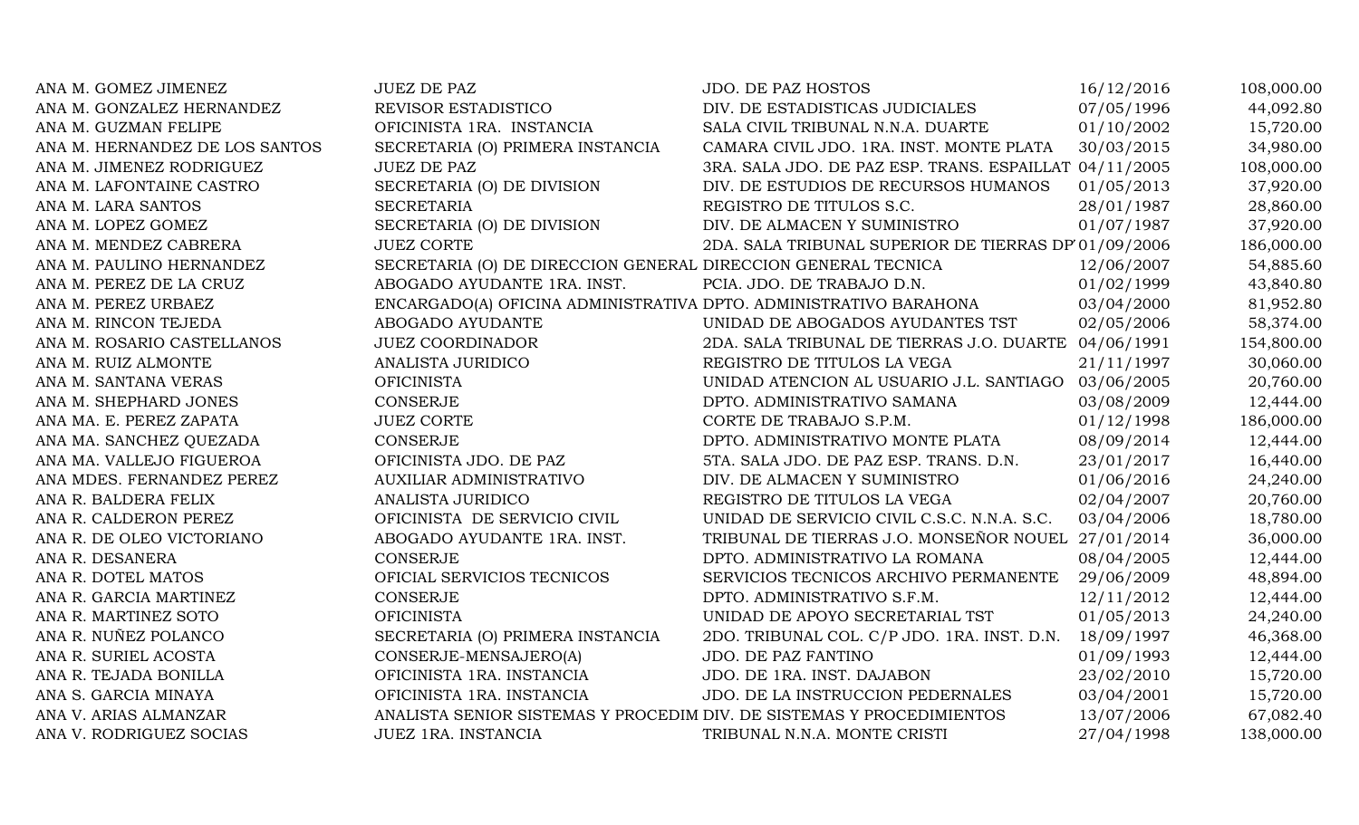| | | | | |
|---|---|---|---|---|
| ANA M. GOMEZ JIMENEZ | JUEZ DE PAZ | JDO. DE PAZ HOSTOS | 16/12/2016 | 108,000.00 |
| ANA M. GONZALEZ HERNANDEZ | REVISOR ESTADISTICO | DIV. DE ESTADISTICAS JUDICIALES | 07/05/1996 | 44,092.80 |
| ANA M. GUZMAN FELIPE | OFICINISTA 1RA. INSTANCIA | SALA CIVIL TRIBUNAL N.N.A. DUARTE | 01/10/2002 | 15,720.00 |
| ANA M. HERNANDEZ DE LOS SANTOS | SECRETARIA (O) PRIMERA INSTANCIA | CAMARA CIVIL JDO. 1RA. INST. MONTE PLATA | 30/03/2015 | 34,980.00 |
| ANA M. JIMENEZ RODRIGUEZ | JUEZ DE PAZ | 3RA. SALA JDO. DE PAZ ESP. TRANS. ESPAILLAT | 04/11/2005 | 108,000.00 |
| ANA M. LAFONTAINE CASTRO | SECRETARIA (O) DE DIVISION | DIV. DE ESTUDIOS DE RECURSOS HUMANOS | 01/05/2013 | 37,920.00 |
| ANA M. LARA SANTOS | SECRETARIA | REGISTRO DE TITULOS S.C. | 28/01/1987 | 28,860.00 |
| ANA M. LOPEZ GOMEZ | SECRETARIA (O) DE DIVISION | DIV. DE ALMACEN Y SUMINISTRO | 01/07/1987 | 37,920.00 |
| ANA M. MENDEZ CABRERA | JUEZ CORTE | 2DA. SALA TRIBUNAL SUPERIOR DE TIERRAS DP | 01/09/2006 | 186,000.00 |
| ANA M. PAULINO HERNANDEZ | SECRETARIA (O) DE DIRECCION GENERAL | DIRECCION GENERAL TECNICA | 12/06/2007 | 54,885.60 |
| ANA M. PEREZ DE LA CRUZ | ABOGADO AYUDANTE 1RA. INST. | PCIA. JDO. DE TRABAJO D.N. | 01/02/1999 | 43,840.80 |
| ANA M. PEREZ URBAEZ | ENCARGADO(A) OFICINA ADMINISTRATIVA | DPTO. ADMINISTRATIVO BARAHONA | 03/04/2000 | 81,952.80 |
| ANA M. RINCON TEJEDA | ABOGADO AYUDANTE | UNIDAD DE ABOGADOS AYUDANTES TST | 02/05/2006 | 58,374.00 |
| ANA M. ROSARIO CASTELLANOS | JUEZ COORDINADOR | 2DA. SALA TRIBUNAL DE TIERRAS J.O. DUARTE | 04/06/1991 | 154,800.00 |
| ANA M. RUIZ ALMONTE | ANALISTA JURIDICO | REGISTRO DE TITULOS LA VEGA | 21/11/1997 | 30,060.00 |
| ANA M. SANTANA VERAS | OFICINISTA | UNIDAD ATENCION AL USUARIO J.L. SANTIAGO | 03/06/2005 | 20,760.00 |
| ANA M. SHEPHARD JONES | CONSERJE | DPTO. ADMINISTRATIVO SAMANA | 03/08/2009 | 12,444.00 |
| ANA MA. E. PEREZ ZAPATA | JUEZ CORTE | CORTE DE TRABAJO S.P.M. | 01/12/1998 | 186,000.00 |
| ANA MA. SANCHEZ QUEZADA | CONSERJE | DPTO. ADMINISTRATIVO MONTE PLATA | 08/09/2014 | 12,444.00 |
| ANA MA. VALLEJO FIGUEROA | OFICINISTA JDO. DE PAZ | 5TA. SALA JDO. DE PAZ ESP. TRANS. D.N. | 23/01/2017 | 16,440.00 |
| ANA MDES. FERNANDEZ PEREZ | AUXILIAR ADMINISTRATIVO | DIV. DE ALMACEN Y SUMINISTRO | 01/06/2016 | 24,240.00 |
| ANA R. BALDERA FELIX | ANALISTA JURIDICO | REGISTRO DE TITULOS LA VEGA | 02/04/2007 | 20,760.00 |
| ANA R. CALDERON PEREZ | OFICINISTA DE SERVICIO CIVIL | UNIDAD DE SERVICIO CIVIL C.S.C. N.N.A. S.C. | 03/04/2006 | 18,780.00 |
| ANA R. DE OLEO VICTORIANO | ABOGADO AYUDANTE 1RA. INST. | TRIBUNAL DE TIERRAS J.O. MONSEÑOR NOUEL | 27/01/2014 | 36,000.00 |
| ANA R. DESANERA | CONSERJE | DPTO. ADMINISTRATIVO LA ROMANA | 08/04/2005 | 12,444.00 |
| ANA R. DOTEL MATOS | OFICIAL SERVICIOS TECNICOS | SERVICIOS TECNICOS ARCHIVO PERMANENTE | 29/06/2009 | 48,894.00 |
| ANA R. GARCIA MARTINEZ | CONSERJE | DPTO. ADMINISTRATIVO S.F.M. | 12/11/2012 | 12,444.00 |
| ANA R. MARTINEZ SOTO | OFICINISTA | UNIDAD DE APOYO SECRETARIAL TST | 01/05/2013 | 24,240.00 |
| ANA R. NUÑEZ POLANCO | SECRETARIA (O) PRIMERA INSTANCIA | 2DO. TRIBUNAL COL. C/P JDO. 1RA. INST. D.N. | 18/09/1997 | 46,368.00 |
| ANA R. SURIEL ACOSTA | CONSERJE-MENSAJERO(A) | JDO. DE PAZ FANTINO | 01/09/1993 | 12,444.00 |
| ANA R. TEJADA BONILLA | OFICINISTA 1RA. INSTANCIA | JDO. DE 1RA. INST. DAJABON | 23/02/2010 | 15,720.00 |
| ANA S. GARCIA MINAYA | OFICINISTA 1RA. INSTANCIA | JDO. DE LA INSTRUCCION PEDERNALES | 03/04/2001 | 15,720.00 |
| ANA V. ARIAS ALMANZAR | ANALISTA SENIOR SISTEMAS Y PROCEDIM | DIV. DE SISTEMAS Y PROCEDIMIENTOS | 13/07/2006 | 67,082.40 |
| ANA V. RODRIGUEZ SOCIAS | JUEZ 1RA. INSTANCIA | TRIBUNAL N.N.A. MONTE CRISTI | 27/04/1998 | 138,000.00 |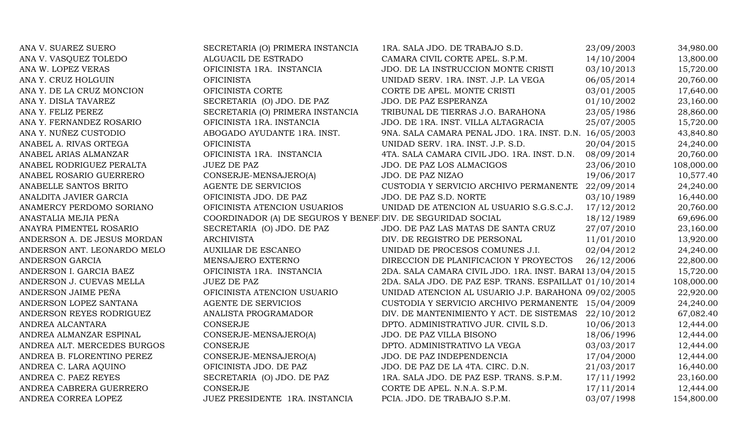| | | | | |
|---|---|---|---|---|
| ANA V. SUAREZ SUERO | SECRETARIA (O) PRIMERA INSTANCIA | 1RA. SALA JDO. DE TRABAJO S.D. | 23/09/2003 | 34,980.00 |
| ANA V. VASQUEZ TOLEDO | ALGUACIL DE ESTRADO | CAMARA CIVIL CORTE APEL. S.P.M. | 14/10/2004 | 13,800.00 |
| ANA W. LOPEZ VERAS | OFICINISTA 1RA. INSTANCIA | JDO. DE LA INSTRUCCION MONTE CRISTI | 03/10/2013 | 15,720.00 |
| ANA Y. CRUZ HOLGUIN | OFICINISTA | UNIDAD SERV. 1RA. INST. J.P. LA VEGA | 06/05/2014 | 20,760.00 |
| ANA Y. DE LA CRUZ MONCION | OFICINISTA CORTE | CORTE DE APEL. MONTE CRISTI | 03/01/2005 | 17,640.00 |
| ANA Y. DISLA TAVAREZ | SECRETARIA (O) JDO. DE PAZ | JDO. DE PAZ ESPERANZA | 01/10/2002 | 23,160.00 |
| ANA Y. FELIZ PEREZ | SECRETARIA (O) PRIMERA INSTANCIA | TRIBUNAL DE TIERRAS J.O. BARAHONA | 23/05/1986 | 28,860.00 |
| ANA Y. FERNANDEZ ROSARIO | OFICINISTA 1RA. INSTANCIA | JDO. DE 1RA. INST. VILLA ALTAGRACIA | 25/07/2005 | 15,720.00 |
| ANA Y. NUÑEZ CUSTODIO | ABOGADO AYUDANTE 1RA. INST. | 9NA. SALA CAMARA PENAL JDO. 1RA. INST. D.N. | 16/05/2003 | 43,840.80 |
| ANABEL A. RIVAS ORTEGA | OFICINISTA | UNIDAD SERV. 1RA. INST. J.P. S.D. | 20/04/2015 | 24,240.00 |
| ANABEL ARIAS ALMANZAR | OFICINISTA 1RA. INSTANCIA | 4TA. SALA CAMARA CIVIL JDO. 1RA. INST. D.N. | 08/09/2014 | 20,760.00 |
| ANABEL RODRIGUEZ PERALTA | JUEZ DE PAZ | JDO. DE PAZ LOS ALMACIGOS | 23/06/2010 | 108,000.00 |
| ANABEL ROSARIO GUERRERO | CONSERJE-MENSAJERO(A) | JDO. DE PAZ NIZAO | 19/06/2017 | 10,577.40 |
| ANABELLE SANTOS BRITO | AGENTE DE SERVICIOS | CUSTODIA Y SERVICIO ARCHIVO PERMANENTE | 22/09/2014 | 24,240.00 |
| ANALDITA JAVIER GARCIA | OFICINISTA JDO. DE PAZ | JDO. DE PAZ S.D. NORTE | 03/10/1989 | 16,440.00 |
| ANAMERCY PERDOMO SORIANO | OFICINISTA ATENCION USUARIOS | UNIDAD DE ATENCION AL USUARIO S.G.S.C.J. | 17/12/2012 | 20,760.00 |
| ANASTALIA MEJIA PEÑA | COORDINADOR (A) DE SEGUROS Y BENEF | DIV. DE SEGURIDAD SOCIAL | 18/12/1989 | 69,696.00 |
| ANAYRA PIMENTEL ROSARIO | SECRETARIA (O) JDO. DE PAZ | JDO. DE PAZ LAS MATAS DE SANTA CRUZ | 27/07/2010 | 23,160.00 |
| ANDERSON A. DE JESUS MORDAN | ARCHIVISTA | DIV. DE REGISTRO DE PERSONAL | 11/01/2010 | 13,920.00 |
| ANDERSON ANT. LEONARDO MELO | AUXILIAR DE ESCANEO | UNIDAD DE PROCESOS COMUNES J.I. | 02/04/2012 | 24,240.00 |
| ANDERSON GARCIA | MENSAJERO EXTERNO | DIRECCION DE PLANIFICACION Y PROYECTOS | 26/12/2006 | 22,800.00 |
| ANDERSON I. GARCIA BAEZ | OFICINISTA 1RA. INSTANCIA | 2DA. SALA CAMARA CIVIL JDO. 1RA. INST. BARAI | 13/04/2015 | 15,720.00 |
| ANDERSON J. CUEVAS MELLA | JUEZ DE PAZ | 2DA. SALA JDO. DE PAZ ESP. TRANS. ESPAILLAT | 01/10/2014 | 108,000.00 |
| ANDERSON JAIME PEÑA | OFICINISTA ATENCION USUARIO | UNIDAD ATENCION AL USUARIO J.P. BARAHONA | 09/02/2005 | 22,920.00 |
| ANDERSON LOPEZ SANTANA | AGENTE DE SERVICIOS | CUSTODIA Y SERVICIO ARCHIVO PERMANENTE | 15/04/2009 | 24,240.00 |
| ANDERSON REYES RODRIGUEZ | ANALISTA PROGRAMADOR | DIV. DE MANTENIMIENTO Y ACT. DE SISTEMAS | 22/10/2012 | 67,082.40 |
| ANDREA ALCANTARA | CONSERJE | DPTO. ADMINISTRATIVO JUR. CIVIL S.D. | 10/06/2013 | 12,444.00 |
| ANDREA ALMANZAR ESPINAL | CONSERJE-MENSAJERO(A) | JDO. DE PAZ VILLA BISONO | 18/06/1996 | 12,444.00 |
| ANDREA ALT. MERCEDES BURGOS | CONSERJE | DPTO. ADMINISTRATIVO LA VEGA | 03/03/2017 | 12,444.00 |
| ANDREA B. FLORENTINO PEREZ | CONSERJE-MENSAJERO(A) | JDO. DE PAZ INDEPENDENCIA | 17/04/2000 | 12,444.00 |
| ANDREA C. LARA AQUINO | OFICINISTA JDO. DE PAZ | JDO. DE PAZ DE LA 4TA. CIRC. D.N. | 21/03/2017 | 16,440.00 |
| ANDREA C. PAEZ REYES | SECRETARIA (O) JDO. DE PAZ | 1RA. SALA JDO. DE PAZ ESP. TRANS. S.P.M. | 17/11/1992 | 23,160.00 |
| ANDREA CABRERA GUERRERO | CONSERJE | CORTE DE APEL. N.N.A. S.P.M. | 17/11/2014 | 12,444.00 |
| ANDREA CORREA LOPEZ | JUEZ PRESIDENTE 1RA. INSTANCIA | PCIA. JDO. DE TRABAJO S.P.M. | 03/07/1998 | 154,800.00 |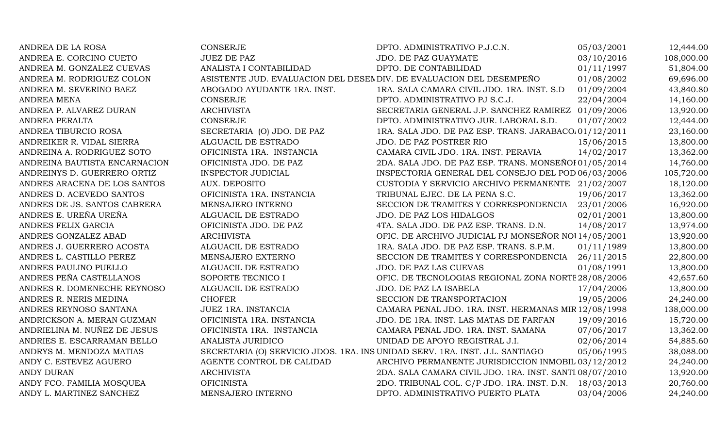| | | | | |
|---|---|---|---|---|
| ANDREA DE LA ROSA | CONSERJE | DPTO. ADMINISTRATIVO P.J.C.N. | 05/03/2001 | 12,444.00 |
| ANDREA E. CORCINO CUETO | JUEZ DE PAZ | JDO. DE PAZ GUAYMATE | 03/10/2016 | 108,000.00 |
| ANDREA M. GONZALEZ CUEVAS | ANALISTA I CONTABILIDAD | DPTO. DE CONTABILIDAD | 01/11/1997 | 51,804.00 |
| ANDREA M. RODRIGUEZ COLON | ASISTENTE JUD. EVALUACION DEL DESEM | DIV. DE EVALUACION DEL DESEMPEÑO | 01/08/2002 | 69,696.00 |
| ANDREA M. SEVERINO BAEZ | ABOGADO AYUDANTE 1RA. INST. | 1RA. SALA CAMARA CIVIL JDO. 1RA. INST. S.D | 01/09/2004 | 43,840.80 |
| ANDREA MENA | CONSERJE | DPTO. ADMINISTRATIVO PJ S.C.J. | 22/04/2004 | 14,160.00 |
| ANDREA P. ALVAREZ DURAN | ARCHIVISTA | SECRETARIA GENERAL J.P. SANCHEZ RAMIREZ | 01/09/2006 | 13,920.00 |
| ANDREA PERALTA | CONSERJE | DPTO. ADMINISTRATIVO JUR. LABORAL S.D. | 01/07/2002 | 12,444.00 |
| ANDREA TIBURCIO ROSA | SECRETARIA (O) JDO. DE PAZ | 1RA. SALA JDO. DE PAZ ESP. TRANS. JARABACO | 01/12/2011 | 23,160.00 |
| ANDREIKER R. VIDAL SIERRA | ALGUACIL DE ESTRADO | JDO. DE PAZ POSTRER RIO | 15/06/2015 | 13,800.00 |
| ANDREINA A. RODRIGUEZ SOTO | OFICINISTA 1RA. INSTANCIA | CAMARA CIVIL JDO. 1RA. INST. PERAVIA | 14/02/2017 | 13,362.00 |
| ANDREINA BAUTISTA ENCARNACION | OFICINISTA JDO. DE PAZ | 2DA. SALA JDO. DE PAZ ESP. TRANS. MONSEÑOI | 01/05/2014 | 14,760.00 |
| ANDREINYS D. GUERRERO ORTIZ | INSPECTOR JUDICIAL | INSPECTORIA GENERAL DEL CONSEJO DEL POD | 06/03/2006 | 105,720.00 |
| ANDRES ARACENA DE LOS SANTOS | AUX. DEPOSITO | CUSTODIA Y SERVICIO ARCHIVO PERMANENTE | 21/02/2007 | 18,120.00 |
| ANDRES D. ACEVEDO SANTOS | OFICINISTA 1RA. INSTANCIA | TRIBUNAL EJEC. DE LA PENA S.C. | 19/06/2017 | 13,362.00 |
| ANDRES DE JS. SANTOS CABRERA | MENSAJERO INTERNO | SECCION DE TRAMITES Y CORRESPONDENCIA | 23/01/2006 | 16,920.00 |
| ANDRES E. UREÑA UREÑA | ALGUACIL DE ESTRADO | JDO. DE PAZ LOS HIDALGOS | 02/01/2001 | 13,800.00 |
| ANDRES FELIX GARCIA | OFICINISTA JDO. DE PAZ | 4TA. SALA JDO. DE PAZ ESP. TRANS. D.N. | 14/08/2017 | 13,974.00 |
| ANDRES GONZALEZ ABAD | ARCHIVISTA | OFIC. DE ARCHIVO JUDICIAL PJ MONSEÑOR NOU | 14/05/2001 | 13,920.00 |
| ANDRES J. GUERRERO ACOSTA | ALGUACIL DE ESTRADO | 1RA. SALA JDO. DE PAZ ESP. TRANS. S.P.M. | 01/11/1989 | 13,800.00 |
| ANDRES L. CASTILLO PEREZ | MENSAJERO EXTERNO | SECCION DE TRAMITES Y CORRESPONDENCIA | 26/11/2015 | 22,800.00 |
| ANDRES PAULINO PUELLO | ALGUACIL DE ESTRADO | JDO. DE PAZ LAS CUEVAS | 01/08/1991 | 13,800.00 |
| ANDRES PEÑA CASTELLANOS | SOPORTE TECNICO I | OFIC. DE TECNOLOGIAS REGIONAL ZONA NORTE | 28/08/2006 | 42,657.60 |
| ANDRES R. DOMENECHE REYNOSO | ALGUACIL DE ESTRADO | JDO. DE PAZ LA ISABELA | 17/04/2006 | 13,800.00 |
| ANDRES R. NERIS MEDINA | CHOFER | SECCION DE TRANSPORTACION | 19/05/2006 | 24,240.00 |
| ANDRES REYNOSO SANTANA | JUEZ 1RA. INSTANCIA | CAMARA PENAL JDO. 1RA. INST. HERMANAS MIR | 12/08/1998 | 138,000.00 |
| ANDRICKSON A. MERAN GUZMAN | OFICINISTA 1RA. INSTANCIA | JDO. DE 1RA. INST. LAS MATAS DE FARFAN | 19/09/2016 | 15,720.00 |
| ANDRIELINA M. NUÑEZ DE JESUS | OFICINISTA 1RA. INSTANCIA | CAMARA PENAL JDO. 1RA. INST. SAMANA | 07/06/2017 | 13,362.00 |
| ANDRIES E. ESCARRAMAN BELLO | ANALISTA JURIDICO | UNIDAD DE APOYO REGISTRAL J.I. | 02/06/2014 | 54,885.60 |
| ANDRYS M. MENDOZA MATIAS | SECRETARIA (O) SERVICIO JDOS. 1RA. INS | UNIDAD SERV. 1RA. INST. J.L. SANTIAGO | 05/06/1995 | 38,088.00 |
| ANDY C. ESTEVEZ AGUERO | AGENTE CONTROL DE CALIDAD | ARCHIVO PERMANENTE JURISDICCION INMOBIL | 03/12/2012 | 24,240.00 |
| ANDY DURAN | ARCHIVISTA | 2DA. SALA CAMARA CIVIL JDO. 1RA. INST. SANTI | 08/07/2010 | 13,920.00 |
| ANDY FCO. FAMILIA MOSQUEA | OFICINISTA | 2DO. TRIBUNAL COL. C/P JDO. 1RA. INST. D.N. | 18/03/2013 | 20,760.00 |
| ANDY L. MARTINEZ SANCHEZ | MENSAJERO INTERNO | DPTO. ADMINISTRATIVO PUERTO PLATA | 03/04/2006 | 24,240.00 |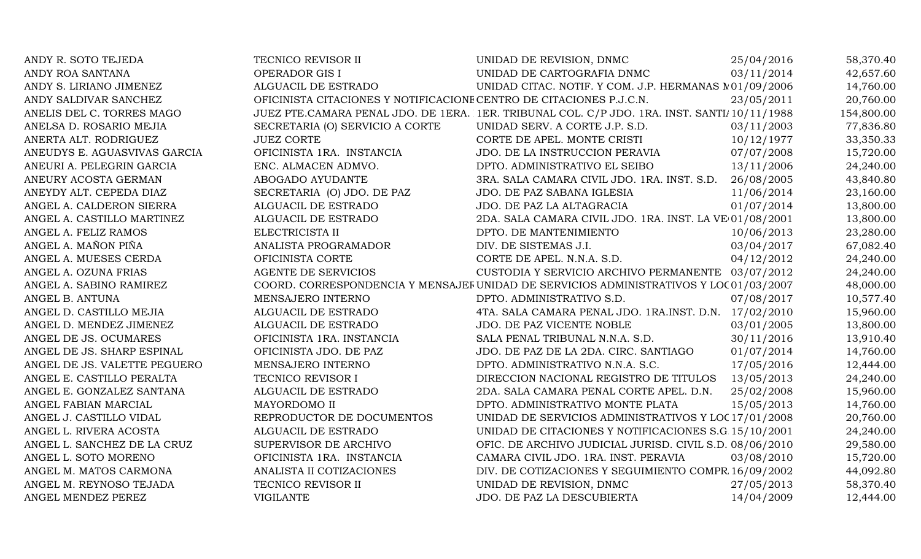| | | | | |
|---|---|---|---|---|
| ANDY R. SOTO TEJEDA | TECNICO REVISOR II | UNIDAD DE REVISION, DNMC | 25/04/2016 | 58,370.40 |
| ANDY ROA SANTANA | OPERADOR GIS I | UNIDAD DE CARTOGRAFIA DNMC | 03/11/2014 | 42,657.60 |
| ANDY S. LIRIANO JIMENEZ | ALGUACIL DE ESTRADO | UNIDAD CITAC. NOTIF. Y COM. J.P. HERMANAS M | 01/09/2006 | 14,760.00 |
| ANDY SALDIVAR SANCHEZ | OFICINISTA CITACIONES Y NOTIFICACIONE | CENTRO DE CITACIONES P.J.C.N. | 23/05/2011 | 20,760.00 |
| ANELIS DEL C. TORRES MAGO | JUEZ PTE.CAMARA PENAL JDO. DE 1ERA. | 1ER. TRIBUNAL COL. C/P JDO. 1RA. INST. SANTIA | 10/11/1988 | 154,800.00 |
| ANELSA D. ROSARIO MEJIA | SECRETARIA (O) SERVICIO A CORTE | UNIDAD SERV. A CORTE J.P. S.D. | 03/11/2003 | 77,836.80 |
| ANERTA ALT. RODRIGUEZ | JUEZ CORTE | CORTE DE APEL. MONTE CRISTI | 10/12/1977 | 33,350.33 |
| ANEUDYS E. AGUASVIVAS GARCIA | OFICINISTA 1RA. INSTANCIA | JDO. DE LA INSTRUCCION PERAVIA | 07/07/2008 | 15,720.00 |
| ANEURI A. PELEGRIN GARCIA | ENC. ALMACEN ADMVO. | DPTO. ADMINISTRATIVO EL SEIBO | 13/11/2006 | 24,240.00 |
| ANEURY ACOSTA GERMAN | ABOGADO AYUDANTE | 3RA. SALA CAMARA CIVIL JDO. 1RA. INST. S.D. | 26/08/2005 | 43,840.80 |
| ANEYDY ALT. CEPEDA DIAZ | SECRETARIA (O) JDO. DE PAZ | JDO. DE PAZ SABANA IGLESIA | 11/06/2014 | 23,160.00 |
| ANGEL A. CALDERON SIERRA | ALGUACIL DE ESTRADO | JDO. DE PAZ LA ALTAGRACIA | 01/07/2014 | 13,800.00 |
| ANGEL A. CASTILLO MARTINEZ | ALGUACIL DE ESTRADO | 2DA. SALA CAMARA CIVIL JDO. 1RA. INST. LA VE | 01/08/2001 | 13,800.00 |
| ANGEL A. FELIZ RAMOS | ELECTRICISTA II | DPTO. DE MANTENIMIENTO | 10/06/2013 | 23,280.00 |
| ANGEL A. MAÑON PIÑA | ANALISTA PROGRAMADOR | DIV. DE SISTEMAS J.I. | 03/04/2017 | 67,082.40 |
| ANGEL A. MUESES CERDA | OFICINISTA CORTE | CORTE DE APEL. N.N.A. S.D. | 04/12/2012 | 24,240.00 |
| ANGEL A. OZUNA FRIAS | AGENTE DE SERVICIOS | CUSTODIA Y SERVICIO ARCHIVO PERMANENTE | 03/07/2012 | 24,240.00 |
| ANGEL A. SABINO RAMIREZ | COORD. CORRESPONDENCIA Y MENSAJEF | UNIDAD DE SERVICIOS ADMINISTRATIVOS Y LOC | 01/03/2007 | 48,000.00 |
| ANGEL B. ANTUNA | MENSAJERO INTERNO | DPTO. ADMINISTRATIVO S.D. | 07/08/2017 | 10,577.40 |
| ANGEL D. CASTILLO MEJIA | ALGUACIL DE ESTRADO | 4TA. SALA CAMARA PENAL JDO. 1RA.INST. D.N. | 17/02/2010 | 15,960.00 |
| ANGEL D. MENDEZ JIMENEZ | ALGUACIL DE ESTRADO | JDO. DE PAZ VICENTE NOBLE | 03/01/2005 | 13,800.00 |
| ANGEL DE JS. OCUMARES | OFICINISTA 1RA. INSTANCIA | SALA PENAL TRIBUNAL N.N.A. S.D. | 30/11/2016 | 13,910.40 |
| ANGEL DE JS. SHARP ESPINAL | OFICINISTA JDO. DE PAZ | JDO. DE PAZ DE LA 2DA. CIRC. SANTIAGO | 01/07/2014 | 14,760.00 |
| ANGEL DE JS. VALETTE PEGUERO | MENSAJERO INTERNO | DPTO. ADMINISTRATIVO N.N.A. S.C. | 17/05/2016 | 12,444.00 |
| ANGEL E. CASTILLO PERALTA | TECNICO REVISOR I | DIRECCION NACIONAL REGISTRO DE TITULOS | 13/05/2013 | 24,240.00 |
| ANGEL E. GONZALEZ SANTANA | ALGUACIL DE ESTRADO | 2DA. SALA CAMARA PENAL CORTE APEL. D.N. | 25/02/2008 | 15,960.00 |
| ANGEL FABIAN MARCIAL | MAYORDOMO II | DPTO. ADMINISTRATIVO MONTE PLATA | 15/05/2013 | 14,760.00 |
| ANGEL J. CASTILLO VIDAL | REPRODUCTOR DE DOCUMENTOS | UNIDAD DE SERVICIOS ADMINISTRATIVOS Y LOC | 17/01/2008 | 20,760.00 |
| ANGEL L. RIVERA ACOSTA | ALGUACIL DE ESTRADO | UNIDAD DE CITACIONES Y NOTIFICACIONES S.G | 15/10/2001 | 24,240.00 |
| ANGEL L. SANCHEZ DE LA CRUZ | SUPERVISOR DE ARCHIVO | OFIC. DE ARCHIVO JUDICIAL JURISD. CIVIL S.D. | 08/06/2010 | 29,580.00 |
| ANGEL L. SOTO MORENO | OFICINISTA 1RA. INSTANCIA | CAMARA CIVIL JDO. 1RA. INST. PERAVIA | 03/08/2010 | 15,720.00 |
| ANGEL M. MATOS CARMONA | ANALISTA II COTIZACIONES | DIV. DE COTIZACIONES Y SEGUIMIENTO COMPR | 16/09/2002 | 44,092.80 |
| ANGEL M. REYNOSO TEJADA | TECNICO REVISOR II | UNIDAD DE REVISION, DNMC | 27/05/2013 | 58,370.40 |
| ANGEL MENDEZ PEREZ | VIGILANTE | JDO. DE PAZ LA DESCUBIERTA | 14/04/2009 | 12,444.00 |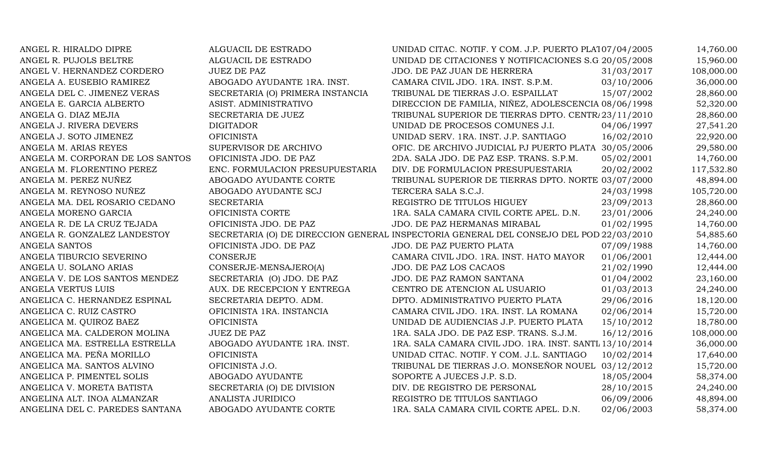| | | | | |
|---|---|---|---|---|
| ANGEL R. HIRALDO DIPRE | ALGUACIL DE ESTRADO | UNIDAD CITAC. NOTIF. Y COM. J.P. PUERTO PLAT | 07/04/2005 | 14,760.00 |
| ANGEL R. PUJOLS BELTRE | ALGUACIL DE ESTRADO | UNIDAD DE CITACIONES Y NOTIFICACIONES S.G | 20/05/2008 | 15,960.00 |
| ANGEL V. HERNANDEZ CORDERO | JUEZ DE PAZ | JDO. DE PAZ JUAN DE HERRERA | 31/03/2017 | 108,000.00 |
| ANGELA A. EUSEBIO RAMIREZ | ABOGADO AYUDANTE 1RA. INST. | CAMARA CIVIL JDO. 1RA. INST. S.P.M. | 03/10/2006 | 36,000.00 |
| ANGELA DEL C. JIMENEZ VERAS | SECRETARIA (O) PRIMERA INSTANCIA | TRIBUNAL DE TIERRAS J.O. ESPAILLAT | 15/07/2002 | 28,860.00 |
| ANGELA E. GARCIA ALBERTO | ASIST. ADMINISTRATIVO | DIRECCION DE FAMILIA, NIÑEZ, ADOLESCENCIA | 08/06/1998 | 52,320.00 |
| ANGELA G. DIAZ MEJIA | SECRETARIA DE JUEZ | TRIBUNAL SUPERIOR DE TIERRAS DPTO. CENTR/ | 23/11/2010 | 28,860.00 |
| ANGELA J. RIVERA DEVERS | DIGITADOR | UNIDAD DE PROCESOS COMUNES J.I. | 04/06/1997 | 27,541.20 |
| ANGELA J. SOTO JIMENEZ | OFICINISTA | UNIDAD SERV. 1RA. INST. J.P. SANTIAGO | 16/02/2010 | 22,920.00 |
| ANGELA M. ARIAS REYES | SUPERVISOR DE ARCHIVO | OFIC. DE ARCHIVO JUDICIAL PJ PUERTO PLATA | 30/05/2006 | 29,580.00 |
| ANGELA M. CORPORAN DE LOS SANTOS | OFICINISTA JDO. DE PAZ | 2DA. SALA JDO. DE PAZ ESP. TRANS. S.P.M. | 05/02/2001 | 14,760.00 |
| ANGELA M. FLORENTINO PEREZ | ENC. FORMULACION PRESUPUESTARIA | DIV. DE FORMULACION PRESUPUESTARIA | 20/02/2002 | 117,532.80 |
| ANGELA M. PEREZ NUÑEZ | ABOGADO AYUDANTE CORTE | TRIBUNAL SUPERIOR DE TIERRAS DPTO. NORTE | 03/07/2000 | 48,894.00 |
| ANGELA M. REYNOSO NUÑEZ | ABOGADO AYUDANTE SCJ | TERCERA SALA S.C.J. | 24/03/1998 | 105,720.00 |
| ANGELA MA. DEL ROSARIO CEDANO | SECRETARIA | REGISTRO DE TITULOS HIGUEY | 23/09/2013 | 28,860.00 |
| ANGELA MORENO GARCIA | OFICINISTA CORTE | 1RA. SALA CAMARA CIVIL CORTE APEL. D.N. | 23/01/2006 | 24,240.00 |
| ANGELA R. DE LA CRUZ TEJADA | OFICINISTA JDO. DE PAZ | JDO. DE PAZ HERMANAS MIRABAL | 01/02/1995 | 14,760.00 |
| ANGELA R. GONZALEZ LANDESTOY | SECRETARIA (O) DE DIRECCION GENERAL | INSPECTORIA GENERAL DEL CONSEJO DEL POD | 22/03/2010 | 54,885.60 |
| ANGELA SANTOS | OFICINISTA JDO. DE PAZ | JDO. DE PAZ PUERTO PLATA | 07/09/1988 | 14,760.00 |
| ANGELA TIBURCIO SEVERINO | CONSERJE | CAMARA CIVIL JDO. 1RA. INST. HATO MAYOR | 01/06/2001 | 12,444.00 |
| ANGELA U. SOLANO ARIAS | CONSERJE-MENSAJERO(A) | JDO. DE PAZ LOS CACAOS | 21/02/1990 | 12,444.00 |
| ANGELA V. DE LOS SANTOS MENDEZ | SECRETARIA (O) JDO. DE PAZ | JDO. DE PAZ RAMON SANTANA | 01/04/2002 | 23,160.00 |
| ANGELA VERTUS LUIS | AUX. DE RECEPCION Y ENTREGA | CENTRO DE ATENCION AL USUARIO | 01/03/2013 | 24,240.00 |
| ANGELICA C. HERNANDEZ ESPINAL | SECRETARIA DEPTO. ADM. | DPTO. ADMINISTRATIVO PUERTO PLATA | 29/06/2016 | 18,120.00 |
| ANGELICA C. RUIZ CASTRO | OFICINISTA 1RA. INSTANCIA | CAMARA CIVIL JDO. 1RA. INST. LA ROMANA | 02/06/2014 | 15,720.00 |
| ANGELICA M. QUIROZ BAEZ | OFICINISTA | UNIDAD DE AUDIENCIAS J.P. PUERTO PLATA | 15/10/2012 | 18,780.00 |
| ANGELICA MA. CALDERON MOLINA | JUEZ DE PAZ | 1RA. SALA JDO. DE PAZ ESP. TRANS. S.J.M. | 16/12/2016 | 108,000.00 |
| ANGELICA MA. ESTRELLA ESTRELLA | ABOGADO AYUDANTE 1RA. INST. | 1RA. SALA CAMARA CIVIL JDO. 1RA. INST. SANTI | 13/10/2014 | 36,000.00 |
| ANGELICA MA. PEÑA MORILLO | OFICINISTA | UNIDAD CITAC. NOTIF. Y COM. J.L. SANTIAGO | 10/02/2014 | 17,640.00 |
| ANGELICA MA. SANTOS ALVINO | OFICINISTA J.O. | TRIBUNAL DE TIERRAS J.O. MONSEÑOR NOUEL | 03/12/2012 | 15,720.00 |
| ANGELICA P. PIMENTEL SOLIS | ABOGADO AYUDANTE | SOPORTE A JUECES J.P. S.D. | 18/05/2004 | 58,374.00 |
| ANGELICA V. MORETA BATISTA | SECRETARIA (O) DE DIVISION | DIV. DE REGISTRO DE PERSONAL | 28/10/2015 | 24,240.00 |
| ANGELINA ALT. INOA ALMANZAR | ANALISTA JURIDICO | REGISTRO DE TITULOS SANTIAGO | 06/09/2006 | 48,894.00 |
| ANGELINA DEL C. PAREDES SANTANA | ABOGADO AYUDANTE CORTE | 1RA. SALA CAMARA CIVIL CORTE APEL. D.N. | 02/06/2003 | 58,374.00 |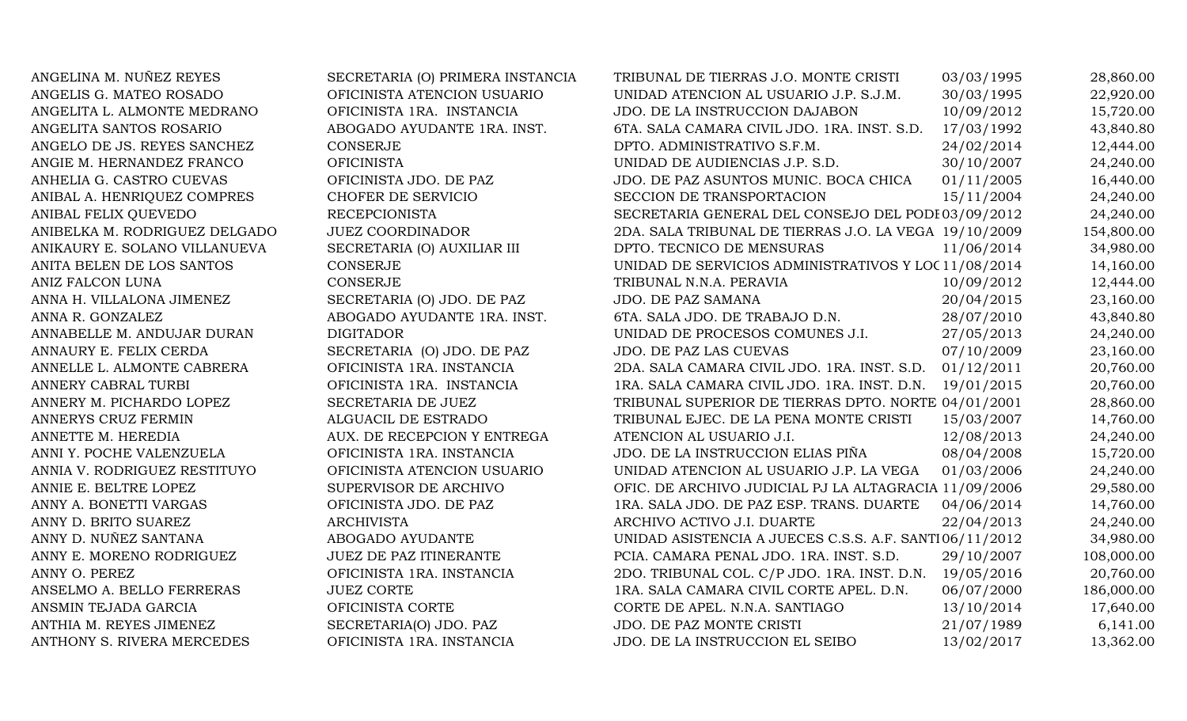| | | | | |
|---|---|---|---|---|
| ANGELINA M. NUÑEZ REYES | SECRETARIA (O) PRIMERA INSTANCIA | TRIBUNAL DE TIERRAS J.O. MONTE CRISTI | 03/03/1995 | 28,860.00 |
| ANGELIS G. MATEO ROSADO | OFICINISTA ATENCION USUARIO | UNIDAD ATENCION AL USUARIO J.P. S.J.M. | 30/03/1995 | 22,920.00 |
| ANGELITA L. ALMONTE MEDRANO | OFICINISTA 1RA. INSTANCIA | JDO. DE LA INSTRUCCION DAJABON | 10/09/2012 | 15,720.00 |
| ANGELITA SANTOS ROSARIO | ABOGADO AYUDANTE 1RA. INST. | 6TA. SALA CAMARA CIVIL JDO. 1RA. INST. S.D. | 17/03/1992 | 43,840.80 |
| ANGELO DE JS. REYES SANCHEZ | CONSERJE | DPTO. ADMINISTRATIVO S.F.M. | 24/02/2014 | 12,444.00 |
| ANGIE M. HERNANDEZ FRANCO | OFICINISTA | UNIDAD DE AUDIENCIAS J.P. S.D. | 30/10/2007 | 24,240.00 |
| ANHELIA G. CASTRO CUEVAS | OFICINISTA JDO. DE PAZ | JDO. DE PAZ ASUNTOS MUNIC. BOCA CHICA | 01/11/2005 | 16,440.00 |
| ANIBAL A. HENRIQUEZ COMPRES | CHOFER DE SERVICIO | SECCION DE TRANSPORTACION | 15/11/2004 | 24,240.00 |
| ANIBAL FELIX QUEVEDO | RECEPCIONISTA | SECRETARIA GENERAL DEL CONSEJO DEL PODI | 03/09/2012 | 24,240.00 |
| ANIBELKA M. RODRIGUEZ DELGADO | JUEZ COORDINADOR | 2DA. SALA TRIBUNAL DE TIERRAS J.O. LA VEGA | 19/10/2009 | 154,800.00 |
| ANIKAURY E. SOLANO VILLANUEVA | SECRETARIA (O) AUXILIAR III | DPTO. TECNICO DE MENSURAS | 11/06/2014 | 34,980.00 |
| ANITA BELEN DE LOS SANTOS | CONSERJE | UNIDAD DE SERVICIOS ADMINISTRATIVOS Y LOC | 11/08/2014 | 14,160.00 |
| ANIZ FALCON LUNA | CONSERJE | TRIBUNAL N.N.A. PERAVIA | 10/09/2012 | 12,444.00 |
| ANNA H. VILLALONA JIMENEZ | SECRETARIA (O) JDO. DE PAZ | JDO. DE PAZ SAMANA | 20/04/2015 | 23,160.00 |
| ANNA R. GONZALEZ | ABOGADO AYUDANTE 1RA. INST. | 6TA. SALA JDO. DE TRABAJO D.N. | 28/07/2010 | 43,840.80 |
| ANNABELLE M. ANDUJAR DURAN | DIGITADOR | UNIDAD DE PROCESOS COMUNES J.I. | 27/05/2013 | 24,240.00 |
| ANNAURY E. FELIX CERDA | SECRETARIA (O) JDO. DE PAZ | JDO. DE PAZ LAS CUEVAS | 07/10/2009 | 23,160.00 |
| ANNELLE L. ALMONTE CABRERA | OFICINISTA 1RA. INSTANCIA | 2DA. SALA CAMARA CIVIL JDO. 1RA. INST. S.D. | 01/12/2011 | 20,760.00 |
| ANNERY CABRAL TURBI | OFICINISTA 1RA. INSTANCIA | 1RA. SALA CAMARA CIVIL JDO. 1RA. INST. D.N. | 19/01/2015 | 20,760.00 |
| ANNERY M. PICHARDO LOPEZ | SECRETARIA DE JUEZ | TRIBUNAL SUPERIOR DE TIERRAS DPTO. NORTE | 04/01/2001 | 28,860.00 |
| ANNERYS CRUZ FERMIN | ALGUACIL DE ESTRADO | TRIBUNAL EJEC. DE LA PENA MONTE CRISTI | 15/03/2007 | 14,760.00 |
| ANNETTE M. HEREDIA | AUX. DE RECEPCION Y ENTREGA | ATENCION AL USUARIO J.I. | 12/08/2013 | 24,240.00 |
| ANNI Y. POCHE VALENZUELA | OFICINISTA 1RA. INSTANCIA | JDO. DE LA INSTRUCCION ELIAS PIÑA | 08/04/2008 | 15,720.00 |
| ANNIA V. RODRIGUEZ RESTITUYO | OFICINISTA ATENCION USUARIO | UNIDAD ATENCION AL USUARIO J.P. LA VEGA | 01/03/2006 | 24,240.00 |
| ANNIE E. BELTRE LOPEZ | SUPERVISOR DE ARCHIVO | OFIC. DE ARCHIVO JUDICIAL PJ LA ALTAGRACIA | 11/09/2006 | 29,580.00 |
| ANNY A. BONETTI VARGAS | OFICINISTA JDO. DE PAZ | 1RA. SALA JDO. DE PAZ ESP. TRANS. DUARTE | 04/06/2014 | 14,760.00 |
| ANNY D. BRITO SUAREZ | ARCHIVISTA | ARCHIVO ACTIVO J.I. DUARTE | 22/04/2013 | 24,240.00 |
| ANNY D. NUÑEZ SANTANA | ABOGADO AYUDANTE | UNIDAD ASISTENCIA A JUECES C.S.S. A.F. SANTI | 06/11/2012 | 34,980.00 |
| ANNY E. MORENO RODRIGUEZ | JUEZ DE PAZ ITINERANTE | PCIA. CAMARA PENAL JDO. 1RA. INST. S.D. | 29/10/2007 | 108,000.00 |
| ANNY O. PEREZ | OFICINISTA 1RA. INSTANCIA | 2DO. TRIBUNAL COL. C/P JDO. 1RA. INST. D.N. | 19/05/2016 | 20,760.00 |
| ANSELMO A. BELLO FERRERAS | JUEZ CORTE | 1RA. SALA CAMARA CIVIL CORTE APEL. D.N. | 06/07/2000 | 186,000.00 |
| ANSMIN TEJADA GARCIA | OFICINISTA CORTE | CORTE DE APEL. N.N.A. SANTIAGO | 13/10/2014 | 17,640.00 |
| ANTHIA M. REYES JIMENEZ | SECRETARIA(O) JDO. PAZ | JDO. DE PAZ MONTE CRISTI | 21/07/1989 | 6,141.00 |
| ANTHONY S. RIVERA MERCEDES | OFICINISTA 1RA. INSTANCIA | JDO. DE LA INSTRUCCION EL SEIBO | 13/02/2017 | 13,362.00 |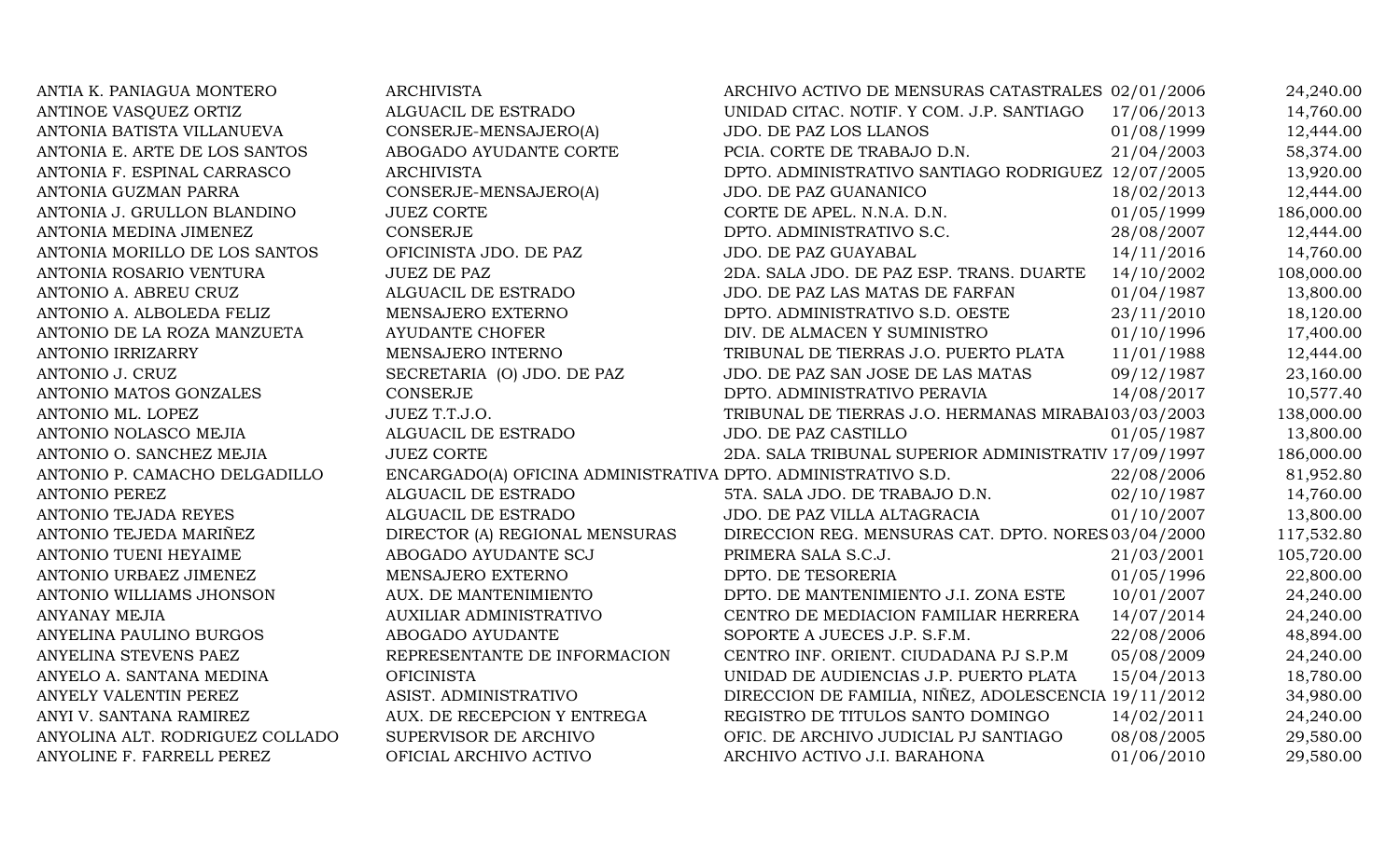| | | | | |
|---|---|---|---|---|
| ANTIA K. PANIAGUA MONTERO | ARCHIVISTA | ARCHIVO ACTIVO DE MENSURAS CATASTRALES | 02/01/2006 | 24,240.00 |
| ANTINOE VASQUEZ ORTIZ | ALGUACIL DE ESTRADO | UNIDAD CITAC. NOTIF. Y COM. J.P. SANTIAGO | 17/06/2013 | 14,760.00 |
| ANTONIA BATISTA VILLANUEVA | CONSERJE-MENSAJERO(A) | JDO. DE PAZ LOS LLANOS | 01/08/1999 | 12,444.00 |
| ANTONIA E. ARTE DE LOS SANTOS | ABOGADO AYUDANTE CORTE | PCIA. CORTE DE TRABAJO D.N. | 21/04/2003 | 58,374.00 |
| ANTONIA F. ESPINAL CARRASCO | ARCHIVISTA | DPTO. ADMINISTRATIVO SANTIAGO RODRIGUEZ | 12/07/2005 | 13,920.00 |
| ANTONIA GUZMAN PARRA | CONSERJE-MENSAJERO(A) | JDO. DE PAZ GUANANICO | 18/02/2013 | 12,444.00 |
| ANTONIA J. GRULLON BLANDINO | JUEZ CORTE | CORTE DE APEL. N.N.A. D.N. | 01/05/1999 | 186,000.00 |
| ANTONIA MEDINA JIMENEZ | CONSERJE | DPTO. ADMINISTRATIVO S.C. | 28/08/2007 | 12,444.00 |
| ANTONIA MORILLO DE LOS SANTOS | OFICINISTA JDO. DE PAZ | JDO. DE PAZ GUAYABAL | 14/11/2016 | 14,760.00 |
| ANTONIA ROSARIO VENTURA | JUEZ DE PAZ | 2DA. SALA JDO. DE PAZ ESP. TRANS. DUARTE | 14/10/2002 | 108,000.00 |
| ANTONIO A. ABREU CRUZ | ALGUACIL DE ESTRADO | JDO. DE PAZ LAS MATAS DE FARFAN | 01/04/1987 | 13,800.00 |
| ANTONIO A. ALBOLEDA FELIZ | MENSAJERO EXTERNO | DPTO. ADMINISTRATIVO S.D. OESTE | 23/11/2010 | 18,120.00 |
| ANTONIO DE LA ROZA MANZUETA | AYUDANTE CHOFER | DIV. DE ALMACEN Y SUMINISTRO | 01/10/1996 | 17,400.00 |
| ANTONIO IRRIZARRY | MENSAJERO INTERNO | TRIBUNAL DE TIERRAS J.O. PUERTO PLATA | 11/01/1988 | 12,444.00 |
| ANTONIO J. CRUZ | SECRETARIA (O) JDO. DE PAZ | JDO. DE PAZ SAN JOSE DE LAS MATAS | 09/12/1987 | 23,160.00 |
| ANTONIO MATOS GONZALES | CONSERJE | DPTO. ADMINISTRATIVO PERAVIA | 14/08/2017 | 10,577.40 |
| ANTONIO ML. LOPEZ | JUEZ T.T.J.O. | TRIBUNAL DE TIERRAS J.O. HERMANAS MIRABAI | 03/03/2003 | 138,000.00 |
| ANTONIO NOLASCO MEJIA | ALGUACIL DE ESTRADO | JDO. DE PAZ CASTILLO | 01/05/1987 | 13,800.00 |
| ANTONIO O. SANCHEZ MEJIA | JUEZ CORTE | 2DA. SALA TRIBUNAL SUPERIOR ADMINISTRATIV | 17/09/1997 | 186,000.00 |
| ANTONIO P. CAMACHO DELGADILLO | ENCARGADO(A) OFICINA ADMINISTRATIVA | DPTO. ADMINISTRATIVO S.D. | 22/08/2006 | 81,952.80 |
| ANTONIO PEREZ | ALGUACIL DE ESTRADO | 5TA. SALA JDO. DE TRABAJO D.N. | 02/10/1987 | 14,760.00 |
| ANTONIO TEJADA REYES | ALGUACIL DE ESTRADO | JDO. DE PAZ VILLA ALTAGRACIA | 01/10/2007 | 13,800.00 |
| ANTONIO TEJEDA MARIÑEZ | DIRECTOR (A) REGIONAL MENSURAS | DIRECCION REG. MENSURAS CAT. DPTO. NORES | 03/04/2000 | 117,532.80 |
| ANTONIO TUENI HEYAIME | ABOGADO AYUDANTE SCJ | PRIMERA SALA S.C.J. | 21/03/2001 | 105,720.00 |
| ANTONIO URBAEZ JIMENEZ | MENSAJERO EXTERNO | DPTO. DE TESORERIA | 01/05/1996 | 22,800.00 |
| ANTONIO WILLIAMS JHONSON | AUX. DE MANTENIMIENTO | DPTO. DE MANTENIMIENTO J.I. ZONA ESTE | 10/01/2007 | 24,240.00 |
| ANYANAY MEJIA | AUXILIAR ADMINISTRATIVO | CENTRO DE MEDIACION FAMILIAR HERRERA | 14/07/2014 | 24,240.00 |
| ANYELINA PAULINO BURGOS | ABOGADO AYUDANTE | SOPORTE A JUECES J.P. S.F.M. | 22/08/2006 | 48,894.00 |
| ANYELINA STEVENS PAEZ | REPRESENTANTE DE INFORMACION | CENTRO INF. ORIENT. CIUDADANA PJ S.P.M | 05/08/2009 | 24,240.00 |
| ANYELO A. SANTANA MEDINA | OFICINISTA | UNIDAD DE AUDIENCIAS J.P. PUERTO PLATA | 15/04/2013 | 18,780.00 |
| ANYELY VALENTIN PEREZ | ASIST. ADMINISTRATIVO | DIRECCION DE FAMILIA, NIÑEZ, ADOLESCENCIA | 19/11/2012 | 34,980.00 |
| ANYI V. SANTANA RAMIREZ | AUX. DE RECEPCION Y ENTREGA | REGISTRO DE TITULOS SANTO DOMINGO | 14/02/2011 | 24,240.00 |
| ANYOLINA ALT. RODRIGUEZ COLLADO | SUPERVISOR DE ARCHIVO | OFIC. DE ARCHIVO JUDICIAL PJ SANTIAGO | 08/08/2005 | 29,580.00 |
| ANYOLINE F. FARRELL PEREZ | OFICIAL ARCHIVO ACTIVO | ARCHIVO ACTIVO J.I. BARAHONA | 01/06/2010 | 29,580.00 |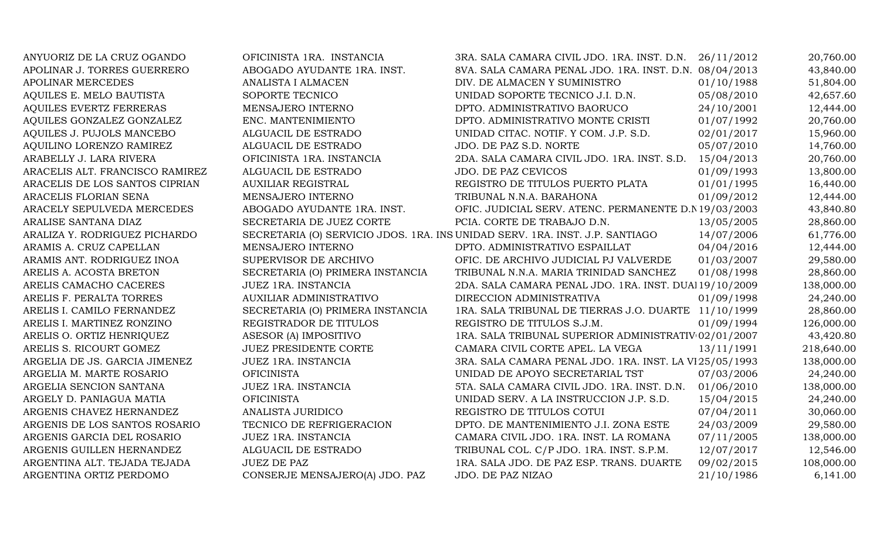| | | | | |
|---|---|---|---|---|
| ANYUORIZ DE LA CRUZ OGANDO | OFICINISTA 1RA. INSTANCIA | 3RA. SALA CAMARA CIVIL JDO. 1RA. INST. D.N. | 26/11/2012 | 20,760.00 |
| APOLINAR J. TORRES GUERRERO | ABOGADO AYUDANTE 1RA. INST. | 8VA. SALA CAMARA PENAL JDO. 1RA. INST. D.N. | 08/04/2013 | 43,840.00 |
| APOLINAR MERCEDES | ANALISTA I ALMACEN | DIV. DE ALMACEN Y SUMINISTRO | 01/10/1988 | 51,804.00 |
| AQUILES E. MELO BAUTISTA | SOPORTE TECNICO | UNIDAD SOPORTE TECNICO J.I. D.N. | 05/08/2010 | 42,657.60 |
| AQUILES EVERTZ FERRERAS | MENSAJERO INTERNO | DPTO. ADMINISTRATIVO BAORUCO | 24/10/2001 | 12,444.00 |
| AQUILES GONZALEZ GONZALEZ | ENC. MANTENIMIENTO | DPTO. ADMINISTRATIVO MONTE CRISTI | 01/07/1992 | 20,760.00 |
| AQUILES J. PUJOLS MANCEBO | ALGUACIL DE ESTRADO | UNIDAD CITAC. NOTIF. Y COM. J.P. S.D. | 02/01/2017 | 15,960.00 |
| AQUILINO LORENZO RAMIREZ | ALGUACIL DE ESTRADO | JDO. DE PAZ S.D. NORTE | 05/07/2010 | 14,760.00 |
| ARABELLY J. LARA RIVERA | OFICINISTA 1RA. INSTANCIA | 2DA. SALA CAMARA CIVIL JDO. 1RA. INST. S.D. | 15/04/2013 | 20,760.00 |
| ARACELIS ALT. FRANCISCO RAMIREZ | ALGUACIL DE ESTRADO | JDO. DE PAZ CEVICOS | 01/09/1993 | 13,800.00 |
| ARACELIS DE LOS SANTOS CIPRIAN | AUXILIAR REGISTRAL | REGISTRO DE TITULOS PUERTO PLATA | 01/01/1995 | 16,440.00 |
| ARACELIS FLORIAN SENA | MENSAJERO INTERNO | TRIBUNAL N.N.A. BARAHONA | 01/09/2012 | 12,444.00 |
| ARACELY SEPULVEDA MERCEDES | ABOGADO AYUDANTE 1RA. INST. | OFIC. JUDICIAL SERV. ATENC. PERMANENTE D.N | 19/03/2003 | 43,840.80 |
| ARALISE SANTANA DIAZ | SECRETARIA DE JUEZ CORTE | PCIA. CORTE DE TRABAJO D.N. | 13/05/2005 | 28,860.00 |
| ARALIZA Y. RODRIGUEZ PICHARDO | SECRETARIA (O) SERVICIO JDOS. 1RA. INS | UNIDAD SERV. 1RA. INST. J.P. SANTIAGO | 14/07/2006 | 61,776.00 |
| ARAMIS A. CRUZ CAPELLAN | MENSAJERO INTERNO | DPTO. ADMINISTRATIVO ESPAILLAT | 04/04/2016 | 12,444.00 |
| ARAMIS ANT. RODRIGUEZ INOA | SUPERVISOR DE ARCHIVO | OFIC. DE ARCHIVO JUDICIAL PJ VALVERDE | 01/03/2007 | 29,580.00 |
| ARELIS A. ACOSTA BRETON | SECRETARIA (O) PRIMERA INSTANCIA | TRIBUNAL N.N.A. MARIA TRINIDAD SANCHEZ | 01/08/1998 | 28,860.00 |
| ARELIS CAMACHO CACERES | JUEZ 1RA. INSTANCIA | 2DA. SALA CAMARA PENAL JDO. 1RA. INST. DUAI | 19/10/2009 | 138,000.00 |
| ARELIS F. PERALTA TORRES | AUXILIAR ADMINISTRATIVO | DIRECCION ADMINISTRATIVA | 01/09/1998 | 24,240.00 |
| ARELIS I. CAMILO FERNANDEZ | SECRETARIA (O) PRIMERA INSTANCIA | 1RA. SALA TRIBUNAL DE TIERRAS J.O. DUARTE | 11/10/1999 | 28,860.00 |
| ARELIS I. MARTINEZ RONZINO | REGISTRADOR DE TITULOS | REGISTRO DE TITULOS S.J.M. | 01/09/1994 | 126,000.00 |
| ARELIS O. ORTIZ HENRIQUEZ | ASESOR (A) IMPOSITIVO | 1RA. SALA TRIBUNAL SUPERIOR ADMINISTRATIV | 02/01/2007 | 43,420.80 |
| ARELIS S. RICOURT GOMEZ | JUEZ PRESIDENTE CORTE | CAMARA CIVIL CORTE APEL. LA VEGA | 13/11/1991 | 218,640.00 |
| ARGELIA DE JS. GARCIA JIMENEZ | JUEZ 1RA. INSTANCIA | 3RA. SALA CAMARA PENAL JDO. 1RA. INST. LA VI | 25/05/1993 | 138,000.00 |
| ARGELIA M. MARTE ROSARIO | OFICINISTA | UNIDAD DE APOYO SECRETARIAL TST | 07/03/2006 | 24,240.00 |
| ARGELIA SENCION SANTANA | JUEZ 1RA. INSTANCIA | 5TA. SALA CAMARA CIVIL JDO. 1RA. INST. D.N. | 01/06/2010 | 138,000.00 |
| ARGELY D. PANIAGUA MATIA | OFICINISTA | UNIDAD SERV. A LA INSTRUCCION J.P. S.D. | 15/04/2015 | 24,240.00 |
| ARGENIS CHAVEZ HERNANDEZ | ANALISTA JURIDICO | REGISTRO DE TITULOS COTUI | 07/04/2011 | 30,060.00 |
| ARGENIS DE LOS SANTOS ROSARIO | TECNICO DE REFRIGERACION | DPTO. DE MANTENIMIENTO J.I. ZONA ESTE | 24/03/2009 | 29,580.00 |
| ARGENIS GARCIA DEL ROSARIO | JUEZ 1RA. INSTANCIA | CAMARA CIVIL JDO. 1RA. INST. LA ROMANA | 07/11/2005 | 138,000.00 |
| ARGENIS GUILLEN HERNANDEZ | ALGUACIL DE ESTRADO | TRIBUNAL COL. C/P JDO. 1RA. INST. S.P.M. | 12/07/2017 | 12,546.00 |
| ARGENTINA ALT. TEJADA TEJADA | JUEZ DE PAZ | 1RA. SALA JDO. DE PAZ ESP. TRANS. DUARTE | 09/02/2015 | 108,000.00 |
| ARGENTINA ORTIZ PERDOMO | CONSERJE MENSAJERO(A) JDO. PAZ | JDO. DE PAZ NIZAO | 21/10/1986 | 6,141.00 |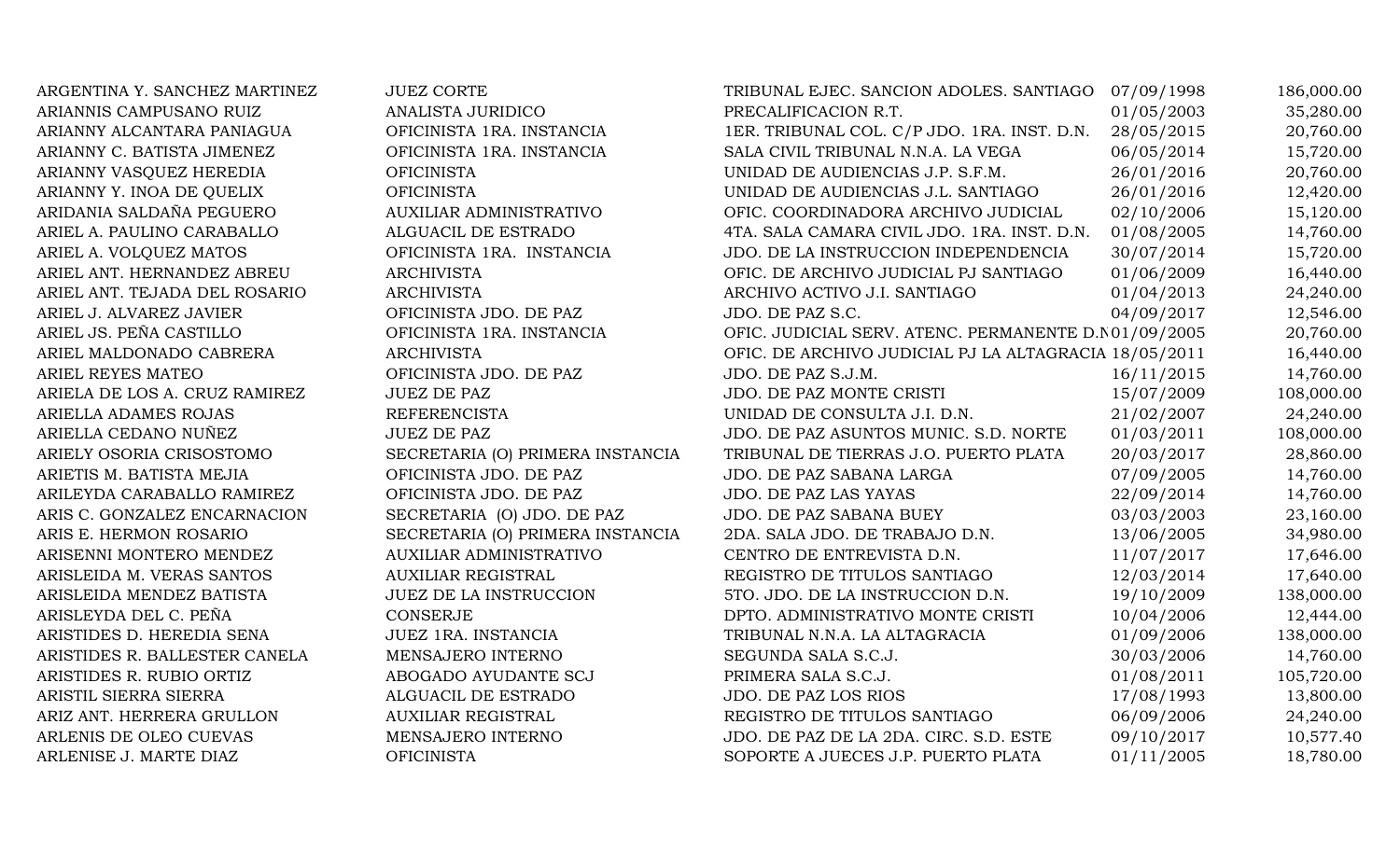| | | | | |
|---|---|---|---|---|
| ARGENTINA Y. SANCHEZ MARTINEZ | JUEZ CORTE | TRIBUNAL EJEC. SANCION ADOLES. SANTIAGO | 07/09/1998 | 186,000.00 |
| ARIANNIS CAMPUSANO RUIZ | ANALISTA JURIDICO | PRECALIFICACION R.T. | 01/05/2003 | 35,280.00 |
| ARIANNY ALCANTARA PANIAGUA | OFICINISTA 1RA. INSTANCIA | 1ER. TRIBUNAL COL. C/P JDO. 1RA. INST. D.N. | 28/05/2015 | 20,760.00 |
| ARIANNY C. BATISTA JIMENEZ | OFICINISTA 1RA. INSTANCIA | SALA CIVIL TRIBUNAL N.N.A. LA VEGA | 06/05/2014 | 15,720.00 |
| ARIANNY VASQUEZ HEREDIA | OFICINISTA | UNIDAD DE AUDIENCIAS J.P. S.F.M. | 26/01/2016 | 20,760.00 |
| ARIANNY Y. INOA DE QUELIX | OFICINISTA | UNIDAD DE AUDIENCIAS J.L. SANTIAGO | 26/01/2016 | 12,420.00 |
| ARIDANIA SALDAÑA PEGUERO | AUXILIAR ADMINISTRATIVO | OFIC. COORDINADORA ARCHIVO JUDICIAL | 02/10/2006 | 15,120.00 |
| ARIEL A. PAULINO CARABALLO | ALGUACIL DE ESTRADO | 4TA. SALA CAMARA CIVIL JDO. 1RA. INST. D.N. | 01/08/2005 | 14,760.00 |
| ARIEL A. VOLQUEZ MATOS | OFICINISTA 1RA. INSTANCIA | JDO. DE LA INSTRUCCION INDEPENDENCIA | 30/07/2014 | 15,720.00 |
| ARIEL ANT. HERNANDEZ ABREU | ARCHIVISTA | OFIC. DE ARCHIVO JUDICIAL PJ SANTIAGO | 01/06/2009 | 16,440.00 |
| ARIEL ANT. TEJADA DEL ROSARIO | ARCHIVISTA | ARCHIVO ACTIVO J.I. SANTIAGO | 01/04/2013 | 24,240.00 |
| ARIEL J. ALVAREZ JAVIER | OFICINISTA JDO. DE PAZ | JDO. DE PAZ S.C. | 04/09/2017 | 12,546.00 |
| ARIEL JS. PEÑA CASTILLO | OFICINISTA 1RA. INSTANCIA | OFIC. JUDICIAL SERV. ATENC. PERMANENTE D.N | 01/09/2005 | 20,760.00 |
| ARIEL MALDONADO CABRERA | ARCHIVISTA | OFIC. DE ARCHIVO JUDICIAL PJ LA ALTAGRACIA | 18/05/2011 | 16,440.00 |
| ARIEL REYES MATEO | OFICINISTA JDO. DE PAZ | JDO. DE PAZ S.J.M. | 16/11/2015 | 14,760.00 |
| ARIELA DE LOS A. CRUZ RAMIREZ | JUEZ DE PAZ | JDO. DE PAZ MONTE CRISTI | 15/07/2009 | 108,000.00 |
| ARIELLA ADAMES ROJAS | REFERENCISTA | UNIDAD DE CONSULTA J.I. D.N. | 21/02/2007 | 24,240.00 |
| ARIELLA CEDANO NUÑEZ | JUEZ DE PAZ | JDO. DE PAZ ASUNTOS MUNIC. S.D. NORTE | 01/03/2011 | 108,000.00 |
| ARIELY OSORIA CRISOSTOMO | SECRETARIA (O) PRIMERA INSTANCIA | TRIBUNAL DE TIERRAS J.O. PUERTO PLATA | 20/03/2017 | 28,860.00 |
| ARIETIS M. BATISTA MEJIA | OFICINISTA JDO. DE PAZ | JDO. DE PAZ SABANA LARGA | 07/09/2005 | 14,760.00 |
| ARILEYDA CARABALLO RAMIREZ | OFICINISTA JDO. DE PAZ | JDO. DE PAZ LAS YAYAS | 22/09/2014 | 14,760.00 |
| ARIS C. GONZALEZ ENCARNACION | SECRETARIA (O) JDO. DE PAZ | JDO. DE PAZ SABANA BUEY | 03/03/2003 | 23,160.00 |
| ARIS E. HERMON ROSARIO | SECRETARIA (O) PRIMERA INSTANCIA | 2DA. SALA JDO. DE TRABAJO D.N. | 13/06/2005 | 34,980.00 |
| ARISENNI MONTERO MENDEZ | AUXILIAR ADMINISTRATIVO | CENTRO DE ENTREVISTA D.N. | 11/07/2017 | 17,646.00 |
| ARISLEIDA M. VERAS SANTOS | AUXILIAR REGISTRAL | REGISTRO DE TITULOS SANTIAGO | 12/03/2014 | 17,640.00 |
| ARISLEIDA MENDEZ BATISTA | JUEZ DE LA INSTRUCCION | 5TO. JDO. DE LA INSTRUCCION D.N. | 19/10/2009 | 138,000.00 |
| ARISLEYDA DEL C. PEÑA | CONSERJE | DPTO. ADMINISTRATIVO MONTE CRISTI | 10/04/2006 | 12,444.00 |
| ARISTIDES D. HEREDIA SENA | JUEZ 1RA. INSTANCIA | TRIBUNAL N.N.A. LA ALTAGRACIA | 01/09/2006 | 138,000.00 |
| ARISTIDES R. BALLESTER CANELA | MENSAJERO INTERNO | SEGUNDA SALA S.C.J. | 30/03/2006 | 14,760.00 |
| ARISTIDES R. RUBIO ORTIZ | ABOGADO AYUDANTE SCJ | PRIMERA SALA S.C.J. | 01/08/2011 | 105,720.00 |
| ARISTIL SIERRA SIERRA | ALGUACIL DE ESTRADO | JDO. DE PAZ LOS RIOS | 17/08/1993 | 13,800.00 |
| ARIZ ANT. HERRERA GRULLON | AUXILIAR REGISTRAL | REGISTRO DE TITULOS SANTIAGO | 06/09/2006 | 24,240.00 |
| ARLENIS DE OLEO CUEVAS | MENSAJERO INTERNO | JDO. DE PAZ DE LA 2DA. CIRC. S.D. ESTE | 09/10/2017 | 10,577.40 |
| ARLENISE J. MARTE DIAZ | OFICINISTA | SOPORTE A JUECES J.P. PUERTO PLATA | 01/11/2005 | 18,780.00 |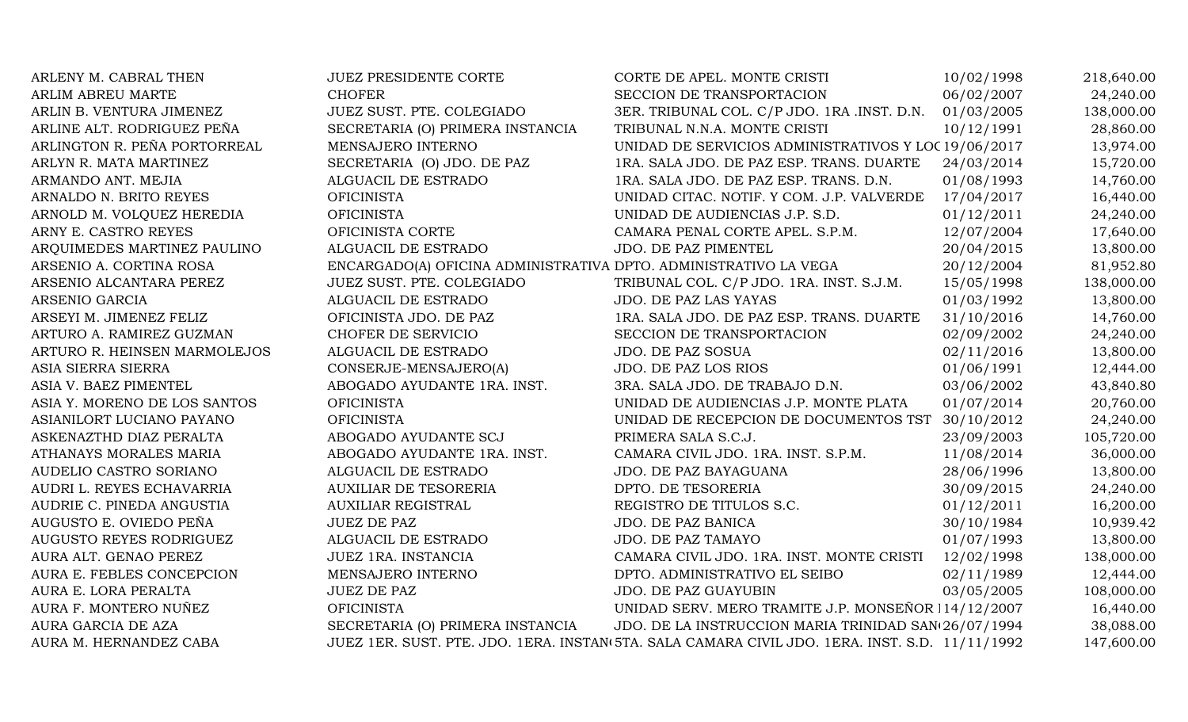| | | | | |
|---|---|---|---|---|
| ARLENY M. CABRAL THEN | JUEZ PRESIDENTE CORTE | CORTE DE APEL. MONTE CRISTI | 10/02/1998 | 218,640.00 |
| ARLIM ABREU MARTE | CHOFER | SECCION DE TRANSPORTACION | 06/02/2007 | 24,240.00 |
| ARLIN B. VENTURA JIMENEZ | JUEZ SUST. PTE. COLEGIADO | 3ER. TRIBUNAL COL. C/P JDO. 1RA .INST. D.N. | 01/03/2005 | 138,000.00 |
| ARLINE ALT. RODRIGUEZ PEÑA | SECRETARIA (O) PRIMERA INSTANCIA | TRIBUNAL N.N.A. MONTE CRISTI | 10/12/1991 | 28,860.00 |
| ARLINGTON R. PEÑA PORTORREAL | MENSAJERO INTERNO | UNIDAD DE SERVICIOS ADMINISTRATIVOS Y LOC | 19/06/2017 | 13,974.00 |
| ARLYN R. MATA MARTINEZ | SECRETARIA (O) JDO. DE PAZ | 1RA. SALA JDO. DE PAZ ESP. TRANS. DUARTE | 24/03/2014 | 15,720.00 |
| ARMANDO ANT. MEJIA | ALGUACIL DE ESTRADO | 1RA. SALA JDO. DE PAZ ESP. TRANS. D.N. | 01/08/1993 | 14,760.00 |
| ARNALDO N. BRITO REYES | OFICINISTA | UNIDAD CITAC. NOTIF. Y COM. J.P. VALVERDE | 17/04/2017 | 16,440.00 |
| ARNOLD M. VOLQUEZ HEREDIA | OFICINISTA | UNIDAD DE AUDIENCIAS J.P. S.D. | 01/12/2011 | 24,240.00 |
| ARNY E. CASTRO REYES | OFICINISTA CORTE | CAMARA PENAL CORTE APEL. S.P.M. | 12/07/2004 | 17,640.00 |
| ARQUIMEDES MARTINEZ PAULINO | ALGUACIL DE ESTRADO | JDO. DE PAZ PIMENTEL | 20/04/2015 | 13,800.00 |
| ARSENIO A. CORTINA ROSA | ENCARGADO(A) OFICINA ADMINISTRATIVA | DPTO. ADMINISTRATIVO LA VEGA | 20/12/2004 | 81,952.80 |
| ARSENIO ALCANTARA PEREZ | JUEZ SUST. PTE. COLEGIADO | TRIBUNAL COL. C/P JDO. 1RA. INST. S.J.M. | 15/05/1998 | 138,000.00 |
| ARSENIO GARCIA | ALGUACIL DE ESTRADO | JDO. DE PAZ LAS YAYAS | 01/03/1992 | 13,800.00 |
| ARSEYI M. JIMENEZ FELIZ | OFICINISTA JDO. DE PAZ | 1RA. SALA JDO. DE PAZ ESP. TRANS. DUARTE | 31/10/2016 | 14,760.00 |
| ARTURO A. RAMIREZ GUZMAN | CHOFER DE SERVICIO | SECCION DE TRANSPORTACION | 02/09/2002 | 24,240.00 |
| ARTURO R. HEINSEN MARMOLEJOS | ALGUACIL DE ESTRADO | JDO. DE PAZ SOSUA | 02/11/2016 | 13,800.00 |
| ASIA SIERRA SIERRA | CONSERJE-MENSAJERO(A) | JDO. DE PAZ LOS RIOS | 01/06/1991 | 12,444.00 |
| ASIA V. BAEZ PIMENTEL | ABOGADO AYUDANTE 1RA. INST. | 3RA. SALA JDO. DE TRABAJO D.N. | 03/06/2002 | 43,840.80 |
| ASIA Y. MORENO DE LOS SANTOS | OFICINISTA | UNIDAD DE AUDIENCIAS J.P. MONTE PLATA | 01/07/2014 | 20,760.00 |
| ASIANILORT LUCIANO PAYANO | OFICINISTA | UNIDAD DE RECEPCION DE DOCUMENTOS TST | 30/10/2012 | 24,240.00 |
| ASKENAZTHD DIAZ PERALTA | ABOGADO AYUDANTE SCJ | PRIMERA SALA S.C.J. | 23/09/2003 | 105,720.00 |
| ATHANAYS MORALES MARIA | ABOGADO AYUDANTE 1RA. INST. | CAMARA CIVIL JDO. 1RA. INST. S.P.M. | 11/08/2014 | 36,000.00 |
| AUDELIO CASTRO SORIANO | ALGUACIL DE ESTRADO | JDO. DE PAZ BAYAGUANA | 28/06/1996 | 13,800.00 |
| AUDRI L. REYES ECHAVARRIA | AUXILIAR DE TESORERIA | DPTO. DE TESORERIA | 30/09/2015 | 24,240.00 |
| AUDRIE C. PINEDA ANGUSTIA | AUXILIAR REGISTRAL | REGISTRO DE TITULOS S.C. | 01/12/2011 | 16,200.00 |
| AUGUSTO E. OVIEDO PEÑA | JUEZ DE PAZ | JDO. DE PAZ BANICA | 30/10/1984 | 10,939.42 |
| AUGUSTO REYES RODRIGUEZ | ALGUACIL DE ESTRADO | JDO. DE PAZ TAMAYO | 01/07/1993 | 13,800.00 |
| AURA ALT. GENAO PEREZ | JUEZ 1RA. INSTANCIA | CAMARA CIVIL JDO. 1RA. INST. MONTE CRISTI | 12/02/1998 | 138,000.00 |
| AURA E. FEBLES CONCEPCION | MENSAJERO INTERNO | DPTO. ADMINISTRATIVO EL SEIBO | 02/11/1989 | 12,444.00 |
| AURA E. LORA PERALTA | JUEZ DE PAZ | JDO. DE PAZ GUAYUBIN | 03/05/2005 | 108,000.00 |
| AURA F. MONTERO NUÑEZ | OFICINISTA | UNIDAD SERV. MERO TRAMITE J.P. MONSEÑOR | 14/12/2007 | 16,440.00 |
| AURA GARCIA DE AZA | SECRETARIA (O) PRIMERA INSTANCIA | JDO. DE LA INSTRUCCION MARIA TRINIDAD SAN | 26/07/1994 | 38,088.00 |
| AURA M. HERNANDEZ CABA | JUEZ 1ER. SUST. PTE. JDO. 1ERA. INSTAN | 5TA. SALA CAMARA CIVIL JDO. 1ERA. INST. S.D. | 11/11/1992 | 147,600.00 |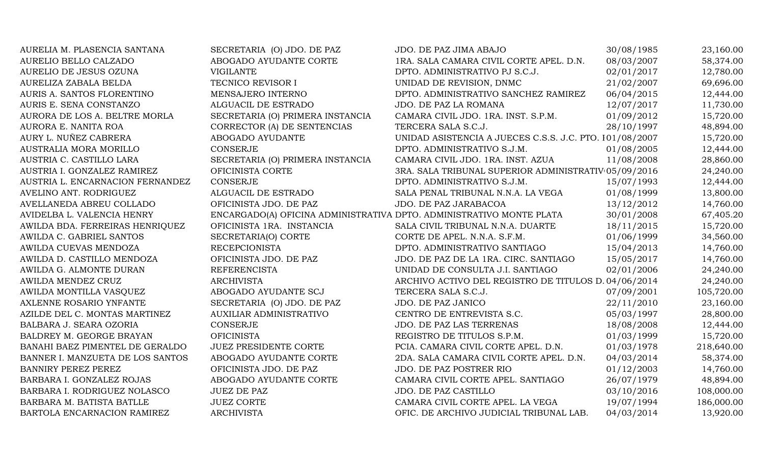| | | | | |
|---|---|---|---|---|
| AURELIA M. PLASENCIA SANTANA | SECRETARIA (O) JDO. DE PAZ | JDO. DE PAZ JIMA ABAJO | 30/08/1985 | 23,160.00 |
| AURELIO BELLO CALZADO | ABOGADO AYUDANTE CORTE | 1RA. SALA CAMARA CIVIL CORTE APEL. D.N. | 08/03/2007 | 58,374.00 |
| AURELIO DE JESUS OZUNA | VIGILANTE | DPTO. ADMINISTRATIVO PJ S.C.J. | 02/01/2017 | 12,780.00 |
| AURELIZA ZABALA BELDA | TECNICO REVISOR I | UNIDAD DE REVISION, DNMC | 21/02/2007 | 69,696.00 |
| AURIS A. SANTOS FLORENTINO | MENSAJERO INTERNO | DPTO. ADMINISTRATIVO SANCHEZ RAMIREZ | 06/04/2015 | 12,444.00 |
| AURIS E. SENA CONSTANZO | ALGUACIL DE ESTRADO | JDO. DE PAZ LA ROMANA | 12/07/2017 | 11,730.00 |
| AURORA DE LOS A. BELTRE MORLA | SECRETARIA (O) PRIMERA INSTANCIA | CAMARA CIVIL JDO. 1RA. INST. S.P.M. | 01/09/2012 | 15,720.00 |
| AURORA E. NANITA ROA | CORRECTOR (A) DE SENTENCIAS | TERCERA SALA S.C.J. | 28/10/1997 | 48,894.00 |
| AURY L. NUÑEZ CABRERA | ABOGADO AYUDANTE | UNIDAD ASISTENCIA A JUECES C.S.S. J.C. PTO. I | 01/08/2007 | 15,720.00 |
| AUSTRALIA MORA MORILLO | CONSERJE | DPTO. ADMINISTRATIVO S.J.M. | 01/08/2005 | 12,444.00 |
| AUSTRIA C. CASTILLO LARA | SECRETARIA (O) PRIMERA INSTANCIA | CAMARA CIVIL JDO. 1RA. INST. AZUA | 11/08/2008 | 28,860.00 |
| AUSTRIA I. GONZALEZ RAMIREZ | OFICINISTA CORTE | 3RA. SALA TRIBUNAL SUPERIOR ADMINISTRATIV | 05/09/2016 | 24,240.00 |
| AUSTRIA L. ENCARNACION FERNANDEZ | CONSERJE | DPTO. ADMINISTRATIVO S.J.M. | 15/07/1993 | 12,444.00 |
| AVELINO ANT. RODRIGUEZ | ALGUACIL DE ESTRADO | SALA PENAL TRIBUNAL N.N.A. LA VEGA | 01/08/1999 | 13,800.00 |
| AVELLANEDA ABREU COLLADO | OFICINISTA JDO. DE PAZ | JDO. DE PAZ JARABACOA | 13/12/2012 | 14,760.00 |
| AVIDELBA L. VALENCIA HENRY | ENCARGADO(A) OFICINA ADMINISTRATIVA | DPTO. ADMINISTRATIVO MONTE PLATA | 30/01/2008 | 67,405.20 |
| AWILDA BDA. FERREIRAS HENRIQUEZ | OFICINISTA 1RA. INSTANCIA | SALA CIVIL TRIBUNAL N.N.A. DUARTE | 18/11/2015 | 15,720.00 |
| AWILDA C. GABRIEL SANTOS | SECRETARIA(O) CORTE | CORTE DE APEL. N.N.A. S.F.M. | 01/06/1999 | 34,560.00 |
| AWILDA CUEVAS MENDOZA | RECEPCIONISTA | DPTO. ADMINISTRATIVO SANTIAGO | 15/04/2013 | 14,760.00 |
| AWILDA D. CASTILLO MENDOZA | OFICINISTA JDO. DE PAZ | JDO. DE PAZ DE LA 1RA. CIRC. SANTIAGO | 15/05/2017 | 14,760.00 |
| AWILDA G. ALMONTE DURAN | REFERENCISTA | UNIDAD DE CONSULTA J.I. SANTIAGO | 02/01/2006 | 24,240.00 |
| AWILDA MENDEZ CRUZ | ARCHIVISTA | ARCHIVO ACTIVO DEL REGISTRO DE TITULOS D. | 04/06/2014 | 24,240.00 |
| AWILDA MONTILLA VASQUEZ | ABOGADO AYUDANTE SCJ | TERCERA SALA S.C.J. | 07/09/2001 | 105,720.00 |
| AXLENNE ROSARIO YNFANTE | SECRETARIA (O) JDO. DE PAZ | JDO. DE PAZ JANICO | 22/11/2010 | 23,160.00 |
| AZILDE DEL C. MONTAS MARTINEZ | AUXILIAR ADMINISTRATIVO | CENTRO DE ENTREVISTA S.C. | 05/03/1997 | 28,800.00 |
| BALBARA J. SEARA OZORIA | CONSERJE | JDO. DE PAZ LAS TERRENAS | 18/08/2008 | 12,444.00 |
| BALDREY M. GEORGE BRAYAN | OFICINISTA | REGISTRO DE TITULOS S.P.M. | 01/03/1999 | 15,720.00 |
| BANAHI BAEZ PIMENTEL DE GERALDO | JUEZ PRESIDENTE CORTE | PCIA. CAMARA CIVIL CORTE APEL. D.N. | 01/03/1978 | 218,640.00 |
| BANNER I. MANZUETA DE LOS SANTOS | ABOGADO AYUDANTE CORTE | 2DA. SALA CAMARA CIVIL CORTE APEL. D.N. | 04/03/2014 | 58,374.00 |
| BANNIRY PEREZ PEREZ | OFICINISTA JDO. DE PAZ | JDO. DE PAZ POSTRER RIO | 01/12/2003 | 14,760.00 |
| BARBARA I. GONZALEZ ROJAS | ABOGADO AYUDANTE CORTE | CAMARA CIVIL CORTE APEL. SANTIAGO | 26/07/1979 | 48,894.00 |
| BARBARA I. RODRIGUEZ NOLASCO | JUEZ DE PAZ | JDO. DE PAZ CASTILLO | 03/10/2016 | 108,000.00 |
| BARBARA M. BATISTA BATLLE | JUEZ CORTE | CAMARA CIVIL CORTE APEL. LA VEGA | 19/07/1994 | 186,000.00 |
| BARTOLA ENCARNACION RAMIREZ | ARCHIVISTA | OFIC. DE ARCHIVO JUDICIAL TRIBUNAL LAB. | 04/03/2014 | 13,920.00 |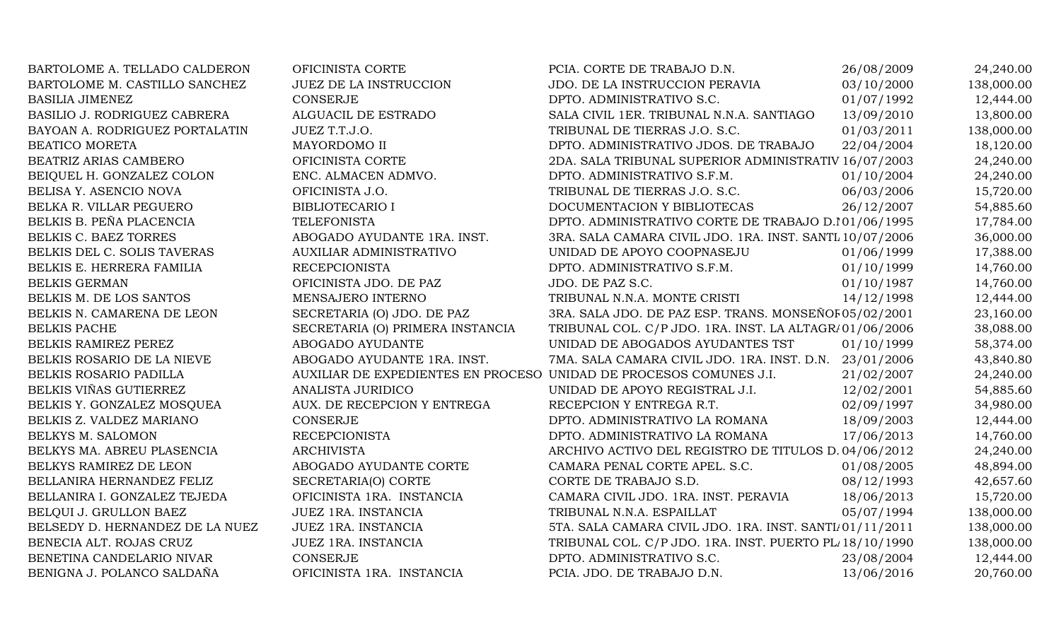| | | | | |
|---|---|---|---|---|
| BARTOLOME A. TELLADO CALDERON | OFICINISTA CORTE | PCIA. CORTE DE TRABAJO D.N. | 26/08/2009 | 24,240.00 |
| BARTOLOME M. CASTILLO SANCHEZ | JUEZ DE LA INSTRUCCION | JDO. DE LA INSTRUCCION PERAVIA | 03/10/2000 | 138,000.00 |
| BASILIA JIMENEZ | CONSERJE | DPTO. ADMINISTRATIVO S.C. | 01/07/1992 | 12,444.00 |
| BASILIO J. RODRIGUEZ CABRERA | ALGUACIL DE ESTRADO | SALA CIVIL 1ER. TRIBUNAL N.N.A. SANTIAGO | 13/09/2010 | 13,800.00 |
| BAYOAN A. RODRIGUEZ PORTALATIN | JUEZ T.T.J.O. | TRIBUNAL DE TIERRAS J.O. S.C. | 01/03/2011 | 138,000.00 |
| BEATICO MORETA | MAYORDOMO II | DPTO. ADMINISTRATIVO JDOS. DE TRABAJO | 22/04/2004 | 18,120.00 |
| BEATRIZ ARIAS CAMBERO | OFICINISTA CORTE | 2DA. SALA TRIBUNAL SUPERIOR ADMINISTRATIV | 16/07/2003 | 24,240.00 |
| BEIQUEL H. GONZALEZ COLON | ENC. ALMACEN ADMVO. | DPTO. ADMINISTRATIVO S.F.M. | 01/10/2004 | 24,240.00 |
| BELISA Y. ASENCIO NOVA | OFICINISTA J.O. | TRIBUNAL DE TIERRAS J.O. S.C. | 06/03/2006 | 15,720.00 |
| BELKA R. VILLAR PEGUERO | BIBLIOTECARIO I | DOCUMENTACION Y BIBLIOTECAS | 26/12/2007 | 54,885.60 |
| BELKIS B. PEÑA PLACENCIA | TELEFONISTA | DPTO. ADMINISTRATIVO CORTE DE TRABAJO D.N | 01/06/1995 | 17,784.00 |
| BELKIS C. BAEZ TORRES | ABOGADO AYUDANTE 1RA. INST. | 3RA. SALA CAMARA CIVIL JDO. 1RA. INST. SANTI | 10/07/2006 | 36,000.00 |
| BELKIS DEL C. SOLIS TAVERAS | AUXILIAR ADMINISTRATIVO | UNIDAD DE APOYO COOPNASEJU | 01/06/1999 | 17,388.00 |
| BELKIS E. HERRERA FAMILIA | RECEPCIONISTA | DPTO. ADMINISTRATIVO S.F.M. | 01/10/1999 | 14,760.00 |
| BELKIS GERMAN | OFICINISTA JDO. DE PAZ | JDO. DE PAZ S.C. | 01/10/1987 | 14,760.00 |
| BELKIS M. DE LOS SANTOS | MENSAJERO INTERNO | TRIBUNAL N.N.A. MONTE CRISTI | 14/12/1998 | 12,444.00 |
| BELKIS N. CAMARENA DE LEON | SECRETARIA (O) JDO. DE PAZ | 3RA. SALA JDO. DE PAZ ESP. TRANS. MONSEÑOR | 05/02/2001 | 23,160.00 |
| BELKIS PACHE | SECRETARIA (O) PRIMERA INSTANCIA | TRIBUNAL COL. C/P JDO. 1RA. INST. LA ALTAGR | 01/06/2006 | 38,088.00 |
| BELKIS RAMIREZ PEREZ | ABOGADO AYUDANTE | UNIDAD DE ABOGADOS AYUDANTES TST | 01/10/1999 | 58,374.00 |
| BELKIS ROSARIO DE LA NIEVE | ABOGADO AYUDANTE 1RA. INST. | 7MA. SALA CAMARA CIVIL JDO. 1RA. INST. D.N. | 23/01/2006 | 43,840.80 |
| BELKIS ROSARIO PADILLA | AUXILIAR DE EXPEDIENTES EN PROCESO | UNIDAD DE PROCESOS COMUNES J.I. | 21/02/2007 | 24,240.00 |
| BELKIS VIÑAS GUTIERREZ | ANALISTA JURIDICO | UNIDAD DE APOYO REGISTRAL J.I. | 12/02/2001 | 54,885.60 |
| BELKIS Y. GONZALEZ MOSQUEA | AUX. DE RECEPCION Y ENTREGA | RECEPCION Y ENTREGA R.T. | 02/09/1997 | 34,980.00 |
| BELKIS Z. VALDEZ MARIANO | CONSERJE | DPTO. ADMINISTRATIVO LA ROMANA | 18/09/2003 | 12,444.00 |
| BELKYS M. SALOMON | RECEPCIONISTA | DPTO. ADMINISTRATIVO LA ROMANA | 17/06/2013 | 14,760.00 |
| BELKYS MA. ABREU PLASENCIA | ARCHIVISTA | ARCHIVO ACTIVO DEL REGISTRO DE TITULOS D. | 04/06/2012 | 24,240.00 |
| BELKYS RAMIREZ DE LEON | ABOGADO AYUDANTE CORTE | CAMARA PENAL CORTE APEL. S.C. | 01/08/2005 | 48,894.00 |
| BELLANIRA HERNANDEZ FELIZ | SECRETARIA(O) CORTE | CORTE DE TRABAJO S.D. | 08/12/1993 | 42,657.60 |
| BELLANIRA I. GONZALEZ TEJEDA | OFICINISTA 1RA. INSTANCIA | CAMARA CIVIL JDO. 1RA. INST. PERAVIA | 18/06/2013 | 15,720.00 |
| BELQUI J. GRULLON BAEZ | JUEZ 1RA. INSTANCIA | TRIBUNAL N.N.A. ESPAILLAT | 05/07/1994 | 138,000.00 |
| BELSEDY D. HERNANDEZ DE LA NUEZ | JUEZ 1RA. INSTANCIA | 5TA. SALA CAMARA CIVIL JDO. 1RA. INST. SANTI | 01/11/2011 | 138,000.00 |
| BENECIA ALT. ROJAS CRUZ | JUEZ 1RA. INSTANCIA | TRIBUNAL COL. C/P JDO. 1RA. INST. PUERTO PL | 18/10/1990 | 138,000.00 |
| BENETINA CANDELARIO NIVAR | CONSERJE | DPTO. ADMINISTRATIVO S.C. | 23/08/2004 | 12,444.00 |
| BENIGNA J. POLANCO SALDAÑA | OFICINISTA 1RA. INSTANCIA | PCIA. JDO. DE TRABAJO D.N. | 13/06/2016 | 20,760.00 |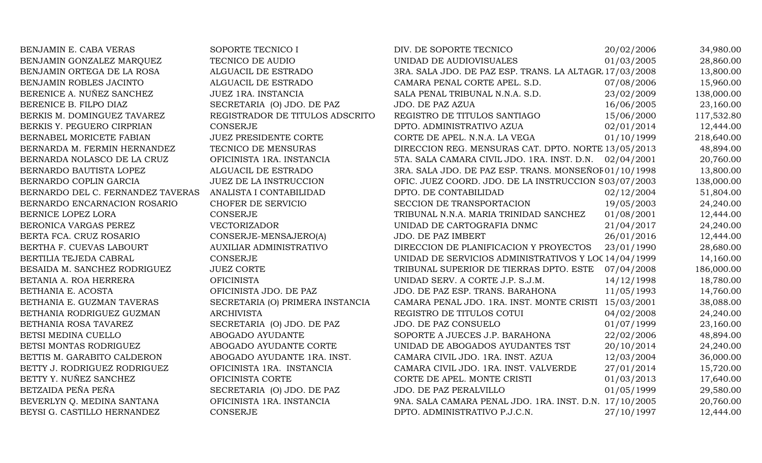| | | | | |
|---|---|---|---|---|
| BENJAMIN E. CABA VERAS | SOPORTE TECNICO I | DIV. DE SOPORTE TECNICO | 20/02/2006 | 34,980.00 |
| BENJAMIN GONZALEZ MARQUEZ | TECNICO DE AUDIO | UNIDAD DE AUDIOVISUALES | 01/03/2005 | 28,860.00 |
| BENJAMIN ORTEGA DE LA ROSA | ALGUACIL DE ESTRADO | 3RA. SALA JDO. DE PAZ ESP. TRANS. LA ALTAGR. | 17/03/2008 | 13,800.00 |
| BENJAMIN ROBLES JACINTO | ALGUACIL DE ESTRADO | CAMARA PENAL CORTE APEL. S.D. | 07/08/2006 | 15,960.00 |
| BERENICE A. NUÑEZ SANCHEZ | JUEZ 1RA. INSTANCIA | SALA PENAL TRIBUNAL N.N.A. S.D. | 23/02/2009 | 138,000.00 |
| BERENICE B. FILPO DIAZ | SECRETARIA (O) JDO. DE PAZ | JDO. DE PAZ AZUA | 16/06/2005 | 23,160.00 |
| BERKIS M. DOMINGUEZ TAVAREZ | REGISTRADOR DE TITULOS ADSCRITO | REGISTRO DE TITULOS SANTIAGO | 15/06/2000 | 117,532.80 |
| BERKIS Y. PEGUERO CIRPRIAN | CONSERJE | DPTO. ADMINISTRATIVO AZUA | 02/01/2014 | 12,444.00 |
| BERNABEL MORICETE FABIAN | JUEZ PRESIDENTE CORTE | CORTE DE APEL. N.N.A. LA VEGA | 01/10/1999 | 218,640.00 |
| BERNARDA M. FERMIN HERNANDEZ | TECNICO DE MENSURAS | DIRECCION REG. MENSURAS CAT. DPTO. NORTE | 13/05/2013 | 48,894.00 |
| BERNARDA NOLASCO DE LA CRUZ | OFICINISTA 1RA. INSTANCIA | 5TA. SALA CAMARA CIVIL JDO. 1RA. INST. D.N. | 02/04/2001 | 20,760.00 |
| BERNARDO BAUTISTA LOPEZ | ALGUACIL DE ESTRADO | 3RA. SALA JDO. DE PAZ ESP. TRANS. MONSEÑOF | 01/10/1998 | 13,800.00 |
| BERNARDO COPLIN GARCIA | JUEZ DE LA INSTRUCCION | OFIC. JUEZ COORD. JDO. DE LA INSTRUCCION S | 03/07/2003 | 138,000.00 |
| BERNARDO DEL C. FERNANDEZ TAVERAS | ANALISTA I CONTABILIDAD | DPTO. DE CONTABILIDAD | 02/12/2004 | 51,804.00 |
| BERNARDO ENCARNACION ROSARIO | CHOFER DE SERVICIO | SECCION DE TRANSPORTACION | 19/05/2003 | 24,240.00 |
| BERNICE LOPEZ LORA | CONSERJE | TRIBUNAL N.N.A. MARIA TRINIDAD SANCHEZ | 01/08/2001 | 12,444.00 |
| BERONICA VARGAS PEREZ | VECTORIZADOR | UNIDAD DE CARTOGRAFIA DNMC | 21/04/2017 | 24,240.00 |
| BERTA FCA. CRUZ ROSARIO | CONSERJE-MENSAJERO(A) | JDO. DE PAZ IMBERT | 26/01/2016 | 12,444.00 |
| BERTHA F. CUEVAS LABOURT | AUXILIAR ADMINISTRATIVO | DIRECCION DE PLANIFICACION Y PROYECTOS | 23/01/1990 | 28,680.00 |
| BERTILIA TEJEDA CABRAL | CONSERJE | UNIDAD DE SERVICIOS ADMINISTRATIVOS Y LOC | 14/04/1999 | 14,160.00 |
| BESAIDA M. SANCHEZ RODRIGUEZ | JUEZ CORTE | TRIBUNAL SUPERIOR DE TIERRAS DPTO. ESTE | 07/04/2008 | 186,000.00 |
| BETANIA A. ROA HERRERA | OFICINISTA | UNIDAD SERV. A CORTE J.P. S.J.M. | 14/12/1998 | 18,780.00 |
| BETHANIA E. ACOSTA | OFICINISTA JDO. DE PAZ | JDO. DE PAZ ESP. TRANS. BARAHONA | 11/05/1993 | 14,760.00 |
| BETHANIA E. GUZMAN TAVERAS | SECRETARIA (O) PRIMERA INSTANCIA | CAMARA PENAL JDO. 1RA. INST. MONTE CRISTI | 15/03/2001 | 38,088.00 |
| BETHANIA RODRIGUEZ GUZMAN | ARCHIVISTA | REGISTRO DE TITULOS COTUI | 04/02/2008 | 24,240.00 |
| BETHANIA ROSA TAVAREZ | SECRETARIA (O) JDO. DE PAZ | JDO. DE PAZ CONSUELO | 01/07/1999 | 23,160.00 |
| BETSI MEDINA CUELLO | ABOGADO AYUDANTE | SOPORTE A JUECES J.P. BARAHONA | 22/02/2006 | 48,894.00 |
| BETSI MONTAS RODRIGUEZ | ABOGADO AYUDANTE CORTE | UNIDAD DE ABOGADOS AYUDANTES TST | 20/10/2014 | 24,240.00 |
| BETTIS M. GARABITO CALDERON | ABOGADO AYUDANTE 1RA. INST. | CAMARA CIVIL JDO. 1RA. INST. AZUA | 12/03/2004 | 36,000.00 |
| BETTY J. RODRIGUEZ RODRIGUEZ | OFICINISTA 1RA. INSTANCIA | CAMARA CIVIL JDO. 1RA. INST. VALVERDE | 27/01/2014 | 15,720.00 |
| BETTY Y. NUÑEZ SANCHEZ | OFICINISTA CORTE | CORTE DE APEL. MONTE CRISTI | 01/03/2013 | 17,640.00 |
| BETZAIDA PEÑA PEÑA | SECRETARIA (O) JDO. DE PAZ | JDO. DE PAZ PERALVILLO | 01/05/1999 | 29,580.00 |
| BEVERLYN Q. MEDINA SANTANA | OFICINISTA 1RA. INSTANCIA | 9NA. SALA CAMARA PENAL JDO. 1RA. INST. D.N. | 17/10/2005 | 20,760.00 |
| BEYSI G. CASTILLO HERNANDEZ | CONSERJE | DPTO. ADMINISTRATIVO P.J.C.N. | 27/10/1997 | 12,444.00 |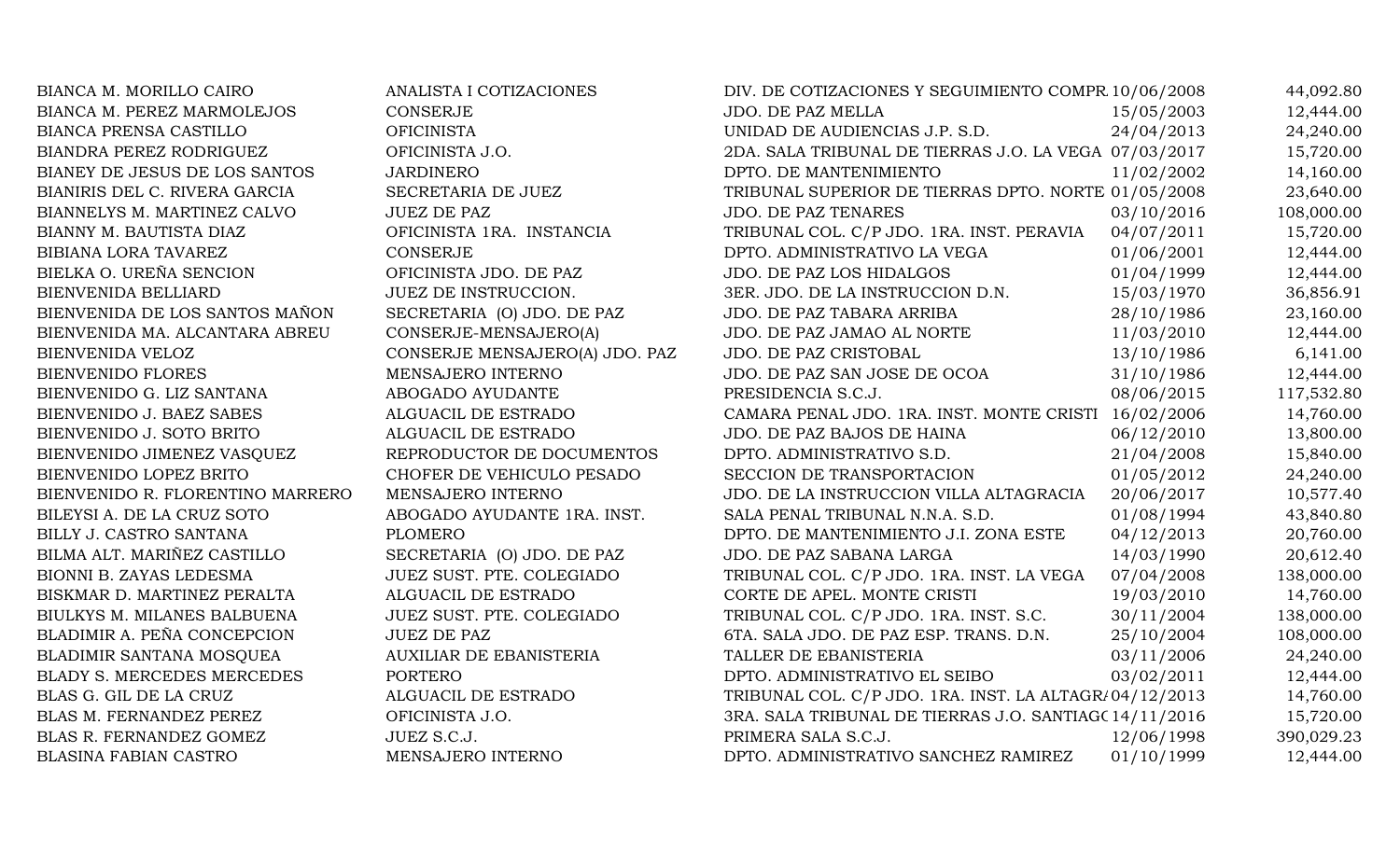| | | | | |
|---|---|---|---|---|
| BIANCA M. MORILLO CAIRO | ANALISTA I COTIZACIONES | DIV. DE COTIZACIONES Y SEGUIMIENTO COMPR | 10/06/2008 | 44,092.80 |
| BIANCA M. PEREZ MARMOLEJOS | CONSERJE | JDO. DE PAZ MELLA | 15/05/2003 | 12,444.00 |
| BIANCA PRENSA CASTILLO | OFICINISTA | UNIDAD DE AUDIENCIAS J.P. S.D. | 24/04/2013 | 24,240.00 |
| BIANDRA PEREZ RODRIGUEZ | OFICINISTA J.O. | 2DA. SALA TRIBUNAL DE TIERRAS J.O. LA VEGA | 07/03/2017 | 15,720.00 |
| BIANEY DE JESUS DE LOS SANTOS | JARDINERO | DPTO. DE MANTENIMIENTO | 11/02/2002 | 14,160.00 |
| BIANIRIS DEL C. RIVERA GARCIA | SECRETARIA DE JUEZ | TRIBUNAL SUPERIOR DE TIERRAS DPTO. NORTE | 01/05/2008 | 23,640.00 |
| BIANNELYS M. MARTINEZ CALVO | JUEZ DE PAZ | JDO. DE PAZ TENARES | 03/10/2016 | 108,000.00 |
| BIANNY M. BAUTISTA DIAZ | OFICINISTA 1RA. INSTANCIA | TRIBUNAL COL. C/P JDO. 1RA. INST. PERAVIA | 04/07/2011 | 15,720.00 |
| BIBIANA LORA TAVAREZ | CONSERJE | DPTO. ADMINISTRATIVO LA VEGA | 01/06/2001 | 12,444.00 |
| BIELKA O. UREÑA SENCION | OFICINISTA JDO. DE PAZ | JDO. DE PAZ LOS HIDALGOS | 01/04/1999 | 12,444.00 |
| BIENVENIDA BELLIARD | JUEZ DE INSTRUCCION. | 3ER. JDO. DE LA INSTRUCCION D.N. | 15/03/1970 | 36,856.91 |
| BIENVENIDA DE LOS SANTOS MAÑON | SECRETARIA (O) JDO. DE PAZ | JDO. DE PAZ TABARA ARRIBA | 28/10/1986 | 23,160.00 |
| BIENVENIDA MA. ALCANTARA ABREU | CONSERJE-MENSAJERO(A) | JDO. DE PAZ JAMAO AL NORTE | 11/03/2010 | 12,444.00 |
| BIENVENIDA VELOZ | CONSERJE MENSAJERO(A) JDO. PAZ | JDO. DE PAZ CRISTOBAL | 13/10/1986 | 6,141.00 |
| BIENVENIDO FLORES | MENSAJERO INTERNO | JDO. DE PAZ SAN JOSE DE OCOA | 31/10/1986 | 12,444.00 |
| BIENVENIDO G. LIZ SANTANA | ABOGADO AYUDANTE | PRESIDENCIA S.C.J. | 08/06/2015 | 117,532.80 |
| BIENVENIDO J. BAEZ SABES | ALGUACIL DE ESTRADO | CAMARA PENAL JDO. 1RA. INST. MONTE CRISTI | 16/02/2006 | 14,760.00 |
| BIENVENIDO J. SOTO BRITO | ALGUACIL DE ESTRADO | JDO. DE PAZ BAJOS DE HAINA | 06/12/2010 | 13,800.00 |
| BIENVENIDO JIMENEZ VASQUEZ | REPRODUCTOR DE DOCUMENTOS | DPTO. ADMINISTRATIVO S.D. | 21/04/2008 | 15,840.00 |
| BIENVENIDO LOPEZ BRITO | CHOFER DE VEHICULO PESADO | SECCION DE TRANSPORTACION | 01/05/2012 | 24,240.00 |
| BIENVENIDO R. FLORENTINO MARRERO | MENSAJERO INTERNO | JDO. DE LA INSTRUCCION VILLA ALTAGRACIA | 20/06/2017 | 10,577.40 |
| BILEYSI A. DE LA CRUZ SOTO | ABOGADO AYUDANTE 1RA. INST. | SALA PENAL TRIBUNAL N.N.A. S.D. | 01/08/1994 | 43,840.80 |
| BILLY J. CASTRO SANTANA | PLOMERO | DPTO. DE MANTENIMIENTO J.I. ZONA ESTE | 04/12/2013 | 20,760.00 |
| BILMA ALT. MARIÑEZ CASTILLO | SECRETARIA (O) JDO. DE PAZ | JDO. DE PAZ SABANA LARGA | 14/03/1990 | 20,612.40 |
| BIONNI B. ZAYAS LEDESMA | JUEZ SUST. PTE. COLEGIADO | TRIBUNAL COL. C/P JDO. 1RA. INST. LA VEGA | 07/04/2008 | 138,000.00 |
| BISKMAR D. MARTINEZ PERALTA | ALGUACIL DE ESTRADO | CORTE DE APEL. MONTE CRISTI | 19/03/2010 | 14,760.00 |
| BIULKYS M. MILANES BALBUENA | JUEZ SUST. PTE. COLEGIADO | TRIBUNAL COL. C/P JDO. 1RA. INST. S.C. | 30/11/2004 | 138,000.00 |
| BLADIMIR A. PEÑA CONCEPCION | JUEZ DE PAZ | 6TA. SALA JDO. DE PAZ ESP. TRANS. D.N. | 25/10/2004 | 108,000.00 |
| BLADIMIR SANTANA MOSQUEA | AUXILIAR DE EBANISTERIA | TALLER DE EBANISTERIA | 03/11/2006 | 24,240.00 |
| BLADY S. MERCEDES MERCEDES | PORTERO | DPTO. ADMINISTRATIVO EL SEIBO | 03/02/2011 | 12,444.00 |
| BLAS G. GIL DE LA CRUZ | ALGUACIL DE ESTRADO | TRIBUNAL COL. C/P JDO. 1RA. INST. LA ALTAGRA | 04/12/2013 | 14,760.00 |
| BLAS M. FERNANDEZ PEREZ | OFICINISTA J.O. | 3RA. SALA TRIBUNAL DE TIERRAS J.O. SANTIAGO | 14/11/2016 | 15,720.00 |
| BLAS R. FERNANDEZ GOMEZ | JUEZ S.C.J. | PRIMERA SALA S.C.J. | 12/06/1998 | 390,029.23 |
| BLASINA FABIAN CASTRO | MENSAJERO INTERNO | DPTO. ADMINISTRATIVO SANCHEZ RAMIREZ | 01/10/1999 | 12,444.00 |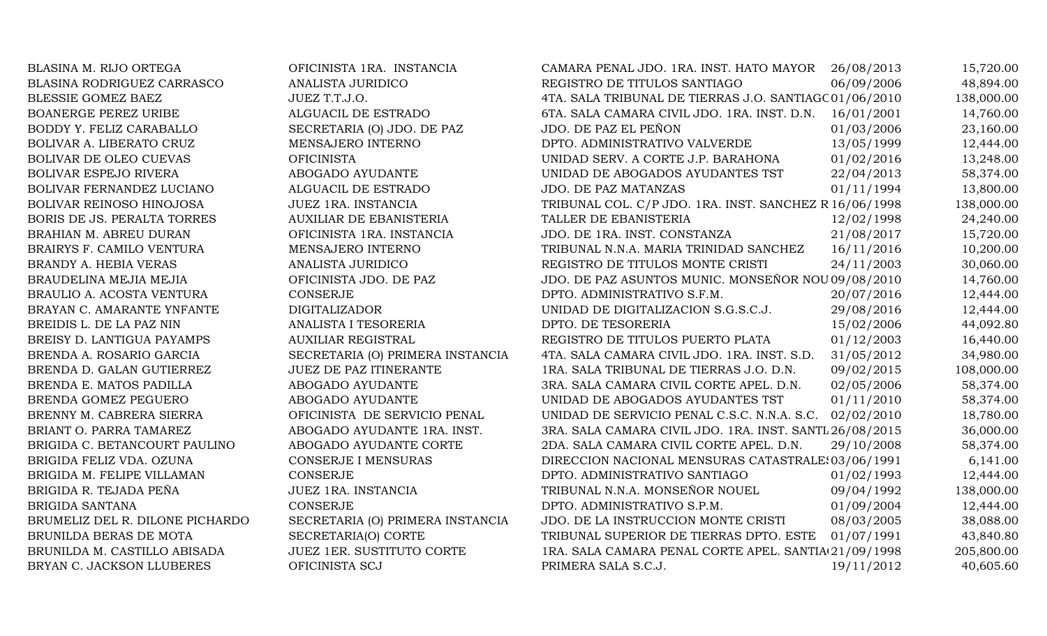| | | | | |
|---|---|---|---|---|
| BLASINA M. RIJO ORTEGA | OFICINISTA 1RA. INSTANCIA | CAMARA PENAL JDO. 1RA. INST. HATO MAYOR | 26/08/2013 | 15,720.00 |
| BLASINA RODRIGUEZ CARRASCO | ANALISTA JURIDICO | REGISTRO DE TITULOS SANTIAGO | 06/09/2006 | 48,894.00 |
| BLESSIE GOMEZ BAEZ | JUEZ T.T.J.O. | 4TA. SALA TRIBUNAL DE TIERRAS J.O. SANTIAGO | 01/06/2010 | 138,000.00 |
| BOANERGE PEREZ URIBE | ALGUACIL DE ESTRADO | 6TA. SALA CAMARA CIVIL JDO. 1RA. INST. D.N. | 16/01/2001 | 14,760.00 |
| BODDY Y. FELIZ CARABALLO | SECRETARIA (O) JDO. DE PAZ | JDO. DE PAZ EL PEÑON | 01/03/2006 | 23,160.00 |
| BOLIVAR A. LIBERATO CRUZ | MENSAJERO INTERNO | DPTO. ADMINISTRATIVO VALVERDE | 13/05/1999 | 12,444.00 |
| BOLIVAR DE OLEO CUEVAS | OFICINISTA | UNIDAD SERV. A CORTE J.P. BARAHONA | 01/02/2016 | 13,248.00 |
| BOLIVAR ESPEJO RIVERA | ABOGADO AYUDANTE | UNIDAD DE ABOGADOS AYUDANTES TST | 22/04/2013 | 58,374.00 |
| BOLIVAR FERNANDEZ LUCIANO | ALGUACIL DE ESTRADO | JDO. DE PAZ MATANZAS | 01/11/1994 | 13,800.00 |
| BOLIVAR REINOSO HINOJOSA | JUEZ 1RA. INSTANCIA | TRIBUNAL COL. C/P JDO. 1RA. INST. SANCHEZ R | 16/06/1998 | 138,000.00 |
| BORIS DE JS. PERALTA TORRES | AUXILIAR DE EBANISTERIA | TALLER DE EBANISTERIA | 12/02/1998 | 24,240.00 |
| BRAHIAN M. ABREU DURAN | OFICINISTA 1RA. INSTANCIA | JDO. DE 1RA. INST. CONSTANZA | 21/08/2017 | 15,720.00 |
| BRAIRYS F. CAMILO VENTURA | MENSAJERO INTERNO | TRIBUNAL N.N.A. MARIA TRINIDAD SANCHEZ | 16/11/2016 | 10,200.00 |
| BRANDY A. HEBIA VERAS | ANALISTA JURIDICO | REGISTRO DE TITULOS MONTE CRISTI | 24/11/2003 | 30,060.00 |
| BRAUDELINA MEJIA MEJIA | OFICINISTA JDO. DE PAZ | JDO. DE PAZ ASUNTOS MUNIC. MONSEÑOR NOU | 09/08/2010 | 14,760.00 |
| BRAULIO A. ACOSTA VENTURA | CONSERJE | DPTO. ADMINISTRATIVO S.F.M. | 20/07/2016 | 12,444.00 |
| BRAYAN C. AMARANTE YNFANTE | DIGITALIZADOR | UNIDAD DE DIGITALIZACION S.G.S.C.J. | 29/08/2016 | 12,444.00 |
| BREIDIS L. DE LA PAZ NIN | ANALISTA I TESORERIA | DPTO. DE TESORERIA | 15/02/2006 | 44,092.80 |
| BREISY D. LANTIGUA PAYAMPS | AUXILIAR REGISTRAL | REGISTRO DE TITULOS PUERTO PLATA | 01/12/2003 | 16,440.00 |
| BRENDA A. ROSARIO GARCIA | SECRETARIA (O) PRIMERA INSTANCIA | 4TA. SALA CAMARA CIVIL JDO. 1RA. INST. S.D. | 31/05/2012 | 34,980.00 |
| BRENDA D. GALAN GUTIERREZ | JUEZ DE PAZ ITINERANTE | 1RA. SALA TRIBUNAL DE TIERRAS J.O. D.N. | 09/02/2015 | 108,000.00 |
| BRENDA E. MATOS PADILLA | ABOGADO AYUDANTE | 3RA. SALA CAMARA CIVIL CORTE APEL. D.N. | 02/05/2006 | 58,374.00 |
| BRENDA GOMEZ PEGUERO | ABOGADO AYUDANTE | UNIDAD DE ABOGADOS AYUDANTES TST | 01/11/2010 | 58,374.00 |
| BRENNY M. CABRERA SIERRA | OFICINISTA DE SERVICIO PENAL | UNIDAD DE SERVICIO PENAL C.S.C. N.N.A. S.C. | 02/02/2010 | 18,780.00 |
| BRIANT O. PARRA TAMAREZ | ABOGADO AYUDANTE 1RA. INST. | 3RA. SALA CAMARA CIVIL JDO. 1RA. INST. SANTI | 26/08/2015 | 36,000.00 |
| BRIGIDA C. BETANCOURT PAULINO | ABOGADO AYUDANTE CORTE | 2DA. SALA CAMARA CIVIL CORTE APEL. D.N. | 29/10/2008 | 58,374.00 |
| BRIGIDA FELIZ VDA. OZUNA | CONSERJE I MENSURAS | DIRECCION NACIONAL MENSURAS CATASTRALES | 03/06/1991 | 6,141.00 |
| BRIGIDA M. FELIPE VILLAMAN | CONSERJE | DPTO. ADMINISTRATIVO SANTIAGO | 01/02/1993 | 12,444.00 |
| BRIGIDA R. TEJADA PEÑA | JUEZ 1RA. INSTANCIA | TRIBUNAL N.N.A. MONSEÑOR NOUEL | 09/04/1992 | 138,000.00 |
| BRIGIDA SANTANA | CONSERJE | DPTO. ADMINISTRATIVO S.P.M. | 01/09/2004 | 12,444.00 |
| BRUMELIZ DEL R. DILONE PICHARDO | SECRETARIA (O) PRIMERA INSTANCIA | JDO. DE LA INSTRUCCION MONTE CRISTI | 08/03/2005 | 38,088.00 |
| BRUNILDA BERAS DE MOTA | SECRETARIA(O) CORTE | TRIBUNAL SUPERIOR DE TIERRAS DPTO. ESTE | 01/07/1991 | 43,840.80 |
| BRUNILDA M. CASTILLO ABISADA | JUEZ 1ER. SUSTITUTO CORTE | 1RA. SALA CAMARA PENAL CORTE APEL. SANTIA | 21/09/1998 | 205,800.00 |
| BRYAN C. JACKSON LLUBERES | OFICINISTA SCJ | PRIMERA SALA S.C.J. | 19/11/2012 | 40,605.60 |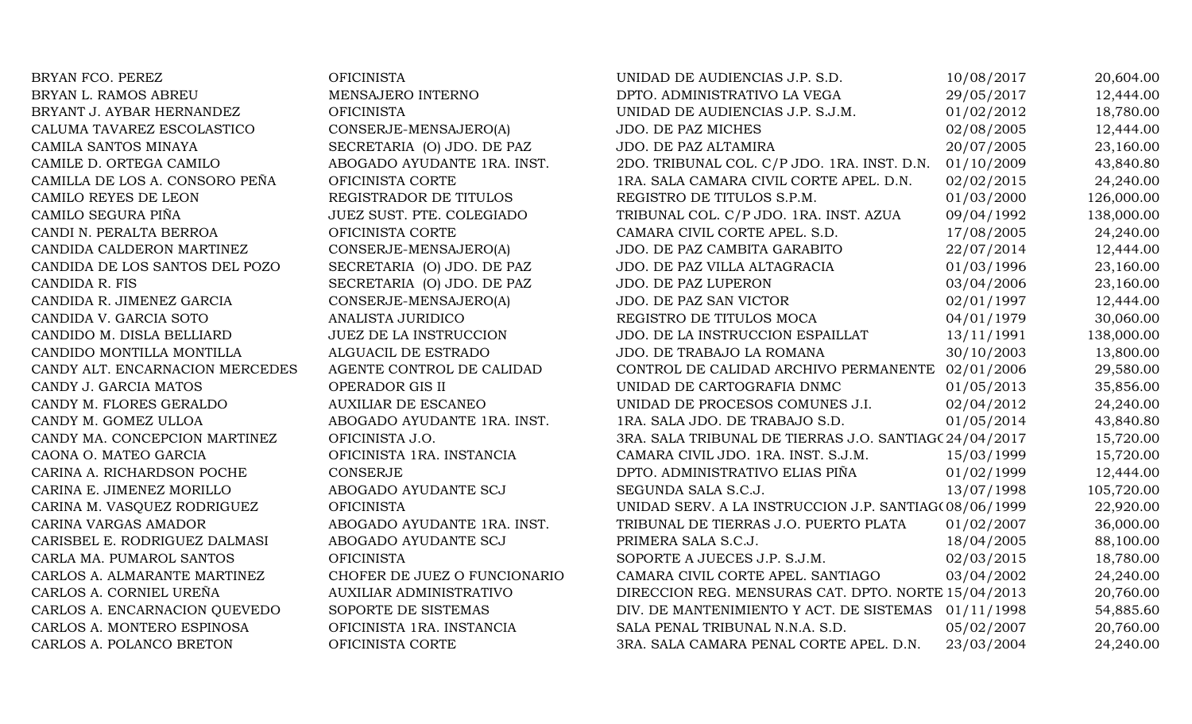| | | | | |
|---|---|---|---|---|
| BRYAN FCO. PEREZ | OFICINISTA | UNIDAD DE AUDIENCIAS J.P. S.D. | 10/08/2017 | 20,604.00 |
| BRYAN L. RAMOS ABREU | MENSAJERO INTERNO | DPTO. ADMINISTRATIVO LA VEGA | 29/05/2017 | 12,444.00 |
| BRYANT J. AYBAR HERNANDEZ | OFICINISTA | UNIDAD DE AUDIENCIAS J.P. S.J.M. | 01/02/2012 | 18,780.00 |
| CALUMA TAVAREZ ESCOLASTICO | CONSERJE-MENSAJERO(A) | JDO. DE PAZ MICHES | 02/08/2005 | 12,444.00 |
| CAMILA SANTOS MINAYA | SECRETARIA (O) JDO. DE PAZ | JDO. DE PAZ ALTAMIRA | 20/07/2005 | 23,160.00 |
| CAMILE D. ORTEGA CAMILO | ABOGADO AYUDANTE 1RA. INST. | 2DO. TRIBUNAL COL. C/P JDO. 1RA. INST. D.N. | 01/10/2009 | 43,840.80 |
| CAMILLA DE LOS A. CONSORO PEÑA | OFICINISTA CORTE | 1RA. SALA CAMARA CIVIL CORTE APEL. D.N. | 02/02/2015 | 24,240.00 |
| CAMILO REYES DE LEON | REGISTRADOR DE TITULOS | REGISTRO DE TITULOS S.P.M. | 01/03/2000 | 126,000.00 |
| CAMILO SEGURA PIÑA | JUEZ SUST. PTE. COLEGIADO | TRIBUNAL COL. C/P JDO. 1RA. INST. AZUA | 09/04/1992 | 138,000.00 |
| CANDI N. PERALTA BERROA | OFICINISTA CORTE | CAMARA CIVIL CORTE APEL. S.D. | 17/08/2005 | 24,240.00 |
| CANDIDA CALDERON MARTINEZ | CONSERJE-MENSAJERO(A) | JDO. DE PAZ CAMBITA GARABITO | 22/07/2014 | 12,444.00 |
| CANDIDA DE LOS SANTOS DEL POZO | SECRETARIA (O) JDO. DE PAZ | JDO. DE PAZ VILLA ALTAGRACIA | 01/03/1996 | 23,160.00 |
| CANDIDA R. FIS | SECRETARIA (O) JDO. DE PAZ | JDO. DE PAZ LUPERON | 03/04/2006 | 23,160.00 |
| CANDIDA R. JIMENEZ GARCIA | CONSERJE-MENSAJERO(A) | JDO. DE PAZ SAN VICTOR | 02/01/1997 | 12,444.00 |
| CANDIDA V. GARCIA SOTO | ANALISTA JURIDICO | REGISTRO DE TITULOS MOCA | 04/01/1979 | 30,060.00 |
| CANDIDO M. DISLA BELLIARD | JUEZ DE LA INSTRUCCION | JDO. DE LA INSTRUCCION ESPAILLAT | 13/11/1991 | 138,000.00 |
| CANDIDO MONTILLA MONTILLA | ALGUACIL DE ESTRADO | JDO. DE TRABAJO LA ROMANA | 30/10/2003 | 13,800.00 |
| CANDY ALT. ENCARNACION MERCEDES | AGENTE CONTROL DE CALIDAD | CONTROL DE CALIDAD ARCHIVO PERMANENTE | 02/01/2006 | 29,580.00 |
| CANDY J. GARCIA MATOS | OPERADOR GIS II | UNIDAD DE CARTOGRAFIA DNMC | 01/05/2013 | 35,856.00 |
| CANDY M. FLORES GERALDO | AUXILIAR DE ESCANEO | UNIDAD DE PROCESOS COMUNES J.I. | 02/04/2012 | 24,240.00 |
| CANDY M. GOMEZ ULLOA | ABOGADO AYUDANTE 1RA. INST. | 1RA. SALA JDO. DE TRABAJO S.D. | 01/05/2014 | 43,840.80 |
| CANDY MA. CONCEPCION MARTINEZ | OFICINISTA J.O. | 3RA. SALA TRIBUNAL DE TIERRAS J.O. SANTIAGO | 24/04/2017 | 15,720.00 |
| CAONA O. MATEO GARCIA | OFICINISTA 1RA. INSTANCIA | CAMARA CIVIL JDO. 1RA. INST. S.J.M. | 15/03/1999 | 15,720.00 |
| CARINA A. RICHARDSON POCHE | CONSERJE | DPTO. ADMINISTRATIVO ELIAS PIÑA | 01/02/1999 | 12,444.00 |
| CARINA E. JIMENEZ MORILLO | ABOGADO AYUDANTE SCJ | SEGUNDA SALA S.C.J. | 13/07/1998 | 105,720.00 |
| CARINA M. VASQUEZ RODRIGUEZ | OFICINISTA | UNIDAD SERV. A LA INSTRUCCION J.P. SANTIAGO | 08/06/1999 | 22,920.00 |
| CARINA VARGAS AMADOR | ABOGADO AYUDANTE 1RA. INST. | TRIBUNAL DE TIERRAS J.O. PUERTO PLATA | 01/02/2007 | 36,000.00 |
| CARISBEL E. RODRIGUEZ DALMASI | ABOGADO AYUDANTE SCJ | PRIMERA SALA S.C.J. | 18/04/2005 | 88,100.00 |
| CARLA MA. PUMAROL SANTOS | OFICINISTA | SOPORTE A JUECES J.P. S.J.M. | 02/03/2015 | 18,780.00 |
| CARLOS A. ALMARANTE MARTINEZ | CHOFER DE JUEZ O FUNCIONARIO | CAMARA CIVIL CORTE APEL. SANTIAGO | 03/04/2002 | 24,240.00 |
| CARLOS A. CORNIEL UREÑA | AUXILIAR ADMINISTRATIVO | DIRECCION REG. MENSURAS CAT. DPTO. NORTE | 15/04/2013 | 20,760.00 |
| CARLOS A. ENCARNACION QUEVEDO | SOPORTE DE SISTEMAS | DIV. DE MANTENIMIENTO Y ACT. DE SISTEMAS | 01/11/1998 | 54,885.60 |
| CARLOS A. MONTERO ESPINOSA | OFICINISTA 1RA. INSTANCIA | SALA PENAL TRIBUNAL N.N.A. S.D. | 05/02/2007 | 20,760.00 |
| CARLOS A. POLANCO BRETON | OFICINISTA CORTE | 3RA. SALA CAMARA PENAL CORTE APEL. D.N. | 23/03/2004 | 24,240.00 |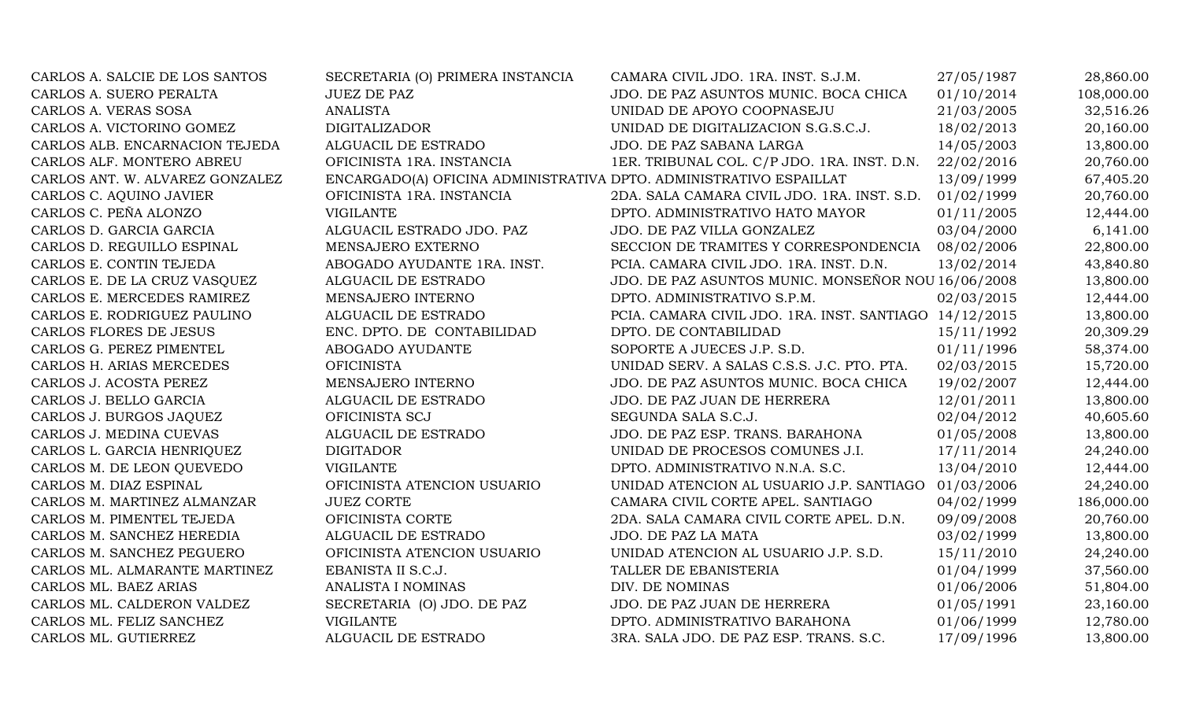| | | | | |
|---|---|---|---|---|
| CARLOS A. SALCIE DE LOS SANTOS | SECRETARIA (O) PRIMERA INSTANCIA | CAMARA CIVIL JDO. 1RA. INST. S.J.M. | 27/05/1987 | 28,860.00 |
| CARLOS A. SUERO PERALTA | JUEZ DE PAZ | JDO. DE PAZ ASUNTOS MUNIC. BOCA CHICA | 01/10/2014 | 108,000.00 |
| CARLOS A. VERAS SOSA | ANALISTA | UNIDAD DE APOYO COOPNASEJU | 21/03/2005 | 32,516.26 |
| CARLOS A. VICTORINO GOMEZ | DIGITALIZADOR | UNIDAD DE DIGITALIZACION S.G.S.C.J. | 18/02/2013 | 20,160.00 |
| CARLOS ALB. ENCARNACION TEJEDA | ALGUACIL DE ESTRADO | JDO. DE PAZ SABANA LARGA | 14/05/2003 | 13,800.00 |
| CARLOS ALF. MONTERO ABREU | OFICINISTA 1RA. INSTANCIA | 1ER. TRIBUNAL COL. C/P JDO. 1RA. INST. D.N. | 22/02/2016 | 20,760.00 |
| CARLOS ANT. W. ALVAREZ GONZALEZ | ENCARGADO(A) OFICINA ADMINISTRATIVA | DPTO. ADMINISTRATIVO ESPAILLAT | 13/09/1999 | 67,405.20 |
| CARLOS C. AQUINO JAVIER | OFICINISTA 1RA. INSTANCIA | 2DA. SALA CAMARA CIVIL JDO. 1RA. INST. S.D. | 01/02/1999 | 20,760.00 |
| CARLOS C. PEÑA ALONZO | VIGILANTE | DPTO. ADMINISTRATIVO HATO MAYOR | 01/11/2005 | 12,444.00 |
| CARLOS D. GARCIA GARCIA | ALGUACIL ESTRADO JDO. PAZ | JDO. DE PAZ VILLA GONZALEZ | 03/04/2000 | 6,141.00 |
| CARLOS D. REGUILLO ESPINAL | MENSAJERO EXTERNO | SECCION DE TRAMITES Y CORRESPONDENCIA | 08/02/2006 | 22,800.00 |
| CARLOS E. CONTIN TEJEDA | ABOGADO AYUDANTE 1RA. INST. | PCIA. CAMARA CIVIL JDO. 1RA. INST. D.N. | 13/02/2014 | 43,840.80 |
| CARLOS E. DE LA CRUZ VASQUEZ | ALGUACIL DE ESTRADO | JDO. DE PAZ ASUNTOS MUNIC. MONSEÑOR NOU | 16/06/2008 | 13,800.00 |
| CARLOS E. MERCEDES RAMIREZ | MENSAJERO INTERNO | DPTO. ADMINISTRATIVO S.P.M. | 02/03/2015 | 12,444.00 |
| CARLOS E. RODRIGUEZ PAULINO | ALGUACIL DE ESTRADO | PCIA. CAMARA CIVIL JDO. 1RA. INST. SANTIAGO | 14/12/2015 | 13,800.00 |
| CARLOS FLORES DE JESUS | ENC. DPTO. DE CONTABILIDAD | DPTO. DE CONTABILIDAD | 15/11/1992 | 20,309.29 |
| CARLOS G. PEREZ PIMENTEL | ABOGADO AYUDANTE | SOPORTE A JUECES J.P. S.D. | 01/11/1996 | 58,374.00 |
| CARLOS H. ARIAS MERCEDES | OFICINISTA | UNIDAD SERV. A SALAS C.S.S. J.C. PTO. PTA. | 02/03/2015 | 15,720.00 |
| CARLOS J. ACOSTA PEREZ | MENSAJERO INTERNO | JDO. DE PAZ ASUNTOS MUNIC. BOCA CHICA | 19/02/2007 | 12,444.00 |
| CARLOS J. BELLO GARCIA | ALGUACIL DE ESTRADO | JDO. DE PAZ JUAN DE HERRERA | 12/01/2011 | 13,800.00 |
| CARLOS J. BURGOS JAQUEZ | OFICINISTA SCJ | SEGUNDA SALA S.C.J. | 02/04/2012 | 40,605.60 |
| CARLOS J. MEDINA CUEVAS | ALGUACIL DE ESTRADO | JDO. DE PAZ ESP. TRANS. BARAHONA | 01/05/2008 | 13,800.00 |
| CARLOS L. GARCIA HENRIQUEZ | DIGITADOR | UNIDAD DE PROCESOS COMUNES J.I. | 17/11/2014 | 24,240.00 |
| CARLOS M. DE LEON QUEVEDO | VIGILANTE | DPTO. ADMINISTRATIVO N.N.A. S.C. | 13/04/2010 | 12,444.00 |
| CARLOS M. DIAZ ESPINAL | OFICINISTA ATENCION USUARIO | UNIDAD ATENCION AL USUARIO J.P. SANTIAGO | 01/03/2006 | 24,240.00 |
| CARLOS M. MARTINEZ ALMANZAR | JUEZ CORTE | CAMARA CIVIL CORTE APEL. SANTIAGO | 04/02/1999 | 186,000.00 |
| CARLOS M. PIMENTEL TEJEDA | OFICINISTA CORTE | 2DA. SALA CAMARA CIVIL CORTE APEL. D.N. | 09/09/2008 | 20,760.00 |
| CARLOS M. SANCHEZ HEREDIA | ALGUACIL DE ESTRADO | JDO. DE PAZ LA MATA | 03/02/1999 | 13,800.00 |
| CARLOS M. SANCHEZ PEGUERO | OFICINISTA ATENCION USUARIO | UNIDAD ATENCION AL USUARIO J.P. S.D. | 15/11/2010 | 24,240.00 |
| CARLOS ML. ALMARANTE MARTINEZ | EBANISTA II S.C.J. | TALLER DE EBANISTERIA | 01/04/1999 | 37,560.00 |
| CARLOS ML. BAEZ ARIAS | ANALISTA I NOMINAS | DIV. DE NOMINAS | 01/06/2006 | 51,804.00 |
| CARLOS ML. CALDERON VALDEZ | SECRETARIA (O) JDO. DE PAZ | JDO. DE PAZ JUAN DE HERRERA | 01/05/1991 | 23,160.00 |
| CARLOS ML. FELIZ SANCHEZ | VIGILANTE | DPTO. ADMINISTRATIVO BARAHONA | 01/06/1999 | 12,780.00 |
| CARLOS ML. GUTIERREZ | ALGUACIL DE ESTRADO | 3RA. SALA JDO. DE PAZ ESP. TRANS. S.C. | 17/09/1996 | 13,800.00 |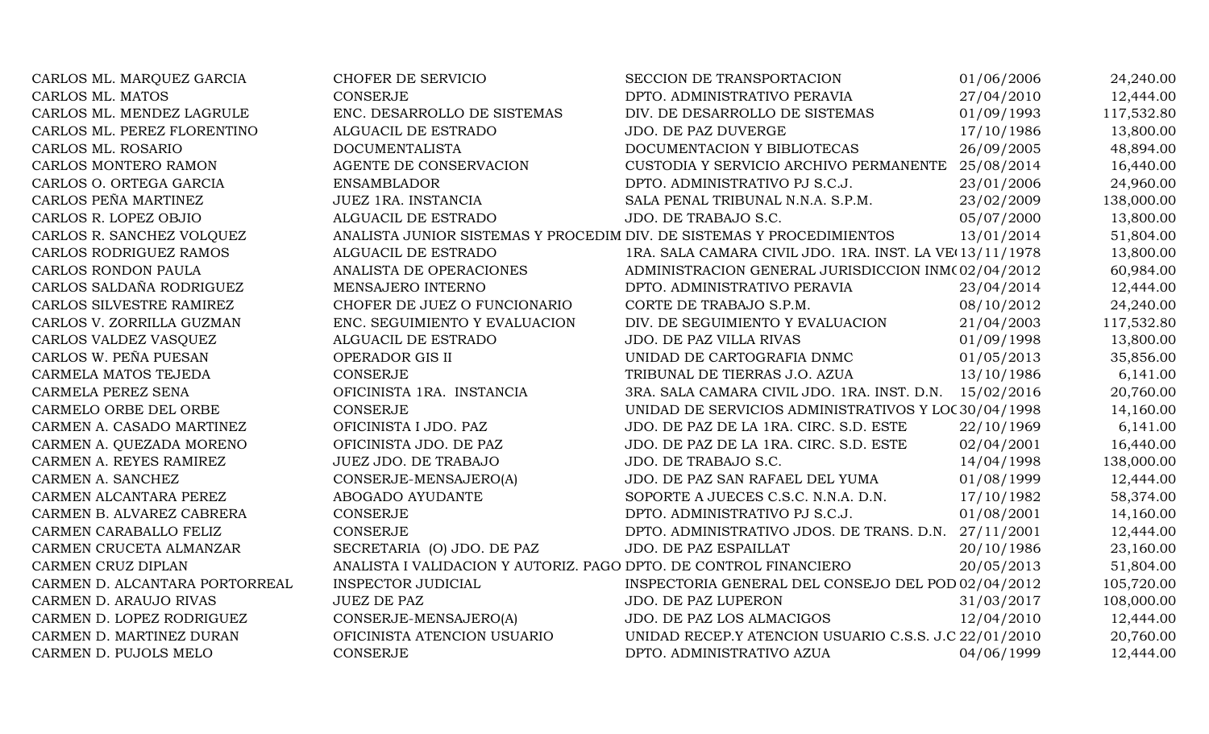| | | | | |
|---|---|---|---|---|
| CARLOS ML. MARQUEZ GARCIA | CHOFER DE SERVICIO | SECCION DE TRANSPORTACION | 01/06/2006 | 24,240.00 |
| CARLOS ML. MATOS | CONSERJE | DPTO. ADMINISTRATIVO PERAVIA | 27/04/2010 | 12,444.00 |
| CARLOS ML. MENDEZ LAGRULE | ENC. DESARROLLO DE SISTEMAS | DIV. DE DESARROLLO DE SISTEMAS | 01/09/1993 | 117,532.80 |
| CARLOS ML. PEREZ FLORENTINO | ALGUACIL DE ESTRADO | JDO. DE PAZ DUVERGE | 17/10/1986 | 13,800.00 |
| CARLOS ML. ROSARIO | DOCUMENTALISTA | DOCUMENTACION Y BIBLIOTECAS | 26/09/2005 | 48,894.00 |
| CARLOS MONTERO RAMON | AGENTE DE CONSERVACION | CUSTODIA Y SERVICIO ARCHIVO PERMANENTE | 25/08/2014 | 16,440.00 |
| CARLOS O. ORTEGA GARCIA | ENSAMBLADOR | DPTO. ADMINISTRATIVO PJ S.C.J. | 23/01/2006 | 24,960.00 |
| CARLOS PEÑA MARTINEZ | JUEZ 1RA. INSTANCIA | SALA PENAL TRIBUNAL N.N.A. S.P.M. | 23/02/2009 | 138,000.00 |
| CARLOS R. LOPEZ OBJIO | ALGUACIL DE ESTRADO | JDO. DE TRABAJO S.C. | 05/07/2000 | 13,800.00 |
| CARLOS R. SANCHEZ VOLQUEZ | ANALISTA JUNIOR SISTEMAS Y PROCEDIM | DIV. DE SISTEMAS Y PROCEDIMIENTOS | 13/01/2014 | 51,804.00 |
| CARLOS RODRIGUEZ RAMOS | ALGUACIL DE ESTRADO | 1RA. SALA CAMARA CIVIL JDO. 1RA. INST. LA VE( | 13/11/1978 | 13,800.00 |
| CARLOS RONDON PAULA | ANALISTA DE OPERACIONES | ADMINISTRACION GENERAL JURISDICCION INM( | 02/04/2012 | 60,984.00 |
| CARLOS SALDAÑA RODRIGUEZ | MENSAJERO INTERNO | DPTO. ADMINISTRATIVO PERAVIA | 23/04/2014 | 12,444.00 |
| CARLOS SILVESTRE RAMIREZ | CHOFER DE JUEZ O FUNCIONARIO | CORTE DE TRABAJO S.P.M. | 08/10/2012 | 24,240.00 |
| CARLOS V. ZORRILLA GUZMAN | ENC. SEGUIMIENTO Y EVALUACION | DIV. DE SEGUIMIENTO Y EVALUACION | 21/04/2003 | 117,532.80 |
| CARLOS VALDEZ VASQUEZ | ALGUACIL DE ESTRADO | JDO. DE PAZ VILLA RIVAS | 01/09/1998 | 13,800.00 |
| CARLOS W. PEÑA PUESAN | OPERADOR GIS II | UNIDAD DE CARTOGRAFIA DNMC | 01/05/2013 | 35,856.00 |
| CARMELA MATOS TEJEDA | CONSERJE | TRIBUNAL DE TIERRAS J.O. AZUA | 13/10/1986 | 6,141.00 |
| CARMELA PEREZ SENA | OFICINISTA 1RA. INSTANCIA | 3RA. SALA CAMARA CIVIL JDO. 1RA. INST. D.N. | 15/02/2016 | 20,760.00 |
| CARMELO ORBE DEL ORBE | CONSERJE | UNIDAD DE SERVICIOS ADMINISTRATIVOS Y LOC | 30/04/1998 | 14,160.00 |
| CARMEN A. CASADO MARTINEZ | OFICINISTA I JDO. PAZ | JDO. DE PAZ DE LA 1RA. CIRC. S.D. ESTE | 22/10/1969 | 6,141.00 |
| CARMEN A. QUEZADA MORENO | OFICINISTA JDO. DE PAZ | JDO. DE PAZ DE LA 1RA. CIRC. S.D. ESTE | 02/04/2001 | 16,440.00 |
| CARMEN A. REYES RAMIREZ | JUEZ JDO. DE TRABAJO | JDO. DE TRABAJO S.C. | 14/04/1998 | 138,000.00 |
| CARMEN A. SANCHEZ | CONSERJE-MENSAJERO(A) | JDO. DE PAZ SAN RAFAEL DEL YUMA | 01/08/1999 | 12,444.00 |
| CARMEN ALCANTARA PEREZ | ABOGADO AYUDANTE | SOPORTE A JUECES C.S.C. N.N.A. D.N. | 17/10/1982 | 58,374.00 |
| CARMEN B. ALVAREZ CABRERA | CONSERJE | DPTO. ADMINISTRATIVO PJ S.C.J. | 01/08/2001 | 14,160.00 |
| CARMEN CARABALLO FELIZ | CONSERJE | DPTO. ADMINISTRATIVO JDOS. DE TRANS. D.N. | 27/11/2001 | 12,444.00 |
| CARMEN CRUCETA ALMANZAR | SECRETARIA (O) JDO. DE PAZ | JDO. DE PAZ ESPAILLAT | 20/10/1986 | 23,160.00 |
| CARMEN CRUZ DIPLAN | ANALISTA I VALIDACION Y AUTORIZ. PAGO | DPTO. DE CONTROL FINANCIERO | 20/05/2013 | 51,804.00 |
| CARMEN D. ALCANTARA PORTORREAL | INSPECTOR JUDICIAL | INSPECTORIA GENERAL DEL CONSEJO DEL POD | 02/04/2012 | 105,720.00 |
| CARMEN D. ARAUJO RIVAS | JUEZ DE PAZ | JDO. DE PAZ LUPERON | 31/03/2017 | 108,000.00 |
| CARMEN D. LOPEZ RODRIGUEZ | CONSERJE-MENSAJERO(A) | JDO. DE PAZ LOS ALMACIGOS | 12/04/2010 | 12,444.00 |
| CARMEN D. MARTINEZ DURAN | OFICINISTA ATENCION USUARIO | UNIDAD RECEP.Y ATENCION USUARIO C.S.S. J.C | 22/01/2010 | 20,760.00 |
| CARMEN D. PUJOLS MELO | CONSERJE | DPTO. ADMINISTRATIVO AZUA | 04/06/1999 | 12,444.00 |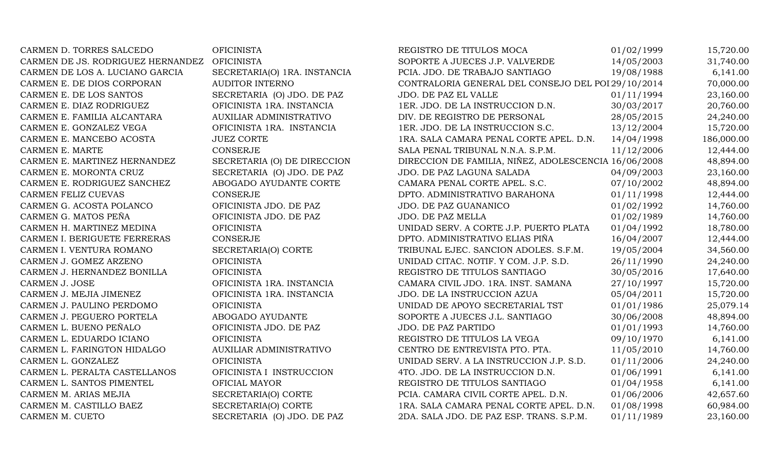| | | | | |
|---|---|---|---|---|
| CARMEN D. TORRES SALCEDO | OFICINISTA | REGISTRO DE TITULOS MOCA | 01/02/1999 | 15,720.00 |
| CARMEN DE JS. RODRIGUEZ HERNANDEZ | OFICINISTA | SOPORTE A JUECES J.P. VALVERDE | 14/05/2003 | 31,740.00 |
| CARMEN DE LOS A. LUCIANO GARCIA | SECRETARIA(O) 1RA. INSTANCIA | PCIA. JDO. DE TRABAJO SANTIAGO | 19/08/1988 | 6,141.00 |
| CARMEN E. DE DIOS CORPORAN | AUDITOR INTERNO | CONTRALORIA GENERAL DEL CONSEJO DEL POI | 29/10/2014 | 70,000.00 |
| CARMEN E. DE LOS SANTOS | SECRETARIA (O) JDO. DE PAZ | JDO. DE PAZ EL VALLE | 01/11/1994 | 23,160.00 |
| CARMEN E. DIAZ RODRIGUEZ | OFICINISTA 1RA. INSTANCIA | 1ER. JDO. DE LA INSTRUCCION D.N. | 30/03/2017 | 20,760.00 |
| CARMEN E. FAMILIA ALCANTARA | AUXILIAR ADMINISTRATIVO | DIV. DE REGISTRO DE PERSONAL | 28/05/2015 | 24,240.00 |
| CARMEN E. GONZALEZ VEGA | OFICINISTA 1RA. INSTANCIA | 1ER. JDO. DE LA INSTRUCCION S.C. | 13/12/2004 | 15,720.00 |
| CARMEN E. MANCEBO ACOSTA | JUEZ CORTE | 1RA. SALA CAMARA PENAL CORTE APEL. D.N. | 14/04/1998 | 186,000.00 |
| CARMEN E. MARTE | CONSERJE | SALA PENAL TRIBUNAL N.N.A. S.P.M. | 11/12/2006 | 12,444.00 |
| CARMEN E. MARTINEZ HERNANDEZ | SECRETARIA (O) DE DIRECCION | DIRECCION DE FAMILIA, NIÑEZ, ADOLESCENCIA | 16/06/2008 | 48,894.00 |
| CARMEN E. MORONTA CRUZ | SECRETARIA (O) JDO. DE PAZ | JDO. DE PAZ LAGUNA SALADA | 04/09/2003 | 23,160.00 |
| CARMEN E. RODRIGUEZ SANCHEZ | ABOGADO AYUDANTE CORTE | CAMARA PENAL CORTE APEL. S.C. | 07/10/2002 | 48,894.00 |
| CARMEN FELIZ CUEVAS | CONSERJE | DPTO. ADMINISTRATIVO BARAHONA | 01/11/1998 | 12,444.00 |
| CARMEN G. ACOSTA POLANCO | OFICINISTA JDO. DE PAZ | JDO. DE PAZ GUANANICO | 01/02/1992 | 14,760.00 |
| CARMEN G. MATOS PEÑA | OFICINISTA JDO. DE PAZ | JDO. DE PAZ MELLA | 01/02/1989 | 14,760.00 |
| CARMEN H. MARTINEZ MEDINA | OFICINISTA | UNIDAD SERV. A CORTE J.P. PUERTO PLATA | 01/04/1992 | 18,780.00 |
| CARMEN I. BERIGUETE FERRERAS | CONSERJE | DPTO. ADMINISTRATIVO ELIAS PIÑA | 16/04/2007 | 12,444.00 |
| CARMEN I. VENTURA ROMANO | SECRETARIA(O) CORTE | TRIBUNAL EJEC. SANCION ADOLES. S.F.M. | 19/05/2004 | 34,560.00 |
| CARMEN J. GOMEZ ARZENO | OFICINISTA | UNIDAD CITAC. NOTIF. Y COM. J.P. S.D. | 26/11/1990 | 24,240.00 |
| CARMEN J. HERNANDEZ BONILLA | OFICINISTA | REGISTRO DE TITULOS SANTIAGO | 30/05/2016 | 17,640.00 |
| CARMEN J. JOSE | OFICINISTA 1RA. INSTANCIA | CAMARA CIVIL JDO. 1RA. INST. SAMANA | 27/10/1997 | 15,720.00 |
| CARMEN J. MEJIA JIMENEZ | OFICINISTA 1RA. INSTANCIA | JDO. DE LA INSTRUCCION AZUA | 05/04/2011 | 15,720.00 |
| CARMEN J. PAULINO PERDOMO | OFICINISTA | UNIDAD DE APOYO SECRETARIAL TST | 01/01/1986 | 25,079.14 |
| CARMEN J. PEGUERO PORTELA | ABOGADO AYUDANTE | SOPORTE A JUECES J.L. SANTIAGO | 30/06/2008 | 48,894.00 |
| CARMEN L. BUENO PEÑALO | OFICINISTA JDO. DE PAZ | JDO. DE PAZ PARTIDO | 01/01/1993 | 14,760.00 |
| CARMEN L. EDUARDO ICIANO | OFICINISTA | REGISTRO DE TITULOS LA VEGA | 09/10/1970 | 6,141.00 |
| CARMEN L. FARINGTON HIDALGO | AUXILIAR ADMINISTRATIVO | CENTRO DE ENTREVISTA PTO. PTA. | 11/05/2010 | 14,760.00 |
| CARMEN L. GONZALEZ | OFICINISTA | UNIDAD SERV. A LA INSTRUCCION J.P. S.D. | 01/11/2006 | 24,240.00 |
| CARMEN L. PERALTA CASTELLANOS | OFICINISTA I INSTRUCCION | 4TO. JDO. DE LA INSTRUCCION D.N. | 01/06/1991 | 6,141.00 |
| CARMEN L. SANTOS PIMENTEL | OFICIAL MAYOR | REGISTRO DE TITULOS SANTIAGO | 01/04/1958 | 6,141.00 |
| CARMEN M. ARIAS MEJIA | SECRETARIA(O) CORTE | PCIA. CAMARA CIVIL CORTE APEL. D.N. | 01/06/2006 | 42,657.60 |
| CARMEN M. CASTILLO BAEZ | SECRETARIA(O) CORTE | 1RA. SALA CAMARA PENAL CORTE APEL. D.N. | 01/08/1998 | 60,984.00 |
| CARMEN M. CUETO | SECRETARIA (O) JDO. DE PAZ | 2DA. SALA JDO. DE PAZ ESP. TRANS. S.P.M. | 01/11/1989 | 23,160.00 |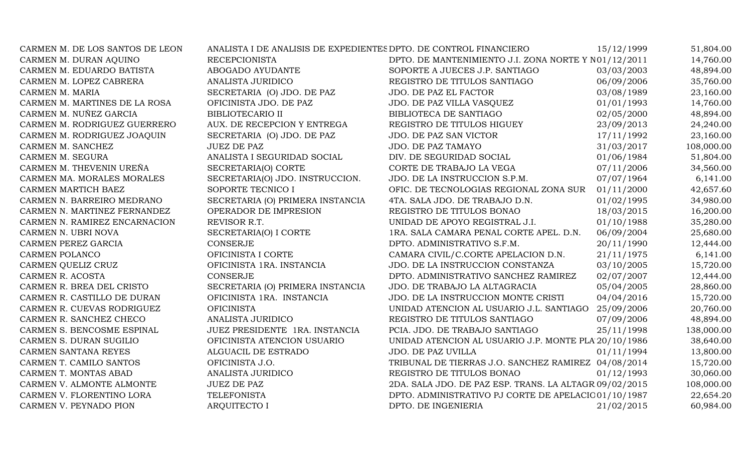| | | | | |
|---|---|---|---|---|
| CARMEN M. DE LOS SANTOS DE LEON | ANALISTA I DE ANALISIS DE EXPEDIENTES | DPTO. DE CONTROL FINANCIERO | 15/12/1999 | 51,804.00 |
| CARMEN M. DURAN AQUINO | RECEPCIONISTA | DPTO. DE MANTENIMIENTO J.I. ZONA NORTE Y N | 01/12/2011 | 14,760.00 |
| CARMEN M. EDUARDO BATISTA | ABOGADO AYUDANTE | SOPORTE A JUECES J.P. SANTIAGO | 03/03/2003 | 48,894.00 |
| CARMEN M. LOPEZ CABRERA | ANALISTA JURIDICO | REGISTRO DE TITULOS SANTIAGO | 06/09/2006 | 35,760.00 |
| CARMEN M. MARIA | SECRETARIA (O) JDO. DE PAZ | JDO. DE PAZ EL FACTOR | 03/08/1989 | 23,160.00 |
| CARMEN M. MARTINES DE LA ROSA | OFICINISTA JDO. DE PAZ | JDO. DE PAZ VILLA VASQUEZ | 01/01/1993 | 14,760.00 |
| CARMEN M. NUÑEZ GARCIA | BIBLIOTECARIO II | BIBLIOTECA DE SANTIAGO | 02/05/2000 | 48,894.00 |
| CARMEN M. RODRIGUEZ GUERRERO | AUX. DE RECEPCION Y ENTREGA | REGISTRO DE TITULOS HIGUEY | 23/09/2013 | 24,240.00 |
| CARMEN M. RODRIGUEZ JOAQUIN | SECRETARIA (O) JDO. DE PAZ | JDO. DE PAZ SAN VICTOR | 17/11/1992 | 23,160.00 |
| CARMEN M. SANCHEZ | JUEZ DE PAZ | JDO. DE PAZ TAMAYO | 31/03/2017 | 108,000.00 |
| CARMEN M. SEGURA | ANALISTA I SEGURIDAD SOCIAL | DIV. DE SEGURIDAD SOCIAL | 01/06/1984 | 51,804.00 |
| CARMEN M. THEVENIN UREÑA | SECRETARIA(O) CORTE | CORTE DE TRABAJO LA VEGA | 07/11/2006 | 34,560.00 |
| CARMEN MA. MORALES MORALES | SECRETARIA(O) JDO. INSTRUCCION. | JDO. DE LA INSTRUCCION S.P.M. | 07/07/1964 | 6,141.00 |
| CARMEN MARTICH BAEZ | SOPORTE TECNICO I | OFIC. DE TECNOLOGIAS REGIONAL ZONA SUR | 01/11/2000 | 42,657.60 |
| CARMEN N. BARREIRO MEDRANO | SECRETARIA (O) PRIMERA INSTANCIA | 4TA. SALA JDO. DE TRABAJO D.N. | 01/02/1995 | 34,980.00 |
| CARMEN N. MARTINEZ FERNANDEZ | OPERADOR DE IMPRESION | REGISTRO DE TITULOS BONAO | 18/03/2015 | 16,200.00 |
| CARMEN N. RAMIREZ ENCARNACION | REVISOR R.T. | UNIDAD DE APOYO REGISTRAL J.I. | 01/10/1988 | 35,280.00 |
| CARMEN N. UBRI NOVA | SECRETARIA(O) I CORTE | 1RA. SALA CAMARA PENAL CORTE APEL. D.N. | 06/09/2004 | 25,680.00 |
| CARMEN PEREZ GARCIA | CONSERJE | DPTO. ADMINISTRATIVO S.F.M. | 20/11/1990 | 12,444.00 |
| CARMEN POLANCO | OFICINISTA I CORTE | CAMARA CIVIL/C.CORTE APELACION D.N. | 21/11/1975 | 6,141.00 |
| CARMEN QUELIZ CRUZ | OFICINISTA 1RA. INSTANCIA | JDO. DE LA INSTRUCCION CONSTANZA | 03/10/2005 | 15,720.00 |
| CARMEN R. ACOSTA | CONSERJE | DPTO. ADMINISTRATIVO SANCHEZ RAMIREZ | 02/07/2007 | 12,444.00 |
| CARMEN R. BREA DEL CRISTO | SECRETARIA (O) PRIMERA INSTANCIA | JDO. DE TRABAJO LA ALTAGRACIA | 05/04/2005 | 28,860.00 |
| CARMEN R. CASTILLO DE DURAN | OFICINISTA 1RA. INSTANCIA | JDO. DE LA INSTRUCCION MONTE CRISTI | 04/04/2016 | 15,720.00 |
| CARMEN R. CUEVAS RODRIGUEZ | OFICINISTA | UNIDAD ATENCION AL USUARIO J.L. SANTIAGO | 25/09/2006 | 20,760.00 |
| CARMEN R. SANCHEZ CHECO | ANALISTA JURIDICO | REGISTRO DE TITULOS SANTIAGO | 07/09/2006 | 48,894.00 |
| CARMEN S. BENCOSME ESPINAL | JUEZ PRESIDENTE 1RA. INSTANCIA | PCIA. JDO. DE TRABAJO SANTIAGO | 25/11/1998 | 138,000.00 |
| CARMEN S. DURAN SUGILIO | OFICINISTA ATENCION USUARIO | UNIDAD ATENCION AL USUARIO J.P. MONTE PLA | 20/10/1986 | 38,640.00 |
| CARMEN SANTANA REYES | ALGUACIL DE ESTRADO | JDO. DE PAZ UVILLA | 01/11/1994 | 13,800.00 |
| CARMEN T. CAMILO SANTOS | OFICINISTA J.O. | TRIBUNAL DE TIERRAS J.O. SANCHEZ RAMIREZ | 04/08/2014 | 15,720.00 |
| CARMEN T. MONTAS ABAD | ANALISTA JURIDICO | REGISTRO DE TITULOS BONAO | 01/12/1993 | 30,060.00 |
| CARMEN V. ALMONTE ALMONTE | JUEZ DE PAZ | 2DA. SALA JDO. DE PAZ ESP. TRANS. LA ALTAGR | 09/02/2015 | 108,000.00 |
| CARMEN V. FLORENTINO LORA | TELEFONISTA | DPTO. ADMINISTRATIVO PJ CORTE DE APELACIO | 01/10/1987 | 22,654.20 |
| CARMEN V. PEYNADO PION | ARQUITECTO I | DPTO. DE INGENIERIA | 21/02/2015 | 60,984.00 |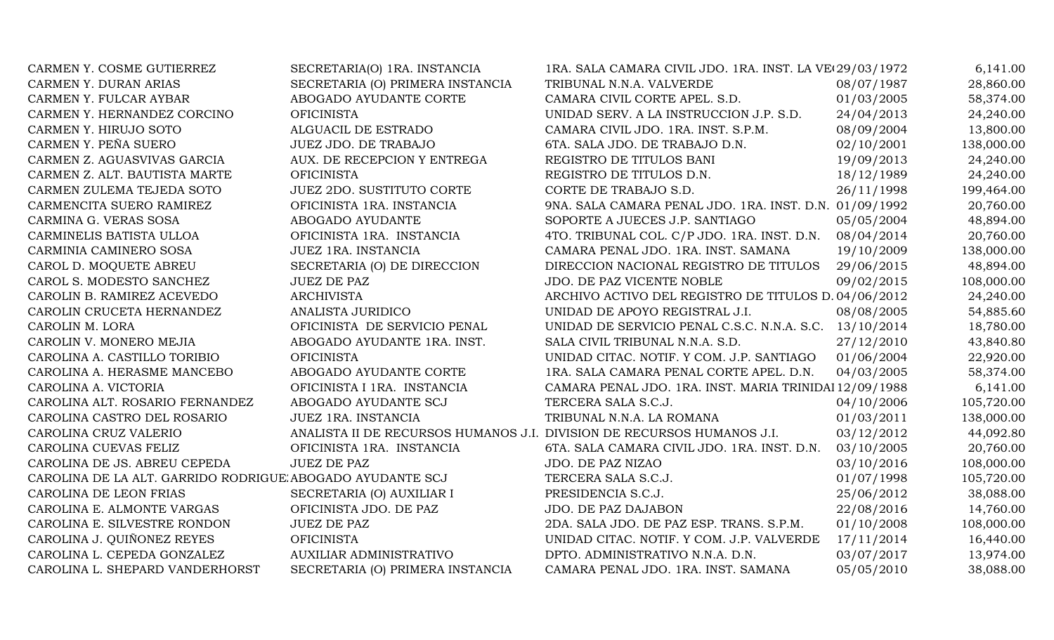| | | | | |
|---|---|---|---|---|
| CARMEN Y. COSME GUTIERREZ | SECRETARIA(O) 1RA. INSTANCIA | 1RA. SALA CAMARA CIVIL JDO. 1RA. INST. LA VE | 29/03/1972 | 6,141.00 |
| CARMEN Y. DURAN ARIAS | SECRETARIA (O) PRIMERA INSTANCIA | TRIBUNAL N.N.A. VALVERDE | 08/07/1987 | 28,860.00 |
| CARMEN Y. FULCAR AYBAR | ABOGADO AYUDANTE CORTE | CAMARA CIVIL CORTE APEL. S.D. | 01/03/2005 | 58,374.00 |
| CARMEN Y. HERNANDEZ CORCINO | OFICINISTA | UNIDAD SERV. A LA INSTRUCCION J.P. S.D. | 24/04/2013 | 24,240.00 |
| CARMEN Y. HIRUJO SOTO | ALGUACIL DE ESTRADO | CAMARA CIVIL JDO. 1RA. INST. S.P.M. | 08/09/2004 | 13,800.00 |
| CARMEN Y. PEÑA SUERO | JUEZ JDO. DE TRABAJO | 6TA. SALA JDO. DE TRABAJO D.N. | 02/10/2001 | 138,000.00 |
| CARMEN Z. AGUASVIVAS GARCIA | AUX. DE RECEPCION Y ENTREGA | REGISTRO DE TITULOS BANI | 19/09/2013 | 24,240.00 |
| CARMEN Z. ALT. BAUTISTA MARTE | OFICINISTA | REGISTRO DE TITULOS D.N. | 18/12/1989 | 24,240.00 |
| CARMEN ZULEMA TEJEDA SOTO | JUEZ 2DO. SUSTITUTO CORTE | CORTE DE TRABAJO S.D. | 26/11/1998 | 199,464.00 |
| CARMENCITA SUERO RAMIREZ | OFICINISTA 1RA. INSTANCIA | 9NA. SALA CAMARA PENAL JDO. 1RA. INST. D.N. | 01/09/1992 | 20,760.00 |
| CARMINA G. VERAS SOSA | ABOGADO AYUDANTE | SOPORTE A JUECES J.P. SANTIAGO | 05/05/2004 | 48,894.00 |
| CARMINELIS BATISTA ULLOA | OFICINISTA 1RA. INSTANCIA | 4TO. TRIBUNAL COL. C/P JDO. 1RA. INST. D.N. | 08/04/2014 | 20,760.00 |
| CARMINIA CAMINERO SOSA | JUEZ 1RA. INSTANCIA | CAMARA PENAL JDO. 1RA. INST. SAMANA | 19/10/2009 | 138,000.00 |
| CAROL D. MOQUETE ABREU | SECRETARIA (O) DE DIRECCION | DIRECCION NACIONAL REGISTRO DE TITULOS | 29/06/2015 | 48,894.00 |
| CAROL S. MODESTO SANCHEZ | JUEZ DE PAZ | JDO. DE PAZ VICENTE NOBLE | 09/02/2015 | 108,000.00 |
| CAROLIN B. RAMIREZ ACEVEDO | ARCHIVISTA | ARCHIVO ACTIVO DEL REGISTRO DE TITULOS D. | 04/06/2012 | 24,240.00 |
| CAROLIN CRUCETA HERNANDEZ | ANALISTA JURIDICO | UNIDAD DE APOYO REGISTRAL J.I. | 08/08/2005 | 54,885.60 |
| CAROLIN M. LORA | OFICINISTA DE SERVICIO PENAL | UNIDAD DE SERVICIO PENAL C.S.C. N.N.A. S.C. | 13/10/2014 | 18,780.00 |
| CAROLIN V. MONERO MEJIA | ABOGADO AYUDANTE 1RA. INST. | SALA CIVIL TRIBUNAL N.N.A. S.D. | 27/12/2010 | 43,840.80 |
| CAROLINA A. CASTILLO TORIBIO | OFICINISTA | UNIDAD CITAC. NOTIF. Y COM. J.P. SANTIAGO | 01/06/2004 | 22,920.00 |
| CAROLINA A. HERASME MANCEBO | ABOGADO AYUDANTE CORTE | 1RA. SALA CAMARA PENAL CORTE APEL. D.N. | 04/03/2005 | 58,374.00 |
| CAROLINA A. VICTORIA | OFICINISTA I 1RA. INSTANCIA | CAMARA PENAL JDO. 1RA. INST. MARIA TRINIDAI | 12/09/1988 | 6,141.00 |
| CAROLINA ALT. ROSARIO FERNANDEZ | ABOGADO AYUDANTE SCJ | TERCERA SALA S.C.J. | 04/10/2006 | 105,720.00 |
| CAROLINA CASTRO DEL ROSARIO | JUEZ 1RA. INSTANCIA | TRIBUNAL N.N.A. LA ROMANA | 01/03/2011 | 138,000.00 |
| CAROLINA CRUZ VALERIO | ANALISTA II DE RECURSOS HUMANOS J.I. | DIVISION DE RECURSOS HUMANOS J.I. | 03/12/2012 | 44,092.80 |
| CAROLINA CUEVAS FELIZ | OFICINISTA 1RA. INSTANCIA | 6TA. SALA CAMARA CIVIL JDO. 1RA. INST. D.N. | 03/10/2005 | 20,760.00 |
| CAROLINA DE JS. ABREU CEPEDA | JUEZ DE PAZ | JDO. DE PAZ NIZAO | 03/10/2016 | 108,000.00 |
| CAROLINA DE LA ALT. GARRIDO RODRIGUE | ABOGADO AYUDANTE SCJ | TERCERA SALA S.C.J. | 01/07/1998 | 105,720.00 |
| CAROLINA DE LEON FRIAS | SECRETARIA (O) AUXILIAR I | PRESIDENCIA S.C.J. | 25/06/2012 | 38,088.00 |
| CAROLINA E. ALMONTE VARGAS | OFICINISTA JDO. DE PAZ | JDO. DE PAZ DAJABON | 22/08/2016 | 14,760.00 |
| CAROLINA E. SILVESTRE RONDON | JUEZ DE PAZ | 2DA. SALA JDO. DE PAZ ESP. TRANS. S.P.M. | 01/10/2008 | 108,000.00 |
| CAROLINA J. QUIÑONEZ REYES | OFICINISTA | UNIDAD CITAC. NOTIF. Y COM. J.P. VALVERDE | 17/11/2014 | 16,440.00 |
| CAROLINA L. CEPEDA GONZALEZ | AUXILIAR ADMINISTRATIVO | DPTO. ADMINISTRATIVO N.N.A. D.N. | 03/07/2017 | 13,974.00 |
| CAROLINA L. SHEPARD VANDERHORST | SECRETARIA (O) PRIMERA INSTANCIA | CAMARA PENAL JDO. 1RA. INST. SAMANA | 05/05/2010 | 38,088.00 |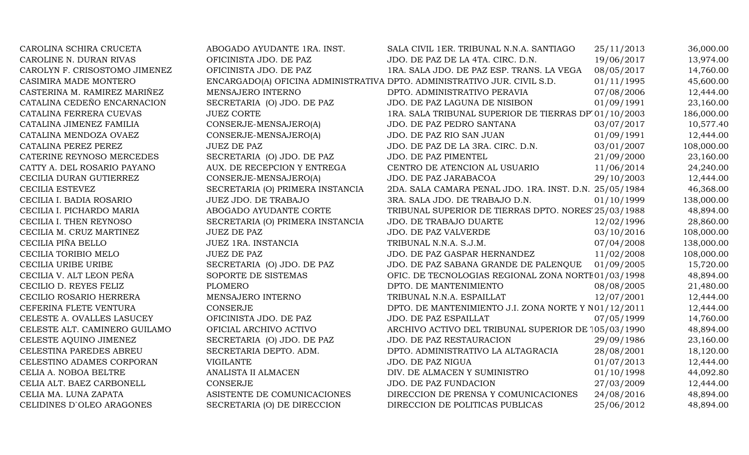| | | | | |
|---|---|---|---|---|
| CAROLINA SCHIRA CRUCETA | ABOGADO AYUDANTE 1RA. INST. | SALA CIVIL 1ER. TRIBUNAL N.N.A. SANTIAGO | 25/11/2013 | 36,000.00 |
| CAROLINE N. DURAN RIVAS | OFICINISTA JDO. DE PAZ | JDO. DE PAZ DE LA 4TA. CIRC. D.N. | 19/06/2017 | 13,974.00 |
| CAROLYN F. CRISOSTOMO JIMENEZ | OFICINISTA JDO. DE PAZ | 1RA. SALA JDO. DE PAZ ESP. TRANS. LA VEGA | 08/05/2017 | 14,760.00 |
| CASIMIRA MADE MONTERO | ENCARGADO(A) OFICINA ADMINISTRATIVA | DPTO. ADMINISTRATIVO JUR. CIVIL S.D. | 01/11/1995 | 45,600.00 |
| CASTERINA M. RAMIREZ MARIÑEZ | MENSAJERO INTERNO | DPTO. ADMINISTRATIVO PERAVIA | 07/08/2006 | 12,444.00 |
| CATALINA CEDEÑO ENCARNACION | SECRETARIA (O) JDO. DE PAZ | JDO. DE PAZ LAGUNA DE NISIBON | 01/09/1991 | 23,160.00 |
| CATALINA FERRERA CUEVAS | JUEZ CORTE | 1RA. SALA TRIBUNAL SUPERIOR DE TIERRAS DP | 01/10/2003 | 186,000.00 |
| CATALINA JIMENEZ FAMILIA | CONSERJE-MENSAJERO(A) | JDO. DE PAZ PEDRO SANTANA | 03/07/2017 | 10,577.40 |
| CATALINA MENDOZA OVAEZ | CONSERJE-MENSAJERO(A) | JDO. DE PAZ RIO SAN JUAN | 01/09/1991 | 12,444.00 |
| CATALINA PEREZ PEREZ | JUEZ DE PAZ | JDO. DE PAZ DE LA 3RA. CIRC. D.N. | 03/01/2007 | 108,000.00 |
| CATERINE REYNOSO MERCEDES | SECRETARIA (O) JDO. DE PAZ | JDO. DE PAZ PIMENTEL | 21/09/2000 | 23,160.00 |
| CATTY A. DEL ROSARIO PAYANO | AUX. DE RECEPCION Y ENTREGA | CENTRO DE ATENCION AL USUARIO | 11/06/2014 | 24,240.00 |
| CECILIA DURAN GUTIERREZ | CONSERJE-MENSAJERO(A) | JDO. DE PAZ JARABACOA | 29/10/2003 | 12,444.00 |
| CECILIA ESTEVEZ | SECRETARIA (O) PRIMERA INSTANCIA | 2DA. SALA CAMARA PENAL JDO. 1RA. INST. D.N. | 25/05/1984 | 46,368.00 |
| CECILIA I. BADIA ROSARIO | JUEZ JDO. DE TRABAJO | 3RA. SALA JDO. DE TRABAJO D.N. | 01/10/1999 | 138,000.00 |
| CECILIA I. PICHARDO MARIA | ABOGADO AYUDANTE CORTE | TRIBUNAL SUPERIOR DE TIERRAS DPTO. NORES | 25/03/1988 | 48,894.00 |
| CECILIA I. THEN REYNOSO | SECRETARIA (O) PRIMERA INSTANCIA | JDO. DE TRABAJO DUARTE | 12/02/1996 | 28,860.00 |
| CECILIA M. CRUZ MARTINEZ | JUEZ DE PAZ | JDO. DE PAZ VALVERDE | 03/10/2016 | 108,000.00 |
| CECILIA PIÑA BELLO | JUEZ 1RA. INSTANCIA | TRIBUNAL N.N.A. S.J.M. | 07/04/2008 | 138,000.00 |
| CECILIA TORIBIO MELO | JUEZ DE PAZ | JDO. DE PAZ GASPAR HERNANDEZ | 11/02/2008 | 108,000.00 |
| CECILIA URIBE URIBE | SECRETARIA (O) JDO. DE PAZ | JDO. DE PAZ SABANA GRANDE DE PALENQUE | 01/09/2005 | 15,720.00 |
| CECILIA V. ALT LEON PEÑA | SOPORTE DE SISTEMAS | OFIC. DE TECNOLOGIAS REGIONAL ZONA NORTE | 01/03/1998 | 48,894.00 |
| CECILIO D. REYES FELIZ | PLOMERO | DPTO. DE MANTENIMIENTO | 08/08/2005 | 21,480.00 |
| CECILIO ROSARIO HERRERA | MENSAJERO INTERNO | TRIBUNAL N.N.A. ESPAILLAT | 12/07/2001 | 12,444.00 |
| CEFERINA FLETE VENTURA | CONSERJE | DPTO. DE MANTENIMIENTO J.I. ZONA NORTE Y N | 01/12/2011 | 12,444.00 |
| CELESTE A. OVALLES LASUCEY | OFICINISTA JDO. DE PAZ | JDO. DE PAZ ESPAILLAT | 07/05/1999 | 14,760.00 |
| CELESTE ALT. CAMINERO GUILAMO | OFICIAL ARCHIVO ACTIVO | ARCHIVO ACTIVO DEL TRIBUNAL SUPERIOR DE T | 05/03/1990 | 48,894.00 |
| CELESTE AQUINO JIMENEZ | SECRETARIA (O) JDO. DE PAZ | JDO. DE PAZ RESTAURACION | 29/09/1986 | 23,160.00 |
| CELESTINA PAREDES ABREU | SECRETARIA DEPTO. ADM. | DPTO. ADMINISTRATIVO LA ALTAGRACIA | 28/08/2001 | 18,120.00 |
| CELESTINO ADAMES CORPORAN | VIGILANTE | JDO. DE PAZ NIGUA | 01/07/2013 | 12,444.00 |
| CELIA A. NOBOA BELTRE | ANALISTA II ALMACEN | DIV. DE ALMACEN Y SUMINISTRO | 01/10/1998 | 44,092.80 |
| CELIA ALT. BAEZ CARBONELL | CONSERJE | JDO. DE PAZ FUNDACION | 27/03/2009 | 12,444.00 |
| CELIA MA. LUNA ZAPATA | ASISTENTE DE COMUNICACIONES | DIRECCION DE PRENSA Y COMUNICACIONES | 24/08/2016 | 48,894.00 |
| CELIDINES D`OLEO ARAGONES | SECRETARIA (O) DE DIRECCION | DIRECCION DE POLITICAS PUBLICAS | 25/06/2012 | 48,894.00 |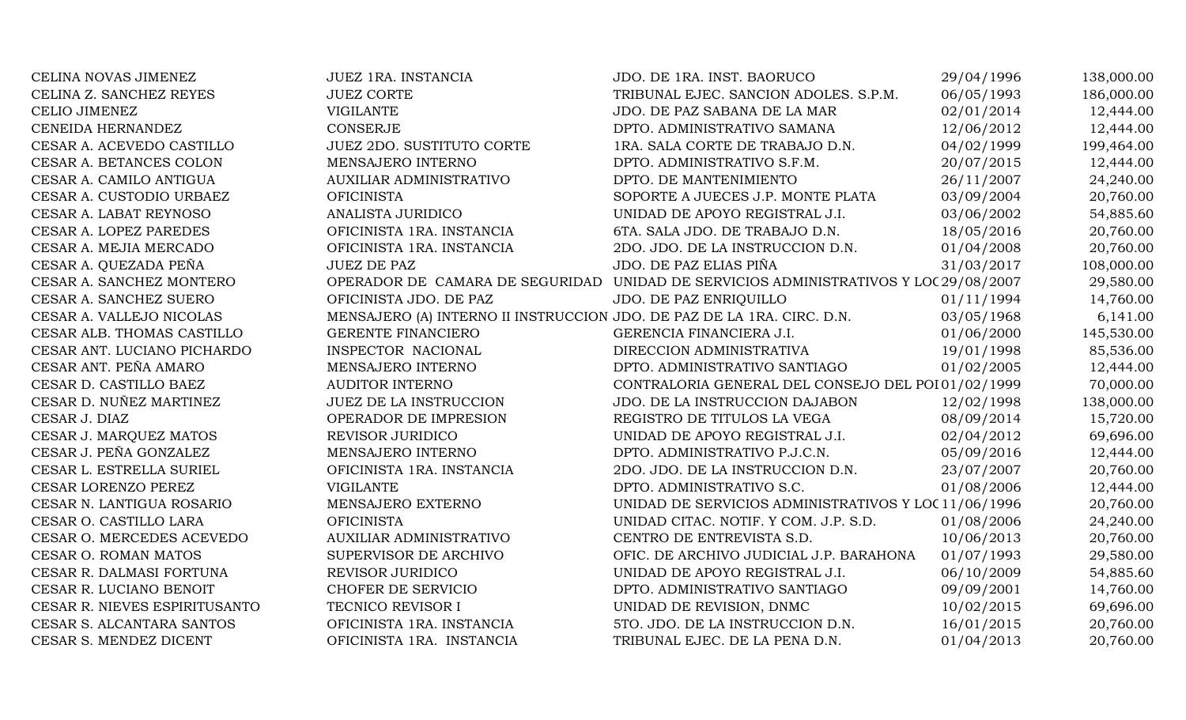| | | | | |
|---|---|---|---|---|
| CELINA NOVAS JIMENEZ | JUEZ 1RA. INSTANCIA | JDO. DE 1RA. INST. BAORUCO | 29/04/1996 | 138,000.00 |
| CELINA Z. SANCHEZ REYES | JUEZ CORTE | TRIBUNAL EJEC. SANCION ADOLES. S.P.M. | 06/05/1993 | 186,000.00 |
| CELIO JIMENEZ | VIGILANTE | JDO. DE PAZ SABANA DE LA MAR | 02/01/2014 | 12,444.00 |
| CENEIDA HERNANDEZ | CONSERJE | DPTO. ADMINISTRATIVO SAMANA | 12/06/2012 | 12,444.00 |
| CESAR A. ACEVEDO CASTILLO | JUEZ 2DO. SUSTITUTO CORTE | 1RA. SALA CORTE DE TRABAJO D.N. | 04/02/1999 | 199,464.00 |
| CESAR A. BETANCES COLON | MENSAJERO INTERNO | DPTO. ADMINISTRATIVO S.F.M. | 20/07/2015 | 12,444.00 |
| CESAR A. CAMILO ANTIGUA | AUXILIAR ADMINISTRATIVO | DPTO. DE MANTENIMIENTO | 26/11/2007 | 24,240.00 |
| CESAR A. CUSTODIO URBAEZ | OFICINISTA | SOPORTE A JUECES J.P. MONTE PLATA | 03/09/2004 | 20,760.00 |
| CESAR A. LABAT REYNOSO | ANALISTA JURIDICO | UNIDAD DE APOYO REGISTRAL J.I. | 03/06/2002 | 54,885.60 |
| CESAR A. LOPEZ PAREDES | OFICINISTA 1RA. INSTANCIA | 6TA. SALA JDO. DE TRABAJO D.N. | 18/05/2016 | 20,760.00 |
| CESAR A. MEJIA MERCADO | OFICINISTA 1RA. INSTANCIA | 2DO. JDO. DE LA INSTRUCCION D.N. | 01/04/2008 | 20,760.00 |
| CESAR A. QUEZADA PEÑA | JUEZ DE PAZ | JDO. DE PAZ ELIAS PIÑA | 31/03/2017 | 108,000.00 |
| CESAR A. SANCHEZ MONTERO | OPERADOR DE CAMARA DE SEGURIDAD | UNIDAD DE SERVICIOS ADMINISTRATIVOS Y LOC | 29/08/2007 | 29,580.00 |
| CESAR A. SANCHEZ SUERO | OFICINISTA JDO. DE PAZ | JDO. DE PAZ ENRIQUILLO | 01/11/1994 | 14,760.00 |
| CESAR A. VALLEJO NICOLAS | MENSAJERO (A) INTERNO II INSTRUCCION | JDO. DE PAZ DE LA 1RA. CIRC. D.N. | 03/05/1968 | 6,141.00 |
| CESAR ALB. THOMAS CASTILLO | GERENTE FINANCIERO | GERENCIA FINANCIERA J.I. | 01/06/2000 | 145,530.00 |
| CESAR ANT. LUCIANO PICHARDO | INSPECTOR NACIONAL | DIRECCION ADMINISTRATIVA | 19/01/1998 | 85,536.00 |
| CESAR ANT. PEÑA AMARO | MENSAJERO INTERNO | DPTO. ADMINISTRATIVO SANTIAGO | 01/02/2005 | 12,444.00 |
| CESAR D. CASTILLO BAEZ | AUDITOR INTERNO | CONTRALORIA GENERAL DEL CONSEJO DEL POI | 01/02/1999 | 70,000.00 |
| CESAR D. NUÑEZ MARTINEZ | JUEZ DE LA INSTRUCCION | JDO. DE LA INSTRUCCION DAJABON | 12/02/1998 | 138,000.00 |
| CESAR J. DIAZ | OPERADOR DE IMPRESION | REGISTRO DE TITULOS LA VEGA | 08/09/2014 | 15,720.00 |
| CESAR J. MARQUEZ MATOS | REVISOR JURIDICO | UNIDAD DE APOYO REGISTRAL J.I. | 02/04/2012 | 69,696.00 |
| CESAR J. PEÑA GONZALEZ | MENSAJERO INTERNO | DPTO. ADMINISTRATIVO P.J.C.N. | 05/09/2016 | 12,444.00 |
| CESAR L. ESTRELLA SURIEL | OFICINISTA 1RA. INSTANCIA | 2DO. JDO. DE LA INSTRUCCION D.N. | 23/07/2007 | 20,760.00 |
| CESAR LORENZO PEREZ | VIGILANTE | DPTO. ADMINISTRATIVO S.C. | 01/08/2006 | 12,444.00 |
| CESAR N. LANTIGUA ROSARIO | MENSAJERO EXTERNO | UNIDAD DE SERVICIOS ADMINISTRATIVOS Y LOC | 11/06/1996 | 20,760.00 |
| CESAR O. CASTILLO LARA | OFICINISTA | UNIDAD CITAC. NOTIF. Y COM. J.P. S.D. | 01/08/2006 | 24,240.00 |
| CESAR O. MERCEDES ACEVEDO | AUXILIAR ADMINISTRATIVO | CENTRO DE ENTREVISTA S.D. | 10/06/2013 | 20,760.00 |
| CESAR O. ROMAN MATOS | SUPERVISOR DE ARCHIVO | OFIC. DE ARCHIVO JUDICIAL J.P. BARAHONA | 01/07/1993 | 29,580.00 |
| CESAR R. DALMASI FORTUNA | REVISOR JURIDICO | UNIDAD DE APOYO REGISTRAL J.I. | 06/10/2009 | 54,885.60 |
| CESAR R. LUCIANO BENOIT | CHOFER DE SERVICIO | DPTO. ADMINISTRATIVO SANTIAGO | 09/09/2001 | 14,760.00 |
| CESAR R. NIEVES ESPIRITUSANTO | TECNICO REVISOR I | UNIDAD DE REVISION, DNMC | 10/02/2015 | 69,696.00 |
| CESAR S. ALCANTARA SANTOS | OFICINISTA 1RA. INSTANCIA | 5TO. JDO. DE LA INSTRUCCION D.N. | 16/01/2015 | 20,760.00 |
| CESAR S. MENDEZ DICENT | OFICINISTA 1RA. INSTANCIA | TRIBUNAL EJEC. DE LA PENA D.N. | 01/04/2013 | 20,760.00 |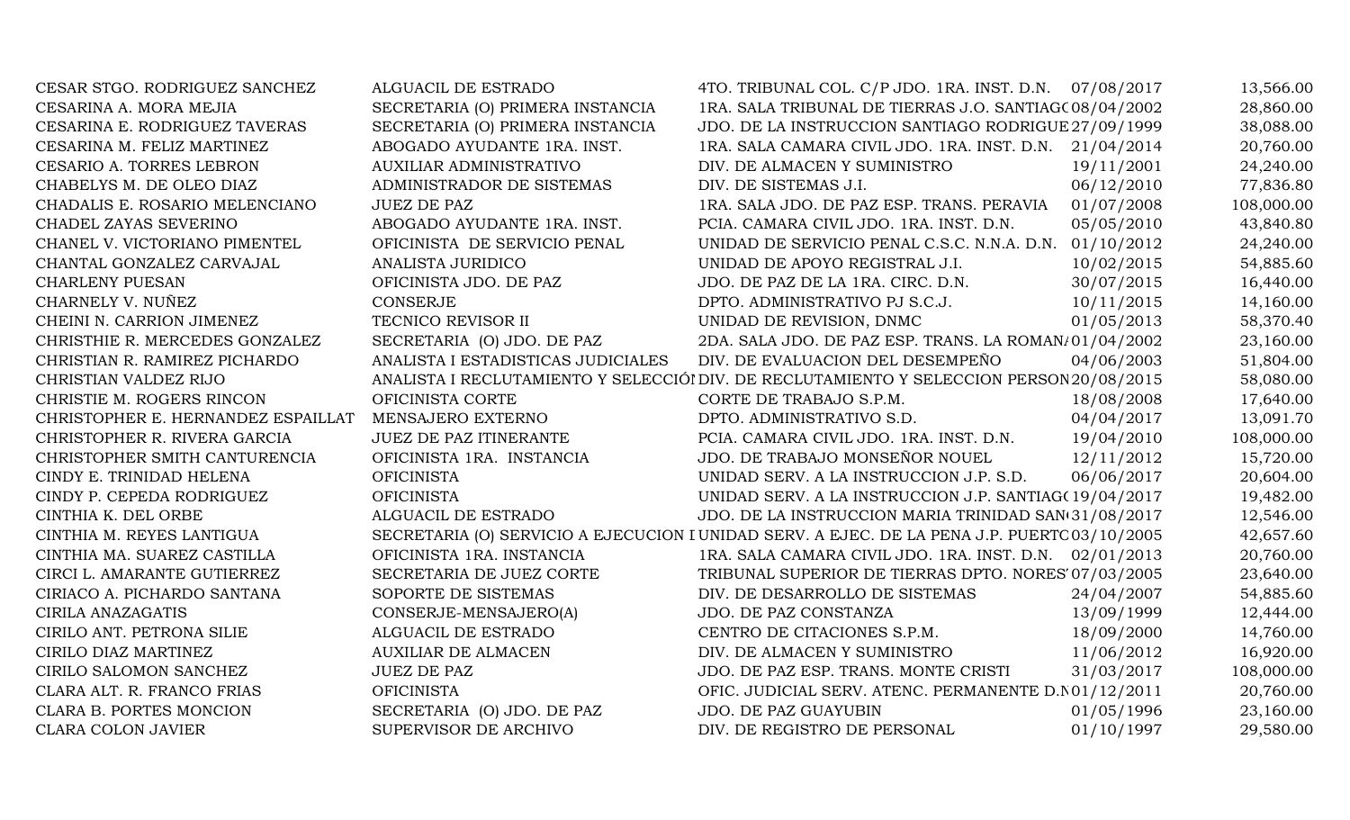| | | | | |
|---|---|---|---|---|
| CESAR STGO. RODRIGUEZ SANCHEZ | ALGUACIL DE ESTRADO | 4TO. TRIBUNAL COL. C/P JDO. 1RA. INST. D.N. | 07/08/2017 | 13,566.00 |
| CESARINA A. MORA MEJIA | SECRETARIA (O) PRIMERA INSTANCIA | 1RA. SALA TRIBUNAL DE TIERRAS J.O. SANTIAGO | 08/04/2002 | 28,860.00 |
| CESARINA E. RODRIGUEZ TAVERAS | SECRETARIA (O) PRIMERA INSTANCIA | JDO. DE LA INSTRUCCION SANTIAGO RODRIGUE | 27/09/1999 | 38,088.00 |
| CESARINA M. FELIZ MARTINEZ | ABOGADO AYUDANTE 1RA. INST. | 1RA. SALA CAMARA CIVIL JDO. 1RA. INST. D.N. | 21/04/2014 | 20,760.00 |
| CESARIO A. TORRES LEBRON | AUXILIAR ADMINISTRATIVO | DIV. DE ALMACEN Y SUMINISTRO | 19/11/2001 | 24,240.00 |
| CHABELYS M. DE OLEO DIAZ | ADMINISTRADOR DE SISTEMAS | DIV. DE SISTEMAS J.I. | 06/12/2010 | 77,836.80 |
| CHADALIS E. ROSARIO MELENCIANO | JUEZ DE PAZ | 1RA. SALA JDO. DE PAZ ESP. TRANS. PERAVIA | 01/07/2008 | 108,000.00 |
| CHADEL ZAYAS SEVERINO | ABOGADO AYUDANTE 1RA. INST. | PCIA. CAMARA CIVIL JDO. 1RA. INST. D.N. | 05/05/2010 | 43,840.80 |
| CHANEL V. VICTORIANO PIMENTEL | OFICINISTA DE SERVICIO PENAL | UNIDAD DE SERVICIO PENAL C.S.C. N.N.A. D.N. | 01/10/2012 | 24,240.00 |
| CHANTAL GONZALEZ CARVAJAL | ANALISTA JURIDICO | UNIDAD DE APOYO REGISTRAL J.I. | 10/02/2015 | 54,885.60 |
| CHARLENY PUESAN | OFICINISTA JDO. DE PAZ | JDO. DE PAZ DE LA 1RA. CIRC. D.N. | 30/07/2015 | 16,440.00 |
| CHARNELY V. NUÑEZ | CONSERJE | DPTO. ADMINISTRATIVO PJ S.C.J. | 10/11/2015 | 14,160.00 |
| CHEINI N. CARRION JIMENEZ | TECNICO REVISOR II | UNIDAD DE REVISION, DNMC | 01/05/2013 | 58,370.40 |
| CHRISTHIE R. MERCEDES GONZALEZ | SECRETARIA (O) JDO. DE PAZ | 2DA. SALA JDO. DE PAZ ESP. TRANS. LA ROMANA | 01/04/2002 | 23,160.00 |
| CHRISTIAN R. RAMIREZ PICHARDO | ANALISTA I ESTADISTICAS JUDICIALES | DIV. DE EVALUACION DEL DESEMPEÑO | 04/06/2003 | 51,804.00 |
| CHRISTIAN VALDEZ RIJO | ANALISTA I RECLUTAMIENTO Y SELECCIÓN | DIV. DE RECLUTAMIENTO Y SELECCION PERSON | 20/08/2015 | 58,080.00 |
| CHRISTIE M. ROGERS RINCON | OFICINISTA CORTE | CORTE DE TRABAJO S.P.M. | 18/08/2008 | 17,640.00 |
| CHRISTOPHER E. HERNANDEZ ESPAILLAT | MENSAJERO EXTERNO | DPTO. ADMINISTRATIVO S.D. | 04/04/2017 | 13,091.70 |
| CHRISTOPHER R. RIVERA GARCIA | JUEZ DE PAZ ITINERANTE | PCIA. CAMARA CIVIL JDO. 1RA. INST. D.N. | 19/04/2010 | 108,000.00 |
| CHRISTOPHER SMITH CANTURENCIA | OFICINISTA 1RA. INSTANCIA | JDO. DE TRABAJO MONSEÑOR NOUEL | 12/11/2012 | 15,720.00 |
| CINDY E. TRINIDAD HELENA | OFICINISTA | UNIDAD SERV. A LA INSTRUCCION J.P. S.D. | 06/06/2017 | 20,604.00 |
| CINDY P. CEPEDA RODRIGUEZ | OFICINISTA | UNIDAD SERV. A LA INSTRUCCION J.P. SANTIAGO | 19/04/2017 | 19,482.00 |
| CINTHIA K. DEL ORBE | ALGUACIL DE ESTRADO | JDO. DE LA INSTRUCCION MARIA TRINIDAD SAN | 31/08/2017 | 12,546.00 |
| CINTHIA M. REYES LANTIGUA | SECRETARIA (O) SERVICIO A EJECUCION I | UNIDAD SERV. A EJEC. DE LA PENA J.P. PUERTO | 03/10/2005 | 42,657.60 |
| CINTHIA MA. SUAREZ CASTILLA | OFICINISTA 1RA. INSTANCIA | 1RA. SALA CAMARA CIVIL JDO. 1RA. INST. D.N. | 02/01/2013 | 20,760.00 |
| CIRCI L. AMARANTE GUTIERREZ | SECRETARIA DE JUEZ CORTE | TRIBUNAL SUPERIOR DE TIERRAS DPTO. NORES | 07/03/2005 | 23,640.00 |
| CIRIACO A. PICHARDO SANTANA | SOPORTE DE SISTEMAS | DIV. DE DESARROLLO DE SISTEMAS | 24/04/2007 | 54,885.60 |
| CIRILA ANAZAGATIS | CONSERJE-MENSAJERO(A) | JDO. DE PAZ CONSTANZA | 13/09/1999 | 12,444.00 |
| CIRILO ANT. PETRONA SILIE | ALGUACIL DE ESTRADO | CENTRO DE CITACIONES S.P.M. | 18/09/2000 | 14,760.00 |
| CIRILO DIAZ MARTINEZ | AUXILIAR DE ALMACEN | DIV. DE ALMACEN Y SUMINISTRO | 11/06/2012 | 16,920.00 |
| CIRILO SALOMON SANCHEZ | JUEZ DE PAZ | JDO. DE PAZ ESP. TRANS. MONTE CRISTI | 31/03/2017 | 108,000.00 |
| CLARA ALT. R. FRANCO FRIAS | OFICINISTA | OFIC. JUDICIAL SERV. ATENC. PERMANENTE D.N | 01/12/2011 | 20,760.00 |
| CLARA B. PORTES MONCION | SECRETARIA (O) JDO. DE PAZ | JDO. DE PAZ GUAYUBIN | 01/05/1996 | 23,160.00 |
| CLARA COLON JAVIER | SUPERVISOR DE ARCHIVO | DIV. DE REGISTRO DE PERSONAL | 01/10/1997 | 29,580.00 |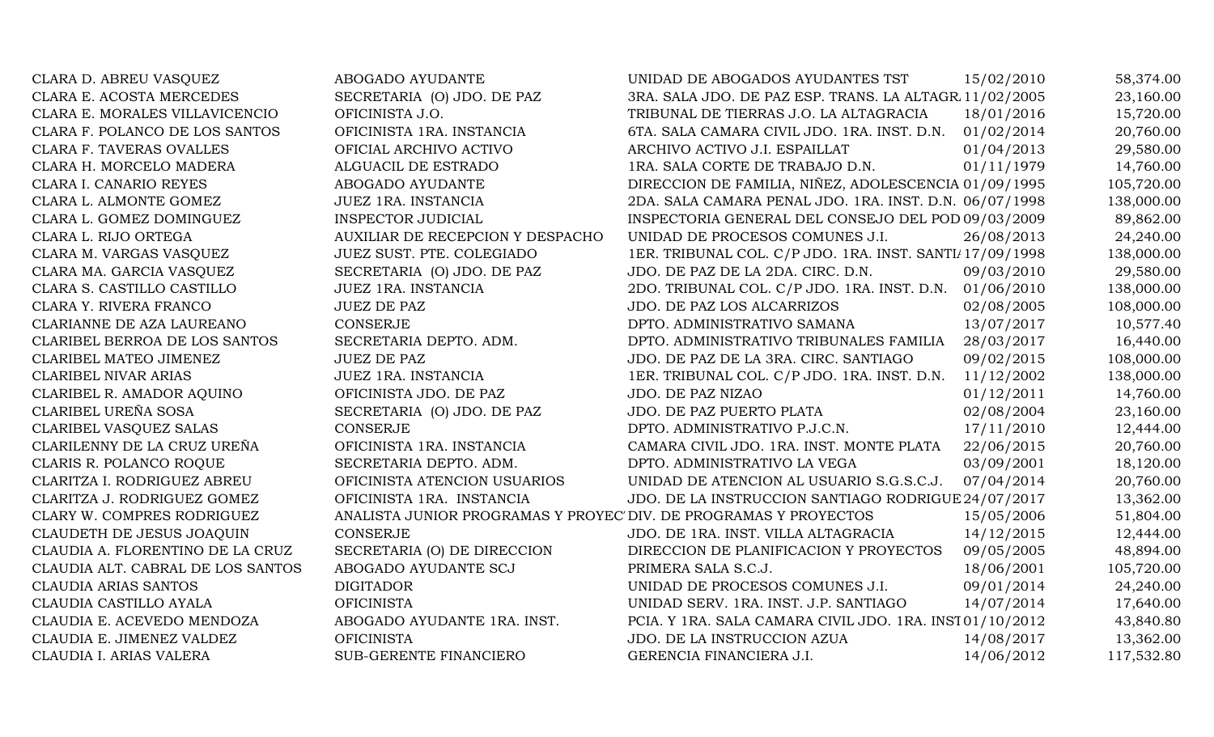| | | | | |
|---|---|---|---|---|
| CLARA D. ABREU VASQUEZ | ABOGADO AYUDANTE | UNIDAD DE ABOGADOS AYUDANTES TST | 15/02/2010 | 58,374.00 |
| CLARA E. ACOSTA MERCEDES | SECRETARIA (O) JDO. DE PAZ | 3RA. SALA JDO. DE PAZ ESP. TRANS. LA ALTAGR. | 11/02/2005 | 23,160.00 |
| CLARA E. MORALES VILLAVICENCIO | OFICINISTA J.O. | TRIBUNAL DE TIERRAS J.O. LA ALTAGRACIA | 18/01/2016 | 15,720.00 |
| CLARA F. POLANCO DE LOS SANTOS | OFICINISTA 1RA. INSTANCIA | 6TA. SALA CAMARA CIVIL JDO. 1RA. INST. D.N. | 01/02/2014 | 20,760.00 |
| CLARA F. TAVERAS OVALLES | OFICIAL ARCHIVO ACTIVO | ARCHIVO ACTIVO J.I. ESPAILLAT | 01/04/2013 | 29,580.00 |
| CLARA H. MORCELO MADERA | ALGUACIL DE ESTRADO | 1RA. SALA CORTE DE TRABAJO D.N. | 01/11/1979 | 14,760.00 |
| CLARA I. CANARIO REYES | ABOGADO AYUDANTE | DIRECCION DE FAMILIA, NIÑEZ, ADOLESCENCIA | 01/09/1995 | 105,720.00 |
| CLARA L. ALMONTE GOMEZ | JUEZ 1RA. INSTANCIA | 2DA. SALA CAMARA PENAL JDO. 1RA. INST. D.N. | 06/07/1998 | 138,000.00 |
| CLARA L. GOMEZ DOMINGUEZ | INSPECTOR JUDICIAL | INSPECTORIA GENERAL DEL CONSEJO DEL POD | 09/03/2009 | 89,862.00 |
| CLARA L. RIJO ORTEGA | AUXILIAR DE RECEPCION Y DESPACHO | UNIDAD DE PROCESOS COMUNES J.I. | 26/08/2013 | 24,240.00 |
| CLARA M. VARGAS VASQUEZ | JUEZ SUST. PTE. COLEGIADO | 1ER. TRIBUNAL COL. C/P JDO. 1RA. INST. SANTI/ | 17/09/1998 | 138,000.00 |
| CLARA MA. GARCIA VASQUEZ | SECRETARIA (O) JDO. DE PAZ | JDO. DE PAZ DE LA 2DA. CIRC. D.N. | 09/03/2010 | 29,580.00 |
| CLARA S. CASTILLO CASTILLO | JUEZ 1RA. INSTANCIA | 2DO. TRIBUNAL COL. C/P JDO. 1RA. INST. D.N. | 01/06/2010 | 138,000.00 |
| CLARA Y. RIVERA FRANCO | JUEZ DE PAZ | JDO. DE PAZ LOS ALCARRIZOS | 02/08/2005 | 108,000.00 |
| CLARIANNE DE AZA LAUREANO | CONSERJE | DPTO. ADMINISTRATIVO SAMANA | 13/07/2017 | 10,577.40 |
| CLARIBEL BERROA DE LOS SANTOS | SECRETARIA DEPTO. ADM. | DPTO. ADMINISTRATIVO TRIBUNALES FAMILIA | 28/03/2017 | 16,440.00 |
| CLARIBEL MATEO JIMENEZ | JUEZ DE PAZ | JDO. DE PAZ DE LA 3RA. CIRC. SANTIAGO | 09/02/2015 | 108,000.00 |
| CLARIBEL NIVAR ARIAS | JUEZ 1RA. INSTANCIA | 1ER. TRIBUNAL COL. C/P JDO. 1RA. INST. D.N. | 11/12/2002 | 138,000.00 |
| CLARIBEL R. AMADOR AQUINO | OFICINISTA JDO. DE PAZ | JDO. DE PAZ NIZAO | 01/12/2011 | 14,760.00 |
| CLARIBEL UREÑA SOSA | SECRETARIA (O) JDO. DE PAZ | JDO. DE PAZ PUERTO PLATA | 02/08/2004 | 23,160.00 |
| CLARIBEL VASQUEZ SALAS | CONSERJE | DPTO. ADMINISTRATIVO P.J.C.N. | 17/11/2010 | 12,444.00 |
| CLARILENNY DE LA CRUZ UREÑA | OFICINISTA 1RA. INSTANCIA | CAMARA CIVIL JDO. 1RA. INST. MONTE PLATA | 22/06/2015 | 20,760.00 |
| CLARIS R. POLANCO ROQUE | SECRETARIA DEPTO. ADM. | DPTO. ADMINISTRATIVO LA VEGA | 03/09/2001 | 18,120.00 |
| CLARITZA I. RODRIGUEZ ABREU | OFICINISTA ATENCION USUARIOS | UNIDAD DE ATENCION AL USUARIO S.G.S.C.J. | 07/04/2014 | 20,760.00 |
| CLARITZA J. RODRIGUEZ GOMEZ | OFICINISTA 1RA. INSTANCIA | JDO. DE LA INSTRUCCION SANTIAGO RODRIGUE | 24/07/2017 | 13,362.00 |
| CLARY W. COMPRES RODRIGUEZ | ANALISTA JUNIOR PROGRAMAS Y PROYEC | DIV. DE PROGRAMAS Y PROYECTOS | 15/05/2006 | 51,804.00 |
| CLAUDETH DE JESUS JOAQUIN | CONSERJE | JDO. DE 1RA. INST. VILLA ALTAGRACIA | 14/12/2015 | 12,444.00 |
| CLAUDIA A. FLORENTINO DE LA CRUZ | SECRETARIA (O) DE DIRECCION | DIRECCION DE PLANIFICACION Y PROYECTOS | 09/05/2005 | 48,894.00 |
| CLAUDIA ALT. CABRAL DE LOS SANTOS | ABOGADO AYUDANTE SCJ | PRIMERA SALA S.C.J. | 18/06/2001 | 105,720.00 |
| CLAUDIA ARIAS SANTOS | DIGITADOR | UNIDAD DE PROCESOS COMUNES J.I. | 09/01/2014 | 24,240.00 |
| CLAUDIA CASTILLO AYALA | OFICINISTA | UNIDAD SERV. 1RA. INST. J.P. SANTIAGO | 14/07/2014 | 17,640.00 |
| CLAUDIA E. ACEVEDO MENDOZA | ABOGADO AYUDANTE 1RA. INST. | PCIA. Y 1RA. SALA CAMARA CIVIL JDO. 1RA. INST | 01/10/2012 | 43,840.80 |
| CLAUDIA E. JIMENEZ VALDEZ | OFICINISTA | JDO. DE LA INSTRUCCION AZUA | 14/08/2017 | 13,362.00 |
| CLAUDIA I. ARIAS VALERA | SUB-GERENTE FINANCIERO | GERENCIA FINANCIERA J.I. | 14/06/2012 | 117,532.80 |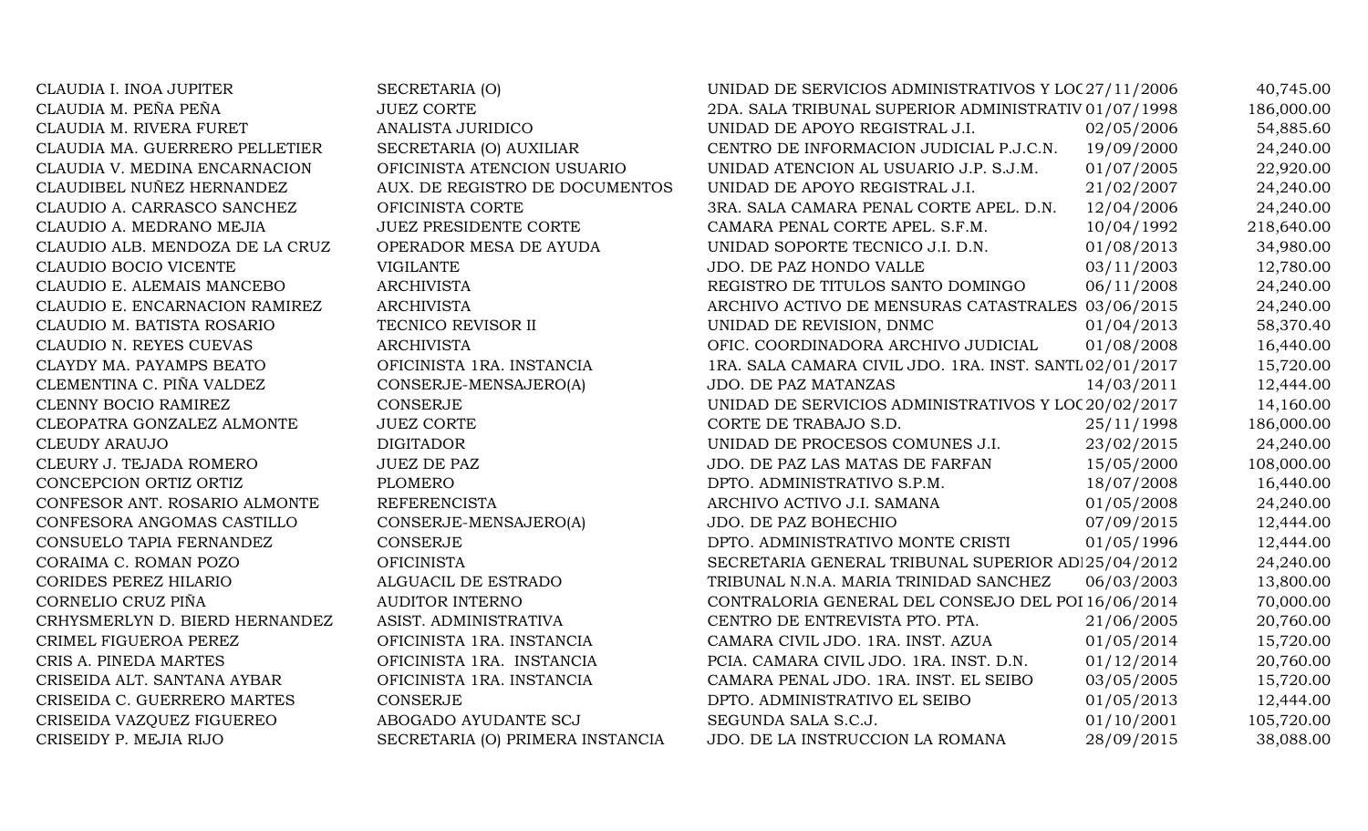| | | | | |
|---|---|---|---|---|
| CLAUDIA I. INOA JUPITER | SECRETARIA (O) | UNIDAD DE SERVICIOS ADMINISTRATIVOS Y LOC | 27/11/2006 | 40,745.00 |
| CLAUDIA M. PEÑA PEÑA | JUEZ CORTE | 2DA. SALA TRIBUNAL SUPERIOR ADMINISTRATIV | 01/07/1998 | 186,000.00 |
| CLAUDIA M. RIVERA FURET | ANALISTA JURIDICO | UNIDAD DE APOYO REGISTRAL J.I. | 02/05/2006 | 54,885.60 |
| CLAUDIA MA. GUERRERO PELLETIER | SECRETARIA (O) AUXILIAR | CENTRO DE INFORMACION JUDICIAL P.J.C.N. | 19/09/2000 | 24,240.00 |
| CLAUDIA V. MEDINA ENCARNACION | OFICINISTA ATENCION USUARIO | UNIDAD ATENCION AL USUARIO J.P. S.J.M. | 01/07/2005 | 22,920.00 |
| CLAUDIBEL NUÑEZ HERNANDEZ | AUX. DE REGISTRO DE DOCUMENTOS | UNIDAD DE APOYO REGISTRAL J.I. | 21/02/2007 | 24,240.00 |
| CLAUDIO A. CARRASCO SANCHEZ | OFICINISTA CORTE | 3RA. SALA CAMARA PENAL CORTE APEL. D.N. | 12/04/2006 | 24,240.00 |
| CLAUDIO A. MEDRANO MEJIA | JUEZ PRESIDENTE CORTE | CAMARA PENAL CORTE APEL. S.F.M. | 10/04/1992 | 218,640.00 |
| CLAUDIO ALB. MENDOZA DE LA CRUZ | OPERADOR MESA DE AYUDA | UNIDAD SOPORTE TECNICO J.I. D.N. | 01/08/2013 | 34,980.00 |
| CLAUDIO BOCIO VICENTE | VIGILANTE | JDO. DE PAZ HONDO VALLE | 03/11/2003 | 12,780.00 |
| CLAUDIO E. ALEMAIS MANCEBO | ARCHIVISTA | REGISTRO DE TITULOS SANTO DOMINGO | 06/11/2008 | 24,240.00 |
| CLAUDIO E. ENCARNACION RAMIREZ | ARCHIVISTA | ARCHIVO ACTIVO DE MENSURAS CATASTRALES | 03/06/2015 | 24,240.00 |
| CLAUDIO M. BATISTA ROSARIO | TECNICO REVISOR II | UNIDAD DE REVISION, DNMC | 01/04/2013 | 58,370.40 |
| CLAUDIO N. REYES CUEVAS | ARCHIVISTA | OFIC. COORDINADORA ARCHIVO JUDICIAL | 01/08/2008 | 16,440.00 |
| CLAYDY MA. PAYAMPS BEATO | OFICINISTA 1RA. INSTANCIA | 1RA. SALA CAMARA CIVIL JDO. 1RA. INST. SANTI | 02/01/2017 | 15,720.00 |
| CLEMENTINA C. PIÑA VALDEZ | CONSERJE-MENSAJERO(A) | JDO. DE PAZ MATANZAS | 14/03/2011 | 12,444.00 |
| CLENNY BOCIO RAMIREZ | CONSERJE | UNIDAD DE SERVICIOS ADMINISTRATIVOS Y LOC | 20/02/2017 | 14,160.00 |
| CLEOPATRA GONZALEZ ALMONTE | JUEZ CORTE | CORTE DE TRABAJO S.D. | 25/11/1998 | 186,000.00 |
| CLEUDY ARAUJO | DIGITADOR | UNIDAD DE PROCESOS COMUNES J.I. | 23/02/2015 | 24,240.00 |
| CLEURY J. TEJADA ROMERO | JUEZ DE PAZ | JDO. DE PAZ LAS MATAS DE FARFAN | 15/05/2000 | 108,000.00 |
| CONCEPCION ORTIZ ORTIZ | PLOMERO | DPTO. ADMINISTRATIVO S.P.M. | 18/07/2008 | 16,440.00 |
| CONFESOR ANT. ROSARIO ALMONTE | REFERENCISTA | ARCHIVO ACTIVO J.I. SAMANA | 01/05/2008 | 24,240.00 |
| CONFESORA ANGOMAS CASTILLO | CONSERJE-MENSAJERO(A) | JDO. DE PAZ BOHECHIO | 07/09/2015 | 12,444.00 |
| CONSUELO TAPIA FERNANDEZ | CONSERJE | DPTO. ADMINISTRATIVO MONTE CRISTI | 01/05/1996 | 12,444.00 |
| CORAIMA C. ROMAN POZO | OFICINISTA | SECRETARIA GENERAL TRIBUNAL SUPERIOR AD | 25/04/2012 | 24,240.00 |
| CORIDES PEREZ HILARIO | ALGUACIL DE ESTRADO | TRIBUNAL N.N.A. MARIA TRINIDAD SANCHEZ | 06/03/2003 | 13,800.00 |
| CORNELIO CRUZ PIÑA | AUDITOR INTERNO | CONTRALORIA GENERAL DEL CONSEJO DEL POI | 16/06/2014 | 70,000.00 |
| CRHYSMERLYN D. BIERD HERNANDEZ | ASIST. ADMINISTRATIVA | CENTRO DE ENTREVISTA PTO. PTA. | 21/06/2005 | 20,760.00 |
| CRIMEL FIGUEROA PEREZ | OFICINISTA 1RA. INSTANCIA | CAMARA CIVIL JDO. 1RA. INST. AZUA | 01/05/2014 | 15,720.00 |
| CRIS A. PINEDA MARTES | OFICINISTA 1RA. INSTANCIA | PCIA. CAMARA CIVIL JDO. 1RA. INST. D.N. | 01/12/2014 | 20,760.00 |
| CRISEIDA ALT. SANTANA AYBAR | OFICINISTA 1RA. INSTANCIA | CAMARA PENAL JDO. 1RA. INST. EL SEIBO | 03/05/2005 | 15,720.00 |
| CRISEIDA C. GUERRERO MARTES | CONSERJE | DPTO. ADMINISTRATIVO EL SEIBO | 01/05/2013 | 12,444.00 |
| CRISEIDA VAZQUEZ FIGUEREO | ABOGADO AYUDANTE SCJ | SEGUNDA SALA S.C.J. | 01/10/2001 | 105,720.00 |
| CRISEIDY P. MEJIA RIJO | SECRETARIA (O) PRIMERA INSTANCIA | JDO. DE LA INSTRUCCION LA ROMANA | 28/09/2015 | 38,088.00 |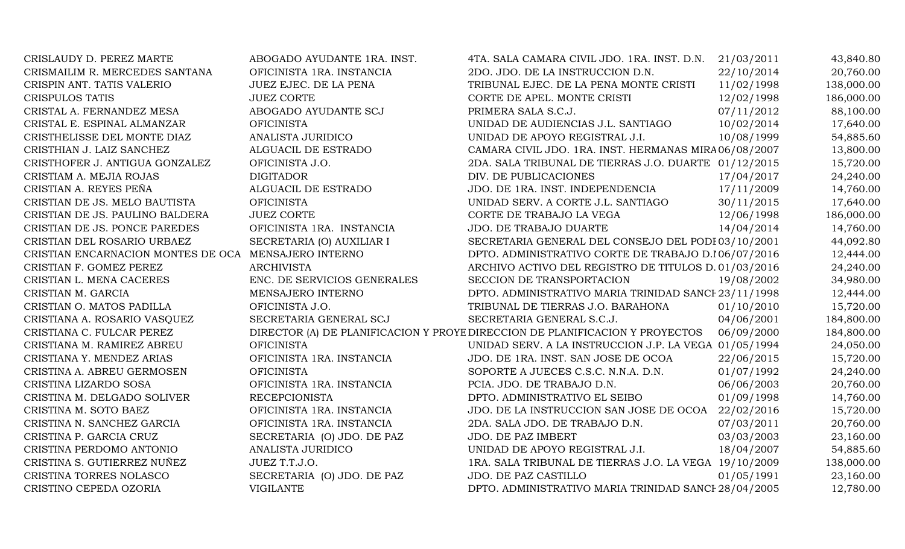| | | | | |
|---|---|---|---|---|
| CRISLAUDY D. PEREZ MARTE | ABOGADO AYUDANTE 1RA. INST. | 4TA. SALA CAMARA CIVIL JDO. 1RA. INST. D.N. | 21/03/2011 | 43,840.80 |
| CRISMAILIM R. MERCEDES SANTANA | OFICINISTA 1RA. INSTANCIA | 2DO. JDO. DE LA INSTRUCCION D.N. | 22/10/2014 | 20,760.00 |
| CRISPIN ANT. TATIS VALERIO | JUEZ EJEC. DE LA PENA | TRIBUNAL EJEC. DE LA PENA MONTE CRISTI | 11/02/1998 | 138,000.00 |
| CRISPULOS TATIS | JUEZ CORTE | CORTE DE APEL. MONTE CRISTI | 12/02/1998 | 186,000.00 |
| CRISTAL A. FERNANDEZ MESA | ABOGADO AYUDANTE SCJ | PRIMERA SALA S.C.J. | 07/11/2012 | 88,100.00 |
| CRISTAL E. ESPINAL ALMANZAR | OFICINISTA | UNIDAD DE AUDIENCIAS J.L. SANTIAGO | 10/02/2014 | 17,640.00 |
| CRISTHELISSE DEL MONTE DIAZ | ANALISTA JURIDICO | UNIDAD DE APOYO REGISTRAL J.I. | 10/08/1999 | 54,885.60 |
| CRISTHIAN J. LAIZ SANCHEZ | ALGUACIL DE ESTRADO | CAMARA CIVIL JDO. 1RA. INST. HERMANAS MIRA | 06/08/2007 | 13,800.00 |
| CRISTHOFER J. ANTIGUA GONZALEZ | OFICINISTA J.O. | 2DA. SALA TRIBUNAL DE TIERRAS J.O. DUARTE | 01/12/2015 | 15,720.00 |
| CRISTIAM A. MEJIA ROJAS | DIGITADOR | DIV. DE PUBLICACIONES | 17/04/2017 | 24,240.00 |
| CRISTIAN A. REYES PEÑA | ALGUACIL DE ESTRADO | JDO. DE 1RA. INST. INDEPENDENCIA | 17/11/2009 | 14,760.00 |
| CRISTIAN DE JS. MELO BAUTISTA | OFICINISTA | UNIDAD SERV. A CORTE J.L. SANTIAGO | 30/11/2015 | 17,640.00 |
| CRISTIAN DE JS. PAULINO BALDERA | JUEZ CORTE | CORTE DE TRABAJO LA VEGA | 12/06/1998 | 186,000.00 |
| CRISTIAN DE JS. PONCE PAREDES | OFICINISTA 1RA. INSTANCIA | JDO. DE TRABAJO DUARTE | 14/04/2014 | 14,760.00 |
| CRISTIAN DEL ROSARIO URBAEZ | SECRETARIA (O) AUXILIAR I | SECRETARIA GENERAL DEL CONSEJO DEL PODI | 03/10/2001 | 44,092.80 |
| CRISTIAN ENCARNACION MONTES DE OCA | MENSAJERO INTERNO | DPTO. ADMINISTRATIVO CORTE DE TRABAJO D.N | 06/07/2016 | 12,444.00 |
| CRISTIAN F. GOMEZ PEREZ | ARCHIVISTA | ARCHIVO ACTIVO DEL REGISTRO DE TITULOS D. | 01/03/2016 | 24,240.00 |
| CRISTIAN L. MENA CACERES | ENC. DE SERVICIOS GENERALES | SECCION DE TRANSPORTACION | 19/08/2002 | 34,980.00 |
| CRISTIAN M. GARCIA | MENSAJERO INTERNO | DPTO. ADMINISTRATIVO MARIA TRINIDAD SANCH | 23/11/1998 | 12,444.00 |
| CRISTIAN O. MATOS PADILLA | OFICINISTA J.O. | TRIBUNAL DE TIERRAS J.O. BARAHONA | 01/10/2010 | 15,720.00 |
| CRISTIANA A. ROSARIO VASQUEZ | SECRETARIA GENERAL SCJ | SECRETARIA GENERAL S.C.J. | 04/06/2001 | 184,800.00 |
| CRISTIANA C. FULCAR PEREZ | DIRECTOR (A) DE PLANIFICACION Y PROYE | DIRECCION DE PLANIFICACION Y PROYECTOS | 06/09/2000 | 184,800.00 |
| CRISTIANA M. RAMIREZ ABREU | OFICINISTA | UNIDAD SERV. A LA INSTRUCCION J.P. LA VEGA | 01/05/1994 | 24,050.00 |
| CRISTIANA Y. MENDEZ ARIAS | OFICINISTA 1RA. INSTANCIA | JDO. DE 1RA. INST. SAN JOSE DE OCOA | 22/06/2015 | 15,720.00 |
| CRISTINA A. ABREU GERMOSEN | OFICINISTA | SOPORTE A JUECES C.S.C. N.N.A. D.N. | 01/07/1992 | 24,240.00 |
| CRISTINA LIZARDO SOSA | OFICINISTA 1RA. INSTANCIA | PCIA. JDO. DE TRABAJO D.N. | 06/06/2003 | 20,760.00 |
| CRISTINA M. DELGADO SOLIVER | RECEPCIONISTA | DPTO. ADMINISTRATIVO EL SEIBO | 01/09/1998 | 14,760.00 |
| CRISTINA M. SOTO BAEZ | OFICINISTA 1RA. INSTANCIA | JDO. DE LA INSTRUCCION SAN JOSE DE OCOA | 22/02/2016 | 15,720.00 |
| CRISTINA N. SANCHEZ GARCIA | OFICINISTA 1RA. INSTANCIA | 2DA. SALA JDO. DE TRABAJO D.N. | 07/03/2011 | 20,760.00 |
| CRISTINA P. GARCIA CRUZ | SECRETARIA (O) JDO. DE PAZ | JDO. DE PAZ IMBERT | 03/03/2003 | 23,160.00 |
| CRISTINA PERDOMO ANTONIO | ANALISTA JURIDICO | UNIDAD DE APOYO REGISTRAL J.I. | 18/04/2007 | 54,885.60 |
| CRISTINA S. GUTIERREZ NUÑEZ | JUEZ T.T.J.O. | 1RA. SALA TRIBUNAL DE TIERRAS J.O. LA VEGA | 19/10/2009 | 138,000.00 |
| CRISTINA TORRES NOLASCO | SECRETARIA (O) JDO. DE PAZ | JDO. DE PAZ CASTILLO | 01/05/1991 | 23,160.00 |
| CRISTINO CEPEDA OZORIA | VIGILANTE | DPTO. ADMINISTRATIVO MARIA TRINIDAD SANCH | 28/04/2005 | 12,780.00 |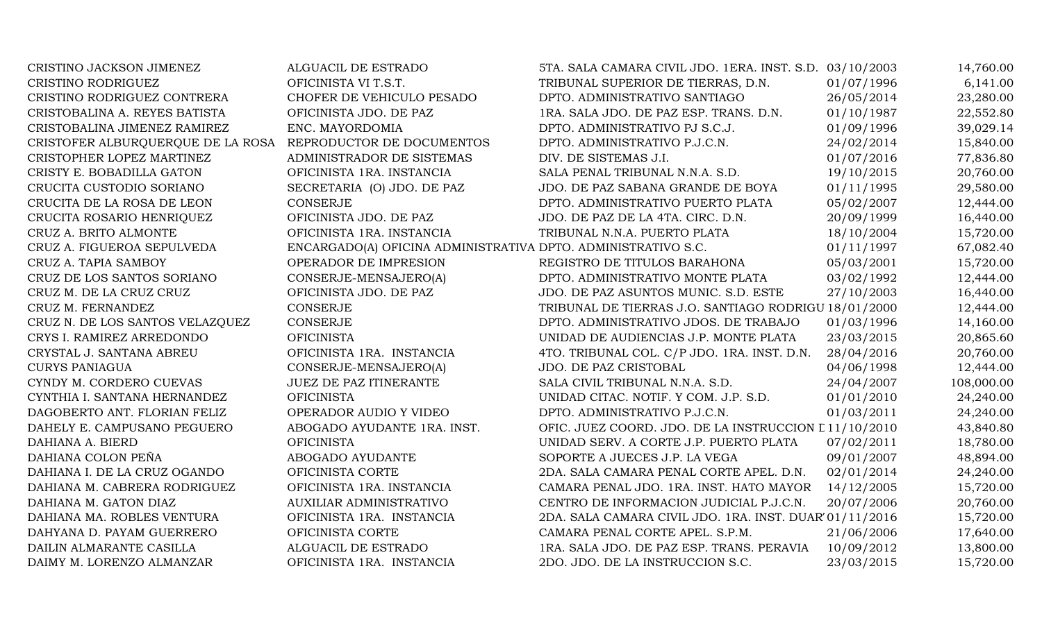| | | | | |
|---|---|---|---|---|
| CRISTINO JACKSON JIMENEZ | ALGUACIL DE ESTRADO | 5TA. SALA CAMARA CIVIL JDO. 1ERA. INST. S.D. | 03/10/2003 | 14,760.00 |
| CRISTINO RODRIGUEZ | OFICINISTA VI T.S.T. | TRIBUNAL SUPERIOR DE TIERRAS, D.N. | 01/07/1996 | 6,141.00 |
| CRISTINO RODRIGUEZ CONTRERA | CHOFER DE VEHICULO PESADO | DPTO. ADMINISTRATIVO SANTIAGO | 26/05/2014 | 23,280.00 |
| CRISTOBALINA A. REYES BATISTA | OFICINISTA JDO. DE PAZ | 1RA. SALA JDO. DE PAZ ESP. TRANS. D.N. | 01/10/1987 | 22,552.80 |
| CRISTOBALINA JIMENEZ RAMIREZ | ENC. MAYORDOMIA | DPTO. ADMINISTRATIVO PJ S.C.J. | 01/09/1996 | 39,029.14 |
| CRISTOFER ALBURQUERQUE DE LA ROSA | REPRODUCTOR DE DOCUMENTOS | DPTO. ADMINISTRATIVO P.J.C.N. | 24/02/2014 | 15,840.00 |
| CRISTOPHER LOPEZ MARTINEZ | ADMINISTRADOR DE SISTEMAS | DIV. DE SISTEMAS J.I. | 01/07/2016 | 77,836.80 |
| CRISTY E. BOBADILLA GATON | OFICINISTA 1RA. INSTANCIA | SALA PENAL TRIBUNAL N.N.A. S.D. | 19/10/2015 | 20,760.00 |
| CRUCITA CUSTODIO SORIANO | SECRETARIA (O) JDO. DE PAZ | JDO. DE PAZ SABANA GRANDE DE BOYA | 01/11/1995 | 29,580.00 |
| CRUCITA DE LA ROSA DE LEON | CONSERJE | DPTO. ADMINISTRATIVO PUERTO PLATA | 05/02/2007 | 12,444.00 |
| CRUCITA ROSARIO HENRIQUEZ | OFICINISTA JDO. DE PAZ | JDO. DE PAZ DE LA 4TA. CIRC. D.N. | 20/09/1999 | 16,440.00 |
| CRUZ A. BRITO ALMONTE | OFICINISTA 1RA. INSTANCIA | TRIBUNAL N.N.A. PUERTO PLATA | 18/10/2004 | 15,720.00 |
| CRUZ A. FIGUEROA SEPULVEDA | ENCARGADO(A) OFICINA ADMINISTRATIVA | DPTO. ADMINISTRATIVO S.C. | 01/11/1997 | 67,082.40 |
| CRUZ A. TAPIA SAMBOY | OPERADOR DE IMPRESION | REGISTRO DE TITULOS BARAHONA | 05/03/2001 | 15,720.00 |
| CRUZ DE LOS SANTOS SORIANO | CONSERJE-MENSAJERO(A) | DPTO. ADMINISTRATIVO MONTE PLATA | 03/02/1992 | 12,444.00 |
| CRUZ M. DE LA CRUZ CRUZ | OFICINISTA JDO. DE PAZ | JDO. DE PAZ ASUNTOS MUNIC. S.D. ESTE | 27/10/2003 | 16,440.00 |
| CRUZ M. FERNANDEZ | CONSERJE | TRIBUNAL DE TIERRAS J.O. SANTIAGO RODRIGU | 18/01/2000 | 12,444.00 |
| CRUZ N. DE LOS SANTOS VELAZQUEZ | CONSERJE | DPTO. ADMINISTRATIVO JDOS. DE TRABAJO | 01/03/1996 | 14,160.00 |
| CRYS I. RAMIREZ ARREDONDO | OFICINISTA | UNIDAD DE AUDIENCIAS J.P. MONTE PLATA | 23/03/2015 | 20,865.60 |
| CRYSTAL J. SANTANA ABREU | OFICINISTA 1RA. INSTANCIA | 4TO. TRIBUNAL COL. C/P JDO. 1RA. INST. D.N. | 28/04/2016 | 20,760.00 |
| CURYS PANIAGUA | CONSERJE-MENSAJERO(A) | JDO. DE PAZ CRISTOBAL | 04/06/1998 | 12,444.00 |
| CYNDY M. CORDERO CUEVAS | JUEZ DE PAZ ITINERANTE | SALA CIVIL TRIBUNAL N.N.A. S.D. | 24/04/2007 | 108,000.00 |
| CYNTHIA I. SANTANA HERNANDEZ | OFICINISTA | UNIDAD CITAC. NOTIF. Y COM. J.P. S.D. | 01/01/2010 | 24,240.00 |
| DAGOBERTO ANT. FLORIAN FELIZ | OPERADOR AUDIO Y VIDEO | DPTO. ADMINISTRATIVO P.J.C.N. | 01/03/2011 | 24,240.00 |
| DAHELY E. CAMPUSANO PEGUERO | ABOGADO AYUDANTE 1RA. INST. | OFIC. JUEZ COORD. JDO. DE LA INSTRUCCION D | 11/10/2010 | 43,840.80 |
| DAHIANA A. BIERD | OFICINISTA | UNIDAD SERV. A CORTE J.P. PUERTO PLATA | 07/02/2011 | 18,780.00 |
| DAHIANA COLON PEÑA | ABOGADO AYUDANTE | SOPORTE A JUECES J.P. LA VEGA | 09/01/2007 | 48,894.00 |
| DAHIANA I. DE LA CRUZ OGANDO | OFICINISTA CORTE | 2DA. SALA CAMARA PENAL CORTE APEL. D.N. | 02/01/2014 | 24,240.00 |
| DAHIANA M. CABRERA RODRIGUEZ | OFICINISTA 1RA. INSTANCIA | CAMARA PENAL JDO. 1RA. INST. HATO MAYOR | 14/12/2005 | 15,720.00 |
| DAHIANA M. GATON DIAZ | AUXILIAR ADMINISTRATIVO | CENTRO DE INFORMACION JUDICIAL P.J.C.N. | 20/07/2006 | 20,760.00 |
| DAHIANA MA. ROBLES VENTURA | OFICINISTA 1RA. INSTANCIA | 2DA. SALA CAMARA CIVIL JDO. 1RA. INST. DUAR | 01/11/2016 | 15,720.00 |
| DAHYANA D. PAYAM GUERRERO | OFICINISTA CORTE | CAMARA PENAL CORTE APEL. S.P.M. | 21/06/2006 | 17,640.00 |
| DAILIN ALMARANTE CASILLA | ALGUACIL DE ESTRADO | 1RA. SALA JDO. DE PAZ ESP. TRANS. PERAVIA | 10/09/2012 | 13,800.00 |
| DAIMY M. LORENZO ALMANZAR | OFICINISTA 1RA. INSTANCIA | 2DO. JDO. DE LA INSTRUCCION S.C. | 23/03/2015 | 15,720.00 |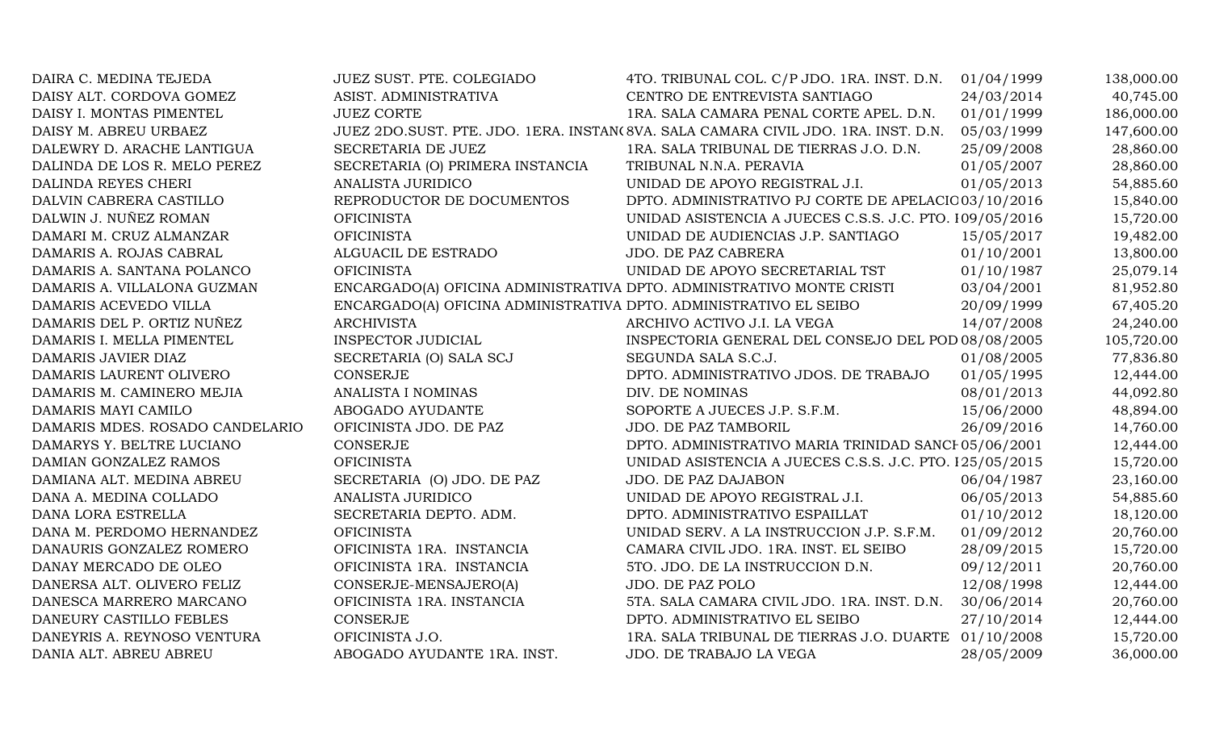| | | | | |
|---|---|---|---|---|
| DAIRA C. MEDINA TEJEDA | JUEZ SUST. PTE. COLEGIADO | 4TO. TRIBUNAL COL. C/P JDO. 1RA. INST. D.N. | 01/04/1999 | 138,000.00 |
| DAISY ALT. CORDOVA GOMEZ | ASIST. ADMINISTRATIVA | CENTRO DE ENTREVISTA SANTIAGO | 24/03/2014 | 40,745.00 |
| DAISY I. MONTAS PIMENTEL | JUEZ CORTE | 1RA. SALA CAMARA PENAL CORTE APEL. D.N. | 01/01/1999 | 186,000.00 |
| DAISY M. ABREU URBAEZ | JUEZ 2DO.SUST. PTE. JDO. 1ERA. INSTAN( | 8VA. SALA CAMARA CIVIL JDO. 1RA. INST. D.N. | 05/03/1999 | 147,600.00 |
| DALEWRY D. ARACHE LANTIGUA | SECRETARIA DE JUEZ | 1RA. SALA TRIBUNAL DE TIERRAS J.O. D.N. | 25/09/2008 | 28,860.00 |
| DALINDA DE LOS R. MELO PEREZ | SECRETARIA (O) PRIMERA INSTANCIA | TRIBUNAL N.N.A. PERAVIA | 01/05/2007 | 28,860.00 |
| DALINDA REYES CHERI | ANALISTA JURIDICO | UNIDAD DE APOYO REGISTRAL J.I. | 01/05/2013 | 54,885.60 |
| DALVIN CABRERA CASTILLO | REPRODUCTOR DE DOCUMENTOS | DPTO. ADMINISTRATIVO PJ CORTE DE APELACIO | 03/10/2016 | 15,840.00 |
| DALWIN J. NUÑEZ ROMAN | OFICINISTA | UNIDAD ASISTENCIA A JUECES C.S.S. J.C. PTO. I | 09/05/2016 | 15,720.00 |
| DAMARI M. CRUZ ALMANZAR | OFICINISTA | UNIDAD DE AUDIENCIAS J.P. SANTIAGO | 15/05/2017 | 19,482.00 |
| DAMARIS A. ROJAS CABRAL | ALGUACIL DE ESTRADO | JDO. DE PAZ CABRERA | 01/10/2001 | 13,800.00 |
| DAMARIS A. SANTANA POLANCO | OFICINISTA | UNIDAD DE APOYO SECRETARIAL TST | 01/10/1987 | 25,079.14 |
| DAMARIS A. VILLALONA GUZMAN | ENCARGADO(A) OFICINA ADMINISTRATIVA | DPTO. ADMINISTRATIVO MONTE CRISTI | 03/04/2001 | 81,952.80 |
| DAMARIS ACEVEDO VILLA | ENCARGADO(A) OFICINA ADMINISTRATIVA | DPTO. ADMINISTRATIVO EL SEIBO | 20/09/1999 | 67,405.20 |
| DAMARIS DEL P. ORTIZ NUÑEZ | ARCHIVISTA | ARCHIVO ACTIVO J.I. LA VEGA | 14/07/2008 | 24,240.00 |
| DAMARIS I. MELLA PIMENTEL | INSPECTOR JUDICIAL | INSPECTORIA GENERAL DEL CONSEJO DEL POD | 08/08/2005 | 105,720.00 |
| DAMARIS JAVIER DIAZ | SECRETARIA (O) SALA SCJ | SEGUNDA SALA S.C.J. | 01/08/2005 | 77,836.80 |
| DAMARIS LAURENT OLIVERO | CONSERJE | DPTO. ADMINISTRATIVO JDOS. DE TRABAJO | 01/05/1995 | 12,444.00 |
| DAMARIS M. CAMINERO MEJIA | ANALISTA I NOMINAS | DIV. DE NOMINAS | 08/01/2013 | 44,092.80 |
| DAMARIS MAYI CAMILO | ABOGADO AYUDANTE | SOPORTE A JUECES J.P. S.F.M. | 15/06/2000 | 48,894.00 |
| DAMARIS MDES. ROSADO CANDELARIO | OFICINISTA JDO. DE PAZ | JDO. DE PAZ TAMBORIL | 26/09/2016 | 14,760.00 |
| DAMARYS Y. BELTRE LUCIANO | CONSERJE | DPTO. ADMINISTRATIVO MARIA TRINIDAD SANCH | 05/06/2001 | 12,444.00 |
| DAMIAN GONZALEZ RAMOS | OFICINISTA | UNIDAD ASISTENCIA A JUECES C.S.S. J.C. PTO. I | 25/05/2015 | 15,720.00 |
| DAMIANA ALT. MEDINA ABREU | SECRETARIA (O) JDO. DE PAZ | JDO. DE PAZ DAJABON | 06/04/1987 | 23,160.00 |
| DANA A. MEDINA COLLADO | ANALISTA JURIDICO | UNIDAD DE APOYO REGISTRAL J.I. | 06/05/2013 | 54,885.60 |
| DANA LORA ESTRELLA | SECRETARIA DEPTO. ADM. | DPTO. ADMINISTRATIVO ESPAILLAT | 01/10/2012 | 18,120.00 |
| DANA M. PERDOMO HERNANDEZ | OFICINISTA | UNIDAD SERV. A LA INSTRUCCION J.P. S.F.M. | 01/09/2012 | 20,760.00 |
| DANAURIS GONZALEZ ROMERO | OFICINISTA 1RA. INSTANCIA | CAMARA CIVIL JDO. 1RA. INST. EL SEIBO | 28/09/2015 | 15,720.00 |
| DANAY MERCADO DE OLEO | OFICINISTA 1RA. INSTANCIA | 5TO. JDO. DE LA INSTRUCCION D.N. | 09/12/2011 | 20,760.00 |
| DANERSA ALT. OLIVERO FELIZ | CONSERJE-MENSAJERO(A) | JDO. DE PAZ POLO | 12/08/1998 | 12,444.00 |
| DANESCA MARRERO MARCANO | OFICINISTA 1RA. INSTANCIA | 5TA. SALA CAMARA CIVIL JDO. 1RA. INST. D.N. | 30/06/2014 | 20,760.00 |
| DANEURY CASTILLO FEBLES | CONSERJE | DPTO. ADMINISTRATIVO EL SEIBO | 27/10/2014 | 12,444.00 |
| DANEYRIS A. REYNOSO VENTURA | OFICINISTA J.O. | 1RA. SALA TRIBUNAL DE TIERRAS J.O. DUARTE | 01/10/2008 | 15,720.00 |
| DANIA ALT. ABREU ABREU | ABOGADO AYUDANTE 1RA. INST. | JDO. DE TRABAJO LA VEGA | 28/05/2009 | 36,000.00 |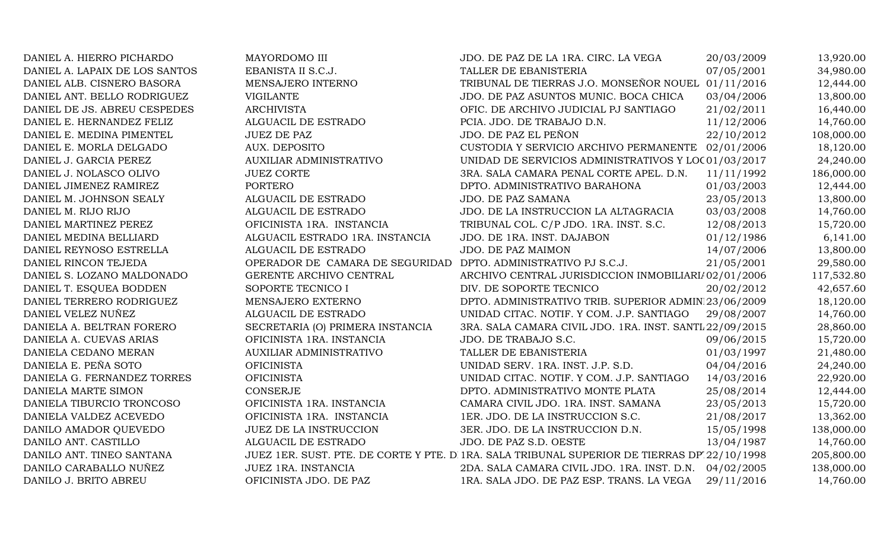| | | | | |
|---|---|---|---|---|
| DANIEL A. HIERRO PICHARDO | MAYORDOMO III | JDO. DE PAZ DE LA 1RA. CIRC. LA VEGA | 20/03/2009 | 13,920.00 |
| DANIEL A. LAPAIX DE LOS SANTOS | EBANISTA II S.C.J. | TALLER DE EBANISTERIA | 07/05/2001 | 34,980.00 |
| DANIEL ALB. CISNERO BASORA | MENSAJERO INTERNO | TRIBUNAL DE TIERRAS J.O. MONSEÑOR NOUEL | 01/11/2016 | 12,444.00 |
| DANIEL ANT. BELLO RODRIGUEZ | VIGILANTE | JDO. DE PAZ ASUNTOS MUNIC. BOCA CHICA | 03/04/2006 | 13,800.00 |
| DANIEL DE JS. ABREU CESPEDES | ARCHIVISTA | OFIC. DE ARCHIVO JUDICIAL PJ SANTIAGO | 21/02/2011 | 16,440.00 |
| DANIEL E. HERNANDEZ FELIZ | ALGUACIL DE ESTRADO | PCIA. JDO. DE TRABAJO D.N. | 11/12/2006 | 14,760.00 |
| DANIEL E. MEDINA PIMENTEL | JUEZ DE PAZ | JDO. DE PAZ EL PEÑON | 22/10/2012 | 108,000.00 |
| DANIEL E. MORLA DELGADO | AUX. DEPOSITO | CUSTODIA Y SERVICIO ARCHIVO PERMANENTE | 02/01/2006 | 18,120.00 |
| DANIEL J. GARCIA PEREZ | AUXILIAR ADMINISTRATIVO | UNIDAD DE SERVICIOS ADMINISTRATIVOS Y LOC | 01/03/2017 | 24,240.00 |
| DANIEL J. NOLASCO OLIVO | JUEZ CORTE | 3RA. SALA CAMARA PENAL CORTE APEL. D.N. | 11/11/1992 | 186,000.00 |
| DANIEL JIMENEZ RAMIREZ | PORTERO | DPTO. ADMINISTRATIVO BARAHONA | 01/03/2003 | 12,444.00 |
| DANIEL M. JOHNSON SEALY | ALGUACIL DE ESTRADO | JDO. DE PAZ SAMANA | 23/05/2013 | 13,800.00 |
| DANIEL M. RIJO RIJO | ALGUACIL DE ESTRADO | JDO. DE LA INSTRUCCION LA ALTAGRACIA | 03/03/2008 | 14,760.00 |
| DANIEL MARTINEZ PEREZ | OFICINISTA 1RA. INSTANCIA | TRIBUNAL COL. C/P JDO. 1RA. INST. S.C. | 12/08/2013 | 15,720.00 |
| DANIEL MEDINA BELLIARD | ALGUACIL ESTRADO 1RA. INSTANCIA | JDO. DE 1RA. INST. DAJABON | 01/12/1986 | 6,141.00 |
| DANIEL REYNOSO ESTRELLA | ALGUACIL DE ESTRADO | JDO. DE PAZ MAIMON | 14/07/2006 | 13,800.00 |
| DANIEL RINCON TEJEDA | OPERADOR DE CAMARA DE SEGURIDAD | DPTO. ADMINISTRATIVO PJ S.C.J. | 21/05/2001 | 29,580.00 |
| DANIEL S. LOZANO MALDONADO | GERENTE ARCHIVO CENTRAL | ARCHIVO CENTRAL JURISDICCION INMOBILIARI | 02/01/2006 | 117,532.80 |
| DANIEL T. ESQUEA BODDEN | SOPORTE TECNICO I | DIV. DE SOPORTE TECNICO | 20/02/2012 | 42,657.60 |
| DANIEL TERRERO RODRIGUEZ | MENSAJERO EXTERNO | DPTO. ADMINISTRATIVO TRIB. SUPERIOR ADMIN | 23/06/2009 | 18,120.00 |
| DANIEL VELEZ NUÑEZ | ALGUACIL DE ESTRADO | UNIDAD CITAC. NOTIF. Y COM. J.P. SANTIAGO | 29/08/2007 | 14,760.00 |
| DANIELA A. BELTRAN FORERO | SECRETARIA (O) PRIMERA INSTANCIA | 3RA. SALA CAMARA CIVIL JDO. 1RA. INST. SANTI | 22/09/2015 | 28,860.00 |
| DANIELA A. CUEVAS ARIAS | OFICINISTA 1RA. INSTANCIA | JDO. DE TRABAJO S.C. | 09/06/2015 | 15,720.00 |
| DANIELA CEDANO MERAN | AUXILIAR ADMINISTRATIVO | TALLER DE EBANISTERIA | 01/03/1997 | 21,480.00 |
| DANIELA E. PEÑA SOTO | OFICINISTA | UNIDAD SERV. 1RA. INST. J.P. S.D. | 04/04/2016 | 24,240.00 |
| DANIELA G. FERNANDEZ TORRES | OFICINISTA | UNIDAD CITAC. NOTIF. Y COM. J.P. SANTIAGO | 14/03/2016 | 22,920.00 |
| DANIELA MARTE SIMON | CONSERJE | DPTO. ADMINISTRATIVO MONTE PLATA | 25/08/2014 | 12,444.00 |
| DANIELA TIBURCIO TRONCOSO | OFICINISTA 1RA. INSTANCIA | CAMARA CIVIL JDO. 1RA. INST. SAMANA | 23/05/2013 | 15,720.00 |
| DANIELA VALDEZ ACEVEDO | OFICINISTA 1RA. INSTANCIA | 1ER. JDO. DE LA INSTRUCCION S.C. | 21/08/2017 | 13,362.00 |
| DANILO AMADOR QUEVEDO | JUEZ DE LA INSTRUCCION | 3ER. JDO. DE LA INSTRUCCION D.N. | 15/05/1998 | 138,000.00 |
| DANILO ANT. CASTILLO | ALGUACIL DE ESTRADO | JDO. DE PAZ S.D. OESTE | 13/04/1987 | 14,760.00 |
| DANILO ANT. TINEO SANTANA | JUEZ 1ER. SUST. PTE. DE CORTE Y PTE. D | 1RA. SALA TRIBUNAL SUPERIOR DE TIERRAS DP | 22/10/1998 | 205,800.00 |
| DANILO CARABALLO NUÑEZ | JUEZ 1RA. INSTANCIA | 2DA. SALA CAMARA CIVIL JDO. 1RA. INST. D.N. | 04/02/2005 | 138,000.00 |
| DANILO J. BRITO ABREU | OFICINISTA JDO. DE PAZ | 1RA. SALA JDO. DE PAZ ESP. TRANS. LA VEGA | 29/11/2016 | 14,760.00 |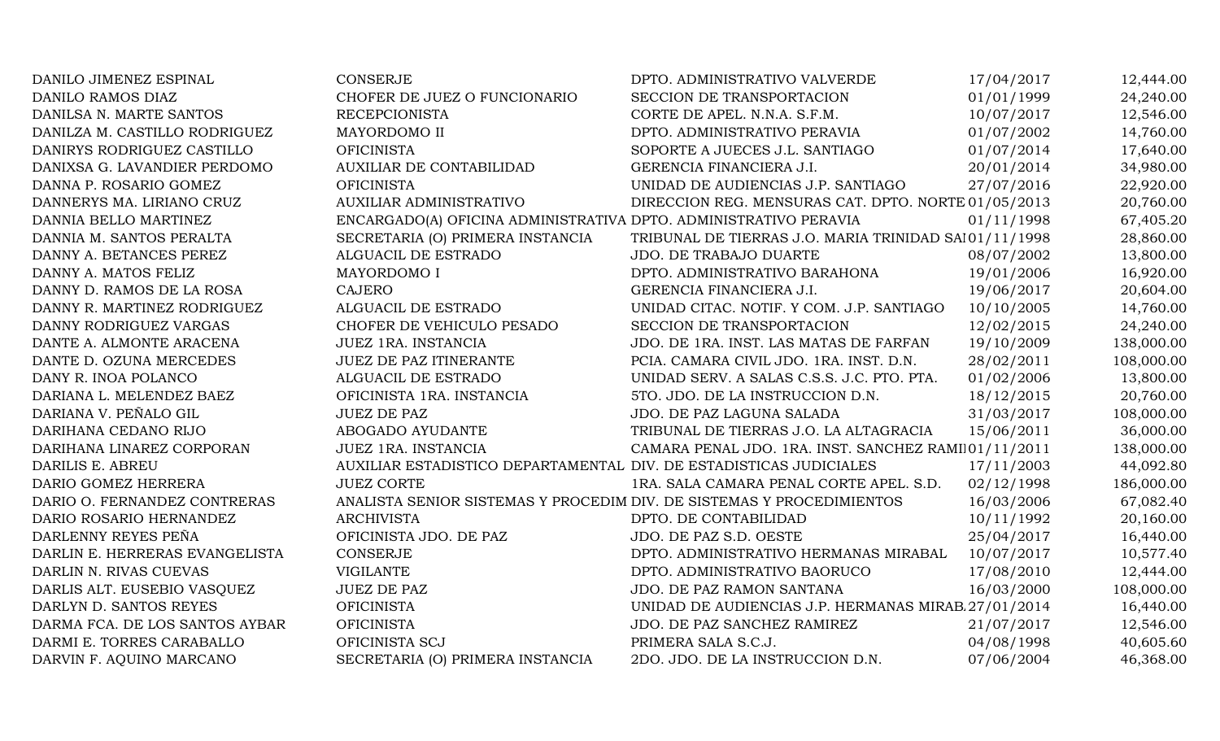| | | | | |
|---|---|---|---|---|
| DANILO JIMENEZ ESPINAL | CONSERJE | DPTO. ADMINISTRATIVO VALVERDE | 17/04/2017 | 12,444.00 |
| DANILO RAMOS DIAZ | CHOFER DE JUEZ O FUNCIONARIO | SECCION DE TRANSPORTACION | 01/01/1999 | 24,240.00 |
| DANILSA N. MARTE SANTOS | RECEPCIONISTA | CORTE DE APEL. N.N.A. S.F.M. | 10/07/2017 | 12,546.00 |
| DANILZA M. CASTILLO RODRIGUEZ | MAYORDOMO II | DPTO. ADMINISTRATIVO PERAVIA | 01/07/2002 | 14,760.00 |
| DANIRYS RODRIGUEZ CASTILLO | OFICINISTA | SOPORTE A JUECES J.L. SANTIAGO | 01/07/2014 | 17,640.00 |
| DANIXSA G. LAVANDIER PERDOMO | AUXILIAR DE CONTABILIDAD | GERENCIA FINANCIERA J.I. | 20/01/2014 | 34,980.00 |
| DANNA P. ROSARIO GOMEZ | OFICINISTA | UNIDAD DE AUDIENCIAS J.P. SANTIAGO | 27/07/2016 | 22,920.00 |
| DANNERYS MA. LIRIANO CRUZ | AUXILIAR ADMINISTRATIVO | DIRECCION REG. MENSURAS CAT. DPTO. NORTE | 01/05/2013 | 20,760.00 |
| DANNIA BELLO MARTINEZ | ENCARGADO(A) OFICINA ADMINISTRATIVA | DPTO. ADMINISTRATIVO PERAVIA | 01/11/1998 | 67,405.20 |
| DANNIA M. SANTOS PERALTA | SECRETARIA (O) PRIMERA INSTANCIA | TRIBUNAL DE TIERRAS J.O. MARIA TRINIDAD SAI | 01/11/1998 | 28,860.00 |
| DANNY A. BETANCES PEREZ | ALGUACIL DE ESTRADO | JDO. DE TRABAJO DUARTE | 08/07/2002 | 13,800.00 |
| DANNY A. MATOS FELIZ | MAYORDOMO I | DPTO. ADMINISTRATIVO BARAHONA | 19/01/2006 | 16,920.00 |
| DANNY D. RAMOS DE LA ROSA | CAJERO | GERENCIA FINANCIERA J.I. | 19/06/2017 | 20,604.00 |
| DANNY R. MARTINEZ RODRIGUEZ | ALGUACIL DE ESTRADO | UNIDAD CITAC. NOTIF. Y COM. J.P. SANTIAGO | 10/10/2005 | 14,760.00 |
| DANNY RODRIGUEZ VARGAS | CHOFER DE VEHICULO PESADO | SECCION DE TRANSPORTACION | 12/02/2015 | 24,240.00 |
| DANTE A. ALMONTE ARACENA | JUEZ 1RA. INSTANCIA | JDO. DE 1RA. INST. LAS MATAS DE FARFAN | 19/10/2009 | 138,000.00 |
| DANTE D. OZUNA MERCEDES | JUEZ DE PAZ ITINERANTE | PCIA. CAMARA CIVIL JDO. 1RA. INST. D.N. | 28/02/2011 | 108,000.00 |
| DANY R. INOA POLANCO | ALGUACIL DE ESTRADO | UNIDAD SERV. A SALAS C.S.S. J.C. PTO. PTA. | 01/02/2006 | 13,800.00 |
| DARIANA L. MELENDEZ BAEZ | OFICINISTA 1RA. INSTANCIA | 5TO. JDO. DE LA INSTRUCCION D.N. | 18/12/2015 | 20,760.00 |
| DARIANA V. PEÑALO GIL | JUEZ DE PAZ | JDO. DE PAZ LAGUNA SALADA | 31/03/2017 | 108,000.00 |
| DARIHANA CEDANO RIJO | ABOGADO AYUDANTE | TRIBUNAL DE TIERRAS J.O. LA ALTAGRACIA | 15/06/2011 | 36,000.00 |
| DARIHANA LINAREZ CORPORAN | JUEZ 1RA. INSTANCIA | CAMARA PENAL JDO. 1RA. INST. SANCHEZ RAMI | 01/11/2011 | 138,000.00 |
| DARILIS E. ABREU | AUXILIAR ESTADISTICO DEPARTAMENTAL | DIV. DE ESTADISTICAS JUDICIALES | 17/11/2003 | 44,092.80 |
| DARIO GOMEZ HERRERA | JUEZ CORTE | 1RA. SALA CAMARA PENAL CORTE APEL. S.D. | 02/12/1998 | 186,000.00 |
| DARIO O. FERNANDEZ CONTRERAS | ANALISTA SENIOR SISTEMAS Y PROCEDIM | DIV. DE SISTEMAS Y PROCEDIMIENTOS | 16/03/2006 | 67,082.40 |
| DARIO ROSARIO HERNANDEZ | ARCHIVISTA | DPTO. DE CONTABILIDAD | 10/11/1992 | 20,160.00 |
| DARLENNY REYES PEÑA | OFICINISTA JDO. DE PAZ | JDO. DE PAZ S.D. OESTE | 25/04/2017 | 16,440.00 |
| DARLIN E. HERRERAS EVANGELISTA | CONSERJE | DPTO. ADMINISTRATIVO HERMANAS MIRABAL | 10/07/2017 | 10,577.40 |
| DARLIN N. RIVAS CUEVAS | VIGILANTE | DPTO. ADMINISTRATIVO BAORUCO | 17/08/2010 | 12,444.00 |
| DARLIS ALT. EUSEBIO VASQUEZ | JUEZ DE PAZ | JDO. DE PAZ RAMON SANTANA | 16/03/2000 | 108,000.00 |
| DARLYN D. SANTOS REYES | OFICINISTA | UNIDAD DE AUDIENCIAS J.P. HERMANAS MIRAB. | 27/01/2014 | 16,440.00 |
| DARMA FCA. DE LOS SANTOS AYBAR | OFICINISTA | JDO. DE PAZ SANCHEZ RAMIREZ | 21/07/2017 | 12,546.00 |
| DARMI E. TORRES CARABALLO | OFICINISTA SCJ | PRIMERA SALA S.C.J. | 04/08/1998 | 40,605.60 |
| DARVIN F. AQUINO MARCANO | SECRETARIA (O) PRIMERA INSTANCIA | 2DO. JDO. DE LA INSTRUCCION D.N. | 07/06/2004 | 46,368.00 |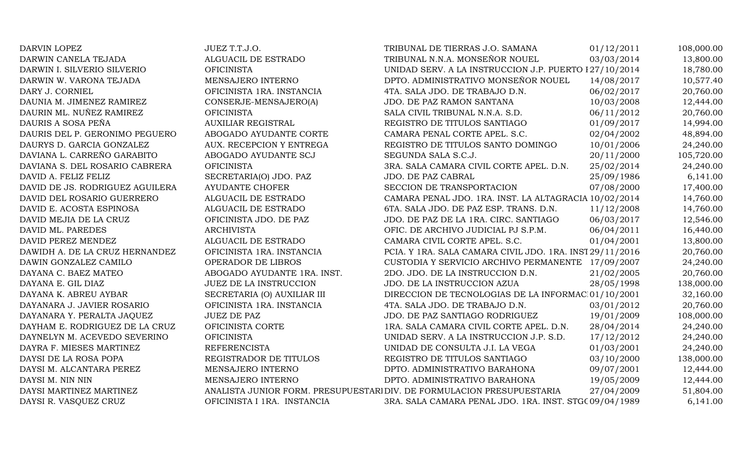| | | | | |
|---|---|---|---|---|
| DARVIN LOPEZ | JUEZ T.T.J.O. | TRIBUNAL DE TIERRAS J.O. SAMANA | 01/12/2011 | 108,000.00 |
| DARWIN CANELA TEJADA | ALGUACIL DE ESTRADO | TRIBUNAL N.N.A. MONSEÑOR NOUEL | 03/03/2014 | 13,800.00 |
| DARWIN I. SILVERIO SILVERIO | OFICINISTA | UNIDAD SERV. A LA INSTRUCCION J.P. PUERTO I | 27/10/2014 | 18,780.00 |
| DARWIN W. VARONA TEJADA | MENSAJERO INTERNO | DPTO. ADMINISTRATIVO MONSEÑOR NOUEL | 14/08/2017 | 10,577.40 |
| DARY J. CORNIEL | OFICINISTA 1RA. INSTANCIA | 4TA. SALA JDO. DE TRABAJO D.N. | 06/02/2017 | 20,760.00 |
| DAUNIA M. JIMENEZ RAMIREZ | CONSERJE-MENSAJERO(A) | JDO. DE PAZ RAMON SANTANA | 10/03/2008 | 12,444.00 |
| DAURIN ML. NUÑEZ RAMIREZ | OFICINISTA | SALA CIVIL TRIBUNAL N.N.A. S.D. | 06/11/2012 | 20,760.00 |
| DAURIS A SOSA PEÑA | AUXILIAR REGISTRAL | REGISTRO DE TITULOS SANTIAGO | 01/09/2017 | 14,994.00 |
| DAURIS DEL P. GERONIMO PEGUERO | ABOGADO AYUDANTE CORTE | CAMARA PENAL CORTE APEL. S.C. | 02/04/2002 | 48,894.00 |
| DAURYS D. GARCIA GONZALEZ | AUX. RECEPCION Y ENTREGA | REGISTRO DE TITULOS SANTO DOMINGO | 10/01/2006 | 24,240.00 |
| DAVIANA L. CARREÑO GARABITO | ABOGADO AYUDANTE SCJ | SEGUNDA SALA S.C.J. | 20/11/2000 | 105,720.00 |
| DAVIANA S. DEL ROSARIO CABRERA | OFICINISTA | 3RA. SALA CAMARA CIVIL CORTE APEL. D.N. | 25/02/2014 | 24,240.00 |
| DAVID A. FELIZ FELIZ | SECRETARIA(O) JDO. PAZ | JDO. DE PAZ CABRAL | 25/09/1986 | 6,141.00 |
| DAVID DE JS. RODRIGUEZ AGUILERA | AYUDANTE CHOFER | SECCION DE TRANSPORTACION | 07/08/2000 | 17,400.00 |
| DAVID DEL ROSARIO GUERRERO | ALGUACIL DE ESTRADO | CAMARA PENAL JDO. 1RA. INST. LA ALTAGRACIA | 10/02/2014 | 14,760.00 |
| DAVID E. ACOSTA ESPINOSA | ALGUACIL DE ESTRADO | 6TA. SALA JDO. DE PAZ ESP. TRANS. D.N. | 11/12/2008 | 14,760.00 |
| DAVID MEJIA DE LA CRUZ | OFICINISTA JDO. DE PAZ | JDO. DE PAZ DE LA 1RA. CIRC. SANTIAGO | 06/03/2017 | 12,546.00 |
| DAVID ML. PAREDES | ARCHIVISTA | OFIC. DE ARCHIVO JUDICIAL PJ S.P.M. | 06/04/2011 | 16,440.00 |
| DAVID PEREZ MENDEZ | ALGUACIL DE ESTRADO | CAMARA CIVIL CORTE APEL. S.C. | 01/04/2001 | 13,800.00 |
| DAWIDH A. DE LA CRUZ HERNANDEZ | OFICINISTA 1RA. INSTANCIA | PCIA. Y 1RA. SALA CAMARA CIVIL JDO. 1RA. INST | 29/11/2016 | 20,760.00 |
| DAWIN GONZALEZ CAMILO | OPERADOR DE LIBROS | CUSTODIA Y SERVICIO ARCHIVO PERMANENTE | 17/09/2007 | 24,240.00 |
| DAYANA C. BAEZ MATEO | ABOGADO AYUDANTE 1RA. INST. | 2DO. JDO. DE LA INSTRUCCION D.N. | 21/02/2005 | 20,760.00 |
| DAYANA E. GIL DIAZ | JUEZ DE LA INSTRUCCION | JDO. DE LA INSTRUCCION AZUA | 28/05/1998 | 138,000.00 |
| DAYANA K. ABREU AYBAR | SECRETARIA (O) AUXILIAR III | DIRECCION DE TECNOLOGIAS DE LA INFORMAC | 01/10/2001 | 32,160.00 |
| DAYANARA J. JAVIER ROSARIO | OFICINISTA 1RA. INSTANCIA | 4TA. SALA JDO. DE TRABAJO D.N. | 03/01/2012 | 20,760.00 |
| DAYANARA Y. PERALTA JAQUEZ | JUEZ DE PAZ | JDO. DE PAZ SANTIAGO RODRIGUEZ | 19/01/2009 | 108,000.00 |
| DAYHAM E. RODRIGUEZ DE LA CRUZ | OFICINISTA CORTE | 1RA. SALA CAMARA CIVIL CORTE APEL. D.N. | 28/04/2014 | 24,240.00 |
| DAYNELYN M. ACEVEDO SEVERINO | OFICINISTA | UNIDAD SERV. A LA INSTRUCCION J.P. S.D. | 17/12/2012 | 24,240.00 |
| DAYRA F. MIESES MARTINEZ | REFERENCISTA | UNIDAD DE CONSULTA J.I. LA VEGA | 01/03/2001 | 24,240.00 |
| DAYSI DE LA ROSA POPA | REGISTRADOR DE TITULOS | REGISTRO DE TITULOS SANTIAGO | 03/10/2000 | 138,000.00 |
| DAYSI M. ALCANTARA PEREZ | MENSAJERO INTERNO | DPTO. ADMINISTRATIVO BARAHONA | 09/07/2001 | 12,444.00 |
| DAYSI M. NIN NIN | MENSAJERO INTERNO | DPTO. ADMINISTRATIVO BARAHONA | 19/05/2009 | 12,444.00 |
| DAYSI MARTINEZ MARTINEZ | ANALISTA JUNIOR FORM. PRESUPUESTARI | DIV. DE FORMULACION PRESUPUESTARIA | 27/04/2009 | 51,804.00 |
| DAYSI R. VASQUEZ CRUZ | OFICINISTA I 1RA. INSTANCIA | 3RA. SALA CAMARA PENAL JDO. 1RA. INST. STGO | 09/04/1989 | 6,141.00 |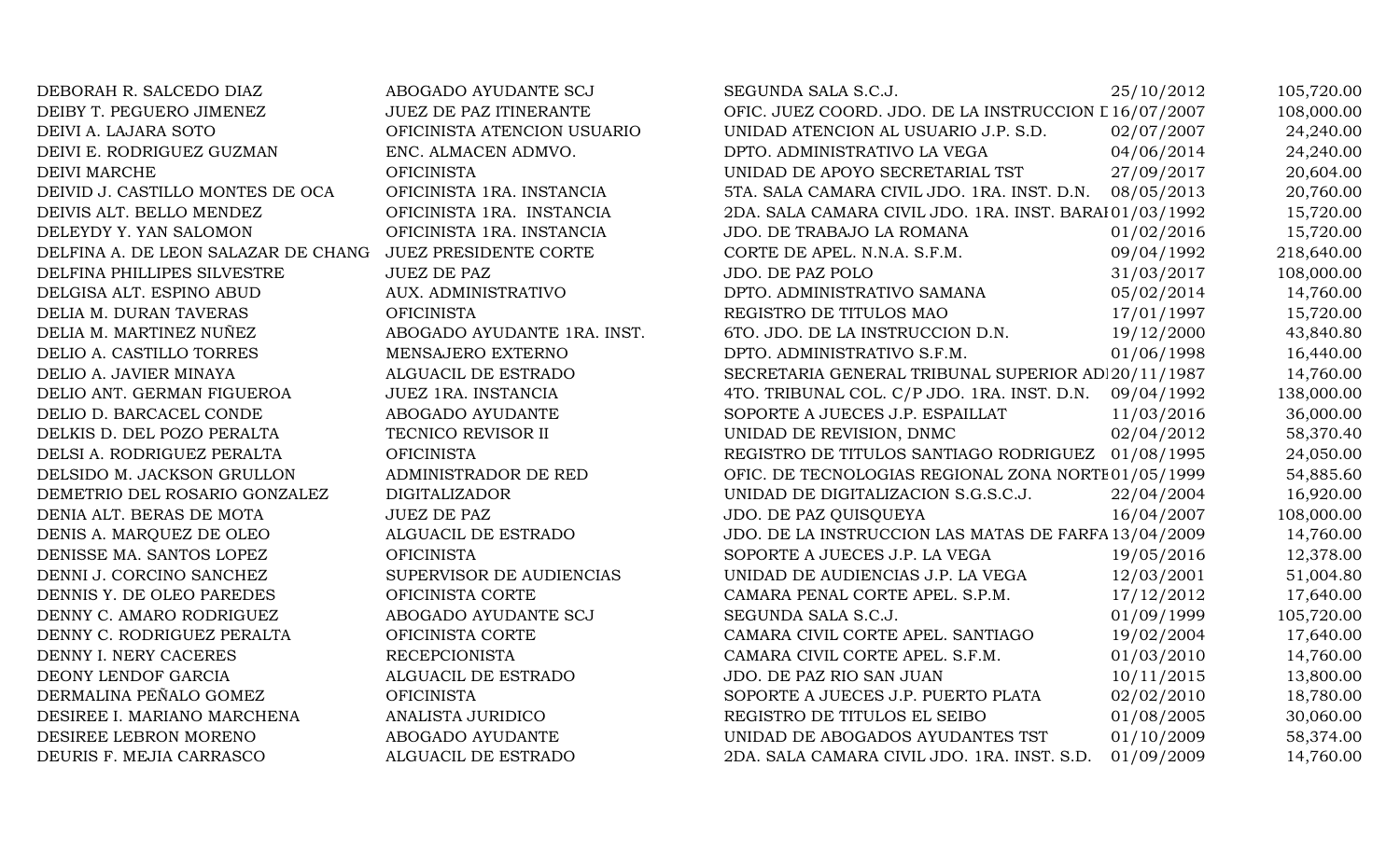| | | | | |
|---|---|---|---|---|
| DEBORAH R. SALCEDO DIAZ | ABOGADO AYUDANTE SCJ | SEGUNDA SALA S.C.J. | 25/10/2012 | 105,720.00 |
| DEIBY T. PEGUERO JIMENEZ | JUEZ DE PAZ ITINERANTE | OFIC. JUEZ COORD. JDO. DE LA INSTRUCCION D | 16/07/2007 | 108,000.00 |
| DEIVI A. LAJARA SOTO | OFICINISTA ATENCION USUARIO | UNIDAD ATENCION AL USUARIO J.P. S.D. | 02/07/2007 | 24,240.00 |
| DEIVI E. RODRIGUEZ GUZMAN | ENC. ALMACEN ADMVO. | DPTO. ADMINISTRATIVO LA VEGA | 04/06/2014 | 24,240.00 |
| DEIVI MARCHE | OFICINISTA | UNIDAD DE APOYO SECRETARIAL TST | 27/09/2017 | 20,604.00 |
| DEIVID J. CASTILLO MONTES DE OCA | OFICINISTA 1RA. INSTANCIA | 5TA. SALA CAMARA CIVIL JDO. 1RA. INST. D.N. | 08/05/2013 | 20,760.00 |
| DEIVIS ALT. BELLO MENDEZ | OFICINISTA 1RA. INSTANCIA | 2DA. SALA CAMARA CIVIL JDO. 1RA. INST. BARAH | 01/03/1992 | 15,720.00 |
| DELEYDY Y. YAN SALOMON | OFICINISTA 1RA. INSTANCIA | JDO. DE TRABAJO LA ROMANA | 01/02/2016 | 15,720.00 |
| DELFINA A. DE LEON SALAZAR DE CHANG | JUEZ PRESIDENTE CORTE | CORTE DE APEL. N.N.A. S.F.M. | 09/04/1992 | 218,640.00 |
| DELFINA PHILLIPES SILVESTRE | JUEZ DE PAZ | JDO. DE PAZ POLO | 31/03/2017 | 108,000.00 |
| DELGISA ALT. ESPINO ABUD | AUX. ADMINISTRATIVO | DPTO. ADMINISTRATIVO SAMANA | 05/02/2014 | 14,760.00 |
| DELIA M. DURAN TAVERAS | OFICINISTA | REGISTRO DE TITULOS MAO | 17/01/1997 | 15,720.00 |
| DELIA M. MARTINEZ NUÑEZ | ABOGADO AYUDANTE 1RA. INST. | 6TO. JDO. DE LA INSTRUCCION D.N. | 19/12/2000 | 43,840.80 |
| DELIO A. CASTILLO TORRES | MENSAJERO EXTERNO | DPTO. ADMINISTRATIVO S.F.M. | 01/06/1998 | 16,440.00 |
| DELIO A. JAVIER MINAYA | ALGUACIL DE ESTRADO | SECRETARIA GENERAL TRIBUNAL SUPERIOR ADM | 20/11/1987 | 14,760.00 |
| DELIO ANT. GERMAN FIGUEROA | JUEZ 1RA. INSTANCIA | 4TO. TRIBUNAL COL. C/P JDO. 1RA. INST. D.N. | 09/04/1992 | 138,000.00 |
| DELIO D. BARCACEL CONDE | ABOGADO AYUDANTE | SOPORTE A JUECES J.P. ESPAILLAT | 11/03/2016 | 36,000.00 |
| DELKIS D. DEL POZO PERALTA | TECNICO REVISOR II | UNIDAD DE REVISION, DNMC | 02/04/2012 | 58,370.40 |
| DELSI A. RODRIGUEZ PERALTA | OFICINISTA | REGISTRO DE TITULOS SANTIAGO RODRIGUEZ | 01/08/1995 | 24,050.00 |
| DELSIDO M. JACKSON GRULLON | ADMINISTRADOR DE RED | OFIC. DE TECNOLOGIAS REGIONAL ZONA NORTE | 01/05/1999 | 54,885.60 |
| DEMETRIO DEL ROSARIO GONZALEZ | DIGITALIZADOR | UNIDAD DE DIGITALIZACION S.G.S.C.J. | 22/04/2004 | 16,920.00 |
| DENIA ALT. BERAS DE MOTA | JUEZ DE PAZ | JDO. DE PAZ QUISQUEYA | 16/04/2007 | 108,000.00 |
| DENIS A. MARQUEZ DE OLEO | ALGUACIL DE ESTRADO | JDO. DE LA INSTRUCCION LAS MATAS DE FARFA | 13/04/2009 | 14,760.00 |
| DENISSE MA. SANTOS LOPEZ | OFICINISTA | SOPORTE A JUECES J.P. LA VEGA | 19/05/2016 | 12,378.00 |
| DENNI J. CORCINO SANCHEZ | SUPERVISOR DE AUDIENCIAS | UNIDAD DE AUDIENCIAS J.P. LA VEGA | 12/03/2001 | 51,004.80 |
| DENNIS Y. DE OLEO PAREDES | OFICINISTA CORTE | CAMARA PENAL CORTE APEL. S.P.M. | 17/12/2012 | 17,640.00 |
| DENNY C. AMARO RODRIGUEZ | ABOGADO AYUDANTE SCJ | SEGUNDA SALA S.C.J. | 01/09/1999 | 105,720.00 |
| DENNY C. RODRIGUEZ PERALTA | OFICINISTA CORTE | CAMARA CIVIL CORTE APEL. SANTIAGO | 19/02/2004 | 17,640.00 |
| DENNY I. NERY CACERES | RECEPCIONISTA | CAMARA CIVIL CORTE APEL. S.F.M. | 01/03/2010 | 14,760.00 |
| DEONY LENDOF GARCIA | ALGUACIL DE ESTRADO | JDO. DE PAZ RIO SAN JUAN | 10/11/2015 | 13,800.00 |
| DERMALINA PEÑALO GOMEZ | OFICINISTA | SOPORTE A JUECES J.P. PUERTO PLATA | 02/02/2010 | 18,780.00 |
| DESIREE I. MARIANO MARCHENA | ANALISTA JURIDICO | REGISTRO DE TITULOS EL SEIBO | 01/08/2005 | 30,060.00 |
| DESIREE LEBRON MORENO | ABOGADO AYUDANTE | UNIDAD DE ABOGADOS AYUDANTES TST | 01/10/2009 | 58,374.00 |
| DEURIS F. MEJIA CARRASCO | ALGUACIL DE ESTRADO | 2DA. SALA CAMARA CIVIL JDO. 1RA. INST. S.D. | 01/09/2009 | 14,760.00 |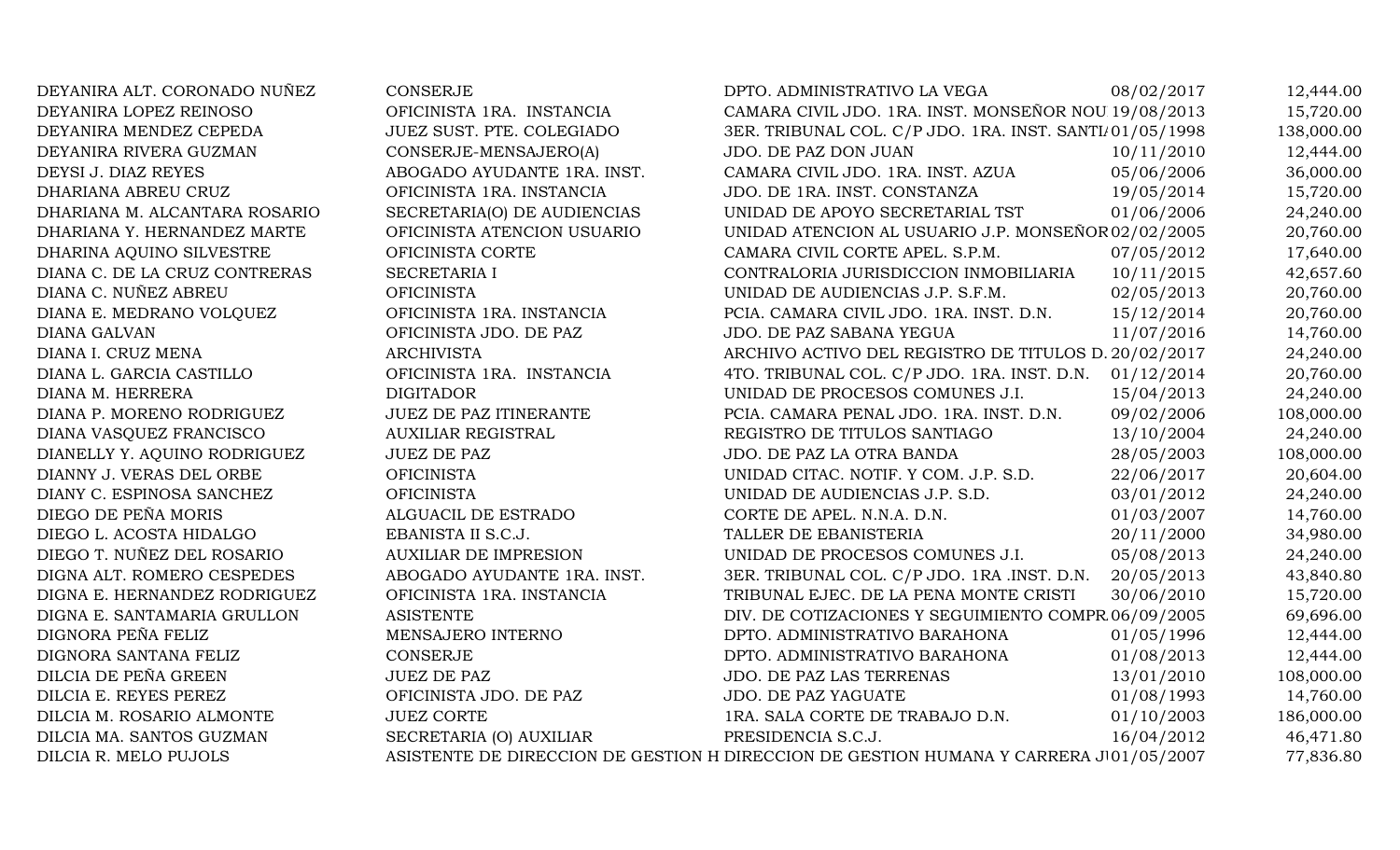| | | | | |
|---|---|---|---|---|
| DEYANIRA ALT. CORONADO NUÑEZ | CONSERJE | DPTO. ADMINISTRATIVO LA VEGA | 08/02/2017 | 12,444.00 |
| DEYANIRA LOPEZ REINOSO | OFICINISTA 1RA. INSTANCIA | CAMARA CIVIL JDO. 1RA. INST. MONSEÑOR NOU | 19/08/2013 | 15,720.00 |
| DEYANIRA MENDEZ CEPEDA | JUEZ SUST. PTE. COLEGIADO | 3ER. TRIBUNAL COL. C/P JDO. 1RA. INST. SANTI/ | 01/05/1998 | 138,000.00 |
| DEYANIRA RIVERA GUZMAN | CONSERJE-MENSAJERO(A) | JDO. DE PAZ DON JUAN | 10/11/2010 | 12,444.00 |
| DEYSI J. DIAZ REYES | ABOGADO AYUDANTE 1RA. INST. | CAMARA CIVIL JDO. 1RA. INST. AZUA | 05/06/2006 | 36,000.00 |
| DHARIANA ABREU CRUZ | OFICINISTA 1RA. INSTANCIA | JDO. DE 1RA. INST. CONSTANZA | 19/05/2014 | 15,720.00 |
| DHARIANA M. ALCANTARA ROSARIO | SECRETARIA(O) DE AUDIENCIAS | UNIDAD DE APOYO SECRETARIAL TST | 01/06/2006 | 24,240.00 |
| DHARIANA Y. HERNANDEZ MARTE | OFICINISTA ATENCION USUARIO | UNIDAD ATENCION AL USUARIO J.P. MONSEÑOR | 02/02/2005 | 20,760.00 |
| DHARINA AQUINO SILVESTRE | OFICINISTA CORTE | CAMARA CIVIL CORTE APEL. S.P.M. | 07/05/2012 | 17,640.00 |
| DIANA C. DE LA CRUZ CONTRERAS | SECRETARIA I | CONTRALORIA JURISDICCION INMOBILIARIA | 10/11/2015 | 42,657.60 |
| DIANA C. NUÑEZ ABREU | OFICINISTA | UNIDAD DE AUDIENCIAS J.P. S.F.M. | 02/05/2013 | 20,760.00 |
| DIANA E. MEDRANO VOLQUEZ | OFICINISTA 1RA. INSTANCIA | PCIA. CAMARA CIVIL JDO. 1RA. INST. D.N. | 15/12/2014 | 20,760.00 |
| DIANA GALVAN | OFICINISTA JDO. DE PAZ | JDO. DE PAZ SABANA YEGUA | 11/07/2016 | 14,760.00 |
| DIANA I. CRUZ MENA | ARCHIVISTA | ARCHIVO ACTIVO DEL REGISTRO DE TITULOS D. | 20/02/2017 | 24,240.00 |
| DIANA L. GARCIA CASTILLO | OFICINISTA 1RA. INSTANCIA | 4TO. TRIBUNAL COL. C/P JDO. 1RA. INST. D.N. | 01/12/2014 | 20,760.00 |
| DIANA M. HERRERA | DIGITADOR | UNIDAD DE PROCESOS COMUNES J.I. | 15/04/2013 | 24,240.00 |
| DIANA P. MORENO RODRIGUEZ | JUEZ DE PAZ ITINERANTE | PCIA. CAMARA PENAL JDO. 1RA. INST. D.N. | 09/02/2006 | 108,000.00 |
| DIANA VASQUEZ FRANCISCO | AUXILIAR REGISTRAL | REGISTRO DE TITULOS SANTIAGO | 13/10/2004 | 24,240.00 |
| DIANELLY Y. AQUINO RODRIGUEZ | JUEZ DE PAZ | JDO. DE PAZ LA OTRA BANDA | 28/05/2003 | 108,000.00 |
| DIANNY J. VERAS DEL ORBE | OFICINISTA | UNIDAD CITAC. NOTIF. Y COM. J.P. S.D. | 22/06/2017 | 20,604.00 |
| DIANY C. ESPINOSA SANCHEZ | OFICINISTA | UNIDAD DE AUDIENCIAS J.P. S.D. | 03/01/2012 | 24,240.00 |
| DIEGO DE PEÑA MORIS | ALGUACIL DE ESTRADO | CORTE DE APEL. N.N.A. D.N. | 01/03/2007 | 14,760.00 |
| DIEGO L. ACOSTA HIDALGO | EBANISTA II S.C.J. | TALLER DE EBANISTERIA | 20/11/2000 | 34,980.00 |
| DIEGO T. NUÑEZ DEL ROSARIO | AUXILIAR DE IMPRESION | UNIDAD DE PROCESOS COMUNES J.I. | 05/08/2013 | 24,240.00 |
| DIGNA ALT. ROMERO CESPEDES | ABOGADO AYUDANTE 1RA. INST. | 3ER. TRIBUNAL COL. C/P JDO. 1RA .INST. D.N. | 20/05/2013 | 43,840.80 |
| DIGNA E. HERNANDEZ RODRIGUEZ | OFICINISTA 1RA. INSTANCIA | TRIBUNAL EJEC. DE LA PENA MONTE CRISTI | 30/06/2010 | 15,720.00 |
| DIGNA E. SANTAMARIA GRULLON | ASISTENTE | DIV. DE COTIZACIONES Y SEGUIMIENTO COMPR. | 06/09/2005 | 69,696.00 |
| DIGNORA PEÑA FELIZ | MENSAJERO INTERNO | DPTO. ADMINISTRATIVO BARAHONA | 01/05/1996 | 12,444.00 |
| DIGNORA SANTANA FELIZ | CONSERJE | DPTO. ADMINISTRATIVO BARAHONA | 01/08/2013 | 12,444.00 |
| DILCIA DE PEÑA GREEN | JUEZ DE PAZ | JDO. DE PAZ LAS TERRENAS | 13/01/2010 | 108,000.00 |
| DILCIA E. REYES PEREZ | OFICINISTA JDO. DE PAZ | JDO. DE PAZ YAGUATE | 01/08/1993 | 14,760.00 |
| DILCIA M. ROSARIO ALMONTE | JUEZ CORTE | 1RA. SALA CORTE DE TRABAJO D.N. | 01/10/2003 | 186,000.00 |
| DILCIA MA. SANTOS GUZMAN | SECRETARIA (O) AUXILIAR | PRESIDENCIA S.C.J. | 16/04/2012 | 46,471.80 |
| DILCIA R. MELO PUJOLS | ASISTENTE DE DIRECCION DE GESTION H | DIRECCION DE GESTION HUMANA Y CARRERA JI | 01/05/2007 | 77,836.80 |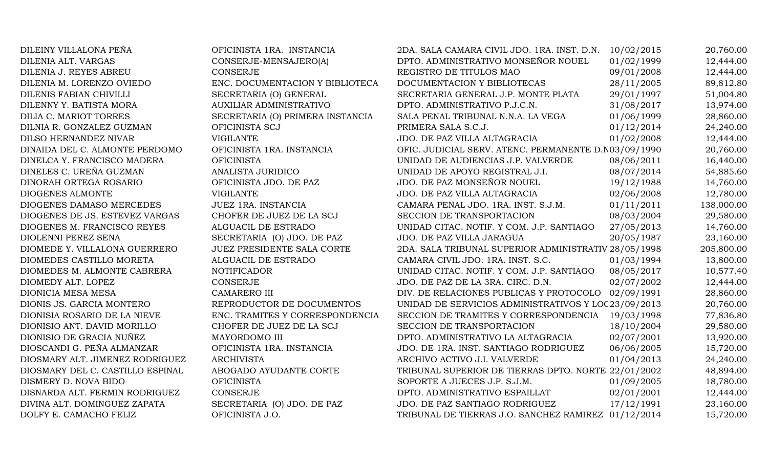| | | | | |
|---|---|---|---|---|
| DILEINY VILLALONA PEÑA | OFICINISTA 1RA. INSTANCIA | 2DA. SALA CAMARA CIVIL JDO. 1RA. INST. D.N. | 10/02/2015 | 20,760.00 |
| DILENIA ALT. VARGAS | CONSERJE-MENSAJERO(A) | DPTO. ADMINISTRATIVO MONSEÑOR NOUEL | 01/02/1999 | 12,444.00 |
| DILENIA J. REYES ABREU | CONSERJE | REGISTRO DE TITULOS MAO | 09/01/2008 | 12,444.00 |
| DILENIA M. LORENZO OVIEDO | ENC. DOCUMENTACION Y BIBLIOTECA | DOCUMENTACION Y BIBLIOTECAS | 28/11/2005 | 89,812.80 |
| DILENIS FABIAN CHIVILLI | SECRETARIA (O) GENERAL | SECRETARIA GENERAL J.P. MONTE PLATA | 29/01/1997 | 51,004.80 |
| DILENNY Y. BATISTA MORA | AUXILIAR ADMINISTRATIVO | DPTO. ADMINISTRATIVO P.J.C.N. | 31/08/2017 | 13,974.00 |
| DILIA C. MARIOT TORRES | SECRETARIA (O) PRIMERA INSTANCIA | SALA PENAL TRIBUNAL N.N.A. LA VEGA | 01/06/1999 | 28,860.00 |
| DILNIA R. GONZALEZ GUZMAN | OFICINISTA SCJ | PRIMERA SALA S.C.J. | 01/12/2014 | 24,240.00 |
| DILSO HERNANDEZ NIVAR | VIGILANTE | JDO. DE PAZ VILLA ALTAGRACIA | 01/02/2008 | 12,444.00 |
| DINAIDA DEL C. ALMONTE PERDOMO | OFICINISTA 1RA. INSTANCIA | OFIC. JUDICIAL SERV. ATENC. PERMANENTE D.N | 03/09/1990 | 20,760.00 |
| DINELCA Y. FRANCISCO MADERA | OFICINISTA | UNIDAD DE AUDIENCIAS J.P. VALVERDE | 08/06/2011 | 16,440.00 |
| DINELES C. UREÑA GUZMAN | ANALISTA JURIDICO | UNIDAD DE APOYO REGISTRAL J.I. | 08/07/2014 | 54,885.60 |
| DINORAH ORTEGA ROSARIO | OFICINISTA JDO. DE PAZ | JDO. DE PAZ MONSEÑOR NOUEL | 19/12/1988 | 14,760.00 |
| DIOGENES ALMONTE | VIGILANTE | JDO. DE PAZ VILLA ALTAGRACIA | 02/06/2008 | 12,780.00 |
| DIOGENES DAMASO MERCEDES | JUEZ 1RA. INSTANCIA | CAMARA PENAL JDO. 1RA. INST. S.J.M. | 01/11/2011 | 138,000.00 |
| DIOGENES DE JS. ESTEVEZ VARGAS | CHOFER DE JUEZ DE LA SCJ | SECCION DE TRANSPORTACION | 08/03/2004 | 29,580.00 |
| DIOGENES M. FRANCISCO REYES | ALGUACIL DE ESTRADO | UNIDAD CITAC. NOTIF. Y COM. J.P. SANTIAGO | 27/05/2013 | 14,760.00 |
| DIOLENNI PEREZ SENA | SECRETARIA (O) JDO. DE PAZ | JDO. DE PAZ VILLA JARAGUA | 20/05/1987 | 23,160.00 |
| DIOMEDE Y. VILLALONA GUERRERO | JUEZ PRESIDENTE SALA CORTE | 2DA. SALA TRIBUNAL SUPERIOR ADMINISTRATIV | 28/05/1998 | 205,800.00 |
| DIOMEDES CASTILLO MORETA | ALGUACIL DE ESTRADO | CAMARA CIVIL JDO. 1RA. INST. S.C. | 01/03/1994 | 13,800.00 |
| DIOMEDES M. ALMONTE CABRERA | NOTIFICADOR | UNIDAD CITAC. NOTIF. Y COM. J.P. SANTIAGO | 08/05/2017 | 10,577.40 |
| DIOMEDY ALT. LOPEZ | CONSERJE | JDO. DE PAZ DE LA 3RA. CIRC. D.N. | 02/07/2002 | 12,444.00 |
| DIONICIA MESA MESA | CAMARERO III | DIV. DE RELACIONES PUBLICAS Y PROTOCOLO | 02/09/1991 | 28,860.00 |
| DIONIS JS. GARCIA MONTERO | REPRODUCTOR DE DOCUMENTOS | UNIDAD DE SERVICIOS ADMINISTRATIVOS Y LOC | 23/09/2013 | 20,760.00 |
| DIONISIA ROSARIO DE LA NIEVE | ENC. TRAMITES Y CORRESPONDENCIA | SECCION DE TRAMITES Y CORRESPONDENCIA | 19/03/1998 | 77,836.80 |
| DIONISIO ANT. DAVID MORILLO | CHOFER DE JUEZ DE LA SCJ | SECCION DE TRANSPORTACION | 18/10/2004 | 29,580.00 |
| DIONISIO DE GRACIA NUÑEZ | MAYORDOMO III | DPTO. ADMINISTRATIVO LA ALTAGRACIA | 02/07/2001 | 13,920.00 |
| DIOSCANDI G. PEÑA ALMANZAR | OFICINISTA 1RA. INSTANCIA | JDO. DE 1RA. INST. SANTIAGO RODRIGUEZ | 06/06/2005 | 15,720.00 |
| DIOSMARY ALT. JIMENEZ RODRIGUEZ | ARCHIVISTA | ARCHIVO ACTIVO J.I. VALVERDE | 01/04/2013 | 24,240.00 |
| DIOSMARY DEL C. CASTILLO ESPINAL | ABOGADO AYUDANTE CORTE | TRIBUNAL SUPERIOR DE TIERRAS DPTO. NORTE | 22/01/2002 | 48,894.00 |
| DISMERY D. NOVA BIDO | OFICINISTA | SOPORTE A JUECES J.P. S.J.M. | 01/09/2005 | 18,780.00 |
| DISNARDA ALT. FERMIN RODRIGUEZ | CONSERJE | DPTO. ADMINISTRATIVO ESPAILLAT | 02/01/2001 | 12,444.00 |
| DIVINA ALT. DOMINGUEZ ZAPATA | SECRETARIA (O) JDO. DE PAZ | JDO. DE PAZ SANTIAGO RODRIGUEZ | 17/12/1991 | 23,160.00 |
| DOLFY E. CAMACHO FELIZ | OFICINISTA J.O. | TRIBUNAL DE TIERRAS J.O. SANCHEZ RAMIREZ | 01/12/2014 | 15,720.00 |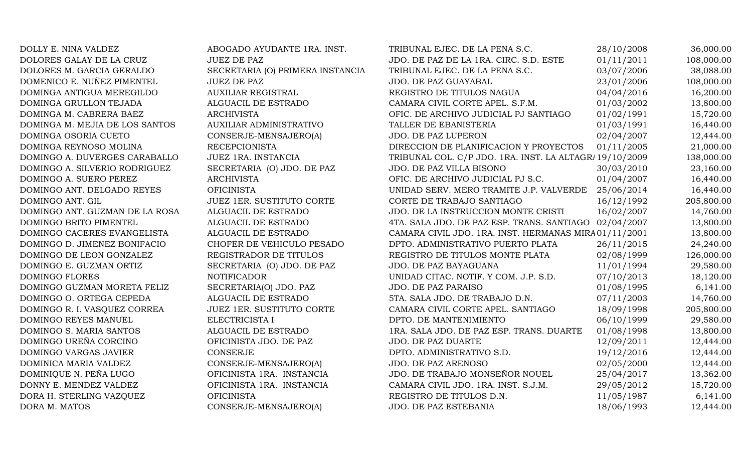| | | | | |
|---|---|---|---|---|
| DOLLY E. NINA VALDEZ | ABOGADO AYUDANTE 1RA. INST. | TRIBUNAL EJEC. DE LA PENA S.C. | 28/10/2008 | 36,000.00 |
| DOLORES GALAY DE LA CRUZ | JUEZ DE PAZ | JDO. DE PAZ DE LA 1RA. CIRC. S.D. ESTE | 01/11/2011 | 108,000.00 |
| DOLORES M. GARCIA GERALDO | SECRETARIA (O) PRIMERA INSTANCIA | TRIBUNAL EJEC. DE LA PENA S.C. | 03/07/2006 | 38,088.00 |
| DOMENICO E. NUÑEZ PIMENTEL | JUEZ DE PAZ | JDO. DE PAZ GUAYABAL | 23/01/2006 | 108,000.00 |
| DOMINGA ANTIGUA MEREGILDO | AUXILIAR REGISTRAL | REGISTRO DE TITULOS NAGUA | 04/04/2016 | 16,200.00 |
| DOMINGA GRULLON TEJADA | ALGUACIL DE ESTRADO | CAMARA CIVIL CORTE APEL. S.F.M. | 01/03/2002 | 13,800.00 |
| DOMINGA M. CABRERA BAEZ | ARCHIVISTA | OFIC. DE ARCHIVO JUDICIAL PJ SANTIAGO | 01/02/1991 | 15,720.00 |
| DOMINGA M. MEJIA DE LOS SANTOS | AUXILIAR ADMINISTRATIVO | TALLER DE EBANISTERIA | 01/03/1991 | 16,440.00 |
| DOMINGA OSORIA CUETO | CONSERJE-MENSAJERO(A) | JDO. DE PAZ LUPERON | 02/04/2007 | 12,444.00 |
| DOMINGA REYNOSO MOLINA | RECEPCIONISTA | DIRECCION DE PLANIFICACION Y PROYECTOS | 01/11/2005 | 21,000.00 |
| DOMINGO A. DUVERGES CARABALLO | JUEZ 1RA. INSTANCIA | TRIBUNAL COL. C/P JDO. 1RA. INST. LA ALTAGRA | 19/10/2009 | 138,000.00 |
| DOMINGO A. SILVERIO RODRIGUEZ | SECRETARIA (O) JDO. DE PAZ | JDO. DE PAZ VILLA BISONO | 30/03/2010 | 23,160.00 |
| DOMINGO A. SUERO PEREZ | ARCHIVISTA | OFIC. DE ARCHIVO JUDICIAL PJ S.C. | 01/04/2007 | 16,440.00 |
| DOMINGO ANT. DELGADO REYES | OFICINISTA | UNIDAD SERV. MERO TRAMITE J.P. VALVERDE | 25/06/2014 | 16,440.00 |
| DOMINGO ANT. GIL | JUEZ 1ER. SUSTITUTO CORTE | CORTE DE TRABAJO SANTIAGO | 16/12/1992 | 205,800.00 |
| DOMINGO ANT. GUZMAN DE LA ROSA | ALGUACIL DE ESTRADO | JDO. DE LA INSTRUCCION MONTE CRISTI | 16/02/2007 | 14,760.00 |
| DOMINGO BRITO PIMENTEL | ALGUACIL DE ESTRADO | 4TA. SALA JDO. DE PAZ ESP. TRANS. SANTIAGO | 02/04/2007 | 13,800.00 |
| DOMINGO CACERES EVANGELISTA | ALGUACIL DE ESTRADO | CAMARA CIVIL JDO. 1RA. INST. HERMANAS MIRA | 01/11/2001 | 13,800.00 |
| DOMINGO D. JIMENEZ BONIFACIO | CHOFER DE VEHICULO PESADO | DPTO. ADMINISTRATIVO PUERTO PLATA | 26/11/2015 | 24,240.00 |
| DOMINGO DE LEON GONZALEZ | REGISTRADOR DE TITULOS | REGISTRO DE TITULOS MONTE PLATA | 02/08/1999 | 126,000.00 |
| DOMINGO E. GUZMAN ORTIZ | SECRETARIA (O) JDO. DE PAZ | JDO. DE PAZ BAYAGUANA | 11/01/1994 | 29,580.00 |
| DOMINGO FLORES | NOTIFICADOR | UNIDAD CITAC. NOTIF. Y COM. J.P. S.D. | 07/10/2013 | 18,120.00 |
| DOMINGO GUZMAN MORETA FELIZ | SECRETARIA(O) JDO. PAZ | JDO. DE PAZ PARAISO | 01/08/1995 | 6,141.00 |
| DOMINGO O. ORTEGA CEPEDA | ALGUACIL DE ESTRADO | 5TA. SALA JDO. DE TRABAJO D.N. | 07/11/2003 | 14,760.00 |
| DOMINGO R. I. VASQUEZ CORREA | JUEZ 1ER. SUSTITUTO CORTE | CAMARA CIVIL CORTE APEL. SANTIAGO | 18/09/1998 | 205,800.00 |
| DOMINGO REYES MANUEL | ELECTRICISTA I | DPTO. DE MANTENIMIENTO | 06/10/1999 | 29,580.00 |
| DOMINGO S. MARIA SANTOS | ALGUACIL DE ESTRADO | 1RA. SALA JDO. DE PAZ ESP. TRANS. DUARTE | 01/08/1998 | 13,800.00 |
| DOMINGO UREÑA CORCINO | OFICINISTA JDO. DE PAZ | JDO. DE PAZ DUARTE | 12/09/2011 | 12,444.00 |
| DOMINGO VARGAS JAVIER | CONSERJE | DPTO. ADMINISTRATIVO S.D. | 19/12/2016 | 12,444.00 |
| DOMINICA MARIA VALDEZ | CONSERJE-MENSAJERO(A) | JDO. DE PAZ ARENOSO | 02/05/2000 | 12,444.00 |
| DOMINIQUE N. PEÑA LUGO | OFICINISTA 1RA. INSTANCIA | JDO. DE TRABAJO MONSEÑOR NOUEL | 25/04/2017 | 13,362.00 |
| DONNY E. MENDEZ VALDEZ | OFICINISTA 1RA. INSTANCIA | CAMARA CIVIL JDO. 1RA. INST. S.J.M. | 29/05/2012 | 15,720.00 |
| DORA H. STERLING VAZQUEZ | OFICINISTA | REGISTRO DE TITULOS D.N. | 11/05/1987 | 6,141.00 |
| DORA M. MATOS | CONSERJE-MENSAJERO(A) | JDO. DE PAZ ESTEBANIA | 18/06/1993 | 12,444.00 |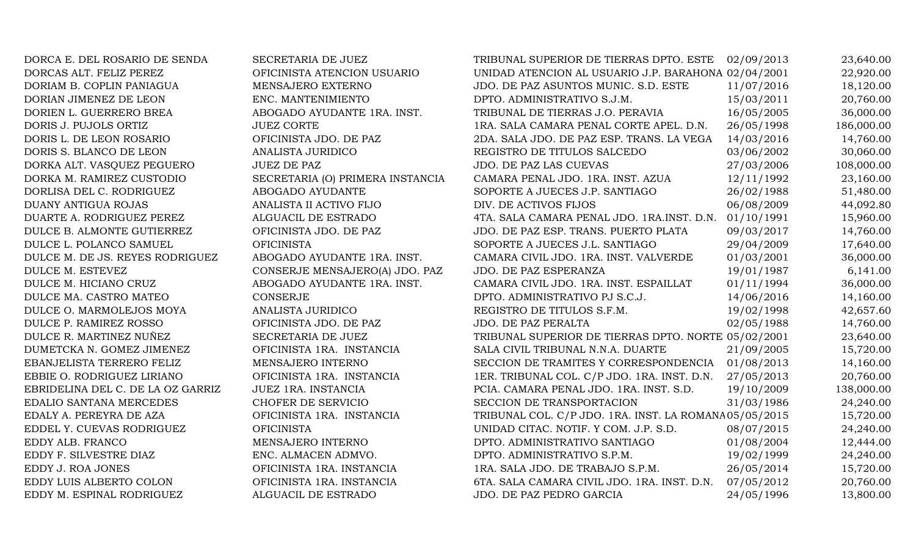| | | | | |
|---|---|---|---|---|
| DORCA E. DEL ROSARIO DE SENDA | SECRETARIA DE JUEZ | TRIBUNAL SUPERIOR DE TIERRAS DPTO. ESTE | 02/09/2013 | 23,640.00 |
| DORCAS ALT. FELIZ PEREZ | OFICINISTA ATENCION USUARIO | UNIDAD ATENCION AL USUARIO J.P. BARAHONA | 02/04/2001 | 22,920.00 |
| DORIAM B. COPLIN PANIAGUA | MENSAJERO EXTERNO | JDO. DE PAZ ASUNTOS MUNIC. S.D. ESTE | 11/07/2016 | 18,120.00 |
| DORIAN JIMENEZ DE LEON | ENC. MANTENIMIENTO | DPTO. ADMINISTRATIVO S.J.M. | 15/03/2011 | 20,760.00 |
| DORIEN L. GUERRERO BREA | ABOGADO AYUDANTE 1RA. INST. | TRIBUNAL DE TIERRAS J.O. PERAVIA | 16/05/2005 | 36,000.00 |
| DORIS J. PUJOLS ORTIZ | JUEZ CORTE | 1RA. SALA CAMARA PENAL CORTE APEL. D.N. | 26/05/1998 | 186,000.00 |
| DORIS L. DE LEON ROSARIO | OFICINISTA JDO. DE PAZ | 2DA. SALA JDO. DE PAZ ESP. TRANS. LA VEGA | 14/03/2016 | 14,760.00 |
| DORIS S. BLANCO DE LEON | ANALISTA JURIDICO | REGISTRO DE TITULOS SALCEDO | 03/06/2002 | 30,060.00 |
| DORKA ALT. VASQUEZ PEGUERO | JUEZ DE PAZ | JDO. DE PAZ LAS CUEVAS | 27/03/2006 | 108,000.00 |
| DORKA M. RAMIREZ CUSTODIO | SECRETARIA (O) PRIMERA INSTANCIA | CAMARA PENAL JDO. 1RA. INST. AZUA | 12/11/1992 | 23,160.00 |
| DORLISA DEL C. RODRIGUEZ | ABOGADO AYUDANTE | SOPORTE A JUECES J.P. SANTIAGO | 26/02/1988 | 51,480.00 |
| DUANY ANTIGUA ROJAS | ANALISTA II ACTIVO FIJO | DIV. DE ACTIVOS FIJOS | 06/08/2009 | 44,092.80 |
| DUARTE A. RODRIGUEZ PEREZ | ALGUACIL DE ESTRADO | 4TA. SALA CAMARA PENAL JDO. 1RA.INST. D.N. | 01/10/1991 | 15,960.00 |
| DULCE B. ALMONTE GUTIERREZ | OFICINISTA JDO. DE PAZ | JDO. DE PAZ ESP. TRANS. PUERTO PLATA | 09/03/2017 | 14,760.00 |
| DULCE L. POLANCO SAMUEL | OFICINISTA | SOPORTE A JUECES J.L. SANTIAGO | 29/04/2009 | 17,640.00 |
| DULCE M. DE JS. REYES RODRIGUEZ | ABOGADO AYUDANTE 1RA. INST. | CAMARA CIVIL JDO. 1RA. INST. VALVERDE | 01/03/2001 | 36,000.00 |
| DULCE M. ESTEVEZ | CONSERJE MENSAJERO(A) JDO. PAZ | JDO. DE PAZ ESPERANZA | 19/01/1987 | 6,141.00 |
| DULCE M. HICIANO CRUZ | ABOGADO AYUDANTE 1RA. INST. | CAMARA CIVIL JDO. 1RA. INST. ESPAILLAT | 01/11/1994 | 36,000.00 |
| DULCE MA. CASTRO MATEO | CONSERJE | DPTO. ADMINISTRATIVO PJ S.C.J. | 14/06/2016 | 14,160.00 |
| DULCE O. MARMOLEJOS MOYA | ANALISTA JURIDICO | REGISTRO DE TITULOS S.F.M. | 19/02/1998 | 42,657.60 |
| DULCE P. RAMIREZ ROSSO | OFICINISTA JDO. DE PAZ | JDO. DE PAZ PERALTA | 02/05/1988 | 14,760.00 |
| DULCE R. MARTINEZ NUÑEZ | SECRETARIA DE JUEZ | TRIBUNAL SUPERIOR DE TIERRAS DPTO. NORTE | 05/02/2001 | 23,640.00 |
| DUMETCKA N. GOMEZ JIMENEZ | OFICINISTA 1RA. INSTANCIA | SALA CIVIL TRIBUNAL N.N.A. DUARTE | 21/09/2005 | 15,720.00 |
| EBANJELISTA TERRERO FELIZ | MENSAJERO INTERNO | SECCION DE TRAMITES Y CORRESPONDENCIA | 01/08/2013 | 14,160.00 |
| EBBIE O. RODRIGUEZ LIRIANO | OFICINISTA 1RA. INSTANCIA | 1ER. TRIBUNAL COL. C/P JDO. 1RA. INST. D.N. | 27/05/2013 | 20,760.00 |
| EBRIDELINA DEL C. DE LA OZ GARRIZ | JUEZ 1RA. INSTANCIA | PCIA. CAMARA PENAL JDO. 1RA. INST. S.D. | 19/10/2009 | 138,000.00 |
| EDALIO SANTANA MERCEDES | CHOFER DE SERVICIO | SECCION DE TRANSPORTACION | 31/03/1986 | 24,240.00 |
| EDALY A. PEREYRA DE AZA | OFICINISTA 1RA. INSTANCIA | TRIBUNAL COL. C/P JDO. 1RA. INST. LA ROMANA | 05/05/2015 | 15,720.00 |
| EDDEL Y. CUEVAS RODRIGUEZ | OFICINISTA | UNIDAD CITAC. NOTIF. Y COM. J.P. S.D. | 08/07/2015 | 24,240.00 |
| EDDY ALB. FRANCO | MENSAJERO INTERNO | DPTO. ADMINISTRATIVO SANTIAGO | 01/08/2004 | 12,444.00 |
| EDDY F. SILVESTRE DIAZ | ENC. ALMACEN ADMVO. | DPTO. ADMINISTRATIVO S.P.M. | 19/02/1999 | 24,240.00 |
| EDDY J. ROA JONES | OFICINISTA 1RA. INSTANCIA | 1RA. SALA JDO. DE TRABAJO S.P.M. | 26/05/2014 | 15,720.00 |
| EDDY LUIS ALBERTO COLON | OFICINISTA 1RA. INSTANCIA | 6TA. SALA CAMARA CIVIL JDO. 1RA. INST. D.N. | 07/05/2012 | 20,760.00 |
| EDDY M. ESPINAL RODRIGUEZ | ALGUACIL DE ESTRADO | JDO. DE PAZ PEDRO GARCIA | 24/05/1996 | 13,800.00 |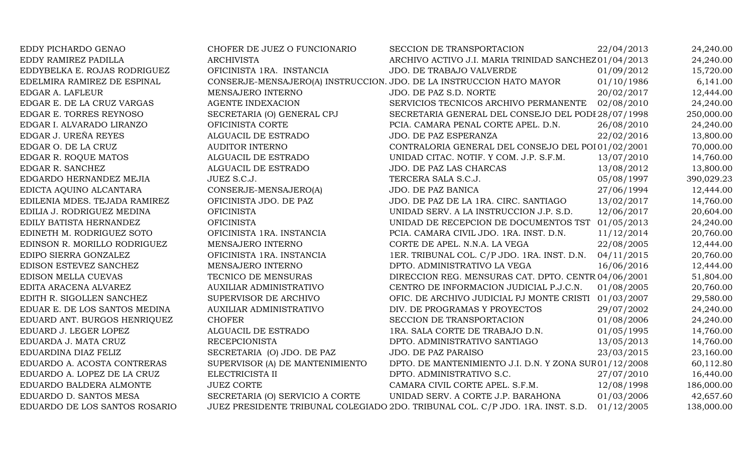| | | | | |
|---|---|---|---|---|
| EDDY PICHARDO GENAO | CHOFER DE JUEZ O FUNCIONARIO | SECCION DE TRANSPORTACION | 22/04/2013 | 24,240.00 |
| EDDY RAMIREZ PADILLA | ARCHIVISTA | ARCHIVO ACTIVO J.I. MARIA TRINIDAD SANCHEZ | 01/04/2013 | 24,240.00 |
| EDDYBELKA E. ROJAS RODRIGUEZ | OFICINISTA 1RA. INSTANCIA | JDO. DE TRABAJO VALVERDE | 01/09/2012 | 15,720.00 |
| EDELMIRA RAMIREZ DE ESPINAL | CONSERJE-MENSAJERO(A) INSTRUCCION. | JDO. DE LA INSTRUCCION HATO MAYOR | 01/10/1986 | 6,141.00 |
| EDGAR A. LAFLEUR | MENSAJERO INTERNO | JDO. DE PAZ S.D. NORTE | 20/02/2017 | 12,444.00 |
| EDGAR E. DE LA CRUZ VARGAS | AGENTE INDEXACION | SERVICIOS TECNICOS ARCHIVO PERMANENTE | 02/08/2010 | 24,240.00 |
| EDGAR E. TORRES REYNOSO | SECRETARIA (O) GENERAL CPJ | SECRETARIA GENERAL DEL CONSEJO DEL PODI | 28/07/1998 | 250,000.00 |
| EDGAR I. ALVARADO LIRANZO | OFICINISTA CORTE | PCIA. CAMARA PENAL CORTE APEL. D.N. | 26/08/2010 | 24,240.00 |
| EDGAR J. UREÑA REYES | ALGUACIL DE ESTRADO | JDO. DE PAZ ESPERANZA | 22/02/2016 | 13,800.00 |
| EDGAR O. DE LA CRUZ | AUDITOR INTERNO | CONTRALORIA GENERAL DEL CONSEJO DEL POI | 01/02/2001 | 70,000.00 |
| EDGAR R. ROQUE MATOS | ALGUACIL DE ESTRADO | UNIDAD CITAC. NOTIF. Y COM. J.P. S.F.M. | 13/07/2010 | 14,760.00 |
| EDGAR R. SANCHEZ | ALGUACIL DE ESTRADO | JDO. DE PAZ LAS CHARCAS | 13/08/2012 | 13,800.00 |
| EDGARDO HERNANDEZ MEJIA | JUEZ S.C.J. | TERCERA SALA S.C.J. | 05/08/1997 | 390,029.23 |
| EDICTA AQUINO ALCANTARA | CONSERJE-MENSAJERO(A) | JDO. DE PAZ BANICA | 27/06/1994 | 12,444.00 |
| EDILENIA MDES. TEJADA RAMIREZ | OFICINISTA JDO. DE PAZ | JDO. DE PAZ DE LA 1RA. CIRC. SANTIAGO | 13/02/2017 | 14,760.00 |
| EDILIA J. RODRIGUEZ MEDINA | OFICINISTA | UNIDAD SERV. A LA INSTRUCCION J.P. S.D. | 12/06/2017 | 20,604.00 |
| EDILY BATISTA HERNANDEZ | OFICINISTA | UNIDAD DE RECEPCION DE DOCUMENTOS TST | 01/05/2013 | 24,240.00 |
| EDINETH M. RODRIGUEZ SOTO | OFICINISTA 1RA. INSTANCIA | PCIA. CAMARA CIVIL JDO. 1RA. INST. D.N. | 11/12/2014 | 20,760.00 |
| EDINSON R. MORILLO RODRIGUEZ | MENSAJERO INTERNO | CORTE DE APEL. N.N.A. LA VEGA | 22/08/2005 | 12,444.00 |
| EDIPO SIERRA GONZALEZ | OFICINISTA 1RA. INSTANCIA | 1ER. TRIBUNAL COL. C/P JDO. 1RA. INST. D.N. | 04/11/2015 | 20,760.00 |
| EDISON ESTEVEZ SANCHEZ | MENSAJERO INTERNO | DPTO. ADMINISTRATIVO LA VEGA | 16/06/2016 | 12,444.00 |
| EDISON MELLA CUEVAS | TECNICO DE MENSURAS | DIRECCION REG. MENSURAS CAT. DPTO. CENTR | 04/06/2001 | 51,804.00 |
| EDITA ARACENA ALVAREZ | AUXILIAR ADMINISTRATIVO | CENTRO DE INFORMACION JUDICIAL P.J.C.N. | 01/08/2005 | 20,760.00 |
| EDITH R. SIGOLLEN SANCHEZ | SUPERVISOR DE ARCHIVO | OFIC. DE ARCHIVO JUDICIAL PJ MONTE CRISTI | 01/03/2007 | 29,580.00 |
| EDUAR E. DE LOS SANTOS MEDINA | AUXILIAR ADMINISTRATIVO | DIV. DE PROGRAMAS Y PROYECTOS | 29/07/2002 | 24,240.00 |
| EDUARD ANT. BURGOS HENRIQUEZ | CHOFER | SECCION DE TRANSPORTACION | 01/08/2006 | 24,240.00 |
| EDUARD J. LEGER LOPEZ | ALGUACIL DE ESTRADO | 1RA. SALA CORTE DE TRABAJO D.N. | 01/05/1995 | 14,760.00 |
| EDUARDA J. MATA CRUZ | RECEPCIONISTA | DPTO. ADMINISTRATIVO SANTIAGO | 13/05/2013 | 14,760.00 |
| EDUARDINA DIAZ FELIZ | SECRETARIA (O) JDO. DE PAZ | JDO. DE PAZ PARAISO | 23/03/2015 | 23,160.00 |
| EDUARDO A. ACOSTA CONTRERAS | SUPERVISOR (A) DE MANTENIMIENTO | DPTO. DE MANTENIMIENTO J.I. D.N. Y ZONA SUR | 01/12/2008 | 60,112.80 |
| EDUARDO A. LOPEZ DE LA CRUZ | ELECTRICISTA II | DPTO. ADMINISTRATIVO S.C. | 27/07/2010 | 16,440.00 |
| EDUARDO BALDERA ALMONTE | JUEZ CORTE | CAMARA CIVIL CORTE APEL. S.F.M. | 12/08/1998 | 186,000.00 |
| EDUARDO D. SANTOS MESA | SECRETARIA (O) SERVICIO A CORTE | UNIDAD SERV. A CORTE J.P. BARAHONA | 01/03/2006 | 42,657.60 |
| EDUARDO DE LOS SANTOS ROSARIO | JUEZ PRESIDENTE TRIBUNAL COLEGIADO | 2DO. TRIBUNAL COL. C/P JDO. 1RA. INST. S.D. | 01/12/2005 | 138,000.00 |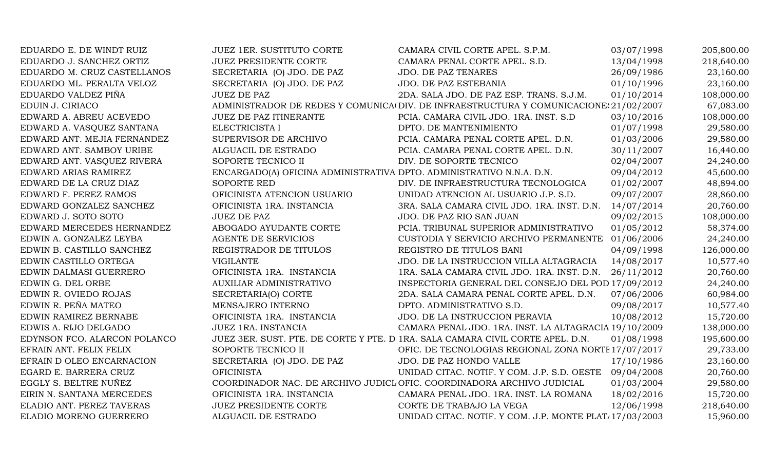| | | | | |
|---|---|---|---|---|
| EDUARDO E. DE WINDT RUIZ | JUEZ 1ER. SUSTITUTO CORTE | CAMARA CIVIL CORTE APEL. S.P.M. | 03/07/1998 | 205,800.00 |
| EDUARDO J. SANCHEZ ORTIZ | JUEZ PRESIDENTE CORTE | CAMARA PENAL CORTE APEL. S.D. | 13/04/1998 | 218,640.00 |
| EDUARDO M. CRUZ CASTELLANOS | SECRETARIA (O) JDO. DE PAZ | JDO. DE PAZ TENARES | 26/09/1986 | 23,160.00 |
| EDUARDO ML. PERALTA VELOZ | SECRETARIA (O) JDO. DE PAZ | JDO. DE PAZ ESTEBANIA | 01/10/1996 | 23,160.00 |
| EDUARDO VALDEZ PIÑA | JUEZ DE PAZ | 2DA. SALA JDO. DE PAZ ESP. TRANS. S.J.M. | 01/10/2014 | 108,000.00 |
| EDUIN J. CIRIACO | ADMINISTRADOR DE REDES Y COMUNICA( | DIV. DE INFRAESTRUCTURA Y COMUNICACIONES | 21/02/2007 | 67,083.00 |
| EDWARD A. ABREU ACEVEDO | JUEZ DE PAZ ITINERANTE | PCIA. CAMARA CIVIL JDO. 1RA. INST. S.D | 03/10/2016 | 108,000.00 |
| EDWARD A. VASQUEZ SANTANA | ELECTRICISTA I | DPTO. DE MANTENIMIENTO | 01/07/1998 | 29,580.00 |
| EDWARD ANT. MEJIA FERNANDEZ | SUPERVISOR DE ARCHIVO | PCIA. CAMARA PENAL CORTE APEL. D.N. | 01/03/2006 | 29,580.00 |
| EDWARD ANT. SAMBOY URIBE | ALGUACIL DE ESTRADO | PCIA. CAMARA PENAL CORTE APEL. D.N. | 30/11/2007 | 16,440.00 |
| EDWARD ANT. VASQUEZ RIVERA | SOPORTE TECNICO II | DIV. DE SOPORTE TECNICO | 02/04/2007 | 24,240.00 |
| EDWARD ARIAS RAMIREZ | ENCARGADO(A) OFICINA ADMINISTRATIVA | DPTO. ADMINISTRATIVO N.N.A. D.N. | 09/04/2012 | 45,600.00 |
| EDWARD DE LA CRUZ DIAZ | SOPORTE RED | DIV. DE INFRAESTRUCTURA TECNOLOGICA | 01/02/2007 | 48,894.00 |
| EDWARD F. PEREZ RAMOS | OFICINISTA ATENCION USUARIO | UNIDAD ATENCION AL USUARIO J.P. S.D. | 09/07/2007 | 28,860.00 |
| EDWARD GONZALEZ SANCHEZ | OFICINISTA 1RA. INSTANCIA | 3RA. SALA CAMARA CIVIL JDO. 1RA. INST. D.N. | 14/07/2014 | 20,760.00 |
| EDWARD J. SOTO SOTO | JUEZ DE PAZ | JDO. DE PAZ RIO SAN JUAN | 09/02/2015 | 108,000.00 |
| EDWARD MERCEDES HERNANDEZ | ABOGADO AYUDANTE CORTE | PCIA. TRIBUNAL SUPERIOR ADMINISTRATIVO | 01/05/2012 | 58,374.00 |
| EDWIN A. GONZALEZ LEYBA | AGENTE DE SERVICIOS | CUSTODIA Y SERVICIO ARCHIVO PERMANENTE | 01/06/2006 | 24,240.00 |
| EDWIN B. CASTILLO SANCHEZ | REGISTRADOR DE TITULOS | REGISTRO DE TITULOS BANI | 04/09/1998 | 126,000.00 |
| EDWIN CASTILLO ORTEGA | VIGILANTE | JDO. DE LA INSTRUCCION VILLA ALTAGRACIA | 14/08/2017 | 10,577.40 |
| EDWIN DALMASI GUERRERO | OFICINISTA 1RA. INSTANCIA | 1RA. SALA CAMARA CIVIL JDO. 1RA. INST. D.N. | 26/11/2012 | 20,760.00 |
| EDWIN G. DEL ORBE | AUXILIAR ADMINISTRATIVO | INSPECTORIA GENERAL DEL CONSEJO DEL POD | 17/09/2012 | 24,240.00 |
| EDWIN R. OVIEDO ROJAS | SECRETARIA(O) CORTE | 2DA. SALA CAMARA PENAL CORTE APEL. D.N. | 07/06/2006 | 60,984.00 |
| EDWIN R. PEÑA MATEO | MENSAJERO INTERNO | DPTO. ADMINISTRATIVO S.D. | 09/08/2017 | 10,577.40 |
| EDWIN RAMIREZ BERNABE | OFICINISTA 1RA. INSTANCIA | JDO. DE LA INSTRUCCION PERAVIA | 10/08/2012 | 15,720.00 |
| EDWIS A. RIJO DELGADO | JUEZ 1RA. INSTANCIA | CAMARA PENAL JDO. 1RA. INST. LA ALTAGRACIA | 19/10/2009 | 138,000.00 |
| EDYNSON FCO. ALARCON POLANCO | JUEZ 3ER. SUST. PTE. DE CORTE Y PTE. D | 1RA. SALA CAMARA CIVIL CORTE APEL. D.N. | 01/08/1998 | 195,600.00 |
| EFRAIN ANT. FELIX FELIX | SOPORTE TECNICO II | OFIC. DE TECNOLOGIAS REGIONAL ZONA NORTE | 17/07/2017 | 29,733.00 |
| EFRAIN D OLEO ENCARNACION | SECRETARIA (O) JDO. DE PAZ | JDO. DE PAZ HONDO VALLE | 17/10/1986 | 23,160.00 |
| EGARD E. BARRERA CRUZ | OFICINISTA | UNIDAD CITAC. NOTIF. Y COM. J.P. S.D. OESTE | 09/04/2008 | 20,760.00 |
| EGGLY S. BELTRE NUÑEZ | COORDINADOR NAC. DE ARCHIVO JUDICIA | OFIC. COORDINADORA ARCHIVO JUDICIAL | 01/03/2004 | 29,580.00 |
| EIRIN N. SANTANA MERCEDES | OFICINISTA 1RA. INSTANCIA | CAMARA PENAL JDO. 1RA. INST. LA ROMANA | 18/02/2016 | 15,720.00 |
| ELADIO ANT. PEREZ TAVERAS | JUEZ PRESIDENTE CORTE | CORTE DE TRABAJO LA VEGA | 12/06/1998 | 218,640.00 |
| ELADIO MORENO GUERRERO | ALGUACIL DE ESTRADO | UNIDAD CITAC. NOTIF. Y COM. J.P. MONTE PLAT/ | 17/03/2003 | 15,960.00 |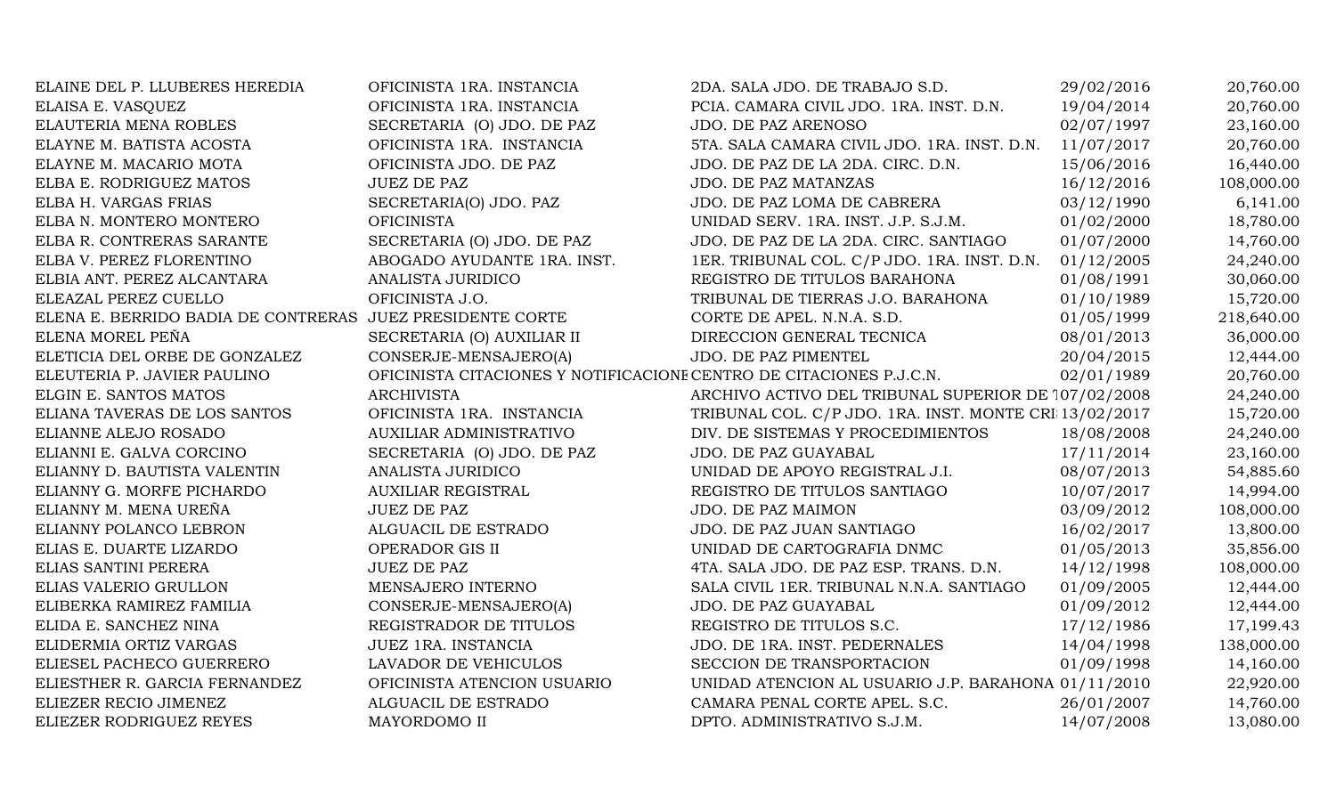| | | | | |
|---|---|---|---|---|
| ELAINE DEL P. LLUBERES HEREDIA | OFICINISTA 1RA. INSTANCIA | 2DA. SALA JDO. DE TRABAJO S.D. | 29/02/2016 | 20,760.00 |
| ELAISA E. VASQUEZ | OFICINISTA 1RA. INSTANCIA | PCIA. CAMARA CIVIL JDO. 1RA. INST. D.N. | 19/04/2014 | 20,760.00 |
| ELAUTERIA MENA ROBLES | SECRETARIA (O) JDO. DE PAZ | JDO. DE PAZ ARENOSO | 02/07/1997 | 23,160.00 |
| ELAYNE M. BATISTA ACOSTA | OFICINISTA 1RA. INSTANCIA | 5TA. SALA CAMARA CIVIL JDO. 1RA. INST. D.N. | 11/07/2017 | 20,760.00 |
| ELAYNE M. MACARIO MOTA | OFICINISTA JDO. DE PAZ | JDO. DE PAZ DE LA 2DA. CIRC. D.N. | 15/06/2016 | 16,440.00 |
| ELBA E. RODRIGUEZ MATOS | JUEZ DE PAZ | JDO. DE PAZ MATANZAS | 16/12/2016 | 108,000.00 |
| ELBA H. VARGAS FRIAS | SECRETARIA(O) JDO. PAZ | JDO. DE PAZ LOMA DE CABRERA | 03/12/1990 | 6,141.00 |
| ELBA N. MONTERO MONTERO | OFICINISTA | UNIDAD SERV. 1RA. INST. J.P. S.J.M. | 01/02/2000 | 18,780.00 |
| ELBA R. CONTRERAS SARANTE | SECRETARIA (O) JDO. DE PAZ | JDO. DE PAZ DE LA 2DA. CIRC. SANTIAGO | 01/07/2000 | 14,760.00 |
| ELBA V. PEREZ FLORENTINO | ABOGADO AYUDANTE 1RA. INST. | 1ER. TRIBUNAL COL. C/P JDO. 1RA. INST. D.N. | 01/12/2005 | 24,240.00 |
| ELBIA ANT. PEREZ ALCANTARA | ANALISTA JURIDICO | REGISTRO DE TITULOS BARAHONA | 01/08/1991 | 30,060.00 |
| ELEAZAL PEREZ CUELLO | OFICINISTA J.O. | TRIBUNAL DE TIERRAS J.O. BARAHONA | 01/10/1989 | 15,720.00 |
| ELENA E. BERRIDO BADIA DE CONTRERAS | JUEZ PRESIDENTE CORTE | CORTE DE APEL. N.N.A. S.D. | 01/05/1999 | 218,640.00 |
| ELENA MOREL PEÑA | SECRETARIA (O) AUXILIAR II | DIRECCION GENERAL TECNICA | 08/01/2013 | 36,000.00 |
| ELETICIA DEL ORBE DE GONZALEZ | CONSERJE-MENSAJERO(A) | JDO. DE PAZ PIMENTEL | 20/04/2015 | 12,444.00 |
| ELEUTERIA P. JAVIER PAULINO | OFICINISTA CITACIONES Y NOTIFICACIONE | CENTRO DE CITACIONES P.J.C.N. | 02/01/1989 | 20,760.00 |
| ELGIN E. SANTOS MATOS | ARCHIVISTA | ARCHIVO ACTIVO DEL TRIBUNAL SUPERIOR DE T | 07/02/2008 | 24,240.00 |
| ELIANA TAVERAS DE LOS SANTOS | OFICINISTA 1RA. INSTANCIA | TRIBUNAL COL. C/P JDO. 1RA. INST. MONTE CRI | 13/02/2017 | 15,720.00 |
| ELIANNE ALEJO ROSADO | AUXILIAR ADMINISTRATIVO | DIV. DE SISTEMAS Y PROCEDIMIENTOS | 18/08/2008 | 24,240.00 |
| ELIANNI E. GALVA CORCINO | SECRETARIA (O) JDO. DE PAZ | JDO. DE PAZ GUAYABAL | 17/11/2014 | 23,160.00 |
| ELIANNY D. BAUTISTA VALENTIN | ANALISTA JURIDICO | UNIDAD DE APOYO REGISTRAL J.I. | 08/07/2013 | 54,885.60 |
| ELIANNY G. MORFE PICHARDO | AUXILIAR REGISTRAL | REGISTRO DE TITULOS SANTIAGO | 10/07/2017 | 14,994.00 |
| ELIANNY M. MENA UREÑA | JUEZ DE PAZ | JDO. DE PAZ MAIMON | 03/09/2012 | 108,000.00 |
| ELIANNY POLANCO LEBRON | ALGUACIL DE ESTRADO | JDO. DE PAZ JUAN SANTIAGO | 16/02/2017 | 13,800.00 |
| ELIAS E. DUARTE LIZARDO | OPERADOR GIS II | UNIDAD DE CARTOGRAFIA DNMC | 01/05/2013 | 35,856.00 |
| ELIAS SANTINI PERERA | JUEZ DE PAZ | 4TA. SALA JDO. DE PAZ ESP. TRANS. D.N. | 14/12/1998 | 108,000.00 |
| ELIAS VALERIO GRULLON | MENSAJERO INTERNO | SALA CIVIL 1ER. TRIBUNAL N.N.A. SANTIAGO | 01/09/2005 | 12,444.00 |
| ELIBERKA RAMIREZ FAMILIA | CONSERJE-MENSAJERO(A) | JDO. DE PAZ GUAYABAL | 01/09/2012 | 12,444.00 |
| ELIDA E. SANCHEZ NINA | REGISTRADOR DE TITULOS | REGISTRO DE TITULOS S.C. | 17/12/1986 | 17,199.43 |
| ELIDERMIA ORTIZ VARGAS | JUEZ 1RA. INSTANCIA | JDO. DE 1RA. INST. PEDERNALES | 14/04/1998 | 138,000.00 |
| ELIESEL PACHECO GUERRERO | LAVADOR DE VEHICULOS | SECCION DE TRANSPORTACION | 01/09/1998 | 14,160.00 |
| ELIESTHER R. GARCIA FERNANDEZ | OFICINISTA ATENCION USUARIO | UNIDAD ATENCION AL USUARIO J.P. BARAHONA | 01/11/2010 | 22,920.00 |
| ELIEZER RECIO JIMENEZ | ALGUACIL DE ESTRADO | CAMARA PENAL CORTE APEL. S.C. | 26/01/2007 | 14,760.00 |
| ELIEZER RODRIGUEZ REYES | MAYORDOMO II | DPTO. ADMINISTRATIVO S.J.M. | 14/07/2008 | 13,080.00 |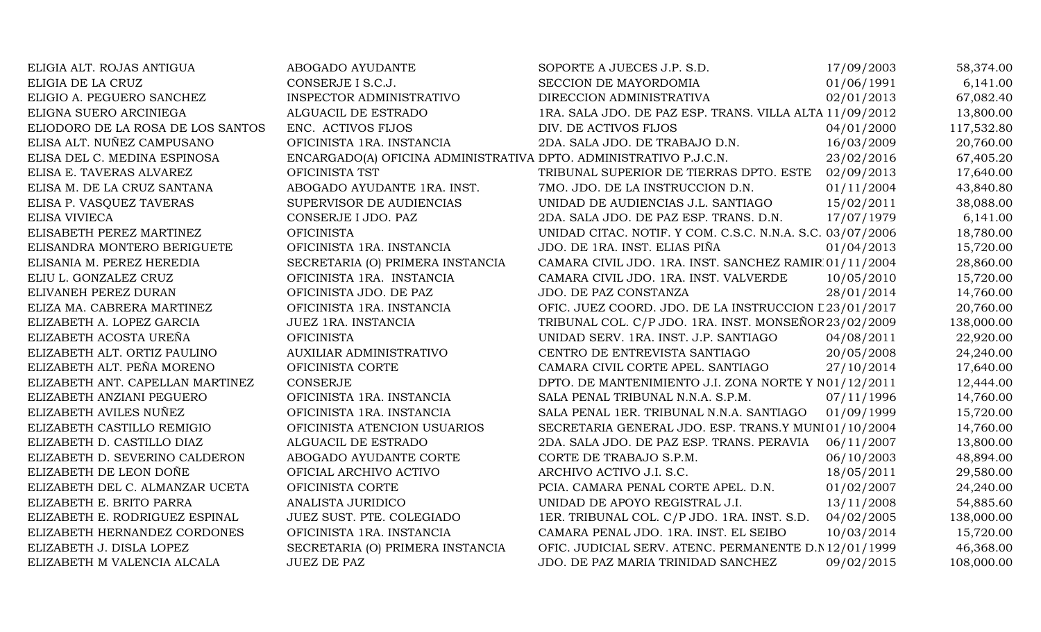| | | | | |
|---|---|---|---|---|
| ELIGIA ALT. ROJAS ANTIGUA | ABOGADO AYUDANTE | SOPORTE A JUECES J.P. S.D. | 17/09/2003 | 58,374.00 |
| ELIGIA DE LA CRUZ | CONSERJE I S.C.J. | SECCION DE MAYORDOMIA | 01/06/1991 | 6,141.00 |
| ELIGIO A. PEGUERO SANCHEZ | INSPECTOR ADMINISTRATIVO | DIRECCION ADMINISTRATIVA | 02/01/2013 | 67,082.40 |
| ELIGNA SUERO ARCINIEGA | ALGUACIL DE ESTRADO | 1RA. SALA JDO. DE PAZ ESP. TRANS. VILLA ALTA | 11/09/2012 | 13,800.00 |
| ELIODORO DE LA ROSA DE LOS SANTOS | ENC. ACTIVOS FIJOS | DIV. DE ACTIVOS FIJOS | 04/01/2000 | 117,532.80 |
| ELISA ALT. NUÑEZ CAMPUSANO | OFICINISTA 1RA. INSTANCIA | 2DA. SALA JDO. DE TRABAJO D.N. | 16/03/2009 | 20,760.00 |
| ELISA DEL C. MEDINA ESPINOSA | ENCARGADO(A) OFICINA ADMINISTRATIVA | DPTO. ADMINISTRATIVO P.J.C.N. | 23/02/2016 | 67,405.20 |
| ELISA E. TAVERAS ALVAREZ | OFICINISTA TST | TRIBUNAL SUPERIOR DE TIERRAS DPTO. ESTE | 02/09/2013 | 17,640.00 |
| ELISA M. DE LA CRUZ SANTANA | ABOGADO AYUDANTE 1RA. INST. | 7MO. JDO. DE LA INSTRUCCION D.N. | 01/11/2004 | 43,840.80 |
| ELISA P. VASQUEZ TAVERAS | SUPERVISOR DE AUDIENCIAS | UNIDAD DE AUDIENCIAS J.L. SANTIAGO | 15/02/2011 | 38,088.00 |
| ELISA VIVIECA | CONSERJE I JDO. PAZ | 2DA. SALA JDO. DE PAZ ESP. TRANS. D.N. | 17/07/1979 | 6,141.00 |
| ELISABETH PEREZ MARTINEZ | OFICINISTA | UNIDAD CITAC. NOTIF. Y COM. C.S.C. N.N.A. S.C. | 03/07/2006 | 18,780.00 |
| ELISANDRA MONTERO BERIGUETE | OFICINISTA 1RA. INSTANCIA | JDO. DE 1RA. INST. ELIAS PIÑA | 01/04/2013 | 15,720.00 |
| ELISANIA M. PEREZ HEREDIA | SECRETARIA (O) PRIMERA INSTANCIA | CAMARA CIVIL JDO. 1RA. INST. SANCHEZ RAMIR | 01/11/2004 | 28,860.00 |
| ELIU L. GONZALEZ CRUZ | OFICINISTA 1RA. INSTANCIA | CAMARA CIVIL JDO. 1RA. INST. VALVERDE | 10/05/2010 | 15,720.00 |
| ELIVANEH PEREZ DURAN | OFICINISTA JDO. DE PAZ | JDO. DE PAZ CONSTANZA | 28/01/2014 | 14,760.00 |
| ELIZA MA. CABRERA MARTINEZ | OFICINISTA 1RA. INSTANCIA | OFIC. JUEZ COORD. JDO. DE LA INSTRUCCION D | 23/01/2017 | 20,760.00 |
| ELIZABETH A. LOPEZ GARCIA | JUEZ 1RA. INSTANCIA | TRIBUNAL COL. C/P JDO. 1RA. INST. MONSEÑOR | 23/02/2009 | 138,000.00 |
| ELIZABETH ACOSTA UREÑA | OFICINISTA | UNIDAD SERV. 1RA. INST. J.P. SANTIAGO | 04/08/2011 | 22,920.00 |
| ELIZABETH ALT. ORTIZ PAULINO | AUXILIAR ADMINISTRATIVO | CENTRO DE ENTREVISTA SANTIAGO | 20/05/2008 | 24,240.00 |
| ELIZABETH ALT. PEÑA MORENO | OFICINISTA CORTE | CAMARA CIVIL CORTE APEL. SANTIAGO | 27/10/2014 | 17,640.00 |
| ELIZABETH ANT. CAPELLAN MARTINEZ | CONSERJE | DPTO. DE MANTENIMIENTO J.I. ZONA NORTE Y N | 01/12/2011 | 12,444.00 |
| ELIZABETH ANZIANI PEGUERO | OFICINISTA 1RA. INSTANCIA | SALA PENAL TRIBUNAL N.N.A. S.P.M. | 07/11/1996 | 14,760.00 |
| ELIZABETH AVILES NUÑEZ | OFICINISTA 1RA. INSTANCIA | SALA PENAL 1ER. TRIBUNAL N.N.A. SANTIAGO | 01/09/1999 | 15,720.00 |
| ELIZABETH CASTILLO REMIGIO | OFICINISTA ATENCION USUARIOS | SECRETARIA GENERAL JDO. ESP. TRANS.Y MUNI | 01/10/2004 | 14,760.00 |
| ELIZABETH D. CASTILLO DIAZ | ALGUACIL DE ESTRADO | 2DA. SALA JDO. DE PAZ ESP. TRANS. PERAVIA | 06/11/2007 | 13,800.00 |
| ELIZABETH D. SEVERINO CALDERON | ABOGADO AYUDANTE CORTE | CORTE DE TRABAJO S.P.M. | 06/10/2003 | 48,894.00 |
| ELIZABETH DE LEON DOÑE | OFICIAL ARCHIVO ACTIVO | ARCHIVO ACTIVO J.I. S.C. | 18/05/2011 | 29,580.00 |
| ELIZABETH DEL C. ALMANZAR UCETA | OFICINISTA CORTE | PCIA. CAMARA PENAL CORTE APEL. D.N. | 01/02/2007 | 24,240.00 |
| ELIZABETH E. BRITO PARRA | ANALISTA JURIDICO | UNIDAD DE APOYO REGISTRAL J.I. | 13/11/2008 | 54,885.60 |
| ELIZABETH E. RODRIGUEZ ESPINAL | JUEZ SUST. PTE. COLEGIADO | 1ER. TRIBUNAL COL. C/P JDO. 1RA. INST. S.D. | 04/02/2005 | 138,000.00 |
| ELIZABETH HERNANDEZ CORDONES | OFICINISTA 1RA. INSTANCIA | CAMARA PENAL JDO. 1RA. INST. EL SEIBO | 10/03/2014 | 15,720.00 |
| ELIZABETH J. DISLA LOPEZ | SECRETARIA (O) PRIMERA INSTANCIA | OFIC. JUDICIAL SERV. ATENC. PERMANENTE D.N | 12/01/1999 | 46,368.00 |
| ELIZABETH M VALENCIA ALCALA | JUEZ DE PAZ | JDO. DE PAZ MARIA TRINIDAD SANCHEZ | 09/02/2015 | 108,000.00 |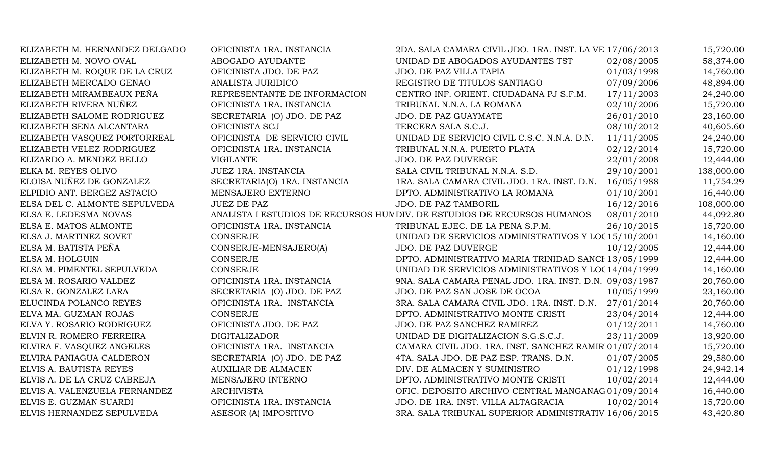| | | | | |
|---|---|---|---|---|
| ELIZABETH M. HERNANDEZ DELGADO | OFICINISTA 1RA. INSTANCIA | 2DA. SALA CAMARA CIVIL JDO. 1RA. INST. LA VE | 17/06/2013 | 15,720.00 |
| ELIZABETH M. NOVO OVAL | ABOGADO AYUDANTE | UNIDAD DE ABOGADOS AYUDANTES TST | 02/08/2005 | 58,374.00 |
| ELIZABETH M. ROQUE DE LA CRUZ | OFICINISTA JDO. DE PAZ | JDO. DE PAZ VILLA TAPIA | 01/03/1998 | 14,760.00 |
| ELIZABETH MERCADO GENAO | ANALISTA JURIDICO | REGISTRO DE TITULOS SANTIAGO | 07/09/2006 | 48,894.00 |
| ELIZABETH MIRAMBEAUX PEÑA | REPRESENTANTE DE INFORMACION | CENTRO INF. ORIENT. CIUDADANA PJ S.F.M. | 17/11/2003 | 24,240.00 |
| ELIZABETH RIVERA NUÑEZ | OFICINISTA 1RA. INSTANCIA | TRIBUNAL N.N.A. LA ROMANA | 02/10/2006 | 15,720.00 |
| ELIZABETH SALOME RODRIGUEZ | SECRETARIA (O) JDO. DE PAZ | JDO. DE PAZ GUAYMATE | 26/01/2010 | 23,160.00 |
| ELIZABETH SENA ALCANTARA | OFICINISTA SCJ | TERCERA SALA S.C.J. | 08/10/2012 | 40,605.60 |
| ELIZABETH VASQUEZ PORTORREAL | OFICINISTA DE SERVICIO CIVIL | UNIDAD DE SERVICIO CIVIL C.S.C. N.N.A. D.N. | 11/11/2005 | 24,240.00 |
| ELIZABETH VELEZ RODRIGUEZ | OFICINISTA 1RA. INSTANCIA | TRIBUNAL N.N.A. PUERTO PLATA | 02/12/2014 | 15,720.00 |
| ELIZARDO A. MENDEZ BELLO | VIGILANTE | JDO. DE PAZ DUVERGE | 22/01/2008 | 12,444.00 |
| ELKA M. REYES OLIVO | JUEZ 1RA. INSTANCIA | SALA CIVIL TRIBUNAL N.N.A. S.D. | 29/10/2001 | 138,000.00 |
| ELOISA NUÑEZ DE GONZALEZ | SECRETARIA(O) 1RA. INSTANCIA | 1RA. SALA CAMARA CIVIL JDO. 1RA. INST. D.N. | 16/05/1988 | 11,754.29 |
| ELPIDIO ANT. BERGEZ ASTACIO | MENSAJERO EXTERNO | DPTO. ADMINISTRATIVO LA ROMANA | 01/10/2001 | 16,440.00 |
| ELSA DEL C. ALMONTE SEPULVEDA | JUEZ DE PAZ | JDO. DE PAZ TAMBORIL | 16/12/2016 | 108,000.00 |
| ELSA E. LEDESMA NOVAS | ANALISTA I ESTUDIOS DE RECURSOS HUM | DIV. DE ESTUDIOS DE RECURSOS HUMANOS | 08/01/2010 | 44,092.80 |
| ELSA E. MATOS ALMONTE | OFICINISTA 1RA. INSTANCIA | TRIBUNAL EJEC. DE LA PENA S.P.M. | 26/10/2015 | 15,720.00 |
| ELSA J. MARTINEZ SOVET | CONSERJE | UNIDAD DE SERVICIOS ADMINISTRATIVOS Y LOC | 15/10/2001 | 14,160.00 |
| ELSA M. BATISTA PEÑA | CONSERJE-MENSAJERO(A) | JDO. DE PAZ DUVERGE | 10/12/2005 | 12,444.00 |
| ELSA M. HOLGUIN | CONSERJE | DPTO. ADMINISTRATIVO MARIA TRINIDAD SANCH | 13/05/1999 | 12,444.00 |
| ELSA M. PIMENTEL SEPULVEDA | CONSERJE | UNIDAD DE SERVICIOS ADMINISTRATIVOS Y LOC | 14/04/1999 | 14,160.00 |
| ELSA M. ROSARIO VALDEZ | OFICINISTA 1RA. INSTANCIA | 9NA. SALA CAMARA PENAL JDO. 1RA. INST. D.N. | 09/03/1987 | 20,760.00 |
| ELSA R. GONZALEZ LARA | SECRETARIA (O) JDO. DE PAZ | JDO. DE PAZ SAN JOSE DE OCOA | 10/05/1999 | 23,160.00 |
| ELUCINDA POLANCO REYES | OFICINISTA 1RA. INSTANCIA | 3RA. SALA CAMARA CIVIL JDO. 1RA. INST. D.N. | 27/01/2014 | 20,760.00 |
| ELVA MA. GUZMAN ROJAS | CONSERJE | DPTO. ADMINISTRATIVO MONTE CRISTI | 23/04/2014 | 12,444.00 |
| ELVA Y. ROSARIO RODRIGUEZ | OFICINISTA JDO. DE PAZ | JDO. DE PAZ SANCHEZ RAMIREZ | 01/12/2011 | 14,760.00 |
| ELVIN R. ROMERO FERREIRA | DIGITALIZADOR | UNIDAD DE DIGITALIZACION S.G.S.C.J. | 23/11/2009 | 13,920.00 |
| ELVIRA F. VASQUEZ ANGELES | OFICINISTA 1RA. INSTANCIA | CAMARA CIVIL JDO. 1RA. INST. SANCHEZ RAMIR | 01/07/2014 | 15,720.00 |
| ELVIRA PANIAGUA CALDERON | SECRETARIA (O) JDO. DE PAZ | 4TA. SALA JDO. DE PAZ ESP. TRANS. D.N. | 01/07/2005 | 29,580.00 |
| ELVIS A. BAUTISTA REYES | AUXILIAR DE ALMACEN | DIV. DE ALMACEN Y SUMINISTRO | 01/12/1998 | 24,942.14 |
| ELVIS A. DE LA CRUZ CABREJA | MENSAJERO INTERNO | DPTO. ADMINISTRATIVO MONTE CRISTI | 10/02/2014 | 12,444.00 |
| ELVIS A. VALENZUELA FERNANDEZ | ARCHIVISTA | OFIC. DEPOSITO ARCHIVO CENTRAL MANGANAG | 01/09/2014 | 16,440.00 |
| ELVIS E. GUZMAN SUARDI | OFICINISTA 1RA. INSTANCIA | JDO. DE 1RA. INST. VILLA ALTAGRACIA | 10/02/2014 | 15,720.00 |
| ELVIS HERNANDEZ SEPULVEDA | ASESOR (A) IMPOSITIVO | 3RA. SALA TRIBUNAL SUPERIOR ADMINISTRATIV | 16/06/2015 | 43,420.80 |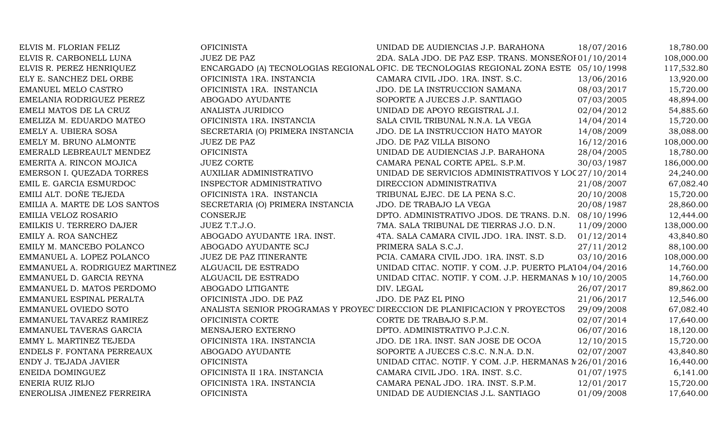| | | | | |
|---|---|---|---|---|
| ELVIS M. FLORIAN FELIZ | OFICINISTA | UNIDAD DE AUDIENCIAS J.P. BARAHONA | 18/07/2016 | 18,780.00 |
| ELVIS R. CARBONELL LUNA | JUEZ DE PAZ | 2DA. SALA JDO. DE PAZ ESP. TRANS. MONSEÑOI | 01/10/2014 | 108,000.00 |
| ELVIS R. PEREZ HENRIQUEZ | ENCARGADO (A) TECNOLOGIAS REGIONAL | OFIC. DE TECNOLOGIAS REGIONAL ZONA ESTE | 05/10/1998 | 117,532.80 |
| ELY E. SANCHEZ DEL ORBE | OFICINISTA 1RA. INSTANCIA | CAMARA CIVIL JDO. 1RA. INST. S.C. | 13/06/2016 | 13,920.00 |
| EMANUEL MELO CASTRO | OFICINISTA 1RA. INSTANCIA | JDO. DE LA INSTRUCCION SAMANA | 08/03/2017 | 15,720.00 |
| EMELANIA RODRIGUEZ PEREZ | ABOGADO AYUDANTE | SOPORTE A JUECES J.P. SANTIAGO | 07/03/2005 | 48,894.00 |
| EMELI MATOS DE LA CRUZ | ANALISTA JURIDICO | UNIDAD DE APOYO REGISTRAL J.I. | 02/04/2012 | 54,885.60 |
| EMELIZA M. EDUARDO MATEO | OFICINISTA 1RA. INSTANCIA | SALA CIVIL TRIBUNAL N.N.A. LA VEGA | 14/04/2014 | 15,720.00 |
| EMELY A. UBIERA SOSA | SECRETARIA (O) PRIMERA INSTANCIA | JDO. DE LA INSTRUCCION HATO MAYOR | 14/08/2009 | 38,088.00 |
| EMELY M. BRUNO ALMONTE | JUEZ DE PAZ | JDO. DE PAZ VILLA BISONO | 16/12/2016 | 108,000.00 |
| EMERALD LEBREAULT MENDEZ | OFICINISTA | UNIDAD DE AUDIENCIAS J.P. BARAHONA | 28/04/2005 | 18,780.00 |
| EMERITA A. RINCON MOJICA | JUEZ CORTE | CAMARA PENAL CORTE APEL. S.P.M. | 30/03/1987 | 186,000.00 |
| EMERSON I. QUEZADA TORRES | AUXILIAR ADMINISTRATIVO | UNIDAD DE SERVICIOS ADMINISTRATIVOS Y LOC | 27/10/2014 | 24,240.00 |
| EMIL E. GARCIA ESMURDOC | INSPECTOR ADMINISTRATIVO | DIRECCION ADMINISTRATIVA | 21/08/2007 | 67,082.40 |
| EMILI ALT. DOÑE TEJEDA | OFICINISTA 1RA. INSTANCIA | TRIBUNAL EJEC. DE LA PENA S.C. | 20/10/2008 | 15,720.00 |
| EMILIA A. MARTE DE LOS SANTOS | SECRETARIA (O) PRIMERA INSTANCIA | JDO. DE TRABAJO LA VEGA | 20/08/1987 | 28,860.00 |
| EMILIA VELOZ ROSARIO | CONSERJE | DPTO. ADMINISTRATIVO JDOS. DE TRANS. D.N. | 08/10/1996 | 12,444.00 |
| EMILKIS U. TERRERO DAJER | JUEZ T.T.J.O. | 7MA. SALA TRIBUNAL DE TIERRAS J.O. D.N. | 11/09/2000 | 138,000.00 |
| EMILY A. ROA SANCHEZ | ABOGADO AYUDANTE 1RA. INST. | 4TA. SALA CAMARA CIVIL JDO. 1RA. INST. S.D. | 01/12/2014 | 43,840.80 |
| EMILY M. MANCEBO POLANCO | ABOGADO AYUDANTE SCJ | PRIMERA SALA S.C.J. | 27/11/2012 | 88,100.00 |
| EMMANUEL A. LOPEZ POLANCO | JUEZ DE PAZ ITINERANTE | PCIA. CAMARA CIVIL JDO. 1RA. INST. S.D | 03/10/2016 | 108,000.00 |
| EMMANUEL A. RODRIGUEZ MARTINEZ | ALGUACIL DE ESTRADO | UNIDAD CITAC. NOTIF. Y COM. J.P. PUERTO PLA | 04/04/2016 | 14,760.00 |
| EMMANUEL D. GARCIA REYNA | ALGUACIL DE ESTRADO | UNIDAD CITAC. NOTIF. Y COM. J.P. HERMANAS M | 10/10/2005 | 14,760.00 |
| EMMANUEL D. MATOS PERDOMO | ABOGADO LITIGANTE | DIV. LEGAL | 26/07/2017 | 89,862.00 |
| EMMANUEL ESPINAL PERALTA | OFICINISTA JDO. DE PAZ | JDO. DE PAZ EL PINO | 21/06/2017 | 12,546.00 |
| EMMANUEL OVIEDO SOTO | ANALISTA SENIOR PROGRAMAS Y PROYEC | DIRECCION DE PLANIFICACION Y PROYECTOS | 29/09/2008 | 67,082.40 |
| EMMANUEL TAVAREZ RAMIREZ | OFICINISTA CORTE | CORTE DE TRABAJO S.P.M. | 02/07/2014 | 17,640.00 |
| EMMANUEL TAVERAS GARCIA | MENSAJERO EXTERNO | DPTO. ADMINISTRATIVO P.J.C.N. | 06/07/2016 | 18,120.00 |
| EMMY L. MARTINEZ TEJEDA | OFICINISTA 1RA. INSTANCIA | JDO. DE 1RA. INST. SAN JOSE DE OCOA | 12/10/2015 | 15,720.00 |
| ENDELS F. FONTANA PERREAUX | ABOGADO AYUDANTE | SOPORTE A JUECES C.S.C. N.N.A. D.N. | 02/07/2007 | 43,840.80 |
| ENDY J. TEJADA JAVIER | OFICINISTA | UNIDAD CITAC. NOTIF. Y COM. J.P. HERMANAS M | 26/01/2016 | 16,440.00 |
| ENEIDA DOMINGUEZ | OFICINISTA II 1RA. INSTANCIA | CAMARA CIVIL JDO. 1RA. INST. S.C. | 01/07/1975 | 6,141.00 |
| ENERIA RUIZ RIJO | OFICINISTA 1RA. INSTANCIA | CAMARA PENAL JDO. 1RA. INST. S.P.M. | 12/01/2017 | 15,720.00 |
| ENEROLISA JIMENEZ FERREIRA | OFICINISTA | UNIDAD DE AUDIENCIAS J.L. SANTIAGO | 01/09/2008 | 17,640.00 |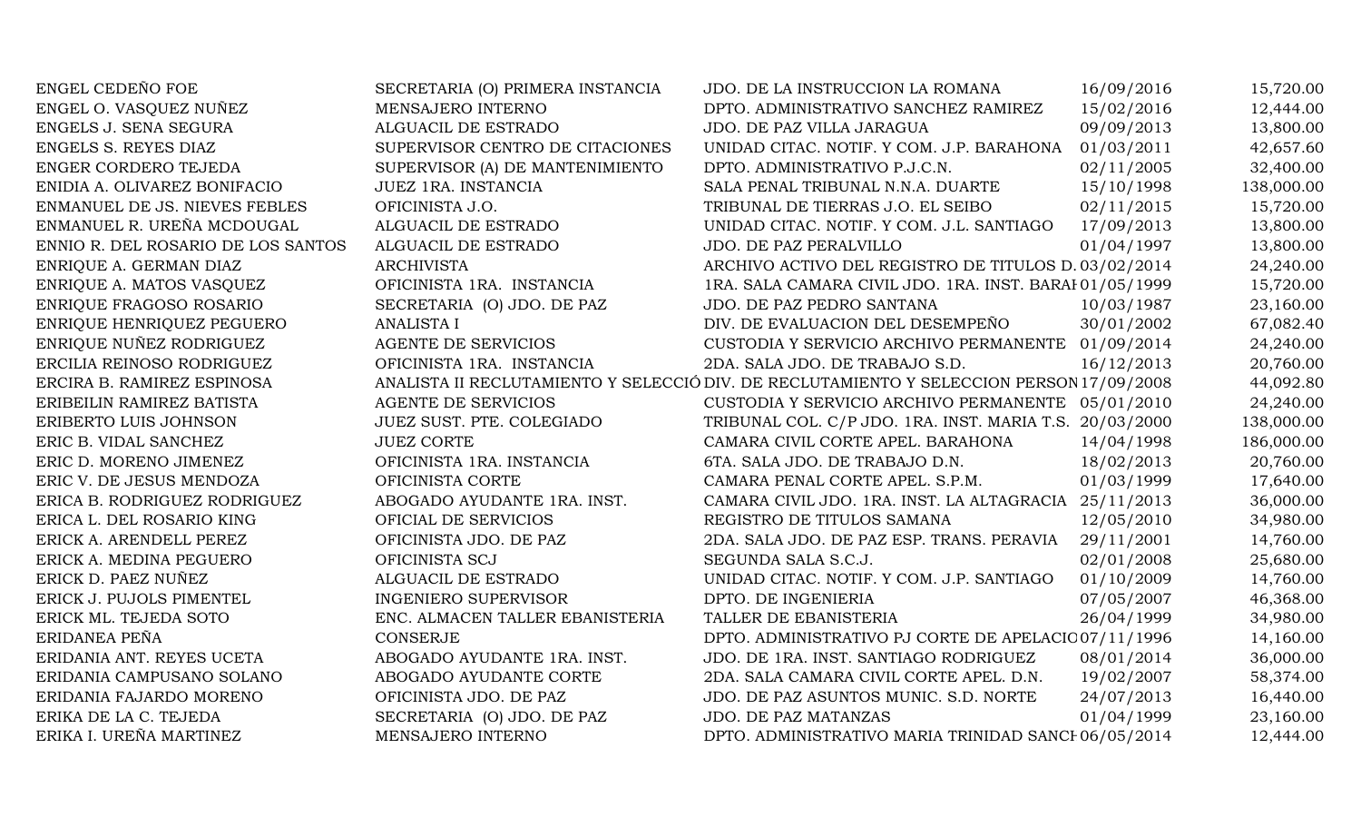| | | | | |
|---|---|---|---|---|
| ENGEL CEDEÑO FOE | SECRETARIA (O) PRIMERA INSTANCIA | JDO. DE LA INSTRUCCION LA ROMANA | 16/09/2016 | 15,720.00 |
| ENGEL O. VASQUEZ NUÑEZ | MENSAJERO INTERNO | DPTO. ADMINISTRATIVO SANCHEZ RAMIREZ | 15/02/2016 | 12,444.00 |
| ENGELS J. SENA SEGURA | ALGUACIL DE ESTRADO | JDO. DE PAZ VILLA JARAGUA | 09/09/2013 | 13,800.00 |
| ENGELS S. REYES DIAZ | SUPERVISOR CENTRO DE CITACIONES | UNIDAD CITAC. NOTIF. Y COM. J.P. BARAHONA | 01/03/2011 | 42,657.60 |
| ENGER CORDERO TEJEDA | SUPERVISOR (A) DE MANTENIMIENTO | DPTO. ADMINISTRATIVO P.J.C.N. | 02/11/2005 | 32,400.00 |
| ENIDIA A. OLIVAREZ BONIFACIO | JUEZ 1RA. INSTANCIA | SALA PENAL TRIBUNAL N.N.A. DUARTE | 15/10/1998 | 138,000.00 |
| ENMANUEL DE JS. NIEVES FEBLES | OFICINISTA J.O. | TRIBUNAL DE TIERRAS J.O. EL SEIBO | 02/11/2015 | 15,720.00 |
| ENMANUEL R. UREÑA MCDOUGAL | ALGUACIL DE ESTRADO | UNIDAD CITAC. NOTIF. Y COM. J.L. SANTIAGO | 17/09/2013 | 13,800.00 |
| ENNIO R. DEL ROSARIO DE LOS SANTOS | ALGUACIL DE ESTRADO | JDO. DE PAZ PERALVILLO | 01/04/1997 | 13,800.00 |
| ENRIQUE A. GERMAN DIAZ | ARCHIVISTA | ARCHIVO ACTIVO DEL REGISTRO DE TITULOS D. | 03/02/2014 | 24,240.00 |
| ENRIQUE A. MATOS VASQUEZ | OFICINISTA 1RA. INSTANCIA | 1RA. SALA CAMARA CIVIL JDO. 1RA. INST. BARAH | 01/05/1999 | 15,720.00 |
| ENRIQUE FRAGOSO ROSARIO | SECRETARIA (O) JDO. DE PAZ | JDO. DE PAZ PEDRO SANTANA | 10/03/1987 | 23,160.00 |
| ENRIQUE HENRIQUEZ PEGUERO | ANALISTA I | DIV. DE EVALUACION DEL DESEMPEÑO | 30/01/2002 | 67,082.40 |
| ENRIQUE NUÑEZ RODRIGUEZ | AGENTE DE SERVICIOS | CUSTODIA Y SERVICIO ARCHIVO PERMANENTE | 01/09/2014 | 24,240.00 |
| ERCILIA REINOSO RODRIGUEZ | OFICINISTA 1RA. INSTANCIA | 2DA. SALA JDO. DE TRABAJO S.D. | 16/12/2013 | 20,760.00 |
| ERCIRA B. RAMIREZ ESPINOSA | ANALISTA II RECLUTAMIENTO Y SELECCIÓ | DIV. DE RECLUTAMIENTO Y SELECCION PERSON | 17/09/2008 | 44,092.80 |
| ERIBEILIN RAMIREZ BATISTA | AGENTE DE SERVICIOS | CUSTODIA Y SERVICIO ARCHIVO PERMANENTE | 05/01/2010 | 24,240.00 |
| ERIBERTO LUIS JOHNSON | JUEZ SUST. PTE. COLEGIADO | TRIBUNAL COL. C/P JDO. 1RA. INST. MARIA T.S. | 20/03/2000 | 138,000.00 |
| ERIC B. VIDAL SANCHEZ | JUEZ CORTE | CAMARA CIVIL CORTE APEL. BARAHONA | 14/04/1998 | 186,000.00 |
| ERIC D. MORENO JIMENEZ | OFICINISTA 1RA. INSTANCIA | 6TA. SALA JDO. DE TRABAJO D.N. | 18/02/2013 | 20,760.00 |
| ERIC V. DE JESUS MENDOZA | OFICINISTA CORTE | CAMARA PENAL CORTE APEL. S.P.M. | 01/03/1999 | 17,640.00 |
| ERICA B. RODRIGUEZ RODRIGUEZ | ABOGADO AYUDANTE 1RA. INST. | CAMARA CIVIL JDO. 1RA. INST. LA ALTAGRACIA | 25/11/2013 | 36,000.00 |
| ERICA L. DEL ROSARIO KING | OFICIAL DE SERVICIOS | REGISTRO DE TITULOS SAMANA | 12/05/2010 | 34,980.00 |
| ERICK A. ARENDELL PEREZ | OFICINISTA JDO. DE PAZ | 2DA. SALA JDO. DE PAZ ESP. TRANS. PERAVIA | 29/11/2001 | 14,760.00 |
| ERICK A. MEDINA PEGUERO | OFICINISTA SCJ | SEGUNDA SALA S.C.J. | 02/01/2008 | 25,680.00 |
| ERICK D. PAEZ NUÑEZ | ALGUACIL DE ESTRADO | UNIDAD CITAC. NOTIF. Y COM. J.P. SANTIAGO | 01/10/2009 | 14,760.00 |
| ERICK J. PUJOLS PIMENTEL | INGENIERO SUPERVISOR | DPTO. DE INGENIERIA | 07/05/2007 | 46,368.00 |
| ERICK ML. TEJEDA SOTO | ENC. ALMACEN TALLER EBANISTERIA | TALLER DE EBANISTERIA | 26/04/1999 | 34,980.00 |
| ERIDANEA PEÑA | CONSERJE | DPTO. ADMINISTRATIVO PJ CORTE DE APELACIO | 07/11/1996 | 14,160.00 |
| ERIDANIA ANT. REYES UCETA | ABOGADO AYUDANTE 1RA. INST. | JDO. DE 1RA. INST. SANTIAGO RODRIGUEZ | 08/01/2014 | 36,000.00 |
| ERIDANIA CAMPUSANO SOLANO | ABOGADO AYUDANTE CORTE | 2DA. SALA CAMARA CIVIL CORTE APEL. D.N. | 19/02/2007 | 58,374.00 |
| ERIDANIA FAJARDO MORENO | OFICINISTA JDO. DE PAZ | JDO. DE PAZ ASUNTOS MUNIC. S.D. NORTE | 24/07/2013 | 16,440.00 |
| ERIKA DE LA C. TEJEDA | SECRETARIA (O) JDO. DE PAZ | JDO. DE PAZ MATANZAS | 01/04/1999 | 23,160.00 |
| ERIKA I. UREÑA MARTINEZ | MENSAJERO INTERNO | DPTO. ADMINISTRATIVO MARIA TRINIDAD SANCH | 06/05/2014 | 12,444.00 |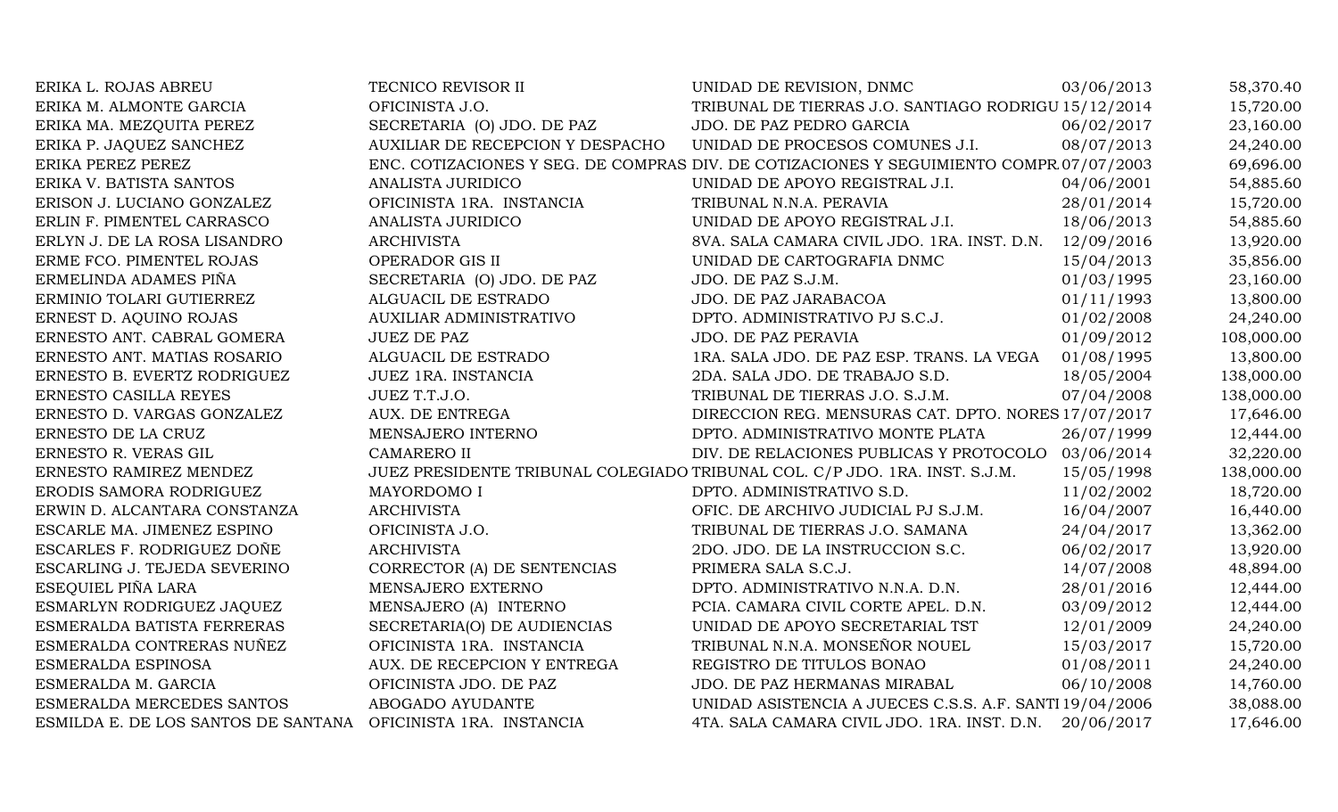| | | | | |
|---|---|---|---|---|
| ERIKA L. ROJAS ABREU | TECNICO REVISOR II | UNIDAD DE REVISION, DNMC | 03/06/2013 | 58,370.40 |
| ERIKA M. ALMONTE GARCIA | OFICINISTA J.O. | TRIBUNAL DE TIERRAS J.O. SANTIAGO RODRIGU | 15/12/2014 | 15,720.00 |
| ERIKA MA. MEZQUITA PEREZ | SECRETARIA (O) JDO. DE PAZ | JDO. DE PAZ PEDRO GARCIA | 06/02/2017 | 23,160.00 |
| ERIKA P. JAQUEZ SANCHEZ | AUXILIAR DE RECEPCION Y DESPACHO | UNIDAD DE PROCESOS COMUNES J.I. | 08/07/2013 | 24,240.00 |
| ERIKA PEREZ PEREZ | ENC. COTIZACIONES Y SEG. DE COMPRAS | DIV. DE COTIZACIONES Y SEGUIMIENTO COMPR. | 07/07/2003 | 69,696.00 |
| ERIKA V. BATISTA SANTOS | ANALISTA JURIDICO | UNIDAD DE APOYO REGISTRAL J.I. | 04/06/2001 | 54,885.60 |
| ERISON J. LUCIANO GONZALEZ | OFICINISTA 1RA. INSTANCIA | TRIBUNAL N.N.A. PERAVIA | 28/01/2014 | 15,720.00 |
| ERLIN F. PIMENTEL CARRASCO | ANALISTA JURIDICO | UNIDAD DE APOYO REGISTRAL J.I. | 18/06/2013 | 54,885.60 |
| ERLYN J. DE LA ROSA LISANDRO | ARCHIVISTA | 8VA. SALA CAMARA CIVIL JDO. 1RA. INST. D.N. | 12/09/2016 | 13,920.00 |
| ERME FCO. PIMENTEL ROJAS | OPERADOR GIS II | UNIDAD DE CARTOGRAFIA DNMC | 15/04/2013 | 35,856.00 |
| ERMELINDA ADAMES PIÑA | SECRETARIA (O) JDO. DE PAZ | JDO. DE PAZ S.J.M. | 01/03/1995 | 23,160.00 |
| ERMINIO TOLARI GUTIERREZ | ALGUACIL DE ESTRADO | JDO. DE PAZ JARABACOA | 01/11/1993 | 13,800.00 |
| ERNEST D. AQUINO ROJAS | AUXILIAR ADMINISTRATIVO | DPTO. ADMINISTRATIVO PJ S.C.J. | 01/02/2008 | 24,240.00 |
| ERNESTO ANT. CABRAL GOMERA | JUEZ DE PAZ | JDO. DE PAZ PERAVIA | 01/09/2012 | 108,000.00 |
| ERNESTO ANT. MATIAS ROSARIO | ALGUACIL DE ESTRADO | 1RA. SALA JDO. DE PAZ ESP. TRANS. LA VEGA | 01/08/1995 | 13,800.00 |
| ERNESTO B. EVERTZ RODRIGUEZ | JUEZ 1RA. INSTANCIA | 2DA. SALA JDO. DE TRABAJO S.D. | 18/05/2004 | 138,000.00 |
| ERNESTO CASILLA REYES | JUEZ T.T.J.O. | TRIBUNAL DE TIERRAS J.O. S.J.M. | 07/04/2008 | 138,000.00 |
| ERNESTO D. VARGAS GONZALEZ | AUX. DE ENTREGA | DIRECCION REG. MENSURAS CAT. DPTO. NORES | 17/07/2017 | 17,646.00 |
| ERNESTO DE LA CRUZ | MENSAJERO INTERNO | DPTO. ADMINISTRATIVO MONTE PLATA | 26/07/1999 | 12,444.00 |
| ERNESTO R. VERAS GIL | CAMARERO II | DIV. DE RELACIONES PUBLICAS Y PROTOCOLO | 03/06/2014 | 32,220.00 |
| ERNESTO RAMIREZ MENDEZ | JUEZ PRESIDENTE TRIBUNAL COLEGIADO | TRIBUNAL COL. C/P JDO. 1RA. INST. S.J.M. | 15/05/1998 | 138,000.00 |
| ERODIS SAMORA RODRIGUEZ | MAYORDOMO I | DPTO. ADMINISTRATIVO S.D. | 11/02/2002 | 18,720.00 |
| ERWIN D. ALCANTARA CONSTANZA | ARCHIVISTA | OFIC. DE ARCHIVO JUDICIAL PJ S.J.M. | 16/04/2007 | 16,440.00 |
| ESCARLE MA. JIMENEZ ESPINO | OFICINISTA J.O. | TRIBUNAL DE TIERRAS J.O. SAMANA | 24/04/2017 | 13,362.00 |
| ESCARLES F. RODRIGUEZ DOÑE | ARCHIVISTA | 2DO. JDO. DE LA INSTRUCCION S.C. | 06/02/2017 | 13,920.00 |
| ESCARLING J. TEJEDA SEVERINO | CORRECTOR (A) DE SENTENCIAS | PRIMERA SALA S.C.J. | 14/07/2008 | 48,894.00 |
| ESEQUIEL PIÑA LARA | MENSAJERO EXTERNO | DPTO. ADMINISTRATIVO N.N.A. D.N. | 28/01/2016 | 12,444.00 |
| ESMARLYN RODRIGUEZ JAQUEZ | MENSAJERO (A) INTERNO | PCIA. CAMARA CIVIL CORTE APEL. D.N. | 03/09/2012 | 12,444.00 |
| ESMERALDA BATISTA FERRERAS | SECRETARIA(O) DE AUDIENCIAS | UNIDAD DE APOYO SECRETARIAL TST | 12/01/2009 | 24,240.00 |
| ESMERALDA CONTRERAS NUÑEZ | OFICINISTA 1RA. INSTANCIA | TRIBUNAL N.N.A. MONSEÑOR NOUEL | 15/03/2017 | 15,720.00 |
| ESMERALDA ESPINOSA | AUX. DE RECEPCION Y ENTREGA | REGISTRO DE TITULOS BONAO | 01/08/2011 | 24,240.00 |
| ESMERALDA M. GARCIA | OFICINISTA JDO. DE PAZ | JDO. DE PAZ HERMANAS MIRABAL | 06/10/2008 | 14,760.00 |
| ESMERALDA MERCEDES SANTOS | ABOGADO AYUDANTE | UNIDAD ASISTENCIA A JUECES C.S.S. A.F. SANTI | 19/04/2006 | 38,088.00 |
| ESMILDA E. DE LOS SANTOS DE SANTANA | OFICINISTA 1RA. INSTANCIA | 4TA. SALA CAMARA CIVIL JDO. 1RA. INST. D.N. | 20/06/2017 | 17,646.00 |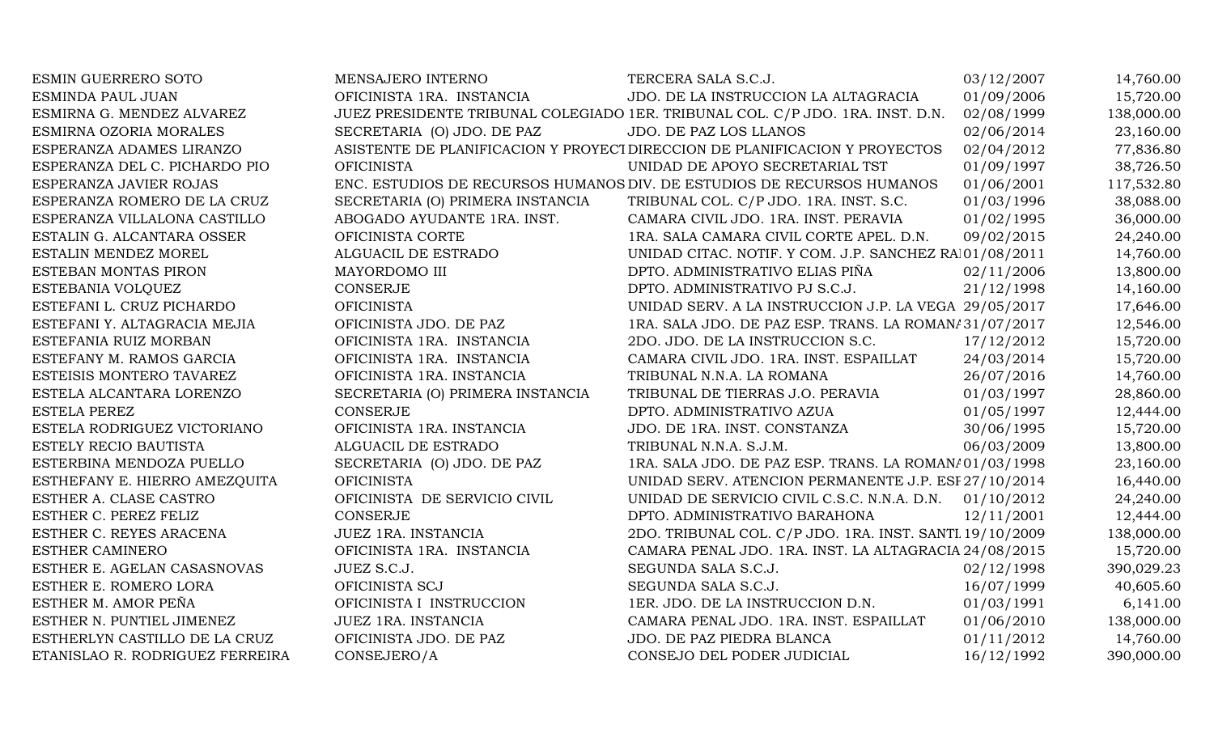| | | | | |
|---|---|---|---|---|
| ESMIN GUERRERO SOTO | MENSAJERO INTERNO | TERCERA SALA S.C.J. | 03/12/2007 | 14,760.00 |
| ESMINDA PAUL JUAN | OFICINISTA 1RA. INSTANCIA | JDO. DE LA INSTRUCCION LA ALTAGRACIA | 01/09/2006 | 15,720.00 |
| ESMIRNA G. MENDEZ ALVAREZ | JUEZ PRESIDENTE TRIBUNAL COLEGIADO | 1ER. TRIBUNAL COL. C/P JDO. 1RA. INST. D.N. | 02/08/1999 | 138,000.00 |
| ESMIRNA OZORIA MORALES | SECRETARIA (O) JDO. DE PAZ | JDO. DE PAZ LOS LLANOS | 02/06/2014 | 23,160.00 |
| ESPERANZA ADAMES LIRANZO | ASISTENTE DE PLANIFICACION Y PROYECT | DIRECCION DE PLANIFICACION Y PROYECTOS | 02/04/2012 | 77,836.80 |
| ESPERANZA DEL C. PICHARDO PIO | OFICINISTA | UNIDAD DE APOYO SECRETARIAL TST | 01/09/1997 | 38,726.50 |
| ESPERANZA JAVIER ROJAS | ENC. ESTUDIOS DE RECURSOS HUMANOS | DIV. DE ESTUDIOS DE RECURSOS HUMANOS | 01/06/2001 | 117,532.80 |
| ESPERANZA ROMERO DE LA CRUZ | SECRETARIA (O) PRIMERA INSTANCIA | TRIBUNAL COL. C/P JDO. 1RA. INST. S.C. | 01/03/1996 | 38,088.00 |
| ESPERANZA VILLALONA CASTILLO | ABOGADO AYUDANTE 1RA. INST. | CAMARA CIVIL JDO. 1RA. INST. PERAVIA | 01/02/1995 | 36,000.00 |
| ESTALIN G. ALCANTARA OSSER | OFICINISTA CORTE | 1RA. SALA CAMARA CIVIL CORTE APEL. D.N. | 09/02/2015 | 24,240.00 |
| ESTALIN MENDEZ MOREL | ALGUACIL DE ESTRADO | UNIDAD CITAC. NOTIF. Y COM. J.P. SANCHEZ RA | 01/08/2011 | 14,760.00 |
| ESTEBAN MONTAS PIRON | MAYORDOMO III | DPTO. ADMINISTRATIVO ELIAS PIÑA | 02/11/2006 | 13,800.00 |
| ESTEBANIA VOLQUEZ | CONSERJE | DPTO. ADMINISTRATIVO PJ S.C.J. | 21/12/1998 | 14,160.00 |
| ESTEFANI L. CRUZ PICHARDO | OFICINISTA | UNIDAD SERV. A LA INSTRUCCION J.P. LA VEGA | 29/05/2017 | 17,646.00 |
| ESTEFANI Y. ALTAGRACIA MEJIA | OFICINISTA JDO. DE PAZ | 1RA. SALA JDO. DE PAZ ESP. TRANS. LA ROMANA | 31/07/2017 | 12,546.00 |
| ESTEFANIA RUIZ MORBAN | OFICINISTA 1RA. INSTANCIA | 2DO. JDO. DE LA INSTRUCCION S.C. | 17/12/2012 | 15,720.00 |
| ESTEFANY M. RAMOS GARCIA | OFICINISTA 1RA. INSTANCIA | CAMARA CIVIL JDO. 1RA. INST. ESPAILLAT | 24/03/2014 | 15,720.00 |
| ESTEISIS MONTERO TAVAREZ | OFICINISTA 1RA. INSTANCIA | TRIBUNAL N.N.A. LA ROMANA | 26/07/2016 | 14,760.00 |
| ESTELA ALCANTARA LORENZO | SECRETARIA (O) PRIMERA INSTANCIA | TRIBUNAL DE TIERRAS J.O. PERAVIA | 01/03/1997 | 28,860.00 |
| ESTELA PEREZ | CONSERJE | DPTO. ADMINISTRATIVO AZUA | 01/05/1997 | 12,444.00 |
| ESTELA RODRIGUEZ VICTORIANO | OFICINISTA 1RA. INSTANCIA | JDO. DE 1RA. INST. CONSTANZA | 30/06/1995 | 15,720.00 |
| ESTELY RECIO BAUTISTA | ALGUACIL DE ESTRADO | TRIBUNAL N.N.A. S.J.M. | 06/03/2009 | 13,800.00 |
| ESTERBINA MENDOZA PUELLO | SECRETARIA (O) JDO. DE PAZ | 1RA. SALA JDO. DE PAZ ESP. TRANS. LA ROMANA | 01/03/1998 | 23,160.00 |
| ESTHEFANY E. HIERRO AMEZQUITA | OFICINISTA | UNIDAD SERV. ATENCION PERMANENTE J.P. ESP | 27/10/2014 | 16,440.00 |
| ESTHER A. CLASE CASTRO | OFICINISTA DE SERVICIO CIVIL | UNIDAD DE SERVICIO CIVIL C.S.C. N.N.A. D.N. | 01/10/2012 | 24,240.00 |
| ESTHER C. PEREZ FELIZ | CONSERJE | DPTO. ADMINISTRATIVO BARAHONA | 12/11/2001 | 12,444.00 |
| ESTHER C. REYES ARACENA | JUEZ 1RA. INSTANCIA | 2DO. TRIBUNAL COL. C/P JDO. 1RA. INST. SANTI. | 19/10/2009 | 138,000.00 |
| ESTHER CAMINERO | OFICINISTA 1RA. INSTANCIA | CAMARA PENAL JDO. 1RA. INST. LA ALTAGRACIA | 24/08/2015 | 15,720.00 |
| ESTHER E. AGELAN CASASNOVAS | JUEZ S.C.J. | SEGUNDA SALA S.C.J. | 02/12/1998 | 390,029.23 |
| ESTHER E. ROMERO LORA | OFICINISTA SCJ | SEGUNDA SALA S.C.J. | 16/07/1999 | 40,605.60 |
| ESTHER M. AMOR PEÑA | OFICINISTA I INSTRUCCION | 1ER. JDO. DE LA INSTRUCCION D.N. | 01/03/1991 | 6,141.00 |
| ESTHER N. PUNTIEL JIMENEZ | JUEZ 1RA. INSTANCIA | CAMARA PENAL JDO. 1RA. INST. ESPAILLAT | 01/06/2010 | 138,000.00 |
| ESTHERLYN CASTILLO DE LA CRUZ | OFICINISTA JDO. DE PAZ | JDO. DE PAZ PIEDRA BLANCA | 01/11/2012 | 14,760.00 |
| ETANISLAO R. RODRIGUEZ FERREIRA | CONSEJERO/A | CONSEJO DEL PODER JUDICIAL | 16/12/1992 | 390,000.00 |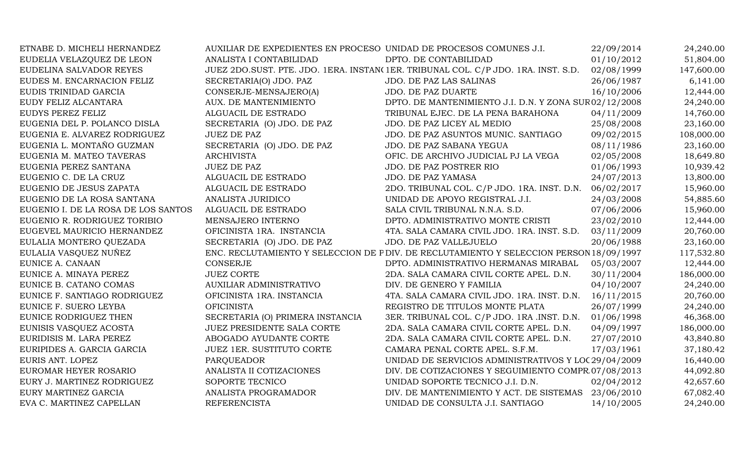| | | | | |
|---|---|---|---|---|
| ETNABE D. MICHELI HERNANDEZ | AUXILIAR DE EXPEDIENTES EN PROCESO | UNIDAD DE PROCESOS COMUNES J.I. | 22/09/2014 | 24,240.00 |
| EUDELIA VELAZQUEZ DE LEON | ANALISTA I CONTABILIDAD | DPTO. DE CONTABILIDAD | 01/10/2012 | 51,804.00 |
| EUDELINA SALVADOR REYES | JUEZ 2DO.SUST. PTE. JDO. 1ERA. INSTAN( | 1ER. TRIBUNAL COL. C/P JDO. 1RA. INST. S.D. | 02/08/1999 | 147,600.00 |
| EUDES M. ENCARNACION FELIZ | SECRETARIA(O) JDO. PAZ | JDO. DE PAZ LAS SALINAS | 26/06/1987 | 6,141.00 |
| EUDIS TRINIDAD GARCIA | CONSERJE-MENSAJERO(A) | JDO. DE PAZ DUARTE | 16/10/2006 | 12,444.00 |
| EUDY FELIZ ALCANTARA | AUX. DE MANTENIMIENTO | DPTO. DE MANTENIMIENTO J.I. D.N. Y ZONA SUR | 02/12/2008 | 24,240.00 |
| EUDYS PEREZ FELIZ | ALGUACIL DE ESTRADO | TRIBUNAL EJEC. DE LA PENA BARAHONA | 04/11/2009 | 14,760.00 |
| EUGENIA DEL P. POLANCO DISLA | SECRETARIA (O) JDO. DE PAZ | JDO. DE PAZ LICEY AL MEDIO | 25/08/2008 | 23,160.00 |
| EUGENIA E. ALVAREZ RODRIGUEZ | JUEZ DE PAZ | JDO. DE PAZ ASUNTOS MUNIC. SANTIAGO | 09/02/2015 | 108,000.00 |
| EUGENIA L. MONTAÑO GUZMAN | SECRETARIA (O) JDO. DE PAZ | JDO. DE PAZ SABANA YEGUA | 08/11/1986 | 23,160.00 |
| EUGENIA M. MATEO TAVERAS | ARCHIVISTA | OFIC. DE ARCHIVO JUDICIAL PJ LA VEGA | 02/05/2008 | 18,649.80 |
| EUGENIA PEREZ SANTANA | JUEZ DE PAZ | JDO. DE PAZ POSTRER RIO | 01/06/1993 | 10,939.42 |
| EUGENIO C. DE LA CRUZ | ALGUACIL DE ESTRADO | JDO. DE PAZ YAMASA | 24/07/2013 | 13,800.00 |
| EUGENIO DE JESUS ZAPATA | ALGUACIL DE ESTRADO | 2DO. TRIBUNAL COL. C/P JDO. 1RA. INST. D.N. | 06/02/2017 | 15,960.00 |
| EUGENIO DE LA ROSA SANTANA | ANALISTA JURIDICO | UNIDAD DE APOYO REGISTRAL J.I. | 24/03/2008 | 54,885.60 |
| EUGENIO I. DE LA ROSA DE LOS SANTOS | ALGUACIL DE ESTRADO | SALA CIVIL TRIBUNAL N.N.A. S.D. | 07/06/2006 | 15,960.00 |
| EUGENIO R. RODRIGUEZ TORIBIO | MENSAJERO INTERNO | DPTO. ADMINISTRATIVO MONTE CRISTI | 23/02/2010 | 12,444.00 |
| EUGEVEL MAURICIO HERNANDEZ | OFICINISTA 1RA. INSTANCIA | 4TA. SALA CAMARA CIVIL JDO. 1RA. INST. S.D. | 03/11/2009 | 20,760.00 |
| EULALIA MONTERO QUEZADA | SECRETARIA (O) JDO. DE PAZ | JDO. DE PAZ VALLEJUELO | 20/06/1988 | 23,160.00 |
| EULALIA VASQUEZ NUÑEZ | ENC. RECLUTAMIENTO Y SELECCION DE P | DIV. DE RECLUTAMIENTO Y SELECCION PERSON | 18/09/1997 | 117,532.80 |
| EUNICE A. CANAAN | CONSERJE | DPTO. ADMINISTRATIVO HERMANAS MIRABAL | 05/03/2007 | 12,444.00 |
| EUNICE A. MINAYA PEREZ | JUEZ CORTE | 2DA. SALA CAMARA CIVIL CORTE APEL. D.N. | 30/11/2004 | 186,000.00 |
| EUNICE B. CATANO COMAS | AUXILIAR ADMINISTRATIVO | DIV. DE GENERO Y FAMILIA | 04/10/2007 | 24,240.00 |
| EUNICE F. SANTIAGO RODRIGUEZ | OFICINISTA 1RA. INSTANCIA | 4TA. SALA CAMARA CIVIL JDO. 1RA. INST. D.N. | 16/11/2015 | 20,760.00 |
| EUNICE F. SUERO LEYBA | OFICINISTA | REGISTRO DE TITULOS MONTE PLATA | 26/07/1999 | 24,240.00 |
| EUNICE RODRIGUEZ THEN | SECRETARIA (O) PRIMERA INSTANCIA | 3ER. TRIBUNAL COL. C/P JDO. 1RA .INST. D.N. | 01/06/1998 | 46,368.00 |
| EUNISIS VASQUEZ ACOSTA | JUEZ PRESIDENTE SALA CORTE | 2DA. SALA CAMARA CIVIL CORTE APEL. D.N. | 04/09/1997 | 186,000.00 |
| EURIDISIS M. LARA PEREZ | ABOGADO AYUDANTE CORTE | 2DA. SALA CAMARA CIVIL CORTE APEL. D.N. | 27/07/2010 | 43,840.80 |
| EURIPIDES A. GARCIA GARCIA | JUEZ 1ER. SUSTITUTO CORTE | CAMARA PENAL CORTE APEL. S.F.M. | 17/03/1961 | 37,180.42 |
| EURIS ANT. LOPEZ | PARQUEADOR | UNIDAD DE SERVICIOS ADMINISTRATIVOS Y LOC | 29/04/2009 | 16,440.00 |
| EUROMAR HEYER ROSARIO | ANALISTA II COTIZACIONES | DIV. DE COTIZACIONES Y SEGUIMIENTO COMPR | 07/08/2013 | 44,092.80 |
| EURY J. MARTINEZ RODRIGUEZ | SOPORTE TECNICO | UNIDAD SOPORTE TECNICO J.I. D.N. | 02/04/2012 | 42,657.60 |
| EURY MARTINEZ GARCIA | ANALISTA PROGRAMADOR | DIV. DE MANTENIMIENTO Y ACT. DE SISTEMAS | 23/06/2010 | 67,082.40 |
| EVA C. MARTINEZ CAPELLAN | REFERENCISTA | UNIDAD DE CONSULTA J.I. SANTIAGO | 14/10/2005 | 24,240.00 |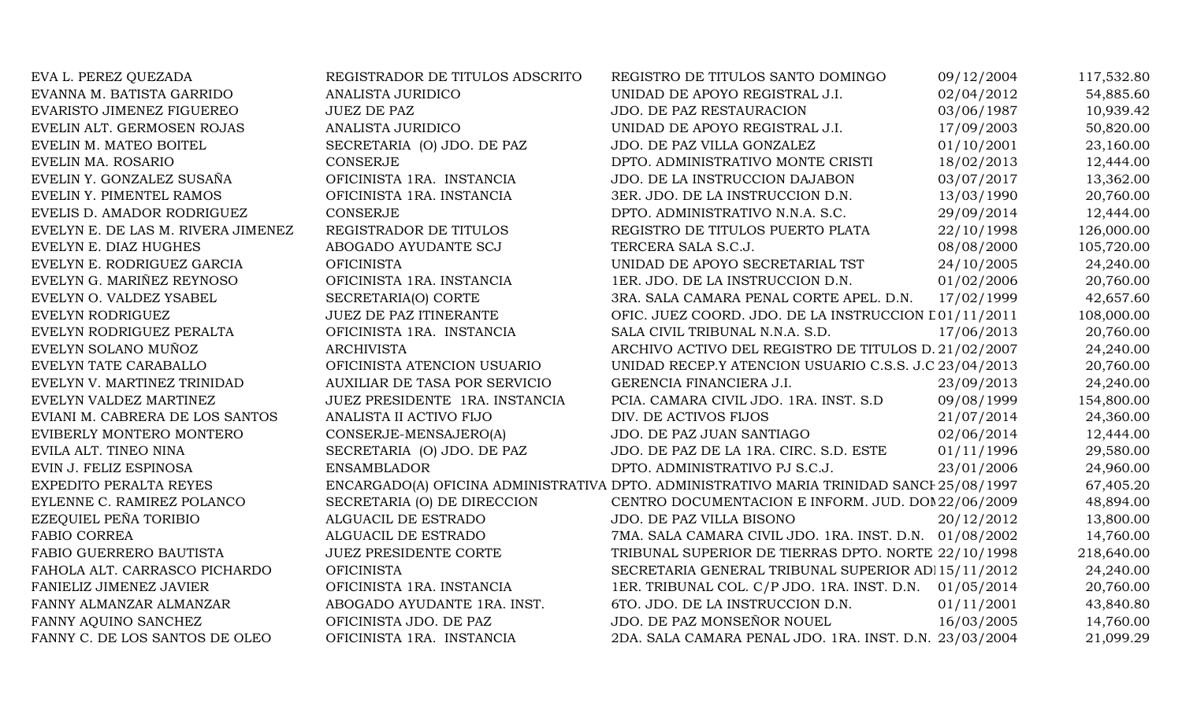| | | | | |
|---|---|---|---|---|
| EVA L. PEREZ QUEZADA | REGISTRADOR DE TITULOS ADSCRITO | REGISTRO DE TITULOS SANTO DOMINGO | 09/12/2004 | 117,532.80 |
| EVANNA M. BATISTA GARRIDO | ANALISTA JURIDICO | UNIDAD DE APOYO REGISTRAL J.I. | 02/04/2012 | 54,885.60 |
| EVARISTO JIMENEZ FIGUEREO | JUEZ DE PAZ | JDO. DE PAZ RESTAURACION | 03/06/1987 | 10,939.42 |
| EVELIN ALT. GERMOSEN ROJAS | ANALISTA JURIDICO | UNIDAD DE APOYO REGISTRAL J.I. | 17/09/2003 | 50,820.00 |
| EVELIN M. MATEO BOITEL | SECRETARIA (O) JDO. DE PAZ | JDO. DE PAZ VILLA GONZALEZ | 01/10/2001 | 23,160.00 |
| EVELIN MA. ROSARIO | CONSERJE | DPTO. ADMINISTRATIVO MONTE CRISTI | 18/02/2013 | 12,444.00 |
| EVELIN Y. GONZALEZ SUSAÑA | OFICINISTA 1RA. INSTANCIA | JDO. DE LA INSTRUCCION DAJABON | 03/07/2017 | 13,362.00 |
| EVELIN Y. PIMENTEL RAMOS | OFICINISTA 1RA. INSTANCIA | 3ER. JDO. DE LA INSTRUCCION D.N. | 13/03/1990 | 20,760.00 |
| EVELIS D. AMADOR RODRIGUEZ | CONSERJE | DPTO. ADMINISTRATIVO N.N.A. S.C. | 29/09/2014 | 12,444.00 |
| EVELYN E. DE LAS M. RIVERA JIMENEZ | REGISTRADOR DE TITULOS | REGISTRO DE TITULOS PUERTO PLATA | 22/10/1998 | 126,000.00 |
| EVELYN E. DIAZ HUGHES | ABOGADO AYUDANTE SCJ | TERCERA SALA S.C.J. | 08/08/2000 | 105,720.00 |
| EVELYN E. RODRIGUEZ GARCIA | OFICINISTA | UNIDAD DE APOYO SECRETARIAL TST | 24/10/2005 | 24,240.00 |
| EVELYN G. MARIÑEZ REYNOSO | OFICINISTA 1RA. INSTANCIA | 1ER. JDO. DE LA INSTRUCCION D.N. | 01/02/2006 | 20,760.00 |
| EVELYN O. VALDEZ YSABEL | SECRETARIA(O) CORTE | 3RA. SALA CAMARA PENAL CORTE APEL. D.N. | 17/02/1999 | 42,657.60 |
| EVELYN RODRIGUEZ | JUEZ DE PAZ ITINERANTE | OFIC. JUEZ COORD. JDO. DE LA INSTRUCCION D | 01/11/2011 | 108,000.00 |
| EVELYN RODRIGUEZ PERALTA | OFICINISTA 1RA. INSTANCIA | SALA CIVIL TRIBUNAL N.N.A. S.D. | 17/06/2013 | 20,760.00 |
| EVELYN SOLANO MUÑOZ | ARCHIVISTA | ARCHIVO ACTIVO DEL REGISTRO DE TITULOS D. | 21/02/2007 | 24,240.00 |
| EVELYN TATE CARABALLO | OFICINISTA ATENCION USUARIO | UNIDAD RECEP.Y ATENCION USUARIO C.S.S. J.C | 23/04/2013 | 20,760.00 |
| EVELYN V. MARTINEZ TRINIDAD | AUXILIAR DE TASA POR SERVICIO | GERENCIA FINANCIERA J.I. | 23/09/2013 | 24,240.00 |
| EVELYN VALDEZ MARTINEZ | JUEZ PRESIDENTE 1RA. INSTANCIA | PCIA. CAMARA CIVIL JDO. 1RA. INST. S.D | 09/08/1999 | 154,800.00 |
| EVIANI M. CABRERA DE LOS SANTOS | ANALISTA II ACTIVO FIJO | DIV. DE ACTIVOS FIJOS | 21/07/2014 | 24,360.00 |
| EVIBERLY MONTERO MONTERO | CONSERJE-MENSAJERO(A) | JDO. DE PAZ JUAN SANTIAGO | 02/06/2014 | 12,444.00 |
| EVILA ALT. TINEO NINA | SECRETARIA (O) JDO. DE PAZ | JDO. DE PAZ DE LA 1RA. CIRC. S.D. ESTE | 01/11/1996 | 29,580.00 |
| EVIN J. FELIZ ESPINOSA | ENSAMBLADOR | DPTO. ADMINISTRATIVO PJ S.C.J. | 23/01/2006 | 24,960.00 |
| EXPEDITO PERALTA REYES | ENCARGADO(A) OFICINA ADMINISTRATIVA | DPTO. ADMINISTRATIVO MARIA TRINIDAD SANCH | 25/08/1997 | 67,405.20 |
| EYLENNE C. RAMIREZ POLANCO | SECRETARIA (O) DE DIRECCION | CENTRO DOCUMENTACION E INFORM. JUD. DOM | 22/06/2009 | 48,894.00 |
| EZEQUIEL PEÑA TORIBIO | ALGUACIL DE ESTRADO | JDO. DE PAZ VILLA BISONO | 20/12/2012 | 13,800.00 |
| FABIO CORREA | ALGUACIL DE ESTRADO | 7MA. SALA CAMARA CIVIL JDO. 1RA. INST. D.N. | 01/08/2002 | 14,760.00 |
| FABIO GUERRERO BAUTISTA | JUEZ PRESIDENTE CORTE | TRIBUNAL SUPERIOR DE TIERRAS DPTO. NORTE | 22/10/1998 | 218,640.00 |
| FAHOLA ALT. CARRASCO PICHARDO | OFICINISTA | SECRETARIA GENERAL TRIBUNAL SUPERIOR AD | 15/11/2012 | 24,240.00 |
| FANIELIZ JIMENEZ JAVIER | OFICINISTA 1RA. INSTANCIA | 1ER. TRIBUNAL COL. C/P JDO. 1RA. INST. D.N. | 01/05/2014 | 20,760.00 |
| FANNY ALMANZAR ALMANZAR | ABOGADO AYUDANTE 1RA. INST. | 6TO. JDO. DE LA INSTRUCCION D.N. | 01/11/2001 | 43,840.80 |
| FANNY AQUINO SANCHEZ | OFICINISTA JDO. DE PAZ | JDO. DE PAZ MONSEÑOR NOUEL | 16/03/2005 | 14,760.00 |
| FANNY C. DE LOS SANTOS DE OLEO | OFICINISTA 1RA. INSTANCIA | 2DA. SALA CAMARA PENAL JDO. 1RA. INST. D.N. | 23/03/2004 | 21,099.29 |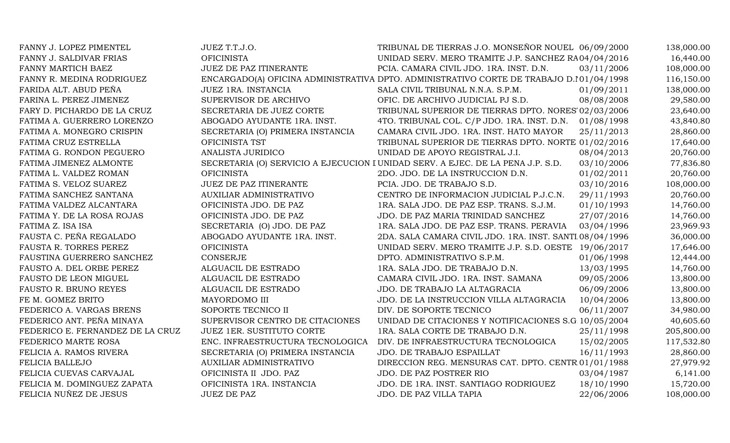| | | | | |
|---|---|---|---|---|
| FANNY J. LOPEZ PIMENTEL | JUEZ T.T.J.O. | TRIBUNAL DE TIERRAS J.O. MONSEÑOR NOUEL | 06/09/2000 | 138,000.00 |
| FANNY J. SALDIVAR FRIAS | OFICINISTA | UNIDAD SERV. MERO TRAMITE J.P. SANCHEZ RA | 04/04/2016 | 16,440.00 |
| FANNY MARTICH BAEZ | JUEZ DE PAZ ITINERANTE | PCIA. CAMARA CIVIL JDO. 1RA. INST. D.N. | 03/11/2006 | 108,000.00 |
| FANNY R. MEDINA RODRIGUEZ | ENCARGADO(A) OFICINA ADMINISTRATIVA | DPTO. ADMINISTRATIVO CORTE DE TRABAJO D.N | 01/04/1998 | 116,150.00 |
| FARIDA ALT. ABUD PEÑA | JUEZ 1RA. INSTANCIA | SALA CIVIL TRIBUNAL N.N.A. S.P.M. | 01/09/2011 | 138,000.00 |
| FARINA L. PEREZ JIMENEZ | SUPERVISOR DE ARCHIVO | OFIC. DE ARCHIVO JUDICIAL PJ S.D. | 08/08/2008 | 29,580.00 |
| FARY D. PICHARDO DE LA CRUZ | SECRETARIA DE JUEZ CORTE | TRIBUNAL SUPERIOR DE TIERRAS DPTO. NORES | 02/03/2006 | 23,640.00 |
| FATIMA A. GUERRERO LORENZO | ABOGADO AYUDANTE 1RA. INST. | 4TO. TRIBUNAL COL. C/P JDO. 1RA. INST. D.N. | 01/08/1998 | 43,840.80 |
| FATIMA A. MONEGRO CRISPIN | SECRETARIA (O) PRIMERA INSTANCIA | CAMARA CIVIL JDO. 1RA. INST. HATO MAYOR | 25/11/2013 | 28,860.00 |
| FATIMA CRUZ ESTRELLA | OFICINISTA TST | TRIBUNAL SUPERIOR DE TIERRAS DPTO. NORTE | 01/02/2016 | 17,640.00 |
| FATIMA G. RONDON PEGUERO | ANALISTA JURIDICO | UNIDAD DE APOYO REGISTRAL J.I. | 08/04/2013 | 20,760.00 |
| FATIMA JIMENEZ ALMONTE | SECRETARIA (O) SERVICIO A EJECUCION I | UNIDAD SERV. A EJEC. DE LA PENA J.P. S.D. | 03/10/2006 | 77,836.80 |
| FATIMA L. VALDEZ ROMAN | OFICINISTA | 2DO. JDO. DE LA INSTRUCCION D.N. | 01/02/2011 | 20,760.00 |
| FATIMA S. VELOZ SUAREZ | JUEZ DE PAZ ITINERANTE | PCIA. JDO. DE TRABAJO S.D. | 03/10/2016 | 108,000.00 |
| FATIMA SANCHEZ SANTANA | AUXILIAR ADMINISTRATIVO | CENTRO DE INFORMACION JUDICIAL P.J.C.N. | 29/11/1993 | 20,760.00 |
| FATIMA VALDEZ ALCANTARA | OFICINISTA JDO. DE PAZ | 1RA. SALA JDO. DE PAZ ESP. TRANS. S.J.M. | 01/10/1993 | 14,760.00 |
| FATIMA Y. DE LA ROSA ROJAS | OFICINISTA JDO. DE PAZ | JDO. DE PAZ MARIA TRINIDAD SANCHEZ | 27/07/2016 | 14,760.00 |
| FATIMA Z. ISA ISA | SECRETARIA (O) JDO. DE PAZ | 1RA. SALA JDO. DE PAZ ESP. TRANS. PERAVIA | 03/04/1996 | 23,969.93 |
| FAUSTA C. PEÑA REGALADO | ABOGADO AYUDANTE 1RA. INST. | 2DA. SALA CAMARA CIVIL JDO. 1RA. INST. SANTI | 08/04/1996 | 36,000.00 |
| FAUSTA R. TORRES PEREZ | OFICINISTA | UNIDAD SERV. MERO TRAMITE J.P. S.D. OESTE | 19/06/2017 | 17,646.00 |
| FAUSTINA GUERRERO SANCHEZ | CONSERJE | DPTO. ADMINISTRATIVO S.P.M. | 01/06/1998 | 12,444.00 |
| FAUSTO A. DEL ORBE PEREZ | ALGUACIL DE ESTRADO | 1RA. SALA JDO. DE TRABAJO D.N. | 13/03/1995 | 14,760.00 |
| FAUSTO DE LEON MIGUEL | ALGUACIL DE ESTRADO | CAMARA CIVIL JDO. 1RA. INST. SAMANA | 09/05/2006 | 13,800.00 |
| FAUSTO R. BRUNO REYES | ALGUACIL DE ESTRADO | JDO. DE TRABAJO LA ALTAGRACIA | 06/09/2006 | 13,800.00 |
| FE M. GOMEZ BRITO | MAYORDOMO III | JDO. DE LA INSTRUCCION VILLA ALTAGRACIA | 10/04/2006 | 13,800.00 |
| FEDERICO A. VARGAS BRENS | SOPORTE TECNICO II | DIV. DE SOPORTE TECNICO | 06/11/2007 | 34,980.00 |
| FEDERICO ANT. PEÑA MINAYA | SUPERVISOR CENTRO DE CITACIONES | UNIDAD DE CITACIONES Y NOTIFICACIONES S.G | 10/05/2004 | 40,605.60 |
| FEDERICO E. FERNANDEZ DE LA CRUZ | JUEZ 1ER. SUSTITUTO CORTE | 1RA. SALA CORTE DE TRABAJO D.N. | 25/11/1998 | 205,800.00 |
| FEDERICO MARTE ROSA | ENC. INFRAESTRUCTURA TECNOLOGICA | DIV. DE INFRAESTRUCTURA TECNOLOGICA | 15/02/2005 | 117,532.80 |
| FELICIA A. RAMOS RIVERA | SECRETARIA (O) PRIMERA INSTANCIA | JDO. DE TRABAJO ESPAILLAT | 16/11/1993 | 28,860.00 |
| FELICIA BALLEJO | AUXILIAR ADMINISTRATIVO | DIRECCION REG. MENSURAS CAT. DPTO. CENTR | 01/01/1988 | 27,979.92 |
| FELICIA CUEVAS CARVAJAL | OFICINISTA II JDO. PAZ | JDO. DE PAZ POSTRER RIO | 03/04/1987 | 6,141.00 |
| FELICIA M. DOMINGUEZ ZAPATA | OFICINISTA 1RA. INSTANCIA | JDO. DE 1RA. INST. SANTIAGO RODRIGUEZ | 18/10/1990 | 15,720.00 |
| FELICIA NUÑEZ DE JESUS | JUEZ DE PAZ | JDO. DE PAZ VILLA TAPIA | 22/06/2006 | 108,000.00 |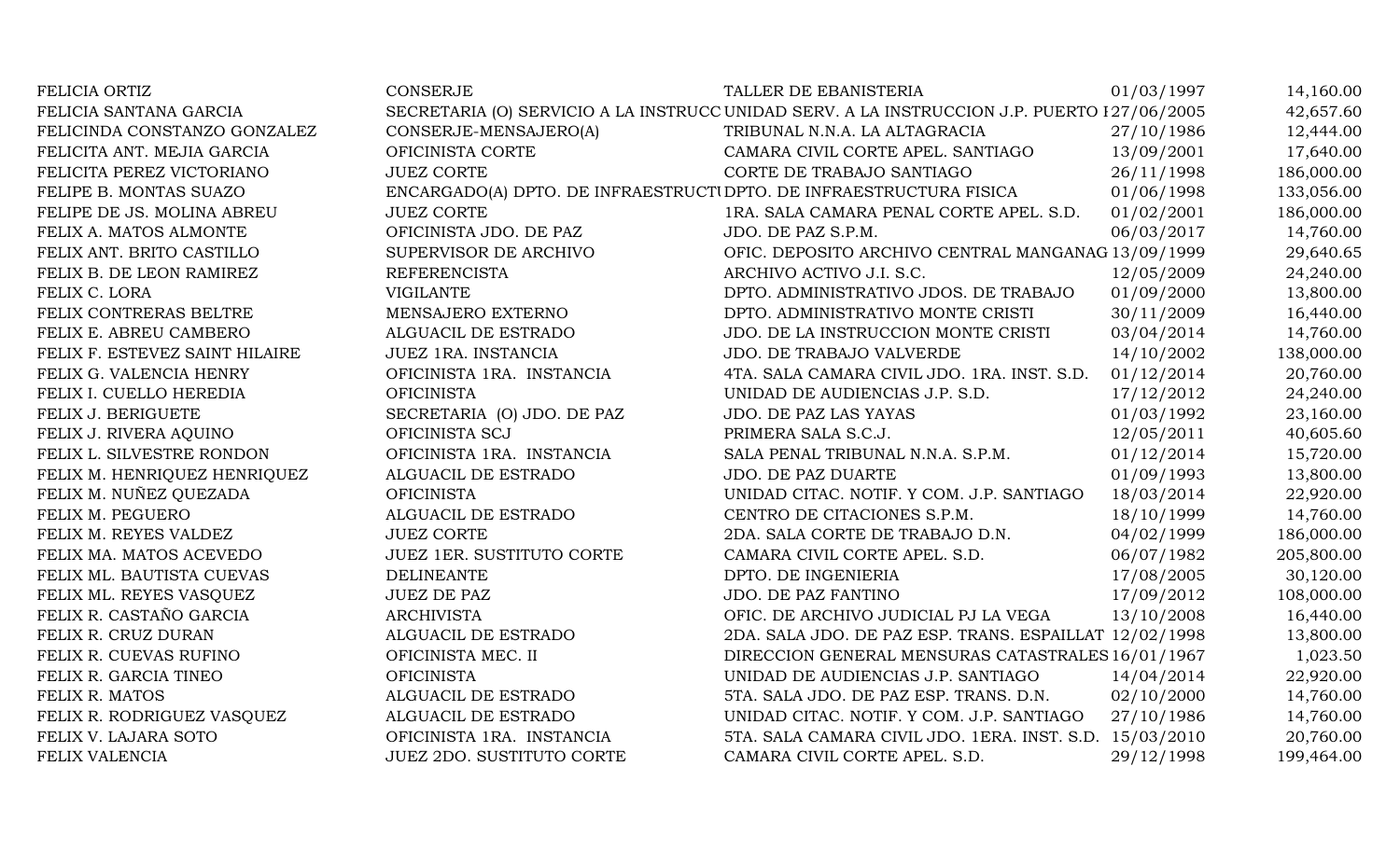| | | | | |
|---|---|---|---|---|
| FELICIA ORTIZ | CONSERJE | TALLER DE EBANISTERIA | 01/03/1997 | 14,160.00 |
| FELICIA SANTANA GARCIA | SECRETARIA (O) SERVICIO A LA INSTRUCC | UNIDAD SERV. A LA INSTRUCCION J.P. PUERTO I | 27/06/2005 | 42,657.60 |
| FELICINDA CONSTANZO GONZALEZ | CONSERJE-MENSAJERO(A) | TRIBUNAL N.N.A. LA ALTAGRACIA | 27/10/1986 | 12,444.00 |
| FELICITA ANT. MEJIA GARCIA | OFICINISTA CORTE | CAMARA CIVIL CORTE APEL. SANTIAGO | 13/09/2001 | 17,640.00 |
| FELICITA PEREZ VICTORIANO | JUEZ CORTE | CORTE DE TRABAJO SANTIAGO | 26/11/1998 | 186,000.00 |
| FELIPE B. MONTAS SUAZO | ENCARGADO(A) DPTO. DE INFRAESTRUCTI | DPTO. DE INFRAESTRUCTURA FISICA | 01/06/1998 | 133,056.00 |
| FELIPE DE JS. MOLINA ABREU | JUEZ CORTE | 1RA. SALA CAMARA PENAL CORTE APEL. S.D. | 01/02/2001 | 186,000.00 |
| FELIX A. MATOS ALMONTE | OFICINISTA JDO. DE PAZ | JDO. DE PAZ S.P.M. | 06/03/2017 | 14,760.00 |
| FELIX ANT. BRITO CASTILLO | SUPERVISOR DE ARCHIVO | OFIC. DEPOSITO ARCHIVO CENTRAL MANGANAG | 13/09/1999 | 29,640.65 |
| FELIX B. DE LEON RAMIREZ | REFERENCISTA | ARCHIVO ACTIVO J.I. S.C. | 12/05/2009 | 24,240.00 |
| FELIX C. LORA | VIGILANTE | DPTO. ADMINISTRATIVO JDOS. DE TRABAJO | 01/09/2000 | 13,800.00 |
| FELIX CONTRERAS BELTRE | MENSAJERO EXTERNO | DPTO. ADMINISTRATIVO MONTE CRISTI | 30/11/2009 | 16,440.00 |
| FELIX E. ABREU CAMBERO | ALGUACIL DE ESTRADO | JDO. DE LA INSTRUCCION MONTE CRISTI | 03/04/2014 | 14,760.00 |
| FELIX F. ESTEVEZ SAINT HILAIRE | JUEZ 1RA. INSTANCIA | JDO. DE TRABAJO VALVERDE | 14/10/2002 | 138,000.00 |
| FELIX G. VALENCIA HENRY | OFICINISTA 1RA. INSTANCIA | 4TA. SALA CAMARA CIVIL JDO. 1RA. INST. S.D. | 01/12/2014 | 20,760.00 |
| FELIX I. CUELLO HEREDIA | OFICINISTA | UNIDAD DE AUDIENCIAS J.P. S.D. | 17/12/2012 | 24,240.00 |
| FELIX J. BERIGUETE | SECRETARIA (O) JDO. DE PAZ | JDO. DE PAZ LAS YAYAS | 01/03/1992 | 23,160.00 |
| FELIX J. RIVERA AQUINO | OFICINISTA SCJ | PRIMERA SALA S.C.J. | 12/05/2011 | 40,605.60 |
| FELIX L. SILVESTRE RONDON | OFICINISTA 1RA. INSTANCIA | SALA PENAL TRIBUNAL N.N.A. S.P.M. | 01/12/2014 | 15,720.00 |
| FELIX M. HENRIQUEZ HENRIQUEZ | ALGUACIL DE ESTRADO | JDO. DE PAZ DUARTE | 01/09/1993 | 13,800.00 |
| FELIX M. NUÑEZ QUEZADA | OFICINISTA | UNIDAD CITAC. NOTIF. Y COM. J.P. SANTIAGO | 18/03/2014 | 22,920.00 |
| FELIX M. PEGUERO | ALGUACIL DE ESTRADO | CENTRO DE CITACIONES S.P.M. | 18/10/1999 | 14,760.00 |
| FELIX M. REYES VALDEZ | JUEZ CORTE | 2DA. SALA CORTE DE TRABAJO D.N. | 04/02/1999 | 186,000.00 |
| FELIX MA. MATOS ACEVEDO | JUEZ 1ER. SUSTITUTO CORTE | CAMARA CIVIL CORTE APEL. S.D. | 06/07/1982 | 205,800.00 |
| FELIX ML. BAUTISTA CUEVAS | DELINEANTE | DPTO. DE INGENIERIA | 17/08/2005 | 30,120.00 |
| FELIX ML. REYES VASQUEZ | JUEZ DE PAZ | JDO. DE PAZ FANTINO | 17/09/2012 | 108,000.00 |
| FELIX R. CASTAÑO GARCIA | ARCHIVISTA | OFIC. DE ARCHIVO JUDICIAL PJ LA VEGA | 13/10/2008 | 16,440.00 |
| FELIX R. CRUZ DURAN | ALGUACIL DE ESTRADO | 2DA. SALA JDO. DE PAZ ESP. TRANS. ESPAILLAT | 12/02/1998 | 13,800.00 |
| FELIX R. CUEVAS RUFINO | OFICINISTA MEC. II | DIRECCION GENERAL MENSURAS CATASTRALES | 16/01/1967 | 1,023.50 |
| FELIX R. GARCIA TINEO | OFICINISTA | UNIDAD DE AUDIENCIAS J.P. SANTIAGO | 14/04/2014 | 22,920.00 |
| FELIX R. MATOS | ALGUACIL DE ESTRADO | 5TA. SALA JDO. DE PAZ ESP. TRANS. D.N. | 02/10/2000 | 14,760.00 |
| FELIX R. RODRIGUEZ VASQUEZ | ALGUACIL DE ESTRADO | UNIDAD CITAC. NOTIF. Y COM. J.P. SANTIAGO | 27/10/1986 | 14,760.00 |
| FELIX V. LAJARA SOTO | OFICINISTA 1RA. INSTANCIA | 5TA. SALA CAMARA CIVIL JDO. 1ERA. INST. S.D. | 15/03/2010 | 20,760.00 |
| FELIX VALENCIA | JUEZ 2DO. SUSTITUTO CORTE | CAMARA CIVIL CORTE APEL. S.D. | 29/12/1998 | 199,464.00 |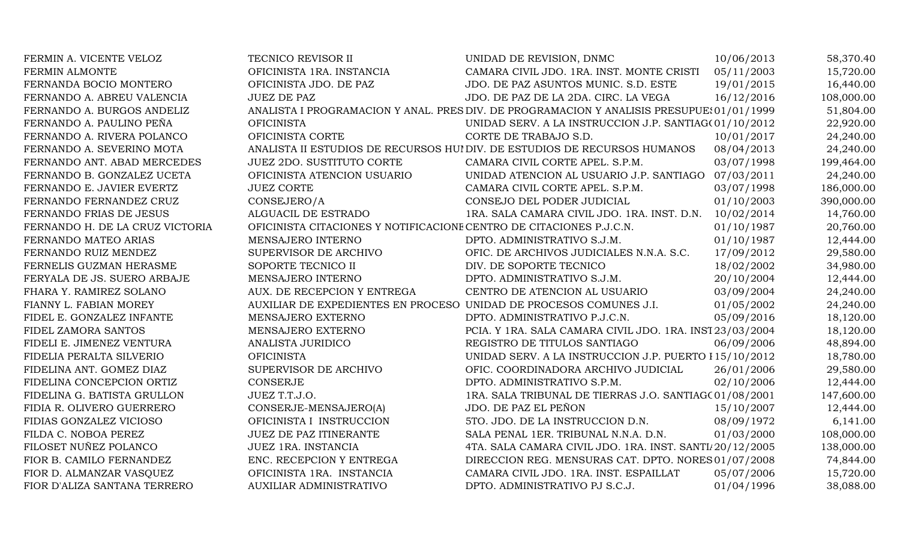| | | | | |
|---|---|---|---|---|
| FERMIN A. VICENTE VELOZ | TECNICO REVISOR II | UNIDAD DE REVISION, DNMC | 10/06/2013 | 58,370.40 |
| FERMIN ALMONTE | OFICINISTA 1RA. INSTANCIA | CAMARA CIVIL JDO. 1RA. INST. MONTE CRISTI | 05/11/2003 | 15,720.00 |
| FERNANDA BOCIO MONTERO | OFICINISTA JDO. DE PAZ | JDO. DE PAZ ASUNTOS MUNIC. S.D. ESTE | 19/01/2015 | 16,440.00 |
| FERNANDO A. ABREU VALENCIA | JUEZ DE PAZ | JDO. DE PAZ DE LA 2DA. CIRC. LA VEGA | 16/12/2016 | 108,000.00 |
| FERNANDO A. BURGOS ANDELIZ | ANALISTA I PROGRAMACION Y ANAL. PRES | DIV. DE PROGRAMACION Y ANALISIS PRESUPUES | 01/01/1999 | 51,804.00 |
| FERNANDO A. PAULINO PEÑA | OFICINISTA | UNIDAD SERV. A LA INSTRUCCION J.P. SANTIAGO | 01/10/2012 | 22,920.00 |
| FERNANDO A. RIVERA POLANCO | OFICINISTA CORTE | CORTE DE TRABAJO S.D. | 10/01/2017 | 24,240.00 |
| FERNANDO A. SEVERINO MOTA | ANALISTA II ESTUDIOS DE RECURSOS HUI | DIV. DE ESTUDIOS DE RECURSOS HUMANOS | 08/04/2013 | 24,240.00 |
| FERNANDO ANT. ABAD MERCEDES | JUEZ 2DO. SUSTITUTO CORTE | CAMARA CIVIL CORTE APEL. S.P.M. | 03/07/1998 | 199,464.00 |
| FERNANDO B. GONZALEZ UCETA | OFICINISTA ATENCION USUARIO | UNIDAD ATENCION AL USUARIO J.P. SANTIAGO | 07/03/2011 | 24,240.00 |
| FERNANDO E. JAVIER EVERTZ | JUEZ CORTE | CAMARA CIVIL CORTE APEL. S.P.M. | 03/07/1998 | 186,000.00 |
| FERNANDO FERNANDEZ CRUZ | CONSEJERO/A | CONSEJO DEL PODER JUDICIAL | 01/10/2003 | 390,000.00 |
| FERNANDO FRIAS DE JESUS | ALGUACIL DE ESTRADO | 1RA. SALA CAMARA CIVIL JDO. 1RA. INST. D.N. | 10/02/2014 | 14,760.00 |
| FERNANDO H. DE LA CRUZ VICTORIA | OFICINISTA CITACIONES Y NOTIFICACIONE | CENTRO DE CITACIONES P.J.C.N. | 01/10/1987 | 20,760.00 |
| FERNANDO MATEO ARIAS | MENSAJERO INTERNO | DPTO. ADMINISTRATIVO S.J.M. | 01/10/1987 | 12,444.00 |
| FERNANDO RUIZ MENDEZ | SUPERVISOR DE ARCHIVO | OFIC. DE ARCHIVOS JUDICIALES N.N.A. S.C. | 17/09/2012 | 29,580.00 |
| FERNELIS GUZMAN HERASME | SOPORTE TECNICO II | DIV. DE SOPORTE TECNICO | 18/02/2002 | 34,980.00 |
| FERYALA DE JS. SUERO ARBAJE | MENSAJERO INTERNO | DPTO. ADMINISTRATIVO S.J.M. | 20/10/2004 | 12,444.00 |
| FHARA Y. RAMIREZ SOLANO | AUX. DE RECEPCION Y ENTREGA | CENTRO DE ATENCION AL USUARIO | 03/09/2004 | 24,240.00 |
| FIANNY L. FABIAN MOREY | AUXILIAR DE EXPEDIENTES EN PROCESO | UNIDAD DE PROCESOS COMUNES J.I. | 01/05/2002 | 24,240.00 |
| FIDEL E. GONZALEZ INFANTE | MENSAJERO EXTERNO | DPTO. ADMINISTRATIVO P.J.C.N. | 05/09/2016 | 18,120.00 |
| FIDEL ZAMORA SANTOS | MENSAJERO EXTERNO | PCIA. Y 1RA. SALA CAMARA CIVIL JDO. 1RA. INST | 23/03/2004 | 18,120.00 |
| FIDELI E. JIMENEZ VENTURA | ANALISTA JURIDICO | REGISTRO DE TITULOS SANTIAGO | 06/09/2006 | 48,894.00 |
| FIDELIA PERALTA SILVERIO | OFICINISTA | UNIDAD SERV. A LA INSTRUCCION J.P. PUERTO I | 15/10/2012 | 18,780.00 |
| FIDELINA ANT. GOMEZ DIAZ | SUPERVISOR DE ARCHIVO | OFIC. COORDINADORA ARCHIVO JUDICIAL | 26/01/2006 | 29,580.00 |
| FIDELINA CONCEPCION ORTIZ | CONSERJE | DPTO. ADMINISTRATIVO S.P.M. | 02/10/2006 | 12,444.00 |
| FIDELINA G. BATISTA GRULLON | JUEZ T.T.J.O. | 1RA. SALA TRIBUNAL DE TIERRAS J.O. SANTIAGO | 01/08/2001 | 147,600.00 |
| FIDIA R. OLIVERO GUERRERO | CONSERJE-MENSAJERO(A) | JDO. DE PAZ EL PEÑON | 15/10/2007 | 12,444.00 |
| FIDIAS GONZALEZ VICIOSO | OFICINISTA I INSTRUCCION | 5TO. JDO. DE LA INSTRUCCION D.N. | 08/09/1972 | 6,141.00 |
| FILDA C. NOBOA PEREZ | JUEZ DE PAZ ITINERANTE | SALA PENAL 1ER. TRIBUNAL N.N.A. D.N. | 01/03/2000 | 108,000.00 |
| FILOSET NUÑEZ POLANCO | JUEZ 1RA. INSTANCIA | 4TA. SALA CAMARA CIVIL JDO. 1RA. INST. SANTIA | 20/12/2005 | 138,000.00 |
| FIOR B. CAMILO FERNANDEZ | ENC. RECEPCION Y ENTREGA | DIRECCION REG. MENSURAS CAT. DPTO. NORES | 01/07/2008 | 74,844.00 |
| FIOR D. ALMANZAR VASQUEZ | OFICINISTA 1RA. INSTANCIA | CAMARA CIVIL JDO. 1RA. INST. ESPAILLAT | 05/07/2006 | 15,720.00 |
| FIOR D'ALIZA SANTANA TERRERO | AUXILIAR ADMINISTRATIVO | DPTO. ADMINISTRATIVO PJ S.C.J. | 01/04/1996 | 38,088.00 |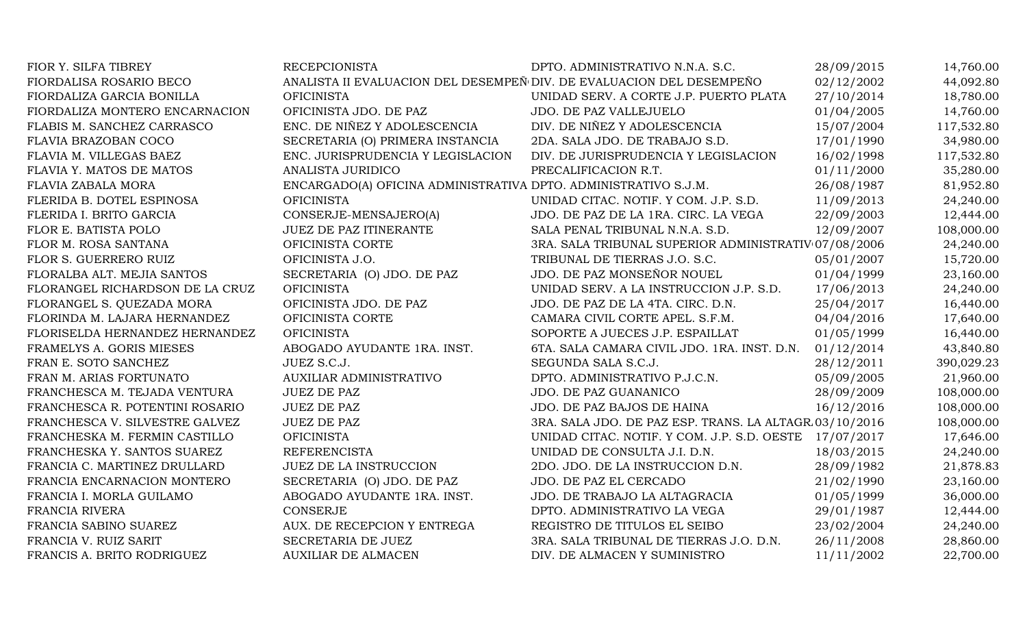| | | | | |
|---|---|---|---|---|
| FIOR Y. SILFA TIBREY | RECEPCIONISTA | DPTO. ADMINISTRATIVO N.N.A. S.C. | 28/09/2015 | 14,760.00 |
| FIORDALISA ROSARIO BECO | ANALISTA II EVALUACION DEL DESEMPEÑ | DIV. DE EVALUACION DEL DESEMPEÑO | 02/12/2002 | 44,092.80 |
| FIORDALIZA GARCIA BONILLA | OFICINISTA | UNIDAD SERV. A CORTE J.P. PUERTO PLATA | 27/10/2014 | 18,780.00 |
| FIORDALIZA MONTERO ENCARNACION | OFICINISTA JDO. DE PAZ | JDO. DE PAZ VALLEJUELO | 01/04/2005 | 14,760.00 |
| FLABIS M. SANCHEZ CARRASCO | ENC. DE NIÑEZ Y ADOLESCENCIA | DIV. DE NIÑEZ Y ADOLESCENCIA | 15/07/2004 | 117,532.80 |
| FLAVIA BRAZOBAN COCO | SECRETARIA (O) PRIMERA INSTANCIA | 2DA. SALA JDO. DE TRABAJO S.D. | 17/01/1990 | 34,980.00 |
| FLAVIA M. VILLEGAS BAEZ | ENC. JURISPRUDENCIA Y LEGISLACION | DIV. DE JURISPRUDENCIA Y LEGISLACION | 16/02/1998 | 117,532.80 |
| FLAVIA Y. MATOS DE MATOS | ANALISTA JURIDICO | PRECALIFICACION R.T. | 01/11/2000 | 35,280.00 |
| FLAVIA ZABALA MORA | ENCARGADO(A) OFICINA ADMINISTRATIVA | DPTO. ADMINISTRATIVO S.J.M. | 26/08/1987 | 81,952.80 |
| FLERIDA B. DOTEL ESPINOSA | OFICINISTA | UNIDAD CITAC. NOTIF. Y COM. J.P. S.D. | 11/09/2013 | 24,240.00 |
| FLERIDA I. BRITO GARCIA | CONSERJE-MENSAJERO(A) | JDO. DE PAZ DE LA 1RA. CIRC. LA VEGA | 22/09/2003 | 12,444.00 |
| FLOR E. BATISTA POLO | JUEZ DE PAZ ITINERANTE | SALA PENAL TRIBUNAL N.N.A. S.D. | 12/09/2007 | 108,000.00 |
| FLOR M. ROSA SANTANA | OFICINISTA CORTE | 3RA. SALA TRIBUNAL SUPERIOR ADMINISTRATIV | 07/08/2006 | 24,240.00 |
| FLOR S. GUERRERO RUIZ | OFICINISTA J.O. | TRIBUNAL DE TIERRAS J.O. S.C. | 05/01/2007 | 15,720.00 |
| FLORALBA ALT. MEJIA SANTOS | SECRETARIA (O) JDO. DE PAZ | JDO. DE PAZ MONSEÑOR NOUEL | 01/04/1999 | 23,160.00 |
| FLORANGEL RICHARDSON DE LA CRUZ | OFICINISTA | UNIDAD SERV. A LA INSTRUCCION J.P. S.D. | 17/06/2013 | 24,240.00 |
| FLORANGEL S. QUEZADA MORA | OFICINISTA JDO. DE PAZ | JDO. DE PAZ DE LA 4TA. CIRC. D.N. | 25/04/2017 | 16,440.00 |
| FLORINDA M. LAJARA HERNANDEZ | OFICINISTA CORTE | CAMARA CIVIL CORTE APEL. S.F.M. | 04/04/2016 | 17,640.00 |
| FLORISELDA HERNANDEZ HERNANDEZ | OFICINISTA | SOPORTE A JUECES J.P. ESPAILLAT | 01/05/1999 | 16,440.00 |
| FRAMELYS A. GORIS MIESES | ABOGADO AYUDANTE 1RA. INST. | 6TA. SALA CAMARA CIVIL JDO. 1RA. INST. D.N. | 01/12/2014 | 43,840.80 |
| FRAN E. SOTO SANCHEZ | JUEZ S.C.J. | SEGUNDA SALA S.C.J. | 28/12/2011 | 390,029.23 |
| FRAN M. ARIAS FORTUNATO | AUXILIAR ADMINISTRATIVO | DPTO. ADMINISTRATIVO P.J.C.N. | 05/09/2005 | 21,960.00 |
| FRANCHESCA M. TEJADA VENTURA | JUEZ DE PAZ | JDO. DE PAZ GUANANICO | 28/09/2009 | 108,000.00 |
| FRANCHESCA R. POTENTINI ROSARIO | JUEZ DE PAZ | JDO. DE PAZ BAJOS DE HAINA | 16/12/2016 | 108,000.00 |
| FRANCHESCA V. SILVESTRE GALVEZ | JUEZ DE PAZ | 3RA. SALA JDO. DE PAZ ESP. TRANS. LA ALTAGR. | 03/10/2016 | 108,000.00 |
| FRANCHESKA M. FERMIN CASTILLO | OFICINISTA | UNIDAD CITAC. NOTIF. Y COM. J.P. S.D. OESTE | 17/07/2017 | 17,646.00 |
| FRANCHESKA Y. SANTOS SUAREZ | REFERENCISTA | UNIDAD DE CONSULTA J.I. D.N. | 18/03/2015 | 24,240.00 |
| FRANCIA C. MARTINEZ DRULLARD | JUEZ DE LA INSTRUCCION | 2DO. JDO. DE LA INSTRUCCION D.N. | 28/09/1982 | 21,878.83 |
| FRANCIA ENCARNACION MONTERO | SECRETARIA (O) JDO. DE PAZ | JDO. DE PAZ EL CERCADO | 21/02/1990 | 23,160.00 |
| FRANCIA I. MORLA GUILAMO | ABOGADO AYUDANTE 1RA. INST. | JDO. DE TRABAJO LA ALTAGRACIA | 01/05/1999 | 36,000.00 |
| FRANCIA RIVERA | CONSERJE | DPTO. ADMINISTRATIVO LA VEGA | 29/01/1987 | 12,444.00 |
| FRANCIA SABINO SUAREZ | AUX. DE RECEPCION Y ENTREGA | REGISTRO DE TITULOS EL SEIBO | 23/02/2004 | 24,240.00 |
| FRANCIA V. RUIZ SARIT | SECRETARIA DE JUEZ | 3RA. SALA TRIBUNAL DE TIERRAS J.O. D.N. | 26/11/2008 | 28,860.00 |
| FRANCIS A. BRITO RODRIGUEZ | AUXILIAR DE ALMACEN | DIV. DE ALMACEN Y SUMINISTRO | 11/11/2002 | 22,700.00 |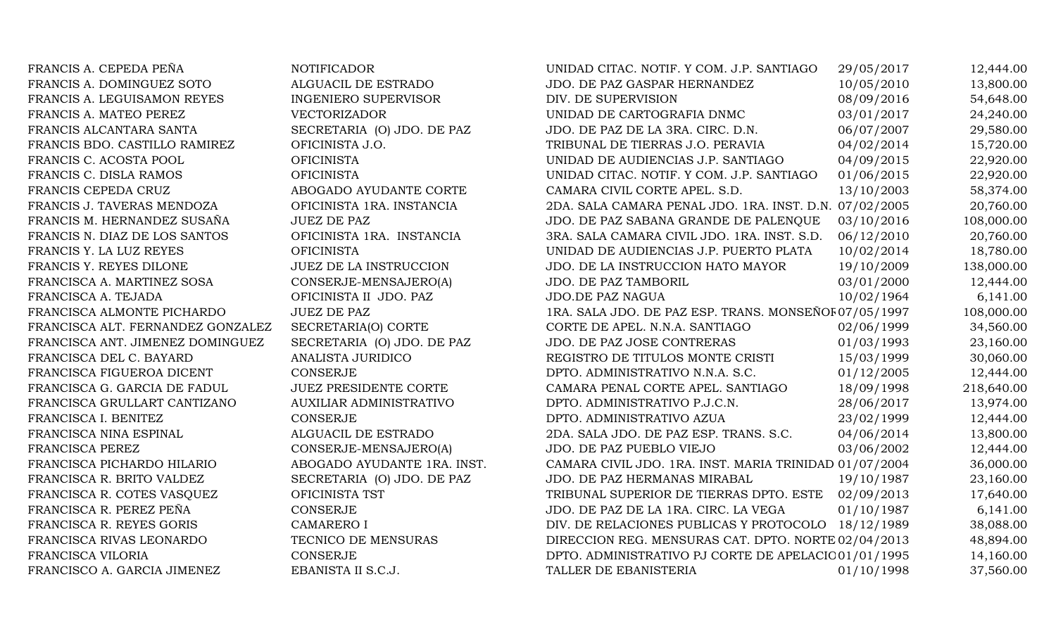| | | | | |
|---|---|---|---|---|
| FRANCIS A. CEPEDA PEÑA | NOTIFICADOR | UNIDAD CITAC. NOTIF. Y COM. J.P. SANTIAGO | 29/05/2017 | 12,444.00 |
| FRANCIS A. DOMINGUEZ SOTO | ALGUACIL DE ESTRADO | JDO. DE PAZ GASPAR HERNANDEZ | 10/05/2010 | 13,800.00 |
| FRANCIS A. LEGUISAMON REYES | INGENIERO SUPERVISOR | DIV. DE SUPERVISION | 08/09/2016 | 54,648.00 |
| FRANCIS A. MATEO PEREZ | VECTORIZADOR | UNIDAD DE CARTOGRAFIA DNMC | 03/01/2017 | 24,240.00 |
| FRANCIS ALCANTARA SANTA | SECRETARIA (O) JDO. DE PAZ | JDO. DE PAZ DE LA 3RA. CIRC. D.N. | 06/07/2007 | 29,580.00 |
| FRANCIS BDO. CASTILLO RAMIREZ | OFICINISTA J.O. | TRIBUNAL DE TIERRAS J.O. PERAVIA | 04/02/2014 | 15,720.00 |
| FRANCIS C. ACOSTA POOL | OFICINISTA | UNIDAD DE AUDIENCIAS J.P. SANTIAGO | 04/09/2015 | 22,920.00 |
| FRANCIS C. DISLA RAMOS | OFICINISTA | UNIDAD CITAC. NOTIF. Y COM. J.P. SANTIAGO | 01/06/2015 | 22,920.00 |
| FRANCIS CEPEDA CRUZ | ABOGADO AYUDANTE CORTE | CAMARA CIVIL CORTE APEL. S.D. | 13/10/2003 | 58,374.00 |
| FRANCIS J. TAVERAS MENDOZA | OFICINISTA 1RA. INSTANCIA | 2DA. SALA CAMARA PENAL JDO. 1RA. INST. D.N. | 07/02/2005 | 20,760.00 |
| FRANCIS M. HERNANDEZ SUSAÑA | JUEZ DE PAZ | JDO. DE PAZ SABANA GRANDE DE PALENQUE | 03/10/2016 | 108,000.00 |
| FRANCIS N. DIAZ DE LOS SANTOS | OFICINISTA 1RA. INSTANCIA | 3RA. SALA CAMARA CIVIL JDO. 1RA. INST. S.D. | 06/12/2010 | 20,760.00 |
| FRANCIS Y. LA LUZ REYES | OFICINISTA | UNIDAD DE AUDIENCIAS J.P. PUERTO PLATA | 10/02/2014 | 18,780.00 |
| FRANCIS Y. REYES DILONE | JUEZ DE LA INSTRUCCION | JDO. DE LA INSTRUCCION HATO MAYOR | 19/10/2009 | 138,000.00 |
| FRANCISCA A. MARTINEZ SOSA | CONSERJE-MENSAJERO(A) | JDO. DE PAZ TAMBORIL | 03/01/2000 | 12,444.00 |
| FRANCISCA A. TEJADA | OFICINISTA II JDO. PAZ | JDO.DE PAZ NAGUA | 10/02/1964 | 6,141.00 |
| FRANCISCA ALMONTE PICHARDO | JUEZ DE PAZ | 1RA. SALA JDO. DE PAZ ESP. TRANS. MONSEÑOR | 07/05/1997 | 108,000.00 |
| FRANCISCA ALT. FERNANDEZ GONZALEZ | SECRETARIA(O) CORTE | CORTE DE APEL. N.N.A. SANTIAGO | 02/06/1999 | 34,560.00 |
| FRANCISCA ANT. JIMENEZ DOMINGUEZ | SECRETARIA (O) JDO. DE PAZ | JDO. DE PAZ JOSE CONTRERAS | 01/03/1993 | 23,160.00 |
| FRANCISCA DEL C. BAYARD | ANALISTA JURIDICO | REGISTRO DE TITULOS MONTE CRISTI | 15/03/1999 | 30,060.00 |
| FRANCISCA FIGUEROA DICENT | CONSERJE | DPTO. ADMINISTRATIVO N.N.A. S.C. | 01/12/2005 | 12,444.00 |
| FRANCISCA G. GARCIA DE FADUL | JUEZ PRESIDENTE CORTE | CAMARA PENAL CORTE APEL. SANTIAGO | 18/09/1998 | 218,640.00 |
| FRANCISCA GRULLART CANTIZANO | AUXILIAR ADMINISTRATIVO | DPTO. ADMINISTRATIVO P.J.C.N. | 28/06/2017 | 13,974.00 |
| FRANCISCA I. BENITEZ | CONSERJE | DPTO. ADMINISTRATIVO AZUA | 23/02/1999 | 12,444.00 |
| FRANCISCA NINA ESPINAL | ALGUACIL DE ESTRADO | 2DA. SALA JDO. DE PAZ ESP. TRANS. S.C. | 04/06/2014 | 13,800.00 |
| FRANCISCA PEREZ | CONSERJE-MENSAJERO(A) | JDO. DE PAZ PUEBLO VIEJO | 03/06/2002 | 12,444.00 |
| FRANCISCA PICHARDO HILARIO | ABOGADO AYUDANTE 1RA. INST. | CAMARA CIVIL JDO. 1RA. INST. MARIA TRINIDAD | 01/07/2004 | 36,000.00 |
| FRANCISCA R. BRITO VALDEZ | SECRETARIA (O) JDO. DE PAZ | JDO. DE PAZ HERMANAS MIRABAL | 19/10/1987 | 23,160.00 |
| FRANCISCA R. COTES VASQUEZ | OFICINISTA TST | TRIBUNAL SUPERIOR DE TIERRAS DPTO. ESTE | 02/09/2013 | 17,640.00 |
| FRANCISCA R. PEREZ PEÑA | CONSERJE | JDO. DE PAZ DE LA 1RA. CIRC. LA VEGA | 01/10/1987 | 6,141.00 |
| FRANCISCA R. REYES GORIS | CAMARERO I | DIV. DE RELACIONES PUBLICAS Y PROTOCOLO | 18/12/1989 | 38,088.00 |
| FRANCISCA RIVAS LEONARDO | TECNICO DE MENSURAS | DIRECCION REG. MENSURAS CAT. DPTO. NORTE | 02/04/2013 | 48,894.00 |
| FRANCISCA VILORIA | CONSERJE | DPTO. ADMINISTRATIVO PJ CORTE DE APELACIO | 01/01/1995 | 14,160.00 |
| FRANCISCO A. GARCIA JIMENEZ | EBANISTA II S.C.J. | TALLER DE EBANISTERIA | 01/10/1998 | 37,560.00 |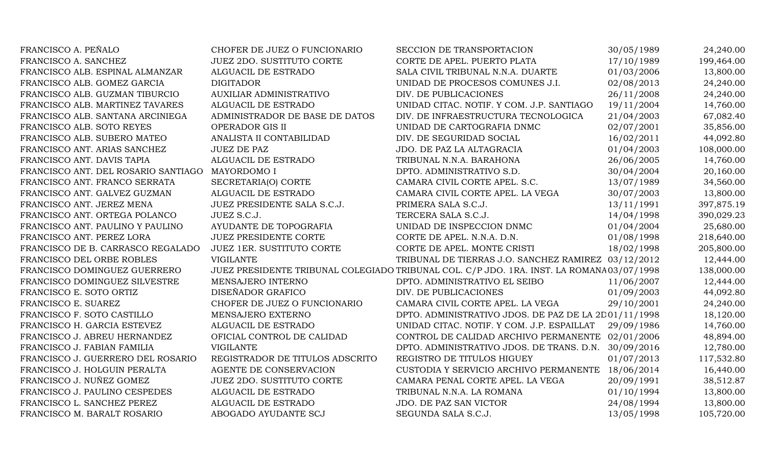| | | | | |
|---|---|---|---|---|
| FRANCISCO A. PEÑALO | CHOFER DE JUEZ O FUNCIONARIO | SECCION DE TRANSPORTACION | 30/05/1989 | 24,240.00 |
| FRANCISCO A. SANCHEZ | JUEZ 2DO. SUSTITUTO CORTE | CORTE DE APEL. PUERTO PLATA | 17/10/1989 | 199,464.00 |
| FRANCISCO ALB. ESPINAL ALMANZAR | ALGUACIL DE ESTRADO | SALA CIVIL TRIBUNAL N.N.A. DUARTE | 01/03/2006 | 13,800.00 |
| FRANCISCO ALB. GOMEZ GARCIA | DIGITADOR | UNIDAD DE PROCESOS COMUNES J.I. | 02/08/2013 | 24,240.00 |
| FRANCISCO ALB. GUZMAN TIBURCIO | AUXILIAR ADMINISTRATIVO | DIV. DE PUBLICACIONES | 26/11/2008 | 24,240.00 |
| FRANCISCO ALB. MARTINEZ TAVARES | ALGUACIL DE ESTRADO | UNIDAD CITAC. NOTIF. Y COM. J.P. SANTIAGO | 19/11/2004 | 14,760.00 |
| FRANCISCO ALB. SANTANA ARCINIEGA | ADMINISTRADOR DE BASE DE DATOS | DIV. DE INFRAESTRUCTURA TECNOLOGICA | 21/04/2003 | 67,082.40 |
| FRANCISCO ALB. SOTO REYES | OPERADOR GIS II | UNIDAD DE CARTOGRAFIA DNMC | 02/07/2001 | 35,856.00 |
| FRANCISCO ALB. SUBERO MATEO | ANALISTA II CONTABILIDAD | DIV. DE SEGURIDAD SOCIAL | 16/02/2011 | 44,092.80 |
| FRANCISCO ANT. ARIAS SANCHEZ | JUEZ DE PAZ | JDO. DE PAZ LA ALTAGRACIA | 01/04/2003 | 108,000.00 |
| FRANCISCO ANT. DAVIS TAPIA | ALGUACIL DE ESTRADO | TRIBUNAL N.N.A. BARAHONA | 26/06/2005 | 14,760.00 |
| FRANCISCO ANT. DEL ROSARIO SANTIAGO | MAYORDOMO I | DPTO. ADMINISTRATIVO S.D. | 30/04/2004 | 20,160.00 |
| FRANCISCO ANT. FRANCO SERRATA | SECRETARIA(O) CORTE | CAMARA CIVIL CORTE APEL. S.C. | 13/07/1989 | 34,560.00 |
| FRANCISCO ANT. GALVEZ GUZMAN | ALGUACIL DE ESTRADO | CAMARA CIVIL CORTE APEL. LA VEGA | 30/07/2003 | 13,800.00 |
| FRANCISCO ANT. JEREZ MENA | JUEZ PRESIDENTE SALA S.C.J. | PRIMERA SALA S.C.J. | 13/11/1991 | 397,875.19 |
| FRANCISCO ANT. ORTEGA POLANCO | JUEZ S.C.J. | TERCERA SALA S.C.J. | 14/04/1998 | 390,029.23 |
| FRANCISCO ANT. PAULINO Y PAULINO | AYUDANTE DE TOPOGRAFIA | UNIDAD DE INSPECCION DNMC | 01/04/2004 | 25,680.00 |
| FRANCISCO ANT. PEREZ LORA | JUEZ PRESIDENTE CORTE | CORTE DE APEL. N.N.A. D.N. | 01/08/1998 | 218,640.00 |
| FRANCISCO DE B. CARRASCO REGALADO | JUEZ 1ER. SUSTITUTO CORTE | CORTE DE APEL. MONTE CRISTI | 18/02/1998 | 205,800.00 |
| FRANCISCO DEL ORBE ROBLES | VIGILANTE | TRIBUNAL DE TIERRAS J.O. SANCHEZ RAMIREZ | 03/12/2012 | 12,444.00 |
| FRANCISCO DOMINGUEZ GUERRERO | JUEZ PRESIDENTE TRIBUNAL COLEGIADO | TRIBUNAL COL. C/P JDO. 1RA. INST. LA ROMANA | 03/07/1998 | 138,000.00 |
| FRANCISCO DOMINGUEZ SILVESTRE | MENSAJERO INTERNO | DPTO. ADMINISTRATIVO EL SEIBO | 11/06/2007 | 12,444.00 |
| FRANCISCO E. SOTO ORTIZ | DISEÑADOR GRAFICO | DIV. DE PUBLICACIONES | 01/09/2003 | 44,092.80 |
| FRANCISCO E. SUAREZ | CHOFER DE JUEZ O FUNCIONARIO | CAMARA CIVIL CORTE APEL. LA VEGA | 29/10/2001 | 24,240.00 |
| FRANCISCO F. SOTO CASTILLO | MENSAJERO EXTERNO | DPTO. ADMINISTRATIVO JDOS. DE PAZ DE LA 2D | 01/11/1998 | 18,120.00 |
| FRANCISCO H. GARCIA ESTEVEZ | ALGUACIL DE ESTRADO | UNIDAD CITAC. NOTIF. Y COM. J.P. ESPAILLAT | 29/09/1986 | 14,760.00 |
| FRANCISCO J. ABREU HERNANDEZ | OFICIAL CONTROL DE CALIDAD | CONTROL DE CALIDAD ARCHIVO PERMANENTE | 02/01/2006 | 48,894.00 |
| FRANCISCO J. FABIAN FAMILIA | VIGILANTE | DPTO. ADMINISTRATIVO JDOS. DE TRANS. D.N. | 30/09/2016 | 12,780.00 |
| FRANCISCO J. GUERRERO DEL ROSARIO | REGISTRADOR DE TITULOS ADSCRITO | REGISTRO DE TITULOS HIGUEY | 01/07/2013 | 117,532.80 |
| FRANCISCO J. HOLGUIN PERALTA | AGENTE DE CONSERVACION | CUSTODIA Y SERVICIO ARCHIVO PERMANENTE | 18/06/2014 | 16,440.00 |
| FRANCISCO J. NUÑEZ GOMEZ | JUEZ 2DO. SUSTITUTO CORTE | CAMARA PENAL CORTE APEL. LA VEGA | 20/09/1991 | 38,512.87 |
| FRANCISCO J. PAULINO CESPEDES | ALGUACIL DE ESTRADO | TRIBUNAL N.N.A. LA ROMANA | 01/10/1994 | 13,800.00 |
| FRANCISCO L. SANCHEZ PEREZ | ALGUACIL DE ESTRADO | JDO. DE PAZ SAN VICTOR | 24/08/1994 | 13,800.00 |
| FRANCISCO M. BARALT ROSARIO | ABOGADO AYUDANTE SCJ | SEGUNDA SALA S.C.J. | 13/05/1998 | 105,720.00 |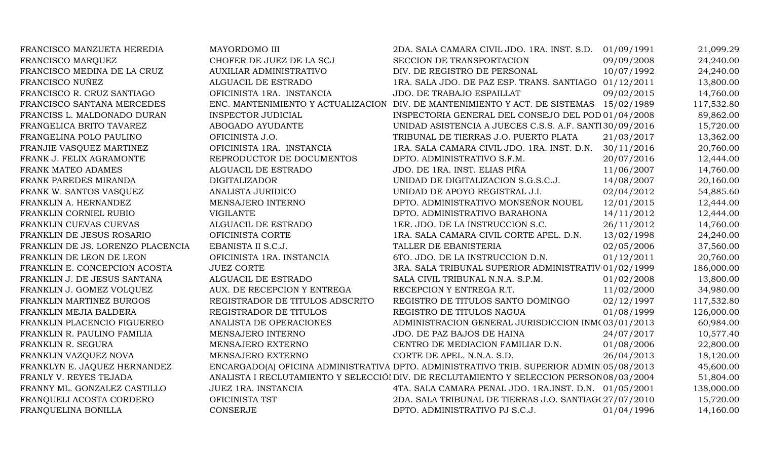| | | | | |
|---|---|---|---|---|
| FRANCISCO MANZUETA HEREDIA | MAYORDOMO III | 2DA. SALA CAMARA CIVIL JDO. 1RA. INST. S.D. | 01/09/1991 | 21,099.29 |
| FRANCISCO MARQUEZ | CHOFER DE JUEZ DE LA SCJ | SECCION DE TRANSPORTACION | 09/09/2008 | 24,240.00 |
| FRANCISCO MEDINA DE LA CRUZ | AUXILIAR ADMINISTRATIVO | DIV. DE REGISTRO DE PERSONAL | 10/07/1992 | 24,240.00 |
| FRANCISCO NUÑEZ | ALGUACIL DE ESTRADO | 1RA. SALA JDO. DE PAZ ESP. TRANS. SANTIAGO | 01/12/2011 | 13,800.00 |
| FRANCISCO R. CRUZ SANTIAGO | OFICINISTA 1RA. INSTANCIA | JDO. DE TRABAJO ESPAILLAT | 09/02/2015 | 14,760.00 |
| FRANCISCO SANTANA MERCEDES | ENC. MANTENIMIENTO Y ACTUALIZACION | DIV. DE MANTENIMIENTO Y ACT. DE SISTEMAS | 15/02/1989 | 117,532.80 |
| FRANCISS L. MALDONADO DURAN | INSPECTOR JUDICIAL | INSPECTORIA GENERAL DEL CONSEJO DEL POD | 01/04/2008 | 89,862.00 |
| FRANGELICA BRITO TAVAREZ | ABOGADO AYUDANTE | UNIDAD ASISTENCIA A JUECES C.S.S. A.F. SANTI | 30/09/2016 | 15,720.00 |
| FRANGELINA POLO PAULINO | OFICINISTA J.O. | TRIBUNAL DE TIERRAS J.O. PUERTO PLATA | 21/03/2017 | 13,362.00 |
| FRANJIE VASQUEZ MARTINEZ | OFICINISTA 1RA. INSTANCIA | 1RA. SALA CAMARA CIVIL JDO. 1RA. INST. D.N. | 30/11/2016 | 20,760.00 |
| FRANK J. FELIX AGRAMONTE | REPRODUCTOR DE DOCUMENTOS | DPTO. ADMINISTRATIVO S.F.M. | 20/07/2016 | 12,444.00 |
| FRANK MATEO ADAMES | ALGUACIL DE ESTRADO | JDO. DE 1RA. INST. ELIAS PIÑA | 11/06/2007 | 14,760.00 |
| FRANK PAREDES MIRANDA | DIGITALIZADOR | UNIDAD DE DIGITALIZACION S.G.S.C.J. | 14/08/2007 | 20,160.00 |
| FRANK W. SANTOS VASQUEZ | ANALISTA JURIDICO | UNIDAD DE APOYO REGISTRAL J.I. | 02/04/2012 | 54,885.60 |
| FRANKLIN A. HERNANDEZ | MENSAJERO INTERNO | DPTO. ADMINISTRATIVO MONSEÑOR NOUEL | 12/01/2015 | 12,444.00 |
| FRANKLIN CORNIEL RUBIO | VIGILANTE | DPTO. ADMINISTRATIVO BARAHONA | 14/11/2012 | 12,444.00 |
| FRANKLIN CUEVAS CUEVAS | ALGUACIL DE ESTRADO | 1ER. JDO. DE LA INSTRUCCION S.C. | 26/11/2012 | 14,760.00 |
| FRANKLIN DE JESUS ROSARIO | OFICINISTA CORTE | 1RA. SALA CAMARA CIVIL CORTE APEL. D.N. | 13/02/1998 | 24,240.00 |
| FRANKLIN DE JS. LORENZO PLACENCIA | EBANISTA II S.C.J. | TALLER DE EBANISTERIA | 02/05/2006 | 37,560.00 |
| FRANKLIN DE LEON DE LEON | OFICINISTA 1RA. INSTANCIA | 6TO. JDO. DE LA INSTRUCCION D.N. | 01/12/2011 | 20,760.00 |
| FRANKLIN E. CONCEPCION ACOSTA | JUEZ CORTE | 3RA. SALA TRIBUNAL SUPERIOR ADMINISTRATIV | 01/02/1999 | 186,000.00 |
| FRANKLIN J. DE JESUS SANTANA | ALGUACIL DE ESTRADO | SALA CIVIL TRIBUNAL N.N.A. S.P.M. | 01/02/2008 | 13,800.00 |
| FRANKLIN J. GOMEZ VOLQUEZ | AUX. DE RECEPCION Y ENTREGA | RECEPCION Y ENTREGA R.T. | 11/02/2000 | 34,980.00 |
| FRANKLIN MARTINEZ BURGOS | REGISTRADOR DE TITULOS ADSCRITO | REGISTRO DE TITULOS SANTO DOMINGO | 02/12/1997 | 117,532.80 |
| FRANKLIN MEJIA BALDERA | REGISTRADOR DE TITULOS | REGISTRO DE TITULOS NAGUA | 01/08/1999 | 126,000.00 |
| FRANKLIN PLACENCIO FIGUEREO | ANALISTA DE OPERACIONES | ADMINISTRACION GENERAL JURISDICCION INM( | 03/01/2013 | 60,984.00 |
| FRANKLIN R. PAULINO FAMILIA | MENSAJERO INTERNO | JDO. DE PAZ BAJOS DE HAINA | 24/07/2017 | 10,577.40 |
| FRANKLIN R. SEGURA | MENSAJERO EXTERNO | CENTRO DE MEDIACION FAMILIAR D.N. | 01/08/2006 | 22,800.00 |
| FRANKLIN VAZQUEZ NOVA | MENSAJERO EXTERNO | CORTE DE APEL. N.N.A. S.D. | 26/04/2013 | 18,120.00 |
| FRANKLYN E. JAQUEZ HERNANDEZ | ENCARGADO(A) OFICINA ADMINISTRATIVA | DPTO. ADMINISTRATIVO TRIB. SUPERIOR ADMINI | 05/08/2013 | 45,600.00 |
| FRANLY V. REYES TEJADA | ANALISTA I RECLUTAMIENTO Y SELECCIÓI | DIV. DE RECLUTAMIENTO Y SELECCION PERSON | 08/03/2004 | 51,804.00 |
| FRANNY ML. GONZALEZ CASTILLO | JUEZ 1RA. INSTANCIA | 4TA. SALA CAMARA PENAL JDO. 1RA.INST. D.N. | 01/05/2001 | 138,000.00 |
| FRANQUELI ACOSTA CORDERO | OFICINISTA TST | 2DA. SALA TRIBUNAL DE TIERRAS J.O. SANTIAG( | 27/07/2010 | 15,720.00 |
| FRANQUELINA BONILLA | CONSERJE | DPTO. ADMINISTRATIVO PJ S.C.J. | 01/04/1996 | 14,160.00 |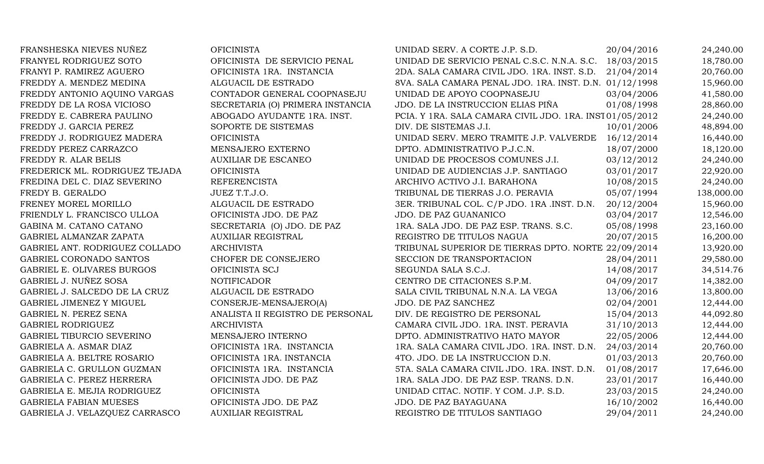| | | | | |
|---|---|---|---|---|
| FRANSHESKA NIEVES NUÑEZ | OFICINISTA | UNIDAD SERV. A CORTE J.P. S.D. | 20/04/2016 | 24,240.00 |
| FRANYEL RODRIGUEZ SOTO | OFICINISTA DE SERVICIO PENAL | UNIDAD DE SERVICIO PENAL C.S.C. N.N.A. S.C. | 18/03/2015 | 18,780.00 |
| FRANYI P. RAMIREZ AGUERO | OFICINISTA 1RA. INSTANCIA | 2DA. SALA CAMARA CIVIL JDO. 1RA. INST. S.D. | 21/04/2014 | 20,760.00 |
| FREDDY A. MENDEZ MEDINA | ALGUACIL DE ESTRADO | 8VA. SALA CAMARA PENAL JDO. 1RA. INST. D.N. | 01/12/1998 | 15,960.00 |
| FREDDY ANTONIO AQUINO VARGAS | CONTADOR GENERAL COOPNASEJU | UNIDAD DE APOYO COOPNASEJU | 03/04/2006 | 41,580.00 |
| FREDDY DE LA ROSA VICIOSO | SECRETARIA (O) PRIMERA INSTANCIA | JDO. DE LA INSTRUCCION ELIAS PIÑA | 01/08/1998 | 28,860.00 |
| FREDDY E. CABRERA PAULINO | ABOGADO AYUDANTE 1RA. INST. | PCIA. Y 1RA. SALA CAMARA CIVIL JDO. 1RA. INST | 01/05/2012 | 24,240.00 |
| FREDDY J. GARCIA PEREZ | SOPORTE DE SISTEMAS | DIV. DE SISTEMAS J.I. | 10/01/2006 | 48,894.00 |
| FREDDY J. RODRIGUEZ MADERA | OFICINISTA | UNIDAD SERV. MERO TRAMITE J.P. VALVERDE | 16/12/2014 | 16,440.00 |
| FREDDY PEREZ CARRAZCO | MENSAJERO EXTERNO | DPTO. ADMINISTRATIVO P.J.C.N. | 18/07/2000 | 18,120.00 |
| FREDDY R. ALAR BELIS | AUXILIAR DE ESCANEO | UNIDAD DE PROCESOS COMUNES J.I. | 03/12/2012 | 24,240.00 |
| FREDERICK ML. RODRIGUEZ TEJADA | OFICINISTA | UNIDAD DE AUDIENCIAS J.P. SANTIAGO | 03/01/2017 | 22,920.00 |
| FREDINA DEL C. DIAZ SEVERINO | REFERENCISTA | ARCHIVO ACTIVO J.I. BARAHONA | 10/08/2015 | 24,240.00 |
| FREDY B. GERALDO | JUEZ T.T.J.O. | TRIBUNAL DE TIERRAS J.O. PERAVIA | 05/07/1994 | 138,000.00 |
| FRENEY MOREL MORILLO | ALGUACIL DE ESTRADO | 3ER. TRIBUNAL COL. C/P JDO. 1RA .INST. D.N. | 20/12/2004 | 15,960.00 |
| FRIENDLY L. FRANCISCO ULLOA | OFICINISTA JDO. DE PAZ | JDO. DE PAZ GUANANICO | 03/04/2017 | 12,546.00 |
| GABINA M. CATANO CATANO | SECRETARIA (O) JDO. DE PAZ | 1RA. SALA JDO. DE PAZ ESP. TRANS. S.C. | 05/08/1998 | 23,160.00 |
| GABRIEL ALMANZAR ZAPATA | AUXILIAR REGISTRAL | REGISTRO DE TITULOS NAGUA | 20/07/2015 | 16,200.00 |
| GABRIEL ANT. RODRIGUEZ COLLADO | ARCHIVISTA | TRIBUNAL SUPERIOR DE TIERRAS DPTO. NORTE | 22/09/2014 | 13,920.00 |
| GABRIEL CORONADO SANTOS | CHOFER DE CONSEJERO | SECCION DE TRANSPORTACION | 28/04/2011 | 29,580.00 |
| GABRIEL E. OLIVARES BURGOS | OFICINISTA SCJ | SEGUNDA SALA S.C.J. | 14/08/2017 | 34,514.76 |
| GABRIEL J. NUÑEZ SOSA | NOTIFICADOR | CENTRO DE CITACIONES S.P.M. | 04/09/2017 | 14,382.00 |
| GABRIEL J. SALCEDO DE LA CRUZ | ALGUACIL DE ESTRADO | SALA CIVIL TRIBUNAL N.N.A. LA VEGA | 13/06/2016 | 13,800.00 |
| GABRIEL JIMENEZ Y MIGUEL | CONSERJE-MENSAJERO(A) | JDO. DE PAZ SANCHEZ | 02/04/2001 | 12,444.00 |
| GABRIEL N. PEREZ SENA | ANALISTA II REGISTRO DE PERSONAL | DIV. DE REGISTRO DE PERSONAL | 15/04/2013 | 44,092.80 |
| GABRIEL RODRIGUEZ | ARCHIVISTA | CAMARA CIVIL JDO. 1RA. INST. PERAVIA | 31/10/2013 | 12,444.00 |
| GABRIEL TIBURCIO SEVERINO | MENSAJERO INTERNO | DPTO. ADMINISTRATIVO HATO MAYOR | 22/05/2006 | 12,444.00 |
| GABRIELA A. ASMAR DIAZ | OFICINISTA 1RA. INSTANCIA | 1RA. SALA CAMARA CIVIL JDO. 1RA. INST. D.N. | 24/03/2014 | 20,760.00 |
| GABRIELA A. BELTRE ROSARIO | OFICINISTA 1RA. INSTANCIA | 4TO. JDO. DE LA INSTRUCCION D.N. | 01/03/2013 | 20,760.00 |
| GABRIELA C. GRULLON GUZMAN | OFICINISTA 1RA. INSTANCIA | 5TA. SALA CAMARA CIVIL JDO. 1RA. INST. D.N. | 01/08/2017 | 17,646.00 |
| GABRIELA C. PEREZ HERRERA | OFICINISTA JDO. DE PAZ | 1RA. SALA JDO. DE PAZ ESP. TRANS. D.N. | 23/01/2017 | 16,440.00 |
| GABRIELA E. MEJIA RODRIGUEZ | OFICINISTA | UNIDAD CITAC. NOTIF. Y COM. J.P. S.D. | 23/03/2015 | 24,240.00 |
| GABRIELA FABIAN MUESES | OFICINISTA JDO. DE PAZ | JDO. DE PAZ BAYAGUANA | 16/10/2002 | 16,440.00 |
| GABRIELA J. VELAZQUEZ CARRASCO | AUXILIAR REGISTRAL | REGISTRO DE TITULOS SANTIAGO | 29/04/2011 | 24,240.00 |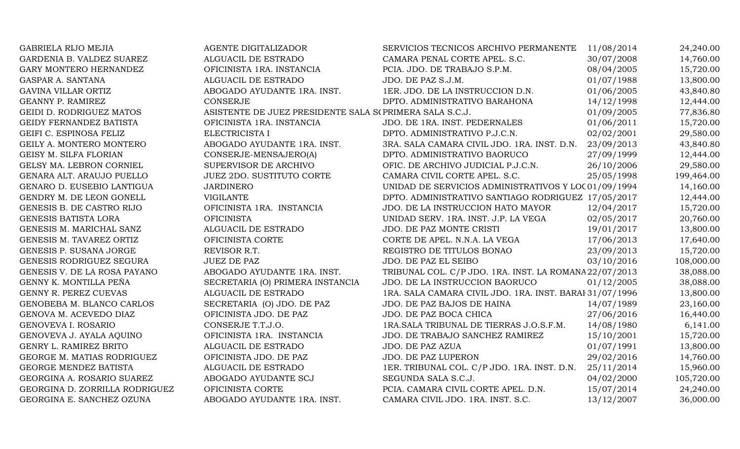| | | | | |
|---|---|---|---|---|
| GABRIELA RIJO MEJIA | AGENTE DIGITALIZADOR | SERVICIOS TECNICOS ARCHIVO PERMANENTE | 11/08/2014 | 24,240.00 |
| GARDENIA B. VALDEZ SUAREZ | ALGUACIL DE ESTRADO | CAMARA PENAL CORTE APEL. S.C. | 30/07/2008 | 14,760.00 |
| GARY MONTERO HERNANDEZ | OFICINISTA 1RA. INSTANCIA | PCIA. JDO. DE TRABAJO S.P.M. | 08/04/2005 | 15,720.00 |
| GASPAR A. SANTANA | ALGUACIL DE ESTRADO | JDO. DE PAZ S.J.M. | 01/07/1988 | 13,800.00 |
| GAVINA VILLAR ORTIZ | ABOGADO AYUDANTE 1RA. INST. | 1ER. JDO. DE LA INSTRUCCION D.N. | 01/06/2005 | 43,840.80 |
| GEANNY P. RAMIREZ | CONSERJE | DPTO. ADMINISTRATIVO BARAHONA | 14/12/1998 | 12,444.00 |
| GEIDI D. RODRIGUEZ MATOS | ASISTENTE DE JUEZ PRESIDENTE SALA S( | PRIMERA SALA S.C.J. | 01/09/2005 | 77,836.80 |
| GEIDY FERNANDEZ BATISTA | OFICINISTA 1RA. INSTANCIA | JDO. DE 1RA. INST. PEDERNALES | 01/06/2011 | 15,720.00 |
| GEIFI C. ESPINOSA FELIZ | ELECTRICISTA I | DPTO. ADMINISTRATIVO P.J.C.N. | 02/02/2001 | 29,580.00 |
| GEILY A. MONTERO MONTERO | ABOGADO AYUDANTE 1RA. INST. | 3RA. SALA CAMARA CIVIL JDO. 1RA. INST. D.N. | 23/09/2013 | 43,840.80 |
| GEISY M. SILFA FLORIAN | CONSERJE-MENSAJERO(A) | DPTO. ADMINISTRATIVO BAORUCO | 27/09/1999 | 12,444.00 |
| GELSY MA. LEBRON CORNIEL | SUPERVISOR DE ARCHIVO | OFIC. DE ARCHIVO JUDICIAL P.J.C.N. | 26/10/2006 | 29,580.00 |
| GENARA ALT. ARAUJO PUELLO | JUEZ 2DO. SUSTITUTO CORTE | CAMARA CIVIL CORTE APEL. S.C. | 25/05/1998 | 199,464.00 |
| GENARO D. EUSEBIO LANTIGUA | JARDINERO | UNIDAD DE SERVICIOS ADMINISTRATIVOS Y LOC | 01/09/1994 | 14,160.00 |
| GENDRY M. DE LEON GONELL | VIGILANTE | DPTO. ADMINISTRATIVO SANTIAGO RODRIGUEZ | 17/05/2017 | 12,444.00 |
| GENESIS B. DE CASTRO RIJO | OFICINISTA 1RA. INSTANCIA | JDO. DE LA INSTRUCCION HATO MAYOR | 12/04/2017 | 15,720.00 |
| GENESIS BATISTA LORA | OFICINISTA | UNIDAD SERV. 1RA. INST. J.P. LA VEGA | 02/05/2017 | 20,760.00 |
| GENESIS M. MARICHAL SANZ | ALGUACIL DE ESTRADO | JDO. DE PAZ MONTE CRISTI | 19/01/2017 | 13,800.00 |
| GENESIS M. TAVAREZ ORTIZ | OFICINISTA CORTE | CORTE DE APEL. N.N.A. LA VEGA | 17/06/2013 | 17,640.00 |
| GENESIS P. SUSANA JORGE | REVISOR R.T. | REGISTRO DE TITULOS BONAO | 23/09/2013 | 15,720.00 |
| GENESIS RODRIGUEZ SEGURA | JUEZ DE PAZ | JDO. DE PAZ EL SEIBO | 03/10/2016 | 108,000.00 |
| GENESIS V. DE LA ROSA PAYANO | ABOGADO AYUDANTE 1RA. INST. | TRIBUNAL COL. C/P JDO. 1RA. INST. LA ROMANA | 22/07/2013 | 38,088.00 |
| GENNY K. MONTILLA PEÑA | SECRETARIA (O) PRIMERA INSTANCIA | JDO. DE LA INSTRUCCION BAORUCO | 01/12/2005 | 38,088.00 |
| GENNY R. PEREZ CUEVAS | ALGUACIL DE ESTRADO | 1RA. SALA CAMARA CIVIL JDO. 1RA. INST. BARAH | 31/07/1996 | 13,800.00 |
| GENOBEBA M. BLANCO CARLOS | SECRETARIA (O) JDO. DE PAZ | JDO. DE PAZ BAJOS DE HAINA | 14/07/1989 | 23,160.00 |
| GENOVA M. ACEVEDO DIAZ | OFICINISTA JDO. DE PAZ | JDO. DE PAZ BOCA CHICA | 27/06/2016 | 16,440.00 |
| GENOVEVA I. ROSARIO | CONSERJE T.T.J.O. | 1RA.SALA TRIBUNAL DE TIERRAS J.O.S.F.M. | 14/08/1980 | 6,141.00 |
| GENOVEVA J. AYALA AQUINO | OFICINISTA 1RA. INSTANCIA | JDO. DE TRABAJO SANCHEZ RAMIREZ | 15/10/2001 | 15,720.00 |
| GENRY L. RAMIREZ BRITO | ALGUACIL DE ESTRADO | JDO. DE PAZ AZUA | 01/07/1991 | 13,800.00 |
| GEORGE M. MATIAS RODRIGUEZ | OFICINISTA JDO. DE PAZ | JDO. DE PAZ LUPERON | 29/02/2016 | 14,760.00 |
| GEORGE MENDEZ BATISTA | ALGUACIL DE ESTRADO | 1ER. TRIBUNAL COL. C/P JDO. 1RA. INST. D.N. | 25/11/2014 | 15,960.00 |
| GEORGINA A. ROSARIO SUAREZ | ABOGADO AYUDANTE SCJ | SEGUNDA SALA S.C.J. | 04/02/2000 | 105,720.00 |
| GEORGINA D. ZORRILLA RODRIGUEZ | OFICINISTA CORTE | PCIA. CAMARA CIVIL CORTE APEL. D.N. | 15/07/2014 | 24,240.00 |
| GEORGINA E. SANCHEZ OZUNA | ABOGADO AYUDANTE 1RA. INST. | CAMARA CIVIL JDO. 1RA. INST. S.C. | 13/12/2007 | 36,000.00 |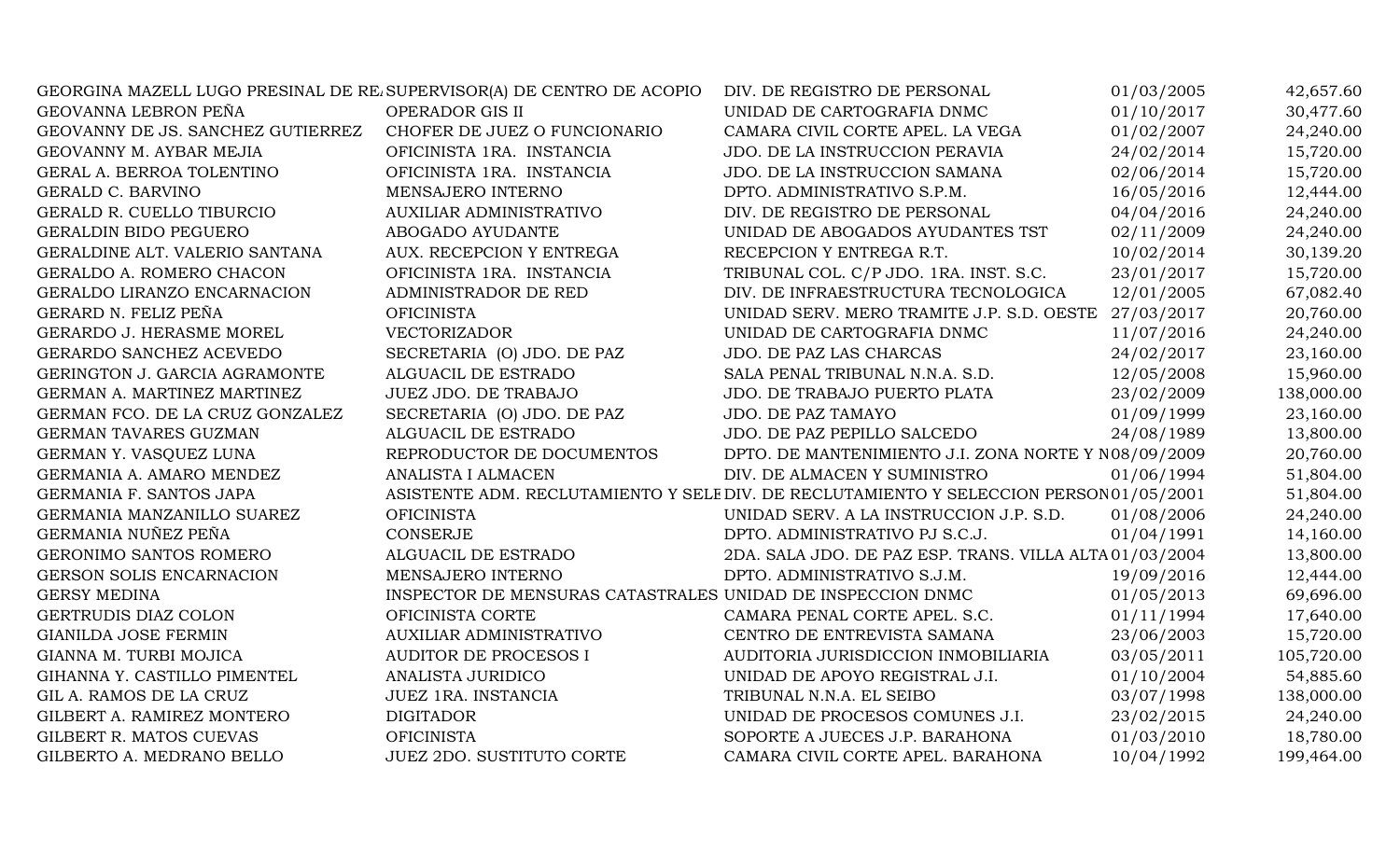| | | | | |
|---|---|---|---|---|
| GEORGINA MAZELL LUGO PRESINAL DE RE | SUPERVISOR(A) DE CENTRO DE ACOPIO | DIV. DE REGISTRO DE PERSONAL | 01/03/2005 | 42,657.60 |
| GEOVANNA LEBRON PEÑA | OPERADOR GIS II | UNIDAD DE CARTOGRAFIA DNMC | 01/10/2017 | 30,477.60 |
| GEOVANNY DE JS. SANCHEZ GUTIERREZ | CHOFER DE JUEZ O FUNCIONARIO | CAMARA CIVIL CORTE APEL. LA VEGA | 01/02/2007 | 24,240.00 |
| GEOVANNY M. AYBAR MEJIA | OFICINISTA 1RA. INSTANCIA | JDO. DE LA INSTRUCCION PERAVIA | 24/02/2014 | 15,720.00 |
| GERAL A. BERROA TOLENTINO | OFICINISTA 1RA. INSTANCIA | JDO. DE LA INSTRUCCION SAMANA | 02/06/2014 | 15,720.00 |
| GERALD C. BARVINO | MENSAJERO INTERNO | DPTO. ADMINISTRATIVO S.P.M. | 16/05/2016 | 12,444.00 |
| GERALD R. CUELLO TIBURCIO | AUXILIAR ADMINISTRATIVO | DIV. DE REGISTRO DE PERSONAL | 04/04/2016 | 24,240.00 |
| GERALDIN BIDO PEGUERO | ABOGADO AYUDANTE | UNIDAD DE ABOGADOS AYUDANTES TST | 02/11/2009 | 24,240.00 |
| GERALDINE ALT. VALERIO SANTANA | AUX. RECEPCION Y ENTREGA | RECEPCION Y ENTREGA R.T. | 10/02/2014 | 30,139.20 |
| GERALDO A. ROMERO CHACON | OFICINISTA 1RA. INSTANCIA | TRIBUNAL COL. C/P JDO. 1RA. INST. S.C. | 23/01/2017 | 15,720.00 |
| GERALDO LIRANZO ENCARNACION | ADMINISTRADOR DE RED | DIV. DE INFRAESTRUCTURA TECNOLOGICA | 12/01/2005 | 67,082.40 |
| GERARD N. FELIZ PEÑA | OFICINISTA | UNIDAD SERV. MERO TRAMITE J.P. S.D. OESTE | 27/03/2017 | 20,760.00 |
| GERARDO J. HERASME MOREL | VECTORIZADOR | UNIDAD DE CARTOGRAFIA DNMC | 11/07/2016 | 24,240.00 |
| GERARDO SANCHEZ ACEVEDO | SECRETARIA (O) JDO. DE PAZ | JDO. DE PAZ LAS CHARCAS | 24/02/2017 | 23,160.00 |
| GERINGTON J. GARCIA AGRAMONTE | ALGUACIL DE ESTRADO | SALA PENAL TRIBUNAL N.N.A. S.D. | 12/05/2008 | 15,960.00 |
| GERMAN A. MARTINEZ MARTINEZ | JUEZ JDO. DE TRABAJO | JDO. DE TRABAJO PUERTO PLATA | 23/02/2009 | 138,000.00 |
| GERMAN FCO. DE LA CRUZ GONZALEZ | SECRETARIA (O) JDO. DE PAZ | JDO. DE PAZ TAMAYO | 01/09/1999 | 23,160.00 |
| GERMAN TAVARES GUZMAN | ALGUACIL DE ESTRADO | JDO. DE PAZ PEPILLO SALCEDO | 24/08/1989 | 13,800.00 |
| GERMAN Y. VASQUEZ LUNA | REPRODUCTOR DE DOCUMENTOS | DPTO. DE MANTENIMIENTO J.I. ZONA NORTE Y N | 08/09/2009 | 20,760.00 |
| GERMANIA A. AMARO MENDEZ | ANALISTA I ALMACEN | DIV. DE ALMACEN Y SUMINISTRO | 01/06/1994 | 51,804.00 |
| GERMANIA F. SANTOS JAPA | ASISTENTE ADM. RECLUTAMIENTO Y SELE | DIV. DE RECLUTAMIENTO Y SELECCION PERSON | 01/05/2001 | 51,804.00 |
| GERMANIA MANZANILLO SUAREZ | OFICINISTA | UNIDAD SERV. A LA INSTRUCCION J.P. S.D. | 01/08/2006 | 24,240.00 |
| GERMANIA NUÑEZ PEÑA | CONSERJE | DPTO. ADMINISTRATIVO PJ S.C.J. | 01/04/1991 | 14,160.00 |
| GERONIMO SANTOS ROMERO | ALGUACIL DE ESTRADO | 2DA. SALA JDO. DE PAZ ESP. TRANS. VILLA ALTA | 01/03/2004 | 13,800.00 |
| GERSON SOLIS ENCARNACION | MENSAJERO INTERNO | DPTO. ADMINISTRATIVO S.J.M. | 19/09/2016 | 12,444.00 |
| GERSY MEDINA | INSPECTOR DE MENSURAS CATASTRALES | UNIDAD DE INSPECCION DNMC | 01/05/2013 | 69,696.00 |
| GERTRUDIS DIAZ COLON | OFICINISTA CORTE | CAMARA PENAL CORTE APEL. S.C. | 01/11/1994 | 17,640.00 |
| GIANILDA JOSE FERMIN | AUXILIAR ADMINISTRATIVO | CENTRO DE ENTREVISTA SAMANA | 23/06/2003 | 15,720.00 |
| GIANNA M. TURBI MOJICA | AUDITOR DE PROCESOS I | AUDITORIA JURISDICCION INMOBILIARIA | 03/05/2011 | 105,720.00 |
| GIHANNA Y. CASTILLO PIMENTEL | ANALISTA JURIDICO | UNIDAD DE APOYO REGISTRAL J.I. | 01/10/2004 | 54,885.60 |
| GIL A. RAMOS DE LA CRUZ | JUEZ 1RA. INSTANCIA | TRIBUNAL N.N.A. EL SEIBO | 03/07/1998 | 138,000.00 |
| GILBERT A. RAMIREZ MONTERO | DIGITADOR | UNIDAD DE PROCESOS COMUNES J.I. | 23/02/2015 | 24,240.00 |
| GILBERT R. MATOS CUEVAS | OFICINISTA | SOPORTE A JUECES J.P. BARAHONA | 01/03/2010 | 18,780.00 |
| GILBERTO A. MEDRANO BELLO | JUEZ 2DO. SUSTITUTO CORTE | CAMARA CIVIL CORTE APEL. BARAHONA | 10/04/1992 | 199,464.00 |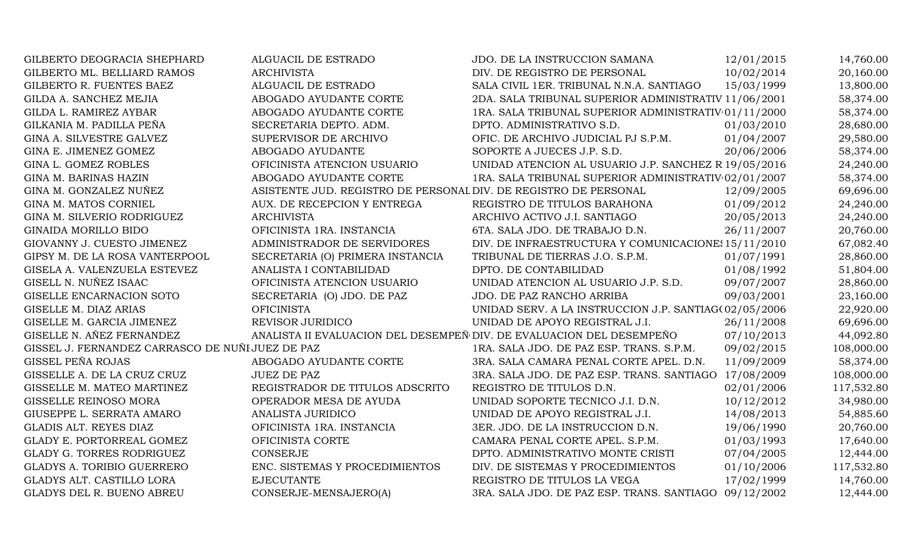| | | | | |
|---|---|---|---|---|
| GILBERTO DEOGRACIA SHEPHARD | ALGUACIL DE ESTRADO | JDO. DE LA INSTRUCCION SAMANA | 12/01/2015 | 14,760.00 |
| GILBERTO ML. BELLIARD RAMOS | ARCHIVISTA | DIV. DE REGISTRO DE PERSONAL | 10/02/2014 | 20,160.00 |
| GILBERTO R. FUENTES BAEZ | ALGUACIL DE ESTRADO | SALA CIVIL 1ER. TRIBUNAL N.N.A. SANTIAGO | 15/03/1999 | 13,800.00 |
| GILDA A. SANCHEZ MEJIA | ABOGADO AYUDANTE CORTE | 2DA. SALA TRIBUNAL SUPERIOR ADMINISTRATIV | 11/06/2001 | 58,374.00 |
| GILDA L. RAMIREZ AYBAR | ABOGADO AYUDANTE CORTE | 1RA. SALA TRIBUNAL SUPERIOR ADMINISTRATIV | 01/11/2000 | 58,374.00 |
| GILKANIA M. PADILLA PEÑA | SECRETARIA DEPTO. ADM. | DPTO. ADMINISTRATIVO S.D. | 01/03/2010 | 28,680.00 |
| GINA A. SILVESTRE GALVEZ | SUPERVISOR DE ARCHIVO | OFIC. DE ARCHIVO JUDICIAL PJ S.P.M. | 01/04/2007 | 29,580.00 |
| GINA E. JIMENEZ GOMEZ | ABOGADO AYUDANTE | SOPORTE A JUECES J.P. S.D. | 20/06/2006 | 58,374.00 |
| GINA L. GOMEZ ROBLES | OFICINISTA ATENCION USUARIO | UNIDAD ATENCION AL USUARIO J.P. SANCHEZ R | 19/05/2016 | 24,240.00 |
| GINA M. BARINAS HAZIN | ABOGADO AYUDANTE CORTE | 1RA. SALA TRIBUNAL SUPERIOR ADMINISTRATIV | 02/01/2007 | 58,374.00 |
| GINA M. GONZALEZ NUÑEZ | ASISTENTE JUD. REGISTRO DE PERSONAL | DIV. DE REGISTRO DE PERSONAL | 12/09/2005 | 69,696.00 |
| GINA M. MATOS CORNIEL | AUX. DE RECEPCION Y ENTREGA | REGISTRO DE TITULOS BARAHONA | 01/09/2012 | 24,240.00 |
| GINA M. SILVERIO RODRIGUEZ | ARCHIVISTA | ARCHIVO ACTIVO J.I. SANTIAGO | 20/05/2013 | 24,240.00 |
| GINAIDA MORILLO BIDO | OFICINISTA 1RA. INSTANCIA | 6TA. SALA JDO. DE TRABAJO D.N. | 26/11/2007 | 20,760.00 |
| GIOVANNY J. CUESTO JIMENEZ | ADMINISTRADOR DE SERVIDORES | DIV. DE INFRAESTRUCTURA Y COMUNICACIONES | 15/11/2010 | 67,082.40 |
| GIPSY M. DE LA ROSA VANTERPOOL | SECRETARIA (O) PRIMERA INSTANCIA | TRIBUNAL DE TIERRAS J.O. S.P.M. | 01/07/1991 | 28,860.00 |
| GISELA A. VALENZUELA ESTEVEZ | ANALISTA I CONTABILIDAD | DPTO. DE CONTABILIDAD | 01/08/1992 | 51,804.00 |
| GISELL N. NUÑEZ ISAAC | OFICINISTA ATENCION USUARIO | UNIDAD ATENCION AL USUARIO J.P. S.D. | 09/07/2007 | 28,860.00 |
| GISELLE ENCARNACION SOTO | SECRETARIA (O) JDO. DE PAZ | JDO. DE PAZ RANCHO ARRIBA | 09/03/2001 | 23,160.00 |
| GISELLE M. DIAZ ARIAS | OFICINISTA | UNIDAD SERV. A LA INSTRUCCION J.P. SANTIAG( | 02/05/2006 | 22,920.00 |
| GISELLE M. GARCIA JIMENEZ | REVISOR JURIDICO | UNIDAD DE APOYO REGISTRAL J.I. | 26/11/2008 | 69,696.00 |
| GISELLE N. AÑEZ FERNANDEZ | ANALISTA II EVALUACION DEL DESEMPEÑ | DIV. DE EVALUACION DEL DESEMPEÑO | 07/10/2013 | 44,092.80 |
| GISSEL J. FERNANDEZ CARRASCO DE NUÑ | JUEZ DE PAZ | 1RA. SALA JDO. DE PAZ ESP. TRANS. S.P.M. | 09/02/2015 | 108,000.00 |
| GISSEL PEÑA ROJAS | ABOGADO AYUDANTE CORTE | 3RA. SALA CAMARA PENAL CORTE APEL. D.N. | 11/09/2009 | 58,374.00 |
| GISSELLE A. DE LA CRUZ CRUZ | JUEZ DE PAZ | 3RA. SALA JDO. DE PAZ ESP. TRANS. SANTIAGO | 17/08/2009 | 108,000.00 |
| GISSELLE M. MATEO MARTINEZ | REGISTRADOR DE TITULOS ADSCRITO | REGISTRO DE TITULOS D.N. | 02/01/2006 | 117,532.80 |
| GISSELLE REINOSO MORA | OPERADOR MESA DE AYUDA | UNIDAD SOPORTE TECNICO J.I. D.N. | 10/12/2012 | 34,980.00 |
| GIUSEPPE L. SERRATA AMARO | ANALISTA JURIDICO | UNIDAD DE APOYO REGISTRAL J.I. | 14/08/2013 | 54,885.60 |
| GLADIS ALT. REYES DIAZ | OFICINISTA 1RA. INSTANCIA | 3ER. JDO. DE LA INSTRUCCION D.N. | 19/06/1990 | 20,760.00 |
| GLADY E. PORTORREAL GOMEZ | OFICINISTA CORTE | CAMARA PENAL CORTE APEL. S.P.M. | 01/03/1993 | 17,640.00 |
| GLADY G. TORRES RODRIGUEZ | CONSERJE | DPTO. ADMINISTRATIVO MONTE CRISTI | 07/04/2005 | 12,444.00 |
| GLADYS A. TORIBIO GUERRERO | ENC. SISTEMAS Y PROCEDIMIENTOS | DIV. DE SISTEMAS Y PROCEDIMIENTOS | 01/10/2006 | 117,532.80 |
| GLADYS ALT. CASTILLO LORA | EJECUTANTE | REGISTRO DE TITULOS LA VEGA | 17/02/1999 | 14,760.00 |
| GLADYS DEL R. BUENO ABREU | CONSERJE-MENSAJERO(A) | 3RA. SALA JDO. DE PAZ ESP. TRANS. SANTIAGO | 09/12/2002 | 12,444.00 |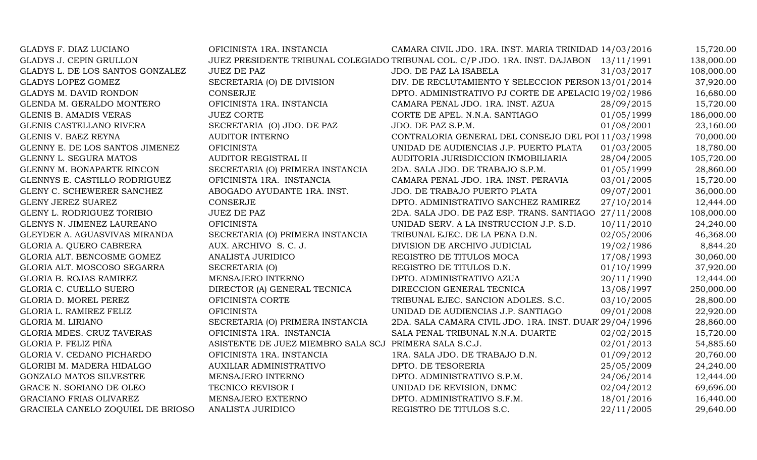| | | | | |
|---|---|---|---|---|
| GLADYS F. DIAZ LUCIANO | OFICINISTA 1RA. INSTANCIA | CAMARA CIVIL JDO. 1RA. INST. MARIA TRINIDAD | 14/03/2016 | 15,720.00 |
| GLADYS J. CEPIN GRULLON | JUEZ PRESIDENTE TRIBUNAL COLEGIADO | TRIBUNAL COL. C/P JDO. 1RA. INST. DAJABON | 13/11/1991 | 138,000.00 |
| GLADYS L. DE LOS SANTOS GONZALEZ | JUEZ DE PAZ | JDO. DE PAZ LA ISABELA | 31/03/2017 | 108,000.00 |
| GLADYS LOPEZ GOMEZ | SECRETARIA (O) DE DIVISION | DIV. DE RECLUTAMIENTO Y SELECCION PERSON | 13/01/2014 | 37,920.00 |
| GLADYS M. DAVID RONDON | CONSERJE | DPTO. ADMINISTRATIVO PJ CORTE DE APELACIO | 19/02/1986 | 16,680.00 |
| GLENDA M. GERALDO MONTERO | OFICINISTA 1RA. INSTANCIA | CAMARA PENAL JDO. 1RA. INST. AZUA | 28/09/2015 | 15,720.00 |
| GLENIS B. AMADIS VERAS | JUEZ CORTE | CORTE DE APEL. N.N.A. SANTIAGO | 01/05/1999 | 186,000.00 |
| GLENIS CASTELLANO RIVERA | SECRETARIA (O) JDO. DE PAZ | JDO. DE PAZ S.P.M. | 01/08/2001 | 23,160.00 |
| GLENIS V. BAEZ REYNA | AUDITOR INTERNO | CONTRALORIA GENERAL DEL CONSEJO DEL POI | 11/03/1998 | 70,000.00 |
| GLENNY E. DE LOS SANTOS JIMENEZ | OFICINISTA | UNIDAD DE AUDIENCIAS J.P. PUERTO PLATA | 01/03/2005 | 18,780.00 |
| GLENNY L. SEGURA MATOS | AUDITOR REGISTRAL II | AUDITORIA JURISDICCION INMOBILIARIA | 28/04/2005 | 105,720.00 |
| GLENNY M. BONAPARTE RINCON | SECRETARIA (O) PRIMERA INSTANCIA | 2DA. SALA JDO. DE TRABAJO S.P.M. | 01/05/1999 | 28,860.00 |
| GLENNYS E. CASTILLO RODRIGUEZ | OFICINISTA 1RA. INSTANCIA | CAMARA PENAL JDO. 1RA. INST. PERAVIA | 03/01/2005 | 15,720.00 |
| GLENY C. SCHEWERER SANCHEZ | ABOGADO AYUDANTE 1RA. INST. | JDO. DE TRABAJO PUERTO PLATA | 09/07/2001 | 36,000.00 |
| GLENY JEREZ SUAREZ | CONSERJE | DPTO. ADMINISTRATIVO SANCHEZ RAMIREZ | 27/10/2014 | 12,444.00 |
| GLENY L. RODRIGUEZ TORIBIO | JUEZ DE PAZ | 2DA. SALA JDO. DE PAZ ESP. TRANS. SANTIAGO | 27/11/2008 | 108,000.00 |
| GLENYS N. JIMENEZ LAUREANO | OFICINISTA | UNIDAD SERV. A LA INSTRUCCION J.P. S.D. | 10/11/2010 | 24,240.00 |
| GLEYDER A. AGUASVIVAS MIRANDA | SECRETARIA (O) PRIMERA INSTANCIA | TRIBUNAL EJEC. DE LA PENA D.N. | 02/05/2006 | 46,368.00 |
| GLORIA A. QUERO CABRERA | AUX. ARCHIVO S. C. J. | DIVISION DE ARCHIVO JUDICIAL | 19/02/1986 | 8,844.20 |
| GLORIA ALT. BENCOSME GOMEZ | ANALISTA JURIDICO | REGISTRO DE TITULOS MOCA | 17/08/1993 | 30,060.00 |
| GLORIA ALT. MOSCOSO SEGARRA | SECRETARIA (O) | REGISTRO DE TITULOS D.N. | 01/10/1999 | 37,920.00 |
| GLORIA B. ROJAS RAMIREZ | MENSAJERO INTERNO | DPTO. ADMINISTRATIVO AZUA | 20/11/1990 | 12,444.00 |
| GLORIA C. CUELLO SUERO | DIRECTOR (A) GENERAL TECNICA | DIRECCION GENERAL TECNICA | 13/08/1997 | 250,000.00 |
| GLORIA D. MOREL PEREZ | OFICINISTA CORTE | TRIBUNAL EJEC. SANCION ADOLES. S.C. | 03/10/2005 | 28,800.00 |
| GLORIA L. RAMIREZ FELIZ | OFICINISTA | UNIDAD DE AUDIENCIAS J.P. SANTIAGO | 09/01/2008 | 22,920.00 |
| GLORIA M. LIRIANO | SECRETARIA (O) PRIMERA INSTANCIA | 2DA. SALA CAMARA CIVIL JDO. 1RA. INST. DUAR' | 29/04/1996 | 28,860.00 |
| GLORIA MDES. CRUZ TAVERAS | OFICINISTA 1RA. INSTANCIA | SALA PENAL TRIBUNAL N.N.A. DUARTE | 02/02/2015 | 15,720.00 |
| GLORIA P. FELIZ PIÑA | ASISTENTE DE JUEZ MIEMBRO SALA SCJ | PRIMERA SALA S.C.J. | 02/01/2013 | 54,885.60 |
| GLORIA V. CEDANO PICHARDO | OFICINISTA 1RA. INSTANCIA | 1RA. SALA JDO. DE TRABAJO D.N. | 01/09/2012 | 20,760.00 |
| GLORIBI M. MADERA HIDALGO | AUXILIAR ADMINISTRATIVO | DPTO. DE TESORERIA | 25/05/2009 | 24,240.00 |
| GONZALO MATOS SILVESTRE | MENSAJERO INTERNO | DPTO. ADMINISTRATIVO S.P.M. | 24/06/2014 | 12,444.00 |
| GRACE N. SORIANO DE OLEO | TECNICO REVISOR I | UNIDAD DE REVISION, DNMC | 02/04/2012 | 69,696.00 |
| GRACIANO FRIAS OLIVAREZ | MENSAJERO EXTERNO | DPTO. ADMINISTRATIVO S.F.M. | 18/01/2016 | 16,440.00 |
| GRACIELA CANELO ZOQUIEL DE BRIOSO | ANALISTA JURIDICO | REGISTRO DE TITULOS S.C. | 22/11/2005 | 29,640.00 |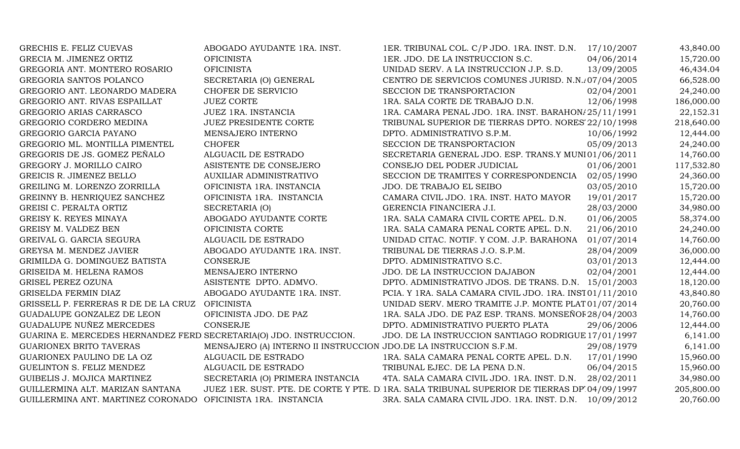| | | | | |
|---|---|---|---|---|
| GRECHIS E. FELIZ CUEVAS | ABOGADO AYUDANTE 1RA. INST. | 1ER. TRIBUNAL COL. C/P JDO. 1RA. INST. D.N. | 17/10/2007 | 43,840.00 |
| GRECIA M. JIMENEZ ORTIZ | OFICINISTA | 1ER. JDO. DE LA INSTRUCCION S.C. | 04/06/2014 | 15,720.00 |
| GREGORIA ANT. MONTERO ROSARIO | OFICINISTA | UNIDAD SERV. A LA INSTRUCCION J.P. S.D. | 13/09/2005 | 46,434.04 |
| GREGORIA SANTOS POLANCO | SECRETARIA (O) GENERAL | CENTRO DE SERVICIOS COMUNES JURISD. N.N.A | 07/04/2005 | 66,528.00 |
| GREGORIO ANT. LEONARDO MADERA | CHOFER DE SERVICIO | SECCION DE TRANSPORTACION | 02/04/2001 | 24,240.00 |
| GREGORIO ANT. RIVAS ESPAILLAT | JUEZ CORTE | 1RA. SALA CORTE DE TRABAJO D.N. | 12/06/1998 | 186,000.00 |
| GREGORIO ARIAS CARRASCO | JUEZ 1RA. INSTANCIA | 1RA. CAMARA PENAL JDO. 1RA. INST. BARAHONA | 25/11/1991 | 22,152.31 |
| GREGORIO CORDERO MEDINA | JUEZ PRESIDENTE CORTE | TRIBUNAL SUPERIOR DE TIERRAS DPTO. NORES | 22/10/1998 | 218,640.00 |
| GREGORIO GARCIA PAYANO | MENSAJERO INTERNO | DPTO. ADMINISTRATIVO S.P.M. | 10/06/1992 | 12,444.00 |
| GREGORIO ML. MONTILLA PIMENTEL | CHOFER | SECCION DE TRANSPORTACION | 05/09/2013 | 24,240.00 |
| GREGORIS DE JS. GOMEZ PEÑALO | ALGUACIL DE ESTRADO | SECRETARIA GENERAL JDO. ESP. TRANS.Y MUNI | 01/06/2011 | 14,760.00 |
| GREGORY J. MORILLO CAIRO | ASISTENTE DE CONSEJERO | CONSEJO DEL PODER JUDICIAL | 01/06/2001 | 117,532.80 |
| GREICIS R. JIMENEZ BELLO | AUXILIAR ADMINISTRATIVO | SECCION DE TRAMITES Y CORRESPONDENCIA | 02/05/1990 | 24,360.00 |
| GREILING M. LORENZO ZORRILLA | OFICINISTA 1RA. INSTANCIA | JDO. DE TRABAJO EL SEIBO | 03/05/2010 | 15,720.00 |
| GREINNY B. HENRIQUEZ SANCHEZ | OFICINISTA 1RA. INSTANCIA | CAMARA CIVIL JDO. 1RA. INST. HATO MAYOR | 19/01/2017 | 15,720.00 |
| GREISI C. PERALTA ORTIZ | SECRETARIA (O) | GERENCIA FINANCIERA J.I. | 28/03/2000 | 34,980.00 |
| GREISY K. REYES MINAYA | ABOGADO AYUDANTE CORTE | 1RA. SALA CAMARA CIVIL CORTE APEL. D.N. | 01/06/2005 | 58,374.00 |
| GREISY M. VALDEZ BEN | OFICINISTA CORTE | 1RA. SALA CAMARA PENAL CORTE APEL. D.N. | 21/06/2010 | 24,240.00 |
| GREIVAL G. GARCIA SEGURA | ALGUACIL DE ESTRADO | UNIDAD CITAC. NOTIF. Y COM. J.P. BARAHONA | 01/07/2014 | 14,760.00 |
| GREYSA M. MENDEZ JAVIER | ABOGADO AYUDANTE 1RA. INST. | TRIBUNAL DE TIERRAS J.O. S.P.M. | 28/04/2009 | 36,000.00 |
| GRIMILDA G. DOMINGUEZ BATISTA | CONSERJE | DPTO. ADMINISTRATIVO S.C. | 03/01/2013 | 12,444.00 |
| GRISEIDA M. HELENA RAMOS | MENSAJERO INTERNO | JDO. DE LA INSTRUCCION DAJABON | 02/04/2001 | 12,444.00 |
| GRISEL PEREZ OZUNA | ASISTENTE DPTO. ADMVO. | DPTO. ADMINISTRATIVO JDOS. DE TRANS. D.N. | 15/01/2003 | 18,120.00 |
| GRISELDA FERMIN DIAZ | ABOGADO AYUDANTE 1RA. INST. | PCIA. Y 1RA. SALA CAMARA CIVIL JDO. 1RA. INST | 01/11/2010 | 43,840.80 |
| GRISSELL P. FERRERAS R DE DE LA CRUZ | OFICINISTA | UNIDAD SERV. MERO TRAMITE J.P. MONTE PLAT | 01/07/2014 | 20,760.00 |
| GUADALUPE GONZALEZ DE LEON | OFICINISTA JDO. DE PAZ | 1RA. SALA JDO. DE PAZ ESP. TRANS. MONSEÑOR | 28/04/2003 | 14,760.00 |
| GUADALUPE NUÑEZ MERCEDES | CONSERJE | DPTO. ADMINISTRATIVO PUERTO PLATA | 29/06/2006 | 12,444.00 |
| GUARINA E. MERCEDES HERNANDEZ FERD | SECRETARIA(O) JDO. INSTRUCCION. | JDO. DE LA INSTRUCCION SANTIAGO RODRIGUE | 17/01/1997 | 6,141.00 |
| GUARIONEX BRITO TAVERAS | MENSAJERO (A) INTERNO II INSTRUCCION | JDO.DE LA INSTRUCCION S.F.M. | 29/08/1979 | 6,141.00 |
| GUARIONEX PAULINO DE LA OZ | ALGUACIL DE ESTRADO | 1RA. SALA CAMARA PENAL CORTE APEL. D.N. | 17/01/1990 | 15,960.00 |
| GUELINTON S. FELIZ MENDEZ | ALGUACIL DE ESTRADO | TRIBUNAL EJEC. DE LA PENA D.N. | 06/04/2015 | 15,960.00 |
| GUIBELIS J. MOJICA MARTINEZ | SECRETARIA (O) PRIMERA INSTANCIA | 4TA. SALA CAMARA CIVIL JDO. 1RA. INST. D.N. | 28/02/2011 | 34,980.00 |
| GUILLERMINA ALT. MARIZAN SANTANA | JUEZ 1ER. SUST. PTE. DE CORTE Y PTE. D | 1RA. SALA TRIBUNAL SUPERIOR DE TIERRAS DP | 04/09/1997 | 205,800.00 |
| GUILLERMINA ANT. MARTINEZ CORONADO | OFICINISTA 1RA. INSTANCIA | 3RA. SALA CAMARA CIVIL JDO. 1RA. INST. D.N. | 10/09/2012 | 20,760.00 |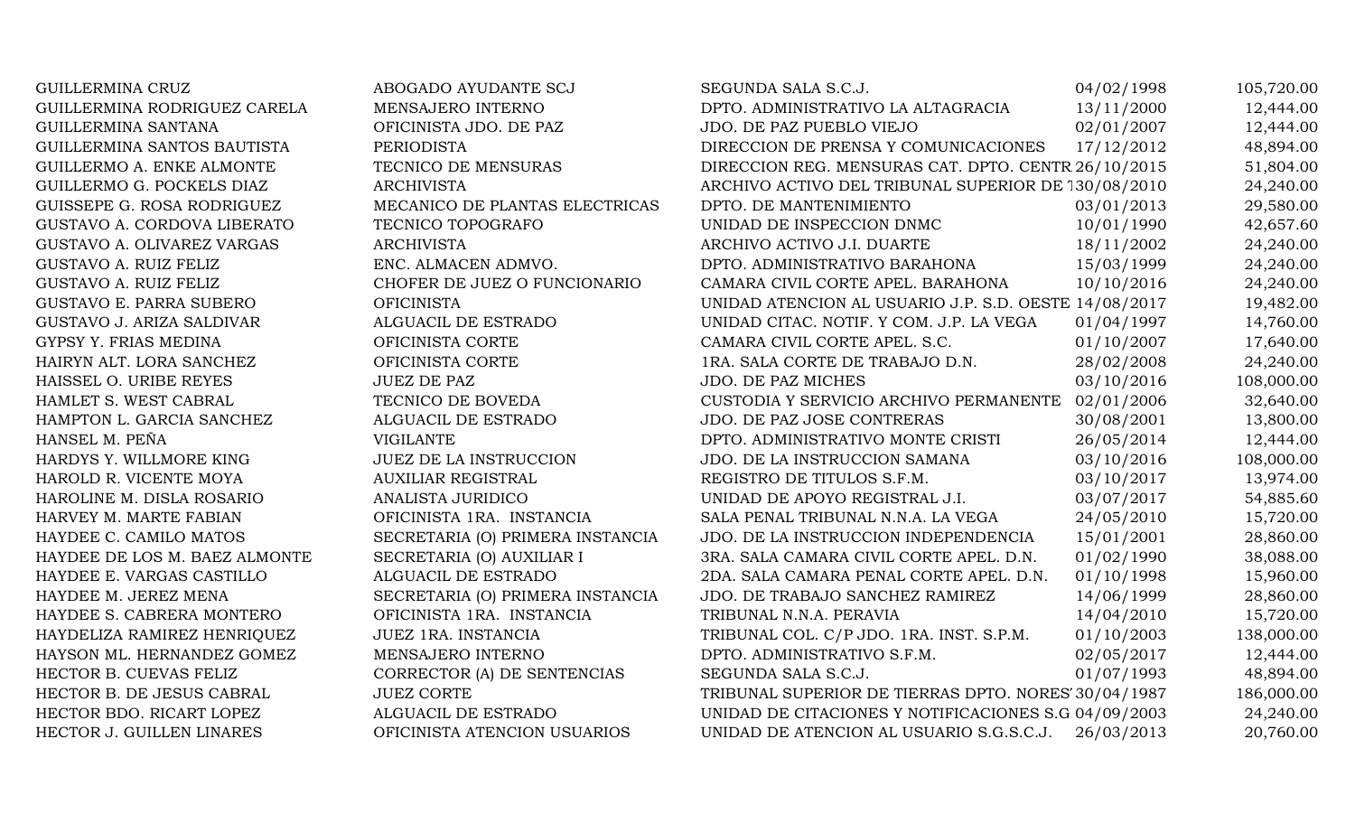| | | | | |
|---|---|---|---|---|
| GUILLERMINA CRUZ | ABOGADO AYUDANTE SCJ | SEGUNDA SALA S.C.J. | 04/02/1998 | 105,720.00 |
| GUILLERMINA RODRIGUEZ CARELA | MENSAJERO INTERNO | DPTO. ADMINISTRATIVO LA ALTAGRACIA | 13/11/2000 | 12,444.00 |
| GUILLERMINA SANTANA | OFICINISTA JDO. DE PAZ | JDO. DE PAZ PUEBLO VIEJO | 02/01/2007 | 12,444.00 |
| GUILLERMINA SANTOS BAUTISTA | PERIODISTA | DIRECCION DE PRENSA Y COMUNICACIONES | 17/12/2012 | 48,894.00 |
| GUILLERMO A. ENKE ALMONTE | TECNICO DE MENSURAS | DIRECCION REG. MENSURAS CAT. DPTO. CENTR | 26/10/2015 | 51,804.00 |
| GUILLERMO G. POCKELS DIAZ | ARCHIVISTA | ARCHIVO ACTIVO DEL TRIBUNAL SUPERIOR DE T | 30/08/2010 | 24,240.00 |
| GUISSEPE G. ROSA RODRIGUEZ | MECANICO DE PLANTAS ELECTRICAS | DPTO. DE MANTENIMIENTO | 03/01/2013 | 29,580.00 |
| GUSTAVO A. CORDOVA LIBERATO | TECNICO TOPOGRAFO | UNIDAD DE INSPECCION DNMC | 10/01/1990 | 42,657.60 |
| GUSTAVO A. OLIVAREZ VARGAS | ARCHIVISTA | ARCHIVO ACTIVO J.I. DUARTE | 18/11/2002 | 24,240.00 |
| GUSTAVO A. RUIZ FELIZ | ENC. ALMACEN ADMVO. | DPTO. ADMINISTRATIVO BARAHONA | 15/03/1999 | 24,240.00 |
| GUSTAVO A. RUIZ FELIZ | CHOFER DE JUEZ O FUNCIONARIO | CAMARA CIVIL CORTE APEL. BARAHONA | 10/10/2016 | 24,240.00 |
| GUSTAVO E. PARRA SUBERO | OFICINISTA | UNIDAD ATENCION AL USUARIO J.P. S.D. OESTE | 14/08/2017 | 19,482.00 |
| GUSTAVO J. ARIZA SALDIVAR | ALGUACIL DE ESTRADO | UNIDAD CITAC. NOTIF. Y COM. J.P. LA VEGA | 01/04/1997 | 14,760.00 |
| GYPSY Y. FRIAS MEDINA | OFICINISTA CORTE | CAMARA CIVIL CORTE APEL. S.C. | 01/10/2007 | 17,640.00 |
| HAIRYN ALT. LORA SANCHEZ | OFICINISTA CORTE | 1RA. SALA CORTE DE TRABAJO D.N. | 28/02/2008 | 24,240.00 |
| HAISSEL O. URIBE REYES | JUEZ DE PAZ | JDO. DE PAZ MICHES | 03/10/2016 | 108,000.00 |
| HAMLET S. WEST CABRAL | TECNICO DE BOVEDA | CUSTODIA Y SERVICIO ARCHIVO PERMANENTE | 02/01/2006 | 32,640.00 |
| HAMPTON L. GARCIA SANCHEZ | ALGUACIL DE ESTRADO | JDO. DE PAZ JOSE CONTRERAS | 30/08/2001 | 13,800.00 |
| HANSEL M. PEÑA | VIGILANTE | DPTO. ADMINISTRATIVO MONTE CRISTI | 26/05/2014 | 12,444.00 |
| HARDYS Y. WILLMORE KING | JUEZ DE LA INSTRUCCION | JDO. DE LA INSTRUCCION SAMANA | 03/10/2016 | 108,000.00 |
| HAROLD R. VICENTE MOYA | AUXILIAR REGISTRAL | REGISTRO DE TITULOS S.F.M. | 03/10/2017 | 13,974.00 |
| HAROLINE M. DISLA ROSARIO | ANALISTA JURIDICO | UNIDAD DE APOYO REGISTRAL J.I. | 03/07/2017 | 54,885.60 |
| HARVEY M. MARTE FABIAN | OFICINISTA 1RA. INSTANCIA | SALA PENAL TRIBUNAL N.N.A. LA VEGA | 24/05/2010 | 15,720.00 |
| HAYDEE C. CAMILO MATOS | SECRETARIA (O) PRIMERA INSTANCIA | JDO. DE LA INSTRUCCION INDEPENDENCIA | 15/01/2001 | 28,860.00 |
| HAYDEE DE LOS M. BAEZ ALMONTE | SECRETARIA (O) AUXILIAR I | 3RA. SALA CAMARA CIVIL CORTE APEL. D.N. | 01/02/1990 | 38,088.00 |
| HAYDEE E. VARGAS CASTILLO | ALGUACIL DE ESTRADO | 2DA. SALA CAMARA PENAL CORTE APEL. D.N. | 01/10/1998 | 15,960.00 |
| HAYDEE M. JEREZ MENA | SECRETARIA (O) PRIMERA INSTANCIA | JDO. DE TRABAJO SANCHEZ RAMIREZ | 14/06/1999 | 28,860.00 |
| HAYDEE S. CABRERA MONTERO | OFICINISTA 1RA. INSTANCIA | TRIBUNAL N.N.A. PERAVIA | 14/04/2010 | 15,720.00 |
| HAYDELIZA RAMIREZ HENRIQUEZ | JUEZ 1RA. INSTANCIA | TRIBUNAL COL. C/P JDO. 1RA. INST. S.P.M. | 01/10/2003 | 138,000.00 |
| HAYSON ML. HERNANDEZ GOMEZ | MENSAJERO INTERNO | DPTO. ADMINISTRATIVO S.F.M. | 02/05/2017 | 12,444.00 |
| HECTOR B. CUEVAS FELIZ | CORRECTOR (A) DE SENTENCIAS | SEGUNDA SALA S.C.J. | 01/07/1993 | 48,894.00 |
| HECTOR B. DE JESUS CABRAL | JUEZ CORTE | TRIBUNAL SUPERIOR DE TIERRAS DPTO. NORES' | 30/04/1987 | 186,000.00 |
| HECTOR BDO. RICART LOPEZ | ALGUACIL DE ESTRADO | UNIDAD DE CITACIONES Y NOTIFICACIONES S.G | 04/09/2003 | 24,240.00 |
| HECTOR J. GUILLEN LINARES | OFICINISTA ATENCION USUARIOS | UNIDAD DE ATENCION AL USUARIO S.G.S.C.J. | 26/03/2013 | 20,760.00 |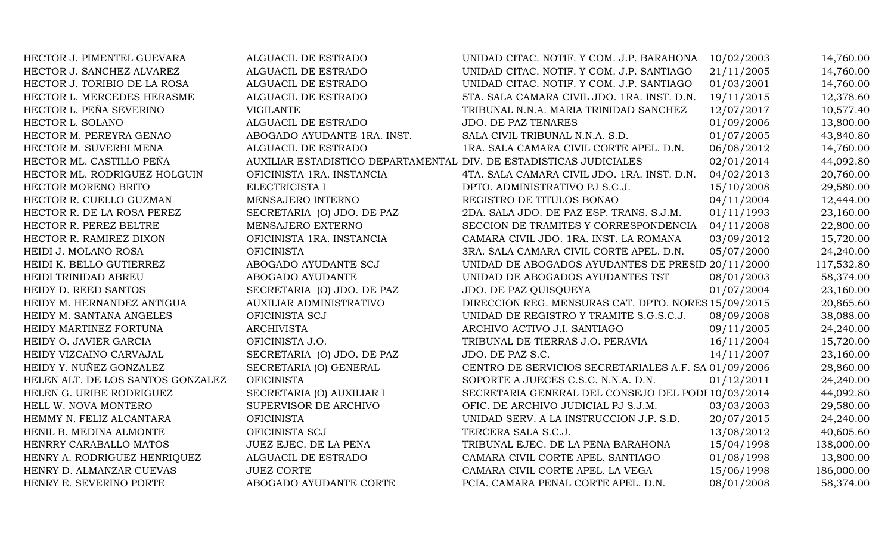| | | | | |
|---|---|---|---|---|
| HECTOR J. PIMENTEL GUEVARA | ALGUACIL DE ESTRADO | UNIDAD CITAC. NOTIF. Y COM. J.P. BARAHONA | 10/02/2003 | 14,760.00 |
| HECTOR J. SANCHEZ ALVAREZ | ALGUACIL DE ESTRADO | UNIDAD CITAC. NOTIF. Y COM. J.P. SANTIAGO | 21/11/2005 | 14,760.00 |
| HECTOR J. TORIBIO DE LA ROSA | ALGUACIL DE ESTRADO | UNIDAD CITAC. NOTIF. Y COM. J.P. SANTIAGO | 01/03/2001 | 14,760.00 |
| HECTOR L. MERCEDES HERASME | ALGUACIL DE ESTRADO | 5TA. SALA CAMARA CIVIL JDO. 1RA. INST. D.N. | 19/11/2015 | 12,378.60 |
| HECTOR L. PEÑA SEVERINO | VIGILANTE | TRIBUNAL N.N.A. MARIA TRINIDAD SANCHEZ | 12/07/2017 | 10,577.40 |
| HECTOR L. SOLANO | ALGUACIL DE ESTRADO | JDO. DE PAZ TENARES | 01/09/2006 | 13,800.00 |
| HECTOR M. PEREYRA GENAO | ABOGADO AYUDANTE 1RA. INST. | SALA CIVIL TRIBUNAL N.N.A. S.D. | 01/07/2005 | 43,840.80 |
| HECTOR M. SUVERBI MENA | ALGUACIL DE ESTRADO | 1RA. SALA CAMARA CIVIL CORTE APEL. D.N. | 06/08/2012 | 14,760.00 |
| HECTOR ML. CASTILLO PEÑA | AUXILIAR ESTADISTICO DEPARTAMENTAL | DIV. DE ESTADISTICAS JUDICIALES | 02/01/2014 | 44,092.80 |
| HECTOR ML. RODRIGUEZ HOLGUIN | OFICINISTA 1RA. INSTANCIA | 4TA. SALA CAMARA CIVIL JDO. 1RA. INST. D.N. | 04/02/2013 | 20,760.00 |
| HECTOR MORENO BRITO | ELECTRICISTA I | DPTO. ADMINISTRATIVO PJ S.C.J. | 15/10/2008 | 29,580.00 |
| HECTOR R. CUELLO GUZMAN | MENSAJERO INTERNO | REGISTRO DE TITULOS BONAO | 04/11/2004 | 12,444.00 |
| HECTOR R. DE LA ROSA PEREZ | SECRETARIA (O) JDO. DE PAZ | 2DA. SALA JDO. DE PAZ ESP. TRANS. S.J.M. | 01/11/1993 | 23,160.00 |
| HECTOR R. PEREZ BELTRE | MENSAJERO EXTERNO | SECCION DE TRAMITES Y CORRESPONDENCIA | 04/11/2008 | 22,800.00 |
| HECTOR R. RAMIREZ DIXON | OFICINISTA 1RA. INSTANCIA | CAMARA CIVIL JDO. 1RA. INST. LA ROMANA | 03/09/2012 | 15,720.00 |
| HEIDI J. MOLANO ROSA | OFICINISTA | 3RA. SALA CAMARA CIVIL CORTE APEL. D.N. | 05/07/2000 | 24,240.00 |
| HEIDI K. BELLO GUTIERREZ | ABOGADO AYUDANTE SCJ | UNIDAD DE ABOGADOS AYUDANTES DE PRESID | 20/11/2000 | 117,532.80 |
| HEIDI TRINIDAD ABREU | ABOGADO AYUDANTE | UNIDAD DE ABOGADOS AYUDANTES TST | 08/01/2003 | 58,374.00 |
| HEIDY D. REED SANTOS | SECRETARIA (O) JDO. DE PAZ | JDO. DE PAZ QUISQUEYA | 01/07/2004 | 23,160.00 |
| HEIDY M. HERNANDEZ ANTIGUA | AUXILIAR ADMINISTRATIVO | DIRECCION REG. MENSURAS CAT. DPTO. NORES | 15/09/2015 | 20,865.60 |
| HEIDY M. SANTANA ANGELES | OFICINISTA SCJ | UNIDAD DE REGISTRO Y TRAMITE S.G.S.C.J. | 08/09/2008 | 38,088.00 |
| HEIDY MARTINEZ FORTUNA | ARCHIVISTA | ARCHIVO ACTIVO J.I. SANTIAGO | 09/11/2005 | 24,240.00 |
| HEIDY O. JAVIER GARCIA | OFICINISTA J.O. | TRIBUNAL DE TIERRAS J.O. PERAVIA | 16/11/2004 | 15,720.00 |
| HEIDY VIZCAINO CARVAJAL | SECRETARIA (O) JDO. DE PAZ | JDO. DE PAZ S.C. | 14/11/2007 | 23,160.00 |
| HEIDY Y. NUÑEZ GONZALEZ | SECRETARIA (O) GENERAL | CENTRO DE SERVICIOS SECRETARIALES A.F. SA | 01/09/2006 | 28,860.00 |
| HELEN ALT. DE LOS SANTOS GONZALEZ | OFICINISTA | SOPORTE A JUECES C.S.C. N.N.A. D.N. | 01/12/2011 | 24,240.00 |
| HELEN G. URIBE RODRIGUEZ | SECRETARIA (O) AUXILIAR I | SECRETARIA GENERAL DEL CONSEJO DEL PODE | 10/03/2014 | 44,092.80 |
| HELL W. NOVA MONTERO | SUPERVISOR DE ARCHIVO | OFIC. DE ARCHIVO JUDICIAL PJ S.J.M. | 03/03/2003 | 29,580.00 |
| HEMMY N. FELIZ ALCANTARA | OFICINISTA | UNIDAD SERV. A LA INSTRUCCION J.P. S.D. | 20/07/2015 | 24,240.00 |
| HENIL B. MEDINA ALMONTE | OFICINISTA SCJ | TERCERA SALA S.C.J. | 13/08/2012 | 40,605.60 |
| HENRRY CARABALLO MATOS | JUEZ EJEC. DE LA PENA | TRIBUNAL EJEC. DE LA PENA BARAHONA | 15/04/1998 | 138,000.00 |
| HENRY A. RODRIGUEZ HENRIQUEZ | ALGUACIL DE ESTRADO | CAMARA CIVIL CORTE APEL. SANTIAGO | 01/08/1998 | 13,800.00 |
| HENRY D. ALMANZAR CUEVAS | JUEZ CORTE | CAMARA CIVIL CORTE APEL. LA VEGA | 15/06/1998 | 186,000.00 |
| HENRY E. SEVERINO PORTE | ABOGADO AYUDANTE CORTE | PCIA. CAMARA PENAL CORTE APEL. D.N. | 08/01/2008 | 58,374.00 |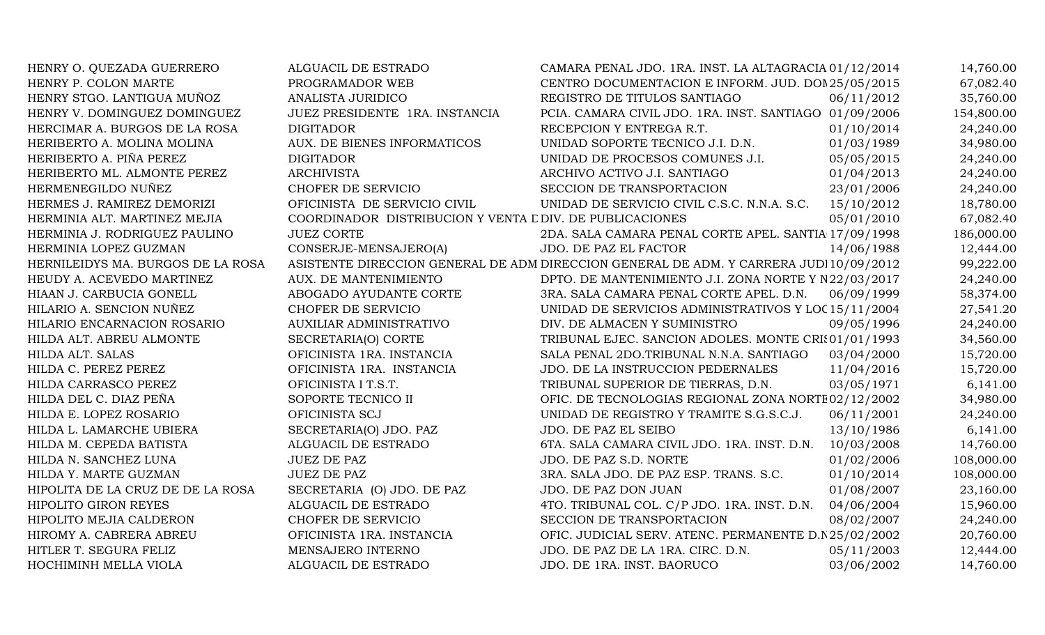| | | | | |
|---|---|---|---|---|
| HENRY O. QUEZADA GUERRERO | ALGUACIL DE ESTRADO | CAMARA PENAL JDO. 1RA. INST. LA ALTAGRACIA | 01/12/2014 | 14,760.00 |
| HENRY P. COLON MARTE | PROGRAMADOR WEB | CENTRO DOCUMENTACION E INFORM. JUD. DOM | 25/05/2015 | 67,082.40 |
| HENRY STGO. LANTIGUA MUÑOZ | ANALISTA JURIDICO | REGISTRO DE TITULOS SANTIAGO | 06/11/2012 | 35,760.00 |
| HENRY V. DOMINGUEZ DOMINGUEZ | JUEZ PRESIDENTE 1RA. INSTANCIA | PCIA. CAMARA CIVIL JDO. 1RA. INST. SANTIAGO | 01/09/2006 | 154,800.00 |
| HERCIMAR A. BURGOS DE LA ROSA | DIGITADOR | RECEPCION Y ENTREGA R.T. | 01/10/2014 | 24,240.00 |
| HERIBERTO A. MOLINA MOLINA | AUX. DE BIENES INFORMATICOS | UNIDAD SOPORTE TECNICO J.I. D.N. | 01/03/1989 | 34,980.00 |
| HERIBERTO A. PIÑA PEREZ | DIGITADOR | UNIDAD DE PROCESOS COMUNES J.I. | 05/05/2015 | 24,240.00 |
| HERIBERTO ML. ALMONTE PEREZ | ARCHIVISTA | ARCHIVO ACTIVO J.I. SANTIAGO | 01/04/2013 | 24,240.00 |
| HERMENEGILDO NUÑEZ | CHOFER DE SERVICIO | SECCION DE TRANSPORTACION | 23/01/2006 | 24,240.00 |
| HERMES J. RAMIREZ DEMORIZI | OFICINISTA DE SERVICIO CIVIL | UNIDAD DE SERVICIO CIVIL C.S.C. N.N.A. S.C. | 15/10/2012 | 18,780.00 |
| HERMINIA ALT. MARTINEZ MEJIA | COORDINADOR DISTRIBUCION Y VENTA D | DIV. DE PUBLICACIONES | 05/01/2010 | 67,082.40 |
| HERMINIA J. RODRIGUEZ PAULINO | JUEZ CORTE | 2DA. SALA CAMARA PENAL CORTE APEL. SANTIA | 17/09/1998 | 186,000.00 |
| HERMINIA LOPEZ GUZMAN | CONSERJE-MENSAJERO(A) | JDO. DE PAZ EL FACTOR | 14/06/1988 | 12,444.00 |
| HERNILEIDYS MA. BURGOS DE LA ROSA | ASISTENTE DIRECCION GENERAL DE ADM | DIRECCION GENERAL DE ADM. Y CARRERA JUDI | 10/09/2012 | 99,222.00 |
| HEUDY A. ACEVEDO MARTINEZ | AUX. DE MANTENIMIENTO | DPTO. DE MANTENIMIENTO J.I. ZONA NORTE Y N | 22/03/2017 | 24,240.00 |
| HIAAN J. CARBUCIA GONELL | ABOGADO AYUDANTE CORTE | 3RA. SALA CAMARA PENAL CORTE APEL. D.N. | 06/09/1999 | 58,374.00 |
| HILARIO A. SENCION NUÑEZ | CHOFER DE SERVICIO | UNIDAD DE SERVICIOS ADMINISTRATIVOS Y LOC | 15/11/2004 | 27,541.20 |
| HILARIO ENCARNACION ROSARIO | AUXILIAR ADMINISTRATIVO | DIV. DE ALMACEN Y SUMINISTRO | 09/05/1996 | 24,240.00 |
| HILDA ALT. ABREU ALMONTE | SECRETARIA(O) CORTE | TRIBUNAL EJEC. SANCION ADOLES. MONTE CRIS | 01/01/1993 | 34,560.00 |
| HILDA ALT. SALAS | OFICINISTA 1RA. INSTANCIA | SALA PENAL 2DO.TRIBUNAL N.N.A. SANTIAGO | 03/04/2000 | 15,720.00 |
| HILDA C. PEREZ PEREZ | OFICINISTA 1RA. INSTANCIA | JDO. DE LA INSTRUCCION PEDERNALES | 11/04/2016 | 15,720.00 |
| HILDA CARRASCO PEREZ | OFICINISTA I T.S.T. | TRIBUNAL SUPERIOR DE TIERRAS, D.N. | 03/05/1971 | 6,141.00 |
| HILDA DEL C. DIAZ PEÑA | SOPORTE TECNICO II | OFIC. DE TECNOLOGIAS REGIONAL ZONA NORTE | 02/12/2002 | 34,980.00 |
| HILDA E. LOPEZ ROSARIO | OFICINISTA SCJ | UNIDAD DE REGISTRO Y TRAMITE S.G.S.C.J. | 06/11/2001 | 24,240.00 |
| HILDA L. LAMARCHE UBIERA | SECRETARIA(O) JDO. PAZ | JDO. DE PAZ EL SEIBO | 13/10/1986 | 6,141.00 |
| HILDA M. CEPEDA BATISTA | ALGUACIL DE ESTRADO | 6TA. SALA CAMARA CIVIL JDO. 1RA. INST. D.N. | 10/03/2008 | 14,760.00 |
| HILDA N. SANCHEZ LUNA | JUEZ DE PAZ | JDO. DE PAZ S.D. NORTE | 01/02/2006 | 108,000.00 |
| HILDA Y. MARTE GUZMAN | JUEZ DE PAZ | 3RA. SALA JDO. DE PAZ ESP. TRANS. S.C. | 01/10/2014 | 108,000.00 |
| HIPOLITA DE LA CRUZ DE DE LA ROSA | SECRETARIA (O) JDO. DE PAZ | JDO. DE PAZ DON JUAN | 01/08/2007 | 23,160.00 |
| HIPOLITO GIRON REYES | ALGUACIL DE ESTRADO | 4TO. TRIBUNAL COL. C/P JDO. 1RA. INST. D.N. | 04/06/2004 | 15,960.00 |
| HIPOLITO MEJIA CALDERON | CHOFER DE SERVICIO | SECCION DE TRANSPORTACION | 08/02/2007 | 24,240.00 |
| HIROMY A. CABRERA ABREU | OFICINISTA 1RA. INSTANCIA | OFIC. JUDICIAL SERV. ATENC. PERMANENTE D.N | 25/02/2002 | 20,760.00 |
| HITLER T. SEGURA FELIZ | MENSAJERO INTERNO | JDO. DE PAZ DE LA 1RA. CIRC. D.N. | 05/11/2003 | 12,444.00 |
| HOCHIMINH MELLA VIOLA | ALGUACIL DE ESTRADO | JDO. DE 1RA. INST. BAORUCO | 03/06/2002 | 14,760.00 |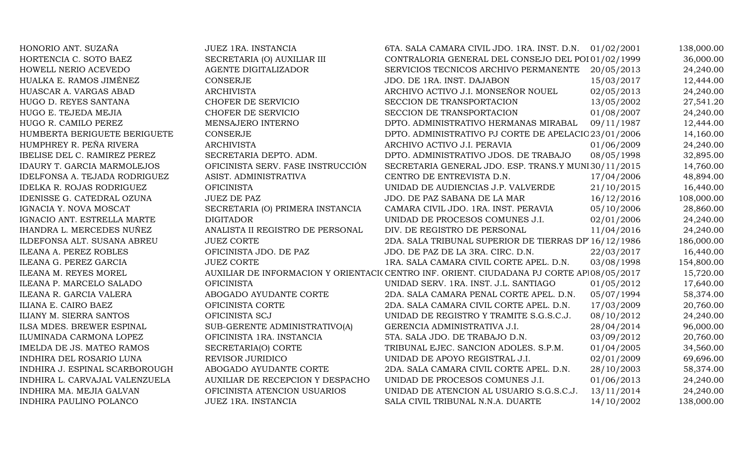| | | | | |
|---|---|---|---|---|
| HONORIO ANT. SUZAÑA | JUEZ 1RA. INSTANCIA | 6TA. SALA CAMARA CIVIL JDO. 1RA. INST. D.N. | 01/02/2001 | 138,000.00 |
| HORTENCIA C. SOTO BAEZ | SECRETARIA (O) AUXILIAR III | CONTRALORIA GENERAL DEL CONSEJO DEL POI | 01/02/1999 | 36,000.00 |
| HOWELL NERIO ACEVEDO | AGENTE DIGITALIZADOR | SERVICIOS TECNICOS ARCHIVO PERMANENTE | 20/05/2013 | 24,240.00 |
| HUALKA E. RAMOS JIMÉNEZ | CONSERJE | JDO. DE 1RA. INST. DAJABON | 15/03/2017 | 12,444.00 |
| HUASCAR A. VARGAS ABAD | ARCHIVISTA | ARCHIVO ACTIVO J.I. MONSEÑOR NOUEL | 02/05/2013 | 24,240.00 |
| HUGO D. REYES SANTANA | CHOFER DE SERVICIO | SECCION DE TRANSPORTACION | 13/05/2002 | 27,541.20 |
| HUGO E. TEJEDA MEJIA | CHOFER DE SERVICIO | SECCION DE TRANSPORTACION | 01/08/2007 | 24,240.00 |
| HUGO R. CAMILO PEREZ | MENSAJERO INTERNO | DPTO. ADMINISTRATIVO HERMANAS MIRABAL | 09/11/1987 | 12,444.00 |
| HUMBERTA BERIGUETE BERIGUETE | CONSERJE | DPTO. ADMINISTRATIVO PJ CORTE DE APELACIO | 23/01/2006 | 14,160.00 |
| HUMPHREY R. PEÑA RIVERA | ARCHIVISTA | ARCHIVO ACTIVO J.I. PERAVIA | 01/06/2009 | 24,240.00 |
| IBELISE DEL C. RAMIREZ PEREZ | SECRETARIA DEPTO. ADM. | DPTO. ADMINISTRATIVO JDOS. DE TRABAJO | 08/05/1998 | 32,895.00 |
| IDAURY T. GARCIA MARMOLEJOS | OFICINISTA SERV. FASE INSTRUCCIÓN | SECRETARIA GENERAL JDO. ESP. TRANS.Y MUNI | 30/11/2015 | 14,760.00 |
| IDELFONSA A. TEJADA RODRIGUEZ | ASIST. ADMINISTRATIVA | CENTRO DE ENTREVISTA D.N. | 17/04/2006 | 48,894.00 |
| IDELKA R. ROJAS RODRIGUEZ | OFICINISTA | UNIDAD DE AUDIENCIAS J.P. VALVERDE | 21/10/2015 | 16,440.00 |
| IDENISSE G. CATEDRAL OZUNA | JUEZ DE PAZ | JDO. DE PAZ SABANA DE LA MAR | 16/12/2016 | 108,000.00 |
| IGNACIA Y. NOVA MOSCAT | SECRETARIA (O) PRIMERA INSTANCIA | CAMARA CIVIL JDO. 1RA. INST. PERAVIA | 05/10/2006 | 28,860.00 |
| IGNACIO ANT. ESTRELLA MARTE | DIGITADOR | UNIDAD DE PROCESOS COMUNES J.I. | 02/01/2006 | 24,240.00 |
| IHANDRA L. MERCEDES NUÑEZ | ANALISTA II REGISTRO DE PERSONAL | DIV. DE REGISTRO DE PERSONAL | 11/04/2016 | 24,240.00 |
| ILDEFONSA ALT. SUSANA ABREU | JUEZ CORTE | 2DA. SALA TRIBUNAL SUPERIOR DE TIERRAS DP | 16/12/1986 | 186,000.00 |
| ILEANA A. PEREZ ROBLES | OFICINISTA JDO. DE PAZ | JDO. DE PAZ DE LA 3RA. CIRC. D.N. | 22/03/2017 | 16,440.00 |
| ILEANA G. PEREZ GARCIA | JUEZ CORTE | 1RA. SALA CAMARA CIVIL CORTE APEL. D.N. | 03/08/1998 | 154,800.00 |
| ILEANA M. REYES MOREL | AUXILIAR DE INFORMACION Y ORIENTACI | CENTRO INF. ORIENT. CIUDADANA PJ CORTE AP | 08/05/2017 | 15,720.00 |
| ILEANA P. MARCELO SALADO | OFICINISTA | UNIDAD SERV. 1RA. INST. J.L. SANTIAGO | 01/05/2012 | 17,640.00 |
| ILEANA R. GARCIA VALERA | ABOGADO AYUDANTE CORTE | 2DA. SALA CAMARA PENAL CORTE APEL. D.N. | 05/07/1994 | 58,374.00 |
| ILIANA E. CAIRO BAEZ | OFICINISTA CORTE | 2DA. SALA CAMARA CIVIL CORTE APEL. D.N. | 17/03/2009 | 20,760.00 |
| ILIANY M. SIERRA SANTOS | OFICINISTA SCJ | UNIDAD DE REGISTRO Y TRAMITE S.G.S.C.J. | 08/10/2012 | 24,240.00 |
| ILSA MDES. BREWER ESPINAL | SUB-GERENTE ADMINISTRATIVO(A) | GERENCIA ADMINISTRATIVA J.I. | 28/04/2014 | 96,000.00 |
| ILUMINADA CARMONA LOPEZ | OFICINISTA 1RA. INSTANCIA | 5TA. SALA JDO. DE TRABAJO D.N. | 03/09/2012 | 20,760.00 |
| IMELDA DE JS. MATEO RAMOS | SECRETARIA(O) CORTE | TRIBUNAL EJEC. SANCION ADOLES. S.P.M. | 01/04/2005 | 34,560.00 |
| INDHIRA DEL ROSARIO LUNA | REVISOR JURIDICO | UNIDAD DE APOYO REGISTRAL J.I. | 02/01/2009 | 69,696.00 |
| INDHIRA J. ESPINAL SCARBOROUGH | ABOGADO AYUDANTE CORTE | 2DA. SALA CAMARA CIVIL CORTE APEL. D.N. | 28/10/2003 | 58,374.00 |
| INDHIRA L. CARVAJAL VALENZUELA | AUXILIAR DE RECEPCION Y DESPACHO | UNIDAD DE PROCESOS COMUNES J.I. | 01/06/2013 | 24,240.00 |
| INDHIRA MA. MEJIA GALVAN | OFICINISTA ATENCION USUARIOS | UNIDAD DE ATENCION AL USUARIO S.G.S.C.J. | 13/11/2014 | 24,240.00 |
| INDHIRA PAULINO POLANCO | JUEZ 1RA. INSTANCIA | SALA CIVIL TRIBUNAL N.N.A. DUARTE | 14/10/2002 | 138,000.00 |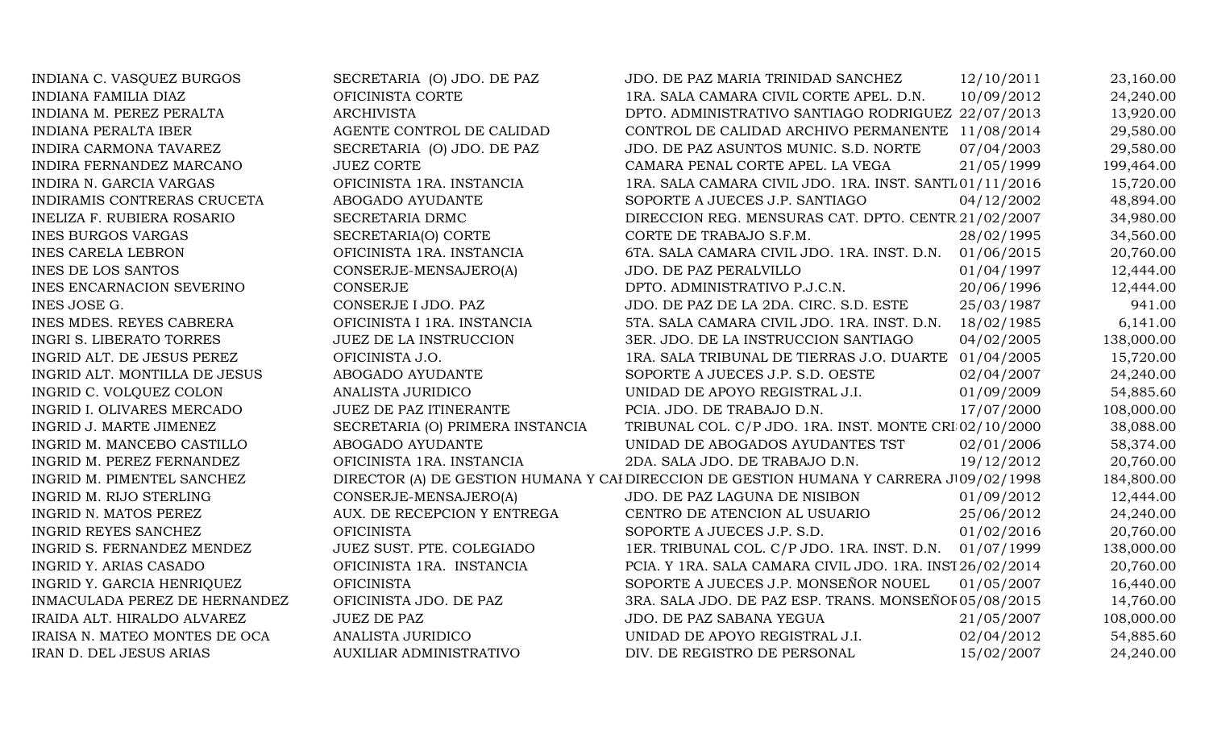| | | | | |
|---|---|---|---|---|
| INDIANA C. VASQUEZ BURGOS | SECRETARIA (O) JDO. DE PAZ | JDO. DE PAZ MARIA TRINIDAD SANCHEZ | 12/10/2011 | 23,160.00 |
| INDIANA FAMILIA DIAZ | OFICINISTA CORTE | 1RA. SALA CAMARA CIVIL CORTE APEL. D.N. | 10/09/2012 | 24,240.00 |
| INDIANA M. PEREZ PERALTA | ARCHIVISTA | DPTO. ADMINISTRATIVO SANTIAGO RODRIGUEZ | 22/07/2013 | 13,920.00 |
| INDIANA PERALTA IBER | AGENTE CONTROL DE CALIDAD | CONTROL DE CALIDAD ARCHIVO PERMANENTE | 11/08/2014 | 29,580.00 |
| INDIRA CARMONA TAVAREZ | SECRETARIA (O) JDO. DE PAZ | JDO. DE PAZ ASUNTOS MUNIC. S.D. NORTE | 07/04/2003 | 29,580.00 |
| INDIRA FERNANDEZ MARCANO | JUEZ CORTE | CAMARA PENAL CORTE APEL. LA VEGA | 21/05/1999 | 199,464.00 |
| INDIRA N. GARCIA VARGAS | OFICINISTA 1RA. INSTANCIA | 1RA. SALA CAMARA CIVIL JDO. 1RA. INST. SANTI | 01/11/2016 | 15,720.00 |
| INDIRAMIS CONTRERAS CRUCETA | ABOGADO AYUDANTE | SOPORTE A JUECES J.P. SANTIAGO | 04/12/2002 | 48,894.00 |
| INELIZA F. RUBIERA ROSARIO | SECRETARIA DRMC | DIRECCION REG. MENSURAS CAT. DPTO. CENTR | 21/02/2007 | 34,980.00 |
| INES BURGOS VARGAS | SECRETARIA(O) CORTE | CORTE DE TRABAJO S.F.M. | 28/02/1995 | 34,560.00 |
| INES CARELA LEBRON | OFICINISTA 1RA. INSTANCIA | 6TA. SALA CAMARA CIVIL JDO. 1RA. INST. D.N. | 01/06/2015 | 20,760.00 |
| INES DE LOS SANTOS | CONSERJE-MENSAJERO(A) | JDO. DE PAZ PERALVILLO | 01/04/1997 | 12,444.00 |
| INES ENCARNACION SEVERINO | CONSERJE | DPTO. ADMINISTRATIVO P.J.C.N. | 20/06/1996 | 12,444.00 |
| INES JOSE G. | CONSERJE I JDO. PAZ | JDO. DE PAZ DE LA 2DA. CIRC. S.D. ESTE | 25/03/1987 | 941.00 |
| INES MDES. REYES CABRERA | OFICINISTA I 1RA. INSTANCIA | 5TA. SALA CAMARA CIVIL JDO. 1RA. INST. D.N. | 18/02/1985 | 6,141.00 |
| INGRI S. LIBERATO TORRES | JUEZ DE LA INSTRUCCION | 3ER. JDO. DE LA INSTRUCCION SANTIAGO | 04/02/2005 | 138,000.00 |
| INGRID ALT. DE JESUS PEREZ | OFICINISTA J.O. | 1RA. SALA TRIBUNAL DE TIERRAS J.O. DUARTE | 01/04/2005 | 15,720.00 |
| INGRID ALT. MONTILLA DE JESUS | ABOGADO AYUDANTE | SOPORTE A JUECES J.P. S.D. OESTE | 02/04/2007 | 24,240.00 |
| INGRID C. VOLQUEZ COLON | ANALISTA JURIDICO | UNIDAD DE APOYO REGISTRAL J.I. | 01/09/2009 | 54,885.60 |
| INGRID I. OLIVARES MERCADO | JUEZ DE PAZ ITINERANTE | PCIA. JDO. DE TRABAJO D.N. | 17/07/2000 | 108,000.00 |
| INGRID J. MARTE JIMENEZ | SECRETARIA (O) PRIMERA INSTANCIA | TRIBUNAL COL. C/P JDO. 1RA. INST. MONTE CRI | 02/10/2000 | 38,088.00 |
| INGRID M. MANCEBO CASTILLO | ABOGADO AYUDANTE | UNIDAD DE ABOGADOS AYUDANTES TST | 02/01/2006 | 58,374.00 |
| INGRID M. PEREZ FERNANDEZ | OFICINISTA 1RA. INSTANCIA | 2DA. SALA JDO. DE TRABAJO D.N. | 19/12/2012 | 20,760.00 |
| INGRID M. PIMENTEL SANCHEZ | DIRECTOR (A) DE GESTION HUMANA Y CAI | DIRECCION DE GESTION HUMANA Y CARRERA J | 09/02/1998 | 184,800.00 |
| INGRID M. RIJO STERLING | CONSERJE-MENSAJERO(A) | JDO. DE PAZ LAGUNA DE NISIBON | 01/09/2012 | 12,444.00 |
| INGRID N. MATOS PEREZ | AUX. DE RECEPCION Y ENTREGA | CENTRO DE ATENCION AL USUARIO | 25/06/2012 | 24,240.00 |
| INGRID REYES SANCHEZ | OFICINISTA | SOPORTE A JUECES J.P. S.D. | 01/02/2016 | 20,760.00 |
| INGRID S. FERNANDEZ MENDEZ | JUEZ SUST. PTE. COLEGIADO | 1ER. TRIBUNAL COL. C/P JDO. 1RA. INST. D.N. | 01/07/1999 | 138,000.00 |
| INGRID Y. ARIAS CASADO | OFICINISTA 1RA. INSTANCIA | PCIA. Y 1RA. SALA CAMARA CIVIL JDO. 1RA. INST | 26/02/2014 | 20,760.00 |
| INGRID Y. GARCIA HENRIQUEZ | OFICINISTA | SOPORTE A JUECES J.P. MONSEÑOR NOUEL | 01/05/2007 | 16,440.00 |
| INMACULADA PEREZ DE HERNANDEZ | OFICINISTA JDO. DE PAZ | 3RA. SALA JDO. DE PAZ ESP. TRANS. MONSEÑOR | 05/08/2015 | 14,760.00 |
| IRAIDA ALT. HIRALDO ALVAREZ | JUEZ DE PAZ | JDO. DE PAZ SABANA YEGUA | 21/05/2007 | 108,000.00 |
| IRAISA N. MATEO MONTES DE OCA | ANALISTA JURIDICO | UNIDAD DE APOYO REGISTRAL J.I. | 02/04/2012 | 54,885.60 |
| IRAN D. DEL JESUS ARIAS | AUXILIAR ADMINISTRATIVO | DIV. DE REGISTRO DE PERSONAL | 15/02/2007 | 24,240.00 |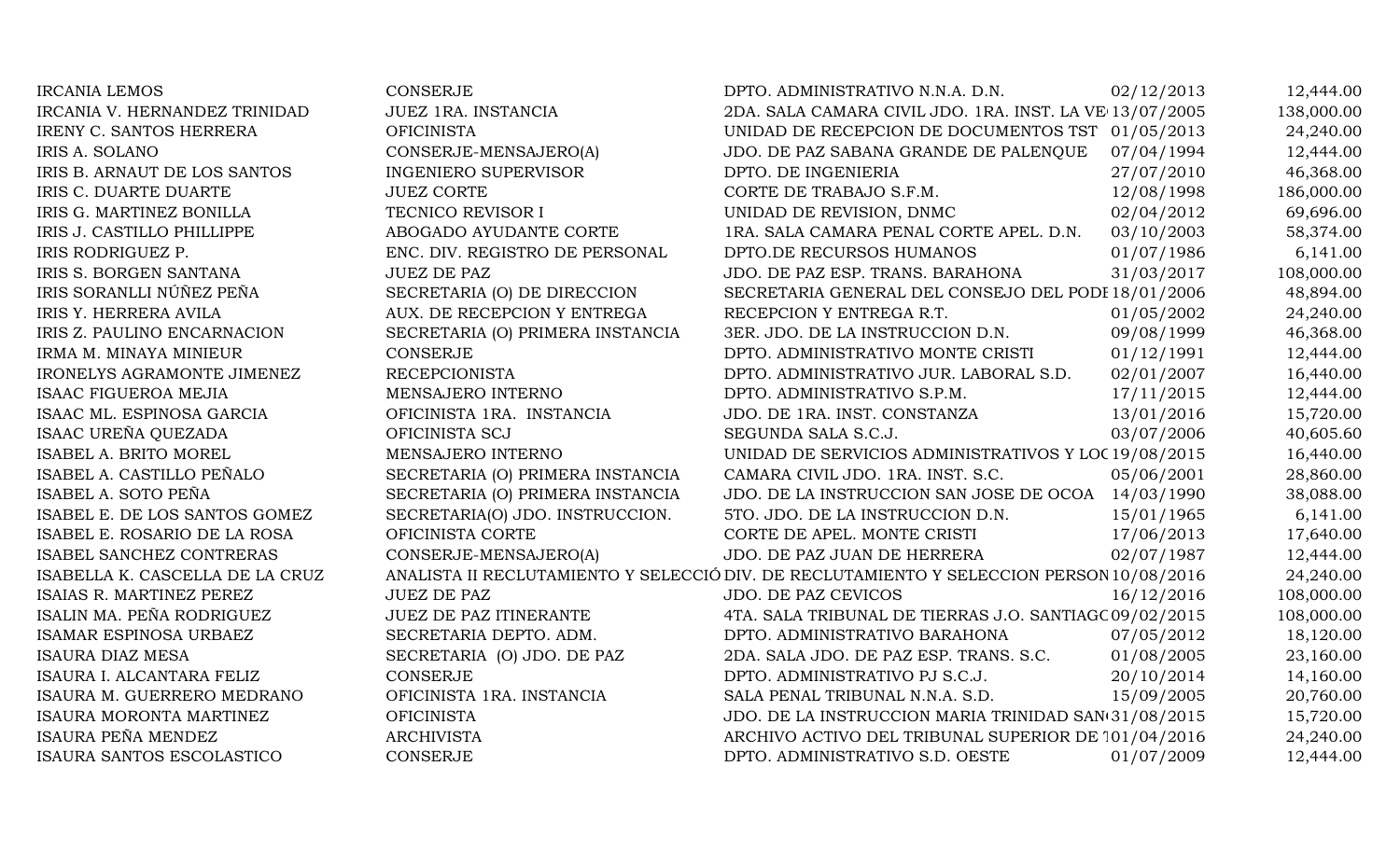| | | | | |
|---|---|---|---|---|
| IRCANIA LEMOS | CONSERJE | DPTO. ADMINISTRATIVO N.N.A. D.N. | 02/12/2013 | 12,444.00 |
| IRCANIA V. HERNANDEZ TRINIDAD | JUEZ 1RA. INSTANCIA | 2DA. SALA CAMARA CIVIL JDO. 1RA. INST. LA VE | 13/07/2005 | 138,000.00 |
| IRENY C. SANTOS HERRERA | OFICINISTA | UNIDAD DE RECEPCION DE DOCUMENTOS TST | 01/05/2013 | 24,240.00 |
| IRIS A. SOLANO | CONSERJE-MENSAJERO(A) | JDO. DE PAZ SABANA GRANDE DE PALENQUE | 07/04/1994 | 12,444.00 |
| IRIS B. ARNAUT DE LOS SANTOS | INGENIERO SUPERVISOR | DPTO. DE INGENIERIA | 27/07/2010 | 46,368.00 |
| IRIS C. DUARTE DUARTE | JUEZ CORTE | CORTE DE TRABAJO S.F.M. | 12/08/1998 | 186,000.00 |
| IRIS G. MARTINEZ BONILLA | TECNICO REVISOR I | UNIDAD DE REVISION, DNMC | 02/04/2012 | 69,696.00 |
| IRIS J. CASTILLO PHILLIPPE | ABOGADO AYUDANTE CORTE | 1RA. SALA CAMARA PENAL CORTE APEL. D.N. | 03/10/2003 | 58,374.00 |
| IRIS RODRIGUEZ P. | ENC. DIV. REGISTRO DE PERSONAL | DPTO.DE RECURSOS HUMANOS | 01/07/1986 | 6,141.00 |
| IRIS S. BORGEN SANTANA | JUEZ DE PAZ | JDO. DE PAZ ESP. TRANS. BARAHONA | 31/03/2017 | 108,000.00 |
| IRIS SORANLLI NÚÑEZ PEÑA | SECRETARIA (O) DE DIRECCION | SECRETARIA GENERAL DEL CONSEJO DEL PODI | 18/01/2006 | 48,894.00 |
| IRIS Y. HERRERA AVILA | AUX. DE RECEPCION Y ENTREGA | RECEPCION Y ENTREGA R.T. | 01/05/2002 | 24,240.00 |
| IRIS Z. PAULINO ENCARNACION | SECRETARIA (O) PRIMERA INSTANCIA | 3ER. JDO. DE LA INSTRUCCION D.N. | 09/08/1999 | 46,368.00 |
| IRMA M. MINAYA MINIEUR | CONSERJE | DPTO. ADMINISTRATIVO MONTE CRISTI | 01/12/1991 | 12,444.00 |
| IRONELYS AGRAMONTE JIMENEZ | RECEPCIONISTA | DPTO. ADMINISTRATIVO JUR. LABORAL S.D. | 02/01/2007 | 16,440.00 |
| ISAAC FIGUEROA MEJIA | MENSAJERO INTERNO | DPTO. ADMINISTRATIVO S.P.M. | 17/11/2015 | 12,444.00 |
| ISAAC ML. ESPINOSA GARCIA | OFICINISTA 1RA. INSTANCIA | JDO. DE 1RA. INST. CONSTANZA | 13/01/2016 | 15,720.00 |
| ISAAC UREÑA QUEZADA | OFICINISTA SCJ | SEGUNDA SALA S.C.J. | 03/07/2006 | 40,605.60 |
| ISABEL A. BRITO MOREL | MENSAJERO INTERNO | UNIDAD DE SERVICIOS ADMINISTRATIVOS Y LOC | 19/08/2015 | 16,440.00 |
| ISABEL A. CASTILLO PEÑALO | SECRETARIA (O) PRIMERA INSTANCIA | CAMARA CIVIL JDO. 1RA. INST. S.C. | 05/06/2001 | 28,860.00 |
| ISABEL A. SOTO PEÑA | SECRETARIA (O) PRIMERA INSTANCIA | JDO. DE LA INSTRUCCION SAN JOSE DE OCOA | 14/03/1990 | 38,088.00 |
| ISABEL E. DE LOS SANTOS GOMEZ | SECRETARIA(O) JDO. INSTRUCCION. | 5TO. JDO. DE LA INSTRUCCION D.N. | 15/01/1965 | 6,141.00 |
| ISABEL E. ROSARIO DE LA ROSA | OFICINISTA CORTE | CORTE DE APEL. MONTE CRISTI | 17/06/2013 | 17,640.00 |
| ISABEL SANCHEZ CONTRERAS | CONSERJE-MENSAJERO(A) | JDO. DE PAZ JUAN DE HERRERA | 02/07/1987 | 12,444.00 |
| ISABELLA K. CASCELLA DE LA CRUZ | ANALISTA II RECLUTAMIENTO Y SELECCIÓ | DIV. DE RECLUTAMIENTO Y SELECCION PERSON | 10/08/2016 | 24,240.00 |
| ISAIAS R. MARTINEZ PEREZ | JUEZ DE PAZ | JDO. DE PAZ CEVICOS | 16/12/2016 | 108,000.00 |
| ISALIN MA. PEÑA RODRIGUEZ | JUEZ DE PAZ ITINERANTE | 4TA. SALA TRIBUNAL DE TIERRAS J.O. SANTIAGO | 09/02/2015 | 108,000.00 |
| ISAMAR ESPINOSA URBAEZ | SECRETARIA DEPTO. ADM. | DPTO. ADMINISTRATIVO BARAHONA | 07/05/2012 | 18,120.00 |
| ISAURA DIAZ MESA | SECRETARIA (O) JDO. DE PAZ | 2DA. SALA JDO. DE PAZ ESP. TRANS. S.C. | 01/08/2005 | 23,160.00 |
| ISAURA I. ALCANTARA FELIZ | CONSERJE | DPTO. ADMINISTRATIVO PJ S.C.J. | 20/10/2014 | 14,160.00 |
| ISAURA M. GUERRERO MEDRANO | OFICINISTA 1RA. INSTANCIA | SALA PENAL TRIBUNAL N.N.A. S.D. | 15/09/2005 | 20,760.00 |
| ISAURA MORONTA MARTINEZ | OFICINISTA | JDO. DE LA INSTRUCCION MARIA TRINIDAD SAN | 31/08/2015 | 15,720.00 |
| ISAURA PEÑA MENDEZ | ARCHIVISTA | ARCHIVO ACTIVO DEL TRIBUNAL SUPERIOR DE T | 01/04/2016 | 24,240.00 |
| ISAURA SANTOS ESCOLASTICO | CONSERJE | DPTO. ADMINISTRATIVO S.D. OESTE | 01/07/2009 | 12,444.00 |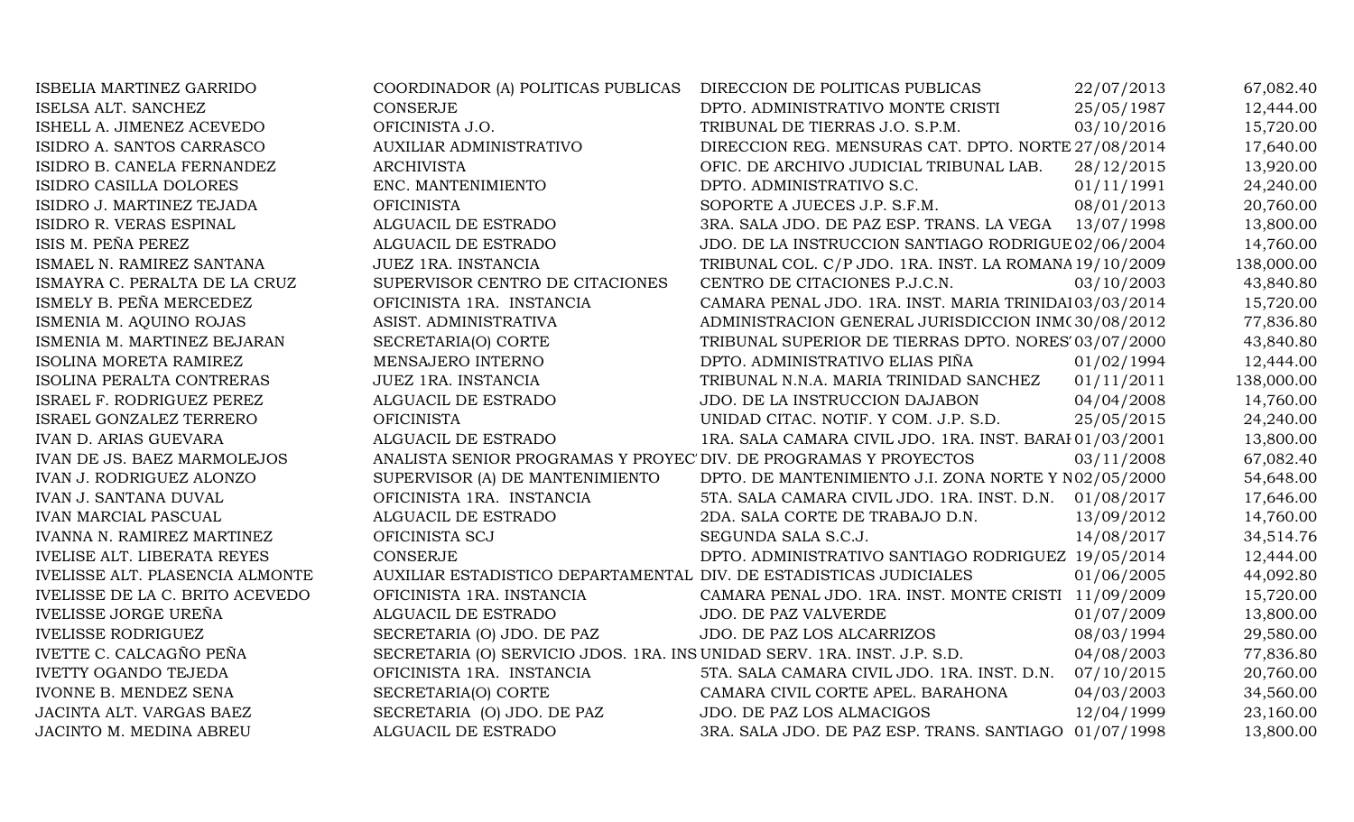| | | | | |
|---|---|---|---|---|
| ISBELIA MARTINEZ GARRIDO | COORDINADOR (A) POLITICAS PUBLICAS | DIRECCION DE POLITICAS PUBLICAS | 22/07/2013 | 67,082.40 |
| ISELSA ALT. SANCHEZ | CONSERJE | DPTO. ADMINISTRATIVO MONTE CRISTI | 25/05/1987 | 12,444.00 |
| ISHELL A. JIMENEZ ACEVEDO | OFICINISTA J.O. | TRIBUNAL DE TIERRAS J.O. S.P.M. | 03/10/2016 | 15,720.00 |
| ISIDRO A. SANTOS CARRASCO | AUXILIAR ADMINISTRATIVO | DIRECCION REG. MENSURAS CAT. DPTO. NORTE | 27/08/2014 | 17,640.00 |
| ISIDRO B. CANELA FERNANDEZ | ARCHIVISTA | OFIC. DE ARCHIVO JUDICIAL TRIBUNAL LAB. | 28/12/2015 | 13,920.00 |
| ISIDRO CASILLA DOLORES | ENC. MANTENIMIENTO | DPTO. ADMINISTRATIVO S.C. | 01/11/1991 | 24,240.00 |
| ISIDRO J. MARTINEZ TEJADA | OFICINISTA | SOPORTE A JUECES J.P. S.F.M. | 08/01/2013 | 20,760.00 |
| ISIDRO R. VERAS ESPINAL | ALGUACIL DE ESTRADO | 3RA. SALA JDO. DE PAZ ESP. TRANS. LA VEGA | 13/07/1998 | 13,800.00 |
| ISIS M. PEÑA PEREZ | ALGUACIL DE ESTRADO | JDO. DE LA INSTRUCCION SANTIAGO RODRIGUE | 02/06/2004 | 14,760.00 |
| ISMAEL N. RAMIREZ SANTANA | JUEZ 1RA. INSTANCIA | TRIBUNAL COL. C/P JDO. 1RA. INST. LA ROMANA | 19/10/2009 | 138,000.00 |
| ISMAYRA C. PERALTA DE LA CRUZ | SUPERVISOR CENTRO DE CITACIONES | CENTRO DE CITACIONES P.J.C.N. | 03/10/2003 | 43,840.80 |
| ISMELY B. PEÑA MERCEDEZ | OFICINISTA 1RA. INSTANCIA | CAMARA PENAL JDO. 1RA. INST. MARIA TRINIDAI | 03/03/2014 | 15,720.00 |
| ISMENIA M. AQUINO ROJAS | ASIST. ADMINISTRATIVA | ADMINISTRACION GENERAL JURISDICCION INM( | 30/08/2012 | 77,836.80 |
| ISMENIA M. MARTINEZ BEJARAN | SECRETARIA(O) CORTE | TRIBUNAL SUPERIOR DE TIERRAS DPTO. NORES' | 03/07/2000 | 43,840.80 |
| ISOLINA MORETA RAMIREZ | MENSAJERO INTERNO | DPTO. ADMINISTRATIVO ELIAS PIÑA | 01/02/1994 | 12,444.00 |
| ISOLINA PERALTA CONTRERAS | JUEZ 1RA. INSTANCIA | TRIBUNAL N.N.A. MARIA TRINIDAD SANCHEZ | 01/11/2011 | 138,000.00 |
| ISRAEL F. RODRIGUEZ PEREZ | ALGUACIL DE ESTRADO | JDO. DE LA INSTRUCCION DAJABON | 04/04/2008 | 14,760.00 |
| ISRAEL GONZALEZ TERRERO | OFICINISTA | UNIDAD CITAC. NOTIF. Y COM. J.P. S.D. | 25/05/2015 | 24,240.00 |
| IVAN D. ARIAS GUEVARA | ALGUACIL DE ESTRADO | 1RA. SALA CAMARA CIVIL JDO. 1RA. INST. BARAI | 01/03/2001 | 13,800.00 |
| IVAN DE JS. BAEZ MARMOLEJOS | ANALISTA SENIOR PROGRAMAS Y PROYEC | DIV. DE PROGRAMAS Y PROYECTOS | 03/11/2008 | 67,082.40 |
| IVAN J. RODRIGUEZ ALONZO | SUPERVISOR (A) DE MANTENIMIENTO | DPTO. DE MANTENIMIENTO J.I. ZONA NORTE Y N | 02/05/2000 | 54,648.00 |
| IVAN J. SANTANA DUVAL | OFICINISTA 1RA. INSTANCIA | 5TA. SALA CAMARA CIVIL JDO. 1RA. INST. D.N. | 01/08/2017 | 17,646.00 |
| IVAN MARCIAL PASCUAL | ALGUACIL DE ESTRADO | 2DA. SALA CORTE DE TRABAJO D.N. | 13/09/2012 | 14,760.00 |
| IVANNA N. RAMIREZ MARTINEZ | OFICINISTA SCJ | SEGUNDA SALA S.C.J. | 14/08/2017 | 34,514.76 |
| IVELISE ALT. LIBERATA REYES | CONSERJE | DPTO. ADMINISTRATIVO SANTIAGO RODRIGUEZ | 19/05/2014 | 12,444.00 |
| IVELISSE ALT. PLASENCIA ALMONTE | AUXILIAR ESTADISTICO DEPARTAMENTAL | DIV. DE ESTADISTICAS JUDICIALES | 01/06/2005 | 44,092.80 |
| IVELISSE DE LA C. BRITO ACEVEDO | OFICINISTA 1RA. INSTANCIA | CAMARA PENAL JDO. 1RA. INST. MONTE CRISTI | 11/09/2009 | 15,720.00 |
| IVELISSE JORGE UREÑA | ALGUACIL DE ESTRADO | JDO. DE PAZ VALVERDE | 01/07/2009 | 13,800.00 |
| IVELISSE RODRIGUEZ | SECRETARIA (O) JDO. DE PAZ | JDO. DE PAZ LOS ALCARRIZOS | 08/03/1994 | 29,580.00 |
| IVETTE C. CALCAGÑO PEÑA | SECRETARIA (O) SERVICIO JDOS. 1RA. INS | UNIDAD SERV. 1RA. INST. J.P. S.D. | 04/08/2003 | 77,836.80 |
| IVETTY OGANDO TEJEDA | OFICINISTA 1RA. INSTANCIA | 5TA. SALA CAMARA CIVIL JDO. 1RA. INST. D.N. | 07/10/2015 | 20,760.00 |
| IVONNE B. MENDEZ SENA | SECRETARIA(O) CORTE | CAMARA CIVIL CORTE APEL. BARAHONA | 04/03/2003 | 34,560.00 |
| JACINTA ALT. VARGAS BAEZ | SECRETARIA (O) JDO. DE PAZ | JDO. DE PAZ LOS ALMACIGOS | 12/04/1999 | 23,160.00 |
| JACINTO M. MEDINA ABREU | ALGUACIL DE ESTRADO | 3RA. SALA JDO. DE PAZ ESP. TRANS. SANTIAGO | 01/07/1998 | 13,800.00 |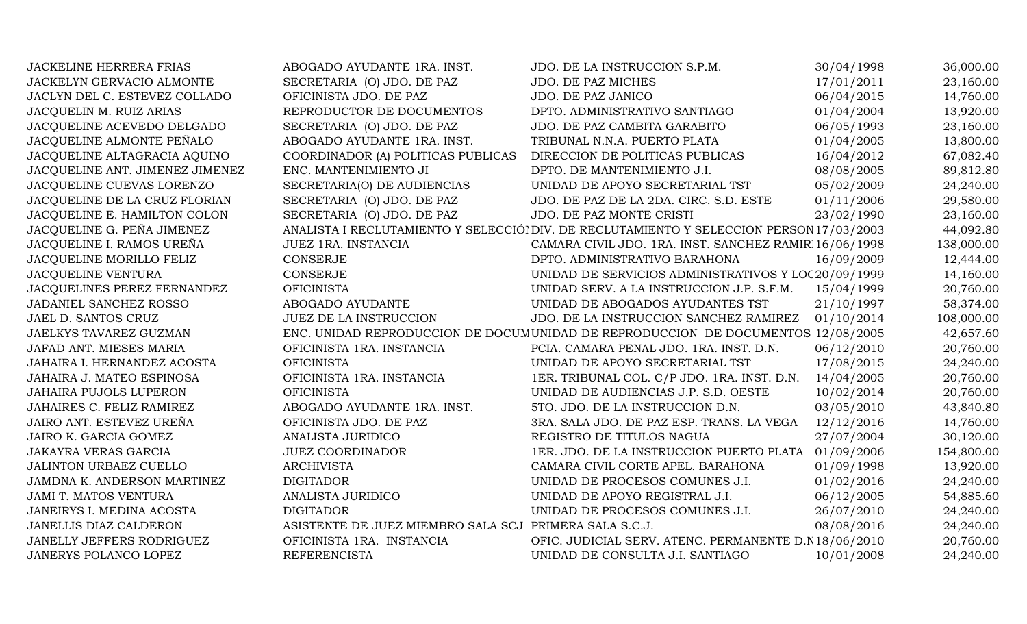| | | | | |
|---|---|---|---|---|
| JACKELINE HERRERA FRIAS | ABOGADO AYUDANTE 1RA. INST. | JDO. DE LA INSTRUCCION S.P.M. | 30/04/1998 | 36,000.00 |
| JACKELYN GERVACIO ALMONTE | SECRETARIA (O) JDO. DE PAZ | JDO. DE PAZ MICHES | 17/01/2011 | 23,160.00 |
| JACLYN DEL C. ESTEVEZ COLLADO | OFICINISTA JDO. DE PAZ | JDO. DE PAZ JANICO | 06/04/2015 | 14,760.00 |
| JACQUELIN M. RUIZ ARIAS | REPRODUCTOR DE DOCUMENTOS | DPTO. ADMINISTRATIVO SANTIAGO | 01/04/2004 | 13,920.00 |
| JACQUELINE ACEVEDO DELGADO | SECRETARIA (O) JDO. DE PAZ | JDO. DE PAZ CAMBITA GARABITO | 06/05/1993 | 23,160.00 |
| JACQUELINE ALMONTE PEÑALO | ABOGADO AYUDANTE 1RA. INST. | TRIBUNAL N.N.A. PUERTO PLATA | 01/04/2005 | 13,800.00 |
| JACQUELINE ALTAGRACIA AQUINO | COORDINADOR (A) POLITICAS PUBLICAS | DIRECCION DE POLITICAS PUBLICAS | 16/04/2012 | 67,082.40 |
| JACQUELINE ANT. JIMENEZ JIMENEZ | ENC. MANTENIMIENTO JI | DPTO. DE MANTENIMIENTO J.I. | 08/08/2005 | 89,812.80 |
| JACQUELINE CUEVAS LORENZO | SECRETARIA(O) DE AUDIENCIAS | UNIDAD DE APOYO SECRETARIAL TST | 05/02/2009 | 24,240.00 |
| JACQUELINE DE LA CRUZ FLORIAN | SECRETARIA (O) JDO. DE PAZ | JDO. DE PAZ DE LA 2DA. CIRC. S.D. ESTE | 01/11/2006 | 29,580.00 |
| JACQUELINE E. HAMILTON COLON | SECRETARIA (O) JDO. DE PAZ | JDO. DE PAZ MONTE CRISTI | 23/02/1990 | 23,160.00 |
| JACQUELINE G. PEÑA JIMENEZ | ANALISTA I RECLUTAMIENTO Y SELECCIÓI | DIV. DE RECLUTAMIENTO Y SELECCION PERSON | 17/03/2003 | 44,092.80 |
| JACQUELINE I. RAMOS UREÑA | JUEZ 1RA. INSTANCIA | CAMARA CIVIL JDO. 1RA. INST. SANCHEZ RAMIR | 16/06/1998 | 138,000.00 |
| JACQUELINE MORILLO FELIZ | CONSERJE | DPTO. ADMINISTRATIVO BARAHONA | 16/09/2009 | 12,444.00 |
| JACQUELINE VENTURA | CONSERJE | UNIDAD DE SERVICIOS ADMINISTRATIVOS Y LOC | 20/09/1999 | 14,160.00 |
| JACQUELINES PEREZ FERNANDEZ | OFICINISTA | UNIDAD SERV. A LA INSTRUCCION J.P. S.F.M. | 15/04/1999 | 20,760.00 |
| JADANIEL SANCHEZ ROSSO | ABOGADO AYUDANTE | UNIDAD DE ABOGADOS AYUDANTES TST | 21/10/1997 | 58,374.00 |
| JAEL D. SANTOS CRUZ | JUEZ DE LA INSTRUCCION | JDO. DE LA INSTRUCCION SANCHEZ RAMIREZ | 01/10/2014 | 108,000.00 |
| JAELKYS TAVAREZ GUZMAN | ENC. UNIDAD REPRODUCCION DE DOCUM | UNIDAD DE REPRODUCCION DE DOCUMENTOS | 12/08/2005 | 42,657.60 |
| JAFAD ANT. MIESES MARIA | OFICINISTA 1RA. INSTANCIA | PCIA. CAMARA PENAL JDO. 1RA. INST. D.N. | 06/12/2010 | 20,760.00 |
| JAHAIRA I. HERNANDEZ ACOSTA | OFICINISTA | UNIDAD DE APOYO SECRETARIAL TST | 17/08/2015 | 24,240.00 |
| JAHAIRA J. MATEO ESPINOSA | OFICINISTA 1RA. INSTANCIA | 1ER. TRIBUNAL COL. C/P JDO. 1RA. INST. D.N. | 14/04/2005 | 20,760.00 |
| JAHAIRA PUJOLS LUPERON | OFICINISTA | UNIDAD DE AUDIENCIAS J.P. S.D. OESTE | 10/02/2014 | 20,760.00 |
| JAHAIRES C. FELIZ RAMIREZ | ABOGADO AYUDANTE 1RA. INST. | 5TO. JDO. DE LA INSTRUCCION D.N. | 03/05/2010 | 43,840.80 |
| JAIRO ANT. ESTEVEZ UREÑA | OFICINISTA JDO. DE PAZ | 3RA. SALA JDO. DE PAZ ESP. TRANS. LA VEGA | 12/12/2016 | 14,760.00 |
| JAIRO K. GARCIA GOMEZ | ANALISTA JURIDICO | REGISTRO DE TITULOS NAGUA | 27/07/2004 | 30,120.00 |
| JAKAYRA VERAS GARCIA | JUEZ COORDINADOR | 1ER. JDO. DE LA INSTRUCCION PUERTO PLATA | 01/09/2006 | 154,800.00 |
| JALINTON URBAEZ CUELLO | ARCHIVISTA | CAMARA CIVIL CORTE APEL. BARAHONA | 01/09/1998 | 13,920.00 |
| JAMDNA K. ANDERSON MARTINEZ | DIGITADOR | UNIDAD DE PROCESOS COMUNES J.I. | 01/02/2016 | 24,240.00 |
| JAMI T. MATOS VENTURA | ANALISTA JURIDICO | UNIDAD DE APOYO REGISTRAL J.I. | 06/12/2005 | 54,885.60 |
| JANEIRYS I. MEDINA ACOSTA | DIGITADOR | UNIDAD DE PROCESOS COMUNES J.I. | 26/07/2010 | 24,240.00 |
| JANELLIS DIAZ CALDERON | ASISTENTE DE JUEZ MIEMBRO SALA SCJ | PRIMERA SALA S.C.J. | 08/08/2016 | 24,240.00 |
| JANELLY JEFFERS RODRIGUEZ | OFICINISTA 1RA. INSTANCIA | OFIC. JUDICIAL SERV. ATENC. PERMANENTE D.N | 18/06/2010 | 20,760.00 |
| JANERYS POLANCO LOPEZ | REFERENCISTA | UNIDAD DE CONSULTA J.I. SANTIAGO | 10/01/2008 | 24,240.00 |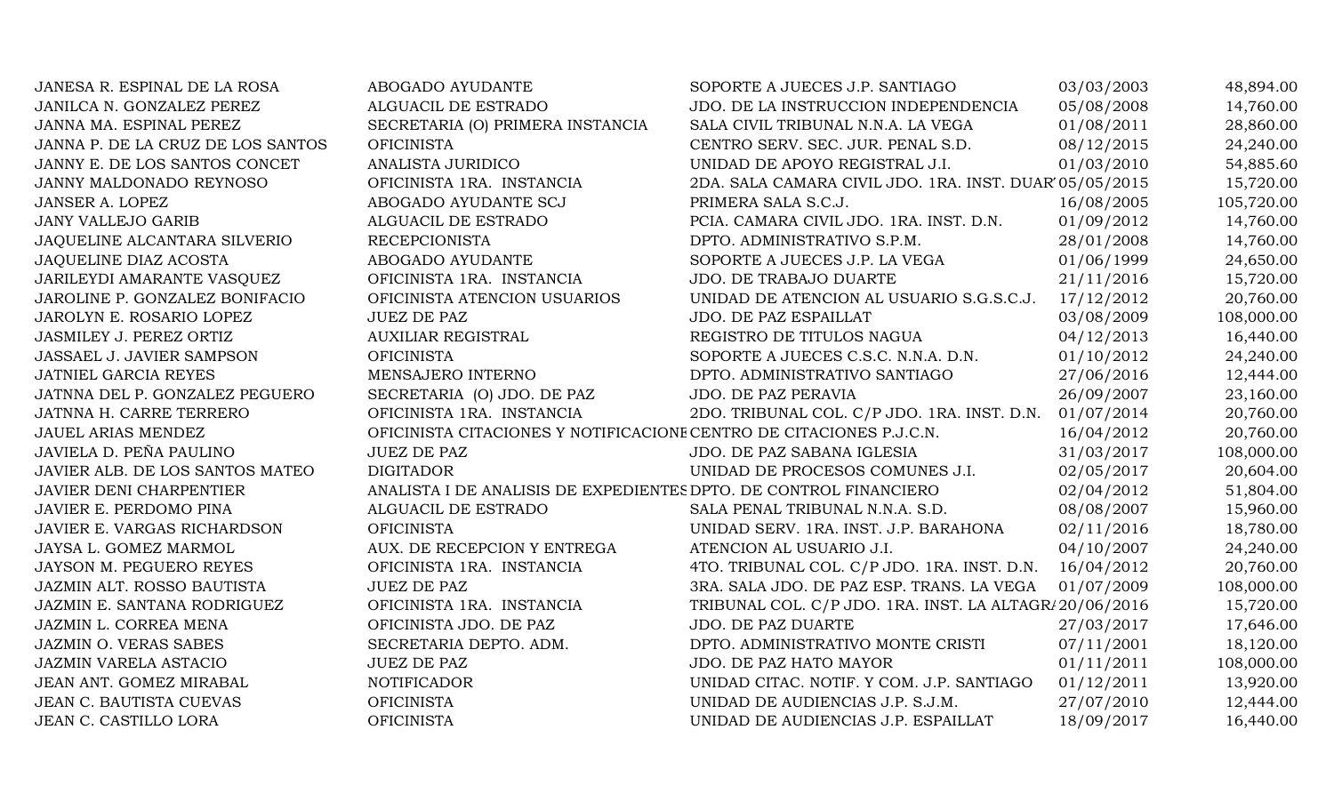| | | | | |
|---|---|---|---|---|
| JANESA R. ESPINAL DE LA ROSA | ABOGADO AYUDANTE | SOPORTE A JUECES J.P. SANTIAGO | 03/03/2003 | 48,894.00 |
| JANILCA N. GONZALEZ PEREZ | ALGUACIL DE ESTRADO | JDO. DE LA INSTRUCCION INDEPENDENCIA | 05/08/2008 | 14,760.00 |
| JANNA MA. ESPINAL PEREZ | SECRETARIA (O) PRIMERA INSTANCIA | SALA CIVIL TRIBUNAL N.N.A. LA VEGA | 01/08/2011 | 28,860.00 |
| JANNA P. DE LA CRUZ DE LOS SANTOS | OFICINISTA | CENTRO SERV. SEC. JUR. PENAL S.D. | 08/12/2015 | 24,240.00 |
| JANNY E. DE LOS SANTOS CONCET | ANALISTA JURIDICO | UNIDAD DE APOYO REGISTRAL J.I. | 01/03/2010 | 54,885.60 |
| JANNY MALDONADO REYNOSO | OFICINISTA 1RA. INSTANCIA | 2DA. SALA CAMARA CIVIL JDO. 1RA. INST. DUAR | 05/05/2015 | 15,720.00 |
| JANSER A. LOPEZ | ABOGADO AYUDANTE SCJ | PRIMERA SALA S.C.J. | 16/08/2005 | 105,720.00 |
| JANY VALLEJO GARIB | ALGUACIL DE ESTRADO | PCIA. CAMARA CIVIL JDO. 1RA. INST. D.N. | 01/09/2012 | 14,760.00 |
| JAQUELINE ALCANTARA SILVERIO | RECEPCIONISTA | DPTO. ADMINISTRATIVO S.P.M. | 28/01/2008 | 14,760.00 |
| JAQUELINE DIAZ ACOSTA | ABOGADO AYUDANTE | SOPORTE A JUECES J.P. LA VEGA | 01/06/1999 | 24,650.00 |
| JARILEYDI AMARANTE VASQUEZ | OFICINISTA 1RA. INSTANCIA | JDO. DE TRABAJO DUARTE | 21/11/2016 | 15,720.00 |
| JAROLINE P. GONZALEZ BONIFACIO | OFICINISTA ATENCION USUARIOS | UNIDAD DE ATENCION AL USUARIO S.G.S.C.J. | 17/12/2012 | 20,760.00 |
| JAROLYN E. ROSARIO LOPEZ | JUEZ DE PAZ | JDO. DE PAZ ESPAILLAT | 03/08/2009 | 108,000.00 |
| JASMILEY J. PEREZ ORTIZ | AUXILIAR REGISTRAL | REGISTRO DE TITULOS NAGUA | 04/12/2013 | 16,440.00 |
| JASSAEL J. JAVIER SAMPSON | OFICINISTA | SOPORTE A JUECES C.S.C. N.N.A. D.N. | 01/10/2012 | 24,240.00 |
| JATNIEL GARCIA REYES | MENSAJERO INTERNO | DPTO. ADMINISTRATIVO SANTIAGO | 27/06/2016 | 12,444.00 |
| JATNNA DEL P. GONZALEZ PEGUERO | SECRETARIA (O) JDO. DE PAZ | JDO. DE PAZ PERAVIA | 26/09/2007 | 23,160.00 |
| JATNNA H. CARRE TERRERO | OFICINISTA 1RA. INSTANCIA | 2DO. TRIBUNAL COL. C/P JDO. 1RA. INST. D.N. | 01/07/2014 | 20,760.00 |
| JAUEL ARIAS MENDEZ | OFICINISTA CITACIONES Y NOTIFICACIONE | CENTRO DE CITACIONES P.J.C.N. | 16/04/2012 | 20,760.00 |
| JAVIELA D. PEÑA PAULINO | JUEZ DE PAZ | JDO. DE PAZ SABANA IGLESIA | 31/03/2017 | 108,000.00 |
| JAVIER ALB. DE LOS SANTOS MATEO | DIGITADOR | UNIDAD DE PROCESOS COMUNES J.I. | 02/05/2017 | 20,604.00 |
| JAVIER DENI CHARPENTIER | ANALISTA I DE ANALISIS DE EXPEDIENTES | DPTO. DE CONTROL FINANCIERO | 02/04/2012 | 51,804.00 |
| JAVIER E. PERDOMO PINA | ALGUACIL DE ESTRADO | SALA PENAL TRIBUNAL N.N.A. S.D. | 08/08/2007 | 15,960.00 |
| JAVIER E. VARGAS RICHARDSON | OFICINISTA | UNIDAD SERV. 1RA. INST. J.P. BARAHONA | 02/11/2016 | 18,780.00 |
| JAYSA L. GOMEZ MARMOL | AUX. DE RECEPCION Y ENTREGA | ATENCION AL USUARIO J.I. | 04/10/2007 | 24,240.00 |
| JAYSON M. PEGUERO REYES | OFICINISTA 1RA. INSTANCIA | 4TO. TRIBUNAL COL. C/P JDO. 1RA. INST. D.N. | 16/04/2012 | 20,760.00 |
| JAZMIN ALT. ROSSO BAUTISTA | JUEZ DE PAZ | 3RA. SALA JDO. DE PAZ ESP. TRANS. LA VEGA | 01/07/2009 | 108,000.00 |
| JAZMIN E. SANTANA RODRIGUEZ | OFICINISTA 1RA. INSTANCIA | TRIBUNAL COL. C/P JDO. 1RA. INST. LA ALTAGR | 20/06/2016 | 15,720.00 |
| JAZMIN L. CORREA MENA | OFICINISTA JDO. DE PAZ | JDO. DE PAZ DUARTE | 27/03/2017 | 17,646.00 |
| JAZMIN O. VERAS SABES | SECRETARIA DEPTO. ADM. | DPTO. ADMINISTRATIVO MONTE CRISTI | 07/11/2001 | 18,120.00 |
| JAZMIN VARELA ASTACIO | JUEZ DE PAZ | JDO. DE PAZ HATO MAYOR | 01/11/2011 | 108,000.00 |
| JEAN ANT. GOMEZ MIRABAL | NOTIFICADOR | UNIDAD CITAC. NOTIF. Y COM. J.P. SANTIAGO | 01/12/2011 | 13,920.00 |
| JEAN C. BAUTISTA CUEVAS | OFICINISTA | UNIDAD DE AUDIENCIAS J.P. S.J.M. | 27/07/2010 | 12,444.00 |
| JEAN C. CASTILLO LORA | OFICINISTA | UNIDAD DE AUDIENCIAS J.P. ESPAILLAT | 18/09/2017 | 16,440.00 |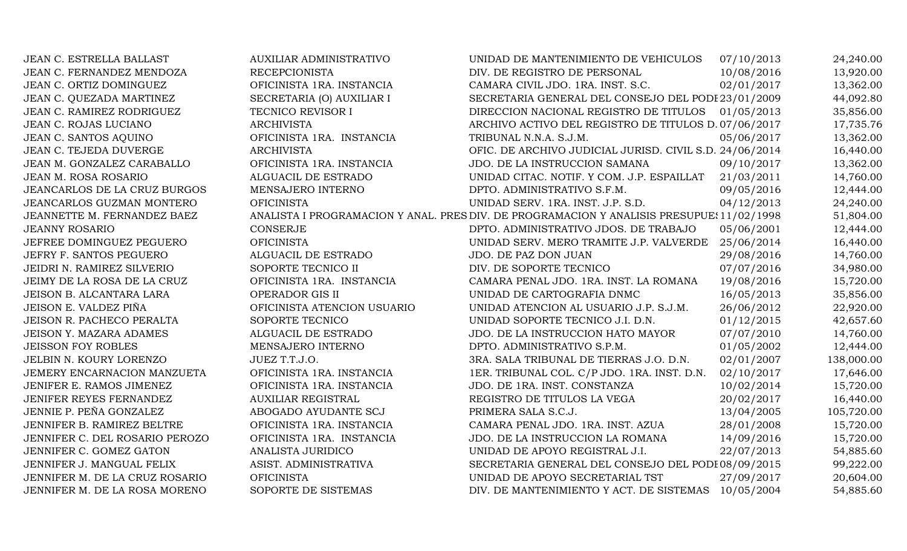| | | | | |
|---|---|---|---|---|
| JEAN C. ESTRELLA BALLAST | AUXILIAR ADMINISTRATIVO | UNIDAD DE MANTENIMIENTO DE VEHICULOS | 07/10/2013 | 24,240.00 |
| JEAN C. FERNANDEZ MENDOZA | RECEPCIONISTA | DIV. DE REGISTRO DE PERSONAL | 10/08/2016 | 13,920.00 |
| JEAN C. ORTIZ DOMINGUEZ | OFICINISTA 1RA. INSTANCIA | CAMARA CIVIL JDO. 1RA. INST. S.C. | 02/01/2017 | 13,362.00 |
| JEAN C. QUEZADA MARTINEZ | SECRETARIA (O) AUXILIAR I | SECRETARIA GENERAL DEL CONSEJO DEL PODI | 23/01/2009 | 44,092.80 |
| JEAN C. RAMIREZ RODRIGUEZ | TECNICO REVISOR I | DIRECCION NACIONAL REGISTRO DE TITULOS | 01/05/2013 | 35,856.00 |
| JEAN C. ROJAS LUCIANO | ARCHIVISTA | ARCHIVO ACTIVO DEL REGISTRO DE TITULOS D. | 07/06/2017 | 17,735.76 |
| JEAN C. SANTOS AQUINO | OFICINISTA 1RA. INSTANCIA | TRIBUNAL N.N.A. S.J.M. | 05/06/2017 | 13,362.00 |
| JEAN C. TEJEDA DUVERGE | ARCHIVISTA | OFIC. DE ARCHIVO JUDICIAL JURISD. CIVIL S.D. | 24/06/2014 | 16,440.00 |
| JEAN M. GONZALEZ CARABALLO | OFICINISTA 1RA. INSTANCIA | JDO. DE LA INSTRUCCION SAMANA | 09/10/2017 | 13,362.00 |
| JEAN M. ROSA ROSARIO | ALGUACIL DE ESTRADO | UNIDAD CITAC. NOTIF. Y COM. J.P. ESPAILLAT | 21/03/2011 | 14,760.00 |
| JEANCARLOS DE LA CRUZ BURGOS | MENSAJERO INTERNO | DPTO. ADMINISTRATIVO S.F.M. | 09/05/2016 | 12,444.00 |
| JEANCARLOS GUZMAN MONTERO | OFICINISTA | UNIDAD SERV. 1RA. INST. J.P. S.D. | 04/12/2013 | 24,240.00 |
| JEANNETTE M. FERNANDEZ BAEZ | ANALISTA I PROGRAMACION Y ANAL. PRES | DIV. DE PROGRAMACION Y ANALISIS PRESUPUE | 11/02/1998 | 51,804.00 |
| JEANNY ROSARIO | CONSERJE | DPTO. ADMINISTRATIVO JDOS. DE TRABAJO | 05/06/2001 | 12,444.00 |
| JEFREE DOMINGUEZ PEGUERO | OFICINISTA | UNIDAD SERV. MERO TRAMITE J.P. VALVERDE | 25/06/2014 | 16,440.00 |
| JEFRY F. SANTOS PEGUERO | ALGUACIL DE ESTRADO | JDO. DE PAZ DON JUAN | 29/08/2016 | 14,760.00 |
| JEIDRI N. RAMIREZ SILVERIO | SOPORTE TECNICO II | DIV. DE SOPORTE TECNICO | 07/07/2016 | 34,980.00 |
| JEIMY DE LA ROSA DE LA CRUZ | OFICINISTA 1RA. INSTANCIA | CAMARA PENAL JDO. 1RA. INST. LA ROMANA | 19/08/2016 | 15,720.00 |
| JEISON B. ALCANTARA LARA | OPERADOR GIS II | UNIDAD DE CARTOGRAFIA DNMC | 16/05/2013 | 35,856.00 |
| JEISON E. VALDEZ PIÑA | OFICINISTA ATENCION USUARIO | UNIDAD ATENCION AL USUARIO J.P. S.J.M. | 26/06/2012 | 22,920.00 |
| JEISON R. PACHECO PERALTA | SOPORTE TECNICO | UNIDAD SOPORTE TECNICO J.I. D.N. | 01/12/2015 | 42,657.60 |
| JEISON Y. MAZARA ADAMES | ALGUACIL DE ESTRADO | JDO. DE LA INSTRUCCION HATO MAYOR | 07/07/2010 | 14,760.00 |
| JEISSON FOY ROBLES | MENSAJERO INTERNO | DPTO. ADMINISTRATIVO S.P.M. | 01/05/2002 | 12,444.00 |
| JELBIN N. KOURY LORENZO | JUEZ T.T.J.O. | 3RA. SALA TRIBUNAL DE TIERRAS J.O. D.N. | 02/01/2007 | 138,000.00 |
| JEMERY ENCARNACION MANZUETA | OFICINISTA 1RA. INSTANCIA | 1ER. TRIBUNAL COL. C/P JDO. 1RA. INST. D.N. | 02/10/2017 | 17,646.00 |
| JENIFER E. RAMOS JIMENEZ | OFICINISTA 1RA. INSTANCIA | JDO. DE 1RA. INST. CONSTANZA | 10/02/2014 | 15,720.00 |
| JENIFER REYES FERNANDEZ | AUXILIAR REGISTRAL | REGISTRO DE TITULOS LA VEGA | 20/02/2017 | 16,440.00 |
| JENNIE P. PEÑA GONZALEZ | ABOGADO AYUDANTE SCJ | PRIMERA SALA S.C.J. | 13/04/2005 | 105,720.00 |
| JENNIFER B. RAMIREZ BELTRE | OFICINISTA 1RA. INSTANCIA | CAMARA PENAL JDO. 1RA. INST. AZUA | 28/01/2008 | 15,720.00 |
| JENNIFER C. DEL ROSARIO PEROZO | OFICINISTA 1RA. INSTANCIA | JDO. DE LA INSTRUCCION LA ROMANA | 14/09/2016 | 15,720.00 |
| JENNIFER C. GOMEZ GATON | ANALISTA JURIDICO | UNIDAD DE APOYO REGISTRAL J.I. | 22/07/2013 | 54,885.60 |
| JENNIFER J. MANGUAL FELIX | ASIST. ADMINISTRATIVA | SECRETARIA GENERAL DEL CONSEJO DEL PODI | 08/09/2015 | 99,222.00 |
| JENNIFER M. DE LA CRUZ ROSARIO | OFICINISTA | UNIDAD DE APOYO SECRETARIAL TST | 27/09/2017 | 20,604.00 |
| JENNIFER M. DE LA ROSA MORENO | SOPORTE DE SISTEMAS | DIV. DE MANTENIMIENTO Y ACT. DE SISTEMAS | 10/05/2004 | 54,885.60 |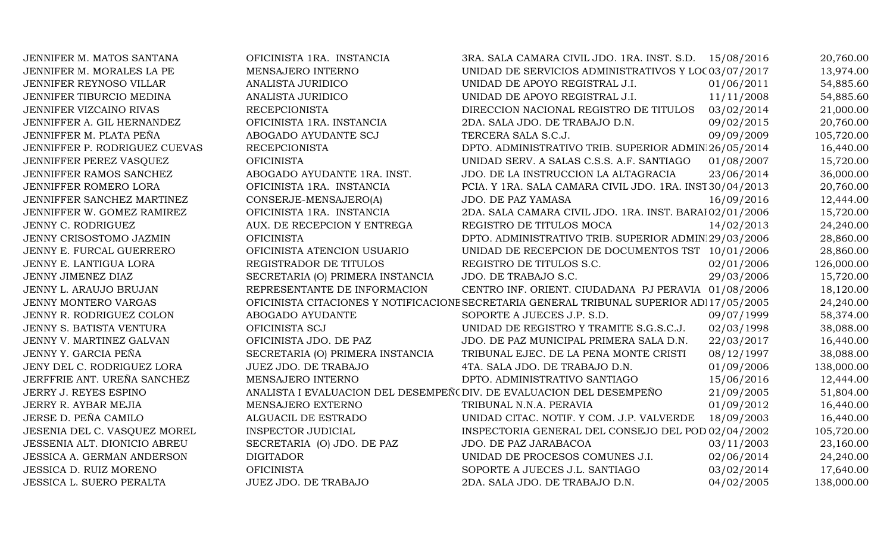| | | | | |
|---|---|---|---|---|
| JENNIFER M. MATOS SANTANA | OFICINISTA 1RA. INSTANCIA | 3RA. SALA CAMARA CIVIL JDO. 1RA. INST. S.D. | 15/08/2016 | 20,760.00 |
| JENNIFER M. MORALES LA PE | MENSAJERO INTERNO | UNIDAD DE SERVICIOS ADMINISTRATIVOS Y LOC | 03/07/2017 | 13,974.00 |
| JENNIFER REYNOSO VILLAR | ANALISTA JURIDICO | UNIDAD DE APOYO REGISTRAL J.I. | 01/06/2011 | 54,885.60 |
| JENNIFER TIBURCIO MEDINA | ANALISTA JURIDICO | UNIDAD DE APOYO REGISTRAL J.I. | 11/11/2008 | 54,885.60 |
| JENNIFER VIZCAINO RIVAS | RECEPCIONISTA | DIRECCION NACIONAL REGISTRO DE TITULOS | 03/02/2014 | 21,000.00 |
| JENNIFFER A. GIL HERNANDEZ | OFICINISTA 1RA. INSTANCIA | 2DA. SALA JDO. DE TRABAJO D.N. | 09/02/2015 | 20,760.00 |
| JENNIFFER M. PLATA PEÑA | ABOGADO AYUDANTE SCJ | TERCERA SALA S.C.J. | 09/09/2009 | 105,720.00 |
| JENNIFFER P. RODRIGUEZ CUEVAS | RECEPCIONISTA | DPTO. ADMINISTRATIVO TRIB. SUPERIOR ADMIN | 26/05/2014 | 16,440.00 |
| JENNIFFER PEREZ VASQUEZ | OFICINISTA | UNIDAD SERV. A SALAS C.S.S. A.F. SANTIAGO | 01/08/2007 | 15,720.00 |
| JENNIFFER RAMOS SANCHEZ | ABOGADO AYUDANTE 1RA. INST. | JDO. DE LA INSTRUCCION LA ALTAGRACIA | 23/06/2014 | 36,000.00 |
| JENNIFFER ROMERO LORA | OFICINISTA 1RA. INSTANCIA | PCIA. Y 1RA. SALA CAMARA CIVIL JDO. 1RA. INST | 30/04/2013 | 20,760.00 |
| JENNIFFER SANCHEZ MARTINEZ | CONSERJE-MENSAJERO(A) | JDO. DE PAZ YAMASA | 16/09/2016 | 12,444.00 |
| JENNIFFER W. GOMEZ RAMIREZ | OFICINISTA 1RA. INSTANCIA | 2DA. SALA CAMARA CIVIL JDO. 1RA. INST. BARAH | 02/01/2006 | 15,720.00 |
| JENNY C. RODRIGUEZ | AUX. DE RECEPCION Y ENTREGA | REGISTRO DE TITULOS MOCA | 14/02/2013 | 24,240.00 |
| JENNY CRISOSTOMO JAZMIN | OFICINISTA | DPTO. ADMINISTRATIVO TRIB. SUPERIOR ADMIN | 29/03/2006 | 28,860.00 |
| JENNY E. FURCAL GUERRERO | OFICINISTA ATENCION USUARIO | UNIDAD DE RECEPCION DE DOCUMENTOS TST | 10/01/2006 | 28,860.00 |
| JENNY E. LANTIGUA LORA | REGISTRADOR DE TITULOS | REGISTRO DE TITULOS S.C. | 02/01/2006 | 126,000.00 |
| JENNY JIMENEZ DIAZ | SECRETARIA (O) PRIMERA INSTANCIA | JDO. DE TRABAJO S.C. | 29/03/2006 | 15,720.00 |
| JENNY L. ARAUJO BRUJAN | REPRESENTANTE DE INFORMACION | CENTRO INF. ORIENT. CIUDADANA PJ PERAVIA | 01/08/2006 | 18,120.00 |
| JENNY MONTERO VARGAS | OFICINISTA CITACIONES Y NOTIFICACIONE | SECRETARIA GENERAL TRIBUNAL SUPERIOR AD | 17/05/2005 | 24,240.00 |
| JENNY R. RODRIGUEZ COLON | ABOGADO AYUDANTE | SOPORTE A JUECES J.P. S.D. | 09/07/1999 | 58,374.00 |
| JENNY S. BATISTA VENTURA | OFICINISTA SCJ | UNIDAD DE REGISTRO Y TRAMITE S.G.S.C.J. | 02/03/1998 | 38,088.00 |
| JENNY V. MARTINEZ GALVAN | OFICINISTA JDO. DE PAZ | JDO. DE PAZ MUNICIPAL PRIMERA SALA D.N. | 22/03/2017 | 16,440.00 |
| JENNY Y. GARCIA PEÑA | SECRETARIA (O) PRIMERA INSTANCIA | TRIBUNAL EJEC. DE LA PENA MONTE CRISTI | 08/12/1997 | 38,088.00 |
| JENY DEL C. RODRIGUEZ LORA | JUEZ JDO. DE TRABAJO | 4TA. SALA JDO. DE TRABAJO D.N. | 01/09/2006 | 138,000.00 |
| JERFFRIE ANT. UREÑA SANCHEZ | MENSAJERO INTERNO | DPTO. ADMINISTRATIVO SANTIAGO | 15/06/2016 | 12,444.00 |
| JERRY J. REYES ESPINO | ANALISTA I EVALUACION DEL DESEMPEÑO | DIV. DE EVALUACION DEL DESEMPEÑO | 21/09/2005 | 51,804.00 |
| JERRY R. AYBAR MEJIA | MENSAJERO EXTERNO | TRIBUNAL N.N.A. PERAVIA | 01/09/2012 | 16,440.00 |
| JERSE D. PEÑA CAMILO | ALGUACIL DE ESTRADO | UNIDAD CITAC. NOTIF. Y COM. J.P. VALVERDE | 18/09/2003 | 16,440.00 |
| JESENIA DEL C. VASQUEZ MOREL | INSPECTOR JUDICIAL | INSPECTORIA GENERAL DEL CONSEJO DEL POD | 02/04/2002 | 105,720.00 |
| JESSENIA ALT. DIONICIO ABREU | SECRETARIA (O) JDO. DE PAZ | JDO. DE PAZ JARABACOA | 03/11/2003 | 23,160.00 |
| JESSICA A. GERMAN ANDERSON | DIGITADOR | UNIDAD DE PROCESOS COMUNES J.I. | 02/06/2014 | 24,240.00 |
| JESSICA D. RUIZ MORENO | OFICINISTA | SOPORTE A JUECES J.L. SANTIAGO | 03/02/2014 | 17,640.00 |
| JESSICA L. SUERO PERALTA | JUEZ JDO. DE TRABAJO | 2DA. SALA JDO. DE TRABAJO D.N. | 04/02/2005 | 138,000.00 |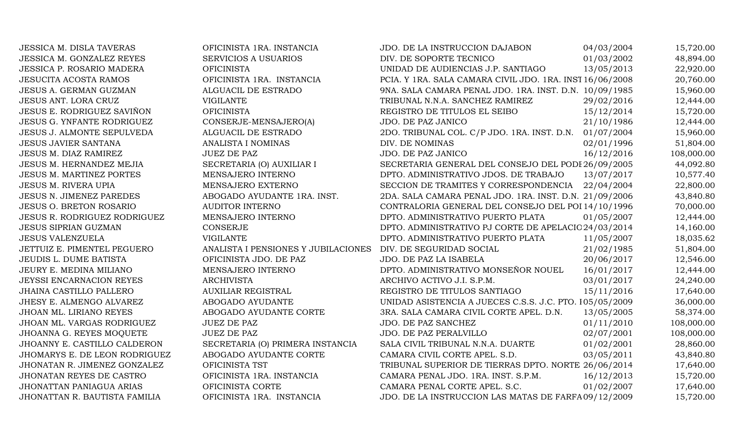| | | | | |
|---|---|---|---|---|
| JESSICA M. DISLA TAVERAS | OFICINISTA 1RA. INSTANCIA | JDO. DE LA INSTRUCCION DAJABON | 04/03/2004 | 15,720.00 |
| JESSICA M. GONZALEZ REYES | SERVICIOS A USUARIOS | DIV. DE SOPORTE TECNICO | 01/03/2002 | 48,894.00 |
| JESSICA P. ROSARIO MADERA | OFICINISTA | UNIDAD DE AUDIENCIAS J.P. SANTIAGO | 13/05/2013 | 22,920.00 |
| JESUCITA ACOSTA RAMOS | OFICINISTA 1RA. INSTANCIA | PCIA. Y 1RA. SALA CAMARA CIVIL JDO. 1RA. INST | 16/06/2008 | 20,760.00 |
| JESUS A. GERMAN GUZMAN | ALGUACIL DE ESTRADO | 9NA. SALA CAMARA PENAL JDO. 1RA. INST. D.N. | 10/09/1985 | 15,960.00 |
| JESUS ANT. LORA CRUZ | VIGILANTE | TRIBUNAL N.N.A. SANCHEZ RAMIREZ | 29/02/2016 | 12,444.00 |
| JESUS E. RODRIGUEZ SAVIÑON | OFICINISTA | REGISTRO DE TITULOS EL SEIBO | 15/12/2014 | 15,720.00 |
| JESUS G. YNFANTE RODRIGUEZ | CONSERJE-MENSAJERO(A) | JDO. DE PAZ JANICO | 21/10/1986 | 12,444.00 |
| JESUS J. ALMONTE SEPULVEDA | ALGUACIL DE ESTRADO | 2DO. TRIBUNAL COL. C/P JDO. 1RA. INST. D.N. | 01/07/2004 | 15,960.00 |
| JESUS JAVIER SANTANA | ANALISTA I NOMINAS | DIV. DE NOMINAS | 02/01/1996 | 51,804.00 |
| JESUS M. DIAZ RAMIREZ | JUEZ DE PAZ | JDO. DE PAZ JANICO | 16/12/2016 | 108,000.00 |
| JESUS M. HERNANDEZ MEJIA | SECRETARIA (O) AUXILIAR I | SECRETARIA GENERAL DEL CONSEJO DEL PODE | 26/09/2005 | 44,092.80 |
| JESUS M. MARTINEZ PORTES | MENSAJERO INTERNO | DPTO. ADMINISTRATIVO JDOS. DE TRABAJO | 13/07/2017 | 10,577.40 |
| JESUS M. RIVERA UPIA | MENSAJERO EXTERNO | SECCION DE TRAMITES Y CORRESPONDENCIA | 22/04/2004 | 22,800.00 |
| JESUS N. JIMENEZ PAREDES | ABOGADO AYUDANTE 1RA. INST. | 2DA. SALA CAMARA PENAL JDO. 1RA. INST. D.N. | 21/09/2006 | 43,840.80 |
| JESUS O. BRETON ROSARIO | AUDITOR INTERNO | CONTRALORIA GENERAL DEL CONSEJO DEL POI | 14/10/1996 | 70,000.00 |
| JESUS R. RODRIGUEZ RODRIGUEZ | MENSAJERO INTERNO | DPTO. ADMINISTRATIVO PUERTO PLATA | 01/05/2007 | 12,444.00 |
| JESUS SIPRIAN GUZMAN | CONSERJE | DPTO. ADMINISTRATIVO PJ CORTE DE APELACIO | 24/03/2014 | 14,160.00 |
| JESUS VALENZUELA | VIGILANTE | DPTO. ADMINISTRATIVO PUERTO PLATA | 11/05/2007 | 18,035.62 |
| JETTUIZ E. PIMENTEL PEGUERO | ANALISTA I PENSIONES Y JUBILACIONES | DIV. DE SEGURIDAD SOCIAL | 21/02/1985 | 51,804.00 |
| JEUDIS L. DUME BATISTA | OFICINISTA JDO. DE PAZ | JDO. DE PAZ LA ISABELA | 20/06/2017 | 12,546.00 |
| JEURY E. MEDINA MILIANO | MENSAJERO INTERNO | DPTO. ADMINISTRATIVO MONSEÑOR NOUEL | 16/01/2017 | 12,444.00 |
| JEYSSI ENCARNACION REYES | ARCHIVISTA | ARCHIVO ACTIVO J.I. S.P.M. | 03/01/2017 | 24,240.00 |
| JHAINA CASTILLO PALLERO | AUXILIAR REGISTRAL | REGISTRO DE TITULOS SANTIAGO | 15/11/2016 | 17,640.00 |
| JHESY E. ALMENGO ALVAREZ | ABOGADO AYUDANTE | UNIDAD ASISTENCIA A JUECES C.S.S. J.C. PTO. I | 05/05/2009 | 36,000.00 |
| JHOAN ML. LIRIANO REYES | ABOGADO AYUDANTE CORTE | 3RA. SALA CAMARA CIVIL CORTE APEL. D.N. | 13/05/2005 | 58,374.00 |
| JHOAN ML. VARGAS RODRIGUEZ | JUEZ DE PAZ | JDO. DE PAZ SANCHEZ | 01/11/2010 | 108,000.00 |
| JHOANNA G. REYES MOQUETE | JUEZ DE PAZ | JDO. DE PAZ PERALVILLO | 02/07/2001 | 108,000.00 |
| JHOANNY E. CASTILLO CALDERON | SECRETARIA (O) PRIMERA INSTANCIA | SALA CIVIL TRIBUNAL N.N.A. DUARTE | 01/02/2001 | 28,860.00 |
| JHOMARYS E. DE LEON RODRIGUEZ | ABOGADO AYUDANTE CORTE | CAMARA CIVIL CORTE APEL. S.D. | 03/05/2011 | 43,840.80 |
| JHONATAN R. JIMENEZ GONZALEZ | OFICINISTA TST | TRIBUNAL SUPERIOR DE TIERRAS DPTO. NORTE | 26/06/2014 | 17,640.00 |
| JHONATAN REYES DE CASTRO | OFICINISTA 1RA. INSTANCIA | CAMARA PENAL JDO. 1RA. INST. S.P.M. | 16/12/2013 | 15,720.00 |
| JHONATTAN PANIAGUA ARIAS | OFICINISTA CORTE | CAMARA PENAL CORTE APEL. S.C. | 01/02/2007 | 17,640.00 |
| JHONATTAN R. BAUTISTA FAMILIA | OFICINISTA 1RA. INSTANCIA | JDO. DE LA INSTRUCCION LAS MATAS DE FARFA | 09/12/2009 | 15,720.00 |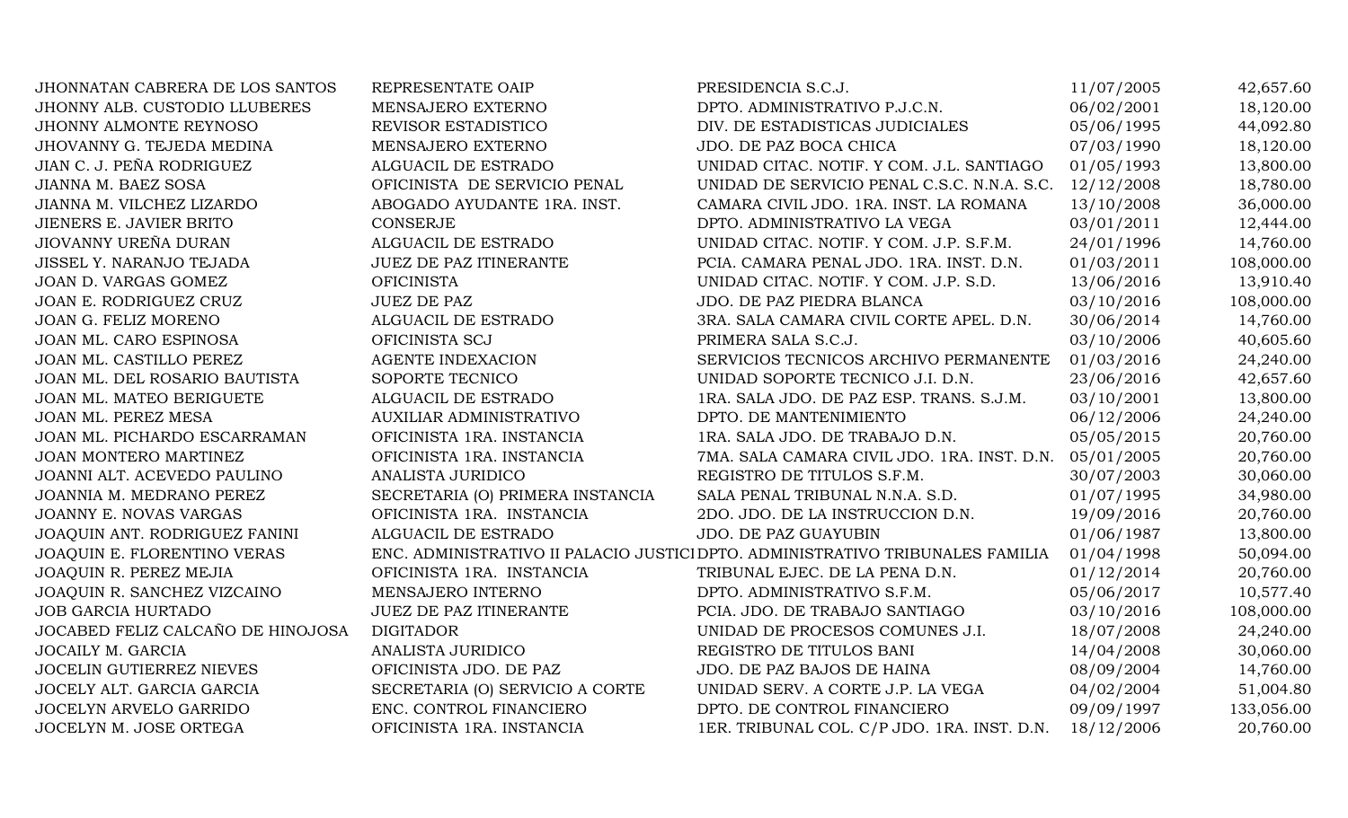| | | | | |
|---|---|---|---|---|
| JHONNATAN CABRERA DE LOS SANTOS | REPRESENTATE OAIP | PRESIDENCIA S.C.J. | 11/07/2005 | 42,657.60 |
| JHONNY ALB. CUSTODIO LLUBERES | MENSAJERO EXTERNO | DPTO. ADMINISTRATIVO P.J.C.N. | 06/02/2001 | 18,120.00 |
| JHONNY ALMONTE REYNOSO | REVISOR ESTADISTICO | DIV. DE ESTADISTICAS JUDICIALES | 05/06/1995 | 44,092.80 |
| JHOVANNY G. TEJEDA MEDINA | MENSAJERO EXTERNO | JDO. DE PAZ BOCA CHICA | 07/03/1990 | 18,120.00 |
| JIAN C. J. PEÑA RODRIGUEZ | ALGUACIL DE ESTRADO | UNIDAD CITAC. NOTIF. Y COM. J.L. SANTIAGO | 01/05/1993 | 13,800.00 |
| JIANNA M. BAEZ SOSA | OFICINISTA DE SERVICIO PENAL | UNIDAD DE SERVICIO PENAL C.S.C. N.N.A. S.C. | 12/12/2008 | 18,780.00 |
| JIANNA M. VILCHEZ LIZARDO | ABOGADO AYUDANTE 1RA. INST. | CAMARA CIVIL JDO. 1RA. INST. LA ROMANA | 13/10/2008 | 36,000.00 |
| JIENERS E. JAVIER BRITO | CONSERJE | DPTO. ADMINISTRATIVO LA VEGA | 03/01/2011 | 12,444.00 |
| JIOVANNY UREÑA DURAN | ALGUACIL DE ESTRADO | UNIDAD CITAC. NOTIF. Y COM. J.P. S.F.M. | 24/01/1996 | 14,760.00 |
| JISSEL Y. NARANJO TEJADA | JUEZ DE PAZ ITINERANTE | PCIA. CAMARA PENAL JDO. 1RA. INST. D.N. | 01/03/2011 | 108,000.00 |
| JOAN D. VARGAS GOMEZ | OFICINISTA | UNIDAD CITAC. NOTIF. Y COM. J.P. S.D. | 13/06/2016 | 13,910.40 |
| JOAN E. RODRIGUEZ CRUZ | JUEZ DE PAZ | JDO. DE PAZ PIEDRA BLANCA | 03/10/2016 | 108,000.00 |
| JOAN G. FELIZ MORENO | ALGUACIL DE ESTRADO | 3RA. SALA CAMARA CIVIL CORTE APEL. D.N. | 30/06/2014 | 14,760.00 |
| JOAN ML. CARO ESPINOSA | OFICINISTA SCJ | PRIMERA SALA S.C.J. | 03/10/2006 | 40,605.60 |
| JOAN ML. CASTILLO PEREZ | AGENTE INDEXACION | SERVICIOS TECNICOS ARCHIVO PERMANENTE | 01/03/2016 | 24,240.00 |
| JOAN ML. DEL ROSARIO BAUTISTA | SOPORTE TECNICO | UNIDAD SOPORTE TECNICO J.I. D.N. | 23/06/2016 | 42,657.60 |
| JOAN ML. MATEO BERIGUETE | ALGUACIL DE ESTRADO | 1RA. SALA JDO. DE PAZ ESP. TRANS. S.J.M. | 03/10/2001 | 13,800.00 |
| JOAN ML. PEREZ MESA | AUXILIAR ADMINISTRATIVO | DPTO. DE MANTENIMIENTO | 06/12/2006 | 24,240.00 |
| JOAN ML. PICHARDO ESCARRAMAN | OFICINISTA 1RA. INSTANCIA | 1RA. SALA JDO. DE TRABAJO D.N. | 05/05/2015 | 20,760.00 |
| JOAN MONTERO MARTINEZ | OFICINISTA 1RA. INSTANCIA | 7MA. SALA CAMARA CIVIL JDO. 1RA. INST. D.N. | 05/01/2005 | 20,760.00 |
| JOANNI ALT. ACEVEDO PAULINO | ANALISTA JURIDICO | REGISTRO DE TITULOS S.F.M. | 30/07/2003 | 30,060.00 |
| JOANNIA M. MEDRANO PEREZ | SECRETARIA (O) PRIMERA INSTANCIA | SALA PENAL TRIBUNAL N.N.A. S.D. | 01/07/1995 | 34,980.00 |
| JOANNY E. NOVAS VARGAS | OFICINISTA 1RA. INSTANCIA | 2DO. JDO. DE LA INSTRUCCION D.N. | 19/09/2016 | 20,760.00 |
| JOAQUIN ANT. RODRIGUEZ FANINI | ALGUACIL DE ESTRADO | JDO. DE PAZ GUAYUBIN | 01/06/1987 | 13,800.00 |
| JOAQUIN E. FLORENTINO VERAS | ENC. ADMINISTRATIVO II PALACIO JUSTICI | DPTO. ADMINISTRATIVO TRIBUNALES FAMILIA | 01/04/1998 | 50,094.00 |
| JOAQUIN R. PEREZ MEJIA | OFICINISTA 1RA. INSTANCIA | TRIBUNAL EJEC. DE LA PENA D.N. | 01/12/2014 | 20,760.00 |
| JOAQUIN R. SANCHEZ VIZCAINO | MENSAJERO INTERNO | DPTO. ADMINISTRATIVO S.F.M. | 05/06/2017 | 10,577.40 |
| JOB GARCIA HURTADO | JUEZ DE PAZ ITINERANTE | PCIA. JDO. DE TRABAJO SANTIAGO | 03/10/2016 | 108,000.00 |
| JOCABED FELIZ CALCAÑO DE HINOJOSA | DIGITADOR | UNIDAD DE PROCESOS COMUNES J.I. | 18/07/2008 | 24,240.00 |
| JOCAILY M. GARCIA | ANALISTA JURIDICO | REGISTRO DE TITULOS BANI | 14/04/2008 | 30,060.00 |
| JOCELIN GUTIERREZ NIEVES | OFICINISTA JDO. DE PAZ | JDO. DE PAZ BAJOS DE HAINA | 08/09/2004 | 14,760.00 |
| JOCELY ALT. GARCIA GARCIA | SECRETARIA (O) SERVICIO A CORTE | UNIDAD SERV. A CORTE J.P. LA VEGA | 04/02/2004 | 51,004.80 |
| JOCELYN ARVELO GARRIDO | ENC. CONTROL FINANCIERO | DPTO. DE CONTROL FINANCIERO | 09/09/1997 | 133,056.00 |
| JOCELYN M. JOSE ORTEGA | OFICINISTA 1RA. INSTANCIA | 1ER. TRIBUNAL COL. C/P JDO. 1RA. INST. D.N. | 18/12/2006 | 20,760.00 |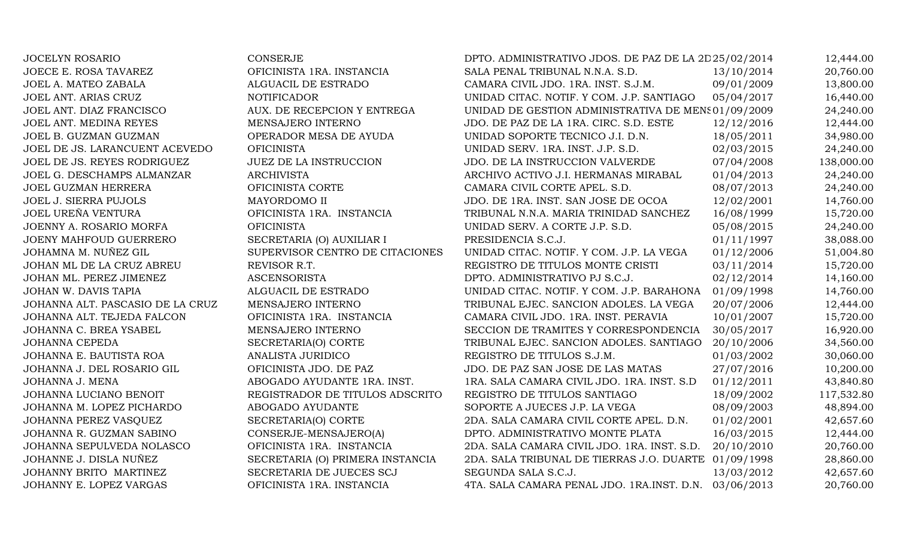| | | | | |
|---|---|---|---|---|
| JOCELYN ROSARIO | CONSERJE | DPTO. ADMINISTRATIVO JDOS. DE PAZ DE LA 2D | 25/02/2014 | 12,444.00 |
| JOECE E. ROSA TAVAREZ | OFICINISTA 1RA. INSTANCIA | SALA PENAL TRIBUNAL N.N.A. S.D. | 13/10/2014 | 20,760.00 |
| JOEL A. MATEO ZABALA | ALGUACIL DE ESTRADO | CAMARA CIVIL JDO. 1RA. INST. S.J.M. | 09/01/2009 | 13,800.00 |
| JOEL ANT. ARIAS CRUZ | NOTIFICADOR | UNIDAD CITAC. NOTIF. Y COM. J.P. SANTIAGO | 05/04/2017 | 16,440.00 |
| JOEL ANT. DIAZ FRANCISCO | AUX. DE RECEPCION Y ENTREGA | UNIDAD DE GESTION ADMINISTRATIVA DE MENS | 01/09/2009 | 24,240.00 |
| JOEL ANT. MEDINA REYES | MENSAJERO INTERNO | JDO. DE PAZ DE LA 1RA. CIRC. S.D. ESTE | 12/12/2016 | 12,444.00 |
| JOEL B. GUZMAN GUZMAN | OPERADOR MESA DE AYUDA | UNIDAD SOPORTE TECNICO J.I. D.N. | 18/05/2011 | 34,980.00 |
| JOEL DE JS. LARANCUENT ACEVEDO | OFICINISTA | UNIDAD SERV. 1RA. INST. J.P. S.D. | 02/03/2015 | 24,240.00 |
| JOEL DE JS. REYES RODRIGUEZ | JUEZ DE LA INSTRUCCION | JDO. DE LA INSTRUCCION VALVERDE | 07/04/2008 | 138,000.00 |
| JOEL G. DESCHAMPS ALMANZAR | ARCHIVISTA | ARCHIVO ACTIVO J.I. HERMANAS MIRABAL | 01/04/2013 | 24,240.00 |
| JOEL GUZMAN HERRERA | OFICINISTA CORTE | CAMARA CIVIL CORTE APEL. S.D. | 08/07/2013 | 24,240.00 |
| JOEL J. SIERRA PUJOLS | MAYORDOMO II | JDO. DE 1RA. INST. SAN JOSE DE OCOA | 12/02/2001 | 14,760.00 |
| JOEL UREÑA VENTURA | OFICINISTA 1RA. INSTANCIA | TRIBUNAL N.N.A. MARIA TRINIDAD SANCHEZ | 16/08/1999 | 15,720.00 |
| JOENNY A. ROSARIO MORFA | OFICINISTA | UNIDAD SERV. A CORTE J.P. S.D. | 05/08/2015 | 24,240.00 |
| JOENY MAHFOUD GUERRERO | SECRETARIA (O) AUXILIAR I | PRESIDENCIA S.C.J. | 01/11/1997 | 38,088.00 |
| JOHAMNA M. NUÑEZ GIL | SUPERVISOR CENTRO DE CITACIONES | UNIDAD CITAC. NOTIF. Y COM. J.P. LA VEGA | 01/12/2006 | 51,004.80 |
| JOHAN ML DE LA CRUZ ABREU | REVISOR R.T. | REGISTRO DE TITULOS MONTE CRISTI | 03/11/2014 | 15,720.00 |
| JOHAN ML. PEREZ JIMENEZ | ASCENSORISTA | DPTO. ADMINISTRATIVO PJ S.C.J. | 02/12/2014 | 14,160.00 |
| JOHAN W. DAVIS TAPIA | ALGUACIL DE ESTRADO | UNIDAD CITAC. NOTIF. Y COM. J.P. BARAHONA | 01/09/1998 | 14,760.00 |
| JOHANNA ALT. PASCASIO DE LA CRUZ | MENSAJERO INTERNO | TRIBUNAL EJEC. SANCION ADOLES. LA VEGA | 20/07/2006 | 12,444.00 |
| JOHANNA ALT. TEJEDA FALCON | OFICINISTA 1RA. INSTANCIA | CAMARA CIVIL JDO. 1RA. INST. PERAVIA | 10/01/2007 | 15,720.00 |
| JOHANNA C. BREA YSABEL | MENSAJERO INTERNO | SECCION DE TRAMITES Y CORRESPONDENCIA | 30/05/2017 | 16,920.00 |
| JOHANNA CEPEDA | SECRETARIA(O) CORTE | TRIBUNAL EJEC. SANCION ADOLES. SANTIAGO | 20/10/2006 | 34,560.00 |
| JOHANNA E. BAUTISTA ROA | ANALISTA JURIDICO | REGISTRO DE TITULOS S.J.M. | 01/03/2002 | 30,060.00 |
| JOHANNA J. DEL ROSARIO GIL | OFICINISTA JDO. DE PAZ | JDO. DE PAZ SAN JOSE DE LAS MATAS | 27/07/2016 | 10,200.00 |
| JOHANNA J. MENA | ABOGADO AYUDANTE 1RA. INST. | 1RA. SALA CAMARA CIVIL JDO. 1RA. INST. S.D | 01/12/2011 | 43,840.80 |
| JOHANNA LUCIANO BENOIT | REGISTRADOR DE TITULOS ADSCRITO | REGISTRO DE TITULOS SANTIAGO | 18/09/2002 | 117,532.80 |
| JOHANNA M. LOPEZ PICHARDO | ABOGADO AYUDANTE | SOPORTE A JUECES J.P. LA VEGA | 08/09/2003 | 48,894.00 |
| JOHANNA PEREZ VASQUEZ | SECRETARIA(O) CORTE | 2DA. SALA CAMARA CIVIL CORTE APEL. D.N. | 01/02/2001 | 42,657.60 |
| JOHANNA R. GUZMAN SABINO | CONSERJE-MENSAJERO(A) | DPTO. ADMINISTRATIVO MONTE PLATA | 16/03/2015 | 12,444.00 |
| JOHANNA SEPULVEDA NOLASCO | OFICINISTA 1RA. INSTANCIA | 2DA. SALA CAMARA CIVIL JDO. 1RA. INST. S.D. | 20/10/2010 | 20,760.00 |
| JOHANNE J. DISLA NUÑEZ | SECRETARIA (O) PRIMERA INSTANCIA | 2DA. SALA TRIBUNAL DE TIERRAS J.O. DUARTE | 01/09/1998 | 28,860.00 |
| JOHANNY BRITO MARTINEZ | SECRETARIA DE JUECES SCJ | SEGUNDA SALA S.C.J. | 13/03/2012 | 42,657.60 |
| JOHANNY E. LOPEZ VARGAS | OFICINISTA 1RA. INSTANCIA | 4TA. SALA CAMARA PENAL JDO. 1RA.INST. D.N. | 03/06/2013 | 20,760.00 |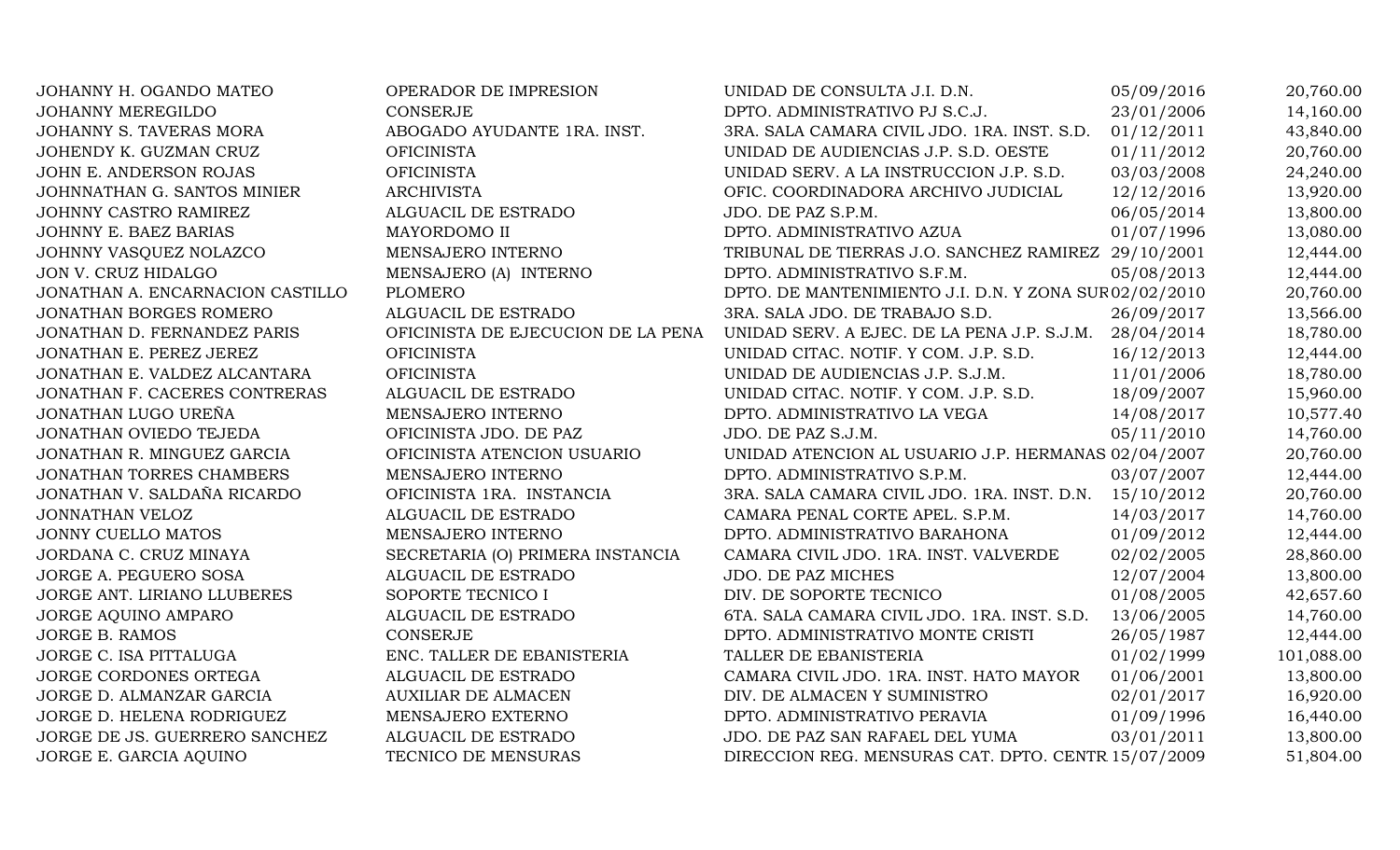| | | | | |
|---|---|---|---|---|
| JOHANNY H. OGANDO MATEO | OPERADOR DE IMPRESION | UNIDAD DE CONSULTA J.I. D.N. | 05/09/2016 | 20,760.00 |
| JOHANNY MEREGILDO | CONSERJE | DPTO. ADMINISTRATIVO PJ S.C.J. | 23/01/2006 | 14,160.00 |
| JOHANNY S. TAVERAS MORA | ABOGADO AYUDANTE 1RA. INST. | 3RA. SALA CAMARA CIVIL JDO. 1RA. INST. S.D. | 01/12/2011 | 43,840.00 |
| JOHENDY K. GUZMAN CRUZ | OFICINISTA | UNIDAD DE AUDIENCIAS J.P. S.D. OESTE | 01/11/2012 | 20,760.00 |
| JOHN E. ANDERSON ROJAS | OFICINISTA | UNIDAD SERV. A LA INSTRUCCION J.P. S.D. | 03/03/2008 | 24,240.00 |
| JOHNNATHAN G. SANTOS MINIER | ARCHIVISTA | OFIC. COORDINADORA ARCHIVO JUDICIAL | 12/12/2016 | 13,920.00 |
| JOHNNY CASTRO RAMIREZ | ALGUACIL DE ESTRADO | JDO. DE PAZ S.P.M. | 06/05/2014 | 13,800.00 |
| JOHNNY E. BAEZ BARIAS | MAYORDOMO II | DPTO. ADMINISTRATIVO AZUA | 01/07/1996 | 13,080.00 |
| JOHNNY VASQUEZ NOLAZCO | MENSAJERO INTERNO | TRIBUNAL DE TIERRAS J.O. SANCHEZ RAMIREZ | 29/10/2001 | 12,444.00 |
| JON V. CRUZ HIDALGO | MENSAJERO (A) INTERNO | DPTO. ADMINISTRATIVO S.F.M. | 05/08/2013 | 12,444.00 |
| JONATHAN A. ENCARNACION CASTILLO | PLOMERO | DPTO. DE MANTENIMIENTO J.I. D.N. Y ZONA SUR | 02/02/2010 | 20,760.00 |
| JONATHAN BORGES ROMERO | ALGUACIL DE ESTRADO | 3RA. SALA JDO. DE TRABAJO S.D. | 26/09/2017 | 13,566.00 |
| JONATHAN D. FERNANDEZ PARIS | OFICINISTA DE EJECUCION DE LA PENA | UNIDAD SERV. A EJEC. DE LA PENA J.P. S.J.M. | 28/04/2014 | 18,780.00 |
| JONATHAN E. PEREZ JEREZ | OFICINISTA | UNIDAD CITAC. NOTIF. Y COM. J.P. S.D. | 16/12/2013 | 12,444.00 |
| JONATHAN E. VALDEZ ALCANTARA | OFICINISTA | UNIDAD DE AUDIENCIAS J.P. S.J.M. | 11/01/2006 | 18,780.00 |
| JONATHAN F. CACERES CONTRERAS | ALGUACIL DE ESTRADO | UNIDAD CITAC. NOTIF. Y COM. J.P. S.D. | 18/09/2007 | 15,960.00 |
| JONATHAN LUGO UREÑA | MENSAJERO INTERNO | DPTO. ADMINISTRATIVO LA VEGA | 14/08/2017 | 10,577.40 |
| JONATHAN OVIEDO TEJEDA | OFICINISTA JDO. DE PAZ | JDO. DE PAZ S.J.M. | 05/11/2010 | 14,760.00 |
| JONATHAN R. MINGUEZ GARCIA | OFICINISTA ATENCION USUARIO | UNIDAD ATENCION AL USUARIO J.P. HERMANAS | 02/04/2007 | 20,760.00 |
| JONATHAN TORRES CHAMBERS | MENSAJERO INTERNO | DPTO. ADMINISTRATIVO S.P.M. | 03/07/2007 | 12,444.00 |
| JONATHAN V. SALDAÑA RICARDO | OFICINISTA 1RA. INSTANCIA | 3RA. SALA CAMARA CIVIL JDO. 1RA. INST. D.N. | 15/10/2012 | 20,760.00 |
| JONNATHAN VELOZ | ALGUACIL DE ESTRADO | CAMARA PENAL CORTE APEL. S.P.M. | 14/03/2017 | 14,760.00 |
| JONNY CUELLO MATOS | MENSAJERO INTERNO | DPTO. ADMINISTRATIVO BARAHONA | 01/09/2012 | 12,444.00 |
| JORDANA C. CRUZ MINAYA | SECRETARIA (O) PRIMERA INSTANCIA | CAMARA CIVIL JDO. 1RA. INST. VALVERDE | 02/02/2005 | 28,860.00 |
| JORGE A. PEGUERO SOSA | ALGUACIL DE ESTRADO | JDO. DE PAZ MICHES | 12/07/2004 | 13,800.00 |
| JORGE ANT. LIRIANO LLUBERES | SOPORTE TECNICO I | DIV. DE SOPORTE TECNICO | 01/08/2005 | 42,657.60 |
| JORGE AQUINO AMPARO | ALGUACIL DE ESTRADO | 6TA. SALA CAMARA CIVIL JDO. 1RA. INST. S.D. | 13/06/2005 | 14,760.00 |
| JORGE B. RAMOS | CONSERJE | DPTO. ADMINISTRATIVO MONTE CRISTI | 26/05/1987 | 12,444.00 |
| JORGE C. ISA PITTALUGA | ENC. TALLER DE EBANISTERIA | TALLER DE EBANISTERIA | 01/02/1999 | 101,088.00 |
| JORGE CORDONES ORTEGA | ALGUACIL DE ESTRADO | CAMARA CIVIL JDO. 1RA. INST. HATO MAYOR | 01/06/2001 | 13,800.00 |
| JORGE D. ALMANZAR GARCIA | AUXILIAR DE ALMACEN | DIV. DE ALMACEN Y SUMINISTRO | 02/01/2017 | 16,920.00 |
| JORGE D. HELENA RODRIGUEZ | MENSAJERO EXTERNO | DPTO. ADMINISTRATIVO PERAVIA | 01/09/1996 | 16,440.00 |
| JORGE DE JS. GUERRERO SANCHEZ | ALGUACIL DE ESTRADO | JDO. DE PAZ SAN RAFAEL DEL YUMA | 03/01/2011 | 13,800.00 |
| JORGE E. GARCIA AQUINO | TECNICO DE MENSURAS | DIRECCION REG. MENSURAS CAT. DPTO. CENTR | 15/07/2009 | 51,804.00 |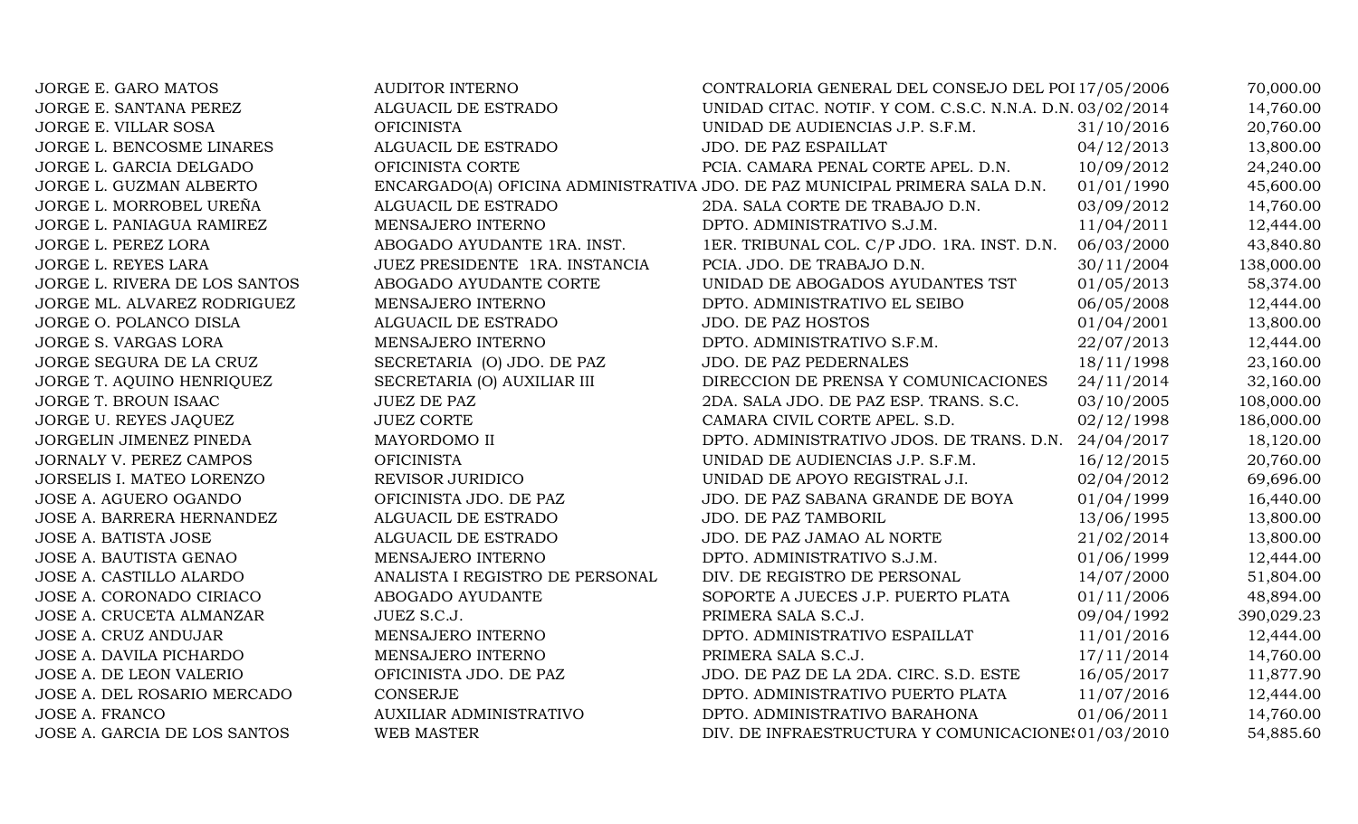| | | | | |
|---|---|---|---|---|
| JORGE E. GARO MATOS | AUDITOR INTERNO | CONTRALORIA GENERAL DEL CONSEJO DEL POI | 17/05/2006 | 70,000.00 |
| JORGE E. SANTANA PEREZ | ALGUACIL DE ESTRADO | UNIDAD CITAC. NOTIF. Y COM. C.S.C. N.N.A. D.N. | 03/02/2014 | 14,760.00 |
| JORGE E. VILLAR SOSA | OFICINISTA | UNIDAD DE AUDIENCIAS J.P. S.F.M. | 31/10/2016 | 20,760.00 |
| JORGE L. BENCOSME LINARES | ALGUACIL DE ESTRADO | JDO. DE PAZ ESPAILLAT | 04/12/2013 | 13,800.00 |
| JORGE L. GARCIA DELGADO | OFICINISTA CORTE | PCIA. CAMARA PENAL CORTE APEL. D.N. | 10/09/2012 | 24,240.00 |
| JORGE L. GUZMAN ALBERTO | ENCARGADO(A) OFICINA ADMINISTRATIVA | JDO. DE PAZ MUNICIPAL PRIMERA SALA D.N. | 01/01/1990 | 45,600.00 |
| JORGE L. MORROBEL UREÑA | ALGUACIL DE ESTRADO | 2DA. SALA CORTE DE TRABAJO D.N. | 03/09/2012 | 14,760.00 |
| JORGE L. PANIAGUA RAMIREZ | MENSAJERO INTERNO | DPTO. ADMINISTRATIVO S.J.M. | 11/04/2011 | 12,444.00 |
| JORGE L. PEREZ LORA | ABOGADO AYUDANTE 1RA. INST. | 1ER. TRIBUNAL COL. C/P JDO. 1RA. INST. D.N. | 06/03/2000 | 43,840.80 |
| JORGE L. REYES LARA | JUEZ PRESIDENTE 1RA. INSTANCIA | PCIA. JDO. DE TRABAJO D.N. | 30/11/2004 | 138,000.00 |
| JORGE L. RIVERA DE LOS SANTOS | ABOGADO AYUDANTE CORTE | UNIDAD DE ABOGADOS AYUDANTES TST | 01/05/2013 | 58,374.00 |
| JORGE ML. ALVAREZ RODRIGUEZ | MENSAJERO INTERNO | DPTO. ADMINISTRATIVO EL SEIBO | 06/05/2008 | 12,444.00 |
| JORGE O. POLANCO DISLA | ALGUACIL DE ESTRADO | JDO. DE PAZ HOSTOS | 01/04/2001 | 13,800.00 |
| JORGE S. VARGAS LORA | MENSAJERO INTERNO | DPTO. ADMINISTRATIVO S.F.M. | 22/07/2013 | 12,444.00 |
| JORGE SEGURA DE LA CRUZ | SECRETARIA (O) JDO. DE PAZ | JDO. DE PAZ PEDERNALES | 18/11/1998 | 23,160.00 |
| JORGE T. AQUINO HENRIQUEZ | SECRETARIA (O) AUXILIAR III | DIRECCION DE PRENSA Y COMUNICACIONES | 24/11/2014 | 32,160.00 |
| JORGE T. BROUN ISAAC | JUEZ DE PAZ | 2DA. SALA JDO. DE PAZ ESP. TRANS. S.C. | 03/10/2005 | 108,000.00 |
| JORGE U. REYES JAQUEZ | JUEZ CORTE | CAMARA CIVIL CORTE APEL. S.D. | 02/12/1998 | 186,000.00 |
| JORGELIN JIMENEZ PINEDA | MAYORDOMO II | DPTO. ADMINISTRATIVO JDOS. DE TRANS. D.N. | 24/04/2017 | 18,120.00 |
| JORNALY V. PEREZ CAMPOS | OFICINISTA | UNIDAD DE AUDIENCIAS J.P. S.F.M. | 16/12/2015 | 20,760.00 |
| JORSELIS I. MATEO LORENZO | REVISOR JURIDICO | UNIDAD DE APOYO REGISTRAL J.I. | 02/04/2012 | 69,696.00 |
| JOSE A. AGUERO OGANDO | OFICINISTA JDO. DE PAZ | JDO. DE PAZ SABANA GRANDE DE BOYA | 01/04/1999 | 16,440.00 |
| JOSE A. BARRERA HERNANDEZ | ALGUACIL DE ESTRADO | JDO. DE PAZ TAMBORIL | 13/06/1995 | 13,800.00 |
| JOSE A. BATISTA JOSE | ALGUACIL DE ESTRADO | JDO. DE PAZ JAMAO AL NORTE | 21/02/2014 | 13,800.00 |
| JOSE A. BAUTISTA GENAO | MENSAJERO INTERNO | DPTO. ADMINISTRATIVO S.J.M. | 01/06/1999 | 12,444.00 |
| JOSE A. CASTILLO ALARDO | ANALISTA I REGISTRO DE PERSONAL | DIV. DE REGISTRO DE PERSONAL | 14/07/2000 | 51,804.00 |
| JOSE A. CORONADO CIRIACO | ABOGADO AYUDANTE | SOPORTE A JUECES J.P. PUERTO PLATA | 01/11/2006 | 48,894.00 |
| JOSE A. CRUCETA ALMANZAR | JUEZ S.C.J. | PRIMERA SALA S.C.J. | 09/04/1992 | 390,029.23 |
| JOSE A. CRUZ ANDUJAR | MENSAJERO INTERNO | DPTO. ADMINISTRATIVO ESPAILLAT | 11/01/2016 | 12,444.00 |
| JOSE A. DAVILA PICHARDO | MENSAJERO INTERNO | PRIMERA SALA S.C.J. | 17/11/2014 | 14,760.00 |
| JOSE A. DE LEON VALERIO | OFICINISTA JDO. DE PAZ | JDO. DE PAZ DE LA 2DA. CIRC. S.D. ESTE | 16/05/2017 | 11,877.90 |
| JOSE A. DEL ROSARIO MERCADO | CONSERJE | DPTO. ADMINISTRATIVO PUERTO PLATA | 11/07/2016 | 12,444.00 |
| JOSE A. FRANCO | AUXILIAR ADMINISTRATIVO | DPTO. ADMINISTRATIVO BARAHONA | 01/06/2011 | 14,760.00 |
| JOSE A. GARCIA DE LOS SANTOS | WEB MASTER | DIV. DE INFRAESTRUCTURA Y COMUNICACIONES | 01/03/2010 | 54,885.60 |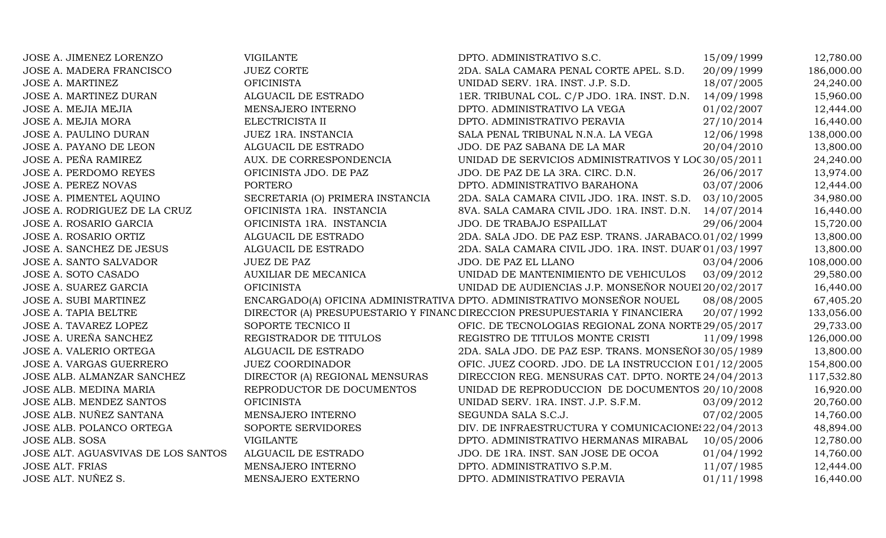| | | | | |
|---|---|---|---|---|
| JOSE A. JIMENEZ LORENZO | VIGILANTE | DPTO. ADMINISTRATIVO S.C. | 15/09/1999 | 12,780.00 |
| JOSE A. MADERA FRANCISCO | JUEZ CORTE | 2DA. SALA CAMARA PENAL CORTE APEL. S.D. | 20/09/1999 | 186,000.00 |
| JOSE A. MARTINEZ | OFICINISTA | UNIDAD SERV. 1RA. INST. J.P. S.D. | 18/07/2005 | 24,240.00 |
| JOSE A. MARTINEZ DURAN | ALGUACIL DE ESTRADO | 1ER. TRIBUNAL COL. C/P JDO. 1RA. INST. D.N. | 14/09/1998 | 15,960.00 |
| JOSE A. MEJIA MEJIA | MENSAJERO INTERNO | DPTO. ADMINISTRATIVO LA VEGA | 01/02/2007 | 12,444.00 |
| JOSE A. MEJIA MORA | ELECTRICISTA II | DPTO. ADMINISTRATIVO PERAVIA | 27/10/2014 | 16,440.00 |
| JOSE A. PAULINO DURAN | JUEZ 1RA. INSTANCIA | SALA PENAL TRIBUNAL N.N.A. LA VEGA | 12/06/1998 | 138,000.00 |
| JOSE A. PAYANO DE LEON | ALGUACIL DE ESTRADO | JDO. DE PAZ SABANA DE LA MAR | 20/04/2010 | 13,800.00 |
| JOSE A. PEÑA RAMIREZ | AUX. DE CORRESPONDENCIA | UNIDAD DE SERVICIOS ADMINISTRATIVOS Y LOC | 30/05/2011 | 24,240.00 |
| JOSE A. PERDOMO REYES | OFICINISTA JDO. DE PAZ | JDO. DE PAZ DE LA 3RA. CIRC. D.N. | 26/06/2017 | 13,974.00 |
| JOSE A. PEREZ NOVAS | PORTERO | DPTO. ADMINISTRATIVO BARAHONA | 03/07/2006 | 12,444.00 |
| JOSE A. PIMENTEL AQUINO | SECRETARIA (O) PRIMERA INSTANCIA | 2DA. SALA CAMARA CIVIL JDO. 1RA. INST. S.D. | 03/10/2005 | 34,980.00 |
| JOSE A. RODRIGUEZ DE LA CRUZ | OFICINISTA 1RA. INSTANCIA | 8VA. SALA CAMARA CIVIL JDO. 1RA. INST. D.N. | 14/07/2014 | 16,440.00 |
| JOSE A. ROSARIO GARCIA | OFICINISTA 1RA. INSTANCIA | JDO. DE TRABAJO ESPAILLAT | 29/06/2004 | 15,720.00 |
| JOSE A. ROSARIO ORTIZ | ALGUACIL DE ESTRADO | 2DA. SALA JDO. DE PAZ ESP. TRANS. JARABACO. | 01/02/1999 | 13,800.00 |
| JOSE A. SANCHEZ DE JESUS | ALGUACIL DE ESTRADO | 2DA. SALA CAMARA CIVIL JDO. 1RA. INST. DUAR' | 01/03/1997 | 13,800.00 |
| JOSE A. SANTO SALVADOR | JUEZ DE PAZ | JDO. DE PAZ EL LLANO | 03/04/2006 | 108,000.00 |
| JOSE A. SOTO CASADO | AUXILIAR DE MECANICA | UNIDAD DE MANTENIMIENTO DE VEHICULOS | 03/09/2012 | 29,580.00 |
| JOSE A. SUAREZ GARCIA | OFICINISTA | UNIDAD DE AUDIENCIAS J.P. MONSEÑOR NOUEL | 20/02/2017 | 16,440.00 |
| JOSE A. SUBI MARTINEZ | ENCARGADO(A) OFICINA ADMINISTRATIVA | DPTO. ADMINISTRATIVO MONSEÑOR NOUEL | 08/08/2005 | 67,405.20 |
| JOSE A. TAPIA BELTRE | DIRECTOR (A) PRESUPUESTARIO Y FINANC | DIRECCION PRESUPUESTARIA Y FINANCIERA | 20/07/1992 | 133,056.00 |
| JOSE A. TAVAREZ LOPEZ | SOPORTE TECNICO II | OFIC. DE TECNOLOGIAS REGIONAL ZONA NORTE | 29/05/2017 | 29,733.00 |
| JOSE A. UREÑA SANCHEZ | REGISTRADOR DE TITULOS | REGISTRO DE TITULOS MONTE CRISTI | 11/09/1998 | 126,000.00 |
| JOSE A. VALERIO ORTEGA | ALGUACIL DE ESTRADO | 2DA. SALA JDO. DE PAZ ESP. TRANS. MONSEÑOI | 30/05/1989 | 13,800.00 |
| JOSE A. VARGAS GUERRERO | JUEZ COORDINADOR | OFIC. JUEZ COORD. JDO. DE LA INSTRUCCION I | 01/12/2005 | 154,800.00 |
| JOSE ALB. ALMANZAR SANCHEZ | DIRECTOR (A) REGIONAL MENSURAS | DIRECCION REG. MENSURAS CAT. DPTO. NORTE | 24/04/2013 | 117,532.80 |
| JOSE ALB. MEDINA MARIA | REPRODUCTOR DE DOCUMENTOS | UNIDAD DE REPRODUCCION DE DOCUMENTOS | 20/10/2008 | 16,920.00 |
| JOSE ALB. MENDEZ SANTOS | OFICINISTA | UNIDAD SERV. 1RA. INST. J.P. S.F.M. | 03/09/2012 | 20,760.00 |
| JOSE ALB. NUÑEZ SANTANA | MENSAJERO INTERNO | SEGUNDA SALA S.C.J. | 07/02/2005 | 14,760.00 |
| JOSE ALB. POLANCO ORTEGA | SOPORTE SERVIDORES | DIV. DE INFRAESTRUCTURA Y COMUNICACIONES | 22/04/2013 | 48,894.00 |
| JOSE ALB. SOSA | VIGILANTE | DPTO. ADMINISTRATIVO HERMANAS MIRABAL | 10/05/2006 | 12,780.00 |
| JOSE ALT. AGUASVIVAS DE LOS SANTOS | ALGUACIL DE ESTRADO | JDO. DE 1RA. INST. SAN JOSE DE OCOA | 01/04/1992 | 14,760.00 |
| JOSE ALT. FRIAS | MENSAJERO INTERNO | DPTO. ADMINISTRATIVO S.P.M. | 11/07/1985 | 12,444.00 |
| JOSE ALT. NUÑEZ S. | MENSAJERO EXTERNO | DPTO. ADMINISTRATIVO PERAVIA | 01/11/1998 | 16,440.00 |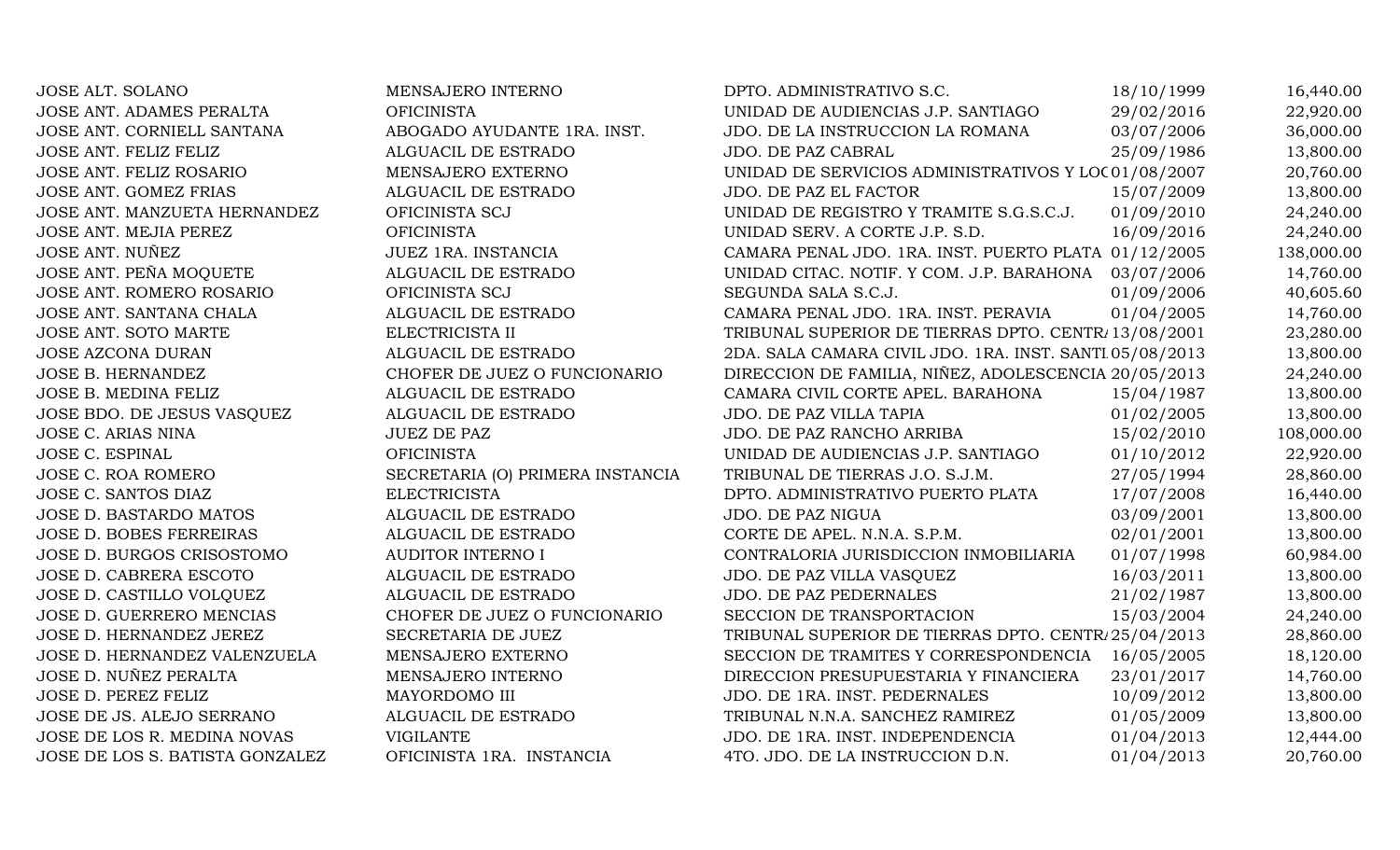| | | | | |
|---|---|---|---|---|
| JOSE ALT. SOLANO | MENSAJERO INTERNO | DPTO. ADMINISTRATIVO S.C. | 18/10/1999 | 16,440.00 |
| JOSE ANT. ADAMES PERALTA | OFICINISTA | UNIDAD DE AUDIENCIAS J.P. SANTIAGO | 29/02/2016 | 22,920.00 |
| JOSE ANT. CORNIELL SANTANA | ABOGADO AYUDANTE 1RA. INST. | JDO. DE LA INSTRUCCION LA ROMANA | 03/07/2006 | 36,000.00 |
| JOSE ANT. FELIZ FELIZ | ALGUACIL DE ESTRADO | JDO. DE PAZ CABRAL | 25/09/1986 | 13,800.00 |
| JOSE ANT. FELIZ ROSARIO | MENSAJERO EXTERNO | UNIDAD DE SERVICIOS ADMINISTRATIVOS Y LOC | 01/08/2007 | 20,760.00 |
| JOSE ANT. GOMEZ FRIAS | ALGUACIL DE ESTRADO | JDO. DE PAZ EL FACTOR | 15/07/2009 | 13,800.00 |
| JOSE ANT. MANZUETA HERNANDEZ | OFICINISTA SCJ | UNIDAD DE REGISTRO Y TRAMITE S.G.S.C.J. | 01/09/2010 | 24,240.00 |
| JOSE ANT. MEJIA PEREZ | OFICINISTA | UNIDAD SERV. A CORTE J.P. S.D. | 16/09/2016 | 24,240.00 |
| JOSE ANT. NUÑEZ | JUEZ 1RA. INSTANCIA | CAMARA PENAL JDO. 1RA. INST. PUERTO PLATA | 01/12/2005 | 138,000.00 |
| JOSE ANT. PEÑA MOQUETE | ALGUACIL DE ESTRADO | UNIDAD CITAC. NOTIF. Y COM. J.P. BARAHONA | 03/07/2006 | 14,760.00 |
| JOSE ANT. ROMERO ROSARIO | OFICINISTA SCJ | SEGUNDA SALA S.C.J. | 01/09/2006 | 40,605.60 |
| JOSE ANT. SANTANA CHALA | ALGUACIL DE ESTRADO | CAMARA PENAL JDO. 1RA. INST. PERAVIA | 01/04/2005 | 14,760.00 |
| JOSE ANT. SOTO MARTE | ELECTRICISTA II | TRIBUNAL SUPERIOR DE TIERRAS DPTO. CENTR | 13/08/2001 | 23,280.00 |
| JOSE AZCONA DURAN | ALGUACIL DE ESTRADO | 2DA. SALA CAMARA CIVIL JDO. 1RA. INST. SANTI | 05/08/2013 | 13,800.00 |
| JOSE B. HERNANDEZ | CHOFER DE JUEZ O FUNCIONARIO | DIRECCION DE FAMILIA, NIÑEZ, ADOLESCENCIA | 20/05/2013 | 24,240.00 |
| JOSE B. MEDINA FELIZ | ALGUACIL DE ESTRADO | CAMARA CIVIL CORTE APEL. BARAHONA | 15/04/1987 | 13,800.00 |
| JOSE BDO. DE JESUS VASQUEZ | ALGUACIL DE ESTRADO | JDO. DE PAZ VILLA TAPIA | 01/02/2005 | 13,800.00 |
| JOSE C. ARIAS NINA | JUEZ DE PAZ | JDO. DE PAZ RANCHO ARRIBA | 15/02/2010 | 108,000.00 |
| JOSE C. ESPINAL | OFICINISTA | UNIDAD DE AUDIENCIAS J.P. SANTIAGO | 01/10/2012 | 22,920.00 |
| JOSE C. ROA ROMERO | SECRETARIA (O) PRIMERA INSTANCIA | TRIBUNAL DE TIERRAS J.O. S.J.M. | 27/05/1994 | 28,860.00 |
| JOSE C. SANTOS DIAZ | ELECTRICISTA | DPTO. ADMINISTRATIVO PUERTO PLATA | 17/07/2008 | 16,440.00 |
| JOSE D. BASTARDO MATOS | ALGUACIL DE ESTRADO | JDO. DE PAZ NIGUA | 03/09/2001 | 13,800.00 |
| JOSE D. BOBES FERREIRAS | ALGUACIL DE ESTRADO | CORTE DE APEL. N.N.A. S.P.M. | 02/01/2001 | 13,800.00 |
| JOSE D. BURGOS CRISOSTOMO | AUDITOR INTERNO I | CONTRALORIA JURISDICCION INMOBILIARIA | 01/07/1998 | 60,984.00 |
| JOSE D. CABRERA ESCOTO | ALGUACIL DE ESTRADO | JDO. DE PAZ VILLA VASQUEZ | 16/03/2011 | 13,800.00 |
| JOSE D. CASTILLO VOLQUEZ | ALGUACIL DE ESTRADO | JDO. DE PAZ PEDERNALES | 21/02/1987 | 13,800.00 |
| JOSE D. GUERRERO MENCIAS | CHOFER DE JUEZ O FUNCIONARIO | SECCION DE TRANSPORTACION | 15/03/2004 | 24,240.00 |
| JOSE D. HERNANDEZ JEREZ | SECRETARIA DE JUEZ | TRIBUNAL SUPERIOR DE TIERRAS DPTO. CENTR | 25/04/2013 | 28,860.00 |
| JOSE D. HERNANDEZ VALENZUELA | MENSAJERO EXTERNO | SECCION DE TRAMITES Y CORRESPONDENCIA | 16/05/2005 | 18,120.00 |
| JOSE D. NUÑEZ PERALTA | MENSAJERO INTERNO | DIRECCION PRESUPUESTARIA Y FINANCIERA | 23/01/2017 | 14,760.00 |
| JOSE D. PEREZ FELIZ | MAYORDOMO III | JDO. DE 1RA. INST. PEDERNALES | 10/09/2012 | 13,800.00 |
| JOSE DE JS. ALEJO SERRANO | ALGUACIL DE ESTRADO | TRIBUNAL N.N.A. SANCHEZ RAMIREZ | 01/05/2009 | 13,800.00 |
| JOSE DE LOS R. MEDINA NOVAS | VIGILANTE | JDO. DE 1RA. INST. INDEPENDENCIA | 01/04/2013 | 12,444.00 |
| JOSE DE LOS S. BATISTA GONZALEZ | OFICINISTA 1RA. INSTANCIA | 4TO. JDO. DE LA INSTRUCCION D.N. | 01/04/2013 | 20,760.00 |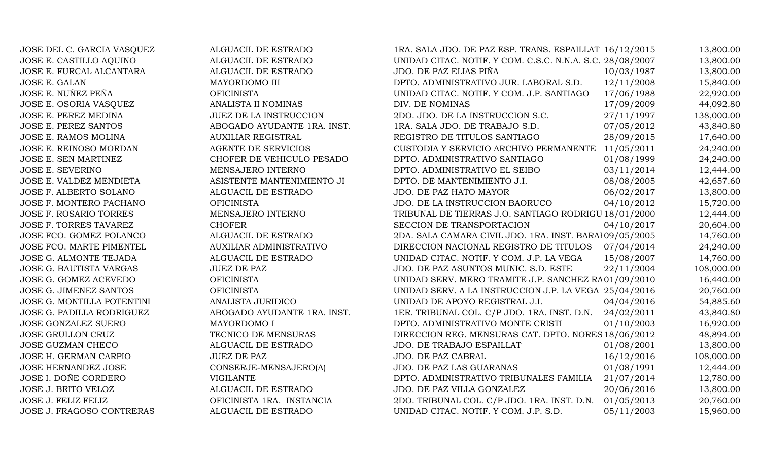| | | | | |
|---|---|---|---|---|
| JOSE DEL C. GARCIA VASQUEZ | ALGUACIL DE ESTRADO | 1RA. SALA JDO. DE PAZ ESP. TRANS. ESPAILLAT | 16/12/2015 | 13,800.00 |
| JOSE E. CASTILLO AQUINO | ALGUACIL DE ESTRADO | UNIDAD CITAC. NOTIF. Y COM. C.S.C. N.N.A. S.C. | 28/08/2007 | 13,800.00 |
| JOSE E. FURCAL ALCANTARA | ALGUACIL DE ESTRADO | JDO. DE PAZ ELIAS PIÑA | 10/03/1987 | 13,800.00 |
| JOSE E. GALAN | MAYORDOMO III | DPTO. ADMINISTRATIVO JUR. LABORAL S.D. | 12/11/2008 | 15,840.00 |
| JOSE E. NUÑEZ PEÑA | OFICINISTA | UNIDAD CITAC. NOTIF. Y COM. J.P. SANTIAGO | 17/06/1988 | 22,920.00 |
| JOSE E. OSORIA VASQUEZ | ANALISTA II NOMINAS | DIV. DE NOMINAS | 17/09/2009 | 44,092.80 |
| JOSE E. PEREZ MEDINA | JUEZ DE LA INSTRUCCION | 2DO. JDO. DE LA INSTRUCCION S.C. | 27/11/1997 | 138,000.00 |
| JOSE E. PEREZ SANTOS | ABOGADO AYUDANTE 1RA. INST. | 1RA. SALA JDO. DE TRABAJO S.D. | 07/05/2012 | 43,840.80 |
| JOSE E. RAMOS MOLINA | AUXILIAR REGISTRAL | REGISTRO DE TITULOS SANTIAGO | 28/09/2015 | 17,640.00 |
| JOSE E. REINOSO MORDAN | AGENTE DE SERVICIOS | CUSTODIA Y SERVICIO ARCHIVO PERMANENTE | 11/05/2011 | 24,240.00 |
| JOSE E. SEN MARTINEZ | CHOFER DE VEHICULO PESADO | DPTO. ADMINISTRATIVO SANTIAGO | 01/08/1999 | 24,240.00 |
| JOSE E. SEVERINO | MENSAJERO INTERNO | DPTO. ADMINISTRATIVO EL SEIBO | 03/11/2014 | 12,444.00 |
| JOSE E. VALDEZ MENDIETA | ASISTENTE MANTENIMIENTO JI | DPTO. DE MANTENIMIENTO J.I. | 08/08/2005 | 42,657.60 |
| JOSE F. ALBERTO SOLANO | ALGUACIL DE ESTRADO | JDO. DE PAZ HATO MAYOR | 06/02/2017 | 13,800.00 |
| JOSE F. MONTERO PACHANO | OFICINISTA | JDO. DE LA INSTRUCCION BAORUCO | 04/10/2012 | 15,720.00 |
| JOSE F. ROSARIO TORRES | MENSAJERO INTERNO | TRIBUNAL DE TIERRAS J.O. SANTIAGO RODRIGU | 18/01/2000 | 12,444.00 |
| JOSE F. TORRES TAVAREZ | CHOFER | SECCION DE TRANSPORTACION | 04/10/2017 | 20,604.00 |
| JOSE FCO. GOMEZ POLANCO | ALGUACIL DE ESTRADO | 2DA. SALA CAMARA CIVIL JDO. 1RA. INST. BARAI | 09/05/2005 | 14,760.00 |
| JOSE FCO. MARTE PIMENTEL | AUXILIAR ADMINISTRATIVO | DIRECCION NACIONAL REGISTRO DE TITULOS | 07/04/2014 | 24,240.00 |
| JOSE G. ALMONTE TEJADA | ALGUACIL DE ESTRADO | UNIDAD CITAC. NOTIF. Y COM. J.P. LA VEGA | 15/08/2007 | 14,760.00 |
| JOSE G. BAUTISTA VARGAS | JUEZ DE PAZ | JDO. DE PAZ ASUNTOS MUNIC. S.D. ESTE | 22/11/2004 | 108,000.00 |
| JOSE G. GOMEZ ACEVEDO | OFICINISTA | UNIDAD SERV. MERO TRAMITE J.P. SANCHEZ RA | 01/09/2010 | 16,440.00 |
| JOSE G. JIMENEZ SANTOS | OFICINISTA | UNIDAD SERV. A LA INSTRUCCION J.P. LA VEGA | 25/04/2016 | 20,760.00 |
| JOSE G. MONTILLA POTENTINI | ANALISTA JURIDICO | UNIDAD DE APOYO REGISTRAL J.I. | 04/04/2016 | 54,885.60 |
| JOSE G. PADILLA RODRIGUEZ | ABOGADO AYUDANTE 1RA. INST. | 1ER. TRIBUNAL COL. C/P JDO. 1RA. INST. D.N. | 24/02/2011 | 43,840.80 |
| JOSE GONZALEZ SUERO | MAYORDOMO I | DPTO. ADMINISTRATIVO MONTE CRISTI | 01/10/2003 | 16,920.00 |
| JOSE GRULLON CRUZ | TECNICO DE MENSURAS | DIRECCION REG. MENSURAS CAT. DPTO. NORES | 18/06/2012 | 48,894.00 |
| JOSE GUZMAN CHECO | ALGUACIL DE ESTRADO | JDO. DE TRABAJO ESPAILLAT | 01/08/2001 | 13,800.00 |
| JOSE H. GERMAN CARPIO | JUEZ DE PAZ | JDO. DE PAZ CABRAL | 16/12/2016 | 108,000.00 |
| JOSE HERNANDEZ JOSE | CONSERJE-MENSAJERO(A) | JDO. DE PAZ LAS GUARANAS | 01/08/1991 | 12,444.00 |
| JOSE I. DOÑE CORDERO | VIGILANTE | DPTO. ADMINISTRATIVO TRIBUNALES FAMILIA | 21/07/2014 | 12,780.00 |
| JOSE J. BRITO VELOZ | ALGUACIL DE ESTRADO | JDO. DE PAZ VILLA GONZALEZ | 20/06/2016 | 13,800.00 |
| JOSE J. FELIZ FELIZ | OFICINISTA 1RA. INSTANCIA | 2DO. TRIBUNAL COL. C/P JDO. 1RA. INST. D.N. | 01/05/2013 | 20,760.00 |
| JOSE J. FRAGOSO CONTRERAS | ALGUACIL DE ESTRADO | UNIDAD CITAC. NOTIF. Y COM. J.P. S.D. | 05/11/2003 | 15,960.00 |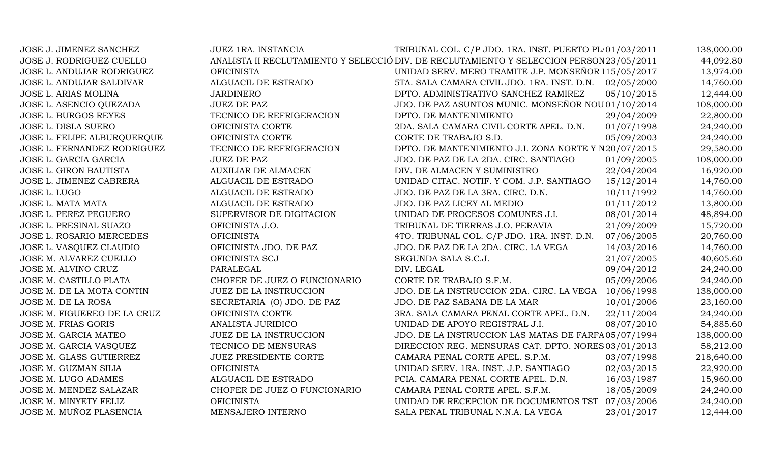| | | | | |
|---|---|---|---|---|
| JOSE J. JIMENEZ SANCHEZ | JUEZ 1RA. INSTANCIA | TRIBUNAL COL. C/P JDO. 1RA. INST. PUERTO PL | 01/03/2011 | 138,000.00 |
| JOSE J. RODRIGUEZ CUELLO | ANALISTA II RECLUTAMIENTO Y SELECCIÓ | DIV. DE RECLUTAMIENTO Y SELECCION PERSON | 23/05/2011 | 44,092.80 |
| JOSE L. ANDUJAR RODRIGUEZ | OFICINISTA | UNIDAD SERV. MERO TRAMITE J.P. MONSEÑOR | 15/05/2017 | 13,974.00 |
| JOSE L. ANDUJAR SALDIVAR | ALGUACIL DE ESTRADO | 5TA. SALA CAMARA CIVIL JDO. 1RA. INST. D.N. | 02/05/2000 | 14,760.00 |
| JOSE L. ARIAS MOLINA | JARDINERO | DPTO. ADMINISTRATIVO SANCHEZ RAMIREZ | 05/10/2015 | 12,444.00 |
| JOSE L. ASENCIO QUEZADA | JUEZ DE PAZ | JDO. DE PAZ ASUNTOS MUNIC. MONSEÑOR NOU | 01/10/2014 | 108,000.00 |
| JOSE L. BURGOS REYES | TECNICO DE REFRIGERACION | DPTO. DE MANTENIMIENTO | 29/04/2009 | 22,800.00 |
| JOSE L. DISLA SUERO | OFICINISTA CORTE | 2DA. SALA CAMARA CIVIL CORTE APEL. D.N. | 01/07/1998 | 24,240.00 |
| JOSE L. FELIPE ALBURQUERQUE | OFICINISTA CORTE | CORTE DE TRABAJO S.D. | 05/09/2003 | 24,240.00 |
| JOSE L. FERNANDEZ RODRIGUEZ | TECNICO DE REFRIGERACION | DPTO. DE MANTENIMIENTO J.I. ZONA NORTE Y N | 20/07/2015 | 29,580.00 |
| JOSE L. GARCIA GARCIA | JUEZ DE PAZ | JDO. DE PAZ DE LA 2DA. CIRC. SANTIAGO | 01/09/2005 | 108,000.00 |
| JOSE L. GIRON BAUTISTA | AUXILIAR DE ALMACEN | DIV. DE ALMACEN Y SUMINISTRO | 22/04/2004 | 16,920.00 |
| JOSE L. JIMENEZ CABRERA | ALGUACIL DE ESTRADO | UNIDAD CITAC. NOTIF. Y COM. J.P. SANTIAGO | 15/12/2014 | 14,760.00 |
| JOSE L. LUGO | ALGUACIL DE ESTRADO | JDO. DE PAZ DE LA 3RA. CIRC. D.N. | 10/11/1992 | 14,760.00 |
| JOSE L. MATA MATA | ALGUACIL DE ESTRADO | JDO. DE PAZ LICEY AL MEDIO | 01/11/2012 | 13,800.00 |
| JOSE L. PEREZ PEGUERO | SUPERVISOR DE DIGITACION | UNIDAD DE PROCESOS COMUNES J.I. | 08/01/2014 | 48,894.00 |
| JOSE L. PRESINAL SUAZO | OFICINISTA J.O. | TRIBUNAL DE TIERRAS J.O. PERAVIA | 21/09/2009 | 15,720.00 |
| JOSE L. ROSARIO MERCEDES | OFICINISTA | 4TO. TRIBUNAL COL. C/P JDO. 1RA. INST. D.N. | 07/06/2005 | 20,760.00 |
| JOSE L. VASQUEZ CLAUDIO | OFICINISTA JDO. DE PAZ | JDO. DE PAZ DE LA 2DA. CIRC. LA VEGA | 14/03/2016 | 14,760.00 |
| JOSE M. ALVAREZ CUELLO | OFICINISTA SCJ | SEGUNDA SALA S.C.J. | 21/07/2005 | 40,605.60 |
| JOSE M. ALVINO CRUZ | PARALEGAL | DIV. LEGAL | 09/04/2012 | 24,240.00 |
| JOSE M. CASTILLO PLATA | CHOFER DE JUEZ O FUNCIONARIO | CORTE DE TRABAJO S.F.M. | 05/09/2006 | 24,240.00 |
| JOSE M. DE LA MOTA CONTIN | JUEZ DE LA INSTRUCCION | JDO. DE LA INSTRUCCION 2DA. CIRC. LA VEGA | 10/06/1998 | 138,000.00 |
| JOSE M. DE LA ROSA | SECRETARIA (O) JDO. DE PAZ | JDO. DE PAZ SABANA DE LA MAR | 10/01/2006 | 23,160.00 |
| JOSE M. FIGUEREO DE LA CRUZ | OFICINISTA CORTE | 3RA. SALA CAMARA PENAL CORTE APEL. D.N. | 22/11/2004 | 24,240.00 |
| JOSE M. FRIAS GORIS | ANALISTA JURIDICO | UNIDAD DE APOYO REGISTRAL J.I. | 08/07/2010 | 54,885.60 |
| JOSE M. GARCIA MATEO | JUEZ DE LA INSTRUCCION | JDO. DE LA INSTRUCCION LAS MATAS DE FARFA | 05/07/1994 | 138,000.00 |
| JOSE M. GARCIA VASQUEZ | TECNICO DE MENSURAS | DIRECCION REG. MENSURAS CAT. DPTO. NORES | 03/01/2013 | 58,212.00 |
| JOSE M. GLASS GUTIERREZ | JUEZ PRESIDENTE CORTE | CAMARA PENAL CORTE APEL. S.P.M. | 03/07/1998 | 218,640.00 |
| JOSE M. GUZMAN SILIA | OFICINISTA | UNIDAD SERV. 1RA. INST. J.P. SANTIAGO | 02/03/2015 | 22,920.00 |
| JOSE M. LUGO ADAMES | ALGUACIL DE ESTRADO | PCIA. CAMARA PENAL CORTE APEL. D.N. | 16/03/1987 | 15,960.00 |
| JOSE M. MENDEZ SALAZAR | CHOFER DE JUEZ O FUNCIONARIO | CAMARA PENAL CORTE APEL. S.F.M. | 18/05/2009 | 24,240.00 |
| JOSE M. MINYETY FELIZ | OFICINISTA | UNIDAD DE RECEPCION DE DOCUMENTOS TST | 07/03/2006 | 24,240.00 |
| JOSE M. MUÑOZ PLASENCIA | MENSAJERO INTERNO | SALA PENAL TRIBUNAL N.N.A. LA VEGA | 23/01/2017 | 12,444.00 |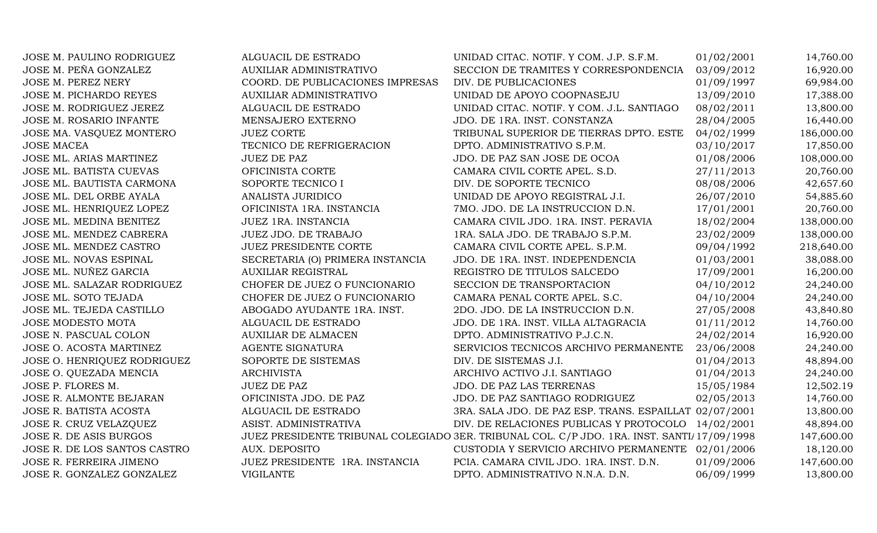| | | | | |
|---|---|---|---|---|
| JOSE M. PAULINO RODRIGUEZ | ALGUACIL DE ESTRADO | UNIDAD CITAC. NOTIF. Y COM. J.P. S.F.M. | 01/02/2001 | 14,760.00 |
| JOSE M. PEÑA GONZALEZ | AUXILIAR ADMINISTRATIVO | SECCION DE TRAMITES Y CORRESPONDENCIA | 03/09/2012 | 16,920.00 |
| JOSE M. PEREZ NERY | COORD. DE PUBLICACIONES IMPRESAS | DIV. DE PUBLICACIONES | 01/09/1997 | 69,984.00 |
| JOSE M. PICHARDO REYES | AUXILIAR ADMINISTRATIVO | UNIDAD DE APOYO COOPNASEJU | 13/09/2010 | 17,388.00 |
| JOSE M. RODRIGUEZ JEREZ | ALGUACIL DE ESTRADO | UNIDAD CITAC. NOTIF. Y COM. J.L. SANTIAGO | 08/02/2011 | 13,800.00 |
| JOSE M. ROSARIO INFANTE | MENSAJERO EXTERNO | JDO. DE 1RA. INST. CONSTANZA | 28/04/2005 | 16,440.00 |
| JOSE MA. VASQUEZ MONTERO | JUEZ CORTE | TRIBUNAL SUPERIOR DE TIERRAS DPTO. ESTE | 04/02/1999 | 186,000.00 |
| JOSE MACEA | TECNICO DE REFRIGERACION | DPTO. ADMINISTRATIVO S.P.M. | 03/10/2017 | 17,850.00 |
| JOSE ML. ARIAS MARTINEZ | JUEZ DE PAZ | JDO. DE PAZ SAN JOSE DE OCOA | 01/08/2006 | 108,000.00 |
| JOSE ML. BATISTA CUEVAS | OFICINISTA CORTE | CAMARA CIVIL CORTE APEL. S.D. | 27/11/2013 | 20,760.00 |
| JOSE ML. BAUTISTA CARMONA | SOPORTE TECNICO I | DIV. DE SOPORTE TECNICO | 08/08/2006 | 42,657.60 |
| JOSE ML. DEL ORBE AYALA | ANALISTA JURIDICO | UNIDAD DE APOYO REGISTRAL J.I. | 26/07/2010 | 54,885.60 |
| JOSE ML. HENRIQUEZ LOPEZ | OFICINISTA 1RA. INSTANCIA | 7MO. JDO. DE LA INSTRUCCION D.N. | 17/01/2001 | 20,760.00 |
| JOSE ML. MEDINA BENITEZ | JUEZ 1RA. INSTANCIA | CAMARA CIVIL JDO. 1RA. INST. PERAVIA | 18/02/2004 | 138,000.00 |
| JOSE ML. MENDEZ CABRERA | JUEZ JDO. DE TRABAJO | 1RA. SALA JDO. DE TRABAJO S.P.M. | 23/02/2009 | 138,000.00 |
| JOSE ML. MENDEZ CASTRO | JUEZ PRESIDENTE CORTE | CAMARA CIVIL CORTE APEL. S.P.M. | 09/04/1992 | 218,640.00 |
| JOSE ML. NOVAS ESPINAL | SECRETARIA (O) PRIMERA INSTANCIA | JDO. DE 1RA. INST. INDEPENDENCIA | 01/03/2001 | 38,088.00 |
| JOSE ML. NUÑEZ GARCIA | AUXILIAR REGISTRAL | REGISTRO DE TITULOS SALCEDO | 17/09/2001 | 16,200.00 |
| JOSE ML. SALAZAR RODRIGUEZ | CHOFER DE JUEZ O FUNCIONARIO | SECCION DE TRANSPORTACION | 04/10/2012 | 24,240.00 |
| JOSE ML. SOTO TEJADA | CHOFER DE JUEZ O FUNCIONARIO | CAMARA PENAL CORTE APEL. S.C. | 04/10/2004 | 24,240.00 |
| JOSE ML. TEJEDA CASTILLO | ABOGADO AYUDANTE 1RA. INST. | 2DO. JDO. DE LA INSTRUCCION D.N. | 27/05/2008 | 43,840.80 |
| JOSE MODESTO MOTA | ALGUACIL DE ESTRADO | JDO. DE 1RA. INST. VILLA ALTAGRACIA | 01/11/2012 | 14,760.00 |
| JOSE N. PASCUAL COLON | AUXILIAR DE ALMACEN | DPTO. ADMINISTRATIVO P.J.C.N. | 24/02/2014 | 16,920.00 |
| JOSE O. ACOSTA MARTINEZ | AGENTE SIGNATURA | SERVICIOS TECNICOS ARCHIVO PERMANENTE | 23/06/2008 | 24,240.00 |
| JOSE O. HENRIQUEZ RODRIGUEZ | SOPORTE DE SISTEMAS | DIV. DE SISTEMAS J.I. | 01/04/2013 | 48,894.00 |
| JOSE O. QUEZADA MENCIA | ARCHIVISTA | ARCHIVO ACTIVO J.I. SANTIAGO | 01/04/2013 | 24,240.00 |
| JOSE P. FLORES M. | JUEZ DE PAZ | JDO. DE PAZ LAS TERRENAS | 15/05/1984 | 12,502.19 |
| JOSE R. ALMONTE BEJARAN | OFICINISTA JDO. DE PAZ | JDO. DE PAZ SANTIAGO RODRIGUEZ | 02/05/2013 | 14,760.00 |
| JOSE R. BATISTA ACOSTA | ALGUACIL DE ESTRADO | 3RA. SALA JDO. DE PAZ ESP. TRANS. ESPAILLAT | 02/07/2001 | 13,800.00 |
| JOSE R. CRUZ VELAZQUEZ | ASIST. ADMINISTRATIVA | DIV. DE RELACIONES PUBLICAS Y PROTOCOLO | 14/02/2001 | 48,894.00 |
| JOSE R. DE ASIS BURGOS | JUEZ PRESIDENTE TRIBUNAL COLEGIADO | 3ER. TRIBUNAL COL. C/P JDO. 1RA. INST. SANTIA | 17/09/1998 | 147,600.00 |
| JOSE R. DE LOS SANTOS CASTRO | AUX. DEPOSITO | CUSTODIA Y SERVICIO ARCHIVO PERMANENTE | 02/01/2006 | 18,120.00 |
| JOSE R. FERREIRA JIMENO | JUEZ PRESIDENTE 1RA. INSTANCIA | PCIA. CAMARA CIVIL JDO. 1RA. INST. D.N. | 01/09/2006 | 147,600.00 |
| JOSE R. GONZALEZ GONZALEZ | VIGILANTE | DPTO. ADMINISTRATIVO N.N.A. D.N. | 06/09/1999 | 13,800.00 |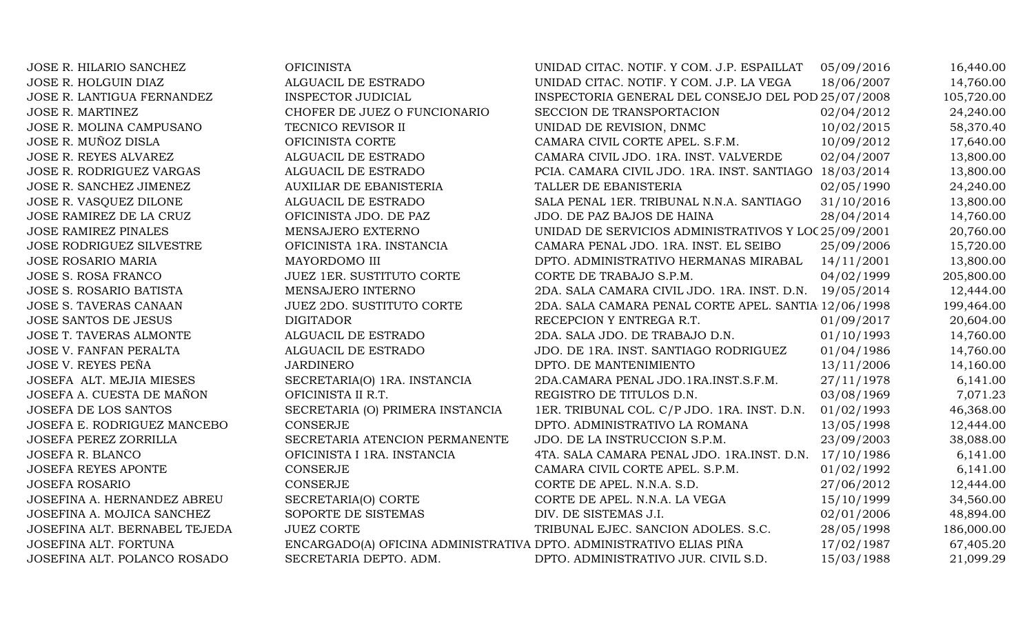| | | | | |
|---|---|---|---|---|
| JOSE R. HILARIO SANCHEZ | OFICINISTA | UNIDAD CITAC. NOTIF. Y COM. J.P. ESPAILLAT | 05/09/2016 | 16,440.00 |
| JOSE R. HOLGUIN DIAZ | ALGUACIL DE ESTRADO | UNIDAD CITAC. NOTIF. Y COM. J.P. LA VEGA | 18/06/2007 | 14,760.00 |
| JOSE R. LANTIGUA FERNANDEZ | INSPECTOR JUDICIAL | INSPECTORIA GENERAL DEL CONSEJO DEL POD | 25/07/2008 | 105,720.00 |
| JOSE R. MARTINEZ | CHOFER DE JUEZ O FUNCIONARIO | SECCION DE TRANSPORTACION | 02/04/2012 | 24,240.00 |
| JOSE R. MOLINA CAMPUSANO | TECNICO REVISOR II | UNIDAD DE REVISION, DNMC | 10/02/2015 | 58,370.40 |
| JOSE R. MUÑOZ DISLA | OFICINISTA CORTE | CAMARA CIVIL CORTE APEL. S.F.M. | 10/09/2012 | 17,640.00 |
| JOSE R. REYES ALVAREZ | ALGUACIL DE ESTRADO | CAMARA CIVIL JDO. 1RA. INST. VALVERDE | 02/04/2007 | 13,800.00 |
| JOSE R. RODRIGUEZ VARGAS | ALGUACIL DE ESTRADO | PCIA. CAMARA CIVIL JDO. 1RA. INST. SANTIAGO | 18/03/2014 | 13,800.00 |
| JOSE R. SANCHEZ JIMENEZ | AUXILIAR DE EBANISTERIA | TALLER DE EBANISTERIA | 02/05/1990 | 24,240.00 |
| JOSE R. VASQUEZ DILONE | ALGUACIL DE ESTRADO | SALA PENAL 1ER. TRIBUNAL N.N.A. SANTIAGO | 31/10/2016 | 13,800.00 |
| JOSE RAMIREZ DE LA CRUZ | OFICINISTA JDO. DE PAZ | JDO. DE PAZ BAJOS DE HAINA | 28/04/2014 | 14,760.00 |
| JOSE RAMIREZ PINALES | MENSAJERO EXTERNO | UNIDAD DE SERVICIOS ADMINISTRATIVOS Y LOC | 25/09/2001 | 20,760.00 |
| JOSE RODRIGUEZ SILVESTRE | OFICINISTA 1RA. INSTANCIA | CAMARA PENAL JDO. 1RA. INST. EL SEIBO | 25/09/2006 | 15,720.00 |
| JOSE ROSARIO MARIA | MAYORDOMO III | DPTO. ADMINISTRATIVO HERMANAS MIRABAL | 14/11/2001 | 13,800.00 |
| JOSE S. ROSA FRANCO | JUEZ 1ER. SUSTITUTO CORTE | CORTE DE TRABAJO S.P.M. | 04/02/1999 | 205,800.00 |
| JOSE S. ROSARIO BATISTA | MENSAJERO INTERNO | 2DA. SALA CAMARA CIVIL JDO. 1RA. INST. D.N. | 19/05/2014 | 12,444.00 |
| JOSE S. TAVERAS CANAAN | JUEZ 2DO. SUSTITUTO CORTE | 2DA. SALA CAMARA PENAL CORTE APEL. SANTIA | 12/06/1998 | 199,464.00 |
| JOSE SANTOS DE JESUS | DIGITADOR | RECEPCION Y ENTREGA R.T. | 01/09/2017 | 20,604.00 |
| JOSE T. TAVERAS ALMONTE | ALGUACIL DE ESTRADO | 2DA. SALA JDO. DE TRABAJO D.N. | 01/10/1993 | 14,760.00 |
| JOSE V. FANFAN PERALTA | ALGUACIL DE ESTRADO | JDO. DE 1RA. INST. SANTIAGO RODRIGUEZ | 01/04/1986 | 14,760.00 |
| JOSE V. REYES PEÑA | JARDINERO | DPTO. DE MANTENIMIENTO | 13/11/2006 | 14,160.00 |
| JOSEFA ALT. MEJIA MIESES | SECRETARIA(O) 1RA. INSTANCIA | 2DA.CAMARA PENAL JDO.1RA.INST.S.F.M. | 27/11/1978 | 6,141.00 |
| JOSEFA A. CUESTA DE MAÑON | OFICINISTA II R.T. | REGISTRO DE TITULOS D.N. | 03/08/1969 | 7,071.23 |
| JOSEFA DE LOS SANTOS | SECRETARIA (O) PRIMERA INSTANCIA | 1ER. TRIBUNAL COL. C/P JDO. 1RA. INST. D.N. | 01/02/1993 | 46,368.00 |
| JOSEFA E. RODRIGUEZ MANCEBO | CONSERJE | DPTO. ADMINISTRATIVO LA ROMANA | 13/05/1998 | 12,444.00 |
| JOSEFA PEREZ ZORRILLA | SECRETARIA ATENCION PERMANENTE | JDO. DE LA INSTRUCCION S.P.M. | 23/09/2003 | 38,088.00 |
| JOSEFA R. BLANCO | OFICINISTA I 1RA. INSTANCIA | 4TA. SALA CAMARA PENAL JDO. 1RA.INST. D.N. | 17/10/1986 | 6,141.00 |
| JOSEFA REYES APONTE | CONSERJE | CAMARA CIVIL CORTE APEL. S.P.M. | 01/02/1992 | 6,141.00 |
| JOSEFA ROSARIO | CONSERJE | CORTE DE APEL. N.N.A. S.D. | 27/06/2012 | 12,444.00 |
| JOSEFINA A. HERNANDEZ ABREU | SECRETARIA(O) CORTE | CORTE DE APEL. N.N.A. LA VEGA | 15/10/1999 | 34,560.00 |
| JOSEFINA A. MOJICA SANCHEZ | SOPORTE DE SISTEMAS | DIV. DE SISTEMAS J.I. | 02/01/2006 | 48,894.00 |
| JOSEFINA ALT. BERNABEL TEJEDA | JUEZ CORTE | TRIBUNAL EJEC. SANCION ADOLES. S.C. | 28/05/1998 | 186,000.00 |
| JOSEFINA ALT. FORTUNA | ENCARGADO(A) OFICINA ADMINISTRATIVA | DPTO. ADMINISTRATIVO ELIAS PIÑA | 17/02/1987 | 67,405.20 |
| JOSEFINA ALT. POLANCO ROSADO | SECRETARIA DEPTO. ADM. | DPTO. ADMINISTRATIVO JUR. CIVIL S.D. | 15/03/1988 | 21,099.29 |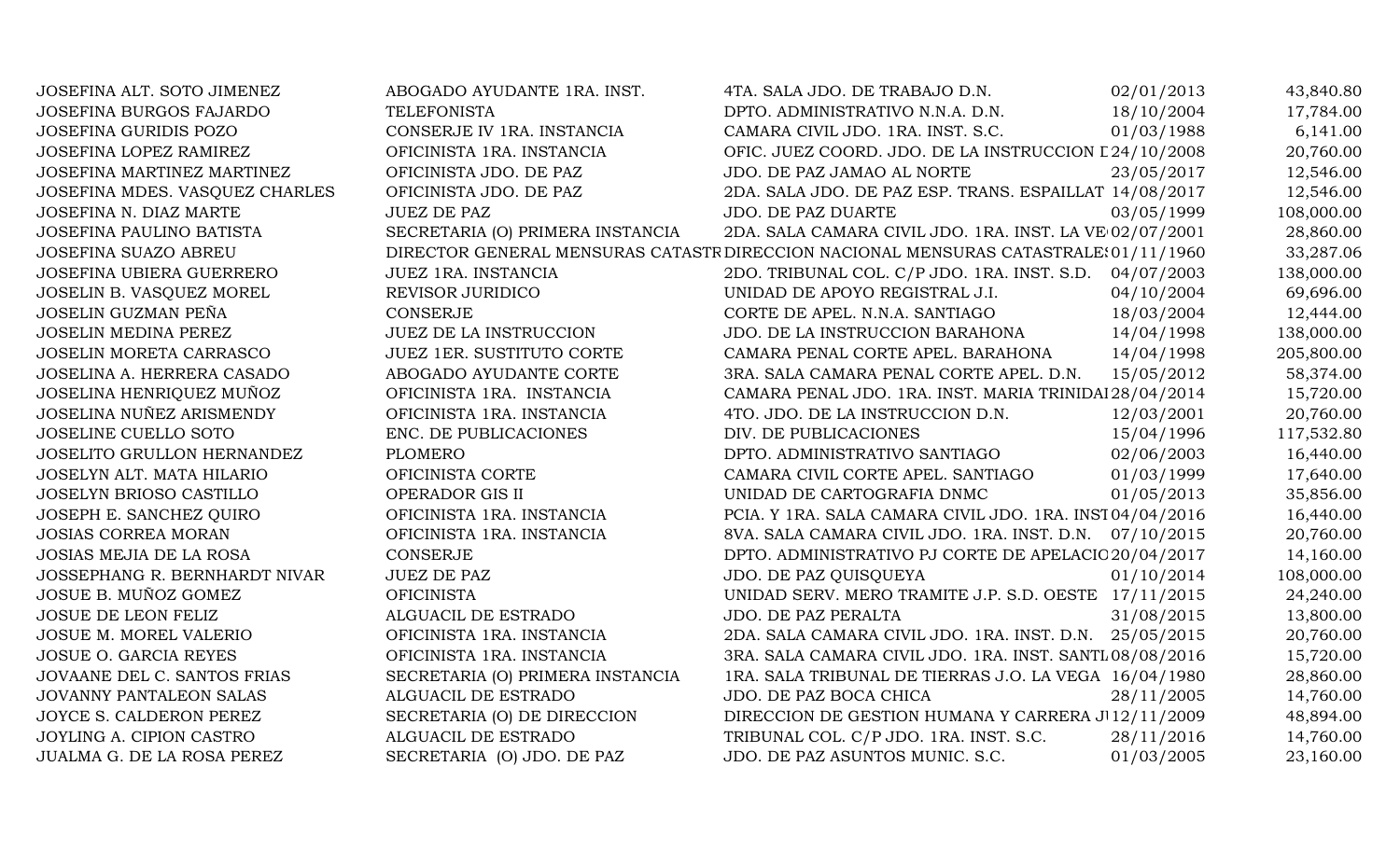| | | | | |
|---|---|---|---|---|
| JOSEFINA ALT. SOTO JIMENEZ | ABOGADO AYUDANTE 1RA. INST. | 4TA. SALA JDO. DE TRABAJO D.N. | 02/01/2013 | 43,840.80 |
| JOSEFINA BURGOS FAJARDO | TELEFONISTA | DPTO. ADMINISTRATIVO N.N.A. D.N. | 18/10/2004 | 17,784.00 |
| JOSEFINA GURIDIS POZO | CONSERJE IV 1RA. INSTANCIA | CAMARA CIVIL JDO. 1RA. INST. S.C. | 01/03/1988 | 6,141.00 |
| JOSEFINA LOPEZ RAMIREZ | OFICINISTA 1RA. INSTANCIA | OFIC. JUEZ COORD. JDO. DE LA INSTRUCCION D | 24/10/2008 | 20,760.00 |
| JOSEFINA MARTINEZ MARTINEZ | OFICINISTA JDO. DE PAZ | JDO. DE PAZ JAMAO AL NORTE | 23/05/2017 | 12,546.00 |
| JOSEFINA MDES. VASQUEZ CHARLES | OFICINISTA JDO. DE PAZ | 2DA. SALA JDO. DE PAZ ESP. TRANS. ESPAILLAT | 14/08/2017 | 12,546.00 |
| JOSEFINA N. DIAZ MARTE | JUEZ DE PAZ | JDO. DE PAZ DUARTE | 03/05/1999 | 108,000.00 |
| JOSEFINA PAULINO BATISTA | SECRETARIA (O) PRIMERA INSTANCIA | 2DA. SALA CAMARA CIVIL JDO. 1RA. INST. LA VE | 02/07/2001 | 28,860.00 |
| JOSEFINA SUAZO ABREU | DIRECTOR GENERAL MENSURAS CATASTR | DIRECCION NACIONAL MENSURAS CATASTRALES | 01/11/1960 | 33,287.06 |
| JOSEFINA UBIERA GUERRERO | JUEZ 1RA. INSTANCIA | 2DO. TRIBUNAL COL. C/P JDO. 1RA. INST. S.D. | 04/07/2003 | 138,000.00 |
| JOSELIN B. VASQUEZ MOREL | REVISOR JURIDICO | UNIDAD DE APOYO REGISTRAL J.I. | 04/10/2004 | 69,696.00 |
| JOSELIN GUZMAN PEÑA | CONSERJE | CORTE DE APEL. N.N.A. SANTIAGO | 18/03/2004 | 12,444.00 |
| JOSELIN MEDINA PEREZ | JUEZ DE LA INSTRUCCION | JDO. DE LA INSTRUCCION BARAHONA | 14/04/1998 | 138,000.00 |
| JOSELIN MORETA CARRASCO | JUEZ 1ER. SUSTITUTO CORTE | CAMARA PENAL CORTE APEL. BARAHONA | 14/04/1998 | 205,800.00 |
| JOSELINA A. HERRERA CASADO | ABOGADO AYUDANTE CORTE | 3RA. SALA CAMARA PENAL CORTE APEL. D.N. | 15/05/2012 | 58,374.00 |
| JOSELINA HENRIQUEZ MUÑOZ | OFICINISTA 1RA. INSTANCIA | CAMARA PENAL JDO. 1RA. INST. MARIA TRINIDAD | 28/04/2014 | 15,720.00 |
| JOSELINA NUÑEZ ARISMENDY | OFICINISTA 1RA. INSTANCIA | 4TO. JDO. DE LA INSTRUCCION D.N. | 12/03/2001 | 20,760.00 |
| JOSELINE CUELLO SOTO | ENC. DE PUBLICACIONES | DIV. DE PUBLICACIONES | 15/04/1996 | 117,532.80 |
| JOSELITO GRULLON HERNANDEZ | PLOMERO | DPTO. ADMINISTRATIVO SANTIAGO | 02/06/2003 | 16,440.00 |
| JOSELYN ALT. MATA HILARIO | OFICINISTA CORTE | CAMARA CIVIL CORTE APEL. SANTIAGO | 01/03/1999 | 17,640.00 |
| JOSELYN BRIOSO CASTILLO | OPERADOR GIS II | UNIDAD DE CARTOGRAFIA DNMC | 01/05/2013 | 35,856.00 |
| JOSEPH E. SANCHEZ QUIRO | OFICINISTA 1RA. INSTANCIA | PCIA. Y 1RA. SALA CAMARA CIVIL JDO. 1RA. INST | 04/04/2016 | 16,440.00 |
| JOSIAS CORREA MORAN | OFICINISTA 1RA. INSTANCIA | 8VA. SALA CAMARA CIVIL JDO. 1RA. INST. D.N. | 07/10/2015 | 20,760.00 |
| JOSIAS MEJIA DE LA ROSA | CONSERJE | DPTO. ADMINISTRATIVO PJ CORTE DE APELACIO | 20/04/2017 | 14,160.00 |
| JOSSEPHANG R. BERNHARDT NIVAR | JUEZ DE PAZ | JDO. DE PAZ QUISQUEYA | 01/10/2014 | 108,000.00 |
| JOSUE B. MUÑOZ GOMEZ | OFICINISTA | UNIDAD SERV. MERO TRAMITE J.P. S.D. OESTE | 17/11/2015 | 24,240.00 |
| JOSUE DE LEON FELIZ | ALGUACIL DE ESTRADO | JDO. DE PAZ PERALTA | 31/08/2015 | 13,800.00 |
| JOSUE M. MOREL VALERIO | OFICINISTA 1RA. INSTANCIA | 2DA. SALA CAMARA CIVIL JDO. 1RA. INST. D.N. | 25/05/2015 | 20,760.00 |
| JOSUE O. GARCIA REYES | OFICINISTA 1RA. INSTANCIA | 3RA. SALA CAMARA CIVIL JDO. 1RA. INST. SANTI | 08/08/2016 | 15,720.00 |
| JOVAANE DEL C. SANTOS FRIAS | SECRETARIA (O) PRIMERA INSTANCIA | 1RA. SALA TRIBUNAL DE TIERRAS J.O. LA VEGA | 16/04/1980 | 28,860.00 |
| JOVANNY PANTALEON SALAS | ALGUACIL DE ESTRADO | JDO. DE PAZ BOCA CHICA | 28/11/2005 | 14,760.00 |
| JOYCE S. CALDERON PEREZ | SECRETARIA (O) DE DIRECCION | DIRECCION DE GESTION HUMANA Y CARRERA JU | 12/11/2009 | 48,894.00 |
| JOYLING A. CIPION CASTRO | ALGUACIL DE ESTRADO | TRIBUNAL COL. C/P JDO. 1RA. INST. S.C. | 28/11/2016 | 14,760.00 |
| JUALMA G. DE LA ROSA PEREZ | SECRETARIA (O) JDO. DE PAZ | JDO. DE PAZ ASUNTOS MUNIC. S.C. | 01/03/2005 | 23,160.00 |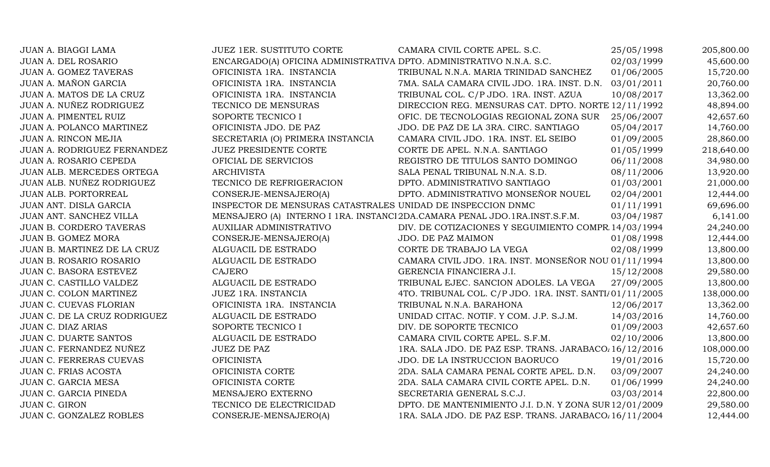| | | | | |
|---|---|---|---|---|
| JUAN A. BIAGGI LAMA | JUEZ 1ER. SUSTITUTO CORTE | CAMARA CIVIL CORTE APEL. S.C. | 25/05/1998 | 205,800.00 |
| JUAN A. DEL ROSARIO | ENCARGADO(A) OFICINA ADMINISTRATIVA | DPTO. ADMINISTRATIVO N.N.A. S.C. | 02/03/1999 | 45,600.00 |
| JUAN A. GOMEZ TAVERAS | OFICINISTA 1RA. INSTANCIA | TRIBUNAL N.N.A. MARIA TRINIDAD SANCHEZ | 01/06/2005 | 15,720.00 |
| JUAN A. MAÑON GARCIA | OFICINISTA 1RA. INSTANCIA | 7MA. SALA CAMARA CIVIL JDO. 1RA. INST. D.N. | 03/01/2011 | 20,760.00 |
| JUAN A. MATOS DE LA CRUZ | OFICINISTA 1RA. INSTANCIA | TRIBUNAL COL. C/P JDO. 1RA. INST. AZUA | 10/08/2017 | 13,362.00 |
| JUAN A. NUÑEZ RODRIGUEZ | TECNICO DE MENSURAS | DIRECCION REG. MENSURAS CAT. DPTO. NORTE | 12/11/1992 | 48,894.00 |
| JUAN A. PIMENTEL RUIZ | SOPORTE TECNICO I | OFIC. DE TECNOLOGIAS REGIONAL ZONA SUR | 25/06/2007 | 42,657.60 |
| JUAN A. POLANCO MARTINEZ | OFICINISTA JDO. DE PAZ | JDO. DE PAZ DE LA 3RA. CIRC. SANTIAGO | 05/04/2017 | 14,760.00 |
| JUAN A. RINCON MEJIA | SECRETARIA (O) PRIMERA INSTANCIA | CAMARA CIVIL JDO. 1RA. INST. EL SEIBO | 01/09/2005 | 28,860.00 |
| JUAN A. RODRIGUEZ FERNANDEZ | JUEZ PRESIDENTE CORTE | CORTE DE APEL. N.N.A. SANTIAGO | 01/05/1999 | 218,640.00 |
| JUAN A. ROSARIO CEPEDA | OFICIAL DE SERVICIOS | REGISTRO DE TITULOS SANTO DOMINGO | 06/11/2008 | 34,980.00 |
| JUAN ALB. MERCEDES ORTEGA | ARCHIVISTA | SALA PENAL TRIBUNAL N.N.A. S.D. | 08/11/2006 | 13,920.00 |
| JUAN ALB. NUÑEZ RODRIGUEZ | TECNICO DE REFRIGERACION | DPTO. ADMINISTRATIVO SANTIAGO | 01/03/2001 | 21,000.00 |
| JUAN ALB. PORTORREAL | CONSERJE-MENSAJERO(A) | DPTO. ADMINISTRATIVO MONSEÑOR NOUEL | 02/04/2001 | 12,444.00 |
| JUAN ANT. DISLA GARCIA | INSPECTOR DE MENSURAS CATASTRALES | UNIDAD DE INSPECCION DNMC | 01/11/1991 | 69,696.00 |
| JUAN ANT. SANCHEZ VILLA | MENSAJERO (A) INTERNO I 1RA. INSTANCI | 2DA.CAMARA PENAL JDO.1RA.INST.S.F.M. | 03/04/1987 | 6,141.00 |
| JUAN B. CORDERO TAVERAS | AUXILIAR ADMINISTRATIVO | DIV. DE COTIZACIONES Y SEGUIMIENTO COMPR. | 14/03/1994 | 24,240.00 |
| JUAN B. GOMEZ MORA | CONSERJE-MENSAJERO(A) | JDO. DE PAZ MAIMON | 01/08/1998 | 12,444.00 |
| JUAN B. MARTINEZ DE LA CRUZ | ALGUACIL DE ESTRADO | CORTE DE TRABAJO LA VEGA | 02/08/1999 | 13,800.00 |
| JUAN B. ROSARIO ROSARIO | ALGUACIL DE ESTRADO | CAMARA CIVIL JDO. 1RA. INST. MONSEÑOR NOU | 01/11/1994 | 13,800.00 |
| JUAN C. BASORA ESTEVEZ | CAJERO | GERENCIA FINANCIERA J.I. | 15/12/2008 | 29,580.00 |
| JUAN C. CASTILLO VALDEZ | ALGUACIL DE ESTRADO | TRIBUNAL EJEC. SANCION ADOLES. LA VEGA | 27/09/2005 | 13,800.00 |
| JUAN C. COLON MARTINEZ | JUEZ 1RA. INSTANCIA | 4TO. TRIBUNAL COL. C/P JDO. 1RA. INST. SANTI/ | 01/11/2005 | 138,000.00 |
| JUAN C. CUEVAS FLORIAN | OFICINISTA 1RA. INSTANCIA | TRIBUNAL N.N.A. BARAHONA | 12/06/2017 | 13,362.00 |
| JUAN C. DE LA CRUZ RODRIGUEZ | ALGUACIL DE ESTRADO | UNIDAD CITAC. NOTIF. Y COM. J.P. S.J.M. | 14/03/2016 | 14,760.00 |
| JUAN C. DIAZ ARIAS | SOPORTE TECNICO I | DIV. DE SOPORTE TECNICO | 01/09/2003 | 42,657.60 |
| JUAN C. DUARTE SANTOS | ALGUACIL DE ESTRADO | CAMARA CIVIL CORTE APEL. S.F.M. | 02/10/2006 | 13,800.00 |
| JUAN C. FERNANDEZ NUÑEZ | JUEZ DE PAZ | 1RA. SALA JDO. DE PAZ ESP. TRANS. JARABACO/ | 16/12/2016 | 108,000.00 |
| JUAN C. FERRERAS CUEVAS | OFICINISTA | JDO. DE LA INSTRUCCION BAORUCO | 19/01/2016 | 15,720.00 |
| JUAN C. FRIAS ACOSTA | OFICINISTA CORTE | 2DA. SALA CAMARA PENAL CORTE APEL. D.N. | 03/09/2007 | 24,240.00 |
| JUAN C. GARCIA MESA | OFICINISTA CORTE | 2DA. SALA CAMARA CIVIL CORTE APEL. D.N. | 01/06/1999 | 24,240.00 |
| JUAN C. GARCIA PINEDA | MENSAJERO EXTERNO | SECRETARIA GENERAL S.C.J. | 03/03/2014 | 22,800.00 |
| JUAN C. GIRON | TECNICO DE ELECTRICIDAD | DPTO. DE MANTENIMIENTO J.I. D.N. Y ZONA SUR | 12/01/2009 | 29,580.00 |
| JUAN C. GONZALEZ ROBLES | CONSERJE-MENSAJERO(A) | 1RA. SALA JDO. DE PAZ ESP. TRANS. JARABACO/ | 16/11/2004 | 12,444.00 |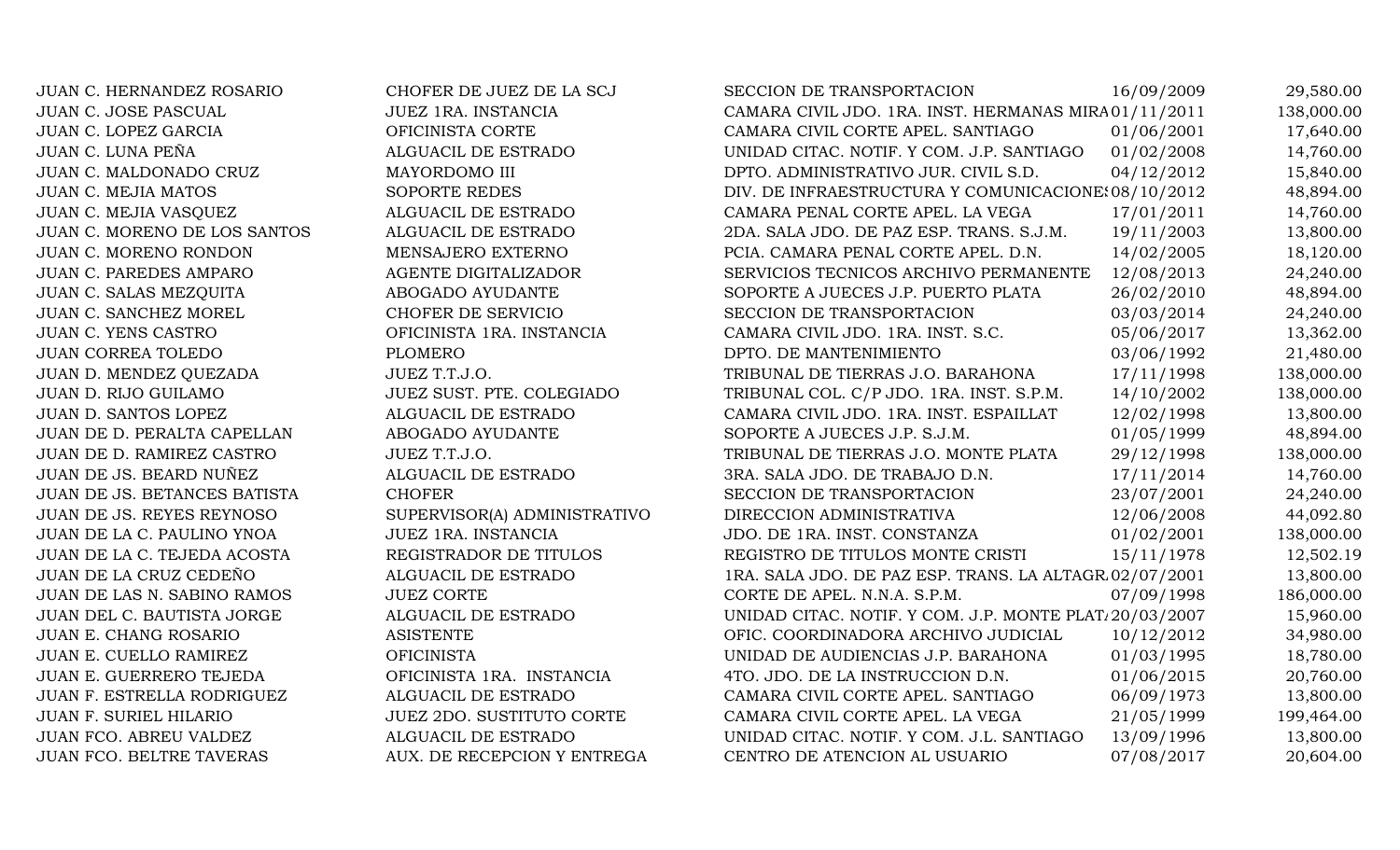| | | | | |
|---|---|---|---|---|
| JUAN C. HERNANDEZ ROSARIO | CHOFER DE JUEZ DE LA SCJ | SECCION DE TRANSPORTACION | 16/09/2009 | 29,580.00 |
| JUAN C. JOSE PASCUAL | JUEZ 1RA. INSTANCIA | CAMARA CIVIL JDO. 1RA. INST. HERMANAS MIRA | 01/11/2011 | 138,000.00 |
| JUAN C. LOPEZ GARCIA | OFICINISTA CORTE | CAMARA CIVIL CORTE APEL. SANTIAGO | 01/06/2001 | 17,640.00 |
| JUAN C. LUNA PEÑA | ALGUACIL DE ESTRADO | UNIDAD CITAC. NOTIF. Y COM. J.P. SANTIAGO | 01/02/2008 | 14,760.00 |
| JUAN C. MALDONADO CRUZ | MAYORDOMO III | DPTO. ADMINISTRATIVO JUR. CIVIL S.D. | 04/12/2012 | 15,840.00 |
| JUAN C. MEJIA MATOS | SOPORTE REDES | DIV. DE INFRAESTRUCTURA Y COMUNICACIONES | 08/10/2012 | 48,894.00 |
| JUAN C. MEJIA VASQUEZ | ALGUACIL DE ESTRADO | CAMARA PENAL CORTE APEL. LA VEGA | 17/01/2011 | 14,760.00 |
| JUAN C. MORENO DE LOS SANTOS | ALGUACIL DE ESTRADO | 2DA. SALA JDO. DE PAZ ESP. TRANS. S.J.M. | 19/11/2003 | 13,800.00 |
| JUAN C. MORENO RONDON | MENSAJERO EXTERNO | PCIA. CAMARA PENAL CORTE APEL. D.N. | 14/02/2005 | 18,120.00 |
| JUAN C. PAREDES AMPARO | AGENTE DIGITALIZADOR | SERVICIOS TECNICOS ARCHIVO PERMANENTE | 12/08/2013 | 24,240.00 |
| JUAN C. SALAS MEZQUITA | ABOGADO AYUDANTE | SOPORTE A JUECES J.P. PUERTO PLATA | 26/02/2010 | 48,894.00 |
| JUAN C. SANCHEZ MOREL | CHOFER DE SERVICIO | SECCION DE TRANSPORTACION | 03/03/2014 | 24,240.00 |
| JUAN C. YENS CASTRO | OFICINISTA 1RA. INSTANCIA | CAMARA CIVIL JDO. 1RA. INST. S.C. | 05/06/2017 | 13,362.00 |
| JUAN CORREA TOLEDO | PLOMERO | DPTO. DE MANTENIMIENTO | 03/06/1992 | 21,480.00 |
| JUAN D. MENDEZ QUEZADA | JUEZ T.T.J.O. | TRIBUNAL DE TIERRAS J.O. BARAHONA | 17/11/1998 | 138,000.00 |
| JUAN D. RIJO GUILAMO | JUEZ SUST. PTE. COLEGIADO | TRIBUNAL COL. C/P JDO. 1RA. INST. S.P.M. | 14/10/2002 | 138,000.00 |
| JUAN D. SANTOS LOPEZ | ALGUACIL DE ESTRADO | CAMARA CIVIL JDO. 1RA. INST. ESPAILLAT | 12/02/1998 | 13,800.00 |
| JUAN DE D. PERALTA CAPELLAN | ABOGADO AYUDANTE | SOPORTE A JUECES J.P. S.J.M. | 01/05/1999 | 48,894.00 |
| JUAN DE D. RAMIREZ CASTRO | JUEZ T.T.J.O. | TRIBUNAL DE TIERRAS J.O. MONTE PLATA | 29/12/1998 | 138,000.00 |
| JUAN DE JS. BEARD NUÑEZ | ALGUACIL DE ESTRADO | 3RA. SALA JDO. DE TRABAJO D.N. | 17/11/2014 | 14,760.00 |
| JUAN DE JS. BETANCES BATISTA | CHOFER | SECCION DE TRANSPORTACION | 23/07/2001 | 24,240.00 |
| JUAN DE JS. REYES REYNOSO | SUPERVISOR(A) ADMINISTRATIVO | DIRECCION ADMINISTRATIVA | 12/06/2008 | 44,092.80 |
| JUAN DE LA C. PAULINO YNOA | JUEZ 1RA. INSTANCIA | JDO. DE 1RA. INST. CONSTANZA | 01/02/2001 | 138,000.00 |
| JUAN DE LA C. TEJEDA ACOSTA | REGISTRADOR DE TITULOS | REGISTRO DE TITULOS MONTE CRISTI | 15/11/1978 | 12,502.19 |
| JUAN DE LA CRUZ CEDEÑO | ALGUACIL DE ESTRADO | 1RA. SALA JDO. DE PAZ ESP. TRANS. LA ALTAGR. | 02/07/2001 | 13,800.00 |
| JUAN DE LAS N. SABINO RAMOS | JUEZ CORTE | CORTE DE APEL. N.N.A. S.P.M. | 07/09/1998 | 186,000.00 |
| JUAN DEL C. BAUTISTA JORGE | ALGUACIL DE ESTRADO | UNIDAD CITAC. NOTIF. Y COM. J.P. MONTE PLAT. | 20/03/2007 | 15,960.00 |
| JUAN E. CHANG ROSARIO | ASISTENTE | OFIC. COORDINADORA ARCHIVO JUDICIAL | 10/12/2012 | 34,980.00 |
| JUAN E. CUELLO RAMIREZ | OFICINISTA | UNIDAD DE AUDIENCIAS J.P. BARAHONA | 01/03/1995 | 18,780.00 |
| JUAN E. GUERRERO TEJEDA | OFICINISTA 1RA. INSTANCIA | 4TO. JDO. DE LA INSTRUCCION D.N. | 01/06/2015 | 20,760.00 |
| JUAN F. ESTRELLA RODRIGUEZ | ALGUACIL DE ESTRADO | CAMARA CIVIL CORTE APEL. SANTIAGO | 06/09/1973 | 13,800.00 |
| JUAN F. SURIEL HILARIO | JUEZ 2DO. SUSTITUTO CORTE | CAMARA CIVIL CORTE APEL. LA VEGA | 21/05/1999 | 199,464.00 |
| JUAN FCO. ABREU VALDEZ | ALGUACIL DE ESTRADO | UNIDAD CITAC. NOTIF. Y COM. J.L. SANTIAGO | 13/09/1996 | 13,800.00 |
| JUAN FCO. BELTRE TAVERAS | AUX. DE RECEPCION Y ENTREGA | CENTRO DE ATENCION AL USUARIO | 07/08/2017 | 20,604.00 |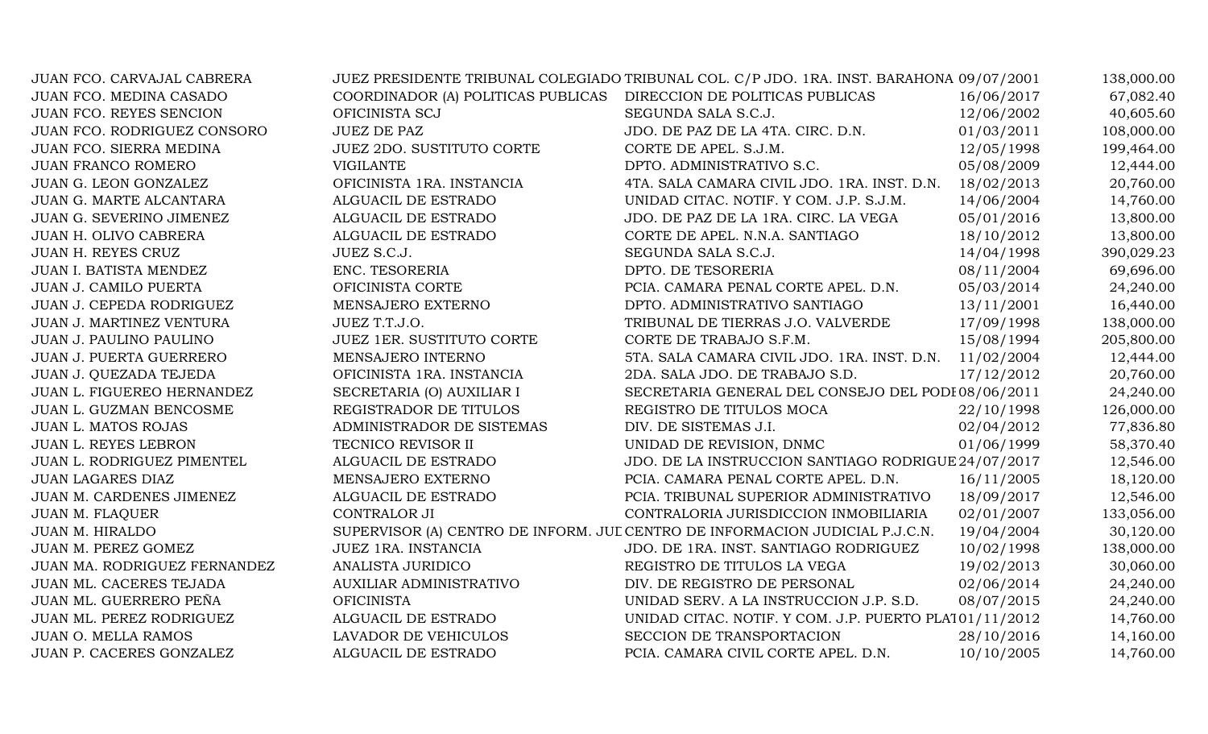| | | | | |
|---|---|---|---|---|
| JUAN FCO. CARVAJAL CABRERA | JUEZ PRESIDENTE TRIBUNAL COLEGIADO | TRIBUNAL COL. C/P JDO. 1RA. INST. BARAHONA | 09/07/2001 | 138,000.00 |
| JUAN FCO. MEDINA CASADO | COORDINADOR (A) POLITICAS PUBLICAS | DIRECCION DE POLITICAS PUBLICAS | 16/06/2017 | 67,082.40 |
| JUAN FCO. REYES SENCION | OFICINISTA SCJ | SEGUNDA SALA S.C.J. | 12/06/2002 | 40,605.60 |
| JUAN FCO. RODRIGUEZ CONSORO | JUEZ DE PAZ | JDO. DE PAZ DE LA 4TA. CIRC. D.N. | 01/03/2011 | 108,000.00 |
| JUAN FCO. SIERRA MEDINA | JUEZ 2DO. SUSTITUTO CORTE | CORTE DE APEL. S.J.M. | 12/05/1998 | 199,464.00 |
| JUAN FRANCO ROMERO | VIGILANTE | DPTO. ADMINISTRATIVO S.C. | 05/08/2009 | 12,444.00 |
| JUAN G. LEON GONZALEZ | OFICINISTA 1RA. INSTANCIA | 4TA. SALA CAMARA CIVIL JDO. 1RA. INST. D.N. | 18/02/2013 | 20,760.00 |
| JUAN G. MARTE ALCANTARA | ALGUACIL DE ESTRADO | UNIDAD CITAC. NOTIF. Y COM. J.P. S.J.M. | 14/06/2004 | 14,760.00 |
| JUAN G. SEVERINO JIMENEZ | ALGUACIL DE ESTRADO | JDO. DE PAZ DE LA 1RA. CIRC. LA VEGA | 05/01/2016 | 13,800.00 |
| JUAN H. OLIVO CABRERA | ALGUACIL DE ESTRADO | CORTE DE APEL. N.N.A. SANTIAGO | 18/10/2012 | 13,800.00 |
| JUAN H. REYES CRUZ | JUEZ S.C.J. | SEGUNDA SALA S.C.J. | 14/04/1998 | 390,029.23 |
| JUAN I. BATISTA MENDEZ | ENC. TESORERIA | DPTO. DE TESORERIA | 08/11/2004 | 69,696.00 |
| JUAN J. CAMILO PUERTA | OFICINISTA CORTE | PCIA. CAMARA PENAL CORTE APEL. D.N. | 05/03/2014 | 24,240.00 |
| JUAN J. CEPEDA RODRIGUEZ | MENSAJERO EXTERNO | DPTO. ADMINISTRATIVO SANTIAGO | 13/11/2001 | 16,440.00 |
| JUAN J. MARTINEZ VENTURA | JUEZ T.T.J.O. | TRIBUNAL DE TIERRAS J.O. VALVERDE | 17/09/1998 | 138,000.00 |
| JUAN J. PAULINO PAULINO | JUEZ 1ER. SUSTITUTO CORTE | CORTE DE TRABAJO S.F.M. | 15/08/1994 | 205,800.00 |
| JUAN J. PUERTA GUERRERO | MENSAJERO INTERNO | 5TA. SALA CAMARA CIVIL JDO. 1RA. INST. D.N. | 11/02/2004 | 12,444.00 |
| JUAN J. QUEZADA TEJEDA | OFICINISTA 1RA. INSTANCIA | 2DA. SALA JDO. DE TRABAJO S.D. | 17/12/2012 | 20,760.00 |
| JUAN L. FIGUEREO HERNANDEZ | SECRETARIA (O) AUXILIAR I | SECRETARIA GENERAL DEL CONSEJO DEL PODI | 08/06/2011 | 24,240.00 |
| JUAN L. GUZMAN BENCOSME | REGISTRADOR DE TITULOS | REGISTRO DE TITULOS MOCA | 22/10/1998 | 126,000.00 |
| JUAN L. MATOS ROJAS | ADMINISTRADOR DE SISTEMAS | DIV. DE SISTEMAS J.I. | 02/04/2012 | 77,836.80 |
| JUAN L. REYES LEBRON | TECNICO REVISOR II | UNIDAD DE REVISION, DNMC | 01/06/1999 | 58,370.40 |
| JUAN L. RODRIGUEZ PIMENTEL | ALGUACIL DE ESTRADO | JDO. DE LA INSTRUCCION SANTIAGO RODRIGUE | 24/07/2017 | 12,546.00 |
| JUAN LAGARES DIAZ | MENSAJERO EXTERNO | PCIA. CAMARA PENAL CORTE APEL. D.N. | 16/11/2005 | 18,120.00 |
| JUAN M. CARDENES JIMENEZ | ALGUACIL DE ESTRADO | PCIA. TRIBUNAL SUPERIOR ADMINISTRATIVO | 18/09/2017 | 12,546.00 |
| JUAN M. FLAQUER | CONTRALOR JI | CONTRALORIA JURISDICCION INMOBILIARIA | 02/01/2007 | 133,056.00 |
| JUAN M. HIRALDO | SUPERVISOR (A) CENTRO DE INFORM. JUI | CENTRO DE INFORMACION JUDICIAL P.J.C.N. | 19/04/2004 | 30,120.00 |
| JUAN M. PEREZ GOMEZ | JUEZ 1RA. INSTANCIA | JDO. DE 1RA. INST. SANTIAGO RODRIGUEZ | 10/02/1998 | 138,000.00 |
| JUAN MA. RODRIGUEZ FERNANDEZ | ANALISTA JURIDICO | REGISTRO DE TITULOS LA VEGA | 19/02/2013 | 30,060.00 |
| JUAN ML. CACERES TEJADA | AUXILIAR ADMINISTRATIVO | DIV. DE REGISTRO DE PERSONAL | 02/06/2014 | 24,240.00 |
| JUAN ML. GUERRERO PEÑA | OFICINISTA | UNIDAD SERV. A LA INSTRUCCION J.P. S.D. | 08/07/2015 | 24,240.00 |
| JUAN ML. PEREZ RODRIGUEZ | ALGUACIL DE ESTRADO | UNIDAD CITAC. NOTIF. Y COM. J.P. PUERTO PLA | 01/11/2012 | 14,760.00 |
| JUAN O. MELLA RAMOS | LAVADOR DE VEHICULOS | SECCION DE TRANSPORTACION | 28/10/2016 | 14,160.00 |
| JUAN P. CACERES GONZALEZ | ALGUACIL DE ESTRADO | PCIA. CAMARA CIVIL CORTE APEL. D.N. | 10/10/2005 | 14,760.00 |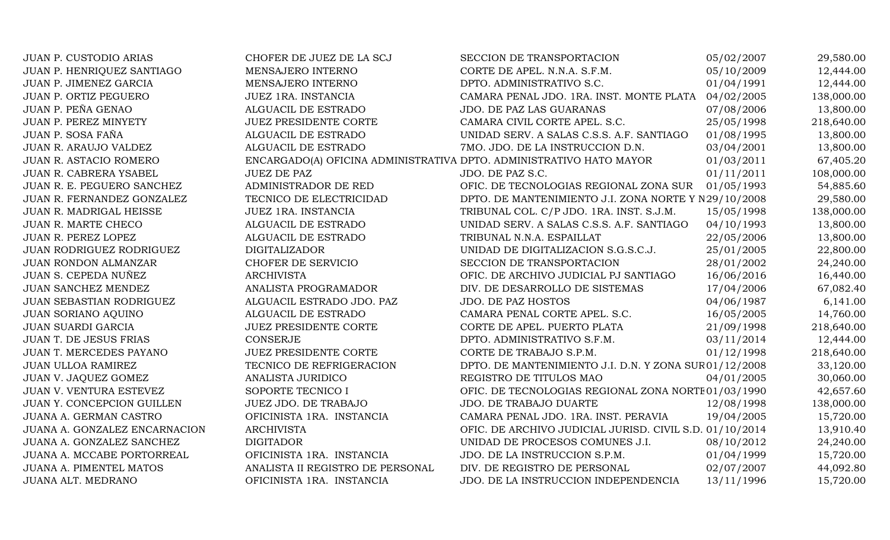| | | | | |
|---|---|---|---|---|
| JUAN P. CUSTODIO ARIAS | CHOFER DE JUEZ DE LA SCJ | SECCION DE TRANSPORTACION | 05/02/2007 | 29,580.00 |
| JUAN P. HENRIQUEZ SANTIAGO | MENSAJERO INTERNO | CORTE DE APEL. N.N.A. S.F.M. | 05/10/2009 | 12,444.00 |
| JUAN P. JIMENEZ GARCIA | MENSAJERO INTERNO | DPTO. ADMINISTRATIVO S.C. | 01/04/1991 | 12,444.00 |
| JUAN P. ORTIZ PEGUERO | JUEZ 1RA. INSTANCIA | CAMARA PENAL JDO. 1RA. INST. MONTE PLATA | 04/02/2005 | 138,000.00 |
| JUAN P. PEÑA GENAO | ALGUACIL DE ESTRADO | JDO. DE PAZ LAS GUARANAS | 07/08/2006 | 13,800.00 |
| JUAN P. PEREZ MINYETY | JUEZ PRESIDENTE CORTE | CAMARA CIVIL CORTE APEL. S.C. | 25/05/1998 | 218,640.00 |
| JUAN P. SOSA FAÑA | ALGUACIL DE ESTRADO | UNIDAD SERV. A SALAS C.S.S. A.F. SANTIAGO | 01/08/1995 | 13,800.00 |
| JUAN R. ARAUJO VALDEZ | ALGUACIL DE ESTRADO | 7MO. JDO. DE LA INSTRUCCION D.N. | 03/04/2001 | 13,800.00 |
| JUAN R. ASTACIO ROMERO | ENCARGADO(A) OFICINA ADMINISTRATIVA | DPTO. ADMINISTRATIVO HATO MAYOR | 01/03/2011 | 67,405.20 |
| JUAN R. CABRERA YSABEL | JUEZ DE PAZ | JDO. DE PAZ S.C. | 01/11/2011 | 108,000.00 |
| JUAN R. E. PEGUERO SANCHEZ | ADMINISTRADOR DE RED | OFIC. DE TECNOLOGIAS REGIONAL ZONA SUR | 01/05/1993 | 54,885.60 |
| JUAN R. FERNANDEZ GONZALEZ | TECNICO DE ELECTRICIDAD | DPTO. DE MANTENIMIENTO J.I. ZONA NORTE Y N | 29/10/2008 | 29,580.00 |
| JUAN R. MADRIGAL HEISSE | JUEZ 1RA. INSTANCIA | TRIBUNAL COL. C/P JDO. 1RA. INST. S.J.M. | 15/05/1998 | 138,000.00 |
| JUAN R. MARTE CHECO | ALGUACIL DE ESTRADO | UNIDAD SERV. A SALAS C.S.S. A.F. SANTIAGO | 04/10/1993 | 13,800.00 |
| JUAN R. PEREZ LOPEZ | ALGUACIL DE ESTRADO | TRIBUNAL N.N.A. ESPAILLAT | 22/05/2006 | 13,800.00 |
| JUAN RODRIGUEZ RODRIGUEZ | DIGITALIZADOR | UNIDAD DE DIGITALIZACION S.G.S.C.J. | 25/01/2005 | 22,800.00 |
| JUAN RONDON ALMANZAR | CHOFER DE SERVICIO | SECCION DE TRANSPORTACION | 28/01/2002 | 24,240.00 |
| JUAN S. CEPEDA NUÑEZ | ARCHIVISTA | OFIC. DE ARCHIVO JUDICIAL PJ SANTIAGO | 16/06/2016 | 16,440.00 |
| JUAN SANCHEZ MENDEZ | ANALISTA PROGRAMADOR | DIV. DE DESARROLLO DE SISTEMAS | 17/04/2006 | 67,082.40 |
| JUAN SEBASTIAN RODRIGUEZ | ALGUACIL ESTRADO JDO. PAZ | JDO. DE PAZ HOSTOS | 04/06/1987 | 6,141.00 |
| JUAN SORIANO AQUINO | ALGUACIL DE ESTRADO | CAMARA PENAL CORTE APEL. S.C. | 16/05/2005 | 14,760.00 |
| JUAN SUARDI GARCIA | JUEZ PRESIDENTE CORTE | CORTE DE APEL. PUERTO PLATA | 21/09/1998 | 218,640.00 |
| JUAN T. DE JESUS FRIAS | CONSERJE | DPTO. ADMINISTRATIVO S.F.M. | 03/11/2014 | 12,444.00 |
| JUAN T. MERCEDES PAYANO | JUEZ PRESIDENTE CORTE | CORTE DE TRABAJO S.P.M. | 01/12/1998 | 218,640.00 |
| JUAN ULLOA RAMIREZ | TECNICO DE REFRIGERACION | DPTO. DE MANTENIMIENTO J.I. D.N. Y ZONA SUR | 01/12/2008 | 33,120.00 |
| JUAN V. JAQUEZ GOMEZ | ANALISTA JURIDICO | REGISTRO DE TITULOS MAO | 04/01/2005 | 30,060.00 |
| JUAN V. VENTURA ESTEVEZ | SOPORTE TECNICO I | OFIC. DE TECNOLOGIAS REGIONAL ZONA NORTE | 01/03/1990 | 42,657.60 |
| JUAN Y. CONCEPCION GUILLEN | JUEZ JDO. DE TRABAJO | JDO. DE TRABAJO DUARTE | 12/08/1998 | 138,000.00 |
| JUANA A. GERMAN CASTRO | OFICINISTA 1RA. INSTANCIA | CAMARA PENAL JDO. 1RA. INST. PERAVIA | 19/04/2005 | 15,720.00 |
| JUANA A. GONZALEZ ENCARNACION | ARCHIVISTA | OFIC. DE ARCHIVO JUDICIAL JURISD. CIVIL S.D. | 01/10/2014 | 13,910.40 |
| JUANA A. GONZALEZ SANCHEZ | DIGITADOR | UNIDAD DE PROCESOS COMUNES J.I. | 08/10/2012 | 24,240.00 |
| JUANA A. MCCABE PORTORREAL | OFICINISTA 1RA. INSTANCIA | JDO. DE LA INSTRUCCION S.P.M. | 01/04/1999 | 15,720.00 |
| JUANA A. PIMENTEL MATOS | ANALISTA II REGISTRO DE PERSONAL | DIV. DE REGISTRO DE PERSONAL | 02/07/2007 | 44,092.80 |
| JUANA ALT. MEDRANO | OFICINISTA 1RA. INSTANCIA | JDO. DE LA INSTRUCCION INDEPENDENCIA | 13/11/1996 | 15,720.00 |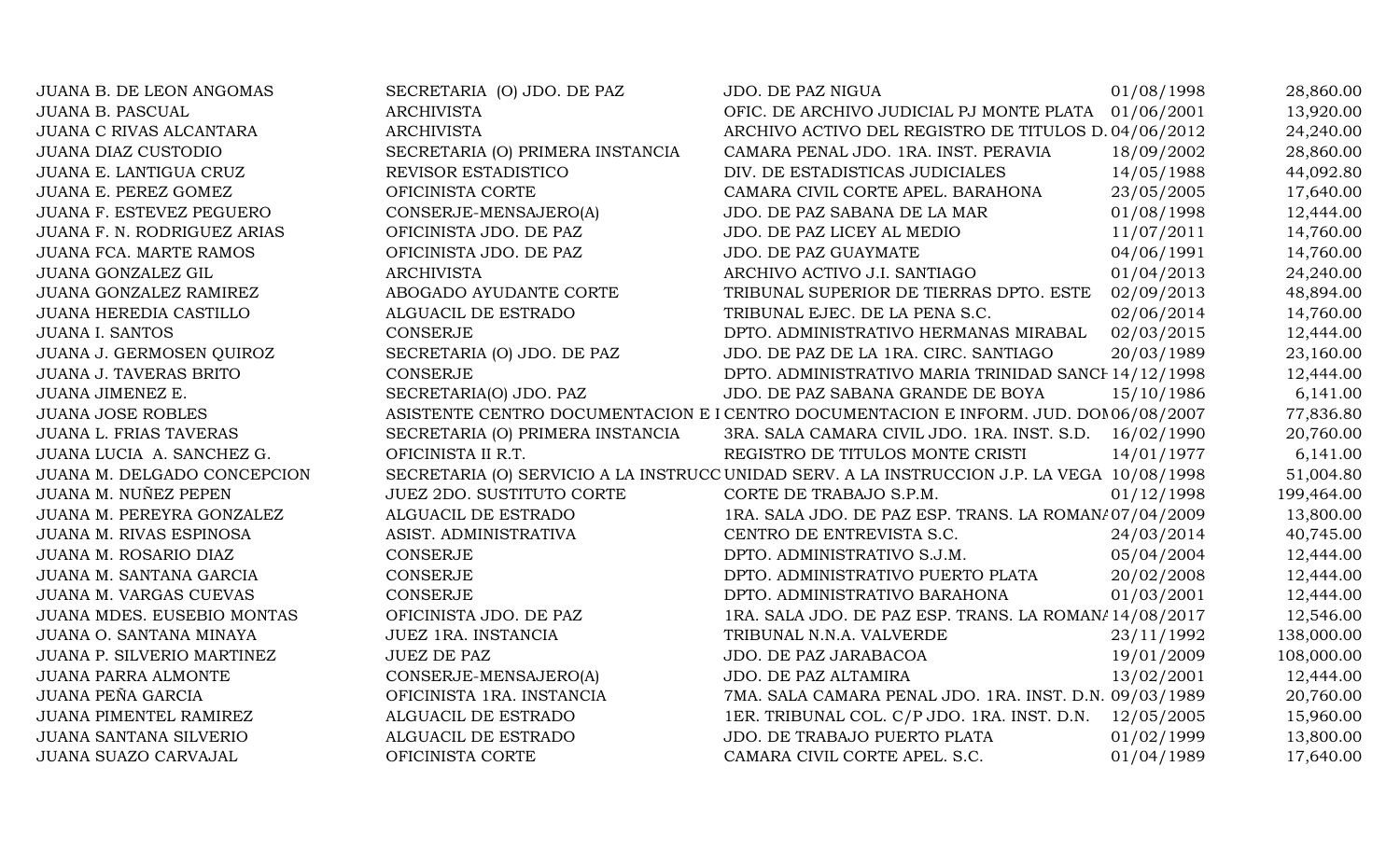| | | | | |
|---|---|---|---|---|
| JUANA B. DE LEON ANGOMAS | SECRETARIA (O) JDO. DE PAZ | JDO. DE PAZ NIGUA | 01/08/1998 | 28,860.00 |
| JUANA B. PASCUAL | ARCHIVISTA | OFIC. DE ARCHIVO JUDICIAL PJ MONTE PLATA | 01/06/2001 | 13,920.00 |
| JUANA C RIVAS ALCANTARA | ARCHIVISTA | ARCHIVO ACTIVO DEL REGISTRO DE TITULOS D. | 04/06/2012 | 24,240.00 |
| JUANA DIAZ CUSTODIO | SECRETARIA (O) PRIMERA INSTANCIA | CAMARA PENAL JDO. 1RA. INST. PERAVIA | 18/09/2002 | 28,860.00 |
| JUANA E. LANTIGUA CRUZ | REVISOR ESTADISTICO | DIV. DE ESTADISTICAS JUDICIALES | 14/05/1988 | 44,092.80 |
| JUANA E. PEREZ GOMEZ | OFICINISTA CORTE | CAMARA CIVIL CORTE APEL. BARAHONA | 23/05/2005 | 17,640.00 |
| JUANA F. ESTEVEZ PEGUERO | CONSERJE-MENSAJERO(A) | JDO. DE PAZ SABANA DE LA MAR | 01/08/1998 | 12,444.00 |
| JUANA F. N. RODRIGUEZ ARIAS | OFICINISTA JDO. DE PAZ | JDO. DE PAZ LICEY AL MEDIO | 11/07/2011 | 14,760.00 |
| JUANA FCA. MARTE RAMOS | OFICINISTA JDO. DE PAZ | JDO. DE PAZ GUAYMATE | 04/06/1991 | 14,760.00 |
| JUANA GONZALEZ GIL | ARCHIVISTA | ARCHIVO ACTIVO J.I. SANTIAGO | 01/04/2013 | 24,240.00 |
| JUANA GONZALEZ RAMIREZ | ABOGADO AYUDANTE CORTE | TRIBUNAL SUPERIOR DE TIERRAS DPTO. ESTE | 02/09/2013 | 48,894.00 |
| JUANA HEREDIA CASTILLO | ALGUACIL DE ESTRADO | TRIBUNAL EJEC. DE LA PENA S.C. | 02/06/2014 | 14,760.00 |
| JUANA I. SANTOS | CONSERJE | DPTO. ADMINISTRATIVO HERMANAS MIRABAL | 02/03/2015 | 12,444.00 |
| JUANA J. GERMOSEN QUIROZ | SECRETARIA (O) JDO. DE PAZ | JDO. DE PAZ DE LA 1RA. CIRC. SANTIAGO | 20/03/1989 | 23,160.00 |
| JUANA J. TAVERAS BRITO | CONSERJE | DPTO. ADMINISTRATIVO MARIA TRINIDAD SANCH | 14/12/1998 | 12,444.00 |
| JUANA JIMENEZ E. | SECRETARIA(O) JDO. PAZ | JDO. DE PAZ SABANA GRANDE DE BOYA | 15/10/1986 | 6,141.00 |
| JUANA JOSE ROBLES | ASISTENTE CENTRO DOCUMENTACION E I | CENTRO DOCUMENTACION E INFORM. JUD. DOM | 06/08/2007 | 77,836.80 |
| JUANA L. FRIAS TAVERAS | SECRETARIA (O) PRIMERA INSTANCIA | 3RA. SALA CAMARA CIVIL JDO. 1RA. INST. S.D. | 16/02/1990 | 20,760.00 |
| JUANA LUCIA A. SANCHEZ G. | OFICINISTA II R.T. | REGISTRO DE TITULOS MONTE CRISTI | 14/01/1977 | 6,141.00 |
| JUANA M. DELGADO CONCEPCION | SECRETARIA (O) SERVICIO A LA INSTRUCC | UNIDAD SERV. A LA INSTRUCCION J.P. LA VEGA | 10/08/1998 | 51,004.80 |
| JUANA M. NUÑEZ PEPEN | JUEZ 2DO. SUSTITUTO CORTE | CORTE DE TRABAJO S.P.M. | 01/12/1998 | 199,464.00 |
| JUANA M. PEREYRA GONZALEZ | ALGUACIL DE ESTRADO | 1RA. SALA JDO. DE PAZ ESP. TRANS. LA ROMANA | 07/04/2009 | 13,800.00 |
| JUANA M. RIVAS ESPINOSA | ASIST. ADMINISTRATIVA | CENTRO DE ENTREVISTA S.C. | 24/03/2014 | 40,745.00 |
| JUANA M. ROSARIO DIAZ | CONSERJE | DPTO. ADMINISTRATIVO S.J.M. | 05/04/2004 | 12,444.00 |
| JUANA M. SANTANA GARCIA | CONSERJE | DPTO. ADMINISTRATIVO PUERTO PLATA | 20/02/2008 | 12,444.00 |
| JUANA M. VARGAS CUEVAS | CONSERJE | DPTO. ADMINISTRATIVO BARAHONA | 01/03/2001 | 12,444.00 |
| JUANA MDES. EUSEBIO MONTAS | OFICINISTA JDO. DE PAZ | 1RA. SALA JDO. DE PAZ ESP. TRANS. LA ROMANA | 14/08/2017 | 12,546.00 |
| JUANA O. SANTANA MINAYA | JUEZ 1RA. INSTANCIA | TRIBUNAL N.N.A. VALVERDE | 23/11/1992 | 138,000.00 |
| JUANA P. SILVERIO MARTINEZ | JUEZ DE PAZ | JDO. DE PAZ JARABACOA | 19/01/2009 | 108,000.00 |
| JUANA PARRA ALMONTE | CONSERJE-MENSAJERO(A) | JDO. DE PAZ ALTAMIRA | 13/02/2001 | 12,444.00 |
| JUANA PEÑA GARCIA | OFICINISTA 1RA. INSTANCIA | 7MA. SALA CAMARA PENAL JDO. 1RA. INST. D.N. | 09/03/1989 | 20,760.00 |
| JUANA PIMENTEL RAMIREZ | ALGUACIL DE ESTRADO | 1ER. TRIBUNAL COL. C/P JDO. 1RA. INST. D.N. | 12/05/2005 | 15,960.00 |
| JUANA SANTANA SILVERIO | ALGUACIL DE ESTRADO | JDO. DE TRABAJO PUERTO PLATA | 01/02/1999 | 13,800.00 |
| JUANA SUAZO CARVAJAL | OFICINISTA CORTE | CAMARA CIVIL CORTE APEL. S.C. | 01/04/1989 | 17,640.00 |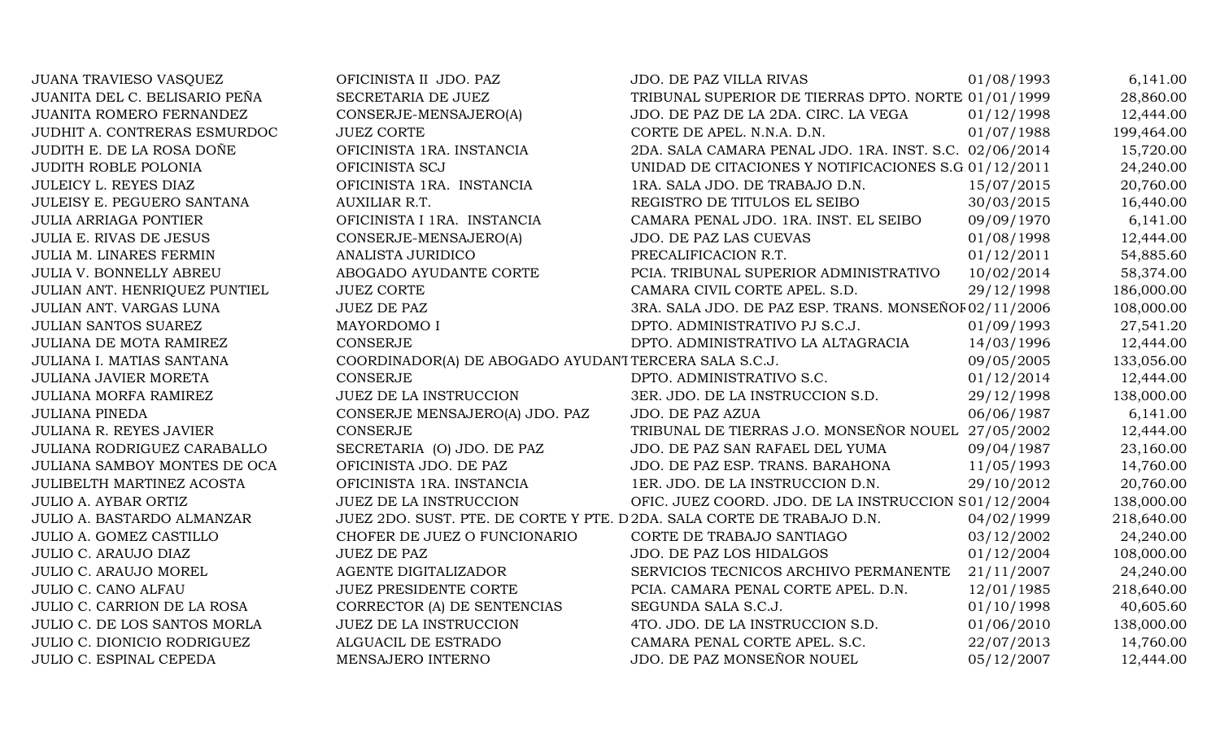| | | | | |
|---|---|---|---|---|
| JUANA TRAVIESO VASQUEZ | OFICINISTA II JDO. PAZ | JDO. DE PAZ VILLA RIVAS | 01/08/1993 | 6,141.00 |
| JUANITA DEL C. BELISARIO PEÑA | SECRETARIA DE JUEZ | TRIBUNAL SUPERIOR DE TIERRAS DPTO. NORTE | 01/01/1999 | 28,860.00 |
| JUANITA ROMERO FERNANDEZ | CONSERJE-MENSAJERO(A) | JDO. DE PAZ DE LA 2DA. CIRC. LA VEGA | 01/12/1998 | 12,444.00 |
| JUDHIT A. CONTRERAS ESMURDOC | JUEZ CORTE | CORTE DE APEL. N.N.A. D.N. | 01/07/1988 | 199,464.00 |
| JUDITH E. DE LA ROSA DOÑE | OFICINISTA 1RA. INSTANCIA | 2DA. SALA CAMARA PENAL JDO. 1RA. INST. S.C. | 02/06/2014 | 15,720.00 |
| JUDITH ROBLE POLONIA | OFICINISTA SCJ | UNIDAD DE CITACIONES Y NOTIFICACIONES S.G | 01/12/2011 | 24,240.00 |
| JULEICY L. REYES DIAZ | OFICINISTA 1RA. INSTANCIA | 1RA. SALA JDO. DE TRABAJO D.N. | 15/07/2015 | 20,760.00 |
| JULEISY E. PEGUERO SANTANA | AUXILIAR R.T. | REGISTRO DE TITULOS EL SEIBO | 30/03/2015 | 16,440.00 |
| JULIA ARRIAGA PONTIER | OFICINISTA I 1RA. INSTANCIA | CAMARA PENAL JDO. 1RA. INST. EL SEIBO | 09/09/1970 | 6,141.00 |
| JULIA E. RIVAS DE JESUS | CONSERJE-MENSAJERO(A) | JDO. DE PAZ LAS CUEVAS | 01/08/1998 | 12,444.00 |
| JULIA M. LINARES FERMIN | ANALISTA JURIDICO | PRECALIFICACION R.T. | 01/12/2011 | 54,885.60 |
| JULIA V. BONNELLY ABREU | ABOGADO AYUDANTE CORTE | PCIA. TRIBUNAL SUPERIOR ADMINISTRATIVO | 10/02/2014 | 58,374.00 |
| JULIAN ANT. HENRIQUEZ PUNTIEL | JUEZ CORTE | CAMARA CIVIL CORTE APEL. S.D. | 29/12/1998 | 186,000.00 |
| JULIAN ANT. VARGAS LUNA | JUEZ DE PAZ | 3RA. SALA JDO. DE PAZ ESP. TRANS. MONSEÑOR | 02/11/2006 | 108,000.00 |
| JULIAN SANTOS SUAREZ | MAYORDOMO I | DPTO. ADMINISTRATIVO PJ S.C.J. | 01/09/1993 | 27,541.20 |
| JULIANA DE MOTA RAMIREZ | CONSERJE | DPTO. ADMINISTRATIVO LA ALTAGRACIA | 14/03/1996 | 12,444.00 |
| JULIANA I. MATIAS SANTANA | COORDINADOR(A) DE ABOGADO AYUDANT | TERCERA SALA S.C.J. | 09/05/2005 | 133,056.00 |
| JULIANA JAVIER MORETA | CONSERJE | DPTO. ADMINISTRATIVO S.C. | 01/12/2014 | 12,444.00 |
| JULIANA MORFA RAMIREZ | JUEZ DE LA INSTRUCCION | 3ER. JDO. DE LA INSTRUCCION S.D. | 29/12/1998 | 138,000.00 |
| JULIANA PINEDA | CONSERJE MENSAJERO(A) JDO. PAZ | JDO. DE PAZ AZUA | 06/06/1987 | 6,141.00 |
| JULIANA R. REYES JAVIER | CONSERJE | TRIBUNAL DE TIERRAS J.O. MONSEÑOR NOUEL | 27/05/2002 | 12,444.00 |
| JULIANA RODRIGUEZ CARABALLO | SECRETARIA (O) JDO. DE PAZ | JDO. DE PAZ SAN RAFAEL DEL YUMA | 09/04/1987 | 23,160.00 |
| JULIANA SAMBOY MONTES DE OCA | OFICINISTA JDO. DE PAZ | JDO. DE PAZ ESP. TRANS. BARAHONA | 11/05/1993 | 14,760.00 |
| JULIBELTH MARTINEZ ACOSTA | OFICINISTA 1RA. INSTANCIA | 1ER. JDO. DE LA INSTRUCCION D.N. | 29/10/2012 | 20,760.00 |
| JULIO A. AYBAR ORTIZ | JUEZ DE LA INSTRUCCION | OFIC. JUEZ COORD. JDO. DE LA INSTRUCCION S | 01/12/2004 | 138,000.00 |
| JULIO A. BASTARDO ALMANZAR | JUEZ 2DO. SUST. PTE. DE CORTE Y PTE. D | 2DA. SALA CORTE DE TRABAJO D.N. | 04/02/1999 | 218,640.00 |
| JULIO A. GOMEZ CASTILLO | CHOFER DE JUEZ O FUNCIONARIO | CORTE DE TRABAJO SANTIAGO | 03/12/2002 | 24,240.00 |
| JULIO C. ARAUJO DIAZ | JUEZ DE PAZ | JDO. DE PAZ LOS HIDALGOS | 01/12/2004 | 108,000.00 |
| JULIO C. ARAUJO MOREL | AGENTE DIGITALIZADOR | SERVICIOS TECNICOS ARCHIVO PERMANENTE | 21/11/2007 | 24,240.00 |
| JULIO C. CANO ALFAU | JUEZ PRESIDENTE CORTE | PCIA. CAMARA PENAL CORTE APEL. D.N. | 12/01/1985 | 218,640.00 |
| JULIO C. CARRION DE LA ROSA | CORRECTOR (A) DE SENTENCIAS | SEGUNDA SALA S.C.J. | 01/10/1998 | 40,605.60 |
| JULIO C. DE LOS SANTOS MORLA | JUEZ DE LA INSTRUCCION | 4TO. JDO. DE LA INSTRUCCION S.D. | 01/06/2010 | 138,000.00 |
| JULIO C. DIONICIO RODRIGUEZ | ALGUACIL DE ESTRADO | CAMARA PENAL CORTE APEL. S.C. | 22/07/2013 | 14,760.00 |
| JULIO C. ESPINAL CEPEDA | MENSAJERO INTERNO | JDO. DE PAZ MONSEÑOR NOUEL | 05/12/2007 | 12,444.00 |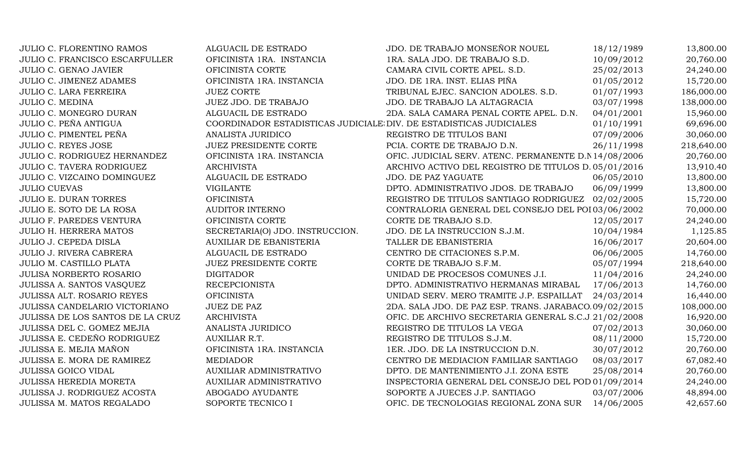| | | | | |
|---|---|---|---|---|
| JULIO C. FLORENTINO RAMOS | ALGUACIL DE ESTRADO | JDO. DE TRABAJO MONSEÑOR NOUEL | 18/12/1989 | 13,800.00 |
| JULIO C. FRANCISCO ESCARFULLER | OFICINISTA 1RA. INSTANCIA | 1RA. SALA JDO. DE TRABAJO S.D. | 10/09/2012 | 20,760.00 |
| JULIO C. GENAO JAVIER | OFICINISTA CORTE | CAMARA CIVIL CORTE APEL. S.D. | 25/02/2013 | 24,240.00 |
| JULIO C. JIMENEZ ADAMES | OFICINISTA 1RA. INSTANCIA | JDO. DE 1RA. INST. ELIAS PIÑA | 01/05/2012 | 15,720.00 |
| JULIO C. LARA FERREIRA | JUEZ CORTE | TRIBUNAL EJEC. SANCION ADOLES. S.D. | 01/07/1993 | 186,000.00 |
| JULIO C. MEDINA | JUEZ JDO. DE TRABAJO | JDO. DE TRABAJO LA ALTAGRACIA | 03/07/1998 | 138,000.00 |
| JULIO C. MONEGRO DURAN | ALGUACIL DE ESTRADO | 2DA. SALA CAMARA PENAL CORTE APEL. D.N. | 04/01/2001 | 15,960.00 |
| JULIO C. PEÑA ANTIGUA | COORDINADOR ESTADISTICAS JUDICIALE | DIV. DE ESTADISTICAS JUDICIALES | 01/10/1991 | 69,696.00 |
| JULIO C. PIMENTEL PEÑA | ANALISTA JURIDICO | REGISTRO DE TITULOS BANI | 07/09/2006 | 30,060.00 |
| JULIO C. REYES JOSE | JUEZ PRESIDENTE CORTE | PCIA. CORTE DE TRABAJO D.N. | 26/11/1998 | 218,640.00 |
| JULIO C. RODRIGUEZ HERNANDEZ | OFICINISTA 1RA. INSTANCIA | OFIC. JUDICIAL SERV. ATENC. PERMANENTE D.N | 14/08/2006 | 20,760.00 |
| JULIO C. TAVERA RODRIGUEZ | ARCHIVISTA | ARCHIVO ACTIVO DEL REGISTRO DE TITULOS D. | 05/01/2016 | 13,910.40 |
| JULIO C. VIZCAINO DOMINGUEZ | ALGUACIL DE ESTRADO | JDO. DE PAZ YAGUATE | 06/05/2010 | 13,800.00 |
| JULIO CUEVAS | VIGILANTE | DPTO. ADMINISTRATIVO JDOS. DE TRABAJO | 06/09/1999 | 13,800.00 |
| JULIO E. DURAN TORRES | OFICINISTA | REGISTRO DE TITULOS SANTIAGO RODRIGUEZ | 02/02/2005 | 15,720.00 |
| JULIO E. SOTO DE LA ROSA | AUDITOR INTERNO | CONTRALORIA GENERAL DEL CONSEJO DEL POI | 03/06/2002 | 70,000.00 |
| JULIO F. PAREDES VENTURA | OFICINISTA CORTE | CORTE DE TRABAJO S.D. | 12/05/2017 | 24,240.00 |
| JULIO H. HERRERA MATOS | SECRETARIA(O) JDO. INSTRUCCION. | JDO. DE LA INSTRUCCION S.J.M. | 10/04/1984 | 1,125.85 |
| JULIO J. CEPEDA DISLA | AUXILIAR DE EBANISTERIA | TALLER DE EBANISTERIA | 16/06/2017 | 20,604.00 |
| JULIO J. RIVERA CABRERA | ALGUACIL DE ESTRADO | CENTRO DE CITACIONES S.P.M. | 06/06/2005 | 14,760.00 |
| JULIO M. CASTILLO PLATA | JUEZ PRESIDENTE CORTE | CORTE DE TRABAJO S.F.M. | 05/07/1994 | 218,640.00 |
| JULISA NORBERTO ROSARIO | DIGITADOR | UNIDAD DE PROCESOS COMUNES J.I. | 11/04/2016 | 24,240.00 |
| JULISSA A. SANTOS VASQUEZ | RECEPCIONISTA | DPTO. ADMINISTRATIVO HERMANAS MIRABAL | 17/06/2013 | 14,760.00 |
| JULISSA ALT. ROSARIO REYES | OFICINISTA | UNIDAD SERV. MERO TRAMITE J.P. ESPAILLAT | 24/03/2014 | 16,440.00 |
| JULISSA CANDELARIO VICTORIANO | JUEZ DE PAZ | 2DA. SALA JDO. DE PAZ ESP. TRANS. JARABACO. | 09/02/2015 | 108,000.00 |
| JULISSA DE LOS SANTOS DE LA CRUZ | ARCHIVISTA | OFIC. DE ARCHIVO SECRETARIA GENERAL S.C.J. | 21/02/2008 | 16,920.00 |
| JULISSA DEL C. GOMEZ MEJIA | ANALISTA JURIDICO | REGISTRO DE TITULOS LA VEGA | 07/02/2013 | 30,060.00 |
| JULISSA E. CEDEÑO RODRIGUEZ | AUXILIAR R.T. | REGISTRO DE TITULOS S.J.M. | 08/11/2000 | 15,720.00 |
| JULISSA E. MEJIA MAÑON | OFICINISTA 1RA. INSTANCIA | 1ER. JDO. DE LA INSTRUCCION D.N. | 30/07/2012 | 20,760.00 |
| JULISSA E. MORA DE RAMIREZ | MEDIADOR | CENTRO DE MEDIACION FAMILIAR SANTIAGO | 08/03/2017 | 67,082.40 |
| JULISSA GOICO VIDAL | AUXILIAR ADMINISTRATIVO | DPTO. DE MANTENIMIENTO J.I. ZONA ESTE | 25/08/2014 | 20,760.00 |
| JULISSA HEREDIA MORETA | AUXILIAR ADMINISTRATIVO | INSPECTORIA GENERAL DEL CONSEJO DEL POD | 01/09/2014 | 24,240.00 |
| JULISSA J. RODRIGUEZ ACOSTA | ABOGADO AYUDANTE | SOPORTE A JUECES J.P. SANTIAGO | 03/07/2006 | 48,894.00 |
| JULISSA M. MATOS REGALADO | SOPORTE TECNICO I | OFIC. DE TECNOLOGIAS REGIONAL ZONA SUR | 14/06/2005 | 42,657.60 |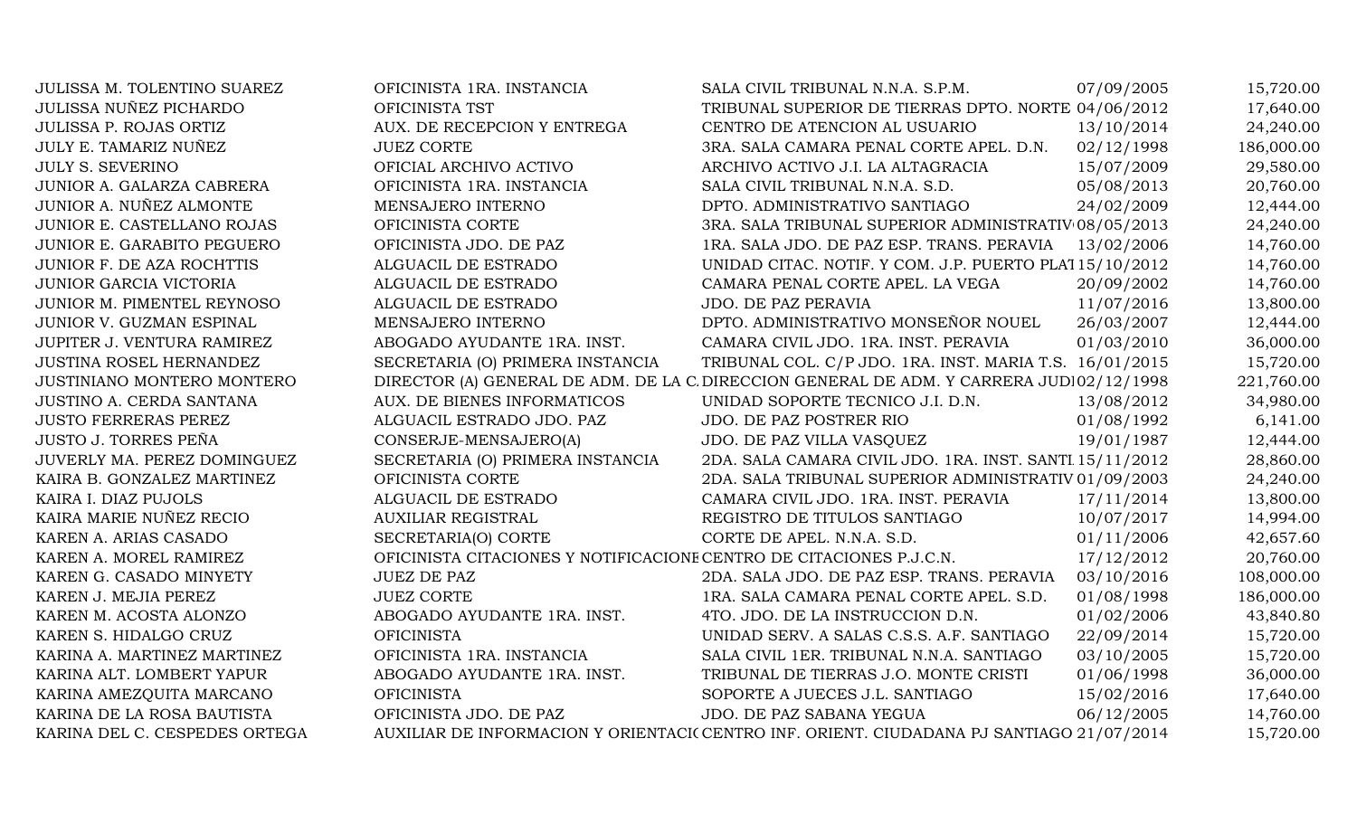| | | | | |
|---|---|---|---|---|
| JULISSA M. TOLENTINO SUAREZ | OFICINISTA 1RA. INSTANCIA | SALA CIVIL TRIBUNAL N.N.A. S.P.M. | 07/09/2005 | 15,720.00 |
| JULISSA NUÑEZ PICHARDO | OFICINISTA TST | TRIBUNAL SUPERIOR DE TIERRAS DPTO. NORTE | 04/06/2012 | 17,640.00 |
| JULISSA P. ROJAS ORTIZ | AUX. DE RECEPCION Y ENTREGA | CENTRO DE ATENCION AL USUARIO | 13/10/2014 | 24,240.00 |
| JULY E. TAMARIZ NUÑEZ | JUEZ CORTE | 3RA. SALA CAMARA PENAL CORTE APEL. D.N. | 02/12/1998 | 186,000.00 |
| JULY S. SEVERINO | OFICIAL ARCHIVO ACTIVO | ARCHIVO ACTIVO J.I. LA ALTAGRACIA | 15/07/2009 | 29,580.00 |
| JUNIOR A. GALARZA CABRERA | OFICINISTA 1RA. INSTANCIA | SALA CIVIL TRIBUNAL N.N.A. S.D. | 05/08/2013 | 20,760.00 |
| JUNIOR A. NUÑEZ ALMONTE | MENSAJERO INTERNO | DPTO. ADMINISTRATIVO SANTIAGO | 24/02/2009 | 12,444.00 |
| JUNIOR E. CASTELLANO ROJAS | OFICINISTA CORTE | 3RA. SALA TRIBUNAL SUPERIOR ADMINISTRATIV | 08/05/2013 | 24,240.00 |
| JUNIOR E. GARABITO PEGUERO | OFICINISTA JDO. DE PAZ | 1RA. SALA JDO. DE PAZ ESP. TRANS. PERAVIA | 13/02/2006 | 14,760.00 |
| JUNIOR F. DE AZA ROCHTTIS | ALGUACIL DE ESTRADO | UNIDAD CITAC. NOTIF. Y COM. J.P. PUERTO PLAT | 15/10/2012 | 14,760.00 |
| JUNIOR GARCIA VICTORIA | ALGUACIL DE ESTRADO | CAMARA PENAL CORTE APEL. LA VEGA | 20/09/2002 | 14,760.00 |
| JUNIOR M. PIMENTEL REYNOSO | ALGUACIL DE ESTRADO | JDO. DE PAZ PERAVIA | 11/07/2016 | 13,800.00 |
| JUNIOR V. GUZMAN ESPINAL | MENSAJERO INTERNO | DPTO. ADMINISTRATIVO MONSEÑOR NOUEL | 26/03/2007 | 12,444.00 |
| JUPITER J. VENTURA RAMIREZ | ABOGADO AYUDANTE 1RA. INST. | CAMARA CIVIL JDO. 1RA. INST. PERAVIA | 01/03/2010 | 36,000.00 |
| JUSTINA ROSEL HERNANDEZ | SECRETARIA (O) PRIMERA INSTANCIA | TRIBUNAL COL. C/P JDO. 1RA. INST. MARIA T.S. | 16/01/2015 | 15,720.00 |
| JUSTINIANO MONTERO MONTERO | DIRECTOR (A) GENERAL DE ADM. DE LA C. | DIRECCION GENERAL DE ADM. Y CARRERA JUDI | 02/12/1998 | 221,760.00 |
| JUSTINO A. CERDA SANTANA | AUX. DE BIENES INFORMATICOS | UNIDAD SOPORTE TECNICO J.I. D.N. | 13/08/2012 | 34,980.00 |
| JUSTO FERRERAS PEREZ | ALGUACIL ESTRADO JDO. PAZ | JDO. DE PAZ POSTRER RIO | 01/08/1992 | 6,141.00 |
| JUSTO J. TORRES PEÑA | CONSERJE-MENSAJERO(A) | JDO. DE PAZ VILLA VASQUEZ | 19/01/1987 | 12,444.00 |
| JUVERLY MA. PEREZ DOMINGUEZ | SECRETARIA (O) PRIMERA INSTANCIA | 2DA. SALA CAMARA CIVIL JDO. 1RA. INST. SANTI | 15/11/2012 | 28,860.00 |
| KAIRA B. GONZALEZ MARTINEZ | OFICINISTA CORTE | 2DA. SALA TRIBUNAL SUPERIOR ADMINISTRATIV | 01/09/2003 | 24,240.00 |
| KAIRA I. DIAZ PUJOLS | ALGUACIL DE ESTRADO | CAMARA CIVIL JDO. 1RA. INST. PERAVIA | 17/11/2014 | 13,800.00 |
| KAIRA MARIE NUÑEZ RECIO | AUXILIAR REGISTRAL | REGISTRO DE TITULOS SANTIAGO | 10/07/2017 | 14,994.00 |
| KAREN A. ARIAS CASADO | SECRETARIA(O) CORTE | CORTE DE APEL. N.N.A. S.D. | 01/11/2006 | 42,657.60 |
| KAREN A. MOREL RAMIREZ | OFICINISTA CITACIONES Y NOTIFICACIONE | CENTRO DE CITACIONES P.J.C.N. | 17/12/2012 | 20,760.00 |
| KAREN G. CASADO MINYETY | JUEZ DE PAZ | 2DA. SALA JDO. DE PAZ ESP. TRANS. PERAVIA | 03/10/2016 | 108,000.00 |
| KAREN J. MEJIA PEREZ | JUEZ CORTE | 1RA. SALA CAMARA PENAL CORTE APEL. S.D. | 01/08/1998 | 186,000.00 |
| KAREN M. ACOSTA ALONZO | ABOGADO AYUDANTE 1RA. INST. | 4TO. JDO. DE LA INSTRUCCION D.N. | 01/02/2006 | 43,840.80 |
| KAREN S. HIDALGO CRUZ | OFICINISTA | UNIDAD SERV. A SALAS C.S.S. A.F. SANTIAGO | 22/09/2014 | 15,720.00 |
| KARINA A. MARTINEZ MARTINEZ | OFICINISTA 1RA. INSTANCIA | SALA CIVIL 1ER. TRIBUNAL N.N.A. SANTIAGO | 03/10/2005 | 15,720.00 |
| KARINA ALT. LOMBERT YAPUR | ABOGADO AYUDANTE 1RA. INST. | TRIBUNAL DE TIERRAS J.O. MONTE CRISTI | 01/06/1998 | 36,000.00 |
| KARINA AMEZQUITA MARCANO | OFICINISTA | SOPORTE A JUECES J.L. SANTIAGO | 15/02/2016 | 17,640.00 |
| KARINA DE LA ROSA BAUTISTA | OFICINISTA JDO. DE PAZ | JDO. DE PAZ SABANA YEGUA | 06/12/2005 | 14,760.00 |
| KARINA DEL C. CESPEDES ORTEGA | AUXILIAR DE INFORMACION Y ORIENTACI | CENTRO INF. ORIENT. CIUDADANA PJ SANTIAGO | 21/07/2014 | 15,720.00 |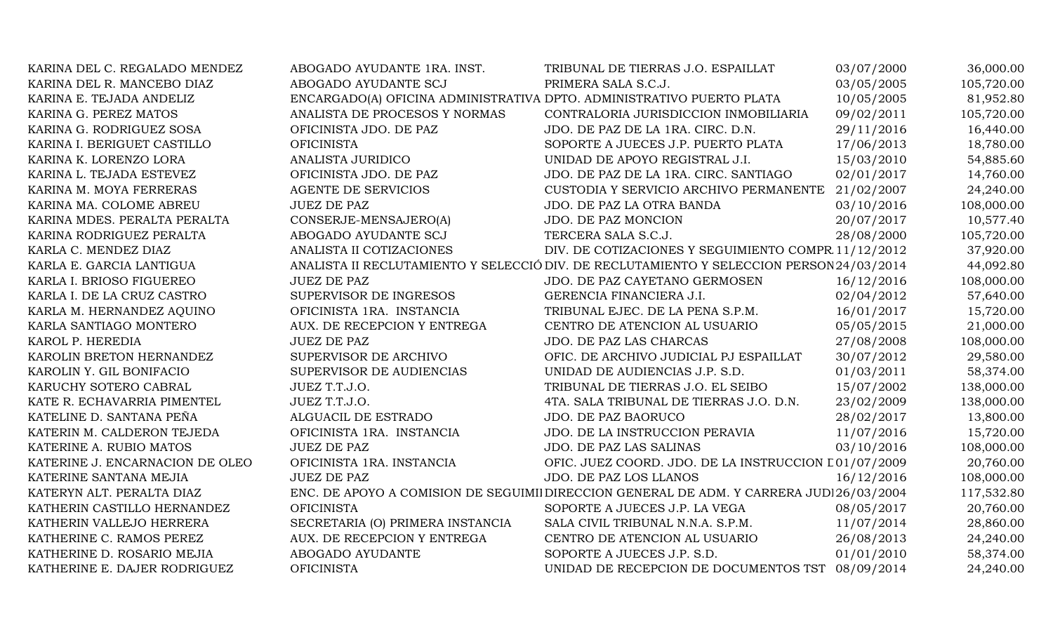| | | | | |
|---|---|---|---|---|
| KARINA DEL C. REGALADO MENDEZ | ABOGADO AYUDANTE 1RA. INST. | TRIBUNAL DE TIERRAS J.O. ESPAILLAT | 03/07/2000 | 36,000.00 |
| KARINA DEL R. MANCEBO DIAZ | ABOGADO AYUDANTE SCJ | PRIMERA SALA S.C.J. | 03/05/2005 | 105,720.00 |
| KARINA E. TEJADA ANDELIZ | ENCARGADO(A) OFICINA ADMINISTRATIVA | DPTO. ADMINISTRATIVO PUERTO PLATA | 10/05/2005 | 81,952.80 |
| KARINA G. PEREZ MATOS | ANALISTA DE PROCESOS Y NORMAS | CONTRALORIA JURISDICCION INMOBILIARIA | 09/02/2011 | 105,720.00 |
| KARINA G. RODRIGUEZ SOSA | OFICINISTA JDO. DE PAZ | JDO. DE PAZ DE LA 1RA. CIRC. D.N. | 29/11/2016 | 16,440.00 |
| KARINA I. BERIGUET CASTILLO | OFICINISTA | SOPORTE A JUECES J.P. PUERTO PLATA | 17/06/2013 | 18,780.00 |
| KARINA K. LORENZO LORA | ANALISTA JURIDICO | UNIDAD DE APOYO REGISTRAL J.I. | 15/03/2010 | 54,885.60 |
| KARINA L. TEJADA ESTEVEZ | OFICINISTA JDO. DE PAZ | JDO. DE PAZ DE LA 1RA. CIRC. SANTIAGO | 02/01/2017 | 14,760.00 |
| KARINA M. MOYA FERRERAS | AGENTE DE SERVICIOS | CUSTODIA Y SERVICIO ARCHIVO PERMANENTE | 21/02/2007 | 24,240.00 |
| KARINA MA. COLOME ABREU | JUEZ DE PAZ | JDO. DE PAZ LA OTRA BANDA | 03/10/2016 | 108,000.00 |
| KARINA MDES. PERALTA PERALTA | CONSERJE-MENSAJERO(A) | JDO. DE PAZ MONCION | 20/07/2017 | 10,577.40 |
| KARINA RODRIGUEZ PERALTA | ABOGADO AYUDANTE SCJ | TERCERA SALA S.C.J. | 28/08/2000 | 105,720.00 |
| KARLA C. MENDEZ DIAZ | ANALISTA II COTIZACIONES | DIV. DE COTIZACIONES Y SEGUIMIENTO COMPR. | 11/12/2012 | 37,920.00 |
| KARLA E. GARCIA LANTIGUA | ANALISTA II RECLUTAMIENTO Y SELECCIÓ | DIV. DE RECLUTAMIENTO Y SELECCION PERSON | 24/03/2014 | 44,092.80 |
| KARLA I. BRIOSO FIGUEREO | JUEZ DE PAZ | JDO. DE PAZ CAYETANO GERMOSEN | 16/12/2016 | 108,000.00 |
| KARLA I. DE LA CRUZ CASTRO | SUPERVISOR DE INGRESOS | GERENCIA FINANCIERA J.I. | 02/04/2012 | 57,640.00 |
| KARLA M. HERNANDEZ AQUINO | OFICINISTA 1RA. INSTANCIA | TRIBUNAL EJEC. DE LA PENA S.P.M. | 16/01/2017 | 15,720.00 |
| KARLA SANTIAGO MONTERO | AUX. DE RECEPCION Y ENTREGA | CENTRO DE ATENCION AL USUARIO | 05/05/2015 | 21,000.00 |
| KAROL P. HEREDIA | JUEZ DE PAZ | JDO. DE PAZ LAS CHARCAS | 27/08/2008 | 108,000.00 |
| KAROLIN BRETON HERNANDEZ | SUPERVISOR DE ARCHIVO | OFIC. DE ARCHIVO JUDICIAL PJ ESPAILLAT | 30/07/2012 | 29,580.00 |
| KAROLIN Y. GIL BONIFACIO | SUPERVISOR DE AUDIENCIAS | UNIDAD DE AUDIENCIAS J.P. S.D. | 01/03/2011 | 58,374.00 |
| KARUCHY SOTERO CABRAL | JUEZ T.T.J.O. | TRIBUNAL DE TIERRAS J.O. EL SEIBO | 15/07/2002 | 138,000.00 |
| KATE R. ECHAVARRIA PIMENTEL | JUEZ T.T.J.O. | 4TA. SALA TRIBUNAL DE TIERRAS J.O. D.N. | 23/02/2009 | 138,000.00 |
| KATELINE D. SANTANA PEÑA | ALGUACIL DE ESTRADO | JDO. DE PAZ BAORUCO | 28/02/2017 | 13,800.00 |
| KATERIN M. CALDERON TEJEDA | OFICINISTA 1RA. INSTANCIA | JDO. DE LA INSTRUCCION PERAVIA | 11/07/2016 | 15,720.00 |
| KATERINE A. RUBIO MATOS | JUEZ DE PAZ | JDO. DE PAZ LAS SALINAS | 03/10/2016 | 108,000.00 |
| KATERINE J. ENCARNACION DE OLEO | OFICINISTA 1RA. INSTANCIA | OFIC. JUEZ COORD. JDO. DE LA INSTRUCCION D | 01/07/2009 | 20,760.00 |
| KATERINE SANTANA MEJIA | JUEZ DE PAZ | JDO. DE PAZ LOS LLANOS | 16/12/2016 | 108,000.00 |
| KATERYN ALT. PERALTA DIAZ | ENC. DE APOYO A COMISION DE SEGUIMI | DIRECCION GENERAL DE ADM. Y CARRERA JUDI | 26/03/2004 | 117,532.80 |
| KATHERIN CASTILLO HERNANDEZ | OFICINISTA | SOPORTE A JUECES J.P. LA VEGA | 08/05/2017 | 20,760.00 |
| KATHERIN VALLEJO HERRERA | SECRETARIA (O) PRIMERA INSTANCIA | SALA CIVIL TRIBUNAL N.N.A. S.P.M. | 11/07/2014 | 28,860.00 |
| KATHERINE C. RAMOS PEREZ | AUX. DE RECEPCION Y ENTREGA | CENTRO DE ATENCION AL USUARIO | 26/08/2013 | 24,240.00 |
| KATHERINE D. ROSARIO MEJIA | ABOGADO AYUDANTE | SOPORTE A JUECES J.P. S.D. | 01/01/2010 | 58,374.00 |
| KATHERINE E. DAJER RODRIGUEZ | OFICINISTA | UNIDAD DE RECEPCION DE DOCUMENTOS TST | 08/09/2014 | 24,240.00 |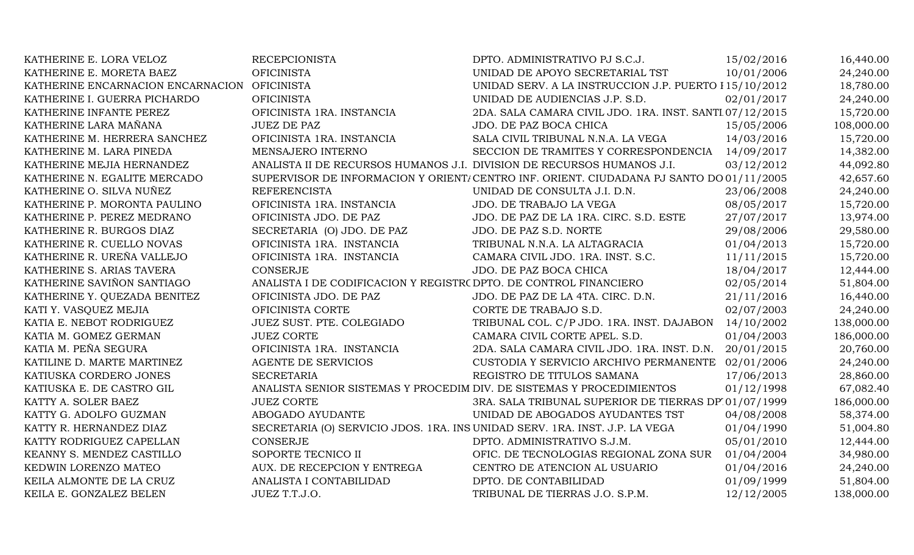| | | | | |
|---|---|---|---|---|
| KATHERINE E. LORA VELOZ | RECEPCIONISTA | DPTO. ADMINISTRATIVO PJ S.C.J. | 15/02/2016 | 16,440.00 |
| KATHERINE E. MORETA BAEZ | OFICINISTA | UNIDAD DE APOYO SECRETARIAL TST | 10/01/2006 | 24,240.00 |
| KATHERINE ENCARNACION ENCARNACION | OFICINISTA | UNIDAD SERV. A LA INSTRUCCION J.P. PUERTO I | 15/10/2012 | 18,780.00 |
| KATHERINE I. GUERRA PICHARDO | OFICINISTA | UNIDAD DE AUDIENCIAS J.P. S.D. | 02/01/2017 | 24,240.00 |
| KATHERINE INFANTE PEREZ | OFICINISTA 1RA. INSTANCIA | 2DA. SALA CAMARA CIVIL JDO. 1RA. INST. SANTI | 07/12/2015 | 15,720.00 |
| KATHERINE LARA MAÑANA | JUEZ DE PAZ | JDO. DE PAZ BOCA CHICA | 15/05/2006 | 108,000.00 |
| KATHERINE M. HERRERA SANCHEZ | OFICINISTA 1RA. INSTANCIA | SALA CIVIL TRIBUNAL N.N.A. LA VEGA | 14/03/2016 | 15,720.00 |
| KATHERINE M. LARA PINEDA | MENSAJERO INTERNO | SECCION DE TRAMITES Y CORRESPONDENCIA | 14/09/2017 | 14,382.00 |
| KATHERINE MEJIA HERNANDEZ | ANALISTA II DE RECURSOS HUMANOS J.I. | DIVISION DE RECURSOS HUMANOS J.I. | 03/12/2012 | 44,092.80 |
| KATHERINE N. EGALITE MERCADO | SUPERVISOR DE INFORMACION Y ORIENTA | CENTRO INF. ORIENT. CIUDADANA PJ SANTO DO | 01/11/2005 | 42,657.60 |
| KATHERINE O. SILVA NUÑEZ | REFERENCISTA | UNIDAD DE CONSULTA J.I. D.N. | 23/06/2008 | 24,240.00 |
| KATHERINE P. MORONTA PAULINO | OFICINISTA 1RA. INSTANCIA | JDO. DE TRABAJO LA VEGA | 08/05/2017 | 15,720.00 |
| KATHERINE P. PEREZ MEDRANO | OFICINISTA JDO. DE PAZ | JDO. DE PAZ DE LA 1RA. CIRC. S.D. ESTE | 27/07/2017 | 13,974.00 |
| KATHERINE R. BURGOS DIAZ | SECRETARIA (O) JDO. DE PAZ | JDO. DE PAZ S.D. NORTE | 29/08/2006 | 29,580.00 |
| KATHERINE R. CUELLO NOVAS | OFICINISTA 1RA. INSTANCIA | TRIBUNAL N.N.A. LA ALTAGRACIA | 01/04/2013 | 15,720.00 |
| KATHERINE R. UREÑA VALLEJO | OFICINISTA 1RA. INSTANCIA | CAMARA CIVIL JDO. 1RA. INST. S.C. | 11/11/2015 | 15,720.00 |
| KATHERINE S. ARIAS TAVERA | CONSERJE | JDO. DE PAZ BOCA CHICA | 18/04/2017 | 12,444.00 |
| KATHERINE SAVIÑON SANTIAGO | ANALISTA I DE CODIFICACION Y REGISTRO | DPTO. DE CONTROL FINANCIERO | 02/05/2014 | 51,804.00 |
| KATHERINE Y. QUEZADA BENITEZ | OFICINISTA JDO. DE PAZ | JDO. DE PAZ DE LA 4TA. CIRC. D.N. | 21/11/2016 | 16,440.00 |
| KATI Y. VASQUEZ MEJIA | OFICINISTA CORTE | CORTE DE TRABAJO S.D. | 02/07/2003 | 24,240.00 |
| KATIA E. NEBOT RODRIGUEZ | JUEZ SUST. PTE. COLEGIADO | TRIBUNAL COL. C/P JDO. 1RA. INST. DAJABON | 14/10/2002 | 138,000.00 |
| KATIA M. GOMEZ GERMAN | JUEZ CORTE | CAMARA CIVIL CORTE APEL. S.D. | 01/04/2003 | 186,000.00 |
| KATIA M. PEÑA SEGURA | OFICINISTA 1RA. INSTANCIA | 2DA. SALA CAMARA CIVIL JDO. 1RA. INST. D.N. | 20/01/2015 | 20,760.00 |
| KATILINE D. MARTE MARTINEZ | AGENTE DE SERVICIOS | CUSTODIA Y SERVICIO ARCHIVO PERMANENTE | 02/01/2006 | 24,240.00 |
| KATIUSKA CORDERO JONES | SECRETARIA | REGISTRO DE TITULOS SAMANA | 17/06/2013 | 28,860.00 |
| KATIUSKA E. DE CASTRO GIL | ANALISTA SENIOR SISTEMAS Y PROCEDIM | DIV. DE SISTEMAS Y PROCEDIMIENTOS | 01/12/1998 | 67,082.40 |
| KATTY A. SOLER BAEZ | JUEZ CORTE | 3RA. SALA TRIBUNAL SUPERIOR DE TIERRAS DP | 01/07/1999 | 186,000.00 |
| KATTY G. ADOLFO GUZMAN | ABOGADO AYUDANTE | UNIDAD DE ABOGADOS AYUDANTES TST | 04/08/2008 | 58,374.00 |
| KATTY R. HERNANDEZ DIAZ | SECRETARIA (O) SERVICIO JDOS. 1RA. INS | UNIDAD SERV. 1RA. INST. J.P. LA VEGA | 01/04/1990 | 51,004.80 |
| KATTY RODRIGUEZ CAPELLAN | CONSERJE | DPTO. ADMINISTRATIVO S.J.M. | 05/01/2010 | 12,444.00 |
| KEANNY S. MENDEZ CASTILLO | SOPORTE TECNICO II | OFIC. DE TECNOLOGIAS REGIONAL ZONA SUR | 01/04/2004 | 34,980.00 |
| KEDWIN LORENZO MATEO | AUX. DE RECEPCION Y ENTREGA | CENTRO DE ATENCION AL USUARIO | 01/04/2016 | 24,240.00 |
| KEILA ALMONTE DE LA CRUZ | ANALISTA I CONTABILIDAD | DPTO. DE CONTABILIDAD | 01/09/1999 | 51,804.00 |
| KEILA E. GONZALEZ BELEN | JUEZ T.T.J.O. | TRIBUNAL DE TIERRAS J.O. S.P.M. | 12/12/2005 | 138,000.00 |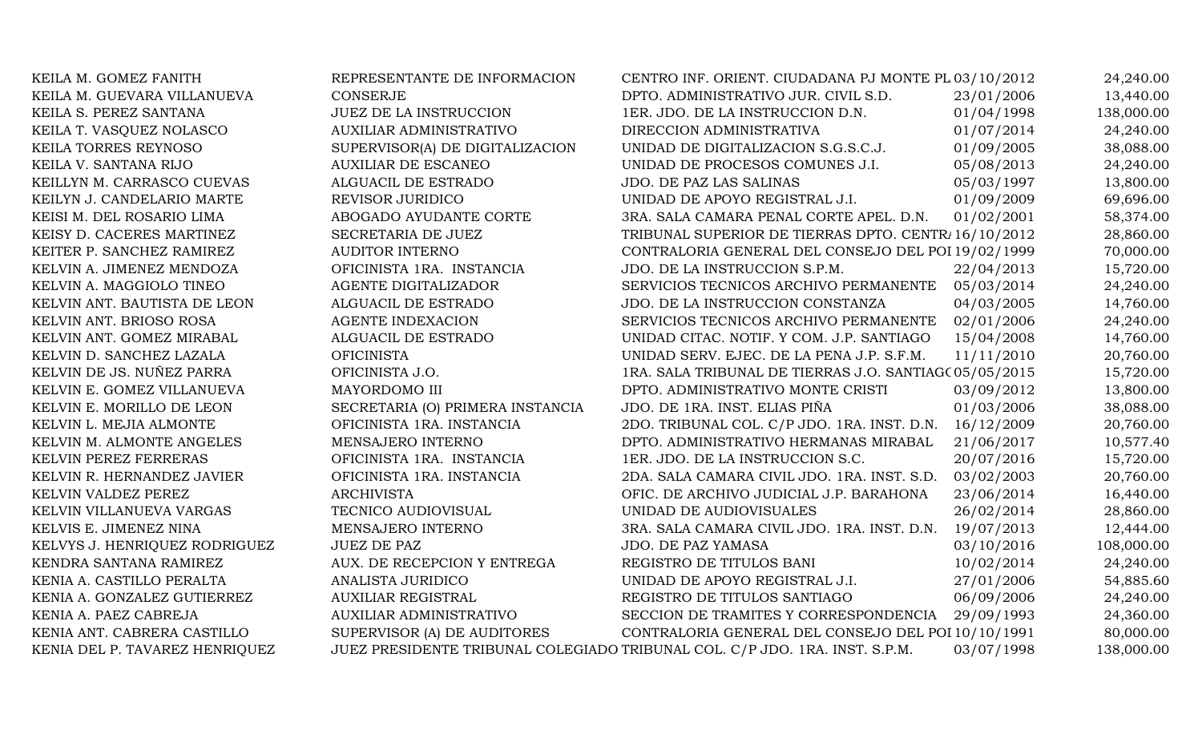| | | | | |
|---|---|---|---|---|
| KEILA M. GOMEZ FANITH | REPRESENTANTE DE INFORMACION | CENTRO INF. ORIENT. CIUDADANA PJ MONTE PL | 03/10/2012 | 24,240.00 |
| KEILA M. GUEVARA VILLANUEVA | CONSERJE | DPTO. ADMINISTRATIVO JUR. CIVIL S.D. | 23/01/2006 | 13,440.00 |
| KEILA S. PEREZ SANTANA | JUEZ DE LA INSTRUCCION | 1ER. JDO. DE LA INSTRUCCION D.N. | 01/04/1998 | 138,000.00 |
| KEILA T. VASQUEZ NOLASCO | AUXILIAR ADMINISTRATIVO | DIRECCION ADMINISTRATIVA | 01/07/2014 | 24,240.00 |
| KEILA TORRES REYNOSO | SUPERVISOR(A) DE DIGITALIZACION | UNIDAD DE DIGITALIZACION S.G.S.C.J. | 01/09/2005 | 38,088.00 |
| KEILA V. SANTANA RIJO | AUXILIAR DE ESCANEO | UNIDAD DE PROCESOS COMUNES J.I. | 05/08/2013 | 24,240.00 |
| KEILLYN M. CARRASCO CUEVAS | ALGUACIL DE ESTRADO | JDO. DE PAZ LAS SALINAS | 05/03/1997 | 13,800.00 |
| KEILYN J. CANDELARIO MARTE | REVISOR JURIDICO | UNIDAD DE APOYO REGISTRAL J.I. | 01/09/2009 | 69,696.00 |
| KEISI M. DEL ROSARIO LIMA | ABOGADO AYUDANTE CORTE | 3RA. SALA CAMARA PENAL CORTE APEL. D.N. | 01/02/2001 | 58,374.00 |
| KEISY D. CACERES MARTINEZ | SECRETARIA DE JUEZ | TRIBUNAL SUPERIOR DE TIERRAS DPTO. CENTR | 16/10/2012 | 28,860.00 |
| KEITER P. SANCHEZ RAMIREZ | AUDITOR INTERNO | CONTRALORIA GENERAL DEL CONSEJO DEL POI | 19/02/1999 | 70,000.00 |
| KELVIN A. JIMENEZ MENDOZA | OFICINISTA 1RA. INSTANCIA | JDO. DE LA INSTRUCCION S.P.M. | 22/04/2013 | 15,720.00 |
| KELVIN A. MAGGIOLO TINEO | AGENTE DIGITALIZADOR | SERVICIOS TECNICOS ARCHIVO PERMANENTE | 05/03/2014 | 24,240.00 |
| KELVIN ANT. BAUTISTA DE LEON | ALGUACIL DE ESTRADO | JDO. DE LA INSTRUCCION CONSTANZA | 04/03/2005 | 14,760.00 |
| KELVIN ANT. BRIOSO ROSA | AGENTE INDEXACION | SERVICIOS TECNICOS ARCHIVO PERMANENTE | 02/01/2006 | 24,240.00 |
| KELVIN ANT. GOMEZ MIRABAL | ALGUACIL DE ESTRADO | UNIDAD CITAC. NOTIF. Y COM. J.P. SANTIAGO | 15/04/2008 | 14,760.00 |
| KELVIN D. SANCHEZ LAZALA | OFICINISTA | UNIDAD SERV. EJEC. DE LA PENA J.P. S.F.M. | 11/11/2010 | 20,760.00 |
| KELVIN DE JS. NUÑEZ PARRA | OFICINISTA J.O. | 1RA. SALA TRIBUNAL DE TIERRAS J.O. SANTIAGO | 05/05/2015 | 15,720.00 |
| KELVIN E. GOMEZ VILLANUEVA | MAYORDOMO III | DPTO. ADMINISTRATIVO MONTE CRISTI | 03/09/2012 | 13,800.00 |
| KELVIN E. MORILLO DE LEON | SECRETARIA (O) PRIMERA INSTANCIA | JDO. DE 1RA. INST. ELIAS PIÑA | 01/03/2006 | 38,088.00 |
| KELVIN L. MEJIA ALMONTE | OFICINISTA 1RA. INSTANCIA | 2DO. TRIBUNAL COL. C/P JDO. 1RA. INST. D.N. | 16/12/2009 | 20,760.00 |
| KELVIN M. ALMONTE ANGELES | MENSAJERO INTERNO | DPTO. ADMINISTRATIVO HERMANAS MIRABAL | 21/06/2017 | 10,577.40 |
| KELVIN PEREZ FERRERAS | OFICINISTA 1RA. INSTANCIA | 1ER. JDO. DE LA INSTRUCCION S.C. | 20/07/2016 | 15,720.00 |
| KELVIN R. HERNANDEZ JAVIER | OFICINISTA 1RA. INSTANCIA | 2DA. SALA CAMARA CIVIL JDO. 1RA. INST. S.D. | 03/02/2003 | 20,760.00 |
| KELVIN VALDEZ PEREZ | ARCHIVISTA | OFIC. DE ARCHIVO JUDICIAL J.P. BARAHONA | 23/06/2014 | 16,440.00 |
| KELVIN VILLANUEVA VARGAS | TECNICO AUDIOVISUAL | UNIDAD DE AUDIOVISUALES | 26/02/2014 | 28,860.00 |
| KELVIS E. JIMENEZ NINA | MENSAJERO INTERNO | 3RA. SALA CAMARA CIVIL JDO. 1RA. INST. D.N. | 19/07/2013 | 12,444.00 |
| KELVYS J. HENRIQUEZ RODRIGUEZ | JUEZ DE PAZ | JDO. DE PAZ YAMASA | 03/10/2016 | 108,000.00 |
| KENDRA SANTANA RAMIREZ | AUX. DE RECEPCION Y ENTREGA | REGISTRO DE TITULOS BANI | 10/02/2014 | 24,240.00 |
| KENIA A. CASTILLO PERALTA | ANALISTA JURIDICO | UNIDAD DE APOYO REGISTRAL J.I. | 27/01/2006 | 54,885.60 |
| KENIA A. GONZALEZ GUTIERREZ | AUXILIAR REGISTRAL | REGISTRO DE TITULOS SANTIAGO | 06/09/2006 | 24,240.00 |
| KENIA A. PAEZ CABREJA | AUXILIAR ADMINISTRATIVO | SECCION DE TRAMITES Y CORRESPONDENCIA | 29/09/1993 | 24,360.00 |
| KENIA ANT. CABRERA CASTILLO | SUPERVISOR (A) DE AUDITORES | CONTRALORIA GENERAL DEL CONSEJO DEL POI | 10/10/1991 | 80,000.00 |
| KENIA DEL P. TAVAREZ HENRIQUEZ | JUEZ PRESIDENTE TRIBUNAL COLEGIADO | TRIBUNAL COL. C/P JDO. 1RA. INST. S.P.M. | 03/07/1998 | 138,000.00 |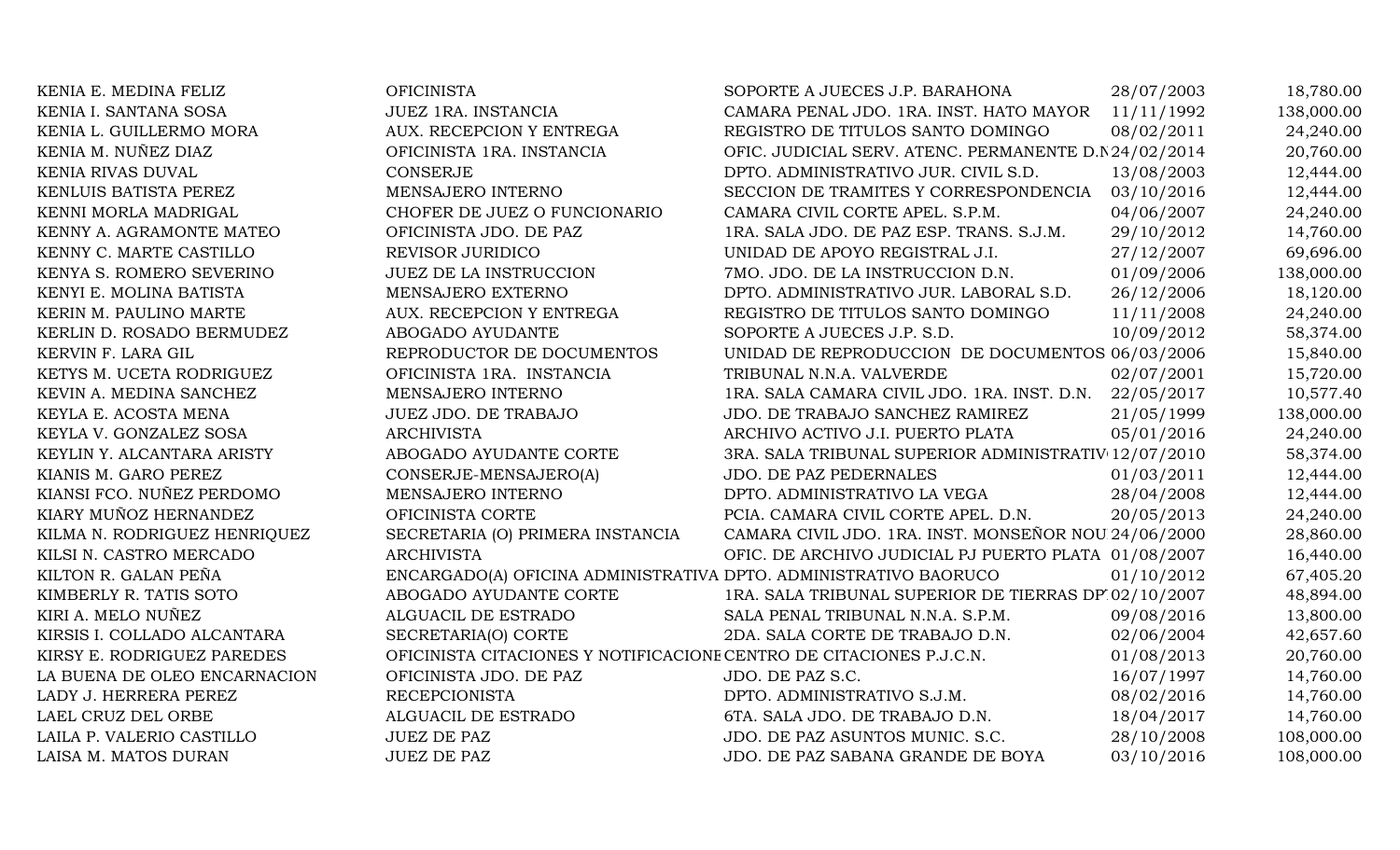| | | | | |
|---|---|---|---|---|
| KENIA E. MEDINA FELIZ | OFICINISTA | SOPORTE A JUECES J.P. BARAHONA | 28/07/2003 | 18,780.00 |
| KENIA I. SANTANA SOSA | JUEZ 1RA. INSTANCIA | CAMARA PENAL JDO. 1RA. INST. HATO MAYOR | 11/11/1992 | 138,000.00 |
| KENIA L. GUILLERMO MORA | AUX. RECEPCION Y ENTREGA | REGISTRO DE TITULOS SANTO DOMINGO | 08/02/2011 | 24,240.00 |
| KENIA M. NUÑEZ DIAZ | OFICINISTA 1RA. INSTANCIA | OFIC. JUDICIAL SERV. ATENC. PERMANENTE D.N | 24/02/2014 | 20,760.00 |
| KENIA RIVAS DUVAL | CONSERJE | DPTO. ADMINISTRATIVO JUR. CIVIL S.D. | 13/08/2003 | 12,444.00 |
| KENLUIS BATISTA PEREZ | MENSAJERO INTERNO | SECCION DE TRAMITES Y CORRESPONDENCIA | 03/10/2016 | 12,444.00 |
| KENNI MORLA MADRIGAL | CHOFER DE JUEZ O FUNCIONARIO | CAMARA CIVIL CORTE APEL. S.P.M. | 04/06/2007 | 24,240.00 |
| KENNY A. AGRAMONTE MATEO | OFICINISTA JDO. DE PAZ | 1RA. SALA JDO. DE PAZ ESP. TRANS. S.J.M. | 29/10/2012 | 14,760.00 |
| KENNY C. MARTE CASTILLO | REVISOR JURIDICO | UNIDAD DE APOYO REGISTRAL J.I. | 27/12/2007 | 69,696.00 |
| KENYA S. ROMERO SEVERINO | JUEZ DE LA INSTRUCCION | 7MO. JDO. DE LA INSTRUCCION D.N. | 01/09/2006 | 138,000.00 |
| KENYI E. MOLINA BATISTA | MENSAJERO EXTERNO | DPTO. ADMINISTRATIVO JUR. LABORAL S.D. | 26/12/2006 | 18,120.00 |
| KERIN M. PAULINO MARTE | AUX. RECEPCION Y ENTREGA | REGISTRO DE TITULOS SANTO DOMINGO | 11/11/2008 | 24,240.00 |
| KERLIN D. ROSADO BERMUDEZ | ABOGADO AYUDANTE | SOPORTE A JUECES J.P. S.D. | 10/09/2012 | 58,374.00 |
| KERVIN F. LARA GIL | REPRODUCTOR DE DOCUMENTOS | UNIDAD DE REPRODUCCION DE DOCUMENTOS | 06/03/2006 | 15,840.00 |
| KETYS M. UCETA RODRIGUEZ | OFICINISTA 1RA. INSTANCIA | TRIBUNAL N.N.A. VALVERDE | 02/07/2001 | 15,720.00 |
| KEVIN A. MEDINA SANCHEZ | MENSAJERO INTERNO | 1RA. SALA CAMARA CIVIL JDO. 1RA. INST. D.N. | 22/05/2017 | 10,577.40 |
| KEYLA E. ACOSTA MENA | JUEZ JDO. DE TRABAJO | JDO. DE TRABAJO SANCHEZ RAMIREZ | 21/05/1999 | 138,000.00 |
| KEYLA V. GONZALEZ SOSA | ARCHIVISTA | ARCHIVO ACTIVO J.I. PUERTO PLATA | 05/01/2016 | 24,240.00 |
| KEYLIN Y. ALCANTARA ARISTY | ABOGADO AYUDANTE CORTE | 3RA. SALA TRIBUNAL SUPERIOR ADMINISTRATIV | 12/07/2010 | 58,374.00 |
| KIANIS M. GARO PEREZ | CONSERJE-MENSAJERO(A) | JDO. DE PAZ PEDERNALES | 01/03/2011 | 12,444.00 |
| KIANSI FCO. NUÑEZ PERDOMO | MENSAJERO INTERNO | DPTO. ADMINISTRATIVO LA VEGA | 28/04/2008 | 12,444.00 |
| KIARY MUÑOZ HERNANDEZ | OFICINISTA CORTE | PCIA. CAMARA CIVIL CORTE APEL. D.N. | 20/05/2013 | 24,240.00 |
| KILMA N. RODRIGUEZ HENRIQUEZ | SECRETARIA (O) PRIMERA INSTANCIA | CAMARA CIVIL JDO. 1RA. INST. MONSEÑOR NOU | 24/06/2000 | 28,860.00 |
| KILSI N. CASTRO MERCADO | ARCHIVISTA | OFIC. DE ARCHIVO JUDICIAL PJ PUERTO PLATA | 01/08/2007 | 16,440.00 |
| KILTON R. GALAN PEÑA | ENCARGADO(A) OFICINA ADMINISTRATIVA | DPTO. ADMINISTRATIVO BAORUCO | 01/10/2012 | 67,405.20 |
| KIMBERLY R. TATIS SOTO | ABOGADO AYUDANTE CORTE | 1RA. SALA TRIBUNAL SUPERIOR DE TIERRAS DP | 02/10/2007 | 48,894.00 |
| KIRI A. MELO NUÑEZ | ALGUACIL DE ESTRADO | SALA PENAL TRIBUNAL N.N.A. S.P.M. | 09/08/2016 | 13,800.00 |
| KIRSIS I. COLLADO ALCANTARA | SECRETARIA(O) CORTE | 2DA. SALA CORTE DE TRABAJO D.N. | 02/06/2004 | 42,657.60 |
| KIRSY E. RODRIGUEZ PAREDES | OFICINISTA CITACIONES Y NOTIFICACIONE | CENTRO DE CITACIONES P.J.C.N. | 01/08/2013 | 20,760.00 |
| LA BUENA DE OLEO ENCARNACION | OFICINISTA JDO. DE PAZ | JDO. DE PAZ S.C. | 16/07/1997 | 14,760.00 |
| LADY J. HERRERA PEREZ | RECEPCIONISTA | DPTO. ADMINISTRATIVO S.J.M. | 08/02/2016 | 14,760.00 |
| LAEL CRUZ DEL ORBE | ALGUACIL DE ESTRADO | 6TA. SALA JDO. DE TRABAJO D.N. | 18/04/2017 | 14,760.00 |
| LAILA P. VALERIO CASTILLO | JUEZ DE PAZ | JDO. DE PAZ ASUNTOS MUNIC. S.C. | 28/10/2008 | 108,000.00 |
| LAISA M. MATOS DURAN | JUEZ DE PAZ | JDO. DE PAZ SABANA GRANDE DE BOYA | 03/10/2016 | 108,000.00 |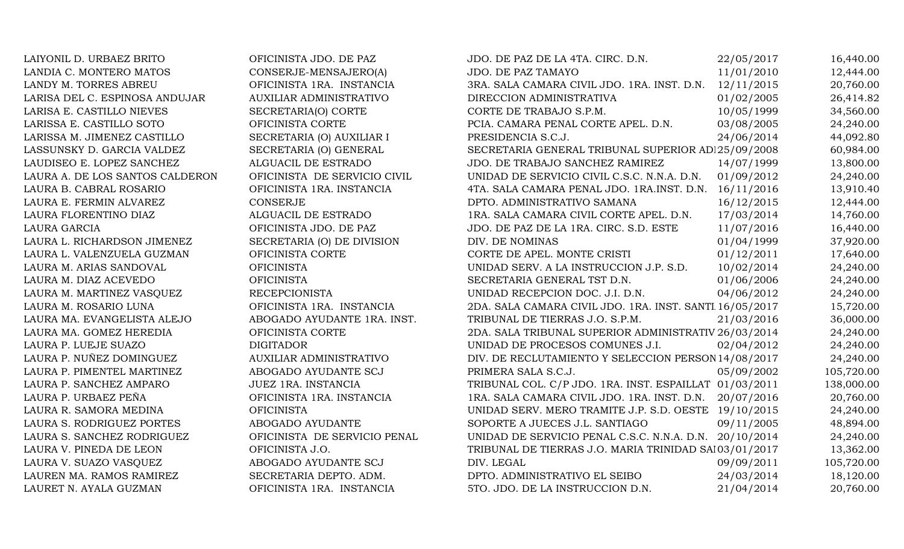| | | | | |
|---|---|---|---|---|
| LAIYONIL D. URBAEZ BRITO | OFICINISTA JDO. DE PAZ | JDO. DE PAZ DE LA 4TA. CIRC. D.N. | 22/05/2017 | 16,440.00 |
| LANDIA C. MONTERO MATOS | CONSERJE-MENSAJERO(A) | JDO. DE PAZ TAMAYO | 11/01/2010 | 12,444.00 |
| LANDY M. TORRES ABREU | OFICINISTA 1RA. INSTANCIA | 3RA. SALA CAMARA CIVIL JDO. 1RA. INST. D.N. | 12/11/2015 | 20,760.00 |
| LARISA DEL C. ESPINOSA ANDUJAR | AUXILIAR ADMINISTRATIVO | DIRECCION ADMINISTRATIVA | 01/02/2005 | 26,414.82 |
| LARISA E. CASTILLO NIEVES | SECRETARIA(O) CORTE | CORTE DE TRABAJO S.P.M. | 10/05/1999 | 34,560.00 |
| LARISSA E. CASTILLO SOTO | OFICINISTA CORTE | PCIA. CAMARA PENAL CORTE APEL. D.N. | 03/08/2005 | 24,240.00 |
| LARISSA M. JIMENEZ CASTILLO | SECRETARIA (O) AUXILIAR I | PRESIDENCIA S.C.J. | 24/06/2014 | 44,092.80 |
| LASSUNSKY D. GARCIA VALDEZ | SECRETARIA (O) GENERAL | SECRETARIA GENERAL TRIBUNAL SUPERIOR AD | 25/09/2008 | 60,984.00 |
| LAUDISEO E. LOPEZ SANCHEZ | ALGUACIL DE ESTRADO | JDO. DE TRABAJO SANCHEZ RAMIREZ | 14/07/1999 | 13,800.00 |
| LAURA A. DE LOS SANTOS CALDERON | OFICINISTA DE SERVICIO CIVIL | UNIDAD DE SERVICIO CIVIL C.S.C. N.N.A. D.N. | 01/09/2012 | 24,240.00 |
| LAURA B. CABRAL ROSARIO | OFICINISTA 1RA. INSTANCIA | 4TA. SALA CAMARA PENAL JDO. 1RA.INST. D.N. | 16/11/2016 | 13,910.40 |
| LAURA E. FERMIN ALVAREZ | CONSERJE | DPTO. ADMINISTRATIVO SAMANA | 16/12/2015 | 12,444.00 |
| LAURA FLORENTINO DIAZ | ALGUACIL DE ESTRADO | 1RA. SALA CAMARA CIVIL CORTE APEL. D.N. | 17/03/2014 | 14,760.00 |
| LAURA GARCIA | OFICINISTA JDO. DE PAZ | JDO. DE PAZ DE LA 1RA. CIRC. S.D. ESTE | 11/07/2016 | 16,440.00 |
| LAURA L. RICHARDSON JIMENEZ | SECRETARIA (O) DE DIVISION | DIV. DE NOMINAS | 01/04/1999 | 37,920.00 |
| LAURA L. VALENZUELA GUZMAN | OFICINISTA CORTE | CORTE DE APEL. MONTE CRISTI | 01/12/2011 | 17,640.00 |
| LAURA M. ARIAS SANDOVAL | OFICINISTA | UNIDAD SERV. A LA INSTRUCCION J.P. S.D. | 10/02/2014 | 24,240.00 |
| LAURA M. DIAZ ACEVEDO | OFICINISTA | SECRETARIA GENERAL TST D.N. | 01/06/2006 | 24,240.00 |
| LAURA M. MARTINEZ VASQUEZ | RECEPCIONISTA | UNIDAD RECEPCION DOC. J.I. D.N. | 04/06/2012 | 24,240.00 |
| LAURA M. ROSARIO LUNA | OFICINISTA 1RA. INSTANCIA | 2DA. SALA CAMARA CIVIL JDO. 1RA. INST. SANTI | 16/05/2017 | 15,720.00 |
| LAURA MA. EVANGELISTA ALEJO | ABOGADO AYUDANTE 1RA. INST. | TRIBUNAL DE TIERRAS J.O. S.P.M. | 21/03/2016 | 36,000.00 |
| LAURA MA. GOMEZ HEREDIA | OFICINISTA CORTE | 2DA. SALA TRIBUNAL SUPERIOR ADMINISTRATIV | 26/03/2014 | 24,240.00 |
| LAURA P. LUEJE SUAZO | DIGITADOR | UNIDAD DE PROCESOS COMUNES J.I. | 02/04/2012 | 24,240.00 |
| LAURA P. NUÑEZ DOMINGUEZ | AUXILIAR ADMINISTRATIVO | DIV. DE RECLUTAMIENTO Y SELECCION PERSON | 14/08/2017 | 24,240.00 |
| LAURA P. PIMENTEL MARTINEZ | ABOGADO AYUDANTE SCJ | PRIMERA SALA S.C.J. | 05/09/2002 | 105,720.00 |
| LAURA P. SANCHEZ AMPARO | JUEZ 1RA. INSTANCIA | TRIBUNAL COL. C/P JDO. 1RA. INST. ESPAILLAT | 01/03/2011 | 138,000.00 |
| LAURA P. URBAEZ PEÑA | OFICINISTA 1RA. INSTANCIA | 1RA. SALA CAMARA CIVIL JDO. 1RA. INST. D.N. | 20/07/2016 | 20,760.00 |
| LAURA R. SAMORA MEDINA | OFICINISTA | UNIDAD SERV. MERO TRAMITE J.P. S.D. OESTE | 19/10/2015 | 24,240.00 |
| LAURA S. RODRIGUEZ PORTES | ABOGADO AYUDANTE | SOPORTE A JUECES J.L. SANTIAGO | 09/11/2005 | 48,894.00 |
| LAURA S. SANCHEZ RODRIGUEZ | OFICINISTA DE SERVICIO PENAL | UNIDAD DE SERVICIO PENAL C.S.C. N.N.A. D.N. | 20/10/2014 | 24,240.00 |
| LAURA V. PINEDA DE LEON | OFICINISTA J.O. | TRIBUNAL DE TIERRAS J.O. MARIA TRINIDAD SA | 03/01/2017 | 13,362.00 |
| LAURA V. SUAZO VASQUEZ | ABOGADO AYUDANTE SCJ | DIV. LEGAL | 09/09/2011 | 105,720.00 |
| LAUREN MA. RAMOS RAMIREZ | SECRETARIA DEPTO. ADM. | DPTO. ADMINISTRATIVO EL SEIBO | 24/03/2014 | 18,120.00 |
| LAURET N. AYALA GUZMAN | OFICINISTA 1RA. INSTANCIA | 5TO. JDO. DE LA INSTRUCCION D.N. | 21/04/2014 | 20,760.00 |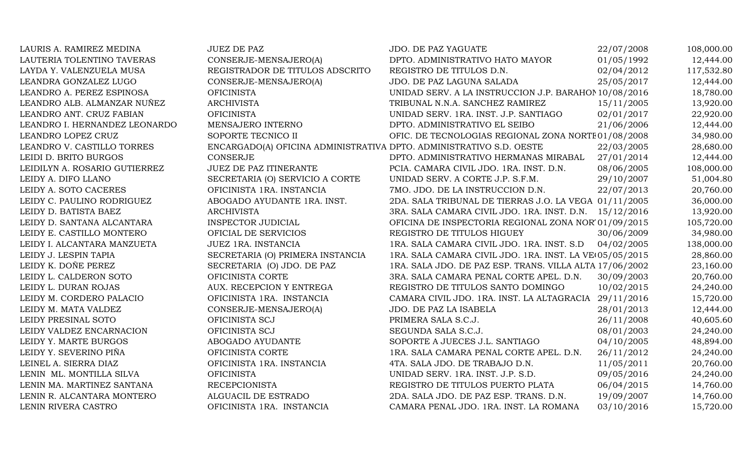| | | | | |
|---|---|---|---|---|
| LAURIS A. RAMIREZ MEDINA | JUEZ DE PAZ | JDO. DE PAZ YAGUATE | 22/07/2008 | 108,000.00 |
| LAUTERIA TOLENTINO TAVERAS | CONSERJE-MENSAJERO(A) | DPTO. ADMINISTRATIVO HATO MAYOR | 01/05/1992 | 12,444.00 |
| LAYDA Y. VALENZUELA MUSA | REGISTRADOR DE TITULOS ADSCRITO | REGISTRO DE TITULOS D.N. | 02/04/2012 | 117,532.80 |
| LEANDRA GONZALEZ LUGO | CONSERJE-MENSAJERO(A) | JDO. DE PAZ LAGUNA SALADA | 25/05/2017 | 12,444.00 |
| LEANDRO A. PEREZ ESPINOSA | OFICINISTA | UNIDAD SERV. A LA INSTRUCCION J.P. BARAHON | 10/08/2016 | 18,780.00 |
| LEANDRO ALB. ALMANZAR NUÑEZ | ARCHIVISTA | TRIBUNAL N.N.A. SANCHEZ RAMIREZ | 15/11/2005 | 13,920.00 |
| LEANDRO ANT. CRUZ FABIAN | OFICINISTA | UNIDAD SERV. 1RA. INST. J.P. SANTIAGO | 02/01/2017 | 22,920.00 |
| LEANDRO I. HERNANDEZ LEONARDO | MENSAJERO INTERNO | DPTO. ADMINISTRATIVO EL SEIBO | 21/06/2006 | 12,444.00 |
| LEANDRO LOPEZ CRUZ | SOPORTE TECNICO II | OFIC. DE TECNOLOGIAS REGIONAL ZONA NORTE | 01/08/2008 | 34,980.00 |
| LEANDRO V. CASTILLO TORRES | ENCARGADO(A) OFICINA ADMINISTRATIVA | DPTO. ADMINISTRATIVO S.D. OESTE | 22/03/2005 | 28,680.00 |
| LEIDI D. BRITO BURGOS | CONSERJE | DPTO. ADMINISTRATIVO HERMANAS MIRABAL | 27/01/2014 | 12,444.00 |
| LEIDILYN A. ROSARIO GUTIERREZ | JUEZ DE PAZ ITINERANTE | PCIA. CAMARA CIVIL JDO. 1RA. INST. D.N. | 08/06/2005 | 108,000.00 |
| LEIDY A. DIFO LLANO | SECRETARIA (O) SERVICIO A CORTE | UNIDAD SERV. A CORTE J.P. S.F.M. | 29/10/2007 | 51,004.80 |
| LEIDY A. SOTO CACERES | OFICINISTA 1RA. INSTANCIA | 7MO. JDO. DE LA INSTRUCCION D.N. | 22/07/2013 | 20,760.00 |
| LEIDY C. PAULINO RODRIGUEZ | ABOGADO AYUDANTE 1RA. INST. | 2DA. SALA TRIBUNAL DE TIERRAS J.O. LA VEGA | 01/11/2005 | 36,000.00 |
| LEIDY D. BATISTA BAEZ | ARCHIVISTA | 3RA. SALA CAMARA CIVIL JDO. 1RA. INST. D.N. | 15/12/2016 | 13,920.00 |
| LEIDY D. SANTANA ALCANTARA | INSPECTOR JUDICIAL | OFICINA DE INSPECTORIA REGIONAL ZONA NOR | 01/09/2015 | 105,720.00 |
| LEIDY E. CASTILLO MONTERO | OFICIAL DE SERVICIOS | REGISTRO DE TITULOS HIGUEY | 30/06/2009 | 34,980.00 |
| LEIDY I. ALCANTARA MANZUETA | JUEZ 1RA. INSTANCIA | 1RA. SALA CAMARA CIVIL JDO. 1RA. INST. S.D | 04/02/2005 | 138,000.00 |
| LEIDY J. LESPIN TAPIA | SECRETARIA (O) PRIMERA INSTANCIA | 1RA. SALA CAMARA CIVIL JDO. 1RA. INST. LA VE | 05/05/2015 | 28,860.00 |
| LEIDY K. DOÑE PEREZ | SECRETARIA (O) JDO. DE PAZ | 1RA. SALA JDO. DE PAZ ESP. TRANS. VILLA ALTA | 17/06/2002 | 23,160.00 |
| LEIDY L. CALDERON SOTO | OFICINISTA CORTE | 3RA. SALA CAMARA PENAL CORTE APEL. D.N. | 30/09/2003 | 20,760.00 |
| LEIDY L. DURAN ROJAS | AUX. RECEPCION Y ENTREGA | REGISTRO DE TITULOS SANTO DOMINGO | 10/02/2015 | 24,240.00 |
| LEIDY M. CORDERO PALACIO | OFICINISTA 1RA. INSTANCIA | CAMARA CIVIL JDO. 1RA. INST. LA ALTAGRACIA | 29/11/2016 | 15,720.00 |
| LEIDY M. MATA VALDEZ | CONSERJE-MENSAJERO(A) | JDO. DE PAZ LA ISABELA | 28/01/2013 | 12,444.00 |
| LEIDY PRESINAL SOTO | OFICINISTA SCJ | PRIMERA SALA S.C.J. | 26/11/2008 | 40,605.60 |
| LEIDY VALDEZ ENCARNACION | OFICINISTA SCJ | SEGUNDA SALA S.C.J. | 08/01/2003 | 24,240.00 |
| LEIDY Y. MARTE BURGOS | ABOGADO AYUDANTE | SOPORTE A JUECES J.L. SANTIAGO | 04/10/2005 | 48,894.00 |
| LEIDY Y. SEVERINO PIÑA | OFICINISTA CORTE | 1RA. SALA CAMARA PENAL CORTE APEL. D.N. | 26/11/2012 | 24,240.00 |
| LEINEL A. SIERRA DIAZ | OFICINISTA 1RA. INSTANCIA | 4TA. SALA JDO. DE TRABAJO D.N. | 11/05/2011 | 20,760.00 |
| LENIN ML. MONTILLA SILVA | OFICINISTA | UNIDAD SERV. 1RA. INST. J.P. S.D. | 09/05/2016 | 24,240.00 |
| LENIN MA. MARTINEZ SANTANA | RECEPCIONISTA | REGISTRO DE TITULOS PUERTO PLATA | 06/04/2015 | 14,760.00 |
| LENIN R. ALCANTARA MONTERO | ALGUACIL DE ESTRADO | 2DA. SALA JDO. DE PAZ ESP. TRANS. D.N. | 19/09/2007 | 14,760.00 |
| LENIN RIVERA CASTRO | OFICINISTA 1RA. INSTANCIA | CAMARA PENAL JDO. 1RA. INST. LA ROMANA | 03/10/2016 | 15,720.00 |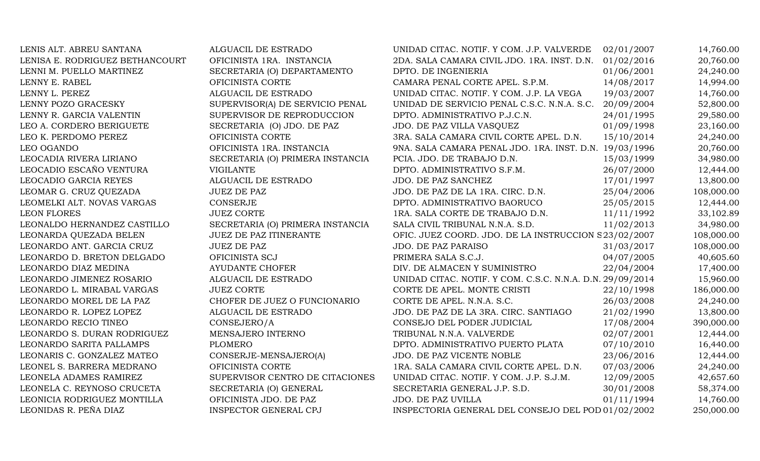| | | | | |
|---|---|---|---|---|
| LENIS ALT. ABREU SANTANA | ALGUACIL DE ESTRADO | UNIDAD CITAC. NOTIF. Y COM. J.P. VALVERDE | 02/01/2007 | 14,760.00 |
| LENISA E. RODRIGUEZ BETHANCOURT | OFICINISTA 1RA. INSTANCIA | 2DA. SALA CAMARA CIVIL JDO. 1RA. INST. D.N. | 01/02/2016 | 20,760.00 |
| LENNI M. PUELLO MARTINEZ | SECRETARIA (O) DEPARTAMENTO | DPTO. DE INGENIERIA | 01/06/2001 | 24,240.00 |
| LENNY E. RABEL | OFICINISTA CORTE | CAMARA PENAL CORTE APEL. S.P.M. | 14/08/2017 | 14,994.00 |
| LENNY L. PEREZ | ALGUACIL DE ESTRADO | UNIDAD CITAC. NOTIF. Y COM. J.P. LA VEGA | 19/03/2007 | 14,760.00 |
| LENNY POZO GRACESKY | SUPERVISOR(A) DE SERVICIO PENAL | UNIDAD DE SERVICIO PENAL C.S.C. N.N.A. S.C. | 20/09/2004 | 52,800.00 |
| LENNY R. GARCIA VALENTIN | SUPERVISOR DE REPRODUCCION | DPTO. ADMINISTRATIVO P.J.C.N. | 24/01/1995 | 29,580.00 |
| LEO A. CORDERO BERIGUETE | SECRETARIA (O) JDO. DE PAZ | JDO. DE PAZ VILLA VASQUEZ | 01/09/1998 | 23,160.00 |
| LEO K. PERDOMO PEREZ | OFICINISTA CORTE | 3RA. SALA CAMARA CIVIL CORTE APEL. D.N. | 15/10/2014 | 24,240.00 |
| LEO OGANDO | OFICINISTA 1RA. INSTANCIA | 9NA. SALA CAMARA PENAL JDO. 1RA. INST. D.N. | 19/03/1996 | 20,760.00 |
| LEOCADIA RIVERA LIRIANO | SECRETARIA (O) PRIMERA INSTANCIA | PCIA. JDO. DE TRABAJO D.N. | 15/03/1999 | 34,980.00 |
| LEOCADIO ESCAÑO VENTURA | VIGILANTE | DPTO. ADMINISTRATIVO S.F.M. | 26/07/2000 | 12,444.00 |
| LEOCADIO GARCIA REYES | ALGUACIL DE ESTRADO | JDO. DE PAZ SANCHEZ | 17/01/1997 | 13,800.00 |
| LEOMAR G. CRUZ QUEZADA | JUEZ DE PAZ | JDO. DE PAZ DE LA 1RA. CIRC. D.N. | 25/04/2006 | 108,000.00 |
| LEOMELKI ALT. NOVAS VARGAS | CONSERJE | DPTO. ADMINISTRATIVO BAORUCO | 25/05/2015 | 12,444.00 |
| LEON FLORES | JUEZ CORTE | 1RA. SALA CORTE DE TRABAJO D.N. | 11/11/1992 | 33,102.89 |
| LEONALDO HERNANDEZ CASTILLO | SECRETARIA (O) PRIMERA INSTANCIA | SALA CIVIL TRIBUNAL N.N.A. S.D. | 11/02/2013 | 34,980.00 |
| LEONARDA QUEZADA BELEN | JUEZ DE PAZ ITINERANTE | OFIC. JUEZ COORD. JDO. DE LA INSTRUCCION S | 23/02/2007 | 108,000.00 |
| LEONARDO ANT. GARCIA CRUZ | JUEZ DE PAZ | JDO. DE PAZ PARAISO | 31/03/2017 | 108,000.00 |
| LEONARDO D. BRETON DELGADO | OFICINISTA SCJ | PRIMERA SALA S.C.J. | 04/07/2005 | 40,605.60 |
| LEONARDO DIAZ MEDINA | AYUDANTE CHOFER | DIV. DE ALMACEN Y SUMINISTRO | 22/04/2004 | 17,400.00 |
| LEONARDO JIMENEZ ROSARIO | ALGUACIL DE ESTRADO | UNIDAD CITAC. NOTIF. Y COM. C.S.C. N.N.A. D.N. | 29/09/2014 | 15,960.00 |
| LEONARDO L. MIRABAL VARGAS | JUEZ CORTE | CORTE DE APEL. MONTE CRISTI | 22/10/1998 | 186,000.00 |
| LEONARDO MOREL DE LA PAZ | CHOFER DE JUEZ O FUNCIONARIO | CORTE DE APEL. N.N.A. S.C. | 26/03/2008 | 24,240.00 |
| LEONARDO R. LOPEZ LOPEZ | ALGUACIL DE ESTRADO | JDO. DE PAZ DE LA 3RA. CIRC. SANTIAGO | 21/02/1990 | 13,800.00 |
| LEONARDO RECIO TINEO | CONSEJERO/A | CONSEJO DEL PODER JUDICIAL | 17/08/2004 | 390,000.00 |
| LEONARDO S. DURAN RODRIGUEZ | MENSAJERO INTERNO | TRIBUNAL N.N.A. VALVERDE | 02/07/2001 | 12,444.00 |
| LEONARDO SARITA PALLAMPS | PLOMERO | DPTO. ADMINISTRATIVO PUERTO PLATA | 07/10/2010 | 16,440.00 |
| LEONARIS C. GONZALEZ MATEO | CONSERJE-MENSAJERO(A) | JDO. DE PAZ VICENTE NOBLE | 23/06/2016 | 12,444.00 |
| LEONEL S. BARRERA MEDRANO | OFICINISTA CORTE | 1RA. SALA CAMARA CIVIL CORTE APEL. D.N. | 07/03/2006 | 24,240.00 |
| LEONELA ADAMES RAMIREZ | SUPERVISOR CENTRO DE CITACIONES | UNIDAD CITAC. NOTIF. Y COM. J.P. S.J.M. | 12/09/2005 | 42,657.60 |
| LEONELA C. REYNOSO CRUCETA | SECRETARIA (O) GENERAL | SECRETARIA GENERAL J.P. S.D. | 30/01/2008 | 58,374.00 |
| LEONICIA RODRIGUEZ MONTILLA | OFICINISTA JDO. DE PAZ | JDO. DE PAZ UVILLA | 01/11/1994 | 14,760.00 |
| LEONIDAS R. PEÑA DIAZ | INSPECTOR GENERAL CPJ | INSPECTORIA GENERAL DEL CONSEJO DEL POD | 01/02/2002 | 250,000.00 |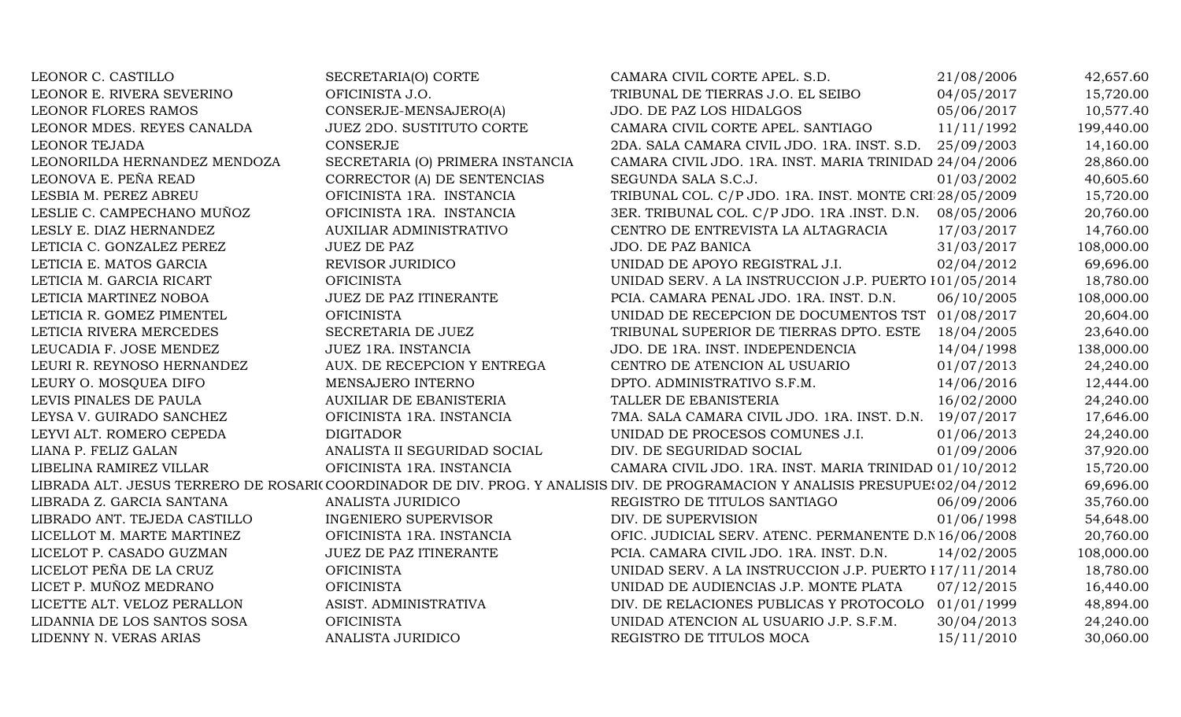| | | | | |
|---|---|---|---|---|
| LEONOR C. CASTILLO | SECRETARIA(O) CORTE | CAMARA CIVIL CORTE APEL. S.D. | 21/08/2006 | 42,657.60 |
| LEONOR E. RIVERA SEVERINO | OFICINISTA J.O. | TRIBUNAL DE TIERRAS J.O. EL SEIBO | 04/05/2017 | 15,720.00 |
| LEONOR FLORES RAMOS | CONSERJE-MENSAJERO(A) | JDO. DE PAZ LOS HIDALGOS | 05/06/2017 | 10,577.40 |
| LEONOR MDES. REYES CANALDA | JUEZ 2DO. SUSTITUTO CORTE | CAMARA CIVIL CORTE APEL. SANTIAGO | 11/11/1992 | 199,440.00 |
| LEONOR TEJADA | CONSERJE | 2DA. SALA CAMARA CIVIL JDO. 1RA. INST. S.D. | 25/09/2003 | 14,160.00 |
| LEONORILDA HERNANDEZ MENDOZA | SECRETARIA (O) PRIMERA INSTANCIA | CAMARA CIVIL JDO. 1RA. INST. MARIA TRINIDAD | 24/04/2006 | 28,860.00 |
| LEONOVA E. PEÑA READ | CORRECTOR (A) DE SENTENCIAS | SEGUNDA SALA S.C.J. | 01/03/2002 | 40,605.60 |
| LESBIA M. PEREZ ABREU | OFICINISTA 1RA. INSTANCIA | TRIBUNAL COL. C/P JDO. 1RA. INST. MONTE CRI | 28/05/2009 | 15,720.00 |
| LESLIE C. CAMPECHANO MUÑOZ | OFICINISTA 1RA. INSTANCIA | 3ER. TRIBUNAL COL. C/P JDO. 1RA .INST. D.N. | 08/05/2006 | 20,760.00 |
| LESLY E. DIAZ HERNANDEZ | AUXILIAR ADMINISTRATIVO | CENTRO DE ENTREVISTA LA ALTAGRACIA | 17/03/2017 | 14,760.00 |
| LETICIA C. GONZALEZ PEREZ | JUEZ DE PAZ | JDO. DE PAZ BANICA | 31/03/2017 | 108,000.00 |
| LETICIA E. MATOS GARCIA | REVISOR JURIDICO | UNIDAD DE APOYO REGISTRAL J.I. | 02/04/2012 | 69,696.00 |
| LETICIA M. GARCIA RICART | OFICINISTA | UNIDAD SERV. A LA INSTRUCCION J.P. PUERTO I | 01/05/2014 | 18,780.00 |
| LETICIA MARTINEZ NOBOA | JUEZ DE PAZ ITINERANTE | PCIA. CAMARA PENAL JDO. 1RA. INST. D.N. | 06/10/2005 | 108,000.00 |
| LETICIA R. GOMEZ PIMENTEL | OFICINISTA | UNIDAD DE RECEPCION DE DOCUMENTOS TST | 01/08/2017 | 20,604.00 |
| LETICIA RIVERA MERCEDES | SECRETARIA DE JUEZ | TRIBUNAL SUPERIOR DE TIERRAS DPTO. ESTE | 18/04/2005 | 23,640.00 |
| LEUCADIA F. JOSE MENDEZ | JUEZ 1RA. INSTANCIA | JDO. DE 1RA. INST. INDEPENDENCIA | 14/04/1998 | 138,000.00 |
| LEURI R. REYNOSO HERNANDEZ | AUX. DE RECEPCION Y ENTREGA | CENTRO DE ATENCION AL USUARIO | 01/07/2013 | 24,240.00 |
| LEURY O. MOSQUEA DIFO | MENSAJERO INTERNO | DPTO. ADMINISTRATIVO S.F.M. | 14/06/2016 | 12,444.00 |
| LEVIS PINALES DE PAULA | AUXILIAR DE EBANISTERIA | TALLER DE EBANISTERIA | 16/02/2000 | 24,240.00 |
| LEYSA V. GUIRADO SANCHEZ | OFICINISTA 1RA. INSTANCIA | 7MA. SALA CAMARA CIVIL JDO. 1RA. INST. D.N. | 19/07/2017 | 17,646.00 |
| LEYVI ALT. ROMERO CEPEDA | DIGITADOR | UNIDAD DE PROCESOS COMUNES J.I. | 01/06/2013 | 24,240.00 |
| LIANA P. FELIZ GALAN | ANALISTA II SEGURIDAD SOCIAL | DIV. DE SEGURIDAD SOCIAL | 01/09/2006 | 37,920.00 |
| LIBELINA RAMIREZ VILLAR | OFICINISTA 1RA. INSTANCIA | CAMARA CIVIL JDO. 1RA. INST. MARIA TRINIDAD | 01/10/2012 | 15,720.00 |
| LIBRADA ALT. JESUS TERRERO DE ROSARIO | COORDINADOR DE DIV. PROG. Y ANALISIS | DIV. DE PROGRAMACION Y ANALISIS PRESUPUES | 02/04/2012 | 69,696.00 |
| LIBRADA Z. GARCIA SANTANA | ANALISTA JURIDICO | REGISTRO DE TITULOS SANTIAGO | 06/09/2006 | 35,760.00 |
| LIBRADO ANT. TEJEDA CASTILLO | INGENIERO SUPERVISOR | DIV. DE SUPERVISION | 01/06/1998 | 54,648.00 |
| LICELLOT M. MARTE MARTINEZ | OFICINISTA 1RA. INSTANCIA | OFIC. JUDICIAL SERV. ATENC. PERMANENTE D.N | 16/06/2008 | 20,760.00 |
| LICELOT P. CASADO GUZMAN | JUEZ DE PAZ ITINERANTE | PCIA. CAMARA CIVIL JDO. 1RA. INST. D.N. | 14/02/2005 | 108,000.00 |
| LICELOT PEÑA DE LA CRUZ | OFICINISTA | UNIDAD SERV. A LA INSTRUCCION J.P. PUERTO I | 17/11/2014 | 18,780.00 |
| LICET P. MUÑOZ MEDRANO | OFICINISTA | UNIDAD DE AUDIENCIAS J.P. MONTE PLATA | 07/12/2015 | 16,440.00 |
| LICETTE ALT. VELOZ PERALLON | ASIST. ADMINISTRATIVA | DIV. DE RELACIONES PUBLICAS Y PROTOCOLO | 01/01/1999 | 48,894.00 |
| LIDANNIA DE LOS SANTOS SOSA | OFICINISTA | UNIDAD ATENCION AL USUARIO J.P. S.F.M. | 30/04/2013 | 24,240.00 |
| LIDENNY N. VERAS ARIAS | ANALISTA JURIDICO | REGISTRO DE TITULOS MOCA | 15/11/2010 | 30,060.00 |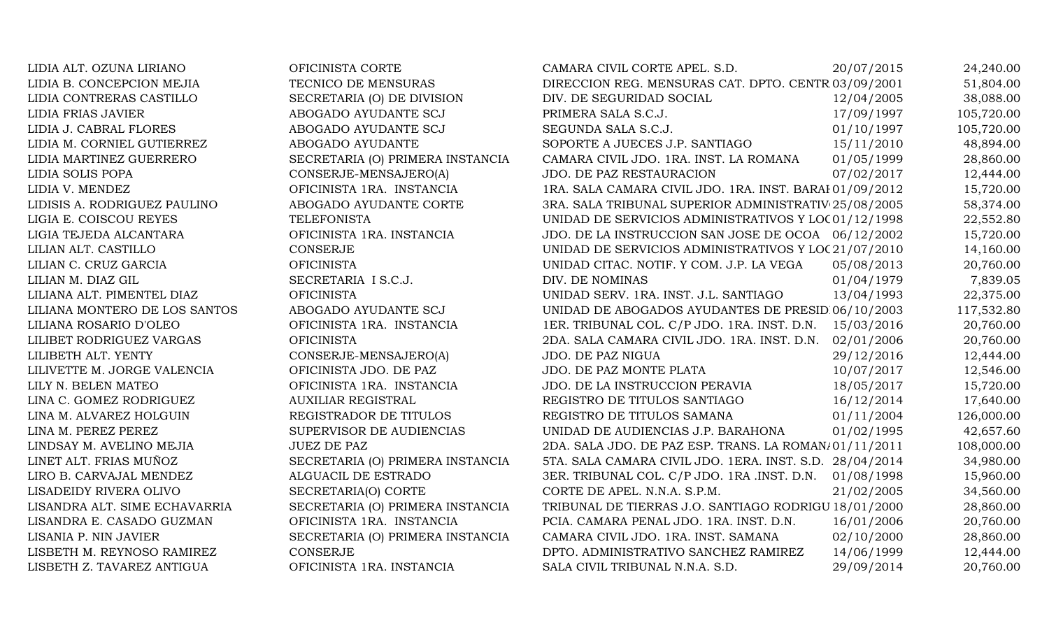| | | | | |
|---|---|---|---|---|
| LIDIA ALT. OZUNA LIRIANO | OFICINISTA CORTE | CAMARA CIVIL CORTE APEL. S.D. | 20/07/2015 | 24,240.00 |
| LIDIA B. CONCEPCION MEJIA | TECNICO DE MENSURAS | DIRECCION REG. MENSURAS CAT. DPTO. CENTR | 03/09/2001 | 51,804.00 |
| LIDIA CONTRERAS CASTILLO | SECRETARIA (O) DE DIVISION | DIV. DE SEGURIDAD SOCIAL | 12/04/2005 | 38,088.00 |
| LIDIA FRIAS JAVIER | ABOGADO AYUDANTE SCJ | PRIMERA SALA S.C.J. | 17/09/1997 | 105,720.00 |
| LIDIA J. CABRAL FLORES | ABOGADO AYUDANTE SCJ | SEGUNDA SALA S.C.J. | 01/10/1997 | 105,720.00 |
| LIDIA M. CORNIEL GUTIERREZ | ABOGADO AYUDANTE | SOPORTE A JUECES J.P. SANTIAGO | 15/11/2010 | 48,894.00 |
| LIDIA MARTINEZ GUERRERO | SECRETARIA (O) PRIMERA INSTANCIA | CAMARA CIVIL JDO. 1RA. INST. LA ROMANA | 01/05/1999 | 28,860.00 |
| LIDIA SOLIS POPA | CONSERJE-MENSAJERO(A) | JDO. DE PAZ RESTAURACION | 07/02/2017 | 12,444.00 |
| LIDIA V. MENDEZ | OFICINISTA 1RA. INSTANCIA | 1RA. SALA CAMARA CIVIL JDO. 1RA. INST. BARAH | 01/09/2012 | 15,720.00 |
| LIDISIS A. RODRIGUEZ PAULINO | ABOGADO AYUDANTE CORTE | 3RA. SALA TRIBUNAL SUPERIOR ADMINISTRATIV | 25/08/2005 | 58,374.00 |
| LIGIA E. COISCOU REYES | TELEFONISTA | UNIDAD DE SERVICIOS ADMINISTRATIVOS Y LOC | 01/12/1998 | 22,552.80 |
| LIGIA TEJEDA ALCANTARA | OFICINISTA 1RA. INSTANCIA | JDO. DE LA INSTRUCCION SAN JOSE DE OCOA | 06/12/2002 | 15,720.00 |
| LILIAN ALT. CASTILLO | CONSERJE | UNIDAD DE SERVICIOS ADMINISTRATIVOS Y LOC | 21/07/2010 | 14,160.00 |
| LILIAN C. CRUZ GARCIA | OFICINISTA | UNIDAD CITAC. NOTIF. Y COM. J.P. LA VEGA | 05/08/2013 | 20,760.00 |
| LILIAN M. DIAZ GIL | SECRETARIA I S.C.J. | DIV. DE NOMINAS | 01/04/1979 | 7,839.05 |
| LILIANA ALT. PIMENTEL DIAZ | OFICINISTA | UNIDAD SERV. 1RA. INST. J.L. SANTIAGO | 13/04/1993 | 22,375.00 |
| LILIANA MONTERO DE LOS SANTOS | ABOGADO AYUDANTE SCJ | UNIDAD DE ABOGADOS AYUDANTES DE PRESID | 06/10/2003 | 117,532.80 |
| LILIANA ROSARIO D'OLEO | OFICINISTA 1RA. INSTANCIA | 1ER. TRIBUNAL COL. C/P JDO. 1RA. INST. D.N. | 15/03/2016 | 20,760.00 |
| LILIBET RODRIGUEZ VARGAS | OFICINISTA | 2DA. SALA CAMARA CIVIL JDO. 1RA. INST. D.N. | 02/01/2006 | 20,760.00 |
| LILIBETH ALT. YENTY | CONSERJE-MENSAJERO(A) | JDO. DE PAZ NIGUA | 29/12/2016 | 12,444.00 |
| LILIVETTE M. JORGE VALENCIA | OFICINISTA JDO. DE PAZ | JDO. DE PAZ MONTE PLATA | 10/07/2017 | 12,546.00 |
| LILY N. BELEN MATEO | OFICINISTA 1RA. INSTANCIA | JDO. DE LA INSTRUCCION PERAVIA | 18/05/2017 | 15,720.00 |
| LINA C. GOMEZ RODRIGUEZ | AUXILIAR REGISTRAL | REGISTRO DE TITULOS SANTIAGO | 16/12/2014 | 17,640.00 |
| LINA M. ALVAREZ HOLGUIN | REGISTRADOR DE TITULOS | REGISTRO DE TITULOS SAMANA | 01/11/2004 | 126,000.00 |
| LINA M. PEREZ PEREZ | SUPERVISOR DE AUDIENCIAS | UNIDAD DE AUDIENCIAS J.P. BARAHONA | 01/02/1995 | 42,657.60 |
| LINDSAY M. AVELINO MEJIA | JUEZ DE PAZ | 2DA. SALA JDO. DE PAZ ESP. TRANS. LA ROMAN | 01/11/2011 | 108,000.00 |
| LINET ALT. FRIAS MUÑOZ | SECRETARIA (O) PRIMERA INSTANCIA | 5TA. SALA CAMARA CIVIL JDO. 1ERA. INST. S.D. | 28/04/2014 | 34,980.00 |
| LIRO B. CARVAJAL MENDEZ | ALGUACIL DE ESTRADO | 3ER. TRIBUNAL COL. C/P JDO. 1RA .INST. D.N. | 01/08/1998 | 15,960.00 |
| LISADEIDY RIVERA OLIVO | SECRETARIA(O) CORTE | CORTE DE APEL. N.N.A. S.P.M. | 21/02/2005 | 34,560.00 |
| LISANDRA ALT. SIME ECHAVARRIA | SECRETARIA (O) PRIMERA INSTANCIA | TRIBUNAL DE TIERRAS J.O. SANTIAGO RODRIGU | 18/01/2000 | 28,860.00 |
| LISANDRA E. CASADO GUZMAN | OFICINISTA 1RA. INSTANCIA | PCIA. CAMARA PENAL JDO. 1RA. INST. D.N. | 16/01/2006 | 20,760.00 |
| LISANIA P. NIN JAVIER | SECRETARIA (O) PRIMERA INSTANCIA | CAMARA CIVIL JDO. 1RA. INST. SAMANA | 02/10/2000 | 28,860.00 |
| LISBETH M. REYNOSO RAMIREZ | CONSERJE | DPTO. ADMINISTRATIVO SANCHEZ RAMIREZ | 14/06/1999 | 12,444.00 |
| LISBETH Z. TAVAREZ ANTIGUA | OFICINISTA 1RA. INSTANCIA | SALA CIVIL TRIBUNAL N.N.A. S.D. | 29/09/2014 | 20,760.00 |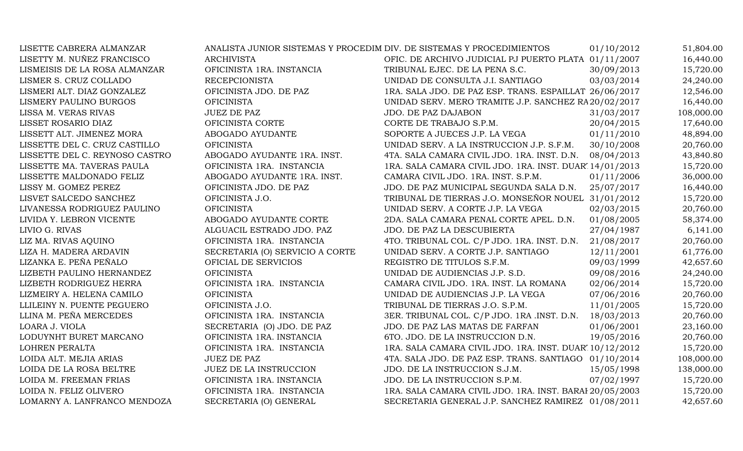| | | | | |
|---|---|---|---|---|
| LISETTE CABRERA ALMANZAR | ANALISTA JUNIOR SISTEMAS Y PROCEDIM | DIV. DE SISTEMAS Y PROCEDIMIENTOS | 01/10/2012 | 51,804.00 |
| LISETTY M. NUÑEZ FRANCISCO | ARCHIVISTA | OFIC. DE ARCHIVO JUDICIAL PJ PUERTO PLATA | 01/11/2007 | 16,440.00 |
| LISMEISIS DE LA ROSA ALMANZAR | OFICINISTA 1RA. INSTANCIA | TRIBUNAL EJEC. DE LA PENA S.C. | 30/09/2013 | 15,720.00 |
| LISMER S. CRUZ COLLADO | RECEPCIONISTA | UNIDAD DE CONSULTA J.I. SANTIAGO | 03/03/2014 | 24,240.00 |
| LISMERI ALT. DIAZ GONZALEZ | OFICINISTA JDO. DE PAZ | 1RA. SALA JDO. DE PAZ ESP. TRANS. ESPAILLAT | 26/06/2017 | 12,546.00 |
| LISMERY PAULINO BURGOS | OFICINISTA | UNIDAD SERV. MERO TRAMITE J.P. SANCHEZ RA | 20/02/2017 | 16,440.00 |
| LISSA M. VERAS RIVAS | JUEZ DE PAZ | JDO. DE PAZ DAJABON | 31/03/2017 | 108,000.00 |
| LISSET ROSARIO DIAZ | OFICINISTA CORTE | CORTE DE TRABAJO S.P.M. | 20/04/2015 | 17,640.00 |
| LISSETT ALT. JIMENEZ MORA | ABOGADO AYUDANTE | SOPORTE A JUECES J.P. LA VEGA | 01/11/2010 | 48,894.00 |
| LISSETTE DEL C. CRUZ CASTILLO | OFICINISTA | UNIDAD SERV. A LA INSTRUCCION J.P. S.F.M. | 30/10/2008 | 20,760.00 |
| LISSETTE DEL C. REYNOSO CASTRO | ABOGADO AYUDANTE 1RA. INST. | 4TA. SALA CAMARA CIVIL JDO. 1RA. INST. D.N. | 08/04/2013 | 43,840.80 |
| LISSETTE MA. TAVERAS PAULA | OFICINISTA 1RA. INSTANCIA | 1RA. SALA CAMARA CIVIL JDO. 1RA. INST. DUAR | 14/01/2013 | 15,720.00 |
| LISSETTE MALDONADO FELIZ | ABOGADO AYUDANTE 1RA. INST. | CAMARA CIVIL JDO. 1RA. INST. S.P.M. | 01/11/2006 | 36,000.00 |
| LISSY M. GOMEZ PEREZ | OFICINISTA JDO. DE PAZ | JDO. DE PAZ MUNICIPAL SEGUNDA SALA D.N. | 25/07/2017 | 16,440.00 |
| LISVET SALCEDO SANCHEZ | OFICINISTA J.O. | TRIBUNAL DE TIERRAS J.O. MONSEÑOR NOUEL | 31/01/2012 | 15,720.00 |
| LIVANESSA RODRIGUEZ PAULINO | OFICINISTA | UNIDAD SERV. A CORTE J.P. LA VEGA | 02/03/2015 | 20,760.00 |
| LIVIDA Y. LEBRON VICENTE | ABOGADO AYUDANTE CORTE | 2DA. SALA CAMARA PENAL CORTE APEL. D.N. | 01/08/2005 | 58,374.00 |
| LIVIO G. RIVAS | ALGUACIL ESTRADO JDO. PAZ | JDO. DE PAZ LA DESCUBIERTA | 27/04/1987 | 6,141.00 |
| LIZ MA. RIVAS AQUINO | OFICINISTA 1RA. INSTANCIA | 4TO. TRIBUNAL COL. C/P JDO. 1RA. INST. D.N. | 21/08/2017 | 20,760.00 |
| LIZA H. MADERA ARDAVIN | SECRETARIA (O) SERVICIO A CORTE | UNIDAD SERV. A CORTE J.P. SANTIAGO | 12/11/2001 | 61,776.00 |
| LIZANKA E. PEÑA PEÑALO | OFICIAL DE SERVICIOS | REGISTRO DE TITULOS S.F.M. | 09/03/1999 | 42,657.60 |
| LIZBETH PAULINO HERNANDEZ | OFICINISTA | UNIDAD DE AUDIENCIAS J.P. S.D. | 09/08/2016 | 24,240.00 |
| LIZBETH RODRIGUEZ HERRA | OFICINISTA 1RA. INSTANCIA | CAMARA CIVIL JDO. 1RA. INST. LA ROMANA | 02/06/2014 | 15,720.00 |
| LIZMEIRY A. HELENA CAMILO | OFICINISTA | UNIDAD DE AUDIENCIAS J.P. LA VEGA | 07/06/2016 | 20,760.00 |
| LLILEINY N. PUENTE PEGUERO | OFICINISTA J.O. | TRIBUNAL DE TIERRAS J.O. S.P.M. | 11/01/2005 | 15,720.00 |
| LLINA M. PEÑA MERCEDES | OFICINISTA 1RA. INSTANCIA | 3ER. TRIBUNAL COL. C/P JDO. 1RA .INST. D.N. | 18/03/2013 | 20,760.00 |
| LOARA J. VIOLA | SECRETARIA (O) JDO. DE PAZ | JDO. DE PAZ LAS MATAS DE FARFAN | 01/06/2001 | 23,160.00 |
| LODUYNHT BURET MARCANO | OFICINISTA 1RA. INSTANCIA | 6TO. JDO. DE LA INSTRUCCION D.N. | 19/05/2016 | 20,760.00 |
| LOHREN PERALTA | OFICINISTA 1RA. INSTANCIA | 1RA. SALA CAMARA CIVIL JDO. 1RA. INST. DUAR | 10/12/2012 | 15,720.00 |
| LOIDA ALT. MEJIA ARIAS | JUEZ DE PAZ | 4TA. SALA JDO. DE PAZ ESP. TRANS. SANTIAGO | 01/10/2014 | 108,000.00 |
| LOIDA DE LA ROSA BELTRE | JUEZ DE LA INSTRUCCION | JDO. DE LA INSTRUCCION S.J.M. | 15/05/1998 | 138,000.00 |
| LOIDA M. FREEMAN FRIAS | OFICINISTA 1RA. INSTANCIA | JDO. DE LA INSTRUCCION S.P.M. | 07/02/1997 | 15,720.00 |
| LOIDA N. FELIZ OLIVERO | OFICINISTA 1RA. INSTANCIA | 1RA. SALA CAMARA CIVIL JDO. 1RA. INST. BARAH | 20/05/2003 | 15,720.00 |
| LOMARNY A. LANFRANCO MENDOZA | SECRETARIA (O) GENERAL | SECRETARIA GENERAL J.P. SANCHEZ RAMIREZ | 01/08/2011 | 42,657.60 |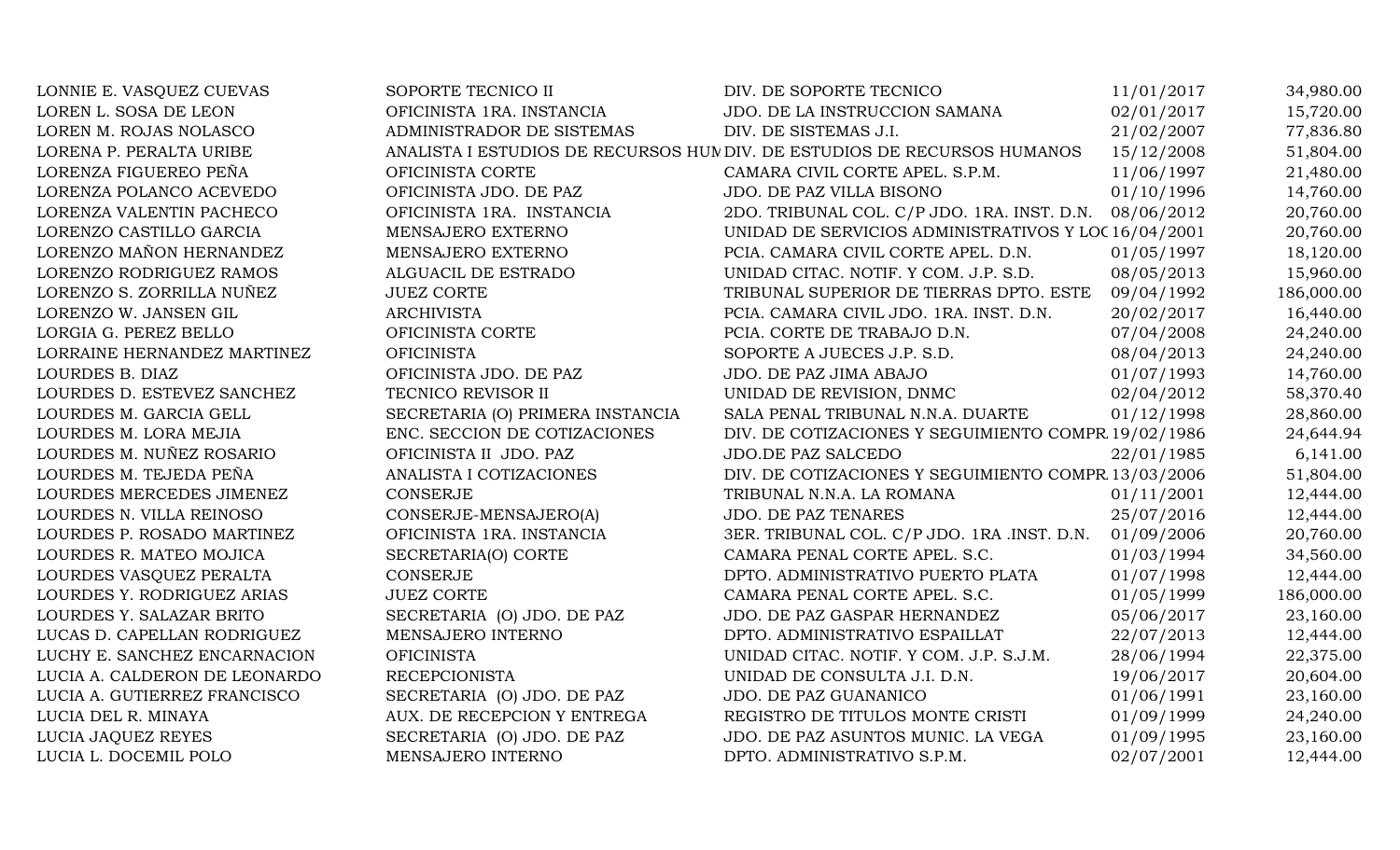| | | | | |
|---|---|---|---|---|
| LONNIE E. VASQUEZ CUEVAS | SOPORTE TECNICO II | DIV. DE SOPORTE TECNICO | 11/01/2017 | 34,980.00 |
| LOREN L. SOSA DE LEON | OFICINISTA 1RA. INSTANCIA | JDO. DE LA INSTRUCCION SAMANA | 02/01/2017 | 15,720.00 |
| LOREN M. ROJAS NOLASCO | ADMINISTRADOR DE SISTEMAS | DIV. DE SISTEMAS J.I. | 21/02/2007 | 77,836.80 |
| LORENA P. PERALTA URIBE | ANALISTA I ESTUDIOS DE RECURSOS HUM | DIV. DE ESTUDIOS DE RECURSOS HUMANOS | 15/12/2008 | 51,804.00 |
| LORENZA FIGUEREO PEÑA | OFICINISTA CORTE | CAMARA CIVIL CORTE APEL. S.P.M. | 11/06/1997 | 21,480.00 |
| LORENZA POLANCO ACEVEDO | OFICINISTA JDO. DE PAZ | JDO. DE PAZ VILLA BISONO | 01/10/1996 | 14,760.00 |
| LORENZA VALENTIN PACHECO | OFICINISTA 1RA. INSTANCIA | 2DO. TRIBUNAL COL. C/P JDO. 1RA. INST. D.N. | 08/06/2012 | 20,760.00 |
| LORENZO CASTILLO GARCIA | MENSAJERO EXTERNO | UNIDAD DE SERVICIOS ADMINISTRATIVOS Y LOC | 16/04/2001 | 20,760.00 |
| LORENZO MAÑON HERNANDEZ | MENSAJERO EXTERNO | PCIA. CAMARA CIVIL CORTE APEL. D.N. | 01/05/1997 | 18,120.00 |
| LORENZO RODRIGUEZ RAMOS | ALGUACIL DE ESTRADO | UNIDAD CITAC. NOTIF. Y COM. J.P. S.D. | 08/05/2013 | 15,960.00 |
| LORENZO S. ZORRILLA NUÑEZ | JUEZ CORTE | TRIBUNAL SUPERIOR DE TIERRAS DPTO. ESTE | 09/04/1992 | 186,000.00 |
| LORENZO W. JANSEN GIL | ARCHIVISTA | PCIA. CAMARA CIVIL JDO. 1RA. INST. D.N. | 20/02/2017 | 16,440.00 |
| LORGIA G. PEREZ BELLO | OFICINISTA CORTE | PCIA. CORTE DE TRABAJO D.N. | 07/04/2008 | 24,240.00 |
| LORRAINE HERNANDEZ MARTINEZ | OFICINISTA | SOPORTE A JUECES J.P. S.D. | 08/04/2013 | 24,240.00 |
| LOURDES B. DIAZ | OFICINISTA JDO. DE PAZ | JDO. DE PAZ JIMA ABAJO | 01/07/1993 | 14,760.00 |
| LOURDES D. ESTEVEZ SANCHEZ | TECNICO REVISOR II | UNIDAD DE REVISION, DNMC | 02/04/2012 | 58,370.40 |
| LOURDES M. GARCIA GELL | SECRETARIA (O) PRIMERA INSTANCIA | SALA PENAL TRIBUNAL N.N.A. DUARTE | 01/12/1998 | 28,860.00 |
| LOURDES M. LORA MEJIA | ENC. SECCION DE COTIZACIONES | DIV. DE COTIZACIONES Y SEGUIMIENTO COMPR. | 19/02/1986 | 24,644.94 |
| LOURDES M. NUÑEZ ROSARIO | OFICINISTA II JDO. PAZ | JDO.DE PAZ SALCEDO | 22/01/1985 | 6,141.00 |
| LOURDES M. TEJEDA PEÑA | ANALISTA I COTIZACIONES | DIV. DE COTIZACIONES Y SEGUIMIENTO COMPR. | 13/03/2006 | 51,804.00 |
| LOURDES MERCEDES JIMENEZ | CONSERJE | TRIBUNAL N.N.A. LA ROMANA | 01/11/2001 | 12,444.00 |
| LOURDES N. VILLA REINOSO | CONSERJE-MENSAJERO(A) | JDO. DE PAZ TENARES | 25/07/2016 | 12,444.00 |
| LOURDES P. ROSADO MARTINEZ | OFICINISTA 1RA. INSTANCIA | 3ER. TRIBUNAL COL. C/P JDO. 1RA .INST. D.N. | 01/09/2006 | 20,760.00 |
| LOURDES R. MATEO MOJICA | SECRETARIA(O) CORTE | CAMARA PENAL CORTE APEL. S.C. | 01/03/1994 | 34,560.00 |
| LOURDES VASQUEZ PERALTA | CONSERJE | DPTO. ADMINISTRATIVO PUERTO PLATA | 01/07/1998 | 12,444.00 |
| LOURDES Y. RODRIGUEZ ARIAS | JUEZ CORTE | CAMARA PENAL CORTE APEL. S.C. | 01/05/1999 | 186,000.00 |
| LOURDES Y. SALAZAR BRITO | SECRETARIA (O) JDO. DE PAZ | JDO. DE PAZ GASPAR HERNANDEZ | 05/06/2017 | 23,160.00 |
| LUCAS D. CAPELLAN RODRIGUEZ | MENSAJERO INTERNO | DPTO. ADMINISTRATIVO ESPAILLAT | 22/07/2013 | 12,444.00 |
| LUCHY E. SANCHEZ ENCARNACION | OFICINISTA | UNIDAD CITAC. NOTIF. Y COM. J.P. S.J.M. | 28/06/1994 | 22,375.00 |
| LUCIA A. CALDERON DE LEONARDO | RECEPCIONISTA | UNIDAD DE CONSULTA J.I. D.N. | 19/06/2017 | 20,604.00 |
| LUCIA A. GUTIERREZ FRANCISCO | SECRETARIA (O) JDO. DE PAZ | JDO. DE PAZ GUANANICO | 01/06/1991 | 23,160.00 |
| LUCIA DEL R. MINAYA | AUX. DE RECEPCION Y ENTREGA | REGISTRO DE TITULOS MONTE CRISTI | 01/09/1999 | 24,240.00 |
| LUCIA JAQUEZ REYES | SECRETARIA (O) JDO. DE PAZ | JDO. DE PAZ ASUNTOS MUNIC. LA VEGA | 01/09/1995 | 23,160.00 |
| LUCIA L. DOCEMIL POLO | MENSAJERO INTERNO | DPTO. ADMINISTRATIVO S.P.M. | 02/07/2001 | 12,444.00 |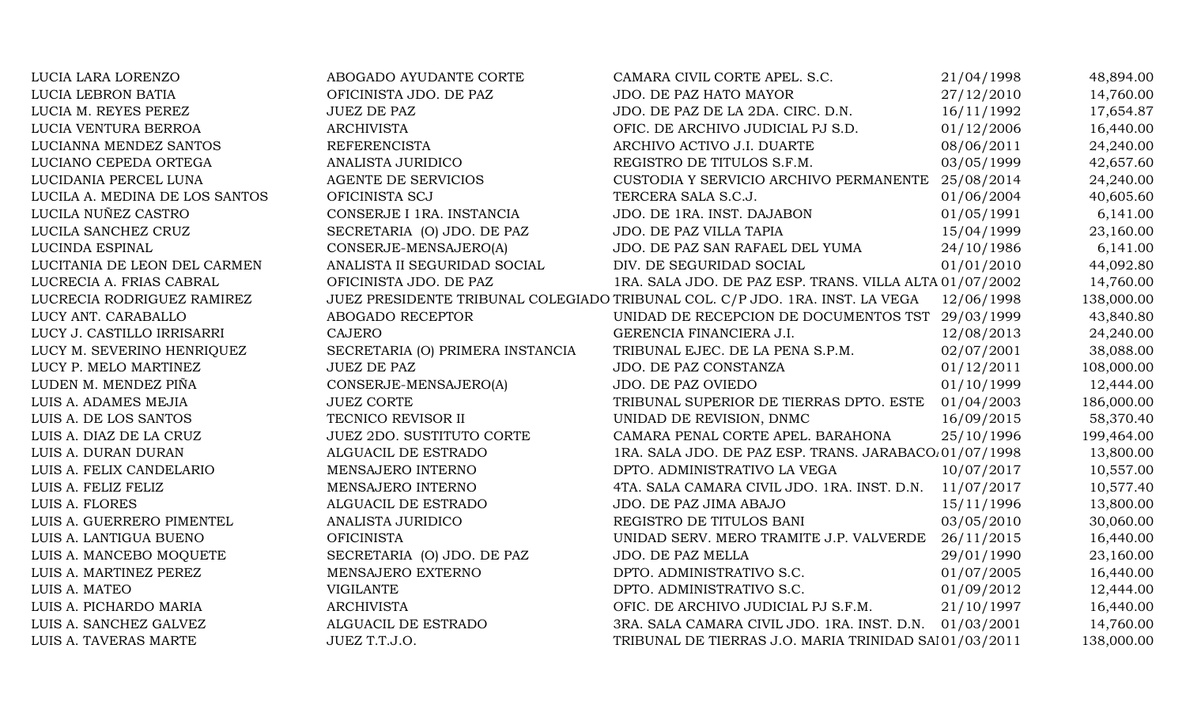| | | | | |
|---|---|---|---|---|
| LUCIA LARA LORENZO | ABOGADO AYUDANTE CORTE | CAMARA CIVIL CORTE APEL. S.C. | 21/04/1998 | 48,894.00 |
| LUCIA LEBRON BATIA | OFICINISTA JDO. DE PAZ | JDO. DE PAZ HATO MAYOR | 27/12/2010 | 14,760.00 |
| LUCIA M. REYES PEREZ | JUEZ DE PAZ | JDO. DE PAZ DE LA 2DA. CIRC. D.N. | 16/11/1992 | 17,654.87 |
| LUCIA VENTURA BERROA | ARCHIVISTA | OFIC. DE ARCHIVO JUDICIAL PJ S.D. | 01/12/2006 | 16,440.00 |
| LUCIANNA MENDEZ SANTOS | REFERENCISTA | ARCHIVO ACTIVO J.I. DUARTE | 08/06/2011 | 24,240.00 |
| LUCIANO CEPEDA ORTEGA | ANALISTA JURIDICO | REGISTRO DE TITULOS S.F.M. | 03/05/1999 | 42,657.60 |
| LUCIDANIA PERCEL LUNA | AGENTE DE SERVICIOS | CUSTODIA Y SERVICIO ARCHIVO PERMANENTE | 25/08/2014 | 24,240.00 |
| LUCILA A. MEDINA DE LOS SANTOS | OFICINISTA SCJ | TERCERA SALA S.C.J. | 01/06/2004 | 40,605.60 |
| LUCILA NUÑEZ CASTRO | CONSERJE I 1RA. INSTANCIA | JDO. DE 1RA. INST. DAJABON | 01/05/1991 | 6,141.00 |
| LUCILA SANCHEZ CRUZ | SECRETARIA (O) JDO. DE PAZ | JDO. DE PAZ VILLA TAPIA | 15/04/1999 | 23,160.00 |
| LUCINDA ESPINAL | CONSERJE-MENSAJERO(A) | JDO. DE PAZ SAN RAFAEL DEL YUMA | 24/10/1986 | 6,141.00 |
| LUCITANIA DE LEON DEL CARMEN | ANALISTA II SEGURIDAD SOCIAL | DIV. DE SEGURIDAD SOCIAL | 01/01/2010 | 44,092.80 |
| LUCRECIA A. FRIAS CABRAL | OFICINISTA JDO. DE PAZ | 1RA. SALA JDO. DE PAZ ESP. TRANS. VILLA ALTA | 01/07/2002 | 14,760.00 |
| LUCRECIA RODRIGUEZ RAMIREZ | JUEZ PRESIDENTE TRIBUNAL COLEGIADO | TRIBUNAL COL. C/P JDO. 1RA. INST. LA VEGA | 12/06/1998 | 138,000.00 |
| LUCY ANT. CARABALLO | ABOGADO RECEPTOR | UNIDAD DE RECEPCION DE DOCUMENTOS TST | 29/03/1999 | 43,840.80 |
| LUCY J. CASTILLO IRRISARRI | CAJERO | GERENCIA FINANCIERA J.I. | 12/08/2013 | 24,240.00 |
| LUCY M. SEVERINO HENRIQUEZ | SECRETARIA (O) PRIMERA INSTANCIA | TRIBUNAL EJEC. DE LA PENA S.P.M. | 02/07/2001 | 38,088.00 |
| LUCY P. MELO MARTINEZ | JUEZ DE PAZ | JDO. DE PAZ CONSTANZA | 01/12/2011 | 108,000.00 |
| LUDEN M. MENDEZ PIÑA | CONSERJE-MENSAJERO(A) | JDO. DE PAZ OVIEDO | 01/10/1999 | 12,444.00 |
| LUIS A. ADAMES MEJIA | JUEZ CORTE | TRIBUNAL SUPERIOR DE TIERRAS DPTO. ESTE | 01/04/2003 | 186,000.00 |
| LUIS A. DE LOS SANTOS | TECNICO REVISOR II | UNIDAD DE REVISION, DNMC | 16/09/2015 | 58,370.40 |
| LUIS A. DIAZ DE LA CRUZ | JUEZ 2DO. SUSTITUTO CORTE | CAMARA PENAL CORTE APEL. BARAHONA | 25/10/1996 | 199,464.00 |
| LUIS A. DURAN DURAN | ALGUACIL DE ESTRADO | 1RA. SALA JDO. DE PAZ ESP. TRANS. JARABACOA | 01/07/1998 | 13,800.00 |
| LUIS A. FELIX CANDELARIO | MENSAJERO INTERNO | DPTO. ADMINISTRATIVO LA VEGA | 10/07/2017 | 10,557.00 |
| LUIS A. FELIZ FELIZ | MENSAJERO INTERNO | 4TA. SALA CAMARA CIVIL JDO. 1RA. INST. D.N. | 11/07/2017 | 10,577.40 |
| LUIS A. FLORES | ALGUACIL DE ESTRADO | JDO. DE PAZ JIMA ABAJO | 15/11/1996 | 13,800.00 |
| LUIS A. GUERRERO PIMENTEL | ANALISTA JURIDICO | REGISTRO DE TITULOS BANI | 03/05/2010 | 30,060.00 |
| LUIS A. LANTIGUA BUENO | OFICINISTA | UNIDAD SERV. MERO TRAMITE J.P. VALVERDE | 26/11/2015 | 16,440.00 |
| LUIS A. MANCEBO MOQUETE | SECRETARIA (O) JDO. DE PAZ | JDO. DE PAZ MELLA | 29/01/1990 | 23,160.00 |
| LUIS A. MARTINEZ PEREZ | MENSAJERO EXTERNO | DPTO. ADMINISTRATIVO S.C. | 01/07/2005 | 16,440.00 |
| LUIS A. MATEO | VIGILANTE | DPTO. ADMINISTRATIVO S.C. | 01/09/2012 | 12,444.00 |
| LUIS A. PICHARDO MARIA | ARCHIVISTA | OFIC. DE ARCHIVO JUDICIAL PJ S.F.M. | 21/10/1997 | 16,440.00 |
| LUIS A. SANCHEZ GALVEZ | ALGUACIL DE ESTRADO | 3RA. SALA CAMARA CIVIL JDO. 1RA. INST. D.N. | 01/03/2001 | 14,760.00 |
| LUIS A. TAVERAS MARTE | JUEZ T.T.J.O. | TRIBUNAL DE TIERRAS J.O. MARIA TRINIDAD SAI | 01/03/2011 | 138,000.00 |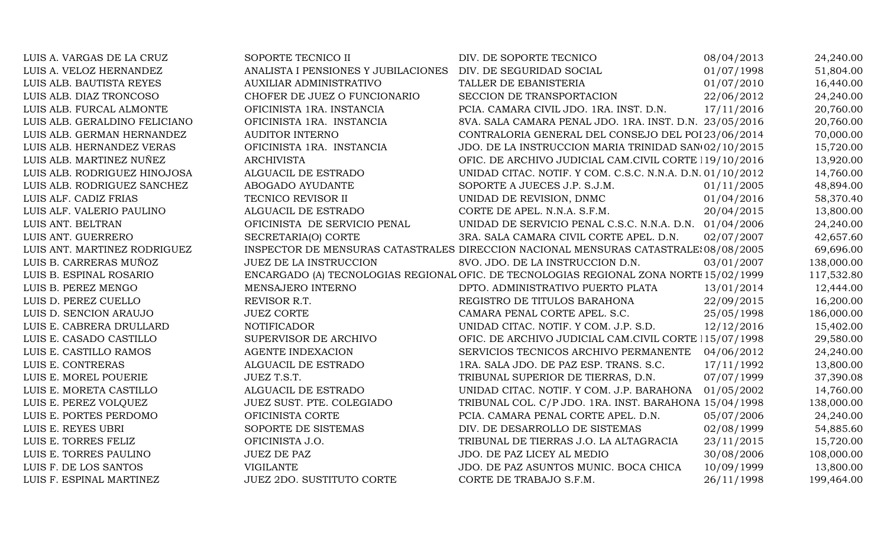| | | | | |
|---|---|---|---|---|
| LUIS A. VARGAS DE LA CRUZ | SOPORTE TECNICO II | DIV. DE SOPORTE TECNICO | 08/04/2013 | 24,240.00 |
| LUIS A. VELOZ HERNANDEZ | ANALISTA I PENSIONES Y JUBILACIONES | DIV. DE SEGURIDAD SOCIAL | 01/07/1998 | 51,804.00 |
| LUIS ALB. BAUTISTA REYES | AUXILIAR ADMINISTRATIVO | TALLER DE EBANISTERIA | 01/07/2010 | 16,440.00 |
| LUIS ALB. DIAZ TRONCOSO | CHOFER DE JUEZ O FUNCIONARIO | SECCION DE TRANSPORTACION | 22/06/2012 | 24,240.00 |
| LUIS ALB. FURCAL ALMONTE | OFICINISTA 1RA. INSTANCIA | PCIA. CAMARA CIVIL JDO. 1RA. INST. D.N. | 17/11/2016 | 20,760.00 |
| LUIS ALB. GERALDINO FELICIANO | OFICINISTA 1RA. INSTANCIA | 8VA. SALA CAMARA PENAL JDO. 1RA. INST. D.N. | 23/05/2016 | 20,760.00 |
| LUIS ALB. GERMAN HERNANDEZ | AUDITOR INTERNO | CONTRALORIA GENERAL DEL CONSEJO DEL POI | 23/06/2014 | 70,000.00 |
| LUIS ALB. HERNANDEZ VERAS | OFICINISTA 1RA. INSTANCIA | JDO. DE LA INSTRUCCION MARIA TRINIDAD SAN | 02/10/2015 | 15,720.00 |
| LUIS ALB. MARTINEZ NUÑEZ | ARCHIVISTA | OFIC. DE ARCHIVO JUDICIAL CAM.CIVIL CORTE I | 19/10/2016 | 13,920.00 |
| LUIS ALB. RODRIGUEZ HINOJOSA | ALGUACIL DE ESTRADO | UNIDAD CITAC. NOTIF. Y COM. C.S.C. N.N.A. D.N. | 01/10/2012 | 14,760.00 |
| LUIS ALB. RODRIGUEZ SANCHEZ | ABOGADO AYUDANTE | SOPORTE A JUECES J.P. S.J.M. | 01/11/2005 | 48,894.00 |
| LUIS ALF. CADIZ FRIAS | TECNICO REVISOR II | UNIDAD DE REVISION, DNMC | 01/04/2016 | 58,370.40 |
| LUIS ALF. VALERIO PAULINO | ALGUACIL DE ESTRADO | CORTE DE APEL. N.N.A. S.F.M. | 20/04/2015 | 13,800.00 |
| LUIS ANT. BELTRAN | OFICINISTA DE SERVICIO PENAL | UNIDAD DE SERVICIO PENAL C.S.C. N.N.A. D.N. | 01/04/2006 | 24,240.00 |
| LUIS ANT. GUERRERO | SECRETARIA(O) CORTE | 3RA. SALA CAMARA CIVIL CORTE APEL. D.N. | 02/07/2007 | 42,657.60 |
| LUIS ANT. MARTINEZ RODRIGUEZ | INSPECTOR DE MENSURAS CATASTRALES | DIRECCION NACIONAL MENSURAS CATASTRALES | 08/08/2005 | 69,696.00 |
| LUIS B. CARRERAS MUÑOZ | JUEZ DE LA INSTRUCCION | 8VO. JDO. DE LA INSTRUCCION D.N. | 03/01/2007 | 138,000.00 |
| LUIS B. ESPINAL ROSARIO | ENCARGADO (A) TECNOLOGIAS REGIONAL | OFIC. DE TECNOLOGIAS REGIONAL ZONA NORTE | 15/02/1999 | 117,532.80 |
| LUIS B. PEREZ MENGO | MENSAJERO INTERNO | DPTO. ADMINISTRATIVO PUERTO PLATA | 13/01/2014 | 12,444.00 |
| LUIS D. PEREZ CUELLO | REVISOR R.T. | REGISTRO DE TITULOS BARAHONA | 22/09/2015 | 16,200.00 |
| LUIS D. SENCION ARAUJO | JUEZ CORTE | CAMARA PENAL CORTE APEL. S.C. | 25/05/1998 | 186,000.00 |
| LUIS E. CABRERA DRULLARD | NOTIFICADOR | UNIDAD CITAC. NOTIF. Y COM. J.P. S.D. | 12/12/2016 | 15,402.00 |
| LUIS E. CASADO CASTILLO | SUPERVISOR DE ARCHIVO | OFIC. DE ARCHIVO JUDICIAL CAM.CIVIL CORTE I | 15/07/1998 | 29,580.00 |
| LUIS E. CASTILLO RAMOS | AGENTE INDEXACION | SERVICIOS TECNICOS ARCHIVO PERMANENTE | 04/06/2012 | 24,240.00 |
| LUIS E. CONTRERAS | ALGUACIL DE ESTRADO | 1RA. SALA JDO. DE PAZ ESP. TRANS. S.C. | 17/11/1992 | 13,800.00 |
| LUIS E. MOREL POUERIE | JUEZ T.S.T. | TRIBUNAL SUPERIOR DE TIERRAS, D.N. | 07/07/1999 | 37,390.08 |
| LUIS E. MORETA CASTILLO | ALGUACIL DE ESTRADO | UNIDAD CITAC. NOTIF. Y COM. J.P. BARAHONA | 01/05/2002 | 14,760.00 |
| LUIS E. PEREZ VOLQUEZ | JUEZ SUST. PTE. COLEGIADO | TRIBUNAL COL. C/P JDO. 1RA. INST. BARAHONA | 15/04/1998 | 138,000.00 |
| LUIS E. PORTES PERDOMO | OFICINISTA CORTE | PCIA. CAMARA PENAL CORTE APEL. D.N. | 05/07/2006 | 24,240.00 |
| LUIS E. REYES UBRI | SOPORTE DE SISTEMAS | DIV. DE DESARROLLO DE SISTEMAS | 02/08/1999 | 54,885.60 |
| LUIS E. TORRES FELIZ | OFICINISTA J.O. | TRIBUNAL DE TIERRAS J.O. LA ALTAGRACIA | 23/11/2015 | 15,720.00 |
| LUIS E. TORRES PAULINO | JUEZ DE PAZ | JDO. DE PAZ LICEY AL MEDIO | 30/08/2006 | 108,000.00 |
| LUIS F. DE LOS SANTOS | VIGILANTE | JDO. DE PAZ ASUNTOS MUNIC. BOCA CHICA | 10/09/1999 | 13,800.00 |
| LUIS F. ESPINAL MARTINEZ | JUEZ 2DO. SUSTITUTO CORTE | CORTE DE TRABAJO S.F.M. | 26/11/1998 | 199,464.00 |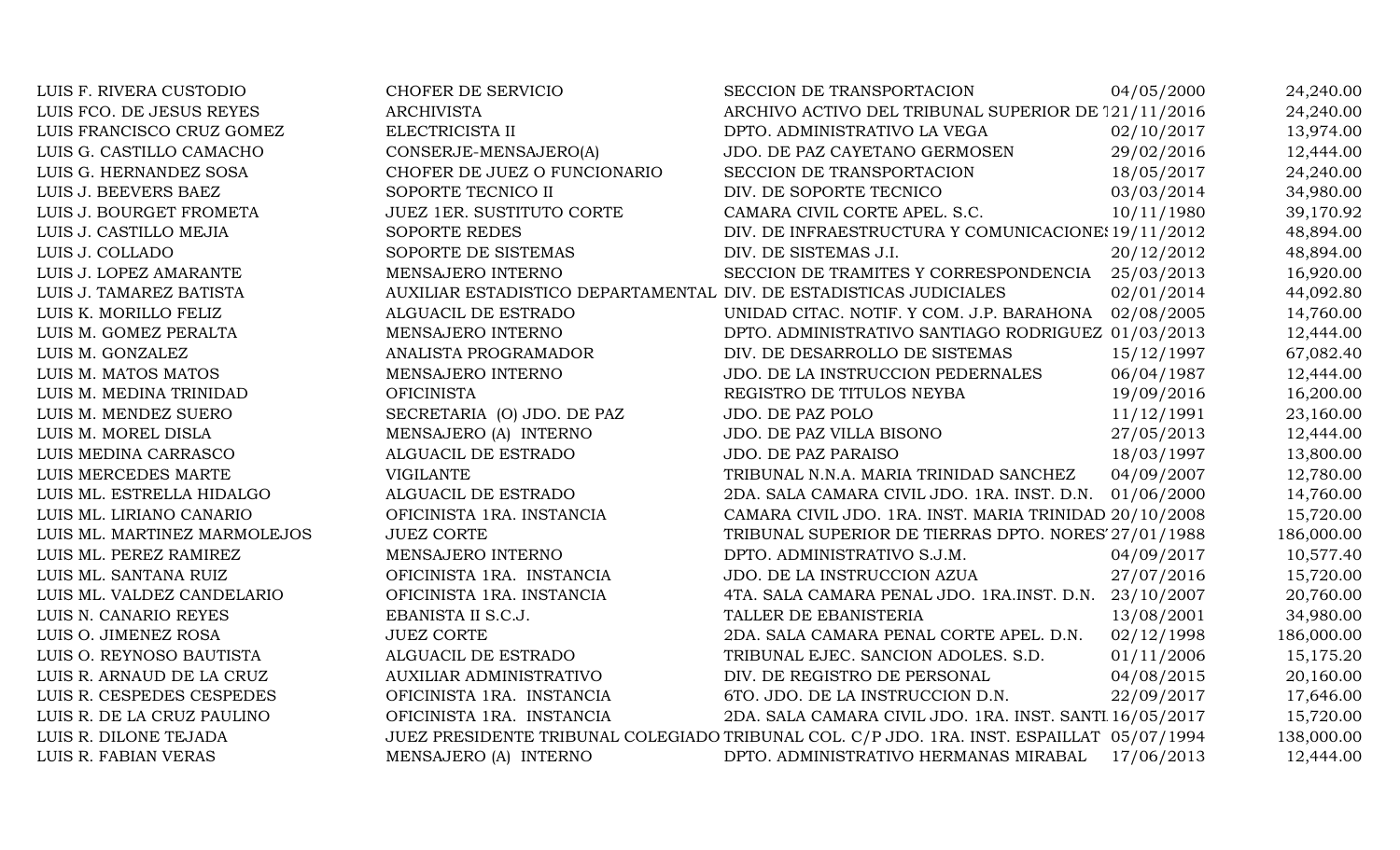| | | | | |
|---|---|---|---|---|
| LUIS F. RIVERA CUSTODIO | CHOFER DE SERVICIO | SECCION DE TRANSPORTACION | 04/05/2000 | 24,240.00 |
| LUIS FCO. DE JESUS REYES | ARCHIVISTA | ARCHIVO ACTIVO DEL TRIBUNAL SUPERIOR DE T | 21/11/2016 | 24,240.00 |
| LUIS FRANCISCO CRUZ GOMEZ | ELECTRICISTA II | DPTO. ADMINISTRATIVO LA VEGA | 02/10/2017 | 13,974.00 |
| LUIS G. CASTILLO CAMACHO | CONSERJE-MENSAJERO(A) | JDO. DE PAZ CAYETANO GERMOSEN | 29/02/2016 | 12,444.00 |
| LUIS G. HERNANDEZ SOSA | CHOFER DE JUEZ O FUNCIONARIO | SECCION DE TRANSPORTACION | 18/05/2017 | 24,240.00 |
| LUIS J. BEEVERS BAEZ | SOPORTE TECNICO II | DIV. DE SOPORTE TECNICO | 03/03/2014 | 34,980.00 |
| LUIS J. BOURGET FROMETA | JUEZ 1ER. SUSTITUTO CORTE | CAMARA CIVIL CORTE APEL. S.C. | 10/11/1980 | 39,170.92 |
| LUIS J. CASTILLO MEJIA | SOPORTE REDES | DIV. DE INFRAESTRUCTURA Y COMUNICACIONES | 19/11/2012 | 48,894.00 |
| LUIS J. COLLADO | SOPORTE DE SISTEMAS | DIV. DE SISTEMAS J.I. | 20/12/2012 | 48,894.00 |
| LUIS J. LOPEZ AMARANTE | MENSAJERO INTERNO | SECCION DE TRAMITES Y CORRESPONDENCIA | 25/03/2013 | 16,920.00 |
| LUIS J. TAMAREZ BATISTA | AUXILIAR ESTADISTICO DEPARTAMENTAL | DIV. DE ESTADISTICAS JUDICIALES | 02/01/2014 | 44,092.80 |
| LUIS K. MORILLO FELIZ | ALGUACIL DE ESTRADO | UNIDAD CITAC. NOTIF. Y COM. J.P. BARAHONA | 02/08/2005 | 14,760.00 |
| LUIS M. GOMEZ PERALTA | MENSAJERO INTERNO | DPTO. ADMINISTRATIVO SANTIAGO RODRIGUEZ | 01/03/2013 | 12,444.00 |
| LUIS M. GONZALEZ | ANALISTA PROGRAMADOR | DIV. DE DESARROLLO DE SISTEMAS | 15/12/1997 | 67,082.40 |
| LUIS M. MATOS MATOS | MENSAJERO INTERNO | JDO. DE LA INSTRUCCION PEDERNALES | 06/04/1987 | 12,444.00 |
| LUIS M. MEDINA TRINIDAD | OFICINISTA | REGISTRO DE TITULOS NEYBA | 19/09/2016 | 16,200.00 |
| LUIS M. MENDEZ SUERO | SECRETARIA (O) JDO. DE PAZ | JDO. DE PAZ POLO | 11/12/1991 | 23,160.00 |
| LUIS M. MOREL DISLA | MENSAJERO (A) INTERNO | JDO. DE PAZ VILLA BISONO | 27/05/2013 | 12,444.00 |
| LUIS MEDINA CARRASCO | ALGUACIL DE ESTRADO | JDO. DE PAZ PARAISO | 18/03/1997 | 13,800.00 |
| LUIS MERCEDES MARTE | VIGILANTE | TRIBUNAL N.N.A. MARIA TRINIDAD SANCHEZ | 04/09/2007 | 12,780.00 |
| LUIS ML. ESTRELLA HIDALGO | ALGUACIL DE ESTRADO | 2DA. SALA CAMARA CIVIL JDO. 1RA. INST. D.N. | 01/06/2000 | 14,760.00 |
| LUIS ML. LIRIANO CANARIO | OFICINISTA 1RA. INSTANCIA | CAMARA CIVIL JDO. 1RA. INST. MARIA TRINIDAD | 20/10/2008 | 15,720.00 |
| LUIS ML. MARTINEZ MARMOLEJOS | JUEZ CORTE | TRIBUNAL SUPERIOR DE TIERRAS DPTO. NORES | 27/01/1988 | 186,000.00 |
| LUIS ML. PEREZ RAMIREZ | MENSAJERO INTERNO | DPTO. ADMINISTRATIVO S.J.M. | 04/09/2017 | 10,577.40 |
| LUIS ML. SANTANA RUIZ | OFICINISTA 1RA. INSTANCIA | JDO. DE LA INSTRUCCION AZUA | 27/07/2016 | 15,720.00 |
| LUIS ML. VALDEZ CANDELARIO | OFICINISTA 1RA. INSTANCIA | 4TA. SALA CAMARA PENAL JDO. 1RA.INST. D.N. | 23/10/2007 | 20,760.00 |
| LUIS N. CANARIO REYES | EBANISTA II S.C.J. | TALLER DE EBANISTERIA | 13/08/2001 | 34,980.00 |
| LUIS O. JIMENEZ ROSA | JUEZ CORTE | 2DA. SALA CAMARA PENAL CORTE APEL. D.N. | 02/12/1998 | 186,000.00 |
| LUIS O. REYNOSO BAUTISTA | ALGUACIL DE ESTRADO | TRIBUNAL EJEC. SANCION ADOLES. S.D. | 01/11/2006 | 15,175.20 |
| LUIS R. ARNAUD DE LA CRUZ | AUXILIAR ADMINISTRATIVO | DIV. DE REGISTRO DE PERSONAL | 04/08/2015 | 20,160.00 |
| LUIS R. CESPEDES CESPEDES | OFICINISTA 1RA. INSTANCIA | 6TO. JDO. DE LA INSTRUCCION D.N. | 22/09/2017 | 17,646.00 |
| LUIS R. DE LA CRUZ PAULINO | OFICINISTA 1RA. INSTANCIA | 2DA. SALA CAMARA CIVIL JDO. 1RA. INST. SANTI | 16/05/2017 | 15,720.00 |
| LUIS R. DILONE TEJADA | JUEZ PRESIDENTE TRIBUNAL COLEGIADO | TRIBUNAL COL. C/P JDO. 1RA. INST. ESPAILLAT | 05/07/1994 | 138,000.00 |
| LUIS R. FABIAN VERAS | MENSAJERO (A) INTERNO | DPTO. ADMINISTRATIVO HERMANAS MIRABAL | 17/06/2013 | 12,444.00 |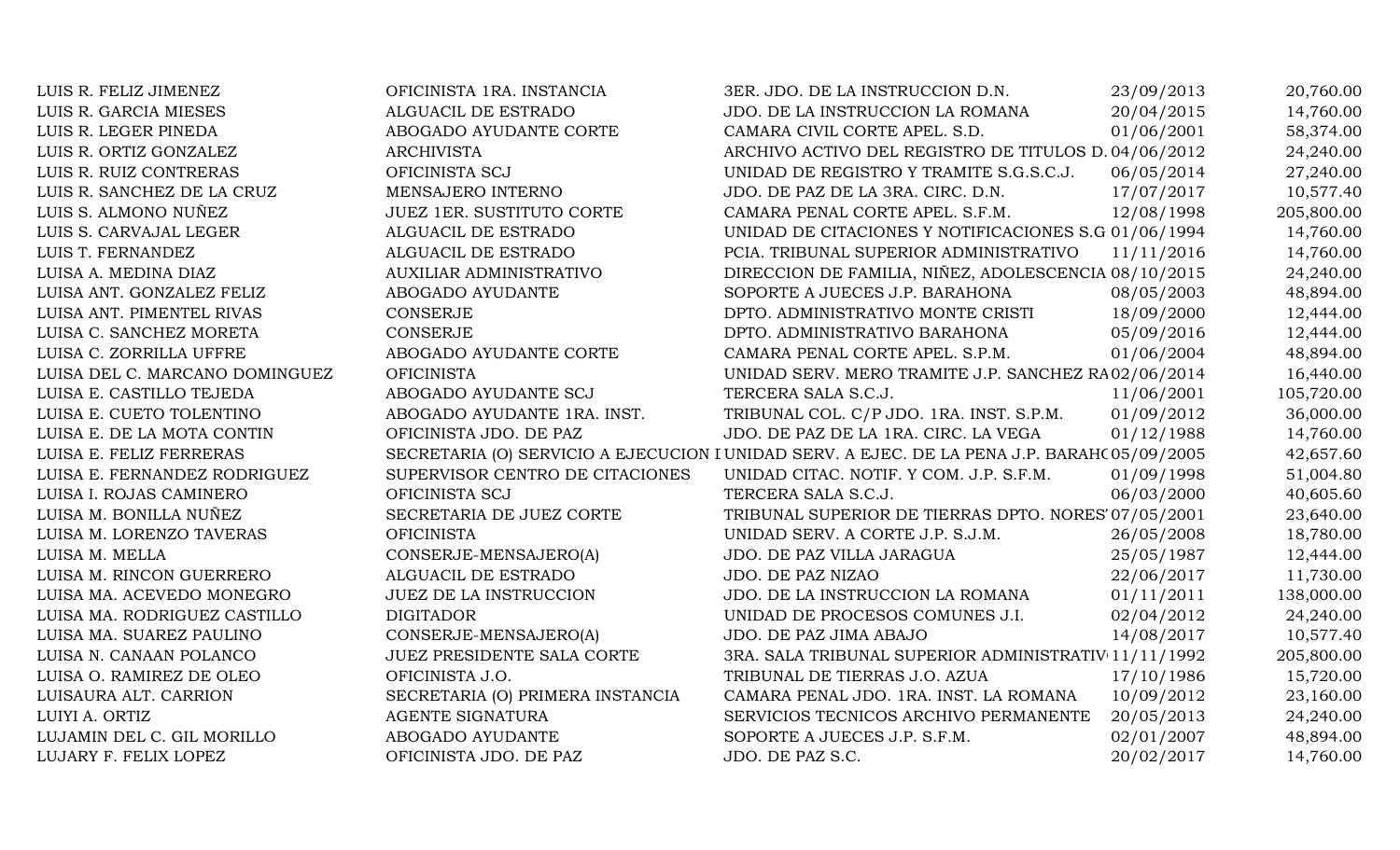| | | | | |
|---|---|---|---|---|
| LUIS R. FELIZ JIMENEZ | OFICINISTA 1RA. INSTANCIA | 3ER. JDO. DE LA INSTRUCCION D.N. | 23/09/2013 | 20,760.00 |
| LUIS R. GARCIA MIESES | ALGUACIL DE ESTRADO | JDO. DE LA INSTRUCCION LA ROMANA | 20/04/2015 | 14,760.00 |
| LUIS R. LEGER PINEDA | ABOGADO AYUDANTE CORTE | CAMARA CIVIL CORTE APEL. S.D. | 01/06/2001 | 58,374.00 |
| LUIS R. ORTIZ GONZALEZ | ARCHIVISTA | ARCHIVO ACTIVO DEL REGISTRO DE TITULOS D. | 04/06/2012 | 24,240.00 |
| LUIS R. RUIZ CONTRERAS | OFICINISTA SCJ | UNIDAD DE REGISTRO Y TRAMITE S.G.S.C.J. | 06/05/2014 | 27,240.00 |
| LUIS R. SANCHEZ DE LA CRUZ | MENSAJERO INTERNO | JDO. DE PAZ DE LA 3RA. CIRC. D.N. | 17/07/2017 | 10,577.40 |
| LUIS S. ALMONO NUÑEZ | JUEZ 1ER. SUSTITUTO CORTE | CAMARA PENAL CORTE APEL. S.F.M. | 12/08/1998 | 205,800.00 |
| LUIS S. CARVAJAL LEGER | ALGUACIL DE ESTRADO | UNIDAD DE CITACIONES Y NOTIFICACIONES S.G | 01/06/1994 | 14,760.00 |
| LUIS T. FERNANDEZ | ALGUACIL DE ESTRADO | PCIA. TRIBUNAL SUPERIOR ADMINISTRATIVO | 11/11/2016 | 14,760.00 |
| LUISA A. MEDINA DIAZ | AUXILIAR ADMINISTRATIVO | DIRECCION DE FAMILIA, NIÑEZ, ADOLESCENCIA | 08/10/2015 | 24,240.00 |
| LUISA ANT. GONZALEZ FELIZ | ABOGADO AYUDANTE | SOPORTE A JUECES J.P. BARAHONA | 08/05/2003 | 48,894.00 |
| LUISA ANT. PIMENTEL RIVAS | CONSERJE | DPTO. ADMINISTRATIVO MONTE CRISTI | 18/09/2000 | 12,444.00 |
| LUISA C. SANCHEZ MORETA | CONSERJE | DPTO. ADMINISTRATIVO BARAHONA | 05/09/2016 | 12,444.00 |
| LUISA C. ZORRILLA UFFRE | ABOGADO AYUDANTE CORTE | CAMARA PENAL CORTE APEL. S.P.M. | 01/06/2004 | 48,894.00 |
| LUISA DEL C. MARCANO DOMINGUEZ | OFICINISTA | UNIDAD SERV. MERO TRAMITE J.P. SANCHEZ RA | 02/06/2014 | 16,440.00 |
| LUISA E. CASTILLO TEJEDA | ABOGADO AYUDANTE SCJ | TERCERA SALA S.C.J. | 11/06/2001 | 105,720.00 |
| LUISA E. CUETO TOLENTINO | ABOGADO AYUDANTE 1RA. INST. | TRIBUNAL COL. C/P JDO. 1RA. INST. S.P.M. | 01/09/2012 | 36,000.00 |
| LUISA E. DE LA MOTA CONTIN | OFICINISTA JDO. DE PAZ | JDO. DE PAZ DE LA 1RA. CIRC. LA VEGA | 01/12/1988 | 14,760.00 |
| LUISA E. FELIZ FERRERAS | SECRETARIA (O) SERVICIO A EJECUCION I | UNIDAD SERV. A EJEC. DE LA PENA J.P. BARAHC | 05/09/2005 | 42,657.60 |
| LUISA E. FERNANDEZ RODRIGUEZ | SUPERVISOR CENTRO DE CITACIONES | UNIDAD CITAC. NOTIF. Y COM. J.P. S.F.M. | 01/09/1998 | 51,004.80 |
| LUISA I. ROJAS CAMINERO | OFICINISTA SCJ | TERCERA SALA S.C.J. | 06/03/2000 | 40,605.60 |
| LUISA M. BONILLA NUÑEZ | SECRETARIA DE JUEZ CORTE | TRIBUNAL SUPERIOR DE TIERRAS DPTO. NORES' | 07/05/2001 | 23,640.00 |
| LUISA M. LORENZO TAVERAS | OFICINISTA | UNIDAD SERV. A CORTE J.P. S.J.M. | 26/05/2008 | 18,780.00 |
| LUISA M. MELLA | CONSERJE-MENSAJERO(A) | JDO. DE PAZ VILLA JARAGUA | 25/05/1987 | 12,444.00 |
| LUISA M. RINCON GUERRERO | ALGUACIL DE ESTRADO | JDO. DE PAZ NIZAO | 22/06/2017 | 11,730.00 |
| LUISA MA. ACEVEDO MONEGRO | JUEZ DE LA INSTRUCCION | JDO. DE LA INSTRUCCION LA ROMANA | 01/11/2011 | 138,000.00 |
| LUISA MA. RODRIGUEZ CASTILLO | DIGITADOR | UNIDAD DE PROCESOS COMUNES J.I. | 02/04/2012 | 24,240.00 |
| LUISA MA. SUAREZ PAULINO | CONSERJE-MENSAJERO(A) | JDO. DE PAZ JIMA ABAJO | 14/08/2017 | 10,577.40 |
| LUISA N. CANAAN POLANCO | JUEZ PRESIDENTE SALA CORTE | 3RA. SALA TRIBUNAL SUPERIOR ADMINISTRATIV | 11/11/1992 | 205,800.00 |
| LUISA O. RAMIREZ DE OLEO | OFICINISTA J.O. | TRIBUNAL DE TIERRAS J.O. AZUA | 17/10/1986 | 15,720.00 |
| LUISAURA ALT. CARRION | SECRETARIA (O) PRIMERA INSTANCIA | CAMARA PENAL JDO. 1RA. INST. LA ROMANA | 10/09/2012 | 23,160.00 |
| LUIYI A. ORTIZ | AGENTE SIGNATURA | SERVICIOS TECNICOS ARCHIVO PERMANENTE | 20/05/2013 | 24,240.00 |
| LUJAMIN DEL C. GIL MORILLO | ABOGADO AYUDANTE | SOPORTE A JUECES J.P. S.F.M. | 02/01/2007 | 48,894.00 |
| LUJARY F. FELIX LOPEZ | OFICINISTA JDO. DE PAZ | JDO. DE PAZ S.C. | 20/02/2017 | 14,760.00 |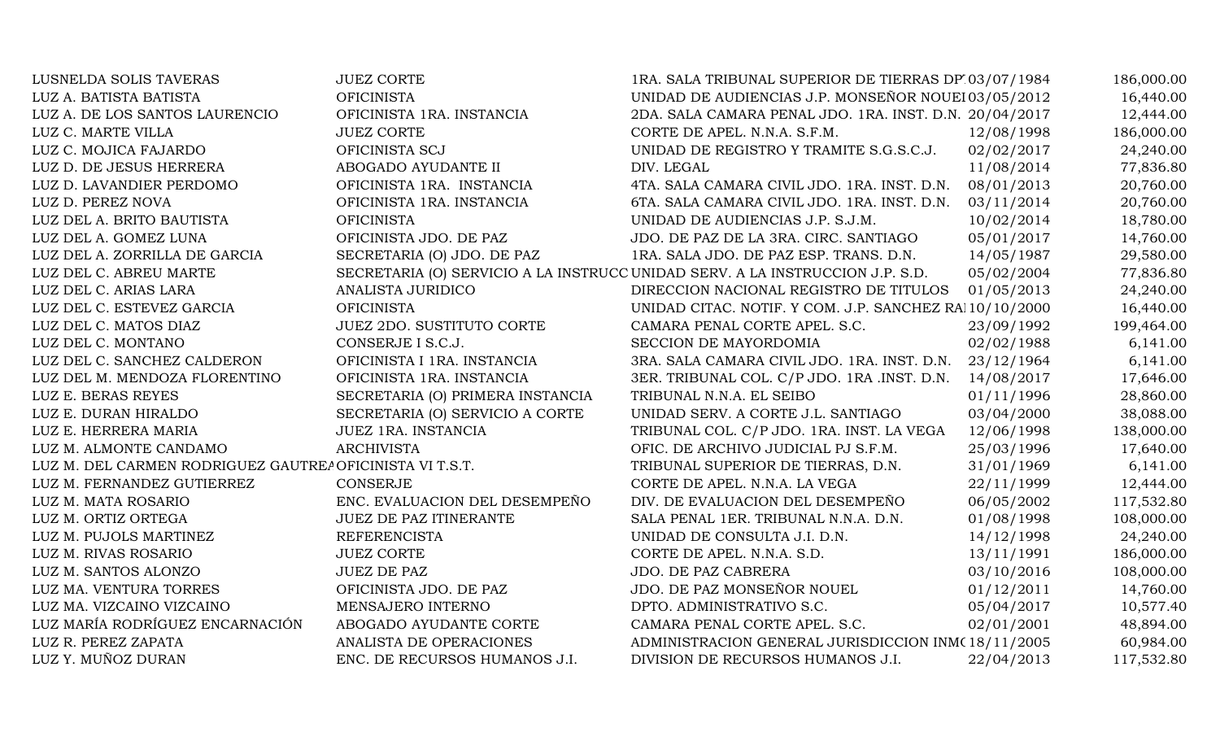| | | | | |
|---|---|---|---|---|
| LUSNELDA SOLIS TAVERAS | JUEZ CORTE | 1RA. SALA TRIBUNAL SUPERIOR DE TIERRAS DP | 03/07/1984 | 186,000.00 |
| LUZ A. BATISTA BATISTA | OFICINISTA | UNIDAD DE AUDIENCIAS J.P. MONSEÑOR NOUEL | 03/05/2012 | 16,440.00 |
| LUZ A. DE LOS SANTOS LAURENCIO | OFICINISTA 1RA. INSTANCIA | 2DA. SALA CAMARA PENAL JDO. 1RA. INST. D.N. | 20/04/2017 | 12,444.00 |
| LUZ C. MARTE VILLA | JUEZ CORTE | CORTE DE APEL. N.N.A. S.F.M. | 12/08/1998 | 186,000.00 |
| LUZ C. MOJICA FAJARDO | OFICINISTA SCJ | UNIDAD DE REGISTRO Y TRAMITE S.G.S.C.J. | 02/02/2017 | 24,240.00 |
| LUZ D. DE JESUS HERRERA | ABOGADO AYUDANTE II | DIV. LEGAL | 11/08/2014 | 77,836.80 |
| LUZ D. LAVANDIER PERDOMO | OFICINISTA 1RA. INSTANCIA | 4TA. SALA CAMARA CIVIL JDO. 1RA. INST. D.N. | 08/01/2013 | 20,760.00 |
| LUZ D. PEREZ NOVA | OFICINISTA 1RA. INSTANCIA | 6TA. SALA CAMARA CIVIL JDO. 1RA. INST. D.N. | 03/11/2014 | 20,760.00 |
| LUZ DEL A. BRITO BAUTISTA | OFICINISTA | UNIDAD DE AUDIENCIAS J.P. S.J.M. | 10/02/2014 | 18,780.00 |
| LUZ DEL A. GOMEZ LUNA | OFICINISTA JDO. DE PAZ | JDO. DE PAZ DE LA 3RA. CIRC. SANTIAGO | 05/01/2017 | 14,760.00 |
| LUZ DEL A. ZORRILLA DE GARCIA | SECRETARIA (O) JDO. DE PAZ | 1RA. SALA JDO. DE PAZ ESP. TRANS. D.N. | 14/05/1987 | 29,580.00 |
| LUZ DEL C. ABREU MARTE | SECRETARIA (O) SERVICIO A LA INSTRUCC | UNIDAD SERV. A LA INSTRUCCION J.P. S.D. | 05/02/2004 | 77,836.80 |
| LUZ DEL C. ARIAS LARA | ANALISTA JURIDICO | DIRECCION NACIONAL REGISTRO DE TITULOS | 01/05/2013 | 24,240.00 |
| LUZ DEL C. ESTEVEZ GARCIA | OFICINISTA | UNIDAD CITAC. NOTIF. Y COM. J.P. SANCHEZ RA | 10/10/2000 | 16,440.00 |
| LUZ DEL C. MATOS DIAZ | JUEZ 2DO. SUSTITUTO CORTE | CAMARA PENAL CORTE APEL. S.C. | 23/09/1992 | 199,464.00 |
| LUZ DEL C. MONTANO | CONSERJE I S.C.J. | SECCION DE MAYORDOMIA | 02/02/1988 | 6,141.00 |
| LUZ DEL C. SANCHEZ CALDERON | OFICINISTA I 1RA. INSTANCIA | 3RA. SALA CAMARA CIVIL JDO. 1RA. INST. D.N. | 23/12/1964 | 6,141.00 |
| LUZ DEL M. MENDOZA FLORENTINO | OFICINISTA 1RA. INSTANCIA | 3ER. TRIBUNAL COL. C/P JDO. 1RA .INST. D.N. | 14/08/2017 | 17,646.00 |
| LUZ E. BERAS REYES | SECRETARIA (O) PRIMERA INSTANCIA | TRIBUNAL N.N.A. EL SEIBO | 01/11/1996 | 28,860.00 |
| LUZ E. DURAN HIRALDO | SECRETARIA (O) SERVICIO A CORTE | UNIDAD SERV. A CORTE J.L. SANTIAGO | 03/04/2000 | 38,088.00 |
| LUZ E. HERRERA MARIA | JUEZ 1RA. INSTANCIA | TRIBUNAL COL. C/P JDO. 1RA. INST. LA VEGA | 12/06/1998 | 138,000.00 |
| LUZ M. ALMONTE CANDAMO | ARCHIVISTA | OFIC. DE ARCHIVO JUDICIAL PJ S.F.M. | 25/03/1996 | 17,640.00 |
| LUZ M. DEL CARMEN RODRIGUEZ GAUTREA | OFICINISTA VI T.S.T. | TRIBUNAL SUPERIOR DE TIERRAS, D.N. | 31/01/1969 | 6,141.00 |
| LUZ M. FERNANDEZ GUTIERREZ | CONSERJE | CORTE DE APEL. N.N.A. LA VEGA | 22/11/1999 | 12,444.00 |
| LUZ M. MATA ROSARIO | ENC. EVALUACION DEL DESEMPEÑO | DIV. DE EVALUACION DEL DESEMPEÑO | 06/05/2002 | 117,532.80 |
| LUZ M. ORTIZ ORTEGA | JUEZ DE PAZ ITINERANTE | SALA PENAL 1ER. TRIBUNAL N.N.A. D.N. | 01/08/1998 | 108,000.00 |
| LUZ M. PUJOLS MARTINEZ | REFERENCISTA | UNIDAD DE CONSULTA J.I. D.N. | 14/12/1998 | 24,240.00 |
| LUZ M. RIVAS ROSARIO | JUEZ CORTE | CORTE DE APEL. N.N.A. S.D. | 13/11/1991 | 186,000.00 |
| LUZ M. SANTOS ALONZO | JUEZ DE PAZ | JDO. DE PAZ CABRERA | 03/10/2016 | 108,000.00 |
| LUZ MA. VENTURA TORRES | OFICINISTA JDO. DE PAZ | JDO. DE PAZ MONSEÑOR NOUEL | 01/12/2011 | 14,760.00 |
| LUZ MA. VIZCAINO VIZCAINO | MENSAJERO INTERNO | DPTO. ADMINISTRATIVO S.C. | 05/04/2017 | 10,577.40 |
| LUZ MARÍA RODRÍGUEZ ENCARNACIÓN | ABOGADO AYUDANTE CORTE | CAMARA PENAL CORTE APEL. S.C. | 02/01/2001 | 48,894.00 |
| LUZ R. PEREZ ZAPATA | ANALISTA DE OPERACIONES | ADMINISTRACION GENERAL JURISDICCION INM( | 18/11/2005 | 60,984.00 |
| LUZ Y. MUÑOZ DURAN | ENC. DE RECURSOS HUMANOS J.I. | DIVISION DE RECURSOS HUMANOS J.I. | 22/04/2013 | 117,532.80 |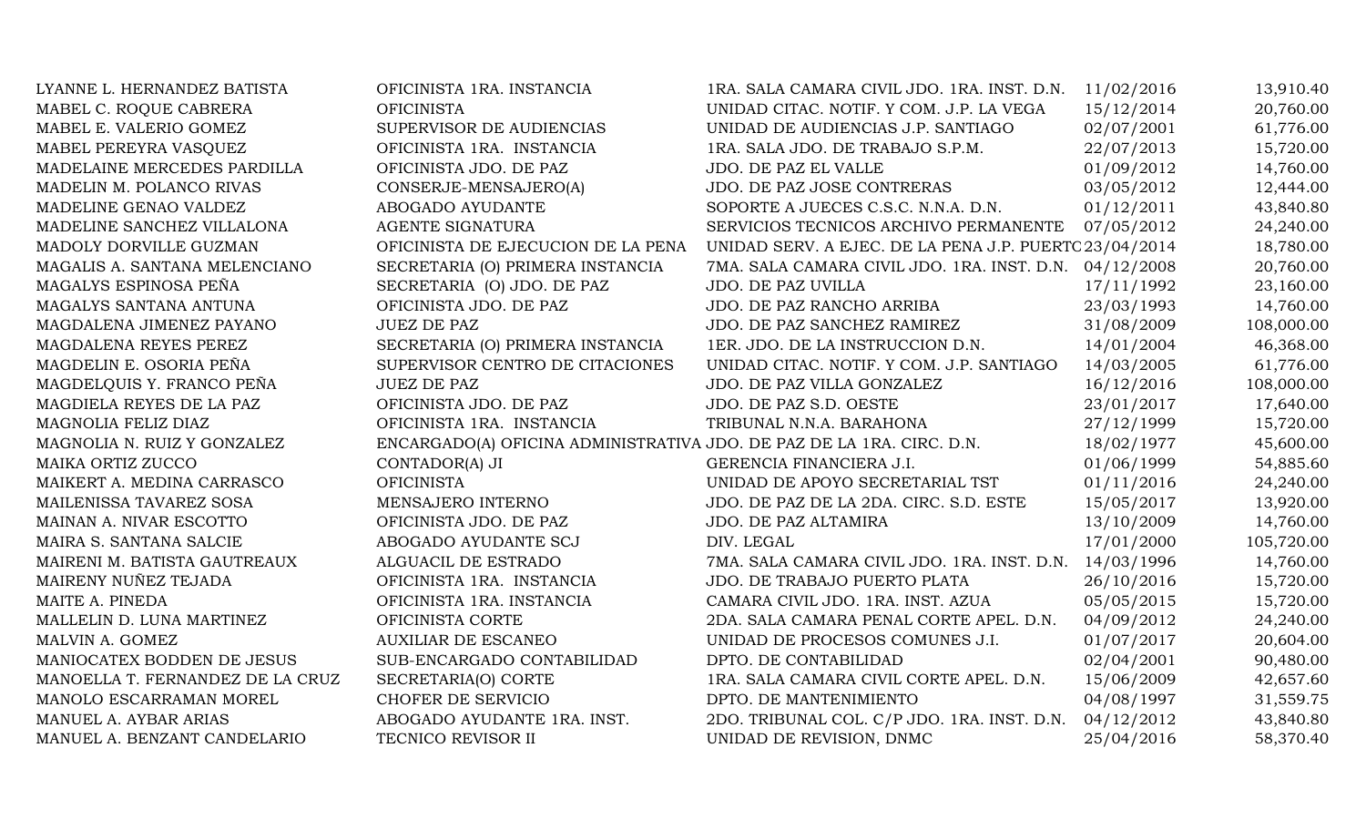| | | | | |
|---|---|---|---|---|
| LYANNE L. HERNANDEZ BATISTA | OFICINISTA 1RA. INSTANCIA | 1RA. SALA CAMARA CIVIL JDO. 1RA. INST. D.N. | 11/02/2016 | 13,910.40 |
| MABEL C. ROQUE CABRERA | OFICINISTA | UNIDAD CITAC. NOTIF. Y COM. J.P. LA VEGA | 15/12/2014 | 20,760.00 |
| MABEL E. VALERIO GOMEZ | SUPERVISOR DE AUDIENCIAS | UNIDAD DE AUDIENCIAS J.P. SANTIAGO | 02/07/2001 | 61,776.00 |
| MABEL PEREYRA VASQUEZ | OFICINISTA 1RA. INSTANCIA | 1RA. SALA JDO. DE TRABAJO S.P.M. | 22/07/2013 | 15,720.00 |
| MADELAINE MERCEDES PARDILLA | OFICINISTA JDO. DE PAZ | JDO. DE PAZ EL VALLE | 01/09/2012 | 14,760.00 |
| MADELIN M. POLANCO RIVAS | CONSERJE-MENSAJERO(A) | JDO. DE PAZ JOSE CONTRERAS | 03/05/2012 | 12,444.00 |
| MADELINE GENAO VALDEZ | ABOGADO AYUDANTE | SOPORTE A JUECES C.S.C. N.N.A. D.N. | 01/12/2011 | 43,840.80 |
| MADELINE SANCHEZ VILLALONA | AGENTE SIGNATURA | SERVICIOS TECNICOS ARCHIVO PERMANENTE | 07/05/2012 | 24,240.00 |
| MADOLY DORVILLE GUZMAN | OFICINISTA DE EJECUCION DE LA PENA | UNIDAD SERV. A EJEC. DE LA PENA J.P. PUERTO | 23/04/2014 | 18,780.00 |
| MAGALIS A. SANTANA MELENCIANO | SECRETARIA (O) PRIMERA INSTANCIA | 7MA. SALA CAMARA CIVIL JDO. 1RA. INST. D.N. | 04/12/2008 | 20,760.00 |
| MAGALYS ESPINOSA PEÑA | SECRETARIA (O) JDO. DE PAZ | JDO. DE PAZ UVILLA | 17/11/1992 | 23,160.00 |
| MAGALYS SANTANA ANTUNA | OFICINISTA JDO. DE PAZ | JDO. DE PAZ RANCHO ARRIBA | 23/03/1993 | 14,760.00 |
| MAGDALENA JIMENEZ PAYANO | JUEZ DE PAZ | JDO. DE PAZ SANCHEZ RAMIREZ | 31/08/2009 | 108,000.00 |
| MAGDALENA REYES PEREZ | SECRETARIA (O) PRIMERA INSTANCIA | 1ER. JDO. DE LA INSTRUCCION D.N. | 14/01/2004 | 46,368.00 |
| MAGDELIN E. OSORIA PEÑA | SUPERVISOR CENTRO DE CITACIONES | UNIDAD CITAC. NOTIF. Y COM. J.P. SANTIAGO | 14/03/2005 | 61,776.00 |
| MAGDELQUIS Y. FRANCO PEÑA | JUEZ DE PAZ | JDO. DE PAZ VILLA GONZALEZ | 16/12/2016 | 108,000.00 |
| MAGDIELA REYES DE LA PAZ | OFICINISTA JDO. DE PAZ | JDO. DE PAZ S.D. OESTE | 23/01/2017 | 17,640.00 |
| MAGNOLIA FELIZ DIAZ | OFICINISTA 1RA. INSTANCIA | TRIBUNAL N.N.A. BARAHONA | 27/12/1999 | 15,720.00 |
| MAGNOLIA N. RUIZ Y GONZALEZ | ENCARGADO(A) OFICINA ADMINISTRATIVA | JDO. DE PAZ DE LA 1RA. CIRC. D.N. | 18/02/1977 | 45,600.00 |
| MAIKA ORTIZ ZUCCO | CONTADOR(A) JI | GERENCIA FINANCIERA J.I. | 01/06/1999 | 54,885.60 |
| MAIKERT A. MEDINA CARRASCO | OFICINISTA | UNIDAD DE APOYO SECRETARIAL TST | 01/11/2016 | 24,240.00 |
| MAILENISSA TAVAREZ SOSA | MENSAJERO INTERNO | JDO. DE PAZ DE LA 2DA. CIRC. S.D. ESTE | 15/05/2017 | 13,920.00 |
| MAINAN A. NIVAR ESCOTTO | OFICINISTA JDO. DE PAZ | JDO. DE PAZ ALTAMIRA | 13/10/2009 | 14,760.00 |
| MAIRA S. SANTANA SALCIE | ABOGADO AYUDANTE SCJ | DIV. LEGAL | 17/01/2000 | 105,720.00 |
| MAIRENI M. BATISTA GAUTREAUX | ALGUACIL DE ESTRADO | 7MA. SALA CAMARA CIVIL JDO. 1RA. INST. D.N. | 14/03/1996 | 14,760.00 |
| MAIRENY NUÑEZ TEJADA | OFICINISTA 1RA. INSTANCIA | JDO. DE TRABAJO PUERTO PLATA | 26/10/2016 | 15,720.00 |
| MAITE A. PINEDA | OFICINISTA 1RA. INSTANCIA | CAMARA CIVIL JDO. 1RA. INST. AZUA | 05/05/2015 | 15,720.00 |
| MALLELIN D. LUNA MARTINEZ | OFICINISTA CORTE | 2DA. SALA CAMARA PENAL CORTE APEL. D.N. | 04/09/2012 | 24,240.00 |
| MALVIN A. GOMEZ | AUXILIAR DE ESCANEO | UNIDAD DE PROCESOS COMUNES J.I. | 01/07/2017 | 20,604.00 |
| MANIOCATEX BODDEN DE JESUS | SUB-ENCARGADO CONTABILIDAD | DPTO. DE CONTABILIDAD | 02/04/2001 | 90,480.00 |
| MANOELLA T. FERNANDEZ DE LA CRUZ | SECRETARIA(O) CORTE | 1RA. SALA CAMARA CIVIL CORTE APEL. D.N. | 15/06/2009 | 42,657.60 |
| MANOLO ESCARRAMAN MOREL | CHOFER DE SERVICIO | DPTO. DE MANTENIMIENTO | 04/08/1997 | 31,559.75 |
| MANUEL A. AYBAR ARIAS | ABOGADO AYUDANTE 1RA. INST. | 2DO. TRIBUNAL COL. C/P JDO. 1RA. INST. D.N. | 04/12/2012 | 43,840.80 |
| MANUEL A. BENZANT CANDELARIO | TECNICO REVISOR II | UNIDAD DE REVISION, DNMC | 25/04/2016 | 58,370.40 |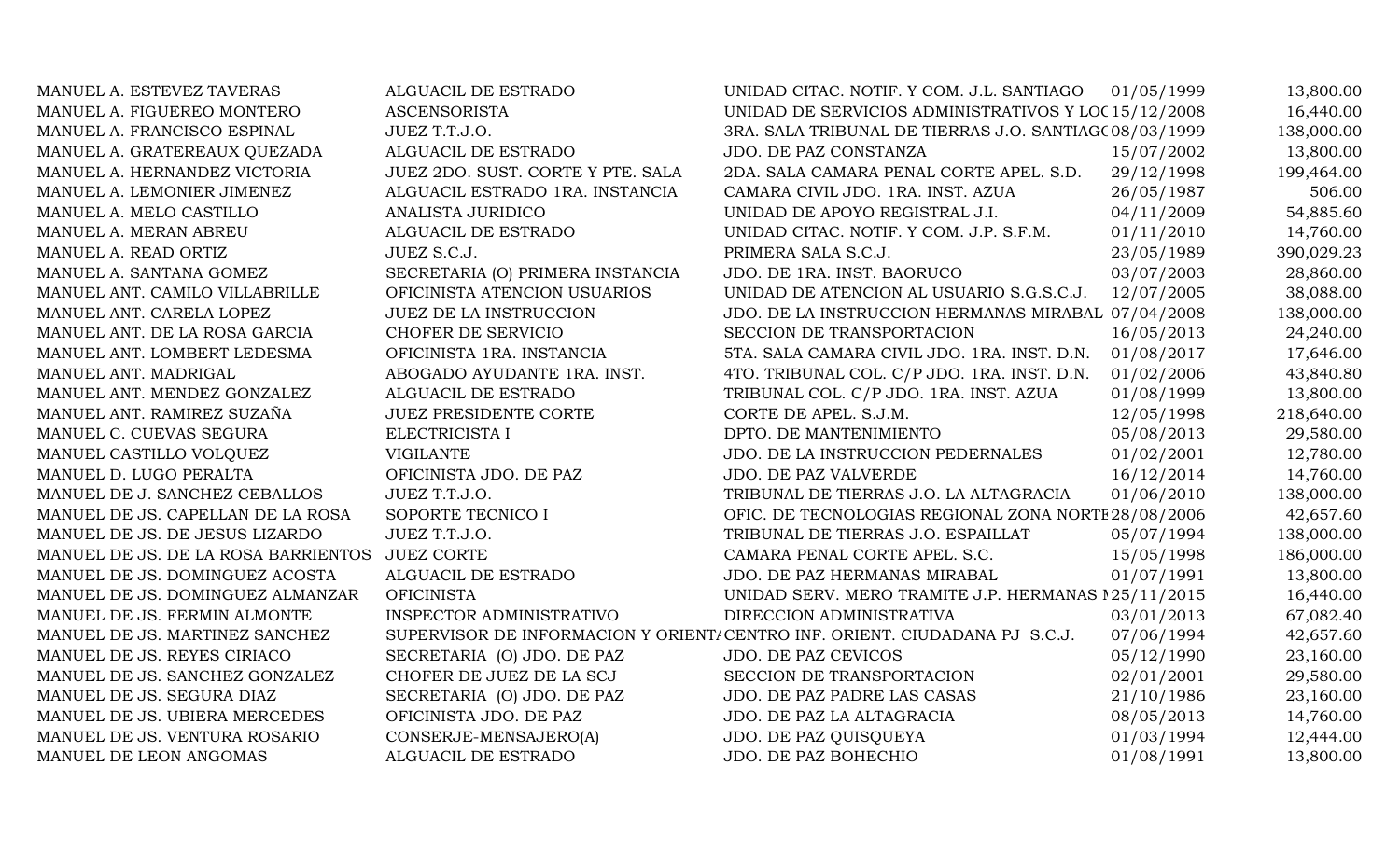| | | | | |
|---|---|---|---|---|
| MANUEL A. ESTEVEZ TAVERAS | ALGUACIL DE ESTRADO | UNIDAD CITAC. NOTIF. Y COM. J.L. SANTIAGO | 01/05/1999 | 13,800.00 |
| MANUEL A. FIGUEREO MONTERO | ASCENSORISTA | UNIDAD DE SERVICIOS ADMINISTRATIVOS Y LOC | 15/12/2008 | 16,440.00 |
| MANUEL A. FRANCISCO ESPINAL | JUEZ T.T.J.O. | 3RA. SALA TRIBUNAL DE TIERRAS J.O. SANTIAGO | 08/03/1999 | 138,000.00 |
| MANUEL A. GRATEREAUX QUEZADA | ALGUACIL DE ESTRADO | JDO. DE PAZ CONSTANZA | 15/07/2002 | 13,800.00 |
| MANUEL A. HERNANDEZ VICTORIA | JUEZ 2DO. SUST. CORTE Y PTE. SALA | 2DA. SALA CAMARA PENAL CORTE APEL. S.D. | 29/12/1998 | 199,464.00 |
| MANUEL A. LEMONIER JIMENEZ | ALGUACIL ESTRADO 1RA. INSTANCIA | CAMARA CIVIL JDO. 1RA. INST. AZUA | 26/05/1987 | 506.00 |
| MANUEL A. MELO CASTILLO | ANALISTA JURIDICO | UNIDAD DE APOYO REGISTRAL J.I. | 04/11/2009 | 54,885.60 |
| MANUEL A. MERAN ABREU | ALGUACIL DE ESTRADO | UNIDAD CITAC. NOTIF. Y COM. J.P. S.F.M. | 01/11/2010 | 14,760.00 |
| MANUEL A. READ ORTIZ | JUEZ S.C.J. | PRIMERA SALA S.C.J. | 23/05/1989 | 390,029.23 |
| MANUEL A. SANTANA GOMEZ | SECRETARIA (O) PRIMERA INSTANCIA | JDO. DE 1RA. INST. BAORUCO | 03/07/2003 | 28,860.00 |
| MANUEL ANT. CAMILO VILLABRILLE | OFICINISTA ATENCION USUARIOS | UNIDAD DE ATENCION AL USUARIO S.G.S.C.J. | 12/07/2005 | 38,088.00 |
| MANUEL ANT. CARELA LOPEZ | JUEZ DE LA INSTRUCCION | JDO. DE LA INSTRUCCION HERMANAS MIRABAL | 07/04/2008 | 138,000.00 |
| MANUEL ANT. DE LA ROSA GARCIA | CHOFER DE SERVICIO | SECCION DE TRANSPORTACION | 16/05/2013 | 24,240.00 |
| MANUEL ANT. LOMBERT LEDESMA | OFICINISTA 1RA. INSTANCIA | 5TA. SALA CAMARA CIVIL JDO. 1RA. INST. D.N. | 01/08/2017 | 17,646.00 |
| MANUEL ANT. MADRIGAL | ABOGADO AYUDANTE 1RA. INST. | 4TO. TRIBUNAL COL. C/P JDO. 1RA. INST. D.N. | 01/02/2006 | 43,840.80 |
| MANUEL ANT. MENDEZ GONZALEZ | ALGUACIL DE ESTRADO | TRIBUNAL COL. C/P JDO. 1RA. INST. AZUA | 01/08/1999 | 13,800.00 |
| MANUEL ANT. RAMIREZ SUZAÑA | JUEZ PRESIDENTE CORTE | CORTE DE APEL. S.J.M. | 12/05/1998 | 218,640.00 |
| MANUEL C. CUEVAS SEGURA | ELECTRICISTA I | DPTO. DE MANTENIMIENTO | 05/08/2013 | 29,580.00 |
| MANUEL CASTILLO VOLQUEZ | VIGILANTE | JDO. DE LA INSTRUCCION PEDERNALES | 01/02/2001 | 12,780.00 |
| MANUEL D. LUGO PERALTA | OFICINISTA JDO. DE PAZ | JDO. DE PAZ VALVERDE | 16/12/2014 | 14,760.00 |
| MANUEL DE J. SANCHEZ CEBALLOS | JUEZ T.T.J.O. | TRIBUNAL DE TIERRAS J.O. LA ALTAGRACIA | 01/06/2010 | 138,000.00 |
| MANUEL DE JS. CAPELLAN DE LA ROSA | SOPORTE TECNICO I | OFIC. DE TECNOLOGIAS REGIONAL ZONA NORTE | 28/08/2006 | 42,657.60 |
| MANUEL DE JS. DE JESUS LIZARDO | JUEZ T.T.J.O. | TRIBUNAL DE TIERRAS J.O. ESPAILLAT | 05/07/1994 | 138,000.00 |
| MANUEL DE JS. DE LA ROSA BARRIENTOS | JUEZ CORTE | CAMARA PENAL CORTE APEL. S.C. | 15/05/1998 | 186,000.00 |
| MANUEL DE JS. DOMINGUEZ ACOSTA | ALGUACIL DE ESTRADO | JDO. DE PAZ HERMANAS MIRABAL | 01/07/1991 | 13,800.00 |
| MANUEL DE JS. DOMINGUEZ ALMANZAR | OFICINISTA | UNIDAD SERV. MERO TRAMITE J.P. HERMANAS M | 25/11/2015 | 16,440.00 |
| MANUEL DE JS. FERMIN ALMONTE | INSPECTOR ADMINISTRATIVO | DIRECCION ADMINISTRATIVA | 03/01/2013 | 67,082.40 |
| MANUEL DE JS. MARTINEZ SANCHEZ | SUPERVISOR DE INFORMACION Y ORIENTA | CENTRO INF. ORIENT. CIUDADANA PJ S.C.J. | 07/06/1994 | 42,657.60 |
| MANUEL DE JS. REYES CIRIACO | SECRETARIA (O) JDO. DE PAZ | JDO. DE PAZ CEVICOS | 05/12/1990 | 23,160.00 |
| MANUEL DE JS. SANCHEZ GONZALEZ | CHOFER DE JUEZ DE LA SCJ | SECCION DE TRANSPORTACION | 02/01/2001 | 29,580.00 |
| MANUEL DE JS. SEGURA DIAZ | SECRETARIA (O) JDO. DE PAZ | JDO. DE PAZ PADRE LAS CASAS | 21/10/1986 | 23,160.00 |
| MANUEL DE JS. UBIERA MERCEDES | OFICINISTA JDO. DE PAZ | JDO. DE PAZ LA ALTAGRACIA | 08/05/2013 | 14,760.00 |
| MANUEL DE JS. VENTURA ROSARIO | CONSERJE-MENSAJERO(A) | JDO. DE PAZ QUISQUEYA | 01/03/1994 | 12,444.00 |
| MANUEL DE LEON ANGOMAS | ALGUACIL DE ESTRADO | JDO. DE PAZ BOHECHIO | 01/08/1991 | 13,800.00 |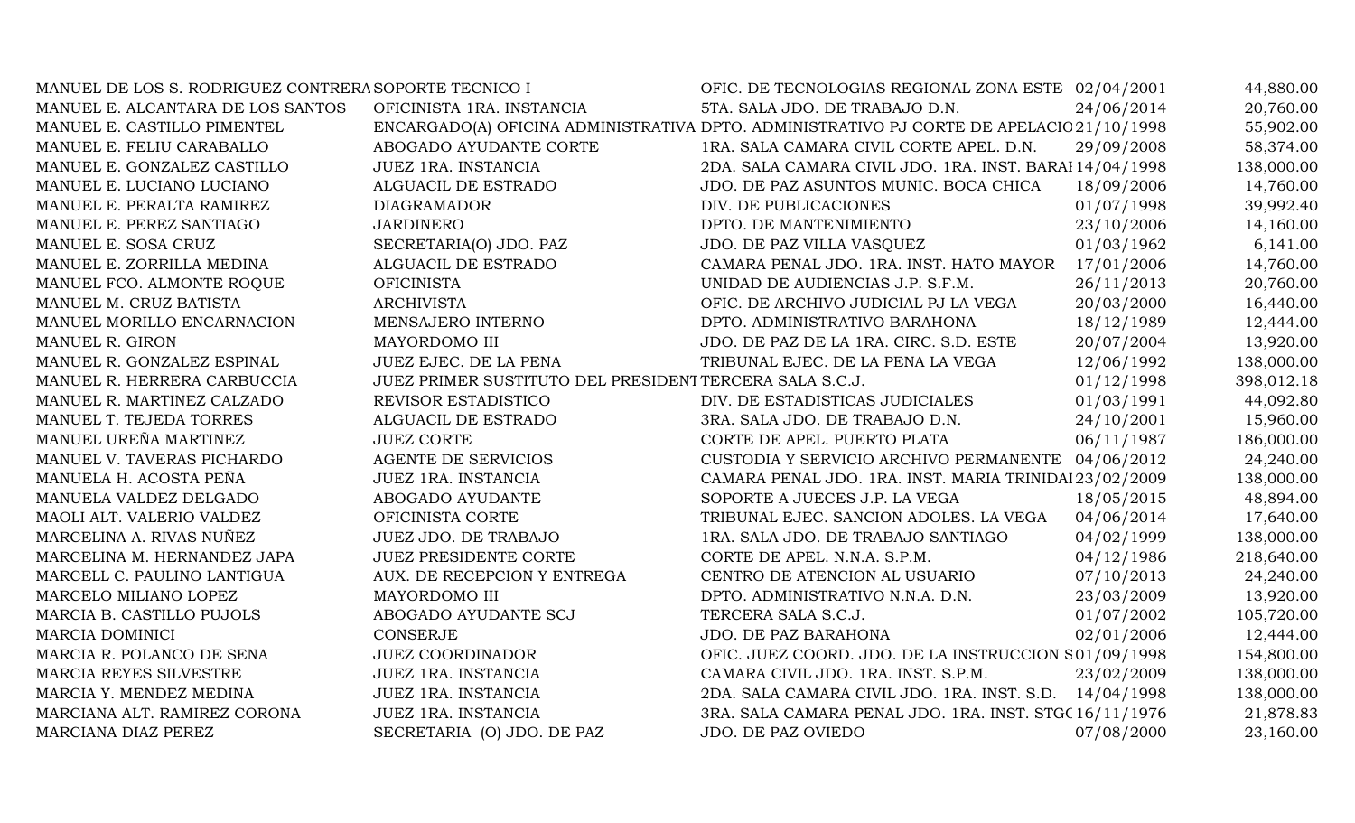| | | | | |
|---|---|---|---|---|
| MANUEL DE LOS S. RODRIGUEZ CONTRERA | SOPORTE TECNICO I | OFIC. DE TECNOLOGIAS REGIONAL ZONA ESTE | 02/04/2001 | 44,880.00 |
| MANUEL E. ALCANTARA DE LOS SANTOS | OFICINISTA 1RA. INSTANCIA | 5TA. SALA JDO. DE TRABAJO D.N. | 24/06/2014 | 20,760.00 |
| MANUEL E. CASTILLO PIMENTEL | ENCARGADO(A) OFICINA ADMINISTRATIVA | DPTO. ADMINISTRATIVO PJ CORTE DE APELACIO | 21/10/1998 | 55,902.00 |
| MANUEL E. FELIU CARABALLO | ABOGADO AYUDANTE CORTE | 1RA. SALA CAMARA CIVIL CORTE APEL. D.N. | 29/09/2008 | 58,374.00 |
| MANUEL E. GONZALEZ CASTILLO | JUEZ 1RA. INSTANCIA | 2DA. SALA CAMARA CIVIL JDO. 1RA. INST. BARAI | 14/04/1998 | 138,000.00 |
| MANUEL E. LUCIANO LUCIANO | ALGUACIL DE ESTRADO | JDO. DE PAZ ASUNTOS MUNIC. BOCA CHICA | 18/09/2006 | 14,760.00 |
| MANUEL E. PERALTA RAMIREZ | DIAGRAMADOR | DIV. DE PUBLICACIONES | 01/07/1998 | 39,992.40 |
| MANUEL E. PEREZ SANTIAGO | JARDINERO | DPTO. DE MANTENIMIENTO | 23/10/2006 | 14,160.00 |
| MANUEL E. SOSA CRUZ | SECRETARIA(O) JDO. PAZ | JDO. DE PAZ VILLA VASQUEZ | 01/03/1962 | 6,141.00 |
| MANUEL E. ZORRILLA MEDINA | ALGUACIL DE ESTRADO | CAMARA PENAL JDO. 1RA. INST. HATO MAYOR | 17/01/2006 | 14,760.00 |
| MANUEL FCO. ALMONTE ROQUE | OFICINISTA | UNIDAD DE AUDIENCIAS J.P. S.F.M. | 26/11/2013 | 20,760.00 |
| MANUEL M. CRUZ BATISTA | ARCHIVISTA | OFIC. DE ARCHIVO JUDICIAL PJ LA VEGA | 20/03/2000 | 16,440.00 |
| MANUEL MORILLO ENCARNACION | MENSAJERO INTERNO | DPTO. ADMINISTRATIVO BARAHONA | 18/12/1989 | 12,444.00 |
| MANUEL R. GIRON | MAYORDOMO III | JDO. DE PAZ DE LA 1RA. CIRC. S.D. ESTE | 20/07/2004 | 13,920.00 |
| MANUEL R. GONZALEZ ESPINAL | JUEZ EJEC. DE LA PENA | TRIBUNAL EJEC. DE LA PENA LA VEGA | 12/06/1992 | 138,000.00 |
| MANUEL R. HERRERA CARBUCCIA | JUEZ PRIMER SUSTITUTO DEL PRESIDENT | TERCERA SALA S.C.J. | 01/12/1998 | 398,012.18 |
| MANUEL R. MARTINEZ CALZADO | REVISOR ESTADISTICO | DIV. DE ESTADISTICAS JUDICIALES | 01/03/1991 | 44,092.80 |
| MANUEL T. TEJEDA TORRES | ALGUACIL DE ESTRADO | 3RA. SALA JDO. DE TRABAJO D.N. | 24/10/2001 | 15,960.00 |
| MANUEL UREÑA MARTINEZ | JUEZ CORTE | CORTE DE APEL. PUERTO PLATA | 06/11/1987 | 186,000.00 |
| MANUEL V. TAVERAS PICHARDO | AGENTE DE SERVICIOS | CUSTODIA Y SERVICIO ARCHIVO PERMANENTE | 04/06/2012 | 24,240.00 |
| MANUELA H. ACOSTA PEÑA | JUEZ 1RA. INSTANCIA | CAMARA PENAL JDO. 1RA. INST. MARIA TRINIDAI | 23/02/2009 | 138,000.00 |
| MANUELA VALDEZ DELGADO | ABOGADO AYUDANTE | SOPORTE A JUECES J.P. LA VEGA | 18/05/2015 | 48,894.00 |
| MAOLI ALT. VALERIO VALDEZ | OFICINISTA CORTE | TRIBUNAL EJEC. SANCION ADOLES. LA VEGA | 04/06/2014 | 17,640.00 |
| MARCELINA A. RIVAS NUÑEZ | JUEZ JDO. DE TRABAJO | 1RA. SALA JDO. DE TRABAJO SANTIAGO | 04/02/1999 | 138,000.00 |
| MARCELINA M. HERNANDEZ JAPA | JUEZ PRESIDENTE CORTE | CORTE DE APEL. N.N.A. S.P.M. | 04/12/1986 | 218,640.00 |
| MARCELL C. PAULINO LANTIGUA | AUX. DE RECEPCION Y ENTREGA | CENTRO DE ATENCION AL USUARIO | 07/10/2013 | 24,240.00 |
| MARCELO MILIANO LOPEZ | MAYORDOMO III | DPTO. ADMINISTRATIVO N.N.A. D.N. | 23/03/2009 | 13,920.00 |
| MARCIA B. CASTILLO PUJOLS | ABOGADO AYUDANTE SCJ | TERCERA SALA S.C.J. | 01/07/2002 | 105,720.00 |
| MARCIA DOMINICI | CONSERJE | JDO. DE PAZ BARAHONA | 02/01/2006 | 12,444.00 |
| MARCIA R. POLANCO DE SENA | JUEZ COORDINADOR | OFIC. JUEZ COORD. JDO. DE LA INSTRUCCION S | 01/09/1998 | 154,800.00 |
| MARCIA REYES SILVESTRE | JUEZ 1RA. INSTANCIA | CAMARA CIVIL JDO. 1RA. INST. S.P.M. | 23/02/2009 | 138,000.00 |
| MARCIA Y. MENDEZ MEDINA | JUEZ 1RA. INSTANCIA | 2DA. SALA CAMARA CIVIL JDO. 1RA. INST. S.D. | 14/04/1998 | 138,000.00 |
| MARCIANA ALT. RAMIREZ CORONA | JUEZ 1RA. INSTANCIA | 3RA. SALA CAMARA PENAL JDO. 1RA. INST. STGC | 16/11/1976 | 21,878.83 |
| MARCIANA DIAZ PEREZ | SECRETARIA (O) JDO. DE PAZ | JDO. DE PAZ OVIEDO | 07/08/2000 | 23,160.00 |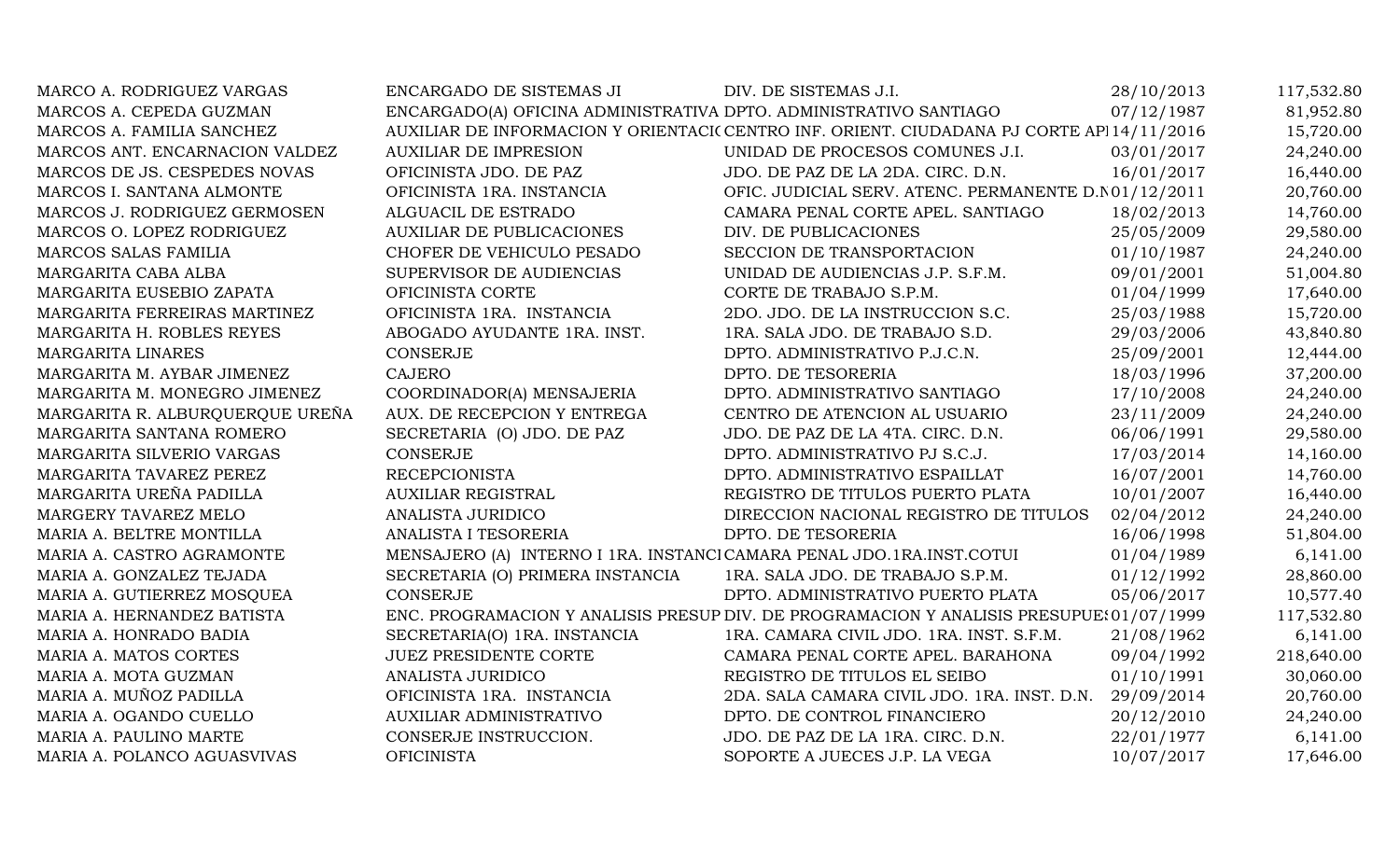| | | | | |
|---|---|---|---|---|
| MARCO A. RODRIGUEZ VARGAS | ENCARGADO DE SISTEMAS JI | DIV. DE SISTEMAS J.I. | 28/10/2013 | 117,532.80 |
| MARCOS A. CEPEDA GUZMAN | ENCARGADO(A) OFICINA ADMINISTRATIVA | DPTO. ADMINISTRATIVO SANTIAGO | 07/12/1987 | 81,952.80 |
| MARCOS A. FAMILIA SANCHEZ | AUXILIAR DE INFORMACION Y ORIENTACIO | CENTRO INF. ORIENT. CIUDADANA PJ CORTE AP | 14/11/2016 | 15,720.00 |
| MARCOS ANT. ENCARNACION VALDEZ | AUXILIAR DE IMPRESION | UNIDAD DE PROCESOS COMUNES J.I. | 03/01/2017 | 24,240.00 |
| MARCOS DE JS. CESPEDES NOVAS | OFICINISTA JDO. DE PAZ | JDO. DE PAZ DE LA 2DA. CIRC. D.N. | 16/01/2017 | 16,440.00 |
| MARCOS I. SANTANA ALMONTE | OFICINISTA 1RA. INSTANCIA | OFIC. JUDICIAL SERV. ATENC. PERMANENTE D.N | 01/12/2011 | 20,760.00 |
| MARCOS J. RODRIGUEZ GERMOSEN | ALGUACIL DE ESTRADO | CAMARA PENAL CORTE APEL. SANTIAGO | 18/02/2013 | 14,760.00 |
| MARCOS O. LOPEZ RODRIGUEZ | AUXILIAR DE PUBLICACIONES | DIV. DE PUBLICACIONES | 25/05/2009 | 29,580.00 |
| MARCOS SALAS FAMILIA | CHOFER DE VEHICULO PESADO | SECCION DE TRANSPORTACION | 01/10/1987 | 24,240.00 |
| MARGARITA CABA ALBA | SUPERVISOR DE AUDIENCIAS | UNIDAD DE AUDIENCIAS J.P. S.F.M. | 09/01/2001 | 51,004.80 |
| MARGARITA EUSEBIO ZAPATA | OFICINISTA CORTE | CORTE DE TRABAJO S.P.M. | 01/04/1999 | 17,640.00 |
| MARGARITA FERREIRAS MARTINEZ | OFICINISTA 1RA. INSTANCIA | 2DO. JDO. DE LA INSTRUCCION S.C. | 25/03/1988 | 15,720.00 |
| MARGARITA H. ROBLES REYES | ABOGADO AYUDANTE 1RA. INST. | 1RA. SALA JDO. DE TRABAJO S.D. | 29/03/2006 | 43,840.80 |
| MARGARITA LINARES | CONSERJE | DPTO. ADMINISTRATIVO P.J.C.N. | 25/09/2001 | 12,444.00 |
| MARGARITA M. AYBAR JIMENEZ | CAJERO | DPTO. DE TESORERIA | 18/03/1996 | 37,200.00 |
| MARGARITA M. MONEGRO JIMENEZ | COORDINADOR(A) MENSAJERIA | DPTO. ADMINISTRATIVO SANTIAGO | 17/10/2008 | 24,240.00 |
| MARGARITA R. ALBURQUERQUE UREÑA | AUX. DE RECEPCION Y ENTREGA | CENTRO DE ATENCION AL USUARIO | 23/11/2009 | 24,240.00 |
| MARGARITA SANTANA ROMERO | SECRETARIA (O) JDO. DE PAZ | JDO. DE PAZ DE LA 4TA. CIRC. D.N. | 06/06/1991 | 29,580.00 |
| MARGARITA SILVERIO VARGAS | CONSERJE | DPTO. ADMINISTRATIVO PJ S.C.J. | 17/03/2014 | 14,160.00 |
| MARGARITA TAVAREZ PEREZ | RECEPCIONISTA | DPTO. ADMINISTRATIVO ESPAILLAT | 16/07/2001 | 14,760.00 |
| MARGARITA UREÑA PADILLA | AUXILIAR REGISTRAL | REGISTRO DE TITULOS PUERTO PLATA | 10/01/2007 | 16,440.00 |
| MARGERY TAVAREZ MELO | ANALISTA JURIDICO | DIRECCION NACIONAL REGISTRO DE TITULOS | 02/04/2012 | 24,240.00 |
| MARIA A. BELTRE MONTILLA | ANALISTA I TESORERIA | DPTO. DE TESORERIA | 16/06/1998 | 51,804.00 |
| MARIA A. CASTRO AGRAMONTE | MENSAJERO (A) INTERNO I 1RA. INSTANCI | CAMARA PENAL JDO.1RA.INST.COTUI | 01/04/1989 | 6,141.00 |
| MARIA A. GONZALEZ TEJADA | SECRETARIA (O) PRIMERA INSTANCIA | 1RA. SALA JDO. DE TRABAJO S.P.M. | 01/12/1992 | 28,860.00 |
| MARIA A. GUTIERREZ MOSQUEA | CONSERJE | DPTO. ADMINISTRATIVO PUERTO PLATA | 05/06/2017 | 10,577.40 |
| MARIA A. HERNANDEZ BATISTA | ENC. PROGRAMACION Y ANALISIS PRESUP | DIV. DE PROGRAMACION Y ANALISIS PRESUPUES | 01/07/1999 | 117,532.80 |
| MARIA A. HONRADO BADIA | SECRETARIA(O) 1RA. INSTANCIA | 1RA. CAMARA CIVIL JDO. 1RA. INST. S.F.M. | 21/08/1962 | 6,141.00 |
| MARIA A. MATOS CORTES | JUEZ PRESIDENTE CORTE | CAMARA PENAL CORTE APEL. BARAHONA | 09/04/1992 | 218,640.00 |
| MARIA A. MOTA GUZMAN | ANALISTA JURIDICO | REGISTRO DE TITULOS EL SEIBO | 01/10/1991 | 30,060.00 |
| MARIA A. MUÑOZ PADILLA | OFICINISTA 1RA. INSTANCIA | 2DA. SALA CAMARA CIVIL JDO. 1RA. INST. D.N. | 29/09/2014 | 20,760.00 |
| MARIA A. OGANDO CUELLO | AUXILIAR ADMINISTRATIVO | DPTO. DE CONTROL FINANCIERO | 20/12/2010 | 24,240.00 |
| MARIA A. PAULINO MARTE | CONSERJE INSTRUCCION. | JDO. DE PAZ DE LA 1RA. CIRC. D.N. | 22/01/1977 | 6,141.00 |
| MARIA A. POLANCO AGUASVIVAS | OFICINISTA | SOPORTE A JUECES J.P. LA VEGA | 10/07/2017 | 17,646.00 |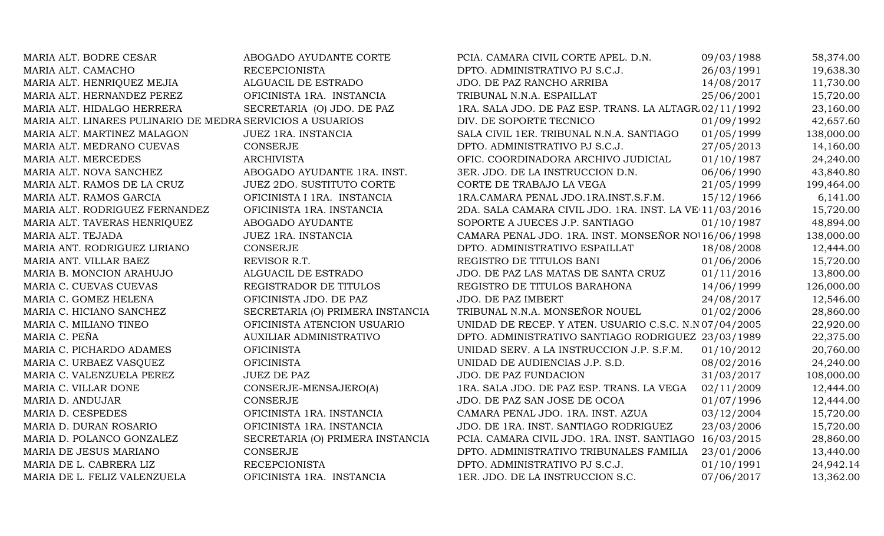| | | | | |
|---|---|---|---|---|
| MARIA ALT. BODRE CESAR | ABOGADO AYUDANTE CORTE | PCIA. CAMARA CIVIL CORTE APEL. D.N. | 09/03/1988 | 58,374.00 |
| MARIA ALT. CAMACHO | RECEPCIONISTA | DPTO. ADMINISTRATIVO PJ S.C.J. | 26/03/1991 | 19,638.30 |
| MARIA ALT. HENRIQUEZ MEJIA | ALGUACIL DE ESTRADO | JDO. DE PAZ RANCHO ARRIBA | 14/08/2017 | 11,730.00 |
| MARIA ALT. HERNANDEZ PEREZ | OFICINISTA 1RA. INSTANCIA | TRIBUNAL N.N.A. ESPAILLAT | 25/06/2001 | 15,720.00 |
| MARIA ALT. HIDALGO HERRERA | SECRETARIA (O) JDO. DE PAZ | 1RA. SALA JDO. DE PAZ ESP. TRANS. LA ALTAGR. | 02/11/1992 | 23,160.00 |
| MARIA ALT. LINARES PULINARIO DE MEDRA | SERVICIOS A USUARIOS | DIV. DE SOPORTE TECNICO | 01/09/1992 | 42,657.60 |
| MARIA ALT. MARTINEZ MALAGON | JUEZ 1RA. INSTANCIA | SALA CIVIL 1ER. TRIBUNAL N.N.A. SANTIAGO | 01/05/1999 | 138,000.00 |
| MARIA ALT. MEDRANO CUEVAS | CONSERJE | DPTO. ADMINISTRATIVO PJ S.C.J. | 27/05/2013 | 14,160.00 |
| MARIA ALT. MERCEDES | ARCHIVISTA | OFIC. COORDINADORA ARCHIVO JUDICIAL | 01/10/1987 | 24,240.00 |
| MARIA ALT. NOVA SANCHEZ | ABOGADO AYUDANTE 1RA. INST. | 3ER. JDO. DE LA INSTRUCCION D.N. | 06/06/1990 | 43,840.80 |
| MARIA ALT. RAMOS DE LA CRUZ | JUEZ 2DO. SUSTITUTO CORTE | CORTE DE TRABAJO LA VEGA | 21/05/1999 | 199,464.00 |
| MARIA ALT. RAMOS GARCIA | OFICINISTA I 1RA. INSTANCIA | 1RA.CAMARA PENAL JDO.1RA.INST.S.F.M. | 15/12/1966 | 6,141.00 |
| MARIA ALT. RODRIGUEZ FERNANDEZ | OFICINISTA 1RA. INSTANCIA | 2DA. SALA CAMARA CIVIL JDO. 1RA. INST. LA VE | 11/03/2016 | 15,720.00 |
| MARIA ALT. TAVERAS HENRIQUEZ | ABOGADO AYUDANTE | SOPORTE A JUECES J.P. SANTIAGO | 01/10/1987 | 48,894.00 |
| MARIA ALT. TEJADA | JUEZ 1RA. INSTANCIA | CAMARA PENAL JDO. 1RA. INST. MONSEÑOR NO | 16/06/1998 | 138,000.00 |
| MARIA ANT. RODRIGUEZ LIRIANO | CONSERJE | DPTO. ADMINISTRATIVO ESPAILLAT | 18/08/2008 | 12,444.00 |
| MARIA ANT. VILLAR BAEZ | REVISOR R.T. | REGISTRO DE TITULOS BANI | 01/06/2006 | 15,720.00 |
| MARIA B. MONCION ARAHUJO | ALGUACIL DE ESTRADO | JDO. DE PAZ LAS MATAS DE SANTA CRUZ | 01/11/2016 | 13,800.00 |
| MARIA C. CUEVAS CUEVAS | REGISTRADOR DE TITULOS | REGISTRO DE TITULOS BARAHONA | 14/06/1999 | 126,000.00 |
| MARIA C. GOMEZ HELENA | OFICINISTA JDO. DE PAZ | JDO. DE PAZ IMBERT | 24/08/2017 | 12,546.00 |
| MARIA C. HICIANO SANCHEZ | SECRETARIA (O) PRIMERA INSTANCIA | TRIBUNAL N.N.A. MONSEÑOR NOUEL | 01/02/2006 | 28,860.00 |
| MARIA C. MILIANO TINEO | OFICINISTA ATENCION USUARIO | UNIDAD DE RECEP. Y ATEN. USUARIO C.S.C. N.N | 07/04/2005 | 22,920.00 |
| MARIA C. PEÑA | AUXILIAR ADMINISTRATIVO | DPTO. ADMINISTRATIVO SANTIAGO RODRIGUEZ | 23/03/1989 | 22,375.00 |
| MARIA C. PICHARDO ADAMES | OFICINISTA | UNIDAD SERV. A LA INSTRUCCION J.P. S.F.M. | 01/10/2012 | 20,760.00 |
| MARIA C. URBAEZ VASQUEZ | OFICINISTA | UNIDAD DE AUDIENCIAS J.P. S.D. | 08/02/2016 | 24,240.00 |
| MARIA C. VALENZUELA PEREZ | JUEZ DE PAZ | JDO. DE PAZ FUNDACION | 31/03/2017 | 108,000.00 |
| MARIA C. VILLAR DONE | CONSERJE-MENSAJERO(A) | 1RA. SALA JDO. DE PAZ ESP. TRANS. LA VEGA | 02/11/2009 | 12,444.00 |
| MARIA D. ANDUJAR | CONSERJE | JDO. DE PAZ SAN JOSE DE OCOA | 01/07/1996 | 12,444.00 |
| MARIA D. CESPEDES | OFICINISTA 1RA. INSTANCIA | CAMARA PENAL JDO. 1RA. INST. AZUA | 03/12/2004 | 15,720.00 |
| MARIA D. DURAN ROSARIO | OFICINISTA 1RA. INSTANCIA | JDO. DE 1RA. INST. SANTIAGO RODRIGUEZ | 23/03/2006 | 15,720.00 |
| MARIA D. POLANCO GONZALEZ | SECRETARIA (O) PRIMERA INSTANCIA | PCIA. CAMARA CIVIL JDO. 1RA. INST. SANTIAGO | 16/03/2015 | 28,860.00 |
| MARIA DE JESUS MARIANO | CONSERJE | DPTO. ADMINISTRATIVO TRIBUNALES FAMILIA | 23/01/2006 | 13,440.00 |
| MARIA DE L. CABRERA LIZ | RECEPCIONISTA | DPTO. ADMINISTRATIVO PJ S.C.J. | 01/10/1991 | 24,942.14 |
| MARIA DE L. FELIZ VALENZUELA | OFICINISTA 1RA. INSTANCIA | 1ER. JDO. DE LA INSTRUCCION S.C. | 07/06/2017 | 13,362.00 |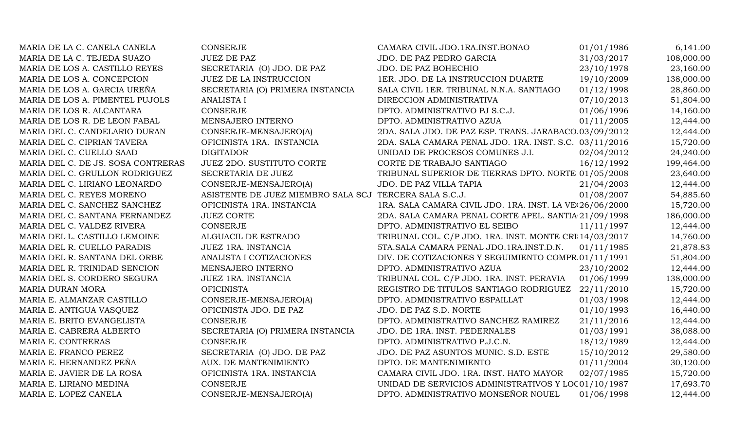| | | | | |
|---|---|---|---|---|
| MARIA DE LA C. CANELA CANELA | CONSERJE | CAMARA CIVIL JDO.1RA.INST.BONAO | 01/01/1986 | 6,141.00 |
| MARIA DE LA C. TEJEDA SUAZO | JUEZ DE PAZ | JDO. DE PAZ PEDRO GARCIA | 31/03/2017 | 108,000.00 |
| MARIA DE LOS A. CASTILLO REYES | SECRETARIA (O) JDO. DE PAZ | JDO. DE PAZ BOHECHIO | 23/10/1978 | 23,160.00 |
| MARIA DE LOS A. CONCEPCION | JUEZ DE LA INSTRUCCION | 1ER. JDO. DE LA INSTRUCCION DUARTE | 19/10/2009 | 138,000.00 |
| MARIA DE LOS A. GARCIA UREÑA | SECRETARIA (O) PRIMERA INSTANCIA | SALA CIVIL 1ER. TRIBUNAL N.N.A. SANTIAGO | 01/12/1998 | 28,860.00 |
| MARIA DE LOS A. PIMENTEL PUJOLS | ANALISTA I | DIRECCION ADMINISTRATIVA | 07/10/2013 | 51,804.00 |
| MARIA DE LOS R. ALCANTARA | CONSERJE | DPTO. ADMINISTRATIVO PJ S.C.J. | 01/06/1996 | 14,160.00 |
| MARIA DE LOS R. DE LEON FABAL | MENSAJERO INTERNO | DPTO. ADMINISTRATIVO AZUA | 01/11/2005 | 12,444.00 |
| MARIA DEL C. CANDELARIO DURAN | CONSERJE-MENSAJERO(A) | 2DA. SALA JDO. DE PAZ ESP. TRANS. JARABACO | 03/09/2012 | 12,444.00 |
| MARIA DEL C. CIPRIAN TAVERA | OFICINISTA 1RA. INSTANCIA | 2DA. SALA CAMARA PENAL JDO. 1RA. INST. S.C. | 03/11/2016 | 15,720.00 |
| MARIA DEL C. CUELLO SAAD | DIGITADOR | UNIDAD DE PROCESOS COMUNES J.I. | 02/04/2012 | 24,240.00 |
| MARIA DEL C. DE JS. SOSA CONTRERAS | JUEZ 2DO. SUSTITUTO CORTE | CORTE DE TRABAJO SANTIAGO | 16/12/1992 | 199,464.00 |
| MARIA DEL C. GRULLON RODRIGUEZ | SECRETARIA DE JUEZ | TRIBUNAL SUPERIOR DE TIERRAS DPTO. NORTE | 01/05/2008 | 23,640.00 |
| MARIA DEL C. LIRIANO LEONARDO | CONSERJE-MENSAJERO(A) | JDO. DE PAZ VILLA TAPIA | 21/04/2003 | 12,444.00 |
| MARIA DEL C. REYES MORENO | ASISTENTE DE JUEZ MIEMBRO SALA SCJ | TERCERA SALA S.C.J. | 01/08/2007 | 54,885.60 |
| MARIA DEL C. SANCHEZ SANCHEZ | OFICINISTA 1RA. INSTANCIA | 1RA. SALA CAMARA CIVIL JDO. 1RA. INST. LA VE | 26/06/2000 | 15,720.00 |
| MARIA DEL C. SANTANA FERNANDEZ | JUEZ CORTE | 2DA. SALA CAMARA PENAL CORTE APEL. SANTIA | 21/09/1998 | 186,000.00 |
| MARIA DEL C. VALDEZ RIVERA | CONSERJE | DPTO. ADMINISTRATIVO EL SEIBO | 11/11/1997 | 12,444.00 |
| MARIA DEL L. CASTILLO LEMOINE | ALGUACIL DE ESTRADO | TRIBUNAL COL. C/P JDO. 1RA. INST. MONTE CRI | 14/03/2017 | 14,760.00 |
| MARIA DEL R. CUELLO PARADIS | JUEZ 1RA. INSTANCIA | 5TA.SALA CAMARA PENAL JDO.1RA.INST.D.N. | 01/11/1985 | 21,878.83 |
| MARIA DEL R. SANTANA DEL ORBE | ANALISTA I COTIZACIONES | DIV. DE COTIZACIONES Y SEGUIMIENTO COMPR | 01/11/1991 | 51,804.00 |
| MARIA DEL R. TRINIDAD SENCION | MENSAJERO INTERNO | DPTO. ADMINISTRATIVO AZUA | 23/10/2002 | 12,444.00 |
| MARIA DEL S. CORDERO SEGURA | JUEZ 1RA. INSTANCIA | TRIBUNAL COL. C/P JDO. 1RA. INST. PERAVIA | 01/06/1999 | 138,000.00 |
| MARIA DURAN MORA | OFICINISTA | REGISTRO DE TITULOS SANTIAGO RODRIGUEZ | 22/11/2010 | 15,720.00 |
| MARIA E. ALMANZAR CASTILLO | CONSERJE-MENSAJERO(A) | DPTO. ADMINISTRATIVO ESPAILLAT | 01/03/1998 | 12,444.00 |
| MARIA E. ANTIGUA VASQUEZ | OFICINISTA JDO. DE PAZ | JDO. DE PAZ S.D. NORTE | 01/10/1993 | 16,440.00 |
| MARIA E. BRITO EVANGELISTA | CONSERJE | DPTO. ADMINISTRATIVO SANCHEZ RAMIREZ | 21/11/2016 | 12,444.00 |
| MARIA E. CABRERA ALBERTO | SECRETARIA (O) PRIMERA INSTANCIA | JDO. DE 1RA. INST. PEDERNALES | 01/03/1991 | 38,088.00 |
| MARIA E. CONTRERAS | CONSERJE | DPTO. ADMINISTRATIVO P.J.C.N. | 18/12/1989 | 12,444.00 |
| MARIA E. FRANCO PEREZ | SECRETARIA (O) JDO. DE PAZ | JDO. DE PAZ ASUNTOS MUNIC. S.D. ESTE | 15/10/2012 | 29,580.00 |
| MARIA E. HERNANDEZ PEÑA | AUX. DE MANTENIMIENTO | DPTO. DE MANTENIMIENTO | 01/11/2004 | 30,120.00 |
| MARIA E. JAVIER DE LA ROSA | OFICINISTA 1RA. INSTANCIA | CAMARA CIVIL JDO. 1RA. INST. HATO MAYOR | 02/07/1985 | 15,720.00 |
| MARIA E. LIRIANO MEDINA | CONSERJE | UNIDAD DE SERVICIOS ADMINISTRATIVOS Y LO | 01/10/1987 | 17,693.70 |
| MARIA E. LOPEZ CANELA | CONSERJE-MENSAJERO(A) | DPTO. ADMINISTRATIVO MONSEÑOR NOUEL | 01/06/1998 | 12,444.00 |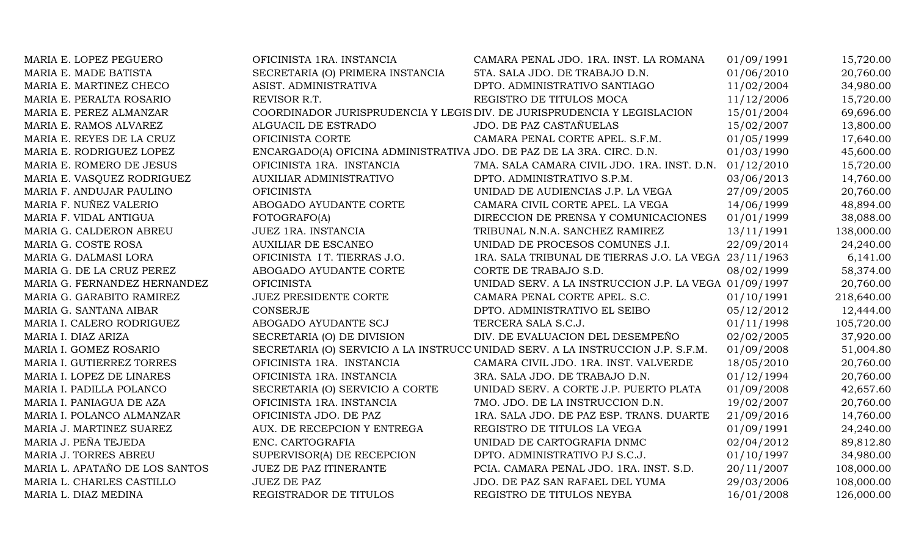| | | | | |
|---|---|---|---|---|
| MARIA E. LOPEZ PEGUERO | OFICINISTA 1RA. INSTANCIA | CAMARA PENAL JDO. 1RA. INST. LA ROMANA | 01/09/1991 | 15,720.00 |
| MARIA E. MADE BATISTA | SECRETARIA (O) PRIMERA INSTANCIA | 5TA. SALA JDO. DE TRABAJO D.N. | 01/06/2010 | 20,760.00 |
| MARIA E. MARTINEZ CHECO | ASIST. ADMINISTRATIVA | DPTO. ADMINISTRATIVO SANTIAGO | 11/02/2004 | 34,980.00 |
| MARIA E. PERALTA ROSARIO | REVISOR R.T. | REGISTRO DE TITULOS MOCA | 11/12/2006 | 15,720.00 |
| MARIA E. PEREZ ALMANZAR | COORDINADOR JURISPRUDENCIA Y LEGIS | DIV. DE JURISPRUDENCIA Y LEGISLACION | 15/01/2004 | 69,696.00 |
| MARIA E. RAMOS ALVAREZ | ALGUACIL DE ESTRADO | JDO. DE PAZ CASTAÑUELAS | 15/02/2007 | 13,800.00 |
| MARIA E. REYES DE LA CRUZ | OFICINISTA CORTE | CAMARA PENAL CORTE APEL. S.F.M. | 01/05/1999 | 17,640.00 |
| MARIA E. RODRIGUEZ LOPEZ | ENCARGADO(A) OFICINA ADMINISTRATIVA | JDO. DE PAZ DE LA 3RA. CIRC. D.N. | 01/03/1990 | 45,600.00 |
| MARIA E. ROMERO DE JESUS | OFICINISTA 1RA. INSTANCIA | 7MA. SALA CAMARA CIVIL JDO. 1RA. INST. D.N. | 01/12/2010 | 15,720.00 |
| MARIA E. VASQUEZ RODRIGUEZ | AUXILIAR ADMINISTRATIVO | DPTO. ADMINISTRATIVO S.P.M. | 03/06/2013 | 14,760.00 |
| MARIA F. ANDUJAR PAULINO | OFICINISTA | UNIDAD DE AUDIENCIAS J.P. LA VEGA | 27/09/2005 | 20,760.00 |
| MARIA F. NUÑEZ VALERIO | ABOGADO AYUDANTE CORTE | CAMARA CIVIL CORTE APEL. LA VEGA | 14/06/1999 | 48,894.00 |
| MARIA F. VIDAL ANTIGUA | FOTOGRAFO(A) | DIRECCION DE PRENSA Y COMUNICACIONES | 01/01/1999 | 38,088.00 |
| MARIA G. CALDERON ABREU | JUEZ 1RA. INSTANCIA | TRIBUNAL N.N.A. SANCHEZ RAMIREZ | 13/11/1991 | 138,000.00 |
| MARIA G. COSTE ROSA | AUXILIAR DE ESCANEO | UNIDAD DE PROCESOS COMUNES J.I. | 22/09/2014 | 24,240.00 |
| MARIA G. DALMASI LORA | OFICINISTA I T. TIERRAS J.O. | 1RA. SALA TRIBUNAL DE TIERRAS J.O. LA VEGA | 23/11/1963 | 6,141.00 |
| MARIA G. DE LA CRUZ PEREZ | ABOGADO AYUDANTE CORTE | CORTE DE TRABAJO S.D. | 08/02/1999 | 58,374.00 |
| MARIA G. FERNANDEZ HERNANDEZ | OFICINISTA | UNIDAD SERV. A LA INSTRUCCION J.P. LA VEGA | 01/09/1997 | 20,760.00 |
| MARIA G. GARABITO RAMIREZ | JUEZ PRESIDENTE CORTE | CAMARA PENAL CORTE APEL. S.C. | 01/10/1991 | 218,640.00 |
| MARIA G. SANTANA AIBAR | CONSERJE | DPTO. ADMINISTRATIVO EL SEIBO | 05/12/2012 | 12,444.00 |
| MARIA I. CALERO RODRIGUEZ | ABOGADO AYUDANTE SCJ | TERCERA SALA S.C.J. | 01/11/1998 | 105,720.00 |
| MARIA I. DIAZ ARIZA | SECRETARIA (O) DE DIVISION | DIV. DE EVALUACION DEL DESEMPEÑO | 02/02/2005 | 37,920.00 |
| MARIA I. GOMEZ ROSARIO | SECRETARIA (O) SERVICIO A LA INSTRUCC | UNIDAD SERV. A LA INSTRUCCION J.P. S.F.M. | 01/09/2008 | 51,004.80 |
| MARIA I. GUTIERREZ TORRES | OFICINISTA 1RA. INSTANCIA | CAMARA CIVIL JDO. 1RA. INST. VALVERDE | 18/05/2010 | 20,760.00 |
| MARIA I. LOPEZ DE LINARES | OFICINISTA 1RA. INSTANCIA | 3RA. SALA JDO. DE TRABAJO D.N. | 01/12/1994 | 20,760.00 |
| MARIA I. PADILLA POLANCO | SECRETARIA (O) SERVICIO A CORTE | UNIDAD SERV. A CORTE J.P. PUERTO PLATA | 01/09/2008 | 42,657.60 |
| MARIA I. PANIAGUA DE AZA | OFICINISTA 1RA. INSTANCIA | 7MO. JDO. DE LA INSTRUCCION D.N. | 19/02/2007 | 20,760.00 |
| MARIA I. POLANCO ALMANZAR | OFICINISTA JDO. DE PAZ | 1RA. SALA JDO. DE PAZ ESP. TRANS. DUARTE | 21/09/2016 | 14,760.00 |
| MARIA J. MARTINEZ SUAREZ | AUX. DE RECEPCION Y ENTREGA | REGISTRO DE TITULOS LA VEGA | 01/09/1991 | 24,240.00 |
| MARIA J. PEÑA TEJEDA | ENC. CARTOGRAFIA | UNIDAD DE CARTOGRAFIA DNMC | 02/04/2012 | 89,812.80 |
| MARIA J. TORRES ABREU | SUPERVISOR(A) DE RECEPCION | DPTO. ADMINISTRATIVO PJ S.C.J. | 01/10/1997 | 34,980.00 |
| MARIA L. APATAÑO DE LOS SANTOS | JUEZ DE PAZ ITINERANTE | PCIA. CAMARA PENAL JDO. 1RA. INST. S.D. | 20/11/2007 | 108,000.00 |
| MARIA L. CHARLES CASTILLO | JUEZ DE PAZ | JDO. DE PAZ SAN RAFAEL DEL YUMA | 29/03/2006 | 108,000.00 |
| MARIA L. DIAZ MEDINA | REGISTRADOR DE TITULOS | REGISTRO DE TITULOS NEYBA | 16/01/2008 | 126,000.00 |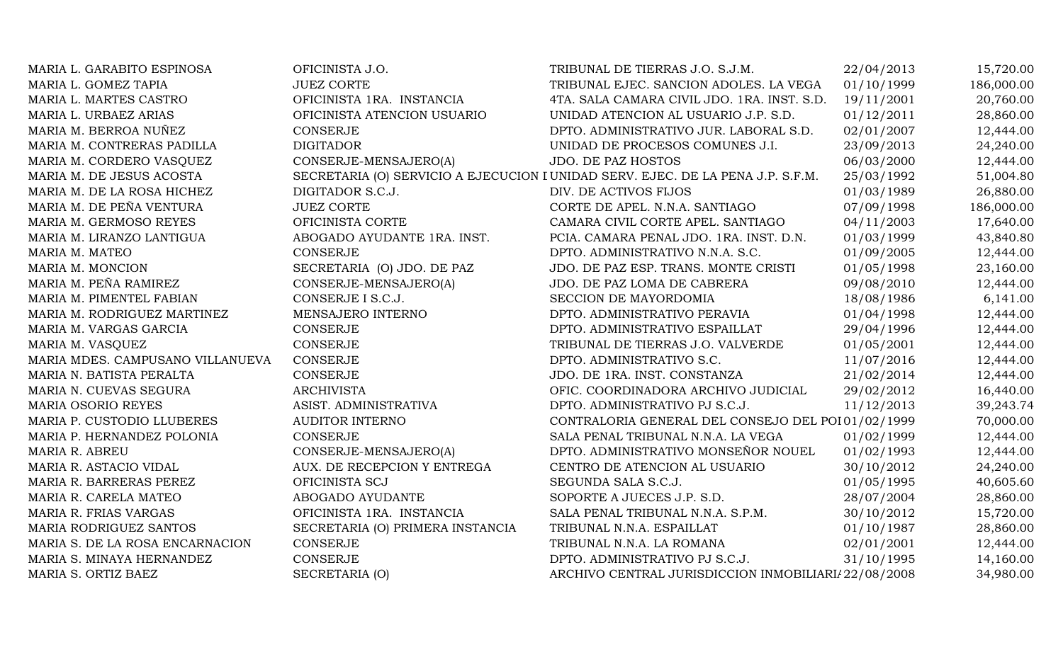| | | | | |
|---|---|---|---|---|
| MARIA L. GARABITO ESPINOSA | OFICINISTA J.O. | TRIBUNAL DE TIERRAS J.O. S.J.M. | 22/04/2013 | 15,720.00 |
| MARIA L. GOMEZ TAPIA | JUEZ CORTE | TRIBUNAL EJEC. SANCION ADOLES. LA VEGA | 01/10/1999 | 186,000.00 |
| MARIA L. MARTES CASTRO | OFICINISTA 1RA. INSTANCIA | 4TA. SALA CAMARA CIVIL JDO. 1RA. INST. S.D. | 19/11/2001 | 20,760.00 |
| MARIA L. URBAEZ ARIAS | OFICINISTA ATENCION USUARIO | UNIDAD ATENCION AL USUARIO J.P. S.D. | 01/12/2011 | 28,860.00 |
| MARIA M. BERROA NUÑEZ | CONSERJE | DPTO. ADMINISTRATIVO JUR. LABORAL S.D. | 02/01/2007 | 12,444.00 |
| MARIA M. CONTRERAS PADILLA | DIGITADOR | UNIDAD DE PROCESOS COMUNES J.I. | 23/09/2013 | 24,240.00 |
| MARIA M. CORDERO VASQUEZ | CONSERJE-MENSAJERO(A) | JDO. DE PAZ HOSTOS | 06/03/2000 | 12,444.00 |
| MARIA M. DE JESUS ACOSTA | SECRETARIA (O) SERVICIO A EJECUCION I | UNIDAD SERV. EJEC. DE LA PENA J.P. S.F.M. | 25/03/1992 | 51,004.80 |
| MARIA M. DE LA ROSA HICHEZ | DIGITADOR S.C.J. | DIV. DE ACTIVOS FIJOS | 01/03/1989 | 26,880.00 |
| MARIA M. DE PEÑA VENTURA | JUEZ CORTE | CORTE DE APEL. N.N.A. SANTIAGO | 07/09/1998 | 186,000.00 |
| MARIA M. GERMOSO REYES | OFICINISTA CORTE | CAMARA CIVIL CORTE APEL. SANTIAGO | 04/11/2003 | 17,640.00 |
| MARIA M. LIRANZO LANTIGUA | ABOGADO AYUDANTE 1RA. INST. | PCIA. CAMARA PENAL JDO. 1RA. INST. D.N. | 01/03/1999 | 43,840.80 |
| MARIA M. MATEO | CONSERJE | DPTO. ADMINISTRATIVO N.N.A. S.C. | 01/09/2005 | 12,444.00 |
| MARIA M. MONCION | SECRETARIA (O) JDO. DE PAZ | JDO. DE PAZ ESP. TRANS. MONTE CRISTI | 01/05/1998 | 23,160.00 |
| MARIA M. PEÑA RAMIREZ | CONSERJE-MENSAJERO(A) | JDO. DE PAZ LOMA DE CABRERA | 09/08/2010 | 12,444.00 |
| MARIA M. PIMENTEL FABIAN | CONSERJE I S.C.J. | SECCION DE MAYORDOMIA | 18/08/1986 | 6,141.00 |
| MARIA M. RODRIGUEZ MARTINEZ | MENSAJERO INTERNO | DPTO. ADMINISTRATIVO PERAVIA | 01/04/1998 | 12,444.00 |
| MARIA M. VARGAS GARCIA | CONSERJE | DPTO. ADMINISTRATIVO ESPAILLAT | 29/04/1996 | 12,444.00 |
| MARIA M. VASQUEZ | CONSERJE | TRIBUNAL DE TIERRAS J.O. VALVERDE | 01/05/2001 | 12,444.00 |
| MARIA MDES. CAMPUSANO VILLANUEVA | CONSERJE | DPTO. ADMINISTRATIVO S.C. | 11/07/2016 | 12,444.00 |
| MARIA N. BATISTA PERALTA | CONSERJE | JDO. DE 1RA. INST. CONSTANZA | 21/02/2014 | 12,444.00 |
| MARIA N. CUEVAS SEGURA | ARCHIVISTA | OFIC. COORDINADORA ARCHIVO JUDICIAL | 29/02/2012 | 16,440.00 |
| MARIA OSORIO REYES | ASIST. ADMINISTRATIVA | DPTO. ADMINISTRATIVO PJ S.C.J. | 11/12/2013 | 39,243.74 |
| MARIA P. CUSTODIO LLUBERES | AUDITOR INTERNO | CONTRALORIA GENERAL DEL CONSEJO DEL POI | 01/02/1999 | 70,000.00 |
| MARIA P. HERNANDEZ POLONIA | CONSERJE | SALA PENAL TRIBUNAL N.N.A. LA VEGA | 01/02/1999 | 12,444.00 |
| MARIA R. ABREU | CONSERJE-MENSAJERO(A) | DPTO. ADMINISTRATIVO MONSEÑOR NOUEL | 01/02/1993 | 12,444.00 |
| MARIA R. ASTACIO VIDAL | AUX. DE RECEPCION Y ENTREGA | CENTRO DE ATENCION AL USUARIO | 30/10/2012 | 24,240.00 |
| MARIA R. BARRERAS PEREZ | OFICINISTA SCJ | SEGUNDA SALA S.C.J. | 01/05/1995 | 40,605.60 |
| MARIA R. CARELA MATEO | ABOGADO AYUDANTE | SOPORTE A JUECES J.P. S.D. | 28/07/2004 | 28,860.00 |
| MARIA R. FRIAS VARGAS | OFICINISTA 1RA. INSTANCIA | SALA PENAL TRIBUNAL N.N.A. S.P.M. | 30/10/2012 | 15,720.00 |
| MARIA RODRIGUEZ SANTOS | SECRETARIA (O) PRIMERA INSTANCIA | TRIBUNAL N.N.A. ESPAILLAT | 01/10/1987 | 28,860.00 |
| MARIA S. DE LA ROSA ENCARNACION | CONSERJE | TRIBUNAL N.N.A. LA ROMANA | 02/01/2001 | 12,444.00 |
| MARIA S. MINAYA HERNANDEZ | CONSERJE | DPTO. ADMINISTRATIVO PJ S.C.J. | 31/10/1995 | 14,160.00 |
| MARIA S. ORTIZ BAEZ | SECRETARIA (O) | ARCHIVO CENTRAL JURISDICCION INMOBILIARI | 22/08/2008 | 34,980.00 |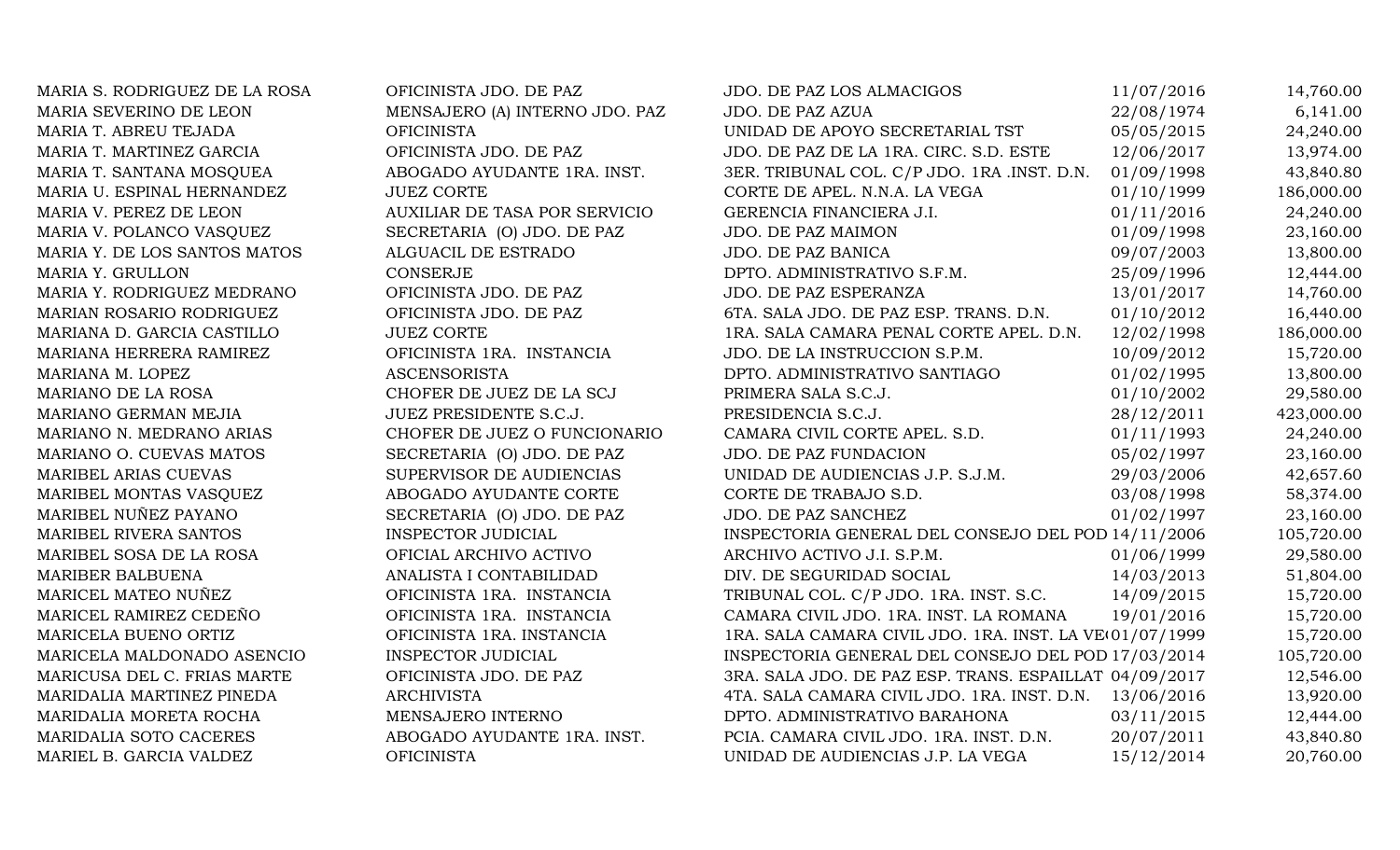| | | | | |
|---|---|---|---|---|
| MARIA S. RODRIGUEZ DE LA ROSA | OFICINISTA JDO. DE PAZ | JDO. DE PAZ LOS ALMACIGOS | 11/07/2016 | 14,760.00 |
| MARIA SEVERINO DE LEON | MENSAJERO (A) INTERNO JDO. PAZ | JDO. DE PAZ AZUA | 22/08/1974 | 6,141.00 |
| MARIA T. ABREU TEJADA | OFICINISTA | UNIDAD DE APOYO SECRETARIAL TST | 05/05/2015 | 24,240.00 |
| MARIA T. MARTINEZ GARCIA | OFICINISTA JDO. DE PAZ | JDO. DE PAZ DE LA 1RA. CIRC. S.D. ESTE | 12/06/2017 | 13,974.00 |
| MARIA T. SANTANA MOSQUEA | ABOGADO AYUDANTE 1RA. INST. | 3ER. TRIBUNAL COL. C/P JDO. 1RA .INST. D.N. | 01/09/1998 | 43,840.80 |
| MARIA U. ESPINAL HERNANDEZ | JUEZ CORTE | CORTE DE APEL. N.N.A. LA VEGA | 01/10/1999 | 186,000.00 |
| MARIA V. PEREZ DE LEON | AUXILIAR DE TASA POR SERVICIO | GERENCIA FINANCIERA J.I. | 01/11/2016 | 24,240.00 |
| MARIA V. POLANCO VASQUEZ | SECRETARIA (O) JDO. DE PAZ | JDO. DE PAZ MAIMON | 01/09/1998 | 23,160.00 |
| MARIA Y. DE LOS SANTOS MATOS | ALGUACIL DE ESTRADO | JDO. DE PAZ BANICA | 09/07/2003 | 13,800.00 |
| MARIA Y. GRULLON | CONSERJE | DPTO. ADMINISTRATIVO S.F.M. | 25/09/1996 | 12,444.00 |
| MARIA Y. RODRIGUEZ MEDRANO | OFICINISTA JDO. DE PAZ | JDO. DE PAZ ESPERANZA | 13/01/2017 | 14,760.00 |
| MARIAN ROSARIO RODRIGUEZ | OFICINISTA JDO. DE PAZ | 6TA. SALA JDO. DE PAZ ESP. TRANS. D.N. | 01/10/2012 | 16,440.00 |
| MARIANA D. GARCIA CASTILLO | JUEZ CORTE | 1RA. SALA CAMARA PENAL CORTE APEL. D.N. | 12/02/1998 | 186,000.00 |
| MARIANA HERRERA RAMIREZ | OFICINISTA 1RA. INSTANCIA | JDO. DE LA INSTRUCCION S.P.M. | 10/09/2012 | 15,720.00 |
| MARIANA M. LOPEZ | ASCENSORISTA | DPTO. ADMINISTRATIVO SANTIAGO | 01/02/1995 | 13,800.00 |
| MARIANO DE LA ROSA | CHOFER DE JUEZ DE LA SCJ | PRIMERA SALA S.C.J. | 01/10/2002 | 29,580.00 |
| MARIANO GERMAN MEJIA | JUEZ PRESIDENTE S.C.J. | PRESIDENCIA S.C.J. | 28/12/2011 | 423,000.00 |
| MARIANO N. MEDRANO ARIAS | CHOFER DE JUEZ O FUNCIONARIO | CAMARA CIVIL CORTE APEL. S.D. | 01/11/1993 | 24,240.00 |
| MARIANO O. CUEVAS MATOS | SECRETARIA (O) JDO. DE PAZ | JDO. DE PAZ FUNDACION | 05/02/1997 | 23,160.00 |
| MARIBEL ARIAS CUEVAS | SUPERVISOR DE AUDIENCIAS | UNIDAD DE AUDIENCIAS J.P. S.J.M. | 29/03/2006 | 42,657.60 |
| MARIBEL MONTAS VASQUEZ | ABOGADO AYUDANTE CORTE | CORTE DE TRABAJO S.D. | 03/08/1998 | 58,374.00 |
| MARIBEL NUÑEZ PAYANO | SECRETARIA (O) JDO. DE PAZ | JDO. DE PAZ SANCHEZ | 01/02/1997 | 23,160.00 |
| MARIBEL RIVERA SANTOS | INSPECTOR JUDICIAL | INSPECTORIA GENERAL DEL CONSEJO DEL POD | 14/11/2006 | 105,720.00 |
| MARIBEL SOSA DE LA ROSA | OFICIAL ARCHIVO ACTIVO | ARCHIVO ACTIVO J.I. S.P.M. | 01/06/1999 | 29,580.00 |
| MARIBER BALBUENA | ANALISTA I CONTABILIDAD | DIV. DE SEGURIDAD SOCIAL | 14/03/2013 | 51,804.00 |
| MARICEL MATEO NUÑEZ | OFICINISTA 1RA. INSTANCIA | TRIBUNAL COL. C/P JDO. 1RA. INST. S.C. | 14/09/2015 | 15,720.00 |
| MARICEL RAMIREZ CEDEÑO | OFICINISTA 1RA. INSTANCIA | CAMARA CIVIL JDO. 1RA. INST. LA ROMANA | 19/01/2016 | 15,720.00 |
| MARICELA BUENO ORTIZ | OFICINISTA 1RA. INSTANCIA | 1RA. SALA CAMARA CIVIL JDO. 1RA. INST. LA VE( | 01/07/1999 | 15,720.00 |
| MARICELA MALDONADO ASENCIO | INSPECTOR JUDICIAL | INSPECTORIA GENERAL DEL CONSEJO DEL POD | 17/03/2014 | 105,720.00 |
| MARICUSA DEL C. FRIAS MARTE | OFICINISTA JDO. DE PAZ | 3RA. SALA JDO. DE PAZ ESP. TRANS. ESPAILLAT | 04/09/2017 | 12,546.00 |
| MARIDALIA MARTINEZ PINEDA | ARCHIVISTA | 4TA. SALA CAMARA CIVIL JDO. 1RA. INST. D.N. | 13/06/2016 | 13,920.00 |
| MARIDALIA MORETA ROCHA | MENSAJERO INTERNO | DPTO. ADMINISTRATIVO BARAHONA | 03/11/2015 | 12,444.00 |
| MARIDALIA SOTO CACERES | ABOGADO AYUDANTE 1RA. INST. | PCIA. CAMARA CIVIL JDO. 1RA. INST. D.N. | 20/07/2011 | 43,840.80 |
| MARIEL B. GARCIA VALDEZ | OFICINISTA | UNIDAD DE AUDIENCIAS J.P. LA VEGA | 15/12/2014 | 20,760.00 |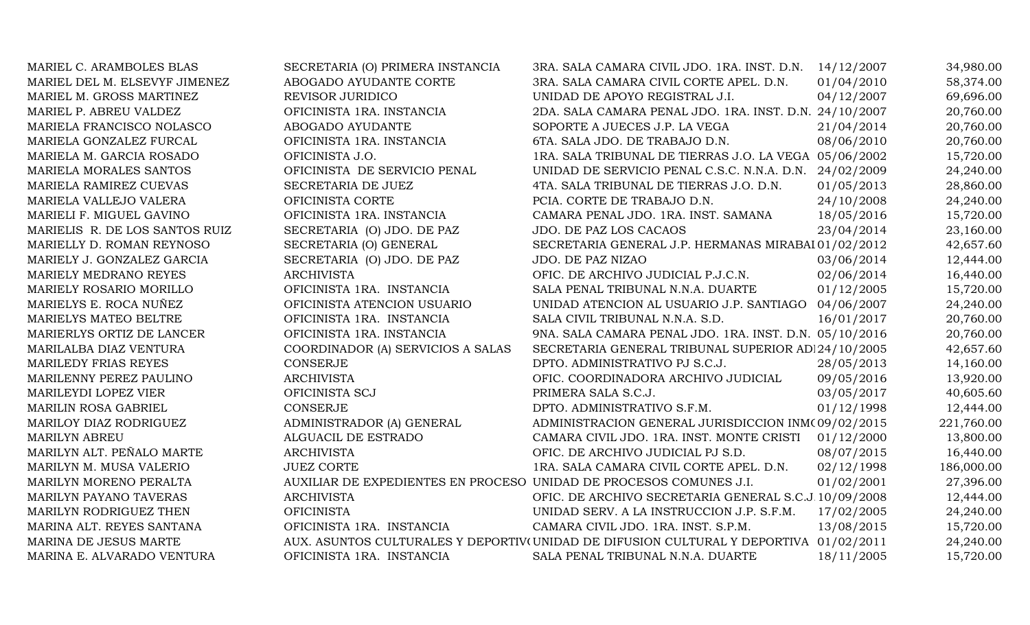| | | | | |
|---|---|---|---|---|
| MARIEL C. ARAMBOLES BLAS | SECRETARIA (O) PRIMERA INSTANCIA | 3RA. SALA CAMARA CIVIL JDO. 1RA. INST. D.N. | 14/12/2007 | 34,980.00 |
| MARIEL DEL M. ELSEVYF JIMENEZ | ABOGADO AYUDANTE CORTE | 3RA. SALA CAMARA CIVIL CORTE APEL. D.N. | 01/04/2010 | 58,374.00 |
| MARIEL M. GROSS MARTINEZ | REVISOR JURIDICO | UNIDAD DE APOYO REGISTRAL J.I. | 04/12/2007 | 69,696.00 |
| MARIEL P. ABREU VALDEZ | OFICINISTA 1RA. INSTANCIA | 2DA. SALA CAMARA PENAL JDO. 1RA. INST. D.N. | 24/10/2007 | 20,760.00 |
| MARIELA FRANCISCO NOLASCO | ABOGADO AYUDANTE | SOPORTE A JUECES J.P. LA VEGA | 21/04/2014 | 20,760.00 |
| MARIELA GONZALEZ FURCAL | OFICINISTA 1RA. INSTANCIA | 6TA. SALA JDO. DE TRABAJO D.N. | 08/06/2010 | 20,760.00 |
| MARIELA M. GARCIA ROSADO | OFICINISTA J.O. | 1RA. SALA TRIBUNAL DE TIERRAS J.O. LA VEGA | 05/06/2002 | 15,720.00 |
| MARIELA MORALES SANTOS | OFICINISTA DE SERVICIO PENAL | UNIDAD DE SERVICIO PENAL C.S.C. N.N.A. D.N. | 24/02/2009 | 24,240.00 |
| MARIELA RAMIREZ CUEVAS | SECRETARIA DE JUEZ | 4TA. SALA TRIBUNAL DE TIERRAS J.O. D.N. | 01/05/2013 | 28,860.00 |
| MARIELA VALLEJO VALERA | OFICINISTA CORTE | PCIA. CORTE DE TRABAJO D.N. | 24/10/2008 | 24,240.00 |
| MARIELI F. MIGUEL GAVINO | OFICINISTA 1RA. INSTANCIA | CAMARA PENAL JDO. 1RA. INST. SAMANA | 18/05/2016 | 15,720.00 |
| MARIELIS R. DE LOS SANTOS RUIZ | SECRETARIA (O) JDO. DE PAZ | JDO. DE PAZ LOS CACAOS | 23/04/2014 | 23,160.00 |
| MARIELLY D. ROMAN REYNOSO | SECRETARIA (O) GENERAL | SECRETARIA GENERAL J.P. HERMANAS MIRABAI | 01/02/2012 | 42,657.60 |
| MARIELY J. GONZALEZ GARCIA | SECRETARIA (O) JDO. DE PAZ | JDO. DE PAZ NIZAO | 03/06/2014 | 12,444.00 |
| MARIELY MEDRANO REYES | ARCHIVISTA | OFIC. DE ARCHIVO JUDICIAL P.J.C.N. | 02/06/2014 | 16,440.00 |
| MARIELY ROSARIO MORILLO | OFICINISTA 1RA. INSTANCIA | SALA PENAL TRIBUNAL N.N.A. DUARTE | 01/12/2005 | 15,720.00 |
| MARIELYS E. ROCA NUÑEZ | OFICINISTA ATENCION USUARIO | UNIDAD ATENCION AL USUARIO J.P. SANTIAGO | 04/06/2007 | 24,240.00 |
| MARIELYS MATEO BELTRE | OFICINISTA 1RA. INSTANCIA | SALA CIVIL TRIBUNAL N.N.A. S.D. | 16/01/2017 | 20,760.00 |
| MARIERLYS ORTIZ DE LANCER | OFICINISTA 1RA. INSTANCIA | 9NA. SALA CAMARA PENAL JDO. 1RA. INST. D.N. | 05/10/2016 | 20,760.00 |
| MARILALBA DIAZ VENTURA | COORDINADOR (A) SERVICIOS A SALAS | SECRETARIA GENERAL TRIBUNAL SUPERIOR ADI | 24/10/2005 | 42,657.60 |
| MARILEDY FRIAS REYES | CONSERJE | DPTO. ADMINISTRATIVO PJ S.C.J. | 28/05/2013 | 14,160.00 |
| MARILENNY PEREZ PAULINO | ARCHIVISTA | OFIC. COORDINADORA ARCHIVO JUDICIAL | 09/05/2016 | 13,920.00 |
| MARILEYDI LOPEZ VIER | OFICINISTA SCJ | PRIMERA SALA S.C.J. | 03/05/2017 | 40,605.60 |
| MARILIN ROSA GABRIEL | CONSERJE | DPTO. ADMINISTRATIVO S.F.M. | 01/12/1998 | 12,444.00 |
| MARILOY DIAZ RODRIGUEZ | ADMINISTRADOR (A) GENERAL | ADMINISTRACION GENERAL JURISDICCION INM( | 09/02/2015 | 221,760.00 |
| MARILYN ABREU | ALGUACIL DE ESTRADO | CAMARA CIVIL JDO. 1RA. INST. MONTE CRISTI | 01/12/2000 | 13,800.00 |
| MARILYN ALT. PEÑALO MARTE | ARCHIVISTA | OFIC. DE ARCHIVO JUDICIAL PJ S.D. | 08/07/2015 | 16,440.00 |
| MARILYN M. MUSA VALERIO | JUEZ CORTE | 1RA. SALA CAMARA CIVIL CORTE APEL. D.N. | 02/12/1998 | 186,000.00 |
| MARILYN MORENO PERALTA | AUXILIAR DE EXPEDIENTES EN PROCESO | UNIDAD DE PROCESOS COMUNES J.I. | 01/02/2001 | 27,396.00 |
| MARILYN PAYANO TAVERAS | ARCHIVISTA | OFIC. DE ARCHIVO SECRETARIA GENERAL S.C.J. | 10/09/2008 | 12,444.00 |
| MARILYN RODRIGUEZ THEN | OFICINISTA | UNIDAD SERV. A LA INSTRUCCION J.P. S.F.M. | 17/02/2005 | 24,240.00 |
| MARINA ALT. REYES SANTANA | OFICINISTA 1RA. INSTANCIA | CAMARA CIVIL JDO. 1RA. INST. S.P.M. | 13/08/2015 | 15,720.00 |
| MARINA DE JESUS MARTE | AUX. ASUNTOS CULTURALES Y DEPORTIV( | UNIDAD DE DIFUSION CULTURAL Y DEPORTIVA | 01/02/2011 | 24,240.00 |
| MARINA E. ALVARADO VENTURA | OFICINISTA 1RA. INSTANCIA | SALA PENAL TRIBUNAL N.N.A. DUARTE | 18/11/2005 | 15,720.00 |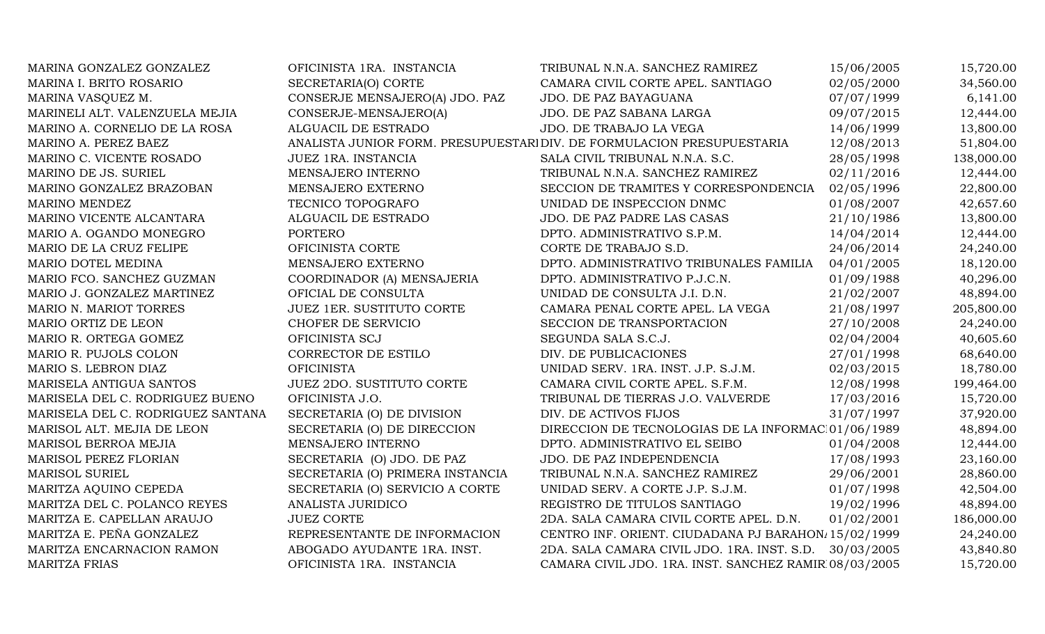| | | | | |
|---|---|---|---|---|
| MARINA GONZALEZ GONZALEZ | OFICINISTA 1RA. INSTANCIA | TRIBUNAL N.N.A. SANCHEZ RAMIREZ | 15/06/2005 | 15,720.00 |
| MARINA I. BRITO ROSARIO | SECRETARIA(O) CORTE | CAMARA CIVIL CORTE APEL. SANTIAGO | 02/05/2000 | 34,560.00 |
| MARINA VASQUEZ M. | CONSERJE MENSAJERO(A) JDO. PAZ | JDO. DE PAZ BAYAGUANA | 07/07/1999 | 6,141.00 |
| MARINELI ALT. VALENZUELA MEJIA | CONSERJE-MENSAJERO(A) | JDO. DE PAZ SABANA LARGA | 09/07/2015 | 12,444.00 |
| MARINO A. CORNELIO DE LA ROSA | ALGUACIL DE ESTRADO | JDO. DE TRABAJO LA VEGA | 14/06/1999 | 13,800.00 |
| MARINO A. PEREZ BAEZ | ANALISTA JUNIOR FORM. PRESUPUESTARI | DIV. DE FORMULACION PRESUPUESTARIA | 12/08/2013 | 51,804.00 |
| MARINO C. VICENTE ROSADO | JUEZ 1RA. INSTANCIA | SALA CIVIL TRIBUNAL N.N.A. S.C. | 28/05/1998 | 138,000.00 |
| MARINO DE JS. SURIEL | MENSAJERO INTERNO | TRIBUNAL N.N.A. SANCHEZ RAMIREZ | 02/11/2016 | 12,444.00 |
| MARINO GONZALEZ BRAZOBAN | MENSAJERO EXTERNO | SECCION DE TRAMITES Y CORRESPONDENCIA | 02/05/1996 | 22,800.00 |
| MARINO MENDEZ | TECNICO TOPOGRAFO | UNIDAD DE INSPECCION DNMC | 01/08/2007 | 42,657.60 |
| MARINO VICENTE ALCANTARA | ALGUACIL DE ESTRADO | JDO. DE PAZ PADRE LAS CASAS | 21/10/1986 | 13,800.00 |
| MARIO A. OGANDO MONEGRO | PORTERO | DPTO. ADMINISTRATIVO S.P.M. | 14/04/2014 | 12,444.00 |
| MARIO DE LA CRUZ FELIPE | OFICINISTA CORTE | CORTE DE TRABAJO S.D. | 24/06/2014 | 24,240.00 |
| MARIO DOTEL MEDINA | MENSAJERO EXTERNO | DPTO. ADMINISTRATIVO TRIBUNALES FAMILIA | 04/01/2005 | 18,120.00 |
| MARIO FCO. SANCHEZ GUZMAN | COORDINADOR (A) MENSAJERIA | DPTO. ADMINISTRATIVO P.J.C.N. | 01/09/1988 | 40,296.00 |
| MARIO J. GONZALEZ MARTINEZ | OFICIAL DE CONSULTA | UNIDAD DE CONSULTA J.I. D.N. | 21/02/2007 | 48,894.00 |
| MARIO N. MARIOT TORRES | JUEZ 1ER. SUSTITUTO CORTE | CAMARA PENAL CORTE APEL. LA VEGA | 21/08/1997 | 205,800.00 |
| MARIO ORTIZ DE LEON | CHOFER DE SERVICIO | SECCION DE TRANSPORTACION | 27/10/2008 | 24,240.00 |
| MARIO R. ORTEGA GOMEZ | OFICINISTA SCJ | SEGUNDA SALA S.C.J. | 02/04/2004 | 40,605.60 |
| MARIO R. PUJOLS COLON | CORRECTOR DE ESTILO | DIV. DE PUBLICACIONES | 27/01/1998 | 68,640.00 |
| MARIO S. LEBRON DIAZ | OFICINISTA | UNIDAD SERV. 1RA. INST. J.P. S.J.M. | 02/03/2015 | 18,780.00 |
| MARISELA ANTIGUA SANTOS | JUEZ 2DO. SUSTITUTO CORTE | CAMARA CIVIL CORTE APEL. S.F.M. | 12/08/1998 | 199,464.00 |
| MARISELA DEL C. RODRIGUEZ BUENO | OFICINISTA J.O. | TRIBUNAL DE TIERRAS J.O. VALVERDE | 17/03/2016 | 15,720.00 |
| MARISELA DEL C. RODRIGUEZ SANTANA | SECRETARIA (O) DE DIVISION | DIV. DE ACTIVOS FIJOS | 31/07/1997 | 37,920.00 |
| MARISOL ALT. MEJIA DE LEON | SECRETARIA (O) DE DIRECCION | DIRECCION DE TECNOLOGIAS DE LA INFORMAC | 01/06/1989 | 48,894.00 |
| MARISOL BERROA MEJIA | MENSAJERO INTERNO | DPTO. ADMINISTRATIVO EL SEIBO | 01/04/2008 | 12,444.00 |
| MARISOL PEREZ FLORIAN | SECRETARIA (O) JDO. DE PAZ | JDO. DE PAZ INDEPENDENCIA | 17/08/1993 | 23,160.00 |
| MARISOL SURIEL | SECRETARIA (O) PRIMERA INSTANCIA | TRIBUNAL N.N.A. SANCHEZ RAMIREZ | 29/06/2001 | 28,860.00 |
| MARITZA AQUINO CEPEDA | SECRETARIA (O) SERVICIO A CORTE | UNIDAD SERV. A CORTE J.P. S.J.M. | 01/07/1998 | 42,504.00 |
| MARITZA DEL C. POLANCO REYES | ANALISTA JURIDICO | REGISTRO DE TITULOS SANTIAGO | 19/02/1996 | 48,894.00 |
| MARITZA E. CAPELLAN ARAUJO | JUEZ CORTE | 2DA. SALA CAMARA CIVIL CORTE APEL. D.N. | 01/02/2001 | 186,000.00 |
| MARITZA E. PEÑA GONZALEZ | REPRESENTANTE DE INFORMACION | CENTRO INF. ORIENT. CIUDADANA PJ BARAHON | 15/02/1999 | 24,240.00 |
| MARITZA ENCARNACION RAMON | ABOGADO AYUDANTE 1RA. INST. | 2DA. SALA CAMARA CIVIL JDO. 1RA. INST. S.D. | 30/03/2005 | 43,840.80 |
| MARITZA FRIAS | OFICINISTA 1RA. INSTANCIA | CAMARA CIVIL JDO. 1RA. INST. SANCHEZ RAMIR | 08/03/2005 | 15,720.00 |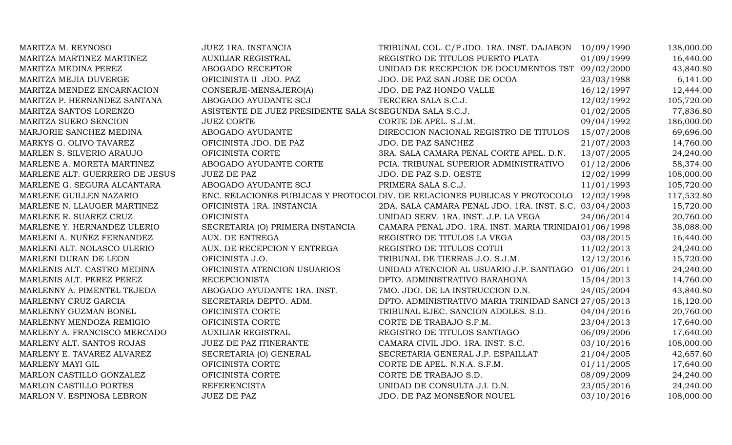| | | | | |
|---|---|---|---|---|
| MARITZA M. REYNOSO | JUEZ 1RA. INSTANCIA | TRIBUNAL COL. C/P JDO. 1RA. INST. DAJABON | 10/09/1990 | 138,000.00 |
| MARITZA MARTINEZ MARTINEZ | AUXILIAR REGISTRAL | REGISTRO DE TITULOS PUERTO PLATA | 01/09/1999 | 16,440.00 |
| MARITZA MEDINA PEREZ | ABOGADO RECEPTOR | UNIDAD DE RECEPCION DE DOCUMENTOS TST | 09/02/2000 | 43,840.80 |
| MARITZA MEJIA DUVERGE | OFICINISTA II JDO. PAZ | JDO. DE PAZ SAN JOSE DE OCOA | 23/03/1988 | 6,141.00 |
| MARITZA MENDEZ ENCARNACION | CONSERJE-MENSAJERO(A) | JDO. DE PAZ HONDO VALLE | 16/12/1997 | 12,444.00 |
| MARITZA P. HERNANDEZ SANTANA | ABOGADO AYUDANTE SCJ | TERCERA SALA S.C.J. | 12/02/1992 | 105,720.00 |
| MARITZA SANTOS LORENZO | ASISTENTE DE JUEZ PRESIDENTE SALA S( | SEGUNDA SALA S.C.J. | 01/02/2005 | 77,836.80 |
| MARITZA SUERO SENCION | JUEZ CORTE | CORTE DE APEL. S.J.M. | 09/04/1992 | 186,000.00 |
| MARJORIE SANCHEZ MEDINA | ABOGADO AYUDANTE | DIRECCION NACIONAL REGISTRO DE TITULOS | 15/07/2008 | 69,696.00 |
| MARKYS G. OLIVO TAVAREZ | OFICINISTA JDO. DE PAZ | JDO. DE PAZ SANCHEZ | 21/07/2003 | 14,760.00 |
| MARLEN S. SILVERIO ARAUJO | OFICINISTA CORTE | 3RA. SALA CAMARA PENAL CORTE APEL. D.N. | 13/07/2005 | 24,240.00 |
| MARLENE A. MORETA MARTINEZ | ABOGADO AYUDANTE CORTE | PCIA. TRIBUNAL SUPERIOR ADMINISTRATIVO | 01/12/2006 | 58,374.00 |
| MARLENE ALT. GUERRERO DE JESUS | JUEZ DE PAZ | JDO. DE PAZ S.D. OESTE | 12/02/1999 | 108,000.00 |
| MARLENE G. SEGURA ALCANTARA | ABOGADO AYUDANTE SCJ | PRIMERA SALA S.C.J. | 11/01/1993 | 105,720.00 |
| MARLENE GUILLEN NAZARIO | ENC. RELACIONES PUBLICAS Y PROTOCOL | DIV. DE RELACIONES PUBLICAS Y PROTOCOLO | 12/02/1998 | 117,532.80 |
| MARLENE N. LLAUGER MARTINEZ | OFICINISTA 1RA. INSTANCIA | 2DA. SALA CAMARA PENAL JDO. 1RA. INST. S.C. | 03/04/2003 | 15,720.00 |
| MARLENE R. SUAREZ CRUZ | OFICINISTA | UNIDAD SERV. 1RA. INST. J.P. LA VEGA | 24/06/2014 | 20,760.00 |
| MARLENE Y. HERNANDEZ ULERIO | SECRETARIA (O) PRIMERA INSTANCIA | CAMARA PENAL JDO. 1RA. INST. MARIA TRINIDAI | 01/06/1998 | 38,088.00 |
| MARLENI A. NUÑEZ FERNANDEZ | AUX. DE ENTREGA | REGISTRO DE TITULOS LA VEGA | 03/08/2015 | 16,440.00 |
| MARLENI ALT. NOLASCO ULERIO | AUX. DE RECEPCION Y ENTREGA | REGISTRO DE TITULOS COTUI | 11/02/2013 | 24,240.00 |
| MARLENI DURAN DE LEON | OFICINISTA J.O. | TRIBUNAL DE TIERRAS J.O. S.J.M. | 12/12/2016 | 15,720.00 |
| MARLENIS ALT. CASTRO MEDINA | OFICINISTA ATENCION USUARIOS | UNIDAD ATENCION AL USUARIO J.P. SANTIAGO | 01/06/2011 | 24,240.00 |
| MARLENIS ALT. PEREZ PEREZ | RECEPCIONISTA | DPTO. ADMINISTRATIVO BARAHONA | 15/04/2013 | 14,760.00 |
| MARLENNY A. PIMENTEL TEJEDA | ABOGADO AYUDANTE 1RA. INST. | 7MO. JDO. DE LA INSTRUCCION D.N. | 24/05/2004 | 43,840.80 |
| MARLENNY CRUZ GARCIA | SECRETARIA DEPTO. ADM. | DPTO. ADMINISTRATIVO MARIA TRINIDAD SANCH | 27/05/2013 | 18,120.00 |
| MARLENNY GUZMAN BONEL | OFICINISTA CORTE | TRIBUNAL EJEC. SANCION ADOLES. S.D. | 04/04/2016 | 20,760.00 |
| MARLENNY MENDOZA REMIGIO | OFICINISTA CORTE | CORTE DE TRABAJO S.F.M. | 23/04/2013 | 17,640.00 |
| MARLENY A. FRANCISCO MERCADO | AUXILIAR REGISTRAL | REGISTRO DE TITULOS SANTIAGO | 06/09/2006 | 17,640.00 |
| MARLENY ALT. SANTOS ROJAS | JUEZ DE PAZ ITINERANTE | CAMARA CIVIL JDO. 1RA. INST. S.C. | 03/10/2016 | 108,000.00 |
| MARLENY E. TAVAREZ ALVAREZ | SECRETARIA (O) GENERAL | SECRETARIA GENERAL J.P. ESPAILLAT | 21/04/2005 | 42,657.60 |
| MARLENY MAYI GIL | OFICINISTA CORTE | CORTE DE APEL. N.N.A. S.F.M. | 01/11/2005 | 17,640.00 |
| MARLON CASTILLO GONZALEZ | OFICINISTA CORTE | CORTE DE TRABAJO S.D. | 08/09/2009 | 24,240.00 |
| MARLON CASTILLO PORTES | REFERENCISTA | UNIDAD DE CONSULTA J.I. D.N. | 23/05/2016 | 24,240.00 |
| MARLON V. ESPINOSA LEBRON | JUEZ DE PAZ | JDO. DE PAZ MONSEÑOR NOUEL | 03/10/2016 | 108,000.00 |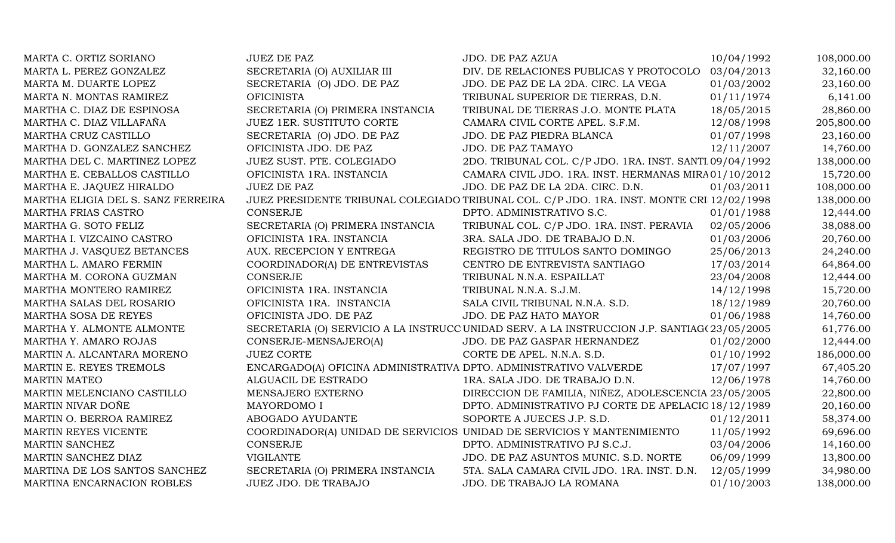| | | | | |
|---|---|---|---|---|
| MARTA C. ORTIZ SORIANO | JUEZ DE PAZ | JDO. DE PAZ AZUA | 10/04/1992 | 108,000.00 |
| MARTA L. PEREZ GONZALEZ | SECRETARIA (O) AUXILIAR III | DIV. DE RELACIONES PUBLICAS Y PROTOCOLO | 03/04/2013 | 32,160.00 |
| MARTA M. DUARTE LOPEZ | SECRETARIA (O) JDO. DE PAZ | JDO. DE PAZ DE LA 2DA. CIRC. LA VEGA | 01/03/2002 | 23,160.00 |
| MARTA N. MONTAS RAMIREZ | OFICINISTA | TRIBUNAL SUPERIOR DE TIERRAS, D.N. | 01/11/1974 | 6,141.00 |
| MARTHA C. DIAZ DE ESPINOSA | SECRETARIA (O) PRIMERA INSTANCIA | TRIBUNAL DE TIERRAS J.O. MONTE PLATA | 18/05/2015 | 28,860.00 |
| MARTHA C. DIAZ VILLAFAÑA | JUEZ 1ER. SUSTITUTO CORTE | CAMARA CIVIL CORTE APEL. S.F.M. | 12/08/1998 | 205,800.00 |
| MARTHA CRUZ CASTILLO | SECRETARIA (O) JDO. DE PAZ | JDO. DE PAZ PIEDRA BLANCA | 01/07/1998 | 23,160.00 |
| MARTHA D. GONZALEZ SANCHEZ | OFICINISTA JDO. DE PAZ | JDO. DE PAZ TAMAYO | 12/11/2007 | 14,760.00 |
| MARTHA DEL C. MARTINEZ LOPEZ | JUEZ SUST. PTE. COLEGIADO | 2DO. TRIBUNAL COL. C/P JDO. 1RA. INST. SANTI | 09/04/1992 | 138,000.00 |
| MARTHA E. CEBALLOS CASTILLO | OFICINISTA 1RA. INSTANCIA | CAMARA CIVIL JDO. 1RA. INST. HERMANAS MIRA | 01/10/2012 | 15,720.00 |
| MARTHA E. JAQUEZ HIRALDO | JUEZ DE PAZ | JDO. DE PAZ DE LA 2DA. CIRC. D.N. | 01/03/2011 | 108,000.00 |
| MARTHA ELIGIA DEL S. SANZ FERREIRA | JUEZ PRESIDENTE TRIBUNAL COLEGIADO | TRIBUNAL COL. C/P JDO. 1RA. INST. MONTE CRI | 12/02/1998 | 138,000.00 |
| MARTHA FRIAS CASTRO | CONSERJE | DPTO. ADMINISTRATIVO S.C. | 01/01/1988 | 12,444.00 |
| MARTHA G. SOTO FELIZ | SECRETARIA (O) PRIMERA INSTANCIA | TRIBUNAL COL. C/P JDO. 1RA. INST. PERAVIA | 02/05/2006 | 38,088.00 |
| MARTHA I. VIZCAINO CASTRO | OFICINISTA 1RA. INSTANCIA | 3RA. SALA JDO. DE TRABAJO D.N. | 01/03/2006 | 20,760.00 |
| MARTHA J. VASQUEZ BETANCES | AUX. RECEPCION Y ENTREGA | REGISTRO DE TITULOS SANTO DOMINGO | 25/06/2013 | 24,240.00 |
| MARTHA L. AMARO FERMIN | COORDINADOR(A) DE ENTREVISTAS | CENTRO DE ENTREVISTA SANTIAGO | 17/03/2014 | 64,864.00 |
| MARTHA M. CORONA GUZMAN | CONSERJE | TRIBUNAL N.N.A. ESPAILLAT | 23/04/2008 | 12,444.00 |
| MARTHA MONTERO RAMIREZ | OFICINISTA 1RA. INSTANCIA | TRIBUNAL N.N.A. S.J.M. | 14/12/1998 | 15,720.00 |
| MARTHA SALAS DEL ROSARIO | OFICINISTA 1RA. INSTANCIA | SALA CIVIL TRIBUNAL N.N.A. S.D. | 18/12/1989 | 20,760.00 |
| MARTHA SOSA DE REYES | OFICINISTA JDO. DE PAZ | JDO. DE PAZ HATO MAYOR | 01/06/1988 | 14,760.00 |
| MARTHA Y. ALMONTE ALMONTE | SECRETARIA (O) SERVICIO A LA INSTRUCC | UNIDAD SERV. A LA INSTRUCCION J.P. SANTIAG | 23/05/2005 | 61,776.00 |
| MARTHA Y. AMARO ROJAS | CONSERJE-MENSAJERO(A) | JDO. DE PAZ GASPAR HERNANDEZ | 01/02/2000 | 12,444.00 |
| MARTIN A. ALCANTARA MORENO | JUEZ CORTE | CORTE DE APEL. N.N.A. S.D. | 01/10/1992 | 186,000.00 |
| MARTIN E. REYES TREMOLS | ENCARGADO(A) OFICINA ADMINISTRATIVA | DPTO. ADMINISTRATIVO VALVERDE | 17/07/1997 | 67,405.20 |
| MARTIN MATEO | ALGUACIL DE ESTRADO | 1RA. SALA JDO. DE TRABAJO D.N. | 12/06/1978 | 14,760.00 |
| MARTIN MELENCIANO CASTILLO | MENSAJERO EXTERNO | DIRECCION DE FAMILIA, NIÑEZ, ADOLESCENCIA | 23/05/2005 | 22,800.00 |
| MARTIN NIVAR DOÑE | MAYORDOMO I | DPTO. ADMINISTRATIVO PJ CORTE DE APELACIO | 18/12/1989 | 20,160.00 |
| MARTIN O. BERROA RAMIREZ | ABOGADO AYUDANTE | SOPORTE A JUECES J.P. S.D. | 01/12/2011 | 58,374.00 |
| MARTIN REYES VICENTE | COORDINADOR(A) UNIDAD DE SERVICIOS | UNIDAD DE SERVICIOS Y MANTENIMIENTO | 11/05/1992 | 69,696.00 |
| MARTIN SANCHEZ | CONSERJE | DPTO. ADMINISTRATIVO PJ S.C.J. | 03/04/2006 | 14,160.00 |
| MARTIN SANCHEZ DIAZ | VIGILANTE | JDO. DE PAZ ASUNTOS MUNIC. S.D. NORTE | 06/09/1999 | 13,800.00 |
| MARTINA DE LOS SANTOS SANCHEZ | SECRETARIA (O) PRIMERA INSTANCIA | 5TA. SALA CAMARA CIVIL JDO. 1RA. INST. D.N. | 12/05/1999 | 34,980.00 |
| MARTINA ENCARNACION ROBLES | JUEZ JDO. DE TRABAJO | JDO. DE TRABAJO LA ROMANA | 01/10/2003 | 138,000.00 |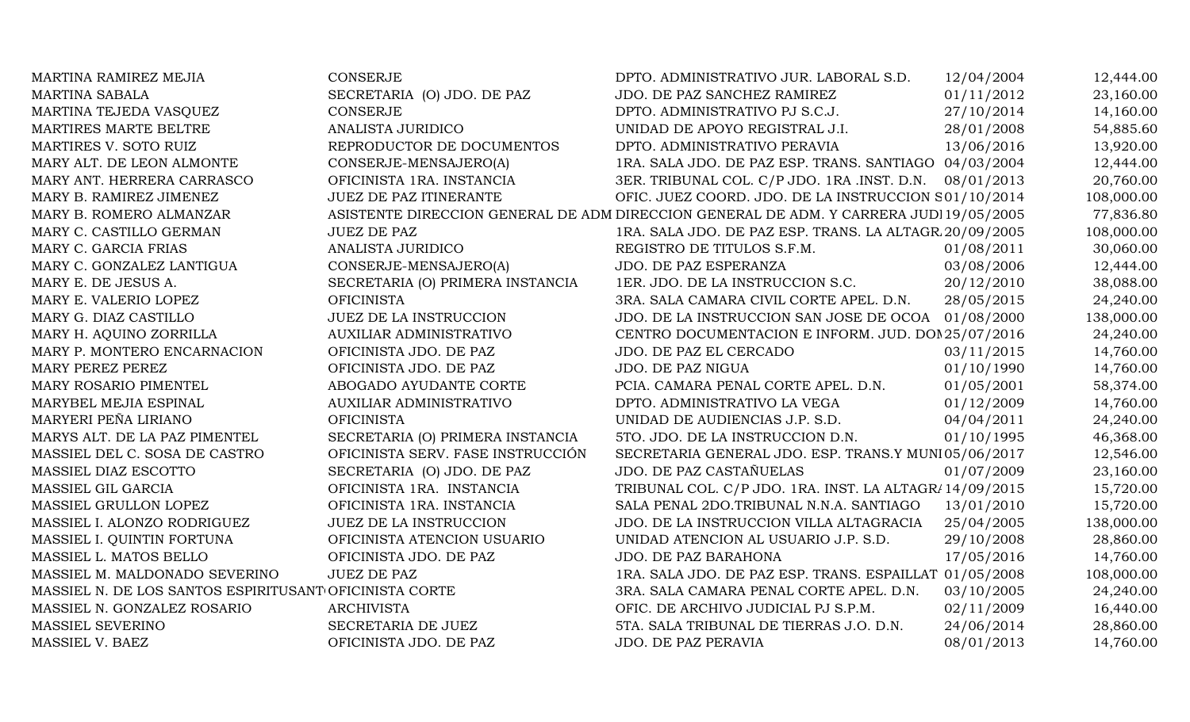| | | | | |
|---|---|---|---|---|
| MARTINA RAMIREZ MEJIA | CONSERJE | DPTO. ADMINISTRATIVO JUR. LABORAL S.D. | 12/04/2004 | 12,444.00 |
| MARTINA SABALA | SECRETARIA (O) JDO. DE PAZ | JDO. DE PAZ SANCHEZ RAMIREZ | 01/11/2012 | 23,160.00 |
| MARTINA TEJEDA VASQUEZ | CONSERJE | DPTO. ADMINISTRATIVO PJ S.C.J. | 27/10/2014 | 14,160.00 |
| MARTIRES MARTE BELTRE | ANALISTA JURIDICO | UNIDAD DE APOYO REGISTRAL J.I. | 28/01/2008 | 54,885.60 |
| MARTIRES V. SOTO RUIZ | REPRODUCTOR DE DOCUMENTOS | DPTO. ADMINISTRATIVO PERAVIA | 13/06/2016 | 13,920.00 |
| MARY ALT. DE LEON ALMONTE | CONSERJE-MENSAJERO(A) | 1RA. SALA JDO. DE PAZ ESP. TRANS. SANTIAGO | 04/03/2004 | 12,444.00 |
| MARY ANT. HERRERA CARRASCO | OFICINISTA 1RA. INSTANCIA | 3ER. TRIBUNAL COL. C/P JDO. 1RA .INST. D.N. | 08/01/2013 | 20,760.00 |
| MARY B. RAMIREZ JIMENEZ | JUEZ DE PAZ ITINERANTE | OFIC. JUEZ COORD. JDO. DE LA INSTRUCCION S | 01/10/2014 | 108,000.00 |
| MARY B. ROMERO ALMANZAR | ASISTENTE DIRECCION GENERAL DE ADM | DIRECCION GENERAL DE ADM. Y CARRERA JUDI | 19/05/2005 | 77,836.80 |
| MARY C. CASTILLO GERMAN | JUEZ DE PAZ | 1RA. SALA JDO. DE PAZ ESP. TRANS. LA ALTAGR. | 20/09/2005 | 108,000.00 |
| MARY C. GARCIA FRIAS | ANALISTA JURIDICO | REGISTRO DE TITULOS S.F.M. | 01/08/2011 | 30,060.00 |
| MARY C. GONZALEZ LANTIGUA | CONSERJE-MENSAJERO(A) | JDO. DE PAZ ESPERANZA | 03/08/2006 | 12,444.00 |
| MARY E. DE JESUS A. | SECRETARIA (O) PRIMERA INSTANCIA | 1ER. JDO. DE LA INSTRUCCION S.C. | 20/12/2010 | 38,088.00 |
| MARY E. VALERIO LOPEZ | OFICINISTA | 3RA. SALA CAMARA CIVIL CORTE APEL. D.N. | 28/05/2015 | 24,240.00 |
| MARY G. DIAZ CASTILLO | JUEZ DE LA INSTRUCCION | JDO. DE LA INSTRUCCION SAN JOSE DE OCOA | 01/08/2000 | 138,000.00 |
| MARY H. AQUINO ZORRILLA | AUXILIAR ADMINISTRATIVO | CENTRO DOCUMENTACION E INFORM. JUD. DOM | 25/07/2016 | 24,240.00 |
| MARY P. MONTERO ENCARNACION | OFICINISTA JDO. DE PAZ | JDO. DE PAZ EL CERCADO | 03/11/2015 | 14,760.00 |
| MARY PEREZ PEREZ | OFICINISTA JDO. DE PAZ | JDO. DE PAZ NIGUA | 01/10/1990 | 14,760.00 |
| MARY ROSARIO PIMENTEL | ABOGADO AYUDANTE CORTE | PCIA. CAMARA PENAL CORTE APEL. D.N. | 01/05/2001 | 58,374.00 |
| MARYBEL MEJIA ESPINAL | AUXILIAR ADMINISTRATIVO | DPTO. ADMINISTRATIVO LA VEGA | 01/12/2009 | 14,760.00 |
| MARYERI PEÑA LIRIANO | OFICINISTA | UNIDAD DE AUDIENCIAS J.P. S.D. | 04/04/2011 | 24,240.00 |
| MARYS ALT. DE LA PAZ PIMENTEL | SECRETARIA (O) PRIMERA INSTANCIA | 5TO. JDO. DE LA INSTRUCCION D.N. | 01/10/1995 | 46,368.00 |
| MASSIEL DEL C. SOSA DE CASTRO | OFICINISTA SERV. FASE INSTRUCCIÓN | SECRETARIA GENERAL JDO. ESP. TRANS.Y MUNI | 05/06/2017 | 12,546.00 |
| MASSIEL DIAZ ESCOTTO | SECRETARIA (O) JDO. DE PAZ | JDO. DE PAZ CASTAÑUELAS | 01/07/2009 | 23,160.00 |
| MASSIEL GIL GARCIA | OFICINISTA 1RA. INSTANCIA | TRIBUNAL COL. C/P JDO. 1RA. INST. LA ALTAGRA | 14/09/2015 | 15,720.00 |
| MASSIEL GRULLON LOPEZ | OFICINISTA 1RA. INSTANCIA | SALA PENAL 2DO.TRIBUNAL N.N.A. SANTIAGO | 13/01/2010 | 15,720.00 |
| MASSIEL I. ALONZO RODRIGUEZ | JUEZ DE LA INSTRUCCION | JDO. DE LA INSTRUCCION VILLA ALTAGRACIA | 25/04/2005 | 138,000.00 |
| MASSIEL I. QUINTIN FORTUNA | OFICINISTA ATENCION USUARIO | UNIDAD ATENCION AL USUARIO J.P. S.D. | 29/10/2008 | 28,860.00 |
| MASSIEL L. MATOS BELLO | OFICINISTA JDO. DE PAZ | JDO. DE PAZ BARAHONA | 17/05/2016 | 14,760.00 |
| MASSIEL M. MALDONADO SEVERINO | JUEZ DE PAZ | 1RA. SALA JDO. DE PAZ ESP. TRANS. ESPAILLAT | 01/05/2008 | 108,000.00 |
| MASSIEL N. DE LOS SANTOS ESPIRITUSANT | OFICINISTA CORTE | 3RA. SALA CAMARA PENAL CORTE APEL. D.N. | 03/10/2005 | 24,240.00 |
| MASSIEL N. GONZALEZ ROSARIO | ARCHIVISTA | OFIC. DE ARCHIVO JUDICIAL PJ S.P.M. | 02/11/2009 | 16,440.00 |
| MASSIEL SEVERINO | SECRETARIA DE JUEZ | 5TA. SALA TRIBUNAL DE TIERRAS J.O. D.N. | 24/06/2014 | 28,860.00 |
| MASSIEL V. BAEZ | OFICINISTA JDO. DE PAZ | JDO. DE PAZ PERAVIA | 08/01/2013 | 14,760.00 |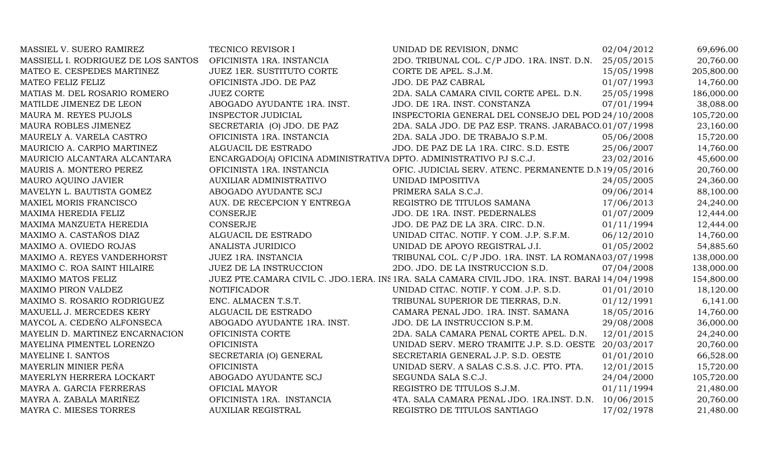| | | | | |
|---|---|---|---|---|
| MASSIEL V. SUERO RAMIREZ | TECNICO REVISOR I | UNIDAD DE REVISION, DNMC | 02/04/2012 | 69,696.00 |
| MASSIELL I. RODRIGUEZ DE LOS SANTOS | OFICINISTA 1RA. INSTANCIA | 2DO. TRIBUNAL COL. C/P JDO. 1RA. INST. D.N. | 25/05/2015 | 20,760.00 |
| MATEO E. CESPEDES MARTINEZ | JUEZ 1ER. SUSTITUTO CORTE | CORTE DE APEL. S.J.M. | 15/05/1998 | 205,800.00 |
| MATEO FELIZ FELIZ | OFICINISTA JDO. DE PAZ | JDO. DE PAZ CABRAL | 01/07/1993 | 14,760.00 |
| MATIAS M. DEL ROSARIO ROMERO | JUEZ CORTE | 2DA. SALA CAMARA CIVIL CORTE APEL. D.N. | 25/05/1998 | 186,000.00 |
| MATILDE JIMENEZ DE LEON | ABOGADO AYUDANTE 1RA. INST. | JDO. DE 1RA. INST. CONSTANZA | 07/01/1994 | 38,088.00 |
| MAURA M. REYES PUJOLS | INSPECTOR JUDICIAL | INSPECTORIA GENERAL DEL CONSEJO DEL POD | 24/10/2008 | 105,720.00 |
| MAURA ROBLES JIMENEZ | SECRETARIA (O) JDO. DE PAZ | 2DA. SALA JDO. DE PAZ ESP. TRANS. JARABACO. | 01/07/1998 | 23,160.00 |
| MAURELY A. VARELA CASTRO | OFICINISTA 1RA. INSTANCIA | 2DA. SALA JDO. DE TRABAJO S.P.M. | 05/06/2008 | 15,720.00 |
| MAURICIO A. CARPIO MARTINEZ | ALGUACIL DE ESTRADO | JDO. DE PAZ DE LA 1RA. CIRC. S.D. ESTE | 25/06/2007 | 14,760.00 |
| MAURICIO ALCANTARA ALCANTARA | ENCARGADO(A) OFICINA ADMINISTRATIVA | DPTO. ADMINISTRATIVO PJ S.C.J. | 23/02/2016 | 45,600.00 |
| MAURIS A. MONTERO PEREZ | OFICINISTA 1RA. INSTANCIA | OFIC. JUDICIAL SERV. ATENC. PERMANENTE D.N | 19/05/2016 | 20,760.00 |
| MAURO AQUINO JAVIER | AUXILIAR ADMINISTRATIVO | UNIDAD IMPOSITIVA | 24/05/2005 | 24,360.00 |
| MAVELYN L. BAUTISTA GOMEZ | ABOGADO AYUDANTE SCJ | PRIMERA SALA S.C.J. | 09/06/2014 | 88,100.00 |
| MAXIEL MORIS FRANCISCO | AUX. DE RECEPCION Y ENTREGA | REGISTRO DE TITULOS SAMANA | 17/06/2013 | 24,240.00 |
| MAXIMA HEREDIA FELIZ | CONSERJE | JDO. DE 1RA. INST. PEDERNALES | 01/07/2009 | 12,444.00 |
| MAXIMA MANZUETA HEREDIA | CONSERJE | JDO. DE PAZ DE LA 3RA. CIRC. D.N. | 01/11/1994 | 12,444.00 |
| MAXIMO A. CASTAÑOS DIAZ | ALGUACIL DE ESTRADO | UNIDAD CITAC. NOTIF. Y COM. J.P. S.F.M. | 06/12/2010 | 14,760.00 |
| MAXIMO A. OVIEDO ROJAS | ANALISTA JURIDICO | UNIDAD DE APOYO REGISTRAL J.I. | 01/05/2002 | 54,885.60 |
| MAXIMO A. REYES VANDERHORST | JUEZ 1RA. INSTANCIA | TRIBUNAL COL. C/P JDO. 1RA. INST. LA ROMANA | 03/07/1998 | 138,000.00 |
| MAXIMO C. ROA SAINT HILAIRE | JUEZ DE LA INSTRUCCION | 2DO. JDO. DE LA INSTRUCCION S.D. | 07/04/2008 | 138,000.00 |
| MAXIMO MATOS FELIZ | JUEZ PTE.CAMARA CIVIL C. JDO.1ERA. INS | 1RA. SALA CAMARA CIVIL JDO. 1RA. INST. BARAH | 14/04/1998 | 154,800.00 |
| MAXIMO PIRON VALDEZ | NOTIFICADOR | UNIDAD CITAC. NOTIF. Y COM. J.P. S.D. | 01/01/2010 | 18,120.00 |
| MAXIMO S. ROSARIO RODRIGUEZ | ENC. ALMACEN T.S.T. | TRIBUNAL SUPERIOR DE TIERRAS, D.N. | 01/12/1991 | 6,141.00 |
| MAXUELL J. MERCEDES KERY | ALGUACIL DE ESTRADO | CAMARA PENAL JDO. 1RA. INST. SAMANA | 18/05/2016 | 14,760.00 |
| MAYCOL A. CEDEÑO ALFONSECA | ABOGADO AYUDANTE 1RA. INST. | JDO. DE LA INSTRUCCION S.P.M. | 29/08/2008 | 36,000.00 |
| MAYELIN D. MARTINEZ ENCARNACION | OFICINISTA CORTE | 2DA. SALA CAMARA PENAL CORTE APEL. D.N. | 12/01/2015 | 24,240.00 |
| MAYELINA PIMENTEL LORENZO | OFICINISTA | UNIDAD SERV. MERO TRAMITE J.P. S.D. OESTE | 20/03/2017 | 20,760.00 |
| MAYELINE I. SANTOS | SECRETARIA (O) GENERAL | SECRETARIA GENERAL J.P. S.D. OESTE | 01/01/2010 | 66,528.00 |
| MAYERLIN MINIER PEÑA | OFICINISTA | UNIDAD SERV. A SALAS C.S.S. J.C. PTO. PTA. | 12/01/2015 | 15,720.00 |
| MAYERLYN HERRERA LOCKART | ABOGADO AYUDANTE SCJ | SEGUNDA SALA S.C.J. | 24/04/2000 | 105,720.00 |
| MAYRA A. GARCIA FERRERAS | OFICIAL MAYOR | REGISTRO DE TITULOS S.J.M. | 01/11/1994 | 21,480.00 |
| MAYRA A. ZABALA MARIÑEZ | OFICINISTA 1RA. INSTANCIA | 4TA. SALA CAMARA PENAL JDO. 1RA.INST. D.N. | 10/06/2015 | 20,760.00 |
| MAYRA C. MIESES TORRES | AUXILIAR REGISTRAL | REGISTRO DE TITULOS SANTIAGO | 17/02/1978 | 21,480.00 |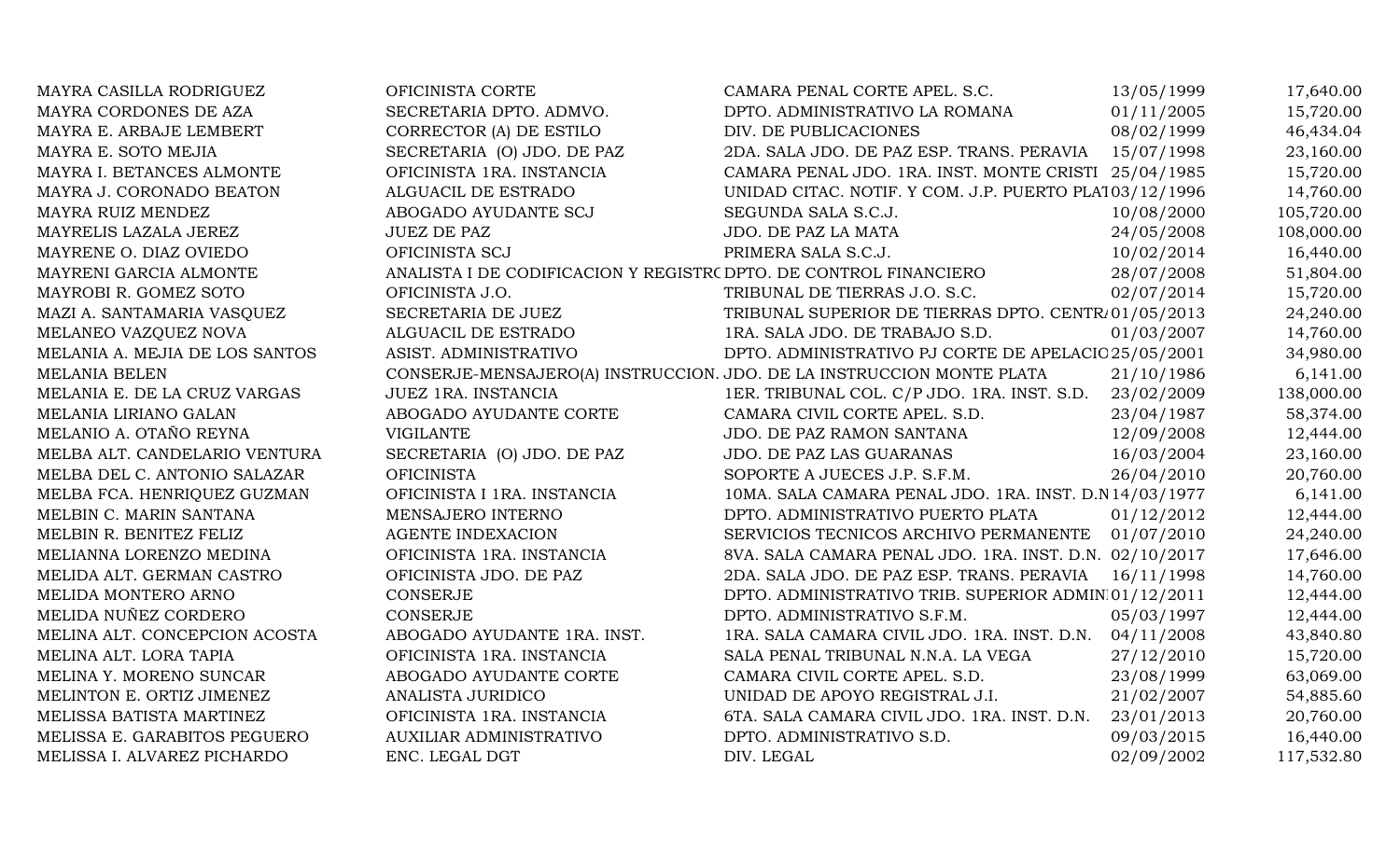| | | | | |
|---|---|---|---|---|
| MAYRA CASILLA RODRIGUEZ | OFICINISTA CORTE | CAMARA PENAL CORTE APEL. S.C. | 13/05/1999 | 17,640.00 |
| MAYRA CORDONES DE AZA | SECRETARIA DPTO. ADMVO. | DPTO. ADMINISTRATIVO LA ROMANA | 01/11/2005 | 15,720.00 |
| MAYRA E. ARBAJE LEMBERT | CORRECTOR (A) DE ESTILO | DIV. DE PUBLICACIONES | 08/02/1999 | 46,434.04 |
| MAYRA E. SOTO MEJIA | SECRETARIA (O) JDO. DE PAZ | 2DA. SALA JDO. DE PAZ ESP. TRANS. PERAVIA | 15/07/1998 | 23,160.00 |
| MAYRA I. BETANCES ALMONTE | OFICINISTA 1RA. INSTANCIA | CAMARA PENAL JDO. 1RA. INST. MONTE CRISTI | 25/04/1985 | 15,720.00 |
| MAYRA J. CORONADO BEATON | ALGUACIL DE ESTRADO | UNIDAD CITAC. NOTIF. Y COM. J.P. PUERTO PLAT | 03/12/1996 | 14,760.00 |
| MAYRA RUIZ MENDEZ | ABOGADO AYUDANTE SCJ | SEGUNDA SALA S.C.J. | 10/08/2000 | 105,720.00 |
| MAYRELIS LAZALA JEREZ | JUEZ DE PAZ | JDO. DE PAZ LA MATA | 24/05/2008 | 108,000.00 |
| MAYRENE O. DIAZ OVIEDO | OFICINISTA SCJ | PRIMERA SALA S.C.J. | 10/02/2014 | 16,440.00 |
| MAYRENI GARCIA ALMONTE | ANALISTA I DE CODIFICACION Y REGISTRO | DPTO. DE CONTROL FINANCIERO | 28/07/2008 | 51,804.00 |
| MAYROBI R. GOMEZ SOTO | OFICINISTA J.O. | TRIBUNAL DE TIERRAS J.O. S.C. | 02/07/2014 | 15,720.00 |
| MAZI A. SANTAMARIA VASQUEZ | SECRETARIA DE JUEZ | TRIBUNAL SUPERIOR DE TIERRAS DPTO. CENTRA | 01/05/2013 | 24,240.00 |
| MELANEO VAZQUEZ NOVA | ALGUACIL DE ESTRADO | 1RA. SALA JDO. DE TRABAJO S.D. | 01/03/2007 | 14,760.00 |
| MELANIA A. MEJIA DE LOS SANTOS | ASIST. ADMINISTRATIVO | DPTO. ADMINISTRATIVO PJ CORTE DE APELACIO | 25/05/2001 | 34,980.00 |
| MELANIA BELEN | CONSERJE-MENSAJERO(A) INSTRUCCION. | JDO. DE LA INSTRUCCION MONTE PLATA | 21/10/1986 | 6,141.00 |
| MELANIA E. DE LA CRUZ VARGAS | JUEZ 1RA. INSTANCIA | 1ER. TRIBUNAL COL. C/P JDO. 1RA. INST. S.D. | 23/02/2009 | 138,000.00 |
| MELANIA LIRIANO GALAN | ABOGADO AYUDANTE CORTE | CAMARA CIVIL CORTE APEL. S.D. | 23/04/1987 | 58,374.00 |
| MELANIO A. OTAÑO REYNA | VIGILANTE | JDO. DE PAZ RAMON SANTANA | 12/09/2008 | 12,444.00 |
| MELBA ALT. CANDELARIO VENTURA | SECRETARIA (O) JDO. DE PAZ | JDO. DE PAZ LAS GUARANAS | 16/03/2004 | 23,160.00 |
| MELBA DEL C. ANTONIO SALAZAR | OFICINISTA | SOPORTE A JUECES J.P. S.F.M. | 26/04/2010 | 20,760.00 |
| MELBA FCA. HENRIQUEZ GUZMAN | OFICINISTA I 1RA. INSTANCIA | 10MA. SALA CAMARA PENAL JDO. 1RA. INST. D.N | 14/03/1977 | 6,141.00 |
| MELBIN C. MARIN SANTANA | MENSAJERO INTERNO | DPTO. ADMINISTRATIVO PUERTO PLATA | 01/12/2012 | 12,444.00 |
| MELBIN R. BENITEZ FELIZ | AGENTE INDEXACION | SERVICIOS TECNICOS ARCHIVO PERMANENTE | 01/07/2010 | 24,240.00 |
| MELIANNA LORENZO MEDINA | OFICINISTA 1RA. INSTANCIA | 8VA. SALA CAMARA PENAL JDO. 1RA. INST. D.N. | 02/10/2017 | 17,646.00 |
| MELIDA ALT. GERMAN CASTRO | OFICINISTA JDO. DE PAZ | 2DA. SALA JDO. DE PAZ ESP. TRANS. PERAVIA | 16/11/1998 | 14,760.00 |
| MELIDA MONTERO ARNO | CONSERJE | DPTO. ADMINISTRATIVO TRIB. SUPERIOR ADMIN | 01/12/2011 | 12,444.00 |
| MELIDA NUÑEZ CORDERO | CONSERJE | DPTO. ADMINISTRATIVO S.F.M. | 05/03/1997 | 12,444.00 |
| MELINA ALT. CONCEPCION ACOSTA | ABOGADO AYUDANTE 1RA. INST. | 1RA. SALA CAMARA CIVIL JDO. 1RA. INST. D.N. | 04/11/2008 | 43,840.80 |
| MELINA ALT. LORA TAPIA | OFICINISTA 1RA. INSTANCIA | SALA PENAL TRIBUNAL N.N.A. LA VEGA | 27/12/2010 | 15,720.00 |
| MELINA Y. MORENO SUNCAR | ABOGADO AYUDANTE CORTE | CAMARA CIVIL CORTE APEL. S.D. | 23/08/1999 | 63,069.00 |
| MELINTON E. ORTIZ JIMENEZ | ANALISTA JURIDICO | UNIDAD DE APOYO REGISTRAL J.I. | 21/02/2007 | 54,885.60 |
| MELISSA BATISTA MARTINEZ | OFICINISTA 1RA. INSTANCIA | 6TA. SALA CAMARA CIVIL JDO. 1RA. INST. D.N. | 23/01/2013 | 20,760.00 |
| MELISSA E. GARABITOS PEGUERO | AUXILIAR ADMINISTRATIVO | DPTO. ADMINISTRATIVO S.D. | 09/03/2015 | 16,440.00 |
| MELISSA I. ALVAREZ PICHARDO | ENC. LEGAL DGT | DIV. LEGAL | 02/09/2002 | 117,532.80 |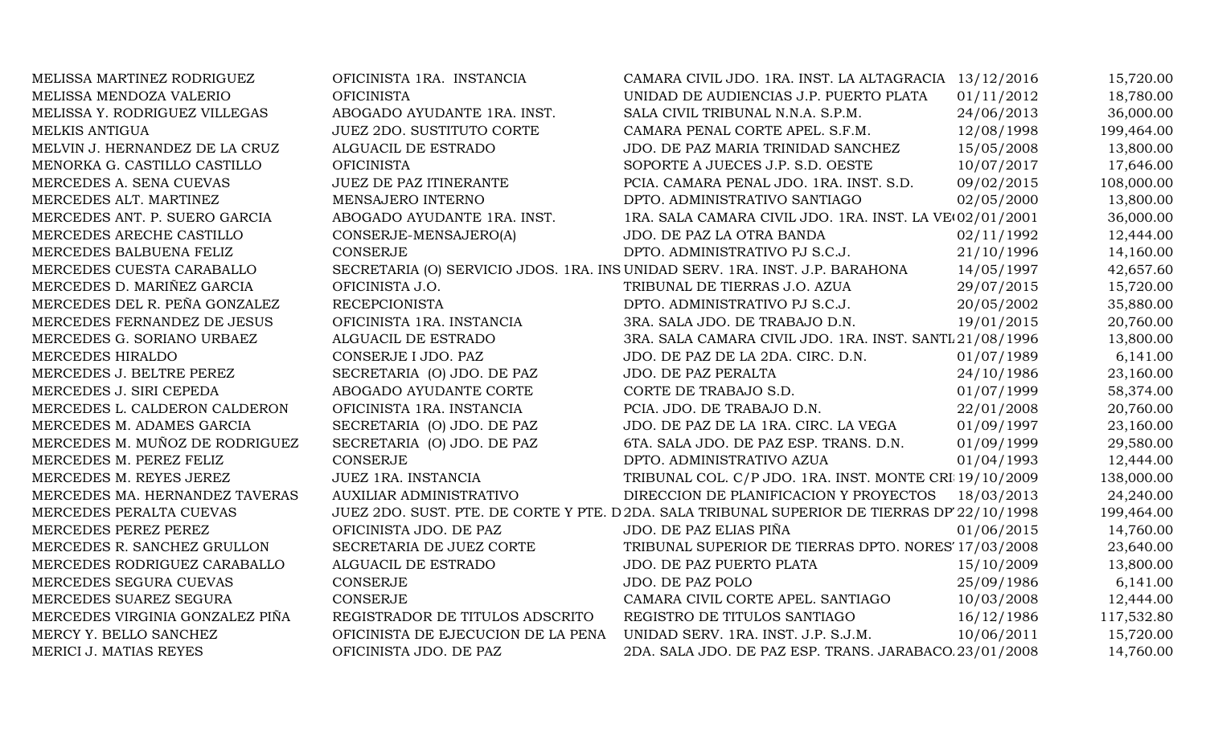| | | | | |
|---|---|---|---|---|
| MELISSA MARTINEZ RODRIGUEZ | OFICINISTA 1RA. INSTANCIA | CAMARA CIVIL JDO. 1RA. INST. LA ALTAGRACIA | 13/12/2016 | 15,720.00 |
| MELISSA MENDOZA VALERIO | OFICINISTA | UNIDAD DE AUDIENCIAS J.P. PUERTO PLATA | 01/11/2012 | 18,780.00 |
| MELISSA Y. RODRIGUEZ VILLEGAS | ABOGADO AYUDANTE 1RA. INST. | SALA CIVIL TRIBUNAL N.N.A. S.P.M. | 24/06/2013 | 36,000.00 |
| MELKIS ANTIGUA | JUEZ 2DO. SUSTITUTO CORTE | CAMARA PENAL CORTE APEL. S.F.M. | 12/08/1998 | 199,464.00 |
| MELVIN J. HERNANDEZ DE LA CRUZ | ALGUACIL DE ESTRADO | JDO. DE PAZ MARIA TRINIDAD SANCHEZ | 15/05/2008 | 13,800.00 |
| MENORKA G. CASTILLO CASTILLO | OFICINISTA | SOPORTE A JUECES J.P. S.D. OESTE | 10/07/2017 | 17,646.00 |
| MERCEDES A. SENA CUEVAS | JUEZ DE PAZ ITINERANTE | PCIA. CAMARA PENAL JDO. 1RA. INST. S.D. | 09/02/2015 | 108,000.00 |
| MERCEDES ALT. MARTINEZ | MENSAJERO INTERNO | DPTO. ADMINISTRATIVO SANTIAGO | 02/05/2000 | 13,800.00 |
| MERCEDES ANT. P. SUERO GARCIA | ABOGADO AYUDANTE 1RA. INST. | 1RA. SALA CAMARA CIVIL JDO. 1RA. INST. LA VE | 02/01/2001 | 36,000.00 |
| MERCEDES ARECHE CASTILLO | CONSERJE-MENSAJERO(A) | JDO. DE PAZ LA OTRA BANDA | 02/11/1992 | 12,444.00 |
| MERCEDES BALBUENA FELIZ | CONSERJE | DPTO. ADMINISTRATIVO PJ S.C.J. | 21/10/1996 | 14,160.00 |
| MERCEDES CUESTA CARABALLO | SECRETARIA (O) SERVICIO JDOS. 1RA. INS | UNIDAD SERV. 1RA. INST. J.P. BARAHONA | 14/05/1997 | 42,657.60 |
| MERCEDES D. MARIÑEZ GARCIA | OFICINISTA J.O. | TRIBUNAL DE TIERRAS J.O. AZUA | 29/07/2015 | 15,720.00 |
| MERCEDES DEL R. PEÑA GONZALEZ | RECEPCIONISTA | DPTO. ADMINISTRATIVO PJ S.C.J. | 20/05/2002 | 35,880.00 |
| MERCEDES FERNANDEZ DE JESUS | OFICINISTA 1RA. INSTANCIA | 3RA. SALA JDO. DE TRABAJO D.N. | 19/01/2015 | 20,760.00 |
| MERCEDES G. SORIANO URBAEZ | ALGUACIL DE ESTRADO | 3RA. SALA CAMARA CIVIL JDO. 1RA. INST. SANTI | 21/08/1996 | 13,800.00 |
| MERCEDES HIRALDO | CONSERJE I JDO. PAZ | JDO. DE PAZ DE LA 2DA. CIRC. D.N. | 01/07/1989 | 6,141.00 |
| MERCEDES J. BELTRE PEREZ | SECRETARIA (O) JDO. DE PAZ | JDO. DE PAZ PERALTA | 24/10/1986 | 23,160.00 |
| MERCEDES J. SIRI CEPEDA | ABOGADO AYUDANTE CORTE | CORTE DE TRABAJO S.D. | 01/07/1999 | 58,374.00 |
| MERCEDES L. CALDERON CALDERON | OFICINISTA 1RA. INSTANCIA | PCIA. JDO. DE TRABAJO D.N. | 22/01/2008 | 20,760.00 |
| MERCEDES M. ADAMES GARCIA | SECRETARIA (O) JDO. DE PAZ | JDO. DE PAZ DE LA 1RA. CIRC. LA VEGA | 01/09/1997 | 23,160.00 |
| MERCEDES M. MUÑOZ DE RODRIGUEZ | SECRETARIA (O) JDO. DE PAZ | 6TA. SALA JDO. DE PAZ ESP. TRANS. D.N. | 01/09/1999 | 29,580.00 |
| MERCEDES M. PEREZ FELIZ | CONSERJE | DPTO. ADMINISTRATIVO AZUA | 01/04/1993 | 12,444.00 |
| MERCEDES M. REYES JEREZ | JUEZ 1RA. INSTANCIA | TRIBUNAL COL. C/P JDO. 1RA. INST. MONTE CRI | 19/10/2009 | 138,000.00 |
| MERCEDES MA. HERNANDEZ TAVERAS | AUXILIAR ADMINISTRATIVO | DIRECCION DE PLANIFICACION Y PROYECTOS | 18/03/2013 | 24,240.00 |
| MERCEDES PERALTA CUEVAS | JUEZ 2DO. SUST. PTE. DE CORTE Y PTE. D | 2DA. SALA TRIBUNAL SUPERIOR DE TIERRAS DP | 22/10/1998 | 199,464.00 |
| MERCEDES PEREZ PEREZ | OFICINISTA JDO. DE PAZ | JDO. DE PAZ ELIAS PIÑA | 01/06/2015 | 14,760.00 |
| MERCEDES R. SANCHEZ GRULLON | SECRETARIA DE JUEZ CORTE | TRIBUNAL SUPERIOR DE TIERRAS DPTO. NORES | 17/03/2008 | 23,640.00 |
| MERCEDES RODRIGUEZ CARABALLO | ALGUACIL DE ESTRADO | JDO. DE PAZ PUERTO PLATA | 15/10/2009 | 13,800.00 |
| MERCEDES SEGURA CUEVAS | CONSERJE | JDO. DE PAZ POLO | 25/09/1986 | 6,141.00 |
| MERCEDES SUAREZ SEGURA | CONSERJE | CAMARA CIVIL CORTE APEL. SANTIAGO | 10/03/2008 | 12,444.00 |
| MERCEDES VIRGINIA GONZALEZ PIÑA | REGISTRADOR DE TITULOS ADSCRITO | REGISTRO DE TITULOS SANTIAGO | 16/12/1986 | 117,532.80 |
| MERCY Y. BELLO SANCHEZ | OFICINISTA DE EJECUCION DE LA PENA | UNIDAD SERV. 1RA. INST. J.P. S.J.M. | 10/06/2011 | 15,720.00 |
| MERICI J. MATIAS REYES | OFICINISTA JDO. DE PAZ | 2DA. SALA JDO. DE PAZ ESP. TRANS. JARABACO | 23/01/2008 | 14,760.00 |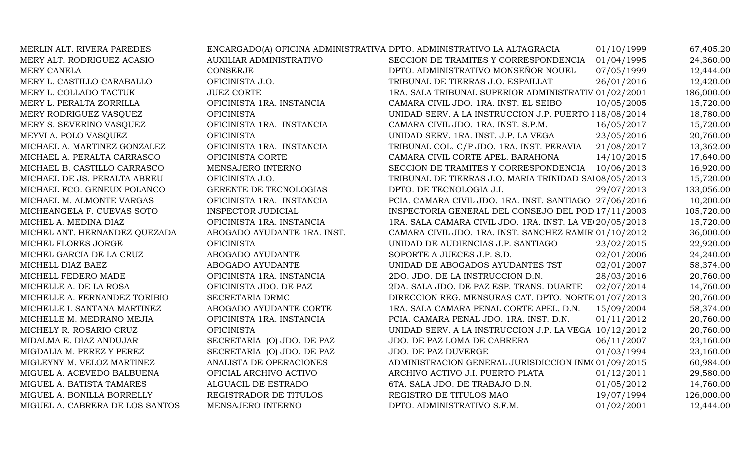| | | | | |
|---|---|---|---|---|
| MERLIN ALT. RIVERA PAREDES | ENCARGADO(A) OFICINA ADMINISTRATIVA | DPTO. ADMINISTRATIVO LA ALTAGRACIA | 01/10/1999 | 67,405.20 |
| MERY ALT. RODRIGUEZ ACASIO | AUXILIAR ADMINISTRATIVO | SECCION DE TRAMITES Y CORRESPONDENCIA | 01/04/1995 | 24,360.00 |
| MERY CANELA | CONSERJE | DPTO. ADMINISTRATIVO MONSEÑOR NOUEL | 07/05/1999 | 12,444.00 |
| MERY L. CASTILLO CARABALLO | OFICINISTA J.O. | TRIBUNAL DE TIERRAS J.O. ESPAILLAT | 26/01/2016 | 12,420.00 |
| MERY L. COLLADO TACTUK | JUEZ CORTE | 1RA. SALA TRIBUNAL SUPERIOR ADMINISTRATIV | 01/02/2001 | 186,000.00 |
| MERY L. PERALTA ZORRILLA | OFICINISTA 1RA. INSTANCIA | CAMARA CIVIL JDO. 1RA. INST. EL SEIBO | 10/05/2005 | 15,720.00 |
| MERY RODRIGUEZ VASQUEZ | OFICINISTA | UNIDAD SERV. A LA INSTRUCCION J.P. PUERTO I | 18/08/2014 | 18,780.00 |
| MERY S. SEVERINO VASQUEZ | OFICINISTA 1RA. INSTANCIA | CAMARA CIVIL JDO. 1RA. INST. S.P.M. | 16/05/2017 | 15,720.00 |
| MEYVI A. POLO VASQUEZ | OFICINISTA | UNIDAD SERV. 1RA. INST. J.P. LA VEGA | 23/05/2016 | 20,760.00 |
| MICHAEL A. MARTINEZ GONZALEZ | OFICINISTA 1RA. INSTANCIA | TRIBUNAL COL. C/P JDO. 1RA. INST. PERAVIA | 21/08/2017 | 13,362.00 |
| MICHAEL A. PERALTA CARRASCO | OFICINISTA CORTE | CAMARA CIVIL CORTE APEL. BARAHONA | 14/10/2015 | 17,640.00 |
| MICHAEL B. CASTILLO CARRASCO | MENSAJERO INTERNO | SECCION DE TRAMITES Y CORRESPONDENCIA | 10/06/2013 | 16,920.00 |
| MICHAEL DE JS. PERALTA ABREU | OFICINISTA J.O. | TRIBUNAL DE TIERRAS J.O. MARIA TRINIDAD SA | 08/05/2013 | 15,720.00 |
| MICHAEL FCO. GENEUX POLANCO | GERENTE DE TECNOLOGIAS | DPTO. DE TECNOLOGIA J.I. | 29/07/2013 | 133,056.00 |
| MICHAEL M. ALMONTE VARGAS | OFICINISTA 1RA. INSTANCIA | PCIA. CAMARA CIVIL JDO. 1RA. INST. SANTIAGO | 27/06/2016 | 10,200.00 |
| MICHEANGELA F. CUEVAS SOTO | INSPECTOR JUDICIAL | INSPECTORIA GENERAL DEL CONSEJO DEL POD | 17/11/2003 | 105,720.00 |
| MICHEL A. MEDINA DIAZ | OFICINISTA 1RA. INSTANCIA | 1RA. SALA CAMARA CIVIL JDO. 1RA. INST. LA VE | 20/05/2013 | 15,720.00 |
| MICHEL ANT. HERNANDEZ QUEZADA | ABOGADO AYUDANTE 1RA. INST. | CAMARA CIVIL JDO. 1RA. INST. SANCHEZ RAMIR | 01/10/2012 | 36,000.00 |
| MICHEL FLORES JORGE | OFICINISTA | UNIDAD DE AUDIENCIAS J.P. SANTIAGO | 23/02/2015 | 22,920.00 |
| MICHEL GARCIA DE LA CRUZ | ABOGADO AYUDANTE | SOPORTE A JUECES J.P. S.D. | 02/01/2006 | 24,240.00 |
| MICHELL DIAZ BAEZ | ABOGADO AYUDANTE | UNIDAD DE ABOGADOS AYUDANTES TST | 02/01/2007 | 58,374.00 |
| MICHELL FEDERO MADE | OFICINISTA 1RA. INSTANCIA | 2DO. JDO. DE LA INSTRUCCION D.N. | 28/03/2016 | 20,760.00 |
| MICHELLE A. DE LA ROSA | OFICINISTA JDO. DE PAZ | 2DA. SALA JDO. DE PAZ ESP. TRANS. DUARTE | 02/07/2014 | 14,760.00 |
| MICHELLE A. FERNANDEZ TORIBIO | SECRETARIA DRMC | DIRECCION REG. MENSURAS CAT. DPTO. NORTE | 01/07/2013 | 20,760.00 |
| MICHELLE I. SANTANA MARTINEZ | ABOGADO AYUDANTE CORTE | 1RA. SALA CAMARA PENAL CORTE APEL. D.N. | 15/09/2004 | 58,374.00 |
| MICHELLE M. MEDRANO MEJIA | OFICINISTA 1RA. INSTANCIA | PCIA. CAMARA PENAL JDO. 1RA. INST. D.N. | 01/11/2012 | 20,760.00 |
| MICHELY R. ROSARIO CRUZ | OFICINISTA | UNIDAD SERV. A LA INSTRUCCION J.P. LA VEGA | 10/12/2012 | 20,760.00 |
| MIDALMA E. DIAZ ANDUJAR | SECRETARIA (O) JDO. DE PAZ | JDO. DE PAZ LOMA DE CABRERA | 06/11/2007 | 23,160.00 |
| MIGDALIA M. PEREZ Y PEREZ | SECRETARIA (O) JDO. DE PAZ | JDO. DE PAZ DUVERGE | 01/03/1994 | 23,160.00 |
| MIGLEYNY M. VELOZ MARTINEZ | ANALISTA DE OPERACIONES | ADMINISTRACION GENERAL JURISDICCION INM( | 01/09/2015 | 60,984.00 |
| MIGUEL A. ACEVEDO BALBUENA | OFICIAL ARCHIVO ACTIVO | ARCHIVO ACTIVO J.I. PUERTO PLATA | 01/12/2011 | 29,580.00 |
| MIGUEL A. BATISTA TAMARES | ALGUACIL DE ESTRADO | 6TA. SALA JDO. DE TRABAJO D.N. | 01/05/2012 | 14,760.00 |
| MIGUEL A. BONILLA BORRELLY | REGISTRADOR DE TITULOS | REGISTRO DE TITULOS MAO | 19/07/1994 | 126,000.00 |
| MIGUEL A. CABRERA DE LOS SANTOS | MENSAJERO INTERNO | DPTO. ADMINISTRATIVO S.F.M. | 01/02/2001 | 12,444.00 |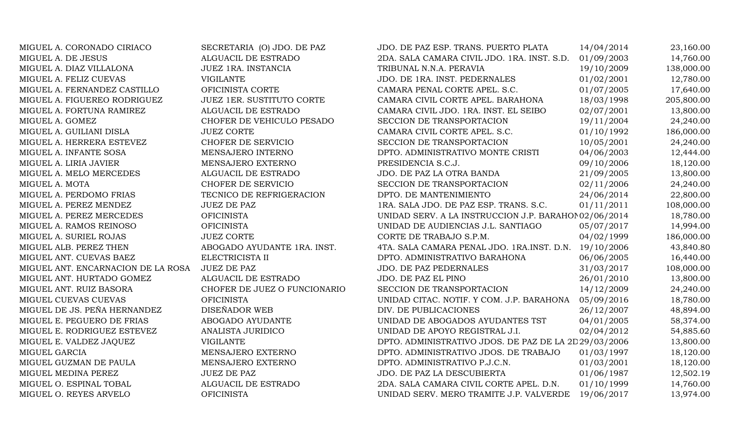| | | | | |
|---|---|---|---|---|
| MIGUEL A. CORONADO CIRIACO | SECRETARIA (O) JDO. DE PAZ | JDO. DE PAZ ESP. TRANS. PUERTO PLATA | 14/04/2014 | 23,160.00 |
| MIGUEL A. DE JESUS | ALGUACIL DE ESTRADO | 2DA. SALA CAMARA CIVIL JDO. 1RA. INST. S.D. | 01/09/2003 | 14,760.00 |
| MIGUEL A. DIAZ VILLALONA | JUEZ 1RA. INSTANCIA | TRIBUNAL N.N.A. PERAVIA | 19/10/2009 | 138,000.00 |
| MIGUEL A. FELIZ CUEVAS | VIGILANTE | JDO. DE 1RA. INST. PEDERNALES | 01/02/2001 | 12,780.00 |
| MIGUEL A. FERNANDEZ CASTILLO | OFICINISTA CORTE | CAMARA PENAL CORTE APEL. S.C. | 01/07/2005 | 17,640.00 |
| MIGUEL A. FIGUEREO RODRIGUEZ | JUEZ 1ER. SUSTITUTO CORTE | CAMARA CIVIL CORTE APEL. BARAHONA | 18/03/1998 | 205,800.00 |
| MIGUEL A. FORTUNA RAMIREZ | ALGUACIL DE ESTRADO | CAMARA CIVIL JDO. 1RA. INST. EL SEIBO | 02/07/2001 | 13,800.00 |
| MIGUEL A. GOMEZ | CHOFER DE VEHICULO PESADO | SECCION DE TRANSPORTACION | 19/11/2004 | 24,240.00 |
| MIGUEL A. GUILIANI DISLA | JUEZ CORTE | CAMARA CIVIL CORTE APEL. S.C. | 01/10/1992 | 186,000.00 |
| MIGUEL A. HERRERA ESTEVEZ | CHOFER DE SERVICIO | SECCION DE TRANSPORTACION | 10/05/2001 | 24,240.00 |
| MIGUEL A. INFANTE SOSA | MENSAJERO INTERNO | DPTO. ADMINISTRATIVO MONTE CRISTI | 04/06/2003 | 12,444.00 |
| MIGUEL A. LIRIA JAVIER | MENSAJERO EXTERNO | PRESIDENCIA S.C.J. | 09/10/2006 | 18,120.00 |
| MIGUEL A. MELO MERCEDES | ALGUACIL DE ESTRADO | JDO. DE PAZ LA OTRA BANDA | 21/09/2005 | 13,800.00 |
| MIGUEL A. MOTA | CHOFER DE SERVICIO | SECCION DE TRANSPORTACION | 02/11/2006 | 24,240.00 |
| MIGUEL A. PERDOMO FRIAS | TECNICO DE REFRIGERACION | DPTO. DE MANTENIMIENTO | 24/06/2014 | 22,800.00 |
| MIGUEL A. PEREZ MENDEZ | JUEZ DE PAZ | 1RA. SALA JDO. DE PAZ ESP. TRANS. S.C. | 01/11/2011 | 108,000.00 |
| MIGUEL A. PEREZ MERCEDES | OFICINISTA | UNIDAD SERV. A LA INSTRUCCION J.P. BARAHON | 02/06/2014 | 18,780.00 |
| MIGUEL A. RAMOS REINOSO | OFICINISTA | UNIDAD DE AUDIENCIAS J.L. SANTIAGO | 05/07/2017 | 14,994.00 |
| MIGUEL A. SURIEL ROJAS | JUEZ CORTE | CORTE DE TRABAJO S.P.M. | 04/02/1999 | 186,000.00 |
| MIGUEL ALB. PEREZ THEN | ABOGADO AYUDANTE 1RA. INST. | 4TA. SALA CAMARA PENAL JDO. 1RA.INST. D.N. | 19/10/2006 | 43,840.80 |
| MIGUEL ANT. CUEVAS BAEZ | ELECTRICISTA II | DPTO. ADMINISTRATIVO BARAHONA | 06/06/2005 | 16,440.00 |
| MIGUEL ANT. ENCARNACION DE LA ROSA | JUEZ DE PAZ | JDO. DE PAZ PEDERNALES | 31/03/2017 | 108,000.00 |
| MIGUEL ANT. HURTADO GOMEZ | ALGUACIL DE ESTRADO | JDO. DE PAZ EL PINO | 26/01/2010 | 13,800.00 |
| MIGUEL ANT. RUIZ BASORA | CHOFER DE JUEZ O FUNCIONARIO | SECCION DE TRANSPORTACION | 14/12/2009 | 24,240.00 |
| MIGUEL CUEVAS CUEVAS | OFICINISTA | UNIDAD CITAC. NOTIF. Y COM. J.P. BARAHONA | 05/09/2016 | 18,780.00 |
| MIGUEL DE JS. PEÑA HERNANDEZ | DISEÑADOR WEB | DIV. DE PUBLICACIONES | 26/12/2007 | 48,894.00 |
| MIGUEL E. PEGUERO DE FRIAS | ABOGADO AYUDANTE | UNIDAD DE ABOGADOS AYUDANTES TST | 04/01/2005 | 58,374.00 |
| MIGUEL E. RODRIGUEZ ESTEVEZ | ANALISTA JURIDICO | UNIDAD DE APOYO REGISTRAL J.I. | 02/04/2012 | 54,885.60 |
| MIGUEL E. VALDEZ JAQUEZ | VIGILANTE | DPTO. ADMINISTRATIVO JDOS. DE PAZ DE LA 2D | 29/03/2006 | 13,800.00 |
| MIGUEL GARCIA | MENSAJERO EXTERNO | DPTO. ADMINISTRATIVO JDOS. DE TRABAJO | 01/03/1997 | 18,120.00 |
| MIGUEL GUZMAN DE PAULA | MENSAJERO EXTERNO | DPTO. ADMINISTRATIVO P.J.C.N. | 01/03/2001 | 18,120.00 |
| MIGUEL MEDINA PEREZ | JUEZ DE PAZ | JDO. DE PAZ LA DESCUBIERTA | 01/06/1987 | 12,502.19 |
| MIGUEL O. ESPINAL TOBAL | ALGUACIL DE ESTRADO | 2DA. SALA CAMARA CIVIL CORTE APEL. D.N. | 01/10/1999 | 14,760.00 |
| MIGUEL O. REYES ARVELO | OFICINISTA | UNIDAD SERV. MERO TRAMITE J.P. VALVERDE | 19/06/2017 | 13,974.00 |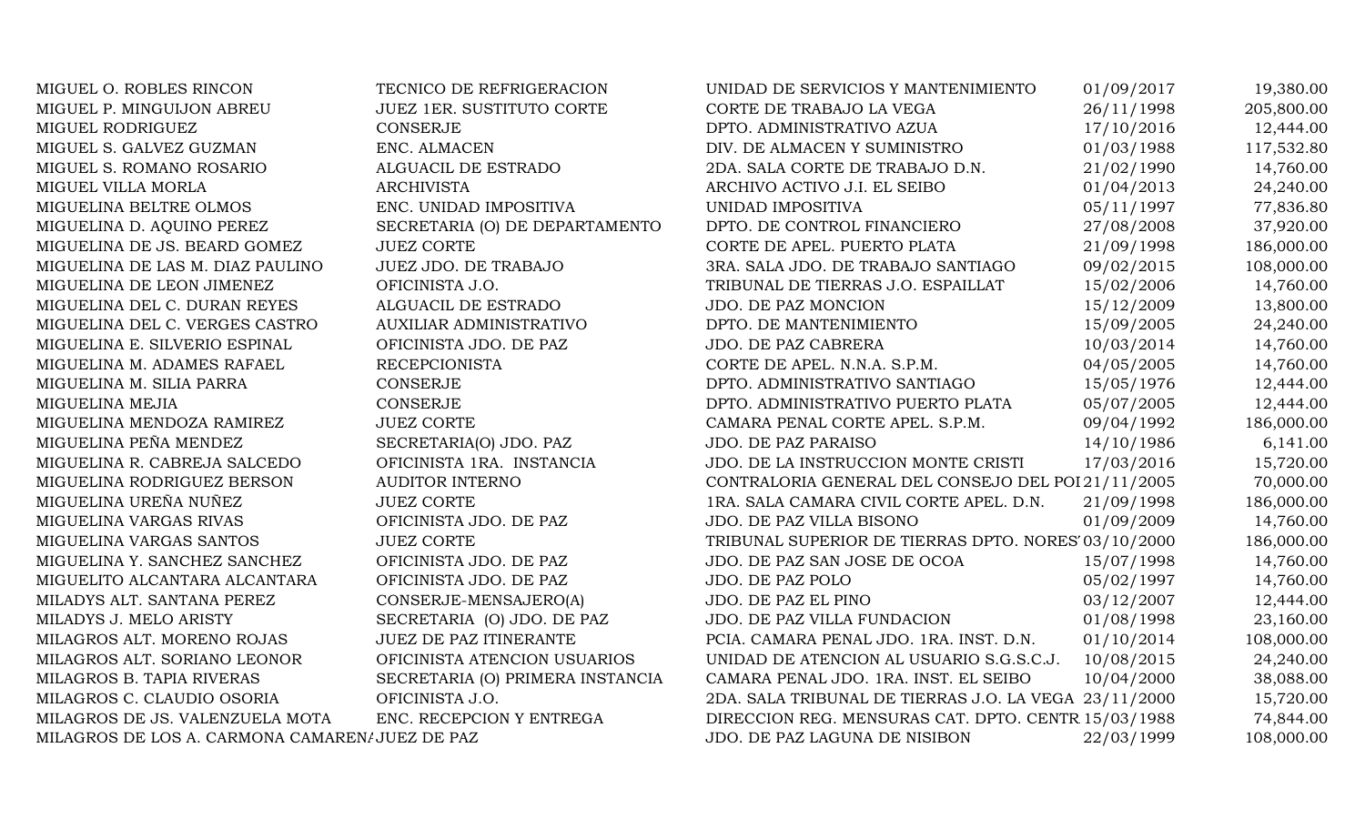| | | | | |
|---|---|---|---|---|
| MIGUEL O. ROBLES RINCON | TECNICO DE REFRIGERACION | UNIDAD DE SERVICIOS Y MANTENIMIENTO | 01/09/2017 | 19,380.00 |
| MIGUEL P. MINGUIJON ABREU | JUEZ 1ER. SUSTITUTO CORTE | CORTE DE TRABAJO LA VEGA | 26/11/1998 | 205,800.00 |
| MIGUEL RODRIGUEZ | CONSERJE | DPTO. ADMINISTRATIVO AZUA | 17/10/2016 | 12,444.00 |
| MIGUEL S. GALVEZ GUZMAN | ENC. ALMACEN | DIV. DE ALMACEN Y SUMINISTRO | 01/03/1988 | 117,532.80 |
| MIGUEL S. ROMANO ROSARIO | ALGUACIL DE ESTRADO | 2DA. SALA CORTE DE TRABAJO D.N. | 21/02/1990 | 14,760.00 |
| MIGUEL VILLA MORLA | ARCHIVISTA | ARCHIVO ACTIVO J.I. EL SEIBO | 01/04/2013 | 24,240.00 |
| MIGUELINA BELTRE OLMOS | ENC. UNIDAD IMPOSITIVA | UNIDAD IMPOSITIVA | 05/11/1997 | 77,836.80 |
| MIGUELINA D. AQUINO PEREZ | SECRETARIA (O) DE DEPARTAMENTO | DPTO. DE CONTROL FINANCIERO | 27/08/2008 | 37,920.00 |
| MIGUELINA DE JS. BEARD GOMEZ | JUEZ CORTE | CORTE DE APEL. PUERTO PLATA | 21/09/1998 | 186,000.00 |
| MIGUELINA DE LAS M. DIAZ PAULINO | JUEZ JDO. DE TRABAJO | 3RA. SALA JDO. DE TRABAJO SANTIAGO | 09/02/2015 | 108,000.00 |
| MIGUELINA DE LEON JIMENEZ | OFICINISTA J.O. | TRIBUNAL DE TIERRAS J.O. ESPAILLAT | 15/02/2006 | 14,760.00 |
| MIGUELINA DEL C. DURAN REYES | ALGUACIL DE ESTRADO | JDO. DE PAZ MONCION | 15/12/2009 | 13,800.00 |
| MIGUELINA DEL C. VERGES CASTRO | AUXILIAR ADMINISTRATIVO | DPTO. DE MANTENIMIENTO | 15/09/2005 | 24,240.00 |
| MIGUELINA E. SILVERIO ESPINAL | OFICINISTA JDO. DE PAZ | JDO. DE PAZ CABRERA | 10/03/2014 | 14,760.00 |
| MIGUELINA M. ADAMES RAFAEL | RECEPCIONISTA | CORTE DE APEL. N.N.A. S.P.M. | 04/05/2005 | 14,760.00 |
| MIGUELINA M. SILIA PARRA | CONSERJE | DPTO. ADMINISTRATIVO SANTIAGO | 15/05/1976 | 12,444.00 |
| MIGUELINA MEJIA | CONSERJE | DPTO. ADMINISTRATIVO PUERTO PLATA | 05/07/2005 | 12,444.00 |
| MIGUELINA MENDOZA RAMIREZ | JUEZ CORTE | CAMARA PENAL CORTE APEL. S.P.M. | 09/04/1992 | 186,000.00 |
| MIGUELINA PEÑA MENDEZ | SECRETARIA(O) JDO. PAZ | JDO. DE PAZ PARAISO | 14/10/1986 | 6,141.00 |
| MIGUELINA R. CABREJA SALCEDO | OFICINISTA 1RA. INSTANCIA | JDO. DE LA INSTRUCCION MONTE CRISTI | 17/03/2016 | 15,720.00 |
| MIGUELINA RODRIGUEZ BERSON | AUDITOR INTERNO | CONTRALORIA GENERAL DEL CONSEJO DEL POI | 21/11/2005 | 70,000.00 |
| MIGUELINA UREÑA NUÑEZ | JUEZ CORTE | 1RA. SALA CAMARA CIVIL CORTE APEL. D.N. | 21/09/1998 | 186,000.00 |
| MIGUELINA VARGAS RIVAS | OFICINISTA JDO. DE PAZ | JDO. DE PAZ VILLA BISONO | 01/09/2009 | 14,760.00 |
| MIGUELINA VARGAS SANTOS | JUEZ CORTE | TRIBUNAL SUPERIOR DE TIERRAS DPTO. NORES | 03/10/2000 | 186,000.00 |
| MIGUELINA Y. SANCHEZ SANCHEZ | OFICINISTA JDO. DE PAZ | JDO. DE PAZ SAN JOSE DE OCOA | 15/07/1998 | 14,760.00 |
| MIGUELITO ALCANTARA ALCANTARA | OFICINISTA JDO. DE PAZ | JDO. DE PAZ POLO | 05/02/1997 | 14,760.00 |
| MILADYS ALT. SANTANA PEREZ | CONSERJE-MENSAJERO(A) | JDO. DE PAZ EL PINO | 03/12/2007 | 12,444.00 |
| MILADYS J. MELO ARISTY | SECRETARIA (O) JDO. DE PAZ | JDO. DE PAZ VILLA FUNDACION | 01/08/1998 | 23,160.00 |
| MILAGROS ALT. MORENO ROJAS | JUEZ DE PAZ ITINERANTE | PCIA. CAMARA PENAL JDO. 1RA. INST. D.N. | 01/10/2014 | 108,000.00 |
| MILAGROS ALT. SORIANO LEONOR | OFICINISTA ATENCION USUARIOS | UNIDAD DE ATENCION AL USUARIO S.G.S.C.J. | 10/08/2015 | 24,240.00 |
| MILAGROS B. TAPIA RIVERAS | SECRETARIA (O) PRIMERA INSTANCIA | CAMARA PENAL JDO. 1RA. INST. EL SEIBO | 10/04/2000 | 38,088.00 |
| MILAGROS C. CLAUDIO OSORIA | OFICINISTA J.O. | 2DA. SALA TRIBUNAL DE TIERRAS J.O. LA VEGA | 23/11/2000 | 15,720.00 |
| MILAGROS DE JS. VALENZUELA MOTA | ENC. RECEPCION Y ENTREGA | DIRECCION REG. MENSURAS CAT. DPTO. CENTR | 15/03/1988 | 74,844.00 |
| MILAGROS DE LOS A. CARMONA CAMAREN/ | JUEZ DE PAZ | JDO. DE PAZ LAGUNA DE NISIBON | 22/03/1999 | 108,000.00 |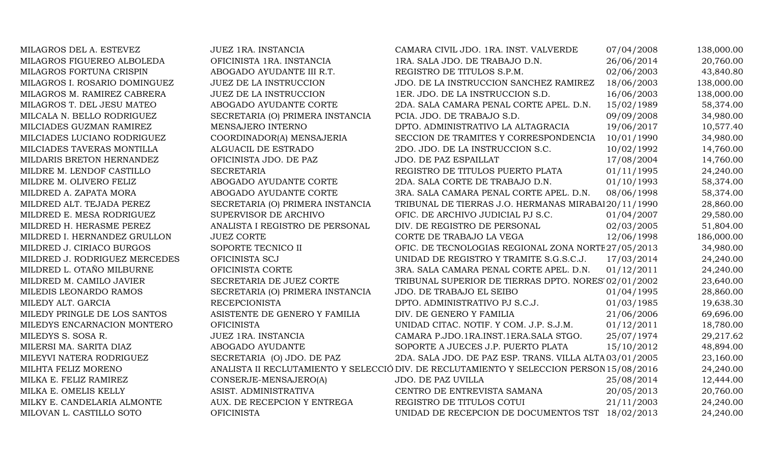| | | | | |
|---|---|---|---|---|
| MILAGROS DEL A. ESTEVEZ | JUEZ 1RA. INSTANCIA | CAMARA CIVIL JDO. 1RA. INST. VALVERDE | 07/04/2008 | 138,000.00 |
| MILAGROS FIGUEREO ALBOLEDA | OFICINISTA 1RA. INSTANCIA | 1RA. SALA JDO. DE TRABAJO D.N. | 26/06/2014 | 20,760.00 |
| MILAGROS FORTUNA CRISPIN | ABOGADO AYUDANTE III R.T. | REGISTRO DE TITULOS S.P.M. | 02/06/2003 | 43,840.80 |
| MILAGROS I. ROSARIO DOMINGUEZ | JUEZ DE LA INSTRUCCION | JDO. DE LA INSTRUCCION SANCHEZ RAMIREZ | 18/06/2003 | 138,000.00 |
| MILAGROS M. RAMIREZ CABRERA | JUEZ DE LA INSTRUCCION | 1ER. JDO. DE LA INSTRUCCION S.D. | 16/06/2003 | 138,000.00 |
| MILAGROS T. DEL JESU MATEO | ABOGADO AYUDANTE CORTE | 2DA. SALA CAMARA PENAL CORTE APEL. D.N. | 15/02/1989 | 58,374.00 |
| MILCALA N. BELLO RODRIGUEZ | SECRETARIA (O) PRIMERA INSTANCIA | PCIA. JDO. DE TRABAJO S.D. | 09/09/2008 | 34,980.00 |
| MILCIADES GUZMAN RAMIREZ | MENSAJERO INTERNO | DPTO. ADMINISTRATIVO LA ALTAGRACIA | 19/06/2017 | 10,577.40 |
| MILCIADES LUCIANO RODRIGUEZ | COORDINADOR(A) MENSAJERIA | SECCION DE TRAMITES Y CORRESPONDENCIA | 10/01/1990 | 34,980.00 |
| MILCIADES TAVERAS MONTILLA | ALGUACIL DE ESTRADO | 2DO. JDO. DE LA INSTRUCCION S.C. | 10/02/1992 | 14,760.00 |
| MILDARIS BRETON HERNANDEZ | OFICINISTA JDO. DE PAZ | JDO. DE PAZ ESPAILLAT | 17/08/2004 | 14,760.00 |
| MILDRE M. LENDOF CASTILLO | SECRETARIA | REGISTRO DE TITULOS PUERTO PLATA | 01/11/1995 | 24,240.00 |
| MILDRE M. OLIVERO FELIZ | ABOGADO AYUDANTE CORTE | 2DA. SALA CORTE DE TRABAJO D.N. | 01/10/1993 | 58,374.00 |
| MILDRED A. ZAPATA MORA | ABOGADO AYUDANTE CORTE | 3RA. SALA CAMARA PENAL CORTE APEL. D.N. | 08/06/1998 | 58,374.00 |
| MILDRED ALT. TEJADA PEREZ | SECRETARIA (O) PRIMERA INSTANCIA | TRIBUNAL DE TIERRAS J.O. HERMANAS MIRABAL | 20/11/1990 | 28,860.00 |
| MILDRED E. MESA RODRIGUEZ | SUPERVISOR DE ARCHIVO | OFIC. DE ARCHIVO JUDICIAL PJ S.C. | 01/04/2007 | 29,580.00 |
| MILDRED H. HERASME PEREZ | ANALISTA I REGISTRO DE PERSONAL | DIV. DE REGISTRO DE PERSONAL | 02/03/2005 | 51,804.00 |
| MILDRED I. HERNANDEZ GRULLON | JUEZ CORTE | CORTE DE TRABAJO LA VEGA | 12/06/1998 | 186,000.00 |
| MILDRED J. CIRIACO BURGOS | SOPORTE TECNICO II | OFIC. DE TECNOLOGIAS REGIONAL ZONA NORTE | 27/05/2013 | 34,980.00 |
| MILDRED J. RODRIGUEZ MERCEDES | OFICINISTA SCJ | UNIDAD DE REGISTRO Y TRAMITE S.G.S.C.J. | 17/03/2014 | 24,240.00 |
| MILDRED L. OTAÑO MILBURNE | OFICINISTA CORTE | 3RA. SALA CAMARA PENAL CORTE APEL. D.N. | 01/12/2011 | 24,240.00 |
| MILDRED M. CAMILO JAVIER | SECRETARIA DE JUEZ CORTE | TRIBUNAL SUPERIOR DE TIERRAS DPTO. NORES | 02/01/2002 | 23,640.00 |
| MILEDIS LEONARDO RAMOS | SECRETARIA (O) PRIMERA INSTANCIA | JDO. DE TRABAJO EL SEIBO | 01/04/1995 | 28,860.00 |
| MILEDY ALT. GARCIA | RECEPCIONISTA | DPTO. ADMINISTRATIVO PJ S.C.J. | 01/03/1985 | 19,638.30 |
| MILEDY PRINGLE DE LOS SANTOS | ASISTENTE DE GENERO Y FAMILIA | DIV. DE GENERO Y FAMILIA | 21/06/2006 | 69,696.00 |
| MILEDYS ENCARNACION MONTERO | OFICINISTA | UNIDAD CITAC. NOTIF. Y COM. J.P. S.J.M. | 01/12/2011 | 18,780.00 |
| MILEDYS S. SOSA R. | JUEZ 1RA. INSTANCIA | CAMARA P.JDO.1RA.INST.1ERA.SALA STGO. | 25/07/1974 | 29,217.62 |
| MILERSI MA. SARITA DIAZ | ABOGADO AYUDANTE | SOPORTE A JUECES J.P. PUERTO PLATA | 15/10/2012 | 48,894.00 |
| MILEYVI NATERA RODRIGUEZ | SECRETARIA (O) JDO. DE PAZ | 2DA. SALA JDO. DE PAZ ESP. TRANS. VILLA ALTA | 03/01/2005 | 23,160.00 |
| MILHTA FELIZ MORENO | ANALISTA II RECLUTAMIENTO Y SELECCIÓ | DIV. DE RECLUTAMIENTO Y SELECCION PERSON | 15/08/2016 | 24,240.00 |
| MILKA E. FELIZ RAMIREZ | CONSERJE-MENSAJERO(A) | JDO. DE PAZ UVILLA | 25/08/2014 | 12,444.00 |
| MILKA E. OMELIS KELLY | ASIST. ADMINISTRATIVA | CENTRO DE ENTREVISTA SAMANA | 20/05/2013 | 20,760.00 |
| MILKY E. CANDELARIA ALMONTE | AUX. DE RECEPCION Y ENTREGA | REGISTRO DE TITULOS COTUI | 21/11/2003 | 24,240.00 |
| MILOVAN L. CASTILLO SOTO | OFICINISTA | UNIDAD DE RECEPCION DE DOCUMENTOS TST | 18/02/2013 | 24,240.00 |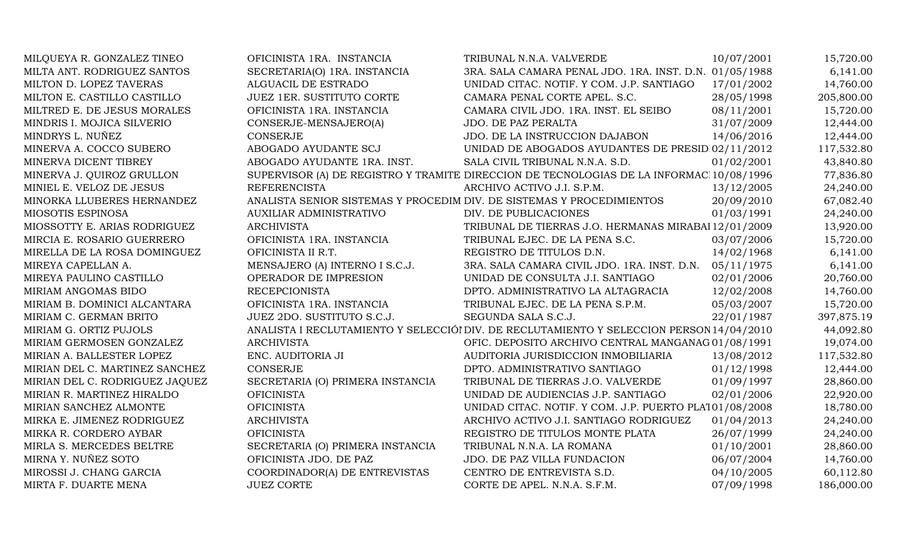| | | | | |
|---|---|---|---|---|
| MILQUEYA R. GONZALEZ TINEO | OFICINISTA 1RA. INSTANCIA | TRIBUNAL N.N.A. VALVERDE | 10/07/2001 | 15,720.00 |
| MILTA ANT. RODRIGUEZ SANTOS | SECRETARIA(O) 1RA. INSTANCIA | 3RA. SALA CAMARA PENAL JDO. 1RA. INST. D.N. | 01/05/1988 | 6,141.00 |
| MILTON D. LOPEZ TAVERAS | ALGUACIL DE ESTRADO | UNIDAD CITAC. NOTIF. Y COM. J.P. SANTIAGO | 17/01/2002 | 14,760.00 |
| MILTON E. CASTILLO CASTILLO | JUEZ 1ER. SUSTITUTO CORTE | CAMARA PENAL CORTE APEL. S.C. | 28/05/1998 | 205,800.00 |
| MILTRED E. DE JESUS MORALES | OFICINISTA 1RA. INSTANCIA | CAMARA CIVIL JDO. 1RA. INST. EL SEIBO | 08/11/2001 | 15,720.00 |
| MINDRIS I. MOJICA SILVERIO | CONSERJE-MENSAJERO(A) | JDO. DE PAZ PERALTA | 31/07/2009 | 12,444.00 |
| MINDRYS L. NUÑEZ | CONSERJE | JDO. DE LA INSTRUCCION DAJABON | 14/06/2016 | 12,444.00 |
| MINERVA A. COCCO SUBERO | ABOGADO AYUDANTE SCJ | UNIDAD DE ABOGADOS AYUDANTES DE PRESID | 02/11/2012 | 117,532.80 |
| MINERVA DICENT TIBREY | ABOGADO AYUDANTE 1RA. INST. | SALA CIVIL TRIBUNAL N.N.A. S.D. | 01/02/2001 | 43,840.80 |
| MINERVA J. QUIROZ GRULLON | SUPERVISOR (A) DE REGISTRO Y TRAMITE | DIRECCION DE TECNOLOGIAS DE LA INFORMAC | 10/08/1996 | 77,836.80 |
| MINIEL E. VELOZ DE JESUS | REFERENCISTA | ARCHIVO ACTIVO J.I. S.P.M. | 13/12/2005 | 24,240.00 |
| MINORKA LLUBERES HERNANDEZ | ANALISTA SENIOR SISTEMAS Y PROCEDIM | DIV. DE SISTEMAS Y PROCEDIMIENTOS | 20/09/2010 | 67,082.40 |
| MIOSOTIS ESPINOSA | AUXILIAR ADMINISTRATIVO | DIV. DE PUBLICACIONES | 01/03/1991 | 24,240.00 |
| MIOSSOTTY E. ARIAS RODRIGUEZ | ARCHIVISTA | TRIBUNAL DE TIERRAS J.O. HERMANAS MIRABAL | 12/01/2009 | 13,920.00 |
| MIRCIA E. ROSARIO GUERRERO | OFICINISTA 1RA. INSTANCIA | TRIBUNAL EJEC. DE LA PENA S.C. | 03/07/2006 | 15,720.00 |
| MIRELLA DE LA ROSA DOMINGUEZ | OFICINISTA II R.T. | REGISTRO DE TITULOS D.N. | 14/02/1968 | 6,141.00 |
| MIREYA CAPELLAN A. | MENSAJERO (A) INTERNO I S.C.J. | 3RA. SALA CAMARA CIVIL JDO. 1RA. INST. D.N. | 05/11/1975 | 6,141.00 |
| MIREYA PAULINO CASTILLO | OPERADOR DE IMPRESION | UNIDAD DE CONSULTA J.I. SANTIAGO | 02/01/2006 | 20,760.00 |
| MIRIAM ANGOMAS BIDO | RECEPCIONISTA | DPTO. ADMINISTRATIVO LA ALTAGRACIA | 12/02/2008 | 14,760.00 |
| MIRIAM B. DOMINICI ALCANTARA | OFICINISTA 1RA. INSTANCIA | TRIBUNAL EJEC. DE LA PENA S.P.M. | 05/03/2007 | 15,720.00 |
| MIRIAM C. GERMAN BRITO | JUEZ 2DO. SUSTITUTO S.C.J. | SEGUNDA SALA S.C.J. | 22/01/1987 | 397,875.19 |
| MIRIAM G. ORTIZ PUJOLS | ANALISTA I RECLUTAMIENTO Y SELECCIÓN | DIV. DE RECLUTAMIENTO Y SELECCION PERSON | 14/04/2010 | 44,092.80 |
| MIRIAM GERMOSEN GONZALEZ | ARCHIVISTA | OFIC. DEPOSITO ARCHIVO CENTRAL MANGANAG | 01/08/1991 | 19,074.00 |
| MIRIAN A. BALLESTER LOPEZ | ENC. AUDITORIA JI | AUDITORIA JURISDICCION INMOBILIARIA | 13/08/2012 | 117,532.80 |
| MIRIAN DEL C. MARTINEZ SANCHEZ | CONSERJE | DPTO. ADMINISTRATIVO SANTIAGO | 01/12/1998 | 12,444.00 |
| MIRIAN DEL C. RODRIGUEZ JAQUEZ | SECRETARIA (O) PRIMERA INSTANCIA | TRIBUNAL DE TIERRAS J.O. VALVERDE | 01/09/1997 | 28,860.00 |
| MIRIAN R. MARTINEZ HIRALDO | OFICINISTA | UNIDAD DE AUDIENCIAS J.P. SANTIAGO | 02/01/2006 | 22,920.00 |
| MIRIAN SANCHEZ ALMONTE | OFICINISTA | UNIDAD CITAC. NOTIF. Y COM. J.P. PUERTO PLAT | 01/08/2008 | 18,780.00 |
| MIRKA E. JIMENEZ RODRIGUEZ | ARCHIVISTA | ARCHIVO ACTIVO J.I. SANTIAGO RODRIGUEZ | 01/04/2013 | 24,240.00 |
| MIRKA R. CORDERO AYBAR | OFICINISTA | REGISTRO DE TITULOS MONTE PLATA | 26/07/1999 | 24,240.00 |
| MIRLA S. MERCEDES BELTRE | SECRETARIA (O) PRIMERA INSTANCIA | TRIBUNAL N.N.A. LA ROMANA | 01/10/2001 | 28,860.00 |
| MIRNA Y. NUÑEZ SOTO | OFICINISTA JDO. DE PAZ | JDO. DE PAZ VILLA FUNDACION | 06/07/2004 | 14,760.00 |
| MIROSSI J. CHANG GARCIA | COORDINADOR(A) DE ENTREVISTAS | CENTRO DE ENTREVISTA S.D. | 04/10/2005 | 60,112.80 |
| MIRTA F. DUARTE MENA | JUEZ CORTE | CORTE DE APEL. N.N.A. S.F.M. | 07/09/1998 | 186,000.00 |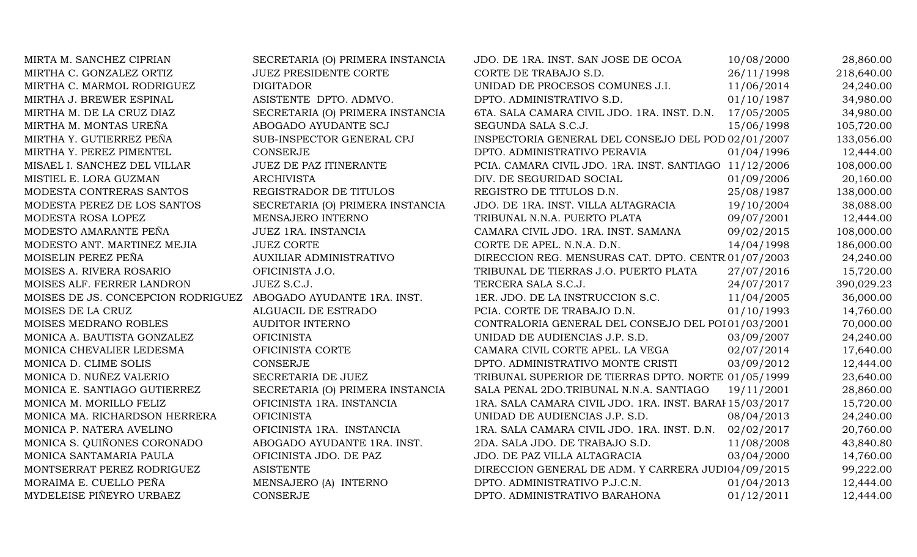| | | | | |
|---|---|---|---|---|
| MIRTA M. SANCHEZ CIPRIAN | SECRETARIA (O) PRIMERA INSTANCIA | JDO. DE 1RA. INST. SAN JOSE DE OCOA | 10/08/2000 | 28,860.00 |
| MIRTHA C. GONZALEZ ORTIZ | JUEZ PRESIDENTE CORTE | CORTE DE TRABAJO S.D. | 26/11/1998 | 218,640.00 |
| MIRTHA C. MARMOL RODRIGUEZ | DIGITADOR | UNIDAD DE PROCESOS COMUNES J.I. | 11/06/2014 | 24,240.00 |
| MIRTHA J. BREWER ESPINAL | ASISTENTE DPTO. ADMVO. | DPTO. ADMINISTRATIVO S.D. | 01/10/1987 | 34,980.00 |
| MIRTHA M. DE LA CRUZ DIAZ | SECRETARIA (O) PRIMERA INSTANCIA | 6TA. SALA CAMARA CIVIL JDO. 1RA. INST. D.N. | 17/05/2005 | 34,980.00 |
| MIRTHA M. MONTAS UREÑA | ABOGADO AYUDANTE SCJ | SEGUNDA SALA S.C.J. | 15/06/1998 | 105,720.00 |
| MIRTHA Y. GUTIERREZ PEÑA | SUB-INSPECTOR GENERAL CPJ | INSPECTORIA GENERAL DEL CONSEJO DEL POD | 02/01/2007 | 133,056.00 |
| MIRTHA Y. PEREZ PIMENTEL | CONSERJE | DPTO. ADMINISTRATIVO PERAVIA | 01/04/1996 | 12,444.00 |
| MISAEL I. SANCHEZ DEL VILLAR | JUEZ DE PAZ ITINERANTE | PCIA. CAMARA CIVIL JDO. 1RA. INST. SANTIAGO | 11/12/2006 | 108,000.00 |
| MISTIEL E. LORA GUZMAN | ARCHIVISTA | DIV. DE SEGURIDAD SOCIAL | 01/09/2006 | 20,160.00 |
| MODESTA CONTRERAS SANTOS | REGISTRADOR DE TITULOS | REGISTRO DE TITULOS D.N. | 25/08/1987 | 138,000.00 |
| MODESTA PEREZ DE LOS SANTOS | SECRETARIA (O) PRIMERA INSTANCIA | JDO. DE 1RA. INST. VILLA ALTAGRACIA | 19/10/2004 | 38,088.00 |
| MODESTA ROSA LOPEZ | MENSAJERO INTERNO | TRIBUNAL N.N.A. PUERTO PLATA | 09/07/2001 | 12,444.00 |
| MODESTO AMARANTE PEÑA | JUEZ 1RA. INSTANCIA | CAMARA CIVIL JDO. 1RA. INST. SAMANA | 09/02/2015 | 108,000.00 |
| MODESTO ANT. MARTINEZ MEJIA | JUEZ CORTE | CORTE DE APEL. N.N.A. D.N. | 14/04/1998 | 186,000.00 |
| MOISELIN PEREZ PEÑA | AUXILIAR ADMINISTRATIVO | DIRECCION REG. MENSURAS CAT. DPTO. CENTR | 01/07/2003 | 24,240.00 |
| MOISES A. RIVERA ROSARIO | OFICINISTA J.O. | TRIBUNAL DE TIERRAS J.O. PUERTO PLATA | 27/07/2016 | 15,720.00 |
| MOISES ALF. FERRER LANDRON | JUEZ S.C.J. | TERCERA SALA S.C.J. | 24/07/2017 | 390,029.23 |
| MOISES DE JS. CONCEPCION RODRIGUEZ | ABOGADO AYUDANTE 1RA. INST. | 1ER. JDO. DE LA INSTRUCCION S.C. | 11/04/2005 | 36,000.00 |
| MOISES DE LA CRUZ | ALGUACIL DE ESTRADO | PCIA. CORTE DE TRABAJO D.N. | 01/10/1993 | 14,760.00 |
| MOISES MEDRANO ROBLES | AUDITOR INTERNO | CONTRALORIA GENERAL DEL CONSEJO DEL POI | 01/03/2001 | 70,000.00 |
| MONICA A. BAUTISTA GONZALEZ | OFICINISTA | UNIDAD DE AUDIENCIAS J.P. S.D. | 03/09/2007 | 24,240.00 |
| MONICA CHEVALIER LEDESMA | OFICINISTA CORTE | CAMARA CIVIL CORTE APEL. LA VEGA | 02/07/2014 | 17,640.00 |
| MONICA D. CLIME SOLIS | CONSERJE | DPTO. ADMINISTRATIVO MONTE CRISTI | 03/09/2012 | 12,444.00 |
| MONICA D. NUÑEZ VALERIO | SECRETARIA DE JUEZ | TRIBUNAL SUPERIOR DE TIERRAS DPTO. NORTE | 01/05/1999 | 23,640.00 |
| MONICA E. SANTIAGO GUTIERREZ | SECRETARIA (O) PRIMERA INSTANCIA | SALA PENAL 2DO.TRIBUNAL N.N.A. SANTIAGO | 19/11/2001 | 28,860.00 |
| MONICA M. MORILLO FELIZ | OFICINISTA 1RA. INSTANCIA | 1RA. SALA CAMARA CIVIL JDO. 1RA. INST. BARAH | 15/03/2017 | 15,720.00 |
| MONICA MA. RICHARDSON HERRERA | OFICINISTA | UNIDAD DE AUDIENCIAS J.P. S.D. | 08/04/2013 | 24,240.00 |
| MONICA P. NATERA AVELINO | OFICINISTA 1RA. INSTANCIA | 1RA. SALA CAMARA CIVIL JDO. 1RA. INST. D.N. | 02/02/2017 | 20,760.00 |
| MONICA S. QUIÑONES CORONADO | ABOGADO AYUDANTE 1RA. INST. | 2DA. SALA JDO. DE TRABAJO S.D. | 11/08/2008 | 43,840.80 |
| MONICA SANTAMARIA PAULA | OFICINISTA JDO. DE PAZ | JDO. DE PAZ VILLA ALTAGRACIA | 03/04/2000 | 14,760.00 |
| MONTSERRAT PEREZ RODRIGUEZ | ASISTENTE | DIRECCION GENERAL DE ADM. Y CARRERA JUDI | 04/09/2015 | 99,222.00 |
| MORAIMA E. CUELLO PEÑA | MENSAJERO (A) INTERNO | DPTO. ADMINISTRATIVO P.J.C.N. | 01/04/2013 | 12,444.00 |
| MYDELEISE PIÑEYRO URBAEZ | CONSERJE | DPTO. ADMINISTRATIVO BARAHONA | 01/12/2011 | 12,444.00 |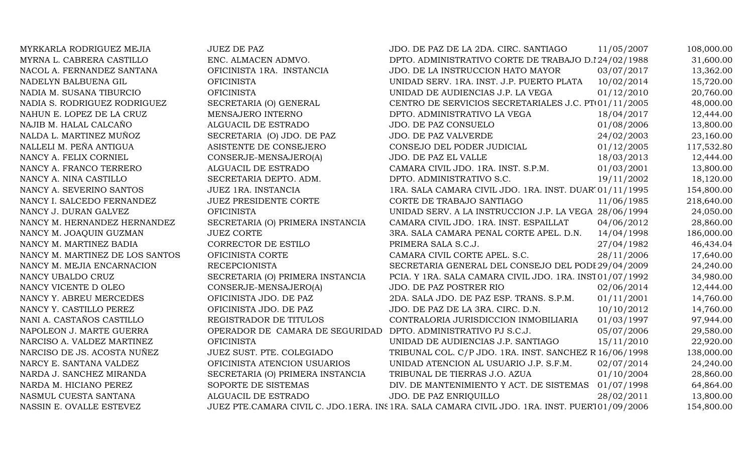| | | | | |
|---|---|---|---|---|
| MYRKARLA RODRIGUEZ MEJIA | JUEZ DE PAZ | JDO. DE PAZ DE LA 2DA. CIRC. SANTIAGO | 11/05/2007 | 108,000.00 |
| MYRNA L. CABRERA CASTILLO | ENC. ALMACEN ADMVO. | DPTO. ADMINISTRATIVO CORTE DE TRABAJO D.N | 24/02/1988 | 31,600.00 |
| NACOL A. FERNANDEZ SANTANA | OFICINISTA 1RA. INSTANCIA | JDO. DE LA INSTRUCCION HATO MAYOR | 03/07/2017 | 13,362.00 |
| NADELYN BALBUENA GIL | OFICINISTA | UNIDAD SERV. 1RA. INST. J.P. PUERTO PLATA | 10/02/2014 | 15,720.00 |
| NADIA M. SUSANA TIBURCIO | OFICINISTA | UNIDAD DE AUDIENCIAS J.P. LA VEGA | 01/12/2010 | 20,760.00 |
| NADIA S. RODRIGUEZ RODRIGUEZ | SECRETARIA (O) GENERAL | CENTRO DE SERVICIOS SECRETARIALES J.C. PT | 01/11/2005 | 48,000.00 |
| NAHUN E. LOPEZ DE LA CRUZ | MENSAJERO INTERNO | DPTO. ADMINISTRATIVO LA VEGA | 18/04/2017 | 12,444.00 |
| NAJIB M. HALAL CALCAÑO | ALGUACIL DE ESTRADO | JDO. DE PAZ CONSUELO | 01/08/2006 | 13,800.00 |
| NALDA L. MARTINEZ MUÑOZ | SECRETARIA (O) JDO. DE PAZ | JDO. DE PAZ VALVERDE | 24/02/2003 | 23,160.00 |
| NALLELI M. PEÑA ANTIGUA | ASISTENTE DE CONSEJERO | CONSEJO DEL PODER JUDICIAL | 01/12/2005 | 117,532.80 |
| NANCY A. FELIX CORNIEL | CONSERJE-MENSAJERO(A) | JDO. DE PAZ EL VALLE | 18/03/2013 | 12,444.00 |
| NANCY A. FRANCO TERRERO | ALGUACIL DE ESTRADO | CAMARA CIVIL JDO. 1RA. INST. S.P.M. | 01/03/2001 | 13,800.00 |
| NANCY A. NINA CASTILLO | SECRETARIA DEPTO. ADM. | DPTO. ADMINISTRATIVO S.C. | 19/11/2002 | 18,120.00 |
| NANCY A. SEVERINO SANTOS | JUEZ 1RA. INSTANCIA | 1RA. SALA CAMARA CIVIL JDO. 1RA. INST. DUAR | 01/11/1995 | 154,800.00 |
| NANCY I. SALCEDO FERNANDEZ | JUEZ PRESIDENTE CORTE | CORTE DE TRABAJO SANTIAGO | 11/06/1985 | 218,640.00 |
| NANCY J. DURAN GALVEZ | OFICINISTA | UNIDAD SERV. A LA INSTRUCCION J.P. LA VEGA | 28/06/1994 | 24,050.00 |
| NANCY M. HERNANDEZ HERNANDEZ | SECRETARIA (O) PRIMERA INSTANCIA | CAMARA CIVIL JDO. 1RA. INST. ESPAILLAT | 04/06/2012 | 28,860.00 |
| NANCY M. JOAQUIN GUZMAN | JUEZ CORTE | 3RA. SALA CAMARA PENAL CORTE APEL. D.N. | 14/04/1998 | 186,000.00 |
| NANCY M. MARTINEZ BADIA | CORRECTOR DE ESTILO | PRIMERA SALA S.C.J. | 27/04/1982 | 46,434.04 |
| NANCY M. MARTINEZ DE LOS SANTOS | OFICINISTA CORTE | CAMARA CIVIL CORTE APEL. S.C. | 28/11/2006 | 17,640.00 |
| NANCY M. MEJIA ENCARNACION | RECEPCIONISTA | SECRETARIA GENERAL DEL CONSEJO DEL PODE | 29/04/2009 | 24,240.00 |
| NANCY UBALDO CRUZ | SECRETARIA (O) PRIMERA INSTANCIA | PCIA. Y 1RA. SALA CAMARA CIVIL JDO. 1RA. INST | 01/07/1992 | 34,980.00 |
| NANCY VICENTE D OLEO | CONSERJE-MENSAJERO(A) | JDO. DE PAZ POSTRER RIO | 02/06/2014 | 12,444.00 |
| NANCY Y. ABREU MERCEDES | OFICINISTA JDO. DE PAZ | 2DA. SALA JDO. DE PAZ ESP. TRANS. S.P.M. | 01/11/2001 | 14,760.00 |
| NANCY Y. CASTILLO PEREZ | OFICINISTA JDO. DE PAZ | JDO. DE PAZ DE LA 3RA. CIRC. D.N. | 10/10/2012 | 14,760.00 |
| NANI A. CASTAÑOS CASTILLO | REGISTRADOR DE TITULOS | CONTRALORIA JURISDICCION INMOBILIARIA | 01/03/1997 | 97,944.00 |
| NAPOLEON J. MARTE GUERRA | OPERADOR DE CAMARA DE SEGURIDAD | DPTO. ADMINISTRATIVO PJ S.C.J. | 05/07/2006 | 29,580.00 |
| NARCISO A. VALDEZ MARTINEZ | OFICINISTA | UNIDAD DE AUDIENCIAS J.P. SANTIAGO | 15/11/2010 | 22,920.00 |
| NARCISO DE JS. ACOSTA NUÑEZ | JUEZ SUST. PTE. COLEGIADO | TRIBUNAL COL. C/P JDO. 1RA. INST. SANCHEZ R | 16/06/1998 | 138,000.00 |
| NARCY E. SANTANA VALDEZ | OFICINISTA ATENCION USUARIOS | UNIDAD ATENCION AL USUARIO J.P. S.F.M. | 02/07/2014 | 24,240.00 |
| NARDA J. SANCHEZ MIRANDA | SECRETARIA (O) PRIMERA INSTANCIA | TRIBUNAL DE TIERRAS J.O. AZUA | 01/10/2004 | 28,860.00 |
| NARDA M. HICIANO PEREZ | SOPORTE DE SISTEMAS | DIV. DE MANTENIMIENTO Y ACT. DE SISTEMAS | 01/07/1998 | 64,864.00 |
| NASMUL CUESTA SANTANA | ALGUACIL DE ESTRADO | JDO. DE PAZ ENRIQUILLO | 28/02/2011 | 13,800.00 |
| NASSIN E. OVALLE ESTEVEZ | JUEZ PTE.CAMARA CIVIL C. JDO.1ERA. INS | 1RA. SALA CAMARA CIVIL JDO. 1RA. INST. PUER | 01/09/2006 | 154,800.00 |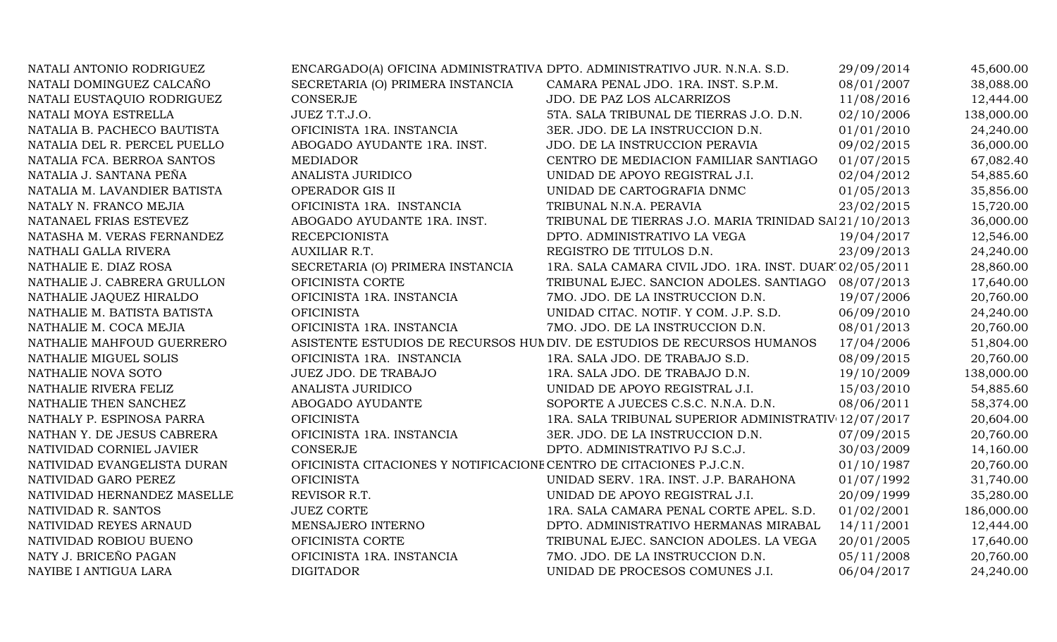| | | | | |
|---|---|---|---|---|
| NATALI ANTONIO RODRIGUEZ | ENCARGADO(A) OFICINA ADMINISTRATIVA | DPTO. ADMINISTRATIVO JUR. N.N.A. S.D. | 29/09/2014 | 45,600.00 |
| NATALI DOMINGUEZ CALCAÑO | SECRETARIA (O) PRIMERA INSTANCIA | CAMARA PENAL JDO. 1RA. INST. S.P.M. | 08/01/2007 | 38,088.00 |
| NATALI EUSTAQUIO RODRIGUEZ | CONSERJE | JDO. DE PAZ LOS ALCARRIZOS | 11/08/2016 | 12,444.00 |
| NATALI MOYA ESTRELLA | JUEZ T.T.J.O. | 5TA. SALA TRIBUNAL DE TIERRAS J.O. D.N. | 02/10/2006 | 138,000.00 |
| NATALIA B. PACHECO BAUTISTA | OFICINISTA 1RA. INSTANCIA | 3ER. JDO. DE LA INSTRUCCION D.N. | 01/01/2010 | 24,240.00 |
| NATALIA DEL R. PERCEL PUELLO | ABOGADO AYUDANTE 1RA. INST. | JDO. DE LA INSTRUCCION PERAVIA | 09/02/2015 | 36,000.00 |
| NATALIA FCA. BERROA SANTOS | MEDIADOR | CENTRO DE MEDIACION FAMILIAR SANTIAGO | 01/07/2015 | 67,082.40 |
| NATALIA J. SANTANA PEÑA | ANALISTA JURIDICO | UNIDAD DE APOYO REGISTRAL J.I. | 02/04/2012 | 54,885.60 |
| NATALIA M. LAVANDIER BATISTA | OPERADOR GIS II | UNIDAD DE CARTOGRAFIA DNMC | 01/05/2013 | 35,856.00 |
| NATALY N. FRANCO MEJIA | OFICINISTA 1RA. INSTANCIA | TRIBUNAL N.N.A. PERAVIA | 23/02/2015 | 15,720.00 |
| NATANAEL FRIAS ESTEVEZ | ABOGADO AYUDANTE 1RA. INST. | TRIBUNAL DE TIERRAS J.O. MARIA TRINIDAD SAI | 21/10/2013 | 36,000.00 |
| NATASHA M. VERAS FERNANDEZ | RECEPCIONISTA | DPTO. ADMINISTRATIVO LA VEGA | 19/04/2017 | 12,546.00 |
| NATHALI GALLA RIVERA | AUXILIAR R.T. | REGISTRO DE TITULOS D.N. | 23/09/2013 | 24,240.00 |
| NATHALIE E. DIAZ ROSA | SECRETARIA (O) PRIMERA INSTANCIA | 1RA. SALA CAMARA CIVIL JDO. 1RA. INST. DUAR | 02/05/2011 | 28,860.00 |
| NATHALIE J. CABRERA GRULLON | OFICINISTA CORTE | TRIBUNAL EJEC. SANCION ADOLES. SANTIAGO | 08/07/2013 | 17,640.00 |
| NATHALIE JAQUEZ HIRALDO | OFICINISTA 1RA. INSTANCIA | 7MO. JDO. DE LA INSTRUCCION D.N. | 19/07/2006 | 20,760.00 |
| NATHALIE M. BATISTA BATISTA | OFICINISTA | UNIDAD CITAC. NOTIF. Y COM. J.P. S.D. | 06/09/2010 | 24,240.00 |
| NATHALIE M. COCA MEJIA | OFICINISTA 1RA. INSTANCIA | 7MO. JDO. DE LA INSTRUCCION D.N. | 08/01/2013 | 20,760.00 |
| NATHALIE MAHFOUD GUERRERO | ASISTENTE ESTUDIOS DE RECURSOS HUM | DIV. DE ESTUDIOS DE RECURSOS HUMANOS | 17/04/2006 | 51,804.00 |
| NATHALIE MIGUEL SOLIS | OFICINISTA 1RA. INSTANCIA | 1RA. SALA JDO. DE TRABAJO S.D. | 08/09/2015 | 20,760.00 |
| NATHALIE NOVA SOTO | JUEZ JDO. DE TRABAJO | 1RA. SALA JDO. DE TRABAJO D.N. | 19/10/2009 | 138,000.00 |
| NATHALIE RIVERA FELIZ | ANALISTA JURIDICO | UNIDAD DE APOYO REGISTRAL J.I. | 15/03/2010 | 54,885.60 |
| NATHALIE THEN SANCHEZ | ABOGADO AYUDANTE | SOPORTE A JUECES C.S.C. N.N.A. D.N. | 08/06/2011 | 58,374.00 |
| NATHALY P. ESPINOSA PARRA | OFICINISTA | 1RA. SALA TRIBUNAL SUPERIOR ADMINISTRATIV | 12/07/2017 | 20,604.00 |
| NATHAN Y. DE JESUS CABRERA | OFICINISTA 1RA. INSTANCIA | 3ER. JDO. DE LA INSTRUCCION D.N. | 07/09/2015 | 20,760.00 |
| NATIVIDAD CORNIEL JAVIER | CONSERJE | DPTO. ADMINISTRATIVO PJ S.C.J. | 30/03/2009 | 14,160.00 |
| NATIVIDAD EVANGELISTA DURAN | OFICINISTA CITACIONES Y NOTIFICACIONE | CENTRO DE CITACIONES P.J.C.N. | 01/10/1987 | 20,760.00 |
| NATIVIDAD GARO PEREZ | OFICINISTA | UNIDAD SERV. 1RA. INST. J.P. BARAHONA | 01/07/1992 | 31,740.00 |
| NATIVIDAD HERNANDEZ MASELLE | REVISOR R.T. | UNIDAD DE APOYO REGISTRAL J.I. | 20/09/1999 | 35,280.00 |
| NATIVIDAD R. SANTOS | JUEZ CORTE | 1RA. SALA CAMARA PENAL CORTE APEL. S.D. | 01/02/2001 | 186,000.00 |
| NATIVIDAD REYES ARNAUD | MENSAJERO INTERNO | DPTO. ADMINISTRATIVO HERMANAS MIRABAL | 14/11/2001 | 12,444.00 |
| NATIVIDAD ROBIOU BUENO | OFICINISTA CORTE | TRIBUNAL EJEC. SANCION ADOLES. LA VEGA | 20/01/2005 | 17,640.00 |
| NATY J. BRICEÑO PAGAN | OFICINISTA 1RA. INSTANCIA | 7MO. JDO. DE LA INSTRUCCION D.N. | 05/11/2008 | 20,760.00 |
| NAYIBE I ANTIGUA LARA | DIGITADOR | UNIDAD DE PROCESOS COMUNES J.I. | 06/04/2017 | 24,240.00 |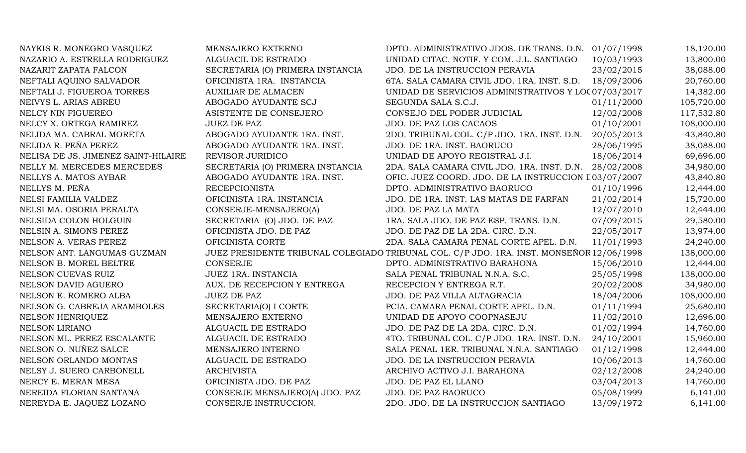| | | | | |
|---|---|---|---|---|
| NAYKIS R. MONEGRO VASQUEZ | MENSAJERO EXTERNO | DPTO. ADMINISTRATIVO JDOS. DE TRANS. D.N. | 01/07/1998 | 18,120.00 |
| NAZARIO A. ESTRELLA RODRIGUEZ | ALGUACIL DE ESTRADO | UNIDAD CITAC. NOTIF. Y COM. J.L. SANTIAGO | 10/03/1993 | 13,800.00 |
| NAZARIT ZAPATA FALCON | SECRETARIA (O) PRIMERA INSTANCIA | JDO. DE LA INSTRUCCION PERAVIA | 23/02/2015 | 38,088.00 |
| NEFTALI AQUINO SALVADOR | OFICINISTA 1RA. INSTANCIA | 6TA. SALA CAMARA CIVIL JDO. 1RA. INST. S.D. | 18/09/2006 | 20,760.00 |
| NEFTALI J. FIGUEROA TORRES | AUXILIAR DE ALMACEN | UNIDAD DE SERVICIOS ADMINISTRATIVOS Y LOC | 07/03/2017 | 14,382.00 |
| NEIVYS L. ARIAS ABREU | ABOGADO AYUDANTE SCJ | SEGUNDA SALA S.C.J. | 01/11/2000 | 105,720.00 |
| NELCY NIN FIGUEREO | ASISTENTE DE CONSEJERO | CONSEJO DEL PODER JUDICIAL | 12/02/2008 | 117,532.80 |
| NELCY X. ORTEGA RAMIREZ | JUEZ DE PAZ | JDO. DE PAZ LOS CACAOS | 01/10/2001 | 108,000.00 |
| NELIDA MA. CABRAL MORETA | ABOGADO AYUDANTE 1RA. INST. | 2DO. TRIBUNAL COL. C/P JDO. 1RA. INST. D.N. | 20/05/2013 | 43,840.80 |
| NELIDA R. PEÑA PEREZ | ABOGADO AYUDANTE 1RA. INST. | JDO. DE 1RA. INST. BAORUCO | 28/06/1995 | 38,088.00 |
| NELISA DE JS. JIMENEZ SAINT-HILAIRE | REVISOR JURIDICO | UNIDAD DE APOYO REGISTRAL J.I. | 18/06/2014 | 69,696.00 |
| NELLY M. MERCEDES MERCEDES | SECRETARIA (O) PRIMERA INSTANCIA | 2DA. SALA CAMARA CIVIL JDO. 1RA. INST. D.N. | 28/02/2008 | 34,980.00 |
| NELLYS A. MATOS AYBAR | ABOGADO AYUDANTE 1RA. INST. | OFIC. JUEZ COORD. JDO. DE LA INSTRUCCION I | 03/07/2007 | 43,840.80 |
| NELLYS M. PEÑA | RECEPCIONISTA | DPTO. ADMINISTRATIVO BAORUCO | 01/10/1996 | 12,444.00 |
| NELSI FAMILIA VALDEZ | OFICINISTA 1RA. INSTANCIA | JDO. DE 1RA. INST. LAS MATAS DE FARFAN | 21/02/2014 | 15,720.00 |
| NELSI MA. OSORIA PERALTA | CONSERJE-MENSAJERO(A) | JDO. DE PAZ LA MATA | 12/07/2010 | 12,444.00 |
| NELSIDA COLON HOLGUIN | SECRETARIA (O) JDO. DE PAZ | 1RA. SALA JDO. DE PAZ ESP. TRANS. D.N. | 07/09/2015 | 29,580.00 |
| NELSIN A. SIMONS PEREZ | OFICINISTA JDO. DE PAZ | JDO. DE PAZ DE LA 2DA. CIRC. D.N. | 22/05/2017 | 13,974.00 |
| NELSON A. VERAS PEREZ | OFICINISTA CORTE | 2DA. SALA CAMARA PENAL CORTE APEL. D.N. | 11/01/1993 | 24,240.00 |
| NELSON ANT. LANGUMAS GUZMAN | JUEZ PRESIDENTE TRIBUNAL COLEGIADO | TRIBUNAL COL. C/P JDO. 1RA. INST. MONSEÑOR | 12/06/1998 | 138,000.00 |
| NELSON B. MOREL BELTRE | CONSERJE | DPTO. ADMINISTRATIVO BARAHONA | 15/06/2010 | 12,444.00 |
| NELSON CUEVAS RUIZ | JUEZ 1RA. INSTANCIA | SALA PENAL TRIBUNAL N.N.A. S.C. | 25/05/1998 | 138,000.00 |
| NELSON DAVID AGUERO | AUX. DE RECEPCION Y ENTREGA | RECEPCION Y ENTREGA R.T. | 20/02/2008 | 34,980.00 |
| NELSON E. ROMERO ALBA | JUEZ DE PAZ | JDO. DE PAZ VILLA ALTAGRACIA | 18/04/2006 | 108,000.00 |
| NELSON G. CABREJA ARAMBOLES | SECRETARIA(O) I CORTE | PCIA. CAMARA PENAL CORTE APEL. D.N. | 01/11/1994 | 25,680.00 |
| NELSON HENRIQUEZ | MENSAJERO EXTERNO | UNIDAD DE APOYO COOPNASEJU | 11/02/2010 | 12,696.00 |
| NELSON LIRIANO | ALGUACIL DE ESTRADO | JDO. DE PAZ DE LA 2DA. CIRC. D.N. | 01/02/1994 | 14,760.00 |
| NELSON ML. PEREZ ESCALANTE | ALGUACIL DE ESTRADO | 4TO. TRIBUNAL COL. C/P JDO. 1RA. INST. D.N. | 24/10/2001 | 15,960.00 |
| NELSON O. NUÑEZ SALCE | MENSAJERO INTERNO | SALA PENAL 1ER. TRIBUNAL N.N.A. SANTIAGO | 01/12/1998 | 12,444.00 |
| NELSON ORLANDO MONTAS | ALGUACIL DE ESTRADO | JDO. DE LA INSTRUCCION PERAVIA | 10/06/2013 | 14,760.00 |
| NELSY J. SUERO CARBONELL | ARCHIVISTA | ARCHIVO ACTIVO J.I. BARAHONA | 02/12/2008 | 24,240.00 |
| NERCY E. MERAN MESA | OFICINISTA JDO. DE PAZ | JDO. DE PAZ EL LLANO | 03/04/2013 | 14,760.00 |
| NEREIDA FLORIAN SANTANA | CONSERJE MENSAJERO(A) JDO. PAZ | JDO. DE PAZ BAORUCO | 05/08/1999 | 6,141.00 |
| NEREYDA E. JAQUEZ LOZANO | CONSERJE INSTRUCCION. | 2DO. JDO. DE LA INSTRUCCION SANTIAGO | 13/09/1972 | 6,141.00 |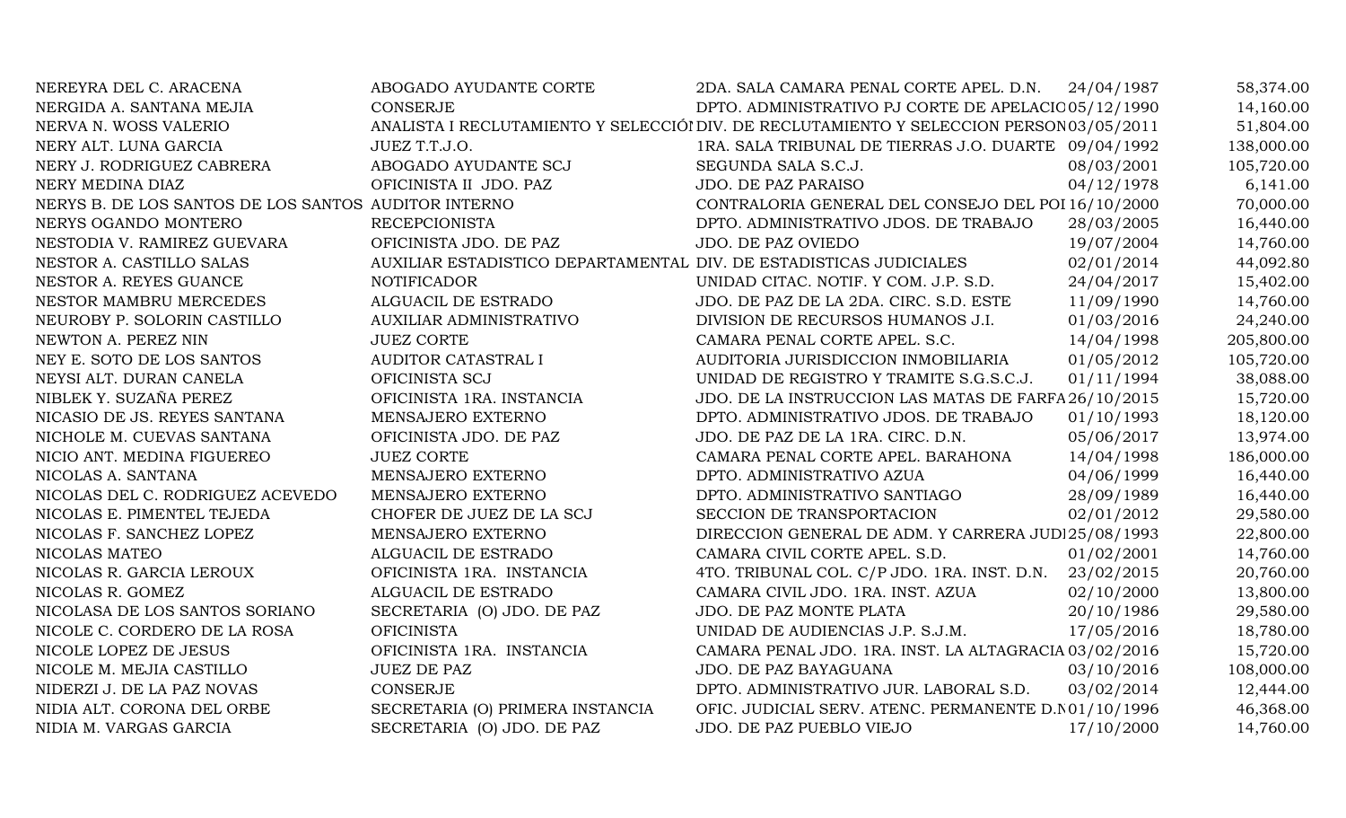| | | | | |
|---|---|---|---|---|
| NEREYRA DEL C. ARACENA | ABOGADO AYUDANTE CORTE | 2DA. SALA CAMARA PENAL CORTE APEL. D.N. | 24/04/1987 | 58,374.00 |
| NERGIDA A. SANTANA MEJIA | CONSERJE | DPTO. ADMINISTRATIVO PJ CORTE DE APELACIO | 05/12/1990 | 14,160.00 |
| NERVA N. WOSS VALERIO | ANALISTA I RECLUTAMIENTO Y SELECCIÓI | DIV. DE RECLUTAMIENTO Y SELECCION PERSON | 03/05/2011 | 51,804.00 |
| NERY ALT. LUNA GARCIA | JUEZ T.T.J.O. | 1RA. SALA TRIBUNAL DE TIERRAS J.O. DUARTE | 09/04/1992 | 138,000.00 |
| NERY J. RODRIGUEZ CABRERA | ABOGADO AYUDANTE SCJ | SEGUNDA SALA S.C.J. | 08/03/2001 | 105,720.00 |
| NERY MEDINA DIAZ | OFICINISTA II JDO. PAZ | JDO. DE PAZ PARAISO | 04/12/1978 | 6,141.00 |
| NERYS B. DE LOS SANTOS DE LOS SANTOS | AUDITOR INTERNO | CONTRALORIA GENERAL DEL CONSEJO DEL POI | 16/10/2000 | 70,000.00 |
| NERYS OGANDO MONTERO | RECEPCIONISTA | DPTO. ADMINISTRATIVO JDOS. DE TRABAJO | 28/03/2005 | 16,440.00 |
| NESTODIA V. RAMIREZ GUEVARA | OFICINISTA JDO. DE PAZ | JDO. DE PAZ OVIEDO | 19/07/2004 | 14,760.00 |
| NESTOR A. CASTILLO SALAS | AUXILIAR ESTADISTICO DEPARTAMENTAL | DIV. DE ESTADISTICAS JUDICIALES | 02/01/2014 | 44,092.80 |
| NESTOR A. REYES GUANCE | NOTIFICADOR | UNIDAD CITAC. NOTIF. Y COM. J.P. S.D. | 24/04/2017 | 15,402.00 |
| NESTOR MAMBRU MERCEDES | ALGUACIL DE ESTRADO | JDO. DE PAZ DE LA 2DA. CIRC. S.D. ESTE | 11/09/1990 | 14,760.00 |
| NEUROBY P. SOLORIN CASTILLO | AUXILIAR ADMINISTRATIVO | DIVISION DE RECURSOS HUMANOS J.I. | 01/03/2016 | 24,240.00 |
| NEWTON A. PEREZ NIN | JUEZ CORTE | CAMARA PENAL CORTE APEL. S.C. | 14/04/1998 | 205,800.00 |
| NEY E. SOTO DE LOS SANTOS | AUDITOR CATASTRAL I | AUDITORIA JURISDICCION INMOBILIARIA | 01/05/2012 | 105,720.00 |
| NEYSI ALT. DURAN CANELA | OFICINISTA SCJ | UNIDAD DE REGISTRO Y TRAMITE S.G.S.C.J. | 01/11/1994 | 38,088.00 |
| NIBLEK Y. SUZAÑA PEREZ | OFICINISTA 1RA. INSTANCIA | JDO. DE LA INSTRUCCION LAS MATAS DE FARFA | 26/10/2015 | 15,720.00 |
| NICASIO DE JS. REYES SANTANA | MENSAJERO EXTERNO | DPTO. ADMINISTRATIVO JDOS. DE TRABAJO | 01/10/1993 | 18,120.00 |
| NICHOLE M. CUEVAS SANTANA | OFICINISTA JDO. DE PAZ | JDO. DE PAZ DE LA 1RA. CIRC. D.N. | 05/06/2017 | 13,974.00 |
| NICIO ANT. MEDINA FIGUEREO | JUEZ CORTE | CAMARA PENAL CORTE APEL. BARAHONA | 14/04/1998 | 186,000.00 |
| NICOLAS A. SANTANA | MENSAJERO EXTERNO | DPTO. ADMINISTRATIVO AZUA | 04/06/1999 | 16,440.00 |
| NICOLAS DEL C. RODRIGUEZ ACEVEDO | MENSAJERO EXTERNO | DPTO. ADMINISTRATIVO SANTIAGO | 28/09/1989 | 16,440.00 |
| NICOLAS E. PIMENTEL TEJEDA | CHOFER DE JUEZ DE LA SCJ | SECCION DE TRANSPORTACION | 02/01/2012 | 29,580.00 |
| NICOLAS F. SANCHEZ LOPEZ | MENSAJERO EXTERNO | DIRECCION GENERAL DE ADM. Y CARRERA JUDI | 25/08/1993 | 22,800.00 |
| NICOLAS MATEO | ALGUACIL DE ESTRADO | CAMARA CIVIL CORTE APEL. S.D. | 01/02/2001 | 14,760.00 |
| NICOLAS R. GARCIA LEROUX | OFICINISTA 1RA. INSTANCIA | 4TO. TRIBUNAL COL. C/P JDO. 1RA. INST. D.N. | 23/02/2015 | 20,760.00 |
| NICOLAS R. GOMEZ | ALGUACIL DE ESTRADO | CAMARA CIVIL JDO. 1RA. INST. AZUA | 02/10/2000 | 13,800.00 |
| NICOLASA DE LOS SANTOS SORIANO | SECRETARIA (O) JDO. DE PAZ | JDO. DE PAZ MONTE PLATA | 20/10/1986 | 29,580.00 |
| NICOLE C. CORDERO DE LA ROSA | OFICINISTA | UNIDAD DE AUDIENCIAS J.P. S.J.M. | 17/05/2016 | 18,780.00 |
| NICOLE LOPEZ DE JESUS | OFICINISTA 1RA. INSTANCIA | CAMARA PENAL JDO. 1RA. INST. LA ALTAGRACIA | 03/02/2016 | 15,720.00 |
| NICOLE M. MEJIA CASTILLO | JUEZ DE PAZ | JDO. DE PAZ BAYAGUANA | 03/10/2016 | 108,000.00 |
| NIDERZI J. DE LA PAZ NOVAS | CONSERJE | DPTO. ADMINISTRATIVO JUR. LABORAL S.D. | 03/02/2014 | 12,444.00 |
| NIDIA ALT. CORONA DEL ORBE | SECRETARIA (O) PRIMERA INSTANCIA | OFIC. JUDICIAL SERV. ATENC. PERMANENTE D.N | 01/10/1996 | 46,368.00 |
| NIDIA M. VARGAS GARCIA | SECRETARIA (O) JDO. DE PAZ | JDO. DE PAZ PUEBLO VIEJO | 17/10/2000 | 14,760.00 |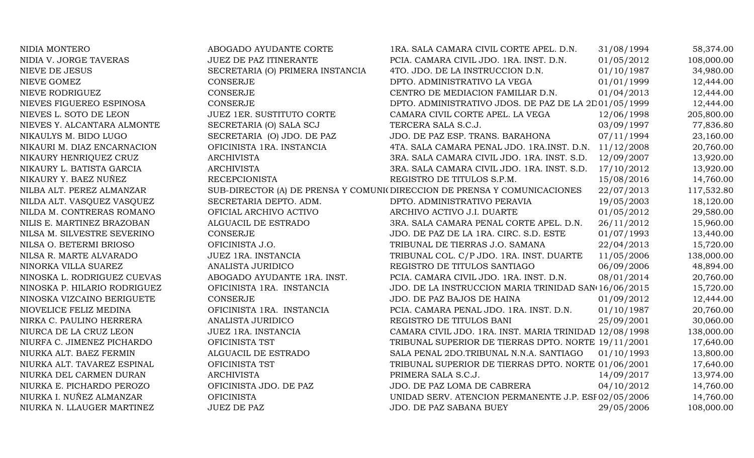| | | | | |
|---|---|---|---|---|
| NIDIA MONTERO | ABOGADO AYUDANTE CORTE | 1RA. SALA CAMARA CIVIL CORTE APEL. D.N. | 31/08/1994 | 58,374.00 |
| NIDIA V. JORGE TAVERAS | JUEZ DE PAZ ITINERANTE | PCIA. CAMARA CIVIL JDO. 1RA. INST. D.N. | 01/05/2012 | 108,000.00 |
| NIEVE DE JESUS | SECRETARIA (O) PRIMERA INSTANCIA | 4TO. JDO. DE LA INSTRUCCION D.N. | 01/10/1987 | 34,980.00 |
| NIEVE GOMEZ | CONSERJE | DPTO. ADMINISTRATIVO LA VEGA | 01/01/1999 | 12,444.00 |
| NIEVE RODRIGUEZ | CONSERJE | CENTRO DE MEDIACION FAMILIAR D.N. | 01/04/2013 | 12,444.00 |
| NIEVES FIGUEREO ESPINOSA | CONSERJE | DPTO. ADMINISTRATIVO JDOS. DE PAZ DE LA 2D | 01/05/1999 | 12,444.00 |
| NIEVES L. SOTO DE LEON | JUEZ 1ER. SUSTITUTO CORTE | CAMARA CIVIL CORTE APEL. LA VEGA | 12/06/1998 | 205,800.00 |
| NIEVES Y. ALCANTARA ALMONTE | SECRETARIA (O) SALA SCJ | TERCERA SALA S.C.J. | 03/09/1997 | 77,836.80 |
| NIKAULYS M. BIDO LUGO | SECRETARIA (O) JDO. DE PAZ | JDO. DE PAZ ESP. TRANS. BARAHONA | 07/11/1994 | 23,160.00 |
| NIKAURI M. DIAZ ENCARNACION | OFICINISTA 1RA. INSTANCIA | 4TA. SALA CAMARA PENAL JDO. 1RA.INST. D.N. | 11/12/2008 | 20,760.00 |
| NIKAURY HENRIQUEZ CRUZ | ARCHIVISTA | 3RA. SALA CAMARA CIVIL JDO. 1RA. INST. S.D. | 12/09/2007 | 13,920.00 |
| NIKAURY L. BATISTA GARCIA | ARCHIVISTA | 3RA. SALA CAMARA CIVIL JDO. 1RA. INST. S.D. | 17/10/2012 | 13,920.00 |
| NIKAURY Y. BAEZ NUÑEZ | RECEPCIONISTA | REGISTRO DE TITULOS S.P.M. | 15/08/2016 | 14,760.00 |
| NILBA ALT. PEREZ ALMANZAR | SUB-DIRECTOR (A) DE PRENSA Y COMUNI | DIRECCION DE PRENSA Y COMUNICACIONES | 22/07/2013 | 117,532.80 |
| NILDA ALT. VASQUEZ VASQUEZ | SECRETARIA DEPTO. ADM. | DPTO. ADMINISTRATIVO PERAVIA | 19/05/2003 | 18,120.00 |
| NILDA M. CONTRERAS ROMANO | OFICIAL ARCHIVO ACTIVO | ARCHIVO ACTIVO J.I. DUARTE | 01/05/2012 | 29,580.00 |
| NILIS E. MARTINEZ BRAZOBAN | ALGUACIL DE ESTRADO | 3RA. SALA CAMARA PENAL CORTE APEL. D.N. | 26/11/2012 | 15,960.00 |
| NILSA M. SILVESTRE SEVERINO | CONSERJE | JDO. DE PAZ DE LA 1RA. CIRC. S.D. ESTE | 01/07/1993 | 13,440.00 |
| NILSA O. BETERMI BRIOSO | OFICINISTA J.O. | TRIBUNAL DE TIERRAS J.O. SAMANA | 22/04/2013 | 15,720.00 |
| NILSA R. MARTE ALVARADO | JUEZ 1RA. INSTANCIA | TRIBUNAL COL. C/P JDO. 1RA. INST. DUARTE | 11/05/2006 | 138,000.00 |
| NINORKA VILLA SUAREZ | ANALISTA JURIDICO | REGISTRO DE TITULOS SANTIAGO | 06/09/2006 | 48,894.00 |
| NINOSKA L. RODRIGUEZ CUEVAS | ABOGADO AYUDANTE 1RA. INST. | PCIA. CAMARA CIVIL JDO. 1RA. INST. D.N. | 08/01/2014 | 20,760.00 |
| NINOSKA P. HILARIO RODRIGUEZ | OFICINISTA 1RA. INSTANCIA | JDO. DE LA INSTRUCCION MARIA TRINIDAD SAN | 16/06/2015 | 15,720.00 |
| NINOSKA VIZCAINO BERIGUETE | CONSERJE | JDO. DE PAZ BAJOS DE HAINA | 01/09/2012 | 12,444.00 |
| NIOVELICE FELIZ MEDINA | OFICINISTA 1RA. INSTANCIA | PCIA. CAMARA PENAL JDO. 1RA. INST. D.N. | 01/10/1987 | 20,760.00 |
| NIRKA C. PAULINO HERRERA | ANALISTA JURIDICO | REGISTRO DE TITULOS BANI | 25/09/2001 | 30,060.00 |
| NIURCA DE LA CRUZ LEON | JUEZ 1RA. INSTANCIA | CAMARA CIVIL JDO. 1RA. INST. MARIA TRINIDAD | 12/08/1998 | 138,000.00 |
| NIURFA C. JIMENEZ PICHARDO | OFICINISTA TST | TRIBUNAL SUPERIOR DE TIERRAS DPTO. NORTE | 19/11/2001 | 17,640.00 |
| NIURKA ALT. BAEZ FERMIN | ALGUACIL DE ESTRADO | SALA PENAL 2DO.TRIBUNAL N.N.A. SANTIAGO | 01/10/1993 | 13,800.00 |
| NIURKA ALT. TAVAREZ ESPINAL | OFICINISTA TST | TRIBUNAL SUPERIOR DE TIERRAS DPTO. NORTE | 01/06/2001 | 17,640.00 |
| NIURKA DEL CARMEN DURAN | ARCHIVISTA | PRIMERA SALA S.C.J. | 14/09/2017 | 13,974.00 |
| NIURKA E. PICHARDO PEROZO | OFICINISTA JDO. DE PAZ | JDO. DE PAZ LOMA DE CABRERA | 04/10/2012 | 14,760.00 |
| NIURKA I. NUÑEZ ALMANZAR | OFICINISTA | UNIDAD SERV. ATENCION PERMANENTE J.P. ESI | 02/05/2006 | 14,760.00 |
| NIURKA N. LLAUGER MARTINEZ | JUEZ DE PAZ | JDO. DE PAZ SABANA BUEY | 29/05/2006 | 108,000.00 |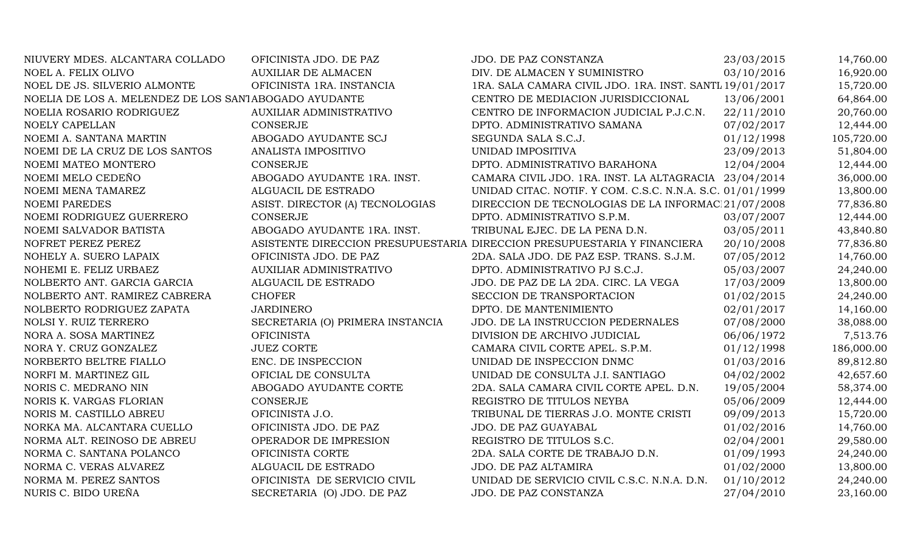| | | | | |
|---|---|---|---|---|
| NIUVERY MDES. ALCANTARA COLLADO | OFICINISTA JDO. DE PAZ | JDO. DE PAZ CONSTANZA | 23/03/2015 | 14,760.00 |
| NOEL A. FELIX OLIVO | AUXILIAR DE ALMACEN | DIV. DE ALMACEN Y SUMINISTRO | 03/10/2016 | 16,920.00 |
| NOEL DE JS. SILVERIO ALMONTE | OFICINISTA 1RA. INSTANCIA | 1RA. SALA CAMARA CIVIL JDO. 1RA. INST. SANTI | 19/01/2017 | 15,720.00 |
| NOELIA DE LOS A. MELENDEZ DE LOS SANT | ABOGADO AYUDANTE | CENTRO DE MEDIACION JURISDICCIONAL | 13/06/2001 | 64,864.00 |
| NOELIA ROSARIO RODRIGUEZ | AUXILIAR ADMINISTRATIVO | CENTRO DE INFORMACION JUDICIAL P.J.C.N. | 22/11/2010 | 20,760.00 |
| NOELY CAPELLAN | CONSERJE | DPTO. ADMINISTRATIVO SAMANA | 07/02/2017 | 12,444.00 |
| NOEMI A. SANTANA MARTIN | ABOGADO AYUDANTE SCJ | SEGUNDA SALA S.C.J. | 01/12/1998 | 105,720.00 |
| NOEMI DE LA CRUZ DE LOS SANTOS | ANALISTA IMPOSITIVO | UNIDAD IMPOSITIVA | 23/09/2013 | 51,804.00 |
| NOEMI MATEO MONTERO | CONSERJE | DPTO. ADMINISTRATIVO BARAHONA | 12/04/2004 | 12,444.00 |
| NOEMI MELO CEDEÑO | ABOGADO AYUDANTE 1RA. INST. | CAMARA CIVIL JDO. 1RA. INST. LA ALTAGRACIA | 23/04/2014 | 36,000.00 |
| NOEMI MENA TAMAREZ | ALGUACIL DE ESTRADO | UNIDAD CITAC. NOTIF. Y COM. C.S.C. N.N.A. S.C. | 01/01/1999 | 13,800.00 |
| NOEMI PAREDES | ASIST. DIRECTOR (A) TECNOLOGIAS | DIRECCION DE TECNOLOGIAS DE LA INFORMAC | 21/07/2008 | 77,836.80 |
| NOEMI RODRIGUEZ GUERRERO | CONSERJE | DPTO. ADMINISTRATIVO S.P.M. | 03/07/2007 | 12,444.00 |
| NOEMI SALVADOR BATISTA | ABOGADO AYUDANTE 1RA. INST. | TRIBUNAL EJEC. DE LA PENA D.N. | 03/05/2011 | 43,840.80 |
| NOFRET PEREZ PEREZ | ASISTENTE DIRECCION PRESUPUESTARIA | DIRECCION PRESUPUESTARIA Y FINANCIERA | 20/10/2008 | 77,836.80 |
| NOHELY A. SUERO LAPAIX | OFICINISTA JDO. DE PAZ | 2DA. SALA JDO. DE PAZ ESP. TRANS. S.J.M. | 07/05/2012 | 14,760.00 |
| NOHEMI E. FELIZ URBAEZ | AUXILIAR ADMINISTRATIVO | DPTO. ADMINISTRATIVO PJ S.C.J. | 05/03/2007 | 24,240.00 |
| NOLBERTO ANT. GARCIA GARCIA | ALGUACIL DE ESTRADO | JDO. DE PAZ DE LA 2DA. CIRC. LA VEGA | 17/03/2009 | 13,800.00 |
| NOLBERTO ANT. RAMIREZ CABRERA | CHOFER | SECCION DE TRANSPORTACION | 01/02/2015 | 24,240.00 |
| NOLBERTO RODRIGUEZ ZAPATA | JARDINERO | DPTO. DE MANTENIMIENTO | 02/01/2017 | 14,160.00 |
| NOLSI Y. RUIZ TERRERO | SECRETARIA (O) PRIMERA INSTANCIA | JDO. DE LA INSTRUCCION PEDERNALES | 07/08/2000 | 38,088.00 |
| NORA A. SOSA MARTINEZ | OFICINISTA | DIVISION DE ARCHIVO JUDICIAL | 06/06/1972 | 7,513.76 |
| NORA Y. CRUZ GONZALEZ | JUEZ CORTE | CAMARA CIVIL CORTE APEL. S.P.M. | 01/12/1998 | 186,000.00 |
| NORBERTO BELTRE FIALLO | ENC. DE INSPECCION | UNIDAD DE INSPECCION DNMC | 01/03/2016 | 89,812.80 |
| NORFI M. MARTINEZ GIL | OFICIAL DE CONSULTA | UNIDAD DE CONSULTA J.I. SANTIAGO | 04/02/2002 | 42,657.60 |
| NORIS C. MEDRANO NIN | ABOGADO AYUDANTE CORTE | 2DA. SALA CAMARA CIVIL CORTE APEL. D.N. | 19/05/2004 | 58,374.00 |
| NORIS K. VARGAS FLORIAN | CONSERJE | REGISTRO DE TITULOS NEYBA | 05/06/2009 | 12,444.00 |
| NORIS M. CASTILLO ABREU | OFICINISTA J.O. | TRIBUNAL DE TIERRAS J.O. MONTE CRISTI | 09/09/2013 | 15,720.00 |
| NORKA MA. ALCANTARA CUELLO | OFICINISTA JDO. DE PAZ | JDO. DE PAZ GUAYABAL | 01/02/2016 | 14,760.00 |
| NORMA ALT. REINOSO DE ABREU | OPERADOR DE IMPRESION | REGISTRO DE TITULOS S.C. | 02/04/2001 | 29,580.00 |
| NORMA C. SANTANA POLANCO | OFICINISTA CORTE | 2DA. SALA CORTE DE TRABAJO D.N. | 01/09/1993 | 24,240.00 |
| NORMA C. VERAS ALVAREZ | ALGUACIL DE ESTRADO | JDO. DE PAZ ALTAMIRA | 01/02/2000 | 13,800.00 |
| NORMA M. PEREZ SANTOS | OFICINISTA DE SERVICIO CIVIL | UNIDAD DE SERVICIO CIVIL C.S.C. N.N.A. D.N. | 01/10/2012 | 24,240.00 |
| NURIS C. BIDO UREÑA | SECRETARIA (O) JDO. DE PAZ | JDO. DE PAZ CONSTANZA | 27/04/2010 | 23,160.00 |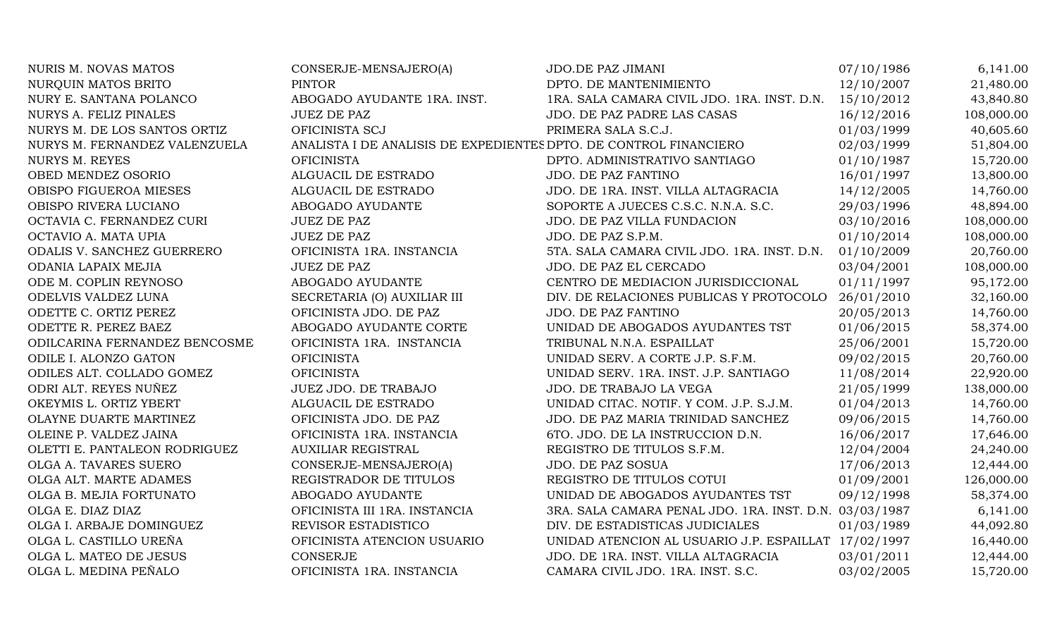| | | | | |
|---|---|---|---|---|
| NURIS M. NOVAS MATOS | CONSERJE-MENSAJERO(A) | JDO.DE PAZ JIMANI | 07/10/1986 | 6,141.00 |
| NURQUIN MATOS BRITO | PINTOR | DPTO. DE MANTENIMIENTO | 12/10/2007 | 21,480.00 |
| NURY E. SANTANA POLANCO | ABOGADO AYUDANTE 1RA. INST. | 1RA. SALA CAMARA CIVIL JDO. 1RA. INST. D.N. | 15/10/2012 | 43,840.80 |
| NURYS A. FELIZ PINALES | JUEZ DE PAZ | JDO. DE PAZ PADRE LAS CASAS | 16/12/2016 | 108,000.00 |
| NURYS M. DE LOS SANTOS ORTIZ | OFICINISTA SCJ | PRIMERA SALA S.C.J. | 01/03/1999 | 40,605.60 |
| NURYS M. FERNANDEZ VALENZUELA | ANALISTA I DE ANALISIS DE EXPEDIENTES | DPTO. DE CONTROL FINANCIERO | 02/03/1999 | 51,804.00 |
| NURYS M. REYES | OFICINISTA | DPTO. ADMINISTRATIVO SANTIAGO | 01/10/1987 | 15,720.00 |
| OBED MENDEZ OSORIO | ALGUACIL DE ESTRADO | JDO. DE PAZ FANTINO | 16/01/1997 | 13,800.00 |
| OBISPO FIGUEROA MIESES | ALGUACIL DE ESTRADO | JDO. DE 1RA. INST. VILLA ALTAGRACIA | 14/12/2005 | 14,760.00 |
| OBISPO RIVERA LUCIANO | ABOGADO AYUDANTE | SOPORTE A JUECES C.S.C. N.N.A. S.C. | 29/03/1996 | 48,894.00 |
| OCTAVIA C. FERNANDEZ CURI | JUEZ DE PAZ | JDO. DE PAZ VILLA FUNDACION | 03/10/2016 | 108,000.00 |
| OCTAVIO A. MATA UPIA | JUEZ DE PAZ | JDO. DE PAZ S.P.M. | 01/10/2014 | 108,000.00 |
| ODALIS V. SANCHEZ GUERRERO | OFICINISTA 1RA. INSTANCIA | 5TA. SALA CAMARA CIVIL JDO. 1RA. INST. D.N. | 01/10/2009 | 20,760.00 |
| ODANIA LAPAIX MEJIA | JUEZ DE PAZ | JDO. DE PAZ EL CERCADO | 03/04/2001 | 108,000.00 |
| ODE M. COPLIN REYNOSO | ABOGADO AYUDANTE | CENTRO DE MEDIACION JURISDICCIONAL | 01/11/1997 | 95,172.00 |
| ODELVIS VALDEZ LUNA | SECRETARIA (O) AUXILIAR III | DIV. DE RELACIONES PUBLICAS Y PROTOCOLO | 26/01/2010 | 32,160.00 |
| ODETTE C. ORTIZ PEREZ | OFICINISTA JDO. DE PAZ | JDO. DE PAZ FANTINO | 20/05/2013 | 14,760.00 |
| ODETTE R. PEREZ BAEZ | ABOGADO AYUDANTE CORTE | UNIDAD DE ABOGADOS AYUDANTES TST | 01/06/2015 | 58,374.00 |
| ODILCARINA FERNANDEZ BENCOSME | OFICINISTA 1RA. INSTANCIA | TRIBUNAL N.N.A. ESPAILLAT | 25/06/2001 | 15,720.00 |
| ODILE I. ALONZO GATON | OFICINISTA | UNIDAD SERV. A CORTE J.P. S.F.M. | 09/02/2015 | 20,760.00 |
| ODILES ALT. COLLADO GOMEZ | OFICINISTA | UNIDAD SERV. 1RA. INST. J.P. SANTIAGO | 11/08/2014 | 22,920.00 |
| ODRI ALT. REYES NUÑEZ | JUEZ JDO. DE TRABAJO | JDO. DE TRABAJO LA VEGA | 21/05/1999 | 138,000.00 |
| OKEYMIS L. ORTIZ YBERT | ALGUACIL DE ESTRADO | UNIDAD CITAC. NOTIF. Y COM. J.P. S.J.M. | 01/04/2013 | 14,760.00 |
| OLAYNE DUARTE MARTINEZ | OFICINISTA JDO. DE PAZ | JDO. DE PAZ MARIA TRINIDAD SANCHEZ | 09/06/2015 | 14,760.00 |
| OLEINE P. VALDEZ JAINA | OFICINISTA 1RA. INSTANCIA | 6TO. JDO. DE LA INSTRUCCION D.N. | 16/06/2017 | 17,646.00 |
| OLETTI E. PANTALEON RODRIGUEZ | AUXILIAR REGISTRAL | REGISTRO DE TITULOS S.F.M. | 12/04/2004 | 24,240.00 |
| OLGA A. TAVARES SUERO | CONSERJE-MENSAJERO(A) | JDO. DE PAZ SOSUA | 17/06/2013 | 12,444.00 |
| OLGA ALT. MARTE ADAMES | REGISTRADOR DE TITULOS | REGISTRO DE TITULOS COTUI | 01/09/2001 | 126,000.00 |
| OLGA B. MEJIA FORTUNATO | ABOGADO AYUDANTE | UNIDAD DE ABOGADOS AYUDANTES TST | 09/12/1998 | 58,374.00 |
| OLGA E. DIAZ DIAZ | OFICINISTA III 1RA. INSTANCIA | 3RA. SALA CAMARA PENAL JDO. 1RA. INST. D.N. | 03/03/1987 | 6,141.00 |
| OLGA I. ARBAJE DOMINGUEZ | REVISOR ESTADISTICO | DIV. DE ESTADISTICAS JUDICIALES | 01/03/1989 | 44,092.80 |
| OLGA L. CASTILLO UREÑA | OFICINISTA ATENCION USUARIO | UNIDAD ATENCION AL USUARIO J.P. ESPAILLAT | 17/02/1997 | 16,440.00 |
| OLGA L. MATEO DE JESUS | CONSERJE | JDO. DE 1RA. INST. VILLA ALTAGRACIA | 03/01/2011 | 12,444.00 |
| OLGA L. MEDINA PEÑALO | OFICINISTA 1RA. INSTANCIA | CAMARA CIVIL JDO. 1RA. INST. S.C. | 03/02/2005 | 15,720.00 |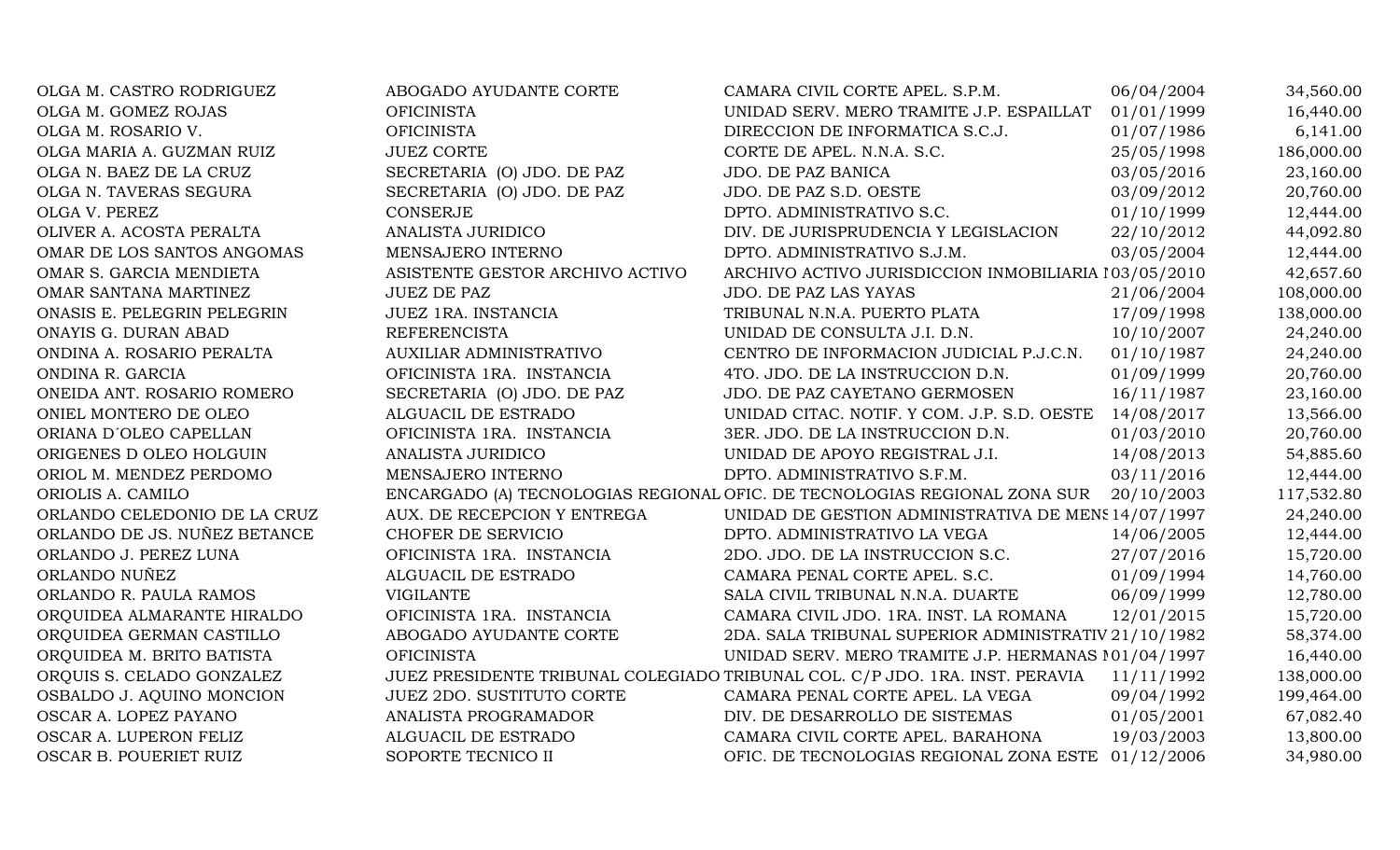| | | | | |
|---|---|---|---|---|
| OLGA M. CASTRO RODRIGUEZ | ABOGADO AYUDANTE CORTE | CAMARA CIVIL CORTE APEL. S.P.M. | 06/04/2004 | 34,560.00 |
| OLGA M. GOMEZ ROJAS | OFICINISTA | UNIDAD SERV. MERO TRAMITE J.P. ESPAILLAT | 01/01/1999 | 16,440.00 |
| OLGA M. ROSARIO V. | OFICINISTA | DIRECCION DE INFORMATICA S.C.J. | 01/07/1986 | 6,141.00 |
| OLGA MARIA A. GUZMAN RUIZ | JUEZ CORTE | CORTE DE APEL. N.N.A. S.C. | 25/05/1998 | 186,000.00 |
| OLGA N. BAEZ DE LA CRUZ | SECRETARIA (O) JDO. DE PAZ | JDO. DE PAZ BANICA | 03/05/2016 | 23,160.00 |
| OLGA N. TAVERAS SEGURA | SECRETARIA (O) JDO. DE PAZ | JDO. DE PAZ S.D. OESTE | 03/09/2012 | 20,760.00 |
| OLGA V. PEREZ | CONSERJE | DPTO. ADMINISTRATIVO S.C. | 01/10/1999 | 12,444.00 |
| OLIVER A. ACOSTA PERALTA | ANALISTA JURIDICO | DIV. DE JURISPRUDENCIA Y LEGISLACION | 22/10/2012 | 44,092.80 |
| OMAR DE LOS SANTOS ANGOMAS | MENSAJERO INTERNO | DPTO. ADMINISTRATIVO S.J.M. | 03/05/2004 | 12,444.00 |
| OMAR S. GARCIA MENDIETA | ASISTENTE GESTOR ARCHIVO ACTIVO | ARCHIVO ACTIVO JURISDICCION INMOBILIARIA I | 03/05/2010 | 42,657.60 |
| OMAR SANTANA MARTINEZ | JUEZ DE PAZ | JDO. DE PAZ LAS YAYAS | 21/06/2004 | 108,000.00 |
| ONASIS E. PELEGRIN PELEGRIN | JUEZ 1RA. INSTANCIA | TRIBUNAL N.N.A. PUERTO PLATA | 17/09/1998 | 138,000.00 |
| ONAYIS G. DURAN ABAD | REFERENCISTA | UNIDAD DE CONSULTA J.I. D.N. | 10/10/2007 | 24,240.00 |
| ONDINA A. ROSARIO PERALTA | AUXILIAR ADMINISTRATIVO | CENTRO DE INFORMACION JUDICIAL P.J.C.N. | 01/10/1987 | 24,240.00 |
| ONDINA R. GARCIA | OFICINISTA 1RA. INSTANCIA | 4TO. JDO. DE LA INSTRUCCION D.N. | 01/09/1999 | 20,760.00 |
| ONEIDA ANT. ROSARIO ROMERO | SECRETARIA (O) JDO. DE PAZ | JDO. DE PAZ CAYETANO GERMOSEN | 16/11/1987 | 23,160.00 |
| ONIEL MONTERO DE OLEO | ALGUACIL DE ESTRADO | UNIDAD CITAC. NOTIF. Y COM. J.P. S.D. OESTE | 14/08/2017 | 13,566.00 |
| ORIANA D´OLEO CAPELLAN | OFICINISTA 1RA. INSTANCIA | 3ER. JDO. DE LA INSTRUCCION D.N. | 01/03/2010 | 20,760.00 |
| ORIGENES D OLEO HOLGUIN | ANALISTA JURIDICO | UNIDAD DE APOYO REGISTRAL J.I. | 14/08/2013 | 54,885.60 |
| ORIOL M. MENDEZ PERDOMO | MENSAJERO INTERNO | DPTO. ADMINISTRATIVO S.F.M. | 03/11/2016 | 12,444.00 |
| ORIOLIS A. CAMILO | ENCARGADO (A) TECNOLOGIAS REGIONAL | OFIC. DE TECNOLOGIAS REGIONAL ZONA SUR | 20/10/2003 | 117,532.80 |
| ORLANDO CELEDONIO DE LA CRUZ | AUX. DE RECEPCION Y ENTREGA | UNIDAD DE GESTION ADMINISTRATIVA DE MENS | 14/07/1997 | 24,240.00 |
| ORLANDO DE JS. NUÑEZ BETANCE | CHOFER DE SERVICIO | DPTO. ADMINISTRATIVO LA VEGA | 14/06/2005 | 12,444.00 |
| ORLANDO J. PEREZ LUNA | OFICINISTA 1RA. INSTANCIA | 2DO. JDO. DE LA INSTRUCCION S.C. | 27/07/2016 | 15,720.00 |
| ORLANDO NUÑEZ | ALGUACIL DE ESTRADO | CAMARA PENAL CORTE APEL. S.C. | 01/09/1994 | 14,760.00 |
| ORLANDO R. PAULA RAMOS | VIGILANTE | SALA CIVIL TRIBUNAL N.N.A. DUARTE | 06/09/1999 | 12,780.00 |
| ORQUIDEA ALMARANTE HIRALDO | OFICINISTA 1RA. INSTANCIA | CAMARA CIVIL JDO. 1RA. INST. LA ROMANA | 12/01/2015 | 15,720.00 |
| ORQUIDEA GERMAN CASTILLO | ABOGADO AYUDANTE CORTE | 2DA. SALA TRIBUNAL SUPERIOR ADMINISTRATIV | 21/10/1982 | 58,374.00 |
| ORQUIDEA M. BRITO BATISTA | OFICINISTA | UNIDAD SERV. MERO TRAMITE J.P. HERMANAS I | 01/04/1997 | 16,440.00 |
| ORQUIS S. CELADO GONZALEZ | JUEZ PRESIDENTE TRIBUNAL COLEGIADO | TRIBUNAL COL. C/P JDO. 1RA. INST. PERAVIA | 11/11/1992 | 138,000.00 |
| OSBALDO J. AQUINO MONCION | JUEZ 2DO. SUSTITUTO CORTE | CAMARA PENAL CORTE APEL. LA VEGA | 09/04/1992 | 199,464.00 |
| OSCAR A. LOPEZ PAYANO | ANALISTA PROGRAMADOR | DIV. DE DESARROLLO DE SISTEMAS | 01/05/2001 | 67,082.40 |
| OSCAR A. LUPERON FELIZ | ALGUACIL DE ESTRADO | CAMARA CIVIL CORTE APEL. BARAHONA | 19/03/2003 | 13,800.00 |
| OSCAR B. POUERIET RUIZ | SOPORTE TECNICO II | OFIC. DE TECNOLOGIAS REGIONAL ZONA ESTE | 01/12/2006 | 34,980.00 |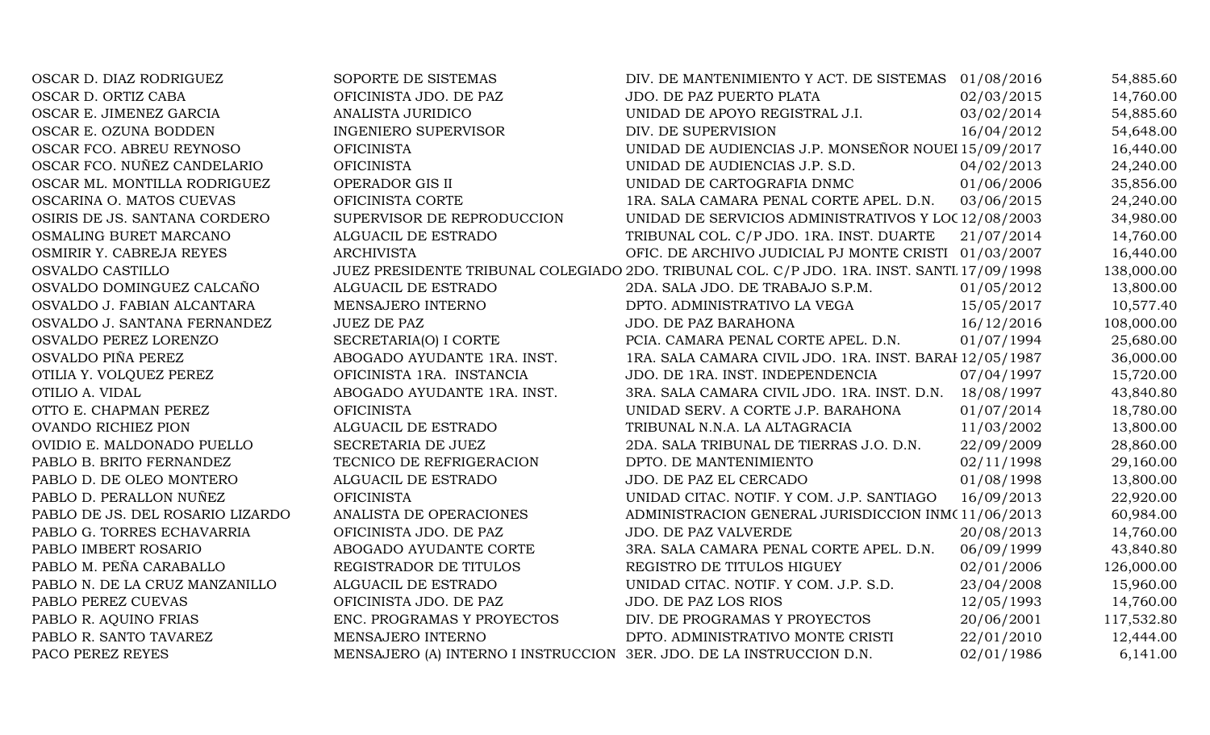| | | | | |
|---|---|---|---|---|
| OSCAR D. DIAZ RODRIGUEZ | SOPORTE DE SISTEMAS | DIV. DE MANTENIMIENTO Y ACT. DE SISTEMAS | 01/08/2016 | 54,885.60 |
| OSCAR D. ORTIZ CABA | OFICINISTA JDO. DE PAZ | JDO. DE PAZ PUERTO PLATA | 02/03/2015 | 14,760.00 |
| OSCAR E. JIMENEZ GARCIA | ANALISTA JURIDICO | UNIDAD DE APOYO REGISTRAL J.I. | 03/02/2014 | 54,885.60 |
| OSCAR E. OZUNA BODDEN | INGENIERO SUPERVISOR | DIV. DE SUPERVISION | 16/04/2012 | 54,648.00 |
| OSCAR FCO. ABREU REYNOSO | OFICINISTA | UNIDAD DE AUDIENCIAS J.P. MONSEÑOR NOUEI | 15/09/2017 | 16,440.00 |
| OSCAR FCO. NUÑEZ CANDELARIO | OFICINISTA | UNIDAD DE AUDIENCIAS J.P. S.D. | 04/02/2013 | 24,240.00 |
| OSCAR ML. MONTILLA RODRIGUEZ | OPERADOR GIS II | UNIDAD DE CARTOGRAFIA DNMC | 01/06/2006 | 35,856.00 |
| OSCARINA O. MATOS CUEVAS | OFICINISTA CORTE | 1RA. SALA CAMARA PENAL CORTE APEL. D.N. | 03/06/2015 | 24,240.00 |
| OSIRIS DE JS. SANTANA CORDERO | SUPERVISOR DE REPRODUCCION | UNIDAD DE SERVICIOS ADMINISTRATIVOS Y LOC | 12/08/2003 | 34,980.00 |
| OSMALING BURET MARCANO | ALGUACIL DE ESTRADO | TRIBUNAL COL. C/P JDO. 1RA. INST. DUARTE | 21/07/2014 | 14,760.00 |
| OSMIRIR Y. CABREJA REYES | ARCHIVISTA | OFIC. DE ARCHIVO JUDICIAL PJ MONTE CRISTI | 01/03/2007 | 16,440.00 |
| OSVALDO CASTILLO | JUEZ PRESIDENTE TRIBUNAL COLEGIADO | 2DO. TRIBUNAL COL. C/P JDO. 1RA. INST. SANTI | 17/09/1998 | 138,000.00 |
| OSVALDO DOMINGUEZ CALCAÑO | ALGUACIL DE ESTRADO | 2DA. SALA JDO. DE TRABAJO S.P.M. | 01/05/2012 | 13,800.00 |
| OSVALDO J. FABIAN ALCANTARA | MENSAJERO INTERNO | DPTO. ADMINISTRATIVO LA VEGA | 15/05/2017 | 10,577.40 |
| OSVALDO J. SANTANA FERNANDEZ | JUEZ DE PAZ | JDO. DE PAZ BARAHONA | 16/12/2016 | 108,000.00 |
| OSVALDO PEREZ LORENZO | SECRETARIA(O) I CORTE | PCIA. CAMARA PENAL CORTE APEL. D.N. | 01/07/1994 | 25,680.00 |
| OSVALDO PIÑA PEREZ | ABOGADO AYUDANTE 1RA. INST. | 1RA. SALA CAMARA CIVIL JDO. 1RA. INST. BARAH | 12/05/1987 | 36,000.00 |
| OTILIA Y. VOLQUEZ PEREZ | OFICINISTA 1RA. INSTANCIA | JDO. DE 1RA. INST. INDEPENDENCIA | 07/04/1997 | 15,720.00 |
| OTILIO A. VIDAL | ABOGADO AYUDANTE 1RA. INST. | 3RA. SALA CAMARA CIVIL JDO. 1RA. INST. D.N. | 18/08/1997 | 43,840.80 |
| OTTO E. CHAPMAN PEREZ | OFICINISTA | UNIDAD SERV. A CORTE J.P. BARAHONA | 01/07/2014 | 18,780.00 |
| OVANDO RICHIEZ PION | ALGUACIL DE ESTRADO | TRIBUNAL N.N.A. LA ALTAGRACIA | 11/03/2002 | 13,800.00 |
| OVIDIO E. MALDONADO PUELLO | SECRETARIA DE JUEZ | 2DA. SALA TRIBUNAL DE TIERRAS J.O. D.N. | 22/09/2009 | 28,860.00 |
| PABLO B. BRITO FERNANDEZ | TECNICO DE REFRIGERACION | DPTO. DE MANTENIMIENTO | 02/11/1998 | 29,160.00 |
| PABLO D. DE OLEO MONTERO | ALGUACIL DE ESTRADO | JDO. DE PAZ EL CERCADO | 01/08/1998 | 13,800.00 |
| PABLO D. PERALLON NUÑEZ | OFICINISTA | UNIDAD CITAC. NOTIF. Y COM. J.P. SANTIAGO | 16/09/2013 | 22,920.00 |
| PABLO DE JS. DEL ROSARIO LIZARDO | ANALISTA DE OPERACIONES | ADMINISTRACION GENERAL JURISDICCION INM( | 11/06/2013 | 60,984.00 |
| PABLO G. TORRES ECHAVARRIA | OFICINISTA JDO. DE PAZ | JDO. DE PAZ VALVERDE | 20/08/2013 | 14,760.00 |
| PABLO IMBERT ROSARIO | ABOGADO AYUDANTE CORTE | 3RA. SALA CAMARA PENAL CORTE APEL. D.N. | 06/09/1999 | 43,840.80 |
| PABLO M. PEÑA CARABALLO | REGISTRADOR DE TITULOS | REGISTRO DE TITULOS HIGUEY | 02/01/2006 | 126,000.00 |
| PABLO N. DE LA CRUZ MANZANILLO | ALGUACIL DE ESTRADO | UNIDAD CITAC. NOTIF. Y COM. J.P. S.D. | 23/04/2008 | 15,960.00 |
| PABLO PEREZ CUEVAS | OFICINISTA JDO. DE PAZ | JDO. DE PAZ LOS RIOS | 12/05/1993 | 14,760.00 |
| PABLO R. AQUINO FRIAS | ENC. PROGRAMAS Y PROYECTOS | DIV. DE PROGRAMAS Y PROYECTOS | 20/06/2001 | 117,532.80 |
| PABLO R. SANTO TAVAREZ | MENSAJERO INTERNO | DPTO. ADMINISTRATIVO MONTE CRISTI | 22/01/2010 | 12,444.00 |
| PACO PEREZ REYES | MENSAJERO (A) INTERNO I INSTRUCCION | 3ER. JDO. DE LA INSTRUCCION D.N. | 02/01/1986 | 6,141.00 |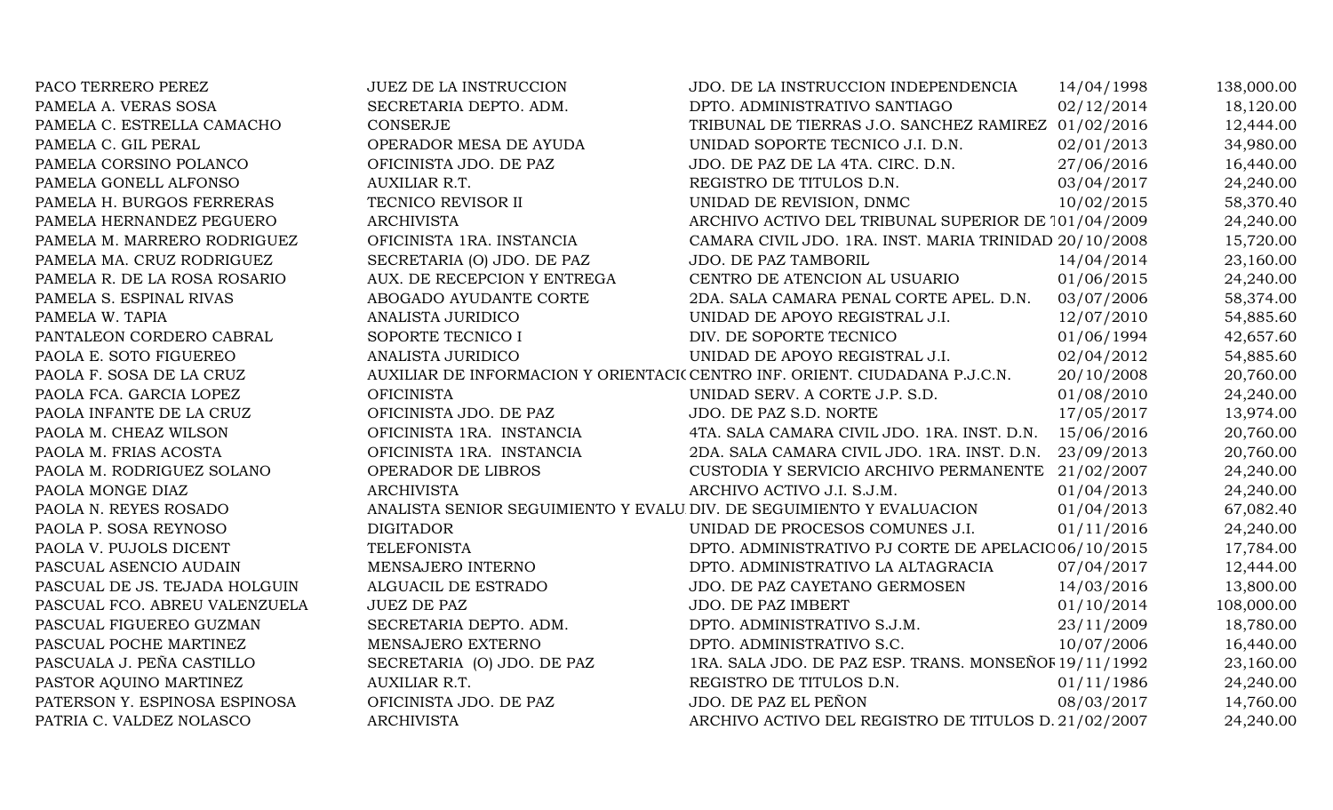| | | | | |
|---|---|---|---|---|
| PACO TERRERO PEREZ | JUEZ DE LA INSTRUCCION | JDO. DE LA INSTRUCCION INDEPENDENCIA | 14/04/1998 | 138,000.00 |
| PAMELA A. VERAS SOSA | SECRETARIA DEPTO. ADM. | DPTO. ADMINISTRATIVO SANTIAGO | 02/12/2014 | 18,120.00 |
| PAMELA C. ESTRELLA CAMACHO | CONSERJE | TRIBUNAL DE TIERRAS J.O. SANCHEZ RAMIREZ | 01/02/2016 | 12,444.00 |
| PAMELA C. GIL PERAL | OPERADOR MESA DE AYUDA | UNIDAD SOPORTE TECNICO J.I. D.N. | 02/01/2013 | 34,980.00 |
| PAMELA CORSINO POLANCO | OFICINISTA JDO. DE PAZ | JDO. DE PAZ DE LA 4TA. CIRC. D.N. | 27/06/2016 | 16,440.00 |
| PAMELA GONELL ALFONSO | AUXILIAR R.T. | REGISTRO DE TITULOS D.N. | 03/04/2017 | 24,240.00 |
| PAMELA H. BURGOS FERRERAS | TECNICO REVISOR II | UNIDAD DE REVISION, DNMC | 10/02/2015 | 58,370.40 |
| PAMELA HERNANDEZ PEGUERO | ARCHIVISTA | ARCHIVO ACTIVO DEL TRIBUNAL SUPERIOR DE T | 01/04/2009 | 24,240.00 |
| PAMELA M. MARRERO RODRIGUEZ | OFICINISTA 1RA. INSTANCIA | CAMARA CIVIL JDO. 1RA. INST. MARIA TRINIDAD | 20/10/2008 | 15,720.00 |
| PAMELA MA. CRUZ RODRIGUEZ | SECRETARIA (O) JDO. DE PAZ | JDO. DE PAZ TAMBORIL | 14/04/2014 | 23,160.00 |
| PAMELA R. DE LA ROSA ROSARIO | AUX. DE RECEPCION Y ENTREGA | CENTRO DE ATENCION AL USUARIO | 01/06/2015 | 24,240.00 |
| PAMELA S. ESPINAL RIVAS | ABOGADO AYUDANTE CORTE | 2DA. SALA CAMARA PENAL CORTE APEL. D.N. | 03/07/2006 | 58,374.00 |
| PAMELA W. TAPIA | ANALISTA JURIDICO | UNIDAD DE APOYO REGISTRAL J.I. | 12/07/2010 | 54,885.60 |
| PANTALEON CORDERO CABRAL | SOPORTE TECNICO I | DIV. DE SOPORTE TECNICO | 01/06/1994 | 42,657.60 |
| PAOLA E. SOTO FIGUEREO | ANALISTA JURIDICO | UNIDAD DE APOYO REGISTRAL J.I. | 02/04/2012 | 54,885.60 |
| PAOLA F. SOSA DE LA CRUZ | AUXILIAR DE INFORMACION Y ORIENTACI | CENTRO INF. ORIENT. CIUDADANA P.J.C.N. | 20/10/2008 | 20,760.00 |
| PAOLA FCA. GARCIA LOPEZ | OFICINISTA | UNIDAD SERV. A CORTE J.P. S.D. | 01/08/2010 | 24,240.00 |
| PAOLA INFANTE DE LA CRUZ | OFICINISTA JDO. DE PAZ | JDO. DE PAZ S.D. NORTE | 17/05/2017 | 13,974.00 |
| PAOLA M. CHEAZ WILSON | OFICINISTA 1RA. INSTANCIA | 4TA. SALA CAMARA CIVIL JDO. 1RA. INST. D.N. | 15/06/2016 | 20,760.00 |
| PAOLA M. FRIAS ACOSTA | OFICINISTA 1RA. INSTANCIA | 2DA. SALA CAMARA CIVIL JDO. 1RA. INST. D.N. | 23/09/2013 | 20,760.00 |
| PAOLA M. RODRIGUEZ SOLANO | OPERADOR DE LIBROS | CUSTODIA Y SERVICIO ARCHIVO PERMANENTE | 21/02/2007 | 24,240.00 |
| PAOLA MONGE DIAZ | ARCHIVISTA | ARCHIVO ACTIVO J.I. S.J.M. | 01/04/2013 | 24,240.00 |
| PAOLA N. REYES ROSADO | ANALISTA SENIOR SEGUIMIENTO Y EVALU | DIV. DE SEGUIMIENTO Y EVALUACION | 01/04/2013 | 67,082.40 |
| PAOLA P. SOSA REYNOSO | DIGITADOR | UNIDAD DE PROCESOS COMUNES J.I. | 01/11/2016 | 24,240.00 |
| PAOLA V. PUJOLS DICENT | TELEFONISTA | DPTO. ADMINISTRATIVO PJ CORTE DE APELACIO | 06/10/2015 | 17,784.00 |
| PASCUAL ASENCIO AUDAIN | MENSAJERO INTERNO | DPTO. ADMINISTRATIVO LA ALTAGRACIA | 07/04/2017 | 12,444.00 |
| PASCUAL DE JS. TEJADA HOLGUIN | ALGUACIL DE ESTRADO | JDO. DE PAZ CAYETANO GERMOSEN | 14/03/2016 | 13,800.00 |
| PASCUAL FCO. ABREU VALENZUELA | JUEZ DE PAZ | JDO. DE PAZ IMBERT | 01/10/2014 | 108,000.00 |
| PASCUAL FIGUEREO GUZMAN | SECRETARIA DEPTO. ADM. | DPTO. ADMINISTRATIVO S.J.M. | 23/11/2009 | 18,780.00 |
| PASCUAL POCHE MARTINEZ | MENSAJERO EXTERNO | DPTO. ADMINISTRATIVO S.C. | 10/07/2006 | 16,440.00 |
| PASCUALA J. PEÑA CASTILLO | SECRETARIA (O) JDO. DE PAZ | 1RA. SALA JDO. DE PAZ ESP. TRANS. MONSEÑOR | 19/11/1992 | 23,160.00 |
| PASTOR AQUINO MARTINEZ | AUXILIAR R.T. | REGISTRO DE TITULOS D.N. | 01/11/1986 | 24,240.00 |
| PATERSON Y. ESPINOSA ESPINOSA | OFICINISTA JDO. DE PAZ | JDO. DE PAZ EL PEÑON | 08/03/2017 | 14,760.00 |
| PATRIA C. VALDEZ NOLASCO | ARCHIVISTA | ARCHIVO ACTIVO DEL REGISTRO DE TITULOS D. | 21/02/2007 | 24,240.00 |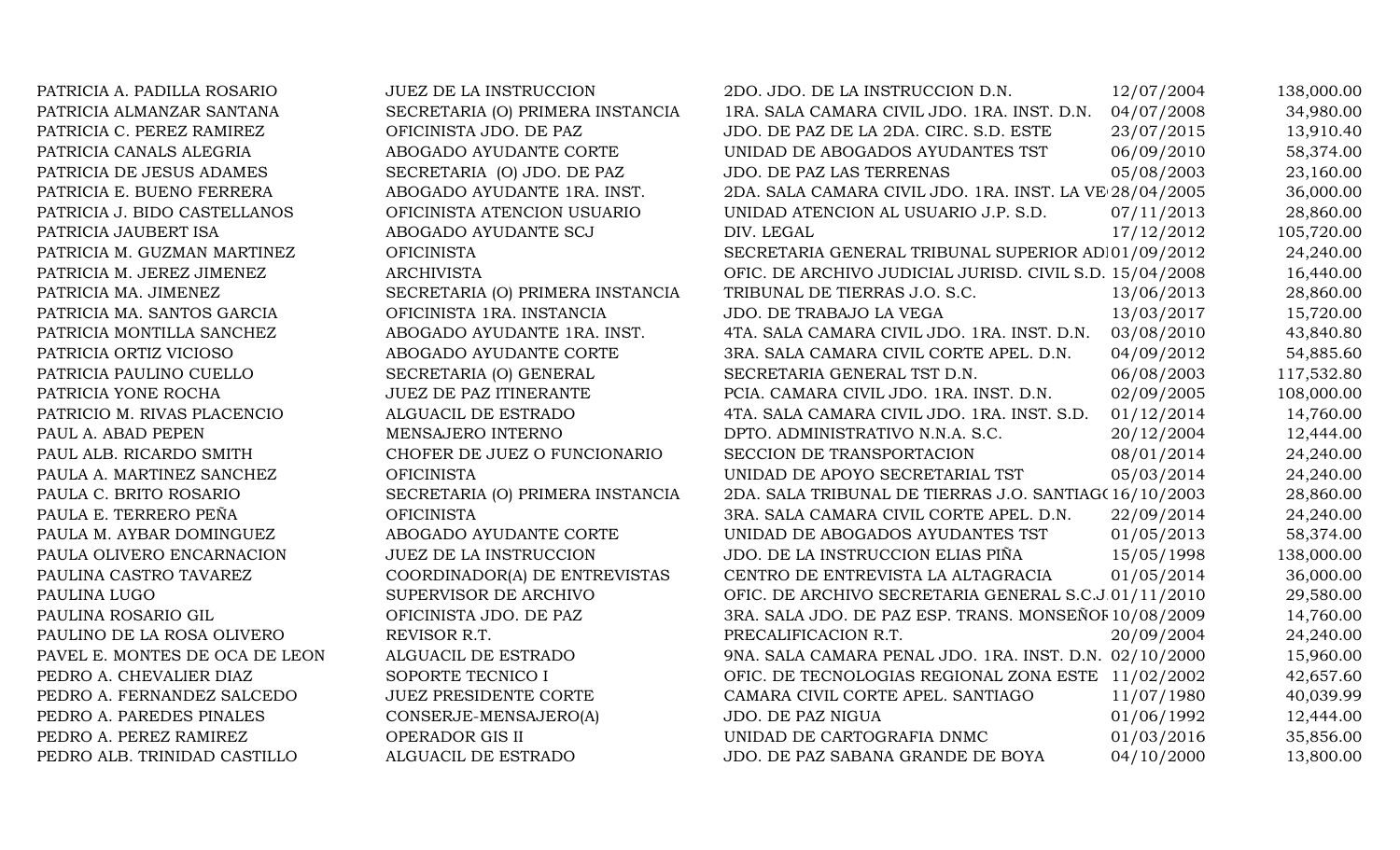| | | | | |
|---|---|---|---|---|
| PATRICIA A. PADILLA ROSARIO | JUEZ DE LA INSTRUCCION | 2DO. JDO. DE LA INSTRUCCION D.N. | 12/07/2004 | 138,000.00 |
| PATRICIA ALMANZAR SANTANA | SECRETARIA (O) PRIMERA INSTANCIA | 1RA. SALA CAMARA CIVIL JDO. 1RA. INST. D.N. | 04/07/2008 | 34,980.00 |
| PATRICIA C. PEREZ RAMIREZ | OFICINISTA JDO. DE PAZ | JDO. DE PAZ DE LA 2DA. CIRC. S.D. ESTE | 23/07/2015 | 13,910.40 |
| PATRICIA CANALS ALEGRIA | ABOGADO AYUDANTE CORTE | UNIDAD DE ABOGADOS AYUDANTES TST | 06/09/2010 | 58,374.00 |
| PATRICIA DE JESUS ADAMES | SECRETARIA (O) JDO. DE PAZ | JDO. DE PAZ LAS TERRENAS | 05/08/2003 | 23,160.00 |
| PATRICIA E. BUENO FERRERA | ABOGADO AYUDANTE 1RA. INST. | 2DA. SALA CAMARA CIVIL JDO. 1RA. INST. LA VE | 28/04/2005 | 36,000.00 |
| PATRICIA J. BIDO CASTELLANOS | OFICINISTA ATENCION USUARIO | UNIDAD ATENCION AL USUARIO J.P. S.D. | 07/11/2013 | 28,860.00 |
| PATRICIA JAUBERT ISA | ABOGADO AYUDANTE SCJ | DIV. LEGAL | 17/12/2012 | 105,720.00 |
| PATRICIA M. GUZMAN MARTINEZ | OFICINISTA | SECRETARIA GENERAL TRIBUNAL SUPERIOR AD | 01/09/2012 | 24,240.00 |
| PATRICIA M. JEREZ JIMENEZ | ARCHIVISTA | OFIC. DE ARCHIVO JUDICIAL JURISD. CIVIL S.D. | 15/04/2008 | 16,440.00 |
| PATRICIA MA. JIMENEZ | SECRETARIA (O) PRIMERA INSTANCIA | TRIBUNAL DE TIERRAS J.O. S.C. | 13/06/2013 | 28,860.00 |
| PATRICIA MA. SANTOS GARCIA | OFICINISTA 1RA. INSTANCIA | JDO. DE TRABAJO LA VEGA | 13/03/2017 | 15,720.00 |
| PATRICIA MONTILLA SANCHEZ | ABOGADO AYUDANTE 1RA. INST. | 4TA. SALA CAMARA CIVIL JDO. 1RA. INST. D.N. | 03/08/2010 | 43,840.80 |
| PATRICIA ORTIZ VICIOSO | ABOGADO AYUDANTE CORTE | 3RA. SALA CAMARA CIVIL CORTE APEL. D.N. | 04/09/2012 | 54,885.60 |
| PATRICIA PAULINO CUELLO | SECRETARIA (O) GENERAL | SECRETARIA GENERAL TST D.N. | 06/08/2003 | 117,532.80 |
| PATRICIA YONE ROCHA | JUEZ DE PAZ ITINERANTE | PCIA. CAMARA CIVIL JDO. 1RA. INST. D.N. | 02/09/2005 | 108,000.00 |
| PATRICIO M. RIVAS PLACENCIO | ALGUACIL DE ESTRADO | 4TA. SALA CAMARA CIVIL JDO. 1RA. INST. S.D. | 01/12/2014 | 14,760.00 |
| PAUL A. ABAD PEPEN | MENSAJERO INTERNO | DPTO. ADMINISTRATIVO N.N.A. S.C. | 20/12/2004 | 12,444.00 |
| PAUL ALB. RICARDO SMITH | CHOFER DE JUEZ O FUNCIONARIO | SECCION DE TRANSPORTACION | 08/01/2014 | 24,240.00 |
| PAULA A. MARTINEZ SANCHEZ | OFICINISTA | UNIDAD DE APOYO SECRETARIAL TST | 05/03/2014 | 24,240.00 |
| PAULA C. BRITO ROSARIO | SECRETARIA (O) PRIMERA INSTANCIA | 2DA. SALA TRIBUNAL DE TIERRAS J.O. SANTIAG | 16/10/2003 | 28,860.00 |
| PAULA E. TERRERO PEÑA | OFICINISTA | 3RA. SALA CAMARA CIVIL CORTE APEL. D.N. | 22/09/2014 | 24,240.00 |
| PAULA M. AYBAR DOMINGUEZ | ABOGADO AYUDANTE CORTE | UNIDAD DE ABOGADOS AYUDANTES TST | 01/05/2013 | 58,374.00 |
| PAULA OLIVERO ENCARNACION | JUEZ DE LA INSTRUCCION | JDO. DE LA INSTRUCCION ELIAS PIÑA | 15/05/1998 | 138,000.00 |
| PAULINA CASTRO TAVAREZ | COORDINADOR(A) DE ENTREVISTAS | CENTRO DE ENTREVISTA LA ALTAGRACIA | 01/05/2014 | 36,000.00 |
| PAULINA LUGO | SUPERVISOR DE ARCHIVO | OFIC. DE ARCHIVO SECRETARIA GENERAL S.C.J. | 01/11/2010 | 29,580.00 |
| PAULINA ROSARIO GIL | OFICINISTA JDO. DE PAZ | 3RA. SALA JDO. DE PAZ ESP. TRANS. MONSEÑOR | 10/08/2009 | 14,760.00 |
| PAULINO DE LA ROSA OLIVERO | REVISOR R.T. | PRECALIFICACION R.T. | 20/09/2004 | 24,240.00 |
| PAVEL E. MONTES DE OCA DE LEON | ALGUACIL DE ESTRADO | 9NA. SALA CAMARA PENAL JDO. 1RA. INST. D.N. | 02/10/2000 | 15,960.00 |
| PEDRO A. CHEVALIER DIAZ | SOPORTE TECNICO I | OFIC. DE TECNOLOGIAS REGIONAL ZONA ESTE | 11/02/2002 | 42,657.60 |
| PEDRO A. FERNANDEZ SALCEDO | JUEZ PRESIDENTE CORTE | CAMARA CIVIL CORTE APEL. SANTIAGO | 11/07/1980 | 40,039.99 |
| PEDRO A. PAREDES PINALES | CONSERJE-MENSAJERO(A) | JDO. DE PAZ NIGUA | 01/06/1992 | 12,444.00 |
| PEDRO A. PEREZ RAMIREZ | OPERADOR GIS II | UNIDAD DE CARTOGRAFIA DNMC | 01/03/2016 | 35,856.00 |
| PEDRO ALB. TRINIDAD CASTILLO | ALGUACIL DE ESTRADO | JDO. DE PAZ SABANA GRANDE DE BOYA | 04/10/2000 | 13,800.00 |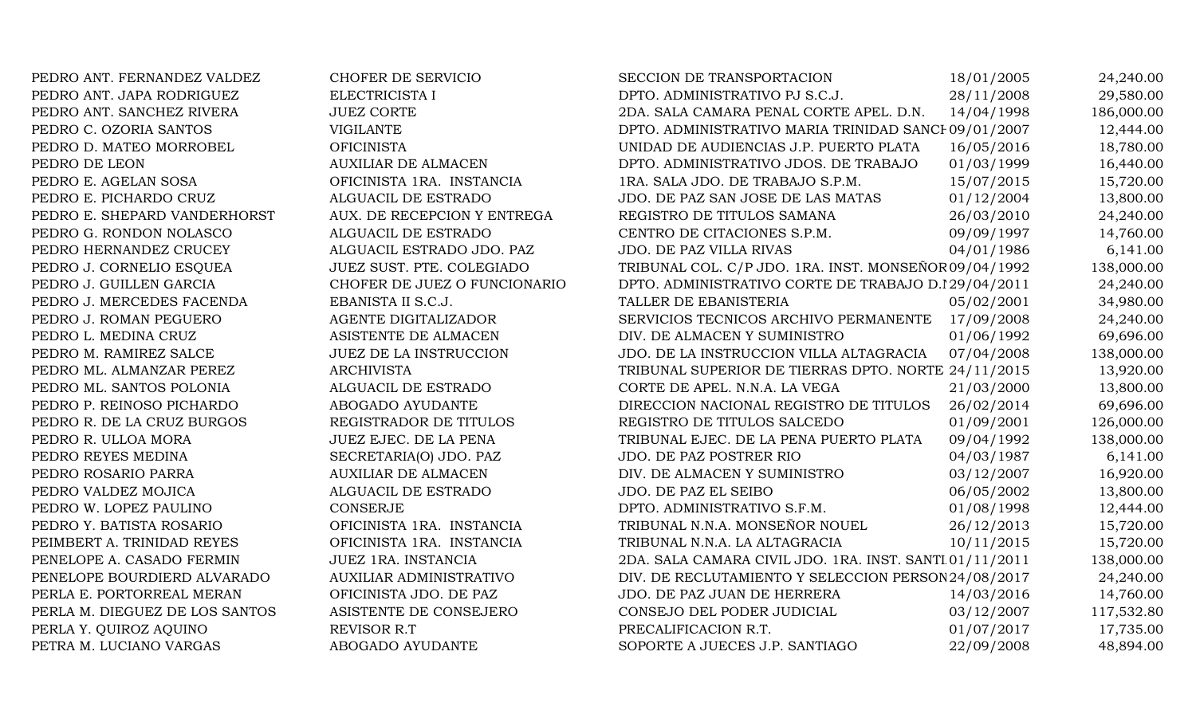| | | | | |
|---|---|---|---|---|
| PEDRO ANT. FERNANDEZ VALDEZ | CHOFER DE SERVICIO | SECCION DE TRANSPORTACION | 18/01/2005 | 24,240.00 |
| PEDRO ANT. JAPA RODRIGUEZ | ELECTRICISTA I | DPTO. ADMINISTRATIVO PJ S.C.J. | 28/11/2008 | 29,580.00 |
| PEDRO ANT. SANCHEZ RIVERA | JUEZ CORTE | 2DA. SALA CAMARA PENAL CORTE APEL. D.N. | 14/04/1998 | 186,000.00 |
| PEDRO C. OZORIA SANTOS | VIGILANTE | DPTO. ADMINISTRATIVO MARIA TRINIDAD SANCH | 09/01/2007 | 12,444.00 |
| PEDRO D. MATEO MORROBEL | OFICINISTA | UNIDAD DE AUDIENCIAS J.P. PUERTO PLATA | 16/05/2016 | 18,780.00 |
| PEDRO DE LEON | AUXILIAR DE ALMACEN | DPTO. ADMINISTRATIVO JDOS. DE TRABAJO | 01/03/1999 | 16,440.00 |
| PEDRO E. AGELAN SOSA | OFICINISTA 1RA. INSTANCIA | 1RA. SALA JDO. DE TRABAJO S.P.M. | 15/07/2015 | 15,720.00 |
| PEDRO E. PICHARDO CRUZ | ALGUACIL DE ESTRADO | JDO. DE PAZ SAN JOSE DE LAS MATAS | 01/12/2004 | 13,800.00 |
| PEDRO E. SHEPARD VANDERHORST | AUX. DE RECEPCION Y ENTREGA | REGISTRO DE TITULOS SAMANA | 26/03/2010 | 24,240.00 |
| PEDRO G. RONDON NOLASCO | ALGUACIL DE ESTRADO | CENTRO DE CITACIONES S.P.M. | 09/09/1997 | 14,760.00 |
| PEDRO HERNANDEZ CRUCEY | ALGUACIL ESTRADO JDO. PAZ | JDO. DE PAZ VILLA RIVAS | 04/01/1986 | 6,141.00 |
| PEDRO J. CORNELIO ESQUEA | JUEZ SUST. PTE. COLEGIADO | TRIBUNAL COL. C/P JDO. 1RA. INST. MONSEÑOR | 09/04/1992 | 138,000.00 |
| PEDRO J. GUILLEN GARCIA | CHOFER DE JUEZ O FUNCIONARIO | DPTO. ADMINISTRATIVO CORTE DE TRABAJO D.N | 29/04/2011 | 24,240.00 |
| PEDRO J. MERCEDES FACENDA | EBANISTA II S.C.J. | TALLER DE EBANISTERIA | 05/02/2001 | 34,980.00 |
| PEDRO J. ROMAN PEGUERO | AGENTE DIGITALIZADOR | SERVICIOS TECNICOS ARCHIVO PERMANENTE | 17/09/2008 | 24,240.00 |
| PEDRO L. MEDINA CRUZ | ASISTENTE DE ALMACEN | DIV. DE ALMACEN Y SUMINISTRO | 01/06/1992 | 69,696.00 |
| PEDRO M. RAMIREZ SALCE | JUEZ DE LA INSTRUCCION | JDO. DE LA INSTRUCCION VILLA ALTAGRACIA | 07/04/2008 | 138,000.00 |
| PEDRO ML. ALMANZAR PEREZ | ARCHIVISTA | TRIBUNAL SUPERIOR DE TIERRAS DPTO. NORTE | 24/11/2015 | 13,920.00 |
| PEDRO ML. SANTOS POLONIA | ALGUACIL DE ESTRADO | CORTE DE APEL. N.N.A. LA VEGA | 21/03/2000 | 13,800.00 |
| PEDRO P. REINOSO PICHARDO | ABOGADO AYUDANTE | DIRECCION NACIONAL REGISTRO DE TITULOS | 26/02/2014 | 69,696.00 |
| PEDRO R. DE LA CRUZ BURGOS | REGISTRADOR DE TITULOS | REGISTRO DE TITULOS SALCEDO | 01/09/2001 | 126,000.00 |
| PEDRO R. ULLOA MORA | JUEZ EJEC. DE LA PENA | TRIBUNAL EJEC. DE LA PENA PUERTO PLATA | 09/04/1992 | 138,000.00 |
| PEDRO REYES MEDINA | SECRETARIA(O) JDO. PAZ | JDO. DE PAZ POSTRER RIO | 04/03/1987 | 6,141.00 |
| PEDRO ROSARIO PARRA | AUXILIAR DE ALMACEN | DIV. DE ALMACEN Y SUMINISTRO | 03/12/2007 | 16,920.00 |
| PEDRO VALDEZ MOJICA | ALGUACIL DE ESTRADO | JDO. DE PAZ EL SEIBO | 06/05/2002 | 13,800.00 |
| PEDRO W. LOPEZ PAULINO | CONSERJE | DPTO. ADMINISTRATIVO S.F.M. | 01/08/1998 | 12,444.00 |
| PEDRO Y. BATISTA ROSARIO | OFICINISTA 1RA. INSTANCIA | TRIBUNAL N.N.A. MONSEÑOR NOUEL | 26/12/2013 | 15,720.00 |
| PEIMBERT A. TRINIDAD REYES | OFICINISTA 1RA. INSTANCIA | TRIBUNAL N.N.A. LA ALTAGRACIA | 10/11/2015 | 15,720.00 |
| PENELOPE A. CASADO FERMIN | JUEZ 1RA. INSTANCIA | 2DA. SALA CAMARA CIVIL JDO. 1RA. INST. SANTI | 01/11/2011 | 138,000.00 |
| PENELOPE BOURDIERD ALVARADO | AUXILIAR ADMINISTRATIVO | DIV. DE RECLUTAMIENTO Y SELECCION PERSON | 24/08/2017 | 24,240.00 |
| PERLA E. PORTORREAL MERAN | OFICINISTA JDO. DE PAZ | JDO. DE PAZ JUAN DE HERRERA | 14/03/2016 | 14,760.00 |
| PERLA M. DIEGUEZ DE LOS SANTOS | ASISTENTE DE CONSEJERO | CONSEJO DEL PODER JUDICIAL | 03/12/2007 | 117,532.80 |
| PERLA Y. QUIROZ AQUINO | REVISOR R.T | PRECALIFICACION R.T. | 01/07/2017 | 17,735.00 |
| PETRA M. LUCIANO VARGAS | ABOGADO AYUDANTE | SOPORTE A JUECES J.P. SANTIAGO | 22/09/2008 | 48,894.00 |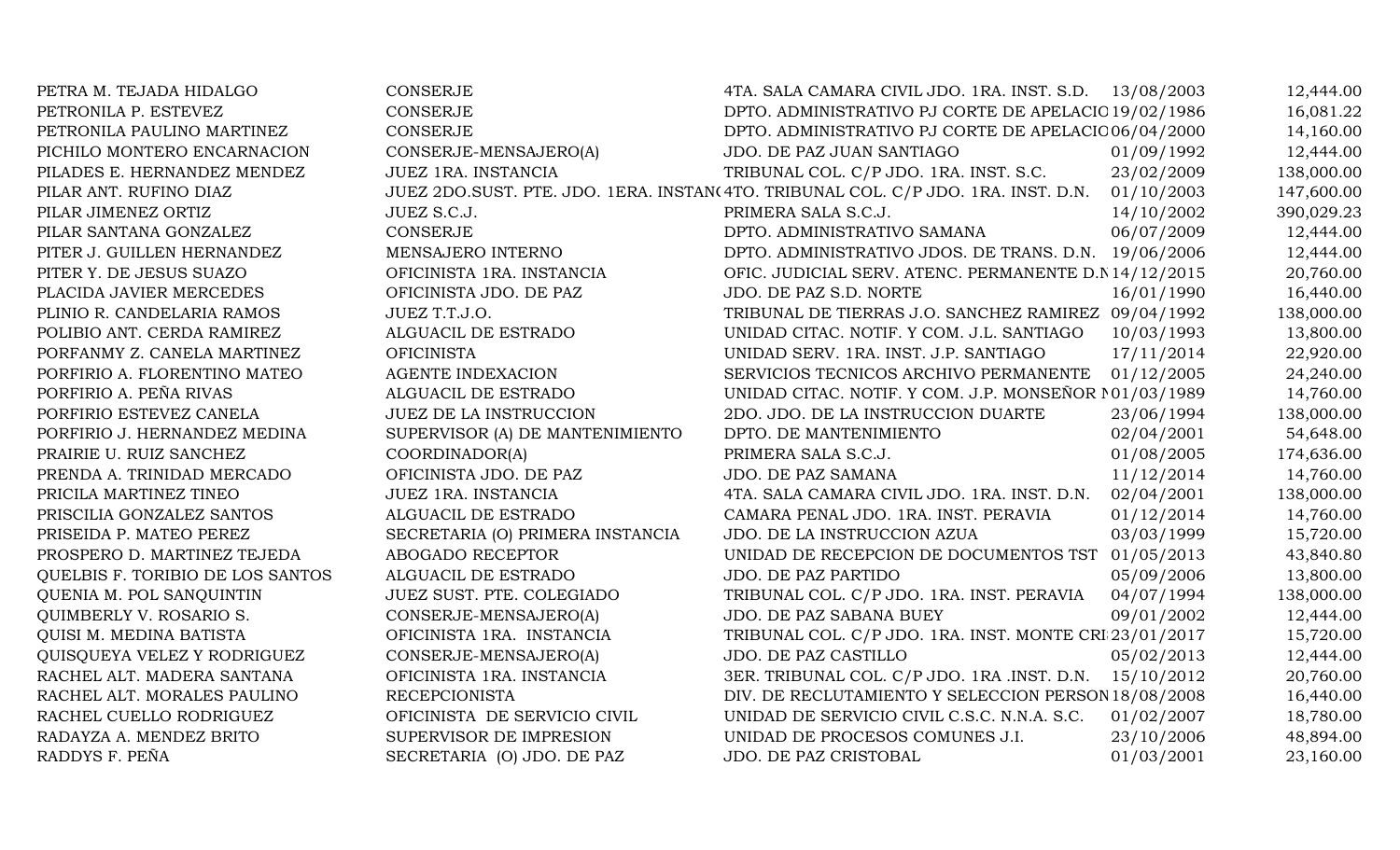| | | | | |
|---|---|---|---|---|
| PETRA M. TEJADA HIDALGO | CONSERJE | 4TA. SALA CAMARA CIVIL JDO. 1RA. INST. S.D. | 13/08/2003 | 12,444.00 |
| PETRONILA P. ESTEVEZ | CONSERJE | DPTO. ADMINISTRATIVO PJ CORTE DE APELACIO | 19/02/1986 | 16,081.22 |
| PETRONILA PAULINO MARTINEZ | CONSERJE | DPTO. ADMINISTRATIVO PJ CORTE DE APELACIO | 06/04/2000 | 14,160.00 |
| PICHILO MONTERO ENCARNACION | CONSERJE-MENSAJERO(A) | JDO. DE PAZ JUAN SANTIAGO | 01/09/1992 | 12,444.00 |
| PILADES E. HERNANDEZ MENDEZ | JUEZ 1RA. INSTANCIA | TRIBUNAL COL. C/P JDO. 1RA. INST. S.C. | 23/02/2009 | 138,000.00 |
| PILAR ANT. RUFINO DIAZ | JUEZ 2DO.SUST. PTE. JDO. 1ERA. INSTAN( | 4TO. TRIBUNAL COL. C/P JDO. 1RA. INST. D.N. | 01/10/2003 | 147,600.00 |
| PILAR JIMENEZ ORTIZ | JUEZ S.C.J. | PRIMERA SALA S.C.J. | 14/10/2002 | 390,029.23 |
| PILAR SANTANA GONZALEZ | CONSERJE | DPTO. ADMINISTRATIVO SAMANA | 06/07/2009 | 12,444.00 |
| PITER J. GUILLEN HERNANDEZ | MENSAJERO INTERNO | DPTO. ADMINISTRATIVO JDOS. DE TRANS. D.N. | 19/06/2006 | 12,444.00 |
| PITER Y. DE JESUS SUAZO | OFICINISTA 1RA. INSTANCIA | OFIC. JUDICIAL SERV. ATENC. PERMANENTE D.N | 14/12/2015 | 20,760.00 |
| PLACIDA JAVIER MERCEDES | OFICINISTA JDO. DE PAZ | JDO. DE PAZ S.D. NORTE | 16/01/1990 | 16,440.00 |
| PLINIO R. CANDELARIA RAMOS | JUEZ T.T.J.O. | TRIBUNAL DE TIERRAS J.O. SANCHEZ RAMIREZ | 09/04/1992 | 138,000.00 |
| POLIBIO ANT. CERDA RAMIREZ | ALGUACIL DE ESTRADO | UNIDAD CITAC. NOTIF. Y COM. J.L. SANTIAGO | 10/03/1993 | 13,800.00 |
| PORFANMY Z. CANELA MARTINEZ | OFICINISTA | UNIDAD SERV. 1RA. INST. J.P. SANTIAGO | 17/11/2014 | 22,920.00 |
| PORFIRIO A. FLORENTINO MATEO | AGENTE INDEXACION | SERVICIOS TECNICOS ARCHIVO PERMANENTE | 01/12/2005 | 24,240.00 |
| PORFIRIO A. PEÑA RIVAS | ALGUACIL DE ESTRADO | UNIDAD CITAC. NOTIF. Y COM. J.P. MONSEÑOR N | 01/03/1989 | 14,760.00 |
| PORFIRIO ESTEVEZ CANELA | JUEZ DE LA INSTRUCCION | 2DO. JDO. DE LA INSTRUCCION DUARTE | 23/06/1994 | 138,000.00 |
| PORFIRIO J. HERNANDEZ MEDINA | SUPERVISOR (A) DE MANTENIMIENTO | DPTO. DE MANTENIMIENTO | 02/04/2001 | 54,648.00 |
| PRAIRIE U. RUIZ SANCHEZ | COORDINADOR(A) | PRIMERA SALA S.C.J. | 01/08/2005 | 174,636.00 |
| PRENDA A. TRINIDAD MERCADO | OFICINISTA JDO. DE PAZ | JDO. DE PAZ SAMANA | 11/12/2014 | 14,760.00 |
| PRICILA MARTINEZ TINEO | JUEZ 1RA. INSTANCIA | 4TA. SALA CAMARA CIVIL JDO. 1RA. INST. D.N. | 02/04/2001 | 138,000.00 |
| PRISCILIA GONZALEZ SANTOS | ALGUACIL DE ESTRADO | CAMARA PENAL JDO. 1RA. INST. PERAVIA | 01/12/2014 | 14,760.00 |
| PRISEIDA P. MATEO PEREZ | SECRETARIA (O) PRIMERA INSTANCIA | JDO. DE LA INSTRUCCION AZUA | 03/03/1999 | 15,720.00 |
| PROSPERO D. MARTINEZ TEJEDA | ABOGADO RECEPTOR | UNIDAD DE RECEPCION DE DOCUMENTOS TST | 01/05/2013 | 43,840.80 |
| QUELBIS F. TORIBIO DE LOS SANTOS | ALGUACIL DE ESTRADO | JDO. DE PAZ PARTIDO | 05/09/2006 | 13,800.00 |
| QUENIA M. POL SANQUINTIN | JUEZ SUST. PTE. COLEGIADO | TRIBUNAL COL. C/P JDO. 1RA. INST. PERAVIA | 04/07/1994 | 138,000.00 |
| QUIMBERLY V. ROSARIO S. | CONSERJE-MENSAJERO(A) | JDO. DE PAZ SABANA BUEY | 09/01/2002 | 12,444.00 |
| QUISI M. MEDINA BATISTA | OFICINISTA 1RA. INSTANCIA | TRIBUNAL COL. C/P JDO. 1RA. INST. MONTE CRI | 23/01/2017 | 15,720.00 |
| QUISQUEYA VELEZ Y RODRIGUEZ | CONSERJE-MENSAJERO(A) | JDO. DE PAZ CASTILLO | 05/02/2013 | 12,444.00 |
| RACHEL ALT. MADERA SANTANA | OFICINISTA 1RA. INSTANCIA | 3ER. TRIBUNAL COL. C/P JDO. 1RA .INST. D.N. | 15/10/2012 | 20,760.00 |
| RACHEL ALT. MORALES PAULINO | RECEPCIONISTA | DIV. DE RECLUTAMIENTO Y SELECCION PERSON | 18/08/2008 | 16,440.00 |
| RACHEL CUELLO RODRIGUEZ | OFICINISTA DE SERVICIO CIVIL | UNIDAD DE SERVICIO CIVIL C.S.C. N.N.A. S.C. | 01/02/2007 | 18,780.00 |
| RADAYZA A. MENDEZ BRITO | SUPERVISOR DE IMPRESION | UNIDAD DE PROCESOS COMUNES J.I. | 23/10/2006 | 48,894.00 |
| RADDYS F. PEÑA | SECRETARIA (O) JDO. DE PAZ | JDO. DE PAZ CRISTOBAL | 01/03/2001 | 23,160.00 |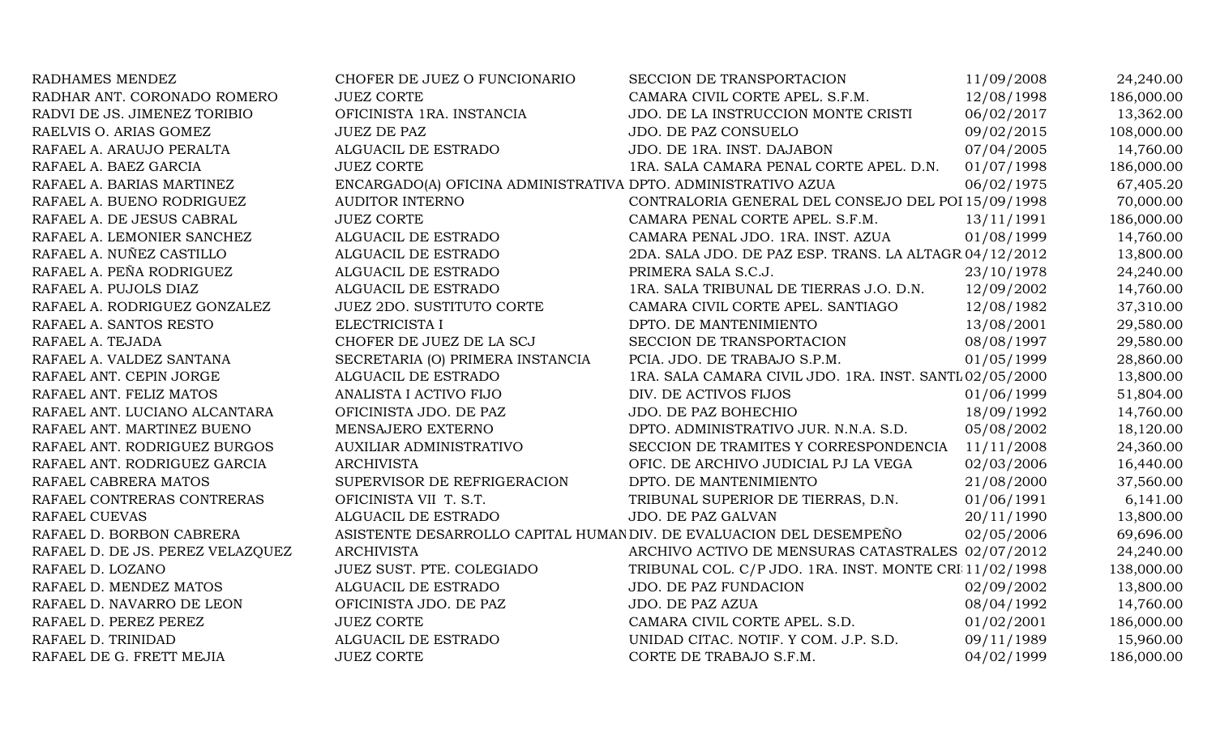| | | | | |
|---|---|---|---|---|
| RADHAMES MENDEZ | CHOFER DE JUEZ O FUNCIONARIO | SECCION DE TRANSPORTACION | 11/09/2008 | 24,240.00 |
| RADHAR ANT. CORONADO ROMERO | JUEZ CORTE | CAMARA CIVIL CORTE APEL. S.F.M. | 12/08/1998 | 186,000.00 |
| RADVI DE JS. JIMENEZ TORIBIO | OFICINISTA 1RA. INSTANCIA | JDO. DE LA INSTRUCCION MONTE CRISTI | 06/02/2017 | 13,362.00 |
| RAELVIS O. ARIAS GOMEZ | JUEZ DE PAZ | JDO. DE PAZ CONSUELO | 09/02/2015 | 108,000.00 |
| RAFAEL A. ARAUJO PERALTA | ALGUACIL DE ESTRADO | JDO. DE 1RA. INST. DAJABON | 07/04/2005 | 14,760.00 |
| RAFAEL A. BAEZ GARCIA | JUEZ CORTE | 1RA. SALA CAMARA PENAL CORTE APEL. D.N. | 01/07/1998 | 186,000.00 |
| RAFAEL A. BARIAS MARTINEZ | ENCARGADO(A) OFICINA ADMINISTRATIVA | DPTO. ADMINISTRATIVO AZUA | 06/02/1975 | 67,405.20 |
| RAFAEL A. BUENO RODRIGUEZ | AUDITOR INTERNO | CONTRALORIA GENERAL DEL CONSEJO DEL POI | 15/09/1998 | 70,000.00 |
| RAFAEL A. DE JESUS CABRAL | JUEZ CORTE | CAMARA PENAL CORTE APEL. S.F.M. | 13/11/1991 | 186,000.00 |
| RAFAEL A. LEMONIER SANCHEZ | ALGUACIL DE ESTRADO | CAMARA PENAL JDO. 1RA. INST. AZUA | 01/08/1999 | 14,760.00 |
| RAFAEL A. NUÑEZ CASTILLO | ALGUACIL DE ESTRADO | 2DA. SALA JDO. DE PAZ ESP. TRANS. LA ALTAGR | 04/12/2012 | 13,800.00 |
| RAFAEL A. PEÑA RODRIGUEZ | ALGUACIL DE ESTRADO | PRIMERA SALA S.C.J. | 23/10/1978 | 24,240.00 |
| RAFAEL A. PUJOLS DIAZ | ALGUACIL DE ESTRADO | 1RA. SALA TRIBUNAL DE TIERRAS J.O. D.N. | 12/09/2002 | 14,760.00 |
| RAFAEL A. RODRIGUEZ GONZALEZ | JUEZ 2DO. SUSTITUTO CORTE | CAMARA CIVIL CORTE APEL. SANTIAGO | 12/08/1982 | 37,310.00 |
| RAFAEL A. SANTOS RESTO | ELECTRICISTA I | DPTO. DE MANTENIMIENTO | 13/08/2001 | 29,580.00 |
| RAFAEL A. TEJADA | CHOFER DE JUEZ DE LA SCJ | SECCION DE TRANSPORTACION | 08/08/1997 | 29,580.00 |
| RAFAEL A. VALDEZ SANTANA | SECRETARIA (O) PRIMERA INSTANCIA | PCIA. JDO. DE TRABAJO S.P.M. | 01/05/1999 | 28,860.00 |
| RAFAEL ANT. CEPIN JORGE | ALGUACIL DE ESTRADO | 1RA. SALA CAMARA CIVIL JDO. 1RA. INST. SANTI | 02/05/2000 | 13,800.00 |
| RAFAEL ANT. FELIZ MATOS | ANALISTA I ACTIVO FIJO | DIV. DE ACTIVOS FIJOS | 01/06/1999 | 51,804.00 |
| RAFAEL ANT. LUCIANO ALCANTARA | OFICINISTA JDO. DE PAZ | JDO. DE PAZ BOHECHIO | 18/09/1992 | 14,760.00 |
| RAFAEL ANT. MARTINEZ BUENO | MENSAJERO EXTERNO | DPTO. ADMINISTRATIVO JUR. N.N.A. S.D. | 05/08/2002 | 18,120.00 |
| RAFAEL ANT. RODRIGUEZ BURGOS | AUXILIAR ADMINISTRATIVO | SECCION DE TRAMITES Y CORRESPONDENCIA | 11/11/2008 | 24,360.00 |
| RAFAEL ANT. RODRIGUEZ GARCIA | ARCHIVISTA | OFIC. DE ARCHIVO JUDICIAL PJ LA VEGA | 02/03/2006 | 16,440.00 |
| RAFAEL CABRERA MATOS | SUPERVISOR DE REFRIGERACION | DPTO. DE MANTENIMIENTO | 21/08/2000 | 37,560.00 |
| RAFAEL CONTRERAS CONTRERAS | OFICINISTA VII T. S.T. | TRIBUNAL SUPERIOR DE TIERRAS, D.N. | 01/06/1991 | 6,141.00 |
| RAFAEL CUEVAS | ALGUACIL DE ESTRADO | JDO. DE PAZ GALVAN | 20/11/1990 | 13,800.00 |
| RAFAEL D. BORBON CABRERA | ASISTENTE DESARROLLO CAPITAL HUMAN | DIV. DE EVALUACION DEL DESEMPEÑO | 02/05/2006 | 69,696.00 |
| RAFAEL D. DE JS. PEREZ VELAZQUEZ | ARCHIVISTA | ARCHIVO ACTIVO DE MENSURAS CATASTRALES | 02/07/2012 | 24,240.00 |
| RAFAEL D. LOZANO | JUEZ SUST. PTE. COLEGIADO | TRIBUNAL COL. C/P JDO. 1RA. INST. MONTE CRI | 11/02/1998 | 138,000.00 |
| RAFAEL D. MENDEZ MATOS | ALGUACIL DE ESTRADO | JDO. DE PAZ FUNDACION | 02/09/2002 | 13,800.00 |
| RAFAEL D. NAVARRO DE LEON | OFICINISTA JDO. DE PAZ | JDO. DE PAZ AZUA | 08/04/1992 | 14,760.00 |
| RAFAEL D. PEREZ PEREZ | JUEZ CORTE | CAMARA CIVIL CORTE APEL. S.D. | 01/02/2001 | 186,000.00 |
| RAFAEL D. TRINIDAD | ALGUACIL DE ESTRADO | UNIDAD CITAC. NOTIF. Y COM. J.P. S.D. | 09/11/1989 | 15,960.00 |
| RAFAEL DE G. FRETT MEJIA | JUEZ CORTE | CORTE DE TRABAJO S.F.M. | 04/02/1999 | 186,000.00 |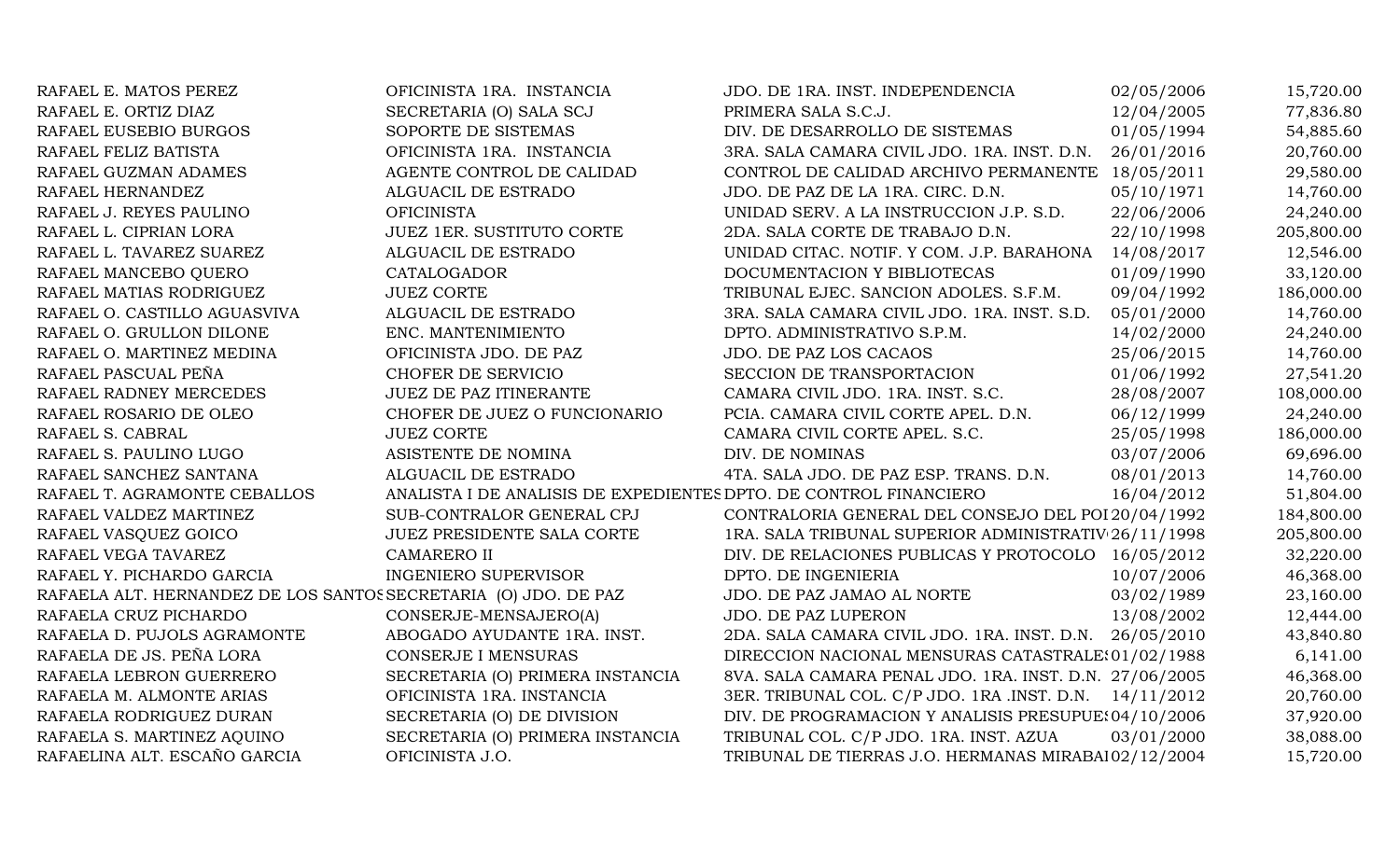| | | | | |
|---|---|---|---|---|
| RAFAEL E. MATOS PEREZ | OFICINISTA 1RA. INSTANCIA | JDO. DE 1RA. INST. INDEPENDENCIA | 02/05/2006 | 15,720.00 |
| RAFAEL E. ORTIZ DIAZ | SECRETARIA (O) SALA SCJ | PRIMERA SALA S.C.J. | 12/04/2005 | 77,836.80 |
| RAFAEL EUSEBIO BURGOS | SOPORTE DE SISTEMAS | DIV. DE DESARROLLO DE SISTEMAS | 01/05/1994 | 54,885.60 |
| RAFAEL FELIZ BATISTA | OFICINISTA 1RA. INSTANCIA | 3RA. SALA CAMARA CIVIL JDO. 1RA. INST. D.N. | 26/01/2016 | 20,760.00 |
| RAFAEL GUZMAN ADAMES | AGENTE CONTROL DE CALIDAD | CONTROL DE CALIDAD ARCHIVO PERMANENTE | 18/05/2011 | 29,580.00 |
| RAFAEL HERNANDEZ | ALGUACIL DE ESTRADO | JDO. DE PAZ DE LA 1RA. CIRC. D.N. | 05/10/1971 | 14,760.00 |
| RAFAEL J. REYES PAULINO | OFICINISTA | UNIDAD SERV. A LA INSTRUCCION J.P. S.D. | 22/06/2006 | 24,240.00 |
| RAFAEL L. CIPRIAN LORA | JUEZ 1ER. SUSTITUTO CORTE | 2DA. SALA CORTE DE TRABAJO D.N. | 22/10/1998 | 205,800.00 |
| RAFAEL L. TAVAREZ SUAREZ | ALGUACIL DE ESTRADO | UNIDAD CITAC. NOTIF. Y COM. J.P. BARAHONA | 14/08/2017 | 12,546.00 |
| RAFAEL MANCEBO QUERO | CATALOGADOR | DOCUMENTACION Y BIBLIOTECAS | 01/09/1990 | 33,120.00 |
| RAFAEL MATIAS RODRIGUEZ | JUEZ CORTE | TRIBUNAL EJEC. SANCION ADOLES. S.F.M. | 09/04/1992 | 186,000.00 |
| RAFAEL O. CASTILLO AGUASVIVA | ALGUACIL DE ESTRADO | 3RA. SALA CAMARA CIVIL JDO. 1RA. INST. S.D. | 05/01/2000 | 14,760.00 |
| RAFAEL O. GRULLON DILONE | ENC. MANTENIMIENTO | DPTO. ADMINISTRATIVO S.P.M. | 14/02/2000 | 24,240.00 |
| RAFAEL O. MARTINEZ MEDINA | OFICINISTA JDO. DE PAZ | JDO. DE PAZ LOS CACAOS | 25/06/2015 | 14,760.00 |
| RAFAEL PASCUAL PEÑA | CHOFER DE SERVICIO | SECCION DE TRANSPORTACION | 01/06/1992 | 27,541.20 |
| RAFAEL RADNEY MERCEDES | JUEZ DE PAZ ITINERANTE | CAMARA CIVIL JDO. 1RA. INST. S.C. | 28/08/2007 | 108,000.00 |
| RAFAEL ROSARIO DE OLEO | CHOFER DE JUEZ O FUNCIONARIO | PCIA. CAMARA CIVIL CORTE APEL. D.N. | 06/12/1999 | 24,240.00 |
| RAFAEL S. CABRAL | JUEZ CORTE | CAMARA CIVIL CORTE APEL. S.C. | 25/05/1998 | 186,000.00 |
| RAFAEL S. PAULINO LUGO | ASISTENTE DE NOMINA | DIV. DE NOMINAS | 03/07/2006 | 69,696.00 |
| RAFAEL SANCHEZ SANTANA | ALGUACIL DE ESTRADO | 4TA. SALA JDO. DE PAZ ESP. TRANS. D.N. | 08/01/2013 | 14,760.00 |
| RAFAEL T. AGRAMONTE CEBALLOS | ANALISTA I DE ANALISIS DE EXPEDIENTES | DPTO. DE CONTROL FINANCIERO | 16/04/2012 | 51,804.00 |
| RAFAEL VALDEZ MARTINEZ | SUB-CONTRALOR GENERAL CPJ | CONTRALORIA GENERAL DEL CONSEJO DEL POI | 20/04/1992 | 184,800.00 |
| RAFAEL VASQUEZ GOICO | JUEZ PRESIDENTE SALA CORTE | 1RA. SALA TRIBUNAL SUPERIOR ADMINISTRATIV | 26/11/1998 | 205,800.00 |
| RAFAEL VEGA TAVAREZ | CAMARERO II | DIV. DE RELACIONES PUBLICAS Y PROTOCOLO | 16/05/2012 | 32,220.00 |
| RAFAEL Y. PICHARDO GARCIA | INGENIERO SUPERVISOR | DPTO. DE INGENIERIA | 10/07/2006 | 46,368.00 |
| RAFAELA ALT. HERNANDEZ DE LOS SANTOS | SECRETARIA (O) JDO. DE PAZ | JDO. DE PAZ JAMAO AL NORTE | 03/02/1989 | 23,160.00 |
| RAFAELA CRUZ PICHARDO | CONSERJE-MENSAJERO(A) | JDO. DE PAZ LUPERON | 13/08/2002 | 12,444.00 |
| RAFAELA D. PUJOLS AGRAMONTE | ABOGADO AYUDANTE 1RA. INST. | 2DA. SALA CAMARA CIVIL JDO. 1RA. INST. D.N. | 26/05/2010 | 43,840.80 |
| RAFAELA DE JS. PEÑA LORA | CONSERJE I MENSURAS | DIRECCION NACIONAL MENSURAS CATASTRALES | 01/02/1988 | 6,141.00 |
| RAFAELA LEBRON GUERRERO | SECRETARIA (O) PRIMERA INSTANCIA | 8VA. SALA CAMARA PENAL JDO. 1RA. INST. D.N. | 27/06/2005 | 46,368.00 |
| RAFAELA M. ALMONTE ARIAS | OFICINISTA 1RA. INSTANCIA | 3ER. TRIBUNAL COL. C/P JDO. 1RA .INST. D.N. | 14/11/2012 | 20,760.00 |
| RAFAELA RODRIGUEZ DURAN | SECRETARIA (O) DE DIVISION | DIV. DE PROGRAMACION Y ANALISIS PRESUPUES | 04/10/2006 | 37,920.00 |
| RAFAELA S. MARTINEZ AQUINO | SECRETARIA (O) PRIMERA INSTANCIA | TRIBUNAL COL. C/P JDO. 1RA. INST. AZUA | 03/01/2000 | 38,088.00 |
| RAFAELINA ALT. ESCAÑO GARCIA | OFICINISTA J.O. | TRIBUNAL DE TIERRAS J.O. HERMANAS MIRABAI | 02/12/2004 | 15,720.00 |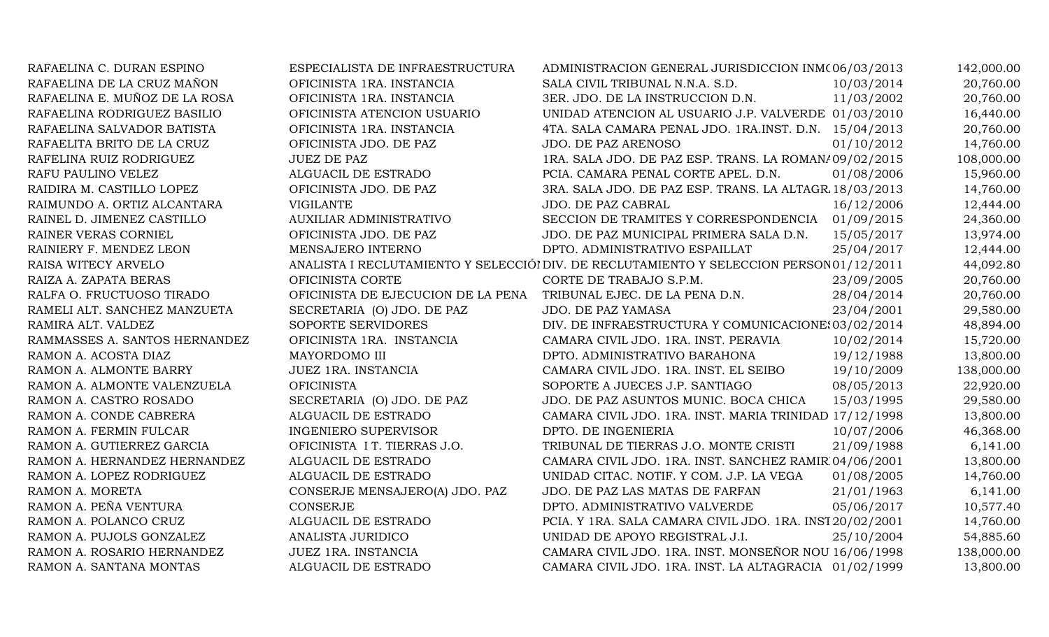| | | | | |
|---|---|---|---|---|
| RAFAELINA C. DURAN ESPINO | ESPECIALISTA DE INFRAESTRUCTURA | ADMINISTRACION GENERAL JURISDICCION INM( | 06/03/2013 | 142,000.00 |
| RAFAELINA DE LA CRUZ MAÑON | OFICINISTA 1RA. INSTANCIA | SALA CIVIL TRIBUNAL N.N.A. S.D. | 10/03/2014 | 20,760.00 |
| RAFAELINA E. MUÑOZ DE LA ROSA | OFICINISTA 1RA. INSTANCIA | 3ER. JDO. DE LA INSTRUCCION D.N. | 11/03/2002 | 20,760.00 |
| RAFAELINA RODRIGUEZ BASILIO | OFICINISTA ATENCION USUARIO | UNIDAD ATENCION AL USUARIO J.P. VALVERDE | 01/03/2010 | 16,440.00 |
| RAFAELINA SALVADOR BATISTA | OFICINISTA 1RA. INSTANCIA | 4TA. SALA CAMARA PENAL JDO. 1RA.INST. D.N. | 15/04/2013 | 20,760.00 |
| RAFAELITA BRITO DE LA CRUZ | OFICINISTA JDO. DE PAZ | JDO. DE PAZ ARENOSO | 01/10/2012 | 14,760.00 |
| RAFELINA RUIZ RODRIGUEZ | JUEZ DE PAZ | 1RA. SALA JDO. DE PAZ ESP. TRANS. LA ROMAN/ | 09/02/2015 | 108,000.00 |
| RAFU PAULINO VELEZ | ALGUACIL DE ESTRADO | PCIA. CAMARA PENAL CORTE APEL. D.N. | 01/08/2006 | 15,960.00 |
| RAIDIRA M. CASTILLO LOPEZ | OFICINISTA JDO. DE PAZ | 3RA. SALA JDO. DE PAZ ESP. TRANS. LA ALTAGR. | 18/03/2013 | 14,760.00 |
| RAIMUNDO A. ORTIZ ALCANTARA | VIGILANTE | JDO. DE PAZ CABRAL | 16/12/2006 | 12,444.00 |
| RAINEL D. JIMENEZ CASTILLO | AUXILIAR ADMINISTRATIVO | SECCION DE TRAMITES Y CORRESPONDENCIA | 01/09/2015 | 24,360.00 |
| RAINER VERAS CORNIEL | OFICINISTA JDO. DE PAZ | JDO. DE PAZ MUNICIPAL PRIMERA SALA D.N. | 15/05/2017 | 13,974.00 |
| RAINIERY F. MENDEZ LEON | MENSAJERO INTERNO | DPTO. ADMINISTRATIVO ESPAILLAT | 25/04/2017 | 12,444.00 |
| RAISA WITECY ARVELO | ANALISTA I RECLUTAMIENTO Y SELECCIÓI | DIV. DE RECLUTAMIENTO Y SELECCION PERSON | 01/12/2011 | 44,092.80 |
| RAIZA A. ZAPATA BERAS | OFICINISTA CORTE | CORTE DE TRABAJO S.P.M. | 23/09/2005 | 20,760.00 |
| RALFA O. FRUCTUOSO TIRADO | OFICINISTA DE EJECUCION DE LA PENA | TRIBUNAL EJEC. DE LA PENA D.N. | 28/04/2014 | 20,760.00 |
| RAMELI ALT. SANCHEZ MANZUETA | SECRETARIA (O) JDO. DE PAZ | JDO. DE PAZ YAMASA | 23/04/2001 | 29,580.00 |
| RAMIRA ALT. VALDEZ | SOPORTE SERVIDORES | DIV. DE INFRAESTRUCTURA Y COMUNICACIONES | 03/02/2014 | 48,894.00 |
| RAMMASSES A. SANTOS HERNANDEZ | OFICINISTA 1RA. INSTANCIA | CAMARA CIVIL JDO. 1RA. INST. PERAVIA | 10/02/2014 | 15,720.00 |
| RAMON A. ACOSTA DIAZ | MAYORDOMO III | DPTO. ADMINISTRATIVO BARAHONA | 19/12/1988 | 13,800.00 |
| RAMON A. ALMONTE BARRY | JUEZ 1RA. INSTANCIA | CAMARA CIVIL JDO. 1RA. INST. EL SEIBO | 19/10/2009 | 138,000.00 |
| RAMON A. ALMONTE VALENZUELA | OFICINISTA | SOPORTE A JUECES J.P. SANTIAGO | 08/05/2013 | 22,920.00 |
| RAMON A. CASTRO ROSADO | SECRETARIA (O) JDO. DE PAZ | JDO. DE PAZ ASUNTOS MUNIC. BOCA CHICA | 15/03/1995 | 29,580.00 |
| RAMON A. CONDE CABRERA | ALGUACIL DE ESTRADO | CAMARA CIVIL JDO. 1RA. INST. MARIA TRINIDAD | 17/12/1998 | 13,800.00 |
| RAMON A. FERMIN FULCAR | INGENIERO SUPERVISOR | DPTO. DE INGENIERIA | 10/07/2006 | 46,368.00 |
| RAMON A. GUTIERREZ GARCIA | OFICINISTA I T. TIERRAS J.O. | TRIBUNAL DE TIERRAS J.O. MONTE CRISTI | 21/09/1988 | 6,141.00 |
| RAMON A. HERNANDEZ HERNANDEZ | ALGUACIL DE ESTRADO | CAMARA CIVIL JDO. 1RA. INST. SANCHEZ RAMIR | 04/06/2001 | 13,800.00 |
| RAMON A. LOPEZ RODRIGUEZ | ALGUACIL DE ESTRADO | UNIDAD CITAC. NOTIF. Y COM. J.P. LA VEGA | 01/08/2005 | 14,760.00 |
| RAMON A. MORETA | CONSERJE MENSAJERO(A) JDO. PAZ | JDO. DE PAZ LAS MATAS DE FARFAN | 21/01/1963 | 6,141.00 |
| RAMON A. PEÑA VENTURA | CONSERJE | DPTO. ADMINISTRATIVO VALVERDE | 05/06/2017 | 10,577.40 |
| RAMON A. POLANCO CRUZ | ALGUACIL DE ESTRADO | PCIA. Y 1RA. SALA CAMARA CIVIL JDO. 1RA. INST | 20/02/2001 | 14,760.00 |
| RAMON A. PUJOLS GONZALEZ | ANALISTA JURIDICO | UNIDAD DE APOYO REGISTRAL J.I. | 25/10/2004 | 54,885.60 |
| RAMON A. ROSARIO HERNANDEZ | JUEZ 1RA. INSTANCIA | CAMARA CIVIL JDO. 1RA. INST. MONSEÑOR NOU | 16/06/1998 | 138,000.00 |
| RAMON A. SANTANA MONTAS | ALGUACIL DE ESTRADO | CAMARA CIVIL JDO. 1RA. INST. LA ALTAGRACIA | 01/02/1999 | 13,800.00 |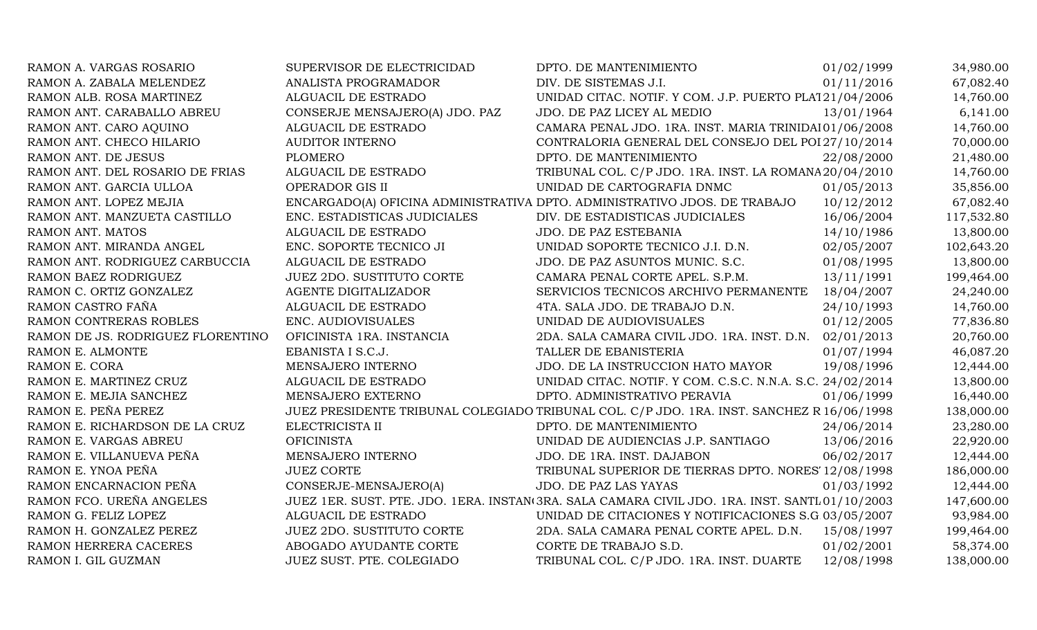| | | | | |
|---|---|---|---|---|
| RAMON A. VARGAS ROSARIO | SUPERVISOR DE ELECTRICIDAD | DPTO. DE MANTENIMIENTO | 01/02/1999 | 34,980.00 |
| RAMON A. ZABALA MELENDEZ | ANALISTA PROGRAMADOR | DIV. DE SISTEMAS J.I. | 01/11/2016 | 67,082.40 |
| RAMON ALB. ROSA MARTINEZ | ALGUACIL DE ESTRADO | UNIDAD CITAC. NOTIF. Y COM. J.P. PUERTO PLAT | 21/04/2006 | 14,760.00 |
| RAMON ANT. CARABALLO ABREU | CONSERJE MENSAJERO(A) JDO. PAZ | JDO. DE PAZ LICEY AL MEDIO | 13/01/1964 | 6,141.00 |
| RAMON ANT. CARO AQUINO | ALGUACIL DE ESTRADO | CAMARA PENAL JDO. 1RA. INST. MARIA TRINIDAI | 01/06/2008 | 14,760.00 |
| RAMON ANT. CHECO HILARIO | AUDITOR INTERNO | CONTRALORIA GENERAL DEL CONSEJO DEL POI | 27/10/2014 | 70,000.00 |
| RAMON ANT. DE JESUS | PLOMERO | DPTO. DE MANTENIMIENTO | 22/08/2000 | 21,480.00 |
| RAMON ANT. DEL ROSARIO DE FRIAS | ALGUACIL DE ESTRADO | TRIBUNAL COL. C/P JDO. 1RA. INST. LA ROMANA | 20/04/2010 | 14,760.00 |
| RAMON ANT. GARCIA ULLOA | OPERADOR GIS II | UNIDAD DE CARTOGRAFIA DNMC | 01/05/2013 | 35,856.00 |
| RAMON ANT. LOPEZ MEJIA | ENCARGADO(A) OFICINA ADMINISTRATIVA | DPTO. ADMINISTRATIVO JDOS. DE TRABAJO | 10/12/2012 | 67,082.40 |
| RAMON ANT. MANZUETA CASTILLO | ENC. ESTADISTICAS JUDICIALES | DIV. DE ESTADISTICAS JUDICIALES | 16/06/2004 | 117,532.80 |
| RAMON ANT. MATOS | ALGUACIL DE ESTRADO | JDO. DE PAZ ESTEBANIA | 14/10/1986 | 13,800.00 |
| RAMON ANT. MIRANDA ANGEL | ENC. SOPORTE TECNICO JI | UNIDAD SOPORTE TECNICO J.I. D.N. | 02/05/2007 | 102,643.20 |
| RAMON ANT. RODRIGUEZ CARBUCCIA | ALGUACIL DE ESTRADO | JDO. DE PAZ ASUNTOS MUNIC. S.C. | 01/08/1995 | 13,800.00 |
| RAMON BAEZ RODRIGUEZ | JUEZ 2DO. SUSTITUTO CORTE | CAMARA PENAL CORTE APEL. S.P.M. | 13/11/1991 | 199,464.00 |
| RAMON C. ORTIZ GONZALEZ | AGENTE DIGITALIZADOR | SERVICIOS TECNICOS ARCHIVO PERMANENTE | 18/04/2007 | 24,240.00 |
| RAMON CASTRO FAÑA | ALGUACIL DE ESTRADO | 4TA. SALA JDO. DE TRABAJO D.N. | 24/10/1993 | 14,760.00 |
| RAMON CONTRERAS ROBLES | ENC. AUDIOVISUALES | UNIDAD DE AUDIOVISUALES | 01/12/2005 | 77,836.80 |
| RAMON DE JS. RODRIGUEZ FLORENTINO | OFICINISTA 1RA. INSTANCIA | 2DA. SALA CAMARA CIVIL JDO. 1RA. INST. D.N. | 02/01/2013 | 20,760.00 |
| RAMON E. ALMONTE | EBANISTA I S.C.J. | TALLER DE EBANISTERIA | 01/07/1994 | 46,087.20 |
| RAMON E. CORA | MENSAJERO INTERNO | JDO. DE LA INSTRUCCION HATO MAYOR | 19/08/1996 | 12,444.00 |
| RAMON E. MARTINEZ CRUZ | ALGUACIL DE ESTRADO | UNIDAD CITAC. NOTIF. Y COM. C.S.C. N.N.A. S.C. | 24/02/2014 | 13,800.00 |
| RAMON E. MEJIA SANCHEZ | MENSAJERO EXTERNO | DPTO. ADMINISTRATIVO PERAVIA | 01/06/1999 | 16,440.00 |
| RAMON E. PEÑA PEREZ | JUEZ PRESIDENTE TRIBUNAL COLEGIADO | TRIBUNAL COL. C/P JDO. 1RA. INST. SANCHEZ R | 16/06/1998 | 138,000.00 |
| RAMON E. RICHARDSON DE LA CRUZ | ELECTRICISTA II | DPTO. DE MANTENIMIENTO | 24/06/2014 | 23,280.00 |
| RAMON E. VARGAS ABREU | OFICINISTA | UNIDAD DE AUDIENCIAS J.P. SANTIAGO | 13/06/2016 | 22,920.00 |
| RAMON E. VILLANUEVA PEÑA | MENSAJERO INTERNO | JDO. DE 1RA. INST. DAJABON | 06/02/2017 | 12,444.00 |
| RAMON E. YNOA PEÑA | JUEZ CORTE | TRIBUNAL SUPERIOR DE TIERRAS DPTO. NORES' | 12/08/1998 | 186,000.00 |
| RAMON ENCARNACION PEÑA | CONSERJE-MENSAJERO(A) | JDO. DE PAZ LAS YAYAS | 01/03/1992 | 12,444.00 |
| RAMON FCO. UREÑA ANGELES | JUEZ 1ER. SUST. PTE. JDO. 1ERA. INSTAN( | 3RA. SALA CAMARA CIVIL JDO. 1RA. INST. SANTI | 01/10/2003 | 147,600.00 |
| RAMON G. FELIZ LOPEZ | ALGUACIL DE ESTRADO | UNIDAD DE CITACIONES Y NOTIFICACIONES S.G | 03/05/2007 | 93,984.00 |
| RAMON H. GONZALEZ PEREZ | JUEZ 2DO. SUSTITUTO CORTE | 2DA. SALA CAMARA PENAL CORTE APEL. D.N. | 15/08/1997 | 199,464.00 |
| RAMON HERRERA CACERES | ABOGADO AYUDANTE CORTE | CORTE DE TRABAJO S.D. | 01/02/2001 | 58,374.00 |
| RAMON I. GIL GUZMAN | JUEZ SUST. PTE. COLEGIADO | TRIBUNAL COL. C/P JDO. 1RA. INST. DUARTE | 12/08/1998 | 138,000.00 |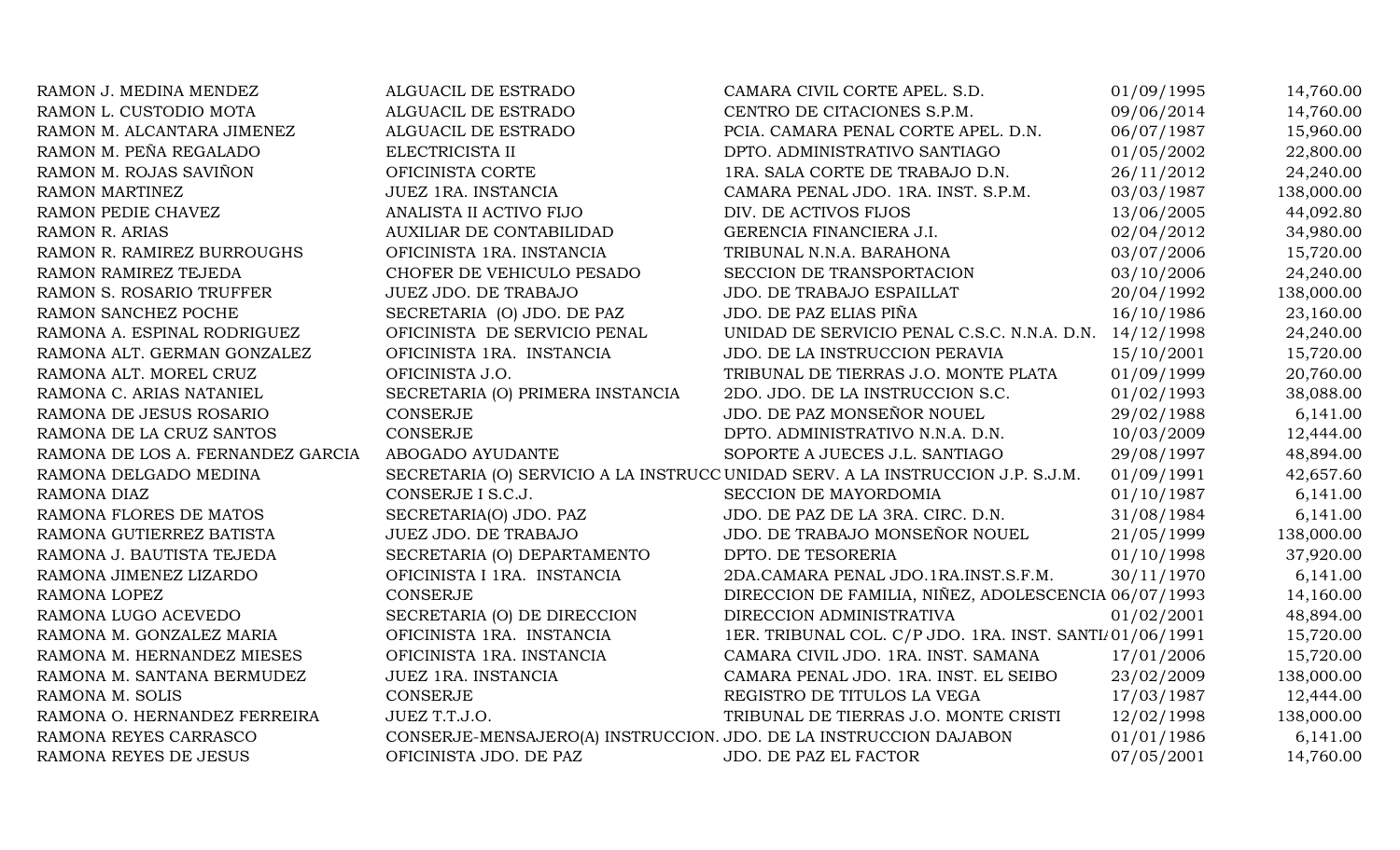| | | | | |
|---|---|---|---|---|
| RAMON J. MEDINA MENDEZ | ALGUACIL DE ESTRADO | CAMARA CIVIL CORTE APEL. S.D. | 01/09/1995 | 14,760.00 |
| RAMON L. CUSTODIO MOTA | ALGUACIL DE ESTRADO | CENTRO DE CITACIONES S.P.M. | 09/06/2014 | 14,760.00 |
| RAMON M. ALCANTARA JIMENEZ | ALGUACIL DE ESTRADO | PCIA. CAMARA PENAL CORTE APEL. D.N. | 06/07/1987 | 15,960.00 |
| RAMON M. PEÑA REGALADO | ELECTRICISTA II | DPTO. ADMINISTRATIVO SANTIAGO | 01/05/2002 | 22,800.00 |
| RAMON M. ROJAS SAVIÑON | OFICINISTA CORTE | 1RA. SALA CORTE DE TRABAJO D.N. | 26/11/2012 | 24,240.00 |
| RAMON MARTINEZ | JUEZ 1RA. INSTANCIA | CAMARA PENAL JDO. 1RA. INST. S.P.M. | 03/03/1987 | 138,000.00 |
| RAMON PEDIE CHAVEZ | ANALISTA II ACTIVO FIJO | DIV. DE ACTIVOS FIJOS | 13/06/2005 | 44,092.80 |
| RAMON R. ARIAS | AUXILIAR DE CONTABILIDAD | GERENCIA FINANCIERA J.I. | 02/04/2012 | 34,980.00 |
| RAMON R. RAMIREZ BURROUGHS | OFICINISTA 1RA. INSTANCIA | TRIBUNAL N.N.A. BARAHONA | 03/07/2006 | 15,720.00 |
| RAMON RAMIREZ TEJEDA | CHOFER DE VEHICULO PESADO | SECCION DE TRANSPORTACION | 03/10/2006 | 24,240.00 |
| RAMON S. ROSARIO TRUFFER | JUEZ JDO. DE TRABAJO | JDO. DE TRABAJO ESPAILLAT | 20/04/1992 | 138,000.00 |
| RAMON SANCHEZ POCHE | SECRETARIA (O) JDO. DE PAZ | JDO. DE PAZ ELIAS PIÑA | 16/10/1986 | 23,160.00 |
| RAMONA A. ESPINAL RODRIGUEZ | OFICINISTA DE SERVICIO PENAL | UNIDAD DE SERVICIO PENAL C.S.C. N.N.A. D.N. | 14/12/1998 | 24,240.00 |
| RAMONA ALT. GERMAN GONZALEZ | OFICINISTA 1RA. INSTANCIA | JDO. DE LA INSTRUCCION PERAVIA | 15/10/2001 | 15,720.00 |
| RAMONA ALT. MOREL CRUZ | OFICINISTA J.O. | TRIBUNAL DE TIERRAS J.O. MONTE PLATA | 01/09/1999 | 20,760.00 |
| RAMONA C. ARIAS NATANIEL | SECRETARIA (O) PRIMERA INSTANCIA | 2DO. JDO. DE LA INSTRUCCION S.C. | 01/02/1993 | 38,088.00 |
| RAMONA DE JESUS ROSARIO | CONSERJE | JDO. DE PAZ MONSEÑOR NOUEL | 29/02/1988 | 6,141.00 |
| RAMONA DE LA CRUZ SANTOS | CONSERJE | DPTO. ADMINISTRATIVO N.N.A. D.N. | 10/03/2009 | 12,444.00 |
| RAMONA DE LOS A. FERNANDEZ GARCIA | ABOGADO AYUDANTE | SOPORTE A JUECES J.L. SANTIAGO | 29/08/1997 | 48,894.00 |
| RAMONA DELGADO MEDINA | SECRETARIA (O) SERVICIO A LA INSTRUCC | UNIDAD SERV. A LA INSTRUCCION J.P. S.J.M. | 01/09/1991 | 42,657.60 |
| RAMONA DIAZ | CONSERJE I S.C.J. | SECCION DE MAYORDOMIA | 01/10/1987 | 6,141.00 |
| RAMONA FLORES DE MATOS | SECRETARIA(O) JDO. PAZ | JDO. DE PAZ DE LA 3RA. CIRC. D.N. | 31/08/1984 | 6,141.00 |
| RAMONA GUTIERREZ BATISTA | JUEZ JDO. DE TRABAJO | JDO. DE TRABAJO MONSEÑOR NOUEL | 21/05/1999 | 138,000.00 |
| RAMONA J. BAUTISTA TEJEDA | SECRETARIA (O) DEPARTAMENTO | DPTO. DE TESORERIA | 01/10/1998 | 37,920.00 |
| RAMONA JIMENEZ LIZARDO | OFICINISTA I 1RA. INSTANCIA | 2DA.CAMARA PENAL JDO.1RA.INST.S.F.M. | 30/11/1970 | 6,141.00 |
| RAMONA LOPEZ | CONSERJE | DIRECCION DE FAMILIA, NIÑEZ, ADOLESCENCIA | 06/07/1993 | 14,160.00 |
| RAMONA LUGO ACEVEDO | SECRETARIA (O) DE DIRECCION | DIRECCION ADMINISTRATIVA | 01/02/2001 | 48,894.00 |
| RAMONA M. GONZALEZ MARIA | OFICINISTA 1RA. INSTANCIA | 1ER. TRIBUNAL COL. C/P JDO. 1RA. INST. SANTI/ | 01/06/1991 | 15,720.00 |
| RAMONA M. HERNANDEZ MIESES | OFICINISTA 1RA. INSTANCIA | CAMARA CIVIL JDO. 1RA. INST. SAMANA | 17/01/2006 | 15,720.00 |
| RAMONA M. SANTANA BERMUDEZ | JUEZ 1RA. INSTANCIA | CAMARA PENAL JDO. 1RA. INST. EL SEIBO | 23/02/2009 | 138,000.00 |
| RAMONA M. SOLIS | CONSERJE | REGISTRO DE TITULOS LA VEGA | 17/03/1987 | 12,444.00 |
| RAMONA O. HERNANDEZ FERREIRA | JUEZ T.T.J.O. | TRIBUNAL DE TIERRAS J.O. MONTE CRISTI | 12/02/1998 | 138,000.00 |
| RAMONA REYES CARRASCO | CONSERJE-MENSAJERO(A) INSTRUCCION. | JDO. DE LA INSTRUCCION DAJABON | 01/01/1986 | 6,141.00 |
| RAMONA REYES DE JESUS | OFICINISTA JDO. DE PAZ | JDO. DE PAZ EL FACTOR | 07/05/2001 | 14,760.00 |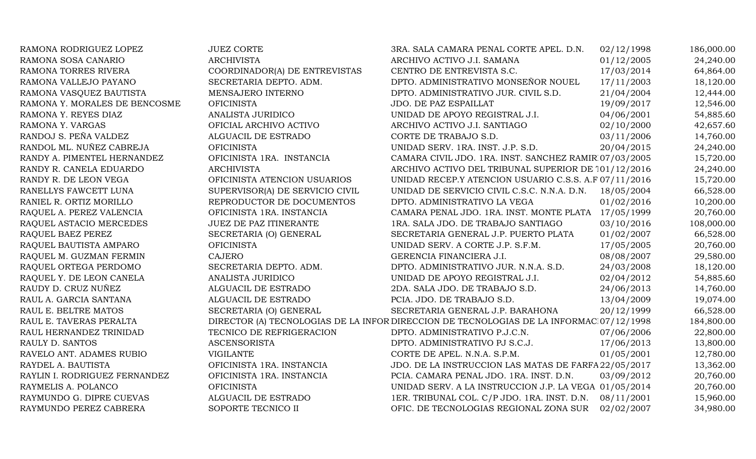| | | | | |
|---|---|---|---|---|
| RAMONA RODRIGUEZ LOPEZ | JUEZ CORTE | 3RA. SALA CAMARA PENAL CORTE APEL. D.N. | 02/12/1998 | 186,000.00 |
| RAMONA SOSA CANARIO | ARCHIVISTA | ARCHIVO ACTIVO J.I. SAMANA | 01/12/2005 | 24,240.00 |
| RAMONA TORRES RIVERA | COORDINADOR(A) DE ENTREVISTAS | CENTRO DE ENTREVISTA S.C. | 17/03/2014 | 64,864.00 |
| RAMONA VALLEJO PAYANO | SECRETARIA DEPTO. ADM. | DPTO. ADMINISTRATIVO MONSEÑOR NOUEL | 17/11/2003 | 18,120.00 |
| RAMONA VASQUEZ BAUTISTA | MENSAJERO INTERNO | DPTO. ADMINISTRATIVO JUR. CIVIL S.D. | 21/04/2004 | 12,444.00 |
| RAMONA Y. MORALES DE BENCOSME | OFICINISTA | JDO. DE PAZ ESPAILLAT | 19/09/2017 | 12,546.00 |
| RAMONA Y. REYES DIAZ | ANALISTA JURIDICO | UNIDAD DE APOYO REGISTRAL J.I. | 04/06/2001 | 54,885.60 |
| RAMONA Y. VARGAS | OFICIAL ARCHIVO ACTIVO | ARCHIVO ACTIVO J.I. SANTIAGO | 02/10/2000 | 42,657.60 |
| RANDOJ S. PEÑA VALDEZ | ALGUACIL DE ESTRADO | CORTE DE TRABAJO S.D. | 03/11/2006 | 14,760.00 |
| RANDOL ML. NUÑEZ CABREJA | OFICINISTA | UNIDAD SERV. 1RA. INST. J.P. S.D. | 20/04/2015 | 24,240.00 |
| RANDY A. PIMENTEL HERNANDEZ | OFICINISTA 1RA. INSTANCIA | CAMARA CIVIL JDO. 1RA. INST. SANCHEZ RAMIR | 07/03/2005 | 15,720.00 |
| RANDY R. CANELA EDUARDO | ARCHIVISTA | ARCHIVO ACTIVO DEL TRIBUNAL SUPERIOR DE T | 01/12/2016 | 24,240.00 |
| RANDY R. DE LEON VEGA | OFICINISTA ATENCION USUARIOS | UNIDAD RECEP.Y ATENCION USUARIO C.S.S. A.F | 07/11/2016 | 15,720.00 |
| RANELLYS FAWCETT LUNA | SUPERVISOR(A) DE SERVICIO CIVIL | UNIDAD DE SERVICIO CIVIL C.S.C. N.N.A. D.N. | 18/05/2004 | 66,528.00 |
| RANIEL R. ORTIZ MORILLO | REPRODUCTOR DE DOCUMENTOS | DPTO. ADMINISTRATIVO LA VEGA | 01/02/2016 | 10,200.00 |
| RAQUEL A. PEREZ VALENCIA | OFICINISTA 1RA. INSTANCIA | CAMARA PENAL JDO. 1RA. INST. MONTE PLATA | 17/05/1999 | 20,760.00 |
| RAQUEL ASTACIO MERCEDES | JUEZ DE PAZ ITINERANTE | 1RA. SALA JDO. DE TRABAJO SANTIAGO | 03/10/2016 | 108,000.00 |
| RAQUEL BAEZ PEREZ | SECRETARIA (O) GENERAL | SECRETARIA GENERAL J.P. PUERTO PLATA | 01/02/2007 | 66,528.00 |
| RAQUEL BAUTISTA AMPARO | OFICINISTA | UNIDAD SERV. A CORTE J.P. S.F.M. | 17/05/2005 | 20,760.00 |
| RAQUEL M. GUZMAN FERMIN | CAJERO | GERENCIA FINANCIERA J.I. | 08/08/2007 | 29,580.00 |
| RAQUEL ORTEGA PERDOMO | SECRETARIA DEPTO. ADM. | DPTO. ADMINISTRATIVO JUR. N.N.A. S.D. | 24/03/2008 | 18,120.00 |
| RAQUEL Y. DE LEON CANELA | ANALISTA JURIDICO | UNIDAD DE APOYO REGISTRAL J.I. | 02/04/2012 | 54,885.60 |
| RAUDY D. CRUZ NUÑEZ | ALGUACIL DE ESTRADO | 2DA. SALA JDO. DE TRABAJO S.D. | 24/06/2013 | 14,760.00 |
| RAUL A. GARCIA SANTANA | ALGUACIL DE ESTRADO | PCIA. JDO. DE TRABAJO S.D. | 13/04/2009 | 19,074.00 |
| RAUL E. BELTRE MATOS | SECRETARIA (O) GENERAL | SECRETARIA GENERAL J.P. BARAHONA | 20/12/1999 | 66,528.00 |
| RAUL E. TAVERAS PERALTA | DIRECTOR (A) TECNOLOGIAS DE LA INFOR | DIRECCION DE TECNOLOGIAS DE LA INFORMAC | 07/12/1998 | 184,800.00 |
| RAUL HERNANDEZ TRINIDAD | TECNICO DE REFRIGERACION | DPTO. ADMINISTRATIVO P.J.C.N. | 07/06/2006 | 22,800.00 |
| RAULY D. SANTOS | ASCENSORISTA | DPTO. ADMINISTRATIVO PJ S.C.J. | 17/06/2013 | 13,800.00 |
| RAVELO ANT. ADAMES RUBIO | VIGILANTE | CORTE DE APEL. N.N.A. S.P.M. | 01/05/2001 | 12,780.00 |
| RAYDEL A. BAUTISTA | OFICINISTA 1RA. INSTANCIA | JDO. DE LA INSTRUCCION LAS MATAS DE FARFA | 22/05/2017 | 13,362.00 |
| RAYLIN I. RODRIGUEZ FERNANDEZ | OFICINISTA 1RA. INSTANCIA | PCIA. CAMARA PENAL JDO. 1RA. INST. D.N. | 03/09/2012 | 20,760.00 |
| RAYMELIS A. POLANCO | OFICINISTA | UNIDAD SERV. A LA INSTRUCCION J.P. LA VEGA | 01/05/2014 | 20,760.00 |
| RAYMUNDO G. DIPRE CUEVAS | ALGUACIL DE ESTRADO | 1ER. TRIBUNAL COL. C/P JDO. 1RA. INST. D.N. | 08/11/2001 | 15,960.00 |
| RAYMUNDO PEREZ CABRERA | SOPORTE TECNICO II | OFIC. DE TECNOLOGIAS REGIONAL ZONA SUR | 02/02/2007 | 34,980.00 |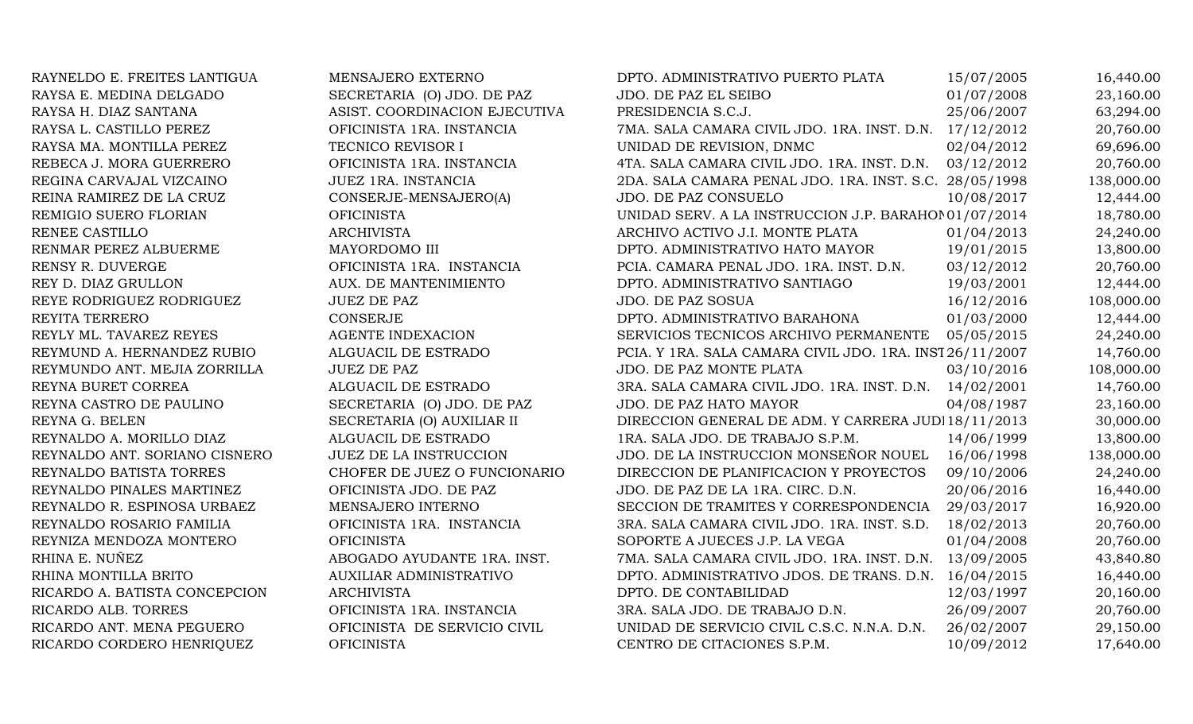| | | | | |
|---|---|---|---|---|
| RAYNELDO E. FREITES LANTIGUA | MENSAJERO EXTERNO | DPTO. ADMINISTRATIVO PUERTO PLATA | 15/07/2005 | 16,440.00 |
| RAYSA E. MEDINA DELGADO | SECRETARIA (O) JDO. DE PAZ | JDO. DE PAZ EL SEIBO | 01/07/2008 | 23,160.00 |
| RAYSA H. DIAZ SANTANA | ASIST. COORDINACION EJECUTIVA | PRESIDENCIA S.C.J. | 25/06/2007 | 63,294.00 |
| RAYSA L. CASTILLO PEREZ | OFICINISTA 1RA. INSTANCIA | 7MA. SALA CAMARA CIVIL JDO. 1RA. INST. D.N. | 17/12/2012 | 20,760.00 |
| RAYSA MA. MONTILLA PEREZ | TECNICO REVISOR I | UNIDAD DE REVISION, DNMC | 02/04/2012 | 69,696.00 |
| REBECA J. MORA GUERRERO | OFICINISTA 1RA. INSTANCIA | 4TA. SALA CAMARA CIVIL JDO. 1RA. INST. D.N. | 03/12/2012 | 20,760.00 |
| REGINA CARVAJAL VIZCAINO | JUEZ 1RA. INSTANCIA | 2DA. SALA CAMARA PENAL JDO. 1RA. INST. S.C. | 28/05/1998 | 138,000.00 |
| REINA RAMIREZ DE LA CRUZ | CONSERJE-MENSAJERO(A) | JDO. DE PAZ CONSUELO | 10/08/2017 | 12,444.00 |
| REMIGIO SUERO FLORIAN | OFICINISTA | UNIDAD SERV. A LA INSTRUCCION J.P. BARAHON | 01/07/2014 | 18,780.00 |
| RENEE CASTILLO | ARCHIVISTA | ARCHIVO ACTIVO J.I. MONTE PLATA | 01/04/2013 | 24,240.00 |
| RENMAR PEREZ ALBUERME | MAYORDOMO III | DPTO. ADMINISTRATIVO HATO MAYOR | 19/01/2015 | 13,800.00 |
| RENSY R. DUVERGE | OFICINISTA 1RA. INSTANCIA | PCIA. CAMARA PENAL JDO. 1RA. INST. D.N. | 03/12/2012 | 20,760.00 |
| REY D. DIAZ GRULLON | AUX. DE MANTENIMIENTO | DPTO. ADMINISTRATIVO SANTIAGO | 19/03/2001 | 12,444.00 |
| REYE RODRIGUEZ RODRIGUEZ | JUEZ DE PAZ | JDO. DE PAZ SOSUA | 16/12/2016 | 108,000.00 |
| REYITA TERRERO | CONSERJE | DPTO. ADMINISTRATIVO BARAHONA | 01/03/2000 | 12,444.00 |
| REYLY ML. TAVAREZ REYES | AGENTE INDEXACION | SERVICIOS TECNICOS ARCHIVO PERMANENTE | 05/05/2015 | 24,240.00 |
| REYMUND A. HERNANDEZ RUBIO | ALGUACIL DE ESTRADO | PCIA. Y 1RA. SALA CAMARA CIVIL JDO. 1RA. INST | 26/11/2007 | 14,760.00 |
| REYMUNDO ANT. MEJIA ZORRILLA | JUEZ DE PAZ | JDO. DE PAZ MONTE PLATA | 03/10/2016 | 108,000.00 |
| REYNA BURET CORREA | ALGUACIL DE ESTRADO | 3RA. SALA CAMARA CIVIL JDO. 1RA. INST. D.N. | 14/02/2001 | 14,760.00 |
| REYNA CASTRO DE PAULINO | SECRETARIA (O) JDO. DE PAZ | JDO. DE PAZ HATO MAYOR | 04/08/1987 | 23,160.00 |
| REYNA G. BELEN | SECRETARIA (O) AUXILIAR II | DIRECCION GENERAL DE ADM. Y CARRERA JUDI | 18/11/2013 | 30,000.00 |
| REYNALDO A. MORILLO DIAZ | ALGUACIL DE ESTRADO | 1RA. SALA JDO. DE TRABAJO S.P.M. | 14/06/1999 | 13,800.00 |
| REYNALDO ANT. SORIANO CISNERO | JUEZ DE LA INSTRUCCION | JDO. DE LA INSTRUCCION MONSEÑOR NOUEL | 16/06/1998 | 138,000.00 |
| REYNALDO BATISTA TORRES | CHOFER DE JUEZ O FUNCIONARIO | DIRECCION DE PLANIFICACION Y PROYECTOS | 09/10/2006 | 24,240.00 |
| REYNALDO PINALES MARTINEZ | OFICINISTA JDO. DE PAZ | JDO. DE PAZ DE LA 1RA. CIRC. D.N. | 20/06/2016 | 16,440.00 |
| REYNALDO R. ESPINOSA URBAEZ | MENSAJERO INTERNO | SECCION DE TRAMITES Y CORRESPONDENCIA | 29/03/2017 | 16,920.00 |
| REYNALDO ROSARIO FAMILIA | OFICINISTA 1RA. INSTANCIA | 3RA. SALA CAMARA CIVIL JDO. 1RA. INST. S.D. | 18/02/2013 | 20,760.00 |
| REYNIZA MENDOZA MONTERO | OFICINISTA | SOPORTE A JUECES J.P. LA VEGA | 01/04/2008 | 20,760.00 |
| RHINA E. NUÑEZ | ABOGADO AYUDANTE 1RA. INST. | 7MA. SALA CAMARA CIVIL JDO. 1RA. INST. D.N. | 13/09/2005 | 43,840.80 |
| RHINA MONTILLA BRITO | AUXILIAR ADMINISTRATIVO | DPTO. ADMINISTRATIVO JDOS. DE TRANS. D.N. | 16/04/2015 | 16,440.00 |
| RICARDO A. BATISTA CONCEPCION | ARCHIVISTA | DPTO. DE CONTABILIDAD | 12/03/1997 | 20,160.00 |
| RICARDO ALB. TORRES | OFICINISTA 1RA. INSTANCIA | 3RA. SALA JDO. DE TRABAJO D.N. | 26/09/2007 | 20,760.00 |
| RICARDO ANT. MENA PEGUERO | OFICINISTA DE SERVICIO CIVIL | UNIDAD DE SERVICIO CIVIL C.S.C. N.N.A. D.N. | 26/02/2007 | 29,150.00 |
| RICARDO CORDERO HENRIQUEZ | OFICINISTA | CENTRO DE CITACIONES S.P.M. | 10/09/2012 | 17,640.00 |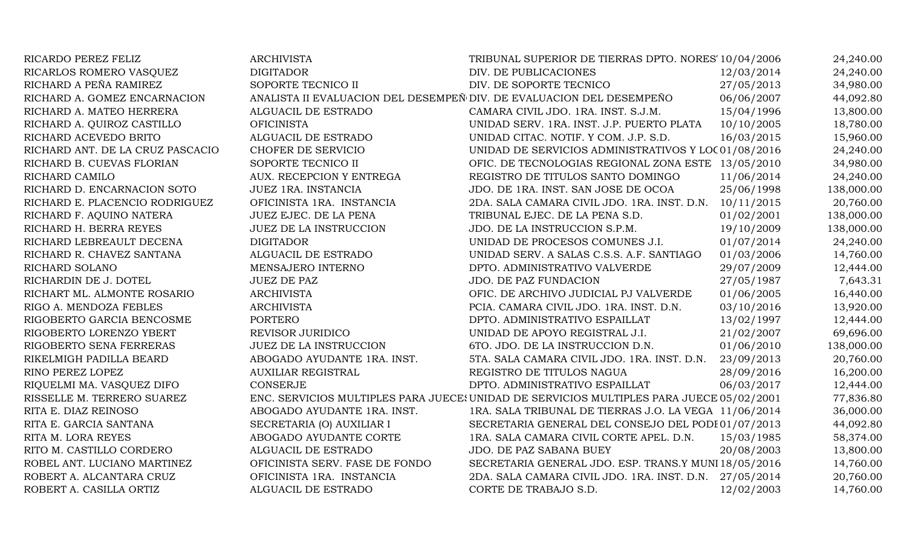| | | | | |
|---|---|---|---|---|
| RICARDO PEREZ FELIZ | ARCHIVISTA | TRIBUNAL SUPERIOR DE TIERRAS DPTO. NORES | 10/04/2006 | 24,240.00 |
| RICARLOS ROMERO VASQUEZ | DIGITADOR | DIV. DE PUBLICACIONES | 12/03/2014 | 24,240.00 |
| RICHARD A PEÑA RAMIREZ | SOPORTE TECNICO II | DIV. DE SOPORTE TECNICO | 27/05/2013 | 34,980.00 |
| RICHARD A. GOMEZ ENCARNACION | ANALISTA II EVALUACION DEL DESEMPEÑ | DIV. DE EVALUACION DEL DESEMPEÑO | 06/06/2007 | 44,092.80 |
| RICHARD A. MATEO HERRERA | ALGUACIL DE ESTRADO | CAMARA CIVIL JDO. 1RA. INST. S.J.M. | 15/04/1996 | 13,800.00 |
| RICHARD A. QUIROZ CASTILLO | OFICINISTA | UNIDAD SERV. 1RA. INST. J.P. PUERTO PLATA | 10/10/2005 | 18,780.00 |
| RICHARD ACEVEDO BRITO | ALGUACIL DE ESTRADO | UNIDAD CITAC. NOTIF. Y COM. J.P. S.D. | 16/03/2015 | 15,960.00 |
| RICHARD ANT. DE LA CRUZ PASCACIO | CHOFER DE SERVICIO | UNIDAD DE SERVICIOS ADMINISTRATIVOS Y LO | 01/08/2016 | 24,240.00 |
| RICHARD B. CUEVAS FLORIAN | SOPORTE TECNICO II | OFIC. DE TECNOLOGIAS REGIONAL ZONA ESTE | 13/05/2010 | 34,980.00 |
| RICHARD CAMILO | AUX. RECEPCION Y ENTREGA | REGISTRO DE TITULOS SANTO DOMINGO | 11/06/2014 | 24,240.00 |
| RICHARD D. ENCARNACION SOTO | JUEZ 1RA. INSTANCIA | JDO. DE 1RA. INST. SAN JOSE DE OCOA | 25/06/1998 | 138,000.00 |
| RICHARD E. PLACENCIO RODRIGUEZ | OFICINISTA 1RA. INSTANCIA | 2DA. SALA CAMARA CIVIL JDO. 1RA. INST. D.N. | 10/11/2015 | 20,760.00 |
| RICHARD F. AQUINO NATERA | JUEZ EJEC. DE LA PENA | TRIBUNAL EJEC. DE LA PENA S.D. | 01/02/2001 | 138,000.00 |
| RICHARD H. BERRA REYES | JUEZ DE LA INSTRUCCION | JDO. DE LA INSTRUCCION S.P.M. | 19/10/2009 | 138,000.00 |
| RICHARD LEBREAULT DECENA | DIGITADOR | UNIDAD DE PROCESOS COMUNES J.I. | 01/07/2014 | 24,240.00 |
| RICHARD R. CHAVEZ SANTANA | ALGUACIL DE ESTRADO | UNIDAD SERV. A SALAS C.S.S. A.F. SANTIAGO | 01/03/2006 | 14,760.00 |
| RICHARD SOLANO | MENSAJERO INTERNO | DPTO. ADMINISTRATIVO VALVERDE | 29/07/2009 | 12,444.00 |
| RICHARDIN DE J. DOTEL | JUEZ DE PAZ | JDO. DE PAZ FUNDACION | 27/05/1987 | 7,643.31 |
| RICHART ML. ALMONTE ROSARIO | ARCHIVISTA | OFIC. DE ARCHIVO JUDICIAL PJ VALVERDE | 01/06/2005 | 16,440.00 |
| RIGO A. MENDOZA FEBLES | ARCHIVISTA | PCIA. CAMARA CIVIL JDO. 1RA. INST. D.N. | 03/10/2016 | 13,920.00 |
| RIGOBERTO GARCIA BENCOSME | PORTERO | DPTO. ADMINISTRATIVO ESPAILLAT | 13/02/1997 | 12,444.00 |
| RIGOBERTO LORENZO YBERT | REVISOR JURIDICO | UNIDAD DE APOYO REGISTRAL J.I. | 21/02/2007 | 69,696.00 |
| RIGOBERTO SENA FERRERAS | JUEZ DE LA INSTRUCCION | 6TO. JDO. DE LA INSTRUCCION D.N. | 01/06/2010 | 138,000.00 |
| RIKELMIGH PADILLA BEARD | ABOGADO AYUDANTE 1RA. INST. | 5TA. SALA CAMARA CIVIL JDO. 1RA. INST. D.N. | 23/09/2013 | 20,760.00 |
| RINO PEREZ LOPEZ | AUXILIAR REGISTRAL | REGISTRO DE TITULOS NAGUA | 28/09/2016 | 16,200.00 |
| RIQUELMI MA. VASQUEZ DIFO | CONSERJE | DPTO. ADMINISTRATIVO ESPAILLAT | 06/03/2017 | 12,444.00 |
| RISSELLE M. TERRERO SUAREZ | ENC. SERVICIOS MULTIPLES PARA JUECES | UNIDAD DE SERVICIOS MULTIPLES PARA JUECE | 05/02/2001 | 77,836.80 |
| RITA E. DIAZ REINOSO | ABOGADO AYUDANTE 1RA. INST. | 1RA. SALA TRIBUNAL DE TIERRAS J.O. LA VEGA | 11/06/2014 | 36,000.00 |
| RITA E. GARCIA SANTANA | SECRETARIA (O) AUXILIAR I | SECRETARIA GENERAL DEL CONSEJO DEL PODI | 01/07/2013 | 44,092.80 |
| RITA M. LORA REYES | ABOGADO AYUDANTE CORTE | 1RA. SALA CAMARA CIVIL CORTE APEL. D.N. | 15/03/1985 | 58,374.00 |
| RITO M. CASTILLO CORDERO | ALGUACIL DE ESTRADO | JDO. DE PAZ SABANA BUEY | 20/08/2003 | 13,800.00 |
| ROBEL ANT. LUCIANO MARTINEZ | OFICINISTA SERV. FASE DE FONDO | SECRETARIA GENERAL JDO. ESP. TRANS.Y MUNI | 18/05/2016 | 14,760.00 |
| ROBERT A. ALCANTARA CRUZ | OFICINISTA 1RA. INSTANCIA | 2DA. SALA CAMARA CIVIL JDO. 1RA. INST. D.N. | 27/05/2014 | 20,760.00 |
| ROBERT A. CASILLA ORTIZ | ALGUACIL DE ESTRADO | CORTE DE TRABAJO S.D. | 12/02/2003 | 14,760.00 |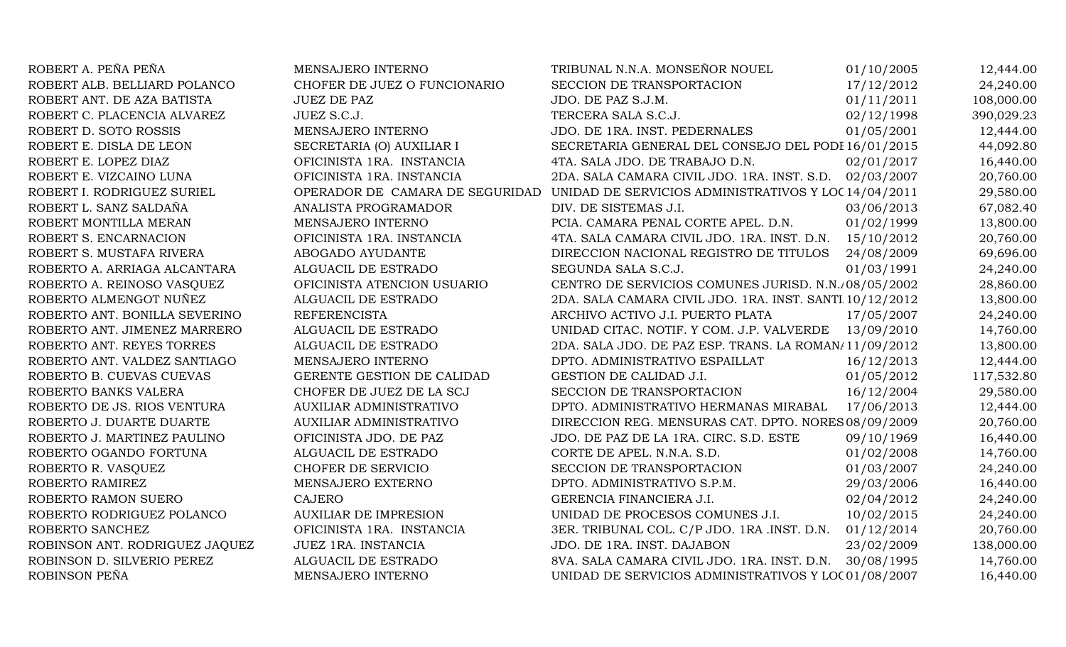| | | | | |
|---|---|---|---|---|
| ROBERT A. PEÑA PEÑA | MENSAJERO INTERNO | TRIBUNAL N.N.A. MONSEÑOR NOUEL | 01/10/2005 | 12,444.00 |
| ROBERT ALB. BELLIARD POLANCO | CHOFER DE JUEZ O FUNCIONARIO | SECCION DE TRANSPORTACION | 17/12/2012 | 24,240.00 |
| ROBERT ANT. DE AZA BATISTA | JUEZ DE PAZ | JDO. DE PAZ S.J.M. | 01/11/2011 | 108,000.00 |
| ROBERT C. PLACENCIA ALVAREZ | JUEZ S.C.J. | TERCERA SALA S.C.J. | 02/12/1998 | 390,029.23 |
| ROBERT D. SOTO ROSSIS | MENSAJERO INTERNO | JDO. DE 1RA. INST. PEDERNALES | 01/05/2001 | 12,444.00 |
| ROBERT E. DISLA DE LEON | SECRETARIA (O) AUXILIAR I | SECRETARIA GENERAL DEL CONSEJO DEL PODI | 16/01/2015 | 44,092.80 |
| ROBERT E. LOPEZ DIAZ | OFICINISTA 1RA. INSTANCIA | 4TA. SALA JDO. DE TRABAJO D.N. | 02/01/2017 | 16,440.00 |
| ROBERT E. VIZCAINO LUNA | OFICINISTA 1RA. INSTANCIA | 2DA. SALA CAMARA CIVIL JDO. 1RA. INST. S.D. | 02/03/2007 | 20,760.00 |
| ROBERT I. RODRIGUEZ SURIEL | OPERADOR DE CAMARA DE SEGURIDAD | UNIDAD DE SERVICIOS ADMINISTRATIVOS Y LOC | 14/04/2011 | 29,580.00 |
| ROBERT L. SANZ SALDAÑA | ANALISTA PROGRAMADOR | DIV. DE SISTEMAS J.I. | 03/06/2013 | 67,082.40 |
| ROBERT MONTILLA MERAN | MENSAJERO INTERNO | PCIA. CAMARA PENAL CORTE APEL. D.N. | 01/02/1999 | 13,800.00 |
| ROBERT S. ENCARNACION | OFICINISTA 1RA. INSTANCIA | 4TA. SALA CAMARA CIVIL JDO. 1RA. INST. D.N. | 15/10/2012 | 20,760.00 |
| ROBERT S. MUSTAFA RIVERA | ABOGADO AYUDANTE | DIRECCION NACIONAL REGISTRO DE TITULOS | 24/08/2009 | 69,696.00 |
| ROBERTO A. ARRIAGA ALCANTARA | ALGUACIL DE ESTRADO | SEGUNDA SALA S.C.J. | 01/03/1991 | 24,240.00 |
| ROBERTO A. REINOSO VASQUEZ | OFICINISTA ATENCION USUARIO | CENTRO DE SERVICIOS COMUNES JURISD. N.N. | 08/05/2002 | 28,860.00 |
| ROBERTO ALMENGOT NUÑEZ | ALGUACIL DE ESTRADO | 2DA. SALA CAMARA CIVIL JDO. 1RA. INST. SANTI | 10/12/2012 | 13,800.00 |
| ROBERTO ANT. BONILLA SEVERINO | REFERENCISTA | ARCHIVO ACTIVO J.I. PUERTO PLATA | 17/05/2007 | 24,240.00 |
| ROBERTO ANT. JIMENEZ MARRERO | ALGUACIL DE ESTRADO | UNIDAD CITAC. NOTIF. Y COM. J.P. VALVERDE | 13/09/2010 | 14,760.00 |
| ROBERTO ANT. REYES TORRES | ALGUACIL DE ESTRADO | 2DA. SALA JDO. DE PAZ ESP. TRANS. LA ROMAN | 11/09/2012 | 13,800.00 |
| ROBERTO ANT. VALDEZ SANTIAGO | MENSAJERO INTERNO | DPTO. ADMINISTRATIVO ESPAILLAT | 16/12/2013 | 12,444.00 |
| ROBERTO B. CUEVAS CUEVAS | GERENTE GESTION DE CALIDAD | GESTION DE CALIDAD J.I. | 01/05/2012 | 117,532.80 |
| ROBERTO BANKS VALERA | CHOFER DE JUEZ DE LA SCJ | SECCION DE TRANSPORTACION | 16/12/2004 | 29,580.00 |
| ROBERTO DE JS. RIOS VENTURA | AUXILIAR ADMINISTRATIVO | DPTO. ADMINISTRATIVO HERMANAS MIRABAL | 17/06/2013 | 12,444.00 |
| ROBERTO J. DUARTE DUARTE | AUXILIAR ADMINISTRATIVO | DIRECCION REG. MENSURAS CAT. DPTO. NORES | 08/09/2009 | 20,760.00 |
| ROBERTO J. MARTINEZ PAULINO | OFICINISTA JDO. DE PAZ | JDO. DE PAZ DE LA 1RA. CIRC. S.D. ESTE | 09/10/1969 | 16,440.00 |
| ROBERTO OGANDO FORTUNA | ALGUACIL DE ESTRADO | CORTE DE APEL. N.N.A. S.D. | 01/02/2008 | 14,760.00 |
| ROBERTO R. VASQUEZ | CHOFER DE SERVICIO | SECCION DE TRANSPORTACION | 01/03/2007 | 24,240.00 |
| ROBERTO RAMIREZ | MENSAJERO EXTERNO | DPTO. ADMINISTRATIVO S.P.M. | 29/03/2006 | 16,440.00 |
| ROBERTO RAMON SUERO | CAJERO | GERENCIA FINANCIERA J.I. | 02/04/2012 | 24,240.00 |
| ROBERTO RODRIGUEZ POLANCO | AUXILIAR DE IMPRESION | UNIDAD DE PROCESOS COMUNES J.I. | 10/02/2015 | 24,240.00 |
| ROBERTO SANCHEZ | OFICINISTA 1RA. INSTANCIA | 3ER. TRIBUNAL COL. C/P JDO. 1RA .INST. D.N. | 01/12/2014 | 20,760.00 |
| ROBINSON ANT. RODRIGUEZ JAQUEZ | JUEZ 1RA. INSTANCIA | JDO. DE 1RA. INST. DAJABON | 23/02/2009 | 138,000.00 |
| ROBINSON D. SILVERIO PEREZ | ALGUACIL DE ESTRADO | 8VA. SALA CAMARA CIVIL JDO. 1RA. INST. D.N. | 30/08/1995 | 14,760.00 |
| ROBINSON PEÑA | MENSAJERO INTERNO | UNIDAD DE SERVICIOS ADMINISTRATIVOS Y LOC | 01/08/2007 | 16,440.00 |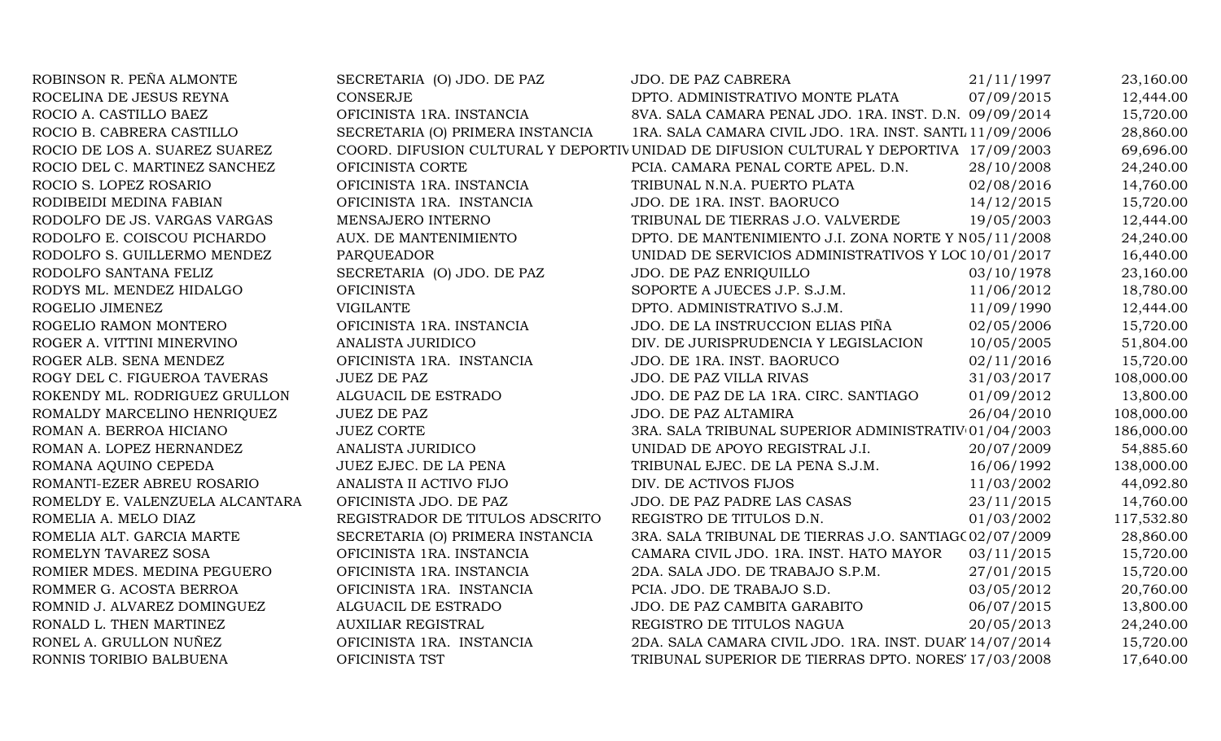| | | | | |
|---|---|---|---|---|
| ROBINSON R. PEÑA ALMONTE | SECRETARIA (O) JDO. DE PAZ | JDO. DE PAZ CABRERA | 21/11/1997 | 23,160.00 |
| ROCELINA DE JESUS REYNA | CONSERJE | DPTO. ADMINISTRATIVO MONTE PLATA | 07/09/2015 | 12,444.00 |
| ROCIO A. CASTILLO BAEZ | OFICINISTA 1RA. INSTANCIA | 8VA. SALA CAMARA PENAL JDO. 1RA. INST. D.N. | 09/09/2014 | 15,720.00 |
| ROCIO B. CABRERA CASTILLO | SECRETARIA (O) PRIMERA INSTANCIA | 1RA. SALA CAMARA CIVIL JDO. 1RA. INST. SANTI | 11/09/2006 | 28,860.00 |
| ROCIO DE LOS A. SUAREZ SUAREZ | COORD. DIFUSION CULTURAL Y DEPORTIV | UNIDAD DE DIFUSION CULTURAL Y DEPORTIVA | 17/09/2003 | 69,696.00 |
| ROCIO DEL C. MARTINEZ SANCHEZ | OFICINISTA CORTE | PCIA. CAMARA PENAL CORTE APEL. D.N. | 28/10/2008 | 24,240.00 |
| ROCIO S. LOPEZ ROSARIO | OFICINISTA 1RA. INSTANCIA | TRIBUNAL N.N.A. PUERTO PLATA | 02/08/2016 | 14,760.00 |
| RODIBEIDI MEDINA FABIAN | OFICINISTA 1RA. INSTANCIA | JDO. DE 1RA. INST. BAORUCO | 14/12/2015 | 15,720.00 |
| RODOLFO DE JS. VARGAS VARGAS | MENSAJERO INTERNO | TRIBUNAL DE TIERRAS J.O. VALVERDE | 19/05/2003 | 12,444.00 |
| RODOLFO E. COISCOU PICHARDO | AUX. DE MANTENIMIENTO | DPTO. DE MANTENIMIENTO J.I. ZONA NORTE Y N | 05/11/2008 | 24,240.00 |
| RODOLFO S. GUILLERMO MENDEZ | PARQUEADOR | UNIDAD DE SERVICIOS ADMINISTRATIVOS Y LOC | 10/01/2017 | 16,440.00 |
| RODOLFO SANTANA FELIZ | SECRETARIA (O) JDO. DE PAZ | JDO. DE PAZ ENRIQUILLO | 03/10/1978 | 23,160.00 |
| RODYS ML. MENDEZ HIDALGO | OFICINISTA | SOPORTE A JUECES J.P. S.J.M. | 11/06/2012 | 18,780.00 |
| ROGELIO JIMENEZ | VIGILANTE | DPTO. ADMINISTRATIVO S.J.M. | 11/09/1990 | 12,444.00 |
| ROGELIO RAMON MONTERO | OFICINISTA 1RA. INSTANCIA | JDO. DE LA INSTRUCCION ELIAS PIÑA | 02/05/2006 | 15,720.00 |
| ROGER A. VITTINI MINERVINO | ANALISTA JURIDICO | DIV. DE JURISPRUDENCIA Y LEGISLACION | 10/05/2005 | 51,804.00 |
| ROGER ALB. SENA MENDEZ | OFICINISTA 1RA. INSTANCIA | JDO. DE 1RA. INST. BAORUCO | 02/11/2016 | 15,720.00 |
| ROGY DEL C. FIGUEROA TAVERAS | JUEZ DE PAZ | JDO. DE PAZ VILLA RIVAS | 31/03/2017 | 108,000.00 |
| ROKENDY ML. RODRIGUEZ GRULLON | ALGUACIL DE ESTRADO | JDO. DE PAZ DE LA 1RA. CIRC. SANTIAGO | 01/09/2012 | 13,800.00 |
| ROMALDY MARCELINO HENRIQUEZ | JUEZ DE PAZ | JDO. DE PAZ ALTAMIRA | 26/04/2010 | 108,000.00 |
| ROMAN A. BERROA HICIANO | JUEZ CORTE | 3RA. SALA TRIBUNAL SUPERIOR ADMINISTRATIV | 01/04/2003 | 186,000.00 |
| ROMAN A. LOPEZ HERNANDEZ | ANALISTA JURIDICO | UNIDAD DE APOYO REGISTRAL J.I. | 20/07/2009 | 54,885.60 |
| ROMANA AQUINO CEPEDA | JUEZ EJEC. DE LA PENA | TRIBUNAL EJEC. DE LA PENA S.J.M. | 16/06/1992 | 138,000.00 |
| ROMANTI-EZER ABREU ROSARIO | ANALISTA II ACTIVO FIJO | DIV. DE ACTIVOS FIJOS | 11/03/2002 | 44,092.80 |
| ROMELDY E. VALENZUELA ALCANTARA | OFICINISTA JDO. DE PAZ | JDO. DE PAZ PADRE LAS CASAS | 23/11/2015 | 14,760.00 |
| ROMELIA A. MELO DIAZ | REGISTRADOR DE TITULOS ADSCRITO | REGISTRO DE TITULOS D.N. | 01/03/2002 | 117,532.80 |
| ROMELIA ALT. GARCIA MARTE | SECRETARIA (O) PRIMERA INSTANCIA | 3RA. SALA TRIBUNAL DE TIERRAS J.O. SANTIAGO | 02/07/2009 | 28,860.00 |
| ROMELYN TAVAREZ SOSA | OFICINISTA 1RA. INSTANCIA | CAMARA CIVIL JDO. 1RA. INST. HATO MAYOR | 03/11/2015 | 15,720.00 |
| ROMIER MDES. MEDINA PEGUERO | OFICINISTA 1RA. INSTANCIA | 2DA. SALA JDO. DE TRABAJO S.P.M. | 27/01/2015 | 15,720.00 |
| ROMMER G. ACOSTA BERROA | OFICINISTA 1RA. INSTANCIA | PCIA. JDO. DE TRABAJO S.D. | 03/05/2012 | 20,760.00 |
| ROMNID J. ALVAREZ DOMINGUEZ | ALGUACIL DE ESTRADO | JDO. DE PAZ CAMBITA GARABITO | 06/07/2015 | 13,800.00 |
| RONALD L. THEN MARTINEZ | AUXILIAR REGISTRAL | REGISTRO DE TITULOS NAGUA | 20/05/2013 | 24,240.00 |
| RONEL A. GRULLON NUÑEZ | OFICINISTA 1RA. INSTANCIA | 2DA. SALA CAMARA CIVIL JDO. 1RA. INST. DUAR | 14/07/2014 | 15,720.00 |
| RONNIS TORIBIO BALBUENA | OFICINISTA TST | TRIBUNAL SUPERIOR DE TIERRAS DPTO. NORES | 17/03/2008 | 17,640.00 |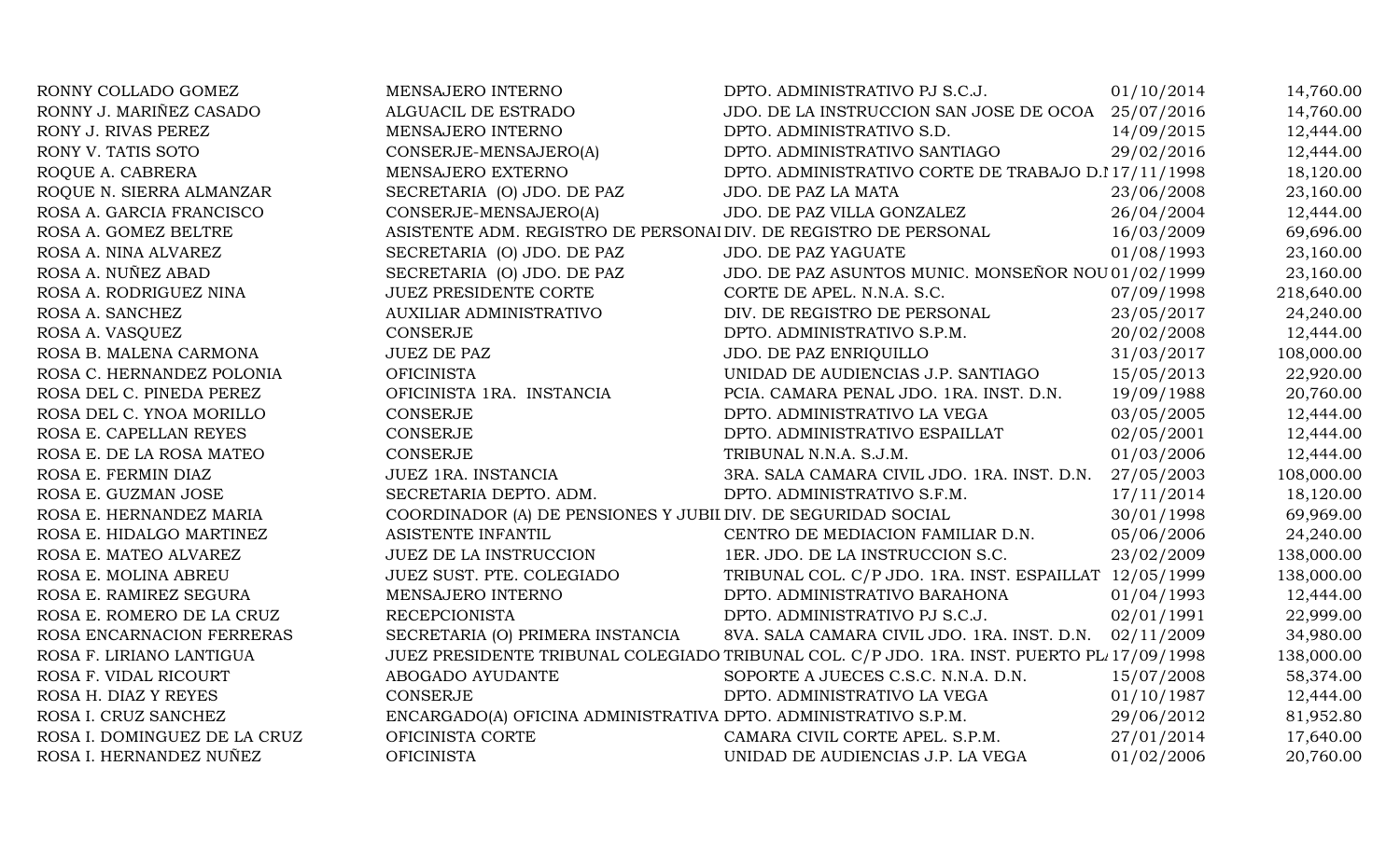| | | | | |
|---|---|---|---|---|
| RONNY COLLADO GOMEZ | MENSAJERO INTERNO | DPTO. ADMINISTRATIVO PJ S.C.J. | 01/10/2014 | 14,760.00 |
| RONNY J. MARIÑEZ CASADO | ALGUACIL DE ESTRADO | JDO. DE LA INSTRUCCION SAN JOSE DE OCOA | 25/07/2016 | 14,760.00 |
| RONY J. RIVAS PEREZ | MENSAJERO INTERNO | DPTO. ADMINISTRATIVO S.D. | 14/09/2015 | 12,444.00 |
| RONY V. TATIS SOTO | CONSERJE-MENSAJERO(A) | DPTO. ADMINISTRATIVO SANTIAGO | 29/02/2016 | 12,444.00 |
| ROQUE A. CABRERA | MENSAJERO EXTERNO | DPTO. ADMINISTRATIVO CORTE DE TRABAJO D.N | 17/11/1998 | 18,120.00 |
| ROQUE N. SIERRA ALMANZAR | SECRETARIA (O) JDO. DE PAZ | JDO. DE PAZ LA MATA | 23/06/2008 | 23,160.00 |
| ROSA A. GARCIA FRANCISCO | CONSERJE-MENSAJERO(A) | JDO. DE PAZ VILLA GONZALEZ | 26/04/2004 | 12,444.00 |
| ROSA A. GOMEZ BELTRE | ASISTENTE ADM. REGISTRO DE PERSONAL | DIV. DE REGISTRO DE PERSONAL | 16/03/2009 | 69,696.00 |
| ROSA A. NINA ALVAREZ | SECRETARIA (O) JDO. DE PAZ | JDO. DE PAZ YAGUATE | 01/08/1993 | 23,160.00 |
| ROSA A. NUÑEZ ABAD | SECRETARIA (O) JDO. DE PAZ | JDO. DE PAZ ASUNTOS MUNIC. MONSEÑOR NOU | 01/02/1999 | 23,160.00 |
| ROSA A. RODRIGUEZ NINA | JUEZ PRESIDENTE CORTE | CORTE DE APEL. N.N.A. S.C. | 07/09/1998 | 218,640.00 |
| ROSA A. SANCHEZ | AUXILIAR ADMINISTRATIVO | DIV. DE REGISTRO DE PERSONAL | 23/05/2017 | 24,240.00 |
| ROSA A. VASQUEZ | CONSERJE | DPTO. ADMINISTRATIVO S.P.M. | 20/02/2008 | 12,444.00 |
| ROSA B. MALENA CARMONA | JUEZ DE PAZ | JDO. DE PAZ ENRIQUILLO | 31/03/2017 | 108,000.00 |
| ROSA C. HERNANDEZ POLONIA | OFICINISTA | UNIDAD DE AUDIENCIAS J.P. SANTIAGO | 15/05/2013 | 22,920.00 |
| ROSA DEL C. PINEDA PEREZ | OFICINISTA 1RA. INSTANCIA | PCIA. CAMARA PENAL JDO. 1RA. INST. D.N. | 19/09/1988 | 20,760.00 |
| ROSA DEL C. YNOA MORILLO | CONSERJE | DPTO. ADMINISTRATIVO LA VEGA | 03/05/2005 | 12,444.00 |
| ROSA E. CAPELLAN REYES | CONSERJE | DPTO. ADMINISTRATIVO ESPAILLAT | 02/05/2001 | 12,444.00 |
| ROSA E. DE LA ROSA MATEO | CONSERJE | TRIBUNAL N.N.A. S.J.M. | 01/03/2006 | 12,444.00 |
| ROSA E. FERMIN DIAZ | JUEZ 1RA. INSTANCIA | 3RA. SALA CAMARA CIVIL JDO. 1RA. INST. D.N. | 27/05/2003 | 108,000.00 |
| ROSA E. GUZMAN JOSE | SECRETARIA DEPTO. ADM. | DPTO. ADMINISTRATIVO S.F.M. | 17/11/2014 | 18,120.00 |
| ROSA E. HERNANDEZ MARIA | COORDINADOR (A) DE PENSIONES Y JUBIL | DIV. DE SEGURIDAD SOCIAL | 30/01/1998 | 69,969.00 |
| ROSA E. HIDALGO MARTINEZ | ASISTENTE INFANTIL | CENTRO DE MEDIACION FAMILIAR D.N. | 05/06/2006 | 24,240.00 |
| ROSA E. MATEO ALVAREZ | JUEZ DE LA INSTRUCCION | 1ER. JDO. DE LA INSTRUCCION S.C. | 23/02/2009 | 138,000.00 |
| ROSA E. MOLINA ABREU | JUEZ SUST. PTE. COLEGIADO | TRIBUNAL COL. C/P JDO. 1RA. INST. ESPAILLAT | 12/05/1999 | 138,000.00 |
| ROSA E. RAMIREZ SEGURA | MENSAJERO INTERNO | DPTO. ADMINISTRATIVO BARAHONA | 01/04/1993 | 12,444.00 |
| ROSA E. ROMERO DE LA CRUZ | RECEPCIONISTA | DPTO. ADMINISTRATIVO PJ S.C.J. | 02/01/1991 | 22,999.00 |
| ROSA ENCARNACION FERRERAS | SECRETARIA (O) PRIMERA INSTANCIA | 8VA. SALA CAMARA CIVIL JDO. 1RA. INST. D.N. | 02/11/2009 | 34,980.00 |
| ROSA F. LIRIANO LANTIGUA | JUEZ PRESIDENTE TRIBUNAL COLEGIADO | TRIBUNAL COL. C/P JDO. 1RA. INST. PUERTO PL | 17/09/1998 | 138,000.00 |
| ROSA F. VIDAL RICOURT | ABOGADO AYUDANTE | SOPORTE A JUECES C.S.C. N.N.A. D.N. | 15/07/2008 | 58,374.00 |
| ROSA H. DIAZ Y REYES | CONSERJE | DPTO. ADMINISTRATIVO LA VEGA | 01/10/1987 | 12,444.00 |
| ROSA I. CRUZ SANCHEZ | ENCARGADO(A) OFICINA ADMINISTRATIVA | DPTO. ADMINISTRATIVO S.P.M. | 29/06/2012 | 81,952.80 |
| ROSA I. DOMINGUEZ DE LA CRUZ | OFICINISTA CORTE | CAMARA CIVIL CORTE APEL. S.P.M. | 27/01/2014 | 17,640.00 |
| ROSA I. HERNANDEZ NUÑEZ | OFICINISTA | UNIDAD DE AUDIENCIAS J.P. LA VEGA | 01/02/2006 | 20,760.00 |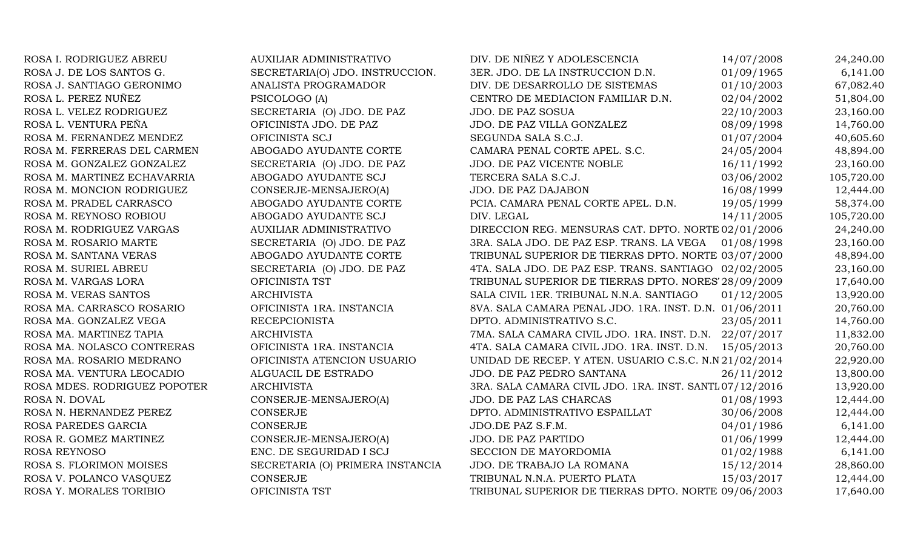| | | | | |
|---|---|---|---|---|
| ROSA I. RODRIGUEZ ABREU | AUXILIAR ADMINISTRATIVO | DIV. DE NIÑEZ Y ADOLESCENCIA | 14/07/2008 | 24,240.00 |
| ROSA J. DE LOS SANTOS G. | SECRETARIA(O) JDO. INSTRUCCION. | 3ER. JDO. DE LA INSTRUCCION D.N. | 01/09/1965 | 6,141.00 |
| ROSA J. SANTIAGO GERONIMO | ANALISTA PROGRAMADOR | DIV. DE DESARROLLO DE SISTEMAS | 01/10/2003 | 67,082.40 |
| ROSA L. PEREZ NUÑEZ | PSICOLOGO (A) | CENTRO DE MEDIACION FAMILIAR D.N. | 02/04/2002 | 51,804.00 |
| ROSA L. VELEZ RODRIGUEZ | SECRETARIA (O) JDO. DE PAZ | JDO. DE PAZ SOSUA | 22/10/2003 | 23,160.00 |
| ROSA L. VENTURA PEÑA | OFICINISTA JDO. DE PAZ | JDO. DE PAZ VILLA GONZALEZ | 08/09/1998 | 14,760.00 |
| ROSA M. FERNANDEZ MENDEZ | OFICINISTA SCJ | SEGUNDA SALA S.C.J. | 01/07/2004 | 40,605.60 |
| ROSA M. FERRERAS DEL CARMEN | ABOGADO AYUDANTE CORTE | CAMARA PENAL CORTE APEL. S.C. | 24/05/2004 | 48,894.00 |
| ROSA M. GONZALEZ GONZALEZ | SECRETARIA (O) JDO. DE PAZ | JDO. DE PAZ VICENTE NOBLE | 16/11/1992 | 23,160.00 |
| ROSA M. MARTINEZ ECHAVARRIA | ABOGADO AYUDANTE SCJ | TERCERA SALA S.C.J. | 03/06/2002 | 105,720.00 |
| ROSA M. MONCION RODRIGUEZ | CONSERJE-MENSAJERO(A) | JDO. DE PAZ DAJABON | 16/08/1999 | 12,444.00 |
| ROSA M. PRADEL CARRASCO | ABOGADO AYUDANTE CORTE | PCIA. CAMARA PENAL CORTE APEL. D.N. | 19/05/1999 | 58,374.00 |
| ROSA M. REYNOSO ROBIOU | ABOGADO AYUDANTE SCJ | DIV. LEGAL | 14/11/2005 | 105,720.00 |
| ROSA M. RODRIGUEZ VARGAS | AUXILIAR ADMINISTRATIVO | DIRECCION REG. MENSURAS CAT. DPTO. NORTE | 02/01/2006 | 24,240.00 |
| ROSA M. ROSARIO MARTE | SECRETARIA (O) JDO. DE PAZ | 3RA. SALA JDO. DE PAZ ESP. TRANS. LA VEGA | 01/08/1998 | 23,160.00 |
| ROSA M. SANTANA VERAS | ABOGADO AYUDANTE CORTE | TRIBUNAL SUPERIOR DE TIERRAS DPTO. NORTE | 03/07/2000 | 48,894.00 |
| ROSA M. SURIEL ABREU | SECRETARIA (O) JDO. DE PAZ | 4TA. SALA JDO. DE PAZ ESP. TRANS. SANTIAGO | 02/02/2005 | 23,160.00 |
| ROSA M. VARGAS LORA | OFICINISTA TST | TRIBUNAL SUPERIOR DE TIERRAS DPTO. NORES' | 28/09/2009 | 17,640.00 |
| ROSA M. VERAS SANTOS | ARCHIVISTA | SALA CIVIL 1ER. TRIBUNAL N.N.A. SANTIAGO | 01/12/2005 | 13,920.00 |
| ROSA MA. CARRASCO ROSARIO | OFICINISTA 1RA. INSTANCIA | 8VA. SALA CAMARA PENAL JDO. 1RA. INST. D.N. | 01/06/2011 | 20,760.00 |
| ROSA MA. GONZALEZ VEGA | RECEPCIONISTA | DPTO. ADMINISTRATIVO S.C. | 23/05/2011 | 14,760.00 |
| ROSA MA. MARTINEZ TAPIA | ARCHIVISTA | 7MA. SALA CAMARA CIVIL JDO. 1RA. INST. D.N. | 22/07/2017 | 11,832.00 |
| ROSA MA. NOLASCO CONTRERAS | OFICINISTA 1RA. INSTANCIA | 4TA. SALA CAMARA CIVIL JDO. 1RA. INST. D.N. | 15/05/2013 | 20,760.00 |
| ROSA MA. ROSARIO MEDRANO | OFICINISTA ATENCION USUARIO | UNIDAD DE RECEP. Y ATEN. USUARIO C.S.C. N.N | 21/02/2014 | 22,920.00 |
| ROSA MA. VENTURA LEOCADIO | ALGUACIL DE ESTRADO | JDO. DE PAZ PEDRO SANTANA | 26/11/2012 | 13,800.00 |
| ROSA MDES. RODRIGUEZ POPOTER | ARCHIVISTA | 3RA. SALA CAMARA CIVIL JDO. 1RA. INST. SANTI | 07/12/2016 | 13,920.00 |
| ROSA N. DOVAL | CONSERJE-MENSAJERO(A) | JDO. DE PAZ LAS CHARCAS | 01/08/1993 | 12,444.00 |
| ROSA N. HERNANDEZ PEREZ | CONSERJE | DPTO. ADMINISTRATIVO ESPAILLAT | 30/06/2008 | 12,444.00 |
| ROSA PAREDES GARCIA | CONSERJE | JDO.DE PAZ S.F.M. | 04/01/1986 | 6,141.00 |
| ROSA R. GOMEZ MARTINEZ | CONSERJE-MENSAJERO(A) | JDO. DE PAZ PARTIDO | 01/06/1999 | 12,444.00 |
| ROSA REYNOSO | ENC. DE SEGURIDAD I SCJ | SECCION DE MAYORDOMIA | 01/02/1988 | 6,141.00 |
| ROSA S. FLORIMON MOISES | SECRETARIA (O) PRIMERA INSTANCIA | JDO. DE TRABAJO LA ROMANA | 15/12/2014 | 28,860.00 |
| ROSA V. POLANCO VASQUEZ | CONSERJE | TRIBUNAL N.N.A. PUERTO PLATA | 15/03/2017 | 12,444.00 |
| ROSA Y. MORALES TORIBIO | OFICINISTA TST | TRIBUNAL SUPERIOR DE TIERRAS DPTO. NORTE | 09/06/2003 | 17,640.00 |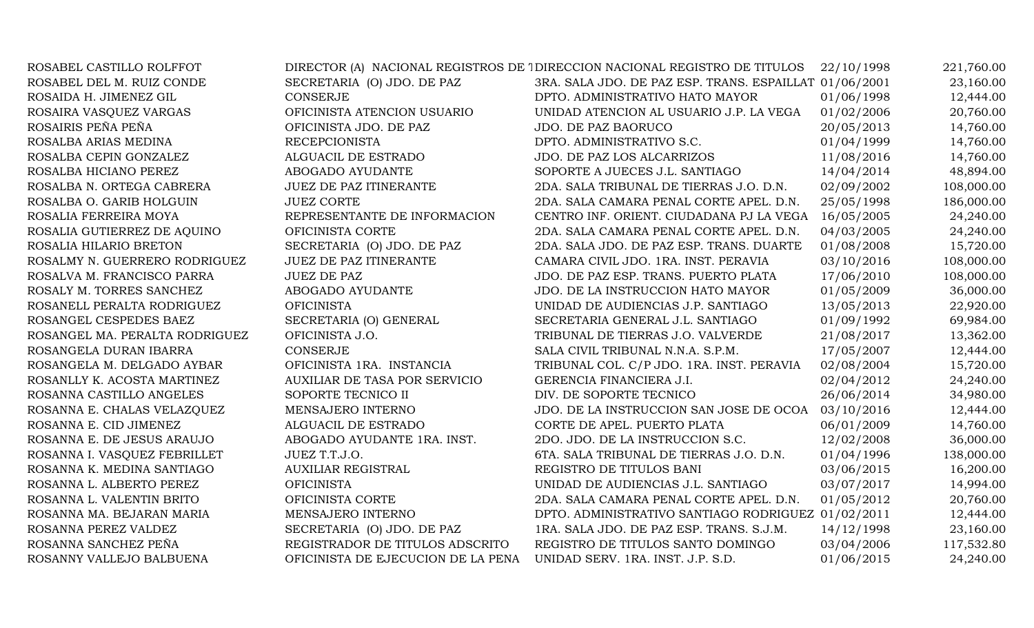| | | | | |
|---|---|---|---|---|
| ROSABEL CASTILLO ROLFFOT | DIRECTOR (A) NACIONAL REGISTROS DE T | DIRECCION NACIONAL REGISTRO DE TITULOS | 22/10/1998 | 221,760.00 |
| ROSABEL DEL M. RUIZ CONDE | SECRETARIA (O) JDO. DE PAZ | 3RA. SALA JDO. DE PAZ ESP. TRANS. ESPAILLAT | 01/06/2001 | 23,160.00 |
| ROSAIDA H. JIMENEZ GIL | CONSERJE | DPTO. ADMINISTRATIVO HATO MAYOR | 01/06/1998 | 12,444.00 |
| ROSAIRA VASQUEZ VARGAS | OFICINISTA ATENCION USUARIO | UNIDAD ATENCION AL USUARIO J.P. LA VEGA | 01/02/2006 | 20,760.00 |
| ROSAIRIS PEÑA PEÑA | OFICINISTA JDO. DE PAZ | JDO. DE PAZ BAORUCO | 20/05/2013 | 14,760.00 |
| ROSALBA ARIAS MEDINA | RECEPCIONISTA | DPTO. ADMINISTRATIVO S.C. | 01/04/1999 | 14,760.00 |
| ROSALBA CEPIN GONZALEZ | ALGUACIL DE ESTRADO | JDO. DE PAZ LOS ALCARRIZOS | 11/08/2016 | 14,760.00 |
| ROSALBA HICIANO PEREZ | ABOGADO AYUDANTE | SOPORTE A JUECES J.L. SANTIAGO | 14/04/2014 | 48,894.00 |
| ROSALBA N. ORTEGA CABRERA | JUEZ DE PAZ ITINERANTE | 2DA. SALA TRIBUNAL DE TIERRAS J.O. D.N. | 02/09/2002 | 108,000.00 |
| ROSALBA O. GARIB HOLGUIN | JUEZ CORTE | 2DA. SALA CAMARA PENAL CORTE APEL. D.N. | 25/05/1998 | 186,000.00 |
| ROSALIA FERREIRA MOYA | REPRESENTANTE DE INFORMACION | CENTRO INF. ORIENT. CIUDADANA PJ LA VEGA | 16/05/2005 | 24,240.00 |
| ROSALIA GUTIERREZ DE AQUINO | OFICINISTA CORTE | 2DA. SALA CAMARA PENAL CORTE APEL. D.N. | 04/03/2005 | 24,240.00 |
| ROSALIA HILARIO BRETON | SECRETARIA (O) JDO. DE PAZ | 2DA. SALA JDO. DE PAZ ESP. TRANS. DUARTE | 01/08/2008 | 15,720.00 |
| ROSALMY N. GUERRERO RODRIGUEZ | JUEZ DE PAZ ITINERANTE | CAMARA CIVIL JDO. 1RA. INST. PERAVIA | 03/10/2016 | 108,000.00 |
| ROSALVA M. FRANCISCO PARRA | JUEZ DE PAZ | JDO. DE PAZ ESP. TRANS. PUERTO PLATA | 17/06/2010 | 108,000.00 |
| ROSALY M. TORRES SANCHEZ | ABOGADO AYUDANTE | JDO. DE LA INSTRUCCION HATO MAYOR | 01/05/2009 | 36,000.00 |
| ROSANELL PERALTA RODRIGUEZ | OFICINISTA | UNIDAD DE AUDIENCIAS J.P. SANTIAGO | 13/05/2013 | 22,920.00 |
| ROSANGEL CESPEDES BAEZ | SECRETARIA (O) GENERAL | SECRETARIA GENERAL J.L. SANTIAGO | 01/09/1992 | 69,984.00 |
| ROSANGEL MA. PERALTA RODRIGUEZ | OFICINISTA J.O. | TRIBUNAL DE TIERRAS J.O. VALVERDE | 21/08/2017 | 13,362.00 |
| ROSANGELA DURAN IBARRA | CONSERJE | SALA CIVIL TRIBUNAL N.N.A. S.P.M. | 17/05/2007 | 12,444.00 |
| ROSANGELA M. DELGADO AYBAR | OFICINISTA 1RA. INSTANCIA | TRIBUNAL COL. C/P JDO. 1RA. INST. PERAVIA | 02/08/2004 | 15,720.00 |
| ROSANLLY K. ACOSTA MARTINEZ | AUXILIAR DE TASA POR SERVICIO | GERENCIA FINANCIERA J.I. | 02/04/2012 | 24,240.00 |
| ROSANNA CASTILLO ANGELES | SOPORTE TECNICO II | DIV. DE SOPORTE TECNICO | 26/06/2014 | 34,980.00 |
| ROSANNA E. CHALAS VELAZQUEZ | MENSAJERO INTERNO | JDO. DE LA INSTRUCCION SAN JOSE DE OCOA | 03/10/2016 | 12,444.00 |
| ROSANNA E. CID JIMENEZ | ALGUACIL DE ESTRADO | CORTE DE APEL. PUERTO PLATA | 06/01/2009 | 14,760.00 |
| ROSANNA E. DE JESUS ARAUJO | ABOGADO AYUDANTE 1RA. INST. | 2DO. JDO. DE LA INSTRUCCION S.C. | 12/02/2008 | 36,000.00 |
| ROSANNA I. VASQUEZ FEBRILLET | JUEZ T.T.J.O. | 6TA. SALA TRIBUNAL DE TIERRAS J.O. D.N. | 01/04/1996 | 138,000.00 |
| ROSANNA K. MEDINA SANTIAGO | AUXILIAR REGISTRAL | REGISTRO DE TITULOS BANI | 03/06/2015 | 16,200.00 |
| ROSANNA L. ALBERTO PEREZ | OFICINISTA | UNIDAD DE AUDIENCIAS J.L. SANTIAGO | 03/07/2017 | 14,994.00 |
| ROSANNA L. VALENTIN BRITO | OFICINISTA CORTE | 2DA. SALA CAMARA PENAL CORTE APEL. D.N. | 01/05/2012 | 20,760.00 |
| ROSANNA MA. BEJARAN MARIA | MENSAJERO INTERNO | DPTO. ADMINISTRATIVO SANTIAGO RODRIGUEZ | 01/02/2011 | 12,444.00 |
| ROSANNA PEREZ VALDEZ | SECRETARIA (O) JDO. DE PAZ | 1RA. SALA JDO. DE PAZ ESP. TRANS. S.J.M. | 14/12/1998 | 23,160.00 |
| ROSANNA SANCHEZ PEÑA | REGISTRADOR DE TITULOS ADSCRITO | REGISTRO DE TITULOS SANTO DOMINGO | 03/04/2006 | 117,532.80 |
| ROSANNY VALLEJO BALBUENA | OFICINISTA DE EJECUCION DE LA PENA | UNIDAD SERV. 1RA. INST. J.P. S.D. | 01/06/2015 | 24,240.00 |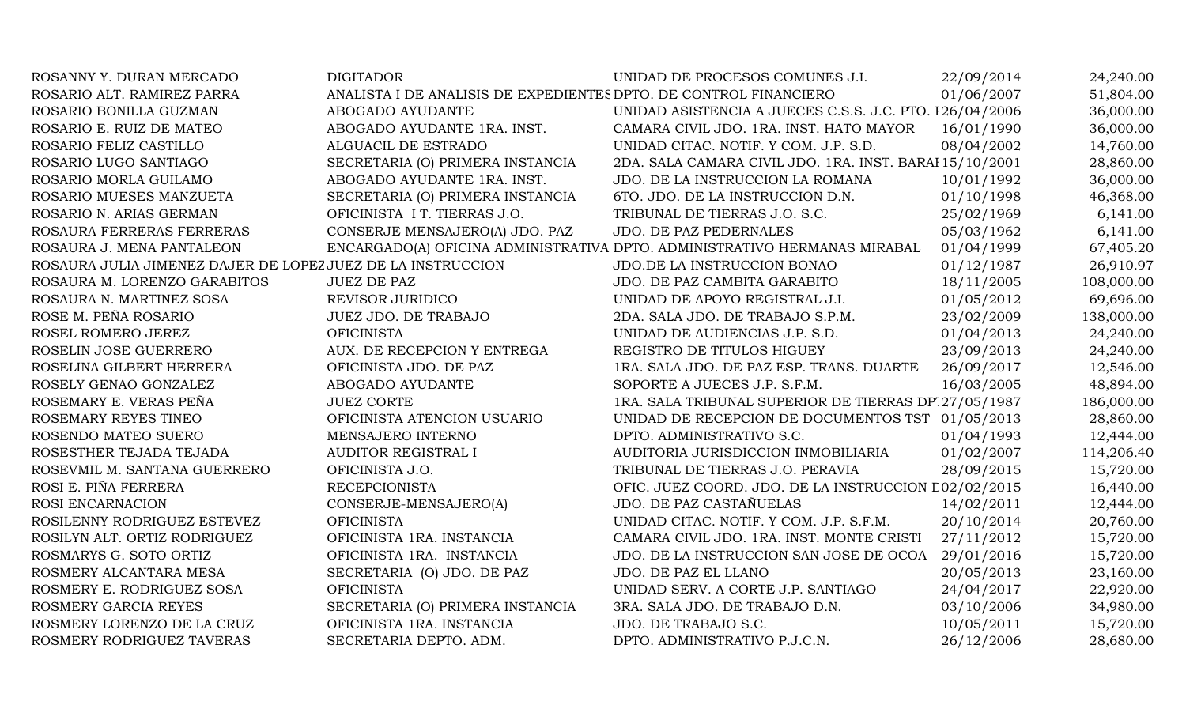| | | | | |
|---|---|---|---|---|
| ROSANNY Y. DURAN MERCADO | DIGITADOR | UNIDAD DE PROCESOS COMUNES J.I. | 22/09/2014 | 24,240.00 |
| ROSARIO ALT. RAMIREZ PARRA | ANALISTA I DE ANALISIS DE EXPEDIENTES | DPTO. DE CONTROL FINANCIERO | 01/06/2007 | 51,804.00 |
| ROSARIO BONILLA GUZMAN | ABOGADO AYUDANTE | UNIDAD ASISTENCIA A JUECES C.S.S. J.C. PTO. I | 26/04/2006 | 36,000.00 |
| ROSARIO E. RUIZ DE MATEO | ABOGADO AYUDANTE 1RA. INST. | CAMARA CIVIL JDO. 1RA. INST. HATO MAYOR | 16/01/1990 | 36,000.00 |
| ROSARIO FELIZ CASTILLO | ALGUACIL DE ESTRADO | UNIDAD CITAC. NOTIF. Y COM. J.P. S.D. | 08/04/2002 | 14,760.00 |
| ROSARIO LUGO SANTIAGO | SECRETARIA (O) PRIMERA INSTANCIA | 2DA. SALA CAMARA CIVIL JDO. 1RA. INST. BARAI | 15/10/2001 | 28,860.00 |
| ROSARIO MORLA GUILAMO | ABOGADO AYUDANTE 1RA. INST. | JDO. DE LA INSTRUCCION LA ROMANA | 10/01/1992 | 36,000.00 |
| ROSARIO MUESES MANZUETA | SECRETARIA (O) PRIMERA INSTANCIA | 6TO. JDO. DE LA INSTRUCCION D.N. | 01/10/1998 | 46,368.00 |
| ROSARIO N. ARIAS GERMAN | OFICINISTA I T. TIERRAS J.O. | TRIBUNAL DE TIERRAS J.O. S.C. | 25/02/1969 | 6,141.00 |
| ROSAURA FERRERAS FERRERAS | CONSERJE MENSAJERO(A) JDO. PAZ | JDO. DE PAZ PEDERNALES | 05/03/1962 | 6,141.00 |
| ROSAURA J. MENA PANTALEON | ENCARGADO(A) OFICINA ADMINISTRATIVA | DPTO. ADMINISTRATIVO HERMANAS MIRABAL | 01/04/1999 | 67,405.20 |
| ROSAURA JULIA JIMENEZ DAJER DE LOPEZ | JUEZ DE LA INSTRUCCION | JDO.DE LA INSTRUCCION BONAO | 01/12/1987 | 26,910.97 |
| ROSAURA M. LORENZO GARABITOS | JUEZ DE PAZ | JDO. DE PAZ CAMBITA GARABITO | 18/11/2005 | 108,000.00 |
| ROSAURA N. MARTINEZ SOSA | REVISOR JURIDICO | UNIDAD DE APOYO REGISTRAL J.I. | 01/05/2012 | 69,696.00 |
| ROSE M. PEÑA ROSARIO | JUEZ JDO. DE TRABAJO | 2DA. SALA JDO. DE TRABAJO S.P.M. | 23/02/2009 | 138,000.00 |
| ROSEL ROMERO JEREZ | OFICINISTA | UNIDAD DE AUDIENCIAS J.P. S.D. | 01/04/2013 | 24,240.00 |
| ROSELIN JOSE GUERRERO | AUX. DE RECEPCION Y ENTREGA | REGISTRO DE TITULOS HIGUEY | 23/09/2013 | 24,240.00 |
| ROSELINA GILBERT HERRERA | OFICINISTA JDO. DE PAZ | 1RA. SALA JDO. DE PAZ ESP. TRANS. DUARTE | 26/09/2017 | 12,546.00 |
| ROSELY GENAO GONZALEZ | ABOGADO AYUDANTE | SOPORTE A JUECES J.P. S.F.M. | 16/03/2005 | 48,894.00 |
| ROSEMARY E. VERAS PEÑA | JUEZ CORTE | 1RA. SALA TRIBUNAL SUPERIOR DE TIERRAS DP | 27/05/1987 | 186,000.00 |
| ROSEMARY REYES TINEO | OFICINISTA ATENCION USUARIO | UNIDAD DE RECEPCION DE DOCUMENTOS TST | 01/05/2013 | 28,860.00 |
| ROSENDO MATEO SUERO | MENSAJERO INTERNO | DPTO. ADMINISTRATIVO S.C. | 01/04/1993 | 12,444.00 |
| ROSESTHER TEJADA TEJADA | AUDITOR REGISTRAL I | AUDITORIA JURISDICCION INMOBILIARIA | 01/02/2007 | 114,206.40 |
| ROSEVMIL M. SANTANA GUERRERO | OFICINISTA J.O. | TRIBUNAL DE TIERRAS J.O. PERAVIA | 28/09/2015 | 15,720.00 |
| ROSI E. PIÑA FERRERA | RECEPCIONISTA | OFIC. JUEZ COORD. JDO. DE LA INSTRUCCION I | 02/02/2015 | 16,440.00 |
| ROSI ENCARNACION | CONSERJE-MENSAJERO(A) | JDO. DE PAZ CASTAÑUELAS | 14/02/2011 | 12,444.00 |
| ROSILENNY RODRIGUEZ ESTEVEZ | OFICINISTA | UNIDAD CITAC. NOTIF. Y COM. J.P. S.F.M. | 20/10/2014 | 20,760.00 |
| ROSILYN ALT. ORTIZ RODRIGUEZ | OFICINISTA 1RA. INSTANCIA | CAMARA CIVIL JDO. 1RA. INST. MONTE CRISTI | 27/11/2012 | 15,720.00 |
| ROSMARYS G. SOTO ORTIZ | OFICINISTA 1RA. INSTANCIA | JDO. DE LA INSTRUCCION SAN JOSE DE OCOA | 29/01/2016 | 15,720.00 |
| ROSMERY ALCANTARA MESA | SECRETARIA (O) JDO. DE PAZ | JDO. DE PAZ EL LLANO | 20/05/2013 | 23,160.00 |
| ROSMERY E. RODRIGUEZ SOSA | OFICINISTA | UNIDAD SERV. A CORTE J.P. SANTIAGO | 24/04/2017 | 22,920.00 |
| ROSMERY GARCIA REYES | SECRETARIA (O) PRIMERA INSTANCIA | 3RA. SALA JDO. DE TRABAJO D.N. | 03/10/2006 | 34,980.00 |
| ROSMERY LORENZO DE LA CRUZ | OFICINISTA 1RA. INSTANCIA | JDO. DE TRABAJO S.C. | 10/05/2011 | 15,720.00 |
| ROSMERY RODRIGUEZ TAVERAS | SECRETARIA DEPTO. ADM. | DPTO. ADMINISTRATIVO P.J.C.N. | 26/12/2006 | 28,680.00 |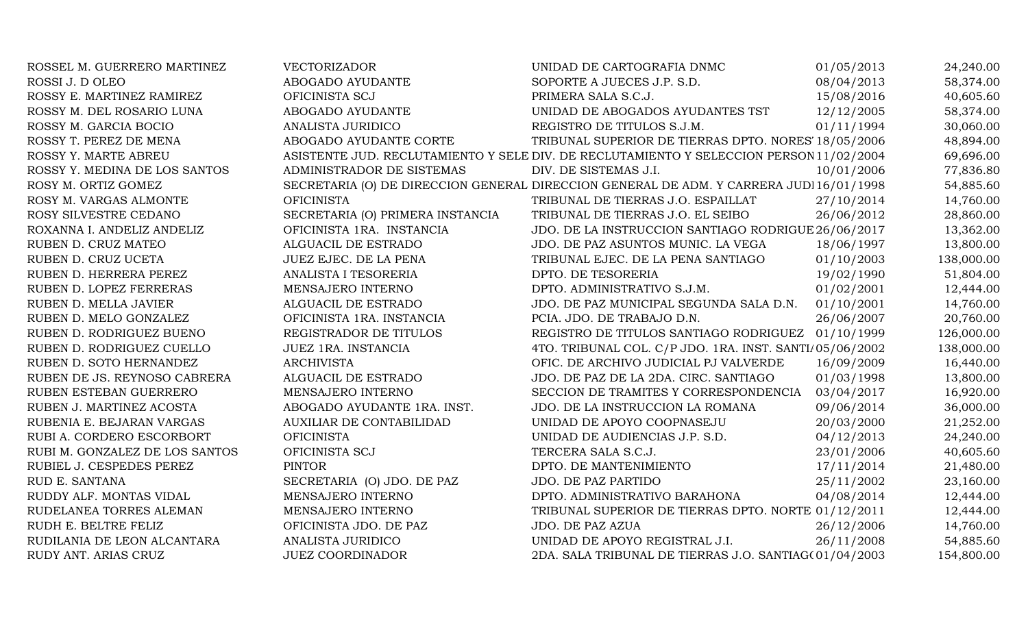| | | | | |
|---|---|---|---|---|
| ROSSEL M. GUERRERO MARTINEZ | VECTORIZADOR | UNIDAD DE CARTOGRAFIA DNMC | 01/05/2013 | 24,240.00 |
| ROSSI J. D OLEO | ABOGADO AYUDANTE | SOPORTE A JUECES J.P. S.D. | 08/04/2013 | 58,374.00 |
| ROSSY E. MARTINEZ RAMIREZ | OFICINISTA SCJ | PRIMERA SALA S.C.J. | 15/08/2016 | 40,605.60 |
| ROSSY M. DEL ROSARIO LUNA | ABOGADO AYUDANTE | UNIDAD DE ABOGADOS AYUDANTES TST | 12/12/2005 | 58,374.00 |
| ROSSY M. GARCIA BOCIO | ANALISTA JURIDICO | REGISTRO DE TITULOS S.J.M. | 01/11/1994 | 30,060.00 |
| ROSSY T. PEREZ DE MENA | ABOGADO AYUDANTE CORTE | TRIBUNAL SUPERIOR DE TIERRAS DPTO. NORES | 18/05/2006 | 48,894.00 |
| ROSSY Y. MARTE ABREU | ASISTENTE JUD. RECLUTAMIENTO Y SELE | DIV. DE RECLUTAMIENTO Y SELECCION PERSON | 11/02/2004 | 69,696.00 |
| ROSSY Y. MEDINA DE LOS SANTOS | ADMINISTRADOR DE SISTEMAS | DIV. DE SISTEMAS J.I. | 10/01/2006 | 77,836.80 |
| ROSY M. ORTIZ GOMEZ | SECRETARIA (O) DE DIRECCION GENERAL | DIRECCION GENERAL DE ADM. Y CARRERA JUDI | 16/01/1998 | 54,885.60 |
| ROSY M. VARGAS ALMONTE | OFICINISTA | TRIBUNAL DE TIERRAS J.O. ESPAILLAT | 27/10/2014 | 14,760.00 |
| ROSY SILVESTRE CEDANO | SECRETARIA (O) PRIMERA INSTANCIA | TRIBUNAL DE TIERRAS J.O. EL SEIBO | 26/06/2012 | 28,860.00 |
| ROXANNA I. ANDELIZ ANDELIZ | OFICINISTA 1RA. INSTANCIA | JDO. DE LA INSTRUCCION SANTIAGO RODRIGUE | 26/06/2017 | 13,362.00 |
| RUBEN D. CRUZ MATEO | ALGUACIL DE ESTRADO | JDO. DE PAZ ASUNTOS MUNIC. LA VEGA | 18/06/1997 | 13,800.00 |
| RUBEN D. CRUZ UCETA | JUEZ EJEC. DE LA PENA | TRIBUNAL EJEC. DE LA PENA SANTIAGO | 01/10/2003 | 138,000.00 |
| RUBEN D. HERRERA PEREZ | ANALISTA I TESORERIA | DPTO. DE TESORERIA | 19/02/1990 | 51,804.00 |
| RUBEN D. LOPEZ FERRERAS | MENSAJERO INTERNO | DPTO. ADMINISTRATIVO S.J.M. | 01/02/2001 | 12,444.00 |
| RUBEN D. MELLA JAVIER | ALGUACIL DE ESTRADO | JDO. DE PAZ MUNICIPAL SEGUNDA SALA D.N. | 01/10/2001 | 14,760.00 |
| RUBEN D. MELO GONZALEZ | OFICINISTA 1RA. INSTANCIA | PCIA. JDO. DE TRABAJO D.N. | 26/06/2007 | 20,760.00 |
| RUBEN D. RODRIGUEZ BUENO | REGISTRADOR DE TITULOS | REGISTRO DE TITULOS SANTIAGO RODRIGUEZ | 01/10/1999 | 126,000.00 |
| RUBEN D. RODRIGUEZ CUELLO | JUEZ 1RA. INSTANCIA | 4TO. TRIBUNAL COL. C/P JDO. 1RA. INST. SANTI | 05/06/2002 | 138,000.00 |
| RUBEN D. SOTO HERNANDEZ | ARCHIVISTA | OFIC. DE ARCHIVO JUDICIAL PJ VALVERDE | 16/09/2009 | 16,440.00 |
| RUBEN DE JS. REYNOSO CABRERA | ALGUACIL DE ESTRADO | JDO. DE PAZ DE LA 2DA. CIRC. SANTIAGO | 01/03/1998 | 13,800.00 |
| RUBEN ESTEBAN GUERRERO | MENSAJERO INTERNO | SECCION DE TRAMITES Y CORRESPONDENCIA | 03/04/2017 | 16,920.00 |
| RUBEN J. MARTINEZ ACOSTA | ABOGADO AYUDANTE 1RA. INST. | JDO. DE LA INSTRUCCION LA ROMANA | 09/06/2014 | 36,000.00 |
| RUBENIA E. BEJARAN VARGAS | AUXILIAR DE CONTABILIDAD | UNIDAD DE APOYO COOPNASEJU | 20/03/2000 | 21,252.00 |
| RUBI A. CORDERO ESCORBORT | OFICINISTA | UNIDAD DE AUDIENCIAS J.P. S.D. | 04/12/2013 | 24,240.00 |
| RUBI M. GONZALEZ DE LOS SANTOS | OFICINISTA SCJ | TERCERA SALA S.C.J. | 23/01/2006 | 40,605.60 |
| RUBIEL J. CESPEDES PEREZ | PINTOR | DPTO. DE MANTENIMIENTO | 17/11/2014 | 21,480.00 |
| RUD E. SANTANA | SECRETARIA (O) JDO. DE PAZ | JDO. DE PAZ PARTIDO | 25/11/2002 | 23,160.00 |
| RUDDY ALF. MONTAS VIDAL | MENSAJERO INTERNO | DPTO. ADMINISTRATIVO BARAHONA | 04/08/2014 | 12,444.00 |
| RUDELANEA TORRES ALEMAN | MENSAJERO INTERNO | TRIBUNAL SUPERIOR DE TIERRAS DPTO. NORTE | 01/12/2011 | 12,444.00 |
| RUDH E. BELTRE FELIZ | OFICINISTA JDO. DE PAZ | JDO. DE PAZ AZUA | 26/12/2006 | 14,760.00 |
| RUDILANIA DE LEON ALCANTARA | ANALISTA JURIDICO | UNIDAD DE APOYO REGISTRAL J.I. | 26/11/2008 | 54,885.60 |
| RUDY ANT. ARIAS CRUZ | JUEZ COORDINADOR | 2DA. SALA TRIBUNAL DE TIERRAS J.O. SANTIAG( | 01/04/2003 | 154,800.00 |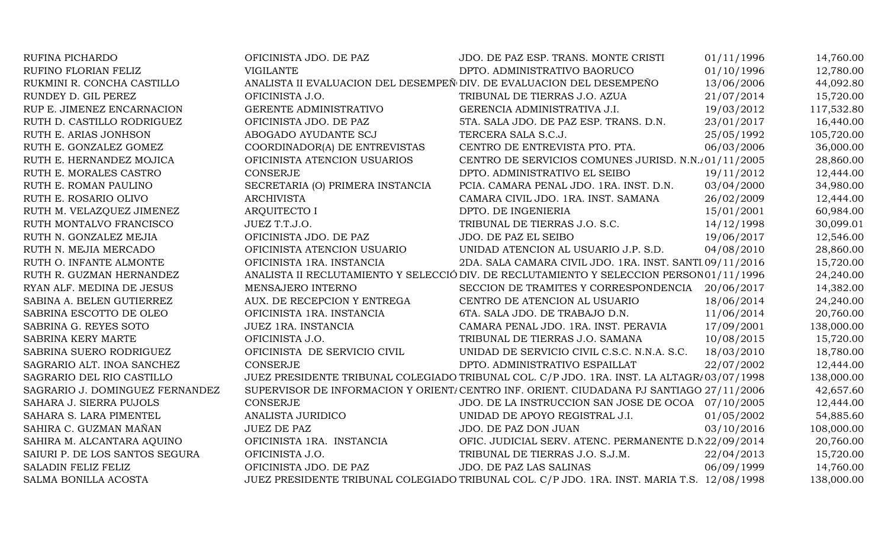| | | | | |
|---|---|---|---|---|
| RUFINA PICHARDO | OFICINISTA JDO. DE PAZ | JDO. DE PAZ ESP. TRANS. MONTE CRISTI | 01/11/1996 | 14,760.00 |
| RUFINO FLORIAN FELIZ | VIGILANTE | DPTO. ADMINISTRATIVO BAORUCO | 01/10/1996 | 12,780.00 |
| RUKMINI R. CONCHA CASTILLO | ANALISTA II EVALUACION DEL DESEMPEÑ | DIV. DE EVALUACION DEL DESEMPEÑO | 13/06/2006 | 44,092.80 |
| RUNDEY D. GIL PEREZ | OFICINISTA J.O. | TRIBUNAL DE TIERRAS J.O. AZUA | 21/07/2014 | 15,720.00 |
| RUP E. JIMENEZ ENCARNACION | GERENTE ADMINISTRATIVO | GERENCIA ADMINISTRATIVA J.I. | 19/03/2012 | 117,532.80 |
| RUTH D. CASTILLO RODRIGUEZ | OFICINISTA JDO. DE PAZ | 5TA. SALA JDO. DE PAZ ESP. TRANS. D.N. | 23/01/2017 | 16,440.00 |
| RUTH E. ARIAS JONHSON | ABOGADO AYUDANTE SCJ | TERCERA SALA S.C.J. | 25/05/1992 | 105,720.00 |
| RUTH E. GONZALEZ GOMEZ | COORDINADOR(A) DE ENTREVISTAS | CENTRO DE ENTREVISTA PTO. PTA. | 06/03/2006 | 36,000.00 |
| RUTH E. HERNANDEZ MOJICA | OFICINISTA ATENCION USUARIOS | CENTRO DE SERVICIOS COMUNES JURISD. N.N.A | 01/11/2005 | 28,860.00 |
| RUTH E. MORALES CASTRO | CONSERJE | DPTO. ADMINISTRATIVO EL SEIBO | 19/11/2012 | 12,444.00 |
| RUTH E. ROMAN PAULINO | SECRETARIA (O) PRIMERA INSTANCIA | PCIA. CAMARA PENAL JDO. 1RA. INST. D.N. | 03/04/2000 | 34,980.00 |
| RUTH E. ROSARIO OLIVO | ARCHIVISTA | CAMARA CIVIL JDO. 1RA. INST. SAMANA | 26/02/2009 | 12,444.00 |
| RUTH M. VELAZQUEZ JIMENEZ | ARQUITECTO I | DPTO. DE INGENIERIA | 15/01/2001 | 60,984.00 |
| RUTH MONTALVO FRANCISCO | JUEZ T.T.J.O. | TRIBUNAL DE TIERRAS J.O. S.C. | 14/12/1998 | 30,099.01 |
| RUTH N. GONZALEZ MEJIA | OFICINISTA JDO. DE PAZ | JDO. DE PAZ EL SEIBO | 19/06/2017 | 12,546.00 |
| RUTH N. MEJIA MERCADO | OFICINISTA ATENCION USUARIO | UNIDAD ATENCION AL USUARIO J.P. S.D. | 04/08/2010 | 28,860.00 |
| RUTH O. INFANTE ALMONTE | OFICINISTA 1RA. INSTANCIA | 2DA. SALA CAMARA CIVIL JDO. 1RA. INST. SANTI | 09/11/2016 | 15,720.00 |
| RUTH R. GUZMAN HERNANDEZ | ANALISTA II RECLUTAMIENTO Y SELECCIÓ | DIV. DE RECLUTAMIENTO Y SELECCION PERSON | 01/11/1996 | 24,240.00 |
| RYAN ALF. MEDINA DE JESUS | MENSAJERO INTERNO | SECCION DE TRAMITES Y CORRESPONDENCIA | 20/06/2017 | 14,382.00 |
| SABINA A. BELEN GUTIERREZ | AUX. DE RECEPCION Y ENTREGA | CENTRO DE ATENCION AL USUARIO | 18/06/2014 | 24,240.00 |
| SABRINA ESCOTTO DE OLEO | OFICINISTA 1RA. INSTANCIA | 6TA. SALA JDO. DE TRABAJO D.N. | 11/06/2014 | 20,760.00 |
| SABRINA G. REYES SOTO | JUEZ 1RA. INSTANCIA | CAMARA PENAL JDO. 1RA. INST. PERAVIA | 17/09/2001 | 138,000.00 |
| SABRINA KERY MARTE | OFICINISTA J.O. | TRIBUNAL DE TIERRAS J.O. SAMANA | 10/08/2015 | 15,720.00 |
| SABRINA SUERO RODRIGUEZ | OFICINISTA DE SERVICIO CIVIL | UNIDAD DE SERVICIO CIVIL C.S.C. N.N.A. S.C. | 18/03/2010 | 18,780.00 |
| SAGRARIO ALT. INOA SANCHEZ | CONSERJE | DPTO. ADMINISTRATIVO ESPAILLAT | 22/07/2002 | 12,444.00 |
| SAGRARIO DEL RIO CASTILLO | JUEZ PRESIDENTE TRIBUNAL COLEGIADO | TRIBUNAL COL. C/P JDO. 1RA. INST. LA ALTAGR | 03/07/1998 | 138,000.00 |
| SAGRARIO J. DOMINGUEZ FERNANDEZ | SUPERVISOR DE INFORMACION Y ORIENT | CENTRO INF. ORIENT. CIUDADANA PJ SANTIAGO | 27/11/2006 | 42,657.60 |
| SAHARA J. SIERRA PUJOLS | CONSERJE | JDO. DE LA INSTRUCCION SAN JOSE DE OCOA | 07/10/2005 | 12,444.00 |
| SAHARA S. LARA PIMENTEL | ANALISTA JURIDICO | UNIDAD DE APOYO REGISTRAL J.I. | 01/05/2002 | 54,885.60 |
| SAHIRA C. GUZMAN MAÑAN | JUEZ DE PAZ | JDO. DE PAZ DON JUAN | 03/10/2016 | 108,000.00 |
| SAHIRA M. ALCANTARA AQUINO | OFICINISTA 1RA. INSTANCIA | OFIC. JUDICIAL SERV. ATENC. PERMANENTE D.N | 22/09/2014 | 20,760.00 |
| SAIURI P. DE LOS SANTOS SEGURA | OFICINISTA J.O. | TRIBUNAL DE TIERRAS J.O. S.J.M. | 22/04/2013 | 15,720.00 |
| SALADIN FELIZ FELIZ | OFICINISTA JDO. DE PAZ | JDO. DE PAZ LAS SALINAS | 06/09/1999 | 14,760.00 |
| SALMA BONILLA ACOSTA | JUEZ PRESIDENTE TRIBUNAL COLEGIADO | TRIBUNAL COL. C/P JDO. 1RA. INST. MARIA T.S. | 12/08/1998 | 138,000.00 |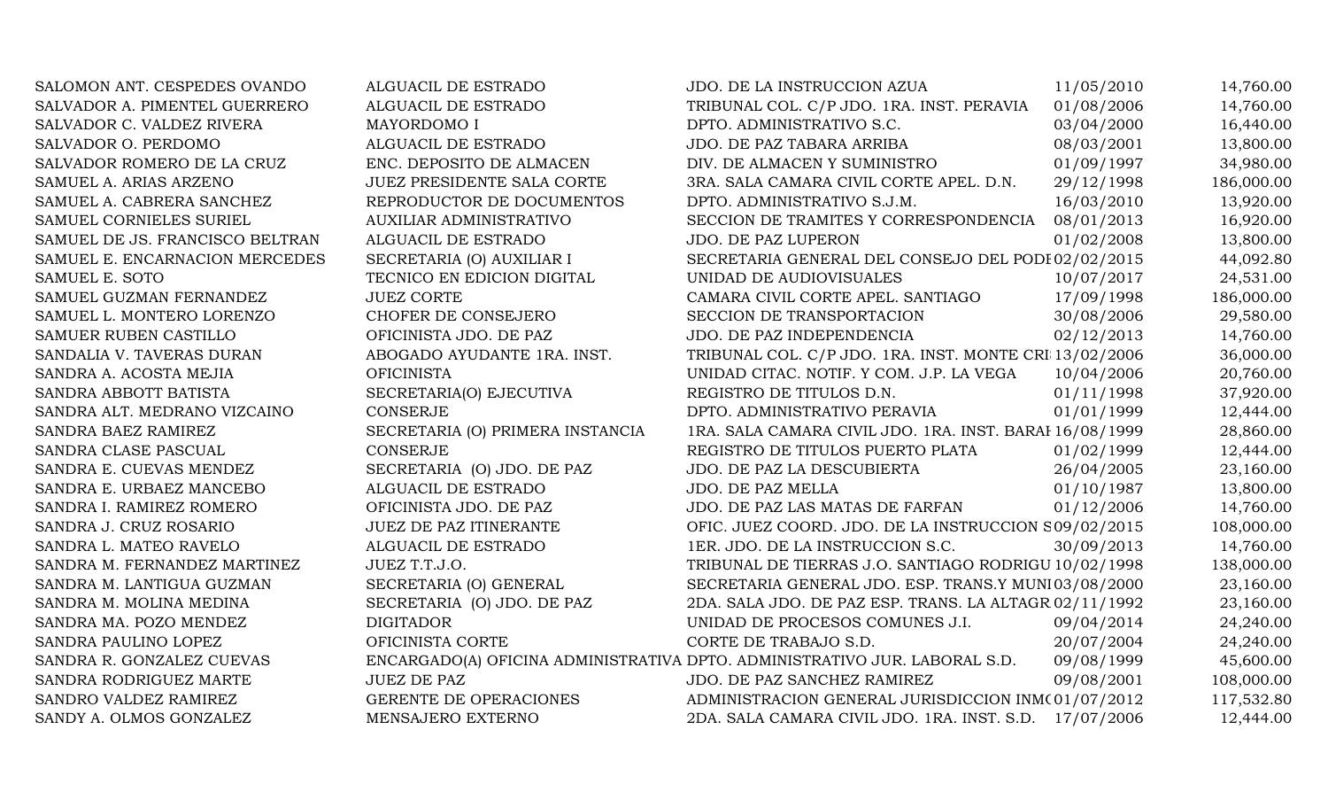| | | | | |
|---|---|---|---|---|
| SALOMON ANT. CESPEDES OVANDO | ALGUACIL DE ESTRADO | JDO. DE LA INSTRUCCION AZUA | 11/05/2010 | 14,760.00 |
| SALVADOR A. PIMENTEL GUERRERO | ALGUACIL DE ESTRADO | TRIBUNAL COL. C/P JDO. 1RA. INST. PERAVIA | 01/08/2006 | 14,760.00 |
| SALVADOR C. VALDEZ RIVERA | MAYORDOMO I | DPTO. ADMINISTRATIVO S.C. | 03/04/2000 | 16,440.00 |
| SALVADOR O. PERDOMO | ALGUACIL DE ESTRADO | JDO. DE PAZ TABARA ARRIBA | 08/03/2001 | 13,800.00 |
| SALVADOR ROMERO DE LA CRUZ | ENC. DEPOSITO DE ALMACEN | DIV. DE ALMACEN Y SUMINISTRO | 01/09/1997 | 34,980.00 |
| SAMUEL A. ARIAS ARZENO | JUEZ PRESIDENTE SALA CORTE | 3RA. SALA CAMARA CIVIL CORTE APEL. D.N. | 29/12/1998 | 186,000.00 |
| SAMUEL A. CABRERA SANCHEZ | REPRODUCTOR DE DOCUMENTOS | DPTO. ADMINISTRATIVO S.J.M. | 16/03/2010 | 13,920.00 |
| SAMUEL CORNIELES SURIEL | AUXILIAR ADMINISTRATIVO | SECCION DE TRAMITES Y CORRESPONDENCIA | 08/01/2013 | 16,920.00 |
| SAMUEL DE JS. FRANCISCO BELTRAN | ALGUACIL DE ESTRADO | JDO. DE PAZ LUPERON | 01/02/2008 | 13,800.00 |
| SAMUEL E. ENCARNACION MERCEDES | SECRETARIA (O) AUXILIAR I | SECRETARIA GENERAL DEL CONSEJO DEL PODI | 02/02/2015 | 44,092.80 |
| SAMUEL E. SOTO | TECNICO EN EDICION DIGITAL | UNIDAD DE AUDIOVISUALES | 10/07/2017 | 24,531.00 |
| SAMUEL GUZMAN FERNANDEZ | JUEZ CORTE | CAMARA CIVIL CORTE APEL. SANTIAGO | 17/09/1998 | 186,000.00 |
| SAMUEL L. MONTERO LORENZO | CHOFER DE CONSEJERO | SECCION DE TRANSPORTACION | 30/08/2006 | 29,580.00 |
| SAMUER RUBEN CASTILLO | OFICINISTA JDO. DE PAZ | JDO. DE PAZ INDEPENDENCIA | 02/12/2013 | 14,760.00 |
| SANDALIA V. TAVERAS DURAN | ABOGADO AYUDANTE 1RA. INST. | TRIBUNAL COL. C/P JDO. 1RA. INST. MONTE CRI | 13/02/2006 | 36,000.00 |
| SANDRA A. ACOSTA MEJIA | OFICINISTA | UNIDAD CITAC. NOTIF. Y COM. J.P. LA VEGA | 10/04/2006 | 20,760.00 |
| SANDRA ABBOTT BATISTA | SECRETARIA(O) EJECUTIVA | REGISTRO DE TITULOS D.N. | 01/11/1998 | 37,920.00 |
| SANDRA ALT. MEDRANO VIZCAINO | CONSERJE | DPTO. ADMINISTRATIVO PERAVIA | 01/01/1999 | 12,444.00 |
| SANDRA BAEZ RAMIREZ | SECRETARIA (O) PRIMERA INSTANCIA | 1RA. SALA CAMARA CIVIL JDO. 1RA. INST. BARAH | 16/08/1999 | 28,860.00 |
| SANDRA CLASE PASCUAL | CONSERJE | REGISTRO DE TITULOS PUERTO PLATA | 01/02/1999 | 12,444.00 |
| SANDRA E. CUEVAS MENDEZ | SECRETARIA (O) JDO. DE PAZ | JDO. DE PAZ LA DESCUBIERTA | 26/04/2005 | 23,160.00 |
| SANDRA E. URBAEZ MANCEBO | ALGUACIL DE ESTRADO | JDO. DE PAZ MELLA | 01/10/1987 | 13,800.00 |
| SANDRA I. RAMIREZ ROMERO | OFICINISTA JDO. DE PAZ | JDO. DE PAZ LAS MATAS DE FARFAN | 01/12/2006 | 14,760.00 |
| SANDRA J. CRUZ ROSARIO | JUEZ DE PAZ ITINERANTE | OFIC. JUEZ COORD. JDO. DE LA INSTRUCCION S | 09/02/2015 | 108,000.00 |
| SANDRA L. MATEO RAVELO | ALGUACIL DE ESTRADO | 1ER. JDO. DE LA INSTRUCCION S.C. | 30/09/2013 | 14,760.00 |
| SANDRA M. FERNANDEZ MARTINEZ | JUEZ T.T.J.O. | TRIBUNAL DE TIERRAS J.O. SANTIAGO RODRIGU | 10/02/1998 | 138,000.00 |
| SANDRA M. LANTIGUA GUZMAN | SECRETARIA (O) GENERAL | SECRETARIA GENERAL JDO. ESP. TRANS.Y MUNI | 03/08/2000 | 23,160.00 |
| SANDRA M. MOLINA MEDINA | SECRETARIA (O) JDO. DE PAZ | 2DA. SALA JDO. DE PAZ ESP. TRANS. LA ALTAGR | 02/11/1992 | 23,160.00 |
| SANDRA MA. POZO MENDEZ | DIGITADOR | UNIDAD DE PROCESOS COMUNES J.I. | 09/04/2014 | 24,240.00 |
| SANDRA PAULINO LOPEZ | OFICINISTA CORTE | CORTE DE TRABAJO S.D. | 20/07/2004 | 24,240.00 |
| SANDRA R. GONZALEZ CUEVAS | ENCARGADO(A) OFICINA ADMINISTRATIVA | DPTO. ADMINISTRATIVO JUR. LABORAL S.D. | 09/08/1999 | 45,600.00 |
| SANDRA RODRIGUEZ MARTE | JUEZ DE PAZ | JDO. DE PAZ SANCHEZ RAMIREZ | 09/08/2001 | 108,000.00 |
| SANDRO VALDEZ RAMIREZ | GERENTE DE OPERACIONES | ADMINISTRACION GENERAL JURISDICCION INM( | 01/07/2012 | 117,532.80 |
| SANDY A. OLMOS GONZALEZ | MENSAJERO EXTERNO | 2DA. SALA CAMARA CIVIL JDO. 1RA. INST. S.D. | 17/07/2006 | 12,444.00 |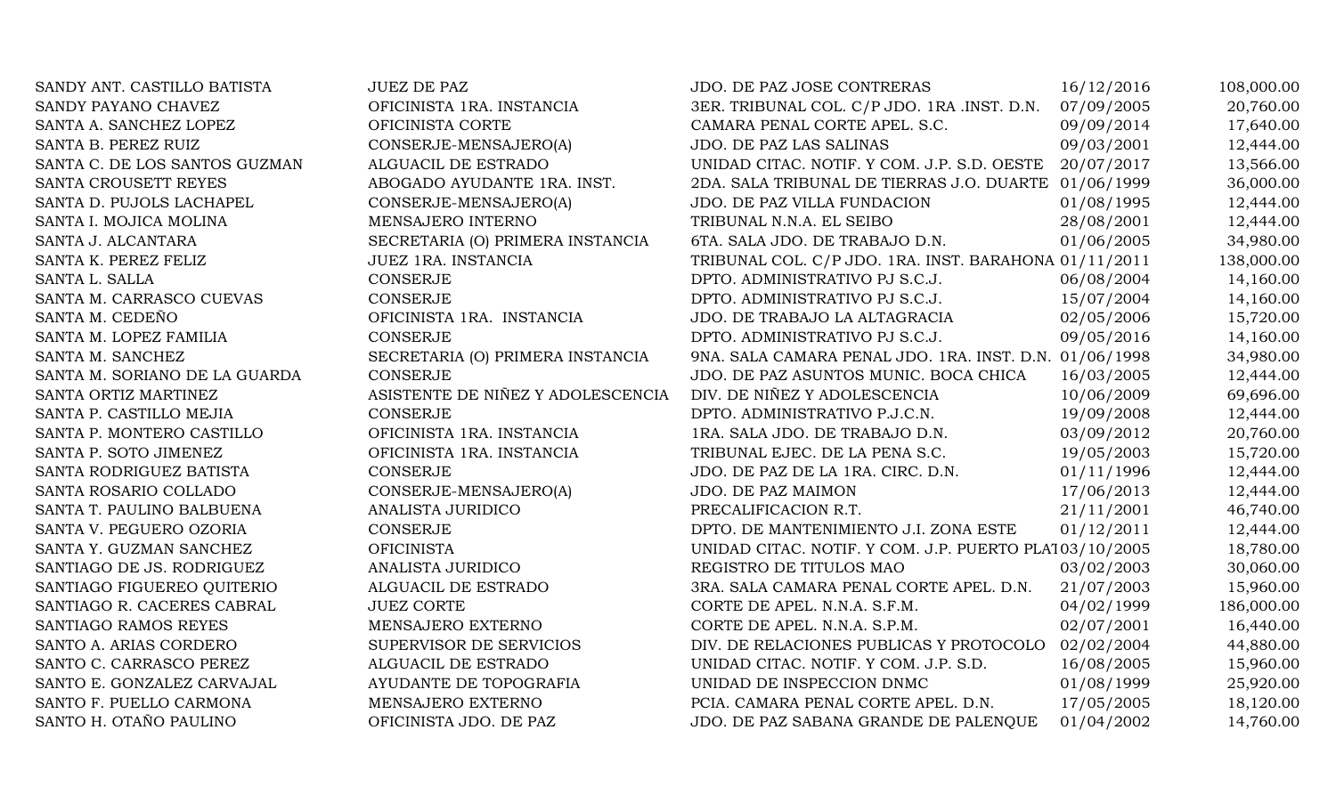| | | | | |
|---|---|---|---|---|
| SANDY ANT. CASTILLO BATISTA | JUEZ DE PAZ | JDO. DE PAZ JOSE CONTRERAS | 16/12/2016 | 108,000.00 |
| SANDY PAYANO CHAVEZ | OFICINISTA 1RA. INSTANCIA | 3ER. TRIBUNAL COL. C/P JDO. 1RA .INST. D.N. | 07/09/2005 | 20,760.00 |
| SANTA A. SANCHEZ LOPEZ | OFICINISTA CORTE | CAMARA PENAL CORTE APEL. S.C. | 09/09/2014 | 17,640.00 |
| SANTA B. PEREZ RUIZ | CONSERJE-MENSAJERO(A) | JDO. DE PAZ LAS SALINAS | 09/03/2001 | 12,444.00 |
| SANTA C. DE LOS SANTOS GUZMAN | ALGUACIL DE ESTRADO | UNIDAD CITAC. NOTIF. Y COM. J.P. S.D. OESTE | 20/07/2017 | 13,566.00 |
| SANTA CROUSETT REYES | ABOGADO AYUDANTE 1RA. INST. | 2DA. SALA TRIBUNAL DE TIERRAS J.O. DUARTE | 01/06/1999 | 36,000.00 |
| SANTA D. PUJOLS LACHAPEL | CONSERJE-MENSAJERO(A) | JDO. DE PAZ VILLA FUNDACION | 01/08/1995 | 12,444.00 |
| SANTA I. MOJICA MOLINA | MENSAJERO INTERNO | TRIBUNAL N.N.A. EL SEIBO | 28/08/2001 | 12,444.00 |
| SANTA J. ALCANTARA | SECRETARIA (O) PRIMERA INSTANCIA | 6TA. SALA JDO. DE TRABAJO D.N. | 01/06/2005 | 34,980.00 |
| SANTA K. PEREZ FELIZ | JUEZ 1RA. INSTANCIA | TRIBUNAL COL. C/P JDO. 1RA. INST. BARAHONA | 01/11/2011 | 138,000.00 |
| SANTA L. SALLA | CONSERJE | DPTO. ADMINISTRATIVO PJ S.C.J. | 06/08/2004 | 14,160.00 |
| SANTA M. CARRASCO CUEVAS | CONSERJE | DPTO. ADMINISTRATIVO PJ S.C.J. | 15/07/2004 | 14,160.00 |
| SANTA M. CEDEÑO | OFICINISTA 1RA. INSTANCIA | JDO. DE TRABAJO LA ALTAGRACIA | 02/05/2006 | 15,720.00 |
| SANTA M. LOPEZ FAMILIA | CONSERJE | DPTO. ADMINISTRATIVO PJ S.C.J. | 09/05/2016 | 14,160.00 |
| SANTA M. SANCHEZ | SECRETARIA (O) PRIMERA INSTANCIA | 9NA. SALA CAMARA PENAL JDO. 1RA. INST. D.N. | 01/06/1998 | 34,980.00 |
| SANTA M. SORIANO DE LA GUARDA | CONSERJE | JDO. DE PAZ ASUNTOS MUNIC. BOCA CHICA | 16/03/2005 | 12,444.00 |
| SANTA ORTIZ MARTINEZ | ASISTENTE DE NIÑEZ Y ADOLESCENCIA | DIV. DE NIÑEZ Y ADOLESCENCIA | 10/06/2009 | 69,696.00 |
| SANTA P. CASTILLO MEJIA | CONSERJE | DPTO. ADMINISTRATIVO P.J.C.N. | 19/09/2008 | 12,444.00 |
| SANTA P. MONTERO CASTILLO | OFICINISTA 1RA. INSTANCIA | 1RA. SALA JDO. DE TRABAJO D.N. | 03/09/2012 | 20,760.00 |
| SANTA P. SOTO JIMENEZ | OFICINISTA 1RA. INSTANCIA | TRIBUNAL EJEC. DE LA PENA S.C. | 19/05/2003 | 15,720.00 |
| SANTA RODRIGUEZ BATISTA | CONSERJE | JDO. DE PAZ DE LA 1RA. CIRC. D.N. | 01/11/1996 | 12,444.00 |
| SANTA ROSARIO COLLADO | CONSERJE-MENSAJERO(A) | JDO. DE PAZ MAIMON | 17/06/2013 | 12,444.00 |
| SANTA T. PAULINO BALBUENA | ANALISTA JURIDICO | PRECALIFICACION R.T. | 21/11/2001 | 46,740.00 |
| SANTA V. PEGUERO OZORIA | CONSERJE | DPTO. DE MANTENIMIENTO J.I. ZONA ESTE | 01/12/2011 | 12,444.00 |
| SANTA Y. GUZMAN SANCHEZ | OFICINISTA | UNIDAD CITAC. NOTIF. Y COM. J.P. PUERTO PLAT | 03/10/2005 | 18,780.00 |
| SANTIAGO DE JS. RODRIGUEZ | ANALISTA JURIDICO | REGISTRO DE TITULOS MAO | 03/02/2003 | 30,060.00 |
| SANTIAGO FIGUEREO QUITERIO | ALGUACIL DE ESTRADO | 3RA. SALA CAMARA PENAL CORTE APEL. D.N. | 21/07/2003 | 15,960.00 |
| SANTIAGO R. CACERES CABRAL | JUEZ CORTE | CORTE DE APEL. N.N.A. S.F.M. | 04/02/1999 | 186,000.00 |
| SANTIAGO RAMOS REYES | MENSAJERO EXTERNO | CORTE DE APEL. N.N.A. S.P.M. | 02/07/2001 | 16,440.00 |
| SANTO A. ARIAS CORDERO | SUPERVISOR DE SERVICIOS | DIV. DE RELACIONES PUBLICAS Y PROTOCOLO | 02/02/2004 | 44,880.00 |
| SANTO C. CARRASCO PEREZ | ALGUACIL DE ESTRADO | UNIDAD CITAC. NOTIF. Y COM. J.P. S.D. | 16/08/2005 | 15,960.00 |
| SANTO E. GONZALEZ CARVAJAL | AYUDANTE DE TOPOGRAFIA | UNIDAD DE INSPECCION DNMC | 01/08/1999 | 25,920.00 |
| SANTO F. PUELLO CARMONA | MENSAJERO EXTERNO | PCIA. CAMARA PENAL CORTE APEL. D.N. | 17/05/2005 | 18,120.00 |
| SANTO H. OTAÑO PAULINO | OFICINISTA JDO. DE PAZ | JDO. DE PAZ SABANA GRANDE DE PALENQUE | 01/04/2002 | 14,760.00 |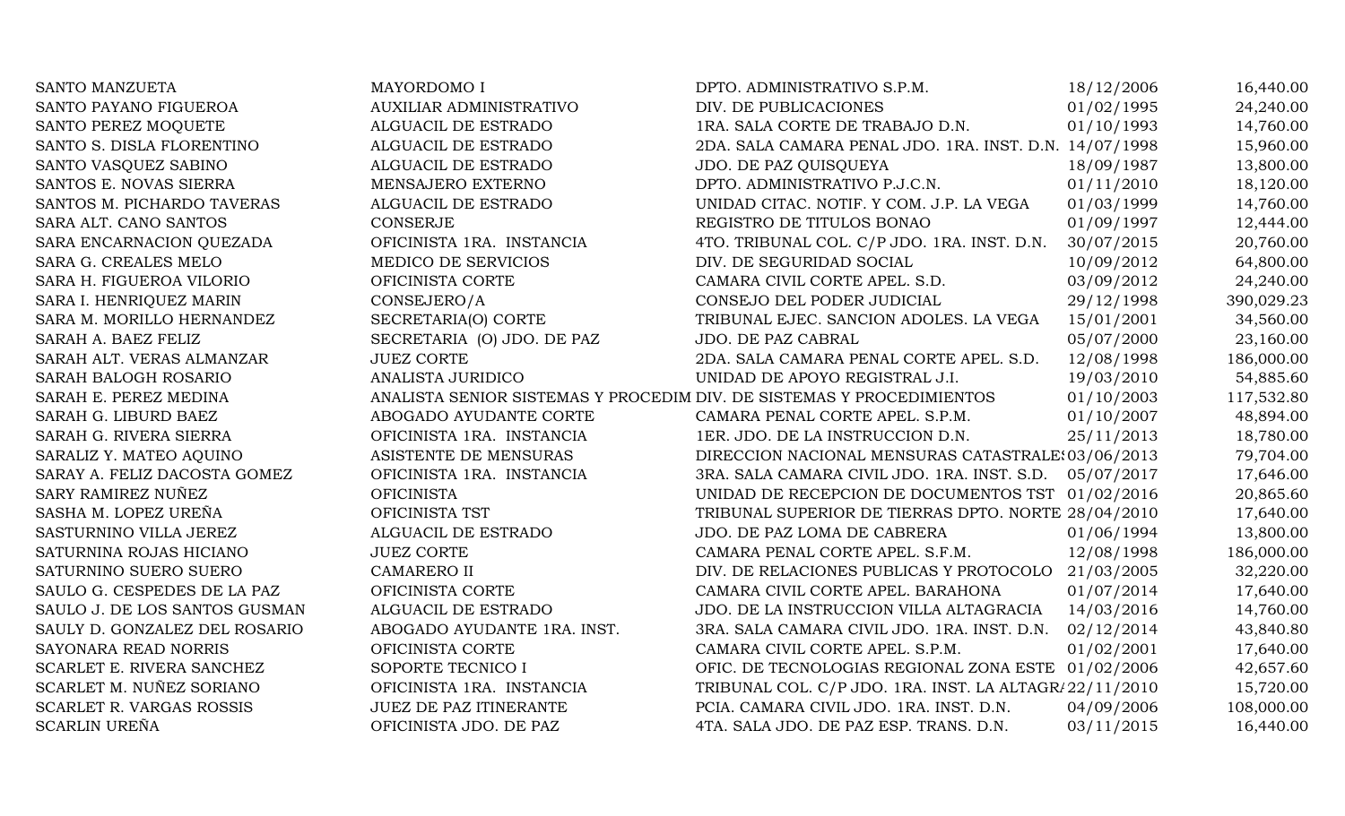| | | | | |
|---|---|---|---|---|
| SANTO MANZUETA | MAYORDOMO I | DPTO. ADMINISTRATIVO S.P.M. | 18/12/2006 | 16,440.00 |
| SANTO PAYANO FIGUEROA | AUXILIAR ADMINISTRATIVO | DIV. DE PUBLICACIONES | 01/02/1995 | 24,240.00 |
| SANTO PEREZ MOQUETE | ALGUACIL DE ESTRADO | 1RA. SALA CORTE DE TRABAJO D.N. | 01/10/1993 | 14,760.00 |
| SANTO S. DISLA FLORENTINO | ALGUACIL DE ESTRADO | 2DA. SALA CAMARA PENAL JDO. 1RA. INST. D.N. | 14/07/1998 | 15,960.00 |
| SANTO VASQUEZ SABINO | ALGUACIL DE ESTRADO | JDO. DE PAZ QUISQUEYA | 18/09/1987 | 13,800.00 |
| SANTOS E. NOVAS SIERRA | MENSAJERO EXTERNO | DPTO. ADMINISTRATIVO P.J.C.N. | 01/11/2010 | 18,120.00 |
| SANTOS M. PICHARDO TAVERAS | ALGUACIL DE ESTRADO | UNIDAD CITAC. NOTIF. Y COM. J.P. LA VEGA | 01/03/1999 | 14,760.00 |
| SARA ALT. CANO SANTOS | CONSERJE | REGISTRO DE TITULOS BONAO | 01/09/1997 | 12,444.00 |
| SARA ENCARNACION QUEZADA | OFICINISTA 1RA. INSTANCIA | 4TO. TRIBUNAL COL. C/P JDO. 1RA. INST. D.N. | 30/07/2015 | 20,760.00 |
| SARA G. CREALES MELO | MEDICO DE SERVICIOS | DIV. DE SEGURIDAD SOCIAL | 10/09/2012 | 64,800.00 |
| SARA H. FIGUEROA VILORIO | OFICINISTA CORTE | CAMARA CIVIL CORTE APEL. S.D. | 03/09/2012 | 24,240.00 |
| SARA I. HENRIQUEZ MARIN | CONSEJERO/A | CONSEJO DEL PODER JUDICIAL | 29/12/1998 | 390,029.23 |
| SARA M. MORILLO HERNANDEZ | SECRETARIA(O) CORTE | TRIBUNAL EJEC. SANCION ADOLES. LA VEGA | 15/01/2001 | 34,560.00 |
| SARAH A. BAEZ FELIZ | SECRETARIA (O) JDO. DE PAZ | JDO. DE PAZ CABRAL | 05/07/2000 | 23,160.00 |
| SARAH ALT. VERAS ALMANZAR | JUEZ CORTE | 2DA. SALA CAMARA PENAL CORTE APEL. S.D. | 12/08/1998 | 186,000.00 |
| SARAH BALOGH ROSARIO | ANALISTA JURIDICO | UNIDAD DE APOYO REGISTRAL J.I. | 19/03/2010 | 54,885.60 |
| SARAH E. PEREZ MEDINA | ANALISTA SENIOR SISTEMAS Y PROCEDIM | DIV. DE SISTEMAS Y PROCEDIMIENTOS | 01/10/2003 | 117,532.80 |
| SARAH G. LIBURD BAEZ | ABOGADO AYUDANTE CORTE | CAMARA PENAL CORTE APEL. S.P.M. | 01/10/2007 | 48,894.00 |
| SARAH G. RIVERA SIERRA | OFICINISTA 1RA. INSTANCIA | 1ER. JDO. DE LA INSTRUCCION D.N. | 25/11/2013 | 18,780.00 |
| SARALIZ Y. MATEO AQUINO | ASISTENTE DE MENSURAS | DIRECCION NACIONAL MENSURAS CATASTRALES | 03/06/2013 | 79,704.00 |
| SARAY A. FELIZ DACOSTA GOMEZ | OFICINISTA 1RA. INSTANCIA | 3RA. SALA CAMARA CIVIL JDO. 1RA. INST. S.D. | 05/07/2017 | 17,646.00 |
| SARY RAMIREZ NUÑEZ | OFICINISTA | UNIDAD DE RECEPCION DE DOCUMENTOS TST | 01/02/2016 | 20,865.60 |
| SASHA M. LOPEZ UREÑA | OFICINISTA TST | TRIBUNAL SUPERIOR DE TIERRAS DPTO. NORTE | 28/04/2010 | 17,640.00 |
| SASTURNINO VILLA JEREZ | ALGUACIL DE ESTRADO | JDO. DE PAZ LOMA DE CABRERA | 01/06/1994 | 13,800.00 |
| SATURNINA ROJAS HICIANO | JUEZ CORTE | CAMARA PENAL CORTE APEL. S.F.M. | 12/08/1998 | 186,000.00 |
| SATURNINO SUERO SUERO | CAMARERO II | DIV. DE RELACIONES PUBLICAS Y PROTOCOLO | 21/03/2005 | 32,220.00 |
| SAULO G. CESPEDES DE LA PAZ | OFICINISTA CORTE | CAMARA CIVIL CORTE APEL. BARAHONA | 01/07/2014 | 17,640.00 |
| SAULO J. DE LOS SANTOS GUSMAN | ALGUACIL DE ESTRADO | JDO. DE LA INSTRUCCION VILLA ALTAGRACIA | 14/03/2016 | 14,760.00 |
| SAULY D. GONZALEZ DEL ROSARIO | ABOGADO AYUDANTE 1RA. INST. | 3RA. SALA CAMARA CIVIL JDO. 1RA. INST. D.N. | 02/12/2014 | 43,840.80 |
| SAYONARA READ NORRIS | OFICINISTA CORTE | CAMARA CIVIL CORTE APEL. S.P.M. | 01/02/2001 | 17,640.00 |
| SCARLET E. RIVERA SANCHEZ | SOPORTE TECNICO I | OFIC. DE TECNOLOGIAS REGIONAL ZONA ESTE | 01/02/2006 | 42,657.60 |
| SCARLET M. NUÑEZ SORIANO | OFICINISTA 1RA. INSTANCIA | TRIBUNAL COL. C/P JDO. 1RA. INST. LA ALTAGRA | 22/11/2010 | 15,720.00 |
| SCARLET R. VARGAS ROSSIS | JUEZ DE PAZ ITINERANTE | PCIA. CAMARA CIVIL JDO. 1RA. INST. D.N. | 04/09/2006 | 108,000.00 |
| SCARLIN UREÑA | OFICINISTA JDO. DE PAZ | 4TA. SALA JDO. DE PAZ ESP. TRANS. D.N. | 03/11/2015 | 16,440.00 |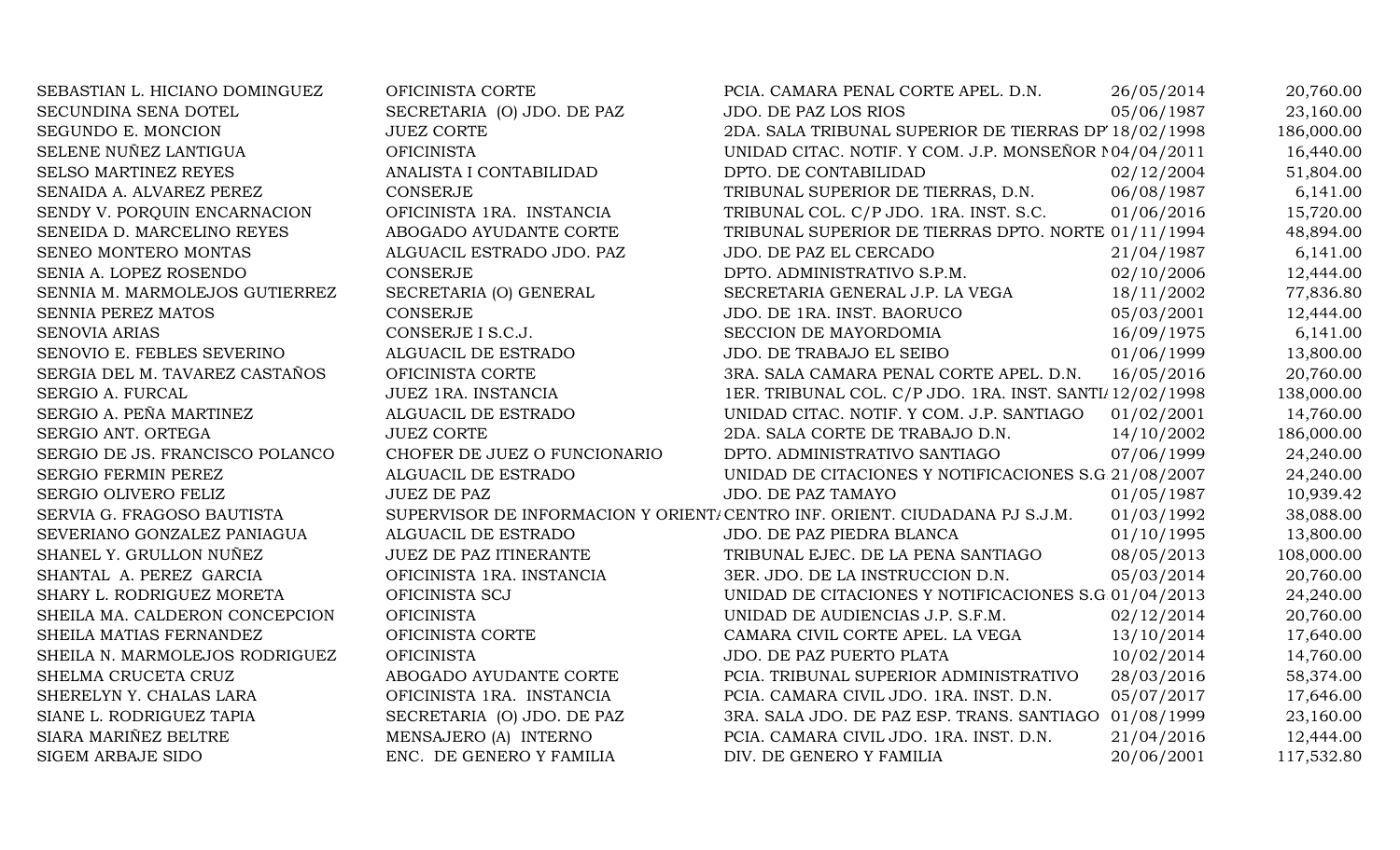| | | | | |
|---|---|---|---|---|
| SEBASTIAN L. HICIANO DOMINGUEZ | OFICINISTA CORTE | PCIA. CAMARA PENAL CORTE APEL. D.N. | 26/05/2014 | 20,760.00 |
| SECUNDINA SENA DOTEL | SECRETARIA (O) JDO. DE PAZ | JDO. DE PAZ LOS RIOS | 05/06/1987 | 23,160.00 |
| SEGUNDO E. MONCION | JUEZ CORTE | 2DA. SALA TRIBUNAL SUPERIOR DE TIERRAS DP' | 18/02/1998 | 186,000.00 |
| SELENE NUÑEZ LANTIGUA | OFICINISTA | UNIDAD CITAC. NOTIF. Y COM. J.P. MONSEÑOR N | 04/04/2011 | 16,440.00 |
| SELSO MARTINEZ REYES | ANALISTA I CONTABILIDAD | DPTO. DE CONTABILIDAD | 02/12/2004 | 51,804.00 |
| SENAIDA A. ALVAREZ PEREZ | CONSERJE | TRIBUNAL SUPERIOR DE TIERRAS, D.N. | 06/08/1987 | 6,141.00 |
| SENDY V. PORQUIN ENCARNACION | OFICINISTA 1RA. INSTANCIA | TRIBUNAL COL. C/P JDO. 1RA. INST. S.C. | 01/06/2016 | 15,720.00 |
| SENEIDA D. MARCELINO REYES | ABOGADO AYUDANTE CORTE | TRIBUNAL SUPERIOR DE TIERRAS DPTO. NORTE | 01/11/1994 | 48,894.00 |
| SENEO MONTERO MONTAS | ALGUACIL ESTRADO JDO. PAZ | JDO. DE PAZ EL CERCADO | 21/04/1987 | 6,141.00 |
| SENIA A. LOPEZ ROSENDO | CONSERJE | DPTO. ADMINISTRATIVO S.P.M. | 02/10/2006 | 12,444.00 |
| SENNIA M. MARMOLEJOS GUTIERREZ | SECRETARIA (O) GENERAL | SECRETARIA GENERAL J.P. LA VEGA | 18/11/2002 | 77,836.80 |
| SENNIA PEREZ MATOS | CONSERJE | JDO. DE 1RA. INST. BAORUCO | 05/03/2001 | 12,444.00 |
| SENOVIA ARIAS | CONSERJE I S.C.J. | SECCION DE MAYORDOMIA | 16/09/1975 | 6,141.00 |
| SENOVIO E. FEBLES SEVERINO | ALGUACIL DE ESTRADO | JDO. DE TRABAJO EL SEIBO | 01/06/1999 | 13,800.00 |
| SERGIA DEL M. TAVAREZ CASTAÑOS | OFICINISTA CORTE | 3RA. SALA CAMARA PENAL CORTE APEL. D.N. | 16/05/2016 | 20,760.00 |
| SERGIO A. FURCAL | JUEZ 1RA. INSTANCIA | 1ER. TRIBUNAL COL. C/P JDO. 1RA. INST. SANTI/ | 12/02/1998 | 138,000.00 |
| SERGIO A. PEÑA MARTINEZ | ALGUACIL DE ESTRADO | UNIDAD CITAC. NOTIF. Y COM. J.P. SANTIAGO | 01/02/2001 | 14,760.00 |
| SERGIO ANT. ORTEGA | JUEZ CORTE | 2DA. SALA CORTE DE TRABAJO D.N. | 14/10/2002 | 186,000.00 |
| SERGIO DE JS. FRANCISCO POLANCO | CHOFER DE JUEZ O FUNCIONARIO | DPTO. ADMINISTRATIVO SANTIAGO | 07/06/1999 | 24,240.00 |
| SERGIO FERMIN PEREZ | ALGUACIL DE ESTRADO | UNIDAD DE CITACIONES Y NOTIFICACIONES S.G | 21/08/2007 | 24,240.00 |
| SERGIO OLIVERO FELIZ | JUEZ DE PAZ | JDO. DE PAZ TAMAYO | 01/05/1987 | 10,939.42 |
| SERVIA G. FRAGOSO BAUTISTA | SUPERVISOR DE INFORMACION Y ORIENTA | CENTRO INF. ORIENT. CIUDADANA PJ S.J.M. | 01/03/1992 | 38,088.00 |
| SEVERIANO GONZALEZ PANIAGUA | ALGUACIL DE ESTRADO | JDO. DE PAZ PIEDRA BLANCA | 01/10/1995 | 13,800.00 |
| SHANEL Y. GRULLON NUÑEZ | JUEZ DE PAZ ITINERANTE | TRIBUNAL EJEC. DE LA PENA SANTIAGO | 08/05/2013 | 108,000.00 |
| SHANTAL A. PEREZ GARCIA | OFICINISTA 1RA. INSTANCIA | 3ER. JDO. DE LA INSTRUCCION D.N. | 05/03/2014 | 20,760.00 |
| SHARY L. RODRIGUEZ MORETA | OFICINISTA SCJ | UNIDAD DE CITACIONES Y NOTIFICACIONES S.G | 01/04/2013 | 24,240.00 |
| SHEILA MA. CALDERON CONCEPCION | OFICINISTA | UNIDAD DE AUDIENCIAS J.P. S.F.M. | 02/12/2014 | 20,760.00 |
| SHEILA MATIAS FERNANDEZ | OFICINISTA CORTE | CAMARA CIVIL CORTE APEL. LA VEGA | 13/10/2014 | 17,640.00 |
| SHEILA N. MARMOLEJOS RODRIGUEZ | OFICINISTA | JDO. DE PAZ PUERTO PLATA | 10/02/2014 | 14,760.00 |
| SHELMA CRUCETA CRUZ | ABOGADO AYUDANTE CORTE | PCIA. TRIBUNAL SUPERIOR ADMINISTRATIVO | 28/03/2016 | 58,374.00 |
| SHERELYN Y. CHALAS LARA | OFICINISTA 1RA. INSTANCIA | PCIA. CAMARA CIVIL JDO. 1RA. INST. D.N. | 05/07/2017 | 17,646.00 |
| SIANE L. RODRIGUEZ TAPIA | SECRETARIA (O) JDO. DE PAZ | 3RA. SALA JDO. DE PAZ ESP. TRANS. SANTIAGO | 01/08/1999 | 23,160.00 |
| SIARA MARIÑEZ BELTRE | MENSAJERO (A) INTERNO | PCIA. CAMARA CIVIL JDO. 1RA. INST. D.N. | 21/04/2016 | 12,444.00 |
| SIGEM ARBAJE SIDO | ENC. DE GENERO Y FAMILIA | DIV. DE GENERO Y FAMILIA | 20/06/2001 | 117,532.80 |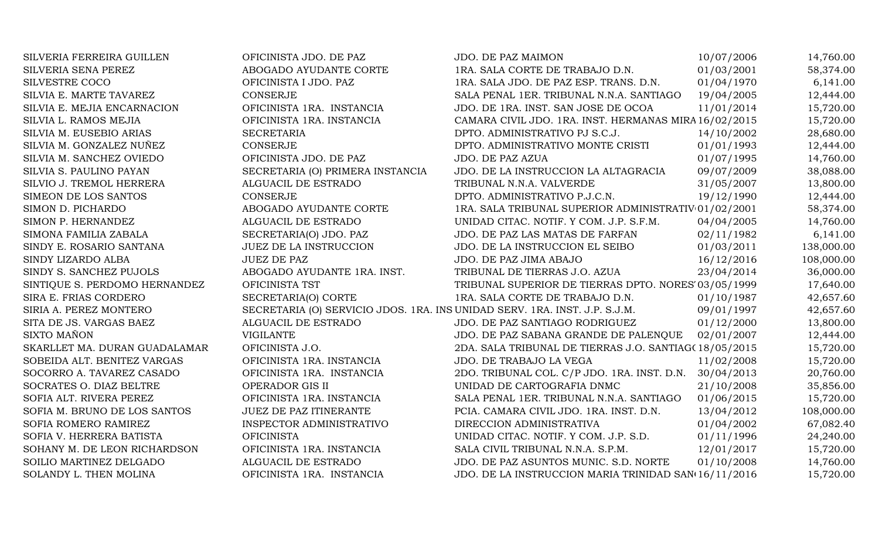| | | | | |
|---|---|---|---|---|
| SILVERIA FERREIRA GUILLEN | OFICINISTA JDO. DE PAZ | JDO. DE PAZ MAIMON | 10/07/2006 | 14,760.00 |
| SILVERIA SENA PEREZ | ABOGADO AYUDANTE CORTE | 1RA. SALA CORTE DE TRABAJO D.N. | 01/03/2001 | 58,374.00 |
| SILVESTRE COCO | OFICINISTA I JDO. PAZ | 1RA. SALA JDO. DE PAZ ESP. TRANS. D.N. | 01/04/1970 | 6,141.00 |
| SILVIA E. MARTE TAVAREZ | CONSERJE | SALA PENAL 1ER. TRIBUNAL N.N.A. SANTIAGO | 19/04/2005 | 12,444.00 |
| SILVIA E. MEJIA ENCARNACION | OFICINISTA 1RA. INSTANCIA | JDO. DE 1RA. INST. SAN JOSE DE OCOA | 11/01/2014 | 15,720.00 |
| SILVIA L. RAMOS MEJIA | OFICINISTA 1RA. INSTANCIA | CAMARA CIVIL JDO. 1RA. INST. HERMANAS MIRA | 16/02/2015 | 15,720.00 |
| SILVIA M. EUSEBIO ARIAS | SECRETARIA | DPTO. ADMINISTRATIVO PJ S.C.J. | 14/10/2002 | 28,680.00 |
| SILVIA M. GONZALEZ NUÑEZ | CONSERJE | DPTO. ADMINISTRATIVO MONTE CRISTI | 01/01/1993 | 12,444.00 |
| SILVIA M. SANCHEZ OVIEDO | OFICINISTA JDO. DE PAZ | JDO. DE PAZ AZUA | 01/07/1995 | 14,760.00 |
| SILVIA S. PAULINO PAYAN | SECRETARIA (O) PRIMERA INSTANCIA | JDO. DE LA INSTRUCCION LA ALTAGRACIA | 09/07/2009 | 38,088.00 |
| SILVIO J. TREMOL HERRERA | ALGUACIL DE ESTRADO | TRIBUNAL N.N.A. VALVERDE | 31/05/2007 | 13,800.00 |
| SIMEON DE LOS SANTOS | CONSERJE | DPTO. ADMINISTRATIVO P.J.C.N. | 19/12/1990 | 12,444.00 |
| SIMON D. PICHARDO | ABOGADO AYUDANTE CORTE | 1RA. SALA TRIBUNAL SUPERIOR ADMINISTRATIV | 01/02/2001 | 58,374.00 |
| SIMON P. HERNANDEZ | ALGUACIL DE ESTRADO | UNIDAD CITAC. NOTIF. Y COM. J.P. S.F.M. | 04/04/2005 | 14,760.00 |
| SIMONA FAMILIA ZABALA | SECRETARIA(O) JDO. PAZ | JDO. DE PAZ LAS MATAS DE FARFAN | 02/11/1982 | 6,141.00 |
| SINDY E. ROSARIO SANTANA | JUEZ DE LA INSTRUCCION | JDO. DE LA INSTRUCCION EL SEIBO | 01/03/2011 | 138,000.00 |
| SINDY LIZARDO ALBA | JUEZ DE PAZ | JDO. DE PAZ JIMA ABAJO | 16/12/2016 | 108,000.00 |
| SINDY S. SANCHEZ PUJOLS | ABOGADO AYUDANTE 1RA. INST. | TRIBUNAL DE TIERRAS J.O. AZUA | 23/04/2014 | 36,000.00 |
| SINTIQUE S. PERDOMO HERNANDEZ | OFICINISTA TST | TRIBUNAL SUPERIOR DE TIERRAS DPTO. NORES | 03/05/1999 | 17,640.00 |
| SIRA E. FRIAS CORDERO | SECRETARIA(O) CORTE | 1RA. SALA CORTE DE TRABAJO D.N. | 01/10/1987 | 42,657.60 |
| SIRIA A. PEREZ MONTERO | SECRETARIA (O) SERVICIO JDOS. 1RA. INS | UNIDAD SERV. 1RA. INST. J.P. S.J.M. | 09/01/1997 | 42,657.60 |
| SITA DE JS. VARGAS BAEZ | ALGUACIL DE ESTRADO | JDO. DE PAZ SANTIAGO RODRIGUEZ | 01/12/2000 | 13,800.00 |
| SIXTO MAÑON | VIGILANTE | JDO. DE PAZ SABANA GRANDE DE PALENQUE | 02/01/2007 | 12,444.00 |
| SKARLLET MA. DURAN GUADALAMAR | OFICINISTA J.O. | 2DA. SALA TRIBUNAL DE TIERRAS J.O. SANTIAG | 18/05/2015 | 15,720.00 |
| SOBEIDA ALT. BENITEZ VARGAS | OFICINISTA 1RA. INSTANCIA | JDO. DE TRABAJO LA VEGA | 11/02/2008 | 15,720.00 |
| SOCORRO A. TAVAREZ CASADO | OFICINISTA 1RA. INSTANCIA | 2DO. TRIBUNAL COL. C/P JDO. 1RA. INST. D.N. | 30/04/2013 | 20,760.00 |
| SOCRATES O. DIAZ BELTRE | OPERADOR GIS II | UNIDAD DE CARTOGRAFIA DNMC | 21/10/2008 | 35,856.00 |
| SOFIA ALT. RIVERA PEREZ | OFICINISTA 1RA. INSTANCIA | SALA PENAL 1ER. TRIBUNAL N.N.A. SANTIAGO | 01/06/2015 | 15,720.00 |
| SOFIA M. BRUNO DE LOS SANTOS | JUEZ DE PAZ ITINERANTE | PCIA. CAMARA CIVIL JDO. 1RA. INST. D.N. | 13/04/2012 | 108,000.00 |
| SOFIA ROMERO RAMIREZ | INSPECTOR ADMINISTRATIVO | DIRECCION ADMINISTRATIVA | 01/04/2002 | 67,082.40 |
| SOFIA V. HERRERA BATISTA | OFICINISTA | UNIDAD CITAC. NOTIF. Y COM. J.P. S.D. | 01/11/1996 | 24,240.00 |
| SOHANY M. DE LEON RICHARDSON | OFICINISTA 1RA. INSTANCIA | SALA CIVIL TRIBUNAL N.N.A. S.P.M. | 12/01/2017 | 15,720.00 |
| SOILIO MARTINEZ DELGADO | ALGUACIL DE ESTRADO | JDO. DE PAZ ASUNTOS MUNIC. S.D. NORTE | 01/10/2008 | 14,760.00 |
| SOLANDY L. THEN MOLINA | OFICINISTA 1RA. INSTANCIA | JDO. DE LA INSTRUCCION MARIA TRINIDAD SAN | 16/11/2016 | 15,720.00 |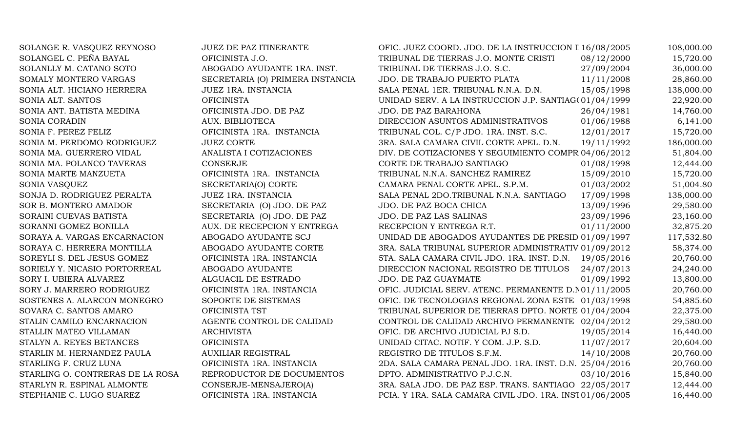| | | | | |
|---|---|---|---|---|
| SOLANGE R. VASQUEZ REYNOSO | JUEZ DE PAZ ITINERANTE | OFIC. JUEZ COORD. JDO. DE LA INSTRUCCION D | 16/08/2005 | 108,000.00 |
| SOLANGEL C. PEÑA BAYAL | OFICINISTA J.O. | TRIBUNAL DE TIERRAS J.O. MONTE CRISTI | 08/12/2000 | 15,720.00 |
| SOLANLLY M. CATANO SOTO | ABOGADO AYUDANTE 1RA. INST. | TRIBUNAL DE TIERRAS J.O. S.C. | 27/09/2004 | 36,000.00 |
| SOMALY MONTERO VARGAS | SECRETARIA (O) PRIMERA INSTANCIA | JDO. DE TRABAJO PUERTO PLATA | 11/11/2008 | 28,860.00 |
| SONIA ALT. HICIANO HERRERA | JUEZ 1RA. INSTANCIA | SALA PENAL 1ER. TRIBUNAL N.N.A. D.N. | 15/05/1998 | 138,000.00 |
| SONIA ALT. SANTOS | OFICINISTA | UNIDAD SERV. A LA INSTRUCCION J.P. SANTIAGO | 01/04/1999 | 22,920.00 |
| SONIA ANT. BATISTA MEDINA | OFICINISTA JDO. DE PAZ | JDO. DE PAZ BARAHONA | 26/04/1981 | 14,760.00 |
| SONIA CORADIN | AUX. BIBLIOTECA | DIRECCION ASUNTOS ADMINISTRATIVOS | 01/06/1988 | 6,141.00 |
| SONIA F. PEREZ FELIZ | OFICINISTA 1RA. INSTANCIA | TRIBUNAL COL. C/P JDO. 1RA. INST. S.C. | 12/01/2017 | 15,720.00 |
| SONIA M. PERDOMO RODRIGUEZ | JUEZ CORTE | 3RA. SALA CAMARA CIVIL CORTE APEL. D.N. | 19/11/1992 | 186,000.00 |
| SONIA MA. GUERRERO VIDAL | ANALISTA I COTIZACIONES | DIV. DE COTIZACIONES Y SEGUIMIENTO COMPR. | 04/06/2012 | 51,804.00 |
| SONIA MA. POLANCO TAVERAS | CONSERJE | CORTE DE TRABAJO SANTIAGO | 01/08/1998 | 12,444.00 |
| SONIA MARTE MANZUETA | OFICINISTA 1RA. INSTANCIA | TRIBUNAL N.N.A. SANCHEZ RAMIREZ | 15/09/2010 | 15,720.00 |
| SONIA VASQUEZ | SECRETARIA(O) CORTE | CAMARA PENAL CORTE APEL. S.P.M. | 01/03/2002 | 51,004.80 |
| SONJA D. RODRIGUEZ PERALTA | JUEZ 1RA. INSTANCIA | SALA PENAL 2DO.TRIBUNAL N.N.A. SANTIAGO | 17/09/1998 | 138,000.00 |
| SOR B. MONTERO AMADOR | SECRETARIA (O) JDO. DE PAZ | JDO. DE PAZ BOCA CHICA | 13/09/1996 | 29,580.00 |
| SORAINI CUEVAS BATISTA | SECRETARIA (O) JDO. DE PAZ | JDO. DE PAZ LAS SALINAS | 23/09/1996 | 23,160.00 |
| SORANNI GOMEZ BONILLA | AUX. DE RECEPCION Y ENTREGA | RECEPCION Y ENTREGA R.T. | 01/11/2000 | 32,875.20 |
| SORAYA A. VARGAS ENCARNACION | ABOGADO AYUDANTE SCJ | UNIDAD DE ABOGADOS AYUDANTES DE PRESID | 01/09/1997 | 117,532.80 |
| SORAYA C. HERRERA MONTILLA | ABOGADO AYUDANTE CORTE | 3RA. SALA TRIBUNAL SUPERIOR ADMINISTRATIV | 01/09/2012 | 58,374.00 |
| SOREYLI S. DEL JESUS GOMEZ | OFICINISTA 1RA. INSTANCIA | 5TA. SALA CAMARA CIVIL JDO. 1RA. INST. D.N. | 19/05/2016 | 20,760.00 |
| SORIELY Y. NICASIO PORTORREAL | ABOGADO AYUDANTE | DIRECCION NACIONAL REGISTRO DE TITULOS | 24/07/2013 | 24,240.00 |
| SORY I. UBIERA ALVAREZ | ALGUACIL DE ESTRADO | JDO. DE PAZ GUAYMATE | 01/09/1992 | 13,800.00 |
| SORY J. MARRERO RODRIGUEZ | OFICINISTA 1RA. INSTANCIA | OFIC. JUDICIAL SERV. ATENC. PERMANENTE D.N | 01/11/2005 | 20,760.00 |
| SOSTENES A. ALARCON MONEGRO | SOPORTE DE SISTEMAS | OFIC. DE TECNOLOGIAS REGIONAL ZONA ESTE | 01/03/1998 | 54,885.60 |
| SOVARA C. SANTOS AMARO | OFICINISTA TST | TRIBUNAL SUPERIOR DE TIERRAS DPTO. NORTE | 01/04/2004 | 22,375.00 |
| STALIN CAMILO ENCARNACION | AGENTE CONTROL DE CALIDAD | CONTROL DE CALIDAD ARCHIVO PERMANENTE | 02/04/2012 | 29,580.00 |
| STALLIN MATEO VILLAMAN | ARCHIVISTA | OFIC. DE ARCHIVO JUDICIAL PJ S.D. | 19/05/2014 | 16,440.00 |
| STALYN A. REYES BETANCES | OFICINISTA | UNIDAD CITAC. NOTIF. Y COM. J.P. S.D. | 11/07/2017 | 20,604.00 |
| STARLIN M. HERNANDEZ PAULA | AUXILIAR REGISTRAL | REGISTRO DE TITULOS S.F.M. | 14/10/2008 | 20,760.00 |
| STARLING F. CRUZ LUNA | OFICINISTA 1RA. INSTANCIA | 2DA. SALA CAMARA PENAL JDO. 1RA. INST. D.N. | 25/04/2016 | 20,760.00 |
| STARLING O. CONTRERAS DE LA ROSA | REPRODUCTOR DE DOCUMENTOS | DPTO. ADMINISTRATIVO P.J.C.N. | 03/10/2016 | 15,840.00 |
| STARLYN R. ESPINAL ALMONTE | CONSERJE-MENSAJERO(A) | 3RA. SALA JDO. DE PAZ ESP. TRANS. SANTIAGO | 22/05/2017 | 12,444.00 |
| STEPHANIE C. LUGO SUAREZ | OFICINISTA 1RA. INSTANCIA | PCIA. Y 1RA. SALA CAMARA CIVIL JDO. 1RA. INST | 01/06/2005 | 16,440.00 |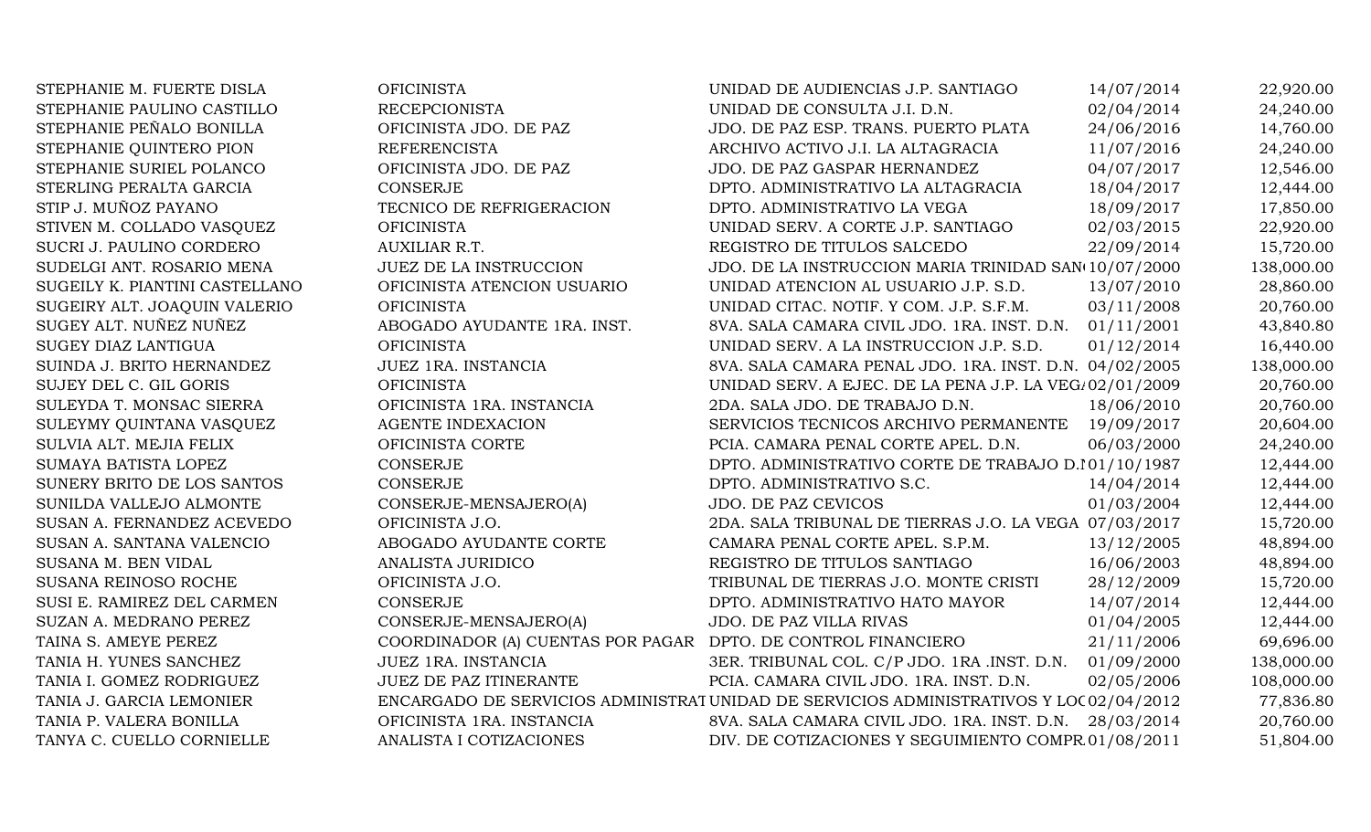| | | | | |
|---|---|---|---|---|
| STEPHANIE M. FUERTE DISLA | OFICINISTA | UNIDAD DE AUDIENCIAS J.P. SANTIAGO | 14/07/2014 | 22,920.00 |
| STEPHANIE PAULINO CASTILLO | RECEPCIONISTA | UNIDAD DE CONSULTA J.I. D.N. | 02/04/2014 | 24,240.00 |
| STEPHANIE PEÑALO BONILLA | OFICINISTA JDO. DE PAZ | JDO. DE PAZ ESP. TRANS. PUERTO PLATA | 24/06/2016 | 14,760.00 |
| STEPHANIE QUINTERO PION | REFERENCISTA | ARCHIVO ACTIVO J.I. LA ALTAGRACIA | 11/07/2016 | 24,240.00 |
| STEPHANIE SURIEL POLANCO | OFICINISTA JDO. DE PAZ | JDO. DE PAZ GASPAR HERNANDEZ | 04/07/2017 | 12,546.00 |
| STERLING PERALTA GARCIA | CONSERJE | DPTO. ADMINISTRATIVO LA ALTAGRACIA | 18/04/2017 | 12,444.00 |
| STIP J. MUÑOZ PAYANO | TECNICO DE REFRIGERACION | DPTO. ADMINISTRATIVO LA VEGA | 18/09/2017 | 17,850.00 |
| STIVEN M. COLLADO VASQUEZ | OFICINISTA | UNIDAD SERV. A CORTE J.P. SANTIAGO | 02/03/2015 | 22,920.00 |
| SUCRI J. PAULINO CORDERO | AUXILIAR R.T. | REGISTRO DE TITULOS SALCEDO | 22/09/2014 | 15,720.00 |
| SUDELGI ANT. ROSARIO MENA | JUEZ DE LA INSTRUCCION | JDO. DE LA INSTRUCCION MARIA TRINIDAD SAN | 10/07/2000 | 138,000.00 |
| SUGEILY K. PIANTINI CASTELLANO | OFICINISTA ATENCION USUARIO | UNIDAD ATENCION AL USUARIO J.P. S.D. | 13/07/2010 | 28,860.00 |
| SUGEIRY ALT. JOAQUIN VALERIO | OFICINISTA | UNIDAD CITAC. NOTIF. Y COM. J.P. S.F.M. | 03/11/2008 | 20,760.00 |
| SUGEY ALT. NUÑEZ NUÑEZ | ABOGADO AYUDANTE 1RA. INST. | 8VA. SALA CAMARA CIVIL JDO. 1RA. INST. D.N. | 01/11/2001 | 43,840.80 |
| SUGEY DIAZ LANTIGUA | OFICINISTA | UNIDAD SERV. A LA INSTRUCCION J.P. S.D. | 01/12/2014 | 16,440.00 |
| SUINDA J. BRITO HERNANDEZ | JUEZ 1RA. INSTANCIA | 8VA. SALA CAMARA PENAL JDO. 1RA. INST. D.N. | 04/02/2005 | 138,000.00 |
| SUJEY DEL C. GIL GORIS | OFICINISTA | UNIDAD SERV. A EJEC. DE LA PENA J.P. LA VEG/ | 02/01/2009 | 20,760.00 |
| SULEYDA T. MONSAC SIERRA | OFICINISTA 1RA. INSTANCIA | 2DA. SALA JDO. DE TRABAJO D.N. | 18/06/2010 | 20,760.00 |
| SULEYMY QUINTANA VASQUEZ | AGENTE INDEXACION | SERVICIOS TECNICOS ARCHIVO PERMANENTE | 19/09/2017 | 20,604.00 |
| SULVIA ALT. MEJIA FELIX | OFICINISTA CORTE | PCIA. CAMARA PENAL CORTE APEL. D.N. | 06/03/2000 | 24,240.00 |
| SUMAYA BATISTA LOPEZ | CONSERJE | DPTO. ADMINISTRATIVO CORTE DE TRABAJO D.I | 01/10/1987 | 12,444.00 |
| SUNERY BRITO DE LOS SANTOS | CONSERJE | DPTO. ADMINISTRATIVO S.C. | 14/04/2014 | 12,444.00 |
| SUNILDA VALLEJO ALMONTE | CONSERJE-MENSAJERO(A) | JDO. DE PAZ CEVICOS | 01/03/2004 | 12,444.00 |
| SUSAN A. FERNANDEZ ACEVEDO | OFICINISTA J.O. | 2DA. SALA TRIBUNAL DE TIERRAS J.O. LA VEGA | 07/03/2017 | 15,720.00 |
| SUSAN A. SANTANA VALENCIO | ABOGADO AYUDANTE CORTE | CAMARA PENAL CORTE APEL. S.P.M. | 13/12/2005 | 48,894.00 |
| SUSANA M. BEN VIDAL | ANALISTA JURIDICO | REGISTRO DE TITULOS SANTIAGO | 16/06/2003 | 48,894.00 |
| SUSANA REINOSO ROCHE | OFICINISTA J.O. | TRIBUNAL DE TIERRAS J.O. MONTE CRISTI | 28/12/2009 | 15,720.00 |
| SUSI E. RAMIREZ DEL CARMEN | CONSERJE | DPTO. ADMINISTRATIVO HATO MAYOR | 14/07/2014 | 12,444.00 |
| SUZAN A. MEDRANO PEREZ | CONSERJE-MENSAJERO(A) | JDO. DE PAZ VILLA RIVAS | 01/04/2005 | 12,444.00 |
| TAINA S. AMEYE PEREZ | COORDINADOR (A) CUENTAS POR PAGAR | DPTO. DE CONTROL FINANCIERO | 21/11/2006 | 69,696.00 |
| TANIA H. YUNES SANCHEZ | JUEZ 1RA. INSTANCIA | 3ER. TRIBUNAL COL. C/P JDO. 1RA .INST. D.N. | 01/09/2000 | 138,000.00 |
| TANIA I. GOMEZ RODRIGUEZ | JUEZ DE PAZ ITINERANTE | PCIA. CAMARA CIVIL JDO. 1RA. INST. D.N. | 02/05/2006 | 108,000.00 |
| TANIA J. GARCIA LEMONIER | ENCARGADO DE SERVICIOS ADMINISTRAT | UNIDAD DE SERVICIOS ADMINISTRATIVOS Y LOC | 02/04/2012 | 77,836.80 |
| TANIA P. VALERA BONILLA | OFICINISTA 1RA. INSTANCIA | 8VA. SALA CAMARA CIVIL JDO. 1RA. INST. D.N. | 28/03/2014 | 20,760.00 |
| TANYA C. CUELLO CORNIELLE | ANALISTA I COTIZACIONES | DIV. DE COTIZACIONES Y SEGUIMIENTO COMPR. | 01/08/2011 | 51,804.00 |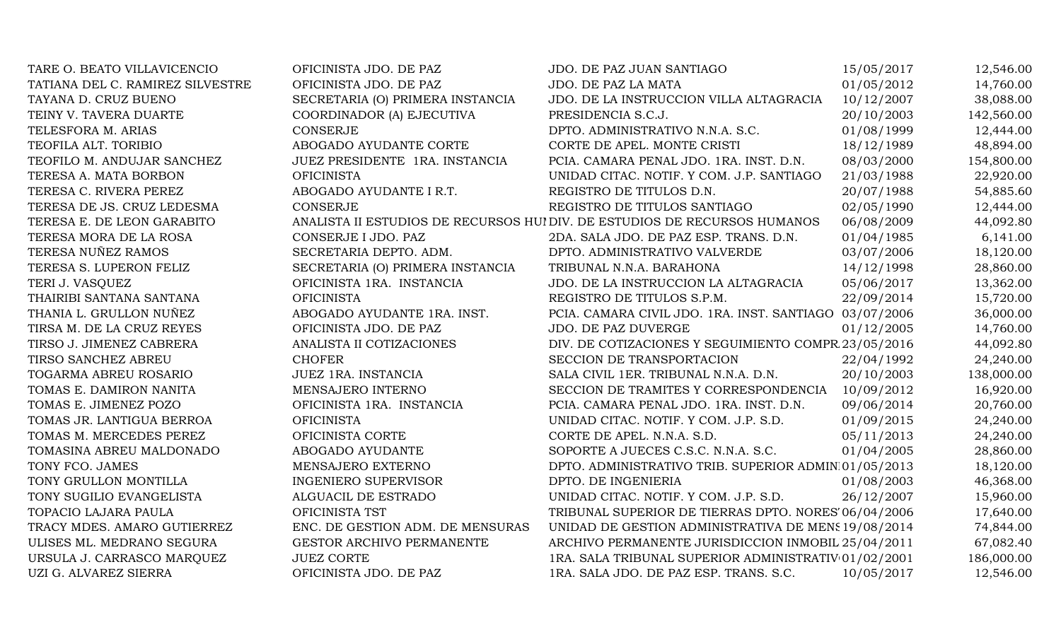| | | | | |
|---|---|---|---|---|
| TARE O. BEATO VILLAVICENCIO | OFICINISTA JDO. DE PAZ | JDO. DE PAZ JUAN SANTIAGO | 15/05/2017 | 12,546.00 |
| TATIANA DEL C. RAMIREZ SILVESTRE | OFICINISTA JDO. DE PAZ | JDO. DE PAZ LA MATA | 01/05/2012 | 14,760.00 |
| TAYANA D. CRUZ BUENO | SECRETARIA (O) PRIMERA INSTANCIA | JDO. DE LA INSTRUCCION VILLA ALTAGRACIA | 10/12/2007 | 38,088.00 |
| TEINY V. TAVERA DUARTE | COORDINADOR (A) EJECUTIVA | PRESIDENCIA S.C.J. | 20/10/2003 | 142,560.00 |
| TELESFORA M. ARIAS | CONSERJE | DPTO. ADMINISTRATIVO N.N.A. S.C. | 01/08/1999 | 12,444.00 |
| TEOFILA ALT. TORIBIO | ABOGADO AYUDANTE CORTE | CORTE DE APEL. MONTE CRISTI | 18/12/1989 | 48,894.00 |
| TEOFILO M. ANDUJAR SANCHEZ | JUEZ PRESIDENTE 1RA. INSTANCIA | PCIA. CAMARA PENAL JDO. 1RA. INST. D.N. | 08/03/2000 | 154,800.00 |
| TERESA A. MATA BORBON | OFICINISTA | UNIDAD CITAC. NOTIF. Y COM. J.P. SANTIAGO | 21/03/1988 | 22,920.00 |
| TERESA C. RIVERA PEREZ | ABOGADO AYUDANTE I R.T. | REGISTRO DE TITULOS D.N. | 20/07/1988 | 54,885.60 |
| TERESA DE JS. CRUZ LEDESMA | CONSERJE | REGISTRO DE TITULOS SANTIAGO | 02/05/1990 | 12,444.00 |
| TERESA E. DE LEON GARABITO | ANALISTA II ESTUDIOS DE RECURSOS HUI | DIV. DE ESTUDIOS DE RECURSOS HUMANOS | 06/08/2009 | 44,092.80 |
| TERESA MORA DE LA ROSA | CONSERJE I JDO. PAZ | 2DA. SALA JDO. DE PAZ ESP. TRANS. D.N. | 01/04/1985 | 6,141.00 |
| TERESA NUÑEZ RAMOS | SECRETARIA DEPTO. ADM. | DPTO. ADMINISTRATIVO VALVERDE | 03/07/2006 | 18,120.00 |
| TERESA S. LUPERON FELIZ | SECRETARIA (O) PRIMERA INSTANCIA | TRIBUNAL N.N.A. BARAHONA | 14/12/1998 | 28,860.00 |
| TERI J. VASQUEZ | OFICINISTA 1RA. INSTANCIA | JDO. DE LA INSTRUCCION LA ALTAGRACIA | 05/06/2017 | 13,362.00 |
| THAIRIBI SANTANA SANTANA | OFICINISTA | REGISTRO DE TITULOS S.P.M. | 22/09/2014 | 15,720.00 |
| THANIA L. GRULLON NUÑEZ | ABOGADO AYUDANTE 1RA. INST. | PCIA. CAMARA CIVIL JDO. 1RA. INST. SANTIAGO | 03/07/2006 | 36,000.00 |
| TIRSA M. DE LA CRUZ REYES | OFICINISTA JDO. DE PAZ | JDO. DE PAZ DUVERGE | 01/12/2005 | 14,760.00 |
| TIRSO J. JIMENEZ CABRERA | ANALISTA II COTIZACIONES | DIV. DE COTIZACIONES Y SEGUIMIENTO COMPR | 23/05/2016 | 44,092.80 |
| TIRSO SANCHEZ ABREU | CHOFER | SECCION DE TRANSPORTACION | 22/04/1992 | 24,240.00 |
| TOGARMA ABREU ROSARIO | JUEZ 1RA. INSTANCIA | SALA CIVIL 1ER. TRIBUNAL N.N.A. D.N. | 20/10/2003 | 138,000.00 |
| TOMAS E. DAMIRON NANITA | MENSAJERO INTERNO | SECCION DE TRAMITES Y CORRESPONDENCIA | 10/09/2012 | 16,920.00 |
| TOMAS E. JIMENEZ POZO | OFICINISTA 1RA. INSTANCIA | PCIA. CAMARA PENAL JDO. 1RA. INST. D.N. | 09/06/2014 | 20,760.00 |
| TOMAS JR. LANTIGUA BERROA | OFICINISTA | UNIDAD CITAC. NOTIF. Y COM. J.P. S.D. | 01/09/2015 | 24,240.00 |
| TOMAS M. MERCEDES PEREZ | OFICINISTA CORTE | CORTE DE APEL. N.N.A. S.D. | 05/11/2013 | 24,240.00 |
| TOMASINA ABREU MALDONADO | ABOGADO AYUDANTE | SOPORTE A JUECES C.S.C. N.N.A. S.C. | 01/04/2005 | 28,860.00 |
| TONY FCO. JAMES | MENSAJERO EXTERNO | DPTO. ADMINISTRATIVO TRIB. SUPERIOR ADMIN | 01/05/2013 | 18,120.00 |
| TONY GRULLON MONTILLA | INGENIERO SUPERVISOR | DPTO. DE INGENIERIA | 01/08/2003 | 46,368.00 |
| TONY SUGILIO EVANGELISTA | ALGUACIL DE ESTRADO | UNIDAD CITAC. NOTIF. Y COM. J.P. S.D. | 26/12/2007 | 15,960.00 |
| TOPACIO LAJARA PAULA | OFICINISTA TST | TRIBUNAL SUPERIOR DE TIERRAS DPTO. NORES | 06/04/2006 | 17,640.00 |
| TRACY MDES. AMARO GUTIERREZ | ENC. DE GESTION ADM. DE MENSURAS | UNIDAD DE GESTION ADMINISTRATIVA DE MENS | 19/08/2014 | 74,844.00 |
| ULISES ML. MEDRANO SEGURA | GESTOR ARCHIVO PERMANENTE | ARCHIVO PERMANENTE JURISDICCION INMOBIL | 25/04/2011 | 67,082.40 |
| URSULA J. CARRASCO MARQUEZ | JUEZ CORTE | 1RA. SALA TRIBUNAL SUPERIOR ADMINISTRATIV | 01/02/2001 | 186,000.00 |
| UZI G. ALVAREZ SIERRA | OFICINISTA JDO. DE PAZ | 1RA. SALA JDO. DE PAZ ESP. TRANS. S.C. | 10/05/2017 | 12,546.00 |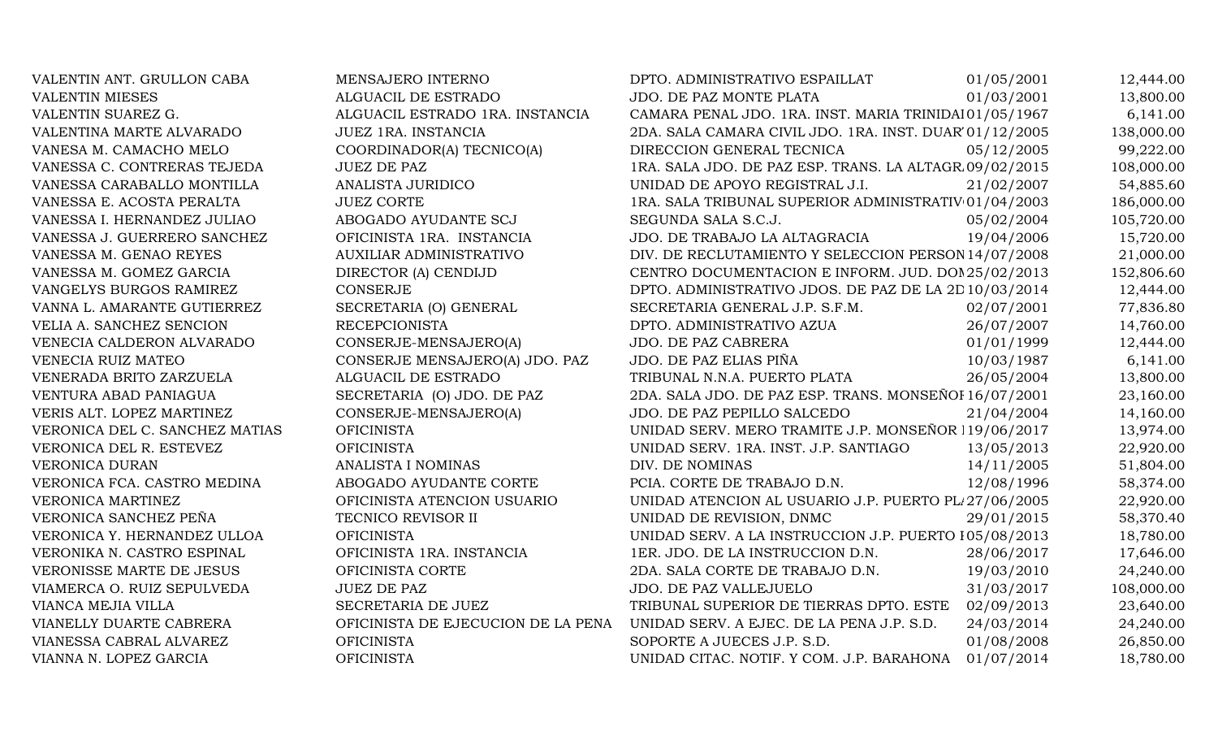| | | | | |
|---|---|---|---|---|
| VALENTIN ANT. GRULLON CABA | MENSAJERO INTERNO | DPTO. ADMINISTRATIVO ESPAILLAT | 01/05/2001 | 12,444.00 |
| VALENTIN MIESES | ALGUACIL DE ESTRADO | JDO. DE PAZ MONTE PLATA | 01/03/2001 | 13,800.00 |
| VALENTIN SUAREZ G. | ALGUACIL ESTRADO 1RA. INSTANCIA | CAMARA PENAL JDO. 1RA. INST. MARIA TRINIDAI | 01/05/1967 | 6,141.00 |
| VALENTINA MARTE ALVARADO | JUEZ 1RA. INSTANCIA | 2DA. SALA CAMARA CIVIL JDO. 1RA. INST. DUAR' | 01/12/2005 | 138,000.00 |
| VANESA M. CAMACHO MELO | COORDINADOR(A) TECNICO(A) | DIRECCION GENERAL TECNICA | 05/12/2005 | 99,222.00 |
| VANESSA C. CONTRERAS TEJEDA | JUEZ DE PAZ | 1RA. SALA JDO. DE PAZ ESP. TRANS. LA ALTAGR. | 09/02/2015 | 108,000.00 |
| VANESSA CARABALLO MONTILLA | ANALISTA JURIDICO | UNIDAD DE APOYO REGISTRAL J.I. | 21/02/2007 | 54,885.60 |
| VANESSA E. ACOSTA PERALTA | JUEZ CORTE | 1RA. SALA TRIBUNAL SUPERIOR ADMINISTRATIV | 01/04/2003 | 186,000.00 |
| VANESSA I. HERNANDEZ JULIAO | ABOGADO AYUDANTE SCJ | SEGUNDA SALA S.C.J. | 05/02/2004 | 105,720.00 |
| VANESSA J. GUERRERO SANCHEZ | OFICINISTA 1RA. INSTANCIA | JDO. DE TRABAJO LA ALTAGRACIA | 19/04/2006 | 15,720.00 |
| VANESSA M. GENAO REYES | AUXILIAR ADMINISTRATIVO | DIV. DE RECLUTAMIENTO Y SELECCION PERSON | 14/07/2008 | 21,000.00 |
| VANESSA M. GOMEZ GARCIA | DIRECTOR (A) CENDIJD | CENTRO DOCUMENTACION E INFORM. JUD. DON | 25/02/2013 | 152,806.60 |
| VANGELYS BURGOS RAMIREZ | CONSERJE | DPTO. ADMINISTRATIVO JDOS. DE PAZ DE LA 2D | 10/03/2014 | 12,444.00 |
| VANNA L. AMARANTE GUTIERREZ | SECRETARIA (O) GENERAL | SECRETARIA GENERAL J.P. S.F.M. | 02/07/2001 | 77,836.80 |
| VELIA A. SANCHEZ SENCION | RECEPCIONISTA | DPTO. ADMINISTRATIVO AZUA | 26/07/2007 | 14,760.00 |
| VENECIA CALDERON ALVARADO | CONSERJE-MENSAJERO(A) | JDO. DE PAZ CABRERA | 01/01/1999 | 12,444.00 |
| VENECIA RUIZ MATEO | CONSERJE MENSAJERO(A) JDO. PAZ | JDO. DE PAZ ELIAS PIÑA | 10/03/1987 | 6,141.00 |
| VENERADA BRITO ZARZUELA | ALGUACIL DE ESTRADO | TRIBUNAL N.N.A. PUERTO PLATA | 26/05/2004 | 13,800.00 |
| VENTURA ABAD PANIAGUA | SECRETARIA (O) JDO. DE PAZ | 2DA. SALA JDO. DE PAZ ESP. TRANS. MONSEÑOI | 16/07/2001 | 23,160.00 |
| VERIS ALT. LOPEZ MARTINEZ | CONSERJE-MENSAJERO(A) | JDO. DE PAZ PEPILLO SALCEDO | 21/04/2004 | 14,160.00 |
| VERONICA DEL C. SANCHEZ MATIAS | OFICINISTA | UNIDAD SERV. MERO TRAMITE J.P. MONSEÑOR I | 19/06/2017 | 13,974.00 |
| VERONICA DEL R. ESTEVEZ | OFICINISTA | UNIDAD SERV. 1RA. INST. J.P. SANTIAGO | 13/05/2013 | 22,920.00 |
| VERONICA DURAN | ANALISTA I NOMINAS | DIV. DE NOMINAS | 14/11/2005 | 51,804.00 |
| VERONICA FCA. CASTRO MEDINA | ABOGADO AYUDANTE CORTE | PCIA. CORTE DE TRABAJO D.N. | 12/08/1996 | 58,374.00 |
| VERONICA MARTINEZ | OFICINISTA ATENCION USUARIO | UNIDAD ATENCION AL USUARIO J.P. PUERTO PL/ | 27/06/2005 | 22,920.00 |
| VERONICA SANCHEZ PEÑA | TECNICO REVISOR II | UNIDAD DE REVISION, DNMC | 29/01/2015 | 58,370.40 |
| VERONICA Y. HERNANDEZ ULLOA | OFICINISTA | UNIDAD SERV. A LA INSTRUCCION J.P. PUERTO I | 05/08/2013 | 18,780.00 |
| VERONIKA N. CASTRO ESPINAL | OFICINISTA 1RA. INSTANCIA | 1ER. JDO. DE LA INSTRUCCION D.N. | 28/06/2017 | 17,646.00 |
| VERONISSE MARTE DE JESUS | OFICINISTA CORTE | 2DA. SALA CORTE DE TRABAJO D.N. | 19/03/2010 | 24,240.00 |
| VIAMERCA O. RUIZ SEPULVEDA | JUEZ DE PAZ | JDO. DE PAZ VALLEJUELO | 31/03/2017 | 108,000.00 |
| VIANCA MEJIA VILLA | SECRETARIA DE JUEZ | TRIBUNAL SUPERIOR DE TIERRAS DPTO. ESTE | 02/09/2013 | 23,640.00 |
| VIANELLY DUARTE CABRERA | OFICINISTA DE EJECUCION DE LA PENA | UNIDAD SERV. A EJEC. DE LA PENA J.P. S.D. | 24/03/2014 | 24,240.00 |
| VIANESSA CABRAL ALVAREZ | OFICINISTA | SOPORTE A JUECES J.P. S.D. | 01/08/2008 | 26,850.00 |
| VIANNA N. LOPEZ GARCIA | OFICINISTA | UNIDAD CITAC. NOTIF. Y COM. J.P. BARAHONA | 01/07/2014 | 18,780.00 |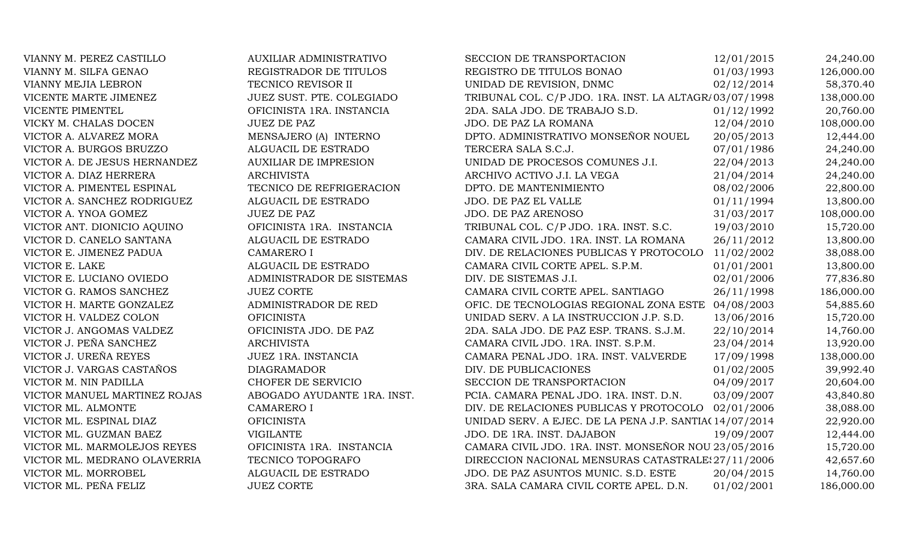| | | | | |
|---|---|---|---|---|
| VIANNY M. PEREZ CASTILLO | AUXILIAR ADMINISTRATIVO | SECCION DE TRANSPORTACION | 12/01/2015 | 24,240.00 |
| VIANNY M. SILFA GENAO | REGISTRADOR DE TITULOS | REGISTRO DE TITULOS BONAO | 01/03/1993 | 126,000.00 |
| VIANNY MEJIA LEBRON | TECNICO REVISOR II | UNIDAD DE REVISION, DNMC | 02/12/2014 | 58,370.40 |
| VICENTE MARTE JIMENEZ | JUEZ SUST. PTE. COLEGIADO | TRIBUNAL COL. C/P JDO. 1RA. INST. LA ALTAGRA | 03/07/1998 | 138,000.00 |
| VICENTE PIMENTEL | OFICINISTA 1RA. INSTANCIA | 2DA. SALA JDO. DE TRABAJO S.D. | 01/12/1992 | 20,760.00 |
| VICKY M. CHALAS DOCEN | JUEZ DE PAZ | JDO. DE PAZ LA ROMANA | 12/04/2010 | 108,000.00 |
| VICTOR A. ALVAREZ MORA | MENSAJERO (A) INTERNO | DPTO. ADMINISTRATIVO MONSEÑOR NOUEL | 20/05/2013 | 12,444.00 |
| VICTOR A. BURGOS BRUZZO | ALGUACIL DE ESTRADO | TERCERA SALA S.C.J. | 07/01/1986 | 24,240.00 |
| VICTOR A. DE JESUS HERNANDEZ | AUXILIAR DE IMPRESION | UNIDAD DE PROCESOS COMUNES J.I. | 22/04/2013 | 24,240.00 |
| VICTOR A. DIAZ HERRERA | ARCHIVISTA | ARCHIVO ACTIVO J.I. LA VEGA | 21/04/2014 | 24,240.00 |
| VICTOR A. PIMENTEL ESPINAL | TECNICO DE REFRIGERACION | DPTO. DE MANTENIMIENTO | 08/02/2006 | 22,800.00 |
| VICTOR A. SANCHEZ RODRIGUEZ | ALGUACIL DE ESTRADO | JDO. DE PAZ EL VALLE | 01/11/1994 | 13,800.00 |
| VICTOR A. YNOA GOMEZ | JUEZ DE PAZ | JDO. DE PAZ ARENOSO | 31/03/2017 | 108,000.00 |
| VICTOR ANT. DIONICIO AQUINO | OFICINISTA 1RA. INSTANCIA | TRIBUNAL COL. C/P JDO. 1RA. INST. S.C. | 19/03/2010 | 15,720.00 |
| VICTOR D. CANELO SANTANA | ALGUACIL DE ESTRADO | CAMARA CIVIL JDO. 1RA. INST. LA ROMANA | 26/11/2012 | 13,800.00 |
| VICTOR E. JIMENEZ PADUA | CAMARERO I | DIV. DE RELACIONES PUBLICAS Y PROTOCOLO | 11/02/2002 | 38,088.00 |
| VICTOR E. LAKE | ALGUACIL DE ESTRADO | CAMARA CIVIL CORTE APEL. S.P.M. | 01/01/2001 | 13,800.00 |
| VICTOR E. LUCIANO OVIEDO | ADMINISTRADOR DE SISTEMAS | DIV. DE SISTEMAS J.I. | 02/01/2006 | 77,836.80 |
| VICTOR G. RAMOS SANCHEZ | JUEZ CORTE | CAMARA CIVIL CORTE APEL. SANTIAGO | 26/11/1998 | 186,000.00 |
| VICTOR H. MARTE GONZALEZ | ADMINISTRADOR DE RED | OFIC. DE TECNOLOGIAS REGIONAL ZONA ESTE | 04/08/2003 | 54,885.60 |
| VICTOR H. VALDEZ COLON | OFICINISTA | UNIDAD SERV. A LA INSTRUCCION J.P. S.D. | 13/06/2016 | 15,720.00 |
| VICTOR J. ANGOMAS VALDEZ | OFICINISTA JDO. DE PAZ | 2DA. SALA JDO. DE PAZ ESP. TRANS. S.J.M. | 22/10/2014 | 14,760.00 |
| VICTOR J. PEÑA SANCHEZ | ARCHIVISTA | CAMARA CIVIL JDO. 1RA. INST. S.P.M. | 23/04/2014 | 13,920.00 |
| VICTOR J. UREÑA REYES | JUEZ 1RA. INSTANCIA | CAMARA PENAL JDO. 1RA. INST. VALVERDE | 17/09/1998 | 138,000.00 |
| VICTOR J. VARGAS CASTAÑOS | DIAGRAMADOR | DIV. DE PUBLICACIONES | 01/02/2005 | 39,992.40 |
| VICTOR M. NIN PADILLA | CHOFER DE SERVICIO | SECCION DE TRANSPORTACION | 04/09/2017 | 20,604.00 |
| VICTOR MANUEL MARTINEZ ROJAS | ABOGADO AYUDANTE 1RA. INST. | PCIA. CAMARA PENAL JDO. 1RA. INST. D.N. | 03/09/2007 | 43,840.80 |
| VICTOR ML. ALMONTE | CAMARERO I | DIV. DE RELACIONES PUBLICAS Y PROTOCOLO | 02/01/2006 | 38,088.00 |
| VICTOR ML. ESPINAL DIAZ | OFICINISTA | UNIDAD SERV. A EJEC. DE LA PENA J.P. SANTIA( | 14/07/2014 | 22,920.00 |
| VICTOR ML. GUZMAN BAEZ | VIGILANTE | JDO. DE 1RA. INST. DAJABON | 19/09/2007 | 12,444.00 |
| VICTOR ML. MARMOLEJOS REYES | OFICINISTA 1RA. INSTANCIA | CAMARA CIVIL JDO. 1RA. INST. MONSEÑOR NOU | 23/05/2016 | 15,720.00 |
| VICTOR ML. MEDRANO OLAVERRIA | TECNICO TOPOGRAFO | DIRECCION NACIONAL MENSURAS CATASTRALES | 27/11/2006 | 42,657.60 |
| VICTOR ML. MORROBEL | ALGUACIL DE ESTRADO | JDO. DE PAZ ASUNTOS MUNIC. S.D. ESTE | 20/04/2015 | 14,760.00 |
| VICTOR ML. PEÑA FELIZ | JUEZ CORTE | 3RA. SALA CAMARA CIVIL CORTE APEL. D.N. | 01/02/2001 | 186,000.00 |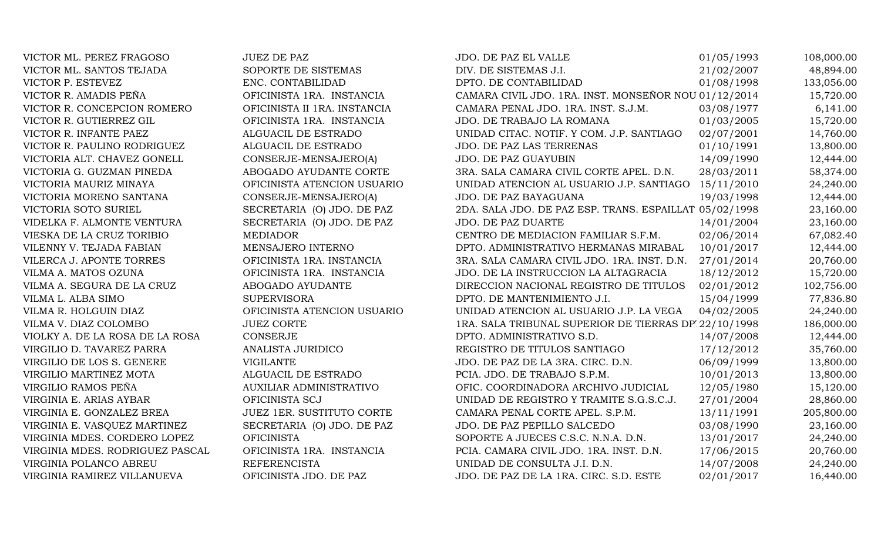| | | | | |
|---|---|---|---|---|
| VICTOR ML. PEREZ FRAGOSO | JUEZ DE PAZ | JDO. DE PAZ EL VALLE | 01/05/1993 | 108,000.00 |
| VICTOR ML. SANTOS TEJADA | SOPORTE DE SISTEMAS | DIV. DE SISTEMAS J.I. | 21/02/2007 | 48,894.00 |
| VICTOR P. ESTEVEZ | ENC. CONTABILIDAD | DPTO. DE CONTABILIDAD | 01/08/1998 | 133,056.00 |
| VICTOR R. AMADIS PEÑA | OFICINISTA 1RA. INSTANCIA | CAMARA CIVIL JDO. 1RA. INST. MONSEÑOR NOU | 01/12/2014 | 15,720.00 |
| VICTOR R. CONCEPCION ROMERO | OFICINISTA II 1RA. INSTANCIA | CAMARA PENAL JDO. 1RA. INST. S.J.M. | 03/08/1977 | 6,141.00 |
| VICTOR R. GUTIERREZ GIL | OFICINISTA 1RA. INSTANCIA | JDO. DE TRABAJO LA ROMANA | 01/03/2005 | 15,720.00 |
| VICTOR R. INFANTE PAEZ | ALGUACIL DE ESTRADO | UNIDAD CITAC. NOTIF. Y COM. J.P. SANTIAGO | 02/07/2001 | 14,760.00 |
| VICTOR R. PAULINO RODRIGUEZ | ALGUACIL DE ESTRADO | JDO. DE PAZ LAS TERRENAS | 01/10/1991 | 13,800.00 |
| VICTORIA ALT. CHAVEZ GONELL | CONSERJE-MENSAJERO(A) | JDO. DE PAZ GUAYUBIN | 14/09/1990 | 12,444.00 |
| VICTORIA G. GUZMAN PINEDA | ABOGADO AYUDANTE CORTE | 3RA. SALA CAMARA CIVIL CORTE APEL. D.N. | 28/03/2011 | 58,374.00 |
| VICTORIA MAURIZ MINAYA | OFICINISTA ATENCION USUARIO | UNIDAD ATENCION AL USUARIO J.P. SANTIAGO | 15/11/2010 | 24,240.00 |
| VICTORIA MORENO SANTANA | CONSERJE-MENSAJERO(A) | JDO. DE PAZ BAYAGUANA | 19/03/1998 | 12,444.00 |
| VICTORIA SOTO SURIEL | SECRETARIA (O) JDO. DE PAZ | 2DA. SALA JDO. DE PAZ ESP. TRANS. ESPAILLAT | 05/02/1998 | 23,160.00 |
| VIDELKA F. ALMONTE VENTURA | SECRETARIA (O) JDO. DE PAZ | JDO. DE PAZ DUARTE | 14/01/2004 | 23,160.00 |
| VIESKA DE LA CRUZ TORIBIO | MEDIADOR | CENTRO DE MEDIACION FAMILIAR S.F.M. | 02/06/2014 | 67,082.40 |
| VILENNY V. TEJADA FABIAN | MENSAJERO INTERNO | DPTO. ADMINISTRATIVO HERMANAS MIRABAL | 10/01/2017 | 12,444.00 |
| VILERCA J. APONTE TORRES | OFICINISTA 1RA. INSTANCIA | 3RA. SALA CAMARA CIVIL JDO. 1RA. INST. D.N. | 27/01/2014 | 20,760.00 |
| VILMA A. MATOS OZUNA | OFICINISTA 1RA. INSTANCIA | JDO. DE LA INSTRUCCION LA ALTAGRACIA | 18/12/2012 | 15,720.00 |
| VILMA A. SEGURA DE LA CRUZ | ABOGADO AYUDANTE | DIRECCION NACIONAL REGISTRO DE TITULOS | 02/01/2012 | 102,756.00 |
| VILMA L. ALBA SIMO | SUPERVISORA | DPTO. DE MANTENIMIENTO J.I. | 15/04/1999 | 77,836.80 |
| VILMA R. HOLGUIN DIAZ | OFICINISTA ATENCION USUARIO | UNIDAD ATENCION AL USUARIO J.P. LA VEGA | 04/02/2005 | 24,240.00 |
| VILMA V. DIAZ COLOMBO | JUEZ CORTE | 1RA. SALA TRIBUNAL SUPERIOR DE TIERRAS DP | 22/10/1998 | 186,000.00 |
| VIOLKY A. DE LA ROSA DE LA ROSA | CONSERJE | DPTO. ADMINISTRATIVO S.D. | 14/07/2008 | 12,444.00 |
| VIRGILIO D. TAVAREZ PARRA | ANALISTA JURIDICO | REGISTRO DE TITULOS SANTIAGO | 17/12/2012 | 35,760.00 |
| VIRGILIO DE LOS S. GENERE | VIGILANTE | JDO. DE PAZ DE LA 3RA. CIRC. D.N. | 06/09/1999 | 13,800.00 |
| VIRGILIO MARTINEZ MOTA | ALGUACIL DE ESTRADO | PCIA. JDO. DE TRABAJO S.P.M. | 10/01/2013 | 13,800.00 |
| VIRGILIO RAMOS PEÑA | AUXILIAR ADMINISTRATIVO | OFIC. COORDINADORA ARCHIVO JUDICIAL | 12/05/1980 | 15,120.00 |
| VIRGINIA E. ARIAS AYBAR | OFICINISTA SCJ | UNIDAD DE REGISTRO Y TRAMITE S.G.S.C.J. | 27/01/2004 | 28,860.00 |
| VIRGINIA E. GONZALEZ BREA | JUEZ 1ER. SUSTITUTO CORTE | CAMARA PENAL CORTE APEL. S.P.M. | 13/11/1991 | 205,800.00 |
| VIRGINIA E. VASQUEZ MARTINEZ | SECRETARIA (O) JDO. DE PAZ | JDO. DE PAZ PEPILLO SALCEDO | 03/08/1990 | 23,160.00 |
| VIRGINIA MDES. CORDERO LOPEZ | OFICINISTA | SOPORTE A JUECES C.S.C. N.N.A. D.N. | 13/01/2017 | 24,240.00 |
| VIRGINIA MDES. RODRIGUEZ PASCAL | OFICINISTA 1RA. INSTANCIA | PCIA. CAMARA CIVIL JDO. 1RA. INST. D.N. | 17/06/2015 | 20,760.00 |
| VIRGINIA POLANCO ABREU | REFERENCISTA | UNIDAD DE CONSULTA J.I. D.N. | 14/07/2008 | 24,240.00 |
| VIRGINIA RAMIREZ VILLANUEVA | OFICINISTA JDO. DE PAZ | JDO. DE PAZ DE LA 1RA. CIRC. S.D. ESTE | 02/01/2017 | 16,440.00 |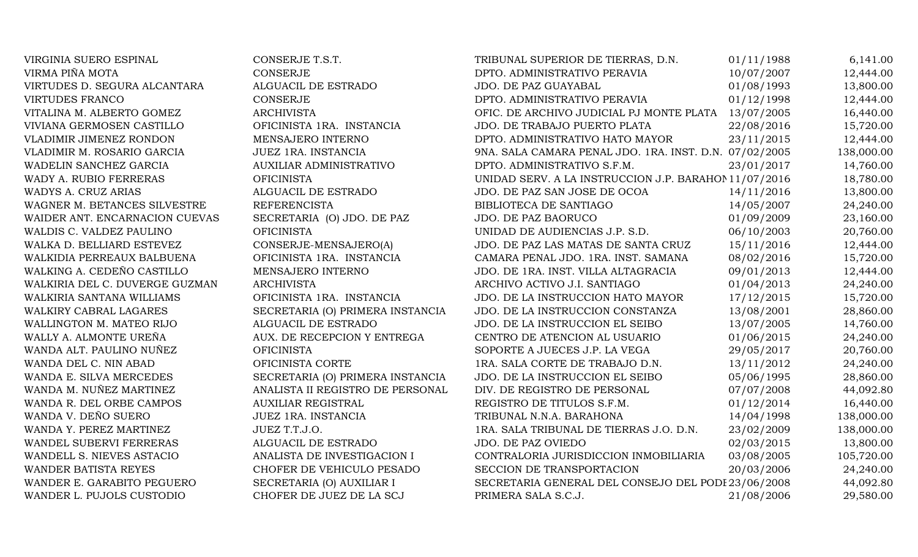| | | | | |
|---|---|---|---|---|
| VIRGINIA SUERO ESPINAL | CONSERJE T.S.T. | TRIBUNAL SUPERIOR DE TIERRAS, D.N. | 01/11/1988 | 6,141.00 |
| VIRMA PIÑA MOTA | CONSERJE | DPTO. ADMINISTRATIVO PERAVIA | 10/07/2007 | 12,444.00 |
| VIRTUDES D. SEGURA ALCANTARA | ALGUACIL DE ESTRADO | JDO. DE PAZ GUAYABAL | 01/08/1993 | 13,800.00 |
| VIRTUDES FRANCO | CONSERJE | DPTO. ADMINISTRATIVO PERAVIA | 01/12/1998 | 12,444.00 |
| VITALINA M. ALBERTO GOMEZ | ARCHIVISTA | OFIC. DE ARCHIVO JUDICIAL PJ MONTE PLATA | 13/07/2005 | 16,440.00 |
| VIVIANA GERMOSEN CASTILLO | OFICINISTA 1RA. INSTANCIA | JDO. DE TRABAJO PUERTO PLATA | 22/08/2016 | 15,720.00 |
| VLADIMIR JIMENEZ RONDON | MENSAJERO INTERNO | DPTO. ADMINISTRATIVO HATO MAYOR | 23/11/2015 | 12,444.00 |
| VLADIMIR M. ROSARIO GARCIA | JUEZ 1RA. INSTANCIA | 9NA. SALA CAMARA PENAL JDO. 1RA. INST. D.N. | 07/02/2005 | 138,000.00 |
| WADELIN SANCHEZ GARCIA | AUXILIAR ADMINISTRATIVO | DPTO. ADMINISTRATIVO S.F.M. | 23/01/2017 | 14,760.00 |
| WADY A. RUBIO FERRERAS | OFICINISTA | UNIDAD SERV. A LA INSTRUCCION J.P. BARAHON | 11/07/2016 | 18,780.00 |
| WADYS A. CRUZ ARIAS | ALGUACIL DE ESTRADO | JDO. DE PAZ SAN JOSE DE OCOA | 14/11/2016 | 13,800.00 |
| WAGNER M. BETANCES SILVESTRE | REFERENCISTA | BIBLIOTECA DE SANTIAGO | 14/05/2007 | 24,240.00 |
| WAIDER ANT. ENCARNACION CUEVAS | SECRETARIA (O) JDO. DE PAZ | JDO. DE PAZ BAORUCO | 01/09/2009 | 23,160.00 |
| WALDIS C. VALDEZ PAULINO | OFICINISTA | UNIDAD DE AUDIENCIAS J.P. S.D. | 06/10/2003 | 20,760.00 |
| WALKA D. BELLIARD ESTEVEZ | CONSERJE-MENSAJERO(A) | JDO. DE PAZ LAS MATAS DE SANTA CRUZ | 15/11/2016 | 12,444.00 |
| WALKIDIA PERREAUX BALBUENA | OFICINISTA 1RA. INSTANCIA | CAMARA PENAL JDO. 1RA. INST. SAMANA | 08/02/2016 | 15,720.00 |
| WALKING A. CEDEÑO CASTILLO | MENSAJERO INTERNO | JDO. DE 1RA. INST. VILLA ALTAGRACIA | 09/01/2013 | 12,444.00 |
| WALKIRIA DEL C. DUVERGE GUZMAN | ARCHIVISTA | ARCHIVO ACTIVO J.I. SANTIAGO | 01/04/2013 | 24,240.00 |
| WALKIRIA SANTANA WILLIAMS | OFICINISTA 1RA. INSTANCIA | JDO. DE LA INSTRUCCION HATO MAYOR | 17/12/2015 | 15,720.00 |
| WALKIRY CABRAL LAGARES | SECRETARIA (O) PRIMERA INSTANCIA | JDO. DE LA INSTRUCCION CONSTANZA | 13/08/2001 | 28,860.00 |
| WALLINGTON M. MATEO RIJO | ALGUACIL DE ESTRADO | JDO. DE LA INSTRUCCION EL SEIBO | 13/07/2005 | 14,760.00 |
| WALLY A. ALMONTE UREÑA | AUX. DE RECEPCION Y ENTREGA | CENTRO DE ATENCION AL USUARIO | 01/06/2015 | 24,240.00 |
| WANDA ALT. PAULINO NUÑEZ | OFICINISTA | SOPORTE A JUECES J.P. LA VEGA | 29/05/2017 | 20,760.00 |
| WANDA DEL C. NIN ABAD | OFICINISTA CORTE | 1RA. SALA CORTE DE TRABAJO D.N. | 13/11/2012 | 24,240.00 |
| WANDA E. SILVA MERCEDES | SECRETARIA (O) PRIMERA INSTANCIA | JDO. DE LA INSTRUCCION EL SEIBO | 05/06/1995 | 28,860.00 |
| WANDA M. NUÑEZ MARTINEZ | ANALISTA II REGISTRO DE PERSONAL | DIV. DE REGISTRO DE PERSONAL | 07/07/2008 | 44,092.80 |
| WANDA R. DEL ORBE CAMPOS | AUXILIAR REGISTRAL | REGISTRO DE TITULOS S.F.M. | 01/12/2014 | 16,440.00 |
| WANDA V. DEÑO SUERO | JUEZ 1RA. INSTANCIA | TRIBUNAL N.N.A. BARAHONA | 14/04/1998 | 138,000.00 |
| WANDA Y. PEREZ MARTINEZ | JUEZ T.T.J.O. | 1RA. SALA TRIBUNAL DE TIERRAS J.O. D.N. | 23/02/2009 | 138,000.00 |
| WANDEL SUBERVI FERRERAS | ALGUACIL DE ESTRADO | JDO. DE PAZ OVIEDO | 02/03/2015 | 13,800.00 |
| WANDELL S. NIEVES ASTACIO | ANALISTA DE INVESTIGACION I | CONTRALORIA JURISDICCION INMOBILIARIA | 03/08/2005 | 105,720.00 |
| WANDER BATISTA REYES | CHOFER DE VEHICULO PESADO | SECCION DE TRANSPORTACION | 20/03/2006 | 24,240.00 |
| WANDER E. GARABITO PEGUERO | SECRETARIA (O) AUXILIAR I | SECRETARIA GENERAL DEL CONSEJO DEL PODI | 23/06/2008 | 44,092.80 |
| WANDER L. PUJOLS CUSTODIO | CHOFER DE JUEZ DE LA SCJ | PRIMERA SALA S.C.J. | 21/08/2006 | 29,580.00 |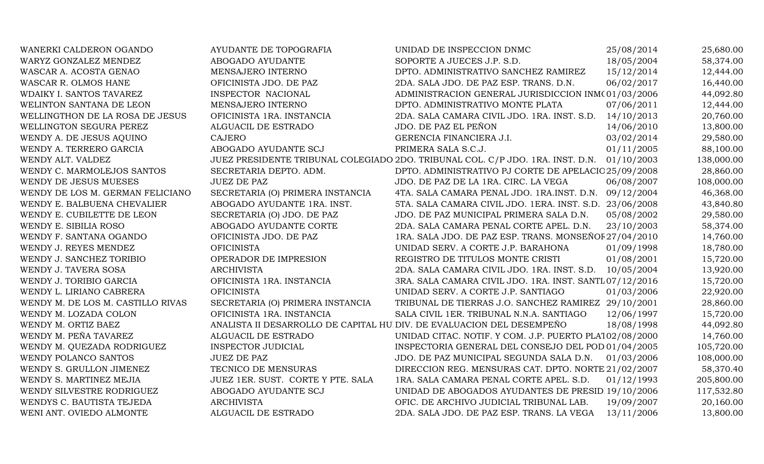| | | | | |
|---|---|---|---|---|
| WANERKI CALDERON OGANDO | AYUDANTE DE TOPOGRAFIA | UNIDAD DE INSPECCION DNMC | 25/08/2014 | 25,680.00 |
| WARYZ GONZALEZ MENDEZ | ABOGADO AYUDANTE | SOPORTE A JUECES J.P. S.D. | 18/05/2004 | 58,374.00 |
| WASCAR A. ACOSTA GENAO | MENSAJERO INTERNO | DPTO. ADMINISTRATIVO SANCHEZ RAMIREZ | 15/12/2014 | 12,444.00 |
| WASCAR R. OLMOS HANE | OFICINISTA JDO. DE PAZ | 2DA. SALA JDO. DE PAZ ESP. TRANS. D.N. | 06/02/2017 | 16,440.00 |
| WDAIKY I. SANTOS TAVAREZ | INSPECTOR NACIONAL | ADMINISTRACION GENERAL JURISDICCION INM( | 01/03/2006 | 44,092.80 |
| WELINTON SANTANA DE LEON | MENSAJERO INTERNO | DPTO. ADMINISTRATIVO MONTE PLATA | 07/06/2011 | 12,444.00 |
| WELLINGTHON DE LA ROSA DE JESUS | OFICINISTA 1RA. INSTANCIA | 2DA. SALA CAMARA CIVIL JDO. 1RA. INST. S.D. | 14/10/2013 | 20,760.00 |
| WELLINGTON SEGURA PEREZ | ALGUACIL DE ESTRADO | JDO. DE PAZ EL PEÑON | 14/06/2010 | 13,800.00 |
| WENDY A. DE JESUS AQUINO | CAJERO | GERENCIA FINANCIERA J.I. | 03/02/2014 | 29,580.00 |
| WENDY A. TERRERO GARCIA | ABOGADO AYUDANTE SCJ | PRIMERA SALA S.C.J. | 01/11/2005 | 88,100.00 |
| WENDY ALT. VALDEZ | JUEZ PRESIDENTE TRIBUNAL COLEGIADO | 2DO. TRIBUNAL COL. C/P JDO. 1RA. INST. D.N. | 01/10/2003 | 138,000.00 |
| WENDY C. MARMOLEJOS SANTOS | SECRETARIA DEPTO. ADM. | DPTO. ADMINISTRATIVO PJ CORTE DE APELACIO | 25/09/2008 | 28,860.00 |
| WENDY DE JESUS MUESES | JUEZ DE PAZ | JDO. DE PAZ DE LA 1RA. CIRC. LA VEGA | 06/08/2007 | 108,000.00 |
| WENDY DE LOS M. GERMAN FELICIANO | SECRETARIA (O) PRIMERA INSTANCIA | 4TA. SALA CAMARA PENAL JDO. 1RA.INST. D.N. | 09/12/2004 | 46,368.00 |
| WENDY E. BALBUENA CHEVALIER | ABOGADO AYUDANTE 1RA. INST. | 5TA. SALA CAMARA CIVIL JDO. 1ERA. INST. S.D. | 23/06/2008 | 43,840.80 |
| WENDY E. CUBILETTE DE LEON | SECRETARIA (O) JDO. DE PAZ | JDO. DE PAZ MUNICIPAL PRIMERA SALA D.N. | 05/08/2002 | 29,580.00 |
| WENDY E. SIBILIA ROSO | ABOGADO AYUDANTE CORTE | 2DA. SALA CAMARA PENAL CORTE APEL. D.N. | 23/10/2003 | 58,374.00 |
| WENDY F. SANTANA OGANDO | OFICINISTA JDO. DE PAZ | 1RA. SALA JDO. DE PAZ ESP. TRANS. MONSEÑOF | 27/04/2010 | 14,760.00 |
| WENDY J. REYES MENDEZ | OFICINISTA | UNIDAD SERV. A CORTE J.P. BARAHONA | 01/09/1998 | 18,780.00 |
| WENDY J. SANCHEZ TORIBIO | OPERADOR DE IMPRESION | REGISTRO DE TITULOS MONTE CRISTI | 01/08/2001 | 15,720.00 |
| WENDY J. TAVERA SOSA | ARCHIVISTA | 2DA. SALA CAMARA CIVIL JDO. 1RA. INST. S.D. | 10/05/2004 | 13,920.00 |
| WENDY J. TORIBIO GARCIA | OFICINISTA 1RA. INSTANCIA | 3RA. SALA CAMARA CIVIL JDO. 1RA. INST. SANTI. | 07/12/2016 | 15,720.00 |
| WENDY L. LIRIANO CABRERA | OFICINISTA | UNIDAD SERV. A CORTE J.P. SANTIAGO | 01/03/2006 | 22,920.00 |
| WENDY M. DE LOS M. CASTILLO RIVAS | SECRETARIA (O) PRIMERA INSTANCIA | TRIBUNAL DE TIERRAS J.O. SANCHEZ RAMIREZ | 29/10/2001 | 28,860.00 |
| WENDY M. LOZADA COLON | OFICINISTA 1RA. INSTANCIA | SALA CIVIL 1ER. TRIBUNAL N.N.A. SANTIAGO | 12/06/1997 | 15,720.00 |
| WENDY M. ORTIZ BAEZ | ANALISTA II DESARROLLO DE CAPITAL HU | DIV. DE EVALUACION DEL DESEMPEÑO | 18/08/1998 | 44,092.80 |
| WENDY M. PEÑA TAVAREZ | ALGUACIL DE ESTRADO | UNIDAD CITAC. NOTIF. Y COM. J.P. PUERTO PLAT | 02/08/2000 | 14,760.00 |
| WENDY M. QUEZADA RODRIGUEZ | INSPECTOR JUDICIAL | INSPECTORIA GENERAL DEL CONSEJO DEL POD | 01/04/2005 | 105,720.00 |
| WENDY POLANCO SANTOS | JUEZ DE PAZ | JDO. DE PAZ MUNICIPAL SEGUNDA SALA D.N. | 01/03/2006 | 108,000.00 |
| WENDY S. GRULLON JIMENEZ | TECNICO DE MENSURAS | DIRECCION REG. MENSURAS CAT. DPTO. NORTE | 21/02/2007 | 58,370.40 |
| WENDY S. MARTINEZ MEJIA | JUEZ 1ER. SUST. CORTE Y PTE. SALA | 1RA. SALA CAMARA PENAL CORTE APEL. S.D. | 01/12/1993 | 205,800.00 |
| WENDY SILVESTRE RODRIGUEZ | ABOGADO AYUDANTE SCJ | UNIDAD DE ABOGADOS AYUDANTES DE PRESID | 19/10/2006 | 117,532.80 |
| WENDYS C. BAUTISTA TEJEDA | ARCHIVISTA | OFIC. DE ARCHIVO JUDICIAL TRIBUNAL LAB. | 19/09/2007 | 20,160.00 |
| WENI ANT. OVIEDO ALMONTE | ALGUACIL DE ESTRADO | 2DA. SALA JDO. DE PAZ ESP. TRANS. LA VEGA | 13/11/2006 | 13,800.00 |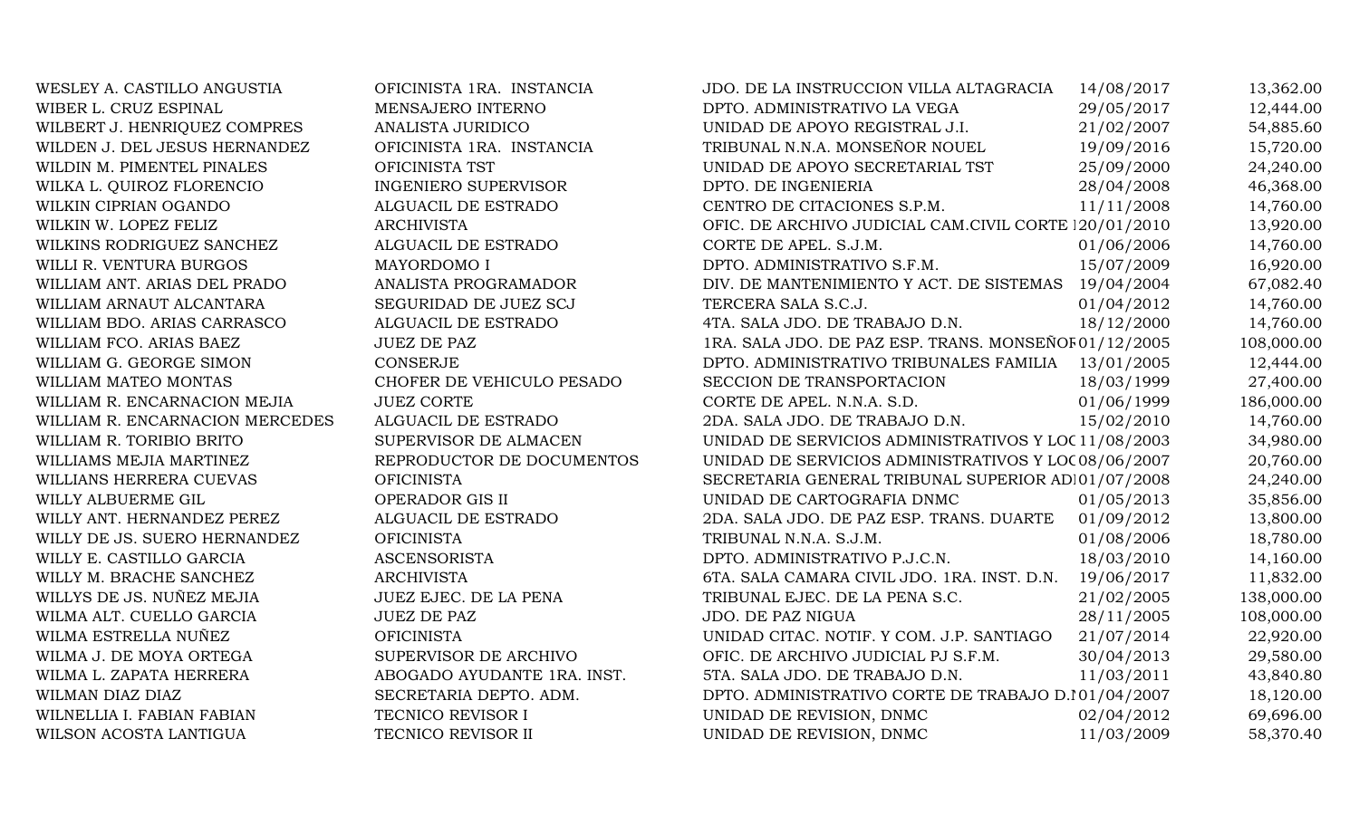| | | | | |
|---|---|---|---|---|
| WESLEY A. CASTILLO ANGUSTIA | OFICINISTA 1RA. INSTANCIA | JDO. DE LA INSTRUCCION VILLA ALTAGRACIA | 14/08/2017 | 13,362.00 |
| WIBER L. CRUZ ESPINAL | MENSAJERO INTERNO | DPTO. ADMINISTRATIVO LA VEGA | 29/05/2017 | 12,444.00 |
| WILBERT J. HENRIQUEZ COMPRES | ANALISTA JURIDICO | UNIDAD DE APOYO REGISTRAL J.I. | 21/02/2007 | 54,885.60 |
| WILDEN J. DEL JESUS HERNANDEZ | OFICINISTA 1RA. INSTANCIA | TRIBUNAL N.N.A. MONSEÑOR NOUEL | 19/09/2016 | 15,720.00 |
| WILDIN M. PIMENTEL PINALES | OFICINISTA TST | UNIDAD DE APOYO SECRETARIAL TST | 25/09/2000 | 24,240.00 |
| WILKA L. QUIROZ FLORENCIO | INGENIERO SUPERVISOR | DPTO. DE INGENIERIA | 28/04/2008 | 46,368.00 |
| WILKIN CIPRIAN OGANDO | ALGUACIL DE ESTRADO | CENTRO DE CITACIONES S.P.M. | 11/11/2008 | 14,760.00 |
| WILKIN W. LOPEZ FELIZ | ARCHIVISTA | OFIC. DE ARCHIVO JUDICIAL CAM.CIVIL CORTE I | 20/01/2010 | 13,920.00 |
| WILKINS RODRIGUEZ SANCHEZ | ALGUACIL DE ESTRADO | CORTE DE APEL. S.J.M. | 01/06/2006 | 14,760.00 |
| WILLI R. VENTURA BURGOS | MAYORDOMO I | DPTO. ADMINISTRATIVO S.F.M. | 15/07/2009 | 16,920.00 |
| WILLIAM ANT. ARIAS DEL PRADO | ANALISTA PROGRAMADOR | DIV. DE MANTENIMIENTO Y ACT. DE SISTEMAS | 19/04/2004 | 67,082.40 |
| WILLIAM ARNAUT ALCANTARA | SEGURIDAD DE JUEZ SCJ | TERCERA SALA S.C.J. | 01/04/2012 | 14,760.00 |
| WILLIAM BDO. ARIAS CARRASCO | ALGUACIL DE ESTRADO | 4TA. SALA JDO. DE TRABAJO D.N. | 18/12/2000 | 14,760.00 |
| WILLIAM FCO. ARIAS BAEZ | JUEZ DE PAZ | 1RA. SALA JDO. DE PAZ ESP. TRANS. MONSEÑOR | 01/12/2005 | 108,000.00 |
| WILLIAM G. GEORGE SIMON | CONSERJE | DPTO. ADMINISTRATIVO TRIBUNALES FAMILIA | 13/01/2005 | 12,444.00 |
| WILLIAM MATEO MONTAS | CHOFER DE VEHICULO PESADO | SECCION DE TRANSPORTACION | 18/03/1999 | 27,400.00 |
| WILLIAM R. ENCARNACION MEJIA | JUEZ CORTE | CORTE DE APEL. N.N.A. S.D. | 01/06/1999 | 186,000.00 |
| WILLIAM R. ENCARNACION MERCEDES | ALGUACIL DE ESTRADO | 2DA. SALA JDO. DE TRABAJO D.N. | 15/02/2010 | 14,760.00 |
| WILLIAM R. TORIBIO BRITO | SUPERVISOR DE ALMACEN | UNIDAD DE SERVICIOS ADMINISTRATIVOS Y LOC | 11/08/2003 | 34,980.00 |
| WILLIAMS MEJIA MARTINEZ | REPRODUCTOR DE DOCUMENTOS | UNIDAD DE SERVICIOS ADMINISTRATIVOS Y LOC | 08/06/2007 | 20,760.00 |
| WILLIANS HERRERA CUEVAS | OFICINISTA | SECRETARIA GENERAL TRIBUNAL SUPERIOR AD | 01/07/2008 | 24,240.00 |
| WILLY ALBUERME GIL | OPERADOR GIS II | UNIDAD DE CARTOGRAFIA DNMC | 01/05/2013 | 35,856.00 |
| WILLY ANT. HERNANDEZ PEREZ | ALGUACIL DE ESTRADO | 2DA. SALA JDO. DE PAZ ESP. TRANS. DUARTE | 01/09/2012 | 13,800.00 |
| WILLY DE JS. SUERO HERNANDEZ | OFICINISTA | TRIBUNAL N.N.A. S.J.M. | 01/08/2006 | 18,780.00 |
| WILLY E. CASTILLO GARCIA | ASCENSORISTA | DPTO. ADMINISTRATIVO P.J.C.N. | 18/03/2010 | 14,160.00 |
| WILLY M. BRACHE SANCHEZ | ARCHIVISTA | 6TA. SALA CAMARA CIVIL JDO. 1RA. INST. D.N. | 19/06/2017 | 11,832.00 |
| WILLYS DE JS. NUÑEZ MEJIA | JUEZ EJEC. DE LA PENA | TRIBUNAL EJEC. DE LA PENA S.C. | 21/02/2005 | 138,000.00 |
| WILMA ALT. CUELLO GARCIA | JUEZ DE PAZ | JDO. DE PAZ NIGUA | 28/11/2005 | 108,000.00 |
| WILMA ESTRELLA NUÑEZ | OFICINISTA | UNIDAD CITAC. NOTIF. Y COM. J.P. SANTIAGO | 21/07/2014 | 22,920.00 |
| WILMA J. DE MOYA ORTEGA | SUPERVISOR DE ARCHIVO | OFIC. DE ARCHIVO JUDICIAL PJ S.F.M. | 30/04/2013 | 29,580.00 |
| WILMA L. ZAPATA HERRERA | ABOGADO AYUDANTE 1RA. INST. | 5TA. SALA JDO. DE TRABAJO D.N. | 11/03/2011 | 43,840.80 |
| WILMAN DIAZ DIAZ | SECRETARIA DEPTO. ADM. | DPTO. ADMINISTRATIVO CORTE DE TRABAJO D.N | 01/04/2007 | 18,120.00 |
| WILNELLIA I. FABIAN FABIAN | TECNICO REVISOR I | UNIDAD DE REVISION, DNMC | 02/04/2012 | 69,696.00 |
| WILSON ACOSTA LANTIGUA | TECNICO REVISOR II | UNIDAD DE REVISION, DNMC | 11/03/2009 | 58,370.40 |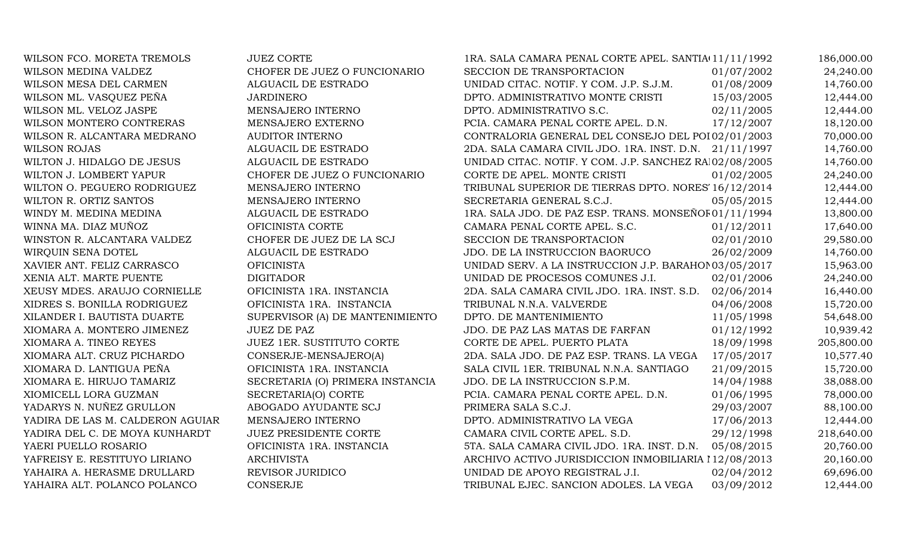| | | | | |
|---|---|---|---|---|
| WILSON FCO. MORETA TREMOLS | JUEZ CORTE | 1RA. SALA CAMARA PENAL CORTE APEL. SANTIA( | 11/11/1992 | 186,000.00 |
| WILSON MEDINA VALDEZ | CHOFER DE JUEZ O FUNCIONARIO | SECCION DE TRANSPORTACION | 01/07/2002 | 24,240.00 |
| WILSON MESA DEL CARMEN | ALGUACIL DE ESTRADO | UNIDAD CITAC. NOTIF. Y COM. J.P. S.J.M. | 01/08/2009 | 14,760.00 |
| WILSON ML. VASQUEZ PEÑA | JARDINERO | DPTO. ADMINISTRATIVO MONTE CRISTI | 15/03/2005 | 12,444.00 |
| WILSON ML. VELOZ JASPE | MENSAJERO INTERNO | DPTO. ADMINISTRATIVO S.C. | 02/11/2005 | 12,444.00 |
| WILSON MONTERO CONTRERAS | MENSAJERO EXTERNO | PCIA. CAMARA PENAL CORTE APEL. D.N. | 17/12/2007 | 18,120.00 |
| WILSON R. ALCANTARA MEDRANO | AUDITOR INTERNO | CONTRALORIA GENERAL DEL CONSEJO DEL POI | 02/01/2003 | 70,000.00 |
| WILSON ROJAS | ALGUACIL DE ESTRADO | 2DA. SALA CAMARA CIVIL JDO. 1RA. INST. D.N. | 21/11/1997 | 14,760.00 |
| WILTON J. HIDALGO DE JESUS | ALGUACIL DE ESTRADO | UNIDAD CITAC. NOTIF. Y COM. J.P. SANCHEZ RA | 02/08/2005 | 14,760.00 |
| WILTON J. LOMBERT YAPUR | CHOFER DE JUEZ O FUNCIONARIO | CORTE DE APEL. MONTE CRISTI | 01/02/2005 | 24,240.00 |
| WILTON O. PEGUERO RODRIGUEZ | MENSAJERO INTERNO | TRIBUNAL SUPERIOR DE TIERRAS DPTO. NORES' | 16/12/2014 | 12,444.00 |
| WILTON R. ORTIZ SANTOS | MENSAJERO INTERNO | SECRETARIA GENERAL S.C.J. | 05/05/2015 | 12,444.00 |
| WINDY M. MEDINA MEDINA | ALGUACIL DE ESTRADO | 1RA. SALA JDO. DE PAZ ESP. TRANS. MONSEÑOF | 01/11/1994 | 13,800.00 |
| WINNA MA. DIAZ MUÑOZ | OFICINISTA CORTE | CAMARA PENAL CORTE APEL. S.C. | 01/12/2011 | 17,640.00 |
| WINSTON R. ALCANTARA VALDEZ | CHOFER DE JUEZ DE LA SCJ | SECCION DE TRANSPORTACION | 02/01/2010 | 29,580.00 |
| WIRQUIN SENA DOTEL | ALGUACIL DE ESTRADO | JDO. DE LA INSTRUCCION BAORUCO | 26/02/2009 | 14,760.00 |
| XAVIER ANT. FELIZ CARRASCO | OFICINISTA | UNIDAD SERV. A LA INSTRUCCION J.P. BARAHON | 03/05/2017 | 15,963.00 |
| XENIA ALT. MARTE PUENTE | DIGITADOR | UNIDAD DE PROCESOS COMUNES J.I. | 02/01/2006 | 24,240.00 |
| XEUSY MDES. ARAUJO CORNIELLE | OFICINISTA 1RA. INSTANCIA | 2DA. SALA CAMARA CIVIL JDO. 1RA. INST. S.D. | 02/06/2014 | 16,440.00 |
| XIDRES S. BONILLA RODRIGUEZ | OFICINISTA 1RA. INSTANCIA | TRIBUNAL N.N.A. VALVERDE | 04/06/2008 | 15,720.00 |
| XILANDER I. BAUTISTA DUARTE | SUPERVISOR (A) DE MANTENIMIENTO | DPTO. DE MANTENIMIENTO | 11/05/1998 | 54,648.00 |
| XIOMARA A. MONTERO JIMENEZ | JUEZ DE PAZ | JDO. DE PAZ LAS MATAS DE FARFAN | 01/12/1992 | 10,939.42 |
| XIOMARA A. TINEO REYES | JUEZ 1ER. SUSTITUTO CORTE | CORTE DE APEL. PUERTO PLATA | 18/09/1998 | 205,800.00 |
| XIOMARA ALT. CRUZ PICHARDO | CONSERJE-MENSAJERO(A) | 2DA. SALA JDO. DE PAZ ESP. TRANS. LA VEGA | 17/05/2017 | 10,577.40 |
| XIOMARA D. LANTIGUA PEÑA | OFICINISTA 1RA. INSTANCIA | SALA CIVIL 1ER. TRIBUNAL N.N.A. SANTIAGO | 21/09/2015 | 15,720.00 |
| XIOMARA E. HIRUJO TAMARIZ | SECRETARIA (O) PRIMERA INSTANCIA | JDO. DE LA INSTRUCCION S.P.M. | 14/04/1988 | 38,088.00 |
| XIOMICELL LORA GUZMAN | SECRETARIA(O) CORTE | PCIA. CAMARA PENAL CORTE APEL. D.N. | 01/06/1995 | 78,000.00 |
| YADARYS N. NUÑEZ GRULLON | ABOGADO AYUDANTE SCJ | PRIMERA SALA S.C.J. | 29/03/2007 | 88,100.00 |
| YADIRA DE LAS M. CALDERON AGUIAR | MENSAJERO INTERNO | DPTO. ADMINISTRATIVO LA VEGA | 17/06/2013 | 12,444.00 |
| YADIRA DEL C. DE MOYA KUNHARDT | JUEZ PRESIDENTE CORTE | CAMARA CIVIL CORTE APEL. S.D. | 29/12/1998 | 218,640.00 |
| YAERI PUELLO ROSARIO | OFICINISTA 1RA. INSTANCIA | 5TA. SALA CAMARA CIVIL JDO. 1RA. INST. D.N. | 05/08/2015 | 20,760.00 |
| YAFREISY E. RESTITUYO LIRIANO | ARCHIVISTA | ARCHIVO ACTIVO JURISDICCION INMOBILIARIA I | 12/08/2013 | 20,160.00 |
| YAHAIRA A. HERASME DRULLARD | REVISOR JURIDICO | UNIDAD DE APOYO REGISTRAL J.I. | 02/04/2012 | 69,696.00 |
| YAHAIRA ALT. POLANCO POLANCO | CONSERJE | TRIBUNAL EJEC. SANCION ADOLES. LA VEGA | 03/09/2012 | 12,444.00 |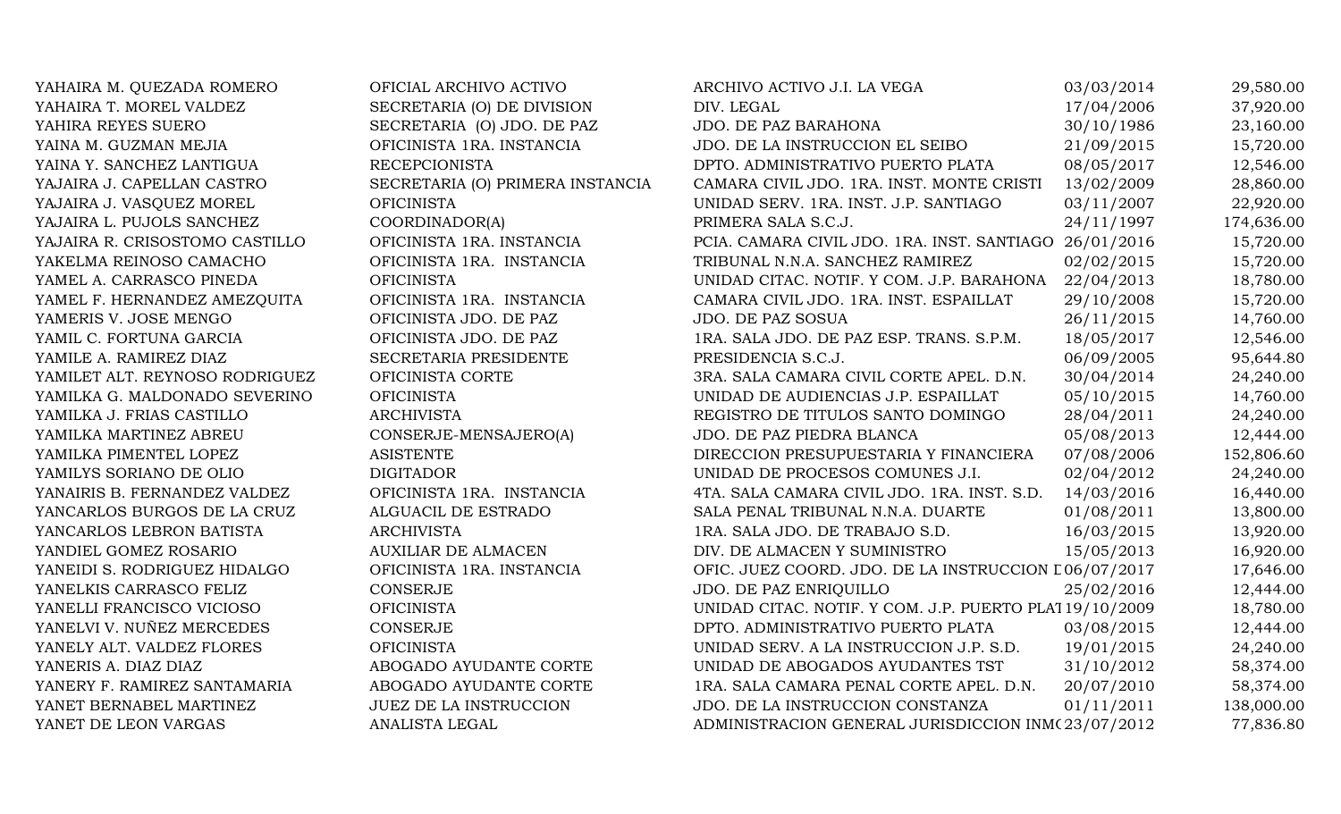| | | | | |
|---|---|---|---|---|
| YAHAIRA M. QUEZADA ROMERO | OFICIAL ARCHIVO ACTIVO | ARCHIVO ACTIVO J.I. LA VEGA | 03/03/2014 | 29,580.00 |
| YAHAIRA T. MOREL VALDEZ | SECRETARIA (O) DE DIVISION | DIV. LEGAL | 17/04/2006 | 37,920.00 |
| YAHIRA REYES SUERO | SECRETARIA (O) JDO. DE PAZ | JDO. DE PAZ BARAHONA | 30/10/1986 | 23,160.00 |
| YAINA M. GUZMAN MEJIA | OFICINISTA 1RA. INSTANCIA | JDO. DE LA INSTRUCCION EL SEIBO | 21/09/2015 | 15,720.00 |
| YAINA Y. SANCHEZ LANTIGUA | RECEPCIONISTA | DPTO. ADMINISTRATIVO PUERTO PLATA | 08/05/2017 | 12,546.00 |
| YAJAIRA J. CAPELLAN CASTRO | SECRETARIA (O) PRIMERA INSTANCIA | CAMARA CIVIL JDO. 1RA. INST. MONTE CRISTI | 13/02/2009 | 28,860.00 |
| YAJAIRA J. VASQUEZ MOREL | OFICINISTA | UNIDAD SERV. 1RA. INST. J.P. SANTIAGO | 03/11/2007 | 22,920.00 |
| YAJAIRA L. PUJOLS SANCHEZ | COORDINADOR(A) | PRIMERA SALA S.C.J. | 24/11/1997 | 174,636.00 |
| YAJAIRA R. CRISOSTOMO CASTILLO | OFICINISTA 1RA. INSTANCIA | PCIA. CAMARA CIVIL JDO. 1RA. INST. SANTIAGO | 26/01/2016 | 15,720.00 |
| YAKELMA REINOSO CAMACHO | OFICINISTA 1RA. INSTANCIA | TRIBUNAL N.N.A. SANCHEZ RAMIREZ | 02/02/2015 | 15,720.00 |
| YAMEL A. CARRASCO PINEDA | OFICINISTA | UNIDAD CITAC. NOTIF. Y COM. J.P. BARAHONA | 22/04/2013 | 18,780.00 |
| YAMEL F. HERNANDEZ AMEZQUITA | OFICINISTA 1RA. INSTANCIA | CAMARA CIVIL JDO. 1RA. INST. ESPAILLAT | 29/10/2008 | 15,720.00 |
| YAMERIS V. JOSE MENGO | OFICINISTA JDO. DE PAZ | JDO. DE PAZ SOSUA | 26/11/2015 | 14,760.00 |
| YAMIL C. FORTUNA GARCIA | OFICINISTA JDO. DE PAZ | 1RA. SALA JDO. DE PAZ ESP. TRANS. S.P.M. | 18/05/2017 | 12,546.00 |
| YAMILE A. RAMIREZ DIAZ | SECRETARIA PRESIDENTE | PRESIDENCIA S.C.J. | 06/09/2005 | 95,644.80 |
| YAMILET ALT. REYNOSO RODRIGUEZ | OFICINISTA CORTE | 3RA. SALA CAMARA CIVIL CORTE APEL. D.N. | 30/04/2014 | 24,240.00 |
| YAMILKA G. MALDONADO SEVERINO | OFICINISTA | UNIDAD DE AUDIENCIAS J.P. ESPAILLAT | 05/10/2015 | 14,760.00 |
| YAMILKA J. FRIAS CASTILLO | ARCHIVISTA | REGISTRO DE TITULOS SANTO DOMINGO | 28/04/2011 | 24,240.00 |
| YAMILKA MARTINEZ ABREU | CONSERJE-MENSAJERO(A) | JDO. DE PAZ PIEDRA BLANCA | 05/08/2013 | 12,444.00 |
| YAMILKA PIMENTEL LOPEZ | ASISTENTE | DIRECCION PRESUPUESTARIA Y FINANCIERA | 07/08/2006 | 152,806.60 |
| YAMILYS SORIANO DE OLIO | DIGITADOR | UNIDAD DE PROCESOS COMUNES J.I. | 02/04/2012 | 24,240.00 |
| YANAIRIS B. FERNANDEZ VALDEZ | OFICINISTA 1RA. INSTANCIA | 4TA. SALA CAMARA CIVIL JDO. 1RA. INST. S.D. | 14/03/2016 | 16,440.00 |
| YANCARLOS BURGOS DE LA CRUZ | ALGUACIL DE ESTRADO | SALA PENAL TRIBUNAL N.N.A. DUARTE | 01/08/2011 | 13,800.00 |
| YANCARLOS LEBRON BATISTA | ARCHIVISTA | 1RA. SALA JDO. DE TRABAJO S.D. | 16/03/2015 | 13,920.00 |
| YANDIEL GOMEZ ROSARIO | AUXILIAR DE ALMACEN | DIV. DE ALMACEN Y SUMINISTRO | 15/05/2013 | 16,920.00 |
| YANEIDI S. RODRIGUEZ HIDALGO | OFICINISTA 1RA. INSTANCIA | OFIC. JUEZ COORD. JDO. DE LA INSTRUCCION I | 06/07/2017 | 17,646.00 |
| YANELKIS CARRASCO FELIZ | CONSERJE | JDO. DE PAZ ENRIQUILLO | 25/02/2016 | 12,444.00 |
| YANELLI FRANCISCO VICIOSO | OFICINISTA | UNIDAD CITAC. NOTIF. Y COM. J.P. PUERTO PLAT | 19/10/2009 | 18,780.00 |
| YANELVI V. NUÑEZ MERCEDES | CONSERJE | DPTO. ADMINISTRATIVO PUERTO PLATA | 03/08/2015 | 12,444.00 |
| YANELY ALT. VALDEZ FLORES | OFICINISTA | UNIDAD SERV. A LA INSTRUCCION J.P. S.D. | 19/01/2015 | 24,240.00 |
| YANERIS A. DIAZ DIAZ | ABOGADO AYUDANTE CORTE | UNIDAD DE ABOGADOS AYUDANTES TST | 31/10/2012 | 58,374.00 |
| YANERY F. RAMIREZ SANTAMARIA | ABOGADO AYUDANTE CORTE | 1RA. SALA CAMARA PENAL CORTE APEL. D.N. | 20/07/2010 | 58,374.00 |
| YANET BERNABEL MARTINEZ | JUEZ DE LA INSTRUCCION | JDO. DE LA INSTRUCCION CONSTANZA | 01/11/2011 | 138,000.00 |
| YANET DE LEON VARGAS | ANALISTA LEGAL | ADMINISTRACION GENERAL JURISDICCION INM( | 23/07/2012 | 77,836.80 |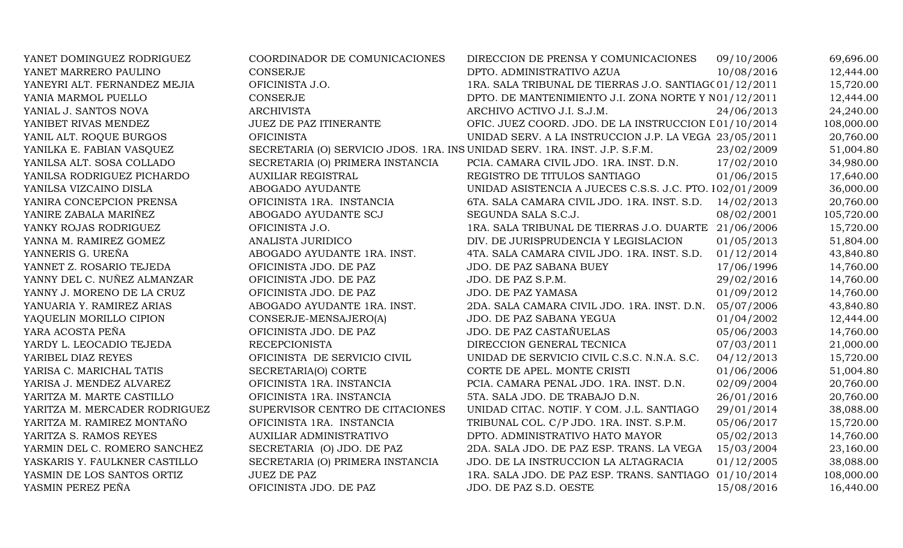| | | | | |
|---|---|---|---|---|
| YANET DOMINGUEZ RODRIGUEZ | COORDINADOR DE COMUNICACIONES | DIRECCION DE PRENSA Y COMUNICACIONES | 09/10/2006 | 69,696.00 |
| YANET MARRERO PAULINO | CONSERJE | DPTO. ADMINISTRATIVO AZUA | 10/08/2016 | 12,444.00 |
| YANEYRI ALT. FERNANDEZ MEJIA | OFICINISTA J.O. | 1RA. SALA TRIBUNAL DE TIERRAS J.O. SANTIAGO | 01/12/2011 | 15,720.00 |
| YANIA MARMOL PUELLO | CONSERJE | DPTO. DE MANTENIMIENTO J.I. ZONA NORTE Y N | 01/12/2011 | 12,444.00 |
| YANIAL J. SANTOS NOVA | ARCHIVISTA | ARCHIVO ACTIVO J.I. S.J.M. | 24/06/2013 | 24,240.00 |
| YANIBET RIVAS MENDEZ | JUEZ DE PAZ ITINERANTE | OFIC. JUEZ COORD. JDO. DE LA INSTRUCCION D | 01/10/2014 | 108,000.00 |
| YANIL ALT. ROQUE BURGOS | OFICINISTA | UNIDAD SERV. A LA INSTRUCCION J.P. LA VEGA | 23/05/2011 | 20,760.00 |
| YANILKA E. FABIAN VASQUEZ | SECRETARIA (O) SERVICIO JDOS. 1RA. INS | UNIDAD SERV. 1RA. INST. J.P. S.F.M. | 23/02/2009 | 51,004.80 |
| YANILSA ALT. SOSA COLLADO | SECRETARIA (O) PRIMERA INSTANCIA | PCIA. CAMARA CIVIL JDO. 1RA. INST. D.N. | 17/02/2010 | 34,980.00 |
| YANILSA RODRIGUEZ PICHARDO | AUXILIAR REGISTRAL | REGISTRO DE TITULOS SANTIAGO | 01/06/2015 | 17,640.00 |
| YANILSA VIZCAINO DISLA | ABOGADO AYUDANTE | UNIDAD ASISTENCIA A JUECES C.S.S. J.C. PTO. I | 02/01/2009 | 36,000.00 |
| YANIRA CONCEPCION PRENSA | OFICINISTA 1RA. INSTANCIA | 6TA. SALA CAMARA CIVIL JDO. 1RA. INST. S.D. | 14/02/2013 | 20,760.00 |
| YANIRE ZABALA MARIÑEZ | ABOGADO AYUDANTE SCJ | SEGUNDA SALA S.C.J. | 08/02/2001 | 105,720.00 |
| YANKY ROJAS RODRIGUEZ | OFICINISTA J.O. | 1RA. SALA TRIBUNAL DE TIERRAS J.O. DUARTE | 21/06/2006 | 15,720.00 |
| YANNA M. RAMIREZ GOMEZ | ANALISTA JURIDICO | DIV. DE JURISPRUDENCIA Y LEGISLACION | 01/05/2013 | 51,804.00 |
| YANNERIS G. UREÑA | ABOGADO AYUDANTE 1RA. INST. | 4TA. SALA CAMARA CIVIL JDO. 1RA. INST. S.D. | 01/12/2014 | 43,840.80 |
| YANNET Z. ROSARIO TEJEDA | OFICINISTA JDO. DE PAZ | JDO. DE PAZ SABANA BUEY | 17/06/1996 | 14,760.00 |
| YANNY DEL C. NUÑEZ ALMANZAR | OFICINISTA JDO. DE PAZ | JDO. DE PAZ S.P.M. | 29/02/2016 | 14,760.00 |
| YANNY J. MORENO DE LA CRUZ | OFICINISTA JDO. DE PAZ | JDO. DE PAZ YAMASA | 01/09/2012 | 14,760.00 |
| YANUARIA Y. RAMIREZ ARIAS | ABOGADO AYUDANTE 1RA. INST. | 2DA. SALA CAMARA CIVIL JDO. 1RA. INST. D.N. | 05/07/2006 | 43,840.80 |
| YAQUELIN MORILLO CIPION | CONSERJE-MENSAJERO(A) | JDO. DE PAZ SABANA YEGUA | 01/04/2002 | 12,444.00 |
| YARA ACOSTA PEÑA | OFICINISTA JDO. DE PAZ | JDO. DE PAZ CASTAÑUELAS | 05/06/2003 | 14,760.00 |
| YARDY L. LEOCADIO TEJEDA | RECEPCIONISTA | DIRECCION GENERAL TECNICA | 07/03/2011 | 21,000.00 |
| YARIBEL DIAZ REYES | OFICINISTA DE SERVICIO CIVIL | UNIDAD DE SERVICIO CIVIL C.S.C. N.N.A. S.C. | 04/12/2013 | 15,720.00 |
| YARISA C. MARICHAL TATIS | SECRETARIA(O) CORTE | CORTE DE APEL. MONTE CRISTI | 01/06/2006 | 51,004.80 |
| YARISA J. MENDEZ ALVAREZ | OFICINISTA 1RA. INSTANCIA | PCIA. CAMARA PENAL JDO. 1RA. INST. D.N. | 02/09/2004 | 20,760.00 |
| YARITZA M. MARTE CASTILLO | OFICINISTA 1RA. INSTANCIA | 5TA. SALA JDO. DE TRABAJO D.N. | 26/01/2016 | 20,760.00 |
| YARITZA M. MERCADER RODRIGUEZ | SUPERVISOR CENTRO DE CITACIONES | UNIDAD CITAC. NOTIF. Y COM. J.L. SANTIAGO | 29/01/2014 | 38,088.00 |
| YARITZA M. RAMIREZ MONTAÑO | OFICINISTA 1RA. INSTANCIA | TRIBUNAL COL. C/P JDO. 1RA. INST. S.P.M. | 05/06/2017 | 15,720.00 |
| YARITZA S. RAMOS REYES | AUXILIAR ADMINISTRATIVO | DPTO. ADMINISTRATIVO HATO MAYOR | 05/02/2013 | 14,760.00 |
| YARMIN DEL C. ROMERO SANCHEZ | SECRETARIA (O) JDO. DE PAZ | 2DA. SALA JDO. DE PAZ ESP. TRANS. LA VEGA | 15/03/2004 | 23,160.00 |
| YASKARIS Y. FAULKNER CASTILLO | SECRETARIA (O) PRIMERA INSTANCIA | JDO. DE LA INSTRUCCION LA ALTAGRACIA | 01/12/2005 | 38,088.00 |
| YASMIN DE LOS SANTOS ORTIZ | JUEZ DE PAZ | 1RA. SALA JDO. DE PAZ ESP. TRANS. SANTIAGO | 01/10/2014 | 108,000.00 |
| YASMIN PEREZ PEÑA | OFICINISTA JDO. DE PAZ | JDO. DE PAZ S.D. OESTE | 15/08/2016 | 16,440.00 |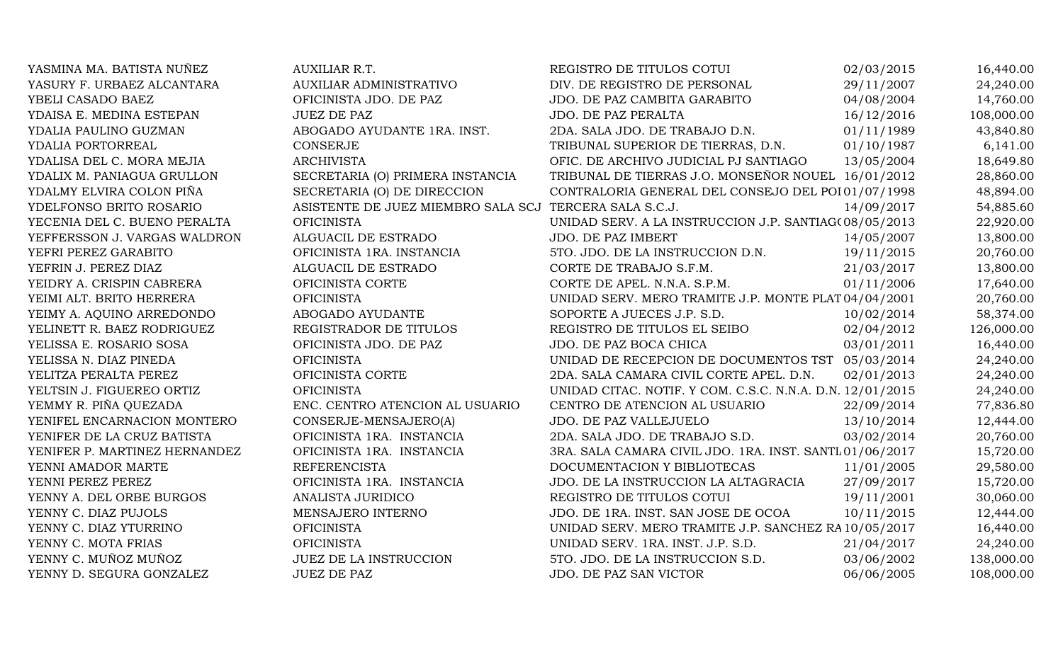| | | | | |
|---|---|---|---|---|
| YASMINA MA. BATISTA NUÑEZ | AUXILIAR R.T. | REGISTRO DE TITULOS COTUI | 02/03/2015 | 16,440.00 |
| YASURY F. URBAEZ ALCANTARA | AUXILIAR ADMINISTRATIVO | DIV. DE REGISTRO DE PERSONAL | 29/11/2007 | 24,240.00 |
| YBELI CASADO BAEZ | OFICINISTA JDO. DE PAZ | JDO. DE PAZ CAMBITA GARABITO | 04/08/2004 | 14,760.00 |
| YDAISA E. MEDINA ESTEPAN | JUEZ DE PAZ | JDO. DE PAZ PERALTA | 16/12/2016 | 108,000.00 |
| YDALIA PAULINO GUZMAN | ABOGADO AYUDANTE 1RA. INST. | 2DA. SALA JDO. DE TRABAJO D.N. | 01/11/1989 | 43,840.80 |
| YDALIA PORTORREAL | CONSERJE | TRIBUNAL SUPERIOR DE TIERRAS, D.N. | 01/10/1987 | 6,141.00 |
| YDALISA DEL C. MORA MEJIA | ARCHIVISTA | OFIC. DE ARCHIVO JUDICIAL PJ SANTIAGO | 13/05/2004 | 18,649.80 |
| YDALIX M. PANIAGUA GRULLON | SECRETARIA (O) PRIMERA INSTANCIA | TRIBUNAL DE TIERRAS J.O. MONSEÑOR NOUEL | 16/01/2012 | 28,860.00 |
| YDALMY ELVIRA COLON PIÑA | SECRETARIA (O) DE DIRECCION | CONTRALORIA GENERAL DEL CONSEJO DEL POI | 01/07/1998 | 48,894.00 |
| YDELFONSO BRITO ROSARIO | ASISTENTE DE JUEZ MIEMBRO SALA SCJ | TERCERA SALA S.C.J. | 14/09/2017 | 54,885.60 |
| YECENIA DEL C. BUENO PERALTA | OFICINISTA | UNIDAD SERV. A LA INSTRUCCION J.P. SANTIAG( | 08/05/2013 | 22,920.00 |
| YEFFERSSON J. VARGAS WALDRON | ALGUACIL DE ESTRADO | JDO. DE PAZ IMBERT | 14/05/2007 | 13,800.00 |
| YEFRI PEREZ GARABITO | OFICINISTA 1RA. INSTANCIA | 5TO. JDO. DE LA INSTRUCCION D.N. | 19/11/2015 | 20,760.00 |
| YEFRIN J. PEREZ DIAZ | ALGUACIL DE ESTRADO | CORTE DE TRABAJO S.F.M. | 21/03/2017 | 13,800.00 |
| YEIDRY A. CRISPIN CABRERA | OFICINISTA CORTE | CORTE DE APEL. N.N.A. S.P.M. | 01/11/2006 | 17,640.00 |
| YEIMI ALT. BRITO HERRERA | OFICINISTA | UNIDAD SERV. MERO TRAMITE J.P. MONTE PLAT | 04/04/2001 | 20,760.00 |
| YEIMY A. AQUINO ARREDONDO | ABOGADO AYUDANTE | SOPORTE A JUECES J.P. S.D. | 10/02/2014 | 58,374.00 |
| YELINETT R. BAEZ RODRIGUEZ | REGISTRADOR DE TITULOS | REGISTRO DE TITULOS EL SEIBO | 02/04/2012 | 126,000.00 |
| YELISSA E. ROSARIO SOSA | OFICINISTA JDO. DE PAZ | JDO. DE PAZ BOCA CHICA | 03/01/2011 | 16,440.00 |
| YELISSA N. DIAZ PINEDA | OFICINISTA | UNIDAD DE RECEPCION DE DOCUMENTOS TST | 05/03/2014 | 24,240.00 |
| YELITZA PERALTA PEREZ | OFICINISTA CORTE | 2DA. SALA CAMARA CIVIL CORTE APEL. D.N. | 02/01/2013 | 24,240.00 |
| YELTSIN J. FIGUEREO ORTIZ | OFICINISTA | UNIDAD CITAC. NOTIF. Y COM. C.S.C. N.N.A. D.N. | 12/01/2015 | 24,240.00 |
| YEMMY R. PIÑA QUEZADA | ENC. CENTRO ATENCION AL USUARIO | CENTRO DE ATENCION AL USUARIO | 22/09/2014 | 77,836.80 |
| YENIFEL ENCARNACION MONTERO | CONSERJE-MENSAJERO(A) | JDO. DE PAZ VALLEJUELO | 13/10/2014 | 12,444.00 |
| YENIFER DE LA CRUZ BATISTA | OFICINISTA 1RA. INSTANCIA | 2DA. SALA JDO. DE TRABAJO S.D. | 03/02/2014 | 20,760.00 |
| YENIFER P. MARTINEZ HERNANDEZ | OFICINISTA 1RA. INSTANCIA | 3RA. SALA CAMARA CIVIL JDO. 1RA. INST. SANTI | 01/06/2017 | 15,720.00 |
| YENNI AMADOR MARTE | REFERENCISTA | DOCUMENTACION Y BIBLIOTECAS | 11/01/2005 | 29,580.00 |
| YENNI PEREZ PEREZ | OFICINISTA 1RA. INSTANCIA | JDO. DE LA INSTRUCCION LA ALTAGRACIA | 27/09/2017 | 15,720.00 |
| YENNY A. DEL ORBE BURGOS | ANALISTA JURIDICO | REGISTRO DE TITULOS COTUI | 19/11/2001 | 30,060.00 |
| YENNY C. DIAZ PUJOLS | MENSAJERO INTERNO | JDO. DE 1RA. INST. SAN JOSE DE OCOA | 10/11/2015 | 12,444.00 |
| YENNY C. DIAZ YTURRINO | OFICINISTA | UNIDAD SERV. MERO TRAMITE J.P. SANCHEZ RA | 10/05/2017 | 16,440.00 |
| YENNY C. MOTA FRIAS | OFICINISTA | UNIDAD SERV. 1RA. INST. J.P. S.D. | 21/04/2017 | 24,240.00 |
| YENNY C. MUÑOZ MUÑOZ | JUEZ DE LA INSTRUCCION | 5TO. JDO. DE LA INSTRUCCION S.D. | 03/06/2002 | 138,000.00 |
| YENNY D. SEGURA GONZALEZ | JUEZ DE PAZ | JDO. DE PAZ SAN VICTOR | 06/06/2005 | 108,000.00 |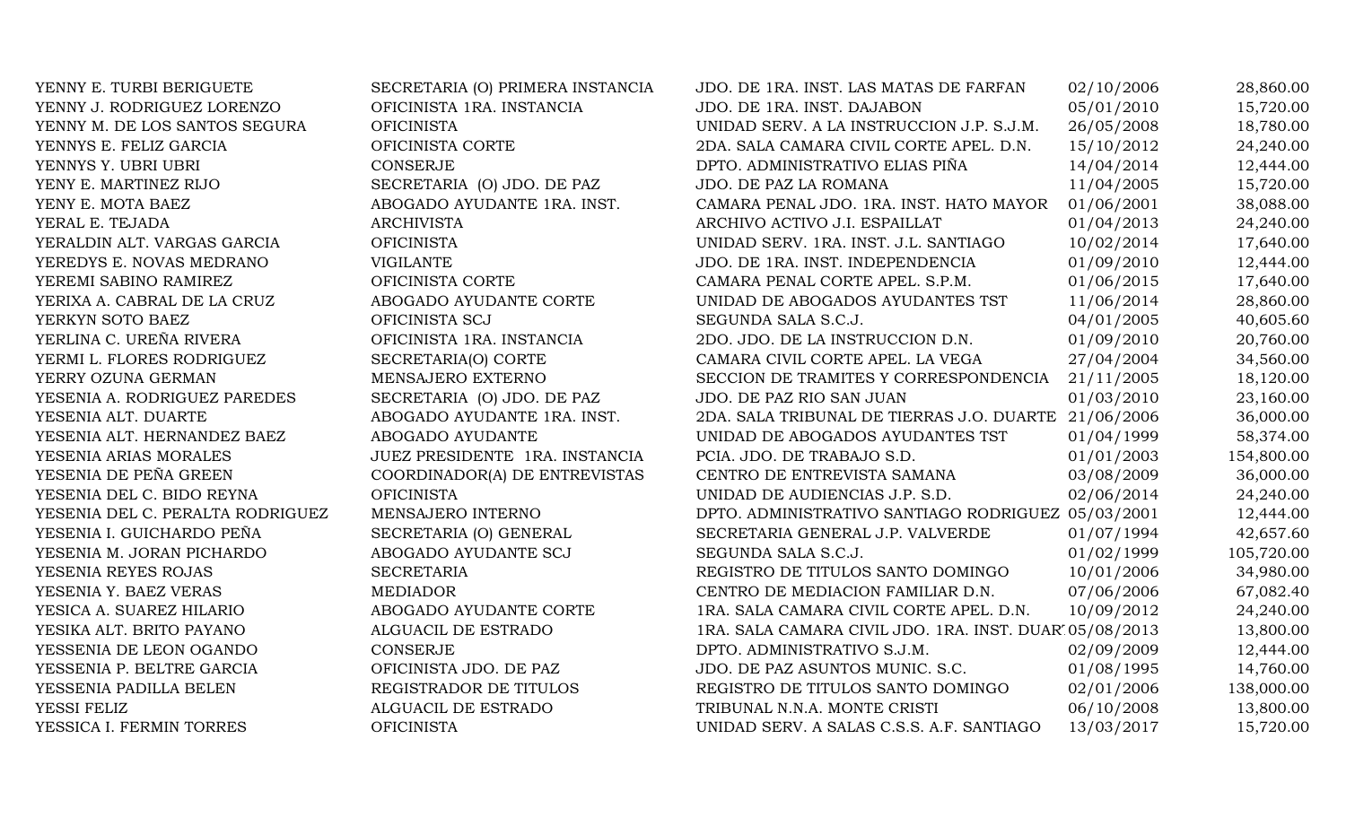| | | | | |
|---|---|---|---|---|
| YENNY E. TURBI BERIGUETE | SECRETARIA (O) PRIMERA INSTANCIA | JDO. DE 1RA. INST. LAS MATAS DE FARFAN | 02/10/2006 | 28,860.00 |
| YENNY J. RODRIGUEZ LORENZO | OFICINISTA 1RA. INSTANCIA | JDO. DE 1RA. INST. DAJABON | 05/01/2010 | 15,720.00 |
| YENNY M. DE LOS SANTOS SEGURA | OFICINISTA | UNIDAD SERV. A LA INSTRUCCION J.P. S.J.M. | 26/05/2008 | 18,780.00 |
| YENNYS E. FELIZ GARCIA | OFICINISTA CORTE | 2DA. SALA CAMARA CIVIL CORTE APEL. D.N. | 15/10/2012 | 24,240.00 |
| YENNYS Y. UBRI UBRI | CONSERJE | DPTO. ADMINISTRATIVO ELIAS PIÑA | 14/04/2014 | 12,444.00 |
| YENY E. MARTINEZ RIJO | SECRETARIA (O) JDO. DE PAZ | JDO. DE PAZ LA ROMANA | 11/04/2005 | 15,720.00 |
| YENY E. MOTA BAEZ | ABOGADO AYUDANTE 1RA. INST. | CAMARA PENAL JDO. 1RA. INST. HATO MAYOR | 01/06/2001 | 38,088.00 |
| YERAL E. TEJADA | ARCHIVISTA | ARCHIVO ACTIVO J.I. ESPAILLAT | 01/04/2013 | 24,240.00 |
| YERALDIN ALT. VARGAS GARCIA | OFICINISTA | UNIDAD SERV. 1RA. INST. J.L. SANTIAGO | 10/02/2014 | 17,640.00 |
| YEREDYS E. NOVAS MEDRANO | VIGILANTE | JDO. DE 1RA. INST. INDEPENDENCIA | 01/09/2010 | 12,444.00 |
| YEREMI SABINO RAMIREZ | OFICINISTA CORTE | CAMARA PENAL CORTE APEL. S.P.M. | 01/06/2015 | 17,640.00 |
| YERIXA A. CABRAL DE LA CRUZ | ABOGADO AYUDANTE CORTE | UNIDAD DE ABOGADOS AYUDANTES TST | 11/06/2014 | 28,860.00 |
| YERKYN SOTO BAEZ | OFICINISTA SCJ | SEGUNDA SALA S.C.J. | 04/01/2005 | 40,605.60 |
| YERLINA C. UREÑA RIVERA | OFICINISTA 1RA. INSTANCIA | 2DO. JDO. DE LA INSTRUCCION D.N. | 01/09/2010 | 20,760.00 |
| YERMI L. FLORES RODRIGUEZ | SECRETARIA(O) CORTE | CAMARA CIVIL CORTE APEL. LA VEGA | 27/04/2004 | 34,560.00 |
| YERRY OZUNA GERMAN | MENSAJERO EXTERNO | SECCION DE TRAMITES Y CORRESPONDENCIA | 21/11/2005 | 18,120.00 |
| YESENIA A. RODRIGUEZ PAREDES | SECRETARIA (O) JDO. DE PAZ | JDO. DE PAZ RIO SAN JUAN | 01/03/2010 | 23,160.00 |
| YESENIA ALT. DUARTE | ABOGADO AYUDANTE 1RA. INST. | 2DA. SALA TRIBUNAL DE TIERRAS J.O. DUARTE | 21/06/2006 | 36,000.00 |
| YESENIA ALT. HERNANDEZ BAEZ | ABOGADO AYUDANTE | UNIDAD DE ABOGADOS AYUDANTES TST | 01/04/1999 | 58,374.00 |
| YESENIA ARIAS MORALES | JUEZ PRESIDENTE 1RA. INSTANCIA | PCIA. JDO. DE TRABAJO S.D. | 01/01/2003 | 154,800.00 |
| YESENIA DE PEÑA GREEN | COORDINADOR(A) DE ENTREVISTAS | CENTRO DE ENTREVISTA SAMANA | 03/08/2009 | 36,000.00 |
| YESENIA DEL C. BIDO REYNA | OFICINISTA | UNIDAD DE AUDIENCIAS J.P. S.D. | 02/06/2014 | 24,240.00 |
| YESENIA DEL C. PERALTA RODRIGUEZ | MENSAJERO INTERNO | DPTO. ADMINISTRATIVO SANTIAGO RODRIGUEZ | 05/03/2001 | 12,444.00 |
| YESENIA I. GUICHARDO PEÑA | SECRETARIA (O) GENERAL | SECRETARIA GENERAL J.P. VALVERDE | 01/07/1994 | 42,657.60 |
| YESENIA M. JORAN PICHARDO | ABOGADO AYUDANTE SCJ | SEGUNDA SALA S.C.J. | 01/02/1999 | 105,720.00 |
| YESENIA REYES ROJAS | SECRETARIA | REGISTRO DE TITULOS SANTO DOMINGO | 10/01/2006 | 34,980.00 |
| YESENIA Y. BAEZ VERAS | MEDIADOR | CENTRO DE MEDIACION FAMILIAR D.N. | 07/06/2006 | 67,082.40 |
| YESICA A. SUAREZ HILARIO | ABOGADO AYUDANTE CORTE | 1RA. SALA CAMARA CIVIL CORTE APEL. D.N. | 10/09/2012 | 24,240.00 |
| YESIKA ALT. BRITO PAYANO | ALGUACIL DE ESTRADO | 1RA. SALA CAMARA CIVIL JDO. 1RA. INST. DUART | 05/08/2013 | 13,800.00 |
| YESSENIA DE LEON OGANDO | CONSERJE | DPTO. ADMINISTRATIVO S.J.M. | 02/09/2009 | 12,444.00 |
| YESSENIA P. BELTRE GARCIA | OFICINISTA JDO. DE PAZ | JDO. DE PAZ ASUNTOS MUNIC. S.C. | 01/08/1995 | 14,760.00 |
| YESSENIA PADILLA BELEN | REGISTRADOR DE TITULOS | REGISTRO DE TITULOS SANTO DOMINGO | 02/01/2006 | 138,000.00 |
| YESSI FELIZ | ALGUACIL DE ESTRADO | TRIBUNAL N.N.A. MONTE CRISTI | 06/10/2008 | 13,800.00 |
| YESSICA I. FERMIN TORRES | OFICINISTA | UNIDAD SERV. A SALAS C.S.S. A.F. SANTIAGO | 13/03/2017 | 15,720.00 |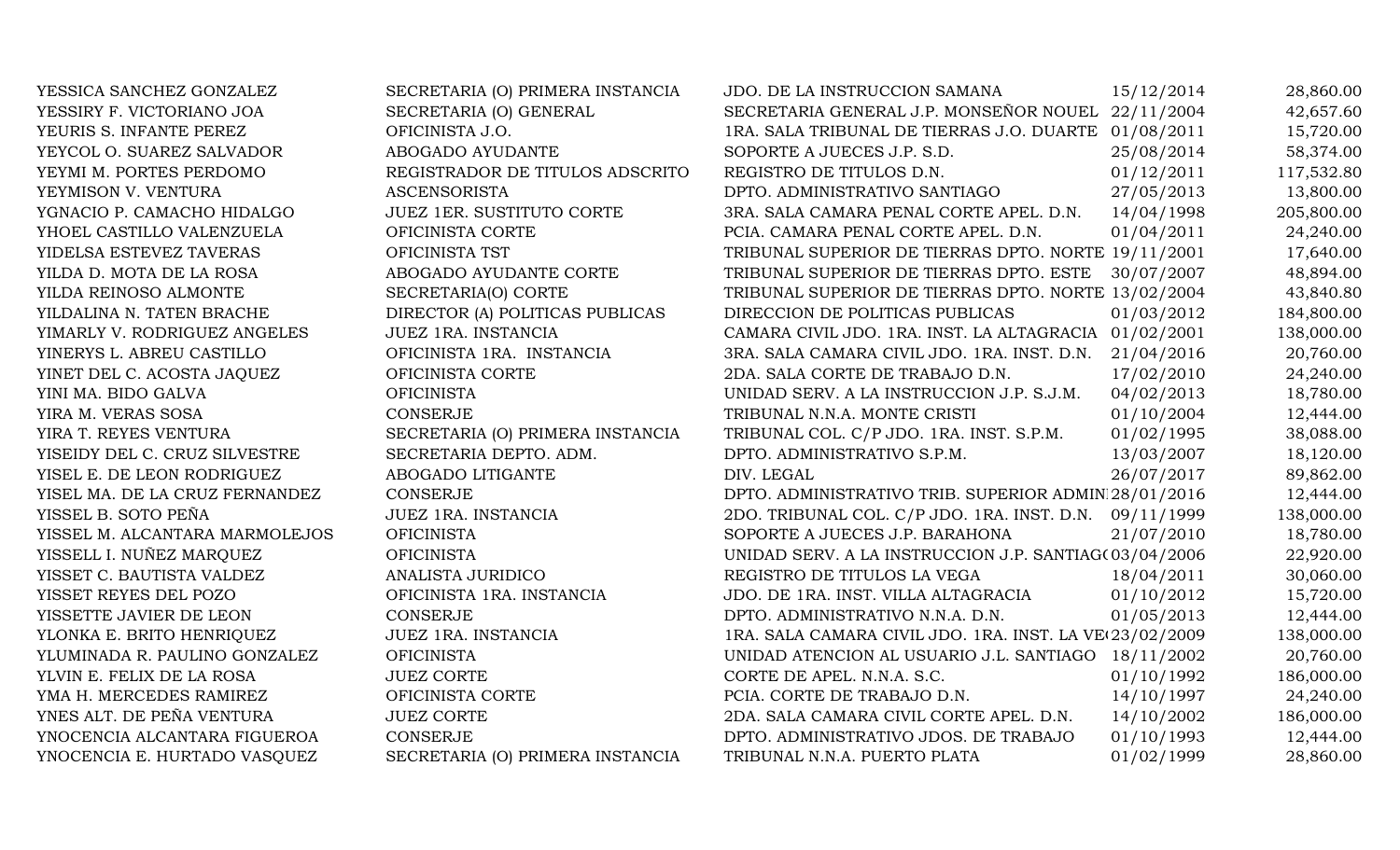| | | | | |
|---|---|---|---|---|
| YESSICA SANCHEZ GONZALEZ | SECRETARIA (O) PRIMERA INSTANCIA | JDO. DE LA INSTRUCCION SAMANA | 15/12/2014 | 28,860.00 |
| YESSIRY F. VICTORIANO JOA | SECRETARIA (O) GENERAL | SECRETARIA GENERAL J.P. MONSEÑOR NOUEL | 22/11/2004 | 42,657.60 |
| YEURIS S. INFANTE PEREZ | OFICINISTA J.O. | 1RA. SALA TRIBUNAL DE TIERRAS J.O. DUARTE | 01/08/2011 | 15,720.00 |
| YEYCOL O. SUAREZ SALVADOR | ABOGADO AYUDANTE | SOPORTE A JUECES J.P. S.D. | 25/08/2014 | 58,374.00 |
| YEYMI M. PORTES PERDOMO | REGISTRADOR DE TITULOS ADSCRITO | REGISTRO DE TITULOS D.N. | 01/12/2011 | 117,532.80 |
| YEYMISON V. VENTURA | ASCENSORISTA | DPTO. ADMINISTRATIVO SANTIAGO | 27/05/2013 | 13,800.00 |
| YGNACIO P. CAMACHO HIDALGO | JUEZ 1ER. SUSTITUTO CORTE | 3RA. SALA CAMARA PENAL CORTE APEL. D.N. | 14/04/1998 | 205,800.00 |
| YHOEL CASTILLO VALENZUELA | OFICINISTA CORTE | PCIA. CAMARA PENAL CORTE APEL. D.N. | 01/04/2011 | 24,240.00 |
| YIDELSA ESTEVEZ TAVERAS | OFICINISTA TST | TRIBUNAL SUPERIOR DE TIERRAS DPTO. NORTE | 19/11/2001 | 17,640.00 |
| YILDA D. MOTA DE LA ROSA | ABOGADO AYUDANTE CORTE | TRIBUNAL SUPERIOR DE TIERRAS DPTO. ESTE | 30/07/2007 | 48,894.00 |
| YILDA REINOSO ALMONTE | SECRETARIA(O) CORTE | TRIBUNAL SUPERIOR DE TIERRAS DPTO. NORTE | 13/02/2004 | 43,840.80 |
| YILDALINA N. TATEN BRACHE | DIRECTOR (A) POLITICAS PUBLICAS | DIRECCION DE POLITICAS PUBLICAS | 01/03/2012 | 184,800.00 |
| YIMARLY V. RODRIGUEZ ANGELES | JUEZ 1RA. INSTANCIA | CAMARA CIVIL JDO. 1RA. INST. LA ALTAGRACIA | 01/02/2001 | 138,000.00 |
| YINERYS L. ABREU CASTILLO | OFICINISTA 1RA. INSTANCIA | 3RA. SALA CAMARA CIVIL JDO. 1RA. INST. D.N. | 21/04/2016 | 20,760.00 |
| YINET DEL C. ACOSTA JAQUEZ | OFICINISTA CORTE | 2DA. SALA CORTE DE TRABAJO D.N. | 17/02/2010 | 24,240.00 |
| YINI MA. BIDO GALVA | OFICINISTA | UNIDAD SERV. A LA INSTRUCCION J.P. S.J.M. | 04/02/2013 | 18,780.00 |
| YIRA M. VERAS SOSA | CONSERJE | TRIBUNAL N.N.A. MONTE CRISTI | 01/10/2004 | 12,444.00 |
| YIRA T. REYES VENTURA | SECRETARIA (O) PRIMERA INSTANCIA | TRIBUNAL COL. C/P JDO. 1RA. INST. S.P.M. | 01/02/1995 | 38,088.00 |
| YISEIDY DEL C. CRUZ SILVESTRE | SECRETARIA DEPTO. ADM. | DPTO. ADMINISTRATIVO S.P.M. | 13/03/2007 | 18,120.00 |
| YISEL E. DE LEON RODRIGUEZ | ABOGADO LITIGANTE | DIV. LEGAL | 26/07/2017 | 89,862.00 |
| YISEL MA. DE LA CRUZ FERNANDEZ | CONSERJE | DPTO. ADMINISTRATIVO TRIB. SUPERIOR ADMINI | 28/01/2016 | 12,444.00 |
| YISSEL B. SOTO PEÑA | JUEZ 1RA. INSTANCIA | 2DO. TRIBUNAL COL. C/P JDO. 1RA. INST. D.N. | 09/11/1999 | 138,000.00 |
| YISSEL M. ALCANTARA MARMOLEJOS | OFICINISTA | SOPORTE A JUECES J.P. BARAHONA | 21/07/2010 | 18,780.00 |
| YISSELL I. NUÑEZ MARQUEZ | OFICINISTA | UNIDAD SERV. A LA INSTRUCCION J.P. SANTIAGO | 03/04/2006 | 22,920.00 |
| YISSET C. BAUTISTA VALDEZ | ANALISTA JURIDICO | REGISTRO DE TITULOS LA VEGA | 18/04/2011 | 30,060.00 |
| YISSET REYES DEL POZO | OFICINISTA 1RA. INSTANCIA | JDO. DE 1RA. INST. VILLA ALTAGRACIA | 01/10/2012 | 15,720.00 |
| YISSETTE JAVIER DE LEON | CONSERJE | DPTO. ADMINISTRATIVO N.N.A. D.N. | 01/05/2013 | 12,444.00 |
| YLONKA E. BRITO HENRIQUEZ | JUEZ 1RA. INSTANCIA | 1RA. SALA CAMARA CIVIL JDO. 1RA. INST. LA VE | 23/02/2009 | 138,000.00 |
| YLUMINADA R. PAULINO GONZALEZ | OFICINISTA | UNIDAD ATENCION AL USUARIO J.L. SANTIAGO | 18/11/2002 | 20,760.00 |
| YLVIN E. FELIX DE LA ROSA | JUEZ CORTE | CORTE DE APEL. N.N.A. S.C. | 01/10/1992 | 186,000.00 |
| YMA H. MERCEDES RAMIREZ | OFICINISTA CORTE | PCIA. CORTE DE TRABAJO D.N. | 14/10/1997 | 24,240.00 |
| YNES ALT. DE PEÑA VENTURA | JUEZ CORTE | 2DA. SALA CAMARA CIVIL CORTE APEL. D.N. | 14/10/2002 | 186,000.00 |
| YNOCENCIA ALCANTARA FIGUEROA | CONSERJE | DPTO. ADMINISTRATIVO JDOS. DE TRABAJO | 01/10/1993 | 12,444.00 |
| YNOCENCIA E. HURTADO VASQUEZ | SECRETARIA (O) PRIMERA INSTANCIA | TRIBUNAL N.N.A. PUERTO PLATA | 01/02/1999 | 28,860.00 |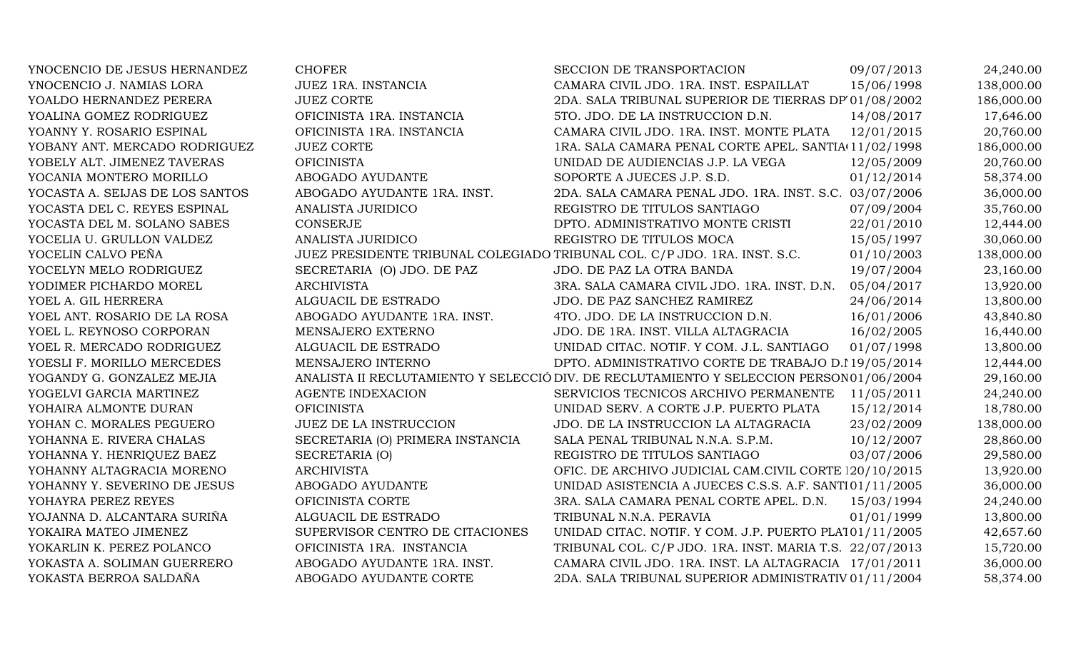| | | | | |
|---|---|---|---|---|
| YNOCENCIO DE JESUS HERNANDEZ | CHOFER | SECCION DE TRANSPORTACION | 09/07/2013 | 24,240.00 |
| YNOCENCIO J. NAMIAS LORA | JUEZ 1RA. INSTANCIA | CAMARA CIVIL JDO. 1RA. INST. ESPAILLAT | 15/06/1998 | 138,000.00 |
| YOALDO HERNANDEZ PERERA | JUEZ CORTE | 2DA. SALA TRIBUNAL SUPERIOR DE TIERRAS DP | 01/08/2002 | 186,000.00 |
| YOALINA GOMEZ RODRIGUEZ | OFICINISTA 1RA. INSTANCIA | 5TO. JDO. DE LA INSTRUCCION D.N. | 14/08/2017 | 17,646.00 |
| YOANNY Y. ROSARIO ESPINAL | OFICINISTA 1RA. INSTANCIA | CAMARA CIVIL JDO. 1RA. INST. MONTE PLATA | 12/01/2015 | 20,760.00 |
| YOBANY ANT. MERCADO RODRIGUEZ | JUEZ CORTE | 1RA. SALA CAMARA PENAL CORTE APEL. SANTIA | 11/02/1998 | 186,000.00 |
| YOBELY ALT. JIMENEZ TAVERAS | OFICINISTA | UNIDAD DE AUDIENCIAS J.P. LA VEGA | 12/05/2009 | 20,760.00 |
| YOCANIA MONTERO MORILLO | ABOGADO AYUDANTE | SOPORTE A JUECES J.P. S.D. | 01/12/2014 | 58,374.00 |
| YOCASTA A. SEIJAS DE LOS SANTOS | ABOGADO AYUDANTE 1RA. INST. | 2DA. SALA CAMARA PENAL JDO. 1RA. INST. S.C. | 03/07/2006 | 36,000.00 |
| YOCASTA DEL C. REYES ESPINAL | ANALISTA JURIDICO | REGISTRO DE TITULOS SANTIAGO | 07/09/2004 | 35,760.00 |
| YOCASTA DEL M. SOLANO SABES | CONSERJE | DPTO. ADMINISTRATIVO MONTE CRISTI | 22/01/2010 | 12,444.00 |
| YOCELIA U. GRULLON VALDEZ | ANALISTA JURIDICO | REGISTRO DE TITULOS MOCA | 15/05/1997 | 30,060.00 |
| YOCELIN CALVO PEÑA | JUEZ PRESIDENTE TRIBUNAL COLEGIADO | TRIBUNAL COL. C/P JDO. 1RA. INST. S.C. | 01/10/2003 | 138,000.00 |
| YOCELYN MELO RODRIGUEZ | SECRETARIA (O) JDO. DE PAZ | JDO. DE PAZ LA OTRA BANDA | 19/07/2004 | 23,160.00 |
| YODIMER PICHARDO MOREL | ARCHIVISTA | 3RA. SALA CAMARA CIVIL JDO. 1RA. INST. D.N. | 05/04/2017 | 13,920.00 |
| YOEL A. GIL HERRERA | ALGUACIL DE ESTRADO | JDO. DE PAZ SANCHEZ RAMIREZ | 24/06/2014 | 13,800.00 |
| YOEL ANT. ROSARIO DE LA ROSA | ABOGADO AYUDANTE 1RA. INST. | 4TO. JDO. DE LA INSTRUCCION D.N. | 16/01/2006 | 43,840.80 |
| YOEL L. REYNOSO CORPORAN | MENSAJERO EXTERNO | JDO. DE 1RA. INST. VILLA ALTAGRACIA | 16/02/2005 | 16,440.00 |
| YOEL R. MERCADO RODRIGUEZ | ALGUACIL DE ESTRADO | UNIDAD CITAC. NOTIF. Y COM. J.L. SANTIAGO | 01/07/1998 | 13,800.00 |
| YOESLI F. MORILLO MERCEDES | MENSAJERO INTERNO | DPTO. ADMINISTRATIVO CORTE DE TRABAJO D.N | 19/05/2014 | 12,444.00 |
| YOGANDY G. GONZALEZ MEJIA | ANALISTA II RECLUTAMIENTO Y SELECCIÓ | DIV. DE RECLUTAMIENTO Y SELECCION PERSON | 01/06/2004 | 29,160.00 |
| YOGELVI GARCIA MARTINEZ | AGENTE INDEXACION | SERVICIOS TECNICOS ARCHIVO PERMANENTE | 11/05/2011 | 24,240.00 |
| YOHAIRA ALMONTE DURAN | OFICINISTA | UNIDAD SERV. A CORTE J.P. PUERTO PLATA | 15/12/2014 | 18,780.00 |
| YOHAN C. MORALES PEGUERO | JUEZ DE LA INSTRUCCION | JDO. DE LA INSTRUCCION LA ALTAGRACIA | 23/02/2009 | 138,000.00 |
| YOHANNA E. RIVERA CHALAS | SECRETARIA (O) PRIMERA INSTANCIA | SALA PENAL TRIBUNAL N.N.A. S.P.M. | 10/12/2007 | 28,860.00 |
| YOHANNA Y. HENRIQUEZ BAEZ | SECRETARIA (O) | REGISTRO DE TITULOS SANTIAGO | 03/07/2006 | 29,580.00 |
| YOHANNY ALTAGRACIA MORENO | ARCHIVISTA | OFIC. DE ARCHIVO JUDICIAL CAM.CIVIL CORTE | 20/10/2015 | 13,920.00 |
| YOHANNY Y. SEVERINO DE JESUS | ABOGADO AYUDANTE | UNIDAD ASISTENCIA A JUECES C.S.S. A.F. SANTI | 01/11/2005 | 36,000.00 |
| YOHAYRA PEREZ REYES | OFICINISTA CORTE | 3RA. SALA CAMARA PENAL CORTE APEL. D.N. | 15/03/1994 | 24,240.00 |
| YOJANNA D. ALCANTARA SURIÑA | ALGUACIL DE ESTRADO | TRIBUNAL N.N.A. PERAVIA | 01/01/1999 | 13,800.00 |
| YOKAIRA MATEO JIMENEZ | SUPERVISOR CENTRO DE CITACIONES | UNIDAD CITAC. NOTIF. Y COM. J.P. PUERTO PLA | 01/11/2005 | 42,657.60 |
| YOKARLIN K. PEREZ POLANCO | OFICINISTA 1RA. INSTANCIA | TRIBUNAL COL. C/P JDO. 1RA. INST. MARIA T.S. | 22/07/2013 | 15,720.00 |
| YOKASTA A. SOLIMAN GUERRERO | ABOGADO AYUDANTE 1RA. INST. | CAMARA CIVIL JDO. 1RA. INST. LA ALTAGRACIA | 17/01/2011 | 36,000.00 |
| YOKASTA BERROA SALDAÑA | ABOGADO AYUDANTE CORTE | 2DA. SALA TRIBUNAL SUPERIOR ADMINISTRATIV | 01/11/2004 | 58,374.00 |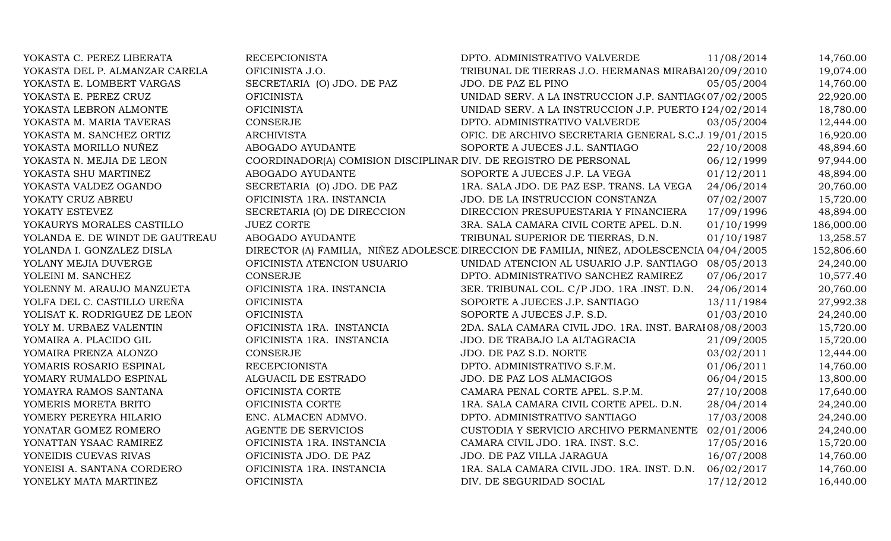| | | | | |
|---|---|---|---|---|
| YOKASTA C. PEREZ LIBERATA | RECEPCIONISTA | DPTO. ADMINISTRATIVO VALVERDE | 11/08/2014 | 14,760.00 |
| YOKASTA DEL P. ALMANZAR CARELA | OFICINISTA J.O. | TRIBUNAL DE TIERRAS J.O. HERMANAS MIRABAI | 20/09/2010 | 19,074.00 |
| YOKASTA E. LOMBERT VARGAS | SECRETARIA (O) JDO. DE PAZ | JDO. DE PAZ EL PINO | 05/05/2004 | 14,760.00 |
| YOKASTA E. PEREZ CRUZ | OFICINISTA | UNIDAD SERV. A LA INSTRUCCION J.P. SANTIAG( | 07/02/2005 | 22,920.00 |
| YOKASTA LEBRON ALMONTE | OFICINISTA | UNIDAD SERV. A LA INSTRUCCION J.P. PUERTO I | 24/02/2014 | 18,780.00 |
| YOKASTA M. MARIA TAVERAS | CONSERJE | DPTO. ADMINISTRATIVO VALVERDE | 03/05/2004 | 12,444.00 |
| YOKASTA M. SANCHEZ ORTIZ | ARCHIVISTA | OFIC. DE ARCHIVO SECRETARIA GENERAL S.C.J. | 19/01/2015 | 16,920.00 |
| YOKASTA MORILLO NUÑEZ | ABOGADO AYUDANTE | SOPORTE A JUECES J.L. SANTIAGO | 22/10/2008 | 48,894.60 |
| YOKASTA N. MEJIA DE LEON | COORDINADOR(A) COMISION DISCIPLINAR | DIV. DE REGISTRO DE PERSONAL | 06/12/1999 | 97,944.00 |
| YOKASTA SHU MARTINEZ | ABOGADO AYUDANTE | SOPORTE A JUECES J.P. LA VEGA | 01/12/2011 | 48,894.00 |
| YOKASTA VALDEZ OGANDO | SECRETARIA (O) JDO. DE PAZ | 1RA. SALA JDO. DE PAZ ESP. TRANS. LA VEGA | 24/06/2014 | 20,760.00 |
| YOKATY CRUZ ABREU | OFICINISTA 1RA. INSTANCIA | JDO. DE LA INSTRUCCION CONSTANZA | 07/02/2007 | 15,720.00 |
| YOKATY ESTEVEZ | SECRETARIA (O) DE DIRECCION | DIRECCION PRESUPUESTARIA Y FINANCIERA | 17/09/1996 | 48,894.00 |
| YOKAURYS MORALES CASTILLO | JUEZ CORTE | 3RA. SALA CAMARA CIVIL CORTE APEL. D.N. | 01/10/1999 | 186,000.00 |
| YOLANDA E. DE WINDT DE GAUTREAU | ABOGADO AYUDANTE | TRIBUNAL SUPERIOR DE TIERRAS, D.N. | 01/10/1987 | 13,258.57 |
| YOLANDA I. GONZALEZ DISLA | DIRECTOR (A) FAMILIA, NIÑEZ ADOLESCE | DIRECCION DE FAMILIA, NIÑEZ, ADOLESCENCIA | 04/04/2005 | 152,806.60 |
| YOLANY MEJIA DUVERGE | OFICINISTA ATENCION USUARIO | UNIDAD ATENCION AL USUARIO J.P. SANTIAGO | 08/05/2013 | 24,240.00 |
| YOLEINI M. SANCHEZ | CONSERJE | DPTO. ADMINISTRATIVO SANCHEZ RAMIREZ | 07/06/2017 | 10,577.40 |
| YOLENNY M. ARAUJO MANZUETA | OFICINISTA 1RA. INSTANCIA | 3ER. TRIBUNAL COL. C/P JDO. 1RA .INST. D.N. | 24/06/2014 | 20,760.00 |
| YOLFA DEL C. CASTILLO UREÑA | OFICINISTA | SOPORTE A JUECES J.P. SANTIAGO | 13/11/1984 | 27,992.38 |
| YOLISAT K. RODRIGUEZ DE LEON | OFICINISTA | SOPORTE A JUECES J.P. S.D. | 01/03/2010 | 24,240.00 |
| YOLY M. URBAEZ VALENTIN | OFICINISTA 1RA. INSTANCIA | 2DA. SALA CAMARA CIVIL JDO. 1RA. INST. BARAI | 08/08/2003 | 15,720.00 |
| YOMAIRA A. PLACIDO GIL | OFICINISTA 1RA. INSTANCIA | JDO. DE TRABAJO LA ALTAGRACIA | 21/09/2005 | 15,720.00 |
| YOMAIRA PRENZA ALONZO | CONSERJE | JDO. DE PAZ S.D. NORTE | 03/02/2011 | 12,444.00 |
| YOMARIS ROSARIO ESPINAL | RECEPCIONISTA | DPTO. ADMINISTRATIVO S.F.M. | 01/06/2011 | 14,760.00 |
| YOMARY RUMALDO ESPINAL | ALGUACIL DE ESTRADO | JDO. DE PAZ LOS ALMACIGOS | 06/04/2015 | 13,800.00 |
| YOMAYRA RAMOS SANTANA | OFICINISTA CORTE | CAMARA PENAL CORTE APEL. S.P.M. | 27/10/2008 | 17,640.00 |
| YOMERIS MORETA BRITO | OFICINISTA CORTE | 1RA. SALA CAMARA CIVIL CORTE APEL. D.N. | 28/04/2014 | 24,240.00 |
| YOMERY PEREYRA HILARIO | ENC. ALMACEN ADMVO. | DPTO. ADMINISTRATIVO SANTIAGO | 17/03/2008 | 24,240.00 |
| YONATAR GOMEZ ROMERO | AGENTE DE SERVICIOS | CUSTODIA Y SERVICIO ARCHIVO PERMANENTE | 02/01/2006 | 24,240.00 |
| YONATTAN YSAAC RAMIREZ | OFICINISTA 1RA. INSTANCIA | CAMARA CIVIL JDO. 1RA. INST. S.C. | 17/05/2016 | 15,720.00 |
| YONEIDIS CUEVAS RIVAS | OFICINISTA JDO. DE PAZ | JDO. DE PAZ VILLA JARAGUA | 16/07/2008 | 14,760.00 |
| YONEISI A. SANTANA CORDERO | OFICINISTA 1RA. INSTANCIA | 1RA. SALA CAMARA CIVIL JDO. 1RA. INST. D.N. | 06/02/2017 | 14,760.00 |
| YONELKY MATA MARTINEZ | OFICINISTA | DIV. DE SEGURIDAD SOCIAL | 17/12/2012 | 16,440.00 |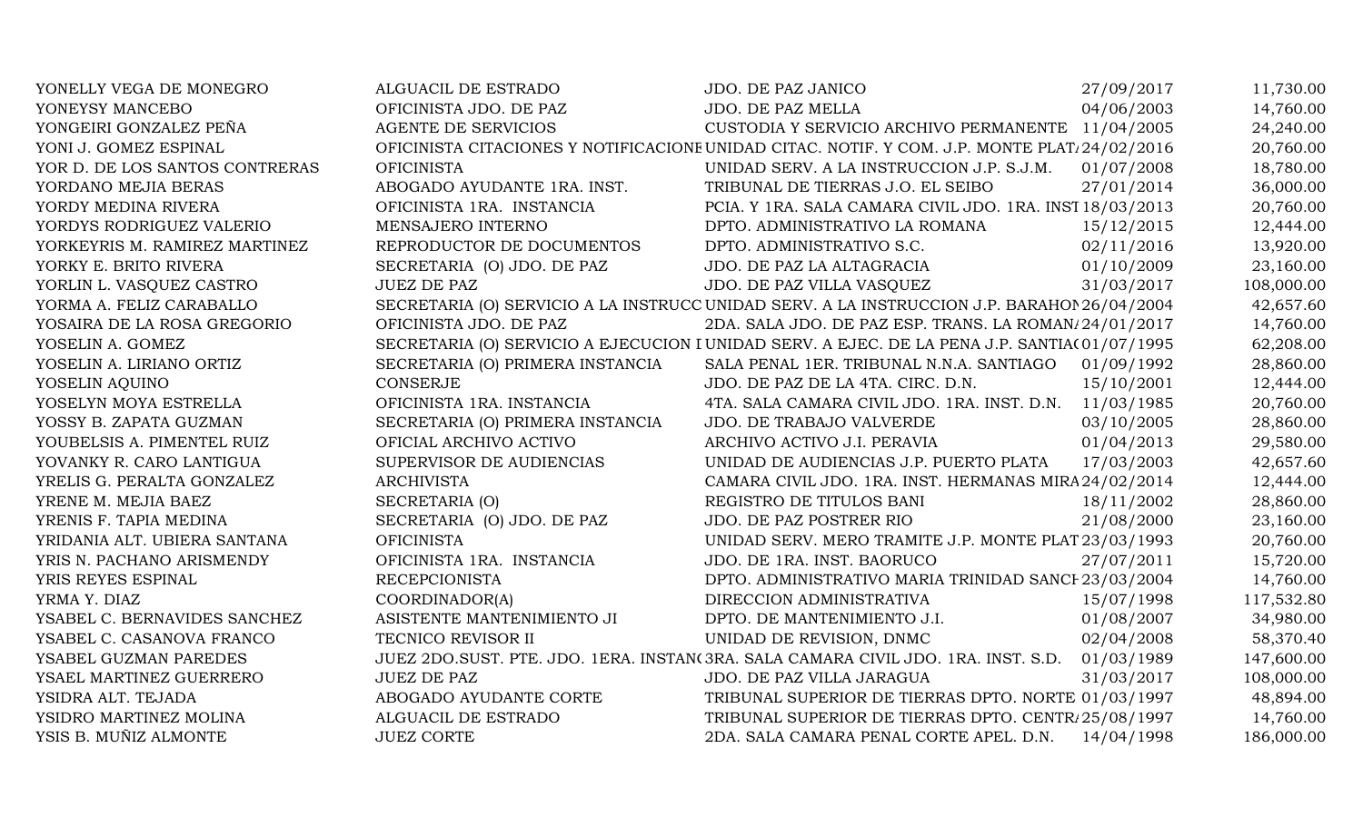| | | | | |
|---|---|---|---|---|
| YONELLY VEGA DE MONEGRO | ALGUACIL DE ESTRADO | JDO. DE PAZ JANICO | 27/09/2017 | 11,730.00 |
| YONEYSY MANCEBO | OFICINISTA JDO. DE PAZ | JDO. DE PAZ MELLA | 04/06/2003 | 14,760.00 |
| YONGEIRI GONZALEZ PEÑA | AGENTE DE SERVICIOS | CUSTODIA Y SERVICIO ARCHIVO PERMANENTE | 11/04/2005 | 24,240.00 |
| YONI J. GOMEZ ESPINAL | OFICINISTA CITACIONES Y NOTIFICACIONE | UNIDAD CITAC. NOTIF. Y COM. J.P. MONTE PLAT | 24/02/2016 | 20,760.00 |
| YOR D. DE LOS SANTOS CONTRERAS | OFICINISTA | UNIDAD SERV. A LA INSTRUCCION J.P. S.J.M. | 01/07/2008 | 18,780.00 |
| YORDANO MEJIA BERAS | ABOGADO AYUDANTE 1RA. INST. | TRIBUNAL DE TIERRAS J.O. EL SEIBO | 27/01/2014 | 36,000.00 |
| YORDY MEDINA RIVERA | OFICINISTA 1RA. INSTANCIA | PCIA. Y 1RA. SALA CAMARA CIVIL JDO. 1RA. INST | 18/03/2013 | 20,760.00 |
| YORDYS RODRIGUEZ VALERIO | MENSAJERO INTERNO | DPTO. ADMINISTRATIVO LA ROMANA | 15/12/2015 | 12,444.00 |
| YORKEYRIS M. RAMIREZ MARTINEZ | REPRODUCTOR DE DOCUMENTOS | DPTO. ADMINISTRATIVO S.C. | 02/11/2016 | 13,920.00 |
| YORKY E. BRITO RIVERA | SECRETARIA (O) JDO. DE PAZ | JDO. DE PAZ LA ALTAGRACIA | 01/10/2009 | 23,160.00 |
| YORLIN L. VASQUEZ CASTRO | JUEZ DE PAZ | JDO. DE PAZ VILLA VASQUEZ | 31/03/2017 | 108,000.00 |
| YORMA A. FELIZ CARABALLO | SECRETARIA (O) SERVICIO A LA INSTRUCC | UNIDAD SERV. A LA INSTRUCCION J.P. BARAHON | 26/04/2004 | 42,657.60 |
| YOSAIRA DE LA ROSA GREGORIO | OFICINISTA JDO. DE PAZ | 2DA. SALA JDO. DE PAZ ESP. TRANS. LA ROMAN | 24/01/2017 | 14,760.00 |
| YOSELIN A. GOMEZ | SECRETARIA (O) SERVICIO A EJECUCION I | UNIDAD SERV. A EJEC. DE LA PENA J.P. SANTIA | 01/07/1995 | 62,208.00 |
| YOSELIN A. LIRIANO ORTIZ | SECRETARIA (O) PRIMERA INSTANCIA | SALA PENAL 1ER. TRIBUNAL N.N.A. SANTIAGO | 01/09/1992 | 28,860.00 |
| YOSELIN AQUINO | CONSERJE | JDO. DE PAZ DE LA 4TA. CIRC. D.N. | 15/10/2001 | 12,444.00 |
| YOSELYN MOYA ESTRELLA | OFICINISTA 1RA. INSTANCIA | 4TA. SALA CAMARA CIVIL JDO. 1RA. INST. D.N. | 11/03/1985 | 20,760.00 |
| YOSSY B. ZAPATA GUZMAN | SECRETARIA (O) PRIMERA INSTANCIA | JDO. DE TRABAJO VALVERDE | 03/10/2005 | 28,860.00 |
| YOUBELSIS A. PIMENTEL RUIZ | OFICIAL ARCHIVO ACTIVO | ARCHIVO ACTIVO J.I. PERAVIA | 01/04/2013 | 29,580.00 |
| YOVANKY R. CARO LANTIGUA | SUPERVISOR DE AUDIENCIAS | UNIDAD DE AUDIENCIAS J.P. PUERTO PLATA | 17/03/2003 | 42,657.60 |
| YRELIS G. PERALTA GONZALEZ | ARCHIVISTA | CAMARA CIVIL JDO. 1RA. INST. HERMANAS MIRA | 24/02/2014 | 12,444.00 |
| YRENE M. MEJIA BAEZ | SECRETARIA (O) | REGISTRO DE TITULOS BANI | 18/11/2002 | 28,860.00 |
| YRENIS F. TAPIA MEDINA | SECRETARIA (O) JDO. DE PAZ | JDO. DE PAZ POSTRER RIO | 21/08/2000 | 23,160.00 |
| YRIDANIA ALT. UBIERA SANTANA | OFICINISTA | UNIDAD SERV. MERO TRAMITE J.P. MONTE PLAT | 23/03/1993 | 20,760.00 |
| YRIS N. PACHANO ARISMENDY | OFICINISTA 1RA. INSTANCIA | JDO. DE 1RA. INST. BAORUCO | 27/07/2011 | 15,720.00 |
| YRIS REYES ESPINAL | RECEPCIONISTA | DPTO. ADMINISTRATIVO MARIA TRINIDAD SANCH | 23/03/2004 | 14,760.00 |
| YRMA Y. DIAZ | COORDINADOR(A) | DIRECCION ADMINISTRATIVA | 15/07/1998 | 117,532.80 |
| YSABEL C. BERNAVIDES SANCHEZ | ASISTENTE MANTENIMIENTO JI | DPTO. DE MANTENIMIENTO J.I. | 01/08/2007 | 34,980.00 |
| YSABEL C. CASANOVA FRANCO | TECNICO REVISOR II | UNIDAD DE REVISION, DNMC | 02/04/2008 | 58,370.40 |
| YSABEL GUZMAN PAREDES | JUEZ 2DO.SUST. PTE. JDO. 1ERA. INSTAN | 3RA. SALA CAMARA CIVIL JDO. 1RA. INST. S.D. | 01/03/1989 | 147,600.00 |
| YSAEL MARTINEZ GUERRERO | JUEZ DE PAZ | JDO. DE PAZ VILLA JARAGUA | 31/03/2017 | 108,000.00 |
| YSIDRA ALT. TEJADA | ABOGADO AYUDANTE CORTE | TRIBUNAL SUPERIOR DE TIERRAS DPTO. NORTE | 01/03/1997 | 48,894.00 |
| YSIDRO MARTINEZ MOLINA | ALGUACIL DE ESTRADO | TRIBUNAL SUPERIOR DE TIERRAS DPTO. CENTR | 25/08/1997 | 14,760.00 |
| YSIS B. MUÑIZ ALMONTE | JUEZ CORTE | 2DA. SALA CAMARA PENAL CORTE APEL. D.N. | 14/04/1998 | 186,000.00 |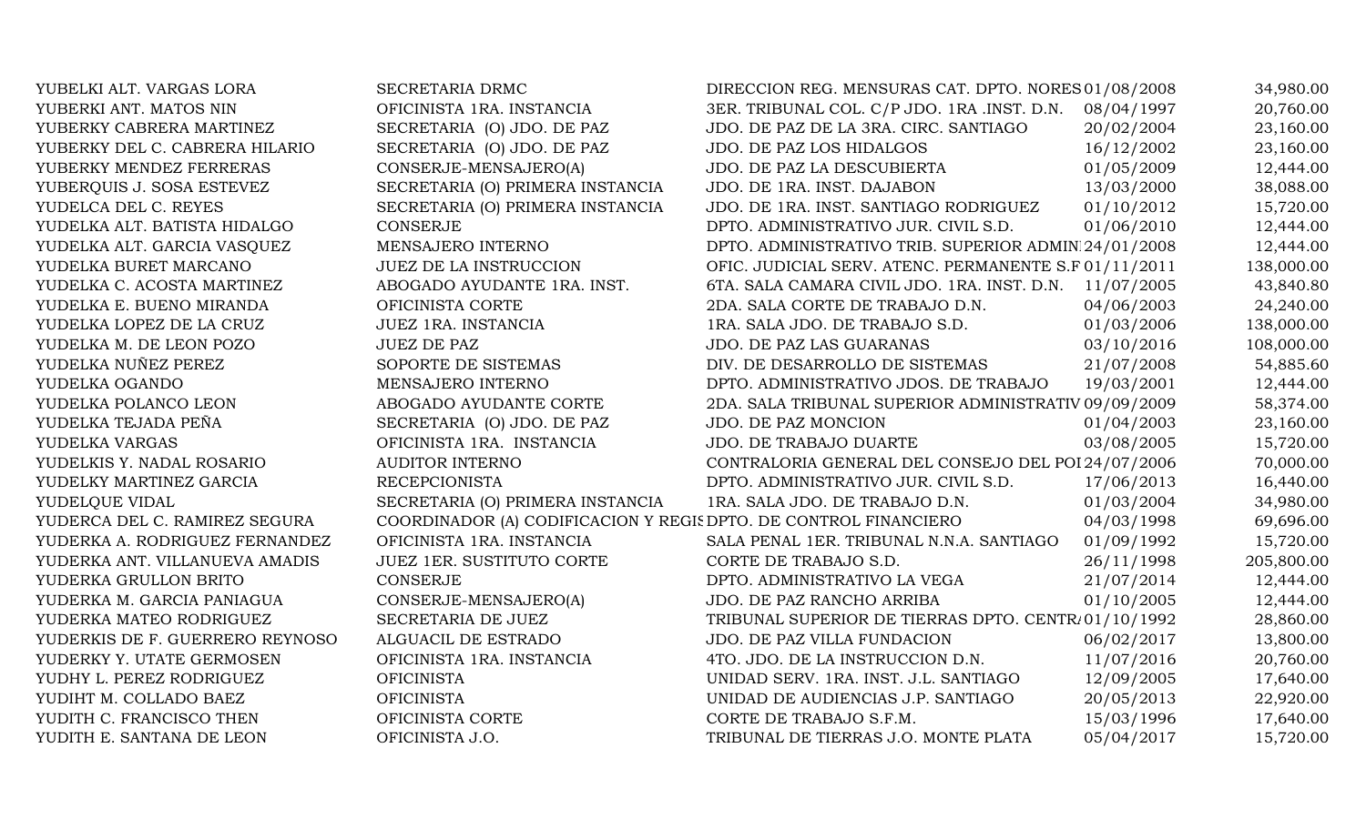| | | | | |
|---|---|---|---|---|
| YUBELKI ALT. VARGAS LORA | SECRETARIA DRMC | DIRECCION REG. MENSURAS CAT. DPTO. NORES | 01/08/2008 | 34,980.00 |
| YUBERKI ANT. MATOS NIN | OFICINISTA 1RA. INSTANCIA | 3ER. TRIBUNAL COL. C/P JDO. 1RA .INST. D.N. | 08/04/1997 | 20,760.00 |
| YUBERKY CABRERA MARTINEZ | SECRETARIA (O) JDO. DE PAZ | JDO. DE PAZ DE LA 3RA. CIRC. SANTIAGO | 20/02/2004 | 23,160.00 |
| YUBERKY DEL C. CABRERA HILARIO | SECRETARIA (O) JDO. DE PAZ | JDO. DE PAZ LOS HIDALGOS | 16/12/2002 | 23,160.00 |
| YUBERKY MENDEZ FERRERAS | CONSERJE-MENSAJERO(A) | JDO. DE PAZ LA DESCUBIERTA | 01/05/2009 | 12,444.00 |
| YUBERQUIS J. SOSA ESTEVEZ | SECRETARIA (O) PRIMERA INSTANCIA | JDO. DE 1RA. INST. DAJABON | 13/03/2000 | 38,088.00 |
| YUDELCA DEL C. REYES | SECRETARIA (O) PRIMERA INSTANCIA | JDO. DE 1RA. INST. SANTIAGO RODRIGUEZ | 01/10/2012 | 15,720.00 |
| YUDELKA ALT. BATISTA HIDALGO | CONSERJE | DPTO. ADMINISTRATIVO JUR. CIVIL S.D. | 01/06/2010 | 12,444.00 |
| YUDELKA ALT. GARCIA VASQUEZ | MENSAJERO INTERNO | DPTO. ADMINISTRATIVO TRIB. SUPERIOR ADMINI | 24/01/2008 | 12,444.00 |
| YUDELKA BURET MARCANO | JUEZ DE LA INSTRUCCION | OFIC. JUDICIAL SERV. ATENC. PERMANENTE S.F | 01/11/2011 | 138,000.00 |
| YUDELKA C. ACOSTA MARTINEZ | ABOGADO AYUDANTE 1RA. INST. | 6TA. SALA CAMARA CIVIL JDO. 1RA. INST. D.N. | 11/07/2005 | 43,840.80 |
| YUDELKA E. BUENO MIRANDA | OFICINISTA CORTE | 2DA. SALA CORTE DE TRABAJO D.N. | 04/06/2003 | 24,240.00 |
| YUDELKA LOPEZ DE LA CRUZ | JUEZ 1RA. INSTANCIA | 1RA. SALA JDO. DE TRABAJO S.D. | 01/03/2006 | 138,000.00 |
| YUDELKA M. DE LEON POZO | JUEZ DE PAZ | JDO. DE PAZ LAS GUARANAS | 03/10/2016 | 108,000.00 |
| YUDELKA NUÑEZ PEREZ | SOPORTE DE SISTEMAS | DIV. DE DESARROLLO DE SISTEMAS | 21/07/2008 | 54,885.60 |
| YUDELKA OGANDO | MENSAJERO INTERNO | DPTO. ADMINISTRATIVO JDOS. DE TRABAJO | 19/03/2001 | 12,444.00 |
| YUDELKA POLANCO LEON | ABOGADO AYUDANTE CORTE | 2DA. SALA TRIBUNAL SUPERIOR ADMINISTRATIV | 09/09/2009 | 58,374.00 |
| YUDELKA TEJADA PEÑA | SECRETARIA (O) JDO. DE PAZ | JDO. DE PAZ MONCION | 01/04/2003 | 23,160.00 |
| YUDELKA VARGAS | OFICINISTA 1RA. INSTANCIA | JDO. DE TRABAJO DUARTE | 03/08/2005 | 15,720.00 |
| YUDELKIS Y. NADAL ROSARIO | AUDITOR INTERNO | CONTRALORIA GENERAL DEL CONSEJO DEL POI | 24/07/2006 | 70,000.00 |
| YUDELKY MARTINEZ GARCIA | RECEPCIONISTA | DPTO. ADMINISTRATIVO JUR. CIVIL S.D. | 17/06/2013 | 16,440.00 |
| YUDELQUE VIDAL | SECRETARIA (O) PRIMERA INSTANCIA | 1RA. SALA JDO. DE TRABAJO D.N. | 01/03/2004 | 34,980.00 |
| YUDERCA DEL C. RAMIREZ SEGURA | COORDINADOR (A) CODIFICACION Y REGIS | DPTO. DE CONTROL FINANCIERO | 04/03/1998 | 69,696.00 |
| YUDERKA A. RODRIGUEZ FERNANDEZ | OFICINISTA 1RA. INSTANCIA | SALA PENAL 1ER. TRIBUNAL N.N.A. SANTIAGO | 01/09/1992 | 15,720.00 |
| YUDERKA ANT. VILLANUEVA AMADIS | JUEZ 1ER. SUSTITUTO CORTE | CORTE DE TRABAJO S.D. | 26/11/1998 | 205,800.00 |
| YUDERKA GRULLON BRITO | CONSERJE | DPTO. ADMINISTRATIVO LA VEGA | 21/07/2014 | 12,444.00 |
| YUDERKA M. GARCIA PANIAGUA | CONSERJE-MENSAJERO(A) | JDO. DE PAZ RANCHO ARRIBA | 01/10/2005 | 12,444.00 |
| YUDERKA MATEO RODRIGUEZ | SECRETARIA DE JUEZ | TRIBUNAL SUPERIOR DE TIERRAS DPTO. CENTR | 01/10/1992 | 28,860.00 |
| YUDERKIS DE F. GUERRERO REYNOSO | ALGUACIL DE ESTRADO | JDO. DE PAZ VILLA FUNDACION | 06/02/2017 | 13,800.00 |
| YUDERKY Y. UTATE GERMOSEN | OFICINISTA 1RA. INSTANCIA | 4TO. JDO. DE LA INSTRUCCION D.N. | 11/07/2016 | 20,760.00 |
| YUDHY L. PEREZ RODRIGUEZ | OFICINISTA | UNIDAD SERV. 1RA. INST. J.L. SANTIAGO | 12/09/2005 | 17,640.00 |
| YUDIHT M. COLLADO BAEZ | OFICINISTA | UNIDAD DE AUDIENCIAS J.P. SANTIAGO | 20/05/2013 | 22,920.00 |
| YUDITH C. FRANCISCO THEN | OFICINISTA CORTE | CORTE DE TRABAJO S.F.M. | 15/03/1996 | 17,640.00 |
| YUDITH E. SANTANA DE LEON | OFICINISTA J.O. | TRIBUNAL DE TIERRAS J.O. MONTE PLATA | 05/04/2017 | 15,720.00 |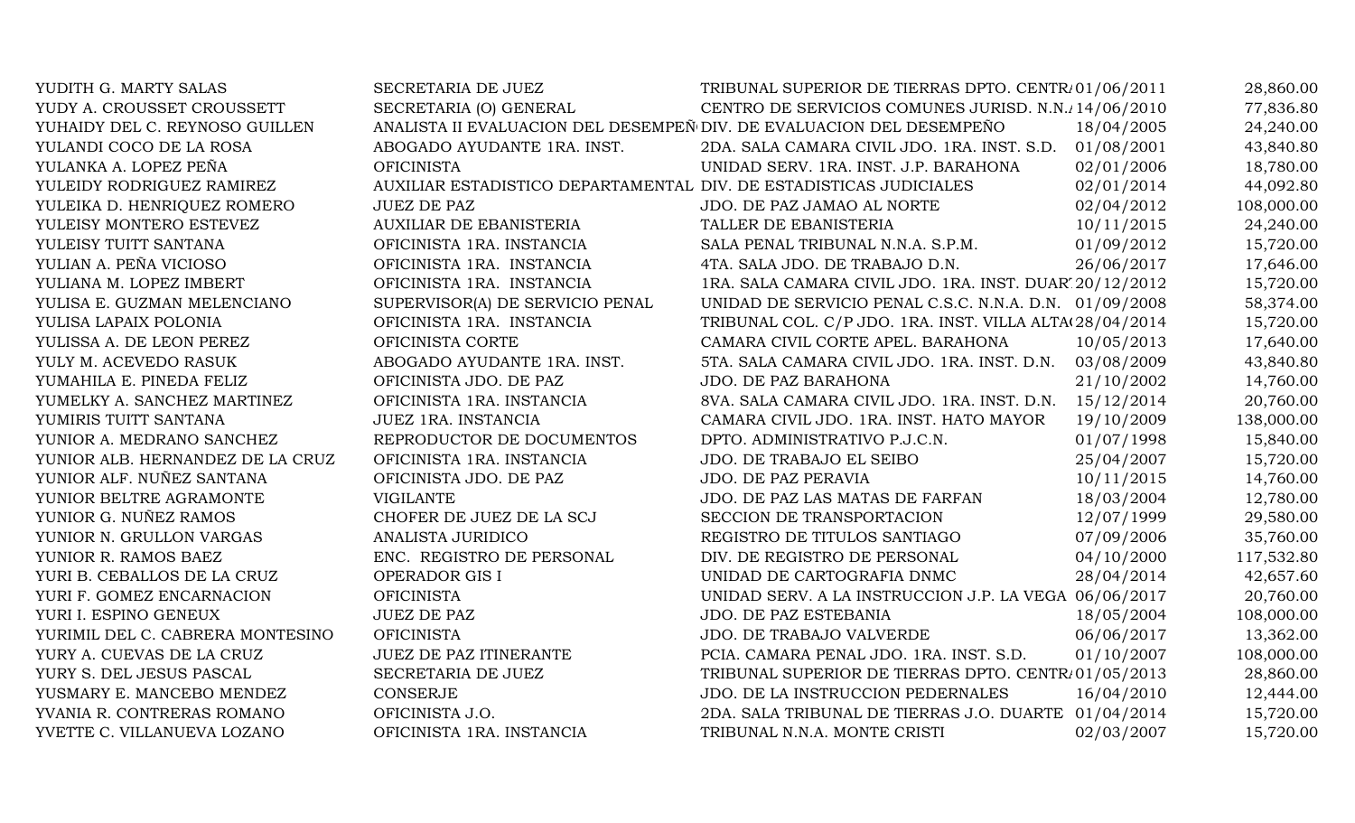| | | | | |
|---|---|---|---|---|
| YUDITH G. MARTY SALAS | SECRETARIA DE JUEZ | TRIBUNAL SUPERIOR DE TIERRAS DPTO. CENTR/ | 01/06/2011 | 28,860.00 |
| YUDY A. CROUSSET CROUSSETT | SECRETARIA (O) GENERAL | CENTRO DE SERVICIOS COMUNES JURISD. N.N./ | 14/06/2010 | 77,836.80 |
| YUHAIDY DEL C. REYNOSO GUILLEN | ANALISTA II EVALUACION DEL DESEMPEÑ | DIV. DE EVALUACION DEL DESEMPEÑO | 18/04/2005 | 24,240.00 |
| YULANDI COCO DE LA ROSA | ABOGADO AYUDANTE 1RA. INST. | 2DA. SALA CAMARA CIVIL JDO. 1RA. INST. S.D. | 01/08/2001 | 43,840.80 |
| YULANKA A. LOPEZ PEÑA | OFICINISTA | UNIDAD SERV. 1RA. INST. J.P. BARAHONA | 02/01/2006 | 18,780.00 |
| YULEIDY RODRIGUEZ RAMIREZ | AUXILIAR ESTADISTICO DEPARTAMENTAL | DIV. DE ESTADISTICAS JUDICIALES | 02/01/2014 | 44,092.80 |
| YULEIKA D. HENRIQUEZ ROMERO | JUEZ DE PAZ | JDO. DE PAZ JAMAO AL NORTE | 02/04/2012 | 108,000.00 |
| YULEISY MONTERO ESTEVEZ | AUXILIAR DE EBANISTERIA | TALLER DE EBANISTERIA | 10/11/2015 | 24,240.00 |
| YULEISY TUITT SANTANA | OFICINISTA 1RA. INSTANCIA | SALA PENAL TRIBUNAL N.N.A. S.P.M. | 01/09/2012 | 15,720.00 |
| YULIAN A. PEÑA VICIOSO | OFICINISTA 1RA. INSTANCIA | 4TA. SALA JDO. DE TRABAJO D.N. | 26/06/2017 | 17,646.00 |
| YULIANA M. LOPEZ IMBERT | OFICINISTA 1RA. INSTANCIA | 1RA. SALA CAMARA CIVIL JDO. 1RA. INST. DUAR | 20/12/2012 | 15,720.00 |
| YULISA E. GUZMAN MELENCIANO | SUPERVISOR(A) DE SERVICIO PENAL | UNIDAD DE SERVICIO PENAL C.S.C. N.N.A. D.N. | 01/09/2008 | 58,374.00 |
| YULISA LAPAIX POLONIA | OFICINISTA 1RA. INSTANCIA | TRIBUNAL COL. C/P JDO. 1RA. INST. VILLA ALTA | 28/04/2014 | 15,720.00 |
| YULISSA A. DE LEON PEREZ | OFICINISTA CORTE | CAMARA CIVIL CORTE APEL. BARAHONA | 10/05/2013 | 17,640.00 |
| YULY M. ACEVEDO RASUK | ABOGADO AYUDANTE 1RA. INST. | 5TA. SALA CAMARA CIVIL JDO. 1RA. INST. D.N. | 03/08/2009 | 43,840.80 |
| YUMAHILA E. PINEDA FELIZ | OFICINISTA JDO. DE PAZ | JDO. DE PAZ BARAHONA | 21/10/2002 | 14,760.00 |
| YUMELKY A. SANCHEZ MARTINEZ | OFICINISTA 1RA. INSTANCIA | 8VA. SALA CAMARA CIVIL JDO. 1RA. INST. D.N. | 15/12/2014 | 20,760.00 |
| YUMIRIS TUITT SANTANA | JUEZ 1RA. INSTANCIA | CAMARA CIVIL JDO. 1RA. INST. HATO MAYOR | 19/10/2009 | 138,000.00 |
| YUNIOR A. MEDRANO SANCHEZ | REPRODUCTOR DE DOCUMENTOS | DPTO. ADMINISTRATIVO P.J.C.N. | 01/07/1998 | 15,840.00 |
| YUNIOR ALB. HERNANDEZ DE LA CRUZ | OFICINISTA 1RA. INSTANCIA | JDO. DE TRABAJO EL SEIBO | 25/04/2007 | 15,720.00 |
| YUNIOR ALF. NUÑEZ SANTANA | OFICINISTA JDO. DE PAZ | JDO. DE PAZ PERAVIA | 10/11/2015 | 14,760.00 |
| YUNIOR BELTRE AGRAMONTE | VIGILANTE | JDO. DE PAZ LAS MATAS DE FARFAN | 18/03/2004 | 12,780.00 |
| YUNIOR G. NUÑEZ RAMOS | CHOFER DE JUEZ DE LA SCJ | SECCION DE TRANSPORTACION | 12/07/1999 | 29,580.00 |
| YUNIOR N. GRULLON VARGAS | ANALISTA JURIDICO | REGISTRO DE TITULOS SANTIAGO | 07/09/2006 | 35,760.00 |
| YUNIOR R. RAMOS BAEZ | ENC. REGISTRO DE PERSONAL | DIV. DE REGISTRO DE PERSONAL | 04/10/2000 | 117,532.80 |
| YURI B. CEBALLOS DE LA CRUZ | OPERADOR GIS I | UNIDAD DE CARTOGRAFIA DNMC | 28/04/2014 | 42,657.60 |
| YURI F. GOMEZ ENCARNACION | OFICINISTA | UNIDAD SERV. A LA INSTRUCCION J.P. LA VEGA | 06/06/2017 | 20,760.00 |
| YURI I. ESPINO GENEUX | JUEZ DE PAZ | JDO. DE PAZ ESTEBANIA | 18/05/2004 | 108,000.00 |
| YURIMIL DEL C. CABRERA MONTESINO | OFICINISTA | JDO. DE TRABAJO VALVERDE | 06/06/2017 | 13,362.00 |
| YURY A. CUEVAS DE LA CRUZ | JUEZ DE PAZ ITINERANTE | PCIA. CAMARA PENAL JDO. 1RA. INST. S.D. | 01/10/2007 | 108,000.00 |
| YURY S. DEL JESUS PASCAL | SECRETARIA DE JUEZ | TRIBUNAL SUPERIOR DE TIERRAS DPTO. CENTR/ | 01/05/2013 | 28,860.00 |
| YUSMARY E. MANCEBO MENDEZ | CONSERJE | JDO. DE LA INSTRUCCION PEDERNALES | 16/04/2010 | 12,444.00 |
| YVANIA R. CONTRERAS ROMANO | OFICINISTA J.O. | 2DA. SALA TRIBUNAL DE TIERRAS J.O. DUARTE | 01/04/2014 | 15,720.00 |
| YVETTE C. VILLANUEVA LOZANO | OFICINISTA 1RA. INSTANCIA | TRIBUNAL N.N.A. MONTE CRISTI | 02/03/2007 | 15,720.00 |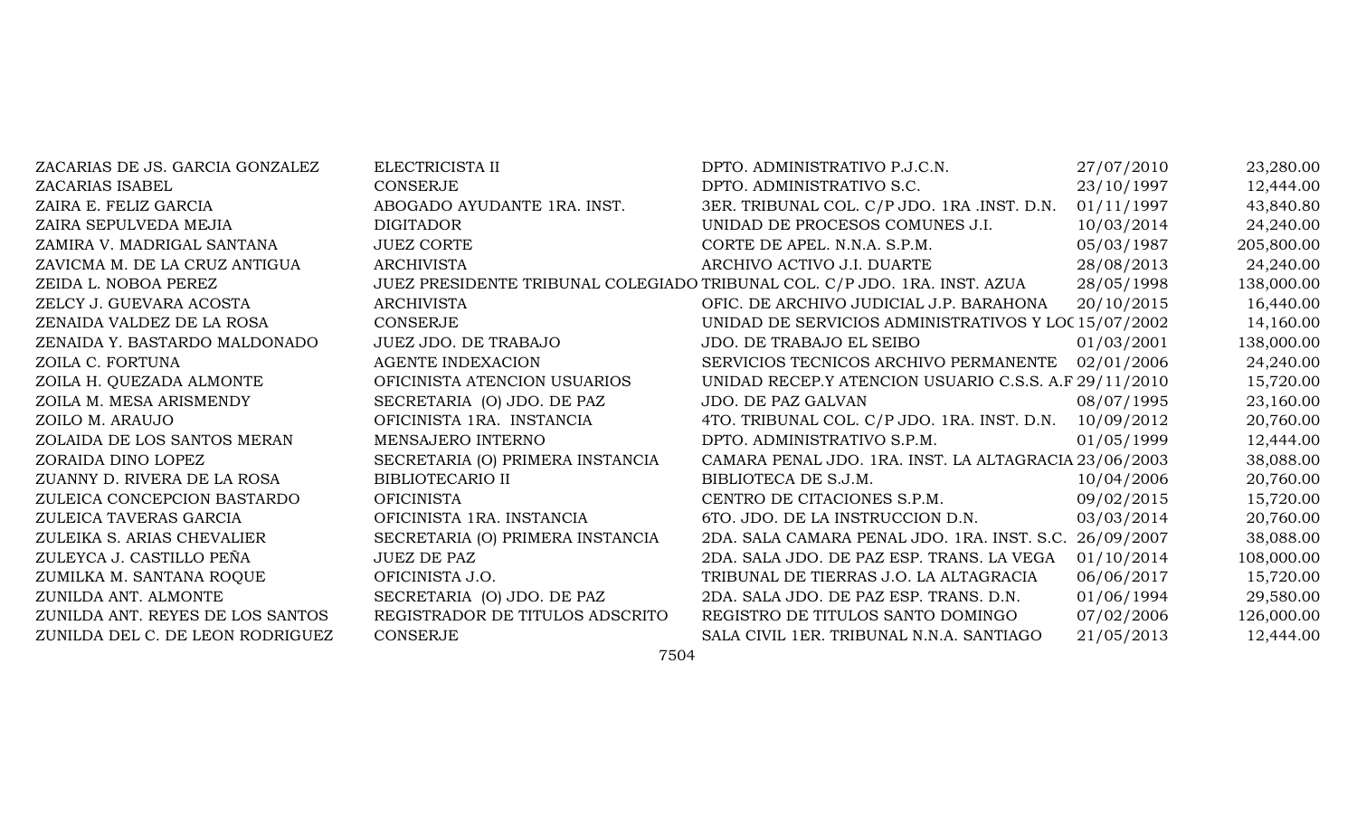| | | | | |
|---|---|---|---|---|
| ZACARIAS DE JS. GARCIA GONZALEZ | ELECTRICISTA II | DPTO. ADMINISTRATIVO P.J.C.N. | 27/07/2010 | 23,280.00 |
| ZACARIAS ISABEL | CONSERJE | DPTO. ADMINISTRATIVO S.C. | 23/10/1997 | 12,444.00 |
| ZAIRA E. FELIZ GARCIA | ABOGADO AYUDANTE 1RA. INST. | 3ER. TRIBUNAL COL. C/P JDO. 1RA .INST. D.N. | 01/11/1997 | 43,840.80 |
| ZAIRA SEPULVEDA MEJIA | DIGITADOR | UNIDAD DE PROCESOS COMUNES J.I. | 10/03/2014 | 24,240.00 |
| ZAMIRA V. MADRIGAL SANTANA | JUEZ CORTE | CORTE DE APEL. N.N.A. S.P.M. | 05/03/1987 | 205,800.00 |
| ZAVICMA M. DE LA CRUZ ANTIGUA | ARCHIVISTA | ARCHIVO ACTIVO J.I. DUARTE | 28/08/2013 | 24,240.00 |
| ZEIDA L. NOBOA PEREZ | JUEZ PRESIDENTE TRIBUNAL COLEGIADO | TRIBUNAL COL. C/P JDO. 1RA. INST. AZUA | 28/05/1998 | 138,000.00 |
| ZELCY J. GUEVARA ACOSTA | ARCHIVISTA | OFIC. DE ARCHIVO JUDICIAL J.P. BARAHONA | 20/10/2015 | 16,440.00 |
| ZENAIDA VALDEZ DE LA ROSA | CONSERJE | UNIDAD DE SERVICIOS ADMINISTRATIVOS Y LOC | 15/07/2002 | 14,160.00 |
| ZENAIDA Y. BASTARDO MALDONADO | JUEZ JDO. DE TRABAJO | JDO. DE TRABAJO EL SEIBO | 01/03/2001 | 138,000.00 |
| ZOILA C. FORTUNA | AGENTE INDEXACION | SERVICIOS TECNICOS ARCHIVO PERMANENTE | 02/01/2006 | 24,240.00 |
| ZOILA H. QUEZADA ALMONTE | OFICINISTA ATENCION USUARIOS | UNIDAD RECEP.Y ATENCION USUARIO C.S.S. A.F | 29/11/2010 | 15,720.00 |
| ZOILA M. MESA ARISMENDY | SECRETARIA (O) JDO. DE PAZ | JDO. DE PAZ GALVAN | 08/07/1995 | 23,160.00 |
| ZOILO M. ARAUJO | OFICINISTA 1RA. INSTANCIA | 4TO. TRIBUNAL COL. C/P JDO. 1RA. INST. D.N. | 10/09/2012 | 20,760.00 |
| ZOLAIDA DE LOS SANTOS MERAN | MENSAJERO INTERNO | DPTO. ADMINISTRATIVO S.P.M. | 01/05/1999 | 12,444.00 |
| ZORAIDA DINO LOPEZ | SECRETARIA (O) PRIMERA INSTANCIA | CAMARA PENAL JDO. 1RA. INST. LA ALTAGRACIA | 23/06/2003 | 38,088.00 |
| ZUANNY D. RIVERA DE LA ROSA | BIBLIOTECARIO II | BIBLIOTECA DE S.J.M. | 10/04/2006 | 20,760.00 |
| ZULEICA CONCEPCION BASTARDO | OFICINISTA | CENTRO DE CITACIONES S.P.M. | 09/02/2015 | 15,720.00 |
| ZULEICA TAVERAS GARCIA | OFICINISTA 1RA. INSTANCIA | 6TO. JDO. DE LA INSTRUCCION D.N. | 03/03/2014 | 20,760.00 |
| ZULEIKA S. ARIAS CHEVALIER | SECRETARIA (O) PRIMERA INSTANCIA | 2DA. SALA CAMARA PENAL JDO. 1RA. INST. S.C. | 26/09/2007 | 38,088.00 |
| ZULEYCA J. CASTILLO PEÑA | JUEZ DE PAZ | 2DA. SALA JDO. DE PAZ ESP. TRANS. LA VEGA | 01/10/2014 | 108,000.00 |
| ZUMILKA M. SANTANA ROQUE | OFICINISTA J.O. | TRIBUNAL DE TIERRAS J.O. LA ALTAGRACIA | 06/06/2017 | 15,720.00 |
| ZUNILDA ANT. ALMONTE | SECRETARIA (O) JDO. DE PAZ | 2DA. SALA JDO. DE PAZ ESP. TRANS. D.N. | 01/06/1994 | 29,580.00 |
| ZUNILDA ANT. REYES DE LOS SANTOS | REGISTRADOR DE TITULOS ADSCRITO | REGISTRO DE TITULOS SANTO DOMINGO | 07/02/2006 | 126,000.00 |
| ZUNILDA DEL C. DE LEON RODRIGUEZ | CONSERJE | SALA CIVIL 1ER. TRIBUNAL N.N.A. SANTIAGO | 21/05/2013 | 12,444.00 |